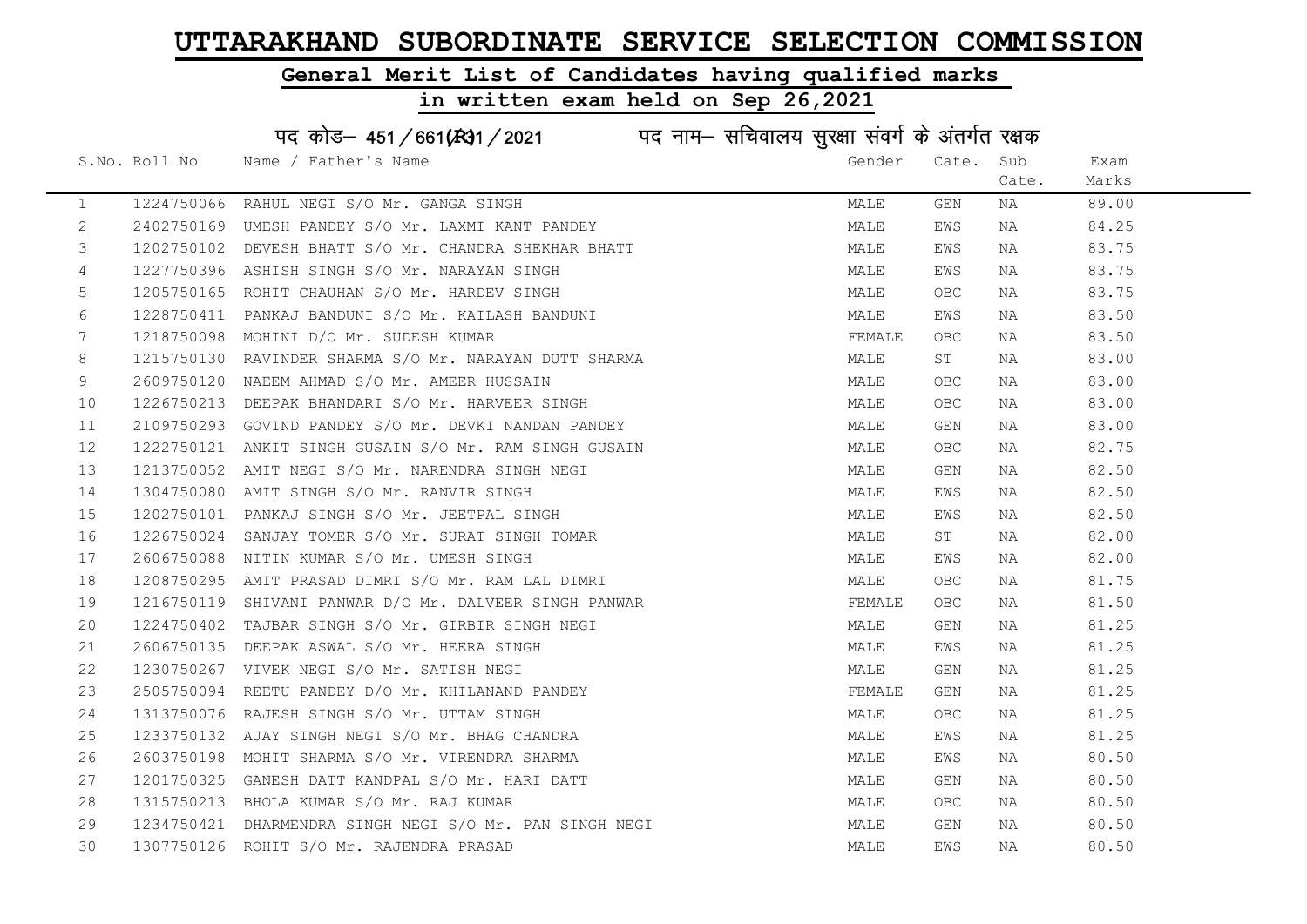# UTTARAKHAND SUBORDINATE SERVICE SELECTION COMMISSION

## General Merit List of Candidates having qualified marks

## in written exam held on Sep 26,2021

### पद कोड– 451/661(R)1/2021 पद नाम– सचिवालय सुरक्षा संवर्ग के अंतर्गत रक्षक

| S.No. | Roll No | Name / Father's Name | Gender | Cate. | Sub Cate. | Exam Marks |
|---|---|---|---|---|---|---|
| 1 | 1224750066 | RAHUL NEGI S/O Mr. GANGA SINGH | MALE | GEN | NA | 89.00 |
| 2 | 2402750169 | UMESH PANDEY S/O Mr. LAXMI KANT PANDEY | MALE | EWS | NA | 84.25 |
| 3 | 1202750102 | DEVESH BHATT S/O Mr. CHANDRA SHEKHAR BHATT | MALE | EWS | NA | 83.75 |
| 4 | 1227750396 | ASHISH SINGH S/O Mr. NARAYAN SINGH | MALE | EWS | NA | 83.75 |
| 5 | 1205750165 | ROHIT CHAUHAN S/O Mr. HARDEV SINGH | MALE | OBC | NA | 83.75 |
| 6 | 1228750411 | PANKAJ BANDUNI S/O Mr. KAILASH BANDUNI | MALE | EWS | NA | 83.50 |
| 7 | 1218750098 | MOHINI D/O Mr. SUDESH KUMAR | FEMALE | OBC | NA | 83.50 |
| 8 | 1215750130 | RAVINDER SHARMA S/O Mr. NARAYAN DUTT SHARMA | MALE | ST | NA | 83.00 |
| 9 | 2609750120 | NAEEM AHMAD S/O Mr. AMEER HUSSAIN | MALE | OBC | NA | 83.00 |
| 10 | 1226750213 | DEEPAK BHANDARI S/O Mr. HARVEER SINGH | MALE | OBC | NA | 83.00 |
| 11 | 2109750293 | GOVIND PANDEY S/O Mr. DEVKI NANDAN PANDEY | MALE | GEN | NA | 83.00 |
| 12 | 1222750121 | ANKIT SINGH GUSAIN S/O Mr. RAM SINGH GUSAIN | MALE | OBC | NA | 82.75 |
| 13 | 1213750052 | AMIT NEGI S/O Mr. NARENDRA SINGH NEGI | MALE | GEN | NA | 82.50 |
| 14 | 1304750080 | AMIT SINGH S/O Mr. RANVIR SINGH | MALE | EWS | NA | 82.50 |
| 15 | 1202750101 | PANKAJ SINGH S/O Mr. JEETPAL SINGH | MALE | EWS | NA | 82.50 |
| 16 | 1226750024 | SANJAY TOMER S/O Mr. SURAT SINGH TOMAR | MALE | ST | NA | 82.00 |
| 17 | 2606750088 | NITIN KUMAR S/O Mr. UMESH SINGH | MALE | EWS | NA | 82.00 |
| 18 | 1208750295 | AMIT PRASAD DIMRI S/O Mr. RAM LAL DIMRI | MALE | OBC | NA | 81.75 |
| 19 | 1216750119 | SHIVANI PANWAR D/O Mr. DALVEER SINGH PANWAR | FEMALE | OBC | NA | 81.50 |
| 20 | 1224750402 | TAJBAR SINGH S/O Mr. GIRBIR SINGH NEGI | MALE | GEN | NA | 81.25 |
| 21 | 2606750135 | DEEPAK ASWAL S/O Mr. HEERA SINGH | MALE | EWS | NA | 81.25 |
| 22 | 1230750267 | VIVEK NEGI S/O Mr. SATISH NEGI | MALE | GEN | NA | 81.25 |
| 23 | 2505750094 | REETU PANDEY D/O Mr. KHILANAND PANDEY | FEMALE | GEN | NA | 81.25 |
| 24 | 1313750076 | RAJESH SINGH S/O Mr. UTTAM SINGH | MALE | OBC | NA | 81.25 |
| 25 | 1233750132 | AJAY SINGH NEGI S/O Mr. BHAG CHANDRA | MALE | EWS | NA | 81.25 |
| 26 | 2603750198 | MOHIT SHARMA S/O Mr. VIRENDRA SHARMA | MALE | EWS | NA | 80.50 |
| 27 | 1201750325 | GANESH DATT KANDPAL S/O Mr. HARI DATT | MALE | GEN | NA | 80.50 |
| 28 | 1315750213 | BHOLA KUMAR S/O Mr. RAJ KUMAR | MALE | OBC | NA | 80.50 |
| 29 | 1234750421 | DHARMENDRA SINGH NEGI S/O Mr. PAN SINGH NEGI | MALE | GEN | NA | 80.50 |
| 30 | 1307750126 | ROHIT S/O Mr. RAJENDRA PRASAD | MALE | EWS | NA | 80.50 |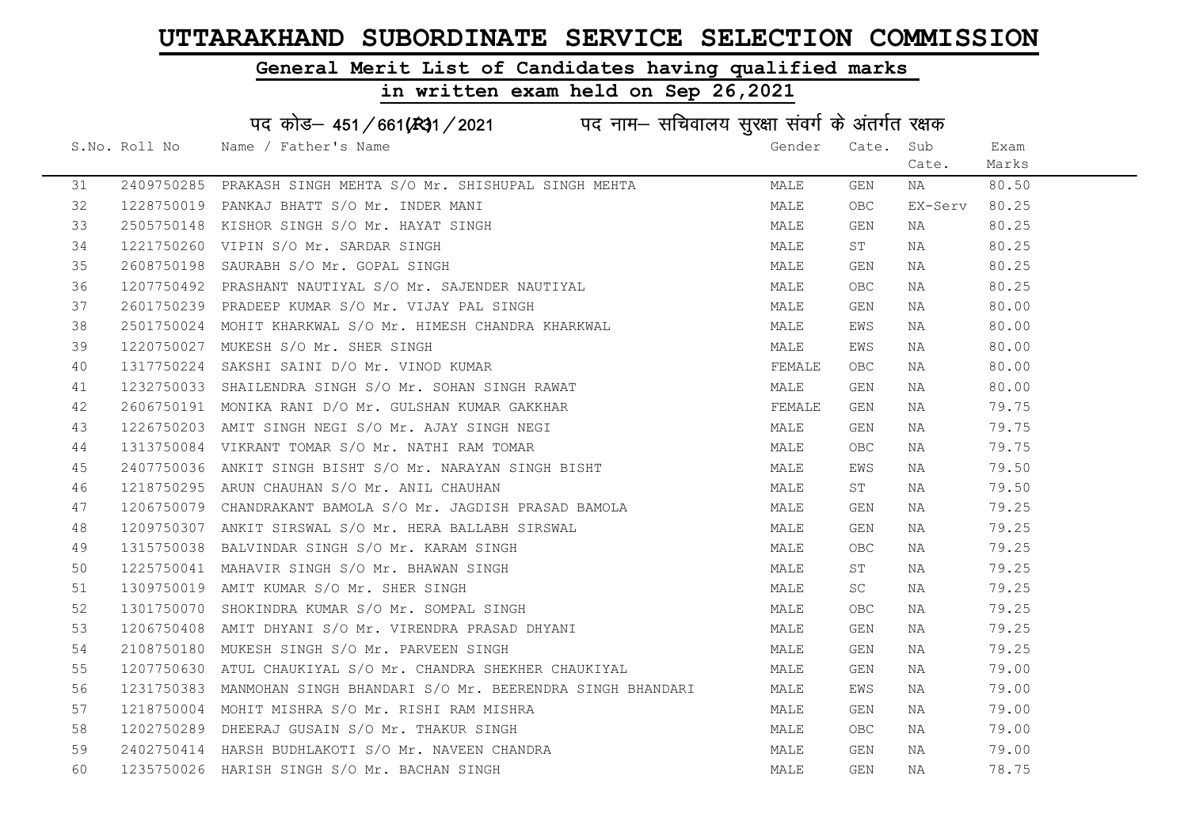# UTTARAKHAND SUBORDINATE SERVICE SELECTION COMMISSION

## General Merit List of Candidates having qualified marks

## in written exam held on Sep 26,2021

पद कोड– 451/661(R31/2021 पद नाम– सचिवालय सुरक्षा संवर्ग के अंतर्गत रक्षक

| S.No. | Roll No | Name / Father's Name | Gender | Cate. | Sub Cate. | Exam Marks |
|---|---|---|---|---|---|---|
| 31 | 2409750285 | PRAKASH SINGH MEHTA S/O Mr. SHISHUPAL SINGH MEHTA | MALE | GEN | NA | 80.50 |
| 32 | 1228750019 | PANKAJ BHATT S/O Mr. INDER MANI | MALE | OBC | EX-Serv | 80.25 |
| 33 | 2505750148 | KISHOR SINGH S/O Mr. HAYAT SINGH | MALE | GEN | NA | 80.25 |
| 34 | 1221750260 | VIPIN S/O Mr. SARDAR SINGH | MALE | ST | NA | 80.25 |
| 35 | 2608750198 | SAURABH S/O Mr. GOPAL SINGH | MALE | GEN | NA | 80.25 |
| 36 | 1207750492 | PRASHANT NAUTIYAL S/O Mr. SAJENDER NAUTIYAL | MALE | OBC | NA | 80.25 |
| 37 | 2601750239 | PRADEEP KUMAR S/O Mr. VIJAY PAL SINGH | MALE | GEN | NA | 80.00 |
| 38 | 2501750024 | MOHIT KHARKWAL S/O Mr. HIMESH CHANDRA KHARKWAL | MALE | EWS | NA | 80.00 |
| 39 | 1220750027 | MUKESH S/O Mr. SHER SINGH | MALE | EWS | NA | 80.00 |
| 40 | 1317750224 | SAKSHI SAINI D/O Mr. VINOD KUMAR | FEMALE | OBC | NA | 80.00 |
| 41 | 1232750033 | SHAILENDRA SINGH S/O Mr. SOHAN SINGH RAWAT | MALE | GEN | NA | 80.00 |
| 42 | 2606750191 | MONIKA RANI D/O Mr. GULSHAN KUMAR GAKKHAR | FEMALE | GEN | NA | 79.75 |
| 43 | 1226750203 | AMIT SINGH NEGI S/O Mr. AJAY SINGH NEGI | MALE | GEN | NA | 79.75 |
| 44 | 1313750084 | VIKRANT TOMAR S/O Mr. NATHI RAM TOMAR | MALE | OBC | NA | 79.75 |
| 45 | 2407750036 | ANKIT SINGH BISHT S/O Mr. NARAYAN SINGH BISHT | MALE | EWS | NA | 79.50 |
| 46 | 1218750295 | ARUN CHAUHAN S/O Mr. ANIL CHAUHAN | MALE | ST | NA | 79.50 |
| 47 | 1206750079 | CHANDRAKANT BAMOLA S/O Mr. JAGDISH PRASAD BAMOLA | MALE | GEN | NA | 79.25 |
| 48 | 1209750307 | ANKIT SIRSWAL S/O Mr. HERA BALLABH SIRSWAL | MALE | GEN | NA | 79.25 |
| 49 | 1315750038 | BALVINDAR SINGH S/O Mr. KARAM SINGH | MALE | OBC | NA | 79.25 |
| 50 | 1225750041 | MAHAVIR SINGH S/O Mr. BHAWAN SINGH | MALE | ST | NA | 79.25 |
| 51 | 1309750019 | AMIT KUMAR S/O Mr. SHER SINGH | MALE | SC | NA | 79.25 |
| 52 | 1301750070 | SHOKINDRA KUMAR S/O Mr. SOMPAL SINGH | MALE | OBC | NA | 79.25 |
| 53 | 1206750408 | AMIT DHYANI S/O Mr. VIRENDRA PRASAD DHYANI | MALE | GEN | NA | 79.25 |
| 54 | 2108750180 | MUKESH SINGH S/O Mr. PARVEEN SINGH | MALE | GEN | NA | 79.25 |
| 55 | 1207750630 | ATUL CHAUKIYAL S/O Mr. CHANDRA SHEKHER CHAUKIYAL | MALE | GEN | NA | 79.00 |
| 56 | 1231750383 | MANMOHAN SINGH BHANDARI S/O Mr. BEERENDRA SINGH BHANDARI | MALE | EWS | NA | 79.00 |
| 57 | 1218750004 | MOHIT MISHRA S/O Mr. RISHI RAM MISHRA | MALE | GEN | NA | 79.00 |
| 58 | 1202750289 | DHEERAJ GUSAIN S/O Mr. THAKUR SINGH | MALE | OBC | NA | 79.00 |
| 59 | 2402750414 | HARSH BUDHLAKOTI S/O Mr. NAVEEN CHANDRA | MALE | GEN | NA | 79.00 |
| 60 | 1235750026 | HARISH SINGH S/O Mr. BACHAN SINGH | MALE | GEN | NA | 78.75 |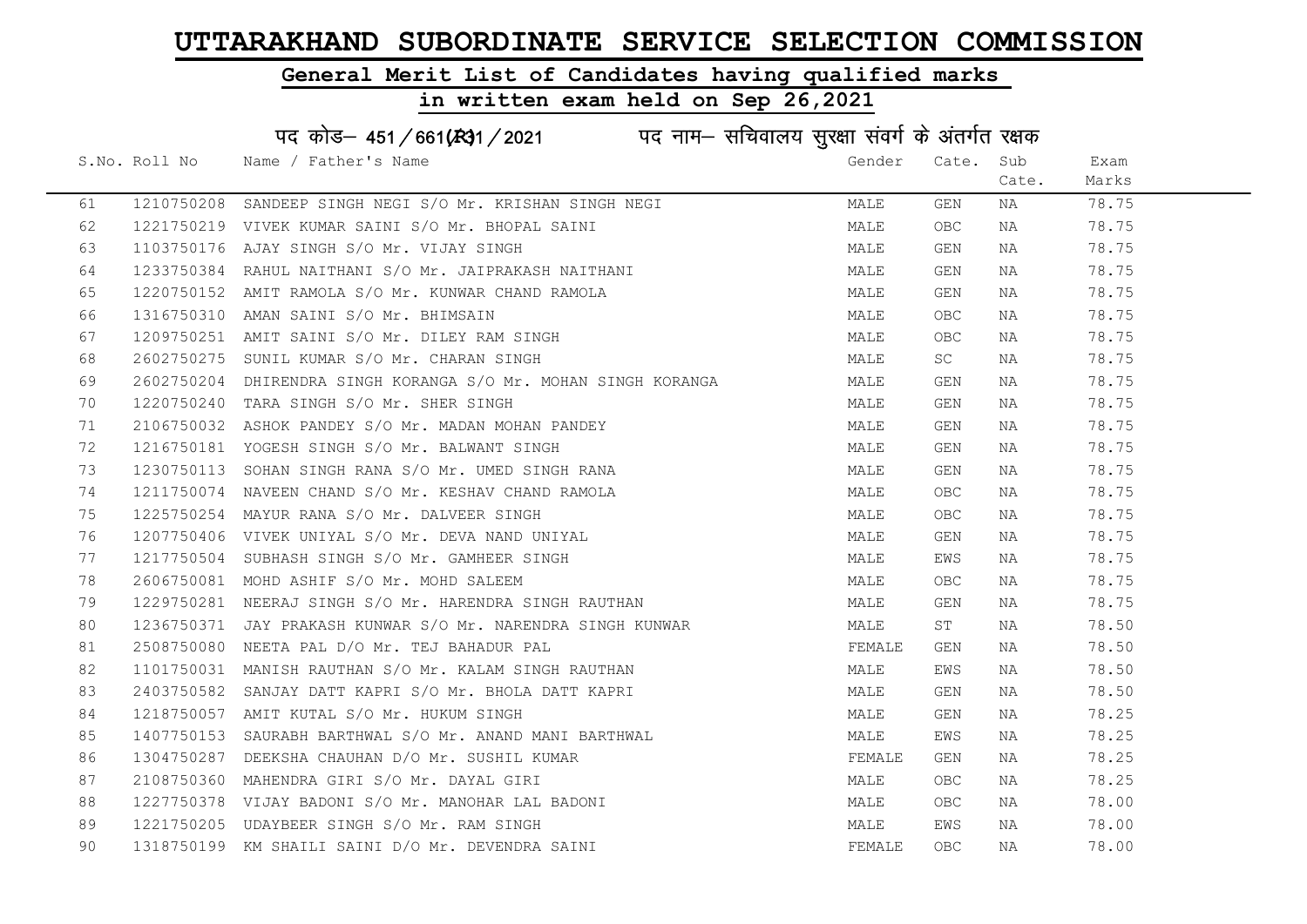# UTTARAKHAND SUBORDINATE SERVICE SELECTION COMMISSION

## General Merit List of Candidates having qualified marks

## in written exam held on Sep 26,2021

पद कोड– 451/661(R)1/2021 पद नाम– सचिवालय सुरक्षा संवर्ग के अंतर्गत रक्षक

| S.No. | Roll No | Name / Father's Name | Gender | Cate. | Sub Cate. | Exam Marks |
|---|---|---|---|---|---|---|
| 61 | 1210750208 | SANDEEP SINGH NEGI S/O Mr. KRISHAN SINGH NEGI | MALE | GEN | NA | 78.75 |
| 62 | 1221750219 | VIVEK KUMAR SAINI S/O Mr. BHOPAL SAINI | MALE | OBC | NA | 78.75 |
| 63 | 1103750176 | AJAY SINGH S/O Mr. VIJAY SINGH | MALE | GEN | NA | 78.75 |
| 64 | 1233750384 | RAHUL NAITHANI S/O Mr. JAIPRAKASH NAITHANI | MALE | GEN | NA | 78.75 |
| 65 | 1220750152 | AMIT RAMOLA S/O Mr. KUNWAR CHAND RAMOLA | MALE | GEN | NA | 78.75 |
| 66 | 1316750310 | AMAN SAINI S/O Mr. BHIMSAIN | MALE | OBC | NA | 78.75 |
| 67 | 1209750251 | AMIT SAINI S/O Mr. DILEY RAM SINGH | MALE | OBC | NA | 78.75 |
| 68 | 2602750275 | SUNIL KUMAR S/O Mr. CHARAN SINGH | MALE | SC | NA | 78.75 |
| 69 | 2602750204 | DHIRENDRA SINGH KORANGA S/O Mr. MOHAN SINGH KORANGA | MALE | GEN | NA | 78.75 |
| 70 | 1220750240 | TARA SINGH S/O Mr. SHER SINGH | MALE | GEN | NA | 78.75 |
| 71 | 2106750032 | ASHOK PANDEY S/O Mr. MADAN MOHAN PANDEY | MALE | GEN | NA | 78.75 |
| 72 | 1216750181 | YOGESH SINGH S/O Mr. BALWANT SINGH | MALE | GEN | NA | 78.75 |
| 73 | 1230750113 | SOHAN SINGH RANA S/O Mr. UMED SINGH RANA | MALE | GEN | NA | 78.75 |
| 74 | 1211750074 | NAVEEN CHAND S/O Mr. KESHAV CHAND RAMOLA | MALE | OBC | NA | 78.75 |
| 75 | 1225750254 | MAYUR RANA S/O Mr. DALVEER SINGH | MALE | OBC | NA | 78.75 |
| 76 | 1207750406 | VIVEK UNIYAL S/O Mr. DEVA NAND UNIYAL | MALE | GEN | NA | 78.75 |
| 77 | 1217750504 | SUBHASH SINGH S/O Mr. GAMHEER SINGH | MALE | EWS | NA | 78.75 |
| 78 | 2606750081 | MOHD ASHIF S/O Mr. MOHD SALEEM | MALE | OBC | NA | 78.75 |
| 79 | 1229750281 | NEERAJ SINGH S/O Mr. HARENDRA SINGH RAUTHAN | MALE | GEN | NA | 78.75 |
| 80 | 1236750371 | JAY PRAKASH KUNWAR S/O Mr. NARENDRA SINGH KUNWAR | MALE | ST | NA | 78.50 |
| 81 | 2508750080 | NEETA PAL D/O Mr. TEJ BAHADUR PAL | FEMALE | GEN | NA | 78.50 |
| 82 | 1101750031 | MANISH RAUTHAN S/O Mr. KALAM SINGH RAUTHAN | MALE | EWS | NA | 78.50 |
| 83 | 2403750582 | SANJAY DATT KAPRI S/O Mr. BHOLA DATT KAPRI | MALE | GEN | NA | 78.50 |
| 84 | 1218750057 | AMIT KUTAL S/O Mr. HUKUM SINGH | MALE | GEN | NA | 78.25 |
| 85 | 1407750153 | SAURABH BARTHWAL S/O Mr. ANAND MANI BARTHWAL | MALE | EWS | NA | 78.25 |
| 86 | 1304750287 | DEEKSHA CHAUHAN D/O Mr. SUSHIL KUMAR | FEMALE | GEN | NA | 78.25 |
| 87 | 2108750360 | MAHENDRA GIRI S/O Mr. DAYAL GIRI | MALE | OBC | NA | 78.25 |
| 88 | 1227750378 | VIJAY BADONI S/O Mr. MANOHAR LAL BADONI | MALE | OBC | NA | 78.00 |
| 89 | 1221750205 | UDAYBEER SINGH S/O Mr. RAM SINGH | MALE | EWS | NA | 78.00 |
| 90 | 1318750199 | KM SHAILI SAINI D/O Mr. DEVENDRA SAINI | FEMALE | OBC | NA | 78.00 |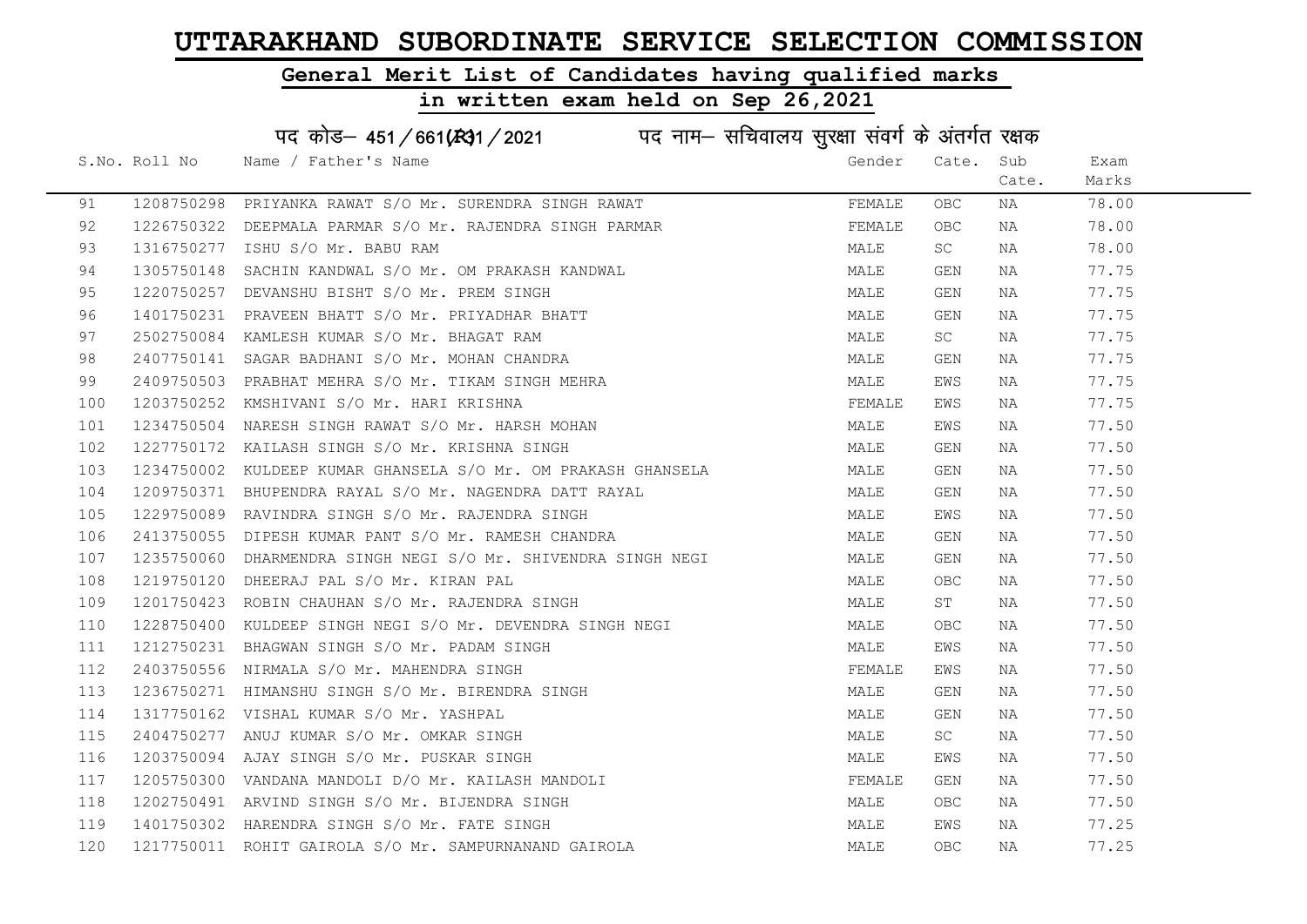# UTTARAKHAND SUBORDINATE SERVICE SELECTION COMMISSION

## General Merit List of Candidates having qualified marks

## in written exam held on Sep 26,2021

पद कोड– 451/661(R)1/2021 पद नाम– सचिवालय सुरक्षा संवर्ग के अंतर्गत रक्षक

| S.No. | Roll No | Name / Father's Name | Gender | Cate. | Sub Cate. | Exam Marks |
|---|---|---|---|---|---|---|
| 91 | 1208750298 | PRIYANKA RAWAT S/O Mr. SURENDRA SINGH RAWAT | FEMALE | OBC | NA | 78.00 |
| 92 | 1226750322 | DEEPMALA PARMAR S/O Mr. RAJENDRA SINGH PARMAR | FEMALE | OBC | NA | 78.00 |
| 93 | 1316750277 | ISHU S/O Mr. BABU RAM | MALE | SC | NA | 78.00 |
| 94 | 1305750148 | SACHIN KANDWAL S/O Mr. OM PRAKASH KANDWAL | MALE | GEN | NA | 77.75 |
| 95 | 1220750257 | DEVANSHU BISHT S/O Mr. PREM SINGH | MALE | GEN | NA | 77.75 |
| 96 | 1401750231 | PRAVEEN BHATT S/O Mr. PRIYADHAR BHATT | MALE | GEN | NA | 77.75 |
| 97 | 2502750084 | KAMLESH KUMAR S/O Mr. BHAGAT RAM | MALE | SC | NA | 77.75 |
| 98 | 2407750141 | SAGAR BADHANI S/O Mr. MOHAN CHANDRA | MALE | GEN | NA | 77.75 |
| 99 | 2409750503 | PRABHAT MEHRA S/O Mr. TIKAM SINGH MEHRA | MALE | EWS | NA | 77.75 |
| 100 | 1203750252 | KMSHIVANI S/O Mr. HARI KRISHNA | FEMALE | EWS | NA | 77.75 |
| 101 | 1234750504 | NARESH SINGH RAWAT S/O Mr. HARSH MOHAN | MALE | EWS | NA | 77.50 |
| 102 | 1227750172 | KAILASH SINGH S/O Mr. KRISHNA SINGH | MALE | GEN | NA | 77.50 |
| 103 | 1234750002 | KULDEEP KUMAR GHANSELA S/O Mr. OM PRAKASH GHANSELA | MALE | GEN | NA | 77.50 |
| 104 | 1209750371 | BHUPENDRA RAYAL S/O Mr. NAGENDRA DATT RAYAL | MALE | GEN | NA | 77.50 |
| 105 | 1229750089 | RAVINDRA SINGH S/O Mr. RAJENDRA SINGH | MALE | EWS | NA | 77.50 |
| 106 | 2413750055 | DIPESH KUMAR PANT S/O Mr. RAMESH CHANDRA | MALE | GEN | NA | 77.50 |
| 107 | 1235750060 | DHARMENDRA SINGH NEGI S/O Mr. SHIVENDRA SINGH NEGI | MALE | GEN | NA | 77.50 |
| 108 | 1219750120 | DHEERAJ PAL S/O Mr. KIRAN PAL | MALE | OBC | NA | 77.50 |
| 109 | 1201750423 | ROBIN CHAUHAN S/O Mr. RAJENDRA SINGH | MALE | ST | NA | 77.50 |
| 110 | 1228750400 | KULDEEP SINGH NEGI S/O Mr. DEVENDRA SINGH NEGI | MALE | OBC | NA | 77.50 |
| 111 | 1212750231 | BHAGWAN SINGH S/O Mr. PADAM SINGH | MALE | EWS | NA | 77.50 |
| 112 | 2403750556 | NIRMALA S/O Mr. MAHENDRA SINGH | FEMALE | EWS | NA | 77.50 |
| 113 | 1236750271 | HIMANSHU SINGH S/O Mr. BIRENDRA SINGH | MALE | GEN | NA | 77.50 |
| 114 | 1317750162 | VISHAL KUMAR S/O Mr. YASHPAL | MALE | GEN | NA | 77.50 |
| 115 | 2404750277 | ANUJ KUMAR S/O Mr. OMKAR SINGH | MALE | SC | NA | 77.50 |
| 116 | 1203750094 | AJAY SINGH S/O Mr. PUSKAR SINGH | MALE | EWS | NA | 77.50 |
| 117 | 1205750300 | VANDANA MANDOLI D/O Mr. KAILASH MANDOLI | FEMALE | GEN | NA | 77.50 |
| 118 | 1202750491 | ARVIND SINGH S/O Mr. BIJENDRA SINGH | MALE | OBC | NA | 77.50 |
| 119 | 1401750302 | HARENDRA SINGH S/O Mr. FATE SINGH | MALE | EWS | NA | 77.25 |
| 120 | 1217750011 | ROHIT GAIROLA S/O Mr. SAMPURNANAND GAIROLA | MALE | OBC | NA | 77.25 |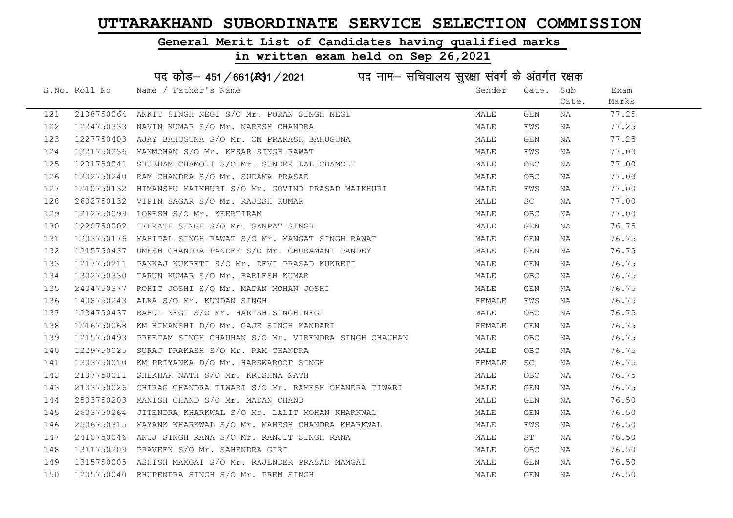# UTTARAKHAND SUBORDINATE SERVICE SELECTION COMMISSION

## General Merit List of Candidates having qualified marks

## in written exam held on Sep 26,2021

पद कोड– 451/661(R)31/2021 पद नाम– सचिवालय सुरक्षा संवर्ग के अंतर्गत रक्षक

| S.No. | Roll No | Name / Father's Name | Gender | Cate. | Sub Cate. | Exam Marks |
|---|---|---|---|---|---|---|
| 121 | 2108750064 | ANKIT SINGH NEGI S/O Mr. PURAN SINGH NEGI | MALE | GEN | NA | 77.25 |
| 122 | 1224750333 | NAVIN KUMAR S/O Mr. NARESH CHANDRA | MALE | EWS | NA | 77.25 |
| 123 | 1227750403 | AJAY BAHUGUNA S/O Mr. OM PRAKASH BAHUGUNA | MALE | GEN | NA | 77.25 |
| 124 | 1221750236 | MANMOHAN S/O Mr. KESAR SINGH RAWAT | MALE | EWS | NA | 77.00 |
| 125 | 1201750041 | SHUBHAM CHAMOLI S/O Mr. SUNDER LAL CHAMOLI | MALE | OBC | NA | 77.00 |
| 126 | 1202750240 | RAM CHANDRA S/O Mr. SUDAMA PRASAD | MALE | OBC | NA | 77.00 |
| 127 | 1210750132 | HIMANSHU MAIKHURI S/O Mr. GOVIND PRASAD MAIKHURI | MALE | EWS | NA | 77.00 |
| 128 | 2602750132 | VIPIN SAGAR S/O Mr. RAJESH KUMAR | MALE | SC | NA | 77.00 |
| 129 | 1212750099 | LOKESH S/O Mr. KEERTIRAM | MALE | OBC | NA | 77.00 |
| 130 | 1220750002 | TEERATH SINGH S/O Mr. GANPAT SINGH | MALE | GEN | NA | 76.75 |
| 131 | 1203750176 | MAHIPAL SINGH RAWAT S/O Mr. MANGAT SINGH RAWAT | MALE | GEN | NA | 76.75 |
| 132 | 1215750437 | UMESH CHANDRA PANDEY S/O Mr. CHURAMANI PANDEY | MALE | GEN | NA | 76.75 |
| 133 | 1217750211 | PANKAJ KUKRETI S/O Mr. DEVI PRASAD KUKRETI | MALE | GEN | NA | 76.75 |
| 134 | 1302750330 | TARUN KUMAR S/O Mr. BABLESH KUMAR | MALE | OBC | NA | 76.75 |
| 135 | 2404750377 | ROHIT JOSHI S/O Mr. MADAN MOHAN JOSHI | MALE | GEN | NA | 76.75 |
| 136 | 1408750243 | ALKA S/O Mr. KUNDAN SINGH | FEMALE | EWS | NA | 76.75 |
| 137 | 1234750437 | RAHUL NEGI S/O Mr. HARISH SINGH NEGI | MALE | OBC | NA | 76.75 |
| 138 | 1216750068 | KM HIMANSHI D/O Mr. GAJE SINGH KANDARI | FEMALE | GEN | NA | 76.75 |
| 139 | 1215750493 | PREETAM SINGH CHAUHAN S/O Mr. VIRENDRA SINGH CHAUHAN | MALE | OBC | NA | 76.75 |
| 140 | 1229750025 | SURAJ PRAKASH S/O Mr. RAM CHANDRA | MALE | OBC | NA | 76.75 |
| 141 | 1303750010 | KM PRIYANKA D/O Mr. HARSWAROOP SINGH | FEMALE | SC | NA | 76.75 |
| 142 | 2107750011 | SHEKHAR NATH S/O Mr. KRISHNA NATH | MALE | OBC | NA | 76.75 |
| 143 | 2103750026 | CHIRAG CHANDRA TIWARI S/O Mr. RAMESH CHANDRA TIWARI | MALE | GEN | NA | 76.75 |
| 144 | 2503750203 | MANISH CHAND S/O Mr. MADAN CHAND | MALE | GEN | NA | 76.50 |
| 145 | 2603750264 | JITENDRA KHARKWAL S/O Mr. LALIT MOHAN KHARKWAL | MALE | GEN | NA | 76.50 |
| 146 | 2506750315 | MAYANK KHARKWAL S/O Mr. MAHESH CHANDRA KHARKWAL | MALE | EWS | NA | 76.50 |
| 147 | 2410750046 | ANUJ SINGH RANA S/O Mr. RANJIT SINGH RANA | MALE | ST | NA | 76.50 |
| 148 | 1311750209 | PRAVEEN S/O Mr. SAHENDRA GIRI | MALE | OBC | NA | 76.50 |
| 149 | 1315750005 | ASHISH MAMGAI S/O Mr. RAJENDER PRASAD MAMGAI | MALE | GEN | NA | 76.50 |
| 150 | 1205750040 | BHUPENDRA SINGH S/O Mr. PREM SINGH | MALE | GEN | NA | 76.50 |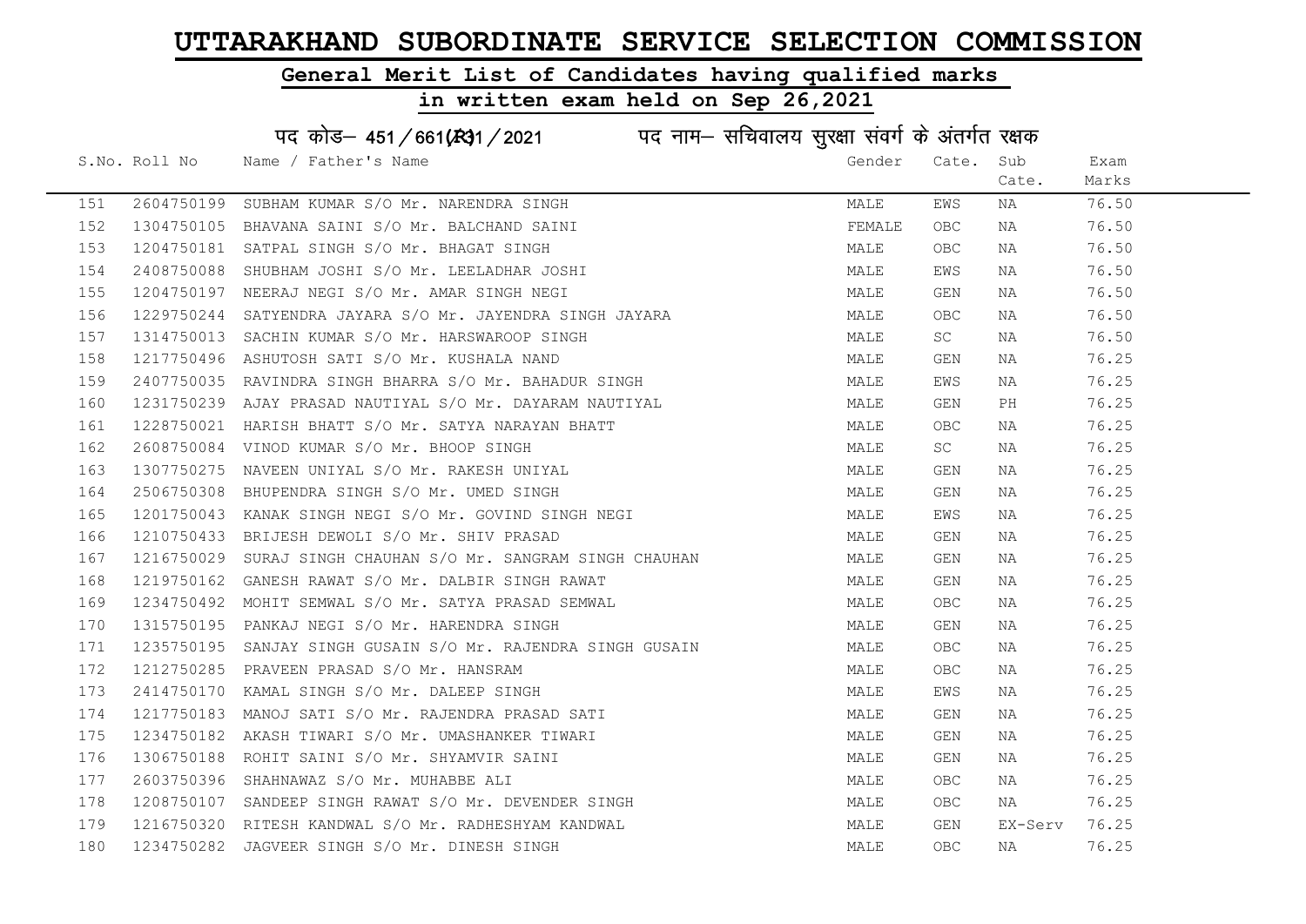# UTTARAKHAND SUBORDINATE SERVICE SELECTION COMMISSION

## General Merit List of Candidates having qualified marks

## in written exam held on Sep 26,2021

### पद कोड– 451/661(R)1/2021 पद नाम– सचिवालय सुरक्षा संवर्ग के अंतर्गत रक्षक

| S.No. | Roll No | Name / Father's Name | Gender | Cate. | Sub Cate. | Exam Marks |
|---|---|---|---|---|---|---|
| 151 | 2604750199 | SUBHAM KUMAR S/O Mr. NARENDRA SINGH | MALE | EWS | NA | 76.50 |
| 152 | 1304750105 | BHAVANA SAINI S/O Mr. BALCHAND SAINI | FEMALE | OBC | NA | 76.50 |
| 153 | 1204750181 | SATPAL SINGH S/O Mr. BHAGAT SINGH | MALE | OBC | NA | 76.50 |
| 154 | 2408750088 | SHUBHAM JOSHI S/O Mr. LEELADHAR JOSHI | MALE | EWS | NA | 76.50 |
| 155 | 1204750197 | NEERAJ NEGI S/O Mr. AMAR SINGH NEGI | MALE | GEN | NA | 76.50 |
| 156 | 1229750244 | SATYENDRA JAYARA S/O Mr. JAYENDRA SINGH JAYARA | MALE | OBC | NA | 76.50 |
| 157 | 1314750013 | SACHIN KUMAR S/O Mr. HARSWAROOP SINGH | MALE | SC | NA | 76.50 |
| 158 | 1217750496 | ASHUTOSH SATI S/O Mr. KUSHALA NAND | MALE | GEN | NA | 76.25 |
| 159 | 2407750035 | RAVINDRA SINGH BHARRA S/O Mr. BAHADUR SINGH | MALE | EWS | NA | 76.25 |
| 160 | 1231750239 | AJAY PRASAD NAUTIYAL S/O Mr. DAYARAM NAUTIYAL | MALE | GEN | PH | 76.25 |
| 161 | 1228750021 | HARISH BHATT S/O Mr. SATYA NARAYAN BHATT | MALE | OBC | NA | 76.25 |
| 162 | 2608750084 | VINOD KUMAR S/O Mr. BHOOP SINGH | MALE | SC | NA | 76.25 |
| 163 | 1307750275 | NAVEEN UNIYAL S/O Mr. RAKESH UNIYAL | MALE | GEN | NA | 76.25 |
| 164 | 2506750308 | BHUPENDRA SINGH S/O Mr. UMED SINGH | MALE | GEN | NA | 76.25 |
| 165 | 1201750043 | KANAK SINGH NEGI S/O Mr. GOVIND SINGH NEGI | MALE | EWS | NA | 76.25 |
| 166 | 1210750433 | BRIJESH DEWOLI S/O Mr. SHIV PRASAD | MALE | GEN | NA | 76.25 |
| 167 | 1216750029 | SURAJ SINGH CHAUHAN S/O Mr. SANGRAM SINGH CHAUHAN | MALE | GEN | NA | 76.25 |
| 168 | 1219750162 | GANESH RAWAT S/O Mr. DALBIR SINGH RAWAT | MALE | GEN | NA | 76.25 |
| 169 | 1234750492 | MOHIT SEMWAL S/O Mr. SATYA PRASAD SEMWAL | MALE | OBC | NA | 76.25 |
| 170 | 1315750195 | PANKAJ NEGI S/O Mr. HARENDRA SINGH | MALE | GEN | NA | 76.25 |
| 171 | 1235750195 | SANJAY SINGH GUSAIN S/O Mr. RAJENDRA SINGH GUSAIN | MALE | OBC | NA | 76.25 |
| 172 | 1212750285 | PRAVEEN PRASAD S/O Mr. HANSRAM | MALE | OBC | NA | 76.25 |
| 173 | 2414750170 | KAMAL SINGH S/O Mr. DALEEP SINGH | MALE | EWS | NA | 76.25 |
| 174 | 1217750183 | MANOJ SATI S/O Mr. RAJENDRA PRASAD SATI | MALE | GEN | NA | 76.25 |
| 175 | 1234750182 | AKASH TIWARI S/O Mr. UMASHANKER TIWARI | MALE | GEN | NA | 76.25 |
| 176 | 1306750188 | ROHIT SAINI S/O Mr. SHYAMVIR SAINI | MALE | GEN | NA | 76.25 |
| 177 | 2603750396 | SHAHNAWAZ S/O Mr. MUHABBE ALI | MALE | OBC | NA | 76.25 |
| 178 | 1208750107 | SANDEEP SINGH RAWAT S/O Mr. DEVENDER SINGH | MALE | OBC | NA | 76.25 |
| 179 | 1216750320 | RITESH KANDWAL S/O Mr. RADHESHYAM KANDWAL | MALE | GEN | EX-Serv | 76.25 |
| 180 | 1234750282 | JAGVEER SINGH S/O Mr. DINESH SINGH | MALE | OBC | NA | 76.25 |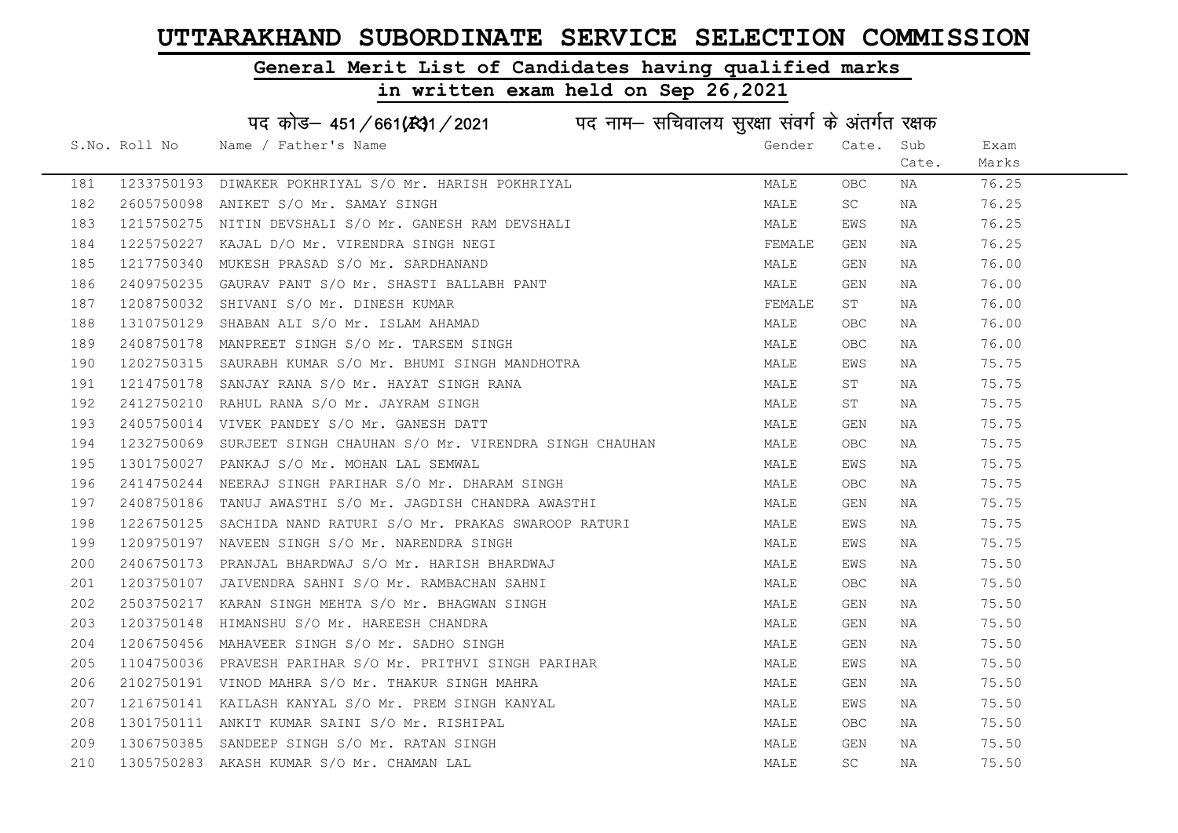# UTTARAKHAND SUBORDINATE SERVICE SELECTION COMMISSION

## General Merit List of Candidates having qualified marks

## in written exam held on Sep 26,2021

### पद कोड– 451/661(R)1/2021 पद नाम– सचिवालय सुरक्षा संवर्ग के अंतर्गत रक्षक

| S.No. | Roll No | Name / Father's Name | Gender | Cate. | Sub Cate. | Exam Marks |
|---|---|---|---|---|---|---|
| 181 | 1233750193 | DIWAKER POKHRIYAL S/O Mr. HARISH POKHRIYAL | MALE | OBC | NA | 76.25 |
| 182 | 2605750098 | ANIKET S/O Mr. SAMAY SINGH | MALE | SC | NA | 76.25 |
| 183 | 1215750275 | NITIN DEVSHALI S/O Mr. GANESH RAM DEVSHALI | MALE | EWS | NA | 76.25 |
| 184 | 1225750227 | KAJAL D/O Mr. VIRENDRA SINGH NEGI | FEMALE | GEN | NA | 76.25 |
| 185 | 1217750340 | MUKESH PRASAD S/O Mr. SARDHANAND | MALE | GEN | NA | 76.00 |
| 186 | 2409750235 | GAURAV PANT S/O Mr. SHASTI BALLABH PANT | MALE | GEN | NA | 76.00 |
| 187 | 1208750032 | SHIVANI S/O Mr. DINESH KUMAR | FEMALE | ST | NA | 76.00 |
| 188 | 1310750129 | SHABAN ALI S/O Mr. ISLAM AHAMAD | MALE | OBC | NA | 76.00 |
| 189 | 2408750178 | MANPREET SINGH S/O Mr. TARSEM SINGH | MALE | OBC | NA | 76.00 |
| 190 | 1202750315 | SAURABH KUMAR S/O Mr. BHUMI SINGH MANDHOTRA | MALE | EWS | NA | 75.75 |
| 191 | 1214750178 | SANJAY RANA S/O Mr. HAYAT SINGH RANA | MALE | ST | NA | 75.75 |
| 192 | 2412750210 | RAHUL RANA S/O Mr. JAYRAM SINGH | MALE | ST | NA | 75.75 |
| 193 | 2405750014 | VIVEK PANDEY S/O Mr. GANESH DATT | MALE | GEN | NA | 75.75 |
| 194 | 1232750069 | SURJEET SINGH CHAUHAN S/O Mr. VIRENDRA SINGH CHAUHAN | MALE | OBC | NA | 75.75 |
| 195 | 1301750027 | PANKAJ S/O Mr. MOHAN LAL SEMWAL | MALE | EWS | NA | 75.75 |
| 196 | 2414750244 | NEERAJ SINGH PARIHAR S/O Mr. DHARAM SINGH | MALE | OBC | NA | 75.75 |
| 197 | 2408750186 | TANUJ AWASTHI S/O Mr. JAGDISH CHANDRA AWASTHI | MALE | GEN | NA | 75.75 |
| 198 | 1226750125 | SACHIDA NAND RATURI S/O Mr. PRAKAS SWAROOP RATURI | MALE | EWS | NA | 75.75 |
| 199 | 1209750197 | NAVEEN SINGH S/O Mr. NARENDRA SINGH | MALE | EWS | NA | 75.75 |
| 200 | 2406750173 | PRANJAL BHARDWAJ S/O Mr. HARISH BHARDWAJ | MALE | EWS | NA | 75.50 |
| 201 | 1203750107 | JAIVENDRA SAHNI S/O Mr. RAMBACHAN SAHNI | MALE | OBC | NA | 75.50 |
| 202 | 2503750217 | KARAN SINGH MEHTA S/O Mr. BHAGWAN SINGH | MALE | GEN | NA | 75.50 |
| 203 | 1203750148 | HIMANSHU S/O Mr. HAREESH CHANDRA | MALE | GEN | NA | 75.50 |
| 204 | 1206750456 | MAHAVEER SINGH S/O Mr. SADHO SINGH | MALE | GEN | NA | 75.50 |
| 205 | 1104750036 | PRAVESH PARIHAR S/O Mr. PRITHVI SINGH PARIHAR | MALE | EWS | NA | 75.50 |
| 206 | 2102750191 | VINOD MAHRA S/O Mr. THAKUR SINGH MAHRA | MALE | GEN | NA | 75.50 |
| 207 | 1216750141 | KAILASH KANYAL S/O Mr. PREM SINGH KANYAL | MALE | EWS | NA | 75.50 |
| 208 | 1301750111 | ANKIT KUMAR SAINI S/O Mr. RISHIPAL | MALE | OBC | NA | 75.50 |
| 209 | 1306750385 | SANDEEP SINGH S/O Mr. RATAN SINGH | MALE | GEN | NA | 75.50 |
| 210 | 1305750283 | AKASH KUMAR S/O Mr. CHAMAN LAL | MALE | SC | NA | 75.50 |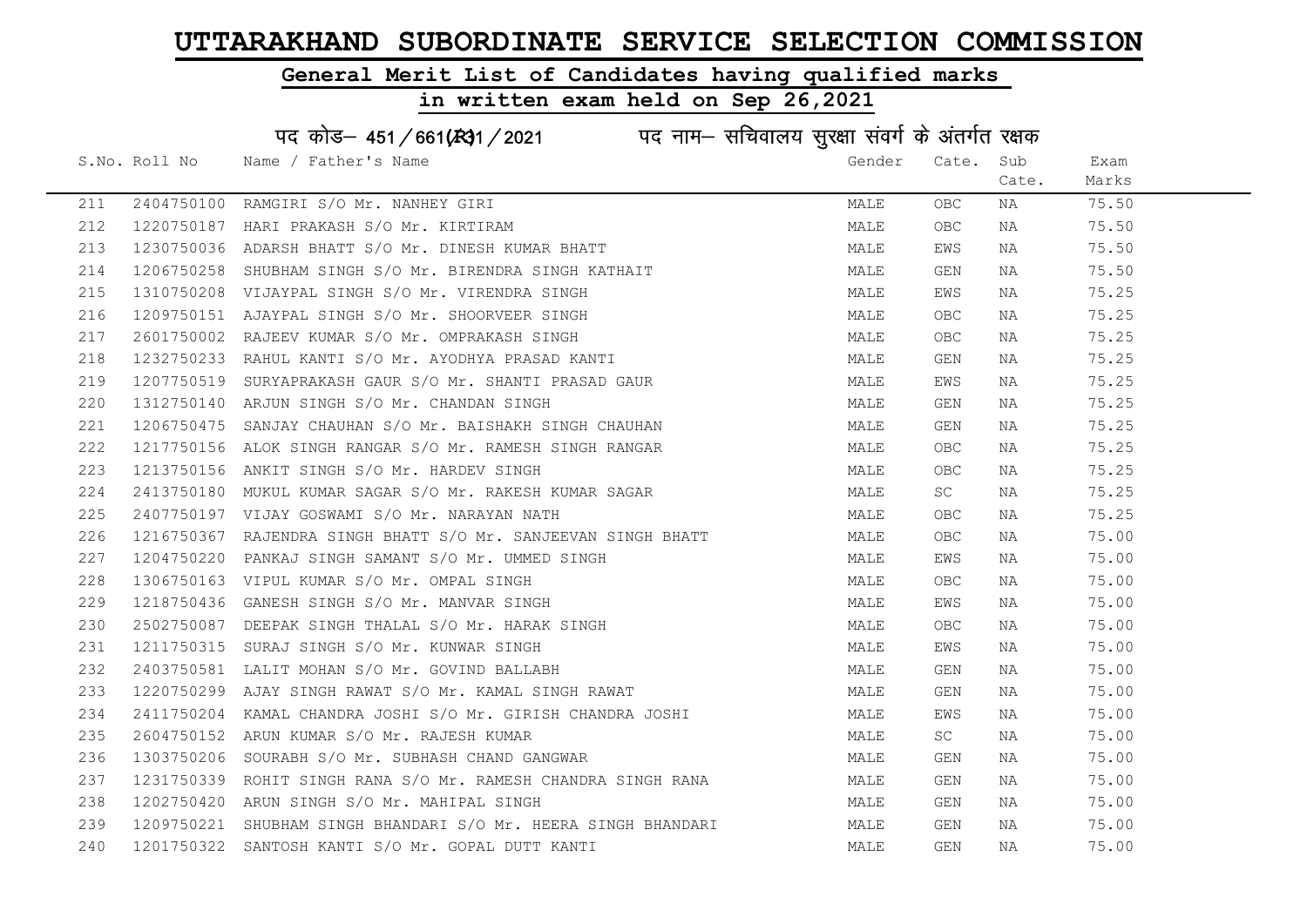# UTTARAKHAND SUBORDINATE SERVICE SELECTION COMMISSION

## General Merit List of Candidates having qualified marks

## in written exam held on Sep 26,2021

### पद कोड– 451/661(R)/2021 पद नाम– सचिवालय सुरक्षा संवर्ग के अंतर्गत रक्षक

| S.No. | Roll No | Name / Father's Name | Gender | Cate. | Sub Cate. | Exam Marks |
|---|---|---|---|---|---|---|
| 211 | 2404750100 | RAMGIRI S/O Mr. NANHEY GIRI | MALE | OBC | NA | 75.50 |
| 212 | 1220750187 | HARI PRAKASH S/O Mr. KIRTIRAM | MALE | OBC | NA | 75.50 |
| 213 | 1230750036 | ADARSH BHATT S/O Mr. DINESH KUMAR BHATT | MALE | EWS | NA | 75.50 |
| 214 | 1206750258 | SHUBHAM SINGH S/O Mr. BIRENDRA SINGH KATHAIT | MALE | GEN | NA | 75.50 |
| 215 | 1310750208 | VIJAYPAL SINGH S/O Mr. VIRENDRA SINGH | MALE | EWS | NA | 75.25 |
| 216 | 1209750151 | AJAYPAL SINGH S/O Mr. SHOORVEER SINGH | MALE | OBC | NA | 75.25 |
| 217 | 2601750002 | RAJEEV KUMAR S/O Mr. OMPRAKASH SINGH | MALE | OBC | NA | 75.25 |
| 218 | 1232750233 | RAHUL KANTI S/O Mr. AYODHYA PRASAD KANTI | MALE | GEN | NA | 75.25 |
| 219 | 1207750519 | SURYAPRAKASH GAUR S/O Mr. SHANTI PRASAD GAUR | MALE | EWS | NA | 75.25 |
| 220 | 1312750140 | ARJUN SINGH S/O Mr. CHANDAN SINGH | MALE | GEN | NA | 75.25 |
| 221 | 1206750475 | SANJAY CHAUHAN S/O Mr. BAISHAKH SINGH CHAUHAN | MALE | GEN | NA | 75.25 |
| 222 | 1217750156 | ALOK SINGH RANGAR S/O Mr. RAMESH SINGH RANGAR | MALE | OBC | NA | 75.25 |
| 223 | 1213750156 | ANKIT SINGH S/O Mr. HARDEV SINGH | MALE | OBC | NA | 75.25 |
| 224 | 2413750180 | MUKUL KUMAR SAGAR S/O Mr. RAKESH KUMAR SAGAR | MALE | SC | NA | 75.25 |
| 225 | 2407750197 | VIJAY GOSWAMI S/O Mr. NARAYAN NATH | MALE | OBC | NA | 75.25 |
| 226 | 1216750367 | RAJENDRA SINGH BHATT S/O Mr. SANJEEVAN SINGH BHATT | MALE | OBC | NA | 75.00 |
| 227 | 1204750220 | PANKAJ SINGH SAMANT S/O Mr. UMMED SINGH | MALE | EWS | NA | 75.00 |
| 228 | 1306750163 | VIPUL KUMAR S/O Mr. OMPAL SINGH | MALE | OBC | NA | 75.00 |
| 229 | 1218750436 | GANESH SINGH S/O Mr. MANVAR SINGH | MALE | EWS | NA | 75.00 |
| 230 | 2502750087 | DEEPAK SINGH THALAL S/O Mr. HARAK SINGH | MALE | OBC | NA | 75.00 |
| 231 | 1211750315 | SURAJ SINGH S/O Mr. KUNWAR SINGH | MALE | EWS | NA | 75.00 |
| 232 | 2403750581 | LALIT MOHAN S/O Mr. GOVIND BALLABH | MALE | GEN | NA | 75.00 |
| 233 | 1220750299 | AJAY SINGH RAWAT S/O Mr. KAMAL SINGH RAWAT | MALE | GEN | NA | 75.00 |
| 234 | 2411750204 | KAMAL CHANDRA JOSHI S/O Mr. GIRISH CHANDRA JOSHI | MALE | EWS | NA | 75.00 |
| 235 | 2604750152 | ARUN KUMAR S/O Mr. RAJESH KUMAR | MALE | SC | NA | 75.00 |
| 236 | 1303750206 | SOURABH S/O Mr. SUBHASH CHAND GANGWAR | MALE | GEN | NA | 75.00 |
| 237 | 1231750339 | ROHIT SINGH RANA S/O Mr. RAMESH CHANDRA SINGH RANA | MALE | GEN | NA | 75.00 |
| 238 | 1202750420 | ARUN SINGH S/O Mr. MAHIPAL SINGH | MALE | GEN | NA | 75.00 |
| 239 | 1209750221 | SHUBHAM SINGH BHANDARI S/O Mr. HEERA SINGH BHANDARI | MALE | GEN | NA | 75.00 |
| 240 | 1201750322 | SANTOSH KANTI S/O Mr. GOPAL DUTT KANTI | MALE | GEN | NA | 75.00 |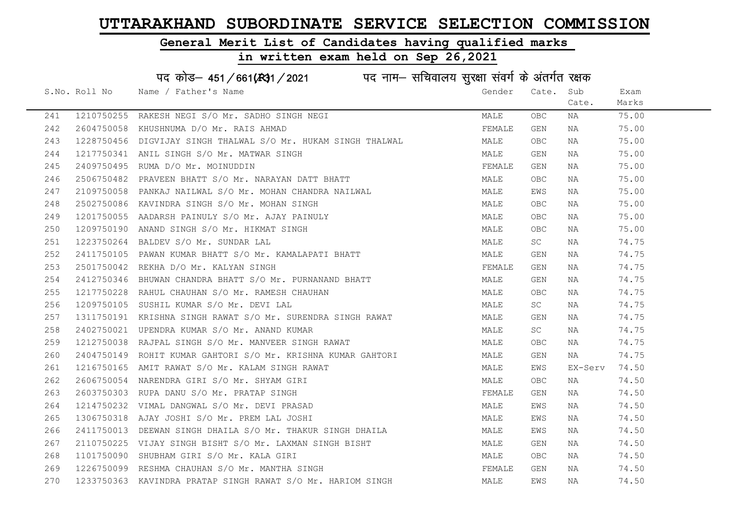# UTTARAKHAND SUBORDINATE SERVICE SELECTION COMMISSION

## General Merit List of Candidates having qualified marks

## in written exam held on Sep 26,2021

### पद कोड– 451/661(R)1/2021 पद नाम– सचिवालय सुरक्षा संवर्ग के अंतर्गत रक्षक

| S.No. | Roll No | Name / Father's Name | Gender | Cate. | Sub Cate. | Exam Marks |
|---|---|---|---|---|---|---|
| 241 | 1210750255 | RAKESH NEGI S/O Mr. SADHO SINGH NEGI | MALE | OBC | NA | 75.00 |
| 242 | 2604750058 | KHUSHNUMA D/O Mr. RAIS AHMAD | FEMALE | GEN | NA | 75.00 |
| 243 | 1228750456 | DIGVIJAY SINGH THALWAL S/O Mr. HUKAM SINGH THALWAL | MALE | OBC | NA | 75.00 |
| 244 | 1217750341 | ANIL SINGH S/O Mr. MATWAR SINGH | MALE | GEN | NA | 75.00 |
| 245 | 2409750495 | RUMA D/O Mr. MOINUDDIN | FEMALE | GEN | NA | 75.00 |
| 246 | 2506750482 | PRAVEEN BHATT S/O Mr. NARAYAN DATT BHATT | MALE | OBC | NA | 75.00 |
| 247 | 2109750058 | PANKAJ NAILWAL S/O Mr. MOHAN CHANDRA NAILWAL | MALE | EWS | NA | 75.00 |
| 248 | 2502750086 | KAVINDRA SINGH S/O Mr. MOHAN SINGH | MALE | OBC | NA | 75.00 |
| 249 | 1201750055 | AADARSH PAINULY S/O Mr. AJAY PAINULY | MALE | OBC | NA | 75.00 |
| 250 | 1209750190 | ANAND SINGH S/O Mr. HIKMAT SINGH | MALE | OBC | NA | 75.00 |
| 251 | 1223750264 | BALDEV S/O Mr. SUNDAR LAL | MALE | SC | NA | 74.75 |
| 252 | 2411750105 | PAWAN KUMAR BHATT S/O Mr. KAMALAPATI BHATT | MALE | GEN | NA | 74.75 |
| 253 | 2501750042 | REKHA D/O Mr. KALYAN SINGH | FEMALE | GEN | NA | 74.75 |
| 254 | 2412750346 | BHUWAN CHANDRA BHATT S/O Mr. PURNANAND BHATT | MALE | GEN | NA | 74.75 |
| 255 | 1217750228 | RAHUL CHAUHAN S/O Mr. RAMESH CHAUHAN | MALE | OBC | NA | 74.75 |
| 256 | 1209750105 | SUSHIL KUMAR S/O Mr. DEVI LAL | MALE | SC | NA | 74.75 |
| 257 | 1311750191 | KRISHNA SINGH RAWAT S/O Mr. SURENDRA SINGH RAWAT | MALE | GEN | NA | 74.75 |
| 258 | 2402750021 | UPENDRA KUMAR S/O Mr. ANAND KUMAR | MALE | SC | NA | 74.75 |
| 259 | 1212750038 | RAJPAL SINGH S/O Mr. MANVEER SINGH RAWAT | MALE | OBC | NA | 74.75 |
| 260 | 2404750149 | ROHIT KUMAR GAHTORI S/O Mr. KRISHNA KUMAR GAHTORI | MALE | GEN | NA | 74.75 |
| 261 | 1216750165 | AMIT RAWAT S/O Mr. KALAM SINGH RAWAT | MALE | EWS | EX-Serv | 74.50 |
| 262 | 2606750054 | NARENDRA GIRI S/O Mr. SHYAM GIRI | MALE | OBC | NA | 74.50 |
| 263 | 2603750303 | RUPA DANU S/O Mr. PRATAP SINGH | FEMALE | GEN | NA | 74.50 |
| 264 | 1214750232 | VIMAL DANGWAL S/O Mr. DEVI PRASAD | MALE | EWS | NA | 74.50 |
| 265 | 1306750318 | AJAY JOSHI S/O Mr. PREM LAL JOSHI | MALE | EWS | NA | 74.50 |
| 266 | 2411750013 | DEEWAN SINGH DHAILA S/O Mr. THAKUR SINGH DHAILA | MALE | EWS | NA | 74.50 |
| 267 | 2110750225 | VIJAY SINGH BISHT S/O Mr. LAXMAN SINGH BISHT | MALE | GEN | NA | 74.50 |
| 268 | 1101750090 | SHUBHAM GIRI S/O Mr. KALA GIRI | MALE | OBC | NA | 74.50 |
| 269 | 1226750099 | RESHMA CHAUHAN S/O Mr. MANTHA SINGH | FEMALE | GEN | NA | 74.50 |
| 270 | 1233750363 | KAVINDRA PRATAP SINGH RAWAT S/O Mr. HARIOM SINGH | MALE | EWS | NA | 74.50 |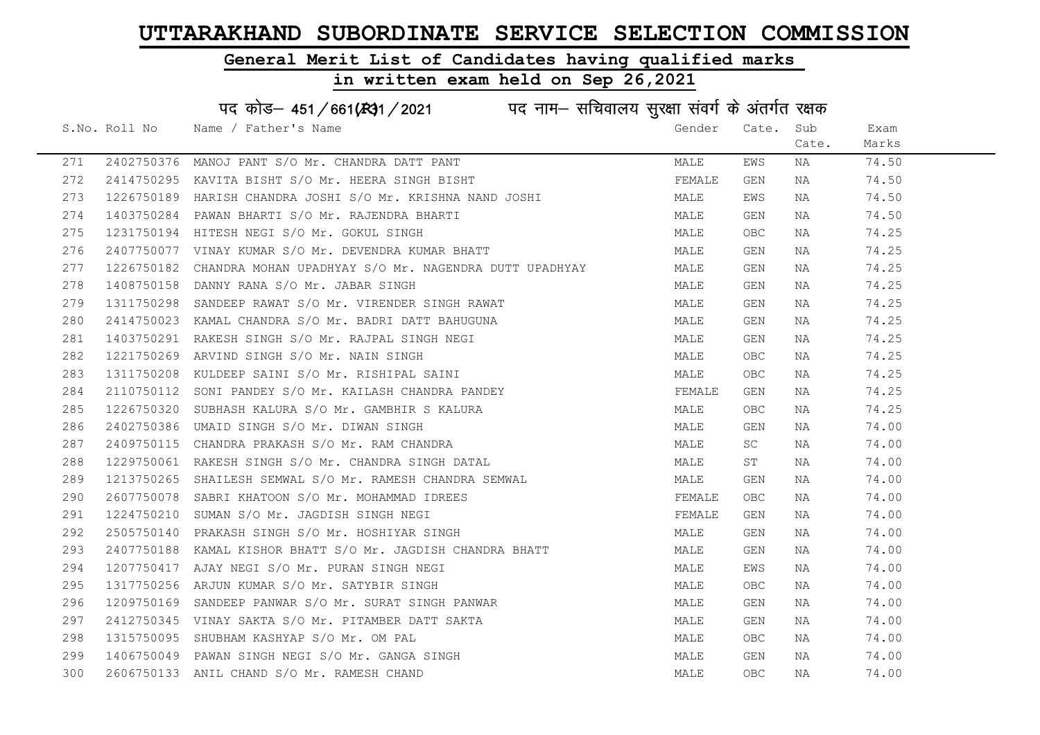# UTTARAKHAND SUBORDINATE SERVICE SELECTION COMMISSION

## General Merit List of Candidates having qualified marks

## in written exam held on Sep 26,2021

### पद कोड– 451/661(R)1/2021 पद नाम– सचिवालय सुरक्षा संवर्ग के अंतर्गत रक्षक

| S.No. | Roll No | Name / Father's Name | Gender | Cate. | Sub Cate. | Exam Marks |
|---|---|---|---|---|---|---|
| 271 | 2402750376 | MANOJ PANT S/O Mr. CHANDRA DATT PANT | MALE | EWS | NA | 74.50 |
| 272 | 2414750295 | KAVITA BISHT S/O Mr. HEERA SINGH BISHT | FEMALE | GEN | NA | 74.50 |
| 273 | 1226750189 | HARISH CHANDRA JOSHI S/O Mr. KRISHNA NAND JOSHI | MALE | EWS | NA | 74.50 |
| 274 | 1403750284 | PAWAN BHARTI S/O Mr. RAJENDRA BHARTI | MALE | GEN | NA | 74.50 |
| 275 | 1231750194 | HITESH NEGI S/O Mr. GOKUL SINGH | MALE | OBC | NA | 74.25 |
| 276 | 2407750077 | VINAY KUMAR S/O Mr. DEVENDRA KUMAR BHATT | MALE | GEN | NA | 74.25 |
| 277 | 1226750182 | CHANDRA MOHAN UPADHYAY S/O Mr. NAGENDRA DUTT UPADHYAY | MALE | GEN | NA | 74.25 |
| 278 | 1408750158 | DANNY RANA S/O Mr. JABAR SINGH | MALE | GEN | NA | 74.25 |
| 279 | 1311750298 | SANDEEP RAWAT S/O Mr. VIRENDER SINGH RAWAT | MALE | GEN | NA | 74.25 |
| 280 | 2414750023 | KAMAL CHANDRA S/O Mr. BADRI DATT BAHUGUNA | MALE | GEN | NA | 74.25 |
| 281 | 1403750291 | RAKESH SINGH S/O Mr. RAJPAL SINGH NEGI | MALE | GEN | NA | 74.25 |
| 282 | 1221750269 | ARVIND SINGH S/O Mr. NAIN SINGH | MALE | OBC | NA | 74.25 |
| 283 | 1311750208 | KULDEEP SAINI S/O Mr. RISHIPAL SAINI | MALE | OBC | NA | 74.25 |
| 284 | 2110750112 | SONI PANDEY S/O Mr. KAILASH CHANDRA PANDEY | FEMALE | GEN | NA | 74.25 |
| 285 | 1226750320 | SUBHASH KALURA S/O Mr. GAMBHIR S KALURA | MALE | OBC | NA | 74.25 |
| 286 | 2402750386 | UMAID SINGH S/O Mr. DIWAN SINGH | MALE | GEN | NA | 74.00 |
| 287 | 2409750115 | CHANDRA PRAKASH S/O Mr. RAM CHANDRA | MALE | SC | NA | 74.00 |
| 288 | 1229750061 | RAKESH SINGH S/O Mr. CHANDRA SINGH DATAL | MALE | ST | NA | 74.00 |
| 289 | 1213750265 | SHAILESH SEMWAL S/O Mr. RAMESH CHANDRA SEMWAL | MALE | GEN | NA | 74.00 |
| 290 | 2607750078 | SABRI KHATOON S/O Mr. MOHAMMAD IDREES | FEMALE | OBC | NA | 74.00 |
| 291 | 1224750210 | SUMAN S/O Mr. JAGDISH SINGH NEGI | FEMALE | GEN | NA | 74.00 |
| 292 | 2505750140 | PRAKASH SINGH S/O Mr. HOSHIYAR SINGH | MALE | GEN | NA | 74.00 |
| 293 | 2407750188 | KAMAL KISHOR BHATT S/O Mr. JAGDISH CHANDRA BHATT | MALE | GEN | NA | 74.00 |
| 294 | 1207750417 | AJAY NEGI S/O Mr. PURAN SINGH NEGI | MALE | EWS | NA | 74.00 |
| 295 | 1317750256 | ARJUN KUMAR S/O Mr. SATYBIR SINGH | MALE | OBC | NA | 74.00 |
| 296 | 1209750169 | SANDEEP PANWAR S/O Mr. SURAT SINGH PANWAR | MALE | GEN | NA | 74.00 |
| 297 | 2412750345 | VINAY SAKTA S/O Mr. PITAMBER DATT SAKTA | MALE | GEN | NA | 74.00 |
| 298 | 1315750095 | SHUBHAM KASHYAP S/O Mr. OM PAL | MALE | OBC | NA | 74.00 |
| 299 | 1406750049 | PAWAN SINGH NEGI S/O Mr. GANGA SINGH | MALE | GEN | NA | 74.00 |
| 300 | 2606750133 | ANIL CHAND S/O Mr. RAMESH CHAND | MALE | OBC | NA | 74.00 |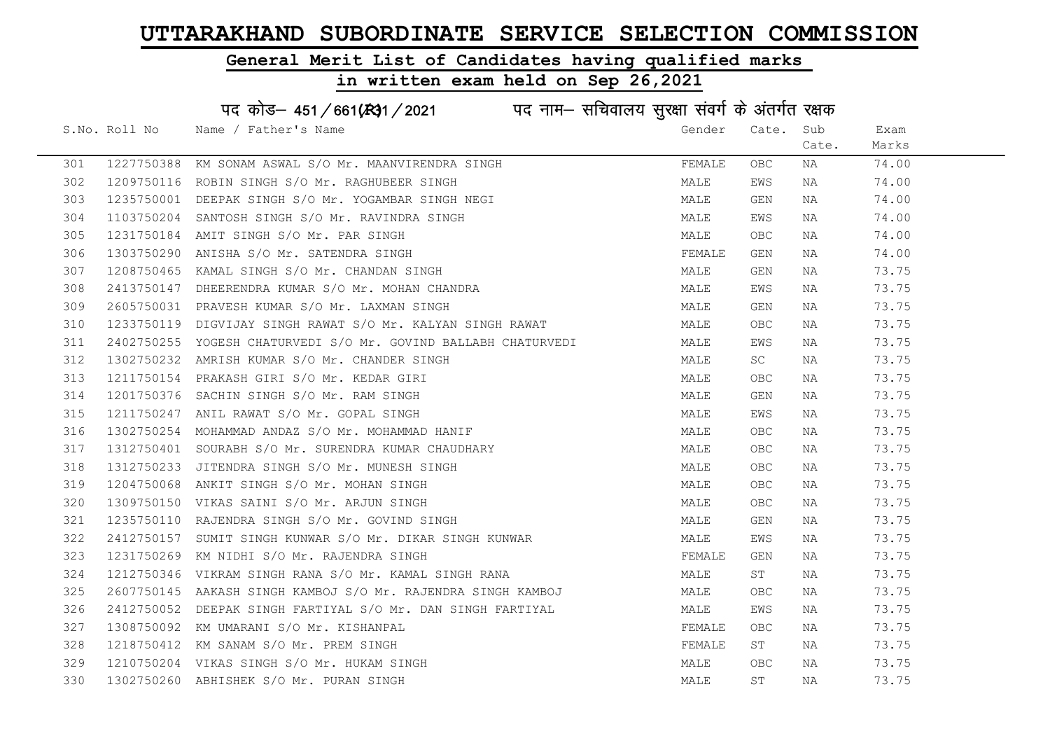# UTTARAKHAND SUBORDINATE SERVICE SELECTION COMMISSION

## General Merit List of Candidates having qualified marks

## in written exam held on Sep 26,2021

पद कोड– 451 / 661(R31 / 2021 पद नाम– सचिवालय सुरक्षा संवर्ग के अंतर्गत रक्षक

| S.No. | Roll No | Name / Father's Name | Gender | Cate. | Sub Cate. | Exam Marks |
|---|---|---|---|---|---|---|
| 301 | 1227750388 | KM SONAM ASWAL S/O Mr. MAANVIRENDRA SINGH | FEMALE | OBC | NA | 74.00 |
| 302 | 1209750116 | ROBIN SINGH S/O Mr. RAGHUBEER SINGH | MALE | EWS | NA | 74.00 |
| 303 | 1235750001 | DEEPAK SINGH S/O Mr. YOGAMBAR SINGH NEGI | MALE | GEN | NA | 74.00 |
| 304 | 1103750204 | SANTOSH SINGH S/O Mr. RAVINDRA SINGH | MALE | EWS | NA | 74.00 |
| 305 | 1231750184 | AMIT SINGH S/O Mr. PAR SINGH | MALE | OBC | NA | 74.00 |
| 306 | 1303750290 | ANISHA S/O Mr. SATENDRA SINGH | FEMALE | GEN | NA | 74.00 |
| 307 | 1208750465 | KAMAL SINGH S/O Mr. CHANDAN SINGH | MALE | GEN | NA | 73.75 |
| 308 | 2413750147 | DHEERENDRA KUMAR S/O Mr. MOHAN CHANDRA | MALE | EWS | NA | 73.75 |
| 309 | 2605750031 | PRAVESH KUMAR S/O Mr. LAXMAN SINGH | MALE | GEN | NA | 73.75 |
| 310 | 1233750119 | DIGVIJAY SINGH RAWAT S/O Mr. KALYAN SINGH RAWAT | MALE | OBC | NA | 73.75 |
| 311 | 2402750255 | YOGESH CHATURVEDI S/O Mr. GOVIND BALLABH CHATURVEDI | MALE | EWS | NA | 73.75 |
| 312 | 1302750232 | AMRISH KUMAR S/O Mr. CHANDER SINGH | MALE | SC | NA | 73.75 |
| 313 | 1211750154 | PRAKASH GIRI S/O Mr. KEDAR GIRI | MALE | OBC | NA | 73.75 |
| 314 | 1201750376 | SACHIN SINGH S/O Mr. RAM SINGH | MALE | GEN | NA | 73.75 |
| 315 | 1211750247 | ANIL RAWAT S/O Mr. GOPAL SINGH | MALE | EWS | NA | 73.75 |
| 316 | 1302750254 | MOHAMMAD ANDAZ S/O Mr. MOHAMMAD HANIF | MALE | OBC | NA | 73.75 |
| 317 | 1312750401 | SOURABH S/O Mr. SURENDRA KUMAR CHAUDHARY | MALE | OBC | NA | 73.75 |
| 318 | 1312750233 | JITENDRA SINGH S/O Mr. MUNESH SINGH | MALE | OBC | NA | 73.75 |
| 319 | 1204750068 | ANKIT SINGH S/O Mr. MOHAN SINGH | MALE | OBC | NA | 73.75 |
| 320 | 1309750150 | VIKAS SAINI S/O Mr. ARJUN SINGH | MALE | OBC | NA | 73.75 |
| 321 | 1235750110 | RAJENDRA SINGH S/O Mr. GOVIND SINGH | MALE | GEN | NA | 73.75 |
| 322 | 2412750157 | SUMIT SINGH KUNWAR S/O Mr. DIKAR SINGH KUNWAR | MALE | EWS | NA | 73.75 |
| 323 | 1231750269 | KM NIDHI S/O Mr. RAJENDRA SINGH | FEMALE | GEN | NA | 73.75 |
| 324 | 1212750346 | VIKRAM SINGH RANA S/O Mr. KAMAL SINGH RANA | MALE | ST | NA | 73.75 |
| 325 | 2607750145 | AAKASH SINGH KAMBOJ S/O Mr. RAJENDRA SINGH KAMBOJ | MALE | OBC | NA | 73.75 |
| 326 | 2412750052 | DEEPAK SINGH FARTIYAL S/O Mr. DAN SINGH FARTIYAL | MALE | EWS | NA | 73.75 |
| 327 | 1308750092 | KM UMARANI S/O Mr. KISHANPAL | FEMALE | OBC | NA | 73.75 |
| 328 | 1218750412 | KM SANAM S/O Mr. PREM SINGH | FEMALE | ST | NA | 73.75 |
| 329 | 1210750204 | VIKAS SINGH S/O Mr. HUKAM SINGH | MALE | OBC | NA | 73.75 |
| 330 | 1302750260 | ABHISHEK S/O Mr. PURAN SINGH | MALE | ST | NA | 73.75 |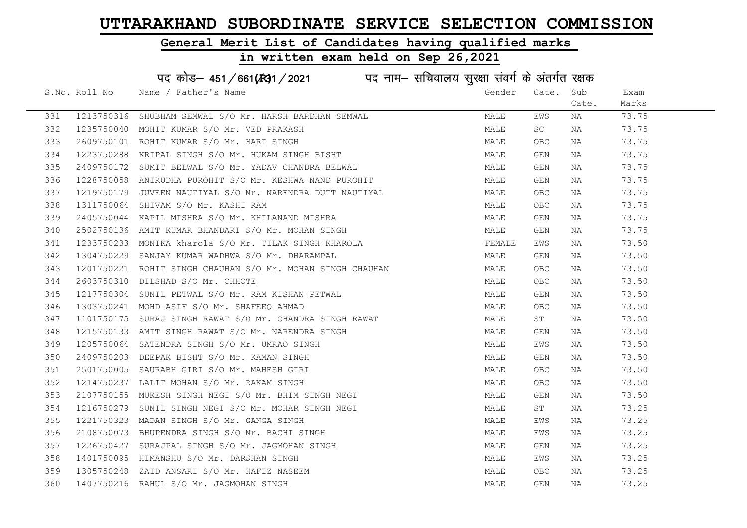# UTTARAKHAND SUBORDINATE SERVICE SELECTION COMMISSION

## General Merit List of Candidates having qualified marks

## in written exam held on Sep 26,2021

पद कोड– 451/661(R31/2021 पद नाम– सचिवालय सुरक्षा संवर्ग के अंतर्गत रक्षक

| S.No. | Roll No | Name / Father's Name | Gender | Cate. | Sub Cate. | Exam Marks |
|---|---|---|---|---|---|---|
| 331 | 1213750316 | SHUBHAM SEMWAL S/O Mr. HARSH BARDHAN SEMWAL | MALE | EWS | NA | 73.75 |
| 332 | 1235750040 | MOHIT KUMAR S/O Mr. VED PRAKASH | MALE | SC | NA | 73.75 |
| 333 | 2609750101 | ROHIT KUMAR S/O Mr. HARI SINGH | MALE | OBC | NA | 73.75 |
| 334 | 1223750288 | KRIPAL SINGH S/O Mr. HUKAM SINGH BISHT | MALE | GEN | NA | 73.75 |
| 335 | 2409750172 | SUMIT BELWAL S/O Mr. YADAV CHANDRA BELWAL | MALE | GEN | NA | 73.75 |
| 336 | 1228750058 | ANIRUDHA PUROHIT S/O Mr. KESHWA NAND PUROHIT | MALE | GEN | NA | 73.75 |
| 337 | 1219750179 | JUVEEN NAUTIYAL S/O Mr. NARENDRA DUTT NAUTIYAL | MALE | OBC | NA | 73.75 |
| 338 | 1311750064 | SHIVAM S/O Mr. KASHI RAM | MALE | OBC | NA | 73.75 |
| 339 | 2405750044 | KAPIL MISHRA S/O Mr. KHILANAND MISHRA | MALE | GEN | NA | 73.75 |
| 340 | 2502750136 | AMIT KUMAR BHANDARI S/O Mr. MOHAN SINGH | MALE | GEN | NA | 73.75 |
| 341 | 1233750233 | MONIKA kharola S/O Mr. TILAK SINGH KHAROLA | FEMALE | EWS | NA | 73.50 |
| 342 | 1304750229 | SANJAY KUMAR WADHWA S/O Mr. DHARAMPAL | MALE | GEN | NA | 73.50 |
| 343 | 1201750221 | ROHIT SINGH CHAUHAN S/O Mr. MOHAN SINGH CHAUHAN | MALE | OBC | NA | 73.50 |
| 344 | 2603750310 | DILSHAD S/O Mr. CHHOTE | MALE | OBC | NA | 73.50 |
| 345 | 1217750304 | SUNIL PETWAL S/O Mr. RAM KISHAN PETWAL | MALE | GEN | NA | 73.50 |
| 346 | 1303750241 | MOHD ASIF S/O Mr. SHAFEEQ AHMAD | MALE | OBC | NA | 73.50 |
| 347 | 1101750175 | SURAJ SINGH RAWAT S/O Mr. CHANDRA SINGH RAWAT | MALE | ST | NA | 73.50 |
| 348 | 1215750133 | AMIT SINGH RAWAT S/O Mr. NARENDRA SINGH | MALE | GEN | NA | 73.50 |
| 349 | 1205750064 | SATENDRA SINGH S/O Mr. UMRAO SINGH | MALE | EWS | NA | 73.50 |
| 350 | 2409750203 | DEEPAK BISHT S/O Mr. KAMAN SINGH | MALE | GEN | NA | 73.50 |
| 351 | 2501750005 | SAURABH GIRI S/O Mr. MAHESH GIRI | MALE | OBC | NA | 73.50 |
| 352 | 1214750237 | LALIT MOHAN S/O Mr. RAKAM SINGH | MALE | OBC | NA | 73.50 |
| 353 | 2107750155 | MUKESH SINGH NEGI S/O Mr. BHIM SINGH NEGI | MALE | GEN | NA | 73.50 |
| 354 | 1216750279 | SUNIL SINGH NEGI S/O Mr. MOHAR SINGH NEGI | MALE | ST | NA | 73.25 |
| 355 | 1221750323 | MADAN SINGH S/O Mr. GANGA SINGH | MALE | EWS | NA | 73.25 |
| 356 | 2108750073 | BHUPENDRA SINGH S/O Mr. BACHI SINGH | MALE | EWS | NA | 73.25 |
| 357 | 1226750427 | SURAJPAL SINGH S/O Mr. JAGMOHAN SINGH | MALE | GEN | NA | 73.25 |
| 358 | 1401750095 | HIMANSHU S/O Mr. DARSHAN SINGH | MALE | EWS | NA | 73.25 |
| 359 | 1305750248 | ZAID ANSARI S/O Mr. HAFIZ NASEEM | MALE | OBC | NA | 73.25 |
| 360 | 1407750216 | RAHUL S/O Mr. JAGMOHAN SINGH | MALE | GEN | NA | 73.25 |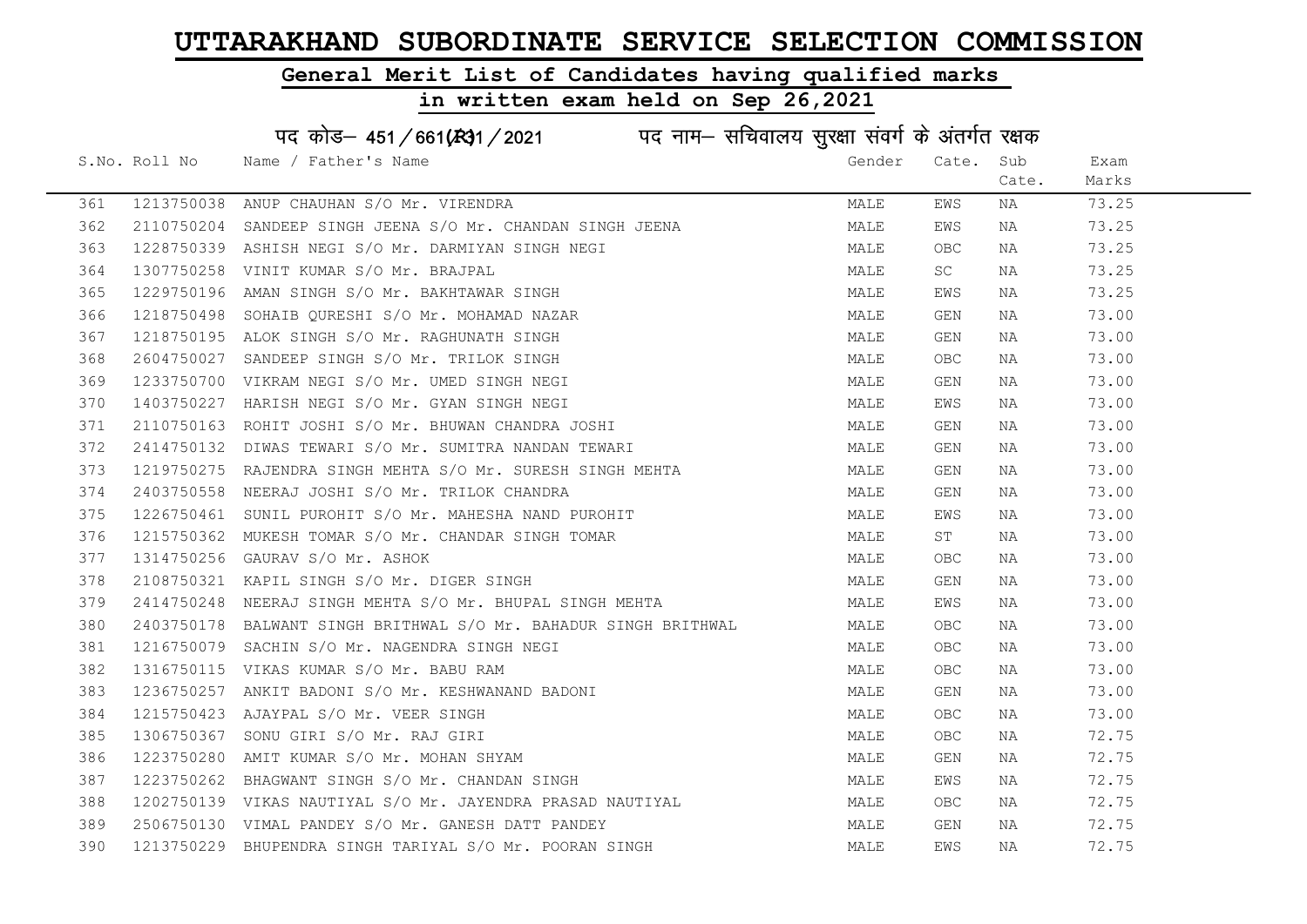# UTTARAKHAND SUBORDINATE SERVICE SELECTION COMMISSION

## General Merit List of Candidates having qualified marks

## in written exam held on Sep 26,2021

### पद कोड– 451/661(R)1/2021 पद नाम– सचिवालय सुरक्षा संवर्ग के अंतर्गत रक्षक

| S.No. | Roll No | Name / Father's Name | Gender | Cate. | Sub Cate. | Exam Marks |
|---|---|---|---|---|---|---|
| 361 | 1213750038 | ANUP CHAUHAN S/O Mr. VIRENDRA | MALE | EWS | NA | 73.25 |
| 362 | 2110750204 | SANDEEP SINGH JEENA S/O Mr. CHANDAN SINGH JEENA | MALE | EWS | NA | 73.25 |
| 363 | 1228750339 | ASHISH NEGI S/O Mr. DARMIYAN SINGH NEGI | MALE | OBC | NA | 73.25 |
| 364 | 1307750258 | VINIT KUMAR S/O Mr. BRAJPAL | MALE | SC | NA | 73.25 |
| 365 | 1229750196 | AMAN SINGH S/O Mr. BAKHTAWAR SINGH | MALE | EWS | NA | 73.25 |
| 366 | 1218750498 | SOHAIB QURESHI S/O Mr. MOHAMAD NAZAR | MALE | GEN | NA | 73.00 |
| 367 | 1218750195 | ALOK SINGH S/O Mr. RAGHUNATH SINGH | MALE | GEN | NA | 73.00 |
| 368 | 2604750027 | SANDEEP SINGH S/O Mr. TRILOK SINGH | MALE | OBC | NA | 73.00 |
| 369 | 1233750700 | VIKRAM NEGI S/O Mr. UMED SINGH NEGI | MALE | GEN | NA | 73.00 |
| 370 | 1403750227 | HARISH NEGI S/O Mr. GYAN SINGH NEGI | MALE | EWS | NA | 73.00 |
| 371 | 2110750163 | ROHIT JOSHI S/O Mr. BHUWAN CHANDRA JOSHI | MALE | GEN | NA | 73.00 |
| 372 | 2414750132 | DIWAS TEWARI S/O Mr. SUMITRA NANDAN TEWARI | MALE | GEN | NA | 73.00 |
| 373 | 1219750275 | RAJENDRA SINGH MEHTA S/O Mr. SURESH SINGH MEHTA | MALE | GEN | NA | 73.00 |
| 374 | 2403750558 | NEERAJ JOSHI S/O Mr. TRILOK CHANDRA | MALE | GEN | NA | 73.00 |
| 375 | 1226750461 | SUNIL PUROHIT S/O Mr. MAHESHA NAND PUROHIT | MALE | EWS | NA | 73.00 |
| 376 | 1215750362 | MUKESH TOMAR S/O Mr. CHANDAR SINGH TOMAR | MALE | ST | NA | 73.00 |
| 377 | 1314750256 | GAURAV S/O Mr. ASHOK | MALE | OBC | NA | 73.00 |
| 378 | 2108750321 | KAPIL SINGH S/O Mr. DIGER SINGH | MALE | GEN | NA | 73.00 |
| 379 | 2414750248 | NEERAJ SINGH MEHTA S/O Mr. BHUPAL SINGH MEHTA | MALE | EWS | NA | 73.00 |
| 380 | 2403750178 | BALWANT SINGH BRITHWAL S/O Mr. BAHADUR SINGH BRITHWAL | MALE | OBC | NA | 73.00 |
| 381 | 1216750079 | SACHIN S/O Mr. NAGENDRA SINGH NEGI | MALE | OBC | NA | 73.00 |
| 382 | 1316750115 | VIKAS KUMAR S/O Mr. BABU RAM | MALE | OBC | NA | 73.00 |
| 383 | 1236750257 | ANKIT BADONI S/O Mr. KESHWANAND BADONI | MALE | GEN | NA | 73.00 |
| 384 | 1215750423 | AJAYPAL S/O Mr. VEER SINGH | MALE | OBC | NA | 73.00 |
| 385 | 1306750367 | SONU GIRI S/O Mr. RAJ GIRI | MALE | OBC | NA | 72.75 |
| 386 | 1223750280 | AMIT KUMAR S/O Mr. MOHAN SHYAM | MALE | GEN | NA | 72.75 |
| 387 | 1223750262 | BHAGWANT SINGH S/O Mr. CHANDAN SINGH | MALE | EWS | NA | 72.75 |
| 388 | 1202750139 | VIKAS NAUTIYAL S/O Mr. JAYENDRA PRASAD NAUTIYAL | MALE | OBC | NA | 72.75 |
| 389 | 2506750130 | VIMAL PANDEY S/O Mr. GANESH DATT PANDEY | MALE | GEN | NA | 72.75 |
| 390 | 1213750229 | BHUPENDRA SINGH TARIYAL S/O Mr. POORAN SINGH | MALE | EWS | NA | 72.75 |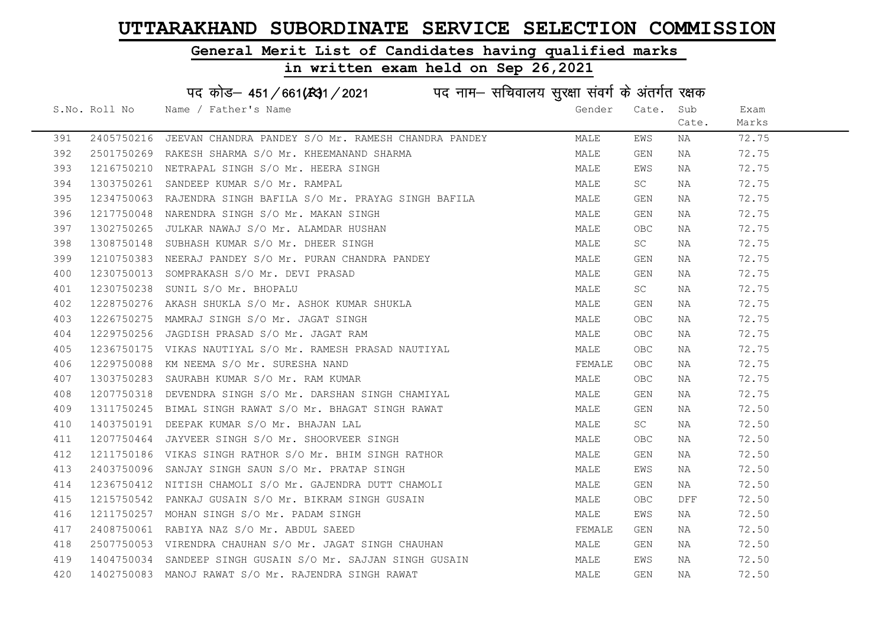# UTTARAKHAND SUBORDINATE SERVICE SELECTION COMMISSION

## General Merit List of Candidates having qualified marks

## in written exam held on Sep 26,2021

पद कोड– 451 / 661(R31 / 2021 पद नाम– सचिवालय सुरक्षा संवर्ग के अंतर्गत रक्षक

| S.No. | Roll No | Name / Father's Name | Gender | Cate. | Sub Cate. | Exam Marks |
|---|---|---|---|---|---|---|
| 391 | 2405750216 | JEEVAN CHANDRA PANDEY S/O Mr. RAMESH CHANDRA PANDEY | MALE | EWS | NA | 72.75 |
| 392 | 2501750269 | RAKESH SHARMA S/O Mr. KHEEMANAND SHARMA | MALE | GEN | NA | 72.75 |
| 393 | 1216750210 | NETRAPAL SINGH S/O Mr. HEERA SINGH | MALE | EWS | NA | 72.75 |
| 394 | 1303750261 | SANDEEP KUMAR S/O Mr. RAMPAL | MALE | SC | NA | 72.75 |
| 395 | 1234750063 | RAJENDRA SINGH BAFILA S/O Mr. PRAYAG SINGH BAFILA | MALE | GEN | NA | 72.75 |
| 396 | 1217750048 | NARENDRA SINGH S/O Mr. MAKAN SINGH | MALE | GEN | NA | 72.75 |
| 397 | 1302750265 | JULKAR NAWAJ S/O Mr. ALAMDAR HUSHAN | MALE | OBC | NA | 72.75 |
| 398 | 1308750148 | SUBHASH KUMAR S/O Mr. DHEER SINGH | MALE | SC | NA | 72.75 |
| 399 | 1210750383 | NEERAJ PANDEY S/O Mr. PURAN CHANDRA PANDEY | MALE | GEN | NA | 72.75 |
| 400 | 1230750013 | SOMPRAKASH S/O Mr. DEVI PRASAD | MALE | GEN | NA | 72.75 |
| 401 | 1230750238 | SUNIL S/O Mr. BHOPALU | MALE | SC | NA | 72.75 |
| 402 | 1228750276 | AKASH SHUKLA S/O Mr. ASHOK KUMAR SHUKLA | MALE | GEN | NA | 72.75 |
| 403 | 1226750275 | MAMRAJ SINGH S/O Mr. JAGAT SINGH | MALE | OBC | NA | 72.75 |
| 404 | 1229750256 | JAGDISH PRASAD S/O Mr. JAGAT RAM | MALE | OBC | NA | 72.75 |
| 405 | 1236750175 | VIKAS NAUTIYAL S/O Mr. RAMESH PRASAD NAUTIYAL | MALE | OBC | NA | 72.75 |
| 406 | 1229750088 | KM NEEMA S/O Mr. SURESHA NAND | FEMALE | OBC | NA | 72.75 |
| 407 | 1303750283 | SAURABH KUMAR S/O Mr. RAM KUMAR | MALE | OBC | NA | 72.75 |
| 408 | 1207750318 | DEVENDRA SINGH S/O Mr. DARSHAN SINGH CHAMIYAL | MALE | GEN | NA | 72.75 |
| 409 | 1311750245 | BIMAL SINGH RAWAT S/O Mr. BHAGAT SINGH RAWAT | MALE | GEN | NA | 72.50 |
| 410 | 1403750191 | DEEPAK KUMAR S/O Mr. BHAJAN LAL | MALE | SC | NA | 72.50 |
| 411 | 1207750464 | JAYVEER SINGH S/O Mr. SHOORVEER SINGH | MALE | OBC | NA | 72.50 |
| 412 | 1211750186 | VIKAS SINGH RATHOR S/O Mr. BHIM SINGH RATHOR | MALE | GEN | NA | 72.50 |
| 413 | 2403750096 | SANJAY SINGH SAUN S/O Mr. PRATAP SINGH | MALE | EWS | NA | 72.50 |
| 414 | 1236750412 | NITISH CHAMOLI S/O Mr. GAJENDRA DUTT CHAMOLI | MALE | GEN | NA | 72.50 |
| 415 | 1215750542 | PANKAJ GUSAIN S/O Mr. BIKRAM SINGH GUSAIN | MALE | OBC | DFF | 72.50 |
| 416 | 1211750257 | MOHAN SINGH S/O Mr. PADAM SINGH | MALE | EWS | NA | 72.50 |
| 417 | 2408750061 | RABIYA NAZ S/O Mr. ABDUL SAEED | FEMALE | GEN | NA | 72.50 |
| 418 | 2507750053 | VIRENDRA CHAUHAN S/O Mr. JAGAT SINGH CHAUHAN | MALE | GEN | NA | 72.50 |
| 419 | 1404750034 | SANDEEP SINGH GUSAIN S/O Mr. SAJJAN SINGH GUSAIN | MALE | EWS | NA | 72.50 |
| 420 | 1402750083 | MANOJ RAWAT S/O Mr. RAJENDRA SINGH RAWAT | MALE | GEN | NA | 72.50 |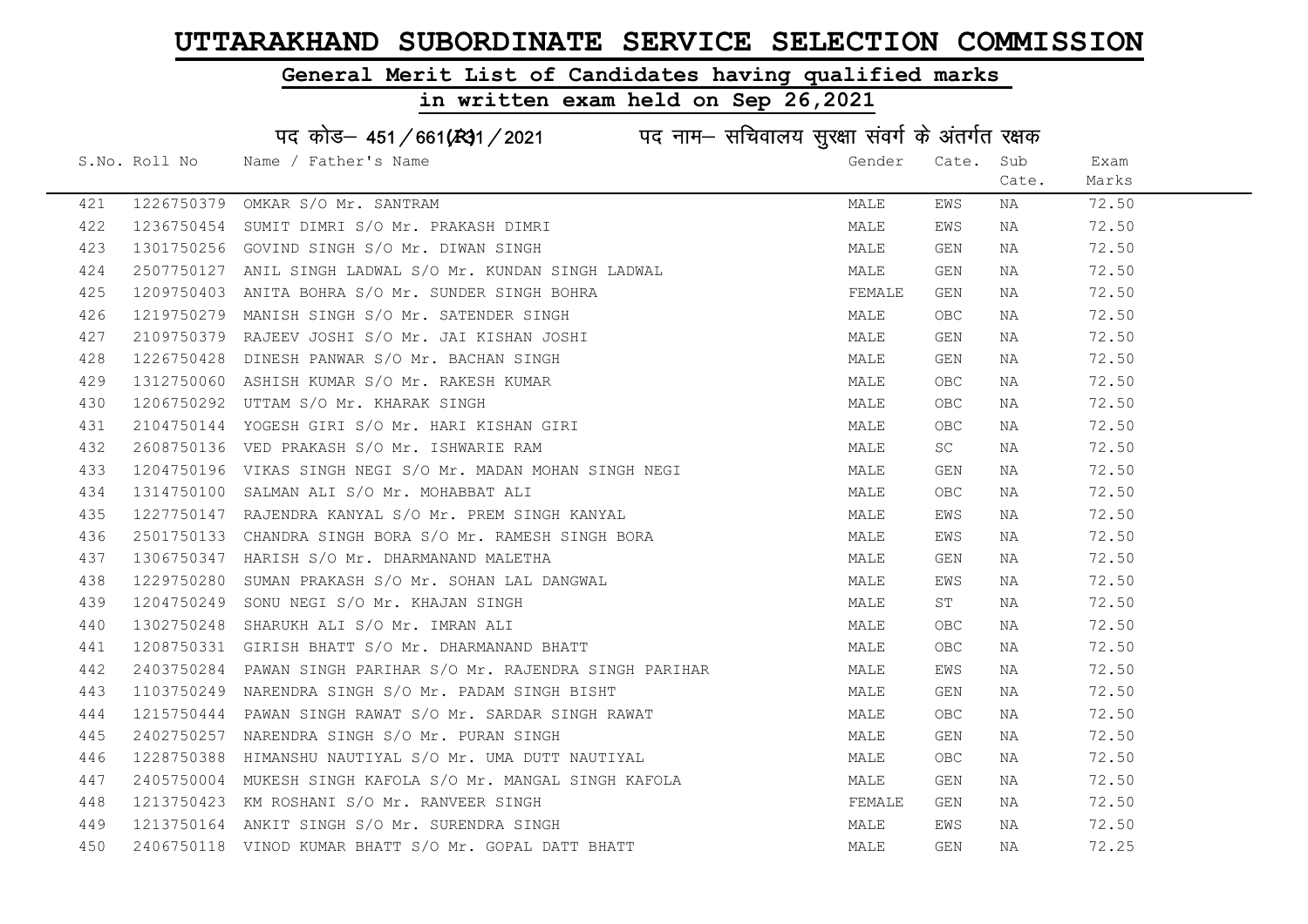# UTTARAKHAND SUBORDINATE SERVICE SELECTION COMMISSION

## General Merit List of Candidates having qualified marks

## in written exam held on Sep 26,2021

पद कोड– 451/661(R31/2021 पद नाम– सचिवालय सुरक्षा संवर्ग के अंतर्गत रक्षक

| S.No. | Roll No | Name / Father's Name | Gender | Cate. | Sub Cate. | Exam Marks |
|---|---|---|---|---|---|---|
| 421 | 1226750379 | OMKAR S/O Mr. SANTRAM | MALE | EWS | NA | 72.50 |
| 422 | 1236750454 | SUMIT DIMRI S/O Mr. PRAKASH DIMRI | MALE | EWS | NA | 72.50 |
| 423 | 1301750256 | GOVIND SINGH S/O Mr. DIWAN SINGH | MALE | GEN | NA | 72.50 |
| 424 | 2507750127 | ANIL SINGH LADWAL S/O Mr. KUNDAN SINGH LADWAL | MALE | GEN | NA | 72.50 |
| 425 | 1209750403 | ANITA BOHRA S/O Mr. SUNDER SINGH BOHRA | FEMALE | GEN | NA | 72.50 |
| 426 | 1219750279 | MANISH SINGH S/O Mr. SATENDER SINGH | MALE | OBC | NA | 72.50 |
| 427 | 2109750379 | RAJEEV JOSHI S/O Mr. JAI KISHAN JOSHI | MALE | GEN | NA | 72.50 |
| 428 | 1226750428 | DINESH PANWAR S/O Mr. BACHAN SINGH | MALE | GEN | NA | 72.50 |
| 429 | 1312750060 | ASHISH KUMAR S/O Mr. RAKESH KUMAR | MALE | OBC | NA | 72.50 |
| 430 | 1206750292 | UTTAM S/O Mr. KHARAK SINGH | MALE | OBC | NA | 72.50 |
| 431 | 2104750144 | YOGESH GIRI S/O Mr. HARI KISHAN GIRI | MALE | OBC | NA | 72.50 |
| 432 | 2608750136 | VED PRAKASH S/O Mr. ISHWARIE RAM | MALE | SC | NA | 72.50 |
| 433 | 1204750196 | VIKAS SINGH NEGI S/O Mr. MADAN MOHAN SINGH NEGI | MALE | GEN | NA | 72.50 |
| 434 | 1314750100 | SALMAN ALI S/O Mr. MOHABBAT ALI | MALE | OBC | NA | 72.50 |
| 435 | 1227750147 | RAJENDRA KANYAL S/O Mr. PREM SINGH KANYAL | MALE | EWS | NA | 72.50 |
| 436 | 2501750133 | CHANDRA SINGH BORA S/O Mr. RAMESH SINGH BORA | MALE | EWS | NA | 72.50 |
| 437 | 1306750347 | HARISH S/O Mr. DHARMANAND MALETHA | MALE | GEN | NA | 72.50 |
| 438 | 1229750280 | SUMAN PRAKASH S/O Mr. SOHAN LAL DANGWAL | MALE | EWS | NA | 72.50 |
| 439 | 1204750249 | SONU NEGI S/O Mr. KHAJAN SINGH | MALE | ST | NA | 72.50 |
| 440 | 1302750248 | SHARUKH ALI S/O Mr. IMRAN ALI | MALE | OBC | NA | 72.50 |
| 441 | 1208750331 | GIRISH BHATT S/O Mr. DHARMANAND BHATT | MALE | OBC | NA | 72.50 |
| 442 | 2403750284 | PAWAN SINGH PARIHAR S/O Mr. RAJENDRA SINGH PARIHAR | MALE | EWS | NA | 72.50 |
| 443 | 1103750249 | NARENDRA SINGH S/O Mr. PADAM SINGH BISHT | MALE | GEN | NA | 72.50 |
| 444 | 1215750444 | PAWAN SINGH RAWAT S/O Mr. SARDAR SINGH RAWAT | MALE | OBC | NA | 72.50 |
| 445 | 2402750257 | NARENDRA SINGH S/O Mr. PURAN SINGH | MALE | GEN | NA | 72.50 |
| 446 | 1228750388 | HIMANSHU NAUTIYAL S/O Mr. UMA DUTT NAUTIYAL | MALE | OBC | NA | 72.50 |
| 447 | 2405750004 | MUKESH SINGH KAFOLA S/O Mr. MANGAL SINGH KAFOLA | MALE | GEN | NA | 72.50 |
| 448 | 1213750423 | KM ROSHANI S/O Mr. RANVEER SINGH | FEMALE | GEN | NA | 72.50 |
| 449 | 1213750164 | ANKIT SINGH S/O Mr. SURENDRA SINGH | MALE | EWS | NA | 72.50 |
| 450 | 2406750118 | VINOD KUMAR BHATT S/O Mr. GOPAL DATT BHATT | MALE | GEN | NA | 72.25 |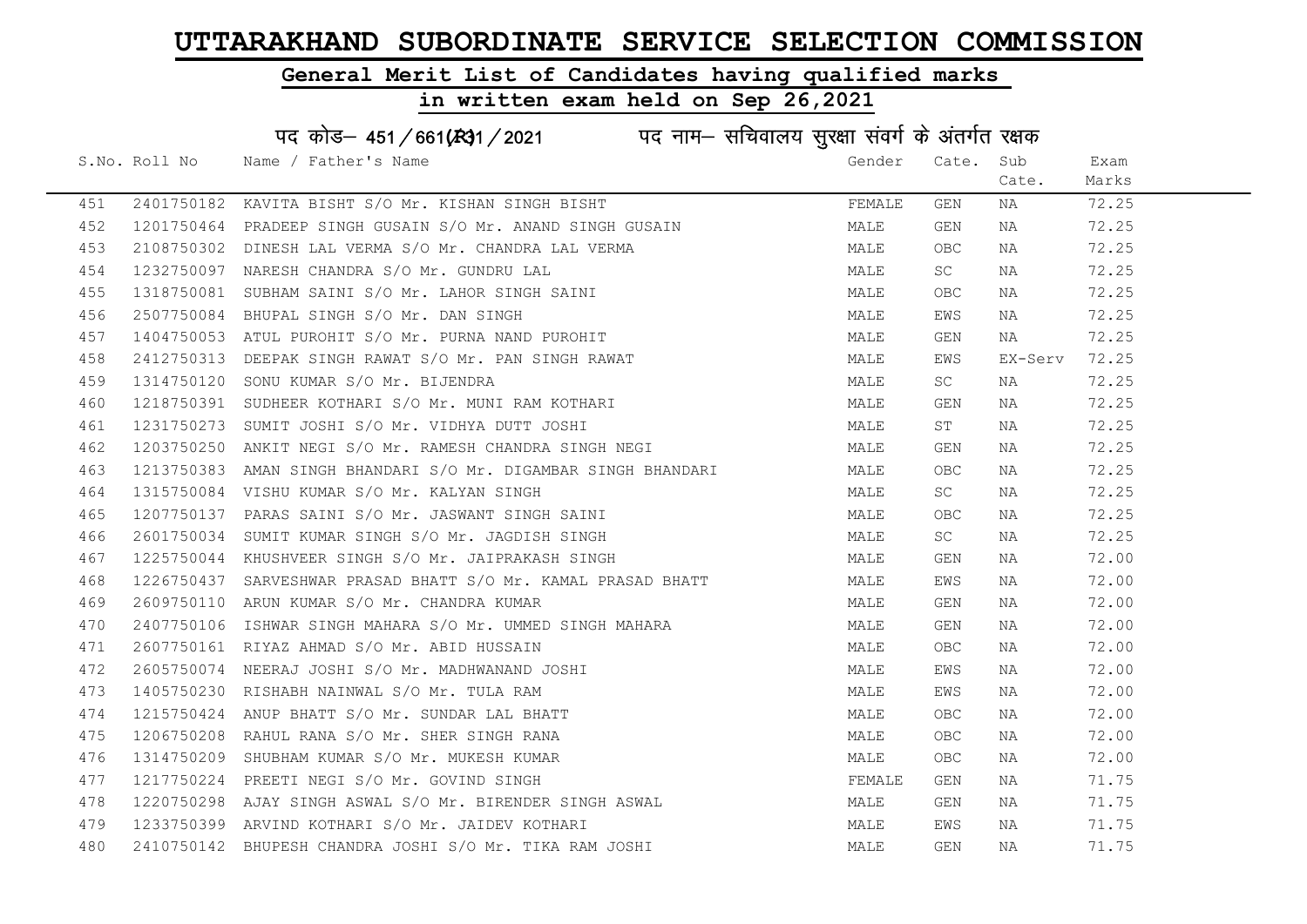# UTTARAKHAND SUBORDINATE SERVICE SELECTION COMMISSION

## General Merit List of Candidates having qualified marks

## in written exam held on Sep 26,2021

### पद कोड– 451/661(R)1/2021 पद नाम– सचिवालय सुरक्षा संवर्ग के अंतर्गत रक्षक

| S.No. | Roll No | Name / Father's Name | Gender | Cate. | Sub Cate. | Exam Marks |
|---|---|---|---|---|---|---|
| 451 | 2401750182 | KAVITA BISHT S/O Mr. KISHAN SINGH BISHT | FEMALE | GEN | NA | 72.25 |
| 452 | 1201750464 | PRADEEP SINGH GUSAIN S/O Mr. ANAND SINGH GUSAIN | MALE | GEN | NA | 72.25 |
| 453 | 2108750302 | DINESH LAL VERMA S/O Mr. CHANDRA LAL VERMA | MALE | OBC | NA | 72.25 |
| 454 | 1232750097 | NARESH CHANDRA S/O Mr. GUNDRU LAL | MALE | SC | NA | 72.25 |
| 455 | 1318750081 | SUBHAM SAINI S/O Mr. LAHOR SINGH SAINI | MALE | OBC | NA | 72.25 |
| 456 | 2507750084 | BHUPAL SINGH S/O Mr. DAN SINGH | MALE | EWS | NA | 72.25 |
| 457 | 1404750053 | ATUL PUROHIT S/O Mr. PURNA NAND PUROHIT | MALE | GEN | NA | 72.25 |
| 458 | 2412750313 | DEEPAK SINGH RAWAT S/O Mr. PAN SINGH RAWAT | MALE | EWS | EX-Serv | 72.25 |
| 459 | 1314750120 | SONU KUMAR S/O Mr. BIJENDRA | MALE | SC | NA | 72.25 |
| 460 | 1218750391 | SUDHEER KOTHARI S/O Mr. MUNI RAM KOTHARI | MALE | GEN | NA | 72.25 |
| 461 | 1231750273 | SUMIT JOSHI S/O Mr. VIDHYA DUTT JOSHI | MALE | ST | NA | 72.25 |
| 462 | 1203750250 | ANKIT NEGI S/O Mr. RAMESH CHANDRA SINGH NEGI | MALE | GEN | NA | 72.25 |
| 463 | 1213750383 | AMAN SINGH BHANDARI S/O Mr. DIGAMBAR SINGH BHANDARI | MALE | OBC | NA | 72.25 |
| 464 | 1315750084 | VISHU KUMAR S/O Mr. KALYAN SINGH | MALE | SC | NA | 72.25 |
| 465 | 1207750137 | PARAS SAINI S/O Mr. JASWANT SINGH SAINI | MALE | OBC | NA | 72.25 |
| 466 | 2601750034 | SUMIT KUMAR SINGH S/O Mr. JAGDISH SINGH | MALE | SC | NA | 72.25 |
| 467 | 1225750044 | KHUSHVEER SINGH S/O Mr. JAIPRAKASH SINGH | MALE | GEN | NA | 72.00 |
| 468 | 1226750437 | SARVESHWAR PRASAD BHATT S/O Mr. KAMAL PRASAD BHATT | MALE | EWS | NA | 72.00 |
| 469 | 2609750110 | ARUN KUMAR S/O Mr. CHANDRA KUMAR | MALE | GEN | NA | 72.00 |
| 470 | 2407750106 | ISHWAR SINGH MAHARA S/O Mr. UMMED SINGH MAHARA | MALE | GEN | NA | 72.00 |
| 471 | 2607750161 | RIYAZ AHMAD S/O Mr. ABID HUSSAIN | MALE | OBC | NA | 72.00 |
| 472 | 2605750074 | NEERAJ JOSHI S/O Mr. MADHWANAND JOSHI | MALE | EWS | NA | 72.00 |
| 473 | 1405750230 | RISHABH NAINWAL S/O Mr. TULA RAM | MALE | EWS | NA | 72.00 |
| 474 | 1215750424 | ANUP BHATT S/O Mr. SUNDAR LAL BHATT | MALE | OBC | NA | 72.00 |
| 475 | 1206750208 | RAHUL RANA S/O Mr. SHER SINGH RANA | MALE | OBC | NA | 72.00 |
| 476 | 1314750209 | SHUBHAM KUMAR S/O Mr. MUKESH KUMAR | MALE | OBC | NA | 72.00 |
| 477 | 1217750224 | PREETI NEGI S/O Mr. GOVIND SINGH | FEMALE | GEN | NA | 71.75 |
| 478 | 1220750298 | AJAY SINGH ASWAL S/O Mr. BIRENDER SINGH ASWAL | MALE | GEN | NA | 71.75 |
| 479 | 1233750399 | ARVIND KOTHARI S/O Mr. JAIDEV KOTHARI | MALE | EWS | NA | 71.75 |
| 480 | 2410750142 | BHUPESH CHANDRA JOSHI S/O Mr. TIKA RAM JOSHI | MALE | GEN | NA | 71.75 |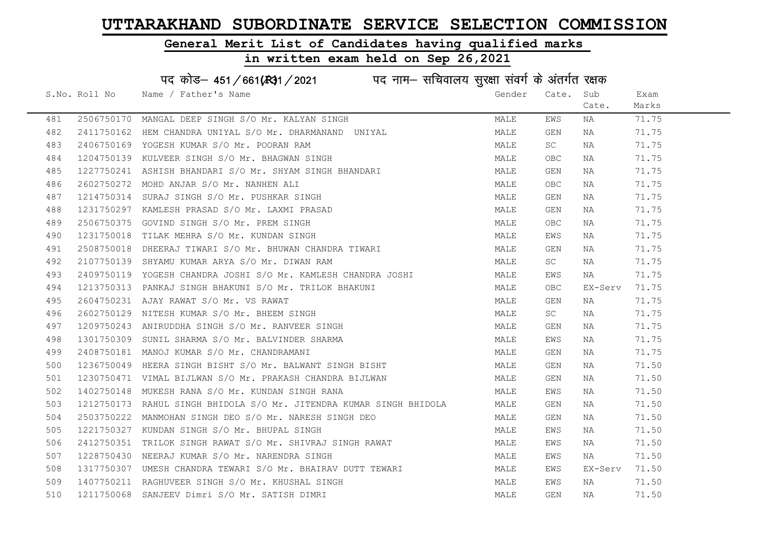# UTTARAKHAND SUBORDINATE SERVICE SELECTION COMMISSION

## General Merit List of Candidates having qualified marks

## in written exam held on Sep 26,2021

### पद कोड– 451/661(R)1/2021 पद नाम– सचिवालय सुरक्षा संवर्ग के अंतर्गत रक्षक

| S.No. | Roll No | Name / Father's Name | Gender | Cate. | Sub Cate. | Exam Marks |
|---|---|---|---|---|---|---|
| 481 | 2506750170 | MANGAL DEEP SINGH S/O Mr. KALYAN SINGH | MALE | EWS | NA | 71.75 |
| 482 | 2411750162 | HEM CHANDRA UNIYAL S/O Mr. DHARMANAND UNIYAL | MALE | GEN | NA | 71.75 |
| 483 | 2406750169 | YOGESH KUMAR S/O Mr. POORAN RAM | MALE | SC | NA | 71.75 |
| 484 | 1204750139 | KULVEER SINGH S/O Mr. BHAGWAN SINGH | MALE | OBC | NA | 71.75 |
| 485 | 1227750241 | ASHISH BHANDARI S/O Mr. SHYAM SINGH BHANDARI | MALE | GEN | NA | 71.75 |
| 486 | 2602750272 | MOHD ANJAR S/O Mr. NANHEN ALI | MALE | OBC | NA | 71.75 |
| 487 | 1214750314 | SURAJ SINGH S/O Mr. PUSHKAR SINGH | MALE | GEN | NA | 71.75 |
| 488 | 1231750297 | KAMLESH PRASAD S/O Mr. LAXMI PRASAD | MALE | GEN | NA | 71.75 |
| 489 | 2506750375 | GOVIND SINGH S/O Mr. PREM SINGH | MALE | OBC | NA | 71.75 |
| 490 | 1231750018 | TILAK MEHRA S/O Mr. KUNDAN SINGH | MALE | EWS | NA | 71.75 |
| 491 | 2508750018 | DHEERAJ TIWARI S/O Mr. BHUWAN CHANDRA TIWARI | MALE | GEN | NA | 71.75 |
| 492 | 2107750139 | SHYAMU KUMAR ARYA S/O Mr. DIWAN RAM | MALE | SC | NA | 71.75 |
| 493 | 2409750119 | YOGESH CHANDRA JOSHI S/O Mr. KAMLESH CHANDRA JOSHI | MALE | EWS | NA | 71.75 |
| 494 | 1213750313 | PANKAJ SINGH BHAKUNI S/O Mr. TRILOK BHAKUNI | MALE | OBC | EX-Serv | 71.75 |
| 495 | 2604750231 | AJAY RAWAT S/O Mr. VS RAWAT | MALE | GEN | NA | 71.75 |
| 496 | 2602750129 | NITESH KUMAR S/O Mr. BHEEM SINGH | MALE | SC | NA | 71.75 |
| 497 | 1209750243 | ANIRUDDHA SINGH S/O Mr. RANVEER SINGH | MALE | GEN | NA | 71.75 |
| 498 | 1301750309 | SUNIL SHARMA S/O Mr. BALVINDER SHARMA | MALE | EWS | NA | 71.75 |
| 499 | 2408750181 | MANOJ KUMAR S/O Mr. CHANDRAMANI | MALE | GEN | NA | 71.75 |
| 500 | 1236750049 | HEERA SINGH BISHT S/O Mr. BALWANT SINGH BISHT | MALE | GEN | NA | 71.50 |
| 501 | 1230750471 | VIMAL BIJLWAN S/O Mr. PRAKASH CHANDRA BIJLWAN | MALE | GEN | NA | 71.50 |
| 502 | 1402750148 | MUKESH RANA S/O Mr. KUNDAN SINGH RANA | MALE | EWS | NA | 71.50 |
| 503 | 1212750173 | RAHUL SINGH BHIDOLA S/O Mr. JITENDRA KUMAR SINGH BHIDOLA | MALE | GEN | NA | 71.50 |
| 504 | 2503750222 | MANMOHAN SINGH DEO S/O Mr. NARESH SINGH DEO | MALE | GEN | NA | 71.50 |
| 505 | 1221750327 | KUNDAN SINGH S/O Mr. BHUPAL SINGH | MALE | EWS | NA | 71.50 |
| 506 | 2412750351 | TRILOK SINGH RAWAT S/O Mr. SHIVRAJ SINGH RAWAT | MALE | EWS | NA | 71.50 |
| 507 | 1228750430 | NEERAJ KUMAR S/O Mr. NARENDRA SINGH | MALE | EWS | NA | 71.50 |
| 508 | 1317750307 | UMESH CHANDRA TEWARI S/O Mr. BHAIRAV DUTT TEWARI | MALE | EWS | EX-Serv | 71.50 |
| 509 | 1407750211 | RAGHUVEER SINGH S/O Mr. KHUSHAL SINGH | MALE | EWS | NA | 71.50 |
| 510 | 1211750068 | SANJEEV Dimri S/O Mr. SATISH DIMRI | MALE | GEN | NA | 71.50 |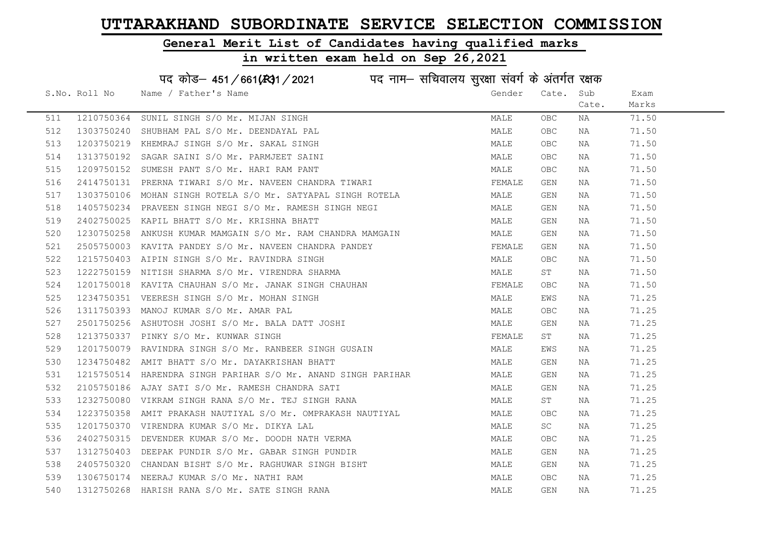# UTTARAKHAND SUBORDINATE SERVICE SELECTION COMMISSION

## General Merit List of Candidates having qualified marks

## in written exam held on Sep 26,2021

पद कोड– 451/661(R)1/2021 पद नाम– सचिवालय सुरक्षा संवर्ग के अंतर्गत रक्षक

| S.No. | Roll No | Name / Father's Name | Gender | Cate. | Sub Cate. | Exam Marks |
|---|---|---|---|---|---|---|
| 511 | 1210750364 | SUNIL SINGH S/O Mr. MIJAN SINGH | MALE | OBC | NA | 71.50 |
| 512 | 1303750240 | SHUBHAM PAL S/O Mr. DEENDAYAL PAL | MALE | OBC | NA | 71.50 |
| 513 | 1203750219 | KHEMRAJ SINGH S/O Mr. SAKAL SINGH | MALE | OBC | NA | 71.50 |
| 514 | 1313750192 | SAGAR SAINI S/O Mr. PARMJEET SAINI | MALE | OBC | NA | 71.50 |
| 515 | 1209750152 | SUMESH PANT S/O Mr. HARI RAM PANT | MALE | OBC | NA | 71.50 |
| 516 | 2414750131 | PRERNA TIWARI S/O Mr. NAVEEN CHANDRA TIWARI | FEMALE | GEN | NA | 71.50 |
| 517 | 1303750106 | MOHAN SINGH ROTELA S/O Mr. SATYAPAL SINGH ROTELA | MALE | GEN | NA | 71.50 |
| 518 | 1405750234 | PRAVEEN SINGH NEGI S/O Mr. RAMESH SINGH NEGI | MALE | GEN | NA | 71.50 |
| 519 | 2402750025 | KAPIL BHATT S/O Mr. KRISHNA BHATT | MALE | GEN | NA | 71.50 |
| 520 | 1230750258 | ANKUSH KUMAR MAMGAIN S/O Mr. RAM CHANDRA MAMGAIN | MALE | GEN | NA | 71.50 |
| 521 | 2505750003 | KAVITA PANDEY S/O Mr. NAVEEN CHANDRA PANDEY | FEMALE | GEN | NA | 71.50 |
| 522 | 1215750403 | AIPIN SINGH S/O Mr. RAVINDRA SINGH | MALE | OBC | NA | 71.50 |
| 523 | 1222750159 | NITISH SHARMA S/O Mr. VIRENDRA SHARMA | MALE | ST | NA | 71.50 |
| 524 | 1201750018 | KAVITA CHAUHAN S/O Mr. JANAK SINGH CHAUHAN | FEMALE | OBC | NA | 71.50 |
| 525 | 1234750351 | VEERESH SINGH S/O Mr. MOHAN SINGH | MALE | EWS | NA | 71.25 |
| 526 | 1311750393 | MANOJ KUMAR S/O Mr. AMAR PAL | MALE | OBC | NA | 71.25 |
| 527 | 2501750256 | ASHUTOSH JOSHI S/O Mr. BALA DATT JOSHI | MALE | GEN | NA | 71.25 |
| 528 | 1213750337 | PINKY S/O Mr. KUNWAR SINGH | FEMALE | ST | NA | 71.25 |
| 529 | 1201750079 | RAVINDRA SINGH S/O Mr. RANBEER SINGH GUSAIN | MALE | EWS | NA | 71.25 |
| 530 | 1234750482 | AMIT BHATT S/O Mr. DAYAKRISHAN BHATT | MALE | GEN | NA | 71.25 |
| 531 | 1215750514 | HARENDRA SINGH PARIHAR S/O Mr. ANAND SINGH PARIHAR | MALE | GEN | NA | 71.25 |
| 532 | 2105750186 | AJAY SATI S/O Mr. RAMESH CHANDRA SATI | MALE | GEN | NA | 71.25 |
| 533 | 1232750080 | VIKRAM SINGH RANA S/O Mr. TEJ SINGH RANA | MALE | ST | NA | 71.25 |
| 534 | 1223750358 | AMIT PRAKASH NAUTIYAL S/O Mr. OMPRAKASH NAUTIYAL | MALE | OBC | NA | 71.25 |
| 535 | 1201750370 | VIRENDRA KUMAR S/O Mr. DIKYA LAL | MALE | SC | NA | 71.25 |
| 536 | 2402750315 | DEVENDER KUMAR S/O Mr. DOODH NATH VERMA | MALE | OBC | NA | 71.25 |
| 537 | 1312750403 | DEEPAK PUNDIR S/O Mr. GABAR SINGH PUNDIR | MALE | GEN | NA | 71.25 |
| 538 | 2405750320 | CHANDAN BISHT S/O Mr. RAGHUWAR SINGH BISHT | MALE | GEN | NA | 71.25 |
| 539 | 1306750174 | NEERAJ KUMAR S/O Mr. NATHI RAM | MALE | OBC | NA | 71.25 |
| 540 | 1312750268 | HARISH RANA S/O Mr. SATE SINGH RANA | MALE | GEN | NA | 71.25 |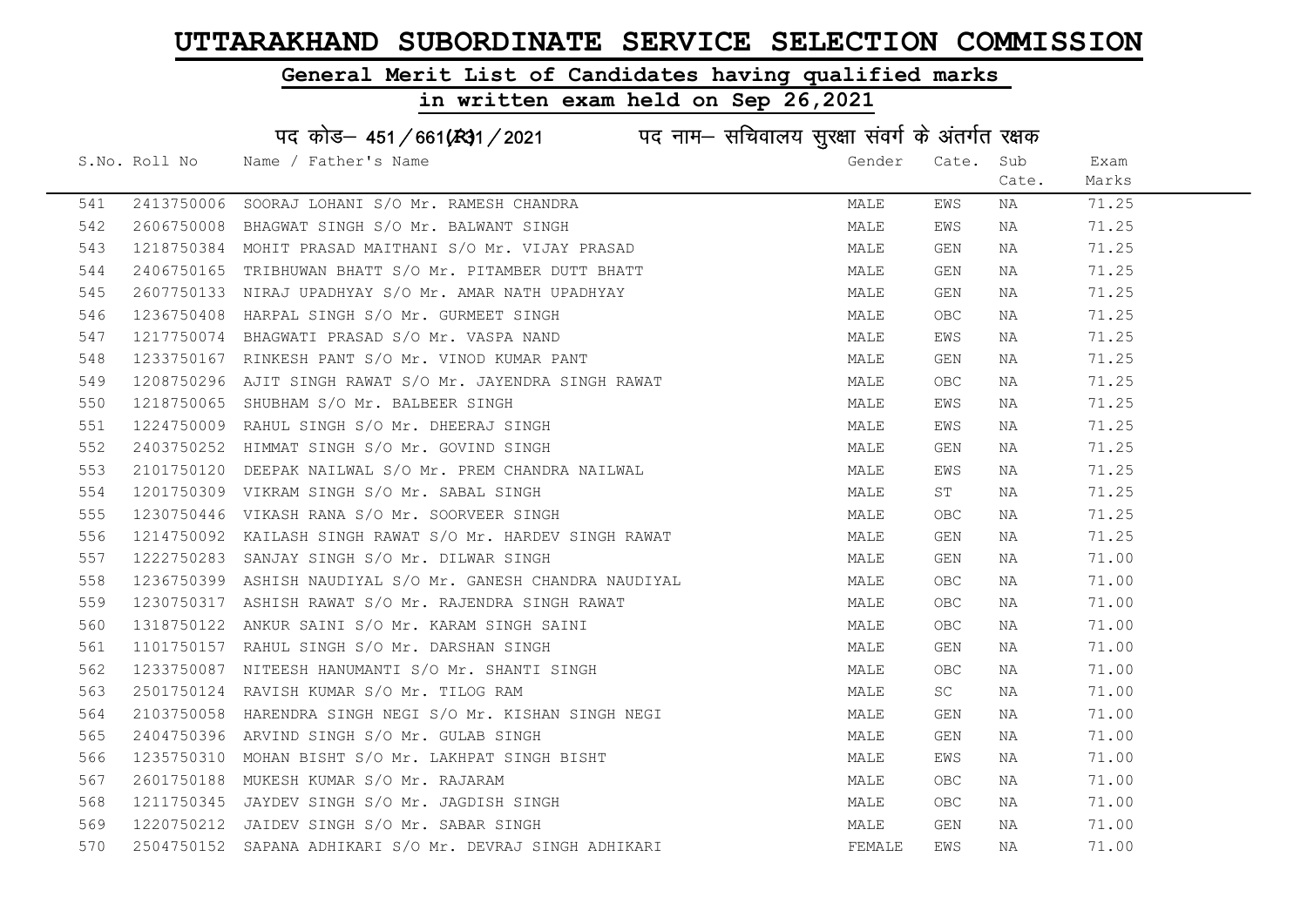# UTTARAKHAND SUBORDINATE SERVICE SELECTION COMMISSION

## General Merit List of Candidates having qualified marks

## in written exam held on Sep 26,2021

### पद कोड– 451/661(R)1/2021 पद नाम– सचिवालय सुरक्षा संवर्ग के अंतर्गत रक्षक

| S.No. | Roll No | Name / Father's Name | Gender | Cate. | Sub Cate. | Exam Marks |
|---|---|---|---|---|---|---|
| 541 | 2413750006 | SOORAJ LOHANI S/O Mr. RAMESH CHANDRA | MALE | EWS | NA | 71.25 |
| 542 | 2606750008 | BHAGWAT SINGH S/O Mr. BALWANT SINGH | MALE | EWS | NA | 71.25 |
| 543 | 1218750384 | MOHIT PRASAD MAITHANI S/O Mr. VIJAY PRASAD | MALE | GEN | NA | 71.25 |
| 544 | 2406750165 | TRIBHUWAN BHATT S/O Mr. PITAMBER DUTT BHATT | MALE | GEN | NA | 71.25 |
| 545 | 2607750133 | NIRAJ UPADHYAY S/O Mr. AMAR NATH UPADHYAY | MALE | GEN | NA | 71.25 |
| 546 | 1236750408 | HARPAL SINGH S/O Mr. GURMEET SINGH | MALE | OBC | NA | 71.25 |
| 547 | 1217750074 | BHAGWATI PRASAD S/O Mr. VASPA NAND | MALE | EWS | NA | 71.25 |
| 548 | 1233750167 | RINKESH PANT S/O Mr. VINOD KUMAR PANT | MALE | GEN | NA | 71.25 |
| 549 | 1208750296 | AJIT SINGH RAWAT S/O Mr. JAYENDRA SINGH RAWAT | MALE | OBC | NA | 71.25 |
| 550 | 1218750065 | SHUBHAM S/O Mr. BALBEER SINGH | MALE | EWS | NA | 71.25 |
| 551 | 1224750009 | RAHUL SINGH S/O Mr. DHEERAJ SINGH | MALE | EWS | NA | 71.25 |
| 552 | 2403750252 | HIMMAT SINGH S/O Mr. GOVIND SINGH | MALE | GEN | NA | 71.25 |
| 553 | 2101750120 | DEEPAK NAILWAL S/O Mr. PREM CHANDRA NAILWAL | MALE | EWS | NA | 71.25 |
| 554 | 1201750309 | VIKRAM SINGH S/O Mr. SABAL SINGH | MALE | ST | NA | 71.25 |
| 555 | 1230750446 | VIKASH RANA S/O Mr. SOORVEER SINGH | MALE | OBC | NA | 71.25 |
| 556 | 1214750092 | KAILASH SINGH RAWAT S/O Mr. HARDEV SINGH RAWAT | MALE | GEN | NA | 71.25 |
| 557 | 1222750283 | SANJAY SINGH S/O Mr. DILWAR SINGH | MALE | GEN | NA | 71.00 |
| 558 | 1236750399 | ASHISH NAUDIYAL S/O Mr. GANESH CHANDRA NAUDIYAL | MALE | OBC | NA | 71.00 |
| 559 | 1230750317 | ASHISH RAWAT S/O Mr. RAJENDRA SINGH RAWAT | MALE | OBC | NA | 71.00 |
| 560 | 1318750122 | ANKUR SAINI S/O Mr. KARAM SINGH SAINI | MALE | OBC | NA | 71.00 |
| 561 | 1101750157 | RAHUL SINGH S/O Mr. DARSHAN SINGH | MALE | GEN | NA | 71.00 |
| 562 | 1233750087 | NITEESH HANUMANTI S/O Mr. SHANTI SINGH | MALE | OBC | NA | 71.00 |
| 563 | 2501750124 | RAVISH KUMAR S/O Mr. TILOG RAM | MALE | SC | NA | 71.00 |
| 564 | 2103750058 | HARENDRA SINGH NEGI S/O Mr. KISHAN SINGH NEGI | MALE | GEN | NA | 71.00 |
| 565 | 2404750396 | ARVIND SINGH S/O Mr. GULAB SINGH | MALE | GEN | NA | 71.00 |
| 566 | 1235750310 | MOHAN BISHT S/O Mr. LAKHPAT SINGH BISHT | MALE | EWS | NA | 71.00 |
| 567 | 2601750188 | MUKESH KUMAR S/O Mr. RAJARAM | MALE | OBC | NA | 71.00 |
| 568 | 1211750345 | JAYDEV SINGH S/O Mr. JAGDISH SINGH | MALE | OBC | NA | 71.00 |
| 569 | 1220750212 | JAIDEV SINGH S/O Mr. SABAR SINGH | MALE | GEN | NA | 71.00 |
| 570 | 2504750152 | SAPANA ADHIKARI S/O Mr. DEVRAJ SINGH ADHIKARI | FEMALE | EWS | NA | 71.00 |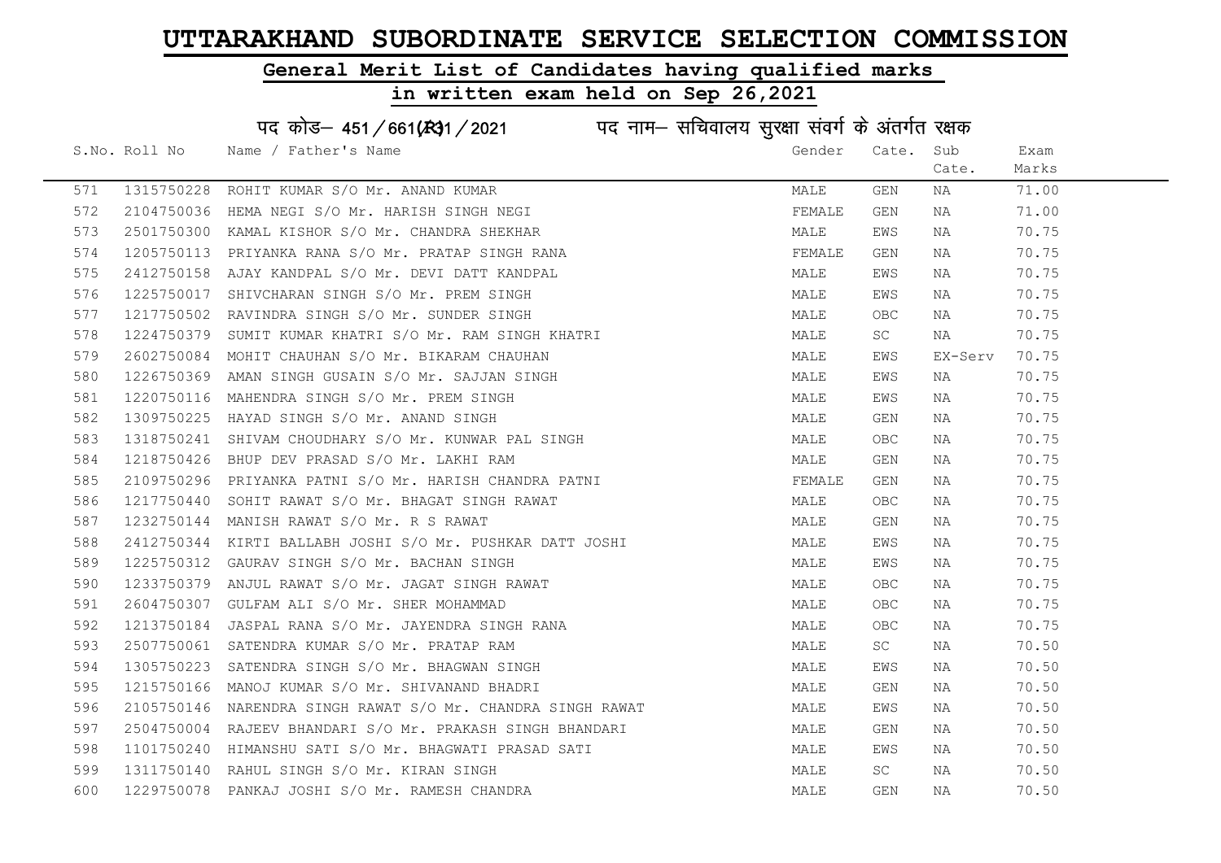# UTTARAKHAND SUBORDINATE SERVICE SELECTION COMMISSION

## General Merit List of Candidates having qualified marks

## in written exam held on Sep 26,2021

पद कोड– 451/661(R)1/2021 पद नाम– सचिवालय सुरक्षा संवर्ग के अंतर्गत रक्षक

| S.No. | Roll No | Name / Father's Name | Gender | Cate. | Sub Cate. | Exam Marks |
|---|---|---|---|---|---|---|
| 571 | 1315750228 | ROHIT KUMAR S/O Mr. ANAND KUMAR | MALE | GEN | NA | 71.00 |
| 572 | 2104750036 | HEMA NEGI S/O Mr. HARISH SINGH NEGI | FEMALE | GEN | NA | 71.00 |
| 573 | 2501750300 | KAMAL KISHOR S/O Mr. CHANDRA SHEKHAR | MALE | EWS | NA | 70.75 |
| 574 | 1205750113 | PRIYANKA RANA S/O Mr. PRATAP SINGH RANA | FEMALE | GEN | NA | 70.75 |
| 575 | 2412750158 | AJAY KANDPAL S/O Mr. DEVI DATT KANDPAL | MALE | EWS | NA | 70.75 |
| 576 | 1225750017 | SHIVCHARAN SINGH S/O Mr. PREM SINGH | MALE | EWS | NA | 70.75 |
| 577 | 1217750502 | RAVINDRA SINGH S/O Mr. SUNDER SINGH | MALE | OBC | NA | 70.75 |
| 578 | 1224750379 | SUMIT KUMAR KHATRI S/O Mr. RAM SINGH KHATRI | MALE | SC | NA | 70.75 |
| 579 | 2602750084 | MOHIT CHAUHAN S/O Mr. BIKARAM CHAUHAN | MALE | EWS | EX-Serv | 70.75 |
| 580 | 1226750369 | AMAN SINGH GUSAIN S/O Mr. SAJJAN SINGH | MALE | EWS | NA | 70.75 |
| 581 | 1220750116 | MAHENDRA SINGH S/O Mr. PREM SINGH | MALE | EWS | NA | 70.75 |
| 582 | 1309750225 | HAYAD SINGH S/O Mr. ANAND SINGH | MALE | GEN | NA | 70.75 |
| 583 | 1318750241 | SHIVAM CHOUDHARY S/O Mr. KUNWAR PAL SINGH | MALE | OBC | NA | 70.75 |
| 584 | 1218750426 | BHUP DEV PRASAD S/O Mr. LAKHI RAM | MALE | GEN | NA | 70.75 |
| 585 | 2109750296 | PRIYANKA PATNI S/O Mr. HARISH CHANDRA PATNI | FEMALE | GEN | NA | 70.75 |
| 586 | 1217750440 | SOHIT RAWAT S/O Mr. BHAGAT SINGH RAWAT | MALE | OBC | NA | 70.75 |
| 587 | 1232750144 | MANISH RAWAT S/O Mr. R S RAWAT | MALE | GEN | NA | 70.75 |
| 588 | 2412750344 | KIRTI BALLABH JOSHI S/O Mr. PUSHKAR DATT JOSHI | MALE | EWS | NA | 70.75 |
| 589 | 1225750312 | GAURAV SINGH S/O Mr. BACHAN SINGH | MALE | EWS | NA | 70.75 |
| 590 | 1233750379 | ANJUL RAWAT S/O Mr. JAGAT SINGH RAWAT | MALE | OBC | NA | 70.75 |
| 591 | 2604750307 | GULFAM ALI S/O Mr. SHER MOHAMMAD | MALE | OBC | NA | 70.75 |
| 592 | 1213750184 | JASPAL RANA S/O Mr. JAYENDRA SINGH RANA | MALE | OBC | NA | 70.75 |
| 593 | 2507750061 | SATENDRA KUMAR S/O Mr. PRATAP RAM | MALE | SC | NA | 70.50 |
| 594 | 1305750223 | SATENDRA SINGH S/O Mr. BHAGWAN SINGH | MALE | EWS | NA | 70.50 |
| 595 | 1215750166 | MANOJ KUMAR S/O Mr. SHIVANAND BHADRI | MALE | GEN | NA | 70.50 |
| 596 | 2105750146 | NARENDRA SINGH RAWAT S/O Mr. CHANDRA SINGH RAWAT | MALE | EWS | NA | 70.50 |
| 597 | 2504750004 | RAJEEV BHANDARI S/O Mr. PRAKASH SINGH BHANDARI | MALE | GEN | NA | 70.50 |
| 598 | 1101750240 | HIMANSHU SATI S/O Mr. BHAGWATI PRASAD SATI | MALE | EWS | NA | 70.50 |
| 599 | 1311750140 | RAHUL SINGH S/O Mr. KIRAN SINGH | MALE | SC | NA | 70.50 |
| 600 | 1229750078 | PANKAJ JOSHI S/O Mr. RAMESH CHANDRA | MALE | GEN | NA | 70.50 |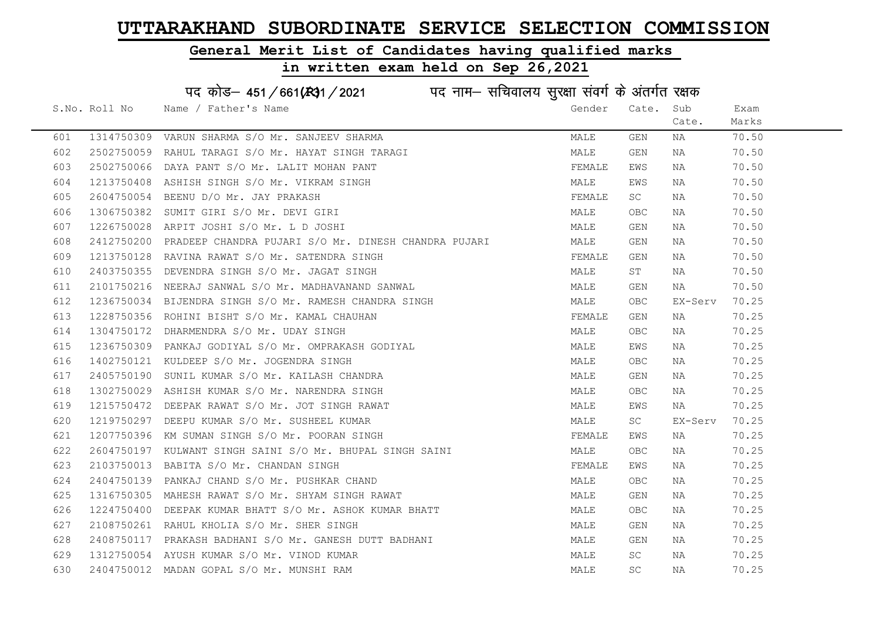# UTTARAKHAND SUBORDINATE SERVICE SELECTION COMMISSION

## General Merit List of Candidates having qualified marks

## in written exam held on Sep 26,2021

पद कोड– 451/661(R31/2021 पद नाम– सचिवालय सुरक्षा संवर्ग के अंतर्गत रक्षक

| S.No. | Roll No | Name / Father's Name | Gender | Cate. | Sub Cate. | Exam Marks |
|---|---|---|---|---|---|---|
| 601 | 1314750309 | VARUN SHARMA S/O Mr. SANJEEV SHARMA | MALE | GEN | NA | 70.50 |
| 602 | 2502750059 | RAHUL TARAGI S/O Mr. HAYAT SINGH TARAGI | MALE | GEN | NA | 70.50 |
| 603 | 2502750066 | DAYA PANT S/O Mr. LALIT MOHAN PANT | FEMALE | EWS | NA | 70.50 |
| 604 | 1213750408 | ASHISH SINGH S/O Mr. VIKRAM SINGH | MALE | EWS | NA | 70.50 |
| 605 | 2604750054 | BEENU D/O Mr. JAY PRAKASH | FEMALE | SC | NA | 70.50 |
| 606 | 1306750382 | SUMIT GIRI S/O Mr. DEVI GIRI | MALE | OBC | NA | 70.50 |
| 607 | 1226750028 | ARPIT JOSHI S/O Mr. L D JOSHI | MALE | GEN | NA | 70.50 |
| 608 | 2412750200 | PRADEEP CHANDRA PUJARI S/O Mr. DINESH CHANDRA PUJARI | MALE | GEN | NA | 70.50 |
| 609 | 1213750128 | RAVINA RAWAT S/O Mr. SATENDRA SINGH | FEMALE | GEN | NA | 70.50 |
| 610 | 2403750355 | DEVENDRA SINGH S/O Mr. JAGAT SINGH | MALE | ST | NA | 70.50 |
| 611 | 2101750216 | NEERAJ SANWAL S/O Mr. MADHAVANAND SANWAL | MALE | GEN | NA | 70.50 |
| 612 | 1236750034 | BIJENDRA SINGH S/O Mr. RAMESH CHANDRA SINGH | MALE | OBC | EX-Serv | 70.25 |
| 613 | 1228750356 | ROHINI BISHT S/O Mr. KAMAL CHAUHAN | FEMALE | GEN | NA | 70.25 |
| 614 | 1304750172 | DHARMENDRA S/O Mr. UDAY SINGH | MALE | OBC | NA | 70.25 |
| 615 | 1236750309 | PANKAJ GODIYAL S/O Mr. OMPRAKASH GODIYAL | MALE | EWS | NA | 70.25 |
| 616 | 1402750121 | KULDEEP S/O Mr. JOGENDRA SINGH | MALE | OBC | NA | 70.25 |
| 617 | 2405750190 | SUNIL KUMAR S/O Mr. KAILASH CHANDRA | MALE | GEN | NA | 70.25 |
| 618 | 1302750029 | ASHISH KUMAR S/O Mr. NARENDRA SINGH | MALE | OBC | NA | 70.25 |
| 619 | 1215750472 | DEEPAK RAWAT S/O Mr. JOT SINGH RAWAT | MALE | EWS | NA | 70.25 |
| 620 | 1219750297 | DEEPU KUMAR S/O Mr. SUSHEEL KUMAR | MALE | SC | EX-Serv | 70.25 |
| 621 | 1207750396 | KM SUMAN SINGH S/O Mr. POORAN SINGH | FEMALE | EWS | NA | 70.25 |
| 622 | 2604750197 | KULWANT SINGH SAINI S/O Mr. BHUPAL SINGH SAINI | MALE | OBC | NA | 70.25 |
| 623 | 2103750013 | BABITA S/O Mr. CHANDAN SINGH | FEMALE | EWS | NA | 70.25 |
| 624 | 2404750139 | PANKAJ CHAND S/O Mr. PUSHKAR CHAND | MALE | OBC | NA | 70.25 |
| 625 | 1316750305 | MAHESH RAWAT S/O Mr. SHYAM SINGH RAWAT | MALE | GEN | NA | 70.25 |
| 626 | 1224750400 | DEEPAK KUMAR BHATT S/O Mr. ASHOK KUMAR BHATT | MALE | OBC | NA | 70.25 |
| 627 | 2108750261 | RAHUL KHOLIA S/O Mr. SHER SINGH | MALE | GEN | NA | 70.25 |
| 628 | 2408750117 | PRAKASH BADHANI S/O Mr. GANESH DUTT BADHANI | MALE | GEN | NA | 70.25 |
| 629 | 1312750054 | AYUSH KUMAR S/O Mr. VINOD KUMAR | MALE | SC | NA | 70.25 |
| 630 | 2404750012 | MADAN GOPAL S/O Mr. MUNSHI RAM | MALE | SC | NA | 70.25 |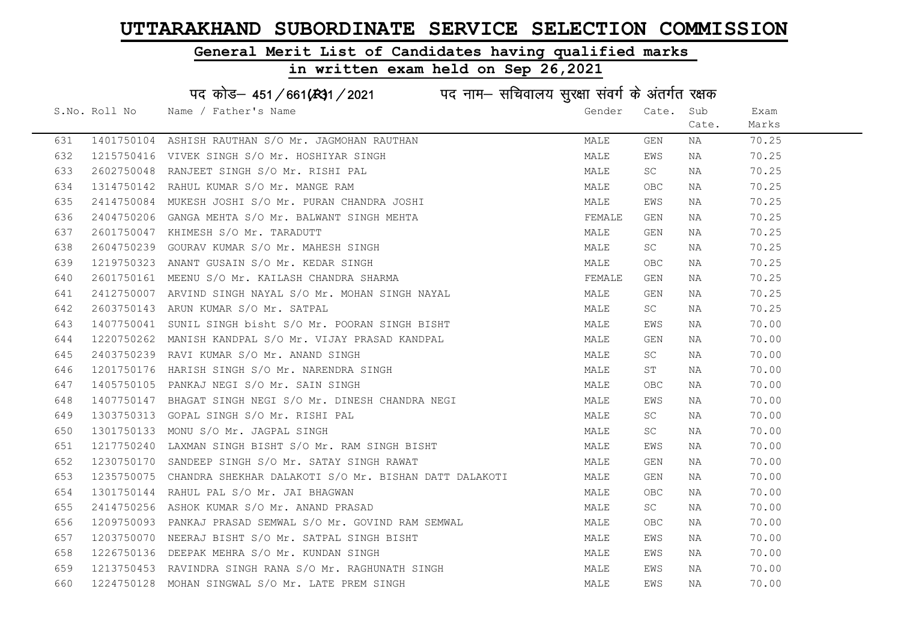# UTTARAKHAND SUBORDINATE SERVICE SELECTION COMMISSION

## General Merit List of Candidates having qualified marks

## in written exam held on Sep 26,2021

### पद कोड– 451/661(R)1/2021 पद नाम– सचिवालय सुरक्षा संवर्ग के अंतर्गत रक्षक

| S.No. | Roll No | Name / Father's Name | Gender | Cate. | Sub Cate. | Exam Marks |
|---|---|---|---|---|---|---|
| 631 | 1401750104 | ASHISH RAUTHAN S/O Mr. JAGMOHAN RAUTHAN | MALE | GEN | NA | 70.25 |
| 632 | 1215750416 | VIVEK SINGH S/O Mr. HOSHIYAR SINGH | MALE | EWS | NA | 70.25 |
| 633 | 2602750048 | RANJEET SINGH S/O Mr. RISHI PAL | MALE | SC | NA | 70.25 |
| 634 | 1314750142 | RAHUL KUMAR S/O Mr. MANGE RAM | MALE | OBC | NA | 70.25 |
| 635 | 2414750084 | MUKESH JOSHI S/O Mr. PURAN CHANDRA JOSHI | MALE | EWS | NA | 70.25 |
| 636 | 2404750206 | GANGA MEHTA S/O Mr. BALWANT SINGH MEHTA | FEMALE | GEN | NA | 70.25 |
| 637 | 2601750047 | KHIMESH S/O Mr. TARADUTT | MALE | GEN | NA | 70.25 |
| 638 | 2604750239 | GOURAV KUMAR S/O Mr. MAHESH SINGH | MALE | SC | NA | 70.25 |
| 639 | 1219750323 | ANANT GUSAIN S/O Mr. KEDAR SINGH | MALE | OBC | NA | 70.25 |
| 640 | 2601750161 | MEENU S/O Mr. KAILASH CHANDRA SHARMA | FEMALE | GEN | NA | 70.25 |
| 641 | 2412750007 | ARVIND SINGH NAYAL S/O Mr. MOHAN SINGH NAYAL | MALE | GEN | NA | 70.25 |
| 642 | 2603750143 | ARUN KUMAR S/O Mr. SATPAL | MALE | SC | NA | 70.25 |
| 643 | 1407750041 | SUNIL SINGH bisht S/O Mr. POORAN SINGH BISHT | MALE | EWS | NA | 70.00 |
| 644 | 1220750262 | MANISH KANDPAL S/O Mr. VIJAY PRASAD KANDPAL | MALE | GEN | NA | 70.00 |
| 645 | 2403750239 | RAVI KUMAR S/O Mr. ANAND SINGH | MALE | SC | NA | 70.00 |
| 646 | 1201750176 | HARISH SINGH S/O Mr. NARENDRA SINGH | MALE | ST | NA | 70.00 |
| 647 | 1405750105 | PANKAJ NEGI S/O Mr. SAIN SINGH | MALE | OBC | NA | 70.00 |
| 648 | 1407750147 | BHAGAT SINGH NEGI S/O Mr. DINESH CHANDRA NEGI | MALE | EWS | NA | 70.00 |
| 649 | 1303750313 | GOPAL SINGH S/O Mr. RISHI PAL | MALE | SC | NA | 70.00 |
| 650 | 1301750133 | MONU S/O Mr. JAGPAL SINGH | MALE | SC | NA | 70.00 |
| 651 | 1217750240 | LAXMAN SINGH BISHT S/O Mr. RAM SINGH BISHT | MALE | EWS | NA | 70.00 |
| 652 | 1230750170 | SANDEEP SINGH S/O Mr. SATAY SINGH RAWAT | MALE | GEN | NA | 70.00 |
| 653 | 1235750075 | CHANDRA SHEKHAR DALAKOTI S/O Mr. BISHAN DATT DALAKOTI | MALE | GEN | NA | 70.00 |
| 654 | 1301750144 | RAHUL PAL S/O Mr. JAI BHAGWAN | MALE | OBC | NA | 70.00 |
| 655 | 2414750256 | ASHOK KUMAR S/O Mr. ANAND PRASAD | MALE | SC | NA | 70.00 |
| 656 | 1209750093 | PANKAJ PRASAD SEMWAL S/O Mr. GOVIND RAM SEMWAL | MALE | OBC | NA | 70.00 |
| 657 | 1203750070 | NEERAJ BISHT S/O Mr. SATPAL SINGH BISHT | MALE | EWS | NA | 70.00 |
| 658 | 1226750136 | DEEPAK MEHRA S/O Mr. KUNDAN SINGH | MALE | EWS | NA | 70.00 |
| 659 | 1213750453 | RAVINDRA SINGH RANA S/O Mr. RAGHUNATH SINGH | MALE | EWS | NA | 70.00 |
| 660 | 1224750128 | MOHAN SINGWAL S/O Mr. LATE PREM SINGH | MALE | EWS | NA | 70.00 |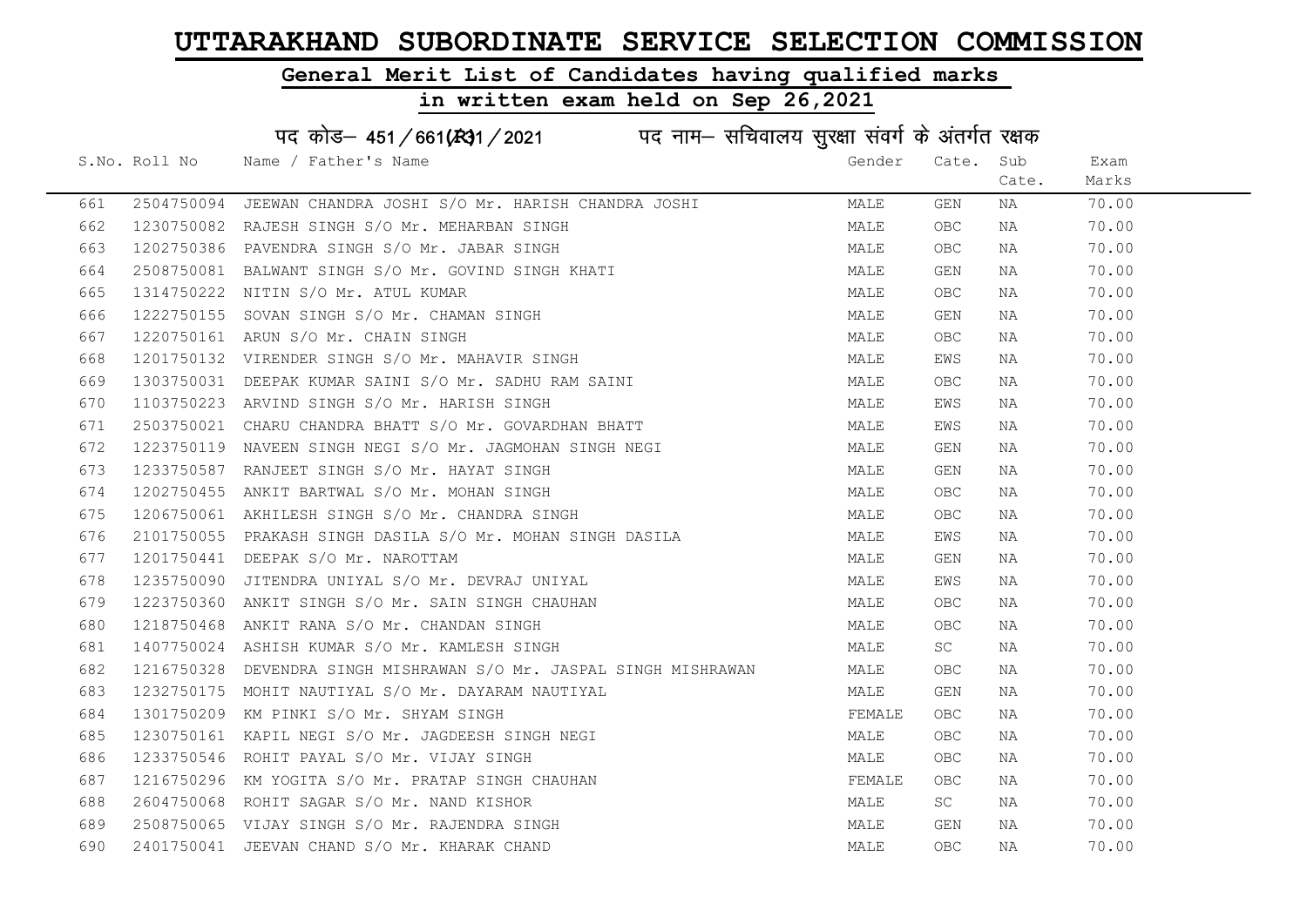# UTTARAKHAND SUBORDINATE SERVICE SELECTION COMMISSION

## General Merit List of Candidates having qualified marks

## in written exam held on Sep 26,2021

### पद कोड– 451/661(R)1/2021 पद नाम– सचिवालय सुरक्षा संवर्ग के अंतर्गत रक्षक

| S.No. | Roll No | Name / Father's Name | Gender | Cate. | Sub Cate. | Exam Marks |
|---|---|---|---|---|---|---|
| 661 | 2504750094 | JEEWAN CHANDRA JOSHI S/O Mr. HARISH CHANDRA JOSHI | MALE | GEN | NA | 70.00 |
| 662 | 1230750082 | RAJESH SINGH S/O Mr. MEHARBAN SINGH | MALE | OBC | NA | 70.00 |
| 663 | 1202750386 | PAVENDRA SINGH S/O Mr. JABAR SINGH | MALE | OBC | NA | 70.00 |
| 664 | 2508750081 | BALWANT SINGH S/O Mr. GOVIND SINGH KHATI | MALE | GEN | NA | 70.00 |
| 665 | 1314750222 | NITIN S/O Mr. ATUL KUMAR | MALE | OBC | NA | 70.00 |
| 666 | 1222750155 | SOVAN SINGH S/O Mr. CHAMAN SINGH | MALE | GEN | NA | 70.00 |
| 667 | 1220750161 | ARUN S/O Mr. CHAIN SINGH | MALE | OBC | NA | 70.00 |
| 668 | 1201750132 | VIRENDER SINGH S/O Mr. MAHAVIR SINGH | MALE | EWS | NA | 70.00 |
| 669 | 1303750031 | DEEPAK KUMAR SAINI S/O Mr. SADHU RAM SAINI | MALE | OBC | NA | 70.00 |
| 670 | 1103750223 | ARVIND SINGH S/O Mr. HARISH SINGH | MALE | EWS | NA | 70.00 |
| 671 | 2503750021 | CHARU CHANDRA BHATT S/O Mr. GOVARDHAN BHATT | MALE | EWS | NA | 70.00 |
| 672 | 1223750119 | NAVEEN SINGH NEGI S/O Mr. JAGMOHAN SINGH NEGI | MALE | GEN | NA | 70.00 |
| 673 | 1233750587 | RANJEET SINGH S/O Mr. HAYAT SINGH | MALE | GEN | NA | 70.00 |
| 674 | 1202750455 | ANKIT BARTWAL S/O Mr. MOHAN SINGH | MALE | OBC | NA | 70.00 |
| 675 | 1206750061 | AKHILESH SINGH S/O Mr. CHANDRA SINGH | MALE | OBC | NA | 70.00 |
| 676 | 2101750055 | PRAKASH SINGH DASILA S/O Mr. MOHAN SINGH DASILA | MALE | EWS | NA | 70.00 |
| 677 | 1201750441 | DEEPAK S/O Mr. NAROTTAM | MALE | GEN | NA | 70.00 |
| 678 | 1235750090 | JITENDRA UNIYAL S/O Mr. DEVRAJ UNIYAL | MALE | EWS | NA | 70.00 |
| 679 | 1223750360 | ANKIT SINGH S/O Mr. SAIN SINGH CHAUHAN | MALE | OBC | NA | 70.00 |
| 680 | 1218750468 | ANKIT RANA S/O Mr. CHANDAN SINGH | MALE | OBC | NA | 70.00 |
| 681 | 1407750024 | ASHISH KUMAR S/O Mr. KAMLESH SINGH | MALE | SC | NA | 70.00 |
| 682 | 1216750328 | DEVENDRA SINGH MISHRAWAN S/O Mr. JASPAL SINGH MISHRAWAN | MALE | OBC | NA | 70.00 |
| 683 | 1232750175 | MOHIT NAUTIYAL S/O Mr. DAYARAM NAUTIYAL | MALE | GEN | NA | 70.00 |
| 684 | 1301750209 | KM PINKI S/O Mr. SHYAM SINGH | FEMALE | OBC | NA | 70.00 |
| 685 | 1230750161 | KAPIL NEGI S/O Mr. JAGDEESH SINGH NEGI | MALE | OBC | NA | 70.00 |
| 686 | 1233750546 | ROHIT PAYAL S/O Mr. VIJAY SINGH | MALE | OBC | NA | 70.00 |
| 687 | 1216750296 | KM YOGITA S/O Mr. PRATAP SINGH CHAUHAN | FEMALE | OBC | NA | 70.00 |
| 688 | 2604750068 | ROHIT SAGAR S/O Mr. NAND KISHOR | MALE | SC | NA | 70.00 |
| 689 | 2508750065 | VIJAY SINGH S/O Mr. RAJENDRA SINGH | MALE | GEN | NA | 70.00 |
| 690 | 2401750041 | JEEVAN CHAND S/O Mr. KHARAK CHAND | MALE | OBC | NA | 70.00 |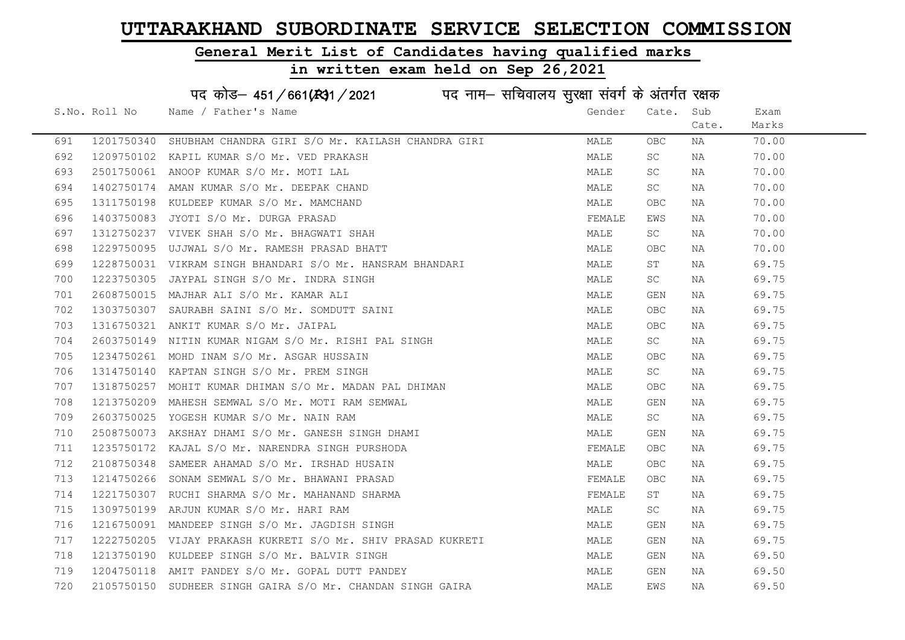# UTTARAKHAND SUBORDINATE SERVICE SELECTION COMMISSION

## General Merit List of Candidates having qualified marks

## in written exam held on Sep 26,2021

पद कोड– 451/661(R)31/2021 पद नाम– सचिवालय सुरक्षा संवर्ग के अंतर्गत रक्षक

| S.No. | Roll No | Name / Father's Name | Gender | Cate. | Sub Cate. | Exam Marks |
|---|---|---|---|---|---|---|
| 691 | 1201750340 | SHUBHAM CHANDRA GIRI S/O Mr. KAILASH CHANDRA GIRI | MALE | OBC | NA | 70.00 |
| 692 | 1209750102 | KAPIL KUMAR S/O Mr. VED PRAKASH | MALE | SC | NA | 70.00 |
| 693 | 2501750061 | ANOOP KUMAR S/O Mr. MOTI LAL | MALE | SC | NA | 70.00 |
| 694 | 1402750174 | AMAN KUMAR S/O Mr. DEEPAK CHAND | MALE | SC | NA | 70.00 |
| 695 | 1311750198 | KULDEEP KUMAR S/O Mr. MAMCHAND | MALE | OBC | NA | 70.00 |
| 696 | 1403750083 | JYOTI S/O Mr. DURGA PRASAD | FEMALE | EWS | NA | 70.00 |
| 697 | 1312750237 | VIVEK SHAH S/O Mr. BHAGWATI SHAH | MALE | SC | NA | 70.00 |
| 698 | 1229750095 | UJJWAL S/O Mr. RAMESH PRASAD BHATT | MALE | OBC | NA | 70.00 |
| 699 | 1228750031 | VIKRAM SINGH BHANDARI S/O Mr. HANSRAM BHANDARI | MALE | ST | NA | 69.75 |
| 700 | 1223750305 | JAYPAL SINGH S/O Mr. INDRA SINGH | MALE | SC | NA | 69.75 |
| 701 | 2608750015 | MAJHAR ALI S/O Mr. KAMAR ALI | MALE | GEN | NA | 69.75 |
| 702 | 1303750307 | SAURABH SAINI S/O Mr. SOMDUTT SAINI | MALE | OBC | NA | 69.75 |
| 703 | 1316750321 | ANKIT KUMAR S/O Mr. JAIPAL | MALE | OBC | NA | 69.75 |
| 704 | 2603750149 | NITIN KUMAR NIGAM S/O Mr. RISHI PAL SINGH | MALE | SC | NA | 69.75 |
| 705 | 1234750261 | MOHD INAM S/O Mr. ASGAR HUSSAIN | MALE | OBC | NA | 69.75 |
| 706 | 1314750140 | KAPTAN SINGH S/O Mr. PREM SINGH | MALE | SC | NA | 69.75 |
| 707 | 1318750257 | MOHIT KUMAR DHIMAN S/O Mr. MADAN PAL DHIMAN | MALE | OBC | NA | 69.75 |
| 708 | 1213750209 | MAHESH SEMWAL S/O Mr. MOTI RAM SEMWAL | MALE | GEN | NA | 69.75 |
| 709 | 2603750025 | YOGESH KUMAR S/O Mr. NAIN RAM | MALE | SC | NA | 69.75 |
| 710 | 2508750073 | AKSHAY DHAMI S/O Mr. GANESH SINGH DHAMI | MALE | GEN | NA | 69.75 |
| 711 | 1235750172 | KAJAL S/O Mr. NARENDRA SINGH PURSHODA | FEMALE | OBC | NA | 69.75 |
| 712 | 2108750348 | SAMEER AHAMAD S/O Mr. IRSHAD HUSAIN | MALE | OBC | NA | 69.75 |
| 713 | 1214750266 | SONAM SEMWAL S/O Mr. BHAWANI PRASAD | FEMALE | OBC | NA | 69.75 |
| 714 | 1221750307 | RUCHI SHARMA S/O Mr. MAHANAND SHARMA | FEMALE | ST | NA | 69.75 |
| 715 | 1309750199 | ARJUN KUMAR S/O Mr. HARI RAM | MALE | SC | NA | 69.75 |
| 716 | 1216750091 | MANDEEP SINGH S/O Mr. JAGDISH SINGH | MALE | GEN | NA | 69.75 |
| 717 | 1222750205 | VIJAY PRAKASH KUKRETI S/O Mr. SHIV PRASAD KUKRETI | MALE | GEN | NA | 69.75 |
| 718 | 1213750190 | KULDEEP SINGH S/O Mr. BALVIR SINGH | MALE | GEN | NA | 69.50 |
| 719 | 1204750118 | AMIT PANDEY S/O Mr. GOPAL DUTT PANDEY | MALE | GEN | NA | 69.50 |
| 720 | 2105750150 | SUDHEER SINGH GAIRA S/O Mr. CHANDAN SINGH GAIRA | MALE | EWS | NA | 69.50 |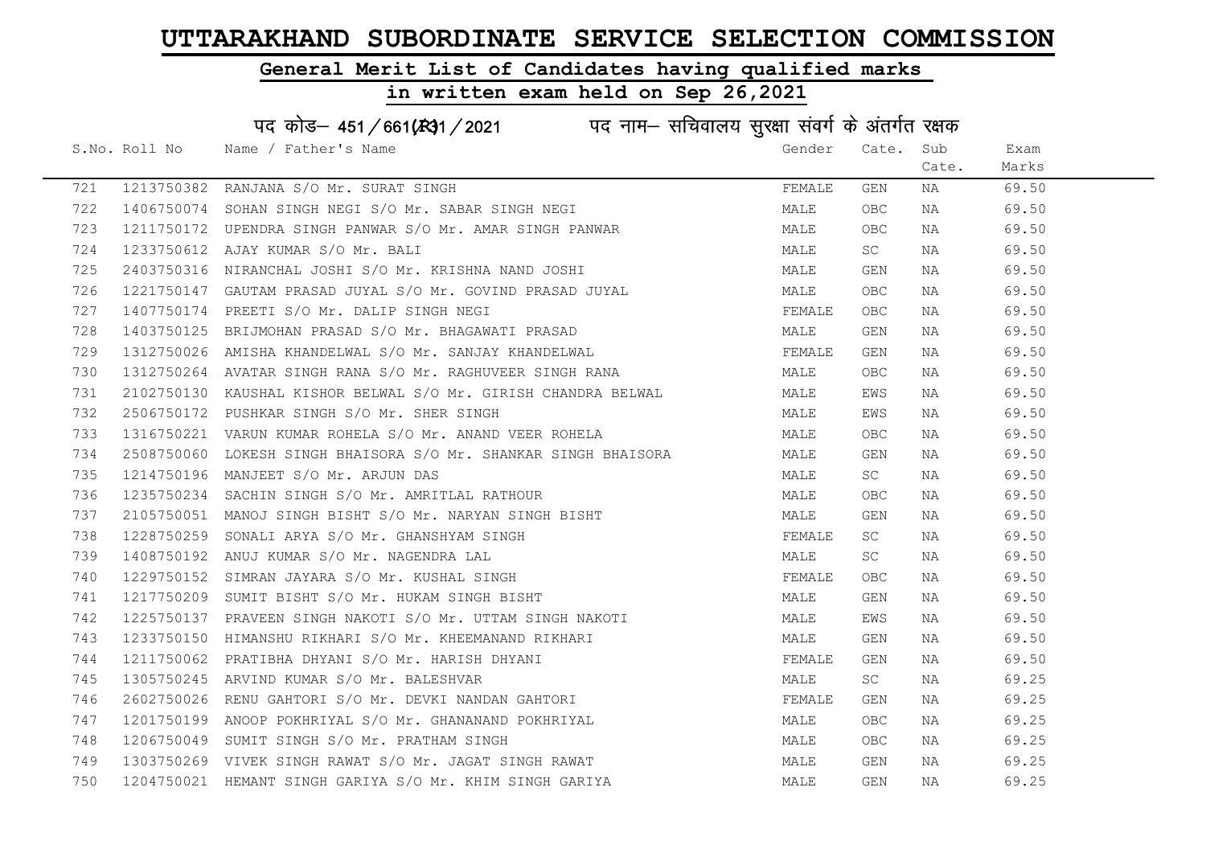# UTTARAKHAND SUBORDINATE SERVICE SELECTION COMMISSION

## General Merit List of Candidates having qualified marks

## in written exam held on Sep 26,2021

पद कोड– 451/661(R)1/2021 पद नाम– सचिवालय सुरक्षा संवर्ग के अंतर्गत रक्षक

| S.No. | Roll No | Name / Father's Name | Gender | Cate. | Sub Cate. | Exam Marks |
|---|---|---|---|---|---|---|
| 721 | 1213750382 | RANJANA S/O Mr. SURAT SINGH | FEMALE | GEN | NA | 69.50 |
| 722 | 1406750074 | SOHAN SINGH NEGI S/O Mr. SABAR SINGH NEGI | MALE | OBC | NA | 69.50 |
| 723 | 1211750172 | UPENDRA SINGH PANWAR S/O Mr. AMAR SINGH PANWAR | MALE | OBC | NA | 69.50 |
| 724 | 1233750612 | AJAY KUMAR S/O Mr. BALI | MALE | SC | NA | 69.50 |
| 725 | 2403750316 | NIRANCHAL JOSHI S/O Mr. KRISHNA NAND JOSHI | MALE | GEN | NA | 69.50 |
| 726 | 1221750147 | GAUTAM PRASAD JUYAL S/O Mr. GOVIND PRASAD JUYAL | MALE | OBC | NA | 69.50 |
| 727 | 1407750174 | PREETI S/O Mr. DALIP SINGH NEGI | FEMALE | OBC | NA | 69.50 |
| 728 | 1403750125 | BRIJMOHAN PRASAD S/O Mr. BHAGAWATI PRASAD | MALE | GEN | NA | 69.50 |
| 729 | 1312750026 | AMISHA KHANDELWAL S/O Mr. SANJAY KHANDELWAL | FEMALE | GEN | NA | 69.50 |
| 730 | 1312750264 | AVATAR SINGH RANA S/O Mr. RAGHUVEER SINGH RANA | MALE | OBC | NA | 69.50 |
| 731 | 2102750130 | KAUSHAL KISHOR BELWAL S/O Mr. GIRISH CHANDRA BELWAL | MALE | EWS | NA | 69.50 |
| 732 | 2506750172 | PUSHKAR SINGH S/O Mr. SHER SINGH | MALE | EWS | NA | 69.50 |
| 733 | 1316750221 | VARUN KUMAR ROHELA S/O Mr. ANAND VEER ROHELA | MALE | OBC | NA | 69.50 |
| 734 | 2508750060 | LOKESH SINGH BHAISORA S/O Mr. SHANKAR SINGH BHAISORA | MALE | GEN | NA | 69.50 |
| 735 | 1214750196 | MANJEET S/O Mr. ARJUN DAS | MALE | SC | NA | 69.50 |
| 736 | 1235750234 | SACHIN SINGH S/O Mr. AMRITLAL RATHOUR | MALE | OBC | NA | 69.50 |
| 737 | 2105750051 | MANOJ SINGH BISHT S/O Mr. NARYAN SINGH BISHT | MALE | GEN | NA | 69.50 |
| 738 | 1228750259 | SONALI ARYA S/O Mr. GHANSHYAM SINGH | FEMALE | SC | NA | 69.50 |
| 739 | 1408750192 | ANUJ KUMAR S/O Mr. NAGENDRA LAL | MALE | SC | NA | 69.50 |
| 740 | 1229750152 | SIMRAN JAYARA S/O Mr. KUSHAL SINGH | FEMALE | OBC | NA | 69.50 |
| 741 | 1217750209 | SUMIT BISHT S/O Mr. HUKAM SINGH BISHT | MALE | GEN | NA | 69.50 |
| 742 | 1225750137 | PRAVEEN SINGH NAKOTI S/O Mr. UTTAM SINGH NAKOTI | MALE | EWS | NA | 69.50 |
| 743 | 1233750150 | HIMANSHU RIKHARI S/O Mr. KHEEMANAND RIKHARI | MALE | GEN | NA | 69.50 |
| 744 | 1211750062 | PRATIBHA DHYANI S/O Mr. HARISH DHYANI | FEMALE | GEN | NA | 69.50 |
| 745 | 1305750245 | ARVIND KUMAR S/O Mr. BALESHVAR | MALE | SC | NA | 69.25 |
| 746 | 2602750026 | RENU GAHTORI S/O Mr. DEVKI NANDAN GAHTORI | FEMALE | GEN | NA | 69.25 |
| 747 | 1201750199 | ANOOP POKHRIYAL S/O Mr. GHANANAND POKHRIYAL | MALE | OBC | NA | 69.25 |
| 748 | 1206750049 | SUMIT SINGH S/O Mr. PRATHAM SINGH | MALE | OBC | NA | 69.25 |
| 749 | 1303750269 | VIVEK SINGH RAWAT S/O Mr. JAGAT SINGH RAWAT | MALE | GEN | NA | 69.25 |
| 750 | 1204750021 | HEMANT SINGH GARIYA S/O Mr. KHIM SINGH GARIYA | MALE | GEN | NA | 69.25 |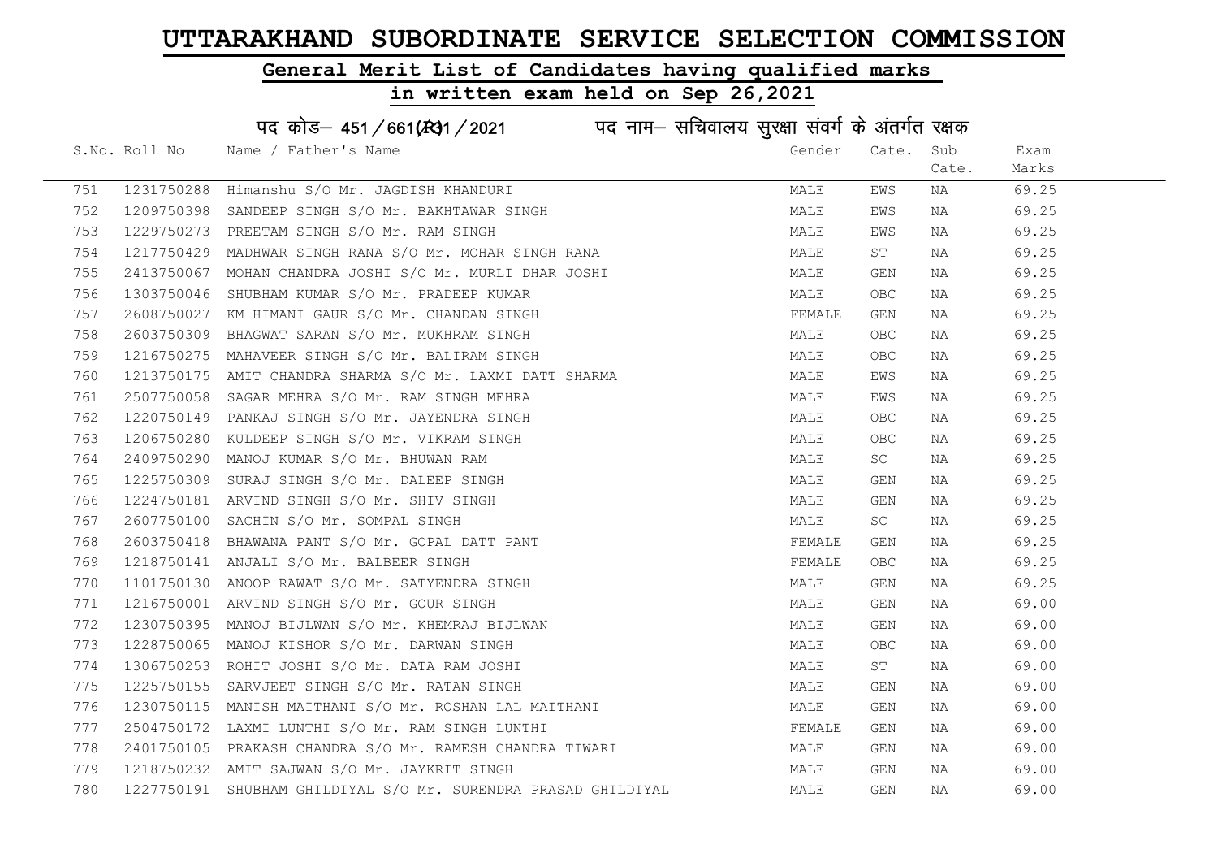# UTTARAKHAND SUBORDINATE SERVICE SELECTION COMMISSION

## General Merit List of Candidates having qualified marks

## in written exam held on Sep 26,2021

### पद कोड– 451/661(R31/2021 पद नाम– सचिवालय सुरक्षा संवर्ग के अंतर्गत रक्षक

| S.No. | Roll No | Name / Father's Name | Gender | Cate. | Sub Cate. | Exam Marks |
|---|---|---|---|---|---|---|
| 751 | 1231750288 | Himanshu S/O Mr. JAGDISH KHANDURI | MALE | EWS | NA | 69.25 |
| 752 | 1209750398 | SANDEEP SINGH S/O Mr. BAKHTAWAR SINGH | MALE | EWS | NA | 69.25 |
| 753 | 1229750273 | PREETAM SINGH S/O Mr. RAM SINGH | MALE | EWS | NA | 69.25 |
| 754 | 1217750429 | MADHWAR SINGH RANA S/O Mr. MOHAR SINGH RANA | MALE | ST | NA | 69.25 |
| 755 | 2413750067 | MOHAN CHANDRA JOSHI S/O Mr. MURLI DHAR JOSHI | MALE | GEN | NA | 69.25 |
| 756 | 1303750046 | SHUBHAM KUMAR S/O Mr. PRADEEP KUMAR | MALE | OBC | NA | 69.25 |
| 757 | 2608750027 | KM HIMANI GAUR S/O Mr. CHANDAN SINGH | FEMALE | GEN | NA | 69.25 |
| 758 | 2603750309 | BHAGWAT SARAN S/O Mr. MUKHRAM SINGH | MALE | OBC | NA | 69.25 |
| 759 | 1216750275 | MAHAVEER SINGH S/O Mr. BALIRAM SINGH | MALE | OBC | NA | 69.25 |
| 760 | 1213750175 | AMIT CHANDRA SHARMA S/O Mr. LAXMI DATT SHARMA | MALE | EWS | NA | 69.25 |
| 761 | 2507750058 | SAGAR MEHRA S/O Mr. RAM SINGH MEHRA | MALE | EWS | NA | 69.25 |
| 762 | 1220750149 | PANKAJ SINGH S/O Mr. JAYENDRA SINGH | MALE | OBC | NA | 69.25 |
| 763 | 1206750280 | KULDEEP SINGH S/O Mr. VIKRAM SINGH | MALE | OBC | NA | 69.25 |
| 764 | 2409750290 | MANOJ KUMAR S/O Mr. BHUWAN RAM | MALE | SC | NA | 69.25 |
| 765 | 1225750309 | SURAJ SINGH S/O Mr. DALEEP SINGH | MALE | GEN | NA | 69.25 |
| 766 | 1224750181 | ARVIND SINGH S/O Mr. SHIV SINGH | MALE | GEN | NA | 69.25 |
| 767 | 2607750100 | SACHIN S/O Mr. SOMPAL SINGH | MALE | SC | NA | 69.25 |
| 768 | 2603750418 | BHAWANA PANT S/O Mr. GOPAL DATT PANT | FEMALE | GEN | NA | 69.25 |
| 769 | 1218750141 | ANJALI S/O Mr. BALBEER SINGH | FEMALE | OBC | NA | 69.25 |
| 770 | 1101750130 | ANOOP RAWAT S/O Mr. SATYENDRA SINGH | MALE | GEN | NA | 69.25 |
| 771 | 1216750001 | ARVIND SINGH S/O Mr. GOUR SINGH | MALE | GEN | NA | 69.00 |
| 772 | 1230750395 | MANOJ BIJLWAN S/O Mr. KHEMRAJ BIJLWAN | MALE | GEN | NA | 69.00 |
| 773 | 1228750065 | MANOJ KISHOR S/O Mr. DARWAN SINGH | MALE | OBC | NA | 69.00 |
| 774 | 1306750253 | ROHIT JOSHI S/O Mr. DATA RAM JOSHI | MALE | ST | NA | 69.00 |
| 775 | 1225750155 | SARVJEET SINGH S/O Mr. RATAN SINGH | MALE | GEN | NA | 69.00 |
| 776 | 1230750115 | MANISH MAITHANI S/O Mr. ROSHAN LAL MAITHANI | MALE | GEN | NA | 69.00 |
| 777 | 2504750172 | LAXMI LUNTHI S/O Mr. RAM SINGH LUNTHI | FEMALE | GEN | NA | 69.00 |
| 778 | 2401750105 | PRAKASH CHANDRA S/O Mr. RAMESH CHANDRA TIWARI | MALE | GEN | NA | 69.00 |
| 779 | 1218750232 | AMIT SAJWAN S/O Mr. JAYKRIT SINGH | MALE | GEN | NA | 69.00 |
| 780 | 1227750191 | SHUBHAM GHILDIYAL S/O Mr. SURENDRA PRASAD GHILDIYAL | MALE | GEN | NA | 69.00 |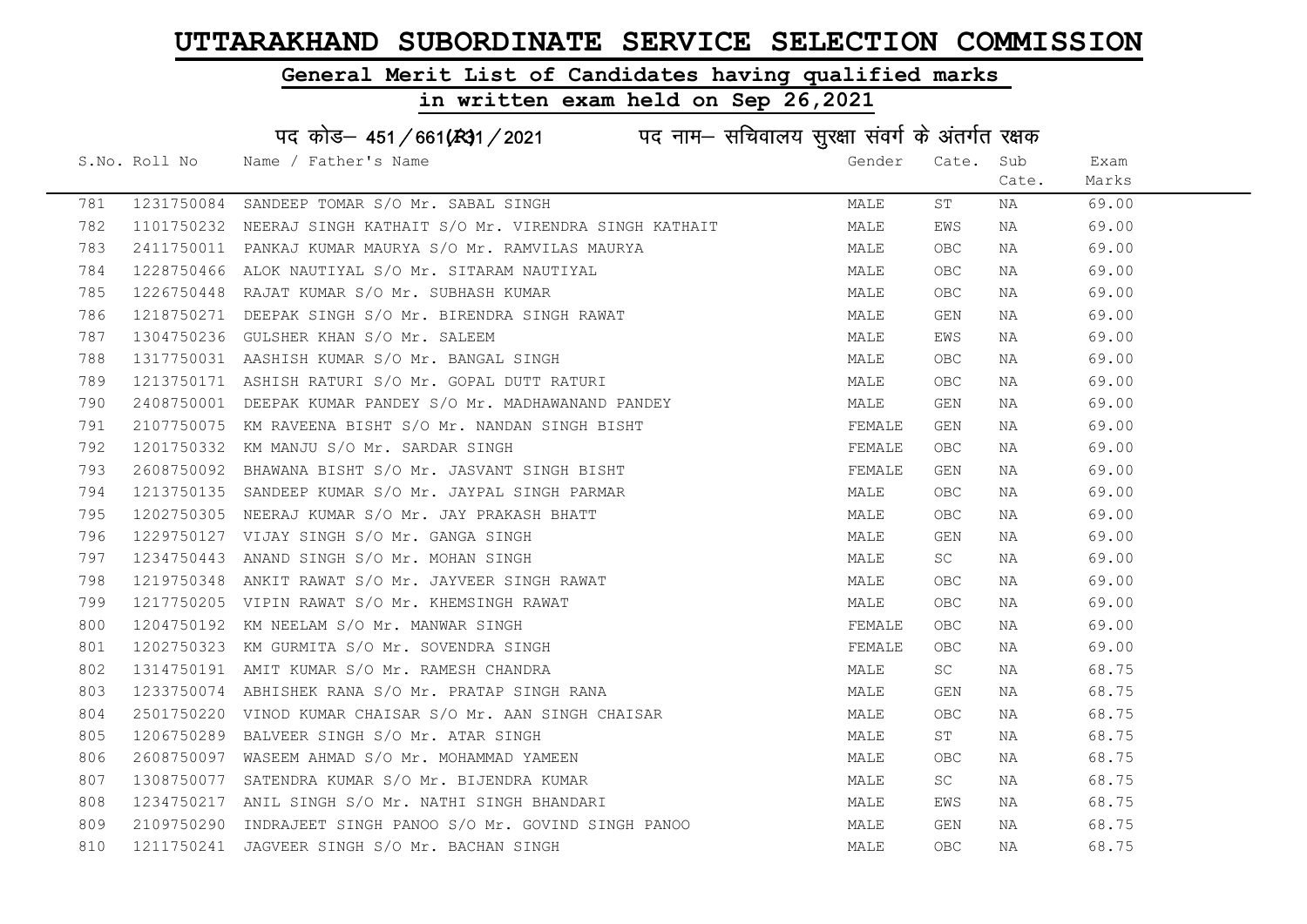# UTTARAKHAND SUBORDINATE SERVICE SELECTION COMMISSION

## General Merit List of Candidates having qualified marks

## in written exam held on Sep 26,2021

पद कोड– 451/661(R)1/2021 पद नाम– सचिवालय सुरक्षा संवर्ग के अंतर्गत रक्षक

| S.No. | Roll No | Name / Father's Name | Gender | Cate. | Sub Cate. | Exam Marks |
|---|---|---|---|---|---|---|
| 781 | 1231750084 | SANDEEP TOMAR S/O Mr. SABAL SINGH | MALE | ST | NA | 69.00 |
| 782 | 1101750232 | NEERAJ SINGH KATHAIT S/O Mr. VIRENDRA SINGH KATHAIT | MALE | EWS | NA | 69.00 |
| 783 | 2411750011 | PANKAJ KUMAR MAURYA S/O Mr. RAMVILAS MAURYA | MALE | OBC | NA | 69.00 |
| 784 | 1228750466 | ALOK NAUTIYAL S/O Mr. SITARAM NAUTIYAL | MALE | OBC | NA | 69.00 |
| 785 | 1226750448 | RAJAT KUMAR S/O Mr. SUBHASH KUMAR | MALE | OBC | NA | 69.00 |
| 786 | 1218750271 | DEEPAK SINGH S/O Mr. BIRENDRA SINGH RAWAT | MALE | GEN | NA | 69.00 |
| 787 | 1304750236 | GULSHER KHAN S/O Mr. SALEEM | MALE | EWS | NA | 69.00 |
| 788 | 1317750031 | AASHISH KUMAR S/O Mr. BANGAL SINGH | MALE | OBC | NA | 69.00 |
| 789 | 1213750171 | ASHISH RATURI S/O Mr. GOPAL DUTT RATURI | MALE | OBC | NA | 69.00 |
| 790 | 2408750001 | DEEPAK KUMAR PANDEY S/O Mr. MADHAWANAND PANDEY | MALE | GEN | NA | 69.00 |
| 791 | 2107750075 | KM RAVEENA BISHT S/O Mr. NANDAN SINGH BISHT | FEMALE | GEN | NA | 69.00 |
| 792 | 1201750332 | KM MANJU S/O Mr. SARDAR SINGH | FEMALE | OBC | NA | 69.00 |
| 793 | 2608750092 | BHAWANA BISHT S/O Mr. JASVANT SINGH BISHT | FEMALE | GEN | NA | 69.00 |
| 794 | 1213750135 | SANDEEP KUMAR S/O Mr. JAYPAL SINGH PARMAR | MALE | OBC | NA | 69.00 |
| 795 | 1202750305 | NEERAJ KUMAR S/O Mr. JAY PRAKASH BHATT | MALE | OBC | NA | 69.00 |
| 796 | 1229750127 | VIJAY SINGH S/O Mr. GANGA SINGH | MALE | GEN | NA | 69.00 |
| 797 | 1234750443 | ANAND SINGH S/O Mr. MOHAN SINGH | MALE | SC | NA | 69.00 |
| 798 | 1219750348 | ANKIT RAWAT S/O Mr. JAYVEER SINGH RAWAT | MALE | OBC | NA | 69.00 |
| 799 | 1217750205 | VIPIN RAWAT S/O Mr. KHEMSINGH RAWAT | MALE | OBC | NA | 69.00 |
| 800 | 1204750192 | KM NEELAM S/O Mr. MANWAR SINGH | FEMALE | OBC | NA | 69.00 |
| 801 | 1202750323 | KM GURMITA S/O Mr. SOVENDRA SINGH | FEMALE | OBC | NA | 69.00 |
| 802 | 1314750191 | AMIT KUMAR S/O Mr. RAMESH CHANDRA | MALE | SC | NA | 68.75 |
| 803 | 1233750074 | ABHISHEK RANA S/O Mr. PRATAP SINGH RANA | MALE | GEN | NA | 68.75 |
| 804 | 2501750220 | VINOD KUMAR CHAISAR S/O Mr. AAN SINGH CHAISAR | MALE | OBC | NA | 68.75 |
| 805 | 1206750289 | BALVEER SINGH S/O Mr. ATAR SINGH | MALE | ST | NA | 68.75 |
| 806 | 2608750097 | WASEEM AHMAD S/O Mr. MOHAMMAD YAMEEN | MALE | OBC | NA | 68.75 |
| 807 | 1308750077 | SATENDRA KUMAR S/O Mr. BIJENDRA KUMAR | MALE | SC | NA | 68.75 |
| 808 | 1234750217 | ANIL SINGH S/O Mr. NATHI SINGH BHANDARI | MALE | EWS | NA | 68.75 |
| 809 | 2109750290 | INDRAJEET SINGH PANOO S/O Mr. GOVIND SINGH PANOO | MALE | GEN | NA | 68.75 |
| 810 | 1211750241 | JAGVEER SINGH S/O Mr. BACHAN SINGH | MALE | OBC | NA | 68.75 |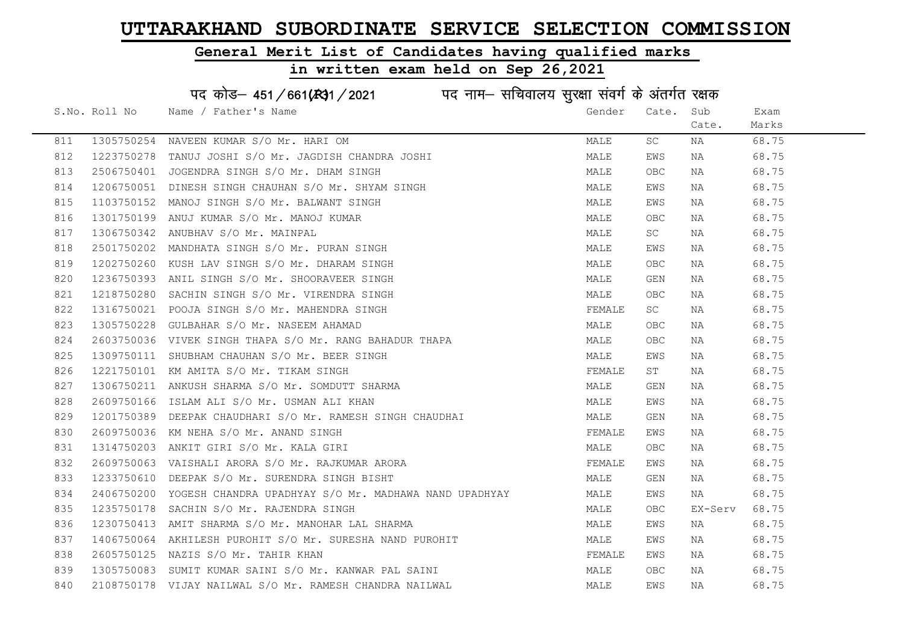# UTTARAKHAND SUBORDINATE SERVICE SELECTION COMMISSION

## General Merit List of Candidates having qualified marks

## in written exam held on Sep 26,2021

पद कोड– 451/661(R)1/2021 पद नाम– सचिवालय सुरक्षा संवर्ग के अंतर्गत रक्षक

| S.No. | Roll No | Name / Father's Name | Gender | Cate. | Sub Cate. | Exam Marks |
|---|---|---|---|---|---|---|
| 811 | 1305750254 | NAVEEN KUMAR S/O Mr. HARI OM | MALE | SC | NA | 68.75 |
| 812 | 1223750278 | TANUJ JOSHI S/O Mr. JAGDISH CHANDRA JOSHI | MALE | EWS | NA | 68.75 |
| 813 | 2506750401 | JOGENDRA SINGH S/O Mr. DHAM SINGH | MALE | OBC | NA | 68.75 |
| 814 | 1206750051 | DINESH SINGH CHAUHAN S/O Mr. SHYAM SINGH | MALE | EWS | NA | 68.75 |
| 815 | 1103750152 | MANOJ SINGH S/O Mr. BALWANT SINGH | MALE | EWS | NA | 68.75 |
| 816 | 1301750199 | ANUJ KUMAR S/O Mr. MANOJ KUMAR | MALE | OBC | NA | 68.75 |
| 817 | 1306750342 | ANUBHAV S/O Mr. MAINPAL | MALE | SC | NA | 68.75 |
| 818 | 2501750202 | MANDHATA SINGH S/O Mr. PURAN SINGH | MALE | EWS | NA | 68.75 |
| 819 | 1202750260 | KUSH LAV SINGH S/O Mr. DHARAM SINGH | MALE | OBC | NA | 68.75 |
| 820 | 1236750393 | ANIL SINGH S/O Mr. SHOORAVEER SINGH | MALE | GEN | NA | 68.75 |
| 821 | 1218750280 | SACHIN SINGH S/O Mr. VIRENDRA SINGH | MALE | OBC | NA | 68.75 |
| 822 | 1316750021 | POOJA SINGH S/O Mr. MAHENDRA SINGH | FEMALE | SC | NA | 68.75 |
| 823 | 1305750228 | GULBAHAR S/O Mr. NASEEM AHAMAD | MALE | OBC | NA | 68.75 |
| 824 | 2603750036 | VIVEK SINGH THAPA S/O Mr. RANG BAHADUR THAPA | MALE | OBC | NA | 68.75 |
| 825 | 1309750111 | SHUBHAM CHAUHAN S/O Mr. BEER SINGH | MALE | EWS | NA | 68.75 |
| 826 | 1221750101 | KM AMITA S/O Mr. TIKAM SINGH | FEMALE | ST | NA | 68.75 |
| 827 | 1306750211 | ANKUSH SHARMA S/O Mr. SOMDUTT SHARMA | MALE | GEN | NA | 68.75 |
| 828 | 2609750166 | ISLAM ALI S/O Mr. USMAN ALI KHAN | MALE | EWS | NA | 68.75 |
| 829 | 1201750389 | DEEPAK CHAUDHARI S/O Mr. RAMESH SINGH CHAUDHAI | MALE | GEN | NA | 68.75 |
| 830 | 2609750036 | KM NEHA S/O Mr. ANAND SINGH | FEMALE | EWS | NA | 68.75 |
| 831 | 1314750203 | ANKIT GIRI S/O Mr. KALA GIRI | MALE | OBC | NA | 68.75 |
| 832 | 2609750063 | VAISHALI ARORA S/O Mr. RAJKUMAR ARORA | FEMALE | EWS | NA | 68.75 |
| 833 | 1233750610 | DEEPAK S/O Mr. SURENDRA SINGH BISHT | MALE | GEN | NA | 68.75 |
| 834 | 2406750200 | YOGESH CHANDRA UPADHYAY S/O Mr. MADHAWA NAND UPADHYAY | MALE | EWS | NA | 68.75 |
| 835 | 1235750178 | SACHIN S/O Mr. RAJENDRA SINGH | MALE | OBC | EX-Serv | 68.75 |
| 836 | 1230750413 | AMIT SHARMA S/O Mr. MANOHAR LAL SHARMA | MALE | EWS | NA | 68.75 |
| 837 | 1406750064 | AKHILESH PUROHIT S/O Mr. SURESHA NAND PUROHIT | MALE | EWS | NA | 68.75 |
| 838 | 2605750125 | NAZIS S/O Mr. TAHIR KHAN | FEMALE | EWS | NA | 68.75 |
| 839 | 1305750083 | SUMIT KUMAR SAINI S/O Mr. KANWAR PAL SAINI | MALE | OBC | NA | 68.75 |
| 840 | 2108750178 | VIJAY NAILWAL S/O Mr. RAMESH CHANDRA NAILWAL | MALE | EWS | NA | 68.75 |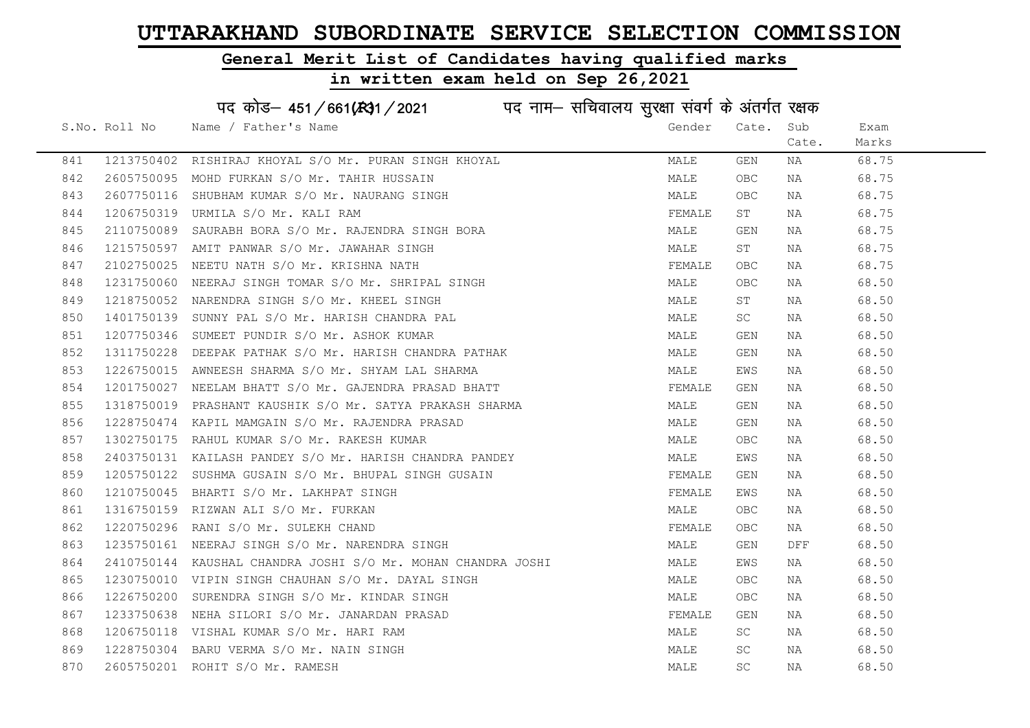# UTTARAKHAND SUBORDINATE SERVICE SELECTION COMMISSION

## General Merit List of Candidates having qualified marks

## in written exam held on Sep 26,2021

पद कोड– 451/661(R)1/2021 पद नाम– सचिवालय सुरक्षा संवर्ग के अंतर्गत रक्षक

| S.No. | Roll No | Name / Father's Name | Gender | Cate. | Sub Cate. | Exam Marks |
|---|---|---|---|---|---|---|
| 841 | 1213750402 | RISHIRAJ KHOYAL S/O Mr. PURAN SINGH KHOYAL | MALE | GEN | NA | 68.75 |
| 842 | 2605750095 | MOHD FURKAN S/O Mr. TAHIR HUSSAIN | MALE | OBC | NA | 68.75 |
| 843 | 2607750116 | SHUBHAM KUMAR S/O Mr. NAURANG SINGH | MALE | OBC | NA | 68.75 |
| 844 | 1206750319 | URMILA S/O Mr. KALI RAM | FEMALE | ST | NA | 68.75 |
| 845 | 2110750089 | SAURABH BORA S/O Mr. RAJENDRA SINGH BORA | MALE | GEN | NA | 68.75 |
| 846 | 1215750597 | AMIT PANWAR S/O Mr. JAWAHAR SINGH | MALE | ST | NA | 68.75 |
| 847 | 2102750025 | NEETU NATH S/O Mr. KRISHNA NATH | FEMALE | OBC | NA | 68.75 |
| 848 | 1231750060 | NEERAJ SINGH TOMAR S/O Mr. SHRIPAL SINGH | MALE | OBC | NA | 68.50 |
| 849 | 1218750052 | NARENDRA SINGH S/O Mr. KHEEL SINGH | MALE | ST | NA | 68.50 |
| 850 | 1401750139 | SUNNY PAL S/O Mr. HARISH CHANDRA PAL | MALE | SC | NA | 68.50 |
| 851 | 1207750346 | SUMEET PUNDIR S/O Mr. ASHOK KUMAR | MALE | GEN | NA | 68.50 |
| 852 | 1311750228 | DEEPAK PATHAK S/O Mr. HARISH CHANDRA PATHAK | MALE | GEN | NA | 68.50 |
| 853 | 1226750015 | AWNEESH SHARMA S/O Mr. SHYAM LAL SHARMA | MALE | EWS | NA | 68.50 |
| 854 | 1201750027 | NEELAM BHATT S/O Mr. GAJENDRA PRASAD BHATT | FEMALE | GEN | NA | 68.50 |
| 855 | 1318750019 | PRASHANT KAUSHIK S/O Mr. SATYA PRAKASH SHARMA | MALE | GEN | NA | 68.50 |
| 856 | 1228750474 | KAPIL MAMGAIN S/O Mr. RAJENDRA PRASAD | MALE | GEN | NA | 68.50 |
| 857 | 1302750175 | RAHUL KUMAR S/O Mr. RAKESH KUMAR | MALE | OBC | NA | 68.50 |
| 858 | 2403750131 | KAILASH PANDEY S/O Mr. HARISH CHANDRA PANDEY | MALE | EWS | NA | 68.50 |
| 859 | 1205750122 | SUSHMA GUSAIN S/O Mr. BHUPAL SINGH GUSAIN | FEMALE | GEN | NA | 68.50 |
| 860 | 1210750045 | BHARTI S/O Mr. LAKHPAT SINGH | FEMALE | EWS | NA | 68.50 |
| 861 | 1316750159 | RIZWAN ALI S/O Mr. FURKAN | MALE | OBC | NA | 68.50 |
| 862 | 1220750296 | RANI S/O Mr. SULEKH CHAND | FEMALE | OBC | NA | 68.50 |
| 863 | 1235750161 | NEERAJ SINGH S/O Mr. NARENDRA SINGH | MALE | GEN | DFF | 68.50 |
| 864 | 2410750144 | KAUSHAL CHANDRA JOSHI S/O Mr. MOHAN CHANDRA JOSHI | MALE | EWS | NA | 68.50 |
| 865 | 1230750010 | VIPIN SINGH CHAUHAN S/O Mr. DAYAL SINGH | MALE | OBC | NA | 68.50 |
| 866 | 1226750200 | SURENDRA SINGH S/O Mr. KINDAR SINGH | MALE | OBC | NA | 68.50 |
| 867 | 1233750638 | NEHA SILORI S/O Mr. JANARDAN PRASAD | FEMALE | GEN | NA | 68.50 |
| 868 | 1206750118 | VISHAL KUMAR S/O Mr. HARI RAM | MALE | SC | NA | 68.50 |
| 869 | 1228750304 | BARU VERMA S/O Mr. NAIN SINGH | MALE | SC | NA | 68.50 |
| 870 | 2605750201 | ROHIT S/O Mr. RAMESH | MALE | SC | NA | 68.50 |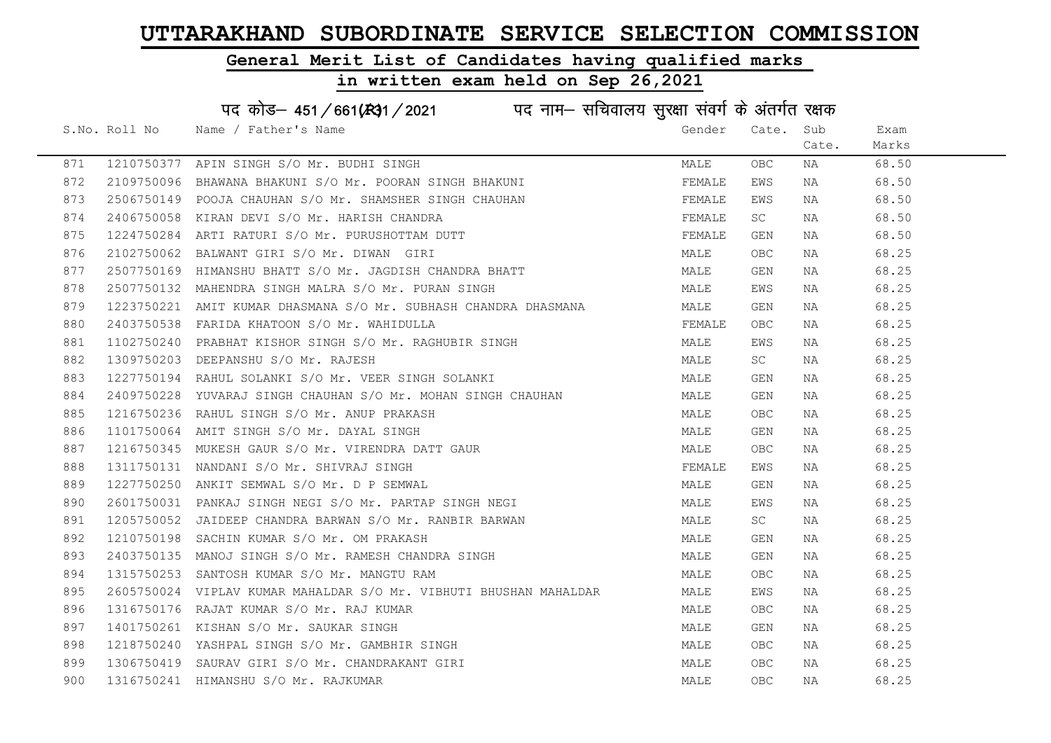# UTTARAKHAND SUBORDINATE SERVICE SELECTION COMMISSION

## General Merit List of Candidates having qualified marks

## in written exam held on Sep 26,2021

### पद कोड– 451/661(R)1/2021 पद नाम– सचिवालय सुरक्षा संवर्ग के अंतर्गत रक्षक

| S.No. | Roll No | Name / Father's Name | Gender | Cate. | Sub Cate. | Exam Marks |
|---|---|---|---|---|---|---|
| 871 | 1210750377 | APIN SINGH S/O Mr. BUDHI SINGH | MALE | OBC | NA | 68.50 |
| 872 | 2109750096 | BHAWANA BHAKUNI S/O Mr. POORAN SINGH BHAKUNI | FEMALE | EWS | NA | 68.50 |
| 873 | 2506750149 | POOJA CHAUHAN S/O Mr. SHAMSHER SINGH CHAUHAN | FEMALE | EWS | NA | 68.50 |
| 874 | 2406750058 | KIRAN DEVI S/O Mr. HARISH CHANDRA | FEMALE | SC | NA | 68.50 |
| 875 | 1224750284 | ARTI RATURI S/O Mr. PURUSHOTTAM DUTT | FEMALE | GEN | NA | 68.50 |
| 876 | 2102750062 | BALWANT GIRI S/O Mr. DIWAN GIRI | MALE | OBC | NA | 68.25 |
| 877 | 2507750169 | HIMANSHU BHATT S/O Mr. JAGDISH CHANDRA BHATT | MALE | GEN | NA | 68.25 |
| 878 | 2507750132 | MAHENDRA SINGH MALRA S/O Mr. PURAN SINGH | MALE | EWS | NA | 68.25 |
| 879 | 1223750221 | AMIT KUMAR DHASMANA S/O Mr. SUBHASH CHANDRA DHASMANA | MALE | GEN | NA | 68.25 |
| 880 | 2403750538 | FARIDA KHATOON S/O Mr. WAHIDULLA | FEMALE | OBC | NA | 68.25 |
| 881 | 1102750240 | PRABHAT KISHOR SINGH S/O Mr. RAGHUBIR SINGH | MALE | EWS | NA | 68.25 |
| 882 | 1309750203 | DEEPANSHU S/O Mr. RAJESH | MALE | SC | NA | 68.25 |
| 883 | 1227750194 | RAHUL SOLANKI S/O Mr. VEER SINGH SOLANKI | MALE | GEN | NA | 68.25 |
| 884 | 2409750228 | YUVARAJ SINGH CHAUHAN S/O Mr. MOHAN SINGH CHAUHAN | MALE | GEN | NA | 68.25 |
| 885 | 1216750236 | RAHUL SINGH S/O Mr. ANUP PRAKASH | MALE | OBC | NA | 68.25 |
| 886 | 1101750064 | AMIT SINGH S/O Mr. DAYAL SINGH | MALE | GEN | NA | 68.25 |
| 887 | 1216750345 | MUKESH GAUR S/O Mr. VIRENDRA DATT GAUR | MALE | OBC | NA | 68.25 |
| 888 | 1311750131 | NANDANI S/O Mr. SHIVRAJ SINGH | FEMALE | EWS | NA | 68.25 |
| 889 | 1227750250 | ANKIT SEMWAL S/O Mr. D P SEMWAL | MALE | GEN | NA | 68.25 |
| 890 | 2601750031 | PANKAJ SINGH NEGI S/O Mr. PARTAP SINGH NEGI | MALE | EWS | NA | 68.25 |
| 891 | 1205750052 | JAIDEEP CHANDRA BARWAN S/O Mr. RANBIR BARWAN | MALE | SC | NA | 68.25 |
| 892 | 1210750198 | SACHIN KUMAR S/O Mr. OM PRAKASH | MALE | GEN | NA | 68.25 |
| 893 | 2403750135 | MANOJ SINGH S/O Mr. RAMESH CHANDRA SINGH | MALE | GEN | NA | 68.25 |
| 894 | 1315750253 | SANTOSH KUMAR S/O Mr. MANGTU RAM | MALE | OBC | NA | 68.25 |
| 895 | 2605750024 | VIPLAV KUMAR MAHALDAR S/O Mr. VIBHUTI BHUSHAN MAHALDAR | MALE | EWS | NA | 68.25 |
| 896 | 1316750176 | RAJAT KUMAR S/O Mr. RAJ KUMAR | MALE | OBC | NA | 68.25 |
| 897 | 1401750261 | KISHAN S/O Mr. SAUKAR SINGH | MALE | GEN | NA | 68.25 |
| 898 | 1218750240 | YASHPAL SINGH S/O Mr. GAMBHIR SINGH | MALE | OBC | NA | 68.25 |
| 899 | 1306750419 | SAURAV GIRI S/O Mr. CHANDRAKANT GIRI | MALE | OBC | NA | 68.25 |
| 900 | 1316750241 | HIMANSHU S/O Mr. RAJKUMAR | MALE | OBC | NA | 68.25 |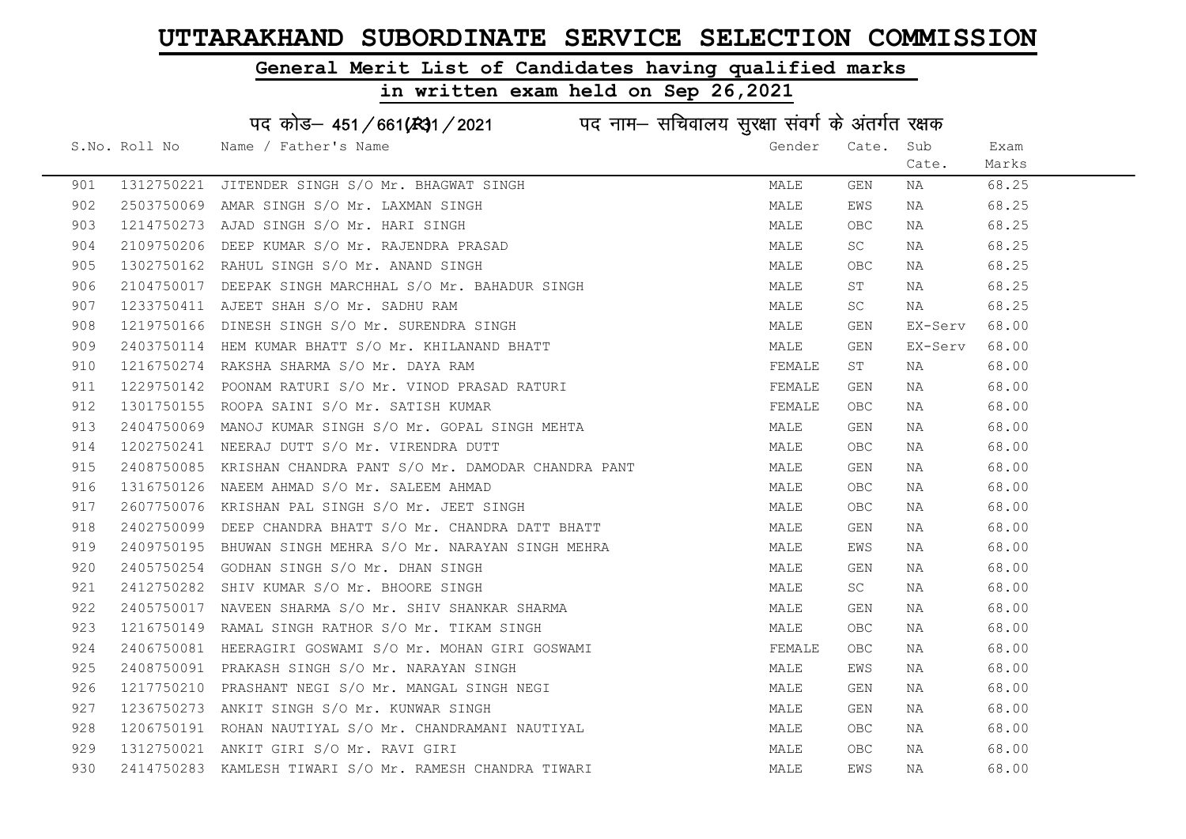# UTTARAKHAND SUBORDINATE SERVICE SELECTION COMMISSION

## General Merit List of Candidates having qualified marks

## in written exam held on Sep 26,2021

### पद कोड– 451/661(R)1/2021    पद नाम– सचिवालय सुरक्षा संवर्ग के अंतर्गत रक्षक

| S.No. | Roll No | Name / Father's Name | Gender | Cate. | Sub Cate. | Exam Marks |
|---|---|---|---|---|---|---|
| 901 | 1312750221 | JITENDER SINGH S/O Mr. BHAGWAT SINGH | MALE | GEN | NA | 68.25 |
| 902 | 2503750069 | AMAR SINGH S/O Mr. LAXMAN SINGH | MALE | EWS | NA | 68.25 |
| 903 | 1214750273 | AJAD SINGH S/O Mr. HARI SINGH | MALE | OBC | NA | 68.25 |
| 904 | 2109750206 | DEEP KUMAR S/O Mr. RAJENDRA PRASAD | MALE | SC | NA | 68.25 |
| 905 | 1302750162 | RAHUL SINGH S/O Mr. ANAND SINGH | MALE | OBC | NA | 68.25 |
| 906 | 2104750017 | DEEPAK SINGH MARCHHAL S/O Mr. BAHADUR SINGH | MALE | ST | NA | 68.25 |
| 907 | 1233750411 | AJEET SHAH S/O Mr. SADHU RAM | MALE | SC | NA | 68.25 |
| 908 | 1219750166 | DINESH SINGH S/O Mr. SURENDRA SINGH | MALE | GEN | EX-Serv | 68.00 |
| 909 | 2403750114 | HEM KUMAR BHATT S/O Mr. KHILANAND BHATT | MALE | GEN | EX-Serv | 68.00 |
| 910 | 1216750274 | RAKSHA SHARMA S/O Mr. DAYA RAM | FEMALE | ST | NA | 68.00 |
| 911 | 1229750142 | POONAM RATURI S/O Mr. VINOD PRASAD RATURI | FEMALE | GEN | NA | 68.00 |
| 912 | 1301750155 | ROOPA SAINI S/O Mr. SATISH KUMAR | FEMALE | OBC | NA | 68.00 |
| 913 | 2404750069 | MANOJ KUMAR SINGH S/O Mr. GOPAL SINGH MEHTA | MALE | GEN | NA | 68.00 |
| 914 | 1202750241 | NEERAJ DUTT S/O Mr. VIRENDRA DUTT | MALE | OBC | NA | 68.00 |
| 915 | 2408750085 | KRISHAN CHANDRA PANT S/O Mr. DAMODAR CHANDRA PANT | MALE | GEN | NA | 68.00 |
| 916 | 1316750126 | NAEEM AHMAD S/O Mr. SALEEM AHMAD | MALE | OBC | NA | 68.00 |
| 917 | 2607750076 | KRISHAN PAL SINGH S/O Mr. JEET SINGH | MALE | OBC | NA | 68.00 |
| 918 | 2402750099 | DEEP CHANDRA BHATT S/O Mr. CHANDRA DATT BHATT | MALE | GEN | NA | 68.00 |
| 919 | 2409750195 | BHUWAN SINGH MEHRA S/O Mr. NARAYAN SINGH MEHRA | MALE | EWS | NA | 68.00 |
| 920 | 2405750254 | GODHAN SINGH S/O Mr. DHAN SINGH | MALE | GEN | NA | 68.00 |
| 921 | 2412750282 | SHIV KUMAR S/O Mr. BHOORE SINGH | MALE | SC | NA | 68.00 |
| 922 | 2405750017 | NAVEEN SHARMA S/O Mr. SHIV SHANKAR SHARMA | MALE | GEN | NA | 68.00 |
| 923 | 1216750149 | RAMAL SINGH RATHOR S/O Mr. TIKAM SINGH | MALE | OBC | NA | 68.00 |
| 924 | 2406750081 | HEERAGIRI GOSWAMI S/O Mr. MOHAN GIRI GOSWAMI | FEMALE | OBC | NA | 68.00 |
| 925 | 2408750091 | PRAKASH SINGH S/O Mr. NARAYAN SINGH | MALE | EWS | NA | 68.00 |
| 926 | 1217750210 | PRASHANT NEGI S/O Mr. MANGAL SINGH NEGI | MALE | GEN | NA | 68.00 |
| 927 | 1236750273 | ANKIT SINGH S/O Mr. KUNWAR SINGH | MALE | GEN | NA | 68.00 |
| 928 | 1206750191 | ROHAN NAUTIYAL S/O Mr. CHANDRAMANI NAUTIYAL | MALE | OBC | NA | 68.00 |
| 929 | 1312750021 | ANKIT GIRI S/O Mr. RAVI GIRI | MALE | OBC | NA | 68.00 |
| 930 | 2414750283 | KAMLESH TIWARI S/O Mr. RAMESH CHANDRA TIWARI | MALE | EWS | NA | 68.00 |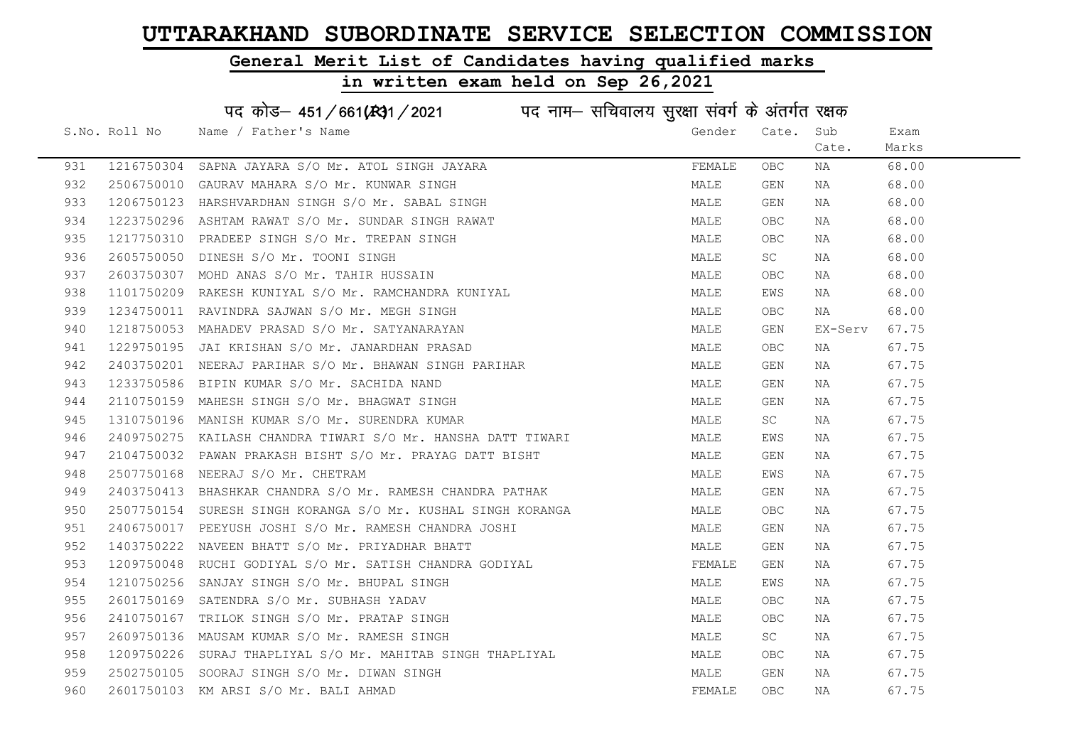# UTTARAKHAND SUBORDINATE SERVICE SELECTION COMMISSION

## General Merit List of Candidates having qualified marks

## in written exam held on Sep 26,2021

### पद कोड– 451/661(R)1/2021 पद नाम– सचिवालय सुरक्षा संवर्ग के अंतर्गत रक्षक

| S.No. | Roll No | Name / Father's Name | Gender | Cate. | Sub Cate. | Exam Marks |
|---|---|---|---|---|---|---|
| 931 | 1216750304 | SAPNA JAYARA S/O Mr. ATOL SINGH JAYARA | FEMALE | OBC | NA | 68.00 |
| 932 | 2506750010 | GAURAV MAHARA S/O Mr. KUNWAR SINGH | MALE | GEN | NA | 68.00 |
| 933 | 1206750123 | HARSHVARDHAN SINGH S/O Mr. SABAL SINGH | MALE | GEN | NA | 68.00 |
| 934 | 1223750296 | ASHTAM RAWAT S/O Mr. SUNDAR SINGH RAWAT | MALE | OBC | NA | 68.00 |
| 935 | 1217750310 | PRADEEP SINGH S/O Mr. TREPAN SINGH | MALE | OBC | NA | 68.00 |
| 936 | 2605750050 | DINESH S/O Mr. TOONI SINGH | MALE | SC | NA | 68.00 |
| 937 | 2603750307 | MOHD ANAS S/O Mr. TAHIR HUSSAIN | MALE | OBC | NA | 68.00 |
| 938 | 1101750209 | RAKESH KUNIYAL S/O Mr. RAMCHANDRA KUNIYAL | MALE | EWS | NA | 68.00 |
| 939 | 1234750011 | RAVINDRA SAJWAN S/O Mr. MEGH SINGH | MALE | OBC | NA | 68.00 |
| 940 | 1218750053 | MAHADEV PRASAD S/O Mr. SATYANARAYAN | MALE | GEN | EX-Serv | 67.75 |
| 941 | 1229750195 | JAI KRISHAN S/O Mr. JANARDHAN PRASAD | MALE | OBC | NA | 67.75 |
| 942 | 2403750201 | NEERAJ PARIHAR S/O Mr. BHAWAN SINGH PARIHAR | MALE | GEN | NA | 67.75 |
| 943 | 1233750586 | BIPIN KUMAR S/O Mr. SACHIDA NAND | MALE | GEN | NA | 67.75 |
| 944 | 2110750159 | MAHESH SINGH S/O Mr. BHAGWAT SINGH | MALE | GEN | NA | 67.75 |
| 945 | 1310750196 | MANISH KUMAR S/O Mr. SURENDRA KUMAR | MALE | SC | NA | 67.75 |
| 946 | 2409750275 | KAILASH CHANDRA TIWARI S/O Mr. HANSHA DATT TIWARI | MALE | EWS | NA | 67.75 |
| 947 | 2104750032 | PAWAN PRAKASH BISHT S/O Mr. PRAYAG DATT BISHT | MALE | GEN | NA | 67.75 |
| 948 | 2507750168 | NEERAJ S/O Mr. CHETRAM | MALE | EWS | NA | 67.75 |
| 949 | 2403750413 | BHASHKAR CHANDRA S/O Mr. RAMESH CHANDRA PATHAK | MALE | GEN | NA | 67.75 |
| 950 | 2507750154 | SURESH SINGH KORANGA S/O Mr. KUSHAL SINGH KORANGA | MALE | OBC | NA | 67.75 |
| 951 | 2406750017 | PEEYUSH JOSHI S/O Mr. RAMESH CHANDRA JOSHI | MALE | GEN | NA | 67.75 |
| 952 | 1403750222 | NAVEEN BHATT S/O Mr. PRIYADHAR BHATT | MALE | GEN | NA | 67.75 |
| 953 | 1209750048 | RUCHI GODIYAL S/O Mr. SATISH CHANDRA GODIYAL | FEMALE | GEN | NA | 67.75 |
| 954 | 1210750256 | SANJAY SINGH S/O Mr. BHUPAL SINGH | MALE | EWS | NA | 67.75 |
| 955 | 2601750169 | SATENDRA S/O Mr. SUBHASH YADAV | MALE | OBC | NA | 67.75 |
| 956 | 2410750167 | TRILOK SINGH S/O Mr. PRATAP SINGH | MALE | OBC | NA | 67.75 |
| 957 | 2609750136 | MAUSAM KUMAR S/O Mr. RAMESH SINGH | MALE | SC | NA | 67.75 |
| 958 | 1209750226 | SURAJ THAPLIYAL S/O Mr. MAHITAB SINGH THAPLIYAL | MALE | OBC | NA | 67.75 |
| 959 | 2502750105 | SOORAJ SINGH S/O Mr. DIWAN SINGH | MALE | GEN | NA | 67.75 |
| 960 | 2601750103 | KM ARSI S/O Mr. BALI AHMAD | FEMALE | OBC | NA | 67.75 |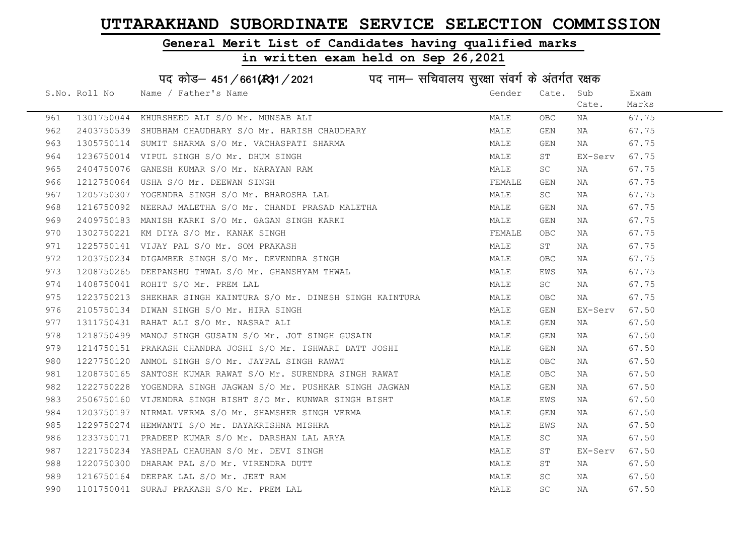# UTTARAKHAND SUBORDINATE SERVICE SELECTION COMMISSION

## General Merit List of Candidates having qualified marks

## in written exam held on Sep 26,2021

### पद कोड– 451/661(R)1/2021 पद नाम– सचिवालय सुरक्षा संवर्ग के अंतर्गत रक्षक

| S.No. | Roll No | Name / Father's Name | Gender | Cate. | Sub Cate. | Exam Marks |
|---|---|---|---|---|---|---|
| 961 | 1301750044 | KHURSHEED ALI S/O Mr. MUNSAB ALI | MALE | OBC | NA | 67.75 |
| 962 | 2403750539 | SHUBHAM CHAUDHARY S/O Mr. HARISH CHAUDHARY | MALE | GEN | NA | 67.75 |
| 963 | 1305750114 | SUMIT SHARMA S/O Mr. VACHASPATI SHARMA | MALE | GEN | NA | 67.75 |
| 964 | 1236750014 | VIPUL SINGH S/O Mr. DHUM SINGH | MALE | ST | EX-Serv | 67.75 |
| 965 | 2404750076 | GANESH KUMAR S/O Mr. NARAYAN RAM | MALE | SC | NA | 67.75 |
| 966 | 1212750064 | USHA S/O Mr. DEEWAN SINGH | FEMALE | GEN | NA | 67.75 |
| 967 | 1205750307 | YOGENDRA SINGH S/O Mr. BHAROSHA LAL | MALE | SC | NA | 67.75 |
| 968 | 1216750092 | NEERAJ MALETHA S/O Mr. CHANDI PRASAD MALETHA | MALE | GEN | NA | 67.75 |
| 969 | 2409750183 | MANISH KARKI S/O Mr. GAGAN SINGH KARKI | MALE | GEN | NA | 67.75 |
| 970 | 1302750221 | KM DIYA S/O Mr. KANAK SINGH | FEMALE | OBC | NA | 67.75 |
| 971 | 1225750141 | VIJAY PAL S/O Mr. SOM PRAKASH | MALE | ST | NA | 67.75 |
| 972 | 1203750234 | DIGAMBER SINGH S/O Mr. DEVENDRA SINGH | MALE | OBC | NA | 67.75 |
| 973 | 1208750265 | DEEPANSHU THWAL S/O Mr. GHANSHYAM THWAL | MALE | EWS | NA | 67.75 |
| 974 | 1408750041 | ROHIT S/O Mr. PREM LAL | MALE | SC | NA | 67.75 |
| 975 | 1223750213 | SHEKHAR SINGH KAINTURA S/O Mr. DINESH SINGH KAINTURA | MALE | OBC | NA | 67.75 |
| 976 | 2105750134 | DIWAN SINGH S/O Mr. HIRA SINGH | MALE | GEN | EX-Serv | 67.50 |
| 977 | 1311750431 | RAHAT ALI S/O Mr. NASRAT ALI | MALE | GEN | NA | 67.50 |
| 978 | 1218750499 | MANOJ SINGH GUSAIN S/O Mr. JOT SINGH GUSAIN | MALE | GEN | NA | 67.50 |
| 979 | 1214750151 | PRAKASH CHANDRA JOSHI S/O Mr. ISHWARI DATT JOSHI | MALE | GEN | NA | 67.50 |
| 980 | 1227750120 | ANMOL SINGH S/O Mr. JAYPAL SINGH RAWAT | MALE | OBC | NA | 67.50 |
| 981 | 1208750165 | SANTOSH KUMAR RAWAT S/O Mr. SURENDRA SINGH RAWAT | MALE | OBC | NA | 67.50 |
| 982 | 1222750228 | YOGENDRA SINGH JAGWAN S/O Mr. PUSHKAR SINGH JAGWAN | MALE | GEN | NA | 67.50 |
| 983 | 2506750160 | VIJENDRA SINGH BISHT S/O Mr. KUNWAR SINGH BISHT | MALE | EWS | NA | 67.50 |
| 984 | 1203750197 | NIRMAL VERMA S/O Mr. SHAMSHER SINGH VERMA | MALE | GEN | NA | 67.50 |
| 985 | 1229750274 | HEMWANTI S/O Mr. DAYAKRISHNA MISHRA | MALE | EWS | NA | 67.50 |
| 986 | 1233750171 | PRADEEP KUMAR S/O Mr. DARSHAN LAL ARYA | MALE | SC | NA | 67.50 |
| 987 | 1221750234 | YASHPAL CHAUHAN S/O Mr. DEVI SINGH | MALE | ST | EX-Serv | 67.50 |
| 988 | 1220750300 | DHARAM PAL S/O Mr. VIRENDRA DUTT | MALE | ST | NA | 67.50 |
| 989 | 1216750164 | DEEPAK LAL S/O Mr. JEET RAM | MALE | SC | NA | 67.50 |
| 990 | 1101750041 | SURAJ PRAKASH S/O Mr. PREM LAL | MALE | SC | NA | 67.50 |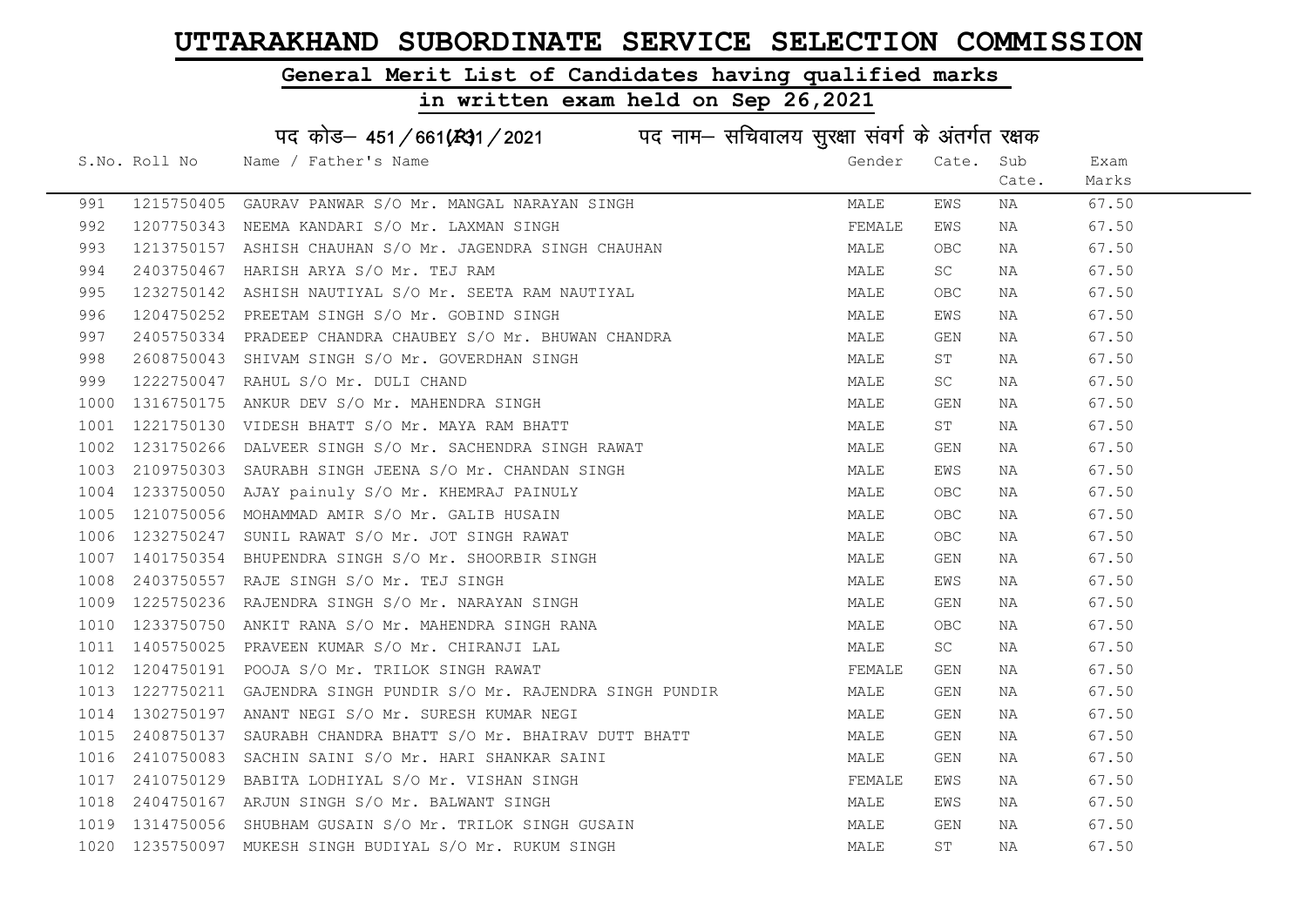# UTTARAKHAND SUBORDINATE SERVICE SELECTION COMMISSION

## General Merit List of Candidates having qualified marks

## in written exam held on Sep 26,2021

### पद कोड– 451/661(R)1/2021 पद नाम– सचिवालय सुरक्षा संवर्ग के अंतर्गत रक्षक

| S.No. | Roll No | Name / Father's Name | Gender | Cate. | Sub Cate. | Exam Marks |
|---|---|---|---|---|---|---|
| 991 | 1215750405 | GAURAV PANWAR S/O Mr. MANGAL NARAYAN SINGH | MALE | EWS | NA | 67.50 |
| 992 | 1207750343 | NEEMA KANDARI S/O Mr. LAXMAN SINGH | FEMALE | EWS | NA | 67.50 |
| 993 | 1213750157 | ASHISH CHAUHAN S/O Mr. JAGENDRA SINGH CHAUHAN | MALE | OBC | NA | 67.50 |
| 994 | 2403750467 | HARISH ARYA S/O Mr. TEJ RAM | MALE | SC | NA | 67.50 |
| 995 | 1232750142 | ASHISH NAUTIYAL S/O Mr. SEETA RAM NAUTIYAL | MALE | OBC | NA | 67.50 |
| 996 | 1204750252 | PREETAM SINGH S/O Mr. GOBIND SINGH | MALE | EWS | NA | 67.50 |
| 997 | 2405750334 | PRADEEP CHANDRA CHAUBEY S/O Mr. BHUWAN CHANDRA | MALE | GEN | NA | 67.50 |
| 998 | 2608750043 | SHIVAM SINGH S/O Mr. GOVERDHAN SINGH | MALE | ST | NA | 67.50 |
| 999 | 1222750047 | RAHUL S/O Mr. DULI CHAND | MALE | SC | NA | 67.50 |
| 1000 | 1316750175 | ANKUR DEV S/O Mr. MAHENDRA SINGH | MALE | GEN | NA | 67.50 |
| 1001 | 1221750130 | VIDESH BHATT S/O Mr. MAYA RAM BHATT | MALE | ST | NA | 67.50 |
| 1002 | 1231750266 | DALVEER SINGH S/O Mr. SACHENDRA SINGH RAWAT | MALE | GEN | NA | 67.50 |
| 1003 | 2109750303 | SAURABH SINGH JEENA S/O Mr. CHANDAN SINGH | MALE | EWS | NA | 67.50 |
| 1004 | 1233750050 | AJAY painuly S/O Mr. KHEMRAJ PAINULY | MALE | OBC | NA | 67.50 |
| 1005 | 1210750056 | MOHAMMAD AMIR S/O Mr. GALIB HUSAIN | MALE | OBC | NA | 67.50 |
| 1006 | 1232750247 | SUNIL RAWAT S/O Mr. JOT SINGH RAWAT | MALE | OBC | NA | 67.50 |
| 1007 | 1401750354 | BHUPENDRA SINGH S/O Mr. SHOORBIR SINGH | MALE | GEN | NA | 67.50 |
| 1008 | 2403750557 | RAJE SINGH S/O Mr. TEJ SINGH | MALE | EWS | NA | 67.50 |
| 1009 | 1225750236 | RAJENDRA SINGH S/O Mr. NARAYAN SINGH | MALE | GEN | NA | 67.50 |
| 1010 | 1233750750 | ANKIT RANA S/O Mr. MAHENDRA SINGH RANA | MALE | OBC | NA | 67.50 |
| 1011 | 1405750025 | PRAVEEN KUMAR S/O Mr. CHIRANJI LAL | MALE | SC | NA | 67.50 |
| 1012 | 1204750191 | POOJA S/O Mr. TRILOK SINGH RAWAT | FEMALE | GEN | NA | 67.50 |
| 1013 | 1227750211 | GAJENDRA SINGH PUNDIR S/O Mr. RAJENDRA SINGH PUNDIR | MALE | GEN | NA | 67.50 |
| 1014 | 1302750197 | ANANT NEGI S/O Mr. SURESH KUMAR NEGI | MALE | GEN | NA | 67.50 |
| 1015 | 2408750137 | SAURABH CHANDRA BHATT S/O Mr. BHAIRAV DUTT BHATT | MALE | GEN | NA | 67.50 |
| 1016 | 2410750083 | SACHIN SAINI S/O Mr. HARI SHANKAR SAINI | MALE | GEN | NA | 67.50 |
| 1017 | 2410750129 | BABITA LODHIYAL S/O Mr. VISHAN SINGH | FEMALE | EWS | NA | 67.50 |
| 1018 | 2404750167 | ARJUN SINGH S/O Mr. BALWANT SINGH | MALE | EWS | NA | 67.50 |
| 1019 | 1314750056 | SHUBHAM GUSAIN S/O Mr. TRILOK SINGH GUSAIN | MALE | GEN | NA | 67.50 |
| 1020 | 1235750097 | MUKESH SINGH BUDIYAL S/O Mr. RUKUM SINGH | MALE | ST | NA | 67.50 |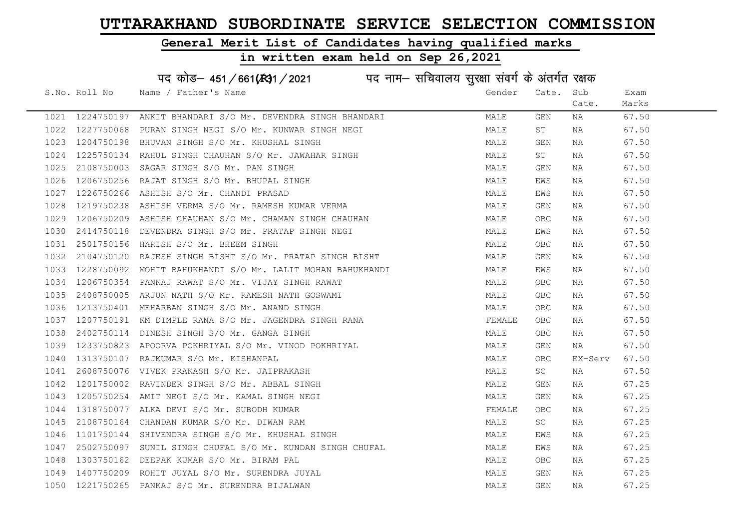# UTTARAKHAND SUBORDINATE SERVICE SELECTION COMMISSION

## General Merit List of Candidates having qualified marks

## in written exam held on Sep 26,2021

### पद कोड– 451 / 661(R31 / 2021 पद नाम– सचिवालय सुरक्षा संवर्ग के अंतर्गत रक्षक

| S.No. | Roll No | Name / Father's Name | Gender | Cate. | Sub Cate. | Exam Marks |
|---|---|---|---|---|---|---|
| 1021 | 1224750197 | ANKIT BHANDARI S/O Mr. DEVENDRA SINGH BHANDARI | MALE | GEN | NA | 67.50 |
| 1022 | 1227750068 | PURAN SINGH NEGI S/O Mr. KUNWAR SINGH NEGI | MALE | ST | NA | 67.50 |
| 1023 | 1204750198 | BHUVAN SINGH S/O Mr. KHUSHAL SINGH | MALE | GEN | NA | 67.50 |
| 1024 | 1225750134 | RAHUL SINGH CHAUHAN S/O Mr. JAWAHAR SINGH | MALE | ST | NA | 67.50 |
| 1025 | 2108750003 | SAGAR SINGH S/O Mr. PAN SINGH | MALE | GEN | NA | 67.50 |
| 1026 | 1206750256 | RAJAT SINGH S/O Mr. BHUPAL SINGH | MALE | EWS | NA | 67.50 |
| 1027 | 1226750266 | ASHISH S/O Mr. CHANDI PRASAD | MALE | EWS | NA | 67.50 |
| 1028 | 1219750238 | ASHISH VERMA S/O Mr. RAMESH KUMAR VERMA | MALE | GEN | NA | 67.50 |
| 1029 | 1206750209 | ASHISH CHAUHAN S/O Mr. CHAMAN SINGH CHAUHAN | MALE | OBC | NA | 67.50 |
| 1030 | 2414750118 | DEVENDRA SINGH S/O Mr. PRATAP SINGH NEGI | MALE | EWS | NA | 67.50 |
| 1031 | 2501750156 | HARISH S/O Mr. BHEEM SINGH | MALE | OBC | NA | 67.50 |
| 1032 | 2104750120 | RAJESH SINGH BISHT S/O Mr. PRATAP SINGH BISHT | MALE | GEN | NA | 67.50 |
| 1033 | 1228750092 | MOHIT BAHUKHANDI S/O Mr. LALIT MOHAN BAHUKHANDI | MALE | EWS | NA | 67.50 |
| 1034 | 1206750354 | PANKAJ RAWAT S/O Mr. VIJAY SINGH RAWAT | MALE | OBC | NA | 67.50 |
| 1035 | 2408750005 | ARJUN NATH S/O Mr. RAMESH NATH GOSWAMI | MALE | OBC | NA | 67.50 |
| 1036 | 1213750401 | MEHARBAN SINGH S/O Mr. ANAND SINGH | MALE | OBC | NA | 67.50 |
| 1037 | 1207750191 | KM DIMPLE RANA S/O Mr. JAGENDRA SINGH RANA | FEMALE | OBC | NA | 67.50 |
| 1038 | 2402750114 | DINESH SINGH S/O Mr. GANGA SINGH | MALE | OBC | NA | 67.50 |
| 1039 | 1233750823 | APOORVA POKHRIYAL S/O Mr. VINOD POKHRIYAL | MALE | GEN | NA | 67.50 |
| 1040 | 1313750107 | RAJKUMAR S/O Mr. KISHANPAL | MALE | OBC | EX-Serv | 67.50 |
| 1041 | 2608750076 | VIVEK PRAKASH S/O Mr. JAIPRAKASH | MALE | SC | NA | 67.50 |
| 1042 | 1201750002 | RAVINDER SINGH S/O Mr. ABBAL SINGH | MALE | GEN | NA | 67.25 |
| 1043 | 1205750254 | AMIT NEGI S/O Mr. KAMAL SINGH NEGI | MALE | GEN | NA | 67.25 |
| 1044 | 1318750077 | ALKA DEVI S/O Mr. SUBODH KUMAR | FEMALE | OBC | NA | 67.25 |
| 1045 | 2108750164 | CHANDAN KUMAR S/O Mr. DIWAN RAM | MALE | SC | NA | 67.25 |
| 1046 | 1101750144 | SHIVENDRA SINGH S/O Mr. KHUSHAL SINGH | MALE | EWS | NA | 67.25 |
| 1047 | 2502750097 | SUNIL SINGH CHUFAL S/O Mr. KUNDAN SINGH CHUFAL | MALE | EWS | NA | 67.25 |
| 1048 | 1303750162 | DEEPAK KUMAR S/O Mr. BIRAM PAL | MALE | OBC | NA | 67.25 |
| 1049 | 1407750209 | ROHIT JUYAL S/O Mr. SURENDRA JUYAL | MALE | GEN | NA | 67.25 |
| 1050 | 1221750265 | PANKAJ S/O Mr. SURENDRA BIJALWAN | MALE | GEN | NA | 67.25 |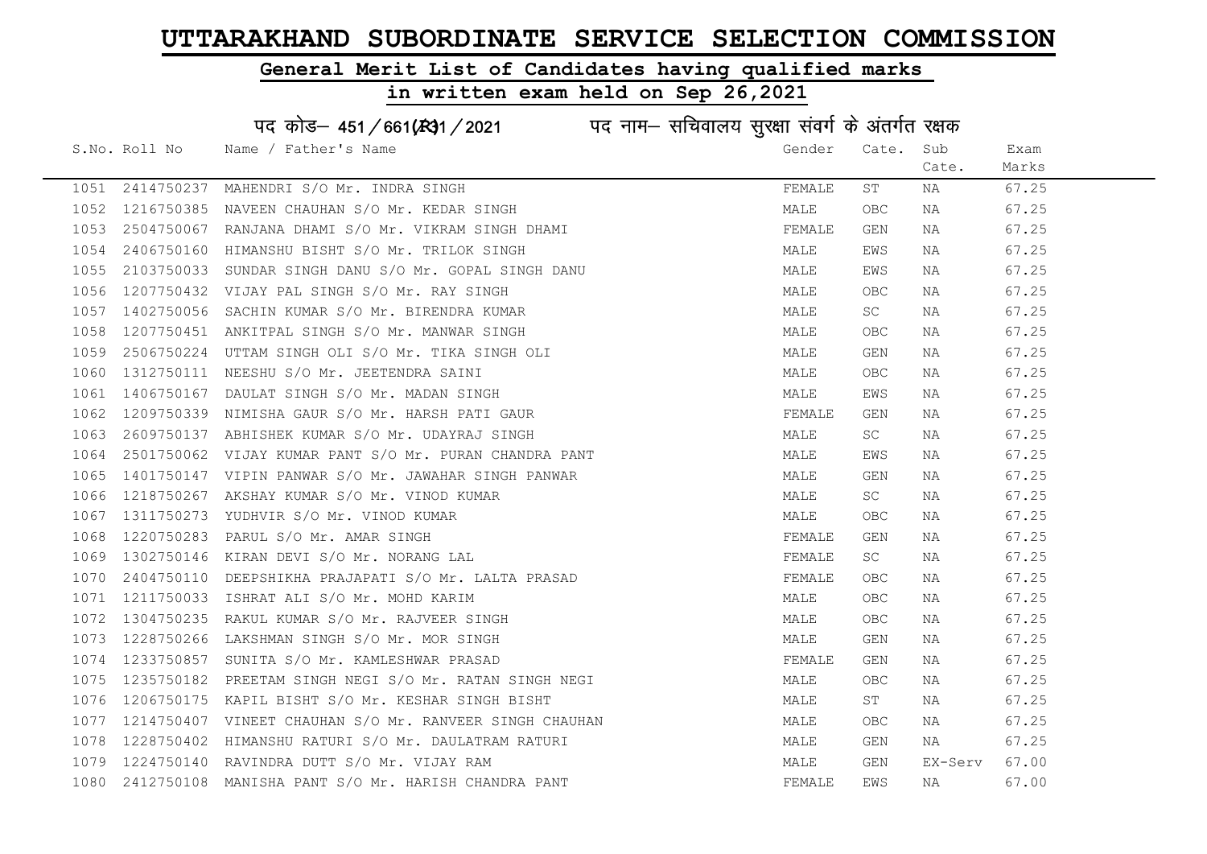# UTTARAKHAND SUBORDINATE SERVICE SELECTION COMMISSION

## General Merit List of Candidates having qualified marks

## in written exam held on Sep 26,2021

पद कोड– 451/661(R31/2021 पद नाम– सचिवालय सुरक्षा संवर्ग के अंतर्गत रक्षक

| S.No. | Roll No | Name / Father's Name | Gender | Cate. | Sub Cate. | Exam Marks |
|---|---|---|---|---|---|---|
| 1051 | 2414750237 | MAHENDRI S/O Mr. INDRA SINGH | FEMALE | ST | NA | 67.25 |
| 1052 | 1216750385 | NAVEEN CHAUHAN S/O Mr. KEDAR SINGH | MALE | OBC | NA | 67.25 |
| 1053 | 2504750067 | RANJANA DHAMI S/O Mr. VIKRAM SINGH DHAMI | FEMALE | GEN | NA | 67.25 |
| 1054 | 2406750160 | HIMANSHU BISHT S/O Mr. TRILOK SINGH | MALE | EWS | NA | 67.25 |
| 1055 | 2103750033 | SUNDAR SINGH DANU S/O Mr. GOPAL SINGH DANU | MALE | EWS | NA | 67.25 |
| 1056 | 1207750432 | VIJAY PAL SINGH S/O Mr. RAY SINGH | MALE | OBC | NA | 67.25 |
| 1057 | 1402750056 | SACHIN KUMAR S/O Mr. BIRENDRA KUMAR | MALE | SC | NA | 67.25 |
| 1058 | 1207750451 | ANKITPAL SINGH S/O Mr. MANWAR SINGH | MALE | OBC | NA | 67.25 |
| 1059 | 2506750224 | UTTAM SINGH OLI S/O Mr. TIKA SINGH OLI | MALE | GEN | NA | 67.25 |
| 1060 | 1312750111 | NEESHU S/O Mr. JEETENDRA SAINI | MALE | OBC | NA | 67.25 |
| 1061 | 1406750167 | DAULAT SINGH S/O Mr. MADAN SINGH | MALE | EWS | NA | 67.25 |
| 1062 | 1209750339 | NIMISHA GAUR S/O Mr. HARSH PATI GAUR | FEMALE | GEN | NA | 67.25 |
| 1063 | 2609750137 | ABHISHEK KUMAR S/O Mr. UDAYRAJ SINGH | MALE | SC | NA | 67.25 |
| 1064 | 2501750062 | VIJAY KUMAR PANT S/O Mr. PURAN CHANDRA PANT | MALE | EWS | NA | 67.25 |
| 1065 | 1401750147 | VIPIN PANWAR S/O Mr. JAWAHAR SINGH PANWAR | MALE | GEN | NA | 67.25 |
| 1066 | 1218750267 | AKSHAY KUMAR S/O Mr. VINOD KUMAR | MALE | SC | NA | 67.25 |
| 1067 | 1311750273 | YUDHVIR S/O Mr. VINOD KUMAR | MALE | OBC | NA | 67.25 |
| 1068 | 1220750283 | PARUL S/O Mr. AMAR SINGH | FEMALE | GEN | NA | 67.25 |
| 1069 | 1302750146 | KIRAN DEVI S/O Mr. NORANG LAL | FEMALE | SC | NA | 67.25 |
| 1070 | 2404750110 | DEEPSHIKHA PRAJAPATI S/O Mr. LALTA PRASAD | FEMALE | OBC | NA | 67.25 |
| 1071 | 1211750033 | ISHRAT ALI S/O Mr. MOHD KARIM | MALE | OBC | NA | 67.25 |
| 1072 | 1304750235 | RAKUL KUMAR S/O Mr. RAJVEER SINGH | MALE | OBC | NA | 67.25 |
| 1073 | 1228750266 | LAKSHMAN SINGH S/O Mr. MOR SINGH | MALE | GEN | NA | 67.25 |
| 1074 | 1233750857 | SUNITA S/O Mr. KAMLESHWAR PRASAD | FEMALE | GEN | NA | 67.25 |
| 1075 | 1235750182 | PREETAM SINGH NEGI S/O Mr. RATAN SINGH NEGI | MALE | OBC | NA | 67.25 |
| 1076 | 1206750175 | KAPIL BISHT S/O Mr. KESHAR SINGH BISHT | MALE | ST | NA | 67.25 |
| 1077 | 1214750407 | VINEET CHAUHAN S/O Mr. RANVEER SINGH CHAUHAN | MALE | OBC | NA | 67.25 |
| 1078 | 1228750402 | HIMANSHU RATURI S/O Mr. DAULATRAM RATURI | MALE | GEN | NA | 67.25 |
| 1079 | 1224750140 | RAVINDRA DUTT S/O Mr. VIJAY RAM | MALE | GEN | EX-Serv | 67.00 |
| 1080 | 2412750108 | MANISHA PANT S/O Mr. HARISH CHANDRA PANT | FEMALE | EWS | NA | 67.00 |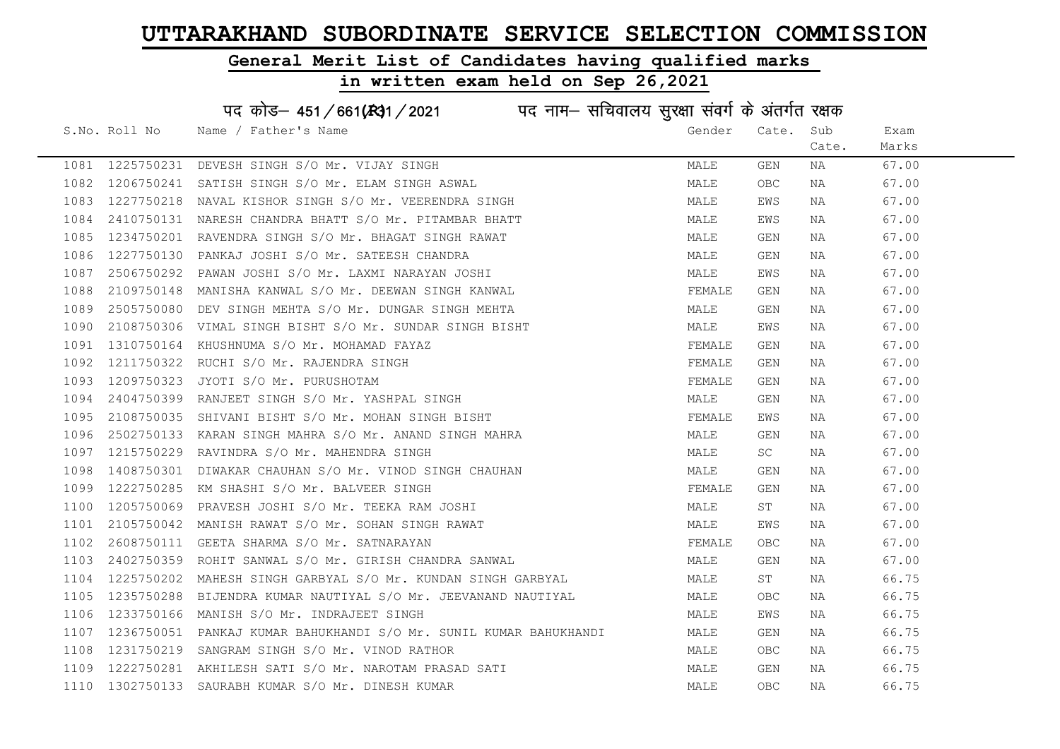# UTTARAKHAND SUBORDINATE SERVICE SELECTION COMMISSION

## General Merit List of Candidates having qualified marks

## in written exam held on Sep 26,2021

पद कोड– 451/661(R)1/2021 पद नाम– सचिवालय सुरक्षा संवर्ग के अंतर्गत रक्षक

| S.No. | Roll No | Name / Father's Name | Gender | Cate. | Sub Cate. | Exam Marks |
|---|---|---|---|---|---|---|
| 1081 | 1225750231 | DEVESH SINGH S/O Mr. VIJAY SINGH | MALE | GEN | NA | 67.00 |
| 1082 | 1206750241 | SATISH SINGH S/O Mr. ELAM SINGH ASWAL | MALE | OBC | NA | 67.00 |
| 1083 | 1227750218 | NAVAL KISHOR SINGH S/O Mr. VEERENDRA SINGH | MALE | EWS | NA | 67.00 |
| 1084 | 2410750131 | NARESH CHANDRA BHATT S/O Mr. PITAMBAR BHATT | MALE | EWS | NA | 67.00 |
| 1085 | 1234750201 | RAVENDRA SINGH S/O Mr. BHAGAT SINGH RAWAT | MALE | GEN | NA | 67.00 |
| 1086 | 1227750130 | PANKAJ JOSHI S/O Mr. SATEESH CHANDRA | MALE | GEN | NA | 67.00 |
| 1087 | 2506750292 | PAWAN JOSHI S/O Mr. LAXMI NARAYAN JOSHI | MALE | EWS | NA | 67.00 |
| 1088 | 2109750148 | MANISHA KANWAL S/O Mr. DEEWAN SINGH KANWAL | FEMALE | GEN | NA | 67.00 |
| 1089 | 2505750080 | DEV SINGH MEHTA S/O Mr. DUNGAR SINGH MEHTA | MALE | GEN | NA | 67.00 |
| 1090 | 2108750306 | VIMAL SINGH BISHT S/O Mr. SUNDAR SINGH BISHT | MALE | EWS | NA | 67.00 |
| 1091 | 1310750164 | KHUSHNUMA S/O Mr. MOHAMAD FAYAZ | FEMALE | GEN | NA | 67.00 |
| 1092 | 1211750322 | RUCHI S/O Mr. RAJENDRA SINGH | FEMALE | GEN | NA | 67.00 |
| 1093 | 1209750323 | JYOTI S/O Mr. PURUSHOTAM | FEMALE | GEN | NA | 67.00 |
| 1094 | 2404750399 | RANJEET SINGH S/O Mr. YASHPAL SINGH | MALE | GEN | NA | 67.00 |
| 1095 | 2108750035 | SHIVANI BISHT S/O Mr. MOHAN SINGH BISHT | FEMALE | EWS | NA | 67.00 |
| 1096 | 2502750133 | KARAN SINGH MAHRA S/O Mr. ANAND SINGH MAHRA | MALE | GEN | NA | 67.00 |
| 1097 | 1215750229 | RAVINDRA S/O Mr. MAHENDRA SINGH | MALE | SC | NA | 67.00 |
| 1098 | 1408750301 | DIWAKAR CHAUHAN S/O Mr. VINOD SINGH CHAUHAN | MALE | GEN | NA | 67.00 |
| 1099 | 1222750285 | KM SHASHI S/O Mr. BALVEER SINGH | FEMALE | GEN | NA | 67.00 |
| 1100 | 1205750069 | PRAVESH JOSHI S/O Mr. TEEKA RAM JOSHI | MALE | ST | NA | 67.00 |
| 1101 | 2105750042 | MANISH RAWAT S/O Mr. SOHAN SINGH RAWAT | MALE | EWS | NA | 67.00 |
| 1102 | 2608750111 | GEETA SHARMA S/O Mr. SATNARAYAN | FEMALE | OBC | NA | 67.00 |
| 1103 | 2402750359 | ROHIT SANWAL S/O Mr. GIRISH CHANDRA SANWAL | MALE | GEN | NA | 67.00 |
| 1104 | 1225750202 | MAHESH SINGH GARBYAL S/O Mr. KUNDAN SINGH GARBYAL | MALE | ST | NA | 66.75 |
| 1105 | 1235750288 | BIJENDRA KUMAR NAUTIYAL S/O Mr. JEEVANAND NAUTIYAL | MALE | OBC | NA | 66.75 |
| 1106 | 1233750166 | MANISH S/O Mr. INDRAJEET SINGH | MALE | EWS | NA | 66.75 |
| 1107 | 1236750051 | PANKAJ KUMAR BAHUKHANDI S/O Mr. SUNIL KUMAR BAHUKHANDI | MALE | GEN | NA | 66.75 |
| 1108 | 1231750219 | SANGRAM SINGH S/O Mr. VINOD RATHOR | MALE | OBC | NA | 66.75 |
| 1109 | 1222750281 | AKHILESH SATI S/O Mr. NAROTAM PRASAD SATI | MALE | GEN | NA | 66.75 |
| 1110 | 1302750133 | SAURABH KUMAR S/O Mr. DINESH KUMAR | MALE | OBC | NA | 66.75 |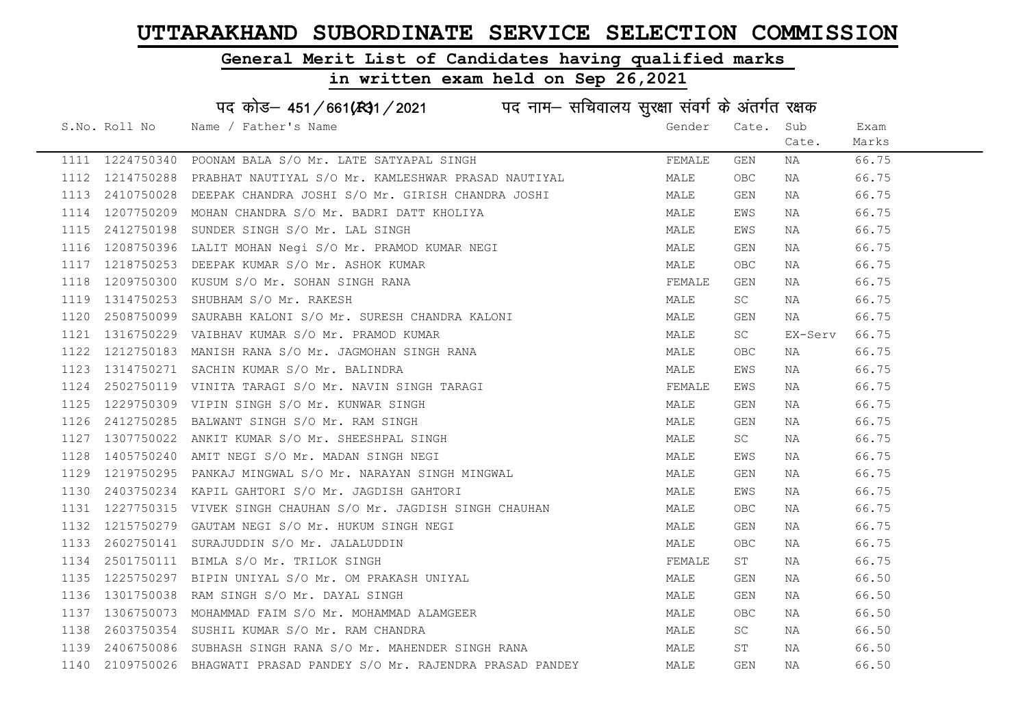# UTTARAKHAND SUBORDINATE SERVICE SELECTION COMMISSION

## General Merit List of Candidates having qualified marks

## in written exam held on Sep 26,2021

### पद कोड– 451/661(R)1/2021 पद नाम– सचिवालय सुरक्षा संवर्ग के अंतर्गत रक्षक

| S.No. | Roll No | Name / Father's Name | Gender | Cate. | Sub Cate. | Exam Marks |
|---|---|---|---|---|---|---|
| 1111 | 1224750340 | POONAM BALA S/O Mr. LATE SATYAPAL SINGH | FEMALE | GEN | NA | 66.75 |
| 1112 | 1214750288 | PRABHAT NAUTIYAL S/O Mr. KAMLESHWAR PRASAD NAUTIYAL | MALE | OBC | NA | 66.75 |
| 1113 | 2410750028 | DEEPAK CHANDRA JOSHI S/O Mr. GIRISH CHANDRA JOSHI | MALE | GEN | NA | 66.75 |
| 1114 | 1207750209 | MOHAN CHANDRA S/O Mr. BADRI DATT KHOLIYA | MALE | EWS | NA | 66.75 |
| 1115 | 2412750198 | SUNDER SINGH S/O Mr. LAL SINGH | MALE | EWS | NA | 66.75 |
| 1116 | 1208750396 | LALIT MOHAN Negi S/O Mr. PRAMOD KUMAR NEGI | MALE | GEN | NA | 66.75 |
| 1117 | 1218750253 | DEEPAK KUMAR S/O Mr. ASHOK KUMAR | MALE | OBC | NA | 66.75 |
| 1118 | 1209750300 | KUSUM S/O Mr. SOHAN SINGH RANA | FEMALE | GEN | NA | 66.75 |
| 1119 | 1314750253 | SHUBHAM S/O Mr. RAKESH | MALE | SC | NA | 66.75 |
| 1120 | 2508750099 | SAURABH KALONI S/O Mr. SURESH CHANDRA KALONI | MALE | GEN | NA | 66.75 |
| 1121 | 1316750229 | VAIBHAV KUMAR S/O Mr. PRAMOD KUMAR | MALE | SC | EX-Serv | 66.75 |
| 1122 | 1212750183 | MANISH RANA S/O Mr. JAGMOHAN SINGH RANA | MALE | OBC | NA | 66.75 |
| 1123 | 1314750271 | SACHIN KUMAR S/O Mr. BALINDRA | MALE | EWS | NA | 66.75 |
| 1124 | 2502750119 | VINITA TARAGI S/O Mr. NAVIN SINGH TARAGI | FEMALE | EWS | NA | 66.75 |
| 1125 | 1229750309 | VIPIN SINGH S/O Mr. KUNWAR SINGH | MALE | GEN | NA | 66.75 |
| 1126 | 2412750285 | BALWANT SINGH S/O Mr. RAM SINGH | MALE | GEN | NA | 66.75 |
| 1127 | 1307750022 | ANKIT KUMAR S/O Mr. SHEESHPAL SINGH | MALE | SC | NA | 66.75 |
| 1128 | 1405750240 | AMIT NEGI S/O Mr. MADAN SINGH NEGI | MALE | EWS | NA | 66.75 |
| 1129 | 1219750295 | PANKAJ MINGWAL S/O Mr. NARAYAN SINGH MINGWAL | MALE | GEN | NA | 66.75 |
| 1130 | 2403750234 | KAPIL GAHTORI S/O Mr. JAGDISH GAHTORI | MALE | EWS | NA | 66.75 |
| 1131 | 1227750315 | VIVEK SINGH CHAUHAN S/O Mr. JAGDISH SINGH CHAUHAN | MALE | OBC | NA | 66.75 |
| 1132 | 1215750279 | GAUTAM NEGI S/O Mr. HUKUM SINGH NEGI | MALE | GEN | NA | 66.75 |
| 1133 | 2602750141 | SURAJUDDIN S/O Mr. JALALUDDIN | MALE | OBC | NA | 66.75 |
| 1134 | 2501750111 | BIMLA S/O Mr. TRILOK SINGH | FEMALE | ST | NA | 66.75 |
| 1135 | 1225750297 | BIPIN UNIYAL S/O Mr. OM PRAKASH UNIYAL | MALE | GEN | NA | 66.50 |
| 1136 | 1301750038 | RAM SINGH S/O Mr. DAYAL SINGH | MALE | GEN | NA | 66.50 |
| 1137 | 1306750073 | MOHAMMAD FAIM S/O Mr. MOHAMMAD ALAMGEER | MALE | OBC | NA | 66.50 |
| 1138 | 2603750354 | SUSHIL KUMAR S/O Mr. RAM CHANDRA | MALE | SC | NA | 66.50 |
| 1139 | 2406750086 | SUBHASH SINGH RANA S/O Mr. MAHENDER SINGH RANA | MALE | ST | NA | 66.50 |
| 1140 | 2109750026 | BHAGWATI PRASAD PANDEY S/O Mr. RAJENDRA PRASAD PANDEY | MALE | GEN | NA | 66.50 |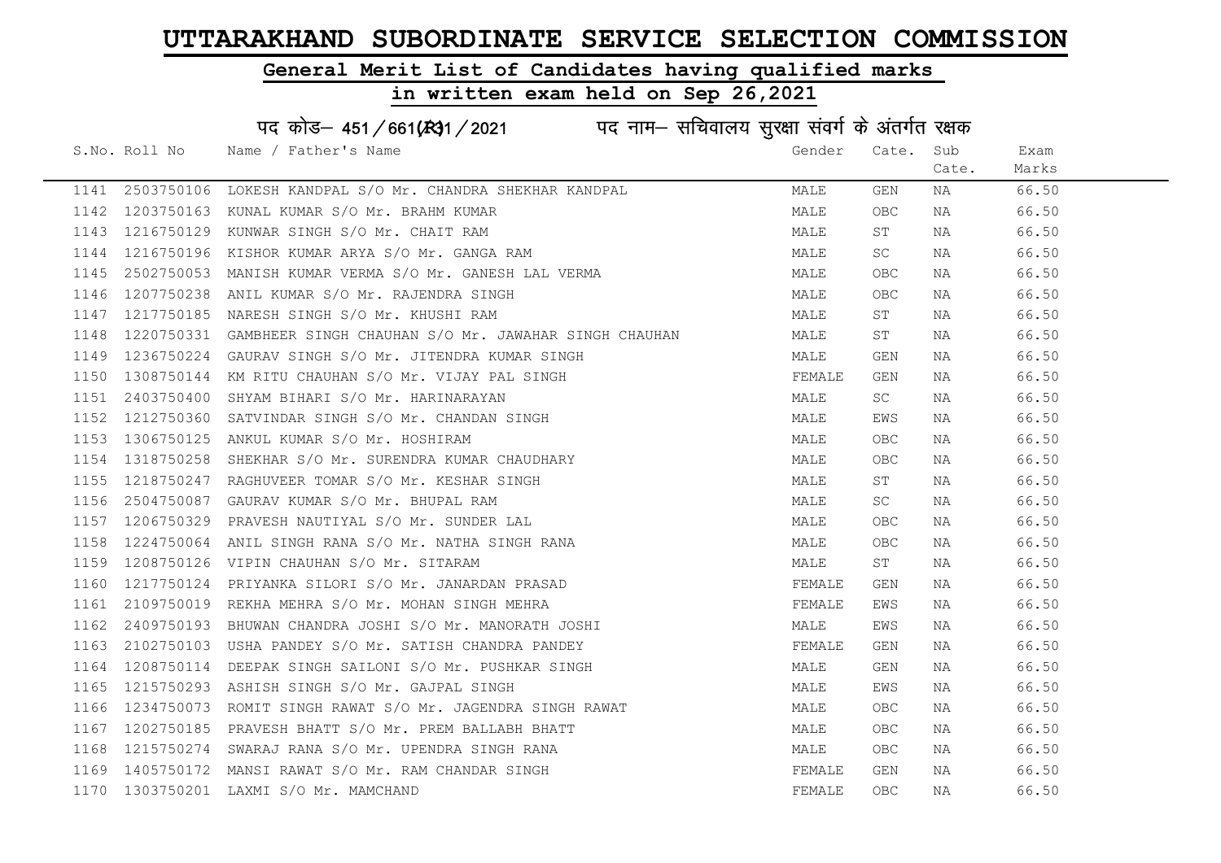# UTTARAKHAND SUBORDINATE SERVICE SELECTION COMMISSION

## General Merit List of Candidates having qualified marks

## in written exam held on Sep 26,2021

### पद कोड– 451/661(R)1/2021 पद नाम– सचिवालय सुरक्षा संवर्ग के अंतर्गत रक्षक

| S.No. | Roll No | Name / Father's Name | Gender | Cate. | Sub Cate. | Exam Marks |
|---|---|---|---|---|---|---|
| 1141 | 2503750106 | LOKESH KANDPAL S/O Mr. CHANDRA SHEKHAR KANDPAL | MALE | GEN | NA | 66.50 |
| 1142 | 1203750163 | KUNAL KUMAR S/O Mr. BRAHM KUMAR | MALE | OBC | NA | 66.50 |
| 1143 | 1216750129 | KUNWAR SINGH S/O Mr. CHAIT RAM | MALE | ST | NA | 66.50 |
| 1144 | 1216750196 | KISHOR KUMAR ARYA S/O Mr. GANGA RAM | MALE | SC | NA | 66.50 |
| 1145 | 2502750053 | MANISH KUMAR VERMA S/O Mr. GANESH LAL VERMA | MALE | OBC | NA | 66.50 |
| 1146 | 1207750238 | ANIL KUMAR S/O Mr. RAJENDRA SINGH | MALE | OBC | NA | 66.50 |
| 1147 | 1217750185 | NARESH SINGH S/O Mr. KHUSHI RAM | MALE | ST | NA | 66.50 |
| 1148 | 1220750331 | GAMBHEER SINGH CHAUHAN S/O Mr. JAWAHAR SINGH CHAUHAN | MALE | ST | NA | 66.50 |
| 1149 | 1236750224 | GAURAV SINGH S/O Mr. JITENDRA KUMAR SINGH | MALE | GEN | NA | 66.50 |
| 1150 | 1308750144 | KM RITU CHAUHAN S/O Mr. VIJAY PAL SINGH | FEMALE | GEN | NA | 66.50 |
| 1151 | 2403750400 | SHYAM BIHARI S/O Mr. HARINARAYAN | MALE | SC | NA | 66.50 |
| 1152 | 1212750360 | SATVINDAR SINGH S/O Mr. CHANDAN SINGH | MALE | EWS | NA | 66.50 |
| 1153 | 1306750125 | ANKUL KUMAR S/O Mr. HOSHIRAM | MALE | OBC | NA | 66.50 |
| 1154 | 1318750258 | SHEKHAR S/O Mr. SURENDRA KUMAR CHAUDHARY | MALE | OBC | NA | 66.50 |
| 1155 | 1218750247 | RAGHUVEER TOMAR S/O Mr. KESHAR SINGH | MALE | ST | NA | 66.50 |
| 1156 | 2504750087 | GAURAV KUMAR S/O Mr. BHUPAL RAM | MALE | SC | NA | 66.50 |
| 1157 | 1206750329 | PRAVESH NAUTIYAL S/O Mr. SUNDER LAL | MALE | OBC | NA | 66.50 |
| 1158 | 1224750064 | ANIL SINGH RANA S/O Mr. NATHA SINGH RANA | MALE | OBC | NA | 66.50 |
| 1159 | 1208750126 | VIPIN CHAUHAN S/O Mr. SITARAM | MALE | ST | NA | 66.50 |
| 1160 | 1217750124 | PRIYANKA SILORI S/O Mr. JANARDAN PRASAD | FEMALE | GEN | NA | 66.50 |
| 1161 | 2109750019 | REKHA MEHRA S/O Mr. MOHAN SINGH MEHRA | FEMALE | EWS | NA | 66.50 |
| 1162 | 2409750193 | BHUWAN CHANDRA JOSHI S/O Mr. MANORATH JOSHI | MALE | EWS | NA | 66.50 |
| 1163 | 2102750103 | USHA PANDEY S/O Mr. SATISH CHANDRA PANDEY | FEMALE | GEN | NA | 66.50 |
| 1164 | 1208750114 | DEEPAK SINGH SAILONI S/O Mr. PUSHKAR SINGH | MALE | GEN | NA | 66.50 |
| 1165 | 1215750293 | ASHISH SINGH S/O Mr. GAJPAL SINGH | MALE | EWS | NA | 66.50 |
| 1166 | 1234750073 | ROMIT SINGH RAWAT S/O Mr. JAGENDRA SINGH RAWAT | MALE | OBC | NA | 66.50 |
| 1167 | 1202750185 | PRAVESH BHATT S/O Mr. PREM BALLABH BHATT | MALE | OBC | NA | 66.50 |
| 1168 | 1215750274 | SWARAJ RANA S/O Mr. UPENDRA SINGH RANA | MALE | OBC | NA | 66.50 |
| 1169 | 1405750172 | MANSI RAWAT S/O Mr. RAM CHANDAR SINGH | FEMALE | GEN | NA | 66.50 |
| 1170 | 1303750201 | LAXMI S/O Mr. MAMCHAND | FEMALE | OBC | NA | 66.50 |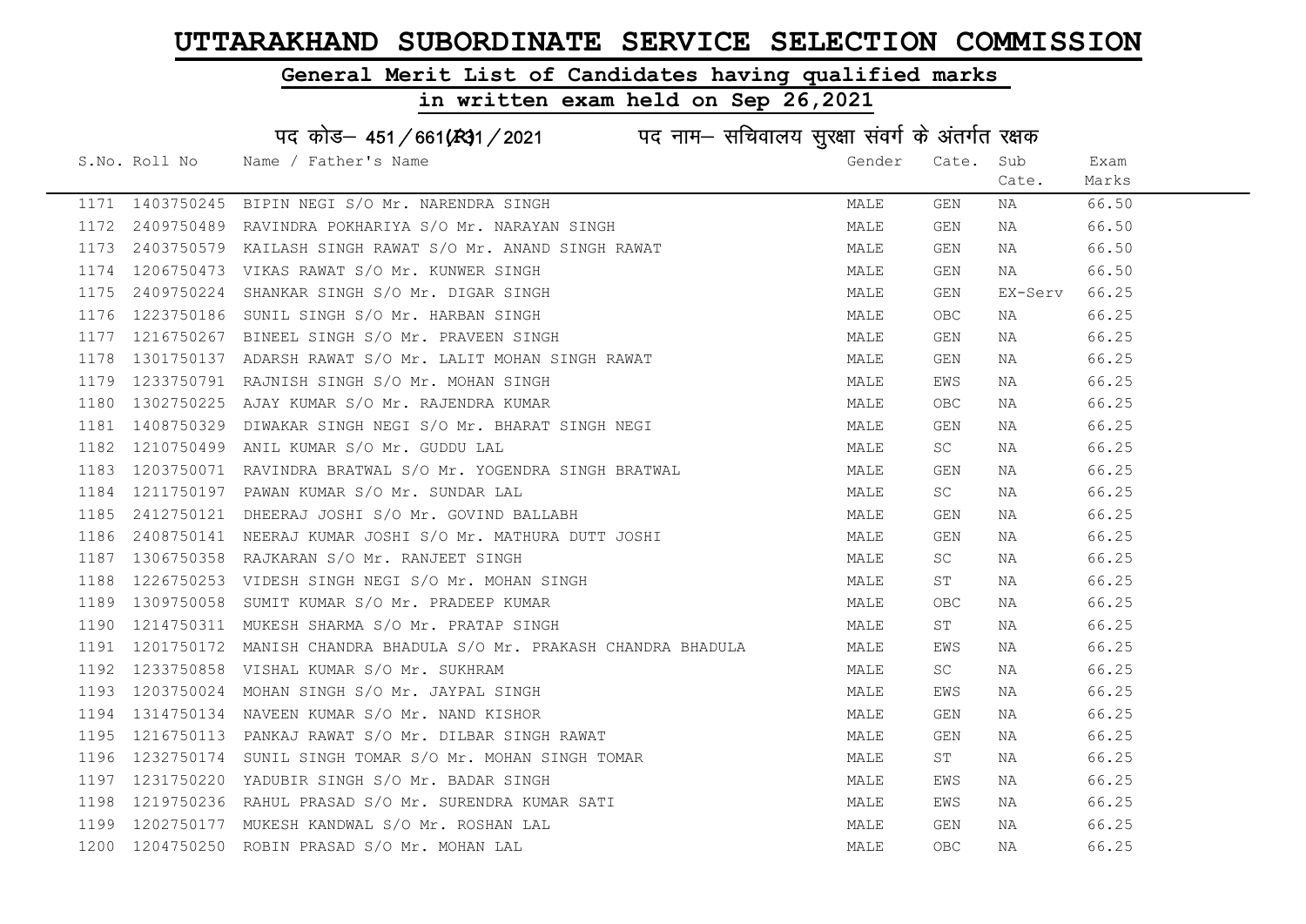# UTTARAKHAND SUBORDINATE SERVICE SELECTION COMMISSION

## General Merit List of Candidates having qualified marks

## in written exam held on Sep 26,2021

### पद कोड– 451/661(R)1/2021 पद नाम– सचिवालय सुरक्षा संवर्ग के अंतर्गत रक्षक

| S.No. | Roll No | Name / Father's Name | Gender | Cate. | Sub Cate. | Exam Marks |
|---|---|---|---|---|---|---|
| 1171 | 1403750245 | BIPIN NEGI S/O Mr. NARENDRA SINGH | MALE | GEN | NA | 66.50 |
| 1172 | 2409750489 | RAVINDRA POKHARIYA S/O Mr. NARAYAN SINGH | MALE | GEN | NA | 66.50 |
| 1173 | 2403750579 | KAILASH SINGH RAWAT S/O Mr. ANAND SINGH RAWAT | MALE | GEN | NA | 66.50 |
| 1174 | 1206750473 | VIKAS RAWAT S/O Mr. KUNWER SINGH | MALE | GEN | NA | 66.50 |
| 1175 | 2409750224 | SHANKAR SINGH S/O Mr. DIGAR SINGH | MALE | GEN | EX-Serv | 66.25 |
| 1176 | 1223750186 | SUNIL SINGH S/O Mr. HARBAN SINGH | MALE | OBC | NA | 66.25 |
| 1177 | 1216750267 | BINEEL SINGH S/O Mr. PRAVEEN SINGH | MALE | GEN | NA | 66.25 |
| 1178 | 1301750137 | ADARSH RAWAT S/O Mr. LALIT MOHAN SINGH RAWAT | MALE | GEN | NA | 66.25 |
| 1179 | 1233750791 | RAJNISH SINGH S/O Mr. MOHAN SINGH | MALE | EWS | NA | 66.25 |
| 1180 | 1302750225 | AJAY KUMAR S/O Mr. RAJENDRA KUMAR | MALE | OBC | NA | 66.25 |
| 1181 | 1408750329 | DIWAKAR SINGH NEGI S/O Mr. BHARAT SINGH NEGI | MALE | GEN | NA | 66.25 |
| 1182 | 1210750499 | ANIL KUMAR S/O Mr. GUDDU LAL | MALE | SC | NA | 66.25 |
| 1183 | 1203750071 | RAVINDRA BRATWAL S/O Mr. YOGENDRA SINGH BRATWAL | MALE | GEN | NA | 66.25 |
| 1184 | 1211750197 | PAWAN KUMAR S/O Mr. SUNDAR LAL | MALE | SC | NA | 66.25 |
| 1185 | 2412750121 | DHEERAJ JOSHI S/O Mr. GOVIND BALLABH | MALE | GEN | NA | 66.25 |
| 1186 | 2408750141 | NEERAJ KUMAR JOSHI S/O Mr. MATHURA DUTT JOSHI | MALE | GEN | NA | 66.25 |
| 1187 | 1306750358 | RAJKARAN S/O Mr. RANJEET SINGH | MALE | SC | NA | 66.25 |
| 1188 | 1226750253 | VIDESH SINGH NEGI S/O Mr. MOHAN SINGH | MALE | ST | NA | 66.25 |
| 1189 | 1309750058 | SUMIT KUMAR S/O Mr. PRADEEP KUMAR | MALE | OBC | NA | 66.25 |
| 1190 | 1214750311 | MUKESH SHARMA S/O Mr. PRATAP SINGH | MALE | ST | NA | 66.25 |
| 1191 | 1201750172 | MANISH CHANDRA BHADULA S/O Mr. PRAKASH CHANDRA BHADULA | MALE | EWS | NA | 66.25 |
| 1192 | 1233750858 | VISHAL KUMAR S/O Mr. SUKHRAM | MALE | SC | NA | 66.25 |
| 1193 | 1203750024 | MOHAN SINGH S/O Mr. JAYPAL SINGH | MALE | EWS | NA | 66.25 |
| 1194 | 1314750134 | NAVEEN KUMAR S/O Mr. NAND KISHOR | MALE | GEN | NA | 66.25 |
| 1195 | 1216750113 | PANKAJ RAWAT S/O Mr. DILBAR SINGH RAWAT | MALE | GEN | NA | 66.25 |
| 1196 | 1232750174 | SUNIL SINGH TOMAR S/O Mr. MOHAN SINGH TOMAR | MALE | ST | NA | 66.25 |
| 1197 | 1231750220 | YADUBIR SINGH S/O Mr. BADAR SINGH | MALE | EWS | NA | 66.25 |
| 1198 | 1219750236 | RAHUL PRASAD S/O Mr. SURENDRA KUMAR SATI | MALE | EWS | NA | 66.25 |
| 1199 | 1202750177 | MUKESH KANDWAL S/O Mr. ROSHAN LAL | MALE | GEN | NA | 66.25 |
| 1200 | 1204750250 | ROBIN PRASAD S/O Mr. MOHAN LAL | MALE | OBC | NA | 66.25 |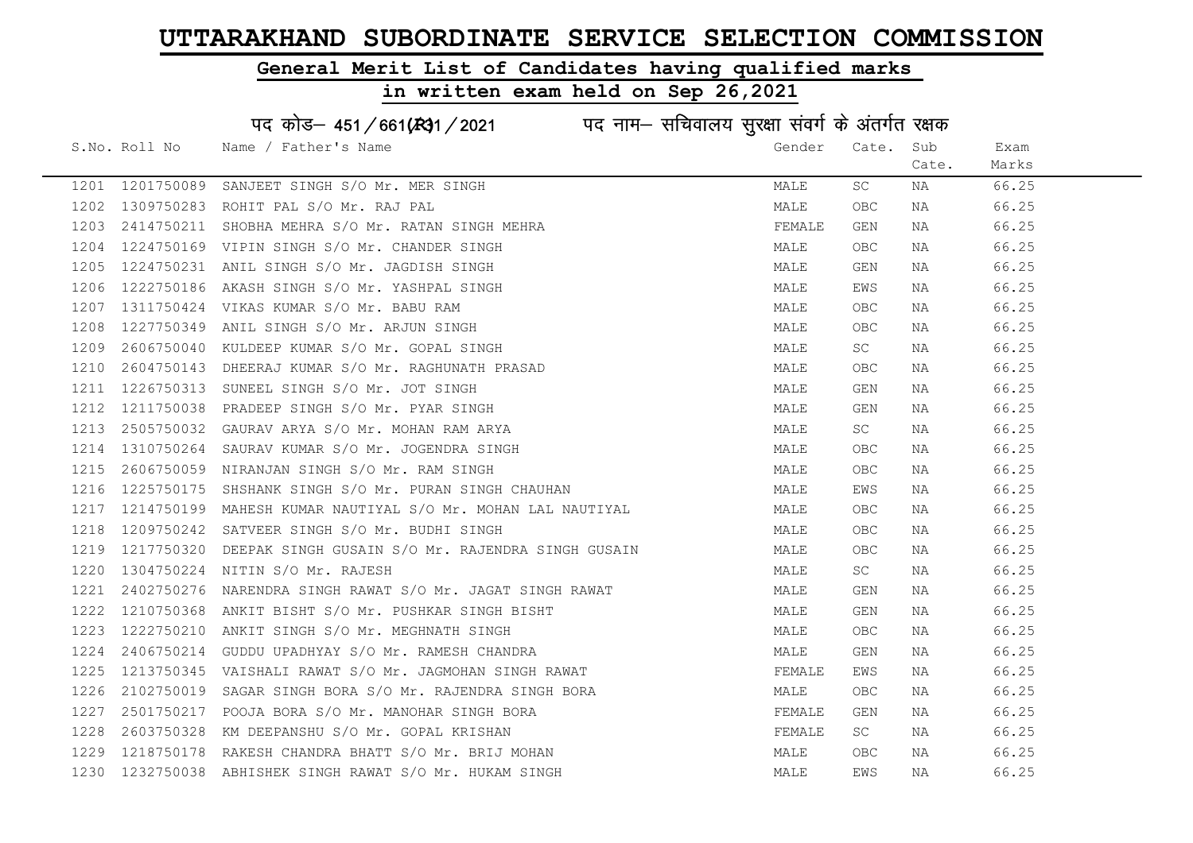# UTTARAKHAND SUBORDINATE SERVICE SELECTION COMMISSION

## General Merit List of Candidates having qualified marks

## in written exam held on Sep 26,2021

### पद कोड– 451/661(R)1/2021 पद नाम– सचिवालय सुरक्षा संवर्ग के अंतर्गत रक्षक

| S.No. | Roll No | Name / Father's Name | Gender | Cate. | Sub Cate. | Exam Marks |
|---|---|---|---|---|---|---|
| 1201 | 1201750089 | SANJEET SINGH S/O Mr. MER SINGH | MALE | SC | NA | 66.25 |
| 1202 | 1309750283 | ROHIT PAL S/O Mr. RAJ PAL | MALE | OBC | NA | 66.25 |
| 1203 | 2414750211 | SHOBHA MEHRA S/O Mr. RATAN SINGH MEHRA | FEMALE | GEN | NA | 66.25 |
| 1204 | 1224750169 | VIPIN SINGH S/O Mr. CHANDER SINGH | MALE | OBC | NA | 66.25 |
| 1205 | 1224750231 | ANIL SINGH S/O Mr. JAGDISH SINGH | MALE | GEN | NA | 66.25 |
| 1206 | 1222750186 | AKASH SINGH S/O Mr. YASHPAL SINGH | MALE | EWS | NA | 66.25 |
| 1207 | 1311750424 | VIKAS KUMAR S/O Mr. BABU RAM | MALE | OBC | NA | 66.25 |
| 1208 | 1227750349 | ANIL SINGH S/O Mr. ARJUN SINGH | MALE | OBC | NA | 66.25 |
| 1209 | 2606750040 | KULDEEP KUMAR S/O Mr. GOPAL SINGH | MALE | SC | NA | 66.25 |
| 1210 | 2604750143 | DHEERAJ KUMAR S/O Mr. RAGHUNATH PRASAD | MALE | OBC | NA | 66.25 |
| 1211 | 1226750313 | SUNEEL SINGH S/O Mr. JOT SINGH | MALE | GEN | NA | 66.25 |
| 1212 | 1211750038 | PRADEEP SINGH S/O Mr. PYAR SINGH | MALE | GEN | NA | 66.25 |
| 1213 | 2505750032 | GAURAV ARYA S/O Mr. MOHAN RAM ARYA | MALE | SC | NA | 66.25 |
| 1214 | 1310750264 | SAURAV KUMAR S/O Mr. JOGENDRA SINGH | MALE | OBC | NA | 66.25 |
| 1215 | 2606750059 | NIRANJAN SINGH S/O Mr. RAM SINGH | MALE | OBC | NA | 66.25 |
| 1216 | 1225750175 | SHSHANK SINGH S/O Mr. PURAN SINGH CHAUHAN | MALE | EWS | NA | 66.25 |
| 1217 | 1214750199 | MAHESH KUMAR NAUTIYAL S/O Mr. MOHAN LAL NAUTIYAL | MALE | OBC | NA | 66.25 |
| 1218 | 1209750242 | SATVEER SINGH S/O Mr. BUDHI SINGH | MALE | OBC | NA | 66.25 |
| 1219 | 1217750320 | DEEPAK SINGH GUSAIN S/O Mr. RAJENDRA SINGH GUSAIN | MALE | OBC | NA | 66.25 |
| 1220 | 1304750224 | NITIN S/O Mr. RAJESH | MALE | SC | NA | 66.25 |
| 1221 | 2402750276 | NARENDRA SINGH RAWAT S/O Mr. JAGAT SINGH RAWAT | MALE | GEN | NA | 66.25 |
| 1222 | 1210750368 | ANKIT BISHT S/O Mr. PUSHKAR SINGH BISHT | MALE | GEN | NA | 66.25 |
| 1223 | 1222750210 | ANKIT SINGH S/O Mr. MEGHNATH SINGH | MALE | OBC | NA | 66.25 |
| 1224 | 2406750214 | GUDDU UPADHYAY S/O Mr. RAMESH CHANDRA | MALE | GEN | NA | 66.25 |
| 1225 | 1213750345 | VAISHALI RAWAT S/O Mr. JAGMOHAN SINGH RAWAT | FEMALE | EWS | NA | 66.25 |
| 1226 | 2102750019 | SAGAR SINGH BORA S/O Mr. RAJENDRA SINGH BORA | MALE | OBC | NA | 66.25 |
| 1227 | 2501750217 | POOJA BORA S/O Mr. MANOHAR SINGH BORA | FEMALE | GEN | NA | 66.25 |
| 1228 | 2603750328 | KM DEEPANSHU S/O Mr. GOPAL KRISHAN | FEMALE | SC | NA | 66.25 |
| 1229 | 1218750178 | RAKESH CHANDRA BHATT S/O Mr. BRIJ MOHAN | MALE | OBC | NA | 66.25 |
| 1230 | 1232750038 | ABHISHEK SINGH RAWAT S/O Mr. HUKAM SINGH | MALE | EWS | NA | 66.25 |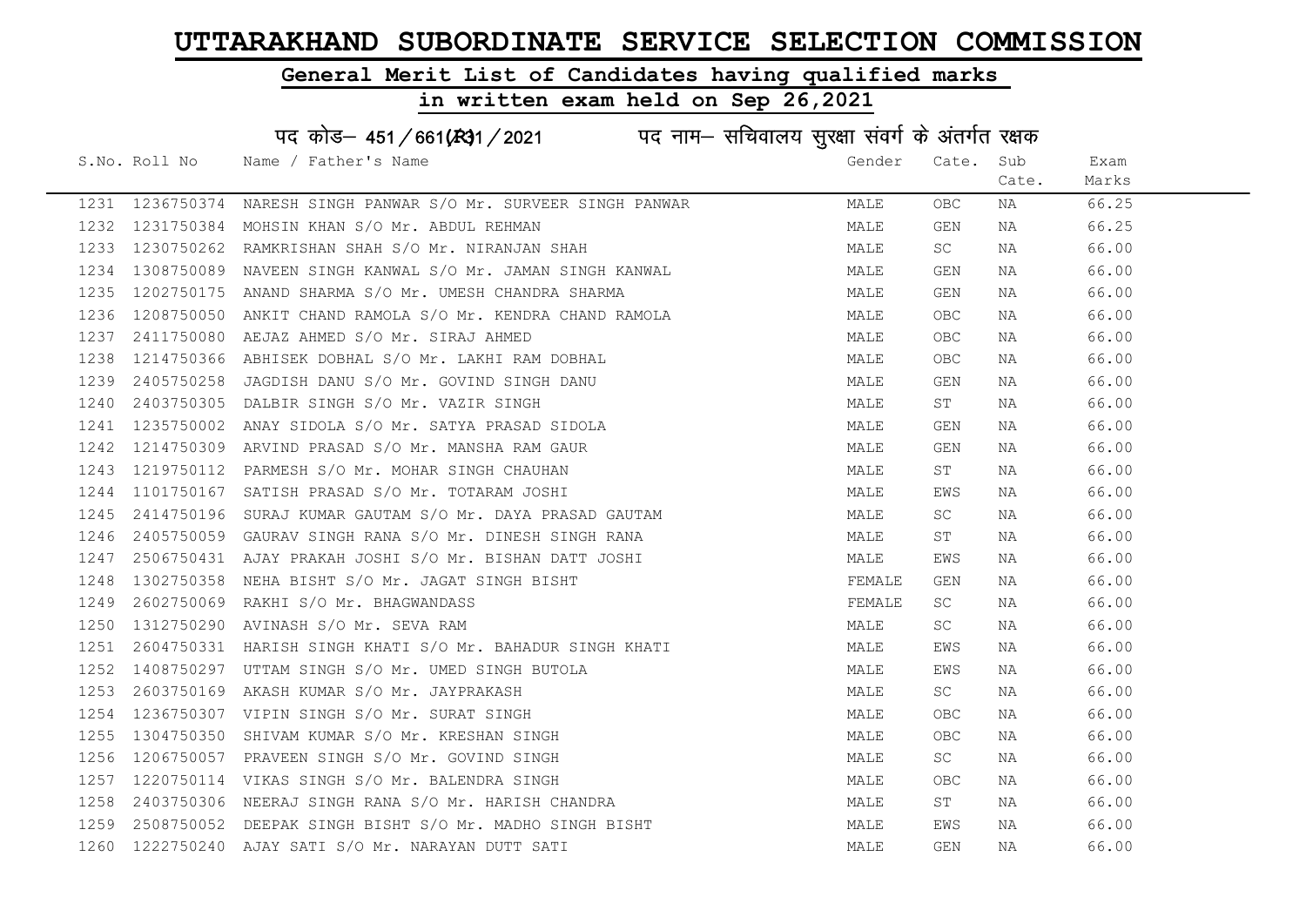# UTTARAKHAND SUBORDINATE SERVICE SELECTION COMMISSION

## General Merit List of Candidates having qualified marks

## in written exam held on Sep 26,2021

पद कोड– 451/661(R)1/2021 पद नाम– सचिवालय सुरक्षा संवर्ग के अंतर्गत रक्षक

| S.No. | Roll No | Name / Father's Name | Gender | Cate. | Sub Cate. | Exam Marks |
|---|---|---|---|---|---|---|
| 1231 | 1236750374 | NARESH SINGH PANWAR S/O Mr. SURVEER SINGH PANWAR | MALE | OBC | NA | 66.25 |
| 1232 | 1231750384 | MOHSIN KHAN S/O Mr. ABDUL REHMAN | MALE | GEN | NA | 66.25 |
| 1233 | 1230750262 | RAMKRISHAN SHAH S/O Mr. NIRANJAN SHAH | MALE | SC | NA | 66.00 |
| 1234 | 1308750089 | NAVEEN SINGH KANWAL S/O Mr. JAMAN SINGH KANWAL | MALE | GEN | NA | 66.00 |
| 1235 | 1202750175 | ANAND SHARMA S/O Mr. UMESH CHANDRA SHARMA | MALE | GEN | NA | 66.00 |
| 1236 | 1208750050 | ANKIT CHAND RAMOLA S/O Mr. KENDRA CHAND RAMOLA | MALE | OBC | NA | 66.00 |
| 1237 | 2411750080 | AEJAZ AHMED S/O Mr. SIRAJ AHMED | MALE | OBC | NA | 66.00 |
| 1238 | 1214750366 | ABHISEK DOBHAL S/O Mr. LAKHI RAM DOBHAL | MALE | OBC | NA | 66.00 |
| 1239 | 2405750258 | JAGDISH DANU S/O Mr. GOVIND SINGH DANU | MALE | GEN | NA | 66.00 |
| 1240 | 2403750305 | DALBIR SINGH S/O Mr. VAZIR SINGH | MALE | ST | NA | 66.00 |
| 1241 | 1235750002 | ANAY SIDOLA S/O Mr. SATYA PRASAD SIDOLA | MALE | GEN | NA | 66.00 |
| 1242 | 1214750309 | ARVIND PRASAD S/O Mr. MANSHA RAM GAUR | MALE | GEN | NA | 66.00 |
| 1243 | 1219750112 | PARMESH S/O Mr. MOHAR SINGH CHAUHAN | MALE | ST | NA | 66.00 |
| 1244 | 1101750167 | SATISH PRASAD S/O Mr. TOTARAM JOSHI | MALE | EWS | NA | 66.00 |
| 1245 | 2414750196 | SURAJ KUMAR GAUTAM S/O Mr. DAYA PRASAD GAUTAM | MALE | SC | NA | 66.00 |
| 1246 | 2405750059 | GAURAV SINGH RANA S/O Mr. DINESH SINGH RANA | MALE | ST | NA | 66.00 |
| 1247 | 2506750431 | AJAY PRAKAH JOSHI S/O Mr. BISHAN DATT JOSHI | MALE | EWS | NA | 66.00 |
| 1248 | 1302750358 | NEHA BISHT S/O Mr. JAGAT SINGH BISHT | FEMALE | GEN | NA | 66.00 |
| 1249 | 2602750069 | RAKHI S/O Mr. BHAGWANDASS | FEMALE | SC | NA | 66.00 |
| 1250 | 1312750290 | AVINASH S/O Mr. SEVA RAM | MALE | SC | NA | 66.00 |
| 1251 | 2604750331 | HARISH SINGH KHATI S/O Mr. BAHADUR SINGH KHATI | MALE | EWS | NA | 66.00 |
| 1252 | 1408750297 | UTTAM SINGH S/O Mr. UMED SINGH BUTOLA | MALE | EWS | NA | 66.00 |
| 1253 | 2603750169 | AKASH KUMAR S/O Mr. JAYPRAKASH | MALE | SC | NA | 66.00 |
| 1254 | 1236750307 | VIPIN SINGH S/O Mr. SURAT SINGH | MALE | OBC | NA | 66.00 |
| 1255 | 1304750350 | SHIVAM KUMAR S/O Mr. KRESHAN SINGH | MALE | OBC | NA | 66.00 |
| 1256 | 1206750057 | PRAVEEN SINGH S/O Mr. GOVIND SINGH | MALE | SC | NA | 66.00 |
| 1257 | 1220750114 | VIKAS SINGH S/O Mr. BALENDRA SINGH | MALE | OBC | NA | 66.00 |
| 1258 | 2403750306 | NEERAJ SINGH RANA S/O Mr. HARISH CHANDRA | MALE | ST | NA | 66.00 |
| 1259 | 2508750052 | DEEPAK SINGH BISHT S/O Mr. MADHO SINGH BISHT | MALE | EWS | NA | 66.00 |
| 1260 | 1222750240 | AJAY SATI S/O Mr. NARAYAN DUTT SATI | MALE | GEN | NA | 66.00 |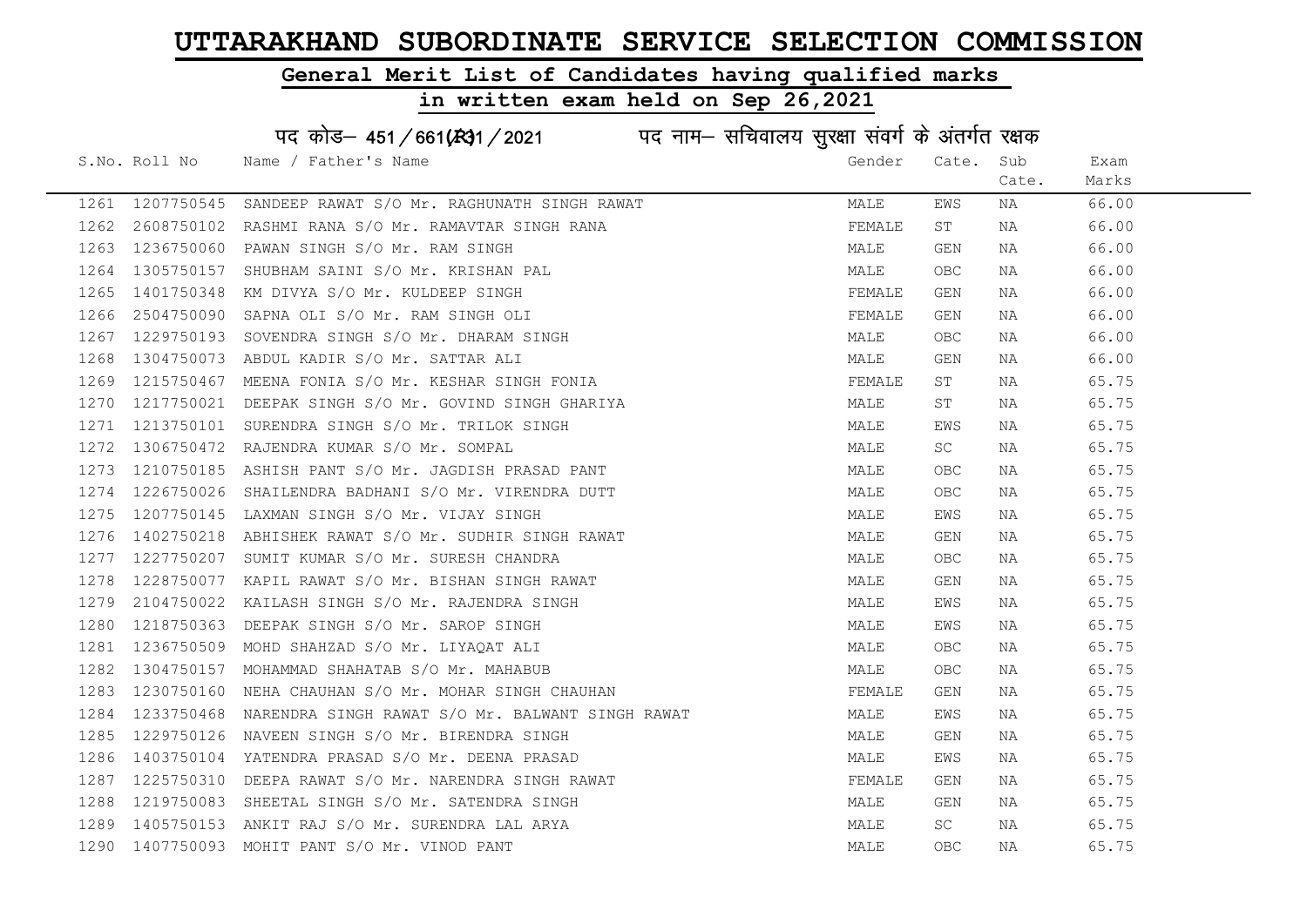# UTTARAKHAND SUBORDINATE SERVICE SELECTION COMMISSION

## General Merit List of Candidates having qualified marks

## in written exam held on Sep 26,2021

पद कोड– 451/661(R)31/2021 पद नाम– सचिवालय सुरक्षा संवर्ग के अंतर्गत रक्षक

| S.No. | Roll No | Name / Father's Name | Gender | Cate. | Sub Cate. | Exam Marks |
|---|---|---|---|---|---|---|
| 1261 | 1207750545 | SANDEEP RAWAT S/O Mr. RAGHUNATH SINGH RAWAT | MALE | EWS | NA | 66.00 |
| 1262 | 2608750102 | RASHMI RANA S/O Mr. RAMAVTAR SINGH RANA | FEMALE | ST | NA | 66.00 |
| 1263 | 1236750060 | PAWAN SINGH S/O Mr. RAM SINGH | MALE | GEN | NA | 66.00 |
| 1264 | 1305750157 | SHUBHAM SAINI S/O Mr. KRISHAN PAL | MALE | OBC | NA | 66.00 |
| 1265 | 1401750348 | KM DIVYA S/O Mr. KULDEEP SINGH | FEMALE | GEN | NA | 66.00 |
| 1266 | 2504750090 | SAPNA OLI S/O Mr. RAM SINGH OLI | FEMALE | GEN | NA | 66.00 |
| 1267 | 1229750193 | SOVENDRA SINGH S/O Mr. DHARAM SINGH | MALE | OBC | NA | 66.00 |
| 1268 | 1304750073 | ABDUL KADIR S/O Mr. SATTAR ALI | MALE | GEN | NA | 66.00 |
| 1269 | 1215750467 | MEENA FONIA S/O Mr. KESHAR SINGH FONIA | FEMALE | ST | NA | 65.75 |
| 1270 | 1217750021 | DEEPAK SINGH S/O Mr. GOVIND SINGH GHARIYA | MALE | ST | NA | 65.75 |
| 1271 | 1213750101 | SURENDRA SINGH S/O Mr. TRILOK SINGH | MALE | EWS | NA | 65.75 |
| 1272 | 1306750472 | RAJENDRA KUMAR S/O Mr. SOMPAL | MALE | SC | NA | 65.75 |
| 1273 | 1210750185 | ASHISH PANT S/O Mr. JAGDISH PRASAD PANT | MALE | OBC | NA | 65.75 |
| 1274 | 1226750026 | SHAILENDRA BADHANI S/O Mr. VIRENDRA DUTT | MALE | OBC | NA | 65.75 |
| 1275 | 1207750145 | LAXMAN SINGH S/O Mr. VIJAY SINGH | MALE | EWS | NA | 65.75 |
| 1276 | 1402750218 | ABHISHEK RAWAT S/O Mr. SUDHIR SINGH RAWAT | MALE | GEN | NA | 65.75 |
| 1277 | 1227750207 | SUMIT KUMAR S/O Mr. SURESH CHANDRA | MALE | OBC | NA | 65.75 |
| 1278 | 1228750077 | KAPIL RAWAT S/O Mr. BISHAN SINGH RAWAT | MALE | GEN | NA | 65.75 |
| 1279 | 2104750022 | KAILASH SINGH S/O Mr. RAJENDRA SINGH | MALE | EWS | NA | 65.75 |
| 1280 | 1218750363 | DEEPAK SINGH S/O Mr. SAROP SINGH | MALE | EWS | NA | 65.75 |
| 1281 | 1236750509 | MOHD SHAHZAD S/O Mr. LIYAQAT ALI | MALE | OBC | NA | 65.75 |
| 1282 | 1304750157 | MOHAMMAD SHAHATAB S/O Mr. MAHABUB | MALE | OBC | NA | 65.75 |
| 1283 | 1230750160 | NEHA CHAUHAN S/O Mr. MOHAR SINGH CHAUHAN | FEMALE | GEN | NA | 65.75 |
| 1284 | 1233750468 | NARENDRA SINGH RAWAT S/O Mr. BALWANT SINGH RAWAT | MALE | EWS | NA | 65.75 |
| 1285 | 1229750126 | NAVEEN SINGH S/O Mr. BIRENDRA SINGH | MALE | GEN | NA | 65.75 |
| 1286 | 1403750104 | YATENDRA PRASAD S/O Mr. DEENA PRASAD | MALE | EWS | NA | 65.75 |
| 1287 | 1225750310 | DEEPA RAWAT S/O Mr. NARENDRA SINGH RAWAT | FEMALE | GEN | NA | 65.75 |
| 1288 | 1219750083 | SHEETAL SINGH S/O Mr. SATENDRA SINGH | MALE | GEN | NA | 65.75 |
| 1289 | 1405750153 | ANKIT RAJ S/O Mr. SURENDRA LAL ARYA | MALE | SC | NA | 65.75 |
| 1290 | 1407750093 | MOHIT PANT S/O Mr. VINOD PANT | MALE | OBC | NA | 65.75 |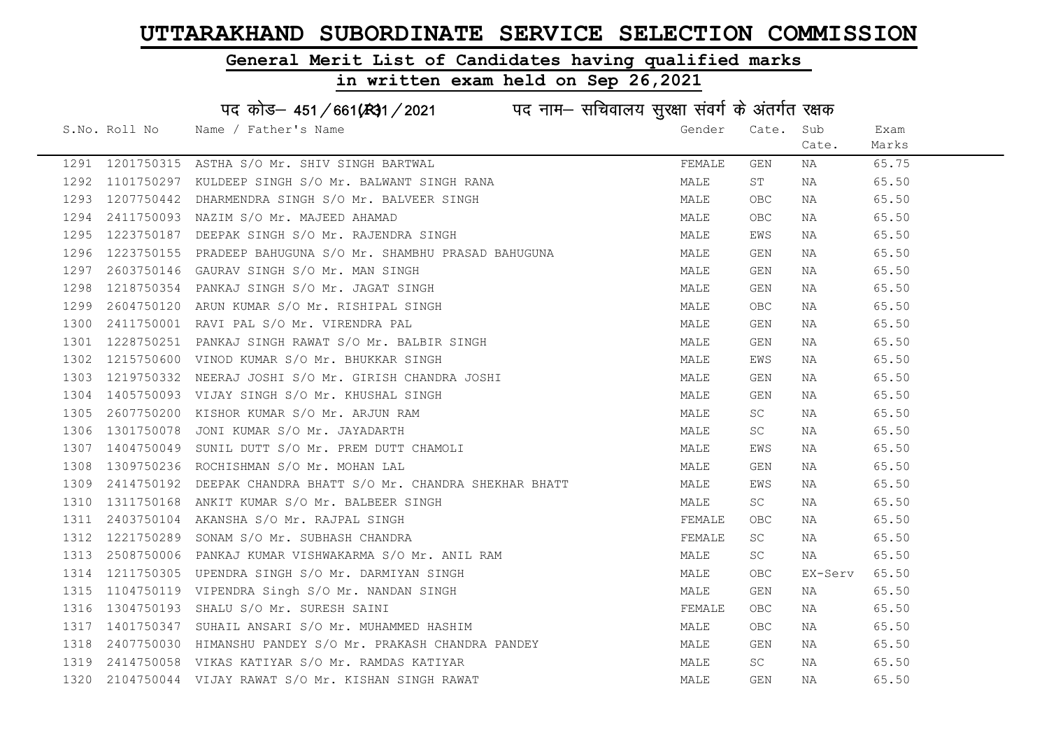# UTTARAKHAND SUBORDINATE SERVICE SELECTION COMMISSION

## General Merit List of Candidates having qualified marks

## in written exam held on Sep 26,2021

### पद कोड– 451/661(R31/2021 पद नाम– सचिवालय सुरक्षा संवर्ग के अंतर्गत रक्षक

| S.No. | Roll No | Name / Father's Name | Gender | Cate. | Sub Cate. | Exam Marks |
|---|---|---|---|---|---|---|
| 1291 | 1201750315 | ASTHA S/O Mr. SHIV SINGH BARTWAL | FEMALE | GEN | NA | 65.75 |
| 1292 | 1101750297 | KULDEEP SINGH S/O Mr. BALWANT SINGH RANA | MALE | ST | NA | 65.50 |
| 1293 | 1207750442 | DHARMENDRA SINGH S/O Mr. BALVEER SINGH | MALE | OBC | NA | 65.50 |
| 1294 | 2411750093 | NAZIM S/O Mr. MAJEED AHAMAD | MALE | OBC | NA | 65.50 |
| 1295 | 1223750187 | DEEPAK SINGH S/O Mr. RAJENDRA SINGH | MALE | EWS | NA | 65.50 |
| 1296 | 1223750155 | PRADEEP BAHUGUNA S/O Mr. SHAMBHU PRASAD BAHUGUNA | MALE | GEN | NA | 65.50 |
| 1297 | 2603750146 | GAURAV SINGH S/O Mr. MAN SINGH | MALE | GEN | NA | 65.50 |
| 1298 | 1218750354 | PANKAJ SINGH S/O Mr. JAGAT SINGH | MALE | GEN | NA | 65.50 |
| 1299 | 2604750120 | ARUN KUMAR S/O Mr. RISHIPAL SINGH | MALE | OBC | NA | 65.50 |
| 1300 | 2411750001 | RAVI PAL S/O Mr. VIRENDRA PAL | MALE | GEN | NA | 65.50 |
| 1301 | 1228750251 | PANKAJ SINGH RAWAT S/O Mr. BALBIR SINGH | MALE | GEN | NA | 65.50 |
| 1302 | 1215750600 | VINOD KUMAR S/O Mr. BHUKKAR SINGH | MALE | EWS | NA | 65.50 |
| 1303 | 1219750332 | NEERAJ JOSHI S/O Mr. GIRISH CHANDRA JOSHI | MALE | GEN | NA | 65.50 |
| 1304 | 1405750093 | VIJAY SINGH S/O Mr. KHUSHAL SINGH | MALE | GEN | NA | 65.50 |
| 1305 | 2607750200 | KISHOR KUMAR S/O Mr. ARJUN RAM | MALE | SC | NA | 65.50 |
| 1306 | 1301750078 | JONI KUMAR S/O Mr. JAYADARTH | MALE | SC | NA | 65.50 |
| 1307 | 1404750049 | SUNIL DUTT S/O Mr. PREM DUTT CHAMOLI | MALE | EWS | NA | 65.50 |
| 1308 | 1309750236 | ROCHISHMAN S/O Mr. MOHAN LAL | MALE | GEN | NA | 65.50 |
| 1309 | 2414750192 | DEEPAK CHANDRA BHATT S/O Mr. CHANDRA SHEKHAR BHATT | MALE | EWS | NA | 65.50 |
| 1310 | 1311750168 | ANKIT KUMAR S/O Mr. BALBEER SINGH | MALE | SC | NA | 65.50 |
| 1311 | 2403750104 | AKANSHA S/O Mr. RAJPAL SINGH | FEMALE | OBC | NA | 65.50 |
| 1312 | 1221750289 | SONAM S/O Mr. SUBHASH CHANDRA | FEMALE | SC | NA | 65.50 |
| 1313 | 2508750006 | PANKAJ KUMAR VISHWAKARMA S/O Mr. ANIL RAM | MALE | SC | NA | 65.50 |
| 1314 | 1211750305 | UPENDRA SINGH S/O Mr. DARMIYAN SINGH | MALE | OBC | EX-Serv | 65.50 |
| 1315 | 1104750119 | VIPENDRA Singh S/O Mr. NANDAN SINGH | MALE | GEN | NA | 65.50 |
| 1316 | 1304750193 | SHALU S/O Mr. SURESH SAINI | FEMALE | OBC | NA | 65.50 |
| 1317 | 1401750347 | SUHAIL ANSARI S/O Mr. MUHAMMED HASHIM | MALE | OBC | NA | 65.50 |
| 1318 | 2407750030 | HIMANSHU PANDEY S/O Mr. PRAKASH CHANDRA PANDEY | MALE | GEN | NA | 65.50 |
| 1319 | 2414750058 | VIKAS KATIYAR S/O Mr. RAMDAS KATIYAR | MALE | SC | NA | 65.50 |
| 1320 | 2104750044 | VIJAY RAWAT S/O Mr. KISHAN SINGH RAWAT | MALE | GEN | NA | 65.50 |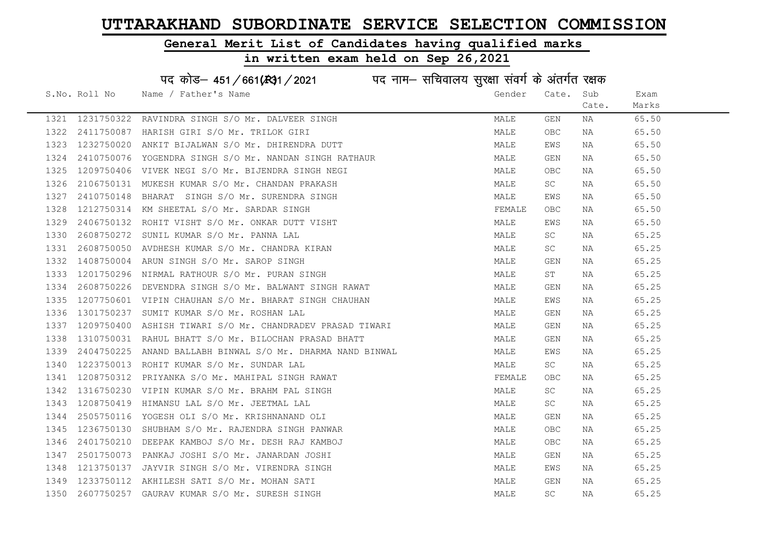# UTTARAKHAND SUBORDINATE SERVICE SELECTION COMMISSION

## General Merit List of Candidates having qualified marks

## in written exam held on Sep 26,2021

पद कोड– 451/661(R)1/2021 पद नाम– सचिवालय सुरक्षा संवर्ग के अंतर्गत रक्षक

| S.No. | Roll No | Name / Father's Name | Gender | Cate. | Sub Cate. | Exam Marks |
|---|---|---|---|---|---|---|
| 1321 | 1231750322 | RAVINDRA SINGH S/O Mr. DALVEER SINGH | MALE | GEN | NA | 65.50 |
| 1322 | 2411750087 | HARISH GIRI S/O Mr. TRILOK GIRI | MALE | OBC | NA | 65.50 |
| 1323 | 1232750020 | ANKIT BIJALWAN S/O Mr. DHIRENDRA DUTT | MALE | EWS | NA | 65.50 |
| 1324 | 2410750076 | YOGENDRA SINGH S/O Mr. NANDAN SINGH RATHAUR | MALE | GEN | NA | 65.50 |
| 1325 | 1209750406 | VIVEK NEGI S/O Mr. BIJENDRA SINGH NEGI | MALE | OBC | NA | 65.50 |
| 1326 | 2106750131 | MUKESH KUMAR S/O Mr. CHANDAN PRAKASH | MALE | SC | NA | 65.50 |
| 1327 | 2410750148 | BHARAT SINGH S/O Mr. SURENDRA SINGH | MALE | EWS | NA | 65.50 |
| 1328 | 1212750314 | KM SHEETAL S/O Mr. SARDAR SINGH | FEMALE | OBC | NA | 65.50 |
| 1329 | 2406750132 | ROHIT VISHT S/O Mr. ONKAR DUTT VISHT | MALE | EWS | NA | 65.50 |
| 1330 | 2608750272 | SUNIL KUMAR S/O Mr. PANNA LAL | MALE | SC | NA | 65.25 |
| 1331 | 2608750050 | AVDHESH KUMAR S/O Mr. CHANDRA KIRAN | MALE | SC | NA | 65.25 |
| 1332 | 1408750004 | ARUN SINGH S/O Mr. SAROP SINGH | MALE | GEN | NA | 65.25 |
| 1333 | 1201750296 | NIRMAL RATHOUR S/O Mr. PURAN SINGH | MALE | ST | NA | 65.25 |
| 1334 | 2608750226 | DEVENDRA SINGH S/O Mr. BALWANT SINGH RAWAT | MALE | GEN | NA | 65.25 |
| 1335 | 1207750601 | VIPIN CHAUHAN S/O Mr. BHARAT SINGH CHAUHAN | MALE | EWS | NA | 65.25 |
| 1336 | 1301750237 | SUMIT KUMAR S/O Mr. ROSHAN LAL | MALE | GEN | NA | 65.25 |
| 1337 | 1209750400 | ASHISH TIWARI S/O Mr. CHANDRADEV PRASAD TIWARI | MALE | GEN | NA | 65.25 |
| 1338 | 1310750031 | RAHUL BHATT S/O Mr. BILOCHAN PRASAD BHATT | MALE | GEN | NA | 65.25 |
| 1339 | 2404750225 | ANAND BALLABH BINWAL S/O Mr. DHARMA NAND BINWAL | MALE | EWS | NA | 65.25 |
| 1340 | 1223750013 | ROHIT KUMAR S/O Mr. SUNDAR LAL | MALE | SC | NA | 65.25 |
| 1341 | 1208750312 | PRIYANKA S/O Mr. MAHIPAL SINGH RAWAT | FEMALE | OBC | NA | 65.25 |
| 1342 | 1316750230 | VIPIN KUMAR S/O Mr. BRAHM PAL SINGH | MALE | SC | NA | 65.25 |
| 1343 | 1208750419 | HIMANSU LAL S/O Mr. JEETMAL LAL | MALE | SC | NA | 65.25 |
| 1344 | 2505750116 | YOGESH OLI S/O Mr. KRISHNANAND OLI | MALE | GEN | NA | 65.25 |
| 1345 | 1236750130 | SHUBHAM S/O Mr. RAJENDRA SINGH PANWAR | MALE | OBC | NA | 65.25 |
| 1346 | 2401750210 | DEEPAK KAMBOJ S/O Mr. DESH RAJ KAMBOJ | MALE | OBC | NA | 65.25 |
| 1347 | 2501750073 | PANKAJ JOSHI S/O Mr. JANARDAN JOSHI | MALE | GEN | NA | 65.25 |
| 1348 | 1213750137 | JAYVIR SINGH S/O Mr. VIRENDRA SINGH | MALE | EWS | NA | 65.25 |
| 1349 | 1233750112 | AKHILESH SATI S/O Mr. MOHAN SATI | MALE | GEN | NA | 65.25 |
| 1350 | 2607750257 | GAURAV KUMAR S/O Mr. SURESH SINGH | MALE | SC | NA | 65.25 |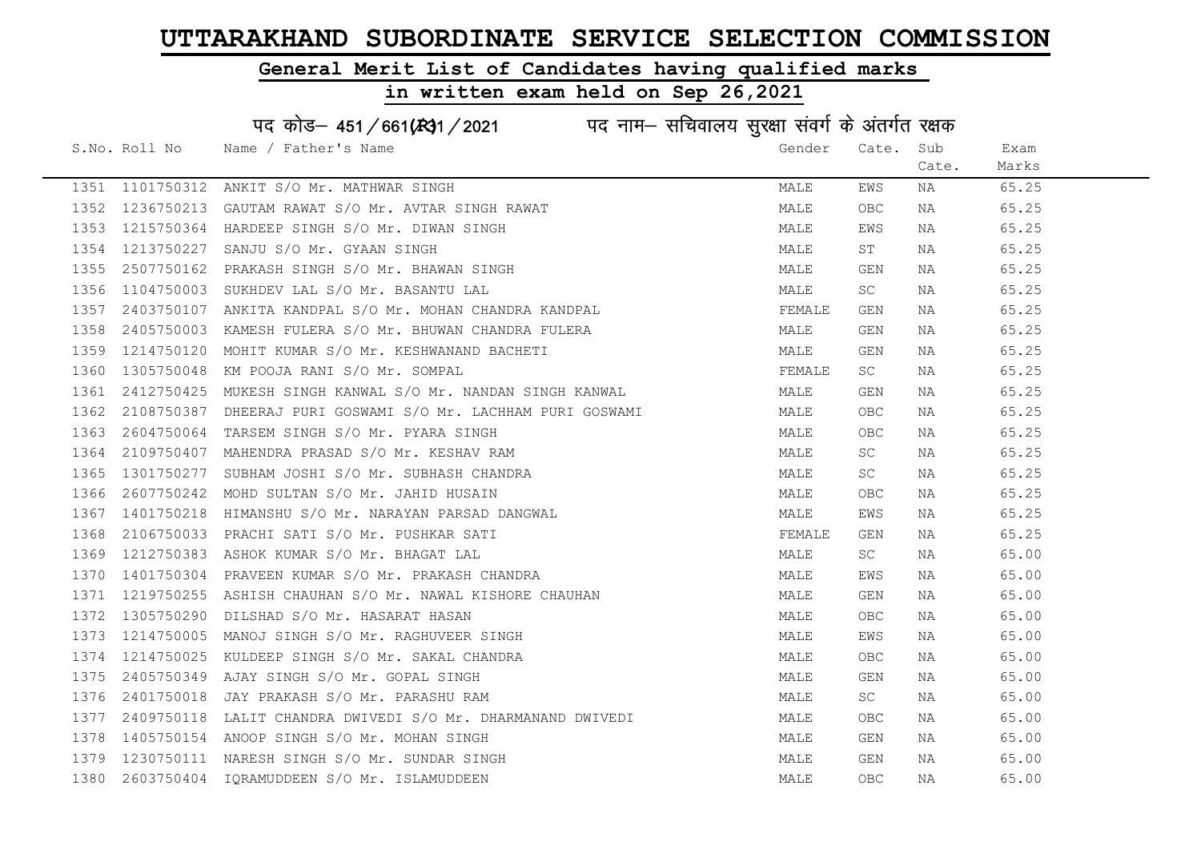# UTTARAKHAND SUBORDINATE SERVICE SELECTION COMMISSION

## General Merit List of Candidates having qualified marks

## in written exam held on Sep 26,2021

### पद कोड– 451/661(R)31/2021 पद नाम– सचिवालय सुरक्षा संवर्ग के अंतर्गत रक्षक

| S.No. | Roll No | Name / Father's Name | Gender | Cate. | Sub Cate. | Exam Marks |
|---|---|---|---|---|---|---|
| 1351 | 1101750312 | ANKIT S/O Mr. MATHWAR SINGH | MALE | EWS | NA | 65.25 |
| 1352 | 1236750213 | GAUTAM RAWAT S/O Mr. AVTAR SINGH RAWAT | MALE | OBC | NA | 65.25 |
| 1353 | 1215750364 | HARDEEP SINGH S/O Mr. DIWAN SINGH | MALE | EWS | NA | 65.25 |
| 1354 | 1213750227 | SANJU S/O Mr. GYAAN SINGH | MALE | ST | NA | 65.25 |
| 1355 | 2507750162 | PRAKASH SINGH S/O Mr. BHAWAN SINGH | MALE | GEN | NA | 65.25 |
| 1356 | 1104750003 | SUKHDEV LAL S/O Mr. BASANTU LAL | MALE | SC | NA | 65.25 |
| 1357 | 2403750107 | ANKITA KANDPAL S/O Mr. MOHAN CHANDRA KANDPAL | FEMALE | GEN | NA | 65.25 |
| 1358 | 2405750003 | KAMESH FULERA S/O Mr. BHUWAN CHANDRA FULERA | MALE | GEN | NA | 65.25 |
| 1359 | 1214750120 | MOHIT KUMAR S/O Mr. KESHWANAND BACHETI | MALE | GEN | NA | 65.25 |
| 1360 | 1305750048 | KM POOJA RANI S/O Mr. SOMPAL | FEMALE | SC | NA | 65.25 |
| 1361 | 2412750425 | MUKESH SINGH KANWAL S/O Mr. NANDAN SINGH KANWAL | MALE | GEN | NA | 65.25 |
| 1362 | 2108750387 | DHEERAJ PURI GOSWAMI S/O Mr. LACHHAM PURI GOSWAMI | MALE | OBC | NA | 65.25 |
| 1363 | 2604750064 | TARSEM SINGH S/O Mr. PYARA SINGH | MALE | OBC | NA | 65.25 |
| 1364 | 2109750407 | MAHENDRA PRASAD S/O Mr. KESHAV RAM | MALE | SC | NA | 65.25 |
| 1365 | 1301750277 | SUBHAM JOSHI S/O Mr. SUBHASH CHANDRA | MALE | SC | NA | 65.25 |
| 1366 | 2607750242 | MOHD SULTAN S/O Mr. JAHID HUSAIN | MALE | OBC | NA | 65.25 |
| 1367 | 1401750218 | HIMANSHU S/O Mr. NARAYAN PARSAD DANGWAL | MALE | EWS | NA | 65.25 |
| 1368 | 2106750033 | PRACHI SATI S/O Mr. PUSHKAR SATI | FEMALE | GEN | NA | 65.25 |
| 1369 | 1212750383 | ASHOK KUMAR S/O Mr. BHAGAT LAL | MALE | SC | NA | 65.00 |
| 1370 | 1401750304 | PRAVEEN KUMAR S/O Mr. PRAKASH CHANDRA | MALE | EWS | NA | 65.00 |
| 1371 | 1219750255 | ASHISH CHAUHAN S/O Mr. NAWAL KISHORE CHAUHAN | MALE | GEN | NA | 65.00 |
| 1372 | 1305750290 | DILSHAD S/O Mr. HASARAT HASAN | MALE | OBC | NA | 65.00 |
| 1373 | 1214750005 | MANOJ SINGH S/O Mr. RAGHUVEER SINGH | MALE | EWS | NA | 65.00 |
| 1374 | 1214750025 | KULDEEP SINGH S/O Mr. SAKAL CHANDRA | MALE | OBC | NA | 65.00 |
| 1375 | 2405750349 | AJAY SINGH S/O Mr. GOPAL SINGH | MALE | GEN | NA | 65.00 |
| 1376 | 2401750018 | JAY PRAKASH S/O Mr. PARASHU RAM | MALE | SC | NA | 65.00 |
| 1377 | 2409750118 | LALIT CHANDRA DWIVEDI S/O Mr. DHARMANAND DWIVEDI | MALE | OBC | NA | 65.00 |
| 1378 | 1405750154 | ANOOP SINGH S/O Mr. MOHAN SINGH | MALE | GEN | NA | 65.00 |
| 1379 | 1230750111 | NARESH SINGH S/O Mr. SUNDAR SINGH | MALE | GEN | NA | 65.00 |
| 1380 | 2603750404 | IQRAMUDDEEN S/O Mr. ISLAMUDDEEN | MALE | OBC | NA | 65.00 |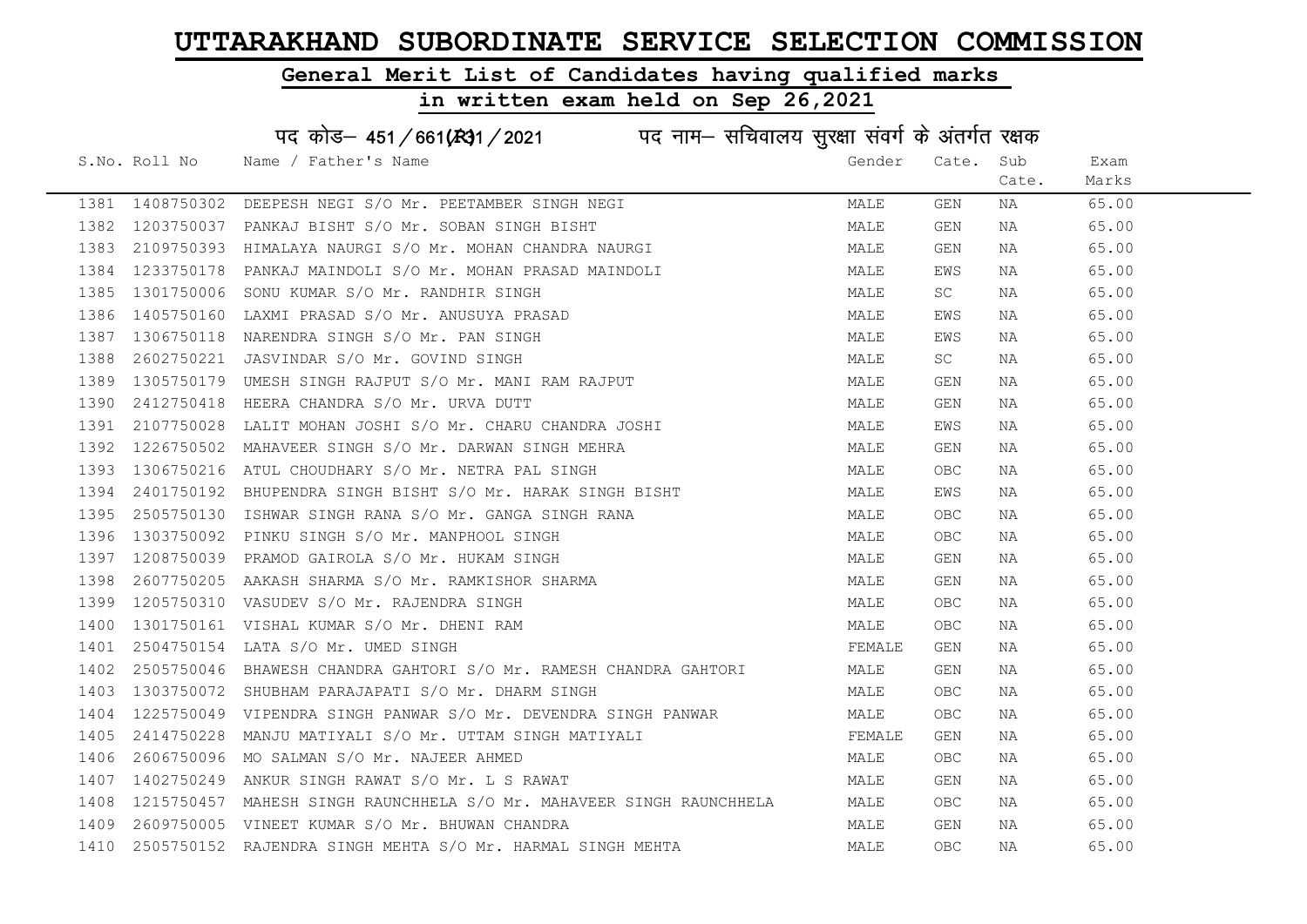# UTTARAKHAND SUBORDINATE SERVICE SELECTION COMMISSION

## General Merit List of Candidates having qualified marks

## in written exam held on Sep 26,2021

### पद कोड– 451/661(R)1/2021 पद नाम– सचिवालय सुरक्षा संवर्ग के अंतर्गत रक्षक

| S.No. | Roll No | Name / Father's Name | Gender | Cate. | Sub Cate. | Exam Marks |
|---|---|---|---|---|---|---|
| 1381 | 1408750302 | DEEPESH NEGI S/O Mr. PEETAMBER SINGH NEGI | MALE | GEN | NA | 65.00 |
| 1382 | 1203750037 | PANKAJ BISHT S/O Mr. SOBAN SINGH BISHT | MALE | GEN | NA | 65.00 |
| 1383 | 2109750393 | HIMALAYA NAURGI S/O Mr. MOHAN CHANDRA NAURGI | MALE | GEN | NA | 65.00 |
| 1384 | 1233750178 | PANKAJ MAINDOLI S/O Mr. MOHAN PRASAD MAINDOLI | MALE | EWS | NA | 65.00 |
| 1385 | 1301750006 | SONU KUMAR S/O Mr. RANDHIR SINGH | MALE | SC | NA | 65.00 |
| 1386 | 1405750160 | LAXMI PRASAD S/O Mr. ANUSUYA PRASAD | MALE | EWS | NA | 65.00 |
| 1387 | 1306750118 | NARENDRA SINGH S/O Mr. PAN SINGH | MALE | EWS | NA | 65.00 |
| 1388 | 2602750221 | JASVINDAR S/O Mr. GOVIND SINGH | MALE | SC | NA | 65.00 |
| 1389 | 1305750179 | UMESH SINGH RAJPUT S/O Mr. MANI RAM RAJPUT | MALE | GEN | NA | 65.00 |
| 1390 | 2412750418 | HEERA CHANDRA S/O Mr. URVA DUTT | MALE | GEN | NA | 65.00 |
| 1391 | 2107750028 | LALIT MOHAN JOSHI S/O Mr. CHARU CHANDRA JOSHI | MALE | EWS | NA | 65.00 |
| 1392 | 1226750502 | MAHAVEER SINGH S/O Mr. DARWAN SINGH MEHRA | MALE | GEN | NA | 65.00 |
| 1393 | 1306750216 | ATUL CHOUDHARY S/O Mr. NETRA PAL SINGH | MALE | OBC | NA | 65.00 |
| 1394 | 2401750192 | BHUPENDRA SINGH BISHT S/O Mr. HARAK SINGH BISHT | MALE | EWS | NA | 65.00 |
| 1395 | 2505750130 | ISHWAR SINGH RANA S/O Mr. GANGA SINGH RANA | MALE | OBC | NA | 65.00 |
| 1396 | 1303750092 | PINKU SINGH S/O Mr. MANPHOOL SINGH | MALE | OBC | NA | 65.00 |
| 1397 | 1208750039 | PRAMOD GAIROLA S/O Mr. HUKAM SINGH | MALE | GEN | NA | 65.00 |
| 1398 | 2607750205 | AAKASH SHARMA S/O Mr. RAMKISHOR SHARMA | MALE | GEN | NA | 65.00 |
| 1399 | 1205750310 | VASUDEV S/O Mr. RAJENDRA SINGH | MALE | OBC | NA | 65.00 |
| 1400 | 1301750161 | VISHAL KUMAR S/O Mr. DHENI RAM | MALE | OBC | NA | 65.00 |
| 1401 | 2504750154 | LATA S/O Mr. UMED SINGH | FEMALE | GEN | NA | 65.00 |
| 1402 | 2505750046 | BHAWESH CHANDRA GAHTORI S/O Mr. RAMESH CHANDRA GAHTORI | MALE | GEN | NA | 65.00 |
| 1403 | 1303750072 | SHUBHAM PARAJAPATI S/O Mr. DHARM SINGH | MALE | OBC | NA | 65.00 |
| 1404 | 1225750049 | VIPENDRA SINGH PANWAR S/O Mr. DEVENDRA SINGH PANWAR | MALE | OBC | NA | 65.00 |
| 1405 | 2414750228 | MANJU MATIYALI S/O Mr. UTTAM SINGH MATIYALI | FEMALE | GEN | NA | 65.00 |
| 1406 | 2606750096 | MO SALMAN S/O Mr. NAJEER AHMED | MALE | OBC | NA | 65.00 |
| 1407 | 1402750249 | ANKUR SINGH RAWAT S/O Mr. L S RAWAT | MALE | GEN | NA | 65.00 |
| 1408 | 1215750457 | MAHESH SINGH RAUNCHHELA S/O Mr. MAHAVEER SINGH RAUNCHHELA | MALE | OBC | NA | 65.00 |
| 1409 | 2609750005 | VINEET KUMAR S/O Mr. BHUWAN CHANDRA | MALE | GEN | NA | 65.00 |
| 1410 | 2505750152 | RAJENDRA SINGH MEHTA S/O Mr. HARMAL SINGH MEHTA | MALE | OBC | NA | 65.00 |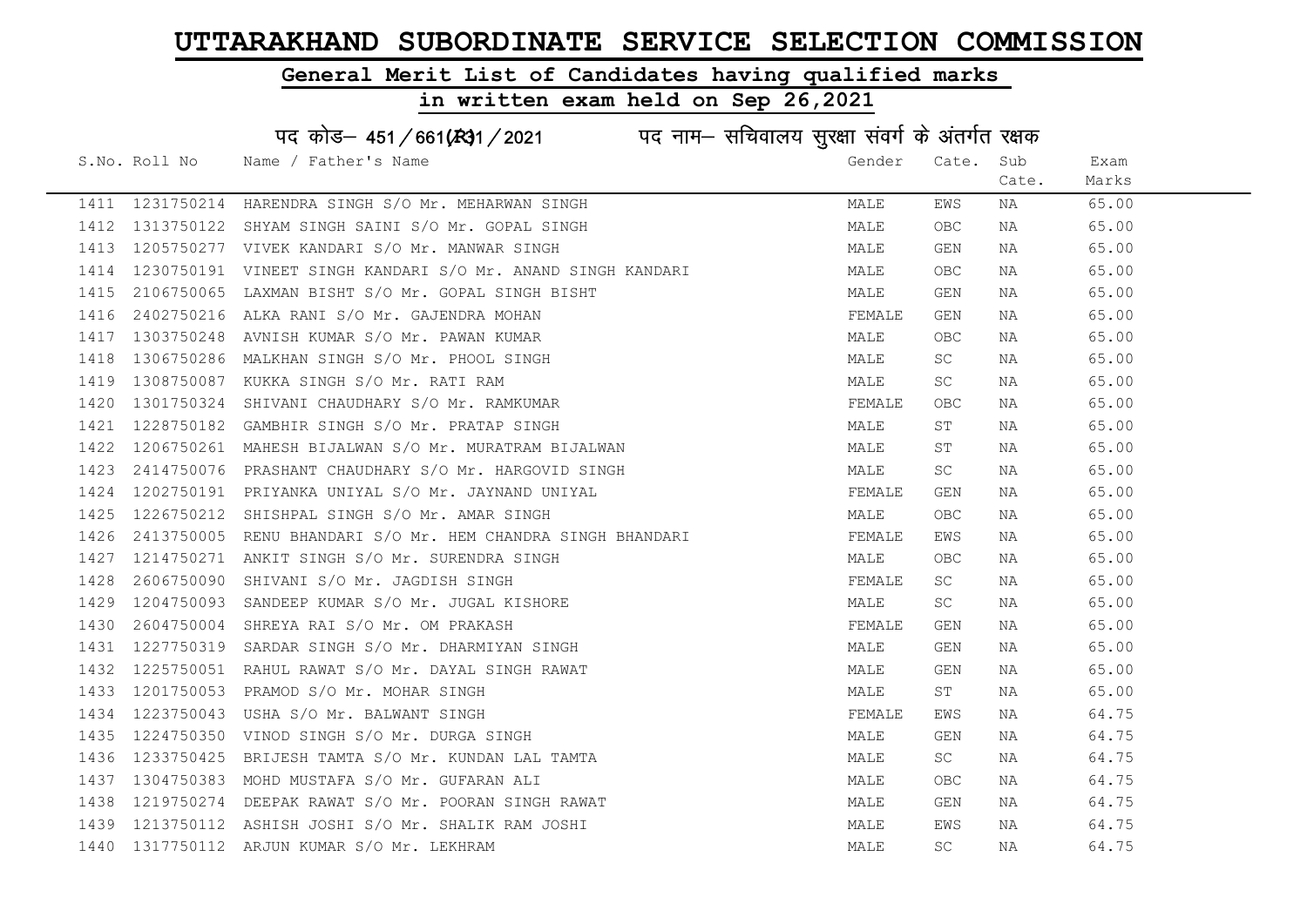# UTTARAKHAND SUBORDINATE SERVICE SELECTION COMMISSION

## General Merit List of Candidates having qualified marks

## in written exam held on Sep 26,2021

पद कोड– 451/661(R)1/2021 पद नाम– सचिवालय सुरक्षा संवर्ग के अंतर्गत रक्षक

| S.No. | Roll No | Name / Father's Name | Gender | Cate. | Sub Cate. | Exam Marks |
|---|---|---|---|---|---|---|
| 1411 | 1231750214 | HARENDRA SINGH S/O Mr. MEHARWAN SINGH | MALE | EWS | NA | 65.00 |
| 1412 | 1313750122 | SHYAM SINGH SAINI S/O Mr. GOPAL SINGH | MALE | OBC | NA | 65.00 |
| 1413 | 1205750277 | VIVEK KANDARI S/O Mr. MANWAR SINGH | MALE | GEN | NA | 65.00 |
| 1414 | 1230750191 | VINEET SINGH KANDARI S/O Mr. ANAND SINGH KANDARI | MALE | OBC | NA | 65.00 |
| 1415 | 2106750065 | LAXMAN BISHT S/O Mr. GOPAL SINGH BISHT | MALE | GEN | NA | 65.00 |
| 1416 | 2402750216 | ALKA RANI S/O Mr. GAJENDRA MOHAN | FEMALE | GEN | NA | 65.00 |
| 1417 | 1303750248 | AVNISH KUMAR S/O Mr. PAWAN KUMAR | MALE | OBC | NA | 65.00 |
| 1418 | 1306750286 | MALKHAN SINGH S/O Mr. PHOOL SINGH | MALE | SC | NA | 65.00 |
| 1419 | 1308750087 | KUKKA SINGH S/O Mr. RATI RAM | MALE | SC | NA | 65.00 |
| 1420 | 1301750324 | SHIVANI CHAUDHARY S/O Mr. RAMKUMAR | FEMALE | OBC | NA | 65.00 |
| 1421 | 1228750182 | GAMBHIR SINGH S/O Mr. PRATAP SINGH | MALE | ST | NA | 65.00 |
| 1422 | 1206750261 | MAHESH BIJALWAN S/O Mr. MURATRAM BIJALWAN | MALE | ST | NA | 65.00 |
| 1423 | 2414750076 | PRASHANT CHAUDHARY S/O Mr. HARGOVID SINGH | MALE | SC | NA | 65.00 |
| 1424 | 1202750191 | PRIYANKA UNIYAL S/O Mr. JAYNAND UNIYAL | FEMALE | GEN | NA | 65.00 |
| 1425 | 1226750212 | SHISHPAL SINGH S/O Mr. AMAR SINGH | MALE | OBC | NA | 65.00 |
| 1426 | 2413750005 | RENU BHANDARI S/O Mr. HEM CHANDRA SINGH BHANDARI | FEMALE | EWS | NA | 65.00 |
| 1427 | 1214750271 | ANKIT SINGH S/O Mr. SURENDRA SINGH | MALE | OBC | NA | 65.00 |
| 1428 | 2606750090 | SHIVANI S/O Mr. JAGDISH SINGH | FEMALE | SC | NA | 65.00 |
| 1429 | 1204750093 | SANDEEP KUMAR S/O Mr. JUGAL KISHORE | MALE | SC | NA | 65.00 |
| 1430 | 2604750004 | SHREYA RAI S/O Mr. OM PRAKASH | FEMALE | GEN | NA | 65.00 |
| 1431 | 1227750319 | SARDAR SINGH S/O Mr. DHARMIYAN SINGH | MALE | GEN | NA | 65.00 |
| 1432 | 1225750051 | RAHUL RAWAT S/O Mr. DAYAL SINGH RAWAT | MALE | GEN | NA | 65.00 |
| 1433 | 1201750053 | PRAMOD S/O Mr. MOHAR SINGH | MALE | ST | NA | 65.00 |
| 1434 | 1223750043 | USHA S/O Mr. BALWANT SINGH | FEMALE | EWS | NA | 64.75 |
| 1435 | 1224750350 | VINOD SINGH S/O Mr. DURGA SINGH | MALE | GEN | NA | 64.75 |
| 1436 | 1233750425 | BRIJESH TAMTA S/O Mr. KUNDAN LAL TAMTA | MALE | SC | NA | 64.75 |
| 1437 | 1304750383 | MOHD MUSTAFA S/O Mr. GUFARAN ALI | MALE | OBC | NA | 64.75 |
| 1438 | 1219750274 | DEEPAK RAWAT S/O Mr. POORAN SINGH RAWAT | MALE | GEN | NA | 64.75 |
| 1439 | 1213750112 | ASHISH JOSHI S/O Mr. SHALIK RAM JOSHI | MALE | EWS | NA | 64.75 |
| 1440 | 1317750112 | ARJUN KUMAR S/O Mr. LEKHRAM | MALE | SC | NA | 64.75 |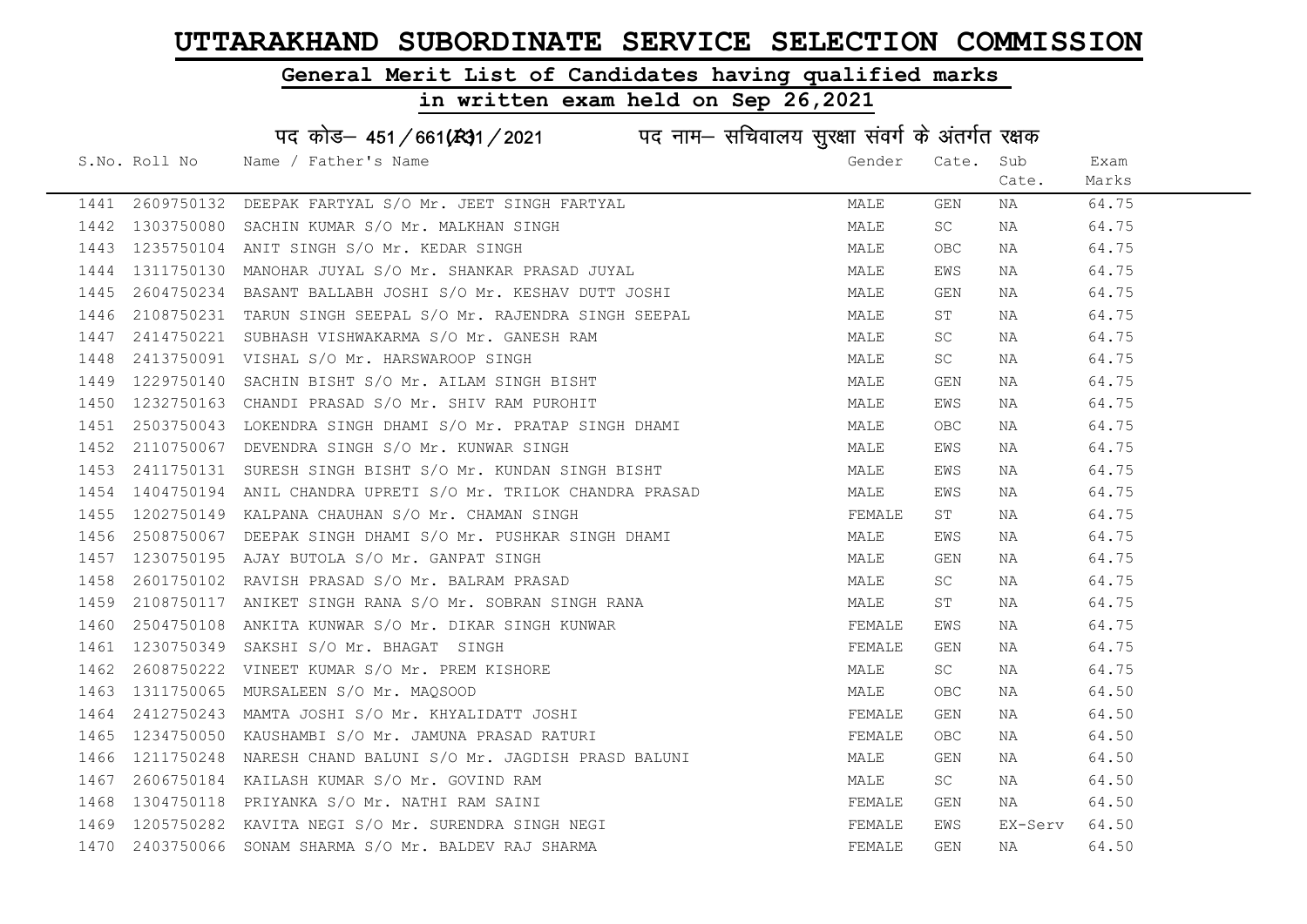# UTTARAKHAND SUBORDINATE SERVICE SELECTION COMMISSION

## General Merit List of Candidates having qualified marks

## in written exam held on Sep 26,2021

### पद कोड– 451/661(R)1/2021 पद नाम– सचिवालय सुरक्षा संवर्ग के अंतर्गत रक्षक

| S.No. | Roll No | Name / Father's Name | Gender | Cate. | Sub Cate. | Exam Marks |
|---|---|---|---|---|---|---|
| 1441 | 2609750132 | DEEPAK FARTYAL S/O Mr. JEET SINGH FARTYAL | MALE | GEN | NA | 64.75 |
| 1442 | 1303750080 | SACHIN KUMAR S/O Mr. MALKHAN SINGH | MALE | SC | NA | 64.75 |
| 1443 | 1235750104 | ANIT SINGH S/O Mr. KEDAR SINGH | MALE | OBC | NA | 64.75 |
| 1444 | 1311750130 | MANOHAR JUYAL S/O Mr. SHANKAR PRASAD JUYAL | MALE | EWS | NA | 64.75 |
| 1445 | 2604750234 | BASANT BALLABH JOSHI S/O Mr. KESHAV DUTT JOSHI | MALE | GEN | NA | 64.75 |
| 1446 | 2108750231 | TARUN SINGH SEEPAL S/O Mr. RAJENDRA SINGH SEEPAL | MALE | ST | NA | 64.75 |
| 1447 | 2414750221 | SUBHASH VISHWAKARMA S/O Mr. GANESH RAM | MALE | SC | NA | 64.75 |
| 1448 | 2413750091 | VISHAL S/O Mr. HARSWAROOP SINGH | MALE | SC | NA | 64.75 |
| 1449 | 1229750140 | SACHIN BISHT S/O Mr. AILAM SINGH BISHT | MALE | GEN | NA | 64.75 |
| 1450 | 1232750163 | CHANDI PRASAD S/O Mr. SHIV RAM PUROHIT | MALE | EWS | NA | 64.75 |
| 1451 | 2503750043 | LOKENDRA SINGH DHAMI S/O Mr. PRATAP SINGH DHAMI | MALE | OBC | NA | 64.75 |
| 1452 | 2110750067 | DEVENDRA SINGH S/O Mr. KUNWAR SINGH | MALE | EWS | NA | 64.75 |
| 1453 | 2411750131 | SURESH SINGH BISHT S/O Mr. KUNDAN SINGH BISHT | MALE | EWS | NA | 64.75 |
| 1454 | 1404750194 | ANIL CHANDRA UPRETI S/O Mr. TRILOK CHANDRA PRASAD | MALE | EWS | NA | 64.75 |
| 1455 | 1202750149 | KALPANA CHAUHAN S/O Mr. CHAMAN SINGH | FEMALE | ST | NA | 64.75 |
| 1456 | 2508750067 | DEEPAK SINGH DHAMI S/O Mr. PUSHKAR SINGH DHAMI | MALE | EWS | NA | 64.75 |
| 1457 | 1230750195 | AJAY BUTOLA S/O Mr. GANPAT SINGH | MALE | GEN | NA | 64.75 |
| 1458 | 2601750102 | RAVISH PRASAD S/O Mr. BALRAM PRASAD | MALE | SC | NA | 64.75 |
| 1459 | 2108750117 | ANIKET SINGH RANA S/O Mr. SOBRAN SINGH RANA | MALE | ST | NA | 64.75 |
| 1460 | 2504750108 | ANKITA KUNWAR S/O Mr. DIKAR SINGH KUNWAR | FEMALE | EWS | NA | 64.75 |
| 1461 | 1230750349 | SAKSHI S/O Mr. BHAGAT SINGH | FEMALE | GEN | NA | 64.75 |
| 1462 | 2608750222 | VINEET KUMAR S/O Mr. PREM KISHORE | MALE | SC | NA | 64.75 |
| 1463 | 1311750065 | MURSALEEN S/O Mr. MAQSOOD | MALE | OBC | NA | 64.50 |
| 1464 | 2412750243 | MAMTA JOSHI S/O Mr. KHYALIDATT JOSHI | FEMALE | GEN | NA | 64.50 |
| 1465 | 1234750050 | KAUSHAMBI S/O Mr. JAMUNA PRASAD RATURI | FEMALE | OBC | NA | 64.50 |
| 1466 | 1211750248 | NARESH CHAND BALUNI S/O Mr. JAGDISH PRASD BALUNI | MALE | GEN | NA | 64.50 |
| 1467 | 2606750184 | KAILASH KUMAR S/O Mr. GOVIND RAM | MALE | SC | NA | 64.50 |
| 1468 | 1304750118 | PRIYANKA S/O Mr. NATHI RAM SAINI | FEMALE | GEN | NA | 64.50 |
| 1469 | 1205750282 | KAVITA NEGI S/O Mr. SURENDRA SINGH NEGI | FEMALE | EWS | EX-Serv | 64.50 |
| 1470 | 2403750066 | SONAM SHARMA S/O Mr. BALDEV RAJ SHARMA | FEMALE | GEN | NA | 64.50 |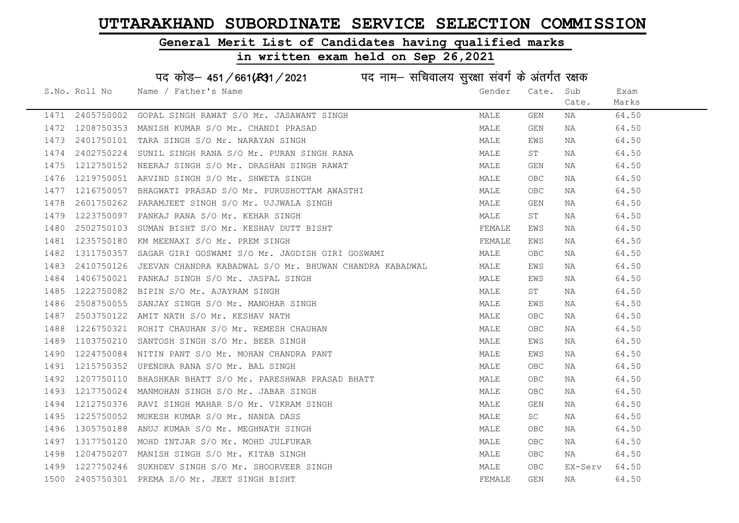# UTTARAKHAND SUBORDINATE SERVICE SELECTION COMMISSION

## General Merit List of Candidates having qualified marks

## in written exam held on Sep 26,2021

### पद कोड– 451/661(R)31/2021 पद नाम– सचिवालय सुरक्षा संवर्ग के अंतर्गत रक्षक

| S.No. | Roll No | Name / Father's Name | Gender | Cate. | Sub Cate. | Exam Marks |
|---|---|---|---|---|---|---|
| 1471 | 2405750002 | GOPAL SINGH RAWAT S/O Mr. JASAWANT SINGH | MALE | GEN | NA | 64.50 |
| 1472 | 1208750353 | MANISH KUMAR S/O Mr. CHANDI PRASAD | MALE | GEN | NA | 64.50 |
| 1473 | 2401750101 | TARA SINGH S/O Mr. NARAYAN SINGH | MALE | EWS | NA | 64.50 |
| 1474 | 2402750224 | SUNIL SINGH RANA S/O Mr. PURAN SINGH RANA | MALE | ST | NA | 64.50 |
| 1475 | 1212750152 | NEERAJ SINGH S/O Mr. DRASHAN SINGH RAWAT | MALE | GEN | NA | 64.50 |
| 1476 | 1219750051 | ARVIND SINGH S/O Mr. SHWETA SINGH | MALE | OBC | NA | 64.50 |
| 1477 | 1216750057 | BHAGWATI PRASAD S/O Mr. PURUSHOTTAM AWASTHI | MALE | OBC | NA | 64.50 |
| 1478 | 2601750262 | PARAMJEET SINGH S/O Mr. UJJWALA SINGH | MALE | GEN | NA | 64.50 |
| 1479 | 1223750097 | PANKAJ RANA S/O Mr. KEHAR SINGH | MALE | ST | NA | 64.50 |
| 1480 | 2502750103 | SUMAN BISHT S/O Mr. KESHAV DUTT BISHT | FEMALE | EWS | NA | 64.50 |
| 1481 | 1235750180 | KM MEENAXI S/O Mr. PREM SINGH | FEMALE | EWS | NA | 64.50 |
| 1482 | 1311750357 | SAGAR GIRI GOSWAMI S/O Mr. JAGDISH GIRI GOSWAMI | MALE | OBC | NA | 64.50 |
| 1483 | 2410750126 | JEEVAN CHANDRA KABADWAL S/O Mr. BHUWAN CHANDRA KABADWAL | MALE | EWS | NA | 64.50 |
| 1484 | 1406750021 | PANKAJ SINGH S/O Mr. JASPAL SINGH | MALE | EWS | NA | 64.50 |
| 1485 | 1222750082 | BIPIN S/O Mr. AJAYRAM SINGH | MALE | ST | NA | 64.50 |
| 1486 | 2508750055 | SANJAY SINGH S/O Mr. MANOHAR SINGH | MALE | EWS | NA | 64.50 |
| 1487 | 2503750122 | AMIT NATH S/O Mr. KESHAV NATH | MALE | OBC | NA | 64.50 |
| 1488 | 1226750321 | ROHIT CHAUHAN S/O Mr. REMESH CHAUHAN | MALE | OBC | NA | 64.50 |
| 1489 | 1103750210 | SANTOSH SINGH S/O Mr. BEER SINGH | MALE | EWS | NA | 64.50 |
| 1490 | 1224750084 | NITIN PANT S/O Mr. MOHAN CHANDRA PANT | MALE | EWS | NA | 64.50 |
| 1491 | 1215750352 | UPENDRA RANA S/O Mr. BAL SINGH | MALE | OBC | NA | 64.50 |
| 1492 | 1207750110 | BHASHKAR BHATT S/O Mr. PARESHWAR PRASAD BHATT | MALE | OBC | NA | 64.50 |
| 1493 | 1217750024 | MANMOHAN SINGH S/O Mr. JABAR SINGH | MALE | OBC | NA | 64.50 |
| 1494 | 1212750376 | RAVI SINGH MAHAR S/O Mr. VIKRAM SINGH | MALE | GEN | NA | 64.50 |
| 1495 | 1225750052 | MUKESH KUMAR S/O Mr. NANDA DASS | MALE | SC | NA | 64.50 |
| 1496 | 1305750188 | ANUJ KUMAR S/O Mr. MEGHNATH SINGH | MALE | OBC | NA | 64.50 |
| 1497 | 1317750120 | MOHD INTJAR S/O Mr. MOHD JULFUKAR | MALE | OBC | NA | 64.50 |
| 1498 | 1204750207 | MANISH SINGH S/O Mr. KITAB SINGH | MALE | OBC | NA | 64.50 |
| 1499 | 1227750246 | SUKHDEV SINGH S/O Mr. SHOORVEER SINGH | MALE | OBC | EX-Serv | 64.50 |
| 1500 | 2405750301 | PREMA S/O Mr. JEET SINGH BISHT | FEMALE | GEN | NA | 64.50 |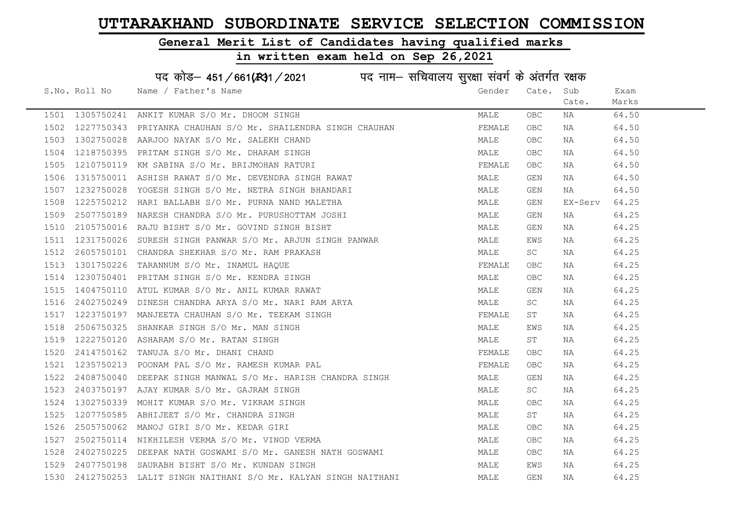# UTTARAKHAND SUBORDINATE SERVICE SELECTION COMMISSION

## General Merit List of Candidates having qualified marks

## in written exam held on Sep 26,2021

पद कोड– 451/661(R31/2021 पद नाम– सचिवालय सुरक्षा संवर्ग के अंतर्गत रक्षक

| S.No. | Roll No | Name / Father's Name | Gender | Cate. | Sub Cate. | Exam Marks |
|---|---|---|---|---|---|---|
| 1501 | 1305750241 | ANKIT KUMAR S/O Mr. DHOOM SINGH | MALE | OBC | NA | 64.50 |
| 1502 | 1227750343 | PRIYANKA CHAUHAN S/O Mr. SHAILENDRA SINGH CHAUHAN | FEMALE | OBC | NA | 64.50 |
| 1503 | 1302750028 | AARJOO NAYAK S/O Mr. SALEKH CHAND | MALE | OBC | NA | 64.50 |
| 1504 | 1218750395 | PRITAM SINGH S/O Mr. DHARAM SINGH | MALE | OBC | NA | 64.50 |
| 1505 | 1210750119 | KM SABINA S/O Mr. BRIJMOHAN RATURI | FEMALE | OBC | NA | 64.50 |
| 1506 | 1315750011 | ASHISH RAWAT S/O Mr. DEVENDRA SINGH RAWAT | MALE | GEN | NA | 64.50 |
| 1507 | 1232750028 | YOGESH SINGH S/O Mr. NETRA SINGH BHANDARI | MALE | GEN | NA | 64.50 |
| 1508 | 1225750212 | HARI BALLABH S/O Mr. PURNA NAND MALETHA | MALE | GEN | EX-Serv | 64.25 |
| 1509 | 2507750189 | NARESH CHANDRA S/O Mr. PURUSHOTTAM JOSHI | MALE | GEN | NA | 64.25 |
| 1510 | 2105750016 | RAJU BISHT S/O Mr. GOVIND SINGH BISHT | MALE | GEN | NA | 64.25 |
| 1511 | 1231750026 | SURESH SINGH PANWAR S/O Mr. ARJUN SINGH PANWAR | MALE | EWS | NA | 64.25 |
| 1512 | 2605750101 | CHANDRA SHEKHAR S/O Mr. RAM PRAKASH | MALE | SC | NA | 64.25 |
| 1513 | 1301750226 | TARANNUM S/O Mr. INAMUL HAQUE | FEMALE | OBC | NA | 64.25 |
| 1514 | 1230750401 | PRITAM SINGH S/O Mr. KENDRA SINGH | MALE | OBC | NA | 64.25 |
| 1515 | 1404750110 | ATUL KUMAR S/O Mr. ANIL KUMAR RAWAT | MALE | GEN | NA | 64.25 |
| 1516 | 2402750249 | DINESH CHANDRA ARYA S/O Mr. NARI RAM ARYA | MALE | SC | NA | 64.25 |
| 1517 | 1223750197 | MANJEETA CHAUHAN S/O Mr. TEEKAM SINGH | FEMALE | ST | NA | 64.25 |
| 1518 | 2506750325 | SHANKAR SINGH S/O Mr. MAN SINGH | MALE | EWS | NA | 64.25 |
| 1519 | 1222750120 | ASHARAM S/O Mr. RATAN SINGH | MALE | ST | NA | 64.25 |
| 1520 | 2414750162 | TANUJA S/O Mr. DHANI CHAND | FEMALE | OBC | NA | 64.25 |
| 1521 | 1235750213 | POONAM PAL S/O Mr. RAMESH KUMAR PAL | FEMALE | OBC | NA | 64.25 |
| 1522 | 2408750040 | DEEPAK SINGH MANWAL S/O Mr. HARISH CHANDRA SINGH | MALE | GEN | NA | 64.25 |
| 1523 | 2403750197 | AJAY KUMAR S/O Mr. GAJRAM SINGH | MALE | SC | NA | 64.25 |
| 1524 | 1302750339 | MOHIT KUMAR S/O Mr. VIKRAM SINGH | MALE | OBC | NA | 64.25 |
| 1525 | 1207750585 | ABHIJEET S/O Mr. CHANDRA SINGH | MALE | ST | NA | 64.25 |
| 1526 | 2505750062 | MANOJ GIRI S/O Mr. KEDAR GIRI | MALE | OBC | NA | 64.25 |
| 1527 | 2502750114 | NIKHILESH VERMA S/O Mr. VINOD VERMA | MALE | OBC | NA | 64.25 |
| 1528 | 2402750225 | DEEPAK NATH GOSWAMI S/O Mr. GANESH NATH GOSWAMI | MALE | OBC | NA | 64.25 |
| 1529 | 2407750198 | SAURABH BISHT S/O Mr. KUNDAN SINGH | MALE | EWS | NA | 64.25 |
| 1530 | 2412750253 | LALIT SINGH NAITHANI S/O Mr. KALYAN SINGH NAITHANI | MALE | GEN | NA | 64.25 |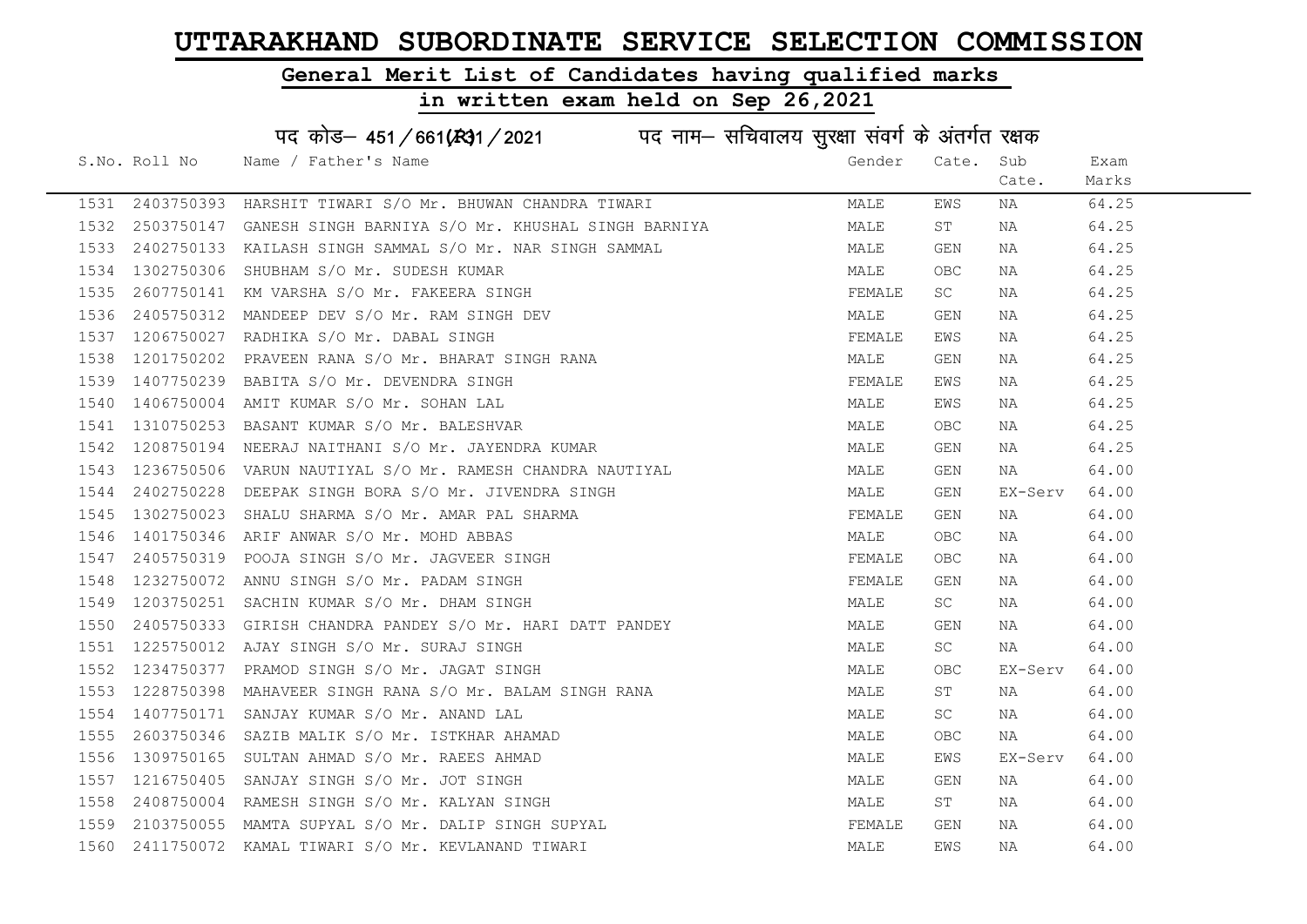# UTTARAKHAND SUBORDINATE SERVICE SELECTION COMMISSION

## General Merit List of Candidates having qualified marks

## in written exam held on Sep 26,2021

पद कोड– 451/661(R)1/2021 पद नाम– सचिवालय सुरक्षा संवर्ग के अंतर्गत रक्षक

| S.No. | Roll No | Name / Father's Name | Gender | Cate. | Sub Cate. | Exam Marks |
|---|---|---|---|---|---|---|
| 1531 | 2403750393 | HARSHIT TIWARI S/O Mr. BHUWAN CHANDRA TIWARI | MALE | EWS | NA | 64.25 |
| 1532 | 2503750147 | GANESH SINGH BARNIYA S/O Mr. KHUSHAL SINGH BARNIYA | MALE | ST | NA | 64.25 |
| 1533 | 2402750133 | KAILASH SINGH SAMMAL S/O Mr. NAR SINGH SAMMAL | MALE | GEN | NA | 64.25 |
| 1534 | 1302750306 | SHUBHAM S/O Mr. SUDESH KUMAR | MALE | OBC | NA | 64.25 |
| 1535 | 2607750141 | KM VARSHA S/O Mr. FAKEERA SINGH | FEMALE | SC | NA | 64.25 |
| 1536 | 2405750312 | MANDEEP DEV S/O Mr. RAM SINGH DEV | MALE | GEN | NA | 64.25 |
| 1537 | 1206750027 | RADHIKA S/O Mr. DABAL SINGH | FEMALE | EWS | NA | 64.25 |
| 1538 | 1201750202 | PRAVEEN RANA S/O Mr. BHARAT SINGH RANA | MALE | GEN | NA | 64.25 |
| 1539 | 1407750239 | BABITA S/O Mr. DEVENDRA SINGH | FEMALE | EWS | NA | 64.25 |
| 1540 | 1406750004 | AMIT KUMAR S/O Mr. SOHAN LAL | MALE | EWS | NA | 64.25 |
| 1541 | 1310750253 | BASANT KUMAR S/O Mr. BALESHVAR | MALE | OBC | NA | 64.25 |
| 1542 | 1208750194 | NEERAJ NAITHANI S/O Mr. JAYENDRA KUMAR | MALE | GEN | NA | 64.25 |
| 1543 | 1236750506 | VARUN NAUTIYAL S/O Mr. RAMESH CHANDRA NAUTIYAL | MALE | GEN | NA | 64.00 |
| 1544 | 2402750228 | DEEPAK SINGH BORA S/O Mr. JIVENDRA SINGH | MALE | GEN | EX-Serv | 64.00 |
| 1545 | 1302750023 | SHALU SHARMA S/O Mr. AMAR PAL SHARMA | FEMALE | GEN | NA | 64.00 |
| 1546 | 1401750346 | ARIF ANWAR S/O Mr. MOHD ABBAS | MALE | OBC | NA | 64.00 |
| 1547 | 2405750319 | POOJA SINGH S/O Mr. JAGVEER SINGH | FEMALE | OBC | NA | 64.00 |
| 1548 | 1232750072 | ANNU SINGH S/O Mr. PADAM SINGH | FEMALE | GEN | NA | 64.00 |
| 1549 | 1203750251 | SACHIN KUMAR S/O Mr. DHAM SINGH | MALE | SC | NA | 64.00 |
| 1550 | 2405750333 | GIRISH CHANDRA PANDEY S/O Mr. HARI DATT PANDEY | MALE | GEN | NA | 64.00 |
| 1551 | 1225750012 | AJAY SINGH S/O Mr. SURAJ SINGH | MALE | SC | NA | 64.00 |
| 1552 | 1234750377 | PRAMOD SINGH S/O Mr. JAGAT SINGH | MALE | OBC | EX-Serv | 64.00 |
| 1553 | 1228750398 | MAHAVEER SINGH RANA S/O Mr. BALAM SINGH RANA | MALE | ST | NA | 64.00 |
| 1554 | 1407750171 | SANJAY KUMAR S/O Mr. ANAND LAL | MALE | SC | NA | 64.00 |
| 1555 | 2603750346 | SAZIB MALIK S/O Mr. ISTKHAR AHAMAD | MALE | OBC | NA | 64.00 |
| 1556 | 1309750165 | SULTAN AHMAD S/O Mr. RAEES AHMAD | MALE | EWS | EX-Serv | 64.00 |
| 1557 | 1216750405 | SANJAY SINGH S/O Mr. JOT SINGH | MALE | GEN | NA | 64.00 |
| 1558 | 2408750004 | RAMESH SINGH S/O Mr. KALYAN SINGH | MALE | ST | NA | 64.00 |
| 1559 | 2103750055 | MAMTA SUPYAL S/O Mr. DALIP SINGH SUPYAL | FEMALE | GEN | NA | 64.00 |
| 1560 | 2411750072 | KAMAL TIWARI S/O Mr. KEVLANAND TIWARI | MALE | EWS | NA | 64.00 |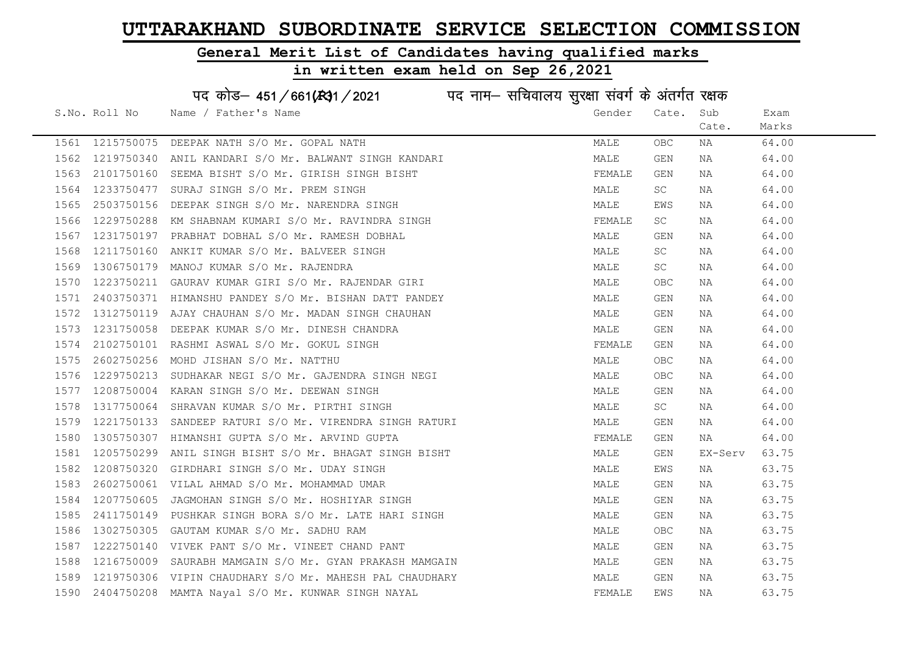# UTTARAKHAND SUBORDINATE SERVICE SELECTION COMMISSION

## General Merit List of Candidates having qualified marks

## in written exam held on Sep 26,2021

पद कोड– 451/661(R31/2021 पद नाम– सचिवालय सुरक्षा संवर्ग के अंतर्गत रक्षक

| S.No. | Roll No | Name / Father's Name | Gender | Cate. | Sub Cate. | Exam Marks |
|---|---|---|---|---|---|---|
| 1561 | 1215750075 | DEEPAK NATH S/O Mr. GOPAL NATH | MALE | OBC | NA | 64.00 |
| 1562 | 1219750340 | ANIL KANDARI S/O Mr. BALWANT SINGH KANDARI | MALE | GEN | NA | 64.00 |
| 1563 | 2101750160 | SEEMA BISHT S/O Mr. GIRISH SINGH BISHT | FEMALE | GEN | NA | 64.00 |
| 1564 | 1233750477 | SURAJ SINGH S/O Mr. PREM SINGH | MALE | SC | NA | 64.00 |
| 1565 | 2503750156 | DEEPAK SINGH S/O Mr. NARENDRA SINGH | MALE | EWS | NA | 64.00 |
| 1566 | 1229750288 | KM SHABNAM KUMARI S/O Mr. RAVINDRA SINGH | FEMALE | SC | NA | 64.00 |
| 1567 | 1231750197 | PRABHAT DOBHAL S/O Mr. RAMESH DOBHAL | MALE | GEN | NA | 64.00 |
| 1568 | 1211750160 | ANKIT KUMAR S/O Mr. BALVEER SINGH | MALE | SC | NA | 64.00 |
| 1569 | 1306750179 | MANOJ KUMAR S/O Mr. RAJENDRA | MALE | SC | NA | 64.00 |
| 1570 | 1223750211 | GAURAV KUMAR GIRI S/O Mr. RAJENDAR GIRI | MALE | OBC | NA | 64.00 |
| 1571 | 2403750371 | HIMANSHU PANDEY S/O Mr. BISHAN DATT PANDEY | MALE | GEN | NA | 64.00 |
| 1572 | 1312750119 | AJAY CHAUHAN S/O Mr. MADAN SINGH CHAUHAN | MALE | GEN | NA | 64.00 |
| 1573 | 1231750058 | DEEPAK KUMAR S/O Mr. DINESH CHANDRA | MALE | GEN | NA | 64.00 |
| 1574 | 2102750101 | RASHMI ASWAL S/O Mr. GOKUL SINGH | FEMALE | GEN | NA | 64.00 |
| 1575 | 2602750256 | MOHD JISHAN S/O Mr. NATTHU | MALE | OBC | NA | 64.00 |
| 1576 | 1229750213 | SUDHAKAR NEGI S/O Mr. GAJENDRA SINGH NEGI | MALE | OBC | NA | 64.00 |
| 1577 | 1208750004 | KARAN SINGH S/O Mr. DEEWAN SINGH | MALE | GEN | NA | 64.00 |
| 1578 | 1317750064 | SHRAVAN KUMAR S/O Mr. PIRTHI SINGH | MALE | SC | NA | 64.00 |
| 1579 | 1221750133 | SANDEEP RATURI S/O Mr. VIRENDRA SINGH RATURI | MALE | GEN | NA | 64.00 |
| 1580 | 1305750307 | HIMANSHI GUPTA S/O Mr. ARVIND GUPTA | FEMALE | GEN | NA | 64.00 |
| 1581 | 1205750299 | ANIL SINGH BISHT S/O Mr. BHAGAT SINGH BISHT | MALE | GEN | EX-Serv | 63.75 |
| 1582 | 1208750320 | GIRDHARI SINGH S/O Mr. UDAY SINGH | MALE | EWS | NA | 63.75 |
| 1583 | 2602750061 | VILAL AHMAD S/O Mr. MOHAMMAD UMAR | MALE | GEN | NA | 63.75 |
| 1584 | 1207750605 | JAGMOHAN SINGH S/O Mr. HOSHIYAR SINGH | MALE | GEN | NA | 63.75 |
| 1585 | 2411750149 | PUSHKAR SINGH BORA S/O Mr. LATE HARI SINGH | MALE | GEN | NA | 63.75 |
| 1586 | 1302750305 | GAUTAM KUMAR S/O Mr. SADHU RAM | MALE | OBC | NA | 63.75 |
| 1587 | 1222750140 | VIVEK PANT S/O Mr. VINEET CHAND PANT | MALE | GEN | NA | 63.75 |
| 1588 | 1216750009 | SAURABH MAMGAIN S/O Mr. GYAN PRAKASH MAMGAIN | MALE | GEN | NA | 63.75 |
| 1589 | 1219750306 | VIPIN CHAUDHARY S/O Mr. MAHESH PAL CHAUDHARY | MALE | GEN | NA | 63.75 |
| 1590 | 2404750208 | MAMTA Nayal S/O Mr. KUNWAR SINGH NAYAL | FEMALE | EWS | NA | 63.75 |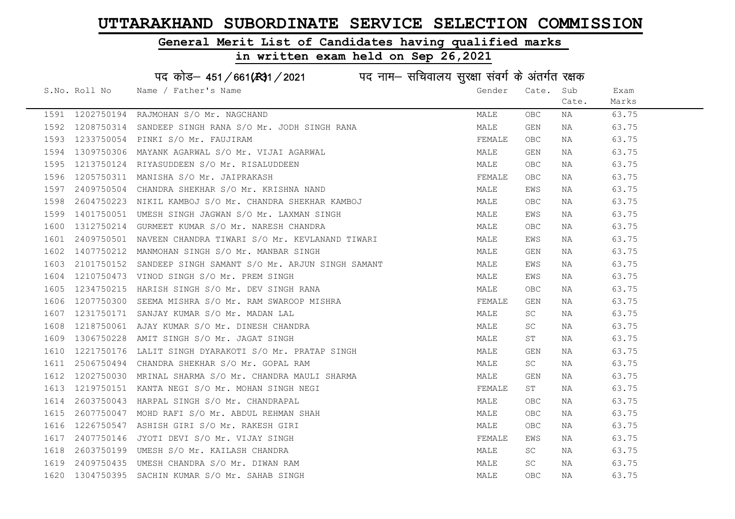# UTTARAKHAND SUBORDINATE SERVICE SELECTION COMMISSION

## General Merit List of Candidates having qualified marks

## in written exam held on Sep 26,2021

पद कोड– 451/661(R)/2021    पद नाम– सचिवालय सुरक्षा संवर्ग के अंतर्गत रक्षक

| S.No. | Roll No | Name / Father's Name | Gender | Cate. | Sub Cate. | Exam Marks |
|---|---|---|---|---|---|---|
| 1591 | 1202750194 | RAJMOHAN S/O Mr. NAGCHAND | MALE | OBC | NA | 63.75 |
| 1592 | 1208750314 | SANDEEP SINGH RANA S/O Mr. JODH SINGH RANA | MALE | GEN | NA | 63.75 |
| 1593 | 1233750054 | PINKI S/O Mr. FAUJIRAM | FEMALE | OBC | NA | 63.75 |
| 1594 | 1309750306 | MAYANK AGARWAL S/O Mr. VIJAI AGARWAL | MALE | GEN | NA | 63.75 |
| 1595 | 1213750124 | RIYASUDDEEN S/O Mr. RISALUDDEEN | MALE | OBC | NA | 63.75 |
| 1596 | 1205750311 | MANISHA S/O Mr. JAIPRAKASH | FEMALE | OBC | NA | 63.75 |
| 1597 | 2409750504 | CHANDRA SHEKHAR S/O Mr. KRISHNA NAND | MALE | EWS | NA | 63.75 |
| 1598 | 2604750223 | NIKIL KAMBOJ S/O Mr. CHANDRA SHEKHAR KAMBOJ | MALE | OBC | NA | 63.75 |
| 1599 | 1401750051 | UMESH SINGH JAGWAN S/O Mr. LAXMAN SINGH | MALE | EWS | NA | 63.75 |
| 1600 | 1312750214 | GURMEET KUMAR S/O Mr. NARESH CHANDRA | MALE | OBC | NA | 63.75 |
| 1601 | 2409750501 | NAVEEN CHANDRA TIWARI S/O Mr. KEVLANAND TIWARI | MALE | EWS | NA | 63.75 |
| 1602 | 1407750212 | MANMOHAN SINGH S/O Mr. MANBAR SINGH | MALE | GEN | NA | 63.75 |
| 1603 | 2101750152 | SANDEEP SINGH SAMANT S/O Mr. ARJUN SINGH SAMANT | MALE | EWS | NA | 63.75 |
| 1604 | 1210750473 | VINOD SINGH S/O Mr. PREM SINGH | MALE | EWS | NA | 63.75 |
| 1605 | 1234750215 | HARISH SINGH S/O Mr. DEV SINGH RANA | MALE | OBC | NA | 63.75 |
| 1606 | 1207750300 | SEEMA MISHRA S/O Mr. RAM SWAROOP MISHRA | FEMALE | GEN | NA | 63.75 |
| 1607 | 1231750171 | SANJAY KUMAR S/O Mr. MADAN LAL | MALE | SC | NA | 63.75 |
| 1608 | 1218750061 | AJAY KUMAR S/O Mr. DINESH CHANDRA | MALE | SC | NA | 63.75 |
| 1609 | 1306750228 | AMIT SINGH S/O Mr. JAGAT SINGH | MALE | ST | NA | 63.75 |
| 1610 | 1221750176 | LALIT SINGH DYARAKOTI S/O Mr. PRATAP SINGH | MALE | GEN | NA | 63.75 |
| 1611 | 2506750494 | CHANDRA SHEKHAR S/O Mr. GOPAL RAM | MALE | SC | NA | 63.75 |
| 1612 | 1202750030 | MRINAL SHARMA S/O Mr. CHANDRA MAULI SHARMA | MALE | GEN | NA | 63.75 |
| 1613 | 1219750151 | KANTA NEGI S/O Mr. MOHAN SINGH NEGI | FEMALE | ST | NA | 63.75 |
| 1614 | 2603750043 | HARPAL SINGH S/O Mr. CHANDRAPAL | MALE | OBC | NA | 63.75 |
| 1615 | 2607750047 | MOHD RAFI S/O Mr. ABDUL REHMAN SHAH | MALE | OBC | NA | 63.75 |
| 1616 | 1226750547 | ASHISH GIRI S/O Mr. RAKESH GIRI | MALE | OBC | NA | 63.75 |
| 1617 | 2407750146 | JYOTI DEVI S/O Mr. VIJAY SINGH | FEMALE | EWS | NA | 63.75 |
| 1618 | 2603750199 | UMESH S/O Mr. KAILASH CHANDRA | MALE | SC | NA | 63.75 |
| 1619 | 2409750435 | UMESH CHANDRA S/O Mr. DIWAN RAM | MALE | SC | NA | 63.75 |
| 1620 | 1304750395 | SACHIN KUMAR S/O Mr. SAHAB SINGH | MALE | OBC | NA | 63.75 |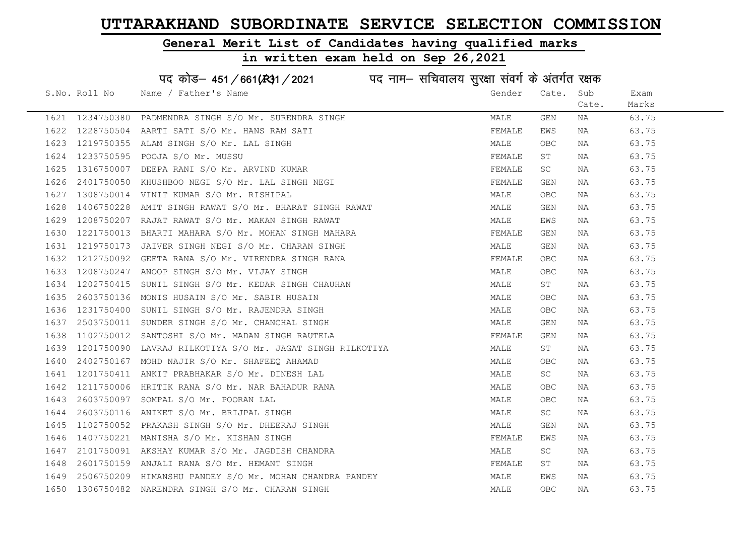# UTTARAKHAND SUBORDINATE SERVICE SELECTION COMMISSION

## General Merit List of Candidates having qualified marks

## in written exam held on Sep 26,2021

पद कोड– 451/661(R31/2021 पद नाम– सचिवालय सुरक्षा संवर्ग के अंतर्गत रक्षक

| S.No. | Roll No | Name / Father's Name | Gender | Cate. | Sub Cate. | Exam Marks |
|---|---|---|---|---|---|---|
| 1621 | 1234750380 | PADMENDRA SINGH S/O Mr. SURENDRA SINGH | MALE | GEN | NA | 63.75 |
| 1622 | 1228750504 | AARTI SATI S/O Mr. HANS RAM SATI | FEMALE | EWS | NA | 63.75 |
| 1623 | 1219750355 | ALAM SINGH S/O Mr. LAL SINGH | MALE | OBC | NA | 63.75 |
| 1624 | 1233750595 | POOJA S/O Mr. MUSSU | FEMALE | ST | NA | 63.75 |
| 1625 | 1316750007 | DEEPA RANI S/O Mr. ARVIND KUMAR | FEMALE | SC | NA | 63.75 |
| 1626 | 2401750050 | KHUSHBOO NEGI S/O Mr. LAL SINGH NEGI | FEMALE | GEN | NA | 63.75 |
| 1627 | 1308750014 | VINIT KUMAR S/O Mr. RISHIPAL | MALE | OBC | NA | 63.75 |
| 1628 | 1406750228 | AMIT SINGH RAWAT S/O Mr. BHARAT SINGH RAWAT | MALE | GEN | NA | 63.75 |
| 1629 | 1208750207 | RAJAT RAWAT S/O Mr. MAKAN SINGH RAWAT | MALE | EWS | NA | 63.75 |
| 1630 | 1221750013 | BHARTI MAHARA S/O Mr. MOHAN SINGH MAHARA | FEMALE | GEN | NA | 63.75 |
| 1631 | 1219750173 | JAIVER SINGH NEGI S/O Mr. CHARAN SINGH | MALE | GEN | NA | 63.75 |
| 1632 | 1212750092 | GEETA RANA S/O Mr. VIRENDRA SINGH RANA | FEMALE | OBC | NA | 63.75 |
| 1633 | 1208750247 | ANOOP SINGH S/O Mr. VIJAY SINGH | MALE | OBC | NA | 63.75 |
| 1634 | 1202750415 | SUNIL SINGH S/O Mr. KEDAR SINGH CHAUHAN | MALE | ST | NA | 63.75 |
| 1635 | 2603750136 | MONIS HUSAIN S/O Mr. SABIR HUSAIN | MALE | OBC | NA | 63.75 |
| 1636 | 1231750400 | SUNIL SINGH S/O Mr. RAJENDRA SINGH | MALE | OBC | NA | 63.75 |
| 1637 | 2503750011 | SUNDER SINGH S/O Mr. CHANCHAL SINGH | MALE | GEN | NA | 63.75 |
| 1638 | 1102750012 | SANTOSHI S/O Mr. MADAN SINGH RAUTELA | FEMALE | GEN | NA | 63.75 |
| 1639 | 1201750090 | LAVRAJ RILKOTIYA S/O Mr. JAGAT SINGH RILKOTIYA | MALE | ST | NA | 63.75 |
| 1640 | 2402750167 | MOHD NAJIR S/O Mr. SHAFEEQ AHAMAD | MALE | OBC | NA | 63.75 |
| 1641 | 1201750411 | ANKIT PRABHAKAR S/O Mr. DINESH LAL | MALE | SC | NA | 63.75 |
| 1642 | 1211750006 | HRITIK RANA S/O Mr. NAR BAHADUR RANA | MALE | OBC | NA | 63.75 |
| 1643 | 2603750097 | SOMPAL S/O Mr. POORAN LAL | MALE | OBC | NA | 63.75 |
| 1644 | 2603750116 | ANIKET S/O Mr. BRIJPAL SINGH | MALE | SC | NA | 63.75 |
| 1645 | 1102750052 | PRAKASH SINGH S/O Mr. DHEERAJ SINGH | MALE | GEN | NA | 63.75 |
| 1646 | 1407750221 | MANISHA S/O Mr. KISHAN SINGH | FEMALE | EWS | NA | 63.75 |
| 1647 | 2101750091 | AKSHAY KUMAR S/O Mr. JAGDISH CHANDRA | MALE | SC | NA | 63.75 |
| 1648 | 2601750159 | ANJALI RANA S/O Mr. HEMANT SINGH | FEMALE | ST | NA | 63.75 |
| 1649 | 2506750209 | HIMANSHU PANDEY S/O Mr. MOHAN CHANDRA PANDEY | MALE | EWS | NA | 63.75 |
| 1650 | 1306750482 | NARENDRA SINGH S/O Mr. CHARAN SINGH | MALE | OBC | NA | 63.75 |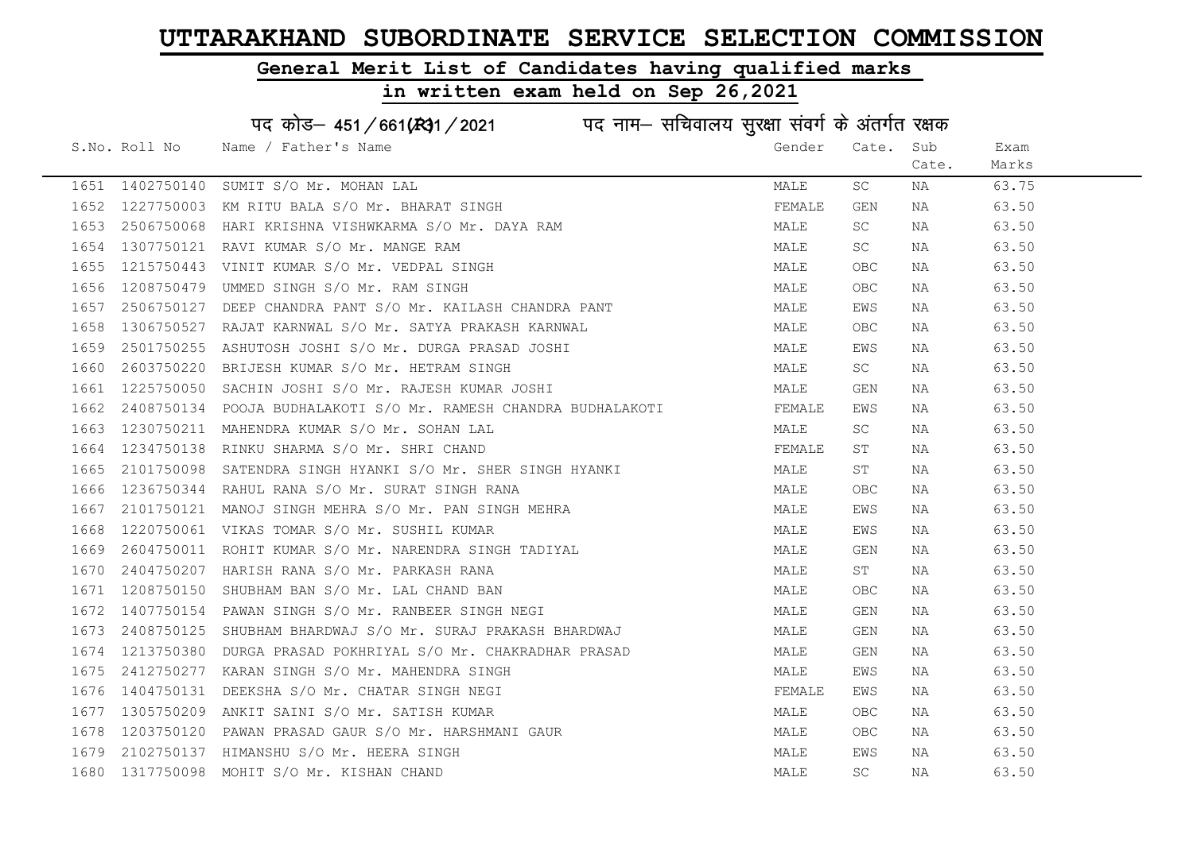# UTTARAKHAND SUBORDINATE SERVICE SELECTION COMMISSION

## General Merit List of Candidates having qualified marks

## in written exam held on Sep 26,2021

### पद कोड– 451/661(R)1/2021 पद नाम– सचिवालय सुरक्षा संवर्ग के अंतर्गत रक्षक

| S.No. | Roll No | Name / Father's Name | Gender | Cate. | Sub Cate. | Exam Marks |
|---|---|---|---|---|---|---|
| 1651 | 1402750140 | SUMIT S/O Mr. MOHAN LAL | MALE | SC | NA | 63.75 |
| 1652 | 1227750003 | KM RITU BALA S/O Mr. BHARAT SINGH | FEMALE | GEN | NA | 63.50 |
| 1653 | 2506750068 | HARI KRISHNA VISHWKARMA S/O Mr. DAYA RAM | MALE | SC | NA | 63.50 |
| 1654 | 1307750121 | RAVI KUMAR S/O Mr. MANGE RAM | MALE | SC | NA | 63.50 |
| 1655 | 1215750443 | VINIT KUMAR S/O Mr. VEDPAL SINGH | MALE | OBC | NA | 63.50 |
| 1656 | 1208750479 | UMMED SINGH S/O Mr. RAM SINGH | MALE | OBC | NA | 63.50 |
| 1657 | 2506750127 | DEEP CHANDRA PANT S/O Mr. KAILASH CHANDRA PANT | MALE | EWS | NA | 63.50 |
| 1658 | 1306750527 | RAJAT KARNWAL S/O Mr. SATYA PRAKASH KARNWAL | MALE | OBC | NA | 63.50 |
| 1659 | 2501750255 | ASHUTOSH JOSHI S/O Mr. DURGA PRASAD JOSHI | MALE | EWS | NA | 63.50 |
| 1660 | 2603750220 | BRIJESH KUMAR S/O Mr. HETRAM SINGH | MALE | SC | NA | 63.50 |
| 1661 | 1225750050 | SACHIN JOSHI S/O Mr. RAJESH KUMAR JOSHI | MALE | GEN | NA | 63.50 |
| 1662 | 2408750134 | POOJA BUDHALAKOTI S/O Mr. RAMESH CHANDRA BUDHALAKOTI | FEMALE | EWS | NA | 63.50 |
| 1663 | 1230750211 | MAHENDRA KUMAR S/O Mr. SOHAN LAL | MALE | SC | NA | 63.50 |
| 1664 | 1234750138 | RINKU SHARMA S/O Mr. SHRI CHAND | FEMALE | ST | NA | 63.50 |
| 1665 | 2101750098 | SATENDRA SINGH HYANKI S/O Mr. SHER SINGH HYANKI | MALE | ST | NA | 63.50 |
| 1666 | 1236750344 | RAHUL RANA S/O Mr. SURAT SINGH RANA | MALE | OBC | NA | 63.50 |
| 1667 | 2101750121 | MANOJ SINGH MEHRA S/O Mr. PAN SINGH MEHRA | MALE | EWS | NA | 63.50 |
| 1668 | 1220750061 | VIKAS TOMAR S/O Mr. SUSHIL KUMAR | MALE | EWS | NA | 63.50 |
| 1669 | 2604750011 | ROHIT KUMAR S/O Mr. NARENDRA SINGH TADIYAL | MALE | GEN | NA | 63.50 |
| 1670 | 2404750207 | HARISH RANA S/O Mr. PARKASH RANA | MALE | ST | NA | 63.50 |
| 1671 | 1208750150 | SHUBHAM BAN S/O Mr. LAL CHAND BAN | MALE | OBC | NA | 63.50 |
| 1672 | 1407750154 | PAWAN SINGH S/O Mr. RANBEER SINGH NEGI | MALE | GEN | NA | 63.50 |
| 1673 | 2408750125 | SHUBHAM BHARDWAJ S/O Mr. SURAJ PRAKASH BHARDWAJ | MALE | GEN | NA | 63.50 |
| 1674 | 1213750380 | DURGA PRASAD POKHRIYAL S/O Mr. CHAKRADHAR PRASAD | MALE | GEN | NA | 63.50 |
| 1675 | 2412750277 | KARAN SINGH S/O Mr. MAHENDRA SINGH | MALE | EWS | NA | 63.50 |
| 1676 | 1404750131 | DEEKSHA S/O Mr. CHATAR SINGH NEGI | FEMALE | EWS | NA | 63.50 |
| 1677 | 1305750209 | ANKIT SAINI S/O Mr. SATISH KUMAR | MALE | OBC | NA | 63.50 |
| 1678 | 1203750120 | PAWAN PRASAD GAUR S/O Mr. HARSHMANI GAUR | MALE | OBC | NA | 63.50 |
| 1679 | 2102750137 | HIMANSHU S/O Mr. HEERA SINGH | MALE | EWS | NA | 63.50 |
| 1680 | 1317750098 | MOHIT S/O Mr. KISHAN CHAND | MALE | SC | NA | 63.50 |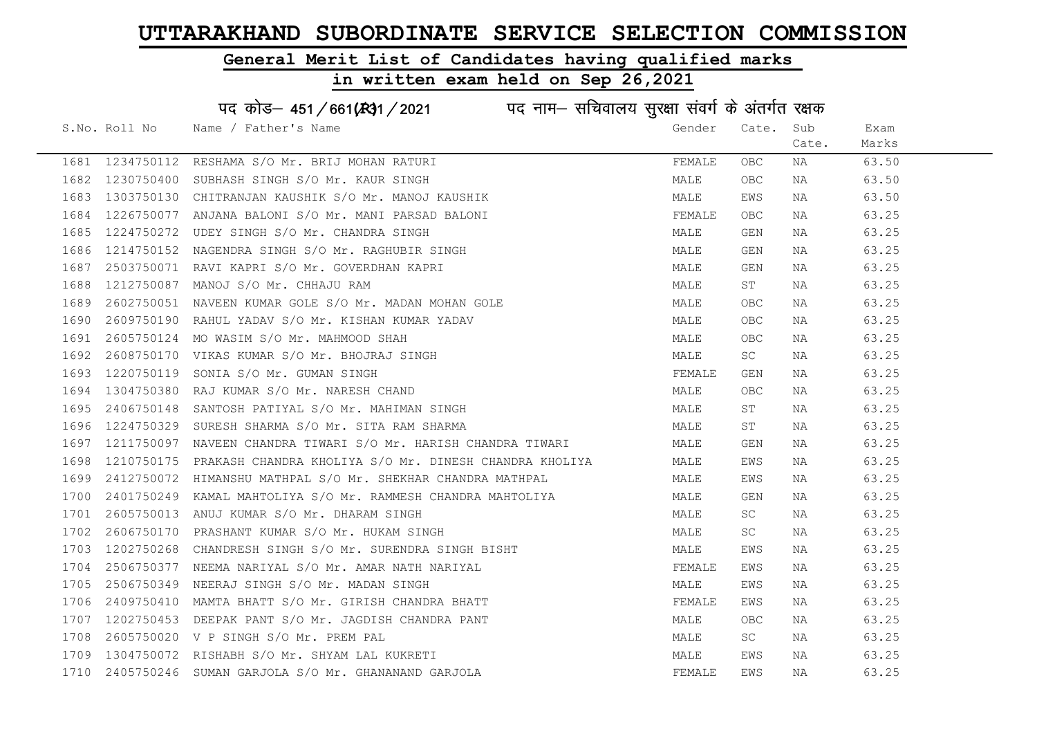# UTTARAKHAND SUBORDINATE SERVICE SELECTION COMMISSION

## General Merit List of Candidates having qualified marks

## in written exam held on Sep 26,2021

पद कोड– 451/661(R)1/2021 पद नाम– सचिवालय सुरक्षा संवर्ग के अंतर्गत रक्षक

| S.No. | Roll No | Name / Father's Name | Gender | Cate. | Sub Cate. | Exam Marks |
|---|---|---|---|---|---|---|
| 1681 | 1234750112 | RESHAMA S/O Mr. BRIJ MOHAN RATURI | FEMALE | OBC | NA | 63.50 |
| 1682 | 1230750400 | SUBHASH SINGH S/O Mr. KAUR SINGH | MALE | OBC | NA | 63.50 |
| 1683 | 1303750130 | CHITRANJAN KAUSHIK S/O Mr. MANOJ KAUSHIK | MALE | EWS | NA | 63.50 |
| 1684 | 1226750077 | ANJANA BALONI S/O Mr. MANI PARSAD BALONI | FEMALE | OBC | NA | 63.25 |
| 1685 | 1224750272 | UDEY SINGH S/O Mr. CHANDRA SINGH | MALE | GEN | NA | 63.25 |
| 1686 | 1214750152 | NAGENDRA SINGH S/O Mr. RAGHUBIR SINGH | MALE | GEN | NA | 63.25 |
| 1687 | 2503750071 | RAVI KAPRI S/O Mr. GOVERDHAN KAPRI | MALE | GEN | NA | 63.25 |
| 1688 | 1212750087 | MANOJ S/O Mr. CHHAJU RAM | MALE | ST | NA | 63.25 |
| 1689 | 2602750051 | NAVEEN KUMAR GOLE S/O Mr. MADAN MOHAN GOLE | MALE | OBC | NA | 63.25 |
| 1690 | 2609750190 | RAHUL YADAV S/O Mr. KISHAN KUMAR YADAV | MALE | OBC | NA | 63.25 |
| 1691 | 2605750124 | MO WASIM S/O Mr. MAHMOOD SHAH | MALE | OBC | NA | 63.25 |
| 1692 | 2608750170 | VIKAS KUMAR S/O Mr. BHOJRAJ SINGH | MALE | SC | NA | 63.25 |
| 1693 | 1220750119 | SONIA S/O Mr. GUMAN SINGH | FEMALE | GEN | NA | 63.25 |
| 1694 | 1304750380 | RAJ KUMAR S/O Mr. NARESH CHAND | MALE | OBC | NA | 63.25 |
| 1695 | 2406750148 | SANTOSH PATIYAL S/O Mr. MAHIMAN SINGH | MALE | ST | NA | 63.25 |
| 1696 | 1224750329 | SURESH SHARMA S/O Mr. SITA RAM SHARMA | MALE | ST | NA | 63.25 |
| 1697 | 1211750097 | NAVEEN CHANDRA TIWARI S/O Mr. HARISH CHANDRA TIWARI | MALE | GEN | NA | 63.25 |
| 1698 | 1210750175 | PRAKASH CHANDRA KHOLIYA S/O Mr. DINESH CHANDRA KHOLIYA | MALE | EWS | NA | 63.25 |
| 1699 | 2412750072 | HIMANSHU MATHPAL S/O Mr. SHEKHAR CHANDRA MATHPAL | MALE | EWS | NA | 63.25 |
| 1700 | 2401750249 | KAMAL MAHTOLIYA S/O Mr. RAMMESH CHANDRA MAHTOLIYA | MALE | GEN | NA | 63.25 |
| 1701 | 2605750013 | ANUJ KUMAR S/O Mr. DHARAM SINGH | MALE | SC | NA | 63.25 |
| 1702 | 2606750170 | PRASHANT KUMAR S/O Mr. HUKAM SINGH | MALE | SC | NA | 63.25 |
| 1703 | 1202750268 | CHANDRESH SINGH S/O Mr. SURENDRA SINGH BISHT | MALE | EWS | NA | 63.25 |
| 1704 | 2506750377 | NEEMA NARIYAL S/O Mr. AMAR NATH NARIYAL | FEMALE | EWS | NA | 63.25 |
| 1705 | 2506750349 | NEERAJ SINGH S/O Mr. MADAN SINGH | MALE | EWS | NA | 63.25 |
| 1706 | 2409750410 | MAMTA BHATT S/O Mr. GIRISH CHANDRA BHATT | FEMALE | EWS | NA | 63.25 |
| 1707 | 1202750453 | DEEPAK PANT S/O Mr. JAGDISH CHANDRA PANT | MALE | OBC | NA | 63.25 |
| 1708 | 2605750020 | V P SINGH S/O Mr. PREM PAL | MALE | SC | NA | 63.25 |
| 1709 | 1304750072 | RISHABH S/O Mr. SHYAM LAL KUKRETI | MALE | EWS | NA | 63.25 |
| 1710 | 2405750246 | SUMAN GARJOLA S/O Mr. GHANANAND GARJOLA | FEMALE | EWS | NA | 63.25 |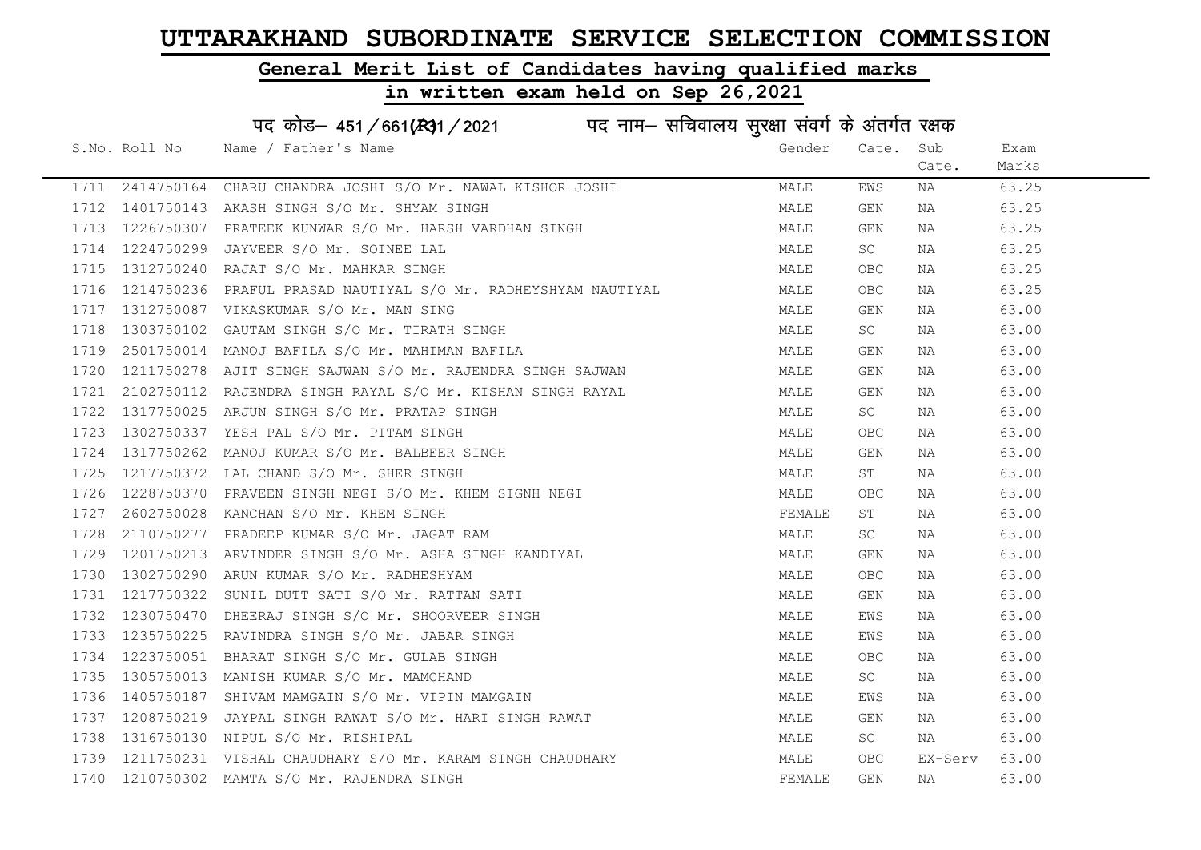# UTTARAKHAND SUBORDINATE SERVICE SELECTION COMMISSION

## General Merit List of Candidates having qualified marks

## in written exam held on Sep 26,2021

### पद कोड– 451/661(R)1/2021 पद नाम– सचिवालय सुरक्षा संवर्ग के अंतर्गत रक्षक

| S.No. | Roll No | Name / Father's Name | Gender | Cate. | Sub Cate. | Exam Marks |
|---|---|---|---|---|---|---|
| 1711 | 2414750164 | CHARU CHANDRA JOSHI S/O Mr. NAWAL KISHOR JOSHI | MALE | EWS | NA | 63.25 |
| 1712 | 1401750143 | AKASH SINGH S/O Mr. SHYAM SINGH | MALE | GEN | NA | 63.25 |
| 1713 | 1226750307 | PRATEEK KUNWAR S/O Mr. HARSH VARDHAN SINGH | MALE | GEN | NA | 63.25 |
| 1714 | 1224750299 | JAYVEER S/O Mr. SOINEE LAL | MALE | SC | NA | 63.25 |
| 1715 | 1312750240 | RAJAT S/O Mr. MAHKAR SINGH | MALE | OBC | NA | 63.25 |
| 1716 | 1214750236 | PRAFUL PRASAD NAUTIYAL S/O Mr. RADHEYSHYAM NAUTIYAL | MALE | OBC | NA | 63.25 |
| 1717 | 1312750087 | VIKASKUMAR S/O Mr. MAN SING | MALE | GEN | NA | 63.00 |
| 1718 | 1303750102 | GAUTAM SINGH S/O Mr. TIRATH SINGH | MALE | SC | NA | 63.00 |
| 1719 | 2501750014 | MANOJ BAFILA S/O Mr. MAHIMAN BAFILA | MALE | GEN | NA | 63.00 |
| 1720 | 1211750278 | AJIT SINGH SAJWAN S/O Mr. RAJENDRA SINGH SAJWAN | MALE | GEN | NA | 63.00 |
| 1721 | 2102750112 | RAJENDRA SINGH RAYAL S/O Mr. KISHAN SINGH RAYAL | MALE | GEN | NA | 63.00 |
| 1722 | 1317750025 | ARJUN SINGH S/O Mr. PRATAP SINGH | MALE | SC | NA | 63.00 |
| 1723 | 1302750337 | YESH PAL S/O Mr. PITAM SINGH | MALE | OBC | NA | 63.00 |
| 1724 | 1317750262 | MANOJ KUMAR S/O Mr. BALBEER SINGH | MALE | GEN | NA | 63.00 |
| 1725 | 1217750372 | LAL CHAND S/O Mr. SHER SINGH | MALE | ST | NA | 63.00 |
| 1726 | 1228750370 | PRAVEEN SINGH NEGI S/O Mr. KHEM SIGNH NEGI | MALE | OBC | NA | 63.00 |
| 1727 | 2602750028 | KANCHAN S/O Mr. KHEM SINGH | FEMALE | ST | NA | 63.00 |
| 1728 | 2110750277 | PRADEEP KUMAR S/O Mr. JAGAT RAM | MALE | SC | NA | 63.00 |
| 1729 | 1201750213 | ARVINDER SINGH S/O Mr. ASHA SINGH KANDIYAL | MALE | GEN | NA | 63.00 |
| 1730 | 1302750290 | ARUN KUMAR S/O Mr. RADHESHYAM | MALE | OBC | NA | 63.00 |
| 1731 | 1217750322 | SUNIL DUTT SATI S/O Mr. RATTAN SATI | MALE | GEN | NA | 63.00 |
| 1732 | 1230750470 | DHEERAJ SINGH S/O Mr. SHOORVEER SINGH | MALE | EWS | NA | 63.00 |
| 1733 | 1235750225 | RAVINDRA SINGH S/O Mr. JABAR SINGH | MALE | EWS | NA | 63.00 |
| 1734 | 1223750051 | BHARAT SINGH S/O Mr. GULAB SINGH | MALE | OBC | NA | 63.00 |
| 1735 | 1305750013 | MANISH KUMAR S/O Mr. MAMCHAND | MALE | SC | NA | 63.00 |
| 1736 | 1405750187 | SHIVAM MAMGAIN S/O Mr. VIPIN MAMGAIN | MALE | EWS | NA | 63.00 |
| 1737 | 1208750219 | JAYPAL SINGH RAWAT S/O Mr. HARI SINGH RAWAT | MALE | GEN | NA | 63.00 |
| 1738 | 1316750130 | NIPUL S/O Mr. RISHIPAL | MALE | SC | NA | 63.00 |
| 1739 | 1211750231 | VISHAL CHAUDHARY S/O Mr. KARAM SINGH CHAUDHARY | MALE | OBC | EX-Serv | 63.00 |
| 1740 | 1210750302 | MAMTA S/O Mr. RAJENDRA SINGH | FEMALE | GEN | NA | 63.00 |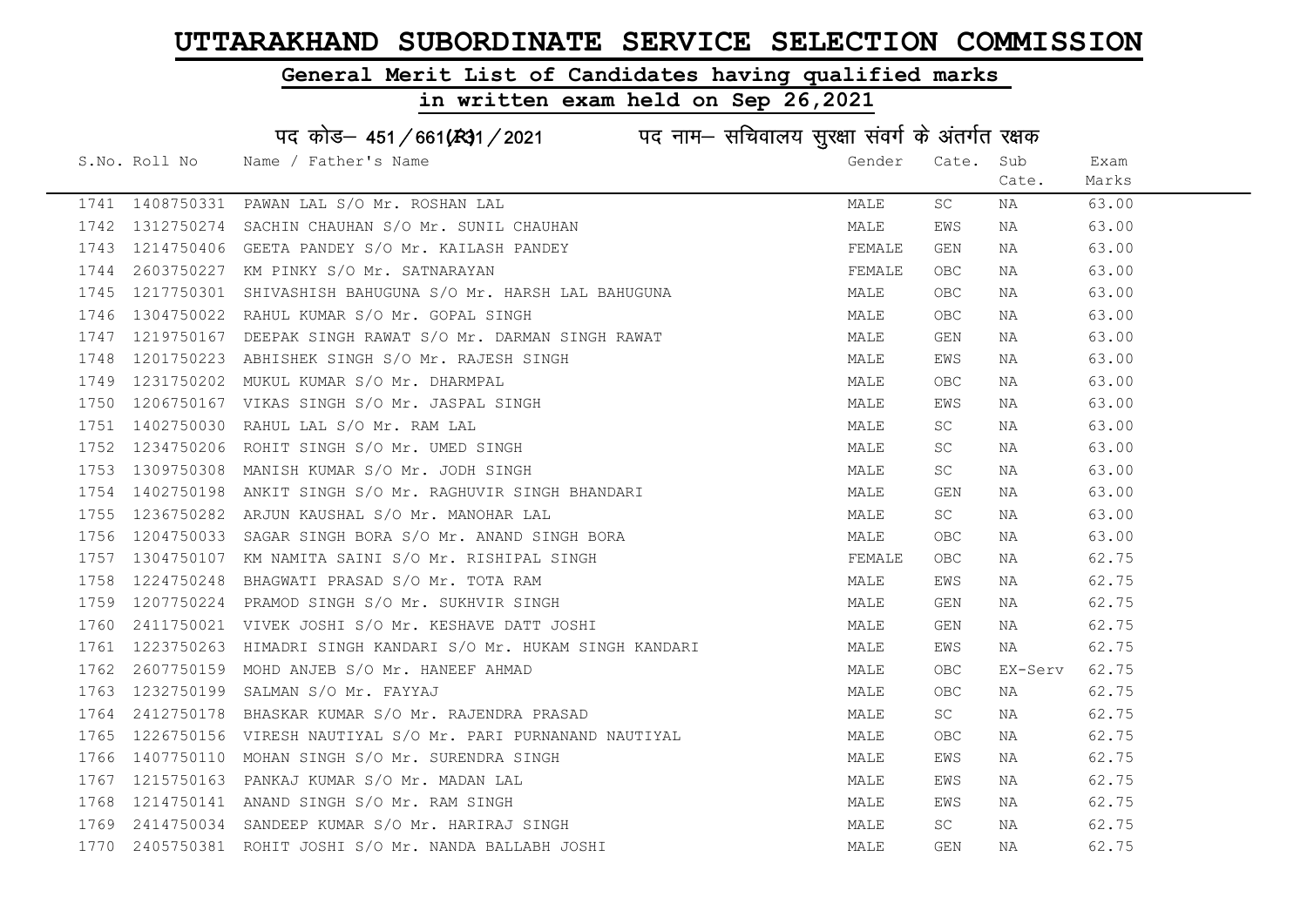# UTTARAKHAND SUBORDINATE SERVICE SELECTION COMMISSION

## General Merit List of Candidates having qualified marks

## in written exam held on Sep 26,2021

पद कोड– 451/661(R31/2021 पद नाम– सचिवालय सुरक्षा संवर्ग के अंतर्गत रक्षक

| S.No. | Roll No | Name / Father's Name | Gender | Cate. | Sub Cate. | Exam Marks |
|---|---|---|---|---|---|---|
| 1741 | 1408750331 | PAWAN LAL S/O Mr. ROSHAN LAL | MALE | SC | NA | 63.00 |
| 1742 | 1312750274 | SACHIN CHAUHAN S/O Mr. SUNIL CHAUHAN | MALE | EWS | NA | 63.00 |
| 1743 | 1214750406 | GEETA PANDEY S/O Mr. KAILASH PANDEY | FEMALE | GEN | NA | 63.00 |
| 1744 | 2603750227 | KM PINKY S/O Mr. SATNARAYAN | FEMALE | OBC | NA | 63.00 |
| 1745 | 1217750301 | SHIVASHISH BAHUGUNA S/O Mr. HARSH LAL BAHUGUNA | MALE | OBC | NA | 63.00 |
| 1746 | 1304750022 | RAHUL KUMAR S/O Mr. GOPAL SINGH | MALE | OBC | NA | 63.00 |
| 1747 | 1219750167 | DEEPAK SINGH RAWAT S/O Mr. DARMAN SINGH RAWAT | MALE | GEN | NA | 63.00 |
| 1748 | 1201750223 | ABHISHEK SINGH S/O Mr. RAJESH SINGH | MALE | EWS | NA | 63.00 |
| 1749 | 1231750202 | MUKUL KUMAR S/O Mr. DHARMPAL | MALE | OBC | NA | 63.00 |
| 1750 | 1206750167 | VIKAS SINGH S/O Mr. JASPAL SINGH | MALE | EWS | NA | 63.00 |
| 1751 | 1402750030 | RAHUL LAL S/O Mr. RAM LAL | MALE | SC | NA | 63.00 |
| 1752 | 1234750206 | ROHIT SINGH S/O Mr. UMED SINGH | MALE | SC | NA | 63.00 |
| 1753 | 1309750308 | MANISH KUMAR S/O Mr. JODH SINGH | MALE | SC | NA | 63.00 |
| 1754 | 1402750198 | ANKIT SINGH S/O Mr. RAGHUVIR SINGH BHANDARI | MALE | GEN | NA | 63.00 |
| 1755 | 1236750282 | ARJUN KAUSHAL S/O Mr. MANOHAR LAL | MALE | SC | NA | 63.00 |
| 1756 | 1204750033 | SAGAR SINGH BORA S/O Mr. ANAND SINGH BORA | MALE | OBC | NA | 63.00 |
| 1757 | 1304750107 | KM NAMITA SAINI S/O Mr. RISHIPAL SINGH | FEMALE | OBC | NA | 62.75 |
| 1758 | 1224750248 | BHAGWATI PRASAD S/O Mr. TOTA RAM | MALE | EWS | NA | 62.75 |
| 1759 | 1207750224 | PRAMOD SINGH S/O Mr. SUKHVIR SINGH | MALE | GEN | NA | 62.75 |
| 1760 | 2411750021 | VIVEK JOSHI S/O Mr. KESHAVE DATT JOSHI | MALE | GEN | NA | 62.75 |
| 1761 | 1223750263 | HIMADRI SINGH KANDARI S/O Mr. HUKAM SINGH KANDARI | MALE | EWS | NA | 62.75 |
| 1762 | 2607750159 | MOHD ANJEB S/O Mr. HANEEF AHMAD | MALE | OBC | EX-Serv | 62.75 |
| 1763 | 1232750199 | SALMAN S/O Mr. FAYYAJ | MALE | OBC | NA | 62.75 |
| 1764 | 2412750178 | BHASKAR KUMAR S/O Mr. RAJENDRA PRASAD | MALE | SC | NA | 62.75 |
| 1765 | 1226750156 | VIRESH NAUTIYAL S/O Mr. PARI PURNANAND NAUTIYAL | MALE | OBC | NA | 62.75 |
| 1766 | 1407750110 | MOHAN SINGH S/O Mr. SURENDRA SINGH | MALE | EWS | NA | 62.75 |
| 1767 | 1215750163 | PANKAJ KUMAR S/O Mr. MADAN LAL | MALE | EWS | NA | 62.75 |
| 1768 | 1214750141 | ANAND SINGH S/O Mr. RAM SINGH | MALE | EWS | NA | 62.75 |
| 1769 | 2414750034 | SANDEEP KUMAR S/O Mr. HARIRAJ SINGH | MALE | SC | NA | 62.75 |
| 1770 | 2405750381 | ROHIT JOSHI S/O Mr. NANDA BALLABH JOSHI | MALE | GEN | NA | 62.75 |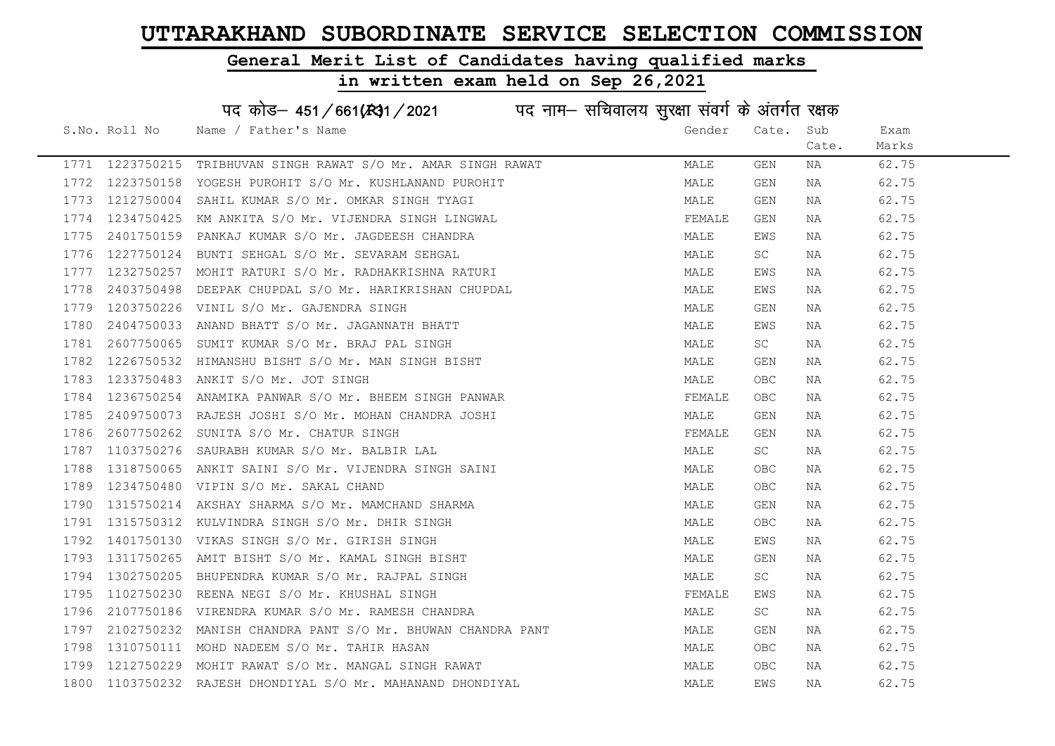# UTTARAKHAND SUBORDINATE SERVICE SELECTION COMMISSION

## General Merit List of Candidates having qualified marks

## in written exam held on Sep 26,2021

पद कोड– 451/661(R)1/2021 पद नाम– सचिवालय सुरक्षा संवर्ग के अंतर्गत रक्षक

| S.No. | Roll No | Name / Father's Name | Gender | Cate. | Sub Cate. | Exam Marks |
|---|---|---|---|---|---|---|
| 1771 | 1223750215 | TRIBHUVAN SINGH RAWAT S/O Mr. AMAR SINGH RAWAT | MALE | GEN | NA | 62.75 |
| 1772 | 1223750158 | YOGESH PUROHIT S/O Mr. KUSHLANAND PUROHIT | MALE | GEN | NA | 62.75 |
| 1773 | 1212750004 | SAHIL KUMAR S/O Mr. OMKAR SINGH TYAGI | MALE | GEN | NA | 62.75 |
| 1774 | 1234750425 | KM ANKITA S/O Mr. VIJENDRA SINGH LINGWAL | FEMALE | GEN | NA | 62.75 |
| 1775 | 2401750159 | PANKAJ KUMAR S/O Mr. JAGDEESH CHANDRA | MALE | EWS | NA | 62.75 |
| 1776 | 1227750124 | BUNTI SEHGAL S/O Mr. SEVARAM SEHGAL | MALE | SC | NA | 62.75 |
| 1777 | 1232750257 | MOHIT RATURI S/O Mr. RADHAKRISHNA RATURI | MALE | EWS | NA | 62.75 |
| 1778 | 2403750498 | DEEPAK CHUPDAL S/O Mr. HARIKRISHAN CHUPDAL | MALE | EWS | NA | 62.75 |
| 1779 | 1203750226 | VINIL S/O Mr. GAJENDRA SINGH | MALE | GEN | NA | 62.75 |
| 1780 | 2404750033 | ANAND BHATT S/O Mr. JAGANNATH BHATT | MALE | EWS | NA | 62.75 |
| 1781 | 2607750065 | SUMIT KUMAR S/O Mr. BRAJ PAL SINGH | MALE | SC | NA | 62.75 |
| 1782 | 1226750532 | HIMANSHU BISHT S/O Mr. MAN SINGH BISHT | MALE | GEN | NA | 62.75 |
| 1783 | 1233750483 | ANKIT S/O Mr. JOT SINGH | MALE | OBC | NA | 62.75 |
| 1784 | 1236750254 | ANAMIKA PANWAR S/O Mr. BHEEM SINGH PANWAR | FEMALE | OBC | NA | 62.75 |
| 1785 | 2409750073 | RAJESH JOSHI S/O Mr. MOHAN CHANDRA JOSHI | MALE | GEN | NA | 62.75 |
| 1786 | 2607750262 | SUNITA S/O Mr. CHATUR SINGH | FEMALE | GEN | NA | 62.75 |
| 1787 | 1103750276 | SAURABH KUMAR S/O Mr. BALBIR LAL | MALE | SC | NA | 62.75 |
| 1788 | 1318750065 | ANKIT SAINI S/O Mr. VIJENDRA SINGH SAINI | MALE | OBC | NA | 62.75 |
| 1789 | 1234750480 | VIPIN S/O Mr. SAKAL CHAND | MALE | OBC | NA | 62.75 |
| 1790 | 1315750214 | AKSHAY SHARMA S/O Mr. MAMCHAND SHARMA | MALE | GEN | NA | 62.75 |
| 1791 | 1315750312 | KULVINDRA SINGH S/O Mr. DHIR SINGH | MALE | OBC | NA | 62.75 |
| 1792 | 1401750130 | VIKAS SINGH S/O Mr. GIRISH SINGH | MALE | EWS | NA | 62.75 |
| 1793 | 1311750265 | AMIT BISHT S/O Mr. KAMAL SINGH BISHT | MALE | GEN | NA | 62.75 |
| 1794 | 1302750205 | BHUPENDRA KUMAR S/O Mr. RAJPAL SINGH | MALE | SC | NA | 62.75 |
| 1795 | 1102750230 | REENA NEGI S/O Mr. KHUSHAL SINGH | FEMALE | EWS | NA | 62.75 |
| 1796 | 2107750186 | VIRENDRA KUMAR S/O Mr. RAMESH CHANDRA | MALE | SC | NA | 62.75 |
| 1797 | 2102750232 | MANISH CHANDRA PANT S/O Mr. BHUWAN CHANDRA PANT | MALE | GEN | NA | 62.75 |
| 1798 | 1310750111 | MOHD NADEEM S/O Mr. TAHIR HASAN | MALE | OBC | NA | 62.75 |
| 1799 | 1212750229 | MOHIT RAWAT S/O Mr. MANGAL SINGH RAWAT | MALE | OBC | NA | 62.75 |
| 1800 | 1103750232 | RAJESH DHONDIYAL S/O Mr. MAHANAND DHONDIYAL | MALE | EWS | NA | 62.75 |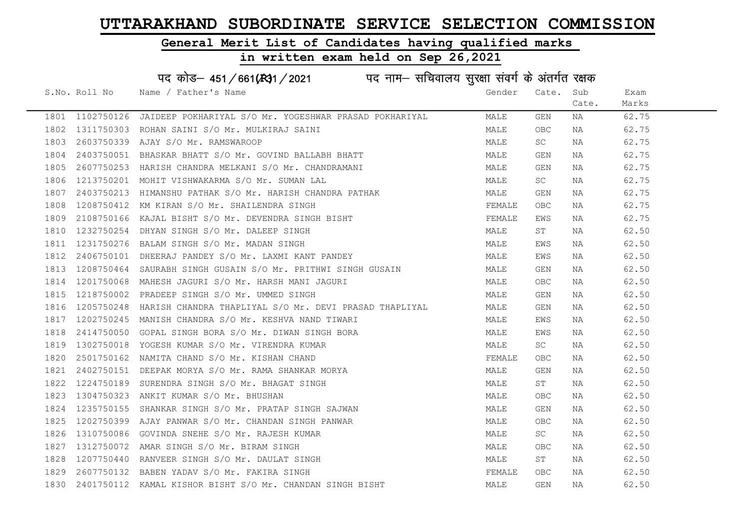# UTTARAKHAND SUBORDINATE SERVICE SELECTION COMMISSION

## General Merit List of Candidates having qualified marks

## in written exam held on Sep 26,2021

### पद कोड– 451/661(R)1/2021 पद नाम– सचिवालय सुरक्षा संवर्ग के अंतर्गत रक्षक

| S.No. | Roll No | Name / Father's Name | Gender | Cate. | Sub Cate. | Exam Marks |
|---|---|---|---|---|---|---|
| 1801 | 1102750126 | JAIDEEP POKHARIYAL S/O Mr. YOGESHWAR PRASAD POKHARIYAL | MALE | GEN | NA | 62.75 |
| 1802 | 1311750303 | ROHAN SAINI S/O Mr. MULKIRAJ SAINI | MALE | OBC | NA | 62.75 |
| 1803 | 2603750339 | AJAY S/O Mr. RAMSWAROOP | MALE | SC | NA | 62.75 |
| 1804 | 2403750051 | BHASKAR BHATT S/O Mr. GOVIND BALLABH BHATT | MALE | GEN | NA | 62.75 |
| 1805 | 2607750253 | HARISH CHANDRA MELKANI S/O Mr. CHANDRAMANI | MALE | GEN | NA | 62.75 |
| 1806 | 1213750201 | MOHIT VISHWAKARMA S/O Mr. SUMAN LAL | MALE | SC | NA | 62.75 |
| 1807 | 2403750213 | HIMANSHU PATHAK S/O Mr. HARISH CHANDRA PATHAK | MALE | GEN | NA | 62.75 |
| 1808 | 1208750412 | KM KIRAN S/O Mr. SHAILENDRA SINGH | FEMALE | OBC | NA | 62.75 |
| 1809 | 2108750166 | KAJAL BISHT S/O Mr. DEVENDRA SINGH BISHT | FEMALE | EWS | NA | 62.75 |
| 1810 | 1232750254 | DHYAN SINGH S/O Mr. DALEEP SINGH | MALE | ST | NA | 62.50 |
| 1811 | 1231750276 | BALAM SINGH S/O Mr. MADAN SINGH | MALE | EWS | NA | 62.50 |
| 1812 | 2406750101 | DHEERAJ PANDEY S/O Mr. LAXMI KANT PANDEY | MALE | EWS | NA | 62.50 |
| 1813 | 1208750464 | SAURABH SINGH GUSAIN S/O Mr. PRITHWI SINGH GUSAIN | MALE | GEN | NA | 62.50 |
| 1814 | 1201750068 | MAHESH JAGURI S/O Mr. HARSH MANI JAGURI | MALE | OBC | NA | 62.50 |
| 1815 | 1218750002 | PRADEEP SINGH S/O Mr. UMMED SINGH | MALE | GEN | NA | 62.50 |
| 1816 | 1205750248 | HARISH CHANDRA THAPLIYAL S/O Mr. DEVI PRASAD THAPLIYAL | MALE | GEN | NA | 62.50 |
| 1817 | 1202750245 | MANISH CHANDRA S/O Mr. KESHVA NAND TIWARI | MALE | EWS | NA | 62.50 |
| 1818 | 2414750050 | GOPAL SINGH BORA S/O Mr. DIWAN SINGH BORA | MALE | EWS | NA | 62.50 |
| 1819 | 1302750018 | YOGESH KUMAR S/O Mr. VIRENDRA KUMAR | MALE | SC | NA | 62.50 |
| 1820 | 2501750162 | NAMITA CHAND S/O Mr. KISHAN CHAND | FEMALE | OBC | NA | 62.50 |
| 1821 | 2402750151 | DEEPAK MORYA S/O Mr. RAMA SHANKAR MORYA | MALE | GEN | NA | 62.50 |
| 1822 | 1224750189 | SURENDRA SINGH S/O Mr. BHAGAT SINGH | MALE | ST | NA | 62.50 |
| 1823 | 1304750323 | ANKIT KUMAR S/O Mr. BHUSHAN | MALE | OBC | NA | 62.50 |
| 1824 | 1235750155 | SHANKAR SINGH S/O Mr. PRATAP SINGH SAJWAN | MALE | GEN | NA | 62.50 |
| 1825 | 1202750399 | AJAY PANWAR S/O Mr. CHANDAN SINGH PANWAR | MALE | OBC | NA | 62.50 |
| 1826 | 1310750086 | GOVINDA SNEHE S/O Mr. RAJESH KUMAR | MALE | SC | NA | 62.50 |
| 1827 | 1312750072 | AMAR SINGH S/O Mr. BIRAM SINGH | MALE | OBC | NA | 62.50 |
| 1828 | 1207750440 | RANVEER SINGH S/O Mr. DAULAT SINGH | MALE | ST | NA | 62.50 |
| 1829 | 2607750132 | BABEN YADAV S/O Mr. FAKIRA SINGH | FEMALE | OBC | NA | 62.50 |
| 1830 | 2401750112 | KAMAL KISHOR BISHT S/O Mr. CHANDAN SINGH BISHT | MALE | GEN | NA | 62.50 |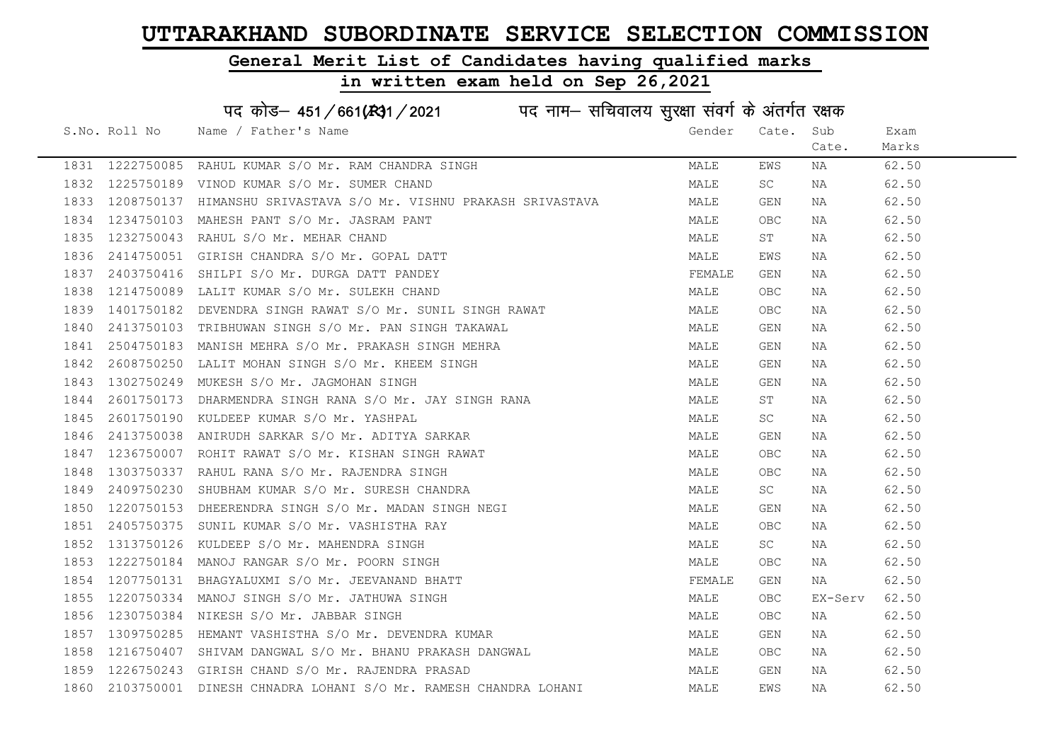# UTTARAKHAND SUBORDINATE SERVICE SELECTION COMMISSION

## General Merit List of Candidates having qualified marks

## in written exam held on Sep 26,2021

### पद कोड– 451/661(R)1/2021 पद नाम– सचिवालय सुरक्षा संवर्ग के अंतर्गत रक्षक

| S.No. | Roll No | Name / Father's Name | Gender | Cate. | Sub Cate. | Exam Marks |
|---|---|---|---|---|---|---|
| 1831 | 1222750085 | RAHUL KUMAR S/O Mr. RAM CHANDRA SINGH | MALE | EWS | NA | 62.50 |
| 1832 | 1225750189 | VINOD KUMAR S/O Mr. SUMER CHAND | MALE | SC | NA | 62.50 |
| 1833 | 1208750137 | HIMANSHU SRIVASTAVA S/O Mr. VISHNU PRAKASH SRIVASTAVA | MALE | GEN | NA | 62.50 |
| 1834 | 1234750103 | MAHESH PANT S/O Mr. JASRAM PANT | MALE | OBC | NA | 62.50 |
| 1835 | 1232750043 | RAHUL S/O Mr. MEHAR CHAND | MALE | ST | NA | 62.50 |
| 1836 | 2414750051 | GIRISH CHANDRA S/O Mr. GOPAL DATT | MALE | EWS | NA | 62.50 |
| 1837 | 2403750416 | SHILPI S/O Mr. DURGA DATT PANDEY | FEMALE | GEN | NA | 62.50 |
| 1838 | 1214750089 | LALIT KUMAR S/O Mr. SULEKH CHAND | MALE | OBC | NA | 62.50 |
| 1839 | 1401750182 | DEVENDRA SINGH RAWAT S/O Mr. SUNIL SINGH RAWAT | MALE | OBC | NA | 62.50 |
| 1840 | 2413750103 | TRIBHUWAN SINGH S/O Mr. PAN SINGH TAKAWAL | MALE | GEN | NA | 62.50 |
| 1841 | 2504750183 | MANISH MEHRA S/O Mr. PRAKASH SINGH MEHRA | MALE | GEN | NA | 62.50 |
| 1842 | 2608750250 | LALIT MOHAN SINGH S/O Mr. KHEEM SINGH | MALE | GEN | NA | 62.50 |
| 1843 | 1302750249 | MUKESH S/O Mr. JAGMOHAN SINGH | MALE | GEN | NA | 62.50 |
| 1844 | 2601750173 | DHARMENDRA SINGH RANA S/O Mr. JAY SINGH RANA | MALE | ST | NA | 62.50 |
| 1845 | 2601750190 | KULDEEP KUMAR S/O Mr. YASHPAL | MALE | SC | NA | 62.50 |
| 1846 | 2413750038 | ANIRUDH SARKAR S/O Mr. ADITYA SARKAR | MALE | GEN | NA | 62.50 |
| 1847 | 1236750007 | ROHIT RAWAT S/O Mr. KISHAN SINGH RAWAT | MALE | OBC | NA | 62.50 |
| 1848 | 1303750337 | RAHUL RANA S/O Mr. RAJENDRA SINGH | MALE | OBC | NA | 62.50 |
| 1849 | 2409750230 | SHUBHAM KUMAR S/O Mr. SURESH CHANDRA | MALE | SC | NA | 62.50 |
| 1850 | 1220750153 | DHEERENDRA SINGH S/O Mr. MADAN SINGH NEGI | MALE | GEN | NA | 62.50 |
| 1851 | 2405750375 | SUNIL KUMAR S/O Mr. VASHISTHA RAY | MALE | OBC | NA | 62.50 |
| 1852 | 1313750126 | KULDEEP S/O Mr. MAHENDRA SINGH | MALE | SC | NA | 62.50 |
| 1853 | 1222750184 | MANOJ RANGAR S/O Mr. POORN SINGH | MALE | OBC | NA | 62.50 |
| 1854 | 1207750131 | BHAGYALUXMI S/O Mr. JEEVANAND BHATT | FEMALE | GEN | NA | 62.50 |
| 1855 | 1220750334 | MANOJ SINGH S/O Mr. JATHUWA SINGH | MALE | OBC | EX-Serv | 62.50 |
| 1856 | 1230750384 | NIKESH S/O Mr. JABBAR SINGH | MALE | OBC | NA | 62.50 |
| 1857 | 1309750285 | HEMANT VASHISTHA S/O Mr. DEVENDRA KUMAR | MALE | GEN | NA | 62.50 |
| 1858 | 1216750407 | SHIVAM DANGWAL S/O Mr. BHANU PRAKASH DANGWAL | MALE | OBC | NA | 62.50 |
| 1859 | 1226750243 | GIRISH CHAND S/O Mr. RAJENDRA PRASAD | MALE | GEN | NA | 62.50 |
| 1860 | 2103750001 | DINESH CHNADRA LOHANI S/O Mr. RAMESH CHANDRA LOHANI | MALE | EWS | NA | 62.50 |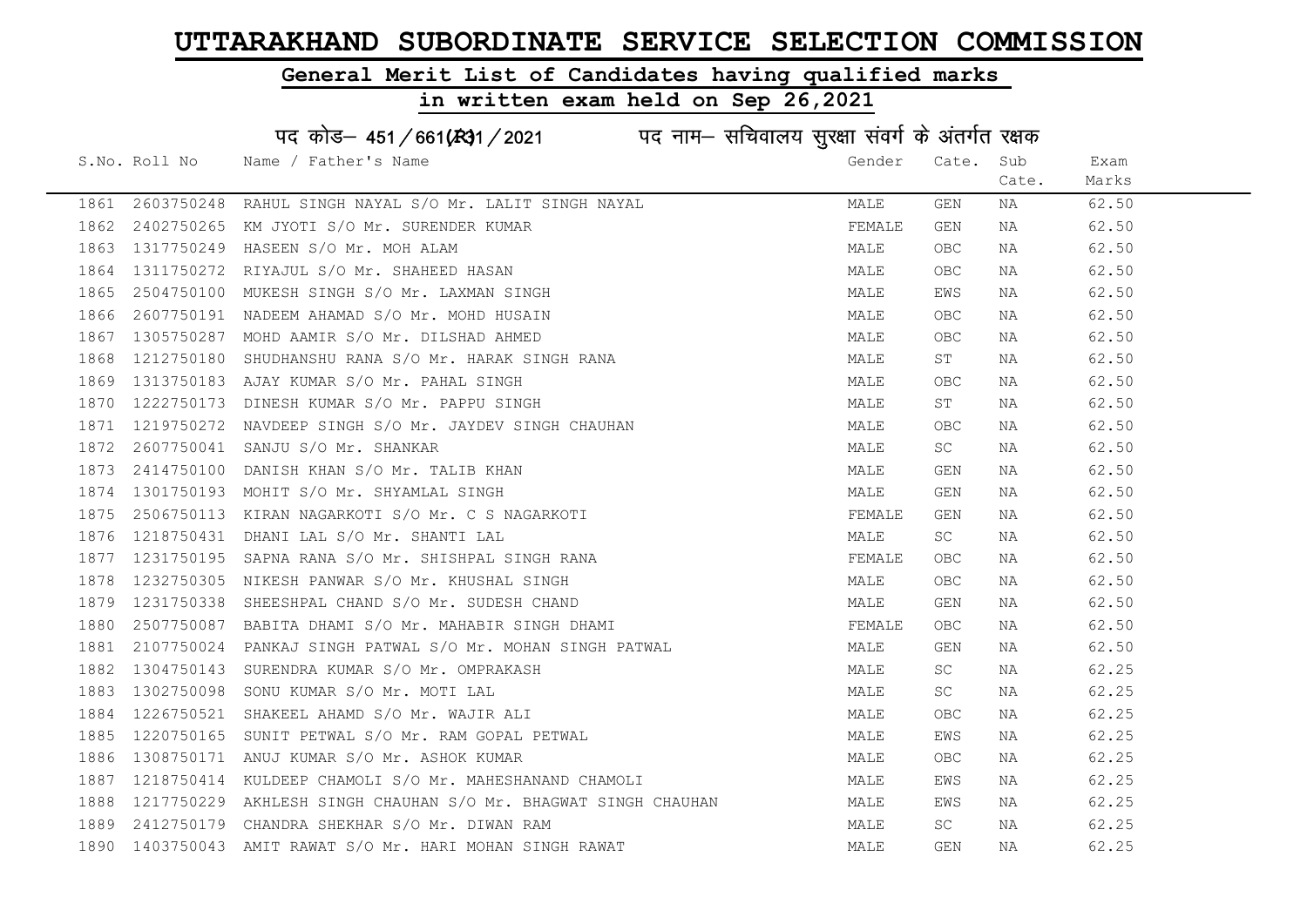# UTTARAKHAND SUBORDINATE SERVICE SELECTION COMMISSION

## General Merit List of Candidates having qualified marks

## in written exam held on Sep 26,2021

### पद कोड– 451/661(R)1/2021 पद नाम– सचिवालय सुरक्षा संवर्ग के अंतर्गत रक्षक

| S.No. | Roll No | Name / Father's Name | Gender | Cate. | Sub Cate. | Exam Marks |
|---|---|---|---|---|---|---|
| 1861 | 2603750248 | RAHUL SINGH NAYAL S/O Mr. LALIT SINGH NAYAL | MALE | GEN | NA | 62.50 |
| 1862 | 2402750265 | KM JYOTI S/O Mr. SURENDER KUMAR | FEMALE | GEN | NA | 62.50 |
| 1863 | 1317750249 | HASEEN S/O Mr. MOH ALAM | MALE | OBC | NA | 62.50 |
| 1864 | 1311750272 | RIYAJUL S/O Mr. SHAHEED HASAN | MALE | OBC | NA | 62.50 |
| 1865 | 2504750100 | MUKESH SINGH S/O Mr. LAXMAN SINGH | MALE | EWS | NA | 62.50 |
| 1866 | 2607750191 | NADEEM AHAMAD S/O Mr. MOHD HUSAIN | MALE | OBC | NA | 62.50 |
| 1867 | 1305750287 | MOHD AAMIR S/O Mr. DILSHAD AHMED | MALE | OBC | NA | 62.50 |
| 1868 | 1212750180 | SHUDHANSHU RANA S/O Mr. HARAK SINGH RANA | MALE | ST | NA | 62.50 |
| 1869 | 1313750183 | AJAY KUMAR S/O Mr. PAHAL SINGH | MALE | OBC | NA | 62.50 |
| 1870 | 1222750173 | DINESH KUMAR S/O Mr. PAPPU SINGH | MALE | ST | NA | 62.50 |
| 1871 | 1219750272 | NAVDEEP SINGH S/O Mr. JAYDEV SINGH CHAUHAN | MALE | OBC | NA | 62.50 |
| 1872 | 2607750041 | SANJU S/O Mr. SHANKAR | MALE | SC | NA | 62.50 |
| 1873 | 2414750100 | DANISH KHAN S/O Mr. TALIB KHAN | MALE | GEN | NA | 62.50 |
| 1874 | 1301750193 | MOHIT S/O Mr. SHYAMLAL SINGH | MALE | GEN | NA | 62.50 |
| 1875 | 2506750113 | KIRAN NAGARKOTI S/O Mr. C S NAGARKOTI | FEMALE | GEN | NA | 62.50 |
| 1876 | 1218750431 | DHANI LAL S/O Mr. SHANTI LAL | MALE | SC | NA | 62.50 |
| 1877 | 1231750195 | SAPNA RANA S/O Mr. SHISHPAL SINGH RANA | FEMALE | OBC | NA | 62.50 |
| 1878 | 1232750305 | NIKESH PANWAR S/O Mr. KHUSHAL SINGH | MALE | OBC | NA | 62.50 |
| 1879 | 1231750338 | SHEESHPAL CHAND S/O Mr. SUDESH CHAND | MALE | GEN | NA | 62.50 |
| 1880 | 2507750087 | BABITA DHAMI S/O Mr. MAHABIR SINGH DHAMI | FEMALE | OBC | NA | 62.50 |
| 1881 | 2107750024 | PANKAJ SINGH PATWAL S/O Mr. MOHAN SINGH PATWAL | MALE | GEN | NA | 62.50 |
| 1882 | 1304750143 | SURENDRA KUMAR S/O Mr. OMPRAKASH | MALE | SC | NA | 62.25 |
| 1883 | 1302750098 | SONU KUMAR S/O Mr. MOTI LAL | MALE | SC | NA | 62.25 |
| 1884 | 1226750521 | SHAKEEL AHAMD S/O Mr. WAJIR ALI | MALE | OBC | NA | 62.25 |
| 1885 | 1220750165 | SUNIT PETWAL S/O Mr. RAM GOPAL PETWAL | MALE | EWS | NA | 62.25 |
| 1886 | 1308750171 | ANUJ KUMAR S/O Mr. ASHOK KUMAR | MALE | OBC | NA | 62.25 |
| 1887 | 1218750414 | KULDEEP CHAMOLI S/O Mr. MAHESHANAND CHAMOLI | MALE | EWS | NA | 62.25 |
| 1888 | 1217750229 | AKHLESH SINGH CHAUHAN S/O Mr. BHAGWAT SINGH CHAUHAN | MALE | EWS | NA | 62.25 |
| 1889 | 2412750179 | CHANDRA SHEKHAR S/O Mr. DIWAN RAM | MALE | SC | NA | 62.25 |
| 1890 | 1403750043 | AMIT RAWAT S/O Mr. HARI MOHAN SINGH RAWAT | MALE | GEN | NA | 62.25 |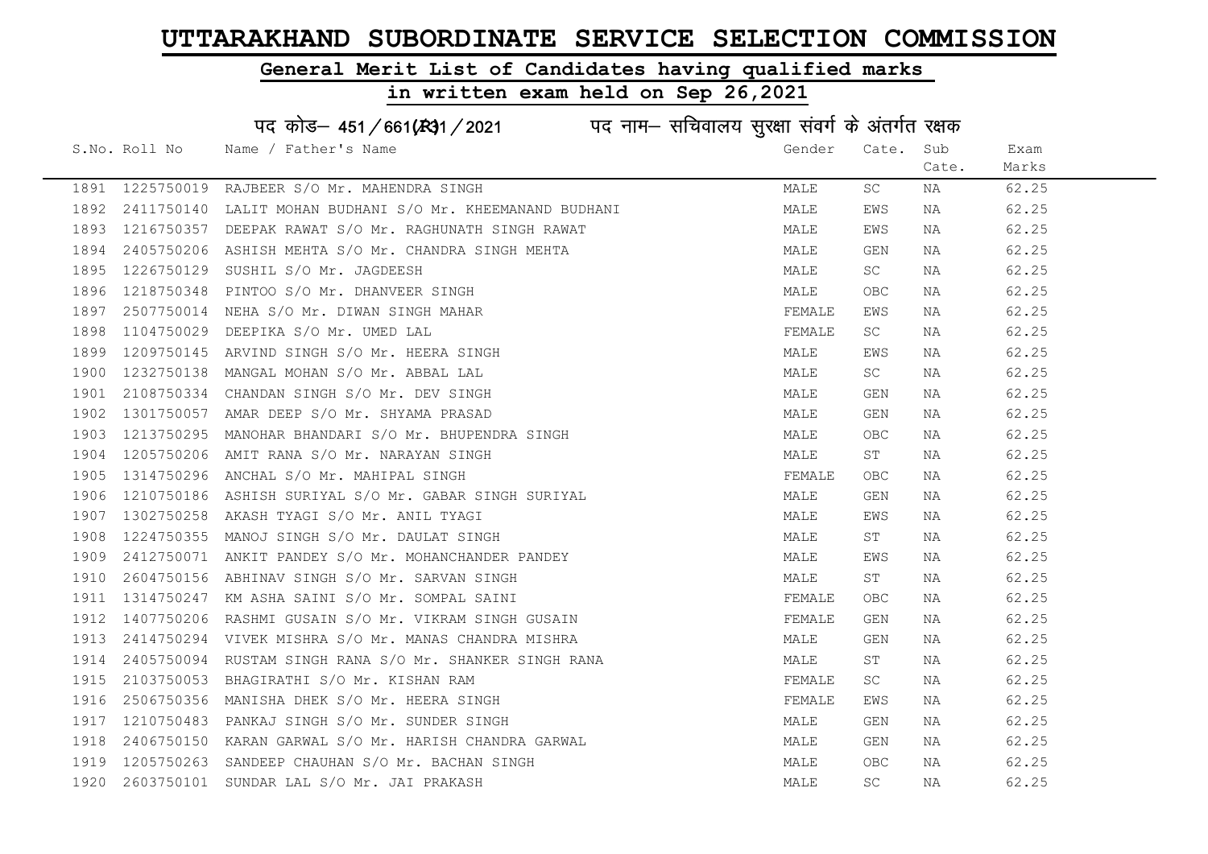# UTTARAKHAND SUBORDINATE SERVICE SELECTION COMMISSION

## General Merit List of Candidates having qualified marks

## in written exam held on Sep 26,2021

### पद कोड– 451/661(R)1/2021 पद नाम– सचिवालय सुरक्षा संवर्ग के अंतर्गत रक्षक

| S.No. | Roll No | Name / Father's Name | Gender | Cate. | Sub Cate. | Exam Marks |
|---|---|---|---|---|---|---|
| 1891 | 1225750019 | RAJBEER S/O Mr. MAHENDRA SINGH | MALE | SC | NA | 62.25 |
| 1892 | 2411750140 | LALIT MOHAN BUDHANI S/O Mr. KHEEMANAND BUDHANI | MALE | EWS | NA | 62.25 |
| 1893 | 1216750357 | DEEPAK RAWAT S/O Mr. RAGHUNATH SINGH RAWAT | MALE | EWS | NA | 62.25 |
| 1894 | 2405750206 | ASHISH MEHTA S/O Mr. CHANDRA SINGH MEHTA | MALE | GEN | NA | 62.25 |
| 1895 | 1226750129 | SUSHIL S/O Mr. JAGDEESH | MALE | SC | NA | 62.25 |
| 1896 | 1218750348 | PINTOO S/O Mr. DHANVEER SINGH | MALE | OBC | NA | 62.25 |
| 1897 | 2507750014 | NEHA S/O Mr. DIWAN SINGH MAHAR | FEMALE | EWS | NA | 62.25 |
| 1898 | 1104750029 | DEEPIKA S/O Mr. UMED LAL | FEMALE | SC | NA | 62.25 |
| 1899 | 1209750145 | ARVIND SINGH S/O Mr. HEERA SINGH | MALE | EWS | NA | 62.25 |
| 1900 | 1232750138 | MANGAL MOHAN S/O Mr. ABBAL LAL | MALE | SC | NA | 62.25 |
| 1901 | 2108750334 | CHANDAN SINGH S/O Mr. DEV SINGH | MALE | GEN | NA | 62.25 |
| 1902 | 1301750057 | AMAR DEEP S/O Mr. SHYAMA PRASAD | MALE | GEN | NA | 62.25 |
| 1903 | 1213750295 | MANOHAR BHANDARI S/O Mr. BHUPENDRA SINGH | MALE | OBC | NA | 62.25 |
| 1904 | 1205750206 | AMIT RANA S/O Mr. NARAYAN SINGH | MALE | ST | NA | 62.25 |
| 1905 | 1314750296 | ANCHAL S/O Mr. MAHIPAL SINGH | FEMALE | OBC | NA | 62.25 |
| 1906 | 1210750186 | ASHISH SURIYAL S/O Mr. GABAR SINGH SURIYAL | MALE | GEN | NA | 62.25 |
| 1907 | 1302750258 | AKASH TYAGI S/O Mr. ANIL TYAGI | MALE | EWS | NA | 62.25 |
| 1908 | 1224750355 | MANOJ SINGH S/O Mr. DAULAT SINGH | MALE | ST | NA | 62.25 |
| 1909 | 2412750071 | ANKIT PANDEY S/O Mr. MOHANCHANDER PANDEY | MALE | EWS | NA | 62.25 |
| 1910 | 2604750156 | ABHINAV SINGH S/O Mr. SARVAN SINGH | MALE | ST | NA | 62.25 |
| 1911 | 1314750247 | KM ASHA SAINI S/O Mr. SOMPAL SAINI | FEMALE | OBC | NA | 62.25 |
| 1912 | 1407750206 | RASHMI GUSAIN S/O Mr. VIKRAM SINGH GUSAIN | FEMALE | GEN | NA | 62.25 |
| 1913 | 2414750294 | VIVEK MISHRA S/O Mr. MANAS CHANDRA MISHRA | MALE | GEN | NA | 62.25 |
| 1914 | 2405750094 | RUSTAM SINGH RANA S/O Mr. SHANKER SINGH RANA | MALE | ST | NA | 62.25 |
| 1915 | 2103750053 | BHAGIRATHI S/O Mr. KISHAN RAM | FEMALE | SC | NA | 62.25 |
| 1916 | 2506750356 | MANISHA DHEK S/O Mr. HEERA SINGH | FEMALE | EWS | NA | 62.25 |
| 1917 | 1210750483 | PANKAJ SINGH S/O Mr. SUNDER SINGH | MALE | GEN | NA | 62.25 |
| 1918 | 2406750150 | KARAN GARWAL S/O Mr. HARISH CHANDRA GARWAL | MALE | GEN | NA | 62.25 |
| 1919 | 1205750263 | SANDEEP CHAUHAN S/O Mr. BACHAN SINGH | MALE | OBC | NA | 62.25 |
| 1920 | 2603750101 | SUNDAR LAL S/O Mr. JAI PRAKASH | MALE | SC | NA | 62.25 |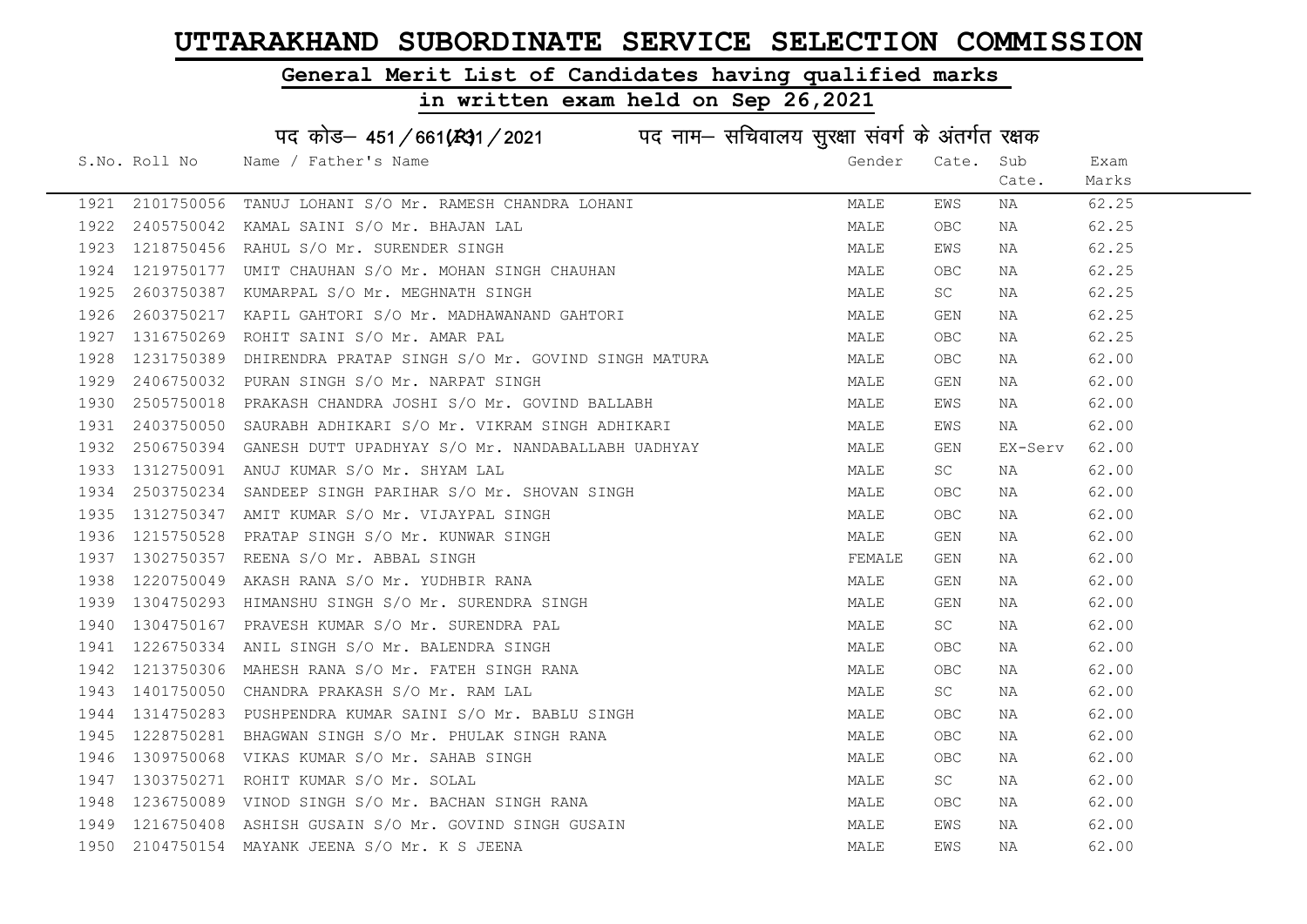# UTTARAKHAND SUBORDINATE SERVICE SELECTION COMMISSION

## General Merit List of Candidates having qualified marks

## in written exam held on Sep 26,2021

### पद कोड– 451/661(R31/2021 पद नाम– सचिवालय सुरक्षा संवर्ग के अंतर्गत रक्षक

| S.No. | Roll No | Name / Father's Name | Gender | Cate. | Sub Cate. | Exam Marks |
|---|---|---|---|---|---|---|
| 1921 | 2101750056 | TANUJ LOHANI S/O Mr. RAMESH CHANDRA LOHANI | MALE | EWS | NA | 62.25 |
| 1922 | 2405750042 | KAMAL SAINI S/O Mr. BHAJAN LAL | MALE | OBC | NA | 62.25 |
| 1923 | 1218750456 | RAHUL S/O Mr. SURENDER SINGH | MALE | EWS | NA | 62.25 |
| 1924 | 1219750177 | UMIT CHAUHAN S/O Mr. MOHAN SINGH CHAUHAN | MALE | OBC | NA | 62.25 |
| 1925 | 2603750387 | KUMARPAL S/O Mr. MEGHNATH SINGH | MALE | SC | NA | 62.25 |
| 1926 | 2603750217 | KAPIL GAHTORI S/O Mr. MADHAWANAND GAHTORI | MALE | GEN | NA | 62.25 |
| 1927 | 1316750269 | ROHIT SAINI S/O Mr. AMAR PAL | MALE | OBC | NA | 62.25 |
| 1928 | 1231750389 | DHIRENDRA PRATAP SINGH S/O Mr. GOVIND SINGH MATURA | MALE | OBC | NA | 62.00 |
| 1929 | 2406750032 | PURAN SINGH S/O Mr. NARPAT SINGH | MALE | GEN | NA | 62.00 |
| 1930 | 2505750018 | PRAKASH CHANDRA JOSHI S/O Mr. GOVIND BALLABH | MALE | EWS | NA | 62.00 |
| 1931 | 2403750050 | SAURABH ADHIKARI S/O Mr. VIKRAM SINGH ADHIKARI | MALE | EWS | NA | 62.00 |
| 1932 | 2506750394 | GANESH DUTT UPADHYAY S/O Mr. NANDABALLABH UADHYAY | MALE | GEN | EX-Serv | 62.00 |
| 1933 | 1312750091 | ANUJ KUMAR S/O Mr. SHYAM LAL | MALE | SC | NA | 62.00 |
| 1934 | 2503750234 | SANDEEP SINGH PARIHAR S/O Mr. SHOVAN SINGH | MALE | OBC | NA | 62.00 |
| 1935 | 1312750347 | AMIT KUMAR S/O Mr. VIJAYPAL SINGH | MALE | OBC | NA | 62.00 |
| 1936 | 1215750528 | PRATAP SINGH S/O Mr. KUNWAR SINGH | MALE | GEN | NA | 62.00 |
| 1937 | 1302750357 | REENA S/O Mr. ABBAL SINGH | FEMALE | GEN | NA | 62.00 |
| 1938 | 1220750049 | AKASH RANA S/O Mr. YUDHBIR RANA | MALE | GEN | NA | 62.00 |
| 1939 | 1304750293 | HIMANSHU SINGH S/O Mr. SURENDRA SINGH | MALE | GEN | NA | 62.00 |
| 1940 | 1304750167 | PRAVESH KUMAR S/O Mr. SURENDRA PAL | MALE | SC | NA | 62.00 |
| 1941 | 1226750334 | ANIL SINGH S/O Mr. BALENDRA SINGH | MALE | OBC | NA | 62.00 |
| 1942 | 1213750306 | MAHESH RANA S/O Mr. FATEH SINGH RANA | MALE | OBC | NA | 62.00 |
| 1943 | 1401750050 | CHANDRA PRAKASH S/O Mr. RAM LAL | MALE | SC | NA | 62.00 |
| 1944 | 1314750283 | PUSHPENDRA KUMAR SAINI S/O Mr. BABLU SINGH | MALE | OBC | NA | 62.00 |
| 1945 | 1228750281 | BHAGWAN SINGH S/O Mr. PHULAK SINGH RANA | MALE | OBC | NA | 62.00 |
| 1946 | 1309750068 | VIKAS KUMAR S/O Mr. SAHAB SINGH | MALE | OBC | NA | 62.00 |
| 1947 | 1303750271 | ROHIT KUMAR S/O Mr. SOLAL | MALE | SC | NA | 62.00 |
| 1948 | 1236750089 | VINOD SINGH S/O Mr. BACHAN SINGH RANA | MALE | OBC | NA | 62.00 |
| 1949 | 1216750408 | ASHISH GUSAIN S/O Mr. GOVIND SINGH GUSAIN | MALE | EWS | NA | 62.00 |
| 1950 | 2104750154 | MAYANK JEENA S/O Mr. K S JEENA | MALE | EWS | NA | 62.00 |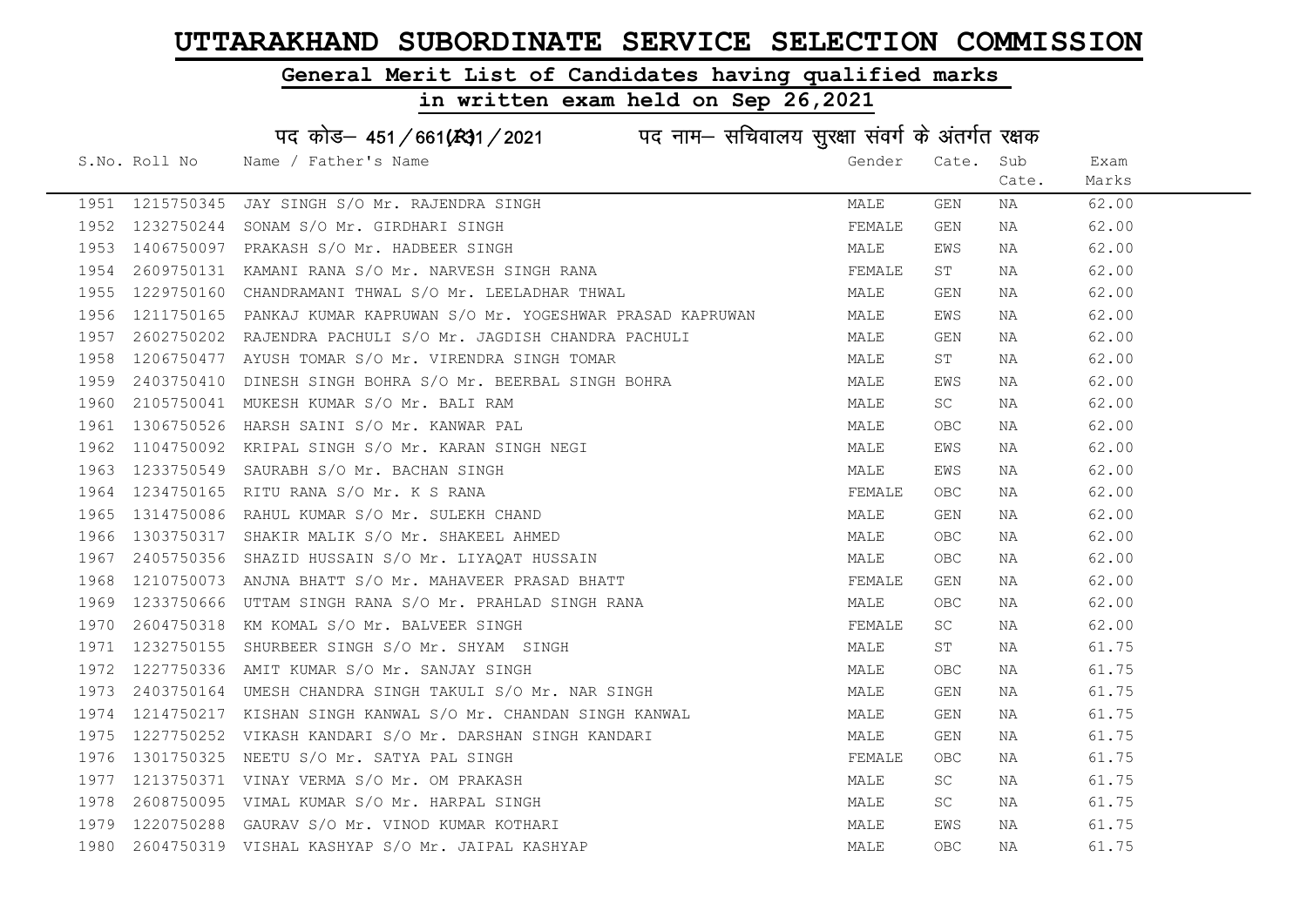# UTTARAKHAND SUBORDINATE SERVICE SELECTION COMMISSION

## General Merit List of Candidates having qualified marks

## in written exam held on Sep 26,2021

### पद कोड– 451/661(R)1/2021 पद नाम– सचिवालय सुरक्षा संवर्ग के अंतर्गत रक्षक

| S.No. | Roll No | Name / Father's Name | Gender | Cate. | Sub Cate. | Exam Marks |
|---|---|---|---|---|---|---|
| 1951 | 1215750345 | JAY SINGH S/O Mr. RAJENDRA SINGH | MALE | GEN | NA | 62.00 |
| 1952 | 1232750244 | SONAM S/O Mr. GIRDHARI SINGH | FEMALE | GEN | NA | 62.00 |
| 1953 | 1406750097 | PRAKASH S/O Mr. HADBEER SINGH | MALE | EWS | NA | 62.00 |
| 1954 | 2609750131 | KAMANI RANA S/O Mr. NARVESH SINGH RANA | FEMALE | ST | NA | 62.00 |
| 1955 | 1229750160 | CHANDRAMANI THWAL S/O Mr. LEELADHAR THWAL | MALE | GEN | NA | 62.00 |
| 1956 | 1211750165 | PANKAJ KUMAR KAPRUWAN S/O Mr. YOGESHWAR PRASAD KAPRUWAN | MALE | EWS | NA | 62.00 |
| 1957 | 2602750202 | RAJENDRA PACHULI S/O Mr. JAGDISH CHANDRA PACHULI | MALE | GEN | NA | 62.00 |
| 1958 | 1206750477 | AYUSH TOMAR S/O Mr. VIRENDRA SINGH TOMAR | MALE | ST | NA | 62.00 |
| 1959 | 2403750410 | DINESH SINGH BOHRA S/O Mr. BEERBAL SINGH BOHRA | MALE | EWS | NA | 62.00 |
| 1960 | 2105750041 | MUKESH KUMAR S/O Mr. BALI RAM | MALE | SC | NA | 62.00 |
| 1961 | 1306750526 | HARSH SAINI S/O Mr. KANWAR PAL | MALE | OBC | NA | 62.00 |
| 1962 | 1104750092 | KRIPAL SINGH S/O Mr. KARAN SINGH NEGI | MALE | EWS | NA | 62.00 |
| 1963 | 1233750549 | SAURABH S/O Mr. BACHAN SINGH | MALE | EWS | NA | 62.00 |
| 1964 | 1234750165 | RITU RANA S/O Mr. K S RANA | FEMALE | OBC | NA | 62.00 |
| 1965 | 1314750086 | RAHUL KUMAR S/O Mr. SULEKH CHAND | MALE | GEN | NA | 62.00 |
| 1966 | 1303750317 | SHAKIR MALIK S/O Mr. SHAKEEL AHMED | MALE | OBC | NA | 62.00 |
| 1967 | 2405750356 | SHAZID HUSSAIN S/O Mr. LIYAQAT HUSSAIN | MALE | OBC | NA | 62.00 |
| 1968 | 1210750073 | ANJNA BHATT S/O Mr. MAHAVEER PRASAD BHATT | FEMALE | GEN | NA | 62.00 |
| 1969 | 1233750666 | UTTAM SINGH RANA S/O Mr. PRAHLAD SINGH RANA | MALE | OBC | NA | 62.00 |
| 1970 | 2604750318 | KM KOMAL S/O Mr. BALVEER SINGH | FEMALE | SC | NA | 62.00 |
| 1971 | 1232750155 | SHURBEER SINGH S/O Mr. SHYAM SINGH | MALE | ST | NA | 61.75 |
| 1972 | 1227750336 | AMIT KUMAR S/O Mr. SANJAY SINGH | MALE | OBC | NA | 61.75 |
| 1973 | 2403750164 | UMESH CHANDRA SINGH TAKULI S/O Mr. NAR SINGH | MALE | GEN | NA | 61.75 |
| 1974 | 1214750217 | KISHAN SINGH KANWAL S/O Mr. CHANDAN SINGH KANWAL | MALE | GEN | NA | 61.75 |
| 1975 | 1227750252 | VIKASH KANDARI S/O Mr. DARSHAN SINGH KANDARI | MALE | GEN | NA | 61.75 |
| 1976 | 1301750325 | NEETU S/O Mr. SATYA PAL SINGH | FEMALE | OBC | NA | 61.75 |
| 1977 | 1213750371 | VINAY VERMA S/O Mr. OM PRAKASH | MALE | SC | NA | 61.75 |
| 1978 | 2608750095 | VIMAL KUMAR S/O Mr. HARPAL SINGH | MALE | SC | NA | 61.75 |
| 1979 | 1220750288 | GAURAV S/O Mr. VINOD KUMAR KOTHARI | MALE | EWS | NA | 61.75 |
| 1980 | 2604750319 | VISHAL KASHYAP S/O Mr. JAIPAL KASHYAP | MALE | OBC | NA | 61.75 |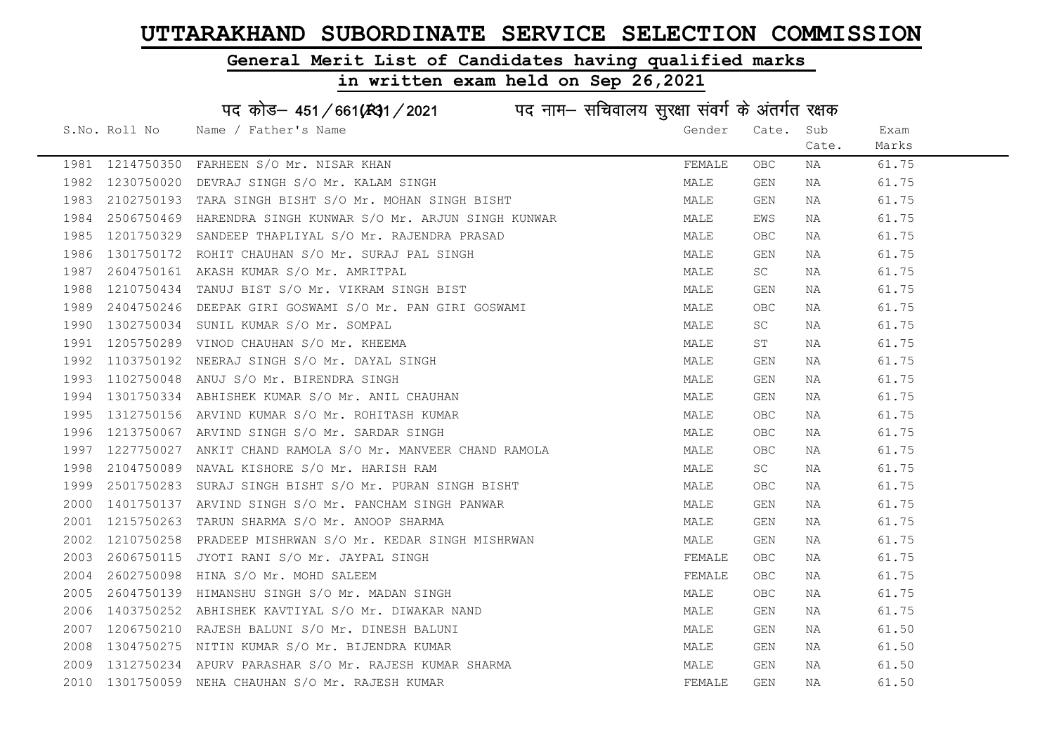# UTTARAKHAND SUBORDINATE SERVICE SELECTION COMMISSION

## General Merit List of Candidates having qualified marks

## in written exam held on Sep 26,2021

पद कोड– 451/661(R)1/2021 पद नाम– सचिवालय सुरक्षा संवर्ग के अंतर्गत रक्षक

| S.No. | Roll No | Name / Father's Name | Gender | Cate. | Sub Cate. | Exam Marks |
|---|---|---|---|---|---|---|
| 1981 | 1214750350 | FARHEEN S/O Mr. NISAR KHAN | FEMALE | OBC | NA | 61.75 |
| 1982 | 1230750020 | DEVRAJ SINGH S/O Mr. KALAM SINGH | MALE | GEN | NA | 61.75 |
| 1983 | 2102750193 | TARA SINGH BISHT S/O Mr. MOHAN SINGH BISHT | MALE | GEN | NA | 61.75 |
| 1984 | 2506750469 | HARENDRA SINGH KUNWAR S/O Mr. ARJUN SINGH KUNWAR | MALE | EWS | NA | 61.75 |
| 1985 | 1201750329 | SANDEEP THAPLIYAL S/O Mr. RAJENDRA PRASAD | MALE | OBC | NA | 61.75 |
| 1986 | 1301750172 | ROHIT CHAUHAN S/O Mr. SURAJ PAL SINGH | MALE | GEN | NA | 61.75 |
| 1987 | 2604750161 | AKASH KUMAR S/O Mr. AMRITPAL | MALE | SC | NA | 61.75 |
| 1988 | 1210750434 | TANUJ BIST S/O Mr. VIKRAM SINGH BIST | MALE | GEN | NA | 61.75 |
| 1989 | 2404750246 | DEEPAK GIRI GOSWAMI S/O Mr. PAN GIRI GOSWAMI | MALE | OBC | NA | 61.75 |
| 1990 | 1302750034 | SUNIL KUMAR S/O Mr. SOMPAL | MALE | SC | NA | 61.75 |
| 1991 | 1205750289 | VINOD CHAUHAN S/O Mr. KHEEMA | MALE | ST | NA | 61.75 |
| 1992 | 1103750192 | NEERAJ SINGH S/O Mr. DAYAL SINGH | MALE | GEN | NA | 61.75 |
| 1993 | 1102750048 | ANUJ S/O Mr. BIRENDRA SINGH | MALE | GEN | NA | 61.75 |
| 1994 | 1301750334 | ABHISHEK KUMAR S/O Mr. ANIL CHAUHAN | MALE | GEN | NA | 61.75 |
| 1995 | 1312750156 | ARVIND KUMAR S/O Mr. ROHITASH KUMAR | MALE | OBC | NA | 61.75 |
| 1996 | 1213750067 | ARVIND SINGH S/O Mr. SARDAR SINGH | MALE | OBC | NA | 61.75 |
| 1997 | 1227750027 | ANKIT CHAND RAMOLA S/O Mr. MANVEER CHAND RAMOLA | MALE | OBC | NA | 61.75 |
| 1998 | 2104750089 | NAVAL KISHORE S/O Mr. HARISH RAM | MALE | SC | NA | 61.75 |
| 1999 | 2501750283 | SURAJ SINGH BISHT S/O Mr. PURAN SINGH BISHT | MALE | OBC | NA | 61.75 |
| 2000 | 1401750137 | ARVIND SINGH S/O Mr. PANCHAM SINGH PANWAR | MALE | GEN | NA | 61.75 |
| 2001 | 1215750263 | TARUN SHARMA S/O Mr. ANOOP SHARMA | MALE | GEN | NA | 61.75 |
| 2002 | 1210750258 | PRADEEP MISHRWAN S/O Mr. KEDAR SINGH MISHRWAN | MALE | GEN | NA | 61.75 |
| 2003 | 2606750115 | JYOTI RANI S/O Mr. JAYPAL SINGH | FEMALE | OBC | NA | 61.75 |
| 2004 | 2602750098 | HINA S/O Mr. MOHD SALEEM | FEMALE | OBC | NA | 61.75 |
| 2005 | 2604750139 | HIMANSHU SINGH S/O Mr. MADAN SINGH | MALE | OBC | NA | 61.75 |
| 2006 | 1403750252 | ABHISHEK KAVTIYAL S/O Mr. DIWAKAR NAND | MALE | GEN | NA | 61.75 |
| 2007 | 1206750210 | RAJESH BALUNI S/O Mr. DINESH BALUNI | MALE | GEN | NA | 61.50 |
| 2008 | 1304750275 | NITIN KUMAR S/O Mr. BIJENDRA KUMAR | MALE | GEN | NA | 61.50 |
| 2009 | 1312750234 | APURV PARASHAR S/O Mr. RAJESH KUMAR SHARMA | MALE | GEN | NA | 61.50 |
| 2010 | 1301750059 | NEHA CHAUHAN S/O Mr. RAJESH KUMAR | FEMALE | GEN | NA | 61.50 |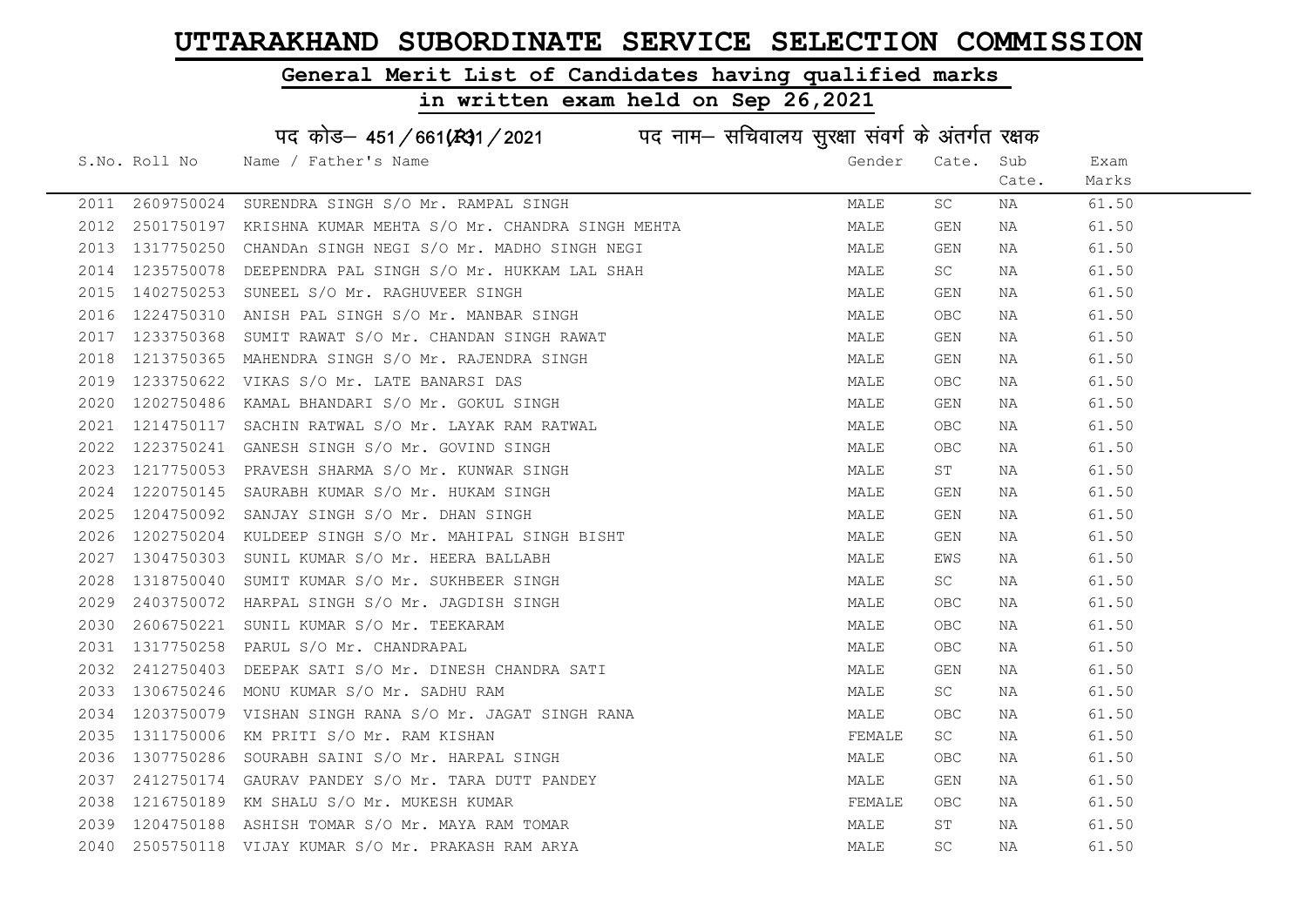# UTTARAKHAND SUBORDINATE SERVICE SELECTION COMMISSION

## General Merit List of Candidates having qualified marks

## in written exam held on Sep 26,2021

### पद कोड– 451/661(R31/2021 पद नाम– सचिवालय सुरक्षा संवर्ग के अंतर्गत रक्षक

| S.No. | Roll No | Name / Father's Name | Gender | Cate. | Sub Cate. | Exam Marks |
|---|---|---|---|---|---|---|
| 2011 | 2609750024 | SURENDRA SINGH S/O Mr. RAMPAL SINGH | MALE | SC | NA | 61.50 |
| 2012 | 2501750197 | KRISHNA KUMAR MEHTA S/O Mr. CHANDRA SINGH MEHTA | MALE | GEN | NA | 61.50 |
| 2013 | 1317750250 | CHANDAn SINGH NEGI S/O Mr. MADHO SINGH NEGI | MALE | GEN | NA | 61.50 |
| 2014 | 1235750078 | DEEPENDRA PAL SINGH S/O Mr. HUKKAM LAL SHAH | MALE | SC | NA | 61.50 |
| 2015 | 1402750253 | SUNEEL S/O Mr. RAGHUVEER SINGH | MALE | GEN | NA | 61.50 |
| 2016 | 1224750310 | ANISH PAL SINGH S/O Mr. MANBAR SINGH | MALE | OBC | NA | 61.50 |
| 2017 | 1233750368 | SUMIT RAWAT S/O Mr. CHANDAN SINGH RAWAT | MALE | GEN | NA | 61.50 |
| 2018 | 1213750365 | MAHENDRA SINGH S/O Mr. RAJENDRA SINGH | MALE | GEN | NA | 61.50 |
| 2019 | 1233750622 | VIKAS S/O Mr. LATE BANARSI DAS | MALE | OBC | NA | 61.50 |
| 2020 | 1202750486 | KAMAL BHANDARI S/O Mr. GOKUL SINGH | MALE | GEN | NA | 61.50 |
| 2021 | 1214750117 | SACHIN RATWAL S/O Mr. LAYAK RAM RATWAL | MALE | OBC | NA | 61.50 |
| 2022 | 1223750241 | GANESH SINGH S/O Mr. GOVIND SINGH | MALE | OBC | NA | 61.50 |
| 2023 | 1217750053 | PRAVESH SHARMA S/O Mr. KUNWAR SINGH | MALE | ST | NA | 61.50 |
| 2024 | 1220750145 | SAURABH KUMAR S/O Mr. HUKAM SINGH | MALE | GEN | NA | 61.50 |
| 2025 | 1204750092 | SANJAY SINGH S/O Mr. DHAN SINGH | MALE | GEN | NA | 61.50 |
| 2026 | 1202750204 | KULDEEP SINGH S/O Mr. MAHIPAL SINGH BISHT | MALE | GEN | NA | 61.50 |
| 2027 | 1304750303 | SUNIL KUMAR S/O Mr. HEERA BALLABH | MALE | EWS | NA | 61.50 |
| 2028 | 1318750040 | SUMIT KUMAR S/O Mr. SUKHBEER SINGH | MALE | SC | NA | 61.50 |
| 2029 | 2403750072 | HARPAL SINGH S/O Mr. JAGDISH SINGH | MALE | OBC | NA | 61.50 |
| 2030 | 2606750221 | SUNIL KUMAR S/O Mr. TEEKARAM | MALE | OBC | NA | 61.50 |
| 2031 | 1317750258 | PARUL S/O Mr. CHANDRAPAL | MALE | OBC | NA | 61.50 |
| 2032 | 2412750403 | DEEPAK SATI S/O Mr. DINESH CHANDRA SATI | MALE | GEN | NA | 61.50 |
| 2033 | 1306750246 | MONU KUMAR S/O Mr. SADHU RAM | MALE | SC | NA | 61.50 |
| 2034 | 1203750079 | VISHAN SINGH RANA S/O Mr. JAGAT SINGH RANA | MALE | OBC | NA | 61.50 |
| 2035 | 1311750006 | KM PRITI S/O Mr. RAM KISHAN | FEMALE | SC | NA | 61.50 |
| 2036 | 1307750286 | SOURABH SAINI S/O Mr. HARPAL SINGH | MALE | OBC | NA | 61.50 |
| 2037 | 2412750174 | GAURAV PANDEY S/O Mr. TARA DUTT PANDEY | MALE | GEN | NA | 61.50 |
| 2038 | 1216750189 | KM SHALU S/O Mr. MUKESH KUMAR | FEMALE | OBC | NA | 61.50 |
| 2039 | 1204750188 | ASHISH TOMAR S/O Mr. MAYA RAM TOMAR | MALE | ST | NA | 61.50 |
| 2040 | 2505750118 | VIJAY KUMAR S/O Mr. PRAKASH RAM ARYA | MALE | SC | NA | 61.50 |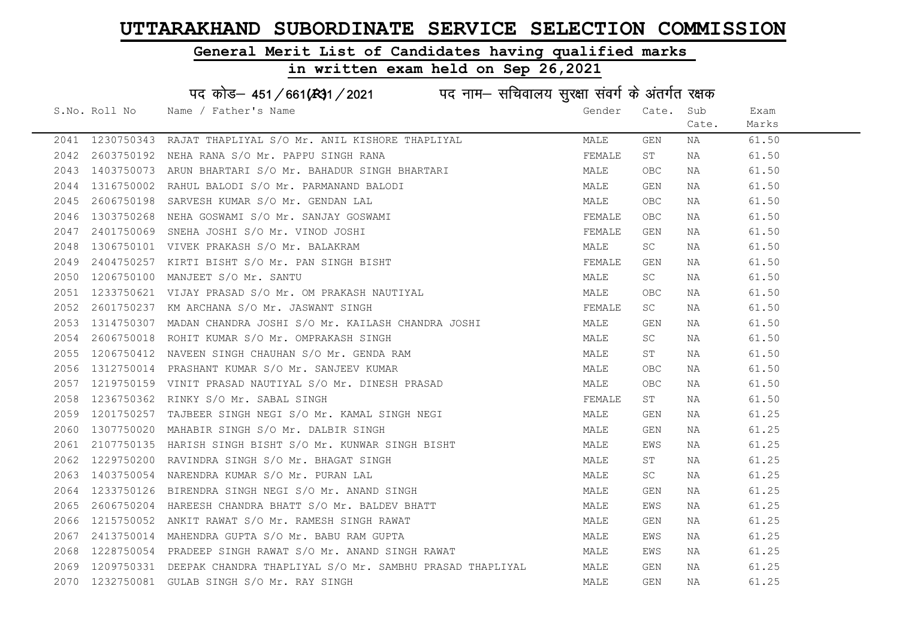# UTTARAKHAND SUBORDINATE SERVICE SELECTION COMMISSION

## General Merit List of Candidates having qualified marks

## in written exam held on Sep 26,2021

### पद कोड– 451/661(R)1/2021 पद नाम– सचिवालय सुरक्षा संवर्ग के अंतर्गत रक्षक

| S.No. | Roll No | Name / Father's Name | Gender | Cate. | Sub Cate. | Exam Marks |
|---|---|---|---|---|---|---|
| 2041 | 1230750343 | RAJAT THAPLIYAL S/O Mr. ANIL KISHORE THAPLIYAL | MALE | GEN | NA | 61.50 |
| 2042 | 2603750192 | NEHA RANA S/O Mr. PAPPU SINGH RANA | FEMALE | ST | NA | 61.50 |
| 2043 | 1403750073 | ARUN BHARTARI S/O Mr. BAHADUR SINGH BHARTARI | MALE | OBC | NA | 61.50 |
| 2044 | 1316750002 | RAHUL BALODI S/O Mr. PARMANAND BALODI | MALE | GEN | NA | 61.50 |
| 2045 | 2606750198 | SARVESH KUMAR S/O Mr. GENDAN LAL | MALE | OBC | NA | 61.50 |
| 2046 | 1303750268 | NEHA GOSWAMI S/O Mr. SANJAY GOSWAMI | FEMALE | OBC | NA | 61.50 |
| 2047 | 2401750069 | SNEHA JOSHI S/O Mr. VINOD JOSHI | FEMALE | GEN | NA | 61.50 |
| 2048 | 1306750101 | VIVEK PRAKASH S/O Mr. BALAKRAM | MALE | SC | NA | 61.50 |
| 2049 | 2404750257 | KIRTI BISHT S/O Mr. PAN SINGH BISHT | FEMALE | GEN | NA | 61.50 |
| 2050 | 1206750100 | MANJEET S/O Mr. SANTU | MALE | SC | NA | 61.50 |
| 2051 | 1233750621 | VIJAY PRASAD S/O Mr. OM PRAKASH NAUTIYAL | MALE | OBC | NA | 61.50 |
| 2052 | 2601750237 | KM ARCHANA S/O Mr. JASWANT SINGH | FEMALE | SC | NA | 61.50 |
| 2053 | 1314750307 | MADAN CHANDRA JOSHI S/O Mr. KAILASH CHANDRA JOSHI | MALE | GEN | NA | 61.50 |
| 2054 | 2606750018 | ROHIT KUMAR S/O Mr. OMPRAKASH SINGH | MALE | SC | NA | 61.50 |
| 2055 | 1206750412 | NAVEEN SINGH CHAUHAN S/O Mr. GENDA RAM | MALE | ST | NA | 61.50 |
| 2056 | 1312750014 | PRASHANT KUMAR S/O Mr. SANJEEV KUMAR | MALE | OBC | NA | 61.50 |
| 2057 | 1219750159 | VINIT PRASAD NAUTIYAL S/O Mr. DINESH PRASAD | MALE | OBC | NA | 61.50 |
| 2058 | 1236750362 | RINKY S/O Mr. SABAL SINGH | FEMALE | ST | NA | 61.50 |
| 2059 | 1201750257 | TAJBEER SINGH NEGI S/O Mr. KAMAL SINGH NEGI | MALE | GEN | NA | 61.25 |
| 2060 | 1307750020 | MAHABIR SINGH S/O Mr. DALBIR SINGH | MALE | GEN | NA | 61.25 |
| 2061 | 2107750135 | HARISH SINGH BISHT S/O Mr. KUNWAR SINGH BISHT | MALE | EWS | NA | 61.25 |
| 2062 | 1229750200 | RAVINDRA SINGH S/O Mr. BHAGAT SINGH | MALE | ST | NA | 61.25 |
| 2063 | 1403750054 | NARENDRA KUMAR S/O Mr. PURAN LAL | MALE | SC | NA | 61.25 |
| 2064 | 1233750126 | BIRENDRA SINGH NEGI S/O Mr. ANAND SINGH | MALE | GEN | NA | 61.25 |
| 2065 | 2606750204 | HAREESH CHANDRA BHATT S/O Mr. BALDEV BHATT | MALE | EWS | NA | 61.25 |
| 2066 | 1215750052 | ANKIT RAWAT S/O Mr. RAMESH SINGH RAWAT | MALE | GEN | NA | 61.25 |
| 2067 | 2413750014 | MAHENDRA GUPTA S/O Mr. BABU RAM GUPTA | MALE | EWS | NA | 61.25 |
| 2068 | 1228750054 | PRADEEP SINGH RAWAT S/O Mr. ANAND SINGH RAWAT | MALE | EWS | NA | 61.25 |
| 2069 | 1209750331 | DEEPAK CHANDRA THAPLIYAL S/O Mr. SAMBHU PRASAD THAPLIYAL | MALE | GEN | NA | 61.25 |
| 2070 | 1232750081 | GULAB SINGH S/O Mr. RAY SINGH | MALE | GEN | NA | 61.25 |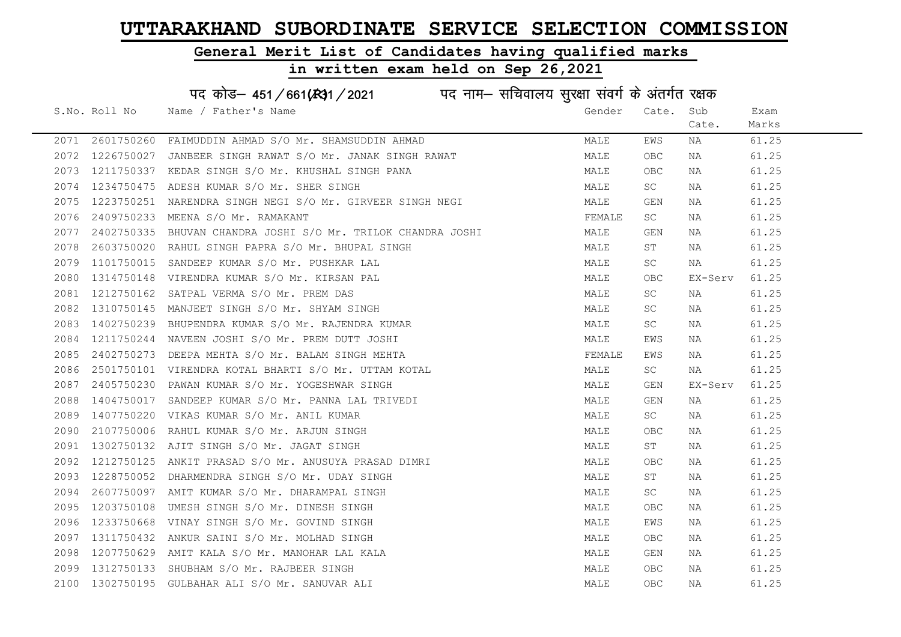# UTTARAKHAND SUBORDINATE SERVICE SELECTION COMMISSION

## General Merit List of Candidates having qualified marks

## in written exam held on Sep 26,2021

### पद कोड– 451/661(R)1/2021 पद नाम– सचिवालय सुरक्षा संवर्ग के अंतर्गत रक्षक

| S.No. | Roll No | Name / Father's Name | Gender | Cate. | Sub Cate. | Exam Marks |
|---|---|---|---|---|---|---|
| 2071 | 2601750260 | FAIMUDDIN AHMAD S/O Mr. SHAMSUDDIN AHMAD | MALE | EWS | NA | 61.25 |
| 2072 | 1226750027 | JANBEER SINGH RAWAT S/O Mr. JANAK SINGH RAWAT | MALE | OBC | NA | 61.25 |
| 2073 | 1211750337 | KEDAR SINGH S/O Mr. KHUSHAL SINGH PANA | MALE | OBC | NA | 61.25 |
| 2074 | 1234750475 | ADESH KUMAR S/O Mr. SHER SINGH | MALE | SC | NA | 61.25 |
| 2075 | 1223750251 | NARENDRA SINGH NEGI S/O Mr. GIRVEER SINGH NEGI | MALE | GEN | NA | 61.25 |
| 2076 | 2409750233 | MEENA S/O Mr. RAMAKANT | FEMALE | SC | NA | 61.25 |
| 2077 | 2402750335 | BHUVAN CHANDRA JOSHI S/O Mr. TRILOK CHANDRA JOSHI | MALE | GEN | NA | 61.25 |
| 2078 | 2603750020 | RAHUL SINGH PAPRA S/O Mr. BHUPAL SINGH | MALE | ST | NA | 61.25 |
| 2079 | 1101750015 | SANDEEP KUMAR S/O Mr. PUSHKAR LAL | MALE | SC | NA | 61.25 |
| 2080 | 1314750148 | VIRENDRA KUMAR S/O Mr. KIRSAN PAL | MALE | OBC | EX-Serv | 61.25 |
| 2081 | 1212750162 | SATPAL VERMA S/O Mr. PREM DAS | MALE | SC | NA | 61.25 |
| 2082 | 1310750145 | MANJEET SINGH S/O Mr. SHYAM SINGH | MALE | SC | NA | 61.25 |
| 2083 | 1402750239 | BHUPENDRA KUMAR S/O Mr. RAJENDRA KUMAR | MALE | SC | NA | 61.25 |
| 2084 | 1211750244 | NAVEEN JOSHI S/O Mr. PREM DUTT JOSHI | MALE | EWS | NA | 61.25 |
| 2085 | 2402750273 | DEEPA MEHTA S/O Mr. BALAM SINGH MEHTA | FEMALE | EWS | NA | 61.25 |
| 2086 | 2501750101 | VIRENDRA KOTAL BHARTI S/O Mr. UTTAM KOTAL | MALE | SC | NA | 61.25 |
| 2087 | 2405750230 | PAWAN KUMAR S/O Mr. YOGESHWAR SINGH | MALE | GEN | EX-Serv | 61.25 |
| 2088 | 1404750017 | SANDEEP KUMAR S/O Mr. PANNA LAL TRIVEDI | MALE | GEN | NA | 61.25 |
| 2089 | 1407750220 | VIKAS KUMAR S/O Mr. ANIL KUMAR | MALE | SC | NA | 61.25 |
| 2090 | 2107750006 | RAHUL KUMAR S/O Mr. ARJUN SINGH | MALE | OBC | NA | 61.25 |
| 2091 | 1302750132 | AJIT SINGH S/O Mr. JAGAT SINGH | MALE | ST | NA | 61.25 |
| 2092 | 1212750125 | ANKIT PRASAD S/O Mr. ANUSUYA PRASAD DIMRI | MALE | OBC | NA | 61.25 |
| 2093 | 1228750052 | DHARMENDRA SINGH S/O Mr. UDAY SINGH | MALE | ST | NA | 61.25 |
| 2094 | 2607750097 | AMIT KUMAR S/O Mr. DHARAMPAL SINGH | MALE | SC | NA | 61.25 |
| 2095 | 1203750108 | UMESH SINGH S/O Mr. DINESH SINGH | MALE | OBC | NA | 61.25 |
| 2096 | 1233750668 | VINAY SINGH S/O Mr. GOVIND SINGH | MALE | EWS | NA | 61.25 |
| 2097 | 1311750432 | ANKUR SAINI S/O Mr. MOLHAD SINGH | MALE | OBC | NA | 61.25 |
| 2098 | 1207750629 | AMIT KALA S/O Mr. MANOHAR LAL KALA | MALE | GEN | NA | 61.25 |
| 2099 | 1312750133 | SHUBHAM S/O Mr. RAJBEER SINGH | MALE | OBC | NA | 61.25 |
| 2100 | 1302750195 | GULBAHAR ALI S/O Mr. SANUVAR ALI | MALE | OBC | NA | 61.25 |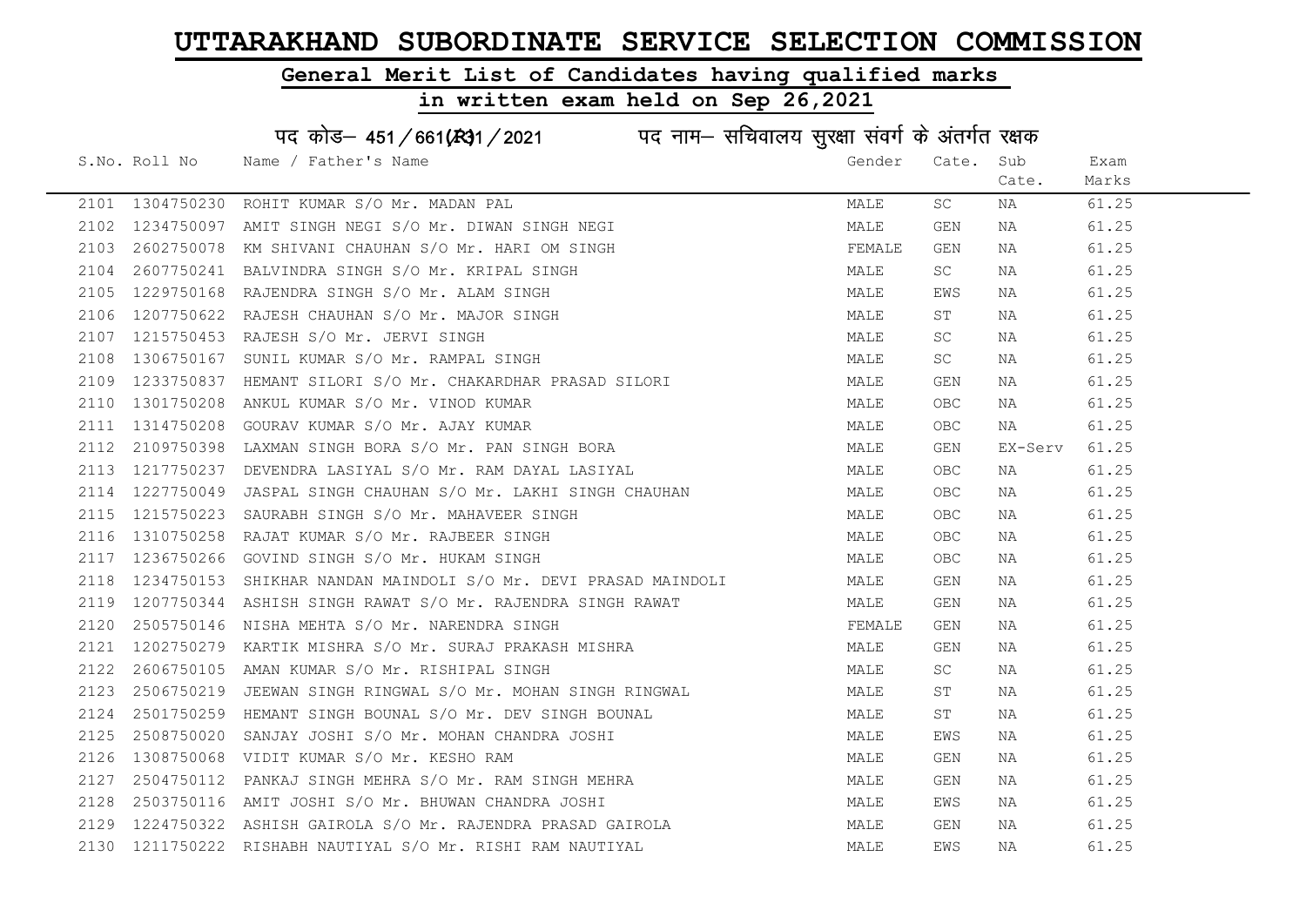# UTTARAKHAND SUBORDINATE SERVICE SELECTION COMMISSION

## General Merit List of Candidates having qualified marks

## in written exam held on Sep 26,2021

पद कोड– 451/661(R31/2021 पद नाम– सचिवालय सुरक्षा संवर्ग के अंतर्गत रक्षक

| S.No. | Roll No | Name / Father's Name | Gender | Cate. | Sub Cate. | Exam Marks |
|---|---|---|---|---|---|---|
| 2101 | 1304750230 | ROHIT KUMAR S/O Mr. MADAN PAL | MALE | SC | NA | 61.25 |
| 2102 | 1234750097 | AMIT SINGH NEGI S/O Mr. DIWAN SINGH NEGI | MALE | GEN | NA | 61.25 |
| 2103 | 2602750078 | KM SHIVANI CHAUHAN S/O Mr. HARI OM SINGH | FEMALE | GEN | NA | 61.25 |
| 2104 | 2607750241 | BALVINDRA SINGH S/O Mr. KRIPAL SINGH | MALE | SC | NA | 61.25 |
| 2105 | 1229750168 | RAJENDRA SINGH S/O Mr. ALAM SINGH | MALE | EWS | NA | 61.25 |
| 2106 | 1207750622 | RAJESH CHAUHAN S/O Mr. MAJOR SINGH | MALE | ST | NA | 61.25 |
| 2107 | 1215750453 | RAJESH S/O Mr. JERVI SINGH | MALE | SC | NA | 61.25 |
| 2108 | 1306750167 | SUNIL KUMAR S/O Mr. RAMPAL SINGH | MALE | SC | NA | 61.25 |
| 2109 | 1233750837 | HEMANT SILORI S/O Mr. CHAKARDHAR PRASAD SILORI | MALE | GEN | NA | 61.25 |
| 2110 | 1301750208 | ANKUL KUMAR S/O Mr. VINOD KUMAR | MALE | OBC | NA | 61.25 |
| 2111 | 1314750208 | GOURAV KUMAR S/O Mr. AJAY KUMAR | MALE | OBC | NA | 61.25 |
| 2112 | 2109750398 | LAXMAN SINGH BORA S/O Mr. PAN SINGH BORA | MALE | GEN | EX-Serv | 61.25 |
| 2113 | 1217750237 | DEVENDRA LASIYAL S/O Mr. RAM DAYAL LASIYAL | MALE | OBC | NA | 61.25 |
| 2114 | 1227750049 | JASPAL SINGH CHAUHAN S/O Mr. LAKHI SINGH CHAUHAN | MALE | OBC | NA | 61.25 |
| 2115 | 1215750223 | SAURABH SINGH S/O Mr. MAHAVEER SINGH | MALE | OBC | NA | 61.25 |
| 2116 | 1310750258 | RAJAT KUMAR S/O Mr. RAJBEER SINGH | MALE | OBC | NA | 61.25 |
| 2117 | 1236750266 | GOVIND SINGH S/O Mr. HUKAM SINGH | MALE | OBC | NA | 61.25 |
| 2118 | 1234750153 | SHIKHAR NANDAN MAINDOLI S/O Mr. DEVI PRASAD MAINDOLI | MALE | GEN | NA | 61.25 |
| 2119 | 1207750344 | ASHISH SINGH RAWAT S/O Mr. RAJENDRA SINGH RAWAT | MALE | GEN | NA | 61.25 |
| 2120 | 2505750146 | NISHA MEHTA S/O Mr. NARENDRA SINGH | FEMALE | GEN | NA | 61.25 |
| 2121 | 1202750279 | KARTIK MISHRA S/O Mr. SURAJ PRAKASH MISHRA | MALE | GEN | NA | 61.25 |
| 2122 | 2606750105 | AMAN KUMAR S/O Mr. RISHIPAL SINGH | MALE | SC | NA | 61.25 |
| 2123 | 2506750219 | JEEWAN SINGH RINGWAL S/O Mr. MOHAN SINGH RINGWAL | MALE | ST | NA | 61.25 |
| 2124 | 2501750259 | HEMANT SINGH BOUNAL S/O Mr. DEV SINGH BOUNAL | MALE | ST | NA | 61.25 |
| 2125 | 2508750020 | SANJAY JOSHI S/O Mr. MOHAN CHANDRA JOSHI | MALE | EWS | NA | 61.25 |
| 2126 | 1308750068 | VIDIT KUMAR S/O Mr. KESHO RAM | MALE | GEN | NA | 61.25 |
| 2127 | 2504750112 | PANKAJ SINGH MEHRA S/O Mr. RAM SINGH MEHRA | MALE | GEN | NA | 61.25 |
| 2128 | 2503750116 | AMIT JOSHI S/O Mr. BHUWAN CHANDRA JOSHI | MALE | EWS | NA | 61.25 |
| 2129 | 1224750322 | ASHISH GAIROLA S/O Mr. RAJENDRA PRASAD GAIROLA | MALE | GEN | NA | 61.25 |
| 2130 | 1211750222 | RISHABH NAUTIYAL S/O Mr. RISHI RAM NAUTIYAL | MALE | EWS | NA | 61.25 |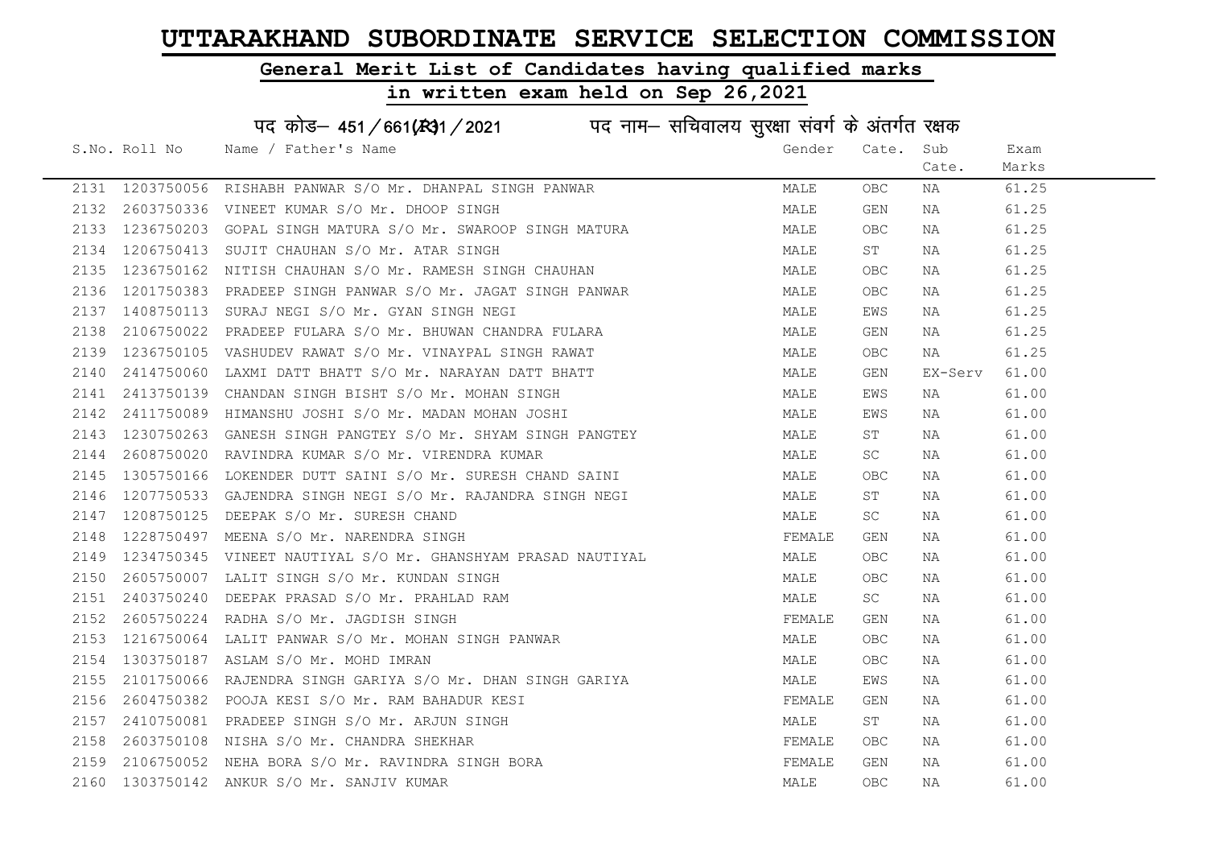# UTTARAKHAND SUBORDINATE SERVICE SELECTION COMMISSION

## General Merit List of Candidates having qualified marks

## in written exam held on Sep 26,2021

पद कोड– 451/661(R)1/2021 पद नाम– सचिवालय सुरक्षा संवर्ग के अंतर्गत रक्षक

| S.No. | Roll No | Name / Father's Name | Gender | Cate. | Sub Cate. | Exam Marks |
|---|---|---|---|---|---|---|
| 2131 | 1203750056 | RISHABH PANWAR S/O Mr. DHANPAL SINGH PANWAR | MALE | OBC | NA | 61.25 |
| 2132 | 2603750336 | VINEET KUMAR S/O Mr. DHOOP SINGH | MALE | GEN | NA | 61.25 |
| 2133 | 1236750203 | GOPAL SINGH MATURA S/O Mr. SWAROOP SINGH MATURA | MALE | OBC | NA | 61.25 |
| 2134 | 1206750413 | SUJIT CHAUHAN S/O Mr. ATAR SINGH | MALE | ST | NA | 61.25 |
| 2135 | 1236750162 | NITISH CHAUHAN S/O Mr. RAMESH SINGH CHAUHAN | MALE | OBC | NA | 61.25 |
| 2136 | 1201750383 | PRADEEP SINGH PANWAR S/O Mr. JAGAT SINGH PANWAR | MALE | OBC | NA | 61.25 |
| 2137 | 1408750113 | SURAJ NEGI S/O Mr. GYAN SINGH NEGI | MALE | EWS | NA | 61.25 |
| 2138 | 2106750022 | PRADEEP FULARA S/O Mr. BHUWAN CHANDRA FULARA | MALE | GEN | NA | 61.25 |
| 2139 | 1236750105 | VASHUDEV RAWAT S/O Mr. VINAYPAL SINGH RAWAT | MALE | OBC | NA | 61.25 |
| 2140 | 2414750060 | LAXMI DATT BHATT S/O Mr. NARAYAN DATT BHATT | MALE | GEN | EX-Serv | 61.00 |
| 2141 | 2413750139 | CHANDAN SINGH BISHT S/O Mr. MOHAN SINGH | MALE | EWS | NA | 61.00 |
| 2142 | 2411750089 | HIMANSHU JOSHI S/O Mr. MADAN MOHAN JOSHI | MALE | EWS | NA | 61.00 |
| 2143 | 1230750263 | GANESH SINGH PANGTEY S/O Mr. SHYAM SINGH PANGTEY | MALE | ST | NA | 61.00 |
| 2144 | 2608750020 | RAVINDRA KUMAR S/O Mr. VIRENDRA KUMAR | MALE | SC | NA | 61.00 |
| 2145 | 1305750166 | LOKENDER DUTT SAINI S/O Mr. SURESH CHAND SAINI | MALE | OBC | NA | 61.00 |
| 2146 | 1207750533 | GAJENDRA SINGH NEGI S/O Mr. RAJANDRA SINGH NEGI | MALE | ST | NA | 61.00 |
| 2147 | 1208750125 | DEEPAK S/O Mr. SURESH CHAND | MALE | SC | NA | 61.00 |
| 2148 | 1228750497 | MEENA S/O Mr. NARENDRA SINGH | FEMALE | GEN | NA | 61.00 |
| 2149 | 1234750345 | VINEET NAUTIYAL S/O Mr. GHANSHYAM PRASAD NAUTIYAL | MALE | OBC | NA | 61.00 |
| 2150 | 2605750007 | LALIT SINGH S/O Mr. KUNDAN SINGH | MALE | OBC | NA | 61.00 |
| 2151 | 2403750240 | DEEPAK PRASAD S/O Mr. PRAHLAD RAM | MALE | SC | NA | 61.00 |
| 2152 | 2605750224 | RADHA S/O Mr. JAGDISH SINGH | FEMALE | GEN | NA | 61.00 |
| 2153 | 1216750064 | LALIT PANWAR S/O Mr. MOHAN SINGH PANWAR | MALE | OBC | NA | 61.00 |
| 2154 | 1303750187 | ASLAM S/O Mr. MOHD IMRAN | MALE | OBC | NA | 61.00 |
| 2155 | 2101750066 | RAJENDRA SINGH GARIYA S/O Mr. DHAN SINGH GARIYA | MALE | EWS | NA | 61.00 |
| 2156 | 2604750382 | POOJA KESI S/O Mr. RAM BAHADUR KESI | FEMALE | GEN | NA | 61.00 |
| 2157 | 2410750081 | PRADEEP SINGH S/O Mr. ARJUN SINGH | MALE | ST | NA | 61.00 |
| 2158 | 2603750108 | NISHA S/O Mr. CHANDRA SHEKHAR | FEMALE | OBC | NA | 61.00 |
| 2159 | 2106750052 | NEHA BORA S/O Mr. RAVINDRA SINGH BORA | FEMALE | GEN | NA | 61.00 |
| 2160 | 1303750142 | ANKUR S/O Mr. SANJIV KUMAR | MALE | OBC | NA | 61.00 |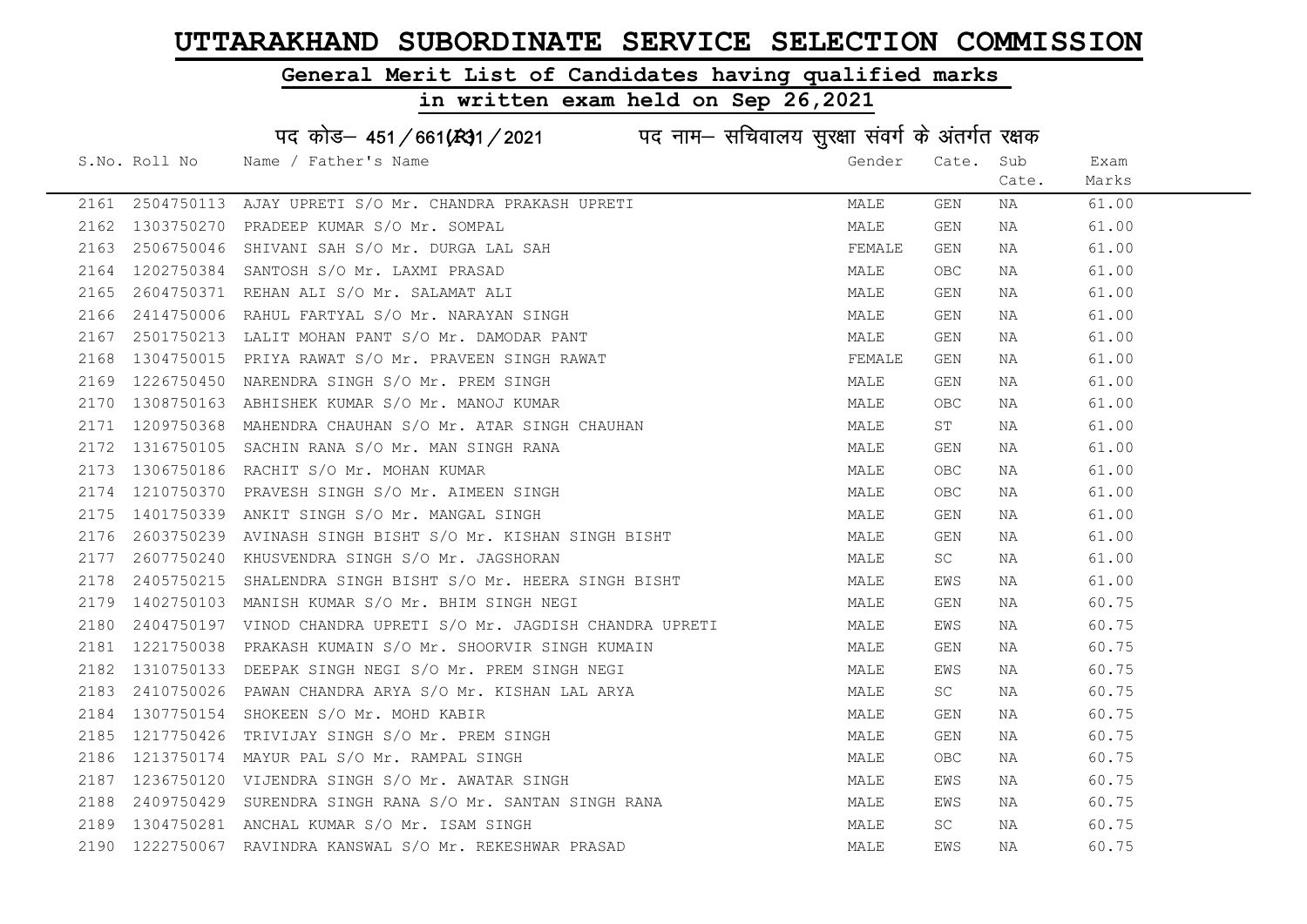# UTTARAKHAND SUBORDINATE SERVICE SELECTION COMMISSION

## General Merit List of Candidates having qualified marks

## in written exam held on Sep 26,2021

### पद कोड– 451/661(R)1/2021 पद नाम– सचिवालय सुरक्षा संवर्ग के अंतर्गत रक्षक

| S.No. | Roll No | Name / Father's Name | Gender | Cate. | Sub Cate. | Exam Marks |
|---|---|---|---|---|---|---|
| 2161 | 2504750113 | AJAY UPRETI S/O Mr. CHANDRA PRAKASH UPRETI | MALE | GEN | NA | 61.00 |
| 2162 | 1303750270 | PRADEEP KUMAR S/O Mr. SOMPAL | MALE | GEN | NA | 61.00 |
| 2163 | 2506750046 | SHIVANI SAH S/O Mr. DURGA LAL SAH | FEMALE | GEN | NA | 61.00 |
| 2164 | 1202750384 | SANTOSH S/O Mr. LAXMI PRASAD | MALE | OBC | NA | 61.00 |
| 2165 | 2604750371 | REHAN ALI S/O Mr. SALAMAT ALI | MALE | GEN | NA | 61.00 |
| 2166 | 2414750006 | RAHUL FARTYAL S/O Mr. NARAYAN SINGH | MALE | GEN | NA | 61.00 |
| 2167 | 2501750213 | LALIT MOHAN PANT S/O Mr. DAMODAR PANT | MALE | GEN | NA | 61.00 |
| 2168 | 1304750015 | PRIYA RAWAT S/O Mr. PRAVEEN SINGH RAWAT | FEMALE | GEN | NA | 61.00 |
| 2169 | 1226750450 | NARENDRA SINGH S/O Mr. PREM SINGH | MALE | GEN | NA | 61.00 |
| 2170 | 1308750163 | ABHISHEK KUMAR S/O Mr. MANOJ KUMAR | MALE | OBC | NA | 61.00 |
| 2171 | 1209750368 | MAHENDRA CHAUHAN S/O Mr. ATAR SINGH CHAUHAN | MALE | ST | NA | 61.00 |
| 2172 | 1316750105 | SACHIN RANA S/O Mr. MAN SINGH RANA | MALE | GEN | NA | 61.00 |
| 2173 | 1306750186 | RACHIT S/O Mr. MOHAN KUMAR | MALE | OBC | NA | 61.00 |
| 2174 | 1210750370 | PRAVESH SINGH S/O Mr. AIMEEN SINGH | MALE | OBC | NA | 61.00 |
| 2175 | 1401750339 | ANKIT SINGH S/O Mr. MANGAL SINGH | MALE | GEN | NA | 61.00 |
| 2176 | 2603750239 | AVINASH SINGH BISHT S/O Mr. KISHAN SINGH BISHT | MALE | GEN | NA | 61.00 |
| 2177 | 2607750240 | KHUSVENDRA SINGH S/O Mr. JAGSHORAN | MALE | SC | NA | 61.00 |
| 2178 | 2405750215 | SHALENDRA SINGH BISHT S/O Mr. HEERA SINGH BISHT | MALE | EWS | NA | 61.00 |
| 2179 | 1402750103 | MANISH KUMAR S/O Mr. BHIM SINGH NEGI | MALE | GEN | NA | 60.75 |
| 2180 | 2404750197 | VINOD CHANDRA UPRETI S/O Mr. JAGDISH CHANDRA UPRETI | MALE | EWS | NA | 60.75 |
| 2181 | 1221750038 | PRAKASH KUMAIN S/O Mr. SHOORVIR SINGH KUMAIN | MALE | GEN | NA | 60.75 |
| 2182 | 1310750133 | DEEPAK SINGH NEGI S/O Mr. PREM SINGH NEGI | MALE | EWS | NA | 60.75 |
| 2183 | 2410750026 | PAWAN CHANDRA ARYA S/O Mr. KISHAN LAL ARYA | MALE | SC | NA | 60.75 |
| 2184 | 1307750154 | SHOKEEN S/O Mr. MOHD KABIR | MALE | GEN | NA | 60.75 |
| 2185 | 1217750426 | TRIVIJAY SINGH S/O Mr. PREM SINGH | MALE | GEN | NA | 60.75 |
| 2186 | 1213750174 | MAYUR PAL S/O Mr. RAMPAL SINGH | MALE | OBC | NA | 60.75 |
| 2187 | 1236750120 | VIJENDRA SINGH S/O Mr. AWATAR SINGH | MALE | EWS | NA | 60.75 |
| 2188 | 2409750429 | SURENDRA SINGH RANA S/O Mr. SANTAN SINGH RANA | MALE | EWS | NA | 60.75 |
| 2189 | 1304750281 | ANCHAL KUMAR S/O Mr. ISAM SINGH | MALE | SC | NA | 60.75 |
| 2190 | 1222750067 | RAVINDRA KANSWAL S/O Mr. REKESHWAR PRASAD | MALE | EWS | NA | 60.75 |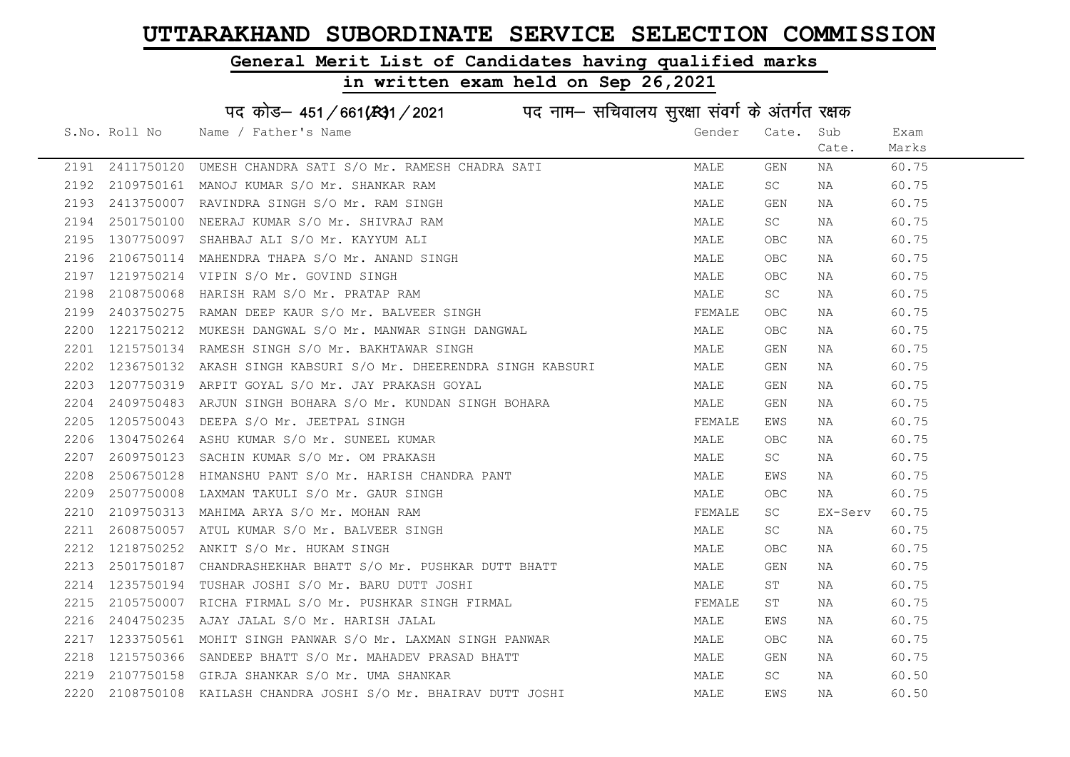# UTTARAKHAND SUBORDINATE SERVICE SELECTION COMMISSION

## General Merit List of Candidates having qualified marks

## in written exam held on Sep 26,2021

पद कोड– 451/661(R)1/2021 पद नाम– सचिवालय सुरक्षा संवर्ग के अंतर्गत रक्षक

| S.No. | Roll No | Name / Father's Name | Gender | Cate. | Sub Cate. | Exam Marks |
|---|---|---|---|---|---|---|
| 2191 | 2411750120 | UMESH CHANDRA SATI S/O Mr. RAMESH CHADRA SATI | MALE | GEN | NA | 60.75 |
| 2192 | 2109750161 | MANOJ KUMAR S/O Mr. SHANKAR RAM | MALE | SC | NA | 60.75 |
| 2193 | 2413750007 | RAVINDRA SINGH S/O Mr. RAM SINGH | MALE | GEN | NA | 60.75 |
| 2194 | 2501750100 | NEERAJ KUMAR S/O Mr. SHIVRAJ RAM | MALE | SC | NA | 60.75 |
| 2195 | 1307750097 | SHAHBAJ ALI S/O Mr. KAYYUM ALI | MALE | OBC | NA | 60.75 |
| 2196 | 2106750114 | MAHENDRA THAPA S/O Mr. ANAND SINGH | MALE | OBC | NA | 60.75 |
| 2197 | 1219750214 | VIPIN S/O Mr. GOVIND SINGH | MALE | OBC | NA | 60.75 |
| 2198 | 2108750068 | HARISH RAM S/O Mr. PRATAP RAM | MALE | SC | NA | 60.75 |
| 2199 | 2403750275 | RAMAN DEEP KAUR S/O Mr. BALVEER SINGH | FEMALE | OBC | NA | 60.75 |
| 2200 | 1221750212 | MUKESH DANGWAL S/O Mr. MANWAR SINGH DANGWAL | MALE | OBC | NA | 60.75 |
| 2201 | 1215750134 | RAMESH SINGH S/O Mr. BAKHTAWAR SINGH | MALE | GEN | NA | 60.75 |
| 2202 | 1236750132 | AKASH SINGH KABSURI S/O Mr. DHEERENDRA SINGH KABSURI | MALE | GEN | NA | 60.75 |
| 2203 | 1207750319 | ARPIT GOYAL S/O Mr. JAY PRAKASH GOYAL | MALE | GEN | NA | 60.75 |
| 2204 | 2409750483 | ARJUN SINGH BOHARA S/O Mr. KUNDAN SINGH BOHARA | MALE | GEN | NA | 60.75 |
| 2205 | 1205750043 | DEEPA S/O Mr. JEETPAL SINGH | FEMALE | EWS | NA | 60.75 |
| 2206 | 1304750264 | ASHU KUMAR S/O Mr. SUNEEL KUMAR | MALE | OBC | NA | 60.75 |
| 2207 | 2609750123 | SACHIN KUMAR S/O Mr. OM PRAKASH | MALE | SC | NA | 60.75 |
| 2208 | 2506750128 | HIMANSHU PANT S/O Mr. HARISH CHANDRA PANT | MALE | EWS | NA | 60.75 |
| 2209 | 2507750008 | LAXMAN TAKULI S/O Mr. GAUR SINGH | MALE | OBC | NA | 60.75 |
| 2210 | 2109750313 | MAHIMA ARYA S/O Mr. MOHAN RAM | FEMALE | SC | EX-Serv | 60.75 |
| 2211 | 2608750057 | ATUL KUMAR S/O Mr. BALVEER SINGH | MALE | SC | NA | 60.75 |
| 2212 | 1218750252 | ANKIT S/O Mr. HUKAM SINGH | MALE | OBC | NA | 60.75 |
| 2213 | 2501750187 | CHANDRASHEKHAR BHATT S/O Mr. PUSHKAR DUTT BHATT | MALE | GEN | NA | 60.75 |
| 2214 | 1235750194 | TUSHAR JOSHI S/O Mr. BARU DUTT JOSHI | MALE | ST | NA | 60.75 |
| 2215 | 2105750007 | RICHA FIRMAL S/O Mr. PUSHKAR SINGH FIRMAL | FEMALE | ST | NA | 60.75 |
| 2216 | 2404750235 | AJAY JALAL S/O Mr. HARISH JALAL | MALE | EWS | NA | 60.75 |
| 2217 | 1233750561 | MOHIT SINGH PANWAR S/O Mr. LAXMAN SINGH PANWAR | MALE | OBC | NA | 60.75 |
| 2218 | 1215750366 | SANDEEP BHATT S/O Mr. MAHADEV PRASAD BHATT | MALE | GEN | NA | 60.75 |
| 2219 | 2107750158 | GIRJA SHANKAR S/O Mr. UMA SHANKAR | MALE | SC | NA | 60.50 |
| 2220 | 2108750108 | KAILASH CHANDRA JOSHI S/O Mr. BHAIRAV DUTT JOSHI | MALE | EWS | NA | 60.50 |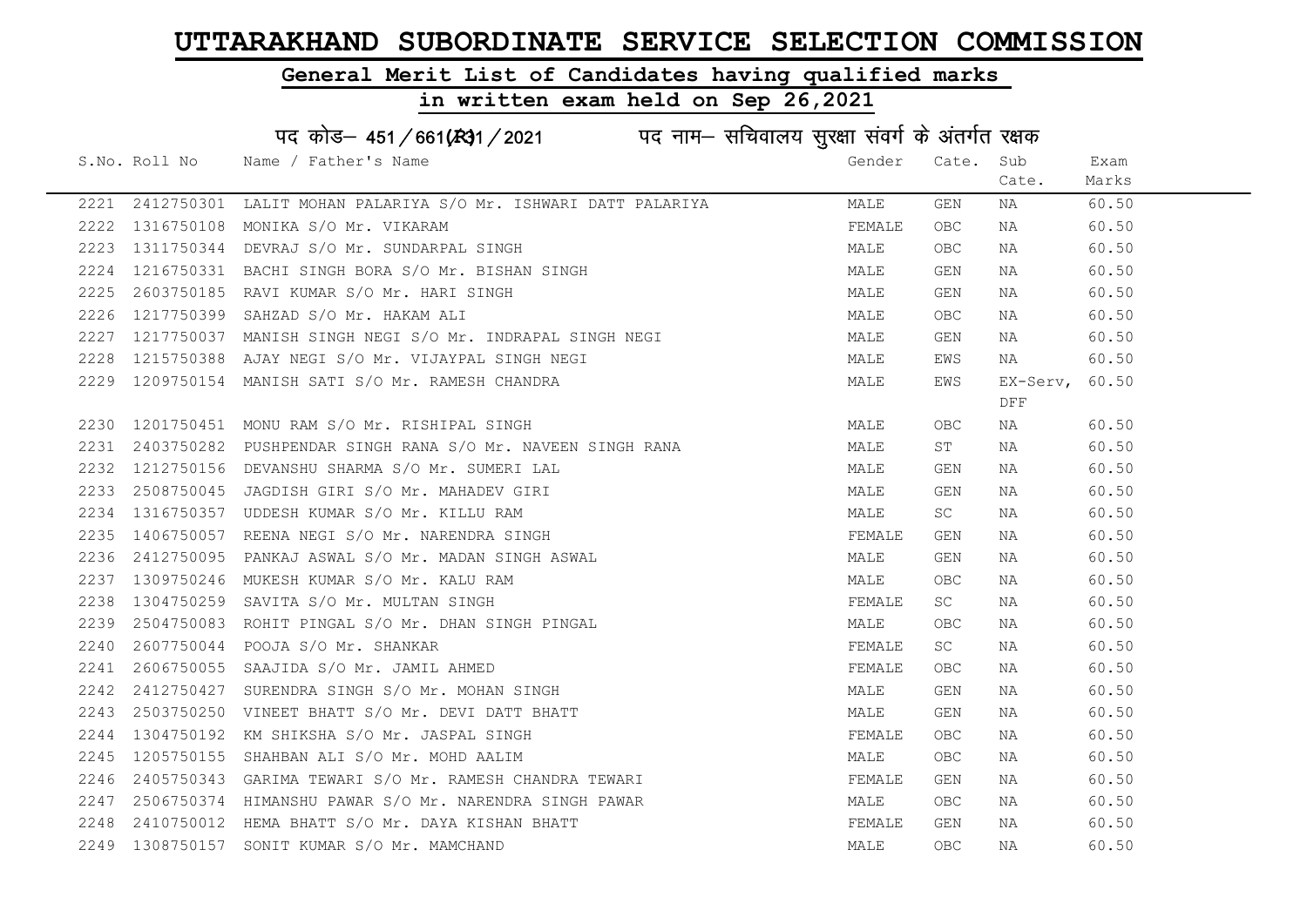# UTTARAKHAND SUBORDINATE SERVICE SELECTION COMMISSION

## General Merit List of Candidates having qualified marks

## in written exam held on Sep 26,2021

पद कोड– 451/661(R31/2021 पद नाम– सचिवालय सुरक्षा संवर्ग के अंतर्गत रक्षक

| S.No. | Roll No | Name / Father's Name | Gender | Cate. | Sub Cate. | Exam Marks |
|---|---|---|---|---|---|---|
| 2221 | 2412750301 | LALIT MOHAN PALARIYA S/O Mr. ISHWARI DATT PALARIYA | MALE | GEN | NA | 60.50 |
| 2222 | 1316750108 | MONIKA S/O Mr. VIKARAM | FEMALE | OBC | NA | 60.50 |
| 2223 | 1311750344 | DEVRAJ S/O Mr. SUNDARPAL SINGH | MALE | OBC | NA | 60.50 |
| 2224 | 1216750331 | BACHI SINGH BORA S/O Mr. BISHAN SINGH | MALE | GEN | NA | 60.50 |
| 2225 | 2603750185 | RAVI KUMAR S/O Mr. HARI SINGH | MALE | GEN | NA | 60.50 |
| 2226 | 1217750399 | SAHZAD S/O Mr. HAKAM ALI | MALE | OBC | NA | 60.50 |
| 2227 | 1217750037 | MANISH SINGH NEGI S/O Mr. INDRAPAL SINGH NEGI | MALE | GEN | NA | 60.50 |
| 2228 | 1215750388 | AJAY NEGI S/O Mr. VIJAYPAL SINGH NEGI | MALE | EWS | NA | 60.50 |
| 2229 | 1209750154 | MANISH SATI S/O Mr. RAMESH CHANDRA | MALE | EWS | EX-Serv, DFF | 60.50 |
| 2230 | 1201750451 | MONU RAM S/O Mr. RISHIPAL SINGH | MALE | OBC | NA | 60.50 |
| 2231 | 2403750282 | PUSHPENDAR SINGH RANA S/O Mr. NAVEEN SINGH RANA | MALE | ST | NA | 60.50 |
| 2232 | 1212750156 | DEVANSHU SHARMA S/O Mr. SUMERI LAL | MALE | GEN | NA | 60.50 |
| 2233 | 2508750045 | JAGDISH GIRI S/O Mr. MAHADEV GIRI | MALE | GEN | NA | 60.50 |
| 2234 | 1316750357 | UDDESH KUMAR S/O Mr. KILLU RAM | MALE | SC | NA | 60.50 |
| 2235 | 1406750057 | REENA NEGI S/O Mr. NARENDRA SINGH | FEMALE | GEN | NA | 60.50 |
| 2236 | 2412750095 | PANKAJ ASWAL S/O Mr. MADAN SINGH ASWAL | MALE | GEN | NA | 60.50 |
| 2237 | 1309750246 | MUKESH KUMAR S/O Mr. KALU RAM | MALE | OBC | NA | 60.50 |
| 2238 | 1304750259 | SAVITA S/O Mr. MULTAN SINGH | FEMALE | SC | NA | 60.50 |
| 2239 | 2504750083 | ROHIT PINGAL S/O Mr. DHAN SINGH PINGAL | MALE | OBC | NA | 60.50 |
| 2240 | 2607750044 | POOJA S/O Mr. SHANKAR | FEMALE | SC | NA | 60.50 |
| 2241 | 2606750055 | SAAJIDA S/O Mr. JAMIL AHMED | FEMALE | OBC | NA | 60.50 |
| 2242 | 2412750427 | SURENDRA SINGH S/O Mr. MOHAN SINGH | MALE | GEN | NA | 60.50 |
| 2243 | 2503750250 | VINEET BHATT S/O Mr. DEVI DATT BHATT | MALE | GEN | NA | 60.50 |
| 2244 | 1304750192 | KM SHIKSHA S/O Mr. JASPAL SINGH | FEMALE | OBC | NA | 60.50 |
| 2245 | 1205750155 | SHAHBAN ALI S/O Mr. MOHD AALIM | MALE | OBC | NA | 60.50 |
| 2246 | 2405750343 | GARIMA TEWARI S/O Mr. RAMESH CHANDRA TEWARI | FEMALE | GEN | NA | 60.50 |
| 2247 | 2506750374 | HIMANSHU PAWAR S/O Mr. NARENDRA SINGH PAWAR | MALE | OBC | NA | 60.50 |
| 2248 | 2410750012 | HEMA BHATT S/O Mr. DAYA KISHAN BHATT | FEMALE | GEN | NA | 60.50 |
| 2249 | 1308750157 | SONIT KUMAR S/O Mr. MAMCHAND | MALE | OBC | NA | 60.50 |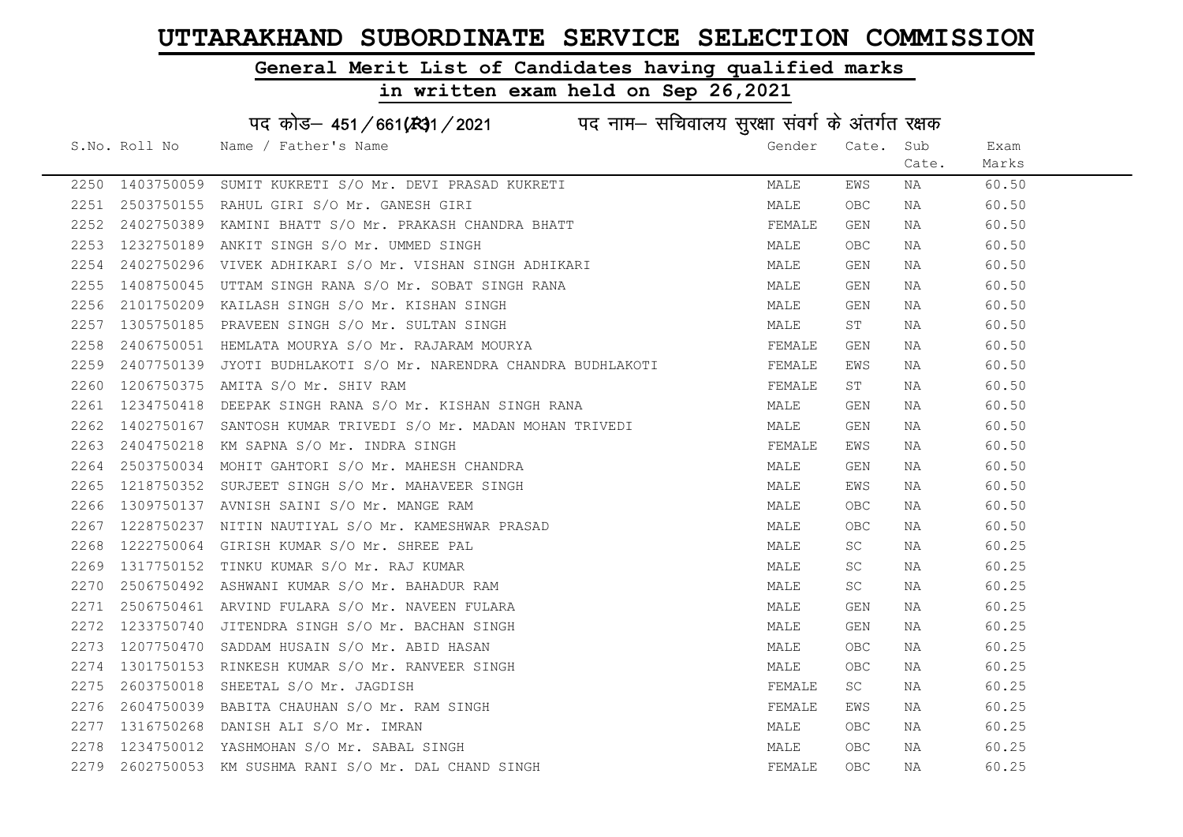# UTTARAKHAND SUBORDINATE SERVICE SELECTION COMMISSION

## General Merit List of Candidates having qualified marks

## in written exam held on Sep 26,2021

### पद कोड– 451/661(R)1/2021 पद नाम– सचिवालय सुरक्षा संवर्ग के अंतर्गत रक्षक

| S.No. | Roll No | Name / Father's Name | Gender | Cate. | Sub Cate. | Exam Marks |
|---|---|---|---|---|---|---|
| 2250 | 1403750059 | SUMIT KUKRETI S/O Mr. DEVI PRASAD KUKRETI | MALE | EWS | NA | 60.50 |
| 2251 | 2503750155 | RAHUL GIRI S/O Mr. GANESH GIRI | MALE | OBC | NA | 60.50 |
| 2252 | 2402750389 | KAMINI BHATT S/O Mr. PRAKASH CHANDRA BHATT | FEMALE | GEN | NA | 60.50 |
| 2253 | 1232750189 | ANKIT SINGH S/O Mr. UMMED SINGH | MALE | OBC | NA | 60.50 |
| 2254 | 2402750296 | VIVEK ADHIKARI S/O Mr. VISHAN SINGH ADHIKARI | MALE | GEN | NA | 60.50 |
| 2255 | 1408750045 | UTTAM SINGH RANA S/O Mr. SOBAT SINGH RANA | MALE | GEN | NA | 60.50 |
| 2256 | 2101750209 | KAILASH SINGH S/O Mr. KISHAN SINGH | MALE | GEN | NA | 60.50 |
| 2257 | 1305750185 | PRAVEEN SINGH S/O Mr. SULTAN SINGH | MALE | ST | NA | 60.50 |
| 2258 | 2406750051 | HEMLATA MOURYA S/O Mr. RAJARAM MOURYA | FEMALE | GEN | NA | 60.50 |
| 2259 | 2407750139 | JYOTI BUDHLAKOTI S/O Mr. NARENDRA CHANDRA BUDHLAKOTI | FEMALE | EWS | NA | 60.50 |
| 2260 | 1206750375 | AMITA S/O Mr. SHIV RAM | FEMALE | ST | NA | 60.50 |
| 2261 | 1234750418 | DEEPAK SINGH RANA S/O Mr. KISHAN SINGH RANA | MALE | GEN | NA | 60.50 |
| 2262 | 1402750167 | SANTOSH KUMAR TRIVEDI S/O Mr. MADAN MOHAN TRIVEDI | MALE | GEN | NA | 60.50 |
| 2263 | 2404750218 | KM SAPNA S/O Mr. INDRA SINGH | FEMALE | EWS | NA | 60.50 |
| 2264 | 2503750034 | MOHIT GAHTORI S/O Mr. MAHESH CHANDRA | MALE | GEN | NA | 60.50 |
| 2265 | 1218750352 | SURJEET SINGH S/O Mr. MAHAVEER SINGH | MALE | EWS | NA | 60.50 |
| 2266 | 1309750137 | AVNISH SAINI S/O Mr. MANGE RAM | MALE | OBC | NA | 60.50 |
| 2267 | 1228750237 | NITIN NAUTIYAL S/O Mr. KAMESHWAR PRASAD | MALE | OBC | NA | 60.50 |
| 2268 | 1222750064 | GIRISH KUMAR S/O Mr. SHREE PAL | MALE | SC | NA | 60.25 |
| 2269 | 1317750152 | TINKU KUMAR S/O Mr. RAJ KUMAR | MALE | SC | NA | 60.25 |
| 2270 | 2506750492 | ASHWANI KUMAR S/O Mr. BAHADUR RAM | MALE | SC | NA | 60.25 |
| 2271 | 2506750461 | ARVIND FULARA S/O Mr. NAVEEN FULARA | MALE | GEN | NA | 60.25 |
| 2272 | 1233750740 | JITENDRA SINGH S/O Mr. BACHAN SINGH | MALE | GEN | NA | 60.25 |
| 2273 | 1207750470 | SADDAM HUSAIN S/O Mr. ABID HASAN | MALE | OBC | NA | 60.25 |
| 2274 | 1301750153 | RINKESH KUMAR S/O Mr. RANVEER SINGH | MALE | OBC | NA | 60.25 |
| 2275 | 2603750018 | SHEETAL S/O Mr. JAGDISH | FEMALE | SC | NA | 60.25 |
| 2276 | 2604750039 | BABITA CHAUHAN S/O Mr. RAM SINGH | FEMALE | EWS | NA | 60.25 |
| 2277 | 1316750268 | DANISH ALI S/O Mr. IMRAN | MALE | OBC | NA | 60.25 |
| 2278 | 1234750012 | YASHMOHAN S/O Mr. SABAL SINGH | MALE | OBC | NA | 60.25 |
| 2279 | 2602750053 | KM SUSHMA RANI S/O Mr. DAL CHAND SINGH | FEMALE | OBC | NA | 60.25 |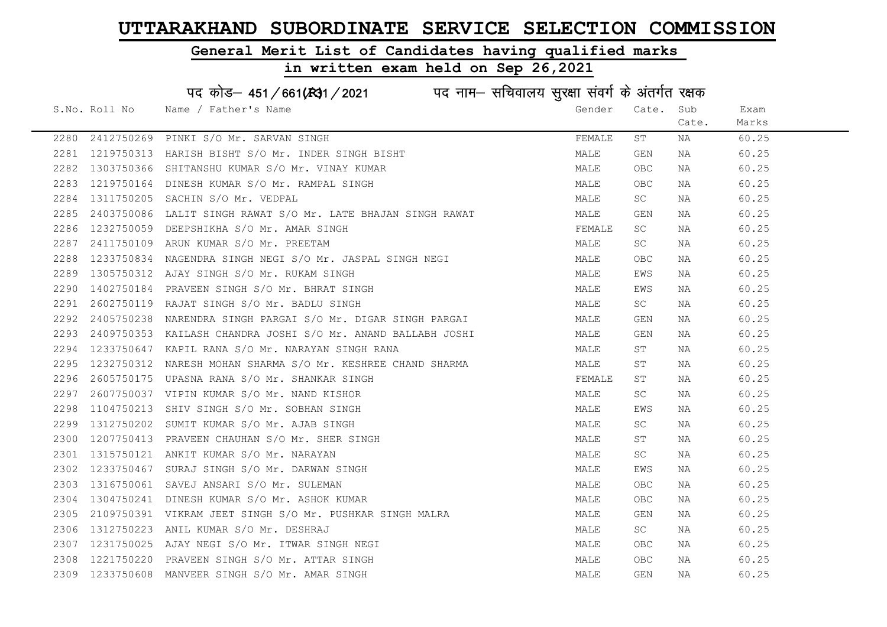# UTTARAKHAND SUBORDINATE SERVICE SELECTION COMMISSION

## General Merit List of Candidates having qualified marks

## in written exam held on Sep 26,2021

पद कोड– 451/661(R)1/2021 पद नाम– सचिवालय सुरक्षा संवर्ग के अंतर्गत रक्षक

| S.No. | Roll No | Name / Father's Name | Gender | Cate. | Sub Cate. | Exam Marks |
|---|---|---|---|---|---|---|
| 2280 | 2412750269 | PINKI S/O Mr. SARVAN SINGH | FEMALE | ST | NA | 60.25 |
| 2281 | 1219750313 | HARISH BISHT S/O Mr. INDER SINGH BISHT | MALE | GEN | NA | 60.25 |
| 2282 | 1303750366 | SHITANSHU KUMAR S/O Mr. VINAY KUMAR | MALE | OBC | NA | 60.25 |
| 2283 | 1219750164 | DINESH KUMAR S/O Mr. RAMPAL SINGH | MALE | OBC | NA | 60.25 |
| 2284 | 1311750205 | SACHIN S/O Mr. VEDPAL | MALE | SC | NA | 60.25 |
| 2285 | 2403750086 | LALIT SINGH RAWAT S/O Mr. LATE BHAJAN SINGH RAWAT | MALE | GEN | NA | 60.25 |
| 2286 | 1232750059 | DEEPSHIKHA S/O Mr. AMAR SINGH | FEMALE | SC | NA | 60.25 |
| 2287 | 2411750109 | ARUN KUMAR S/O Mr. PREETAM | MALE | SC | NA | 60.25 |
| 2288 | 1233750834 | NAGENDRA SINGH NEGI S/O Mr. JASPAL SINGH NEGI | MALE | OBC | NA | 60.25 |
| 2289 | 1305750312 | AJAY SINGH S/O Mr. RUKAM SINGH | MALE | EWS | NA | 60.25 |
| 2290 | 1402750184 | PRAVEEN SINGH S/O Mr. BHRAT SINGH | MALE | EWS | NA | 60.25 |
| 2291 | 2602750119 | RAJAT SINGH S/O Mr. BADLU SINGH | MALE | SC | NA | 60.25 |
| 2292 | 2405750238 | NARENDRA SINGH PARGAI S/O Mr. DIGAR SINGH PARGAI | MALE | GEN | NA | 60.25 |
| 2293 | 2409750353 | KAILASH CHANDRA JOSHI S/O Mr. ANAND BALLABH JOSHI | MALE | GEN | NA | 60.25 |
| 2294 | 1233750647 | KAPIL RANA S/O Mr. NARAYAN SINGH RANA | MALE | ST | NA | 60.25 |
| 2295 | 1232750312 | NARESH MOHAN SHARMA S/O Mr. KESHREE CHAND SHARMA | MALE | ST | NA | 60.25 |
| 2296 | 2605750175 | UPASNA RANA S/O Mr. SHANKAR SINGH | FEMALE | ST | NA | 60.25 |
| 2297 | 2607750037 | VIPIN KUMAR S/O Mr. NAND KISHOR | MALE | SC | NA | 60.25 |
| 2298 | 1104750213 | SHIV SINGH S/O Mr. SOBHAN SINGH | MALE | EWS | NA | 60.25 |
| 2299 | 1312750202 | SUMIT KUMAR S/O Mr. AJAB SINGH | MALE | SC | NA | 60.25 |
| 2300 | 1207750413 | PRAVEEN CHAUHAN S/O Mr. SHER SINGH | MALE | ST | NA | 60.25 |
| 2301 | 1315750121 | ANKIT KUMAR S/O Mr. NARAYAN | MALE | SC | NA | 60.25 |
| 2302 | 1233750467 | SURAJ SINGH S/O Mr. DARWAN SINGH | MALE | EWS | NA | 60.25 |
| 2303 | 1316750061 | SAVEJ ANSARI S/O Mr. SULEMAN | MALE | OBC | NA | 60.25 |
| 2304 | 1304750241 | DINESH KUMAR S/O Mr. ASHOK KUMAR | MALE | OBC | NA | 60.25 |
| 2305 | 2109750391 | VIKRAM JEET SINGH S/O Mr. PUSHKAR SINGH MALRA | MALE | GEN | NA | 60.25 |
| 2306 | 1312750223 | ANIL KUMAR S/O Mr. DESHRAJ | MALE | SC | NA | 60.25 |
| 2307 | 1231750025 | AJAY NEGI S/O Mr. ITWAR SINGH NEGI | MALE | OBC | NA | 60.25 |
| 2308 | 1221750220 | PRAVEEN SINGH S/O Mr. ATTAR SINGH | MALE | OBC | NA | 60.25 |
| 2309 | 1233750608 | MANVEER SINGH S/O Mr. AMAR SINGH | MALE | GEN | NA | 60.25 |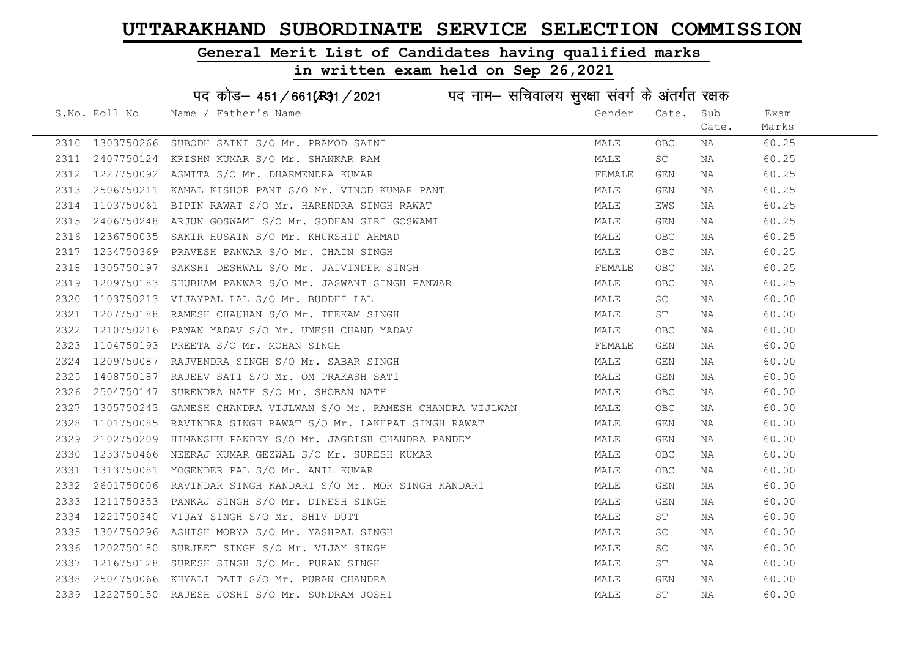# UTTARAKHAND SUBORDINATE SERVICE SELECTION COMMISSION

## General Merit List of Candidates having qualified marks

## in written exam held on Sep 26,2021

### पद कोड– 451/661(R)1/2021 पद नाम– सचिवालय सुरक्षा संवर्ग के अंतर्गत रक्षक

| S.No. | Roll No | Name / Father's Name | Gender | Cate. | Sub Cate. | Exam Marks |
|---|---|---|---|---|---|---|
| 2310 | 1303750266 | SUBODH SAINI S/O Mr. PRAMOD SAINI | MALE | OBC | NA | 60.25 |
| 2311 | 2407750124 | KRISHN KUMAR S/O Mr. SHANKAR RAM | MALE | SC | NA | 60.25 |
| 2312 | 1227750092 | ASMITA S/O Mr. DHARMENDRA KUMAR | FEMALE | GEN | NA | 60.25 |
| 2313 | 2506750211 | KAMAL KISHOR PANT S/O Mr. VINOD KUMAR PANT | MALE | GEN | NA | 60.25 |
| 2314 | 1103750061 | BIPIN RAWAT S/O Mr. HARENDRA SINGH RAWAT | MALE | EWS | NA | 60.25 |
| 2315 | 2406750248 | ARJUN GOSWAMI S/O Mr. GODHAN GIRI GOSWAMI | MALE | GEN | NA | 60.25 |
| 2316 | 1236750035 | SAKIR HUSAIN S/O Mr. KHURSHID AHMAD | MALE | OBC | NA | 60.25 |
| 2317 | 1234750369 | PRAVESH PANWAR S/O Mr. CHAIN SINGH | MALE | OBC | NA | 60.25 |
| 2318 | 1305750197 | SAKSHI DESHWAL S/O Mr. JAIVINDER SINGH | FEMALE | OBC | NA | 60.25 |
| 2319 | 1209750183 | SHUBHAM PANWAR S/O Mr. JASWANT SINGH PANWAR | MALE | OBC | NA | 60.25 |
| 2320 | 1103750213 | VIJAYPAL LAL S/O Mr. BUDDHI LAL | MALE | SC | NA | 60.00 |
| 2321 | 1207750188 | RAMESH CHAUHAN S/O Mr. TEEKAM SINGH | MALE | ST | NA | 60.00 |
| 2322 | 1210750216 | PAWAN YADAV S/O Mr. UMESH CHAND YADAV | MALE | OBC | NA | 60.00 |
| 2323 | 1104750193 | PREETA S/O Mr. MOHAN SINGH | FEMALE | GEN | NA | 60.00 |
| 2324 | 1209750087 | RAJVENDRA SINGH S/O Mr. SABAR SINGH | MALE | GEN | NA | 60.00 |
| 2325 | 1408750187 | RAJEEV SATI S/O Mr. OM PRAKASH SATI | MALE | GEN | NA | 60.00 |
| 2326 | 2504750147 | SURENDRA NATH S/O Mr. SHOBAN NATH | MALE | OBC | NA | 60.00 |
| 2327 | 1305750243 | GANESH CHANDRA VIJLWAN S/O Mr. RAMESH CHANDRA VIJLWAN | MALE | OBC | NA | 60.00 |
| 2328 | 1101750085 | RAVINDRA SINGH RAWAT S/O Mr. LAKHPAT SINGH RAWAT | MALE | GEN | NA | 60.00 |
| 2329 | 2102750209 | HIMANSHU PANDEY S/O Mr. JAGDISH CHANDRA PANDEY | MALE | GEN | NA | 60.00 |
| 2330 | 1233750466 | NEERAJ KUMAR GEZWAL S/O Mr. SURESH KUMAR | MALE | OBC | NA | 60.00 |
| 2331 | 1313750081 | YOGENDER PAL S/O Mr. ANIL KUMAR | MALE | OBC | NA | 60.00 |
| 2332 | 2601750006 | RAVINDAR SINGH KANDARI S/O Mr. MOR SINGH KANDARI | MALE | GEN | NA | 60.00 |
| 2333 | 1211750353 | PANKAJ SINGH S/O Mr. DINESH SINGH | MALE | GEN | NA | 60.00 |
| 2334 | 1221750340 | VIJAY SINGH S/O Mr. SHIV DUTT | MALE | ST | NA | 60.00 |
| 2335 | 1304750296 | ASHISH MORYA S/O Mr. YASHPAL SINGH | MALE | SC | NA | 60.00 |
| 2336 | 1202750180 | SURJEET SINGH S/O Mr. VIJAY SINGH | MALE | SC | NA | 60.00 |
| 2337 | 1216750128 | SURESH SINGH S/O Mr. PURAN SINGH | MALE | ST | NA | 60.00 |
| 2338 | 2504750066 | KHYALI DATT S/O Mr. PURAN CHANDRA | MALE | GEN | NA | 60.00 |
| 2339 | 1222750150 | RAJESH JOSHI S/O Mr. SUNDRAM JOSHI | MALE | ST | NA | 60.00 |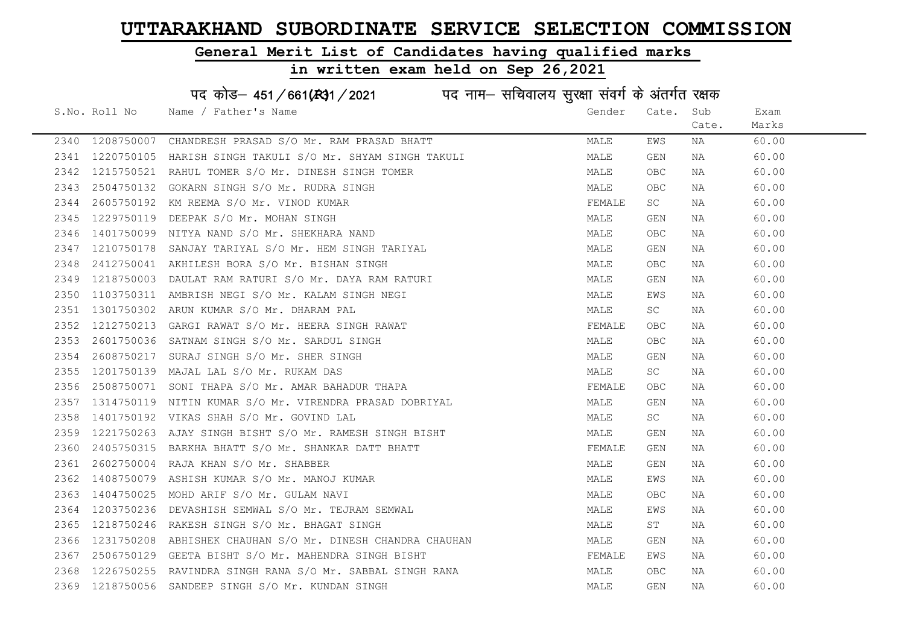# UTTARAKHAND SUBORDINATE SERVICE SELECTION COMMISSION

## General Merit List of Candidates having qualified marks

## in written exam held on Sep 26,2021

### पद कोड– 451/661(R)1/2021 पद नाम– सचिवालय सुरक्षा संवर्ग के अंतर्गत रक्षक

| S.No. | Roll No | Name / Father's Name | Gender | Cate. | Sub Cate. | Exam Marks |
|---|---|---|---|---|---|---|
| 2340 | 1208750007 | CHANDRESH PRASAD S/O Mr. RAM PRASAD BHATT | MALE | EWS | NA | 60.00 |
| 2341 | 1220750105 | HARISH SINGH TAKULI S/O Mr. SHYAM SINGH TAKULI | MALE | GEN | NA | 60.00 |
| 2342 | 1215750521 | RAHUL TOMER S/O Mr. DINESH SINGH TOMER | MALE | OBC | NA | 60.00 |
| 2343 | 2504750132 | GOKARN SINGH S/O Mr. RUDRA SINGH | MALE | OBC | NA | 60.00 |
| 2344 | 2605750192 | KM REEMA S/O Mr. VINOD KUMAR | FEMALE | SC | NA | 60.00 |
| 2345 | 1229750119 | DEEPAK S/O Mr. MOHAN SINGH | MALE | GEN | NA | 60.00 |
| 2346 | 1401750099 | NITYA NAND S/O Mr. SHEKHARA NAND | MALE | OBC | NA | 60.00 |
| 2347 | 1210750178 | SANJAY TARIYAL S/O Mr. HEM SINGH TARIYAL | MALE | GEN | NA | 60.00 |
| 2348 | 2412750041 | AKHILESH BORA S/O Mr. BISHAN SINGH | MALE | OBC | NA | 60.00 |
| 2349 | 1218750003 | DAULAT RAM RATURI S/O Mr. DAYA RAM RATURI | MALE | GEN | NA | 60.00 |
| 2350 | 1103750311 | AMBRISH NEGI S/O Mr. KALAM SINGH NEGI | MALE | EWS | NA | 60.00 |
| 2351 | 1301750302 | ARUN KUMAR S/O Mr. DHARAM PAL | MALE | SC | NA | 60.00 |
| 2352 | 1212750213 | GARGI RAWAT S/O Mr. HEERA SINGH RAWAT | FEMALE | OBC | NA | 60.00 |
| 2353 | 2601750036 | SATNAM SINGH S/O Mr. SARDUL SINGH | MALE | OBC | NA | 60.00 |
| 2354 | 2608750217 | SURAJ SINGH S/O Mr. SHER SINGH | MALE | GEN | NA | 60.00 |
| 2355 | 1201750139 | MAJAL LAL S/O Mr. RUKAM DAS | MALE | SC | NA | 60.00 |
| 2356 | 2508750071 | SONI THAPA S/O Mr. AMAR BAHADUR THAPA | FEMALE | OBC | NA | 60.00 |
| 2357 | 1314750119 | NITIN KUMAR S/O Mr. VIRENDRA PRASAD DOBRIYAL | MALE | GEN | NA | 60.00 |
| 2358 | 1401750192 | VIKAS SHAH S/O Mr. GOVIND LAL | MALE | SC | NA | 60.00 |
| 2359 | 1221750263 | AJAY SINGH BISHT S/O Mr. RAMESH SINGH BISHT | MALE | GEN | NA | 60.00 |
| 2360 | 2405750315 | BARKHA BHATT S/O Mr. SHANKAR DATT BHATT | FEMALE | GEN | NA | 60.00 |
| 2361 | 2602750004 | RAJA KHAN S/O Mr. SHABBER | MALE | GEN | NA | 60.00 |
| 2362 | 1408750079 | ASHISH KUMAR S/O Mr. MANOJ KUMAR | MALE | EWS | NA | 60.00 |
| 2363 | 1404750025 | MOHD ARIF S/O Mr. GULAM NAVI | MALE | OBC | NA | 60.00 |
| 2364 | 1203750236 | DEVASHISH SEMWAL S/O Mr. TEJRAM SEMWAL | MALE | EWS | NA | 60.00 |
| 2365 | 1218750246 | RAKESH SINGH S/O Mr. BHAGAT SINGH | MALE | ST | NA | 60.00 |
| 2366 | 1231750208 | ABHISHEK CHAUHAN S/O Mr. DINESH CHANDRA CHAUHAN | MALE | GEN | NA | 60.00 |
| 2367 | 2506750129 | GEETA BISHT S/O Mr. MAHENDRA SINGH BISHT | FEMALE | EWS | NA | 60.00 |
| 2368 | 1226750255 | RAVINDRA SINGH RANA S/O Mr. SABBAL SINGH RANA | MALE | OBC | NA | 60.00 |
| 2369 | 1218750056 | SANDEEP SINGH S/O Mr. KUNDAN SINGH | MALE | GEN | NA | 60.00 |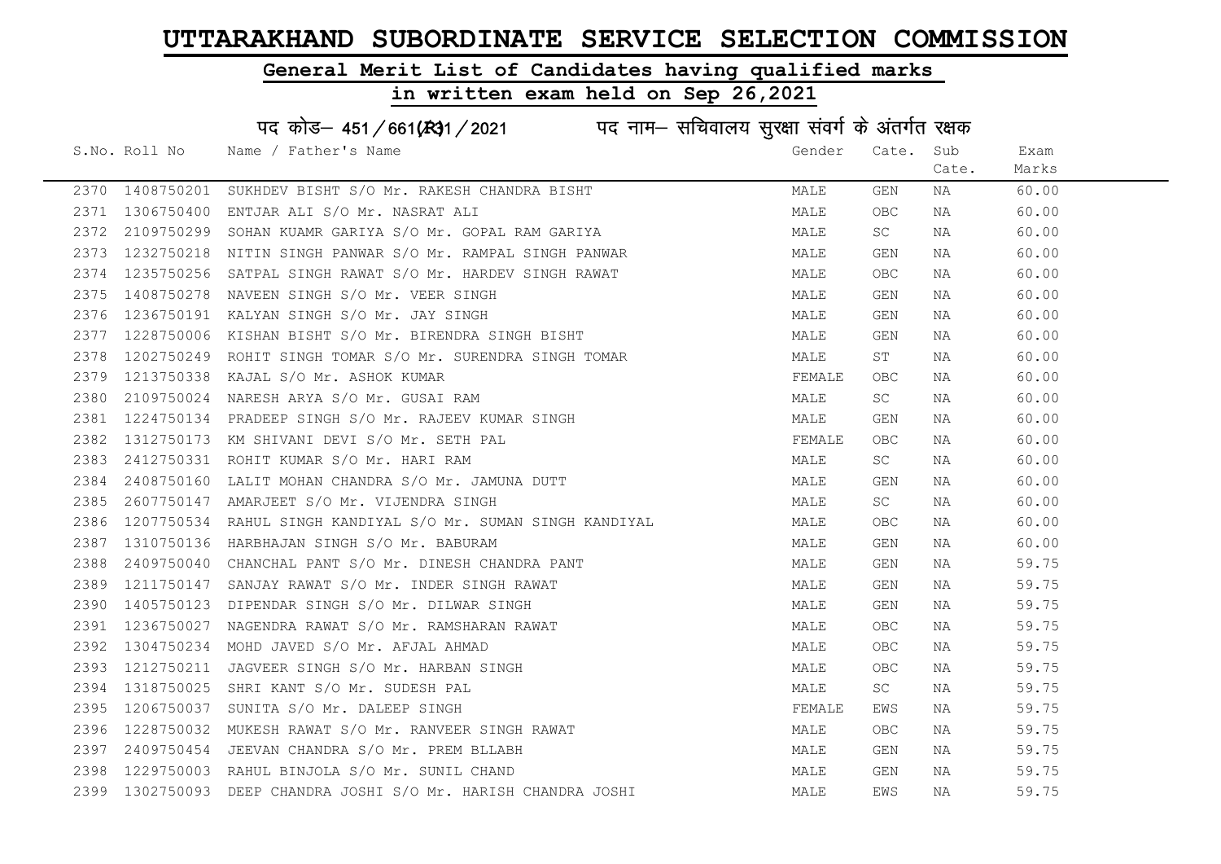# UTTARAKHAND SUBORDINATE SERVICE SELECTION COMMISSION

## General Merit List of Candidates having qualified marks

## in written exam held on Sep 26,2021

पद कोड– 451/661(R)1/2021 पद नाम– सचिवालय सुरक्षा संवर्ग के अंतर्गत रक्षक

| S.No. | Roll No | Name / Father's Name | Gender | Cate. | Sub Cate. | Exam Marks |
|---|---|---|---|---|---|---|
| 2370 | 1408750201 | SUKHDEV BISHT S/O Mr. RAKESH CHANDRA BISHT | MALE | GEN | NA | 60.00 |
| 2371 | 1306750400 | ENTJAR ALI S/O Mr. NASRAT ALI | MALE | OBC | NA | 60.00 |
| 2372 | 2109750299 | SOHAN KUAMR GARIYA S/O Mr. GOPAL RAM GARIYA | MALE | SC | NA | 60.00 |
| 2373 | 1232750218 | NITIN SINGH PANWAR S/O Mr. RAMPAL SINGH PANWAR | MALE | GEN | NA | 60.00 |
| 2374 | 1235750256 | SATPAL SINGH RAWAT S/O Mr. HARDEV SINGH RAWAT | MALE | OBC | NA | 60.00 |
| 2375 | 1408750278 | NAVEEN SINGH S/O Mr. VEER SINGH | MALE | GEN | NA | 60.00 |
| 2376 | 1236750191 | KALYAN SINGH S/O Mr. JAY SINGH | MALE | GEN | NA | 60.00 |
| 2377 | 1228750006 | KISHAN BISHT S/O Mr. BIRENDRA SINGH BISHT | MALE | GEN | NA | 60.00 |
| 2378 | 1202750249 | ROHIT SINGH TOMAR S/O Mr. SURENDRA SINGH TOMAR | MALE | ST | NA | 60.00 |
| 2379 | 1213750338 | KAJAL S/O Mr. ASHOK KUMAR | FEMALE | OBC | NA | 60.00 |
| 2380 | 2109750024 | NARESH ARYA S/O Mr. GUSAI RAM | MALE | SC | NA | 60.00 |
| 2381 | 1224750134 | PRADEEP SINGH S/O Mr. RAJEEV KUMAR SINGH | MALE | GEN | NA | 60.00 |
| 2382 | 1312750173 | KM SHIVANI DEVI S/O Mr. SETH PAL | FEMALE | OBC | NA | 60.00 |
| 2383 | 2412750331 | ROHIT KUMAR S/O Mr. HARI RAM | MALE | SC | NA | 60.00 |
| 2384 | 2408750160 | LALIT MOHAN CHANDRA S/O Mr. JAMUNA DUTT | MALE | GEN | NA | 60.00 |
| 2385 | 2607750147 | AMARJEET S/O Mr. VIJENDRA SINGH | MALE | SC | NA | 60.00 |
| 2386 | 1207750534 | RAHUL SINGH KANDIYAL S/O Mr. SUMAN SINGH KANDIYAL | MALE | OBC | NA | 60.00 |
| 2387 | 1310750136 | HARBHAJAN SINGH S/O Mr. BABURAM | MALE | GEN | NA | 60.00 |
| 2388 | 2409750040 | CHANCHAL PANT S/O Mr. DINESH CHANDRA PANT | MALE | GEN | NA | 59.75 |
| 2389 | 1211750147 | SANJAY RAWAT S/O Mr. INDER SINGH RAWAT | MALE | GEN | NA | 59.75 |
| 2390 | 1405750123 | DIPENDAR SINGH S/O Mr. DILWAR SINGH | MALE | GEN | NA | 59.75 |
| 2391 | 1236750027 | NAGENDRA RAWAT S/O Mr. RAMSHARAN RAWAT | MALE | OBC | NA | 59.75 |
| 2392 | 1304750234 | MOHD JAVED S/O Mr. AFJAL AHMAD | MALE | OBC | NA | 59.75 |
| 2393 | 1212750211 | JAGVEER SINGH S/O Mr. HARBAN SINGH | MALE | OBC | NA | 59.75 |
| 2394 | 1318750025 | SHRI KANT S/O Mr. SUDESH PAL | MALE | SC | NA | 59.75 |
| 2395 | 1206750037 | SUNITA S/O Mr. DALEEP SINGH | FEMALE | EWS | NA | 59.75 |
| 2396 | 1228750032 | MUKESH RAWAT S/O Mr. RANVEER SINGH RAWAT | MALE | OBC | NA | 59.75 |
| 2397 | 2409750454 | JEEVAN CHANDRA S/O Mr. PREM BLLABH | MALE | GEN | NA | 59.75 |
| 2398 | 1229750003 | RAHUL BINJOLA S/O Mr. SUNIL CHAND | MALE | GEN | NA | 59.75 |
| 2399 | 1302750093 | DEEP CHANDRA JOSHI S/O Mr. HARISH CHANDRA JOSHI | MALE | EWS | NA | 59.75 |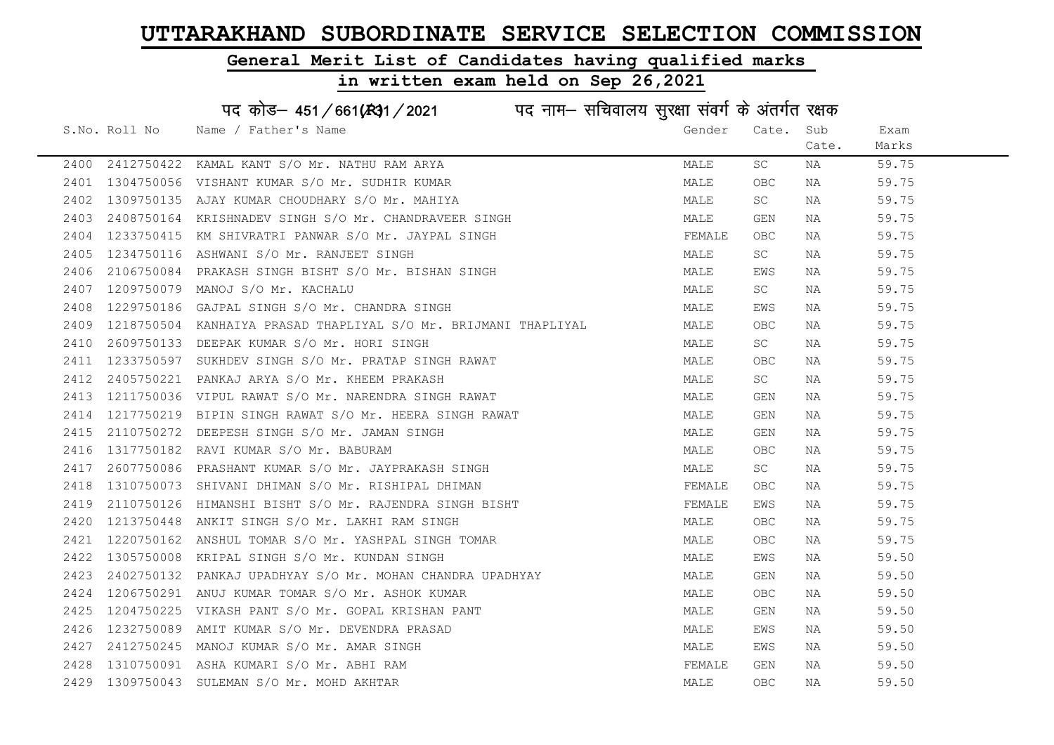# UTTARAKHAND SUBORDINATE SERVICE SELECTION COMMISSION

## General Merit List of Candidates having qualified marks

## in written exam held on Sep 26,2021

पद कोड– 451/661(R)1/2021 पद नाम– सचिवालय सुरक्षा संवर्ग के अंतर्गत रक्षक

| S.No. | Roll No | Name / Father's Name | Gender | Cate. | Sub Cate. | Exam Marks |
|---|---|---|---|---|---|---|
| 2400 | 2412750422 | KAMAL KANT S/O Mr. NATHU RAM ARYA | MALE | SC | NA | 59.75 |
| 2401 | 1304750056 | VISHANT KUMAR S/O Mr. SUDHIR KUMAR | MALE | OBC | NA | 59.75 |
| 2402 | 1309750135 | AJAY KUMAR CHOUDHARY S/O Mr. MAHIYA | MALE | SC | NA | 59.75 |
| 2403 | 2408750164 | KRISHNADEV SINGH S/O Mr. CHANDRAVEER SINGH | MALE | GEN | NA | 59.75 |
| 2404 | 1233750415 | KM SHIVRATRI PANWAR S/O Mr. JAYPAL SINGH | FEMALE | OBC | NA | 59.75 |
| 2405 | 1234750116 | ASHWANI S/O Mr. RANJEET SINGH | MALE | SC | NA | 59.75 |
| 2406 | 2106750084 | PRAKASH SINGH BISHT S/O Mr. BISHAN SINGH | MALE | EWS | NA | 59.75 |
| 2407 | 1209750079 | MANOJ S/O Mr. KACHALU | MALE | SC | NA | 59.75 |
| 2408 | 1229750186 | GAJPAL SINGH S/O Mr. CHANDRA SINGH | MALE | EWS | NA | 59.75 |
| 2409 | 1218750504 | KANHAIYA PRASAD THAPLIYAL S/O Mr. BRIJMANI THAPLIYAL | MALE | OBC | NA | 59.75 |
| 2410 | 2609750133 | DEEPAK KUMAR S/O Mr. HORI SINGH | MALE | SC | NA | 59.75 |
| 2411 | 1233750597 | SUKHDEV SINGH S/O Mr. PRATAP SINGH RAWAT | MALE | OBC | NA | 59.75 |
| 2412 | 2405750221 | PANKAJ ARYA S/O Mr. KHEEM PRAKASH | MALE | SC | NA | 59.75 |
| 2413 | 1211750036 | VIPUL RAWAT S/O Mr. NARENDRA SINGH RAWAT | MALE | GEN | NA | 59.75 |
| 2414 | 1217750219 | BIPIN SINGH RAWAT S/O Mr. HEERA SINGH RAWAT | MALE | GEN | NA | 59.75 |
| 2415 | 2110750272 | DEEPESH SINGH S/O Mr. JAMAN SINGH | MALE | GEN | NA | 59.75 |
| 2416 | 1317750182 | RAVI KUMAR S/O Mr. BABURAM | MALE | OBC | NA | 59.75 |
| 2417 | 2607750086 | PRASHANT KUMAR S/O Mr. JAYPRAKASH SINGH | MALE | SC | NA | 59.75 |
| 2418 | 1310750073 | SHIVANI DHIMAN S/O Mr. RISHIPAL DHIMAN | FEMALE | OBC | NA | 59.75 |
| 2419 | 2110750126 | HIMANSHI BISHT S/O Mr. RAJENDRA SINGH BISHT | FEMALE | EWS | NA | 59.75 |
| 2420 | 1213750448 | ANKIT SINGH S/O Mr. LAKHI RAM SINGH | MALE | OBC | NA | 59.75 |
| 2421 | 1220750162 | ANSHUL TOMAR S/O Mr. YASHPAL SINGH TOMAR | MALE | OBC | NA | 59.75 |
| 2422 | 1305750008 | KRIPAL SINGH S/O Mr. KUNDAN SINGH | MALE | EWS | NA | 59.50 |
| 2423 | 2402750132 | PANKAJ UPADHYAY S/O Mr. MOHAN CHANDRA UPADHYAY | MALE | GEN | NA | 59.50 |
| 2424 | 1206750291 | ANUJ KUMAR TOMAR S/O Mr. ASHOK KUMAR | MALE | OBC | NA | 59.50 |
| 2425 | 1204750225 | VIKASH PANT S/O Mr. GOPAL KRISHAN PANT | MALE | GEN | NA | 59.50 |
| 2426 | 1232750089 | AMIT KUMAR S/O Mr. DEVENDRA PRASAD | MALE | EWS | NA | 59.50 |
| 2427 | 2412750245 | MANOJ KUMAR S/O Mr. AMAR SINGH | MALE | EWS | NA | 59.50 |
| 2428 | 1310750091 | ASHA KUMARI S/O Mr. ABHI RAM | FEMALE | GEN | NA | 59.50 |
| 2429 | 1309750043 | SULEMAN S/O Mr. MOHD AKHTAR | MALE | OBC | NA | 59.50 |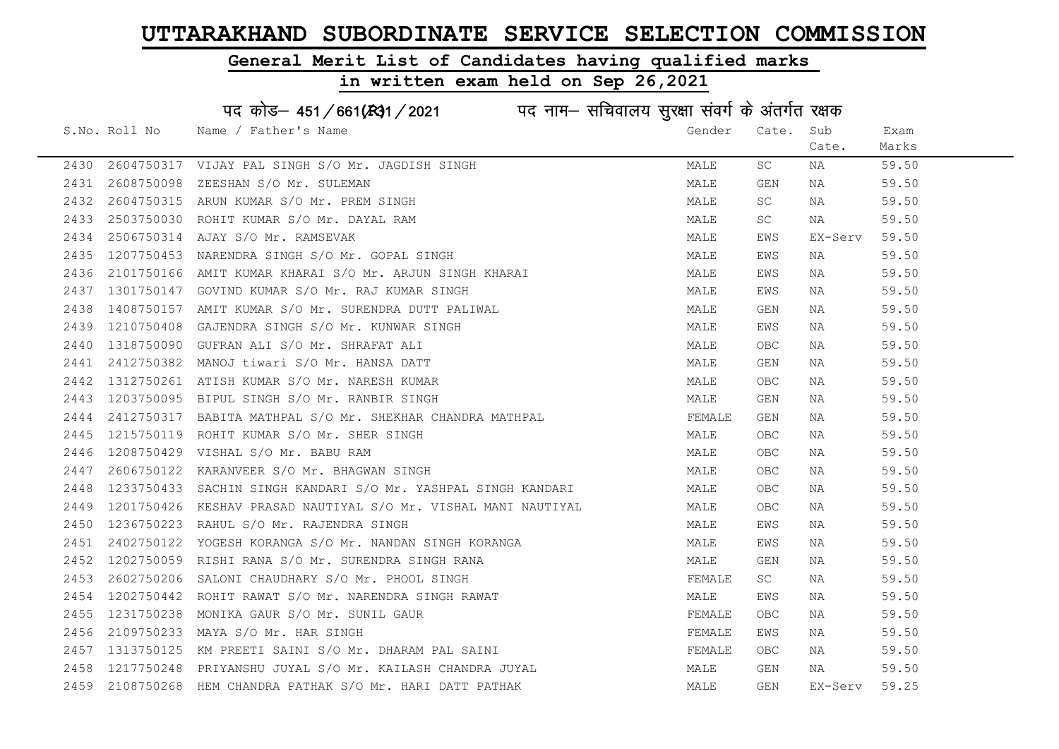# UTTARAKHAND SUBORDINATE SERVICE SELECTION COMMISSION

## General Merit List of Candidates having qualified marks

## in written exam held on Sep 26,2021

पद कोड– 451/661(R)1/2021 पद नाम– सचिवालय सुरक्षा संवर्ग के अंतर्गत रक्षक

| S.No. | Roll No | Name / Father's Name | Gender | Cate. | Sub Cate. | Exam Marks |
|---|---|---|---|---|---|---|
| 2430 | 2604750317 | VIJAY PAL SINGH S/O Mr. JAGDISH SINGH | MALE | SC | NA | 59.50 |
| 2431 | 2608750098 | ZEESHAN S/O Mr. SULEMAN | MALE | GEN | NA | 59.50 |
| 2432 | 2604750315 | ARUN KUMAR S/O Mr. PREM SINGH | MALE | SC | NA | 59.50 |
| 2433 | 2503750030 | ROHIT KUMAR S/O Mr. DAYAL RAM | MALE | SC | NA | 59.50 |
| 2434 | 2506750314 | AJAY S/O Mr. RAMSEVAK | MALE | EWS | EX-Serv | 59.50 |
| 2435 | 1207750453 | NARENDRA SINGH S/O Mr. GOPAL SINGH | MALE | EWS | NA | 59.50 |
| 2436 | 2101750166 | AMIT KUMAR KHARAI S/O Mr. ARJUN SINGH KHARAI | MALE | EWS | NA | 59.50 |
| 2437 | 1301750147 | GOVIND KUMAR S/O Mr. RAJ KUMAR SINGH | MALE | EWS | NA | 59.50 |
| 2438 | 1408750157 | AMIT KUMAR S/O Mr. SURENDRA DUTT PALIWAL | MALE | GEN | NA | 59.50 |
| 2439 | 1210750408 | GAJENDRA SINGH S/O Mr. KUNWAR SINGH | MALE | EWS | NA | 59.50 |
| 2440 | 1318750090 | GUFRAN ALI S/O Mr. SHRAFAT ALI | MALE | OBC | NA | 59.50 |
| 2441 | 2412750382 | MANOJ tiwari S/O Mr. HANSA DATT | MALE | GEN | NA | 59.50 |
| 2442 | 1312750261 | ATISH KUMAR S/O Mr. NARESH KUMAR | MALE | OBC | NA | 59.50 |
| 2443 | 1203750095 | BIPUL SINGH S/O Mr. RANBIR SINGH | MALE | GEN | NA | 59.50 |
| 2444 | 2412750317 | BABITA MATHPAL S/O Mr. SHEKHAR CHANDRA MATHPAL | FEMALE | GEN | NA | 59.50 |
| 2445 | 1215750119 | ROHIT KUMAR S/O Mr. SHER SINGH | MALE | OBC | NA | 59.50 |
| 2446 | 1208750429 | VISHAL S/O Mr. BABU RAM | MALE | OBC | NA | 59.50 |
| 2447 | 2606750122 | KARANVEER S/O Mr. BHAGWAN SINGH | MALE | OBC | NA | 59.50 |
| 2448 | 1233750433 | SACHIN SINGH KANDARI S/O Mr. YASHPAL SINGH KANDARI | MALE | OBC | NA | 59.50 |
| 2449 | 1201750426 | KESHAV PRASAD NAUTIYAL S/O Mr. VISHAL MANI NAUTIYAL | MALE | OBC | NA | 59.50 |
| 2450 | 1236750223 | RAHUL S/O Mr. RAJENDRA SINGH | MALE | EWS | NA | 59.50 |
| 2451 | 2402750122 | YOGESH KORANGA S/O Mr. NANDAN SINGH KORANGA | MALE | EWS | NA | 59.50 |
| 2452 | 1202750059 | RISHI RANA S/O Mr. SURENDRA SINGH RANA | MALE | GEN | NA | 59.50 |
| 2453 | 2602750206 | SALONI CHAUDHARY S/O Mr. PHOOL SINGH | FEMALE | SC | NA | 59.50 |
| 2454 | 1202750442 | ROHIT RAWAT S/O Mr. NARENDRA SINGH RAWAT | MALE | EWS | NA | 59.50 |
| 2455 | 1231750238 | MONIKA GAUR S/O Mr. SUNIL GAUR | FEMALE | OBC | NA | 59.50 |
| 2456 | 2109750233 | MAYA S/O Mr. HAR SINGH | FEMALE | EWS | NA | 59.50 |
| 2457 | 1313750125 | KM PREETI SAINI S/O Mr. DHARAM PAL SAINI | FEMALE | OBC | NA | 59.50 |
| 2458 | 1217750248 | PRIYANSHU JUYAL S/O Mr. KAILASH CHANDRA JUYAL | MALE | GEN | NA | 59.50 |
| 2459 | 2108750268 | HEM CHANDRA PATHAK S/O Mr. HARI DATT PATHAK | MALE | GEN | EX-Serv | 59.25 |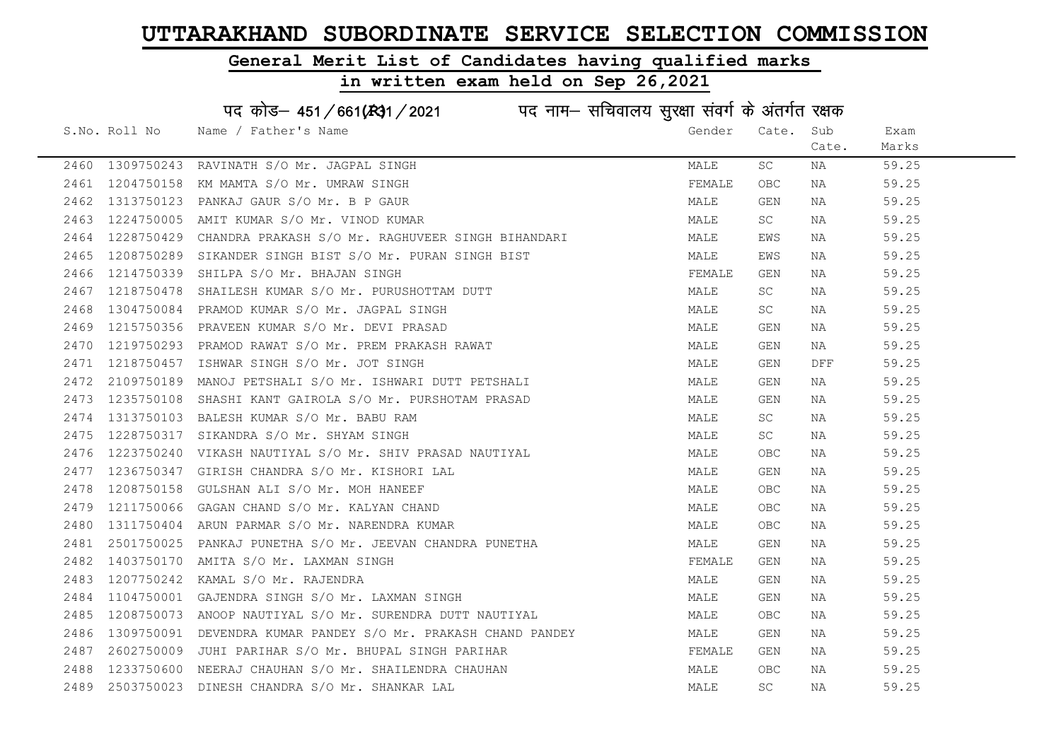# UTTARAKHAND SUBORDINATE SERVICE SELECTION COMMISSION

## General Merit List of Candidates having qualified marks

## in written exam held on Sep 26,2021

पद कोड– 451/661(R)1/2021 पद नाम– सचिवालय सुरक्षा संवर्ग के अंतर्गत रक्षक

| S.No. | Roll No | Name / Father's Name | Gender | Cate. | Sub Cate. | Exam Marks |
|---|---|---|---|---|---|---|
| 2460 | 1309750243 | RAVINATH S/O Mr. JAGPAL SINGH | MALE | SC | NA | 59.25 |
| 2461 | 1204750158 | KM MAMTA S/O Mr. UMRAW SINGH | FEMALE | OBC | NA | 59.25 |
| 2462 | 1313750123 | PANKAJ GAUR S/O Mr. B P GAUR | MALE | GEN | NA | 59.25 |
| 2463 | 1224750005 | AMIT KUMAR S/O Mr. VINOD KUMAR | MALE | SC | NA | 59.25 |
| 2464 | 1228750429 | CHANDRA PRAKASH S/O Mr. RAGHUVEER SINGH BIHANDARI | MALE | EWS | NA | 59.25 |
| 2465 | 1208750289 | SIKANDER SINGH BIST S/O Mr. PURAN SINGH BIST | MALE | EWS | NA | 59.25 |
| 2466 | 1214750339 | SHILPA S/O Mr. BHAJAN SINGH | FEMALE | GEN | NA | 59.25 |
| 2467 | 1218750478 | SHAILESH KUMAR S/O Mr. PURUSHOTTAM DUTT | MALE | SC | NA | 59.25 |
| 2468 | 1304750084 | PRAMOD KUMAR S/O Mr. JAGPAL SINGH | MALE | SC | NA | 59.25 |
| 2469 | 1215750356 | PRAVEEN KUMAR S/O Mr. DEVI PRASAD | MALE | GEN | NA | 59.25 |
| 2470 | 1219750293 | PRAMOD RAWAT S/O Mr. PREM PRAKASH RAWAT | MALE | GEN | NA | 59.25 |
| 2471 | 1218750457 | ISHWAR SINGH S/O Mr. JOT SINGH | MALE | GEN | DFF | 59.25 |
| 2472 | 2109750189 | MANOJ PETSHALI S/O Mr. ISHWARI DUTT PETSHALI | MALE | GEN | NA | 59.25 |
| 2473 | 1235750108 | SHASHI KANT GAIROLA S/O Mr. PURSHOTAM PRASAD | MALE | GEN | NA | 59.25 |
| 2474 | 1313750103 | BALESH KUMAR S/O Mr. BABU RAM | MALE | SC | NA | 59.25 |
| 2475 | 1228750317 | SIKANDRA S/O Mr. SHYAM SINGH | MALE | SC | NA | 59.25 |
| 2476 | 1223750240 | VIKASH NAUTIYAL S/O Mr. SHIV PRASAD NAUTIYAL | MALE | OBC | NA | 59.25 |
| 2477 | 1236750347 | GIRISH CHANDRA S/O Mr. KISHORI LAL | MALE | GEN | NA | 59.25 |
| 2478 | 1208750158 | GULSHAN ALI S/O Mr. MOH HANEEF | MALE | OBC | NA | 59.25 |
| 2479 | 1211750066 | GAGAN CHAND S/O Mr. KALYAN CHAND | MALE | OBC | NA | 59.25 |
| 2480 | 1311750404 | ARUN PARMAR S/O Mr. NARENDRA KUMAR | MALE | OBC | NA | 59.25 |
| 2481 | 2501750025 | PANKAJ PUNETHA S/O Mr. JEEVAN CHANDRA PUNETHA | MALE | GEN | NA | 59.25 |
| 2482 | 1403750170 | AMITA S/O Mr. LAXMAN SINGH | FEMALE | GEN | NA | 59.25 |
| 2483 | 1207750242 | KAMAL S/O Mr. RAJENDRA | MALE | GEN | NA | 59.25 |
| 2484 | 1104750001 | GAJENDRA SINGH S/O Mr. LAXMAN SINGH | MALE | GEN | NA | 59.25 |
| 2485 | 1208750073 | ANOOP NAUTIYAL S/O Mr. SURENDRA DUTT NAUTIYAL | MALE | OBC | NA | 59.25 |
| 2486 | 1309750091 | DEVENDRA KUMAR PANDEY S/O Mr. PRAKASH CHAND PANDEY | MALE | GEN | NA | 59.25 |
| 2487 | 2602750009 | JUHI PARIHAR S/O Mr. BHUPAL SINGH PARIHAR | FEMALE | GEN | NA | 59.25 |
| 2488 | 1233750600 | NEERAJ CHAUHAN S/O Mr. SHAILENDRA CHAUHAN | MALE | OBC | NA | 59.25 |
| 2489 | 2503750023 | DINESH CHANDRA S/O Mr. SHANKAR LAL | MALE | SC | NA | 59.25 |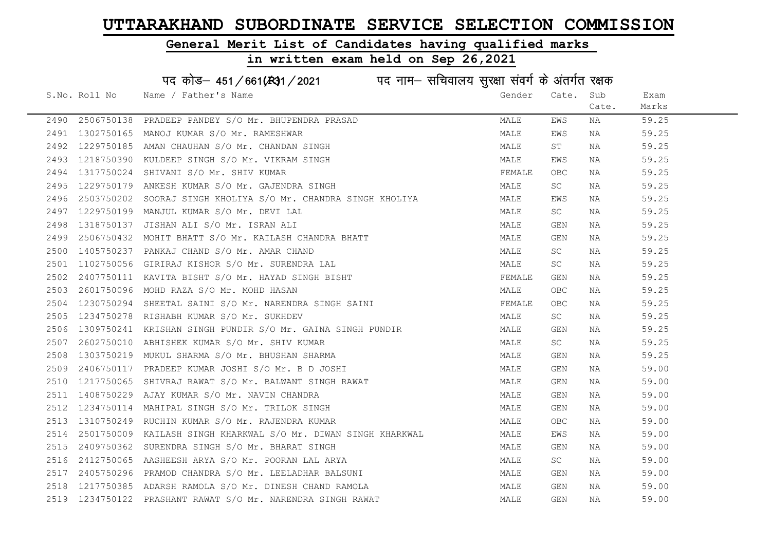# UTTARAKHAND SUBORDINATE SERVICE SELECTION COMMISSION

## General Merit List of Candidates having qualified marks

## in written exam held on Sep 26,2021

पद कोड– 451/661(R)1/2021 पद नाम– सचिवालय सुरक्षा संवर्ग के अंतर्गत रक्षक

| S.No. | Roll No | Name / Father's Name | Gender | Cate. | Sub Cate. | Exam Marks |
|---|---|---|---|---|---|---|
| 2490 | 2506750138 | PRADEEP PANDEY S/O Mr. BHUPENDRA PRASAD | MALE | EWS | NA | 59.25 |
| 2491 | 1302750165 | MANOJ KUMAR S/O Mr. RAMESHWAR | MALE | EWS | NA | 59.25 |
| 2492 | 1229750185 | AMAN CHAUHAN S/O Mr. CHANDAN SINGH | MALE | ST | NA | 59.25 |
| 2493 | 1218750390 | KULDEEP SINGH S/O Mr. VIKRAM SINGH | MALE | EWS | NA | 59.25 |
| 2494 | 1317750024 | SHIVANI S/O Mr. SHIV KUMAR | FEMALE | OBC | NA | 59.25 |
| 2495 | 1229750179 | ANKESH KUMAR S/O Mr. GAJENDRA SINGH | MALE | SC | NA | 59.25 |
| 2496 | 2503750202 | SOORAJ SINGH KHOLIYA S/O Mr. CHANDRA SINGH KHOLIYA | MALE | EWS | NA | 59.25 |
| 2497 | 1229750199 | MANJUL KUMAR S/O Mr. DEVI LAL | MALE | SC | NA | 59.25 |
| 2498 | 1318750137 | JISHAN ALI S/O Mr. ISRAN ALI | MALE | GEN | NA | 59.25 |
| 2499 | 2506750432 | MOHIT BHATT S/O Mr. KAILASH CHANDRA BHATT | MALE | GEN | NA | 59.25 |
| 2500 | 1405750237 | PANKAJ CHAND S/O Mr. AMAR CHAND | MALE | SC | NA | 59.25 |
| 2501 | 1102750056 | GIRIRAJ KISHOR S/O Mr. SURENDRA LAL | MALE | SC | NA | 59.25 |
| 2502 | 2407750111 | KAVITA BISHT S/O Mr. HAYAD SINGH BISHT | FEMALE | GEN | NA | 59.25 |
| 2503 | 2601750096 | MOHD RAZA S/O Mr. MOHD HASAN | MALE | OBC | NA | 59.25 |
| 2504 | 1230750294 | SHEETAL SAINI S/O Mr. NARENDRA SINGH SAINI | FEMALE | OBC | NA | 59.25 |
| 2505 | 1234750278 | RISHABH KUMAR S/O Mr. SUKHDEV | MALE | SC | NA | 59.25 |
| 2506 | 1309750241 | KRISHAN SINGH PUNDIR S/O Mr. GAINA SINGH PUNDIR | MALE | GEN | NA | 59.25 |
| 2507 | 2602750010 | ABHISHEK KUMAR S/O Mr. SHIV KUMAR | MALE | SC | NA | 59.25 |
| 2508 | 1303750219 | MUKUL SHARMA S/O Mr. BHUSHAN SHARMA | MALE | GEN | NA | 59.25 |
| 2509 | 2406750117 | PRADEEP KUMAR JOSHI S/O Mr. B D JOSHI | MALE | GEN | NA | 59.00 |
| 2510 | 1217750065 | SHIVRAJ RAWAT S/O Mr. BALWANT SINGH RAWAT | MALE | GEN | NA | 59.00 |
| 2511 | 1408750229 | AJAY KUMAR S/O Mr. NAVIN CHANDRA | MALE | GEN | NA | 59.00 |
| 2512 | 1234750114 | MAHIPAL SINGH S/O Mr. TRILOK SINGH | MALE | GEN | NA | 59.00 |
| 2513 | 1310750249 | RUCHIN KUMAR S/O Mr. RAJENDRA KUMAR | MALE | OBC | NA | 59.00 |
| 2514 | 2501750009 | KAILASH SINGH KHARKWAL S/O Mr. DIWAN SINGH KHARKWAL | MALE | EWS | NA | 59.00 |
| 2515 | 2409750362 | SURENDRA SINGH S/O Mr. BHARAT SINGH | MALE | GEN | NA | 59.00 |
| 2516 | 2412750065 | AASHEESH ARYA S/O Mr. POORAN LAL ARYA | MALE | SC | NA | 59.00 |
| 2517 | 2405750296 | PRAMOD CHANDRA S/O Mr. LEELADHAR BALSUNI | MALE | GEN | NA | 59.00 |
| 2518 | 1217750385 | ADARSH RAMOLA S/O Mr. DINESH CHAND RAMOLA | MALE | GEN | NA | 59.00 |
| 2519 | 1234750122 | PRASHANT RAWAT S/O Mr. NARENDRA SINGH RAWAT | MALE | GEN | NA | 59.00 |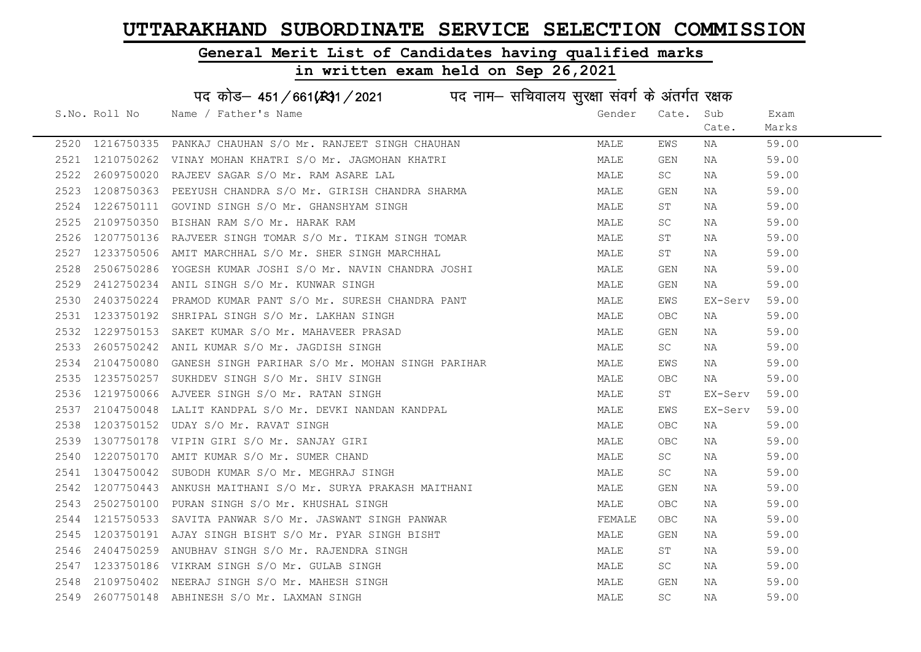# UTTARAKHAND SUBORDINATE SERVICE SELECTION COMMISSION

## General Merit List of Candidates having qualified marks

## in written exam held on Sep 26,2021

पद कोड– 451/661(R)1/2021 पद नाम– सचिवालय सुरक्षा संवर्ग के अंतर्गत रक्षक

| S.No. | Roll No | Name / Father's Name | Gender | Cate. | Sub Cate. | Exam Marks |
|---|---|---|---|---|---|---|
| 2520 | 1216750335 | PANKAJ CHAUHAN S/O Mr. RANJEET SINGH CHAUHAN | MALE | EWS | NA | 59.00 |
| 2521 | 1210750262 | VINAY MOHAN KHATRI S/O Mr. JAGMOHAN KHATRI | MALE | GEN | NA | 59.00 |
| 2522 | 2609750020 | RAJEEV SAGAR S/O Mr. RAM ASARE LAL | MALE | SC | NA | 59.00 |
| 2523 | 1208750363 | PEEYUSH CHANDRA S/O Mr. GIRISH CHANDRA SHARMA | MALE | GEN | NA | 59.00 |
| 2524 | 1226750111 | GOVIND SINGH S/O Mr. GHANSHYAM SINGH | MALE | ST | NA | 59.00 |
| 2525 | 2109750350 | BISHAN RAM S/O Mr. HARAK RAM | MALE | SC | NA | 59.00 |
| 2526 | 1207750136 | RAJVEER SINGH TOMAR S/O Mr. TIKAM SINGH TOMAR | MALE | ST | NA | 59.00 |
| 2527 | 1233750506 | AMIT MARCHHAL S/O Mr. SHER SINGH MARCHHAL | MALE | ST | NA | 59.00 |
| 2528 | 2506750286 | YOGESH KUMAR JOSHI S/O Mr. NAVIN CHANDRA JOSHI | MALE | GEN | NA | 59.00 |
| 2529 | 2412750234 | ANIL SINGH S/O Mr. KUNWAR SINGH | MALE | GEN | NA | 59.00 |
| 2530 | 2403750224 | PRAMOD KUMAR PANT S/O Mr. SURESH CHANDRA PANT | MALE | EWS | EX-Serv | 59.00 |
| 2531 | 1233750192 | SHRIPAL SINGH S/O Mr. LAKHAN SINGH | MALE | OBC | NA | 59.00 |
| 2532 | 1229750153 | SAKET KUMAR S/O Mr. MAHAVEER PRASAD | MALE | GEN | NA | 59.00 |
| 2533 | 2605750242 | ANIL KUMAR S/O Mr. JAGDISH SINGH | MALE | SC | NA | 59.00 |
| 2534 | 2104750080 | GANESH SINGH PARIHAR S/O Mr. MOHAN SINGH PARIHAR | MALE | EWS | NA | 59.00 |
| 2535 | 1235750257 | SUKHDEV SINGH S/O Mr. SHIV SINGH | MALE | OBC | NA | 59.00 |
| 2536 | 1219750066 | AJVEER SINGH S/O Mr. RATAN SINGH | MALE | ST | EX-Serv | 59.00 |
| 2537 | 2104750048 | LALIT KANDPAL S/O Mr. DEVKI NANDAN KANDPAL | MALE | EWS | EX-Serv | 59.00 |
| 2538 | 1203750152 | UDAY S/O Mr. RAVAT SINGH | MALE | OBC | NA | 59.00 |
| 2539 | 1307750178 | VIPIN GIRI S/O Mr. SANJAY GIRI | MALE | OBC | NA | 59.00 |
| 2540 | 1220750170 | AMIT KUMAR S/O Mr. SUMER CHAND | MALE | SC | NA | 59.00 |
| 2541 | 1304750042 | SUBODH KUMAR S/O Mr. MEGHRAJ SINGH | MALE | SC | NA | 59.00 |
| 2542 | 1207750443 | ANKUSH MAITHANI S/O Mr. SURYA PRAKASH MAITHANI | MALE | GEN | NA | 59.00 |
| 2543 | 2502750100 | PURAN SINGH S/O Mr. KHUSHAL SINGH | MALE | OBC | NA | 59.00 |
| 2544 | 1215750533 | SAVITA PANWAR S/O Mr. JASWANT SINGH PANWAR | FEMALE | OBC | NA | 59.00 |
| 2545 | 1203750191 | AJAY SINGH BISHT S/O Mr. PYAR SINGH BISHT | MALE | GEN | NA | 59.00 |
| 2546 | 2404750259 | ANUBHAV SINGH S/O Mr. RAJENDRA SINGH | MALE | ST | NA | 59.00 |
| 2547 | 1233750186 | VIKRAM SINGH S/O Mr. GULAB SINGH | MALE | SC | NA | 59.00 |
| 2548 | 2109750402 | NEERAJ SINGH S/O Mr. MAHESH SINGH | MALE | GEN | NA | 59.00 |
| 2549 | 2607750148 | ABHINESH S/O Mr. LAXMAN SINGH | MALE | SC | NA | 59.00 |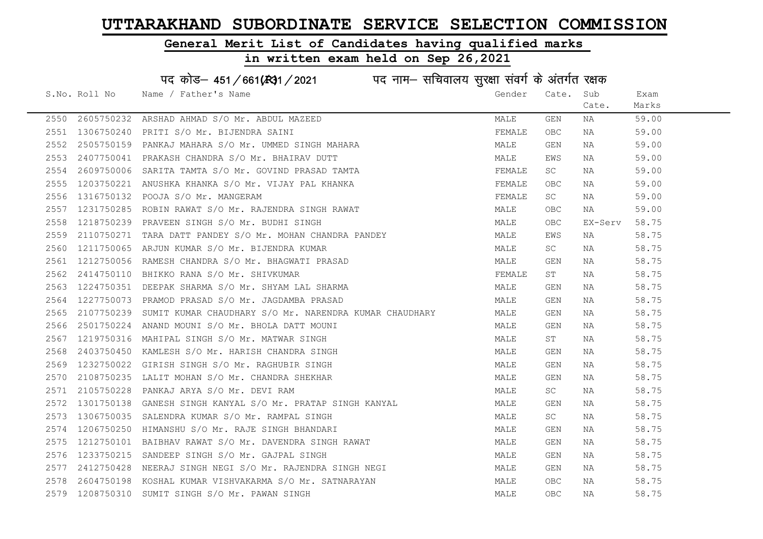# UTTARAKHAND SUBORDINATE SERVICE SELECTION COMMISSION

## General Merit List of Candidates having qualified marks

## in written exam held on Sep 26,2021

पद कोड– 451/661(R)1/2021 पद नाम– सचिवालय सुरक्षा संवर्ग के अंतर्गत रक्षक

| S.No. | Roll No | Name / Father's Name | Gender | Cate. | Sub Cate. | Exam Marks |
|---|---|---|---|---|---|---|
| 2550 | 2605750232 | ARSHAD AHMAD S/O Mr. ABDUL MAZEED | MALE | GEN | NA | 59.00 |
| 2551 | 1306750240 | PRITI S/O Mr. BIJENDRA SAINI | FEMALE | OBC | NA | 59.00 |
| 2552 | 2505750159 | PANKAJ MAHARA S/O Mr. UMMED SINGH MAHARA | MALE | GEN | NA | 59.00 |
| 2553 | 2407750041 | PRAKASH CHANDRA S/O Mr. BHAIRAV DUTT | MALE | EWS | NA | 59.00 |
| 2554 | 2609750006 | SARITA TAMTA S/O Mr. GOVIND PRASAD TAMTA | FEMALE | SC | NA | 59.00 |
| 2555 | 1203750221 | ANUSHKA KHANKA S/O Mr. VIJAY PAL KHANKA | FEMALE | OBC | NA | 59.00 |
| 2556 | 1316750132 | POOJA S/O Mr. MANGERAM | FEMALE | SC | NA | 59.00 |
| 2557 | 1231750285 | ROBIN RAWAT S/O Mr. RAJENDRA SINGH RAWAT | MALE | OBC | NA | 59.00 |
| 2558 | 1218750239 | PRAVEEN SINGH S/O Mr. BUDHI SINGH | MALE | OBC | EX-Serv | 58.75 |
| 2559 | 2110750271 | TARA DATT PANDEY S/O Mr. MOHAN CHANDRA PANDEY | MALE | EWS | NA | 58.75 |
| 2560 | 1211750065 | ARJUN KUMAR S/O Mr. BIJENDRA KUMAR | MALE | SC | NA | 58.75 |
| 2561 | 1212750056 | RAMESH CHANDRA S/O Mr. BHAGWATI PRASAD | MALE | GEN | NA | 58.75 |
| 2562 | 2414750110 | BHIKKO RANA S/O Mr. SHIVKUMAR | FEMALE | ST | NA | 58.75 |
| 2563 | 1224750351 | DEEPAK SHARMA S/O Mr. SHYAM LAL SHARMA | MALE | GEN | NA | 58.75 |
| 2564 | 1227750073 | PRAMOD PRASAD S/O Mr. JAGDAMBA PRASAD | MALE | GEN | NA | 58.75 |
| 2565 | 2107750239 | SUMIT KUMAR CHAUDHARY S/O Mr. NARENDRA KUMAR CHAUDHARY | MALE | GEN | NA | 58.75 |
| 2566 | 2501750224 | ANAND MOUNI S/O Mr. BHOLA DATT MOUNI | MALE | GEN | NA | 58.75 |
| 2567 | 1219750316 | MAHIPAL SINGH S/O Mr. MATWAR SINGH | MALE | ST | NA | 58.75 |
| 2568 | 2403750450 | KAMLESH S/O Mr. HARISH CHANDRA SINGH | MALE | GEN | NA | 58.75 |
| 2569 | 1232750022 | GIRISH SINGH S/O Mr. RAGHUBIR SINGH | MALE | GEN | NA | 58.75 |
| 2570 | 2108750235 | LALIT MOHAN S/O Mr. CHANDRA SHEKHAR | MALE | GEN | NA | 58.75 |
| 2571 | 2105750228 | PANKAJ ARYA S/O Mr. DEVI RAM | MALE | SC | NA | 58.75 |
| 2572 | 1301750138 | GANESH SINGH KANYAL S/O Mr. PRATAP SINGH KANYAL | MALE | GEN | NA | 58.75 |
| 2573 | 1306750035 | SALENDRA KUMAR S/O Mr. RAMPAL SINGH | MALE | SC | NA | 58.75 |
| 2574 | 1206750250 | HIMANSHU S/O Mr. RAJE SINGH BHANDARI | MALE | GEN | NA | 58.75 |
| 2575 | 1212750101 | BAIBHAV RAWAT S/O Mr. DAVENDRA SINGH RAWAT | MALE | GEN | NA | 58.75 |
| 2576 | 1233750215 | SANDEEP SINGH S/O Mr. GAJPAL SINGH | MALE | GEN | NA | 58.75 |
| 2577 | 2412750428 | NEERAJ SINGH NEGI S/O Mr. RAJENDRA SINGH NEGI | MALE | GEN | NA | 58.75 |
| 2578 | 2604750198 | KOSHAL KUMAR VISHVAKARMA S/O Mr. SATNARAYAN | MALE | OBC | NA | 58.75 |
| 2579 | 1208750310 | SUMIT SINGH S/O Mr. PAWAN SINGH | MALE | OBC | NA | 58.75 |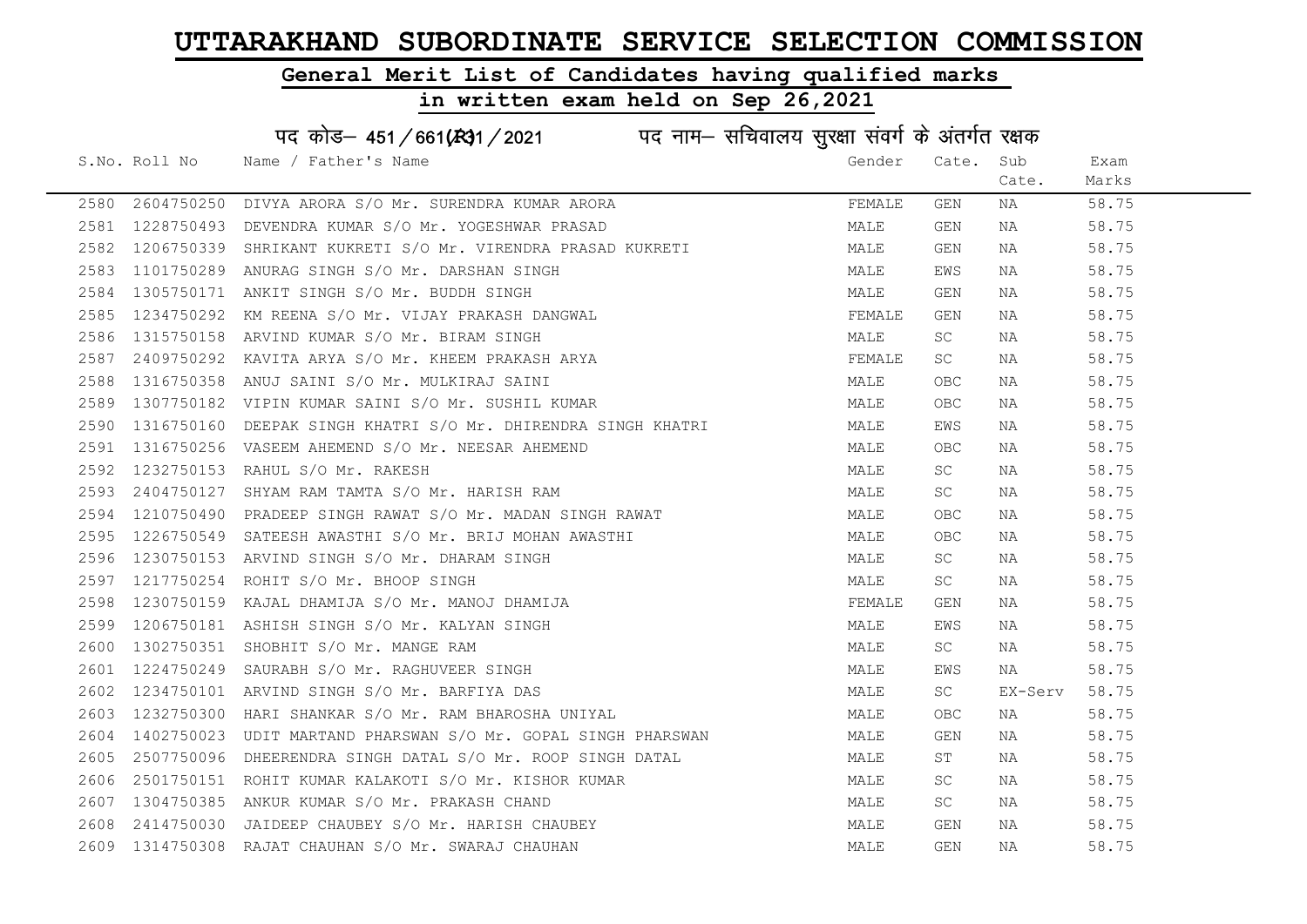# UTTARAKHAND SUBORDINATE SERVICE SELECTION COMMISSION

## General Merit List of Candidates having qualified marks

## in written exam held on Sep 26,2021

पद कोड– 451/661(R)1/2021 पद नाम– सचिवालय सुरक्षा संवर्ग के अंतर्गत रक्षक

| S.No. | Roll No | Name / Father's Name | Gender | Cate. | Sub Cate. | Exam Marks |
|---|---|---|---|---|---|---|
| 2580 | 2604750250 | DIVYA ARORA S/O Mr. SURENDRA KUMAR ARORA | FEMALE | GEN | NA | 58.75 |
| 2581 | 1228750493 | DEVENDRA KUMAR S/O Mr. YOGESHWAR PRASAD | MALE | GEN | NA | 58.75 |
| 2582 | 1206750339 | SHRIKANT KUKRETI S/O Mr. VIRENDRA PRASAD KUKRETI | MALE | GEN | NA | 58.75 |
| 2583 | 1101750289 | ANURAG SINGH S/O Mr. DARSHAN SINGH | MALE | EWS | NA | 58.75 |
| 2584 | 1305750171 | ANKIT SINGH S/O Mr. BUDDH SINGH | MALE | GEN | NA | 58.75 |
| 2585 | 1234750292 | KM REENA S/O Mr. VIJAY PRAKASH DANGWAL | FEMALE | GEN | NA | 58.75 |
| 2586 | 1315750158 | ARVIND KUMAR S/O Mr. BIRAM SINGH | MALE | SC | NA | 58.75 |
| 2587 | 2409750292 | KAVITA ARYA S/O Mr. KHEEM PRAKASH ARYA | FEMALE | SC | NA | 58.75 |
| 2588 | 1316750358 | ANUJ SAINI S/O Mr. MULKIRAJ SAINI | MALE | OBC | NA | 58.75 |
| 2589 | 1307750182 | VIPIN KUMAR SAINI S/O Mr. SUSHIL KUMAR | MALE | OBC | NA | 58.75 |
| 2590 | 1316750160 | DEEPAK SINGH KHATRI S/O Mr. DHIRENDRA SINGH KHATRI | MALE | EWS | NA | 58.75 |
| 2591 | 1316750256 | VASEEM AHEMEND S/O Mr. NEESAR AHEMEND | MALE | OBC | NA | 58.75 |
| 2592 | 1232750153 | RAHUL S/O Mr. RAKESH | MALE | SC | NA | 58.75 |
| 2593 | 2404750127 | SHYAM RAM TAMTA S/O Mr. HARISH RAM | MALE | SC | NA | 58.75 |
| 2594 | 1210750490 | PRADEEP SINGH RAWAT S/O Mr. MADAN SINGH RAWAT | MALE | OBC | NA | 58.75 |
| 2595 | 1226750549 | SATEESH AWASTHI S/O Mr. BRIJ MOHAN AWASTHI | MALE | OBC | NA | 58.75 |
| 2596 | 1230750153 | ARVIND SINGH S/O Mr. DHARAM SINGH | MALE | SC | NA | 58.75 |
| 2597 | 1217750254 | ROHIT S/O Mr. BHOOP SINGH | MALE | SC | NA | 58.75 |
| 2598 | 1230750159 | KAJAL DHAMIJA S/O Mr. MANOJ DHAMIJA | FEMALE | GEN | NA | 58.75 |
| 2599 | 1206750181 | ASHISH SINGH S/O Mr. KALYAN SINGH | MALE | EWS | NA | 58.75 |
| 2600 | 1302750351 | SHOBHIT S/O Mr. MANGE RAM | MALE | SC | NA | 58.75 |
| 2601 | 1224750249 | SAURABH S/O Mr. RAGHUVEER SINGH | MALE | EWS | NA | 58.75 |
| 2602 | 1234750101 | ARVIND SINGH S/O Mr. BARFIYA DAS | MALE | SC | EX-Serv | 58.75 |
| 2603 | 1232750300 | HARI SHANKAR S/O Mr. RAM BHAROSHA UNIYAL | MALE | OBC | NA | 58.75 |
| 2604 | 1402750023 | UDIT MARTAND PHARSWAN S/O Mr. GOPAL SINGH PHARSWAN | MALE | GEN | NA | 58.75 |
| 2605 | 2507750096 | DHEERENDRA SINGH DATAL S/O Mr. ROOP SINGH DATAL | MALE | ST | NA | 58.75 |
| 2606 | 2501750151 | ROHIT KUMAR KALAKOTI S/O Mr. KISHOR KUMAR | MALE | SC | NA | 58.75 |
| 2607 | 1304750385 | ANKUR KUMAR S/O Mr. PRAKASH CHAND | MALE | SC | NA | 58.75 |
| 2608 | 2414750030 | JAIDEEP CHAUBEY S/O Mr. HARISH CHAUBEY | MALE | GEN | NA | 58.75 |
| 2609 | 1314750308 | RAJAT CHAUHAN S/O Mr. SWARAJ CHAUHAN | MALE | GEN | NA | 58.75 |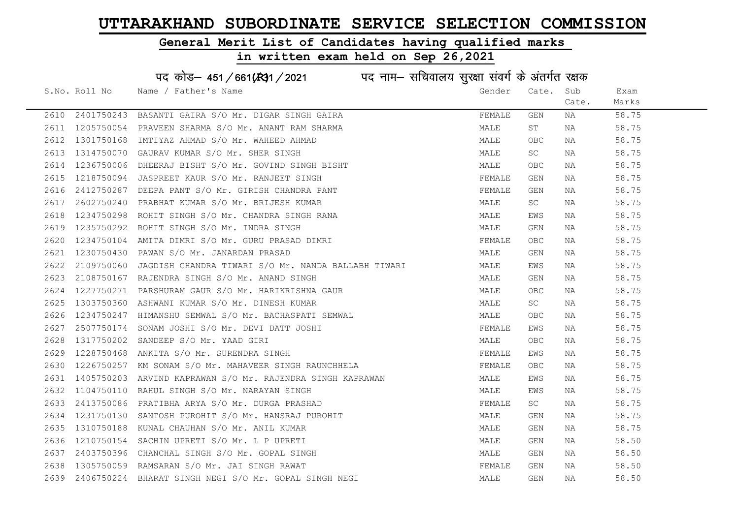# UTTARAKHAND SUBORDINATE SERVICE SELECTION COMMISSION

## General Merit List of Candidates having qualified marks

## in written exam held on Sep 26,2021

### पद कोड– 451/661(R31/2021 पद नाम– सचिवालय सुरक्षा संवर्ग के अंतर्गत रक्षक

| S.No. | Roll No | Name / Father's Name | Gender | Cate. | Sub Cate. | Exam Marks |
|---|---|---|---|---|---|---|
| 2610 | 2401750243 | BASANTI GAIRA S/O Mr. DIGAR SINGH GAIRA | FEMALE | GEN | NA | 58.75 |
| 2611 | 1205750054 | PRAVEEN SHARMA S/O Mr. ANANT RAM SHARMA | MALE | ST | NA | 58.75 |
| 2612 | 1301750168 | IMTIYAZ AHMAD S/O Mr. WAHEED AHMAD | MALE | OBC | NA | 58.75 |
| 2613 | 1314750070 | GAURAV KUMAR S/O Mr. SHER SINGH | MALE | SC | NA | 58.75 |
| 2614 | 1236750006 | DHEERAJ BISHT S/O Mr. GOVIND SINGH BISHT | MALE | OBC | NA | 58.75 |
| 2615 | 1218750094 | JASPREET KAUR S/O Mr. RANJEET SINGH | FEMALE | GEN | NA | 58.75 |
| 2616 | 2412750287 | DEEPA PANT S/O Mr. GIRISH CHANDRA PANT | FEMALE | GEN | NA | 58.75 |
| 2617 | 2602750240 | PRABHAT KUMAR S/O Mr. BRIJESH KUMAR | MALE | SC | NA | 58.75 |
| 2618 | 1234750298 | ROHIT SINGH S/O Mr. CHANDRA SINGH RANA | MALE | EWS | NA | 58.75 |
| 2619 | 1235750292 | ROHIT SINGH S/O Mr. INDRA SINGH | MALE | GEN | NA | 58.75 |
| 2620 | 1234750104 | AMITA DIMRI S/O Mr. GURU PRASAD DIMRI | FEMALE | OBC | NA | 58.75 |
| 2621 | 1230750430 | PAWAN S/O Mr. JANARDAN PRASAD | MALE | GEN | NA | 58.75 |
| 2622 | 2109750060 | JAGDISH CHANDRA TIWARI S/O Mr. NANDA BALLABH TIWARI | MALE | EWS | NA | 58.75 |
| 2623 | 2108750167 | RAJENDRA SINGH S/O Mr. ANAND SINGH | MALE | GEN | NA | 58.75 |
| 2624 | 1227750271 | PARSHURAM GAUR S/O Mr. HARIKRISHNA GAUR | MALE | OBC | NA | 58.75 |
| 2625 | 1303750360 | ASHWANI KUMAR S/O Mr. DINESH KUMAR | MALE | SC | NA | 58.75 |
| 2626 | 1234750247 | HIMANSHU SEMWAL S/O Mr. BACHASPATI SEMWAL | MALE | OBC | NA | 58.75 |
| 2627 | 2507750174 | SONAM JOSHI S/O Mr. DEVI DATT JOSHI | FEMALE | EWS | NA | 58.75 |
| 2628 | 1317750202 | SANDEEP S/O Mr. YAAD GIRI | MALE | OBC | NA | 58.75 |
| 2629 | 1228750468 | ANKITA S/O Mr. SURENDRA SINGH | FEMALE | EWS | NA | 58.75 |
| 2630 | 1226750257 | KM SONAM S/O Mr. MAHAVEER SINGH RAUNCHHELA | FEMALE | OBC | NA | 58.75 |
| 2631 | 1405750203 | ARVIND KAPRAWAN S/O Mr. RAJENDRA SINGH KAPRAWAN | MALE | EWS | NA | 58.75 |
| 2632 | 1104750110 | RAHUL SINGH S/O Mr. NARAYAN SINGH | MALE | EWS | NA | 58.75 |
| 2633 | 2413750086 | PRATIBHA ARYA S/O Mr. DURGA PRASHAD | FEMALE | SC | NA | 58.75 |
| 2634 | 1231750130 | SANTOSH PUROHIT S/O Mr. HANSRAJ PUROHIT | MALE | GEN | NA | 58.75 |
| 2635 | 1310750188 | KUNAL CHAUHAN S/O Mr. ANIL KUMAR | MALE | GEN | NA | 58.75 |
| 2636 | 1210750154 | SACHIN UPRETI S/O Mr. L P UPRETI | MALE | GEN | NA | 58.50 |
| 2637 | 2403750396 | CHANCHAL SINGH S/O Mr. GOPAL SINGH | MALE | GEN | NA | 58.50 |
| 2638 | 1305750059 | RAMSARAN S/O Mr. JAI SINGH RAWAT | FEMALE | GEN | NA | 58.50 |
| 2639 | 2406750224 | BHARAT SINGH NEGI S/O Mr. GOPAL SINGH NEGI | MALE | GEN | NA | 58.50 |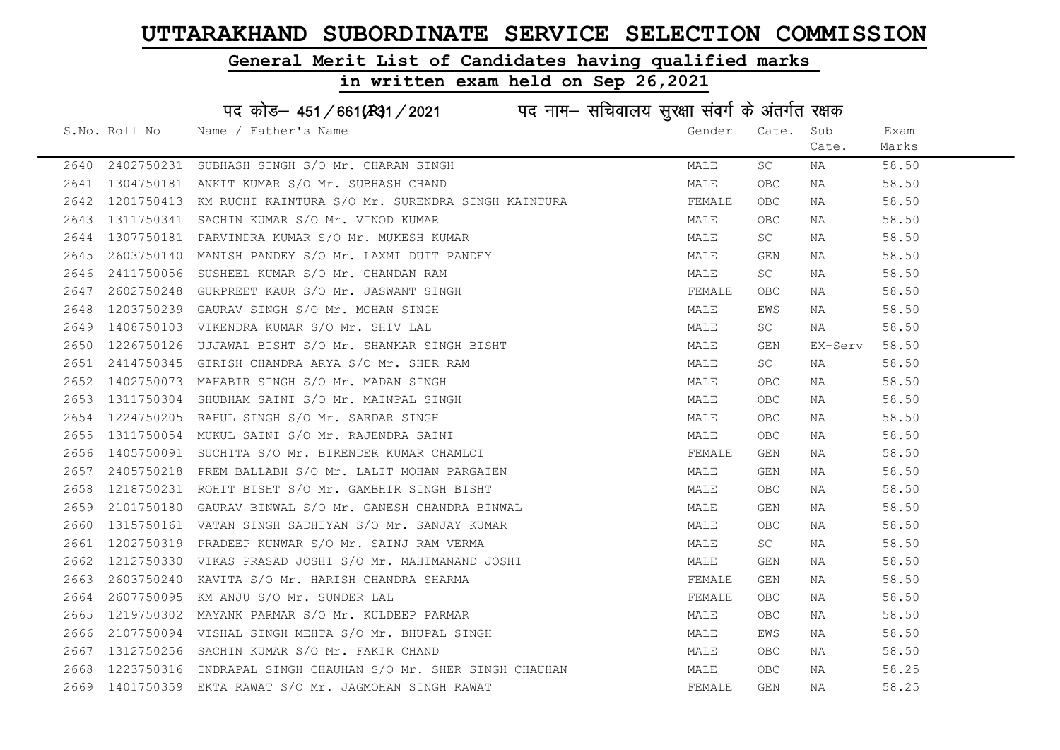# UTTARAKHAND SUBORDINATE SERVICE SELECTION COMMISSION

## General Merit List of Candidates having qualified marks

## in written exam held on Sep 26,2021

पद कोड– 451/661(R)1/2021    पद नाम– सचिवालय सुरक्षा संवर्ग के अंतर्गत रक्षक

| S.No. | Roll No | Name / Father's Name | Gender | Cate. | Sub Cate. | Exam Marks |
|---|---|---|---|---|---|---|
| 2640 | 2402750231 | SUBHASH SINGH S/O Mr. CHARAN SINGH | MALE | SC | NA | 58.50 |
| 2641 | 1304750181 | ANKIT KUMAR S/O Mr. SUBHASH CHAND | MALE | OBC | NA | 58.50 |
| 2642 | 1201750413 | KM RUCHI KAINTURA S/O Mr. SURENDRA SINGH KAINTURA | FEMALE | OBC | NA | 58.50 |
| 2643 | 1311750341 | SACHIN KUMAR S/O Mr. VINOD KUMAR | MALE | OBC | NA | 58.50 |
| 2644 | 1307750181 | PARVINDRA KUMAR S/O Mr. MUKESH KUMAR | MALE | SC | NA | 58.50 |
| 2645 | 2603750140 | MANISH PANDEY S/O Mr. LAXMI DUTT PANDEY | MALE | GEN | NA | 58.50 |
| 2646 | 2411750056 | SUSHEEL KUMAR S/O Mr. CHANDAN RAM | MALE | SC | NA | 58.50 |
| 2647 | 2602750248 | GURPREET KAUR S/O Mr. JASWANT SINGH | FEMALE | OBC | NA | 58.50 |
| 2648 | 1203750239 | GAURAV SINGH S/O Mr. MOHAN SINGH | MALE | EWS | NA | 58.50 |
| 2649 | 1408750103 | VIKENDRA KUMAR S/O Mr. SHIV LAL | MALE | SC | NA | 58.50 |
| 2650 | 1226750126 | UJJAWAL BISHT S/O Mr. SHANKAR SINGH BISHT | MALE | GEN | EX-Serv | 58.50 |
| 2651 | 2414750345 | GIRISH CHANDRA ARYA S/O Mr. SHER RAM | MALE | SC | NA | 58.50 |
| 2652 | 1402750073 | MAHABIR SINGH S/O Mr. MADAN SINGH | MALE | OBC | NA | 58.50 |
| 2653 | 1311750304 | SHUBHAM SAINI S/O Mr. MAINPAL SINGH | MALE | OBC | NA | 58.50 |
| 2654 | 1224750205 | RAHUL SINGH S/O Mr. SARDAR SINGH | MALE | OBC | NA | 58.50 |
| 2655 | 1311750054 | MUKUL SAINI S/O Mr. RAJENDRA SAINI | MALE | OBC | NA | 58.50 |
| 2656 | 1405750091 | SUCHITA S/O Mr. BIRENDER KUMAR CHAMLOI | FEMALE | GEN | NA | 58.50 |
| 2657 | 2405750218 | PREM BALLABH S/O Mr. LALIT MOHAN PARGAIEN | MALE | GEN | NA | 58.50 |
| 2658 | 1218750231 | ROHIT BISHT S/O Mr. GAMBHIR SINGH BISHT | MALE | OBC | NA | 58.50 |
| 2659 | 2101750180 | GAURAV BINWAL S/O Mr. GANESH CHANDRA BINWAL | MALE | GEN | NA | 58.50 |
| 2660 | 1315750161 | VATAN SINGH SADHIYAN S/O Mr. SANJAY KUMAR | MALE | OBC | NA | 58.50 |
| 2661 | 1202750319 | PRADEEP KUNWAR S/O Mr. SAINJ RAM VERMA | MALE | SC | NA | 58.50 |
| 2662 | 1212750330 | VIKAS PRASAD JOSHI S/O Mr. MAHIMANAND JOSHI | MALE | GEN | NA | 58.50 |
| 2663 | 2603750240 | KAVITA S/O Mr. HARISH CHANDRA SHARMA | FEMALE | GEN | NA | 58.50 |
| 2664 | 2607750095 | KM ANJU S/O Mr. SUNDER LAL | FEMALE | OBC | NA | 58.50 |
| 2665 | 1219750302 | MAYANK PARMAR S/O Mr. KULDEEP PARMAR | MALE | OBC | NA | 58.50 |
| 2666 | 2107750094 | VISHAL SINGH MEHTA S/O Mr. BHUPAL SINGH | MALE | EWS | NA | 58.50 |
| 2667 | 1312750256 | SACHIN KUMAR S/O Mr. FAKIR CHAND | MALE | OBC | NA | 58.50 |
| 2668 | 1223750316 | INDRAPAL SINGH CHAUHAN S/O Mr. SHER SINGH CHAUHAN | MALE | OBC | NA | 58.25 |
| 2669 | 1401750359 | EKTA RAWAT S/O Mr. JAGMOHAN SINGH RAWAT | FEMALE | GEN | NA | 58.25 |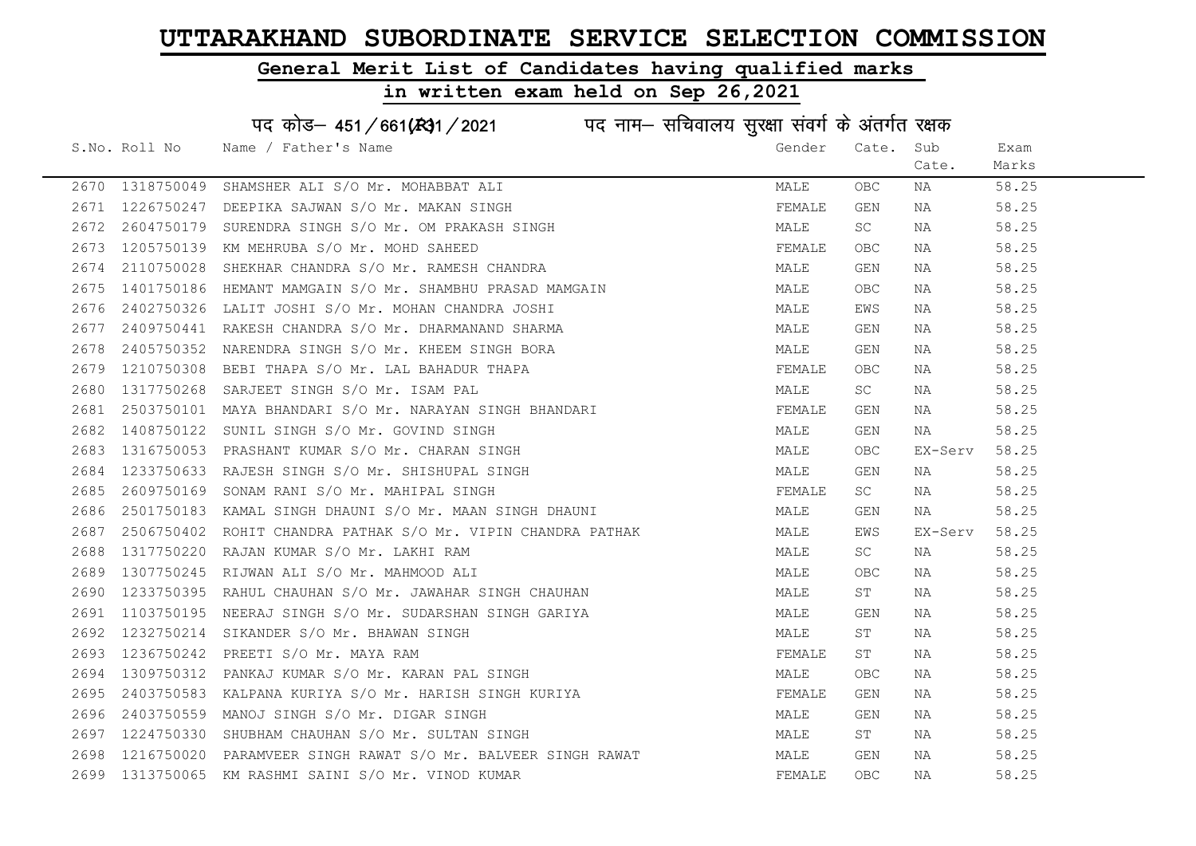# UTTARAKHAND SUBORDINATE SERVICE SELECTION COMMISSION

## General Merit List of Candidates having qualified marks

## in written exam held on Sep 26,2021

### पद कोड– 451/661(R)1/2021 पद नाम– सचिवालय सुरक्षा संवर्ग के अंतर्गत रक्षक

| S.No. | Roll No | Name / Father's Name | Gender | Cate. | Sub Cate. | Exam Marks |
|---|---|---|---|---|---|---|
| 2670 | 1318750049 | SHAMSHER ALI S/O Mr. MOHABBAT ALI | MALE | OBC | NA | 58.25 |
| 2671 | 1226750247 | DEEPIKA SAJWAN S/O Mr. MAKAN SINGH | FEMALE | GEN | NA | 58.25 |
| 2672 | 2604750179 | SURENDRA SINGH S/O Mr. OM PRAKASH SINGH | MALE | SC | NA | 58.25 |
| 2673 | 1205750139 | KM MEHRUBA S/O Mr. MOHD SAHEED | FEMALE | OBC | NA | 58.25 |
| 2674 | 2110750028 | SHEKHAR CHANDRA S/O Mr. RAMESH CHANDRA | MALE | GEN | NA | 58.25 |
| 2675 | 1401750186 | HEMANT MAMGAIN S/O Mr. SHAMBHU PRASAD MAMGAIN | MALE | OBC | NA | 58.25 |
| 2676 | 2402750326 | LALIT JOSHI S/O Mr. MOHAN CHANDRA JOSHI | MALE | EWS | NA | 58.25 |
| 2677 | 2409750441 | RAKESH CHANDRA S/O Mr. DHARMANAND SHARMA | MALE | GEN | NA | 58.25 |
| 2678 | 2405750352 | NARENDRA SINGH S/O Mr. KHEEM SINGH BORA | MALE | GEN | NA | 58.25 |
| 2679 | 1210750308 | BEBI THAPA S/O Mr. LAL BAHADUR THAPA | FEMALE | OBC | NA | 58.25 |
| 2680 | 1317750268 | SARJEET SINGH S/O Mr. ISAM PAL | MALE | SC | NA | 58.25 |
| 2681 | 2503750101 | MAYA BHANDARI S/O Mr. NARAYAN SINGH BHANDARI | FEMALE | GEN | NA | 58.25 |
| 2682 | 1408750122 | SUNIL SINGH S/O Mr. GOVIND SINGH | MALE | GEN | NA | 58.25 |
| 2683 | 1316750053 | PRASHANT KUMAR S/O Mr. CHARAN SINGH | MALE | OBC | EX-Serv | 58.25 |
| 2684 | 1233750633 | RAJESH SINGH S/O Mr. SHISHUPAL SINGH | MALE | GEN | NA | 58.25 |
| 2685 | 2609750169 | SONAM RANI S/O Mr. MAHIPAL SINGH | FEMALE | SC | NA | 58.25 |
| 2686 | 2501750183 | KAMAL SINGH DHAUNI S/O Mr. MAAN SINGH DHAUNI | MALE | GEN | NA | 58.25 |
| 2687 | 2506750402 | ROHIT CHANDRA PATHAK S/O Mr. VIPIN CHANDRA PATHAK | MALE | EWS | EX-Serv | 58.25 |
| 2688 | 1317750220 | RAJAN KUMAR S/O Mr. LAKHI RAM | MALE | SC | NA | 58.25 |
| 2689 | 1307750245 | RIJWAN ALI S/O Mr. MAHMOOD ALI | MALE | OBC | NA | 58.25 |
| 2690 | 1233750395 | RAHUL CHAUHAN S/O Mr. JAWAHAR SINGH CHAUHAN | MALE | ST | NA | 58.25 |
| 2691 | 1103750195 | NEERAJ SINGH S/O Mr. SUDARSHAN SINGH GARIYA | MALE | GEN | NA | 58.25 |
| 2692 | 1232750214 | SIKANDER S/O Mr. BHAWAN SINGH | MALE | ST | NA | 58.25 |
| 2693 | 1236750242 | PREETI S/O Mr. MAYA RAM | FEMALE | ST | NA | 58.25 |
| 2694 | 1309750312 | PANKAJ KUMAR S/O Mr. KARAN PAL SINGH | MALE | OBC | NA | 58.25 |
| 2695 | 2403750583 | KALPANA KURIYA S/O Mr. HARISH SINGH KURIYA | FEMALE | GEN | NA | 58.25 |
| 2696 | 2403750559 | MANOJ SINGH S/O Mr. DIGAR SINGH | MALE | GEN | NA | 58.25 |
| 2697 | 1224750330 | SHUBHAM CHAUHAN S/O Mr. SULTAN SINGH | MALE | ST | NA | 58.25 |
| 2698 | 1216750020 | PARAMVEER SINGH RAWAT S/O Mr. BALVEER SINGH RAWAT | MALE | GEN | NA | 58.25 |
| 2699 | 1313750065 | KM RASHMI SAINI S/O Mr. VINOD KUMAR | FEMALE | OBC | NA | 58.25 |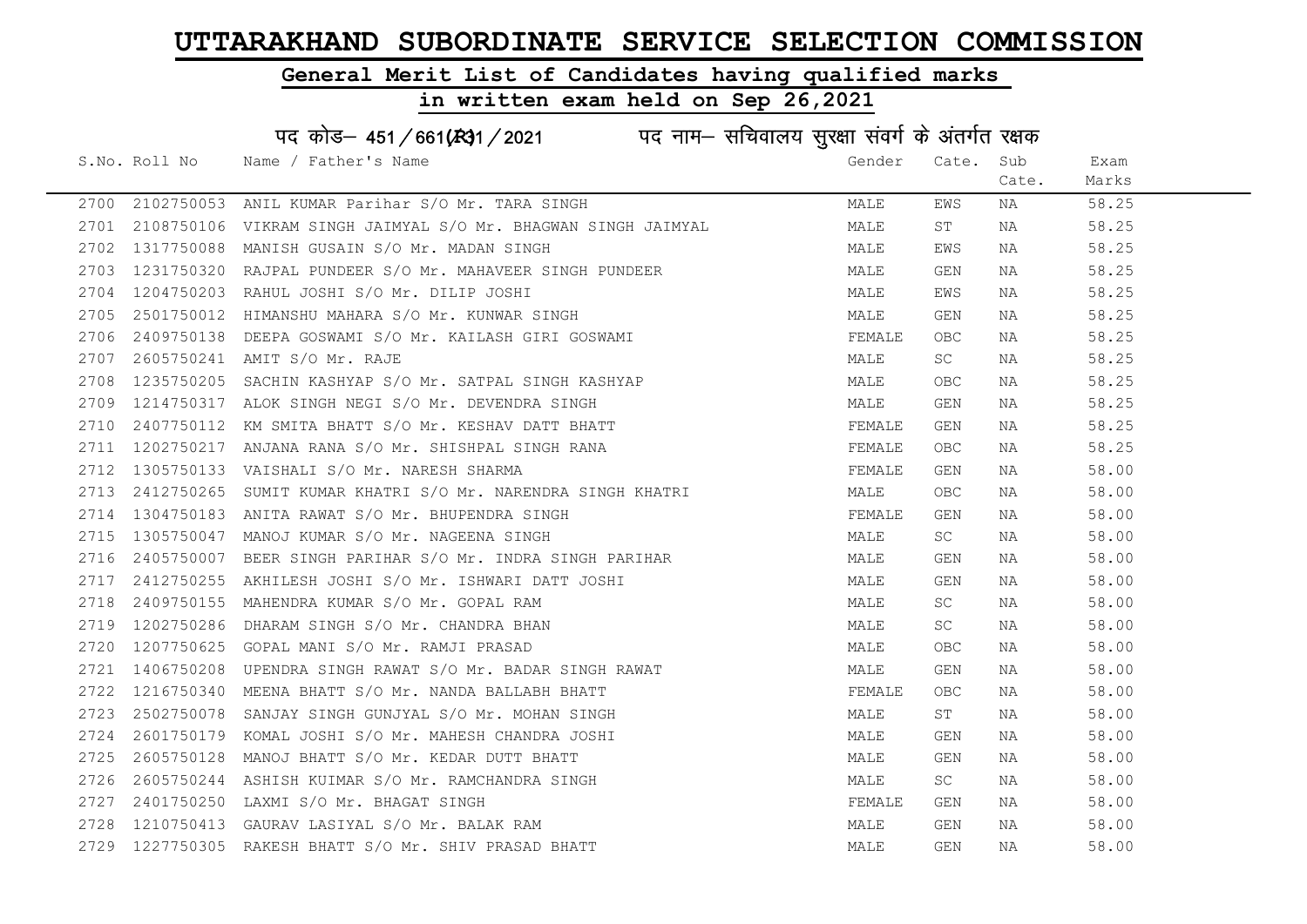# UTTARAKHAND SUBORDINATE SERVICE SELECTION COMMISSION

## General Merit List of Candidates having qualified marks

## in written exam held on Sep 26,2021

पद कोड– 451/661(R)1/2021 पद नाम– सचिवालय सुरक्षा संवर्ग के अंतर्गत रक्षक

| S.No. | Roll No | Name / Father's Name | Gender | Cate. | Sub Cate. | Exam Marks |
|---|---|---|---|---|---|---|
| 2700 | 2102750053 | ANIL KUMAR Parihar S/O Mr. TARA SINGH | MALE | EWS | NA | 58.25 |
| 2701 | 2108750106 | VIKRAM SINGH JAIMYAL S/O Mr. BHAGWAN SINGH JAIMYAL | MALE | ST | NA | 58.25 |
| 2702 | 1317750088 | MANISH GUSAIN S/O Mr. MADAN SINGH | MALE | EWS | NA | 58.25 |
| 2703 | 1231750320 | RAJPAL PUNDEER S/O Mr. MAHAVEER SINGH PUNDEER | MALE | GEN | NA | 58.25 |
| 2704 | 1204750203 | RAHUL JOSHI S/O Mr. DILIP JOSHI | MALE | EWS | NA | 58.25 |
| 2705 | 2501750012 | HIMANSHU MAHARA S/O Mr. KUNWAR SINGH | MALE | GEN | NA | 58.25 |
| 2706 | 2409750138 | DEEPA GOSWAMI S/O Mr. KAILASH GIRI GOSWAMI | FEMALE | OBC | NA | 58.25 |
| 2707 | 2605750241 | AMIT S/O Mr. RAJE | MALE | SC | NA | 58.25 |
| 2708 | 1235750205 | SACHIN KASHYAP S/O Mr. SATPAL SINGH KASHYAP | MALE | OBC | NA | 58.25 |
| 2709 | 1214750317 | ALOK SINGH NEGI S/O Mr. DEVENDRA SINGH | MALE | GEN | NA | 58.25 |
| 2710 | 2407750112 | KM SMITA BHATT S/O Mr. KESHAV DATT BHATT | FEMALE | GEN | NA | 58.25 |
| 2711 | 1202750217 | ANJANA RANA S/O Mr. SHISHPAL SINGH RANA | FEMALE | OBC | NA | 58.25 |
| 2712 | 1305750133 | VAISHALI S/O Mr. NARESH SHARMA | FEMALE | GEN | NA | 58.00 |
| 2713 | 2412750265 | SUMIT KUMAR KHATRI S/O Mr. NARENDRA SINGH KHATRI | MALE | OBC | NA | 58.00 |
| 2714 | 1304750183 | ANITA RAWAT S/O Mr. BHUPENDRA SINGH | FEMALE | GEN | NA | 58.00 |
| 2715 | 1305750047 | MANOJ KUMAR S/O Mr. NAGEENA SINGH | MALE | SC | NA | 58.00 |
| 2716 | 2405750007 | BEER SINGH PARIHAR S/O Mr. INDRA SINGH PARIHAR | MALE | GEN | NA | 58.00 |
| 2717 | 2412750255 | AKHILESH JOSHI S/O Mr. ISHWARI DATT JOSHI | MALE | GEN | NA | 58.00 |
| 2718 | 2409750155 | MAHENDRA KUMAR S/O Mr. GOPAL RAM | MALE | SC | NA | 58.00 |
| 2719 | 1202750286 | DHARAM SINGH S/O Mr. CHANDRA BHAN | MALE | SC | NA | 58.00 |
| 2720 | 1207750625 | GOPAL MANI S/O Mr. RAMJI PRASAD | MALE | OBC | NA | 58.00 |
| 2721 | 1406750208 | UPENDRA SINGH RAWAT S/O Mr. BADAR SINGH RAWAT | MALE | GEN | NA | 58.00 |
| 2722 | 1216750340 | MEENA BHATT S/O Mr. NANDA BALLABH BHATT | FEMALE | OBC | NA | 58.00 |
| 2723 | 2502750078 | SANJAY SINGH GUNJYAL S/O Mr. MOHAN SINGH | MALE | ST | NA | 58.00 |
| 2724 | 2601750179 | KOMAL JOSHI S/O Mr. MAHESH CHANDRA JOSHI | MALE | GEN | NA | 58.00 |
| 2725 | 2605750128 | MANOJ BHATT S/O Mr. KEDAR DUTT BHATT | MALE | GEN | NA | 58.00 |
| 2726 | 2605750244 | ASHISH KUIMAR S/O Mr. RAMCHANDRA SINGH | MALE | SC | NA | 58.00 |
| 2727 | 2401750250 | LAXMI S/O Mr. BHAGAT SINGH | FEMALE | GEN | NA | 58.00 |
| 2728 | 1210750413 | GAURAV LASIYAL S/O Mr. BALAK RAM | MALE | GEN | NA | 58.00 |
| 2729 | 1227750305 | RAKESH BHATT S/O Mr. SHIV PRASAD BHATT | MALE | GEN | NA | 58.00 |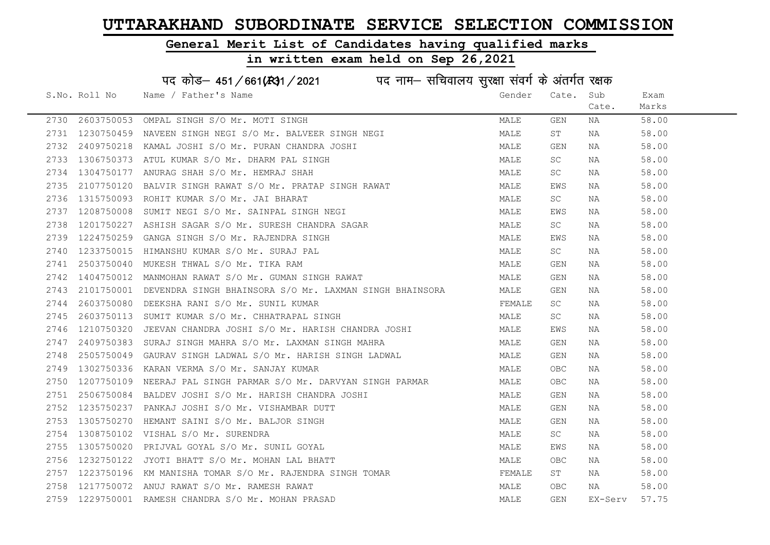# UTTARAKHAND SUBORDINATE SERVICE SELECTION COMMISSION

## General Merit List of Candidates having qualified marks

## in written exam held on Sep 26,2021

पद कोड– 451/661(R)1/2021 पद नाम– सचिवालय सुरक्षा संवर्ग के अंतर्गत रक्षक

| S.No. | Roll No | Name / Father's Name | Gender | Cate. | Sub Cate. | Exam Marks |
|---|---|---|---|---|---|---|
| 2730 | 2603750053 | OMPAL SINGH S/O Mr. MOTI SINGH | MALE | GEN | NA | 58.00 |
| 2731 | 1230750459 | NAVEEN SINGH NEGI S/O Mr. BALVEER SINGH NEGI | MALE | ST | NA | 58.00 |
| 2732 | 2409750218 | KAMAL JOSHI S/O Mr. PURAN CHANDRA JOSHI | MALE | GEN | NA | 58.00 |
| 2733 | 1306750373 | ATUL KUMAR S/O Mr. DHARM PAL SINGH | MALE | SC | NA | 58.00 |
| 2734 | 1304750177 | ANURAG SHAH S/O Mr. HEMRAJ SHAH | MALE | SC | NA | 58.00 |
| 2735 | 2107750120 | BALVIR SINGH RAWAT S/O Mr. PRATAP SINGH RAWAT | MALE | EWS | NA | 58.00 |
| 2736 | 1315750093 | ROHIT KUMAR S/O Mr. JAI BHARAT | MALE | SC | NA | 58.00 |
| 2737 | 1208750008 | SUMIT NEGI S/O Mr. SAINPAL SINGH NEGI | MALE | EWS | NA | 58.00 |
| 2738 | 1201750227 | ASHISH SAGAR S/O Mr. SURESH CHANDRA SAGAR | MALE | SC | NA | 58.00 |
| 2739 | 1224750259 | GANGA SINGH S/O Mr. RAJENDRA SINGH | MALE | EWS | NA | 58.00 |
| 2740 | 1233750015 | HIMANSHU KUMAR S/O Mr. SURAJ PAL | MALE | SC | NA | 58.00 |
| 2741 | 2503750040 | MUKESH THWAL S/O Mr. TIKA RAM | MALE | GEN | NA | 58.00 |
| 2742 | 1404750012 | MANMOHAN RAWAT S/O Mr. GUMAN SINGH RAWAT | MALE | GEN | NA | 58.00 |
| 2743 | 2101750001 | DEVENDRA SINGH BHAINSORA S/O Mr. LAXMAN SINGH BHAINSORA | MALE | GEN | NA | 58.00 |
| 2744 | 2603750080 | DEEKSHA RANI S/O Mr. SUNIL KUMAR | FEMALE | SC | NA | 58.00 |
| 2745 | 2603750113 | SUMIT KUMAR S/O Mr. CHHATRAPAL SINGH | MALE | SC | NA | 58.00 |
| 2746 | 1210750320 | JEEVAN CHANDRA JOSHI S/O Mr. HARISH CHANDRA JOSHI | MALE | EWS | NA | 58.00 |
| 2747 | 2409750383 | SURAJ SINGH MAHRA S/O Mr. LAXMAN SINGH MAHRA | MALE | GEN | NA | 58.00 |
| 2748 | 2505750049 | GAURAV SINGH LADWAL S/O Mr. HARISH SINGH LADWAL | MALE | GEN | NA | 58.00 |
| 2749 | 1302750336 | KARAN VERMA S/O Mr. SANJAY KUMAR | MALE | OBC | NA | 58.00 |
| 2750 | 1207750109 | NEERAJ PAL SINGH PARMAR S/O Mr. DARVYAN SINGH PARMAR | MALE | OBC | NA | 58.00 |
| 2751 | 2506750084 | BALDEV JOSHI S/O Mr. HARISH CHANDRA JOSHI | MALE | GEN | NA | 58.00 |
| 2752 | 1235750237 | PANKAJ JOSHI S/O Mr. VISHAMBAR DUTT | MALE | GEN | NA | 58.00 |
| 2753 | 1305750270 | HEMANT SAINI S/O Mr. BALJOR SINGH | MALE | GEN | NA | 58.00 |
| 2754 | 1308750102 | VISHAL S/O Mr. SURENDRA | MALE | SC | NA | 58.00 |
| 2755 | 1305750020 | PRIJVAL GOYAL S/O Mr. SUNIL GOYAL | MALE | EWS | NA | 58.00 |
| 2756 | 1232750122 | JYOTI BHATT S/O Mr. MOHAN LAL BHATT | MALE | OBC | NA | 58.00 |
| 2757 | 1223750196 | KM MANISHA TOMAR S/O Mr. RAJENDRA SINGH TOMAR | FEMALE | ST | NA | 58.00 |
| 2758 | 1217750072 | ANUJ RAWAT S/O Mr. RAMESH RAWAT | MALE | OBC | NA | 58.00 |
| 2759 | 1229750001 | RAMESH CHANDRA S/O Mr. MOHAN PRASAD | MALE | GEN | EX-Serv | 57.75 |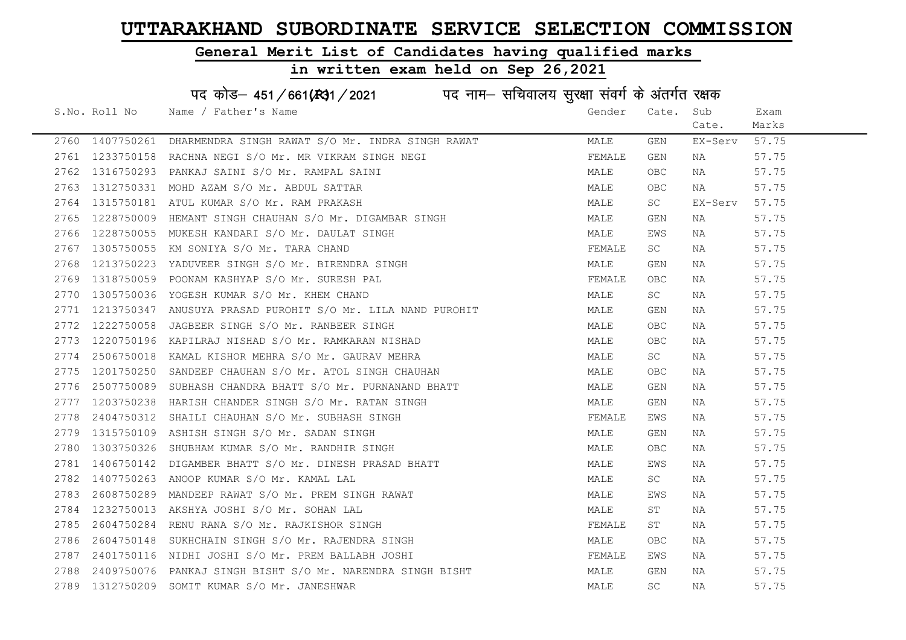# UTTARAKHAND SUBORDINATE SERVICE SELECTION COMMISSION

## General Merit List of Candidates having qualified marks

## in written exam held on Sep 26,2021

पद कोड– 451/661(R)1/2021    पद नाम– सचिवालय सुरक्षा संवर्ग के अंतर्गत रक्षक

| S.No. | Roll No | Name / Father's Name | Gender | Cate. | Sub Cate. | Exam Marks |
|---|---|---|---|---|---|---|
| 2760 | 1407750261 | DHARMENDRA SINGH RAWAT S/O Mr. INDRA SINGH RAWAT | MALE | GEN | EX-Serv | 57.75 |
| 2761 | 1233750158 | RACHNA NEGI S/O Mr. MR VIKRAM SINGH NEGI | FEMALE | GEN | NA | 57.75 |
| 2762 | 1316750293 | PANKAJ SAINI S/O Mr. RAMPAL SAINI | MALE | OBC | NA | 57.75 |
| 2763 | 1312750331 | MOHD AZAM S/O Mr. ABDUL SATTAR | MALE | OBC | NA | 57.75 |
| 2764 | 1315750181 | ATUL KUMAR S/O Mr. RAM PRAKASH | MALE | SC | EX-Serv | 57.75 |
| 2765 | 1228750009 | HEMANT SINGH CHAUHAN S/O Mr. DIGAMBAR SINGH | MALE | GEN | NA | 57.75 |
| 2766 | 1228750055 | MUKESH KANDARI S/O Mr. DAULAT SINGH | MALE | EWS | NA | 57.75 |
| 2767 | 1305750055 | KM SONIYA S/O Mr. TARA CHAND | FEMALE | SC | NA | 57.75 |
| 2768 | 1213750223 | YADUVEER SINGH S/O Mr. BIRENDRA SINGH | MALE | GEN | NA | 57.75 |
| 2769 | 1318750059 | POONAM KASHYAP S/O Mr. SURESH PAL | FEMALE | OBC | NA | 57.75 |
| 2770 | 1305750036 | YOGESH KUMAR S/O Mr. KHEM CHAND | MALE | SC | NA | 57.75 |
| 2771 | 1213750347 | ANUSUYA PRASAD PUROHIT S/O Mr. LILA NAND PUROHIT | MALE | GEN | NA | 57.75 |
| 2772 | 1222750058 | JAGBEER SINGH S/O Mr. RANBEER SINGH | MALE | OBC | NA | 57.75 |
| 2773 | 1220750196 | KAPILRAJ NISHAD S/O Mr. RAMKARAN NISHAD | MALE | OBC | NA | 57.75 |
| 2774 | 2506750018 | KAMAL KISHOR MEHRA S/O Mr. GAURAV MEHRA | MALE | SC | NA | 57.75 |
| 2775 | 1201750250 | SANDEEP CHAUHAN S/O Mr. ATOL SINGH CHAUHAN | MALE | OBC | NA | 57.75 |
| 2776 | 2507750089 | SUBHASH CHANDRA BHATT S/O Mr. PURNANAND BHATT | MALE | GEN | NA | 57.75 |
| 2777 | 1203750238 | HARISH CHANDER SINGH S/O Mr. RATAN SINGH | MALE | GEN | NA | 57.75 |
| 2778 | 2404750312 | SHAILI CHAUHAN S/O Mr. SUBHASH SINGH | FEMALE | EWS | NA | 57.75 |
| 2779 | 1315750109 | ASHISH SINGH S/O Mr. SADAN SINGH | MALE | GEN | NA | 57.75 |
| 2780 | 1303750326 | SHUBHAM KUMAR S/O Mr. RANDHIR SINGH | MALE | OBC | NA | 57.75 |
| 2781 | 1406750142 | DIGAMBER BHATT S/O Mr. DINESH PRASAD BHATT | MALE | EWS | NA | 57.75 |
| 2782 | 1407750263 | ANOOP KUMAR S/O Mr. KAMAL LAL | MALE | SC | NA | 57.75 |
| 2783 | 2608750289 | MANDEEP RAWAT S/O Mr. PREM SINGH RAWAT | MALE | EWS | NA | 57.75 |
| 2784 | 1232750013 | AKSHYA JOSHI S/O Mr. SOHAN LAL | MALE | ST | NA | 57.75 |
| 2785 | 2604750284 | RENU RANA S/O Mr. RAJKISHOR SINGH | FEMALE | ST | NA | 57.75 |
| 2786 | 2604750148 | SUKHCHAIN SINGH S/O Mr. RAJENDRA SINGH | MALE | OBC | NA | 57.75 |
| 2787 | 2401750116 | NIDHI JOSHI S/O Mr. PREM BALLABH JOSHI | FEMALE | EWS | NA | 57.75 |
| 2788 | 2409750076 | PANKAJ SINGH BISHT S/O Mr. NARENDRA SINGH BISHT | MALE | GEN | NA | 57.75 |
| 2789 | 1312750209 | SOMIT KUMAR S/O Mr. JANESHWAR | MALE | SC | NA | 57.75 |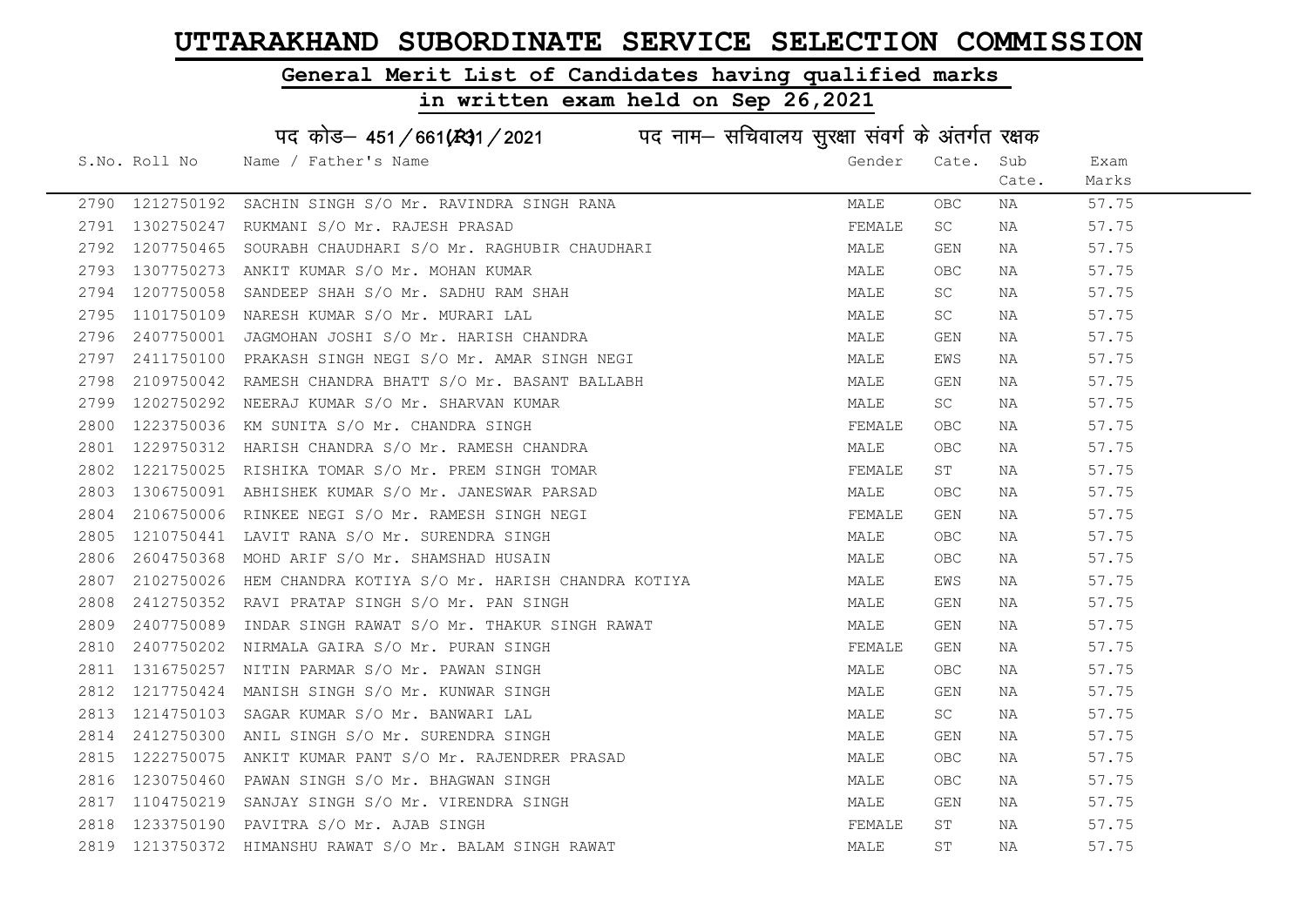# UTTARAKHAND SUBORDINATE SERVICE SELECTION COMMISSION

## General Merit List of Candidates having qualified marks

## in written exam held on Sep 26,2021

### पद कोड– 451/661(R)1/2021 पद नाम– सचिवालय सुरक्षा संवर्ग के अंतर्गत रक्षक

| S.No. | Roll No | Name / Father's Name | Gender | Cate. | Sub Cate. | Exam Marks |
|---|---|---|---|---|---|---|
| 2790 | 1212750192 | SACHIN SINGH S/O Mr. RAVINDRA SINGH RANA | MALE | OBC | NA | 57.75 |
| 2791 | 1302750247 | RUKMANI S/O Mr. RAJESH PRASAD | FEMALE | SC | NA | 57.75 |
| 2792 | 1207750465 | SOURABH CHAUDHARI S/O Mr. RAGHUBIR CHAUDHARI | MALE | GEN | NA | 57.75 |
| 2793 | 1307750273 | ANKIT KUMAR S/O Mr. MOHAN KUMAR | MALE | OBC | NA | 57.75 |
| 2794 | 1207750058 | SANDEEP SHAH S/O Mr. SADHU RAM SHAH | MALE | SC | NA | 57.75 |
| 2795 | 1101750109 | NARESH KUMAR S/O Mr. MURARI LAL | MALE | SC | NA | 57.75 |
| 2796 | 2407750001 | JAGMOHAN JOSHI S/O Mr. HARISH CHANDRA | MALE | GEN | NA | 57.75 |
| 2797 | 2411750100 | PRAKASH SINGH NEGI S/O Mr. AMAR SINGH NEGI | MALE | EWS | NA | 57.75 |
| 2798 | 2109750042 | RAMESH CHANDRA BHATT S/O Mr. BASANT BALLABH | MALE | GEN | NA | 57.75 |
| 2799 | 1202750292 | NEERAJ KUMAR S/O Mr. SHARVAN KUMAR | MALE | SC | NA | 57.75 |
| 2800 | 1223750036 | KM SUNITA S/O Mr. CHANDRA SINGH | FEMALE | OBC | NA | 57.75 |
| 2801 | 1229750312 | HARISH CHANDRA S/O Mr. RAMESH CHANDRA | MALE | OBC | NA | 57.75 |
| 2802 | 1221750025 | RISHIKA TOMAR S/O Mr. PREM SINGH TOMAR | FEMALE | ST | NA | 57.75 |
| 2803 | 1306750091 | ABHISHEK KUMAR S/O Mr. JANESWAR PARSAD | MALE | OBC | NA | 57.75 |
| 2804 | 2106750006 | RINKEE NEGI S/O Mr. RAMESH SINGH NEGI | FEMALE | GEN | NA | 57.75 |
| 2805 | 1210750441 | LAVIT RANA S/O Mr. SURENDRA SINGH | MALE | OBC | NA | 57.75 |
| 2806 | 2604750368 | MOHD ARIF S/O Mr. SHAMSHAD HUSAIN | MALE | OBC | NA | 57.75 |
| 2807 | 2102750026 | HEM CHANDRA KOTIYA S/O Mr. HARISH CHANDRA KOTIYA | MALE | EWS | NA | 57.75 |
| 2808 | 2412750352 | RAVI PRATAP SINGH S/O Mr. PAN SINGH | MALE | GEN | NA | 57.75 |
| 2809 | 2407750089 | INDAR SINGH RAWAT S/O Mr. THAKUR SINGH RAWAT | MALE | GEN | NA | 57.75 |
| 2810 | 2407750202 | NIRMALA GAIRA S/O Mr. PURAN SINGH | FEMALE | GEN | NA | 57.75 |
| 2811 | 1316750257 | NITIN PARMAR S/O Mr. PAWAN SINGH | MALE | OBC | NA | 57.75 |
| 2812 | 1217750424 | MANISH SINGH S/O Mr. KUNWAR SINGH | MALE | GEN | NA | 57.75 |
| 2813 | 1214750103 | SAGAR KUMAR S/O Mr. BANWARI LAL | MALE | SC | NA | 57.75 |
| 2814 | 2412750300 | ANIL SINGH S/O Mr. SURENDRA SINGH | MALE | GEN | NA | 57.75 |
| 2815 | 1222750075 | ANKIT KUMAR PANT S/O Mr. RAJENDRER PRASAD | MALE | OBC | NA | 57.75 |
| 2816 | 1230750460 | PAWAN SINGH S/O Mr. BHAGWAN SINGH | MALE | OBC | NA | 57.75 |
| 2817 | 1104750219 | SANJAY SINGH S/O Mr. VIRENDRA SINGH | MALE | GEN | NA | 57.75 |
| 2818 | 1233750190 | PAVITRA S/O Mr. AJAB SINGH | FEMALE | ST | NA | 57.75 |
| 2819 | 1213750372 | HIMANSHU RAWAT S/O Mr. BALAM SINGH RAWAT | MALE | ST | NA | 57.75 |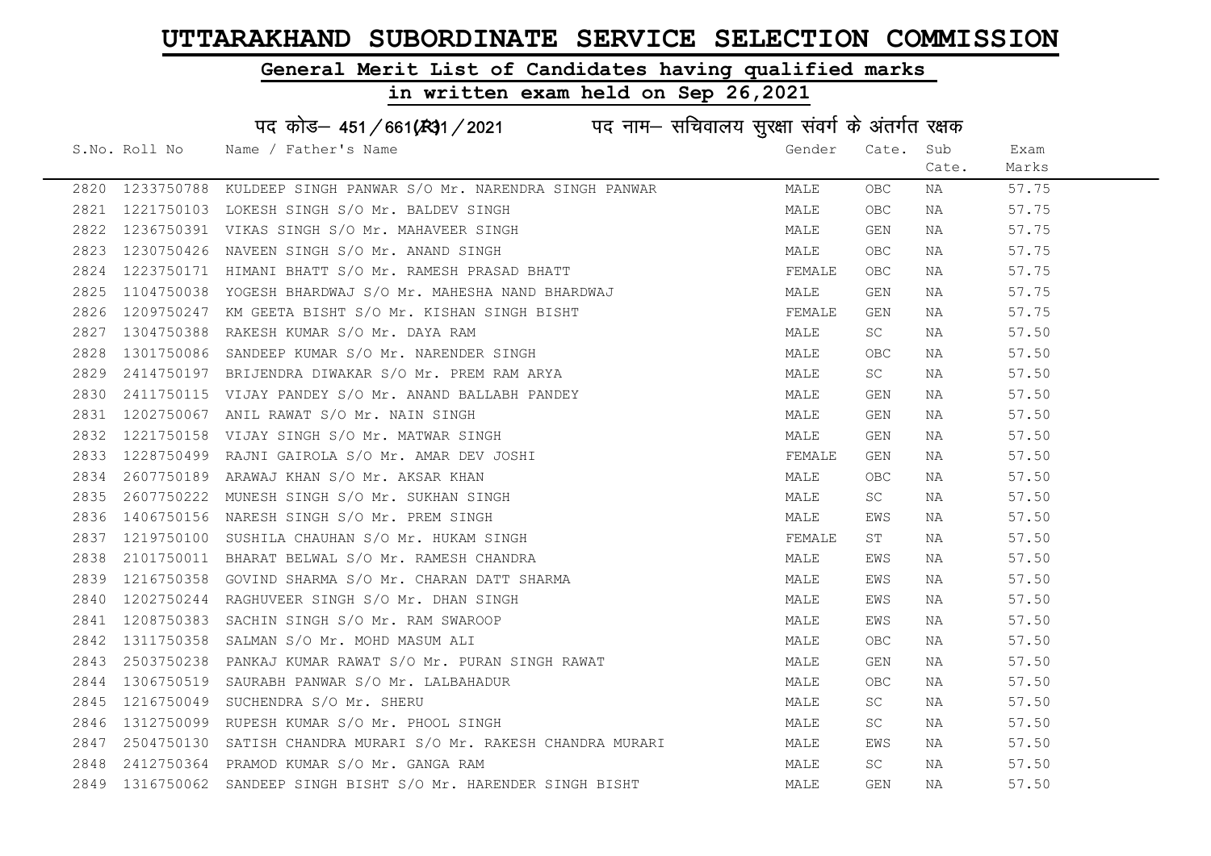# UTTARAKHAND SUBORDINATE SERVICE SELECTION COMMISSION

## General Merit List of Candidates having qualified marks

## in written exam held on Sep 26,2021

### पद कोड– 451/661(R31/2021 पद नाम– सचिवालय सुरक्षा संवर्ग के अंतर्गत रक्षक

| S.No. | Roll No | Name / Father's Name | Gender | Cate. | Sub Cate. | Exam Marks |
|---|---|---|---|---|---|---|
| 2820 | 1233750788 | KULDEEP SINGH PANWAR S/O Mr. NARENDRA SINGH PANWAR | MALE | OBC | NA | 57.75 |
| 2821 | 1221750103 | LOKESH SINGH S/O Mr. BALDEV SINGH | MALE | OBC | NA | 57.75 |
| 2822 | 1236750391 | VIKAS SINGH S/O Mr. MAHAVEER SINGH | MALE | GEN | NA | 57.75 |
| 2823 | 1230750426 | NAVEEN SINGH S/O Mr. ANAND SINGH | MALE | OBC | NA | 57.75 |
| 2824 | 1223750171 | HIMANI BHATT S/O Mr. RAMESH PRASAD BHATT | FEMALE | OBC | NA | 57.75 |
| 2825 | 1104750038 | YOGESH BHARDWAJ S/O Mr. MAHESHA NAND BHARDWAJ | MALE | GEN | NA | 57.75 |
| 2826 | 1209750247 | KM GEETA BISHT S/O Mr. KISHAN SINGH BISHT | FEMALE | GEN | NA | 57.75 |
| 2827 | 1304750388 | RAKESH KUMAR S/O Mr. DAYA RAM | MALE | SC | NA | 57.50 |
| 2828 | 1301750086 | SANDEEP KUMAR S/O Mr. NARENDER SINGH | MALE | OBC | NA | 57.50 |
| 2829 | 2414750197 | BRIJENDRA DIWAKAR S/O Mr. PREM RAM ARYA | MALE | SC | NA | 57.50 |
| 2830 | 2411750115 | VIJAY PANDEY S/O Mr. ANAND BALLABH PANDEY | MALE | GEN | NA | 57.50 |
| 2831 | 1202750067 | ANIL RAWAT S/O Mr. NAIN SINGH | MALE | GEN | NA | 57.50 |
| 2832 | 1221750158 | VIJAY SINGH S/O Mr. MATWAR SINGH | MALE | GEN | NA | 57.50 |
| 2833 | 1228750499 | RAJNI GAIROLA S/O Mr. AMAR DEV JOSHI | FEMALE | GEN | NA | 57.50 |
| 2834 | 2607750189 | ARAWAJ KHAN S/O Mr. AKSAR KHAN | MALE | OBC | NA | 57.50 |
| 2835 | 2607750222 | MUNESH SINGH S/O Mr. SUKHAN SINGH | MALE | SC | NA | 57.50 |
| 2836 | 1406750156 | NARESH SINGH S/O Mr. PREM SINGH | MALE | EWS | NA | 57.50 |
| 2837 | 1219750100 | SUSHILA CHAUHAN S/O Mr. HUKAM SINGH | FEMALE | ST | NA | 57.50 |
| 2838 | 2101750011 | BHARAT BELWAL S/O Mr. RAMESH CHANDRA | MALE | EWS | NA | 57.50 |
| 2839 | 1216750358 | GOVIND SHARMA S/O Mr. CHARAN DATT SHARMA | MALE | EWS | NA | 57.50 |
| 2840 | 1202750244 | RAGHUVEER SINGH S/O Mr. DHAN SINGH | MALE | EWS | NA | 57.50 |
| 2841 | 1208750383 | SACHIN SINGH S/O Mr. RAM SWAROOP | MALE | EWS | NA | 57.50 |
| 2842 | 1311750358 | SALMAN S/O Mr. MOHD MASUM ALI | MALE | OBC | NA | 57.50 |
| 2843 | 2503750238 | PANKAJ KUMAR RAWAT S/O Mr. PURAN SINGH RAWAT | MALE | GEN | NA | 57.50 |
| 2844 | 1306750519 | SAURABH PANWAR S/O Mr. LALBAHADUR | MALE | OBC | NA | 57.50 |
| 2845 | 1216750049 | SUCHENDRA S/O Mr. SHERU | MALE | SC | NA | 57.50 |
| 2846 | 1312750099 | RUPESH KUMAR S/O Mr. PHOOL SINGH | MALE | SC | NA | 57.50 |
| 2847 | 2504750130 | SATISH CHANDRA MURARI S/O Mr. RAKESH CHANDRA MURARI | MALE | EWS | NA | 57.50 |
| 2848 | 2412750364 | PRAMOD KUMAR S/O Mr. GANGA RAM | MALE | SC | NA | 57.50 |
| 2849 | 1316750062 | SANDEEP SINGH BISHT S/O Mr. HARENDER SINGH BISHT | MALE | GEN | NA | 57.50 |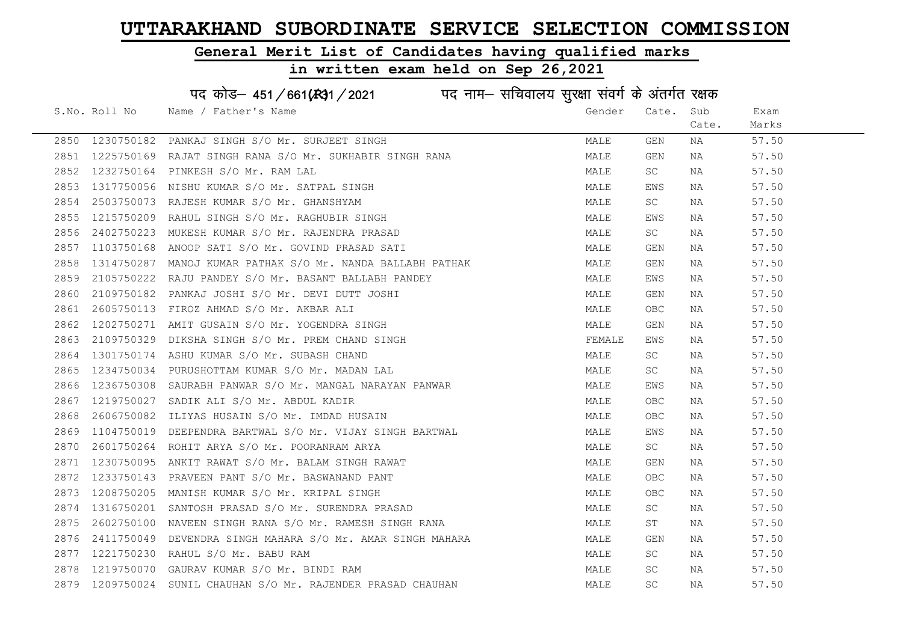# UTTARAKHAND SUBORDINATE SERVICE SELECTION COMMISSION

## General Merit List of Candidates having qualified marks

## in written exam held on Sep 26,2021

### पद कोड– 451/661(R)1/2021 पद नाम– सचिवालय सुरक्षा संवर्ग के अंतर्गत रक्षक

| S.No. | Roll No | Name / Father's Name | Gender | Cate. | Sub Cate. | Exam Marks |
|---|---|---|---|---|---|---|
| 2850 | 1230750182 | PANKAJ SINGH S/O Mr. SURJEET SINGH | MALE | GEN | NA | 57.50 |
| 2851 | 1225750169 | RAJAT SINGH RANA S/O Mr. SUKHABIR SINGH RANA | MALE | GEN | NA | 57.50 |
| 2852 | 1232750164 | PINKESH S/O Mr. RAM LAL | MALE | SC | NA | 57.50 |
| 2853 | 1317750056 | NISHU KUMAR S/O Mr. SATPAL SINGH | MALE | EWS | NA | 57.50 |
| 2854 | 2503750073 | RAJESH KUMAR S/O Mr. GHANSHYAM | MALE | SC | NA | 57.50 |
| 2855 | 1215750209 | RAHUL SINGH S/O Mr. RAGHUBIR SINGH | MALE | EWS | NA | 57.50 |
| 2856 | 2402750223 | MUKESH KUMAR S/O Mr. RAJENDRA PRASAD | MALE | SC | NA | 57.50 |
| 2857 | 1103750168 | ANOOP SATI S/O Mr. GOVIND PRASAD SATI | MALE | GEN | NA | 57.50 |
| 2858 | 1314750287 | MANOJ KUMAR PATHAK S/O Mr. NANDA BALLABH PATHAK | MALE | GEN | NA | 57.50 |
| 2859 | 2105750222 | RAJU PANDEY S/O Mr. BASANT BALLABH PANDEY | MALE | EWS | NA | 57.50 |
| 2860 | 2109750182 | PANKAJ JOSHI S/O Mr. DEVI DUTT JOSHI | MALE | GEN | NA | 57.50 |
| 2861 | 2605750113 | FIROZ AHMAD S/O Mr. AKBAR ALI | MALE | OBC | NA | 57.50 |
| 2862 | 1202750271 | AMIT GUSAIN S/O Mr. YOGENDRA SINGH | MALE | GEN | NA | 57.50 |
| 2863 | 2109750329 | DIKSHA SINGH S/O Mr. PREM CHAND SINGH | FEMALE | EWS | NA | 57.50 |
| 2864 | 1301750174 | ASHU KUMAR S/O Mr. SUBASH CHAND | MALE | SC | NA | 57.50 |
| 2865 | 1234750034 | PURUSHOTTAM KUMAR S/O Mr. MADAN LAL | MALE | SC | NA | 57.50 |
| 2866 | 1236750308 | SAURABH PANWAR S/O Mr. MANGAL NARAYAN PANWAR | MALE | EWS | NA | 57.50 |
| 2867 | 1219750027 | SADIK ALI S/O Mr. ABDUL KADIR | MALE | OBC | NA | 57.50 |
| 2868 | 2606750082 | ILIYAS HUSAIN S/O Mr. IMDAD HUSAIN | MALE | OBC | NA | 57.50 |
| 2869 | 1104750019 | DEEPENDRA BARTWAL S/O Mr. VIJAY SINGH BARTWAL | MALE | EWS | NA | 57.50 |
| 2870 | 2601750264 | ROHIT ARYA S/O Mr. POORANRAM ARYA | MALE | SC | NA | 57.50 |
| 2871 | 1230750095 | ANKIT RAWAT S/O Mr. BALAM SINGH RAWAT | MALE | GEN | NA | 57.50 |
| 2872 | 1233750143 | PRAVEEN PANT S/O Mr. BASWANAND PANT | MALE | OBC | NA | 57.50 |
| 2873 | 1208750205 | MANISH KUMAR S/O Mr. KRIPAL SINGH | MALE | OBC | NA | 57.50 |
| 2874 | 1316750201 | SANTOSH PRASAD S/O Mr. SURENDRA PRASAD | MALE | SC | NA | 57.50 |
| 2875 | 2602750100 | NAVEEN SINGH RANA S/O Mr. RAMESH SINGH RANA | MALE | ST | NA | 57.50 |
| 2876 | 2411750049 | DEVENDRA SINGH MAHARA S/O Mr. AMAR SINGH MAHARA | MALE | GEN | NA | 57.50 |
| 2877 | 1221750230 | RAHUL S/O Mr. BABU RAM | MALE | SC | NA | 57.50 |
| 2878 | 1219750070 | GAURAV KUMAR S/O Mr. BINDI RAM | MALE | SC | NA | 57.50 |
| 2879 | 1209750024 | SUNIL CHAUHAN S/O Mr. RAJENDER PRASAD CHAUHAN | MALE | SC | NA | 57.50 |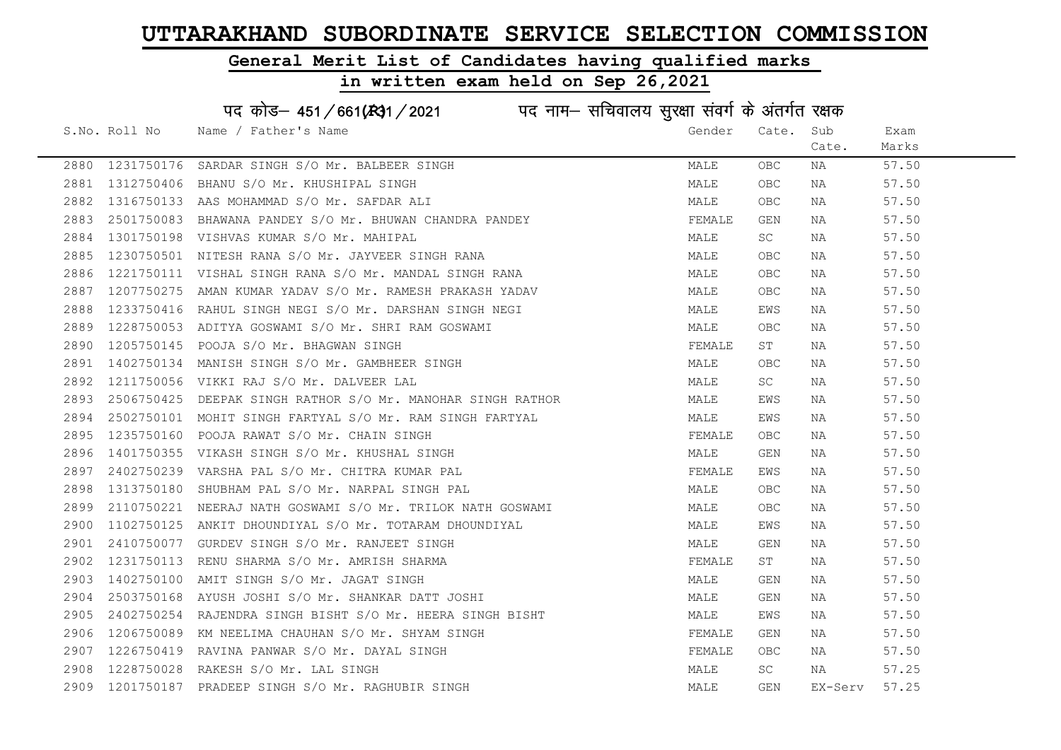# UTTARAKHAND SUBORDINATE SERVICE SELECTION COMMISSION

## General Merit List of Candidates having qualified marks

## in written exam held on Sep 26,2021

पद कोड– 451/661(R)1/2021 पद नाम– सचिवालय सुरक्षा संवर्ग के अंतर्गत रक्षक

| S.No. | Roll No | Name / Father's Name | Gender | Cate. | Sub Cate. | Exam Marks |
|---|---|---|---|---|---|---|
| 2880 | 1231750176 | SARDAR SINGH S/O Mr. BALBEER SINGH | MALE | OBC | NA | 57.50 |
| 2881 | 1312750406 | BHANU S/O Mr. KHUSHIPAL SINGH | MALE | OBC | NA | 57.50 |
| 2882 | 1316750133 | AAS MOHAMMAD S/O Mr. SAFDAR ALI | MALE | OBC | NA | 57.50 |
| 2883 | 2501750083 | BHAWANA PANDEY S/O Mr. BHUWAN CHANDRA PANDEY | FEMALE | GEN | NA | 57.50 |
| 2884 | 1301750198 | VISHVAS KUMAR S/O Mr. MAHIPAL | MALE | SC | NA | 57.50 |
| 2885 | 1230750501 | NITESH RANA S/O Mr. JAYVEER SINGH RANA | MALE | OBC | NA | 57.50 |
| 2886 | 1221750111 | VISHAL SINGH RANA S/O Mr. MANDAL SINGH RANA | MALE | OBC | NA | 57.50 |
| 2887 | 1207750275 | AMAN KUMAR YADAV S/O Mr. RAMESH PRAKASH YADAV | MALE | OBC | NA | 57.50 |
| 2888 | 1233750416 | RAHUL SINGH NEGI S/O Mr. DARSHAN SINGH NEGI | MALE | EWS | NA | 57.50 |
| 2889 | 1228750053 | ADITYA GOSWAMI S/O Mr. SHRI RAM GOSWAMI | MALE | OBC | NA | 57.50 |
| 2890 | 1205750145 | POOJA S/O Mr. BHAGWAN SINGH | FEMALE | ST | NA | 57.50 |
| 2891 | 1402750134 | MANISH SINGH S/O Mr. GAMBHEER SINGH | MALE | OBC | NA | 57.50 |
| 2892 | 1211750056 | VIKKI RAJ S/O Mr. DALVEER LAL | MALE | SC | NA | 57.50 |
| 2893 | 2506750425 | DEEPAK SINGH RATHOR S/O Mr. MANOHAR SINGH RATHOR | MALE | EWS | NA | 57.50 |
| 2894 | 2502750101 | MOHIT SINGH FARTYAL S/O Mr. RAM SINGH FARTYAL | MALE | EWS | NA | 57.50 |
| 2895 | 1235750160 | POOJA RAWAT S/O Mr. CHAIN SINGH | FEMALE | OBC | NA | 57.50 |
| 2896 | 1401750355 | VIKASH SINGH S/O Mr. KHUSHAL SINGH | MALE | GEN | NA | 57.50 |
| 2897 | 2402750239 | VARSHA PAL S/O Mr. CHITRA KUMAR PAL | FEMALE | EWS | NA | 57.50 |
| 2898 | 1313750180 | SHUBHAM PAL S/O Mr. NARPAL SINGH PAL | MALE | OBC | NA | 57.50 |
| 2899 | 2110750221 | NEERAJ NATH GOSWAMI S/O Mr. TRILOK NATH GOSWAMI | MALE | OBC | NA | 57.50 |
| 2900 | 1102750125 | ANKIT DHOUNDIYAL S/O Mr. TOTARAM DHOUNDIYAL | MALE | EWS | NA | 57.50 |
| 2901 | 2410750077 | GURDEV SINGH S/O Mr. RANJEET SINGH | MALE | GEN | NA | 57.50 |
| 2902 | 1231750113 | RENU SHARMA S/O Mr. AMRISH SHARMA | FEMALE | ST | NA | 57.50 |
| 2903 | 1402750100 | AMIT SINGH S/O Mr. JAGAT SINGH | MALE | GEN | NA | 57.50 |
| 2904 | 2503750168 | AYUSH JOSHI S/O Mr. SHANKAR DATT JOSHI | MALE | GEN | NA | 57.50 |
| 2905 | 2402750254 | RAJENDRA SINGH BISHT S/O Mr. HEERA SINGH BISHT | MALE | EWS | NA | 57.50 |
| 2906 | 1206750089 | KM NEELIMA CHAUHAN S/O Mr. SHYAM SINGH | FEMALE | GEN | NA | 57.50 |
| 2907 | 1226750419 | RAVINA PANWAR S/O Mr. DAYAL SINGH | FEMALE | OBC | NA | 57.50 |
| 2908 | 1228750028 | RAKESH S/O Mr. LAL SINGH | MALE | SC | NA | 57.25 |
| 2909 | 1201750187 | PRADEEP SINGH S/O Mr. RAGHUBIR SINGH | MALE | GEN | EX-Serv | 57.25 |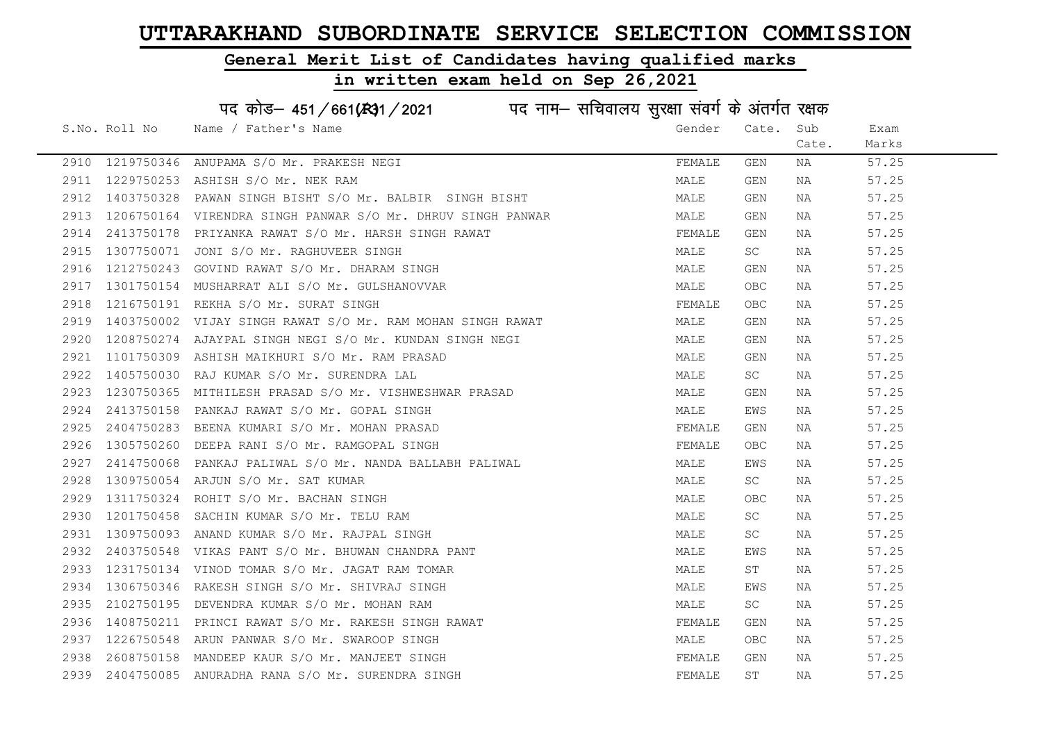# UTTARAKHAND SUBORDINATE SERVICE SELECTION COMMISSION

## General Merit List of Candidates having qualified marks

## in written exam held on Sep 26,2021

पद कोड– 451/661(R)1/2021 पद नाम– सचिवालय सुरक्षा संवर्ग के अंतर्गत रक्षक

| S.No. | Roll No | Name / Father's Name | Gender | Cate. | Sub Cate. | Exam Marks |
|---|---|---|---|---|---|---|
| 2910 | 1219750346 | ANUPAMA S/O Mr. PRAKESH NEGI | FEMALE | GEN | NA | 57.25 |
| 2911 | 1229750253 | ASHISH S/O Mr. NEK RAM | MALE | GEN | NA | 57.25 |
| 2912 | 1403750328 | PAWAN SINGH BISHT S/O Mr. BALBIR SINGH BISHT | MALE | GEN | NA | 57.25 |
| 2913 | 1206750164 | VIRENDRA SINGH PANWAR S/O Mr. DHRUV SINGH PANWAR | MALE | GEN | NA | 57.25 |
| 2914 | 2413750178 | PRIYANKA RAWAT S/O Mr. HARSH SINGH RAWAT | FEMALE | GEN | NA | 57.25 |
| 2915 | 1307750071 | JONI S/O Mr. RAGHUVEER SINGH | MALE | SC | NA | 57.25 |
| 2916 | 1212750243 | GOVIND RAWAT S/O Mr. DHARAM SINGH | MALE | GEN | NA | 57.25 |
| 2917 | 1301750154 | MUSHARRAT ALI S/O Mr. GULSHANOVVAR | MALE | OBC | NA | 57.25 |
| 2918 | 1216750191 | REKHA S/O Mr. SURAT SINGH | FEMALE | OBC | NA | 57.25 |
| 2919 | 1403750002 | VIJAY SINGH RAWAT S/O Mr. RAM MOHAN SINGH RAWAT | MALE | GEN | NA | 57.25 |
| 2920 | 1208750274 | AJAYPAL SINGH NEGI S/O Mr. KUNDAN SINGH NEGI | MALE | GEN | NA | 57.25 |
| 2921 | 1101750309 | ASHISH MAIKHURI S/O Mr. RAM PRASAD | MALE | GEN | NA | 57.25 |
| 2922 | 1405750030 | RAJ KUMAR S/O Mr. SURENDRA LAL | MALE | SC | NA | 57.25 |
| 2923 | 1230750365 | MITHILESH PRASAD S/O Mr. VISHWESHWAR PRASAD | MALE | GEN | NA | 57.25 |
| 2924 | 2413750158 | PANKAJ RAWAT S/O Mr. GOPAL SINGH | MALE | EWS | NA | 57.25 |
| 2925 | 2404750283 | BEENA KUMARI S/O Mr. MOHAN PRASAD | FEMALE | GEN | NA | 57.25 |
| 2926 | 1305750260 | DEEPA RANI S/O Mr. RAMGOPAL SINGH | FEMALE | OBC | NA | 57.25 |
| 2927 | 2414750068 | PANKAJ PALIWAL S/O Mr. NANDA BALLABH PALIWAL | MALE | EWS | NA | 57.25 |
| 2928 | 1309750054 | ARJUN S/O Mr. SAT KUMAR | MALE | SC | NA | 57.25 |
| 2929 | 1311750324 | ROHIT S/O Mr. BACHAN SINGH | MALE | OBC | NA | 57.25 |
| 2930 | 1201750458 | SACHIN KUMAR S/O Mr. TELU RAM | MALE | SC | NA | 57.25 |
| 2931 | 1309750093 | ANAND KUMAR S/O Mr. RAJPAL SINGH | MALE | SC | NA | 57.25 |
| 2932 | 2403750548 | VIKAS PANT S/O Mr. BHUWAN CHANDRA PANT | MALE | EWS | NA | 57.25 |
| 2933 | 1231750134 | VINOD TOMAR S/O Mr. JAGAT RAM TOMAR | MALE | ST | NA | 57.25 |
| 2934 | 1306750346 | RAKESH SINGH S/O Mr. SHIVRAJ SINGH | MALE | EWS | NA | 57.25 |
| 2935 | 2102750195 | DEVENDRA KUMAR S/O Mr. MOHAN RAM | MALE | SC | NA | 57.25 |
| 2936 | 1408750211 | PRINCI RAWAT S/O Mr. RAKESH SINGH RAWAT | FEMALE | GEN | NA | 57.25 |
| 2937 | 1226750548 | ARUN PANWAR S/O Mr. SWAROOP SINGH | MALE | OBC | NA | 57.25 |
| 2938 | 2608750158 | MANDEEP KAUR S/O Mr. MANJEET SINGH | FEMALE | GEN | NA | 57.25 |
| 2939 | 2404750085 | ANURADHA RANA S/O Mr. SURENDRA SINGH | FEMALE | ST | NA | 57.25 |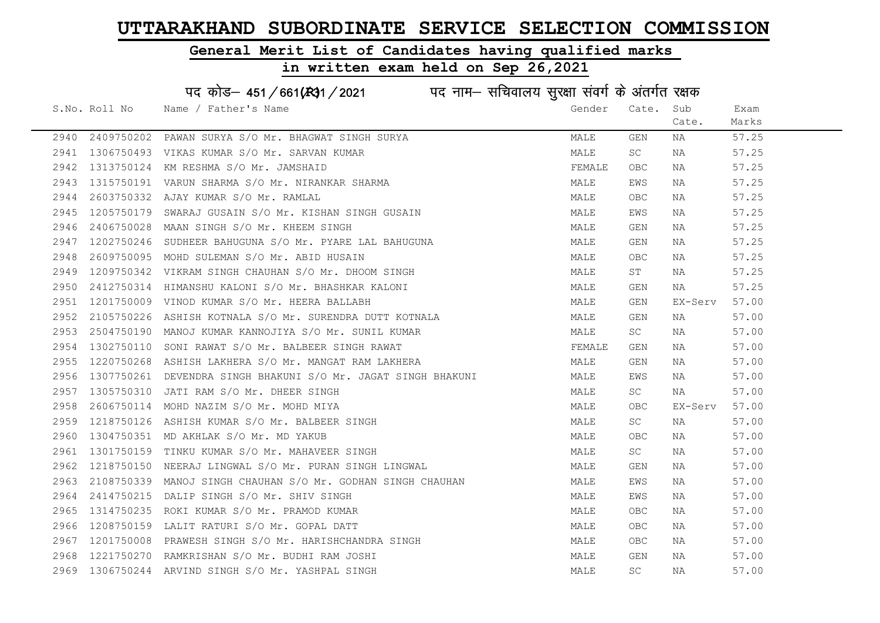# UTTARAKHAND SUBORDINATE SERVICE SELECTION COMMISSION

## General Merit List of Candidates having qualified marks

## in written exam held on Sep 26,2021

पद कोड– 451/661(R)1/2021 पद नाम– सचिवालय सुरक्षा संवर्ग के अंतर्गत रक्षक

| S.No. | Roll No | Name / Father's Name | Gender | Cate. | Sub Cate. | Exam Marks |
|---|---|---|---|---|---|---|
| 2940 | 2409750202 | PAWAN SURYA S/O Mr. BHAGWAT SINGH SURYA | MALE | GEN | NA | 57.25 |
| 2941 | 1306750493 | VIKAS KUMAR S/O Mr. SARVAN KUMAR | MALE | SC | NA | 57.25 |
| 2942 | 1313750124 | KM RESHMA S/O Mr. JAMSHAID | FEMALE | OBC | NA | 57.25 |
| 2943 | 1315750191 | VARUN SHARMA S/O Mr. NIRANKAR SHARMA | MALE | EWS | NA | 57.25 |
| 2944 | 2603750332 | AJAY KUMAR S/O Mr. RAMLAL | MALE | OBC | NA | 57.25 |
| 2945 | 1205750179 | SWARAJ GUSAIN S/O Mr. KISHAN SINGH GUSAIN | MALE | EWS | NA | 57.25 |
| 2946 | 2406750028 | MAAN SINGH S/O Mr. KHEEM SINGH | MALE | GEN | NA | 57.25 |
| 2947 | 1202750246 | SUDHEER BAHUGUNA S/O Mr. PYARE LAL BAHUGUNA | MALE | GEN | NA | 57.25 |
| 2948 | 2609750095 | MOHD SULEMAN S/O Mr. ABID HUSAIN | MALE | OBC | NA | 57.25 |
| 2949 | 1209750342 | VIKRAM SINGH CHAUHAN S/O Mr. DHOOM SINGH | MALE | ST | NA | 57.25 |
| 2950 | 2412750314 | HIMANSHU KALONI S/O Mr. BHASHKAR KALONI | MALE | GEN | NA | 57.25 |
| 2951 | 1201750009 | VINOD KUMAR S/O Mr. HEERA BALLABH | MALE | GEN | EX-Serv | 57.00 |
| 2952 | 2105750226 | ASHISH KOTNALA S/O Mr. SURENDRA DUTT KOTNALA | MALE | GEN | NA | 57.00 |
| 2953 | 2504750190 | MANOJ KUMAR KANNOJIYA S/O Mr. SUNIL KUMAR | MALE | SC | NA | 57.00 |
| 2954 | 1302750110 | SONI RAWAT S/O Mr. BALBEER SINGH RAWAT | FEMALE | GEN | NA | 57.00 |
| 2955 | 1220750268 | ASHISH LAKHERA S/O Mr. MANGAT RAM LAKHERA | MALE | GEN | NA | 57.00 |
| 2956 | 1307750261 | DEVENDRA SINGH BHAKUNI S/O Mr. JAGAT SINGH BHAKUNI | MALE | EWS | NA | 57.00 |
| 2957 | 1305750310 | JATI RAM S/O Mr. DHEER SINGH | MALE | SC | NA | 57.00 |
| 2958 | 2606750114 | MOHD NAZIM S/O Mr. MOHD MIYA | MALE | OBC | EX-Serv | 57.00 |
| 2959 | 1218750126 | ASHISH KUMAR S/O Mr. BALBEER SINGH | MALE | SC | NA | 57.00 |
| 2960 | 1304750351 | MD AKHLAK S/O Mr. MD YAKUB | MALE | OBC | NA | 57.00 |
| 2961 | 1301750159 | TINKU KUMAR S/O Mr. MAHAVEER SINGH | MALE | SC | NA | 57.00 |
| 2962 | 1218750150 | NEERAJ LINGWAL S/O Mr. PURAN SINGH LINGWAL | MALE | GEN | NA | 57.00 |
| 2963 | 2108750339 | MANOJ SINGH CHAUHAN S/O Mr. GODHAN SINGH CHAUHAN | MALE | EWS | NA | 57.00 |
| 2964 | 2414750215 | DALIP SINGH S/O Mr. SHIV SINGH | MALE | EWS | NA | 57.00 |
| 2965 | 1314750235 | ROKI KUMAR S/O Mr. PRAMOD KUMAR | MALE | OBC | NA | 57.00 |
| 2966 | 1208750159 | LALIT RATURI S/O Mr. GOPAL DATT | MALE | OBC | NA | 57.00 |
| 2967 | 1201750008 | PRAWESH SINGH S/O Mr. HARISHCHANDRA SINGH | MALE | OBC | NA | 57.00 |
| 2968 | 1221750270 | RAMKRISHAN S/O Mr. BUDHI RAM JOSHI | MALE | GEN | NA | 57.00 |
| 2969 | 1306750244 | ARVIND SINGH S/O Mr. YASHPAL SINGH | MALE | SC | NA | 57.00 |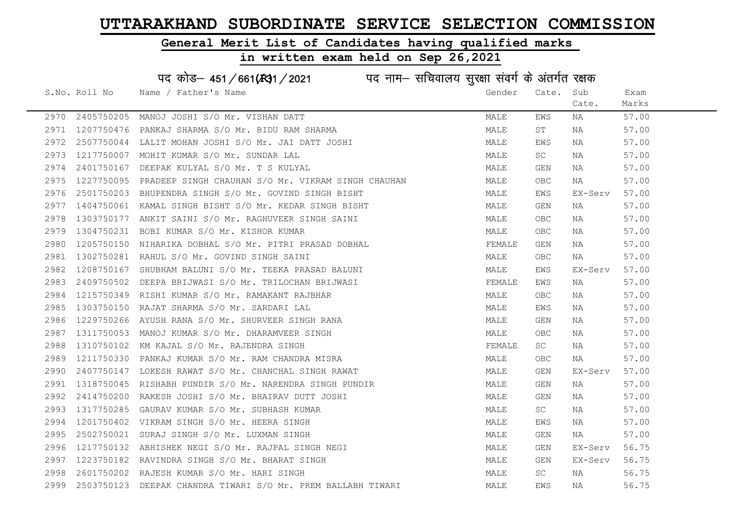# UTTARAKHAND SUBORDINATE SERVICE SELECTION COMMISSION

## General Merit List of Candidates having qualified marks

## in written exam held on Sep 26,2021

### पद कोड– 451/661(R31/2021 पद नाम– सचिवालय सुरक्षा संवर्ग के अंतर्गत रक्षक

| S.No. | Roll No | Name / Father's Name | Gender | Cate. | Sub Cate. | Exam Marks |
|---|---|---|---|---|---|---|
| 2970 | 2405750205 | MANOJ JOSHI S/O Mr. VISHAN DATT | MALE | EWS | NA | 57.00 |
| 2971 | 1207750476 | PANKAJ SHARMA S/O Mr. BIDU RAM SHARMA | MALE | ST | NA | 57.00 |
| 2972 | 2507750044 | LALIT MOHAN JOSHI S/O Mr. JAI DATT JOSHI | MALE | EWS | NA | 57.00 |
| 2973 | 1217750007 | MOHIT KUMAR S/O Mr. SUNDAR LAL | MALE | SC | NA | 57.00 |
| 2974 | 2401750167 | DEEPAK KULYAL S/O Mr. T S KULYAL | MALE | GEN | NA | 57.00 |
| 2975 | 1227750095 | PRADEEP SINGH CHAUHAN S/O Mr. VIKRAM SINGH CHAUHAN | MALE | OBC | NA | 57.00 |
| 2976 | 2501750203 | BHUPENDRA SINGH S/O Mr. GOVIND SINGH BISHT | MALE | EWS | EX-Serv | 57.00 |
| 2977 | 1404750061 | KAMAL SINGH BISHT S/O Mr. KEDAR SINGH BISHT | MALE | GEN | NA | 57.00 |
| 2978 | 1303750177 | ANKIT SAINI S/O Mr. RAGHUVEER SINGH SAINI | MALE | OBC | NA | 57.00 |
| 2979 | 1304750231 | BOBI KUMAR S/O Mr. KISHOR KUMAR | MALE | OBC | NA | 57.00 |
| 2980 | 1205750150 | NIHARIKA DOBHAL S/O Mr. PITRI PRASAD DOBHAL | FEMALE | GEN | NA | 57.00 |
| 2981 | 1302750281 | RAHUL S/O Mr. GOVIND SINGH SAINI | MALE | OBC | NA | 57.00 |
| 2982 | 1208750167 | SHUBHAM BALUNI S/O Mr. TEEKA PRASAD BALUNI | MALE | EWS | EX-Serv | 57.00 |
| 2983 | 2409750502 | DEEPA BRIJWASI S/O Mr. TRILOCHAN BRIJWASI | FEMALE | EWS | NA | 57.00 |
| 2984 | 1215750349 | RISHI KUMAR S/O Mr. RAMAKANT RAJBHAR | MALE | OBC | NA | 57.00 |
| 2985 | 1303750150 | RAJAT SHARMA S/O Mr. SARDARI LAL | MALE | EWS | NA | 57.00 |
| 2986 | 1229750266 | AYUSH RANA S/O Mr. SHURVEER SINGH RANA | MALE | GEN | NA | 57.00 |
| 2987 | 1311750053 | MANOJ KUMAR S/O Mr. DHARAMVEER SINGH | MALE | OBC | NA | 57.00 |
| 2988 | 1310750102 | KM KAJAL S/O Mr. RAJENDRA SINGH | FEMALE | SC | NA | 57.00 |
| 2989 | 1211750330 | PANKAJ KUMAR S/O Mr. RAM CHANDRA MISRA | MALE | OBC | NA | 57.00 |
| 2990 | 2407750147 | LOKESH RAWAT S/O Mr. CHANCHAL SINGH RAWAT | MALE | GEN | EX-Serv | 57.00 |
| 2991 | 1318750045 | RISHABH PUNDIR S/O Mr. NARENDRA SINGH PUNDIR | MALE | GEN | NA | 57.00 |
| 2992 | 2414750200 | RAKESH JOSHI S/O Mr. BHAIRAV DUTT JOSHI | MALE | GEN | NA | 57.00 |
| 2993 | 1317750285 | GAURAV KUMAR S/O Mr. SUBHASH KUMAR | MALE | SC | NA | 57.00 |
| 2994 | 1201750402 | VIKRAM SINGH S/O Mr. HEERA SINGH | MALE | EWS | NA | 57.00 |
| 2995 | 2502750021 | SURAJ SINGH S/O Mr. LUXMAN SINGH | MALE | GEN | NA | 57.00 |
| 2996 | 1217750132 | ABHISHEK NEGI S/O Mr. RAJPAL SINGH NEGI | MALE | GEN | EX-Serv | 56.75 |
| 2997 | 1223750182 | RAVINDRA SINGH S/O Mr. BHARAT SINGH | MALE | GEN | EX-Serv | 56.75 |
| 2998 | 2601750202 | RAJESH KUMAR S/O Mr. HARI SINGH | MALE | SC | NA | 56.75 |
| 2999 | 2503750123 | DEEPAK CHANDRA TIWARI S/O Mr. PREM BALLABH TIWARI | MALE | EWS | NA | 56.75 |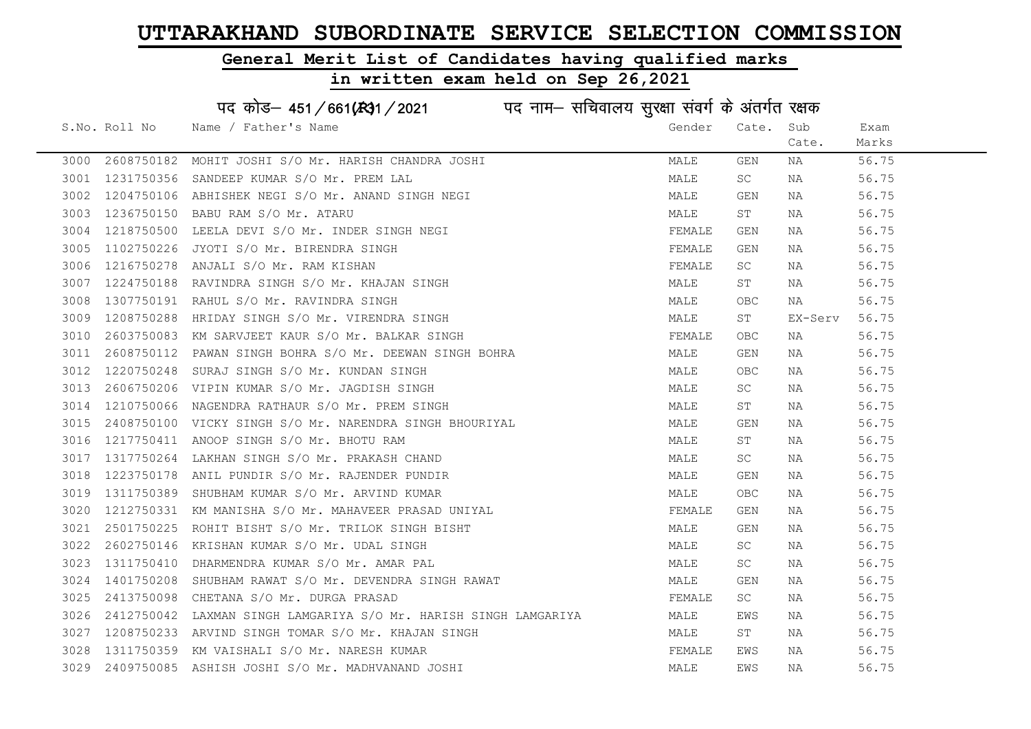# UTTARAKHAND SUBORDINATE SERVICE SELECTION COMMISSION

## General Merit List of Candidates having qualified marks

## in written exam held on Sep 26,2021

पद कोड– 451/661(R)1/2021 पद नाम– सचिवालय सुरक्षा संवर्ग के अंतर्गत रक्षक

| S.No. | Roll No | Name / Father's Name | Gender | Cate. | Sub Cate. | Exam Marks |
|---|---|---|---|---|---|---|
| 3000 | 2608750182 | MOHIT JOSHI S/O Mr. HARISH CHANDRA JOSHI | MALE | GEN | NA | 56.75 |
| 3001 | 1231750356 | SANDEEP KUMAR S/O Mr. PREM LAL | MALE | SC | NA | 56.75 |
| 3002 | 1204750106 | ABHISHEK NEGI S/O Mr. ANAND SINGH NEGI | MALE | GEN | NA | 56.75 |
| 3003 | 1236750150 | BABU RAM S/O Mr. ATARU | MALE | ST | NA | 56.75 |
| 3004 | 1218750500 | LEELA DEVI S/O Mr. INDER SINGH NEGI | FEMALE | GEN | NA | 56.75 |
| 3005 | 1102750226 | JYOTI S/O Mr. BIRENDRA SINGH | FEMALE | GEN | NA | 56.75 |
| 3006 | 1216750278 | ANJALI S/O Mr. RAM KISHAN | FEMALE | SC | NA | 56.75 |
| 3007 | 1224750188 | RAVINDRA SINGH S/O Mr. KHAJAN SINGH | MALE | ST | NA | 56.75 |
| 3008 | 1307750191 | RAHUL S/O Mr. RAVINDRA SINGH | MALE | OBC | NA | 56.75 |
| 3009 | 1208750288 | HRIDAY SINGH S/O Mr. VIRENDRA SINGH | MALE | ST | EX-Serv | 56.75 |
| 3010 | 2603750083 | KM SARVJEET KAUR S/O Mr. BALKAR SINGH | FEMALE | OBC | NA | 56.75 |
| 3011 | 2608750112 | PAWAN SINGH BOHRA S/O Mr. DEEWAN SINGH BOHRA | MALE | GEN | NA | 56.75 |
| 3012 | 1220750248 | SURAJ SINGH S/O Mr. KUNDAN SINGH | MALE | OBC | NA | 56.75 |
| 3013 | 2606750206 | VIPIN KUMAR S/O Mr. JAGDISH SINGH | MALE | SC | NA | 56.75 |
| 3014 | 1210750066 | NAGENDRA RATHAUR S/O Mr. PREM SINGH | MALE | ST | NA | 56.75 |
| 3015 | 2408750100 | VICKY SINGH S/O Mr. NARENDRA SINGH BHOURIYAL | MALE | GEN | NA | 56.75 |
| 3016 | 1217750411 | ANOOP SINGH S/O Mr. BHOTU RAM | MALE | ST | NA | 56.75 |
| 3017 | 1317750264 | LAKHAN SINGH S/O Mr. PRAKASH CHAND | MALE | SC | NA | 56.75 |
| 3018 | 1223750178 | ANIL PUNDIR S/O Mr. RAJENDER PUNDIR | MALE | GEN | NA | 56.75 |
| 3019 | 1311750389 | SHUBHAM KUMAR S/O Mr. ARVIND KUMAR | MALE | OBC | NA | 56.75 |
| 3020 | 1212750331 | KM MANISHA S/O Mr. MAHAVEER PRASAD UNIYAL | FEMALE | GEN | NA | 56.75 |
| 3021 | 2501750225 | ROHIT BISHT S/O Mr. TRILOK SINGH BISHT | MALE | GEN | NA | 56.75 |
| 3022 | 2602750146 | KRISHAN KUMAR S/O Mr. UDAL SINGH | MALE | SC | NA | 56.75 |
| 3023 | 1311750410 | DHARMENDRA KUMAR S/O Mr. AMAR PAL | MALE | SC | NA | 56.75 |
| 3024 | 1401750208 | SHUBHAM RAWAT S/O Mr. DEVENDRA SINGH RAWAT | MALE | GEN | NA | 56.75 |
| 3025 | 2413750098 | CHETANA S/O Mr. DURGA PRASAD | FEMALE | SC | NA | 56.75 |
| 3026 | 2412750042 | LAXMAN SINGH LAMGARIYA S/O Mr. HARISH SINGH LAMGARIYA | MALE | EWS | NA | 56.75 |
| 3027 | 1208750233 | ARVIND SINGH TOMAR S/O Mr. KHAJAN SINGH | MALE | ST | NA | 56.75 |
| 3028 | 1311750359 | KM VAISHALI S/O Mr. NARESH KUMAR | FEMALE | EWS | NA | 56.75 |
| 3029 | 2409750085 | ASHISH JOSHI S/O Mr. MADHVANAND JOSHI | MALE | EWS | NA | 56.75 |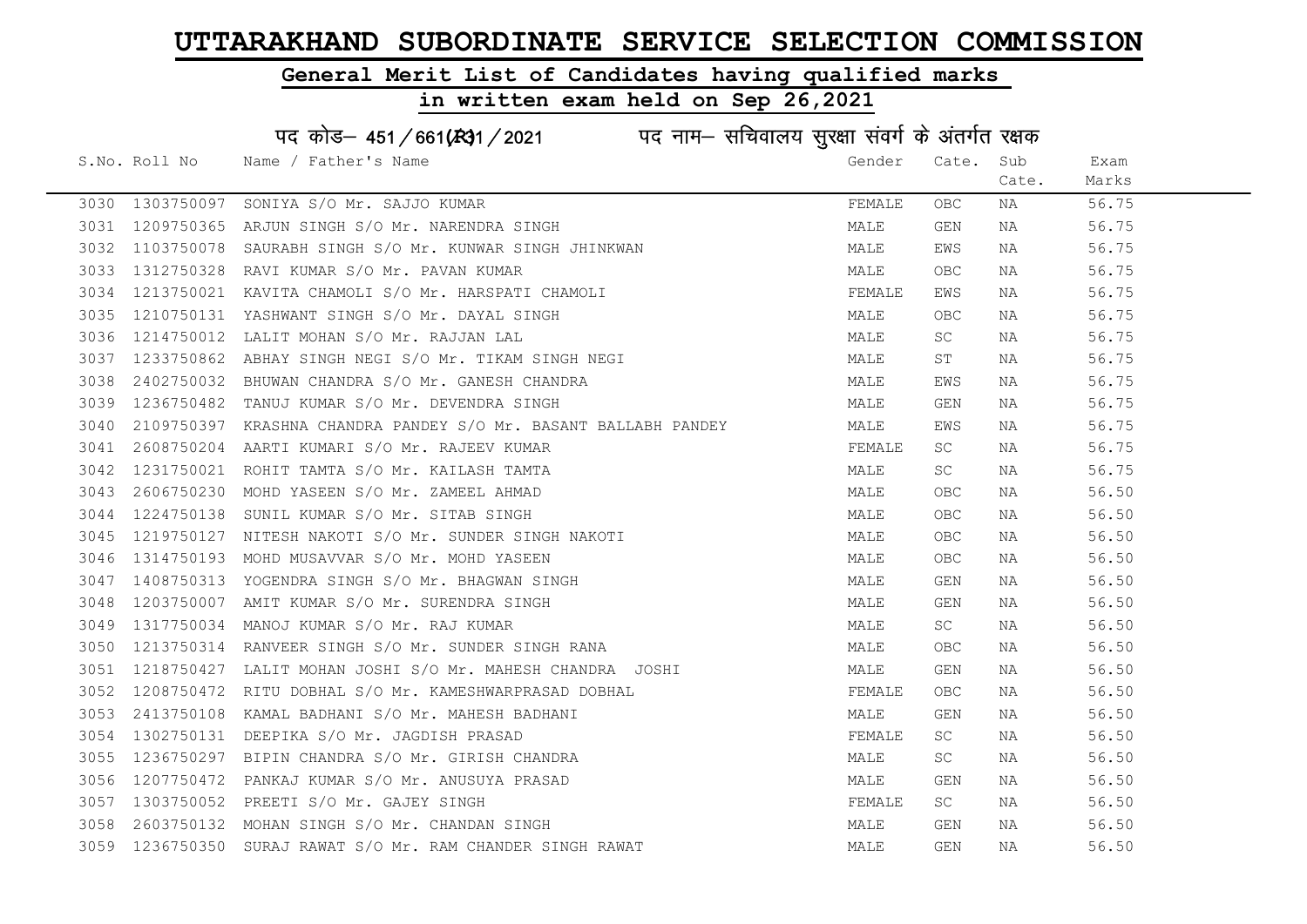# UTTARAKHAND SUBORDINATE SERVICE SELECTION COMMISSION

## General Merit List of Candidates having qualified marks

## in written exam held on Sep 26,2021

पद कोड– 451/661(R)1/2021 पद नाम– सचिवालय सुरक्षा संवर्ग के अंतर्गत रक्षक

| S.No. | Roll No | Name / Father's Name | Gender | Cate. | Sub Cate. | Exam Marks |
|---|---|---|---|---|---|---|
| 3030 | 1303750097 | SONIYA S/O Mr. SAJJO KUMAR | FEMALE | OBC | NA | 56.75 |
| 3031 | 1209750365 | ARJUN SINGH S/O Mr. NARENDRA SINGH | MALE | GEN | NA | 56.75 |
| 3032 | 1103750078 | SAURABH SINGH S/O Mr. KUNWAR SINGH JHINKWAN | MALE | EWS | NA | 56.75 |
| 3033 | 1312750328 | RAVI KUMAR S/O Mr. PAVAN KUMAR | MALE | OBC | NA | 56.75 |
| 3034 | 1213750021 | KAVITA CHAMOLI S/O Mr. HARSPATI CHAMOLI | FEMALE | EWS | NA | 56.75 |
| 3035 | 1210750131 | YASHWANT SINGH S/O Mr. DAYAL SINGH | MALE | OBC | NA | 56.75 |
| 3036 | 1214750012 | LALIT MOHAN S/O Mr. RAJJAN LAL | MALE | SC | NA | 56.75 |
| 3037 | 1233750862 | ABHAY SINGH NEGI S/O Mr. TIKAM SINGH NEGI | MALE | ST | NA | 56.75 |
| 3038 | 2402750032 | BHUWAN CHANDRA S/O Mr. GANESH CHANDRA | MALE | EWS | NA | 56.75 |
| 3039 | 1236750482 | TANUJ KUMAR S/O Mr. DEVENDRA SINGH | MALE | GEN | NA | 56.75 |
| 3040 | 2109750397 | KRASHNA CHANDRA PANDEY S/O Mr. BASANT BALLABH PANDEY | MALE | EWS | NA | 56.75 |
| 3041 | 2608750204 | AARTI KUMARI S/O Mr. RAJEEV KUMAR | FEMALE | SC | NA | 56.75 |
| 3042 | 1231750021 | ROHIT TAMTA S/O Mr. KAILASH TAMTA | MALE | SC | NA | 56.75 |
| 3043 | 2606750230 | MOHD YASEEN S/O Mr. ZAMEEL AHMAD | MALE | OBC | NA | 56.50 |
| 3044 | 1224750138 | SUNIL KUMAR S/O Mr. SITAB SINGH | MALE | OBC | NA | 56.50 |
| 3045 | 1219750127 | NITESH NAKOTI S/O Mr. SUNDER SINGH NAKOTI | MALE | OBC | NA | 56.50 |
| 3046 | 1314750193 | MOHD MUSAVVAR S/O Mr. MOHD YASEEN | MALE | OBC | NA | 56.50 |
| 3047 | 1408750313 | YOGENDRA SINGH S/O Mr. BHAGWAN SINGH | MALE | GEN | NA | 56.50 |
| 3048 | 1203750007 | AMIT KUMAR S/O Mr. SURENDRA SINGH | MALE | GEN | NA | 56.50 |
| 3049 | 1317750034 | MANOJ KUMAR S/O Mr. RAJ KUMAR | MALE | SC | NA | 56.50 |
| 3050 | 1213750314 | RANVEER SINGH S/O Mr. SUNDER SINGH RANA | MALE | OBC | NA | 56.50 |
| 3051 | 1218750427 | LALIT MOHAN JOSHI S/O Mr. MAHESH CHANDRA JOSHI | MALE | GEN | NA | 56.50 |
| 3052 | 1208750472 | RITU DOBHAL S/O Mr. KAMESHWARPRASAD DOBHAL | FEMALE | OBC | NA | 56.50 |
| 3053 | 2413750108 | KAMAL BADHANI S/O Mr. MAHESH BADHANI | MALE | GEN | NA | 56.50 |
| 3054 | 1302750131 | DEEPIKA S/O Mr. JAGDISH PRASAD | FEMALE | SC | NA | 56.50 |
| 3055 | 1236750297 | BIPIN CHANDRA S/O Mr. GIRISH CHANDRA | MALE | SC | NA | 56.50 |
| 3056 | 1207750472 | PANKAJ KUMAR S/O Mr. ANUSUYA PRASAD | MALE | GEN | NA | 56.50 |
| 3057 | 1303750052 | PREETI S/O Mr. GAJEY SINGH | FEMALE | SC | NA | 56.50 |
| 3058 | 2603750132 | MOHAN SINGH S/O Mr. CHANDAN SINGH | MALE | GEN | NA | 56.50 |
| 3059 | 1236750350 | SURAJ RAWAT S/O Mr. RAM CHANDER SINGH RAWAT | MALE | GEN | NA | 56.50 |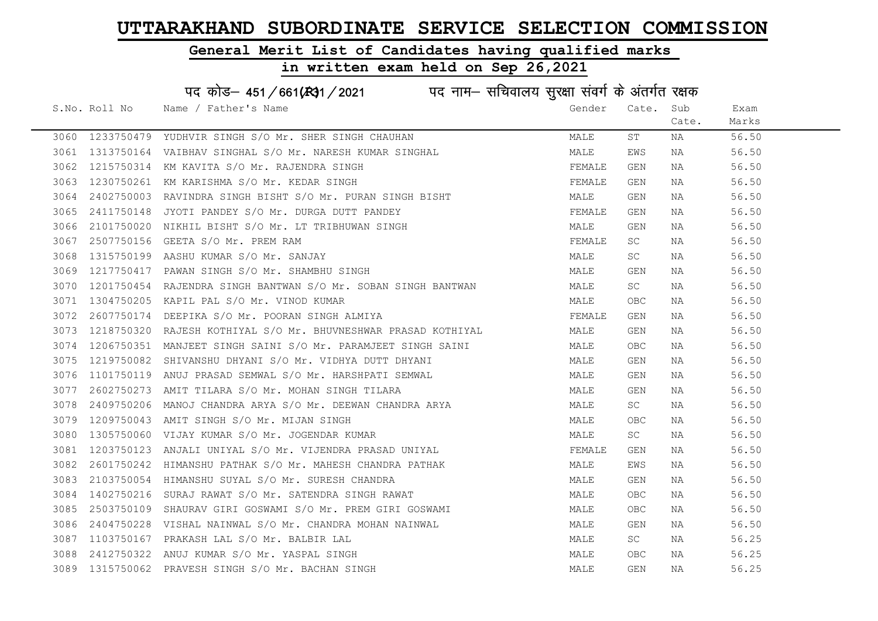# UTTARAKHAND SUBORDINATE SERVICE SELECTION COMMISSION

## General Merit List of Candidates having qualified marks

## in written exam held on Sep 26,2021

### पद कोड– 451/661(R31/2021 पद नाम– सचिवालय सुरक्षा संवर्ग के अंतर्गत रक्षक

| S.No. | Roll No | Name / Father's Name | Gender | Cate. | Sub Cate. | Exam Marks |
|---|---|---|---|---|---|---|
| 3060 | 1233750479 | YUDHVIR SINGH S/O Mr. SHER SINGH CHAUHAN | MALE | ST | NA | 56.50 |
| 3061 | 1313750164 | VAIBHAV SINGHAL S/O Mr. NARESH KUMAR SINGHAL | MALE | EWS | NA | 56.50 |
| 3062 | 1215750314 | KM KAVITA S/O Mr. RAJENDRA SINGH | FEMALE | GEN | NA | 56.50 |
| 3063 | 1230750261 | KM KARISHMA S/O Mr. KEDAR SINGH | FEMALE | GEN | NA | 56.50 |
| 3064 | 2402750003 | RAVINDRA SINGH BISHT S/O Mr. PURAN SINGH BISHT | MALE | GEN | NA | 56.50 |
| 3065 | 2411750148 | JYOTI PANDEY S/O Mr. DURGA DUTT PANDEY | FEMALE | GEN | NA | 56.50 |
| 3066 | 2101750020 | NIKHIL BISHT S/O Mr. LT TRIBHUWAN SINGH | MALE | GEN | NA | 56.50 |
| 3067 | 2507750156 | GEETA S/O Mr. PREM RAM | FEMALE | SC | NA | 56.50 |
| 3068 | 1315750199 | AASHU KUMAR S/O Mr. SANJAY | MALE | SC | NA | 56.50 |
| 3069 | 1217750417 | PAWAN SINGH S/O Mr. SHAMBHU SINGH | MALE | GEN | NA | 56.50 |
| 3070 | 1201750454 | RAJENDRA SINGH BANTWAN S/O Mr. SOBAN SINGH BANTWAN | MALE | SC | NA | 56.50 |
| 3071 | 1304750205 | KAPIL PAL S/O Mr. VINOD KUMAR | MALE | OBC | NA | 56.50 |
| 3072 | 2607750174 | DEEPIKA S/O Mr. POORAN SINGH ALMIYA | FEMALE | GEN | NA | 56.50 |
| 3073 | 1218750320 | RAJESH KOTHIYAL S/O Mr. BHUVNESHWAR PRASAD KOTHIYAL | MALE | GEN | NA | 56.50 |
| 3074 | 1206750351 | MANJEET SINGH SAINI S/O Mr. PARAMJEET SINGH SAINI | MALE | OBC | NA | 56.50 |
| 3075 | 1219750082 | SHIVANSHU DHYANI S/O Mr. VIDHYA DUTT DHYANI | MALE | GEN | NA | 56.50 |
| 3076 | 1101750119 | ANUJ PRASAD SEMWAL S/O Mr. HARSHPATI SEMWAL | MALE | GEN | NA | 56.50 |
| 3077 | 2602750273 | AMIT TILARA S/O Mr. MOHAN SINGH TILARA | MALE | GEN | NA | 56.50 |
| 3078 | 2409750206 | MANOJ CHANDRA ARYA S/O Mr. DEEWAN CHANDRA ARYA | MALE | SC | NA | 56.50 |
| 3079 | 1209750043 | AMIT SINGH S/O Mr. MIJAN SINGH | MALE | OBC | NA | 56.50 |
| 3080 | 1305750060 | VIJAY KUMAR S/O Mr. JOGENDAR KUMAR | MALE | SC | NA | 56.50 |
| 3081 | 1203750123 | ANJALI UNIYAL S/O Mr. VIJENDRA PRASAD UNIYAL | FEMALE | GEN | NA | 56.50 |
| 3082 | 2601750242 | HIMANSHU PATHAK S/O Mr. MAHESH CHANDRA PATHAK | MALE | EWS | NA | 56.50 |
| 3083 | 2103750054 | HIMANSHU SUYAL S/O Mr. SURESH CHANDRA | MALE | GEN | NA | 56.50 |
| 3084 | 1402750216 | SURAJ RAWAT S/O Mr. SATENDRA SINGH RAWAT | MALE | OBC | NA | 56.50 |
| 3085 | 2503750109 | SHAURAV GIRI GOSWAMI S/O Mr. PREM GIRI GOSWAMI | MALE | OBC | NA | 56.50 |
| 3086 | 2404750228 | VISHAL NAINWAL S/O Mr. CHANDRA MOHAN NAINWAL | MALE | GEN | NA | 56.50 |
| 3087 | 1103750167 | PRAKASH LAL S/O Mr. BALBIR LAL | MALE | SC | NA | 56.25 |
| 3088 | 2412750322 | ANUJ KUMAR S/O Mr. YASPAL SINGH | MALE | OBC | NA | 56.25 |
| 3089 | 1315750062 | PRAVESH SINGH S/O Mr. BACHAN SINGH | MALE | GEN | NA | 56.25 |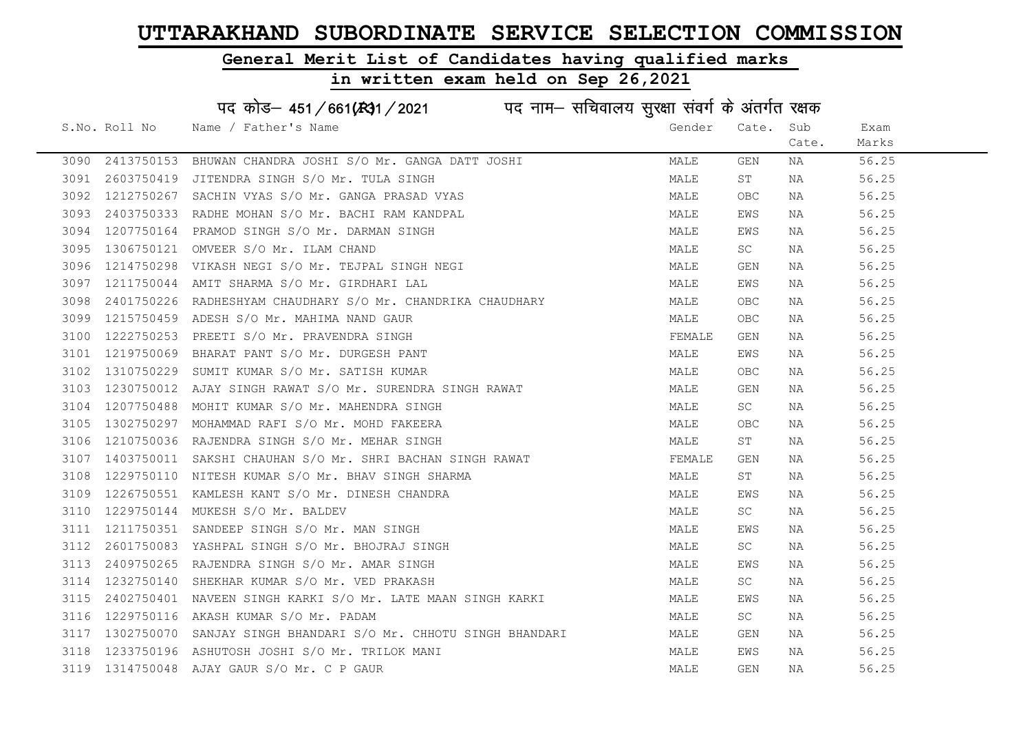# UTTARAKHAND SUBORDINATE SERVICE SELECTION COMMISSION

## General Merit List of Candidates having qualified marks

## in written exam held on Sep 26,2021

पद कोड– 451/661(R)1/2021 पद नाम– सचिवालय सुरक्षा संवर्ग के अंतर्गत रक्षक

| S.No. | Roll No | Name / Father's Name | Gender | Cate. | Sub Cate. | Exam Marks |
|---|---|---|---|---|---|---|
| 3090 | 2413750153 | BHUWAN CHANDRA JOSHI S/O Mr. GANGA DATT JOSHI | MALE | GEN | NA | 56.25 |
| 3091 | 2603750419 | JITENDRA SINGH S/O Mr. TULA SINGH | MALE | ST | NA | 56.25 |
| 3092 | 1212750267 | SACHIN VYAS S/O Mr. GANGA PRASAD VYAS | MALE | OBC | NA | 56.25 |
| 3093 | 2403750333 | RADHE MOHAN S/O Mr. BACHI RAM KANDPAL | MALE | EWS | NA | 56.25 |
| 3094 | 1207750164 | PRAMOD SINGH S/O Mr. DARMAN SINGH | MALE | EWS | NA | 56.25 |
| 3095 | 1306750121 | OMVEER S/O Mr. ILAM CHAND | MALE | SC | NA | 56.25 |
| 3096 | 1214750298 | VIKASH NEGI S/O Mr. TEJPAL SINGH NEGI | MALE | GEN | NA | 56.25 |
| 3097 | 1211750044 | AMIT SHARMA S/O Mr. GIRDHARI LAL | MALE | EWS | NA | 56.25 |
| 3098 | 2401750226 | RADHESHYAM CHAUDHARY S/O Mr. CHANDRIKA CHAUDHARY | MALE | OBC | NA | 56.25 |
| 3099 | 1215750459 | ADESH S/O Mr. MAHIMA NAND GAUR | MALE | OBC | NA | 56.25 |
| 3100 | 1222750253 | PREETI S/O Mr. PRAVENDRA SINGH | FEMALE | GEN | NA | 56.25 |
| 3101 | 1219750069 | BHARAT PANT S/O Mr. DURGESH PANT | MALE | EWS | NA | 56.25 |
| 3102 | 1310750229 | SUMIT KUMAR S/O Mr. SATISH KUMAR | MALE | OBC | NA | 56.25 |
| 3103 | 1230750012 | AJAY SINGH RAWAT S/O Mr. SURENDRA SINGH RAWAT | MALE | GEN | NA | 56.25 |
| 3104 | 1207750488 | MOHIT KUMAR S/O Mr. MAHENDRA SINGH | MALE | SC | NA | 56.25 |
| 3105 | 1302750297 | MOHAMMAD RAFI S/O Mr. MOHD FAKEERA | MALE | OBC | NA | 56.25 |
| 3106 | 1210750036 | RAJENDRA SINGH S/O Mr. MEHAR SINGH | MALE | ST | NA | 56.25 |
| 3107 | 1403750011 | SAKSHI CHAUHAN S/O Mr. SHRI BACHAN SINGH RAWAT | FEMALE | GEN | NA | 56.25 |
| 3108 | 1229750110 | NITESH KUMAR S/O Mr. BHAV SINGH SHARMA | MALE | ST | NA | 56.25 |
| 3109 | 1226750551 | KAMLESH KANT S/O Mr. DINESH CHANDRA | MALE | EWS | NA | 56.25 |
| 3110 | 1229750144 | MUKESH S/O Mr. BALDEV | MALE | SC | NA | 56.25 |
| 3111 | 1211750351 | SANDEEP SINGH S/O Mr. MAN SINGH | MALE | EWS | NA | 56.25 |
| 3112 | 2601750083 | YASHPAL SINGH S/O Mr. BHOJRAJ SINGH | MALE | SC | NA | 56.25 |
| 3113 | 2409750265 | RAJENDRA SINGH S/O Mr. AMAR SINGH | MALE | EWS | NA | 56.25 |
| 3114 | 1232750140 | SHEKHAR KUMAR S/O Mr. VED PRAKASH | MALE | SC | NA | 56.25 |
| 3115 | 2402750401 | NAVEEN SINGH KARKI S/O Mr. LATE MAAN SINGH KARKI | MALE | EWS | NA | 56.25 |
| 3116 | 1229750116 | AKASH KUMAR S/O Mr. PADAM | MALE | SC | NA | 56.25 |
| 3117 | 1302750070 | SANJAY SINGH BHANDARI S/O Mr. CHHOTU SINGH BHANDARI | MALE | GEN | NA | 56.25 |
| 3118 | 1233750196 | ASHUTOSH JOSHI S/O Mr. TRILOK MANI | MALE | EWS | NA | 56.25 |
| 3119 | 1314750048 | AJAY GAUR S/O Mr. C P GAUR | MALE | GEN | NA | 56.25 |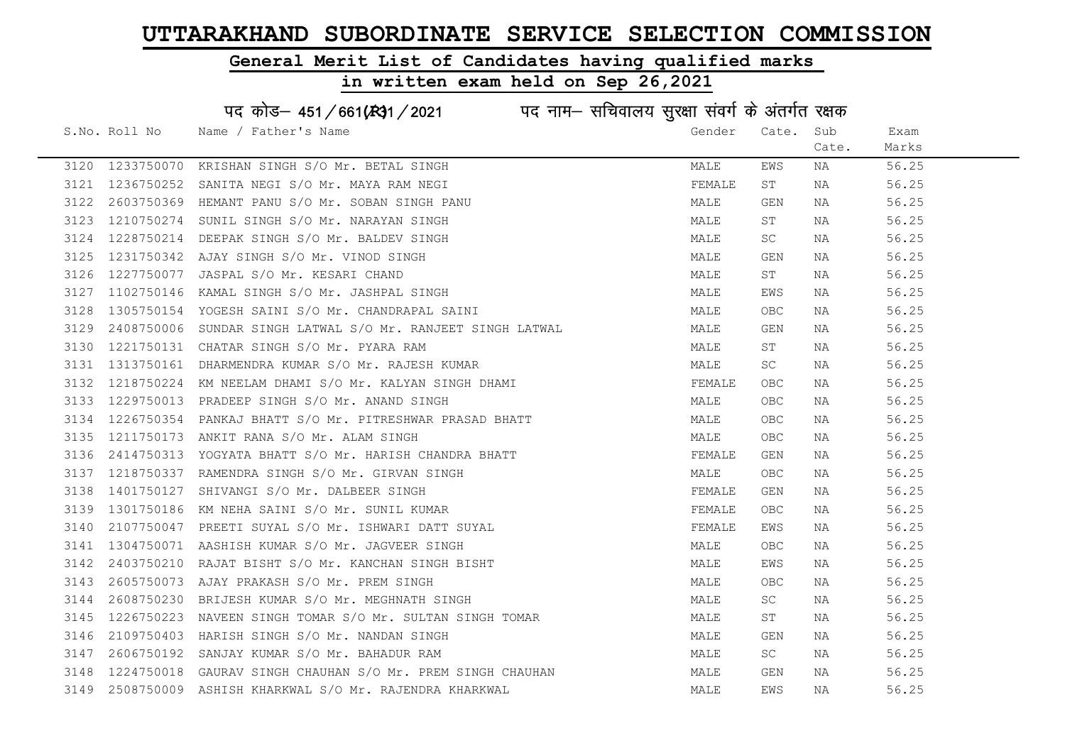# UTTARAKHAND SUBORDINATE SERVICE SELECTION COMMISSION

## General Merit List of Candidates having qualified marks

## in written exam held on Sep 26,2021

### पद कोड– 451/661(R)1/2021 पद नाम– सचिवालय सुरक्षा संवर्ग के अंतर्गत रक्षक

| S.No. | Roll No | Name / Father's Name | Gender | Cate. | Sub Cate. | Exam Marks |
|---|---|---|---|---|---|---|
| 3120 | 1233750070 | KRISHAN SINGH S/O Mr. BETAL SINGH | MALE | EWS | NA | 56.25 |
| 3121 | 1236750252 | SANITA NEGI S/O Mr. MAYA RAM NEGI | FEMALE | ST | NA | 56.25 |
| 3122 | 2603750369 | HEMANT PANU S/O Mr. SOBAN SINGH PANU | MALE | GEN | NA | 56.25 |
| 3123 | 1210750274 | SUNIL SINGH S/O Mr. NARAYAN SINGH | MALE | ST | NA | 56.25 |
| 3124 | 1228750214 | DEEPAK SINGH S/O Mr. BALDEV SINGH | MALE | SC | NA | 56.25 |
| 3125 | 1231750342 | AJAY SINGH S/O Mr. VINOD SINGH | MALE | GEN | NA | 56.25 |
| 3126 | 1227750077 | JASPAL S/O Mr. KESARI CHAND | MALE | ST | NA | 56.25 |
| 3127 | 1102750146 | KAMAL SINGH S/O Mr. JASHPAL SINGH | MALE | EWS | NA | 56.25 |
| 3128 | 1305750154 | YOGESH SAINI S/O Mr. CHANDRAPAL SAINI | MALE | OBC | NA | 56.25 |
| 3129 | 2408750006 | SUNDAR SINGH LATWAL S/O Mr. RANJEET SINGH LATWAL | MALE | GEN | NA | 56.25 |
| 3130 | 1221750131 | CHATAR SINGH S/O Mr. PYARA RAM | MALE | ST | NA | 56.25 |
| 3131 | 1313750161 | DHARMENDRA KUMAR S/O Mr. RAJESH KUMAR | MALE | SC | NA | 56.25 |
| 3132 | 1218750224 | KM NEELAM DHAMI S/O Mr. KALYAN SINGH DHAMI | FEMALE | OBC | NA | 56.25 |
| 3133 | 1229750013 | PRADEEP SINGH S/O Mr. ANAND SINGH | MALE | OBC | NA | 56.25 |
| 3134 | 1226750354 | PANKAJ BHATT S/O Mr. PITRESHWAR PRASAD BHATT | MALE | OBC | NA | 56.25 |
| 3135 | 1211750173 | ANKIT RANA S/O Mr. ALAM SINGH | MALE | OBC | NA | 56.25 |
| 3136 | 2414750313 | YOGYATA BHATT S/O Mr. HARISH CHANDRA BHATT | FEMALE | GEN | NA | 56.25 |
| 3137 | 1218750337 | RAMENDRA SINGH S/O Mr. GIRVAN SINGH | MALE | OBC | NA | 56.25 |
| 3138 | 1401750127 | SHIVANGI S/O Mr. DALBEER SINGH | FEMALE | GEN | NA | 56.25 |
| 3139 | 1301750186 | KM NEHA SAINI S/O Mr. SUNIL KUMAR | FEMALE | OBC | NA | 56.25 |
| 3140 | 2107750047 | PREETI SUYAL S/O Mr. ISHWARI DATT SUYAL | FEMALE | EWS | NA | 56.25 |
| 3141 | 1304750071 | AASHISH KUMAR S/O Mr. JAGVEER SINGH | MALE | OBC | NA | 56.25 |
| 3142 | 2403750210 | RAJAT BISHT S/O Mr. KANCHAN SINGH BISHT | MALE | EWS | NA | 56.25 |
| 3143 | 2605750073 | AJAY PRAKASH S/O Mr. PREM SINGH | MALE | OBC | NA | 56.25 |
| 3144 | 2608750230 | BRIJESH KUMAR S/O Mr. MEGHNATH SINGH | MALE | SC | NA | 56.25 |
| 3145 | 1226750223 | NAVEEN SINGH TOMAR S/O Mr. SULTAN SINGH TOMAR | MALE | ST | NA | 56.25 |
| 3146 | 2109750403 | HARISH SINGH S/O Mr. NANDAN SINGH | MALE | GEN | NA | 56.25 |
| 3147 | 2606750192 | SANJAY KUMAR S/O Mr. BAHADUR RAM | MALE | SC | NA | 56.25 |
| 3148 | 1224750018 | GAURAV SINGH CHAUHAN S/O Mr. PREM SINGH CHAUHAN | MALE | GEN | NA | 56.25 |
| 3149 | 2508750009 | ASHISH KHARKWAL S/O Mr. RAJENDRA KHARKWAL | MALE | EWS | NA | 56.25 |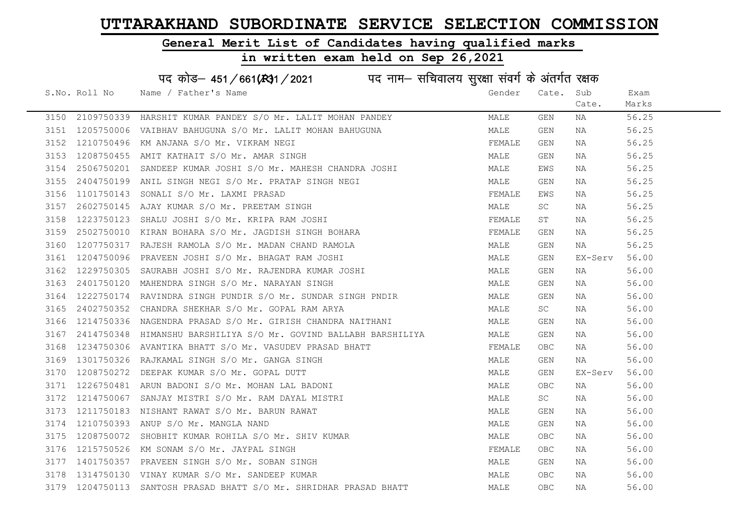# UTTARAKHAND SUBORDINATE SERVICE SELECTION COMMISSION

## General Merit List of Candidates having qualified marks

## in written exam held on Sep 26,2021

### पद कोड– 451/661(R31/2021 पद नाम– सचिवालय सुरक्षा संवर्ग के अंतर्गत रक्षक

| S.No. | Roll No | Name / Father's Name | Gender | Cate. | Sub Cate. | Exam Marks |
|---|---|---|---|---|---|---|
| 3150 | 2109750339 | HARSHIT KUMAR PANDEY S/O Mr. LALIT MOHAN PANDEY | MALE | GEN | NA | 56.25 |
| 3151 | 1205750006 | VAIBHAV BAHUGUNA S/O Mr. LALIT MOHAN BAHUGUNA | MALE | GEN | NA | 56.25 |
| 3152 | 1210750496 | KM ANJANA S/O Mr. VIKRAM NEGI | FEMALE | GEN | NA | 56.25 |
| 3153 | 1208750455 | AMIT KATHAIT S/O Mr. AMAR SINGH | MALE | GEN | NA | 56.25 |
| 3154 | 2506750201 | SANDEEP KUMAR JOSHI S/O Mr. MAHESH CHANDRA JOSHI | MALE | EWS | NA | 56.25 |
| 3155 | 2404750199 | ANIL SINGH NEGI S/O Mr. PRATAP SINGH NEGI | MALE | GEN | NA | 56.25 |
| 3156 | 1101750143 | SONALI S/O Mr. LAXMI PRASAD | FEMALE | EWS | NA | 56.25 |
| 3157 | 2602750145 | AJAY KUMAR S/O Mr. PREETAM SINGH | MALE | SC | NA | 56.25 |
| 3158 | 1223750123 | SHALU JOSHI S/O Mr. KRIPA RAM JOSHI | FEMALE | ST | NA | 56.25 |
| 3159 | 2502750010 | KIRAN BOHARA S/O Mr. JAGDISH SINGH BOHARA | FEMALE | GEN | NA | 56.25 |
| 3160 | 1207750317 | RAJESH RAMOLA S/O Mr. MADAN CHAND RAMOLA | MALE | GEN | NA | 56.25 |
| 3161 | 1204750096 | PRAVEEN JOSHI S/O Mr. BHAGAT RAM JOSHI | MALE | GEN | EX-Serv | 56.00 |
| 3162 | 1229750305 | SAURABH JOSHI S/O Mr. RAJENDRA KUMAR JOSHI | MALE | GEN | NA | 56.00 |
| 3163 | 2401750120 | MAHENDRA SINGH S/O Mr. NARAYAN SINGH | MALE | GEN | NA | 56.00 |
| 3164 | 1222750174 | RAVINDRA SINGH PUNDIR S/O Mr. SUNDAR SINGH PNDIR | MALE | GEN | NA | 56.00 |
| 3165 | 2402750352 | CHANDRA SHEKHAR S/O Mr. GOPAL RAM ARYA | MALE | SC | NA | 56.00 |
| 3166 | 1214750336 | NAGENDRA PRASAD S/O Mr. GIRISH CHANDRA NAITHANI | MALE | GEN | NA | 56.00 |
| 3167 | 2414750348 | HIMANSHU BARSHILIYA S/O Mr. GOVIND BALLABH BARSHILIYA | MALE | GEN | NA | 56.00 |
| 3168 | 1234750306 | AVANTIKA BHATT S/O Mr. VASUDEV PRASAD BHATT | FEMALE | OBC | NA | 56.00 |
| 3169 | 1301750326 | RAJKAMAL SINGH S/O Mr. GANGA SINGH | MALE | GEN | NA | 56.00 |
| 3170 | 1208750272 | DEEPAK KUMAR S/O Mr. GOPAL DUTT | MALE | GEN | EX-Serv | 56.00 |
| 3171 | 1226750481 | ARUN BADONI S/O Mr. MOHAN LAL BADONI | MALE | OBC | NA | 56.00 |
| 3172 | 1214750067 | SANJAY MISTRI S/O Mr. RAM DAYAL MISTRI | MALE | SC | NA | 56.00 |
| 3173 | 1211750183 | NISHANT RAWAT S/O Mr. BARUN RAWAT | MALE | GEN | NA | 56.00 |
| 3174 | 1210750393 | ANUP S/O Mr. MANGLA NAND | MALE | GEN | NA | 56.00 |
| 3175 | 1208750072 | SHOBHIT KUMAR ROHILA S/O Mr. SHIV KUMAR | MALE | OBC | NA | 56.00 |
| 3176 | 1215750526 | KM SONAM S/O Mr. JAYPAL SINGH | FEMALE | OBC | NA | 56.00 |
| 3177 | 1401750357 | PRAVEEN SINGH S/O Mr. SOBAN SINGH | MALE | GEN | NA | 56.00 |
| 3178 | 1314750130 | VINAY KUMAR S/O Mr. SANDEEP KUMAR | MALE | OBC | NA | 56.00 |
| 3179 | 1204750113 | SANTOSH PRASAD BHATT S/O Mr. SHRIDHAR PRASAD BHATT | MALE | OBC | NA | 56.00 |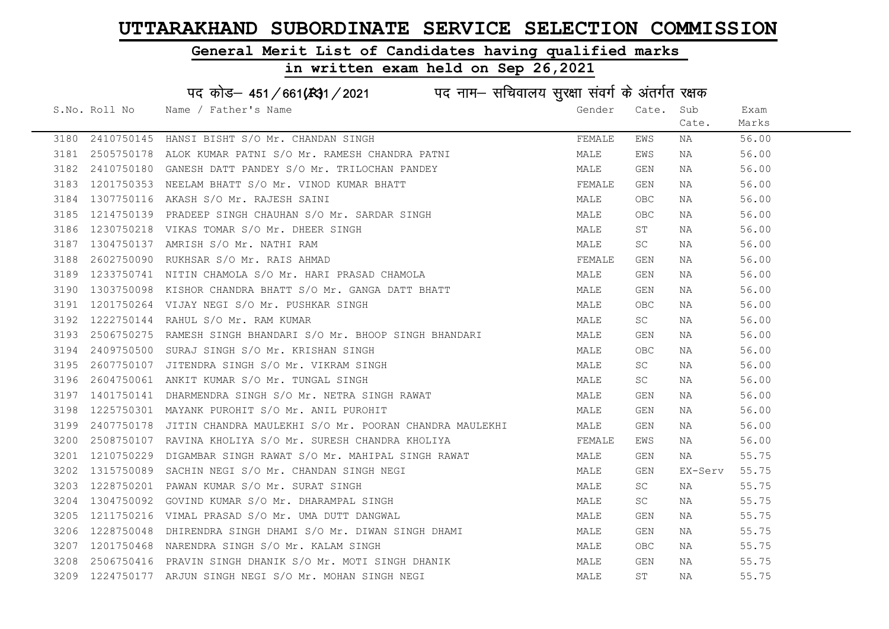# UTTARAKHAND SUBORDINATE SERVICE SELECTION COMMISSION

## General Merit List of Candidates having qualified marks

## in written exam held on Sep 26,2021

### पद कोड– 451/661(R)1/2021 पद नाम– सचिवालय सुरक्षा संवर्ग के अंतर्गत रक्षक

| S.No. | Roll No | Name / Father's Name | Gender | Cate. | Sub Cate. | Exam Marks |
|---|---|---|---|---|---|---|
| 3180 | 2410750145 | HANSI BISHT S/O Mr. CHANDAN SINGH | FEMALE | EWS | NA | 56.00 |
| 3181 | 2505750178 | ALOK KUMAR PATNI S/O Mr. RAMESH CHANDRA PATNI | MALE | EWS | NA | 56.00 |
| 3182 | 2410750180 | GANESH DATT PANDEY S/O Mr. TRILOCHAN PANDEY | MALE | GEN | NA | 56.00 |
| 3183 | 1201750353 | NEELAM BHATT S/O Mr. VINOD KUMAR BHATT | FEMALE | GEN | NA | 56.00 |
| 3184 | 1307750116 | AKASH S/O Mr. RAJESH SAINI | MALE | OBC | NA | 56.00 |
| 3185 | 1214750139 | PRADEEP SINGH CHAUHAN S/O Mr. SARDAR SINGH | MALE | OBC | NA | 56.00 |
| 3186 | 1230750218 | VIKAS TOMAR S/O Mr. DHEER SINGH | MALE | ST | NA | 56.00 |
| 3187 | 1304750137 | AMRISH S/O Mr. NATHI RAM | MALE | SC | NA | 56.00 |
| 3188 | 2602750090 | RUKHSAR S/O Mr. RAIS AHMAD | FEMALE | GEN | NA | 56.00 |
| 3189 | 1233750741 | NITIN CHAMOLA S/O Mr. HARI PRASAD CHAMOLA | MALE | GEN | NA | 56.00 |
| 3190 | 1303750098 | KISHOR CHANDRA BHATT S/O Mr. GANGA DATT BHATT | MALE | GEN | NA | 56.00 |
| 3191 | 1201750264 | VIJAY NEGI S/O Mr. PUSHKAR SINGH | MALE | OBC | NA | 56.00 |
| 3192 | 1222750144 | RAHUL S/O Mr. RAM KUMAR | MALE | SC | NA | 56.00 |
| 3193 | 2506750275 | RAMESH SINGH BHANDARI S/O Mr. BHOOP SINGH BHANDARI | MALE | GEN | NA | 56.00 |
| 3194 | 2409750500 | SURAJ SINGH S/O Mr. KRISHAN SINGH | MALE | OBC | NA | 56.00 |
| 3195 | 2607750107 | JITENDRA SINGH S/O Mr. VIKRAM SINGH | MALE | SC | NA | 56.00 |
| 3196 | 2604750061 | ANKIT KUMAR S/O Mr. TUNGAL SINGH | MALE | SC | NA | 56.00 |
| 3197 | 1401750141 | DHARMENDRA SINGH S/O Mr. NETRA SINGH RAWAT | MALE | GEN | NA | 56.00 |
| 3198 | 1225750301 | MAYANK PUROHIT S/O Mr. ANIL PUROHIT | MALE | GEN | NA | 56.00 |
| 3199 | 2407750178 | JITIN CHANDRA MAULEKHI S/O Mr. POORAN CHANDRA MAULEKHI | MALE | GEN | NA | 56.00 |
| 3200 | 2508750107 | RAVINA KHOLIYA S/O Mr. SURESH CHANDRA KHOLIYA | FEMALE | EWS | NA | 56.00 |
| 3201 | 1210750229 | DIGAMBAR SINGH RAWAT S/O Mr. MAHIPAL SINGH RAWAT | MALE | GEN | NA | 55.75 |
| 3202 | 1315750089 | SACHIN NEGI S/O Mr. CHANDAN SINGH NEGI | MALE | GEN | EX-Serv | 55.75 |
| 3203 | 1228750201 | PAWAN KUMAR S/O Mr. SURAT SINGH | MALE | SC | NA | 55.75 |
| 3204 | 1304750092 | GOVIND KUMAR S/O Mr. DHARAMPAL SINGH | MALE | SC | NA | 55.75 |
| 3205 | 1211750216 | VIMAL PRASAD S/O Mr. UMA DUTT DANGWAL | MALE | GEN | NA | 55.75 |
| 3206 | 1228750048 | DHIRENDRA SINGH DHAMI S/O Mr. DIWAN SINGH DHAMI | MALE | GEN | NA | 55.75 |
| 3207 | 1201750468 | NARENDRA SINGH S/O Mr. KALAM SINGH | MALE | OBC | NA | 55.75 |
| 3208 | 2506750416 | PRAVIN SINGH DHANIK S/O Mr. MOTI SINGH DHANIK | MALE | GEN | NA | 55.75 |
| 3209 | 1224750177 | ARJUN SINGH NEGI S/O Mr. MOHAN SINGH NEGI | MALE | ST | NA | 55.75 |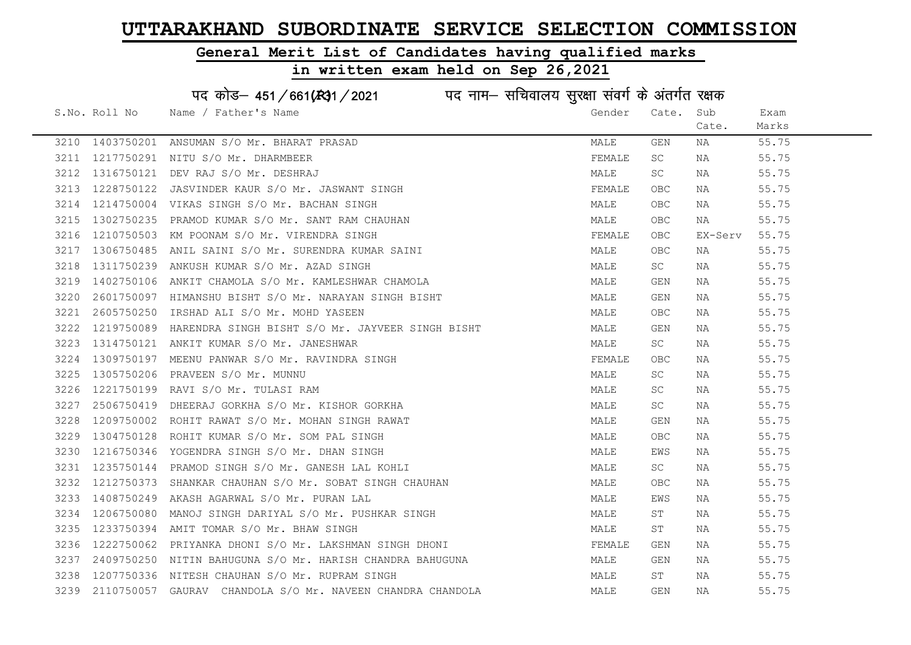# UTTARAKHAND SUBORDINATE SERVICE SELECTION COMMISSION

## General Merit List of Candidates having qualified marks

## in written exam held on Sep 26,2021

### पद कोड– 451/661(R)1/2021 पद नाम– सचिवालय सुरक्षा संवर्ग के अंतर्गत रक्षक

| S.No. | Roll No | Name / Father's Name | Gender | Cate. | Sub Cate. | Exam Marks |
|---|---|---|---|---|---|---|
| 3210 | 1403750201 | ANSUMAN S/O Mr. BHARAT PRASAD | MALE | GEN | NA | 55.75 |
| 3211 | 1217750291 | NITU S/O Mr. DHARMBEER | FEMALE | SC | NA | 55.75 |
| 3212 | 1316750121 | DEV RAJ S/O Mr. DESHRAJ | MALE | SC | NA | 55.75 |
| 3213 | 1228750122 | JASVINDER KAUR S/O Mr. JASWANT SINGH | FEMALE | OBC | NA | 55.75 |
| 3214 | 1214750004 | VIKAS SINGH S/O Mr. BACHAN SINGH | MALE | OBC | NA | 55.75 |
| 3215 | 1302750235 | PRAMOD KUMAR S/O Mr. SANT RAM CHAUHAN | MALE | OBC | NA | 55.75 |
| 3216 | 1210750503 | KM POONAM S/O Mr. VIRENDRA SINGH | FEMALE | OBC | EX-Serv | 55.75 |
| 3217 | 1306750485 | ANIL SAINI S/O Mr. SURENDRA KUMAR SAINI | MALE | OBC | NA | 55.75 |
| 3218 | 1311750239 | ANKUSH KUMAR S/O Mr. AZAD SINGH | MALE | SC | NA | 55.75 |
| 3219 | 1402750106 | ANKIT CHAMOLA S/O Mr. KAMLESHWAR CHAMOLA | MALE | GEN | NA | 55.75 |
| 3220 | 2601750097 | HIMANSHU BISHT S/O Mr. NARAYAN SINGH BISHT | MALE | GEN | NA | 55.75 |
| 3221 | 2605750250 | IRSHAD ALI S/O Mr. MOHD YASEEN | MALE | OBC | NA | 55.75 |
| 3222 | 1219750089 | HARENDRA SINGH BISHT S/O Mr. JAYVEER SINGH BISHT | MALE | GEN | NA | 55.75 |
| 3223 | 1314750121 | ANKIT KUMAR S/O Mr. JANESHWAR | MALE | SC | NA | 55.75 |
| 3224 | 1309750197 | MEENU PANWAR S/O Mr. RAVINDRA SINGH | FEMALE | OBC | NA | 55.75 |
| 3225 | 1305750206 | PRAVEEN S/O Mr. MUNNU | MALE | SC | NA | 55.75 |
| 3226 | 1221750199 | RAVI S/O Mr. TULASI RAM | MALE | SC | NA | 55.75 |
| 3227 | 2506750419 | DHEERAJ GORKHA S/O Mr. KISHOR GORKHA | MALE | SC | NA | 55.75 |
| 3228 | 1209750002 | ROHIT RAWAT S/O Mr. MOHAN SINGH RAWAT | MALE | GEN | NA | 55.75 |
| 3229 | 1304750128 | ROHIT KUMAR S/O Mr. SOM PAL SINGH | MALE | OBC | NA | 55.75 |
| 3230 | 1216750346 | YOGENDRA SINGH S/O Mr. DHAN SINGH | MALE | EWS | NA | 55.75 |
| 3231 | 1235750144 | PRAMOD SINGH S/O Mr. GANESH LAL KOHLI | MALE | SC | NA | 55.75 |
| 3232 | 1212750373 | SHANKAR CHAUHAN S/O Mr. SOBAT SINGH CHAUHAN | MALE | OBC | NA | 55.75 |
| 3233 | 1408750249 | AKASH AGARWAL S/O Mr. PURAN LAL | MALE | EWS | NA | 55.75 |
| 3234 | 1206750080 | MANOJ SINGH DARIYAL S/O Mr. PUSHKAR SINGH | MALE | ST | NA | 55.75 |
| 3235 | 1233750394 | AMIT TOMAR S/O Mr. BHAW SINGH | MALE | ST | NA | 55.75 |
| 3236 | 1222750062 | PRIYANKA DHONI S/O Mr. LAKSHMAN SINGH DHONI | FEMALE | GEN | NA | 55.75 |
| 3237 | 2409750250 | NITIN BAHUGUNA S/O Mr. HARISH CHANDRA BAHUGUNA | MALE | GEN | NA | 55.75 |
| 3238 | 1207750336 | NITESH CHAUHAN S/O Mr. RUPRAM SINGH | MALE | ST | NA | 55.75 |
| 3239 | 2110750057 | GAURAV CHANDOLA S/O Mr. NAVEEN CHANDRA CHANDOLA | MALE | GEN | NA | 55.75 |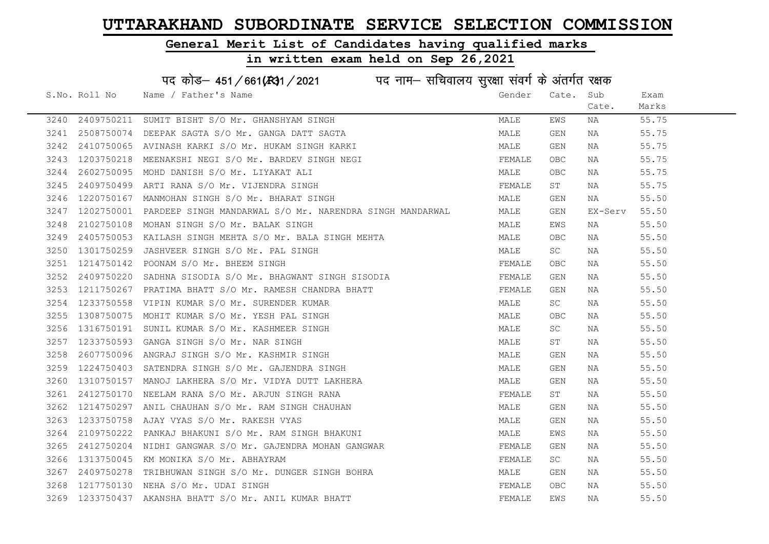# UTTARAKHAND SUBORDINATE SERVICE SELECTION COMMISSION

## General Merit List of Candidates having qualified marks

## in written exam held on Sep 26,2021

### पद कोड– 451/661(R)1/2021 पद नाम– सचिवालय सुरक्षा संवर्ग के अंतर्गत रक्षक

| S.No. | Roll No | Name / Father's Name | Gender | Cate. | Sub Cate. | Exam Marks |
|---|---|---|---|---|---|---|
| 3240 | 2409750211 | SUMIT BISHT S/O Mr. GHANSHYAM SINGH | MALE | EWS | NA | 55.75 |
| 3241 | 2508750074 | DEEPAK SAGTA S/O Mr. GANGA DATT SAGTA | MALE | GEN | NA | 55.75 |
| 3242 | 2410750065 | AVINASH KARKI S/O Mr. HUKAM SINGH KARKI | MALE | GEN | NA | 55.75 |
| 3243 | 1203750218 | MEENAKSHI NEGI S/O Mr. BARDEV SINGH NEGI | FEMALE | OBC | NA | 55.75 |
| 3244 | 2602750095 | MOHD DANISH S/O Mr. LIYAKAT ALI | MALE | OBC | NA | 55.75 |
| 3245 | 2409750499 | ARTI RANA S/O Mr. VIJENDRA SINGH | FEMALE | ST | NA | 55.75 |
| 3246 | 1220750167 | MANMOHAN SINGH S/O Mr. BHARAT SINGH | MALE | GEN | NA | 55.50 |
| 3247 | 1202750001 | PARDEEP SINGH MANDARWAL S/O Mr. NARENDRA SINGH MANDARWAL | MALE | GEN | EX-Serv | 55.50 |
| 3248 | 2102750108 | MOHAN SINGH S/O Mr. BALAK SINGH | MALE | EWS | NA | 55.50 |
| 3249 | 2405750053 | KAILASH SINGH MEHTA S/O Mr. BALA SINGH MEHTA | MALE | OBC | NA | 55.50 |
| 3250 | 1301750259 | JASHVEER SINGH S/O Mr. PAL SINGH | MALE | SC | NA | 55.50 |
| 3251 | 1214750142 | POONAM S/O Mr. BHEEM SINGH | FEMALE | OBC | NA | 55.50 |
| 3252 | 2409750220 | SADHNA SISODIA S/O Mr. BHAGWANT SINGH SISODIA | FEMALE | GEN | NA | 55.50 |
| 3253 | 1211750267 | PRATIMA BHATT S/O Mr. RAMESH CHANDRA BHATT | FEMALE | GEN | NA | 55.50 |
| 3254 | 1233750558 | VIPIN KUMAR S/O Mr. SURENDER KUMAR | MALE | SC | NA | 55.50 |
| 3255 | 1308750075 | MOHIT KUMAR S/O Mr. YESH PAL SINGH | MALE | OBC | NA | 55.50 |
| 3256 | 1316750191 | SUNIL KUMAR S/O Mr. KASHMEER SINGH | MALE | SC | NA | 55.50 |
| 3257 | 1233750593 | GANGA SINGH S/O Mr. NAR SINGH | MALE | ST | NA | 55.50 |
| 3258 | 2607750096 | ANGRAJ SINGH S/O Mr. KASHMIR SINGH | MALE | GEN | NA | 55.50 |
| 3259 | 1224750403 | SATENDRA SINGH S/O Mr. GAJENDRA SINGH | MALE | GEN | NA | 55.50 |
| 3260 | 1310750157 | MANOJ LAKHERA S/O Mr. VIDYA DUTT LAKHERA | MALE | GEN | NA | 55.50 |
| 3261 | 2412750170 | NEELAM RANA S/O Mr. ARJUN SINGH RANA | FEMALE | ST | NA | 55.50 |
| 3262 | 1214750297 | ANIL CHAUHAN S/O Mr. RAM SINGH CHAUHAN | MALE | GEN | NA | 55.50 |
| 3263 | 1233750758 | AJAY VYAS S/O Mr. RAKESH VYAS | MALE | GEN | NA | 55.50 |
| 3264 | 2109750222 | PANKAJ BHAKUNI S/O Mr. RAM SINGH BHAKUNI | MALE | EWS | NA | 55.50 |
| 3265 | 2412750204 | NIDHI GANGWAR S/O Mr. GAJENDRA MOHAN GANGWAR | FEMALE | GEN | NA | 55.50 |
| 3266 | 1313750045 | KM MONIKA S/O Mr. ABHAYRAM | FEMALE | SC | NA | 55.50 |
| 3267 | 2409750278 | TRIBHUWAN SINGH S/O Mr. DUNGER SINGH BOHRA | MALE | GEN | NA | 55.50 |
| 3268 | 1217750130 | NEHA S/O Mr. UDAI SINGH | FEMALE | OBC | NA | 55.50 |
| 3269 | 1233750437 | AKANSHA BHATT S/O Mr. ANIL KUMAR BHATT | FEMALE | EWS | NA | 55.50 |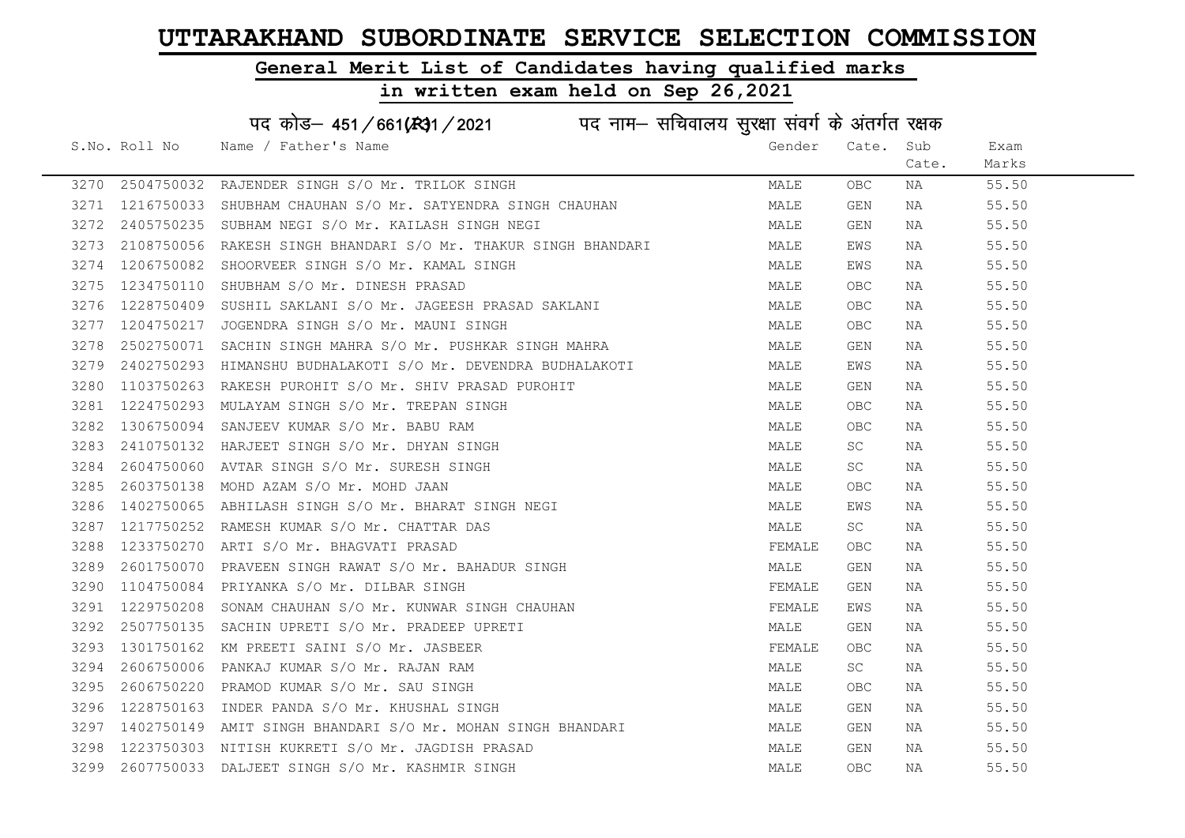# UTTARAKHAND SUBORDINATE SERVICE SELECTION COMMISSION

## General Merit List of Candidates having qualified marks

## in written exam held on Sep 26,2021

पद कोड– 451/661(R31/2021 पद नाम– सचिवालय सुरक्षा संवर्ग के अंतर्गत रक्षक

| S.No. | Roll No | Name / Father's Name | Gender | Cate. | Sub Cate. | Exam Marks |
|---|---|---|---|---|---|---|
| 3270 | 2504750032 | RAJENDER SINGH S/O Mr. TRILOK SINGH | MALE | OBC | NA | 55.50 |
| 3271 | 1216750033 | SHUBHAM CHAUHAN S/O Mr. SATYENDRA SINGH CHAUHAN | MALE | GEN | NA | 55.50 |
| 3272 | 2405750235 | SUBHAM NEGI S/O Mr. KAILASH SINGH NEGI | MALE | GEN | NA | 55.50 |
| 3273 | 2108750056 | RAKESH SINGH BHANDARI S/O Mr. THAKUR SINGH BHANDARI | MALE | EWS | NA | 55.50 |
| 3274 | 1206750082 | SHOORVEER SINGH S/O Mr. KAMAL SINGH | MALE | EWS | NA | 55.50 |
| 3275 | 1234750110 | SHUBHAM S/O Mr. DINESH PRASAD | MALE | OBC | NA | 55.50 |
| 3276 | 1228750409 | SUSHIL SAKLANI S/O Mr. JAGEESH PRASAD SAKLANI | MALE | OBC | NA | 55.50 |
| 3277 | 1204750217 | JOGENDRA SINGH S/O Mr. MAUNI SINGH | MALE | OBC | NA | 55.50 |
| 3278 | 2502750071 | SACHIN SINGH MAHRA S/O Mr. PUSHKAR SINGH MAHRA | MALE | GEN | NA | 55.50 |
| 3279 | 2402750293 | HIMANSHU BUDHALAKOTI S/O Mr. DEVENDRA BUDHALAKOTI | MALE | EWS | NA | 55.50 |
| 3280 | 1103750263 | RAKESH PUROHIT S/O Mr. SHIV PRASAD PUROHIT | MALE | GEN | NA | 55.50 |
| 3281 | 1224750293 | MULAYAM SINGH S/O Mr. TREPAN SINGH | MALE | OBC | NA | 55.50 |
| 3282 | 1306750094 | SANJEEV KUMAR S/O Mr. BABU RAM | MALE | OBC | NA | 55.50 |
| 3283 | 2410750132 | HARJEET SINGH S/O Mr. DHYAN SINGH | MALE | SC | NA | 55.50 |
| 3284 | 2604750060 | AVTAR SINGH S/O Mr. SURESH SINGH | MALE | SC | NA | 55.50 |
| 3285 | 2603750138 | MOHD AZAM S/O Mr. MOHD JAAN | MALE | OBC | NA | 55.50 |
| 3286 | 1402750065 | ABHILASH SINGH S/O Mr. BHARAT SINGH NEGI | MALE | EWS | NA | 55.50 |
| 3287 | 1217750252 | RAMESH KUMAR S/O Mr. CHATTAR DAS | MALE | SC | NA | 55.50 |
| 3288 | 1233750270 | ARTI S/O Mr. BHAGVATI PRASAD | FEMALE | OBC | NA | 55.50 |
| 3289 | 2601750070 | PRAVEEN SINGH RAWAT S/O Mr. BAHADUR SINGH | MALE | GEN | NA | 55.50 |
| 3290 | 1104750084 | PRIYANKA S/O Mr. DILBAR SINGH | FEMALE | GEN | NA | 55.50 |
| 3291 | 1229750208 | SONAM CHAUHAN S/O Mr. KUNWAR SINGH CHAUHAN | FEMALE | EWS | NA | 55.50 |
| 3292 | 2507750135 | SACHIN UPRETI S/O Mr. PRADEEP UPRETI | MALE | GEN | NA | 55.50 |
| 3293 | 1301750162 | KM PREETI SAINI S/O Mr. JASBEER | FEMALE | OBC | NA | 55.50 |
| 3294 | 2606750006 | PANKAJ KUMAR S/O Mr. RAJAN RAM | MALE | SC | NA | 55.50 |
| 3295 | 2606750220 | PRAMOD KUMAR S/O Mr. SAU SINGH | MALE | OBC | NA | 55.50 |
| 3296 | 1228750163 | INDER PANDA S/O Mr. KHUSHAL SINGH | MALE | GEN | NA | 55.50 |
| 3297 | 1402750149 | AMIT SINGH BHANDARI S/O Mr. MOHAN SINGH BHANDARI | MALE | GEN | NA | 55.50 |
| 3298 | 1223750303 | NITISH KUKRETI S/O Mr. JAGDISH PRASAD | MALE | GEN | NA | 55.50 |
| 3299 | 2607750033 | DALJEET SINGH S/O Mr. KASHMIR SINGH | MALE | OBC | NA | 55.50 |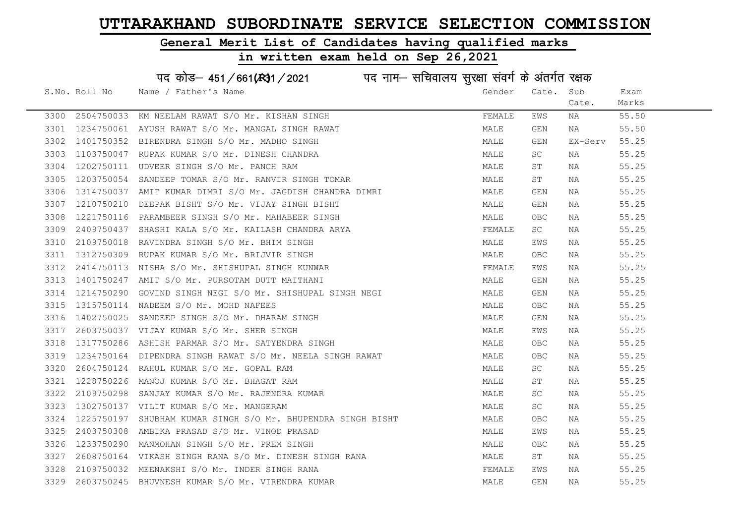# UTTARAKHAND SUBORDINATE SERVICE SELECTION COMMISSION

## General Merit List of Candidates having qualified marks

## in written exam held on Sep 26,2021

पद कोड– 451/661(R)1/2021 पद नाम– सचिवालय सुरक्षा संवर्ग के अंतर्गत रक्षक

| S.No. | Roll No | Name / Father's Name | Gender | Cate. | Sub Cate. | Exam Marks |
|---|---|---|---|---|---|---|
| 3300 | 2504750033 | KM NEELAM RAWAT S/O Mr. KISHAN SINGH | FEMALE | EWS | NA | 55.50 |
| 3301 | 1234750061 | AYUSH RAWAT S/O Mr. MANGAL SINGH RAWAT | MALE | GEN | NA | 55.50 |
| 3302 | 1401750352 | BIRENDRA SINGH S/O Mr. MADHO SINGH | MALE | GEN | EX-Serv | 55.25 |
| 3303 | 1103750047 | RUPAK KUMAR S/O Mr. DINESH CHANDRA | MALE | SC | NA | 55.25 |
| 3304 | 1202750111 | UDVEER SINGH S/O Mr. PANCH RAM | MALE | ST | NA | 55.25 |
| 3305 | 1203750054 | SANDEEP TOMAR S/O Mr. RANVIR SINGH TOMAR | MALE | ST | NA | 55.25 |
| 3306 | 1314750037 | AMIT KUMAR DIMRI S/O Mr. JAGDISH CHANDRA DIMRI | MALE | GEN | NA | 55.25 |
| 3307 | 1210750210 | DEEPAK BISHT S/O Mr. VIJAY SINGH BISHT | MALE | GEN | NA | 55.25 |
| 3308 | 1221750116 | PARAMBEER SINGH S/O Mr. MAHABEER SINGH | MALE | OBC | NA | 55.25 |
| 3309 | 2409750437 | SHASHI KALA S/O Mr. KAILASH CHANDRA ARYA | FEMALE | SC | NA | 55.25 |
| 3310 | 2109750018 | RAVINDRA SINGH S/O Mr. BHIM SINGH | MALE | EWS | NA | 55.25 |
| 3311 | 1312750309 | RUPAK KUMAR S/O Mr. BRIJVIR SINGH | MALE | OBC | NA | 55.25 |
| 3312 | 2414750113 | NISHA S/O Mr. SHISHUPAL SINGH KUNWAR | FEMALE | EWS | NA | 55.25 |
| 3313 | 1401750247 | AMIT S/O Mr. PURSOTAM DUTT MAITHANI | MALE | GEN | NA | 55.25 |
| 3314 | 1214750290 | GOVIND SINGH NEGI S/O Mr. SHISHUPAL SINGH NEGI | MALE | GEN | NA | 55.25 |
| 3315 | 1315750114 | NADEEM S/O Mr. MOHD NAFEES | MALE | OBC | NA | 55.25 |
| 3316 | 1402750025 | SANDEEP SINGH S/O Mr. DHARAM SINGH | MALE | GEN | NA | 55.25 |
| 3317 | 2603750037 | VIJAY KUMAR S/O Mr. SHER SINGH | MALE | EWS | NA | 55.25 |
| 3318 | 1317750286 | ASHISH PARMAR S/O Mr. SATYENDRA SINGH | MALE | OBC | NA | 55.25 |
| 3319 | 1234750164 | DIPENDRA SINGH RAWAT S/O Mr. NEELA SINGH RAWAT | MALE | OBC | NA | 55.25 |
| 3320 | 2604750124 | RAHUL KUMAR S/O Mr. GOPAL RAM | MALE | SC | NA | 55.25 |
| 3321 | 1228750226 | MANOJ KUMAR S/O Mr. BHAGAT RAM | MALE | ST | NA | 55.25 |
| 3322 | 2109750298 | SANJAY KUMAR S/O Mr. RAJENDRA KUMAR | MALE | SC | NA | 55.25 |
| 3323 | 1302750137 | VILIT KUMAR S/O Mr. MANGERAM | MALE | SC | NA | 55.25 |
| 3324 | 1225750197 | SHUBHAM KUMAR SINGH S/O Mr. BHUPENDRA SINGH BISHT | MALE | OBC | NA | 55.25 |
| 3325 | 2403750308 | AMBIKA PRASAD S/O Mr. VINOD PRASAD | MALE | EWS | NA | 55.25 |
| 3326 | 1233750290 | MANMOHAN SINGH S/O Mr. PREM SINGH | MALE | OBC | NA | 55.25 |
| 3327 | 2608750164 | VIKASH SINGH RANA S/O Mr. DINESH SINGH RANA | MALE | ST | NA | 55.25 |
| 3328 | 2109750032 | MEENAKSHI S/O Mr. INDER SINGH RANA | FEMALE | EWS | NA | 55.25 |
| 3329 | 2603750245 | BHUVNESH KUMAR S/O Mr. VIRENDRA KUMAR | MALE | GEN | NA | 55.25 |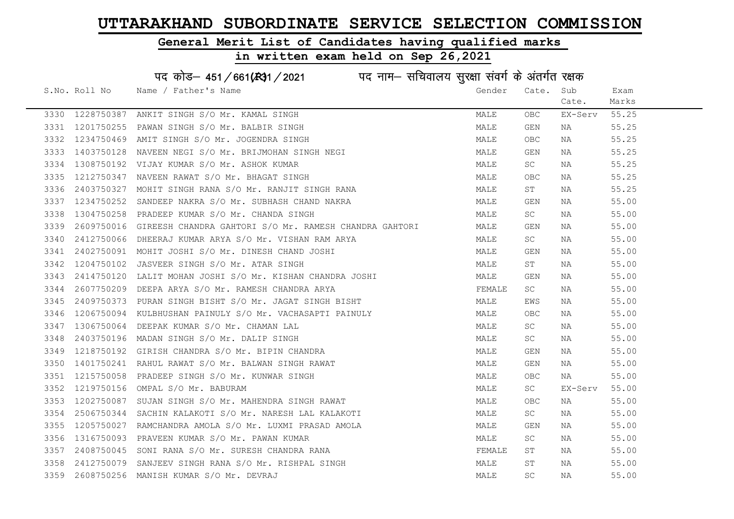# UTTARAKHAND SUBORDINATE SERVICE SELECTION COMMISSION

## General Merit List of Candidates having qualified marks

## in written exam held on Sep 26,2021

पद कोड– 451/661(R)1/2021 पद नाम– सचिवालय सुरक्षा संवर्ग के अंतर्गत रक्षक

| S.No. | Roll No | Name / Father's Name | Gender | Cate. | Sub Cate. | Exam Marks |
|---|---|---|---|---|---|---|
| 3330 | 1228750387 | ANKIT SINGH S/O Mr. KAMAL SINGH | MALE | OBC | EX-Serv | 55.25 |
| 3331 | 1201750255 | PAWAN SINGH S/O Mr. BALBIR SINGH | MALE | GEN | NA | 55.25 |
| 3332 | 1234750469 | AMIT SINGH S/O Mr. JOGENDRA SINGH | MALE | OBC | NA | 55.25 |
| 3333 | 1403750128 | NAVEEN NEGI S/O Mr. BRIJMOHAN SINGH NEGI | MALE | GEN | NA | 55.25 |
| 3334 | 1308750192 | VIJAY KUMAR S/O Mr. ASHOK KUMAR | MALE | SC | NA | 55.25 |
| 3335 | 1212750347 | NAVEEN RAWAT S/O Mr. BHAGAT SINGH | MALE | OBC | NA | 55.25 |
| 3336 | 2403750327 | MOHIT SINGH RANA S/O Mr. RANJIT SINGH RANA | MALE | ST | NA | 55.25 |
| 3337 | 1234750252 | SANDEEP NAKRA S/O Mr. SUBHASH CHAND NAKRA | MALE | GEN | NA | 55.00 |
| 3338 | 1304750258 | PRADEEP KUMAR S/O Mr. CHANDA SINGH | MALE | SC | NA | 55.00 |
| 3339 | 2609750016 | GIREESH CHANDRA GAHTORI S/O Mr. RAMESH CHANDRA GAHTORI | MALE | GEN | NA | 55.00 |
| 3340 | 2412750066 | DHEERAJ KUMAR ARYA S/O Mr. VISHAN RAM ARYA | MALE | SC | NA | 55.00 |
| 3341 | 2402750091 | MOHIT JOSHI S/O Mr. DINESH CHAND JOSHI | MALE | GEN | NA | 55.00 |
| 3342 | 1204750102 | JASVEER SINGH S/O Mr. ATAR SINGH | MALE | ST | NA | 55.00 |
| 3343 | 2414750120 | LALIT MOHAN JOSHI S/O Mr. KISHAN CHANDRA JOSHI | MALE | GEN | NA | 55.00 |
| 3344 | 2607750209 | DEEPA ARYA S/O Mr. RAMESH CHANDRA ARYA | FEMALE | SC | NA | 55.00 |
| 3345 | 2409750373 | PURAN SINGH BISHT S/O Mr. JAGAT SINGH BISHT | MALE | EWS | NA | 55.00 |
| 3346 | 1206750094 | KULBHUSHAN PAINULY S/O Mr. VACHASAPTI PAINULY | MALE | OBC | NA | 55.00 |
| 3347 | 1306750064 | DEEPAK KUMAR S/O Mr. CHAMAN LAL | MALE | SC | NA | 55.00 |
| 3348 | 2403750196 | MADAN SINGH S/O Mr. DALIP SINGH | MALE | SC | NA | 55.00 |
| 3349 | 1218750192 | GIRISH CHANDRA S/O Mr. BIPIN CHANDRA | MALE | GEN | NA | 55.00 |
| 3350 | 1401750241 | RAHUL RAWAT S/O Mr. BALWAN SINGH RAWAT | MALE | GEN | NA | 55.00 |
| 3351 | 1215750058 | PRADEEP SINGH S/O Mr. KUNWAR SINGH | MALE | OBC | NA | 55.00 |
| 3352 | 1219750156 | OMPAL S/O Mr. BABURAM | MALE | SC | EX-Serv | 55.00 |
| 3353 | 1202750087 | SUJAN SINGH S/O Mr. MAHENDRA SINGH RAWAT | MALE | OBC | NA | 55.00 |
| 3354 | 2506750344 | SACHIN KALAKOTI S/O Mr. NARESH LAL KALAKOTI | MALE | SC | NA | 55.00 |
| 3355 | 1205750027 | RAMCHANDRA AMOLA S/O Mr. LUXMI PRASAD AMOLA | MALE | GEN | NA | 55.00 |
| 3356 | 1316750093 | PRAVEEN KUMAR S/O Mr. PAWAN KUMAR | MALE | SC | NA | 55.00 |
| 3357 | 2408750045 | SONI RANA S/O Mr. SURESH CHANDRA RANA | FEMALE | ST | NA | 55.00 |
| 3358 | 2412750079 | SANJEEV SINGH RANA S/O Mr. RISHPAL SINGH | MALE | ST | NA | 55.00 |
| 3359 | 2608750256 | MANISH KUMAR S/O Mr. DEVRAJ | MALE | SC | NA | 55.00 |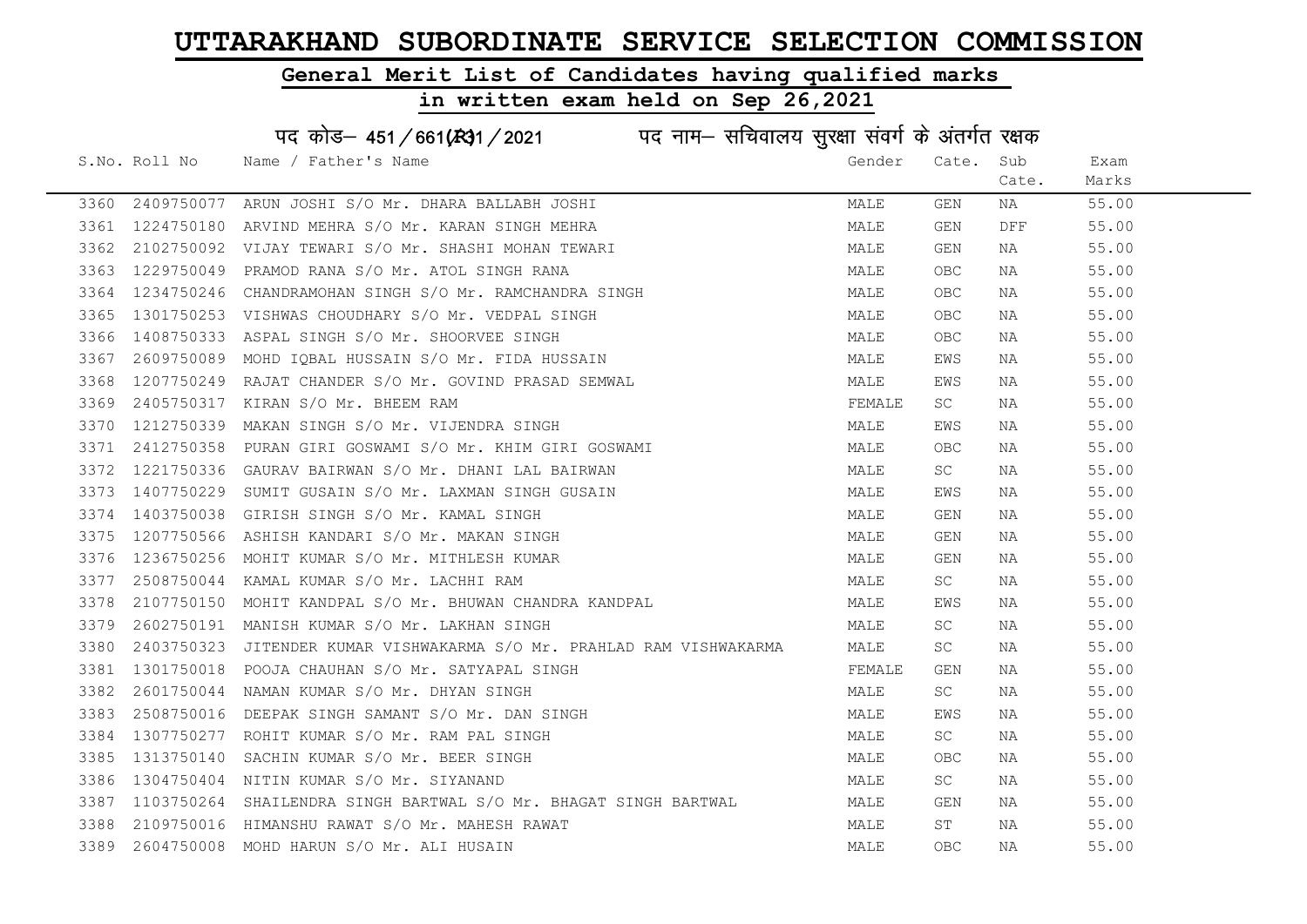# UTTARAKHAND SUBORDINATE SERVICE SELECTION COMMISSION

## General Merit List of Candidates having qualified marks

## in written exam held on Sep 26,2021

पद कोड– 451/661(R)1/2021 पद नाम– सचिवालय सुरक्षा संवर्ग के अंतर्गत रक्षक

| S.No. | Roll No | Name / Father's Name | Gender | Cate. | Sub Cate. | Exam Marks |
|---|---|---|---|---|---|---|
| 3360 | 2409750077 | ARUN JOSHI S/O Mr. DHARA BALLABH JOSHI | MALE | GEN | NA | 55.00 |
| 3361 | 1224750180 | ARVIND MEHRA S/O Mr. KARAN SINGH MEHRA | MALE | GEN | DFF | 55.00 |
| 3362 | 2102750092 | VIJAY TEWARI S/O Mr. SHASHI MOHAN TEWARI | MALE | GEN | NA | 55.00 |
| 3363 | 1229750049 | PRAMOD RANA S/O Mr. ATOL SINGH RANA | MALE | OBC | NA | 55.00 |
| 3364 | 1234750246 | CHANDRAMOHAN SINGH S/O Mr. RAMCHANDRA SINGH | MALE | OBC | NA | 55.00 |
| 3365 | 1301750253 | VISHWAS CHOUDHARY S/O Mr. VEDPAL SINGH | MALE | OBC | NA | 55.00 |
| 3366 | 1408750333 | ASPAL SINGH S/O Mr. SHOORVEE SINGH | MALE | OBC | NA | 55.00 |
| 3367 | 2609750089 | MOHD IQBAL HUSSAIN S/O Mr. FIDA HUSSAIN | MALE | EWS | NA | 55.00 |
| 3368 | 1207750249 | RAJAT CHANDER S/O Mr. GOVIND PRASAD SEMWAL | MALE | EWS | NA | 55.00 |
| 3369 | 2405750317 | KIRAN S/O Mr. BHEEM RAM | FEMALE | SC | NA | 55.00 |
| 3370 | 1212750339 | MAKAN SINGH S/O Mr. VIJENDRA SINGH | MALE | EWS | NA | 55.00 |
| 3371 | 2412750358 | PURAN GIRI GOSWAMI S/O Mr. KHIM GIRI GOSWAMI | MALE | OBC | NA | 55.00 |
| 3372 | 1221750336 | GAURAV BAIRWAN S/O Mr. DHANI LAL BAIRWAN | MALE | SC | NA | 55.00 |
| 3373 | 1407750229 | SUMIT GUSAIN S/O Mr. LAXMAN SINGH GUSAIN | MALE | EWS | NA | 55.00 |
| 3374 | 1403750038 | GIRISH SINGH S/O Mr. KAMAL SINGH | MALE | GEN | NA | 55.00 |
| 3375 | 1207750566 | ASHISH KANDARI S/O Mr. MAKAN SINGH | MALE | GEN | NA | 55.00 |
| 3376 | 1236750256 | MOHIT KUMAR S/O Mr. MITHLESH KUMAR | MALE | GEN | NA | 55.00 |
| 3377 | 2508750044 | KAMAL KUMAR S/O Mr. LACHHI RAM | MALE | SC | NA | 55.00 |
| 3378 | 2107750150 | MOHIT KANDPAL S/O Mr. BHUWAN CHANDRA KANDPAL | MALE | EWS | NA | 55.00 |
| 3379 | 2602750191 | MANISH KUMAR S/O Mr. LAKHAN SINGH | MALE | SC | NA | 55.00 |
| 3380 | 2403750323 | JITENDER KUMAR VISHWAKARMA S/O Mr. PRAHLAD RAM VISHWAKARMA | MALE | SC | NA | 55.00 |
| 3381 | 1301750018 | POOJA CHAUHAN S/O Mr. SATYAPAL SINGH | FEMALE | GEN | NA | 55.00 |
| 3382 | 2601750044 | NAMAN KUMAR S/O Mr. DHYAN SINGH | MALE | SC | NA | 55.00 |
| 3383 | 2508750016 | DEEPAK SINGH SAMANT S/O Mr. DAN SINGH | MALE | EWS | NA | 55.00 |
| 3384 | 1307750277 | ROHIT KUMAR S/O Mr. RAM PAL SINGH | MALE | SC | NA | 55.00 |
| 3385 | 1313750140 | SACHIN KUMAR S/O Mr. BEER SINGH | MALE | OBC | NA | 55.00 |
| 3386 | 1304750404 | NITIN KUMAR S/O Mr. SIYANAND | MALE | SC | NA | 55.00 |
| 3387 | 1103750264 | SHAILENDRA SINGH BARTWAL S/O Mr. BHAGAT SINGH BARTWAL | MALE | GEN | NA | 55.00 |
| 3388 | 2109750016 | HIMANSHU RAWAT S/O Mr. MAHESH RAWAT | MALE | ST | NA | 55.00 |
| 3389 | 2604750008 | MOHD HARUN S/O Mr. ALI HUSAIN | MALE | OBC | NA | 55.00 |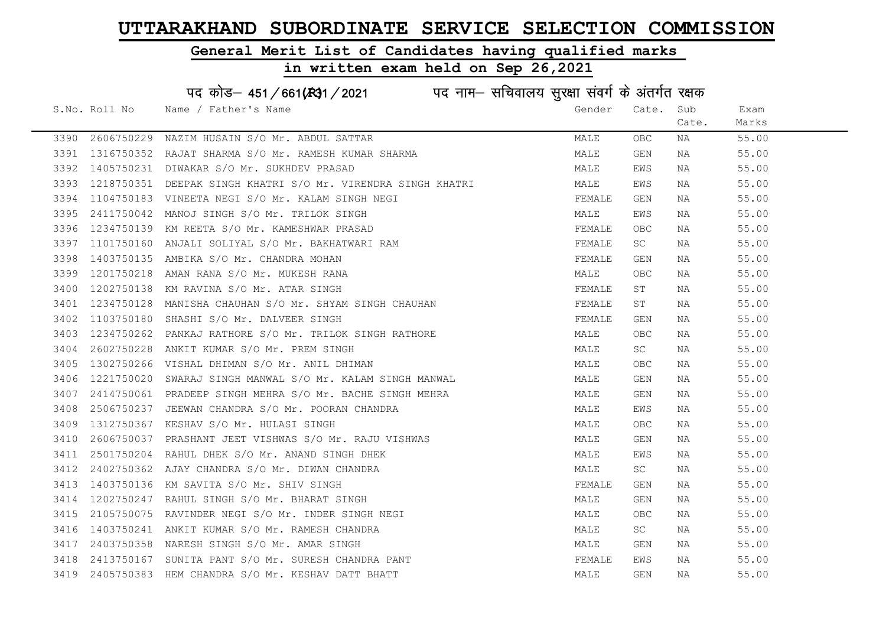# UTTARAKHAND SUBORDINATE SERVICE SELECTION COMMISSION

## General Merit List of Candidates having qualified marks

## in written exam held on Sep 26,2021

### पद कोड– 451/661(R)1/2021 पद नाम– सचिवालय सुरक्षा संवर्ग के अंतर्गत रक्षक

| S.No. | Roll No | Name / Father's Name | Gender | Cate. | Sub Cate. | Exam Marks |
|---|---|---|---|---|---|---|
| 3390 | 2606750229 | NAZIM HUSAIN S/O Mr. ABDUL SATTAR | MALE | OBC | NA | 55.00 |
| 3391 | 1316750352 | RAJAT SHARMA S/O Mr. RAMESH KUMAR SHARMA | MALE | GEN | NA | 55.00 |
| 3392 | 1405750231 | DIWAKAR S/O Mr. SUKHDEV PRASAD | MALE | EWS | NA | 55.00 |
| 3393 | 1218750351 | DEEPAK SINGH KHATRI S/O Mr. VIRENDRA SINGH KHATRI | MALE | EWS | NA | 55.00 |
| 3394 | 1104750183 | VINEETA NEGI S/O Mr. KALAM SINGH NEGI | FEMALE | GEN | NA | 55.00 |
| 3395 | 2411750042 | MANOJ SINGH S/O Mr. TRILOK SINGH | MALE | EWS | NA | 55.00 |
| 3396 | 1234750139 | KM REETA S/O Mr. KAMESHWAR PRASAD | FEMALE | OBC | NA | 55.00 |
| 3397 | 1101750160 | ANJALI SOLIYAL S/O Mr. BAKHATWARI RAM | FEMALE | SC | NA | 55.00 |
| 3398 | 1403750135 | AMBIKA S/O Mr. CHANDRA MOHAN | FEMALE | GEN | NA | 55.00 |
| 3399 | 1201750218 | AMAN RANA S/O Mr. MUKESH RANA | MALE | OBC | NA | 55.00 |
| 3400 | 1202750138 | KM RAVINA S/O Mr. ATAR SINGH | FEMALE | ST | NA | 55.00 |
| 3401 | 1234750128 | MANISHA CHAUHAN S/O Mr. SHYAM SINGH CHAUHAN | FEMALE | ST | NA | 55.00 |
| 3402 | 1103750180 | SHASHI S/O Mr. DALVEER SINGH | FEMALE | GEN | NA | 55.00 |
| 3403 | 1234750262 | PANKAJ RATHORE S/O Mr. TRILOK SINGH RATHORE | MALE | OBC | NA | 55.00 |
| 3404 | 2602750228 | ANKIT KUMAR S/O Mr. PREM SINGH | MALE | SC | NA | 55.00 |
| 3405 | 1302750266 | VISHAL DHIMAN S/O Mr. ANIL DHIMAN | MALE | OBC | NA | 55.00 |
| 3406 | 1221750020 | SWARAJ SINGH MANWAL S/O Mr. KALAM SINGH MANWAL | MALE | GEN | NA | 55.00 |
| 3407 | 2414750061 | PRADEEP SINGH MEHRA S/O Mr. BACHE SINGH MEHRA | MALE | GEN | NA | 55.00 |
| 3408 | 2506750237 | JEEWAN CHANDRA S/O Mr. POORAN CHANDRA | MALE | EWS | NA | 55.00 |
| 3409 | 1312750367 | KESHAV S/O Mr. HULASI SINGH | MALE | OBC | NA | 55.00 |
| 3410 | 2606750037 | PRASHANT JEET VISHWAS S/O Mr. RAJU VISHWAS | MALE | GEN | NA | 55.00 |
| 3411 | 2501750204 | RAHUL DHEK S/O Mr. ANAND SINGH DHEK | MALE | EWS | NA | 55.00 |
| 3412 | 2402750362 | AJAY CHANDRA S/O Mr. DIWAN CHANDRA | MALE | SC | NA | 55.00 |
| 3413 | 1403750136 | KM SAVITA S/O Mr. SHIV SINGH | FEMALE | GEN | NA | 55.00 |
| 3414 | 1202750247 | RAHUL SINGH S/O Mr. BHARAT SINGH | MALE | GEN | NA | 55.00 |
| 3415 | 2105750075 | RAVINDER NEGI S/O Mr. INDER SINGH NEGI | MALE | OBC | NA | 55.00 |
| 3416 | 1403750241 | ANKIT KUMAR S/O Mr. RAMESH CHANDRA | MALE | SC | NA | 55.00 |
| 3417 | 2403750358 | NARESH SINGH S/O Mr. AMAR SINGH | MALE | GEN | NA | 55.00 |
| 3418 | 2413750167 | SUNITA PANT S/O Mr. SURESH CHANDRA PANT | FEMALE | EWS | NA | 55.00 |
| 3419 | 2405750383 | HEM CHANDRA S/O Mr. KESHAV DATT BHATT | MALE | GEN | NA | 55.00 |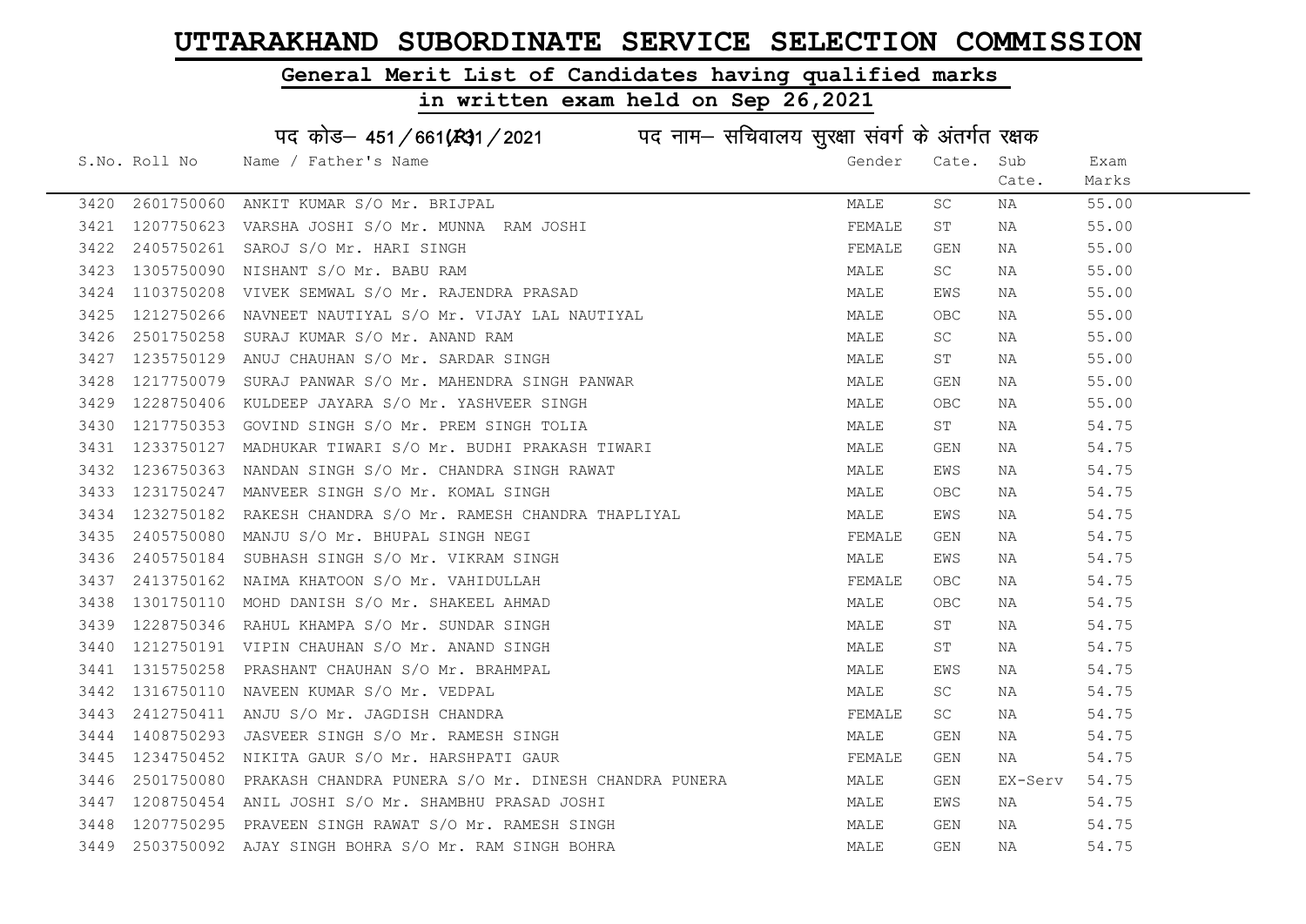# UTTARAKHAND SUBORDINATE SERVICE SELECTION COMMISSION

## General Merit List of Candidates having qualified marks

## in written exam held on Sep 26,2021

### पद कोड– 451/661(R)1/2021 पद नाम– सचिवालय सुरक्षा संवर्ग के अंतर्गत रक्षक

| S.No. | Roll No | Name / Father's Name | Gender | Cate. | Sub Cate. | Exam Marks |
|---|---|---|---|---|---|---|
| 3420 | 2601750060 | ANKIT KUMAR S/O Mr. BRIJPAL | MALE | SC | NA | 55.00 |
| 3421 | 1207750623 | VARSHA JOSHI S/O Mr. MUNNA RAM JOSHI | FEMALE | ST | NA | 55.00 |
| 3422 | 2405750261 | SAROJ S/O Mr. HARI SINGH | FEMALE | GEN | NA | 55.00 |
| 3423 | 1305750090 | NISHANT S/O Mr. BABU RAM | MALE | SC | NA | 55.00 |
| 3424 | 1103750208 | VIVEK SEMWAL S/O Mr. RAJENDRA PRASAD | MALE | EWS | NA | 55.00 |
| 3425 | 1212750266 | NAVNEET NAUTIYAL S/O Mr. VIJAY LAL NAUTIYAL | MALE | OBC | NA | 55.00 |
| 3426 | 2501750258 | SURAJ KUMAR S/O Mr. ANAND RAM | MALE | SC | NA | 55.00 |
| 3427 | 1235750129 | ANUJ CHAUHAN S/O Mr. SARDAR SINGH | MALE | ST | NA | 55.00 |
| 3428 | 1217750079 | SURAJ PANWAR S/O Mr. MAHENDRA SINGH PANWAR | MALE | GEN | NA | 55.00 |
| 3429 | 1228750406 | KULDEEP JAYARA S/O Mr. YASHVEER SINGH | MALE | OBC | NA | 55.00 |
| 3430 | 1217750353 | GOVIND SINGH S/O Mr. PREM SINGH TOLIA | MALE | ST | NA | 54.75 |
| 3431 | 1233750127 | MADHUKAR TIWARI S/O Mr. BUDHI PRAKASH TIWARI | MALE | GEN | NA | 54.75 |
| 3432 | 1236750363 | NANDAN SINGH S/O Mr. CHANDRA SINGH RAWAT | MALE | EWS | NA | 54.75 |
| 3433 | 1231750247 | MANVEER SINGH S/O Mr. KOMAL SINGH | MALE | OBC | NA | 54.75 |
| 3434 | 1232750182 | RAKESH CHANDRA S/O Mr. RAMESH CHANDRA THAPLIYAL | MALE | EWS | NA | 54.75 |
| 3435 | 2405750080 | MANJU S/O Mr. BHUPAL SINGH NEGI | FEMALE | GEN | NA | 54.75 |
| 3436 | 2405750184 | SUBHASH SINGH S/O Mr. VIKRAM SINGH | MALE | EWS | NA | 54.75 |
| 3437 | 2413750162 | NAIMA KHATOON S/O Mr. VAHIDULLAH | FEMALE | OBC | NA | 54.75 |
| 3438 | 1301750110 | MOHD DANISH S/O Mr. SHAKEEL AHMAD | MALE | OBC | NA | 54.75 |
| 3439 | 1228750346 | RAHUL KHAMPA S/O Mr. SUNDAR SINGH | MALE | ST | NA | 54.75 |
| 3440 | 1212750191 | VIPIN CHAUHAN S/O Mr. ANAND SINGH | MALE | ST | NA | 54.75 |
| 3441 | 1315750258 | PRASHANT CHAUHAN S/O Mr. BRAHMPAL | MALE | EWS | NA | 54.75 |
| 3442 | 1316750110 | NAVEEN KUMAR S/O Mr. VEDPAL | MALE | SC | NA | 54.75 |
| 3443 | 2412750411 | ANJU S/O Mr. JAGDISH CHANDRA | FEMALE | SC | NA | 54.75 |
| 3444 | 1408750293 | JASVEER SINGH S/O Mr. RAMESH SINGH | MALE | GEN | NA | 54.75 |
| 3445 | 1234750452 | NIKITA GAUR S/O Mr. HARSHPATI GAUR | FEMALE | GEN | NA | 54.75 |
| 3446 | 2501750080 | PRAKASH CHANDRA PUNERA S/O Mr. DINESH CHANDRA PUNERA | MALE | GEN | EX-Serv | 54.75 |
| 3447 | 1208750454 | ANIL JOSHI S/O Mr. SHAMBHU PRASAD JOSHI | MALE | EWS | NA | 54.75 |
| 3448 | 1207750295 | PRAVEEN SINGH RAWAT S/O Mr. RAMESH SINGH | MALE | GEN | NA | 54.75 |
| 3449 | 2503750092 | AJAY SINGH BOHRA S/O Mr. RAM SINGH BOHRA | MALE | GEN | NA | 54.75 |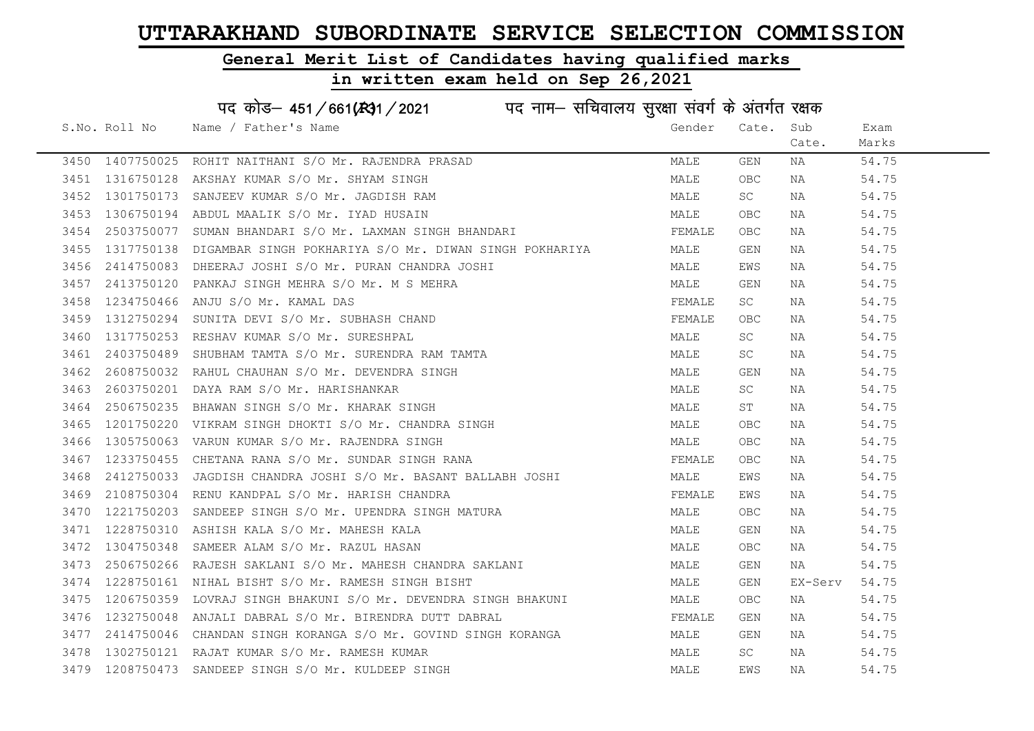# UTTARAKHAND SUBORDINATE SERVICE SELECTION COMMISSION

## General Merit List of Candidates having qualified marks

## in written exam held on Sep 26,2021

### पद कोड– 451/661(R)1/2021 पद नाम– सचिवालय सुरक्षा संवर्ग के अंतर्गत रक्षक

| S.No. | Roll No | Name / Father's Name | Gender | Cate. | Sub Cate. | Exam Marks |
|---|---|---|---|---|---|---|
| 3450 | 1407750025 | ROHIT NAITHANI S/O Mr. RAJENDRA PRASAD | MALE | GEN | NA | 54.75 |
| 3451 | 1316750128 | AKSHAY KUMAR S/O Mr. SHYAM SINGH | MALE | OBC | NA | 54.75 |
| 3452 | 1301750173 | SANJEEV KUMAR S/O Mr. JAGDISH RAM | MALE | SC | NA | 54.75 |
| 3453 | 1306750194 | ABDUL MAALIK S/O Mr. IYAD HUSAIN | MALE | OBC | NA | 54.75 |
| 3454 | 2503750077 | SUMAN BHANDARI S/O Mr. LAXMAN SINGH BHANDARI | FEMALE | OBC | NA | 54.75 |
| 3455 | 1317750138 | DIGAMBAR SINGH POKHARIYA S/O Mr. DIWAN SINGH POKHARIYA | MALE | GEN | NA | 54.75 |
| 3456 | 2414750083 | DHEERAJ JOSHI S/O Mr. PURAN CHANDRA JOSHI | MALE | EWS | NA | 54.75 |
| 3457 | 2413750120 | PANKAJ SINGH MEHRA S/O Mr. M S MEHRA | MALE | GEN | NA | 54.75 |
| 3458 | 1234750466 | ANJU S/O Mr. KAMAL DAS | FEMALE | SC | NA | 54.75 |
| 3459 | 1312750294 | SUNITA DEVI S/O Mr. SUBHASH CHAND | FEMALE | OBC | NA | 54.75 |
| 3460 | 1317750253 | RESHAV KUMAR S/O Mr. SURESHPAL | MALE | SC | NA | 54.75 |
| 3461 | 2403750489 | SHUBHAM TAMTA S/O Mr. SURENDRA RAM TAMTA | MALE | SC | NA | 54.75 |
| 3462 | 2608750032 | RAHUL CHAUHAN S/O Mr. DEVENDRA SINGH | MALE | GEN | NA | 54.75 |
| 3463 | 2603750201 | DAYA RAM S/O Mr. HARISHANKAR | MALE | SC | NA | 54.75 |
| 3464 | 2506750235 | BHAWAN SINGH S/O Mr. KHARAK SINGH | MALE | ST | NA | 54.75 |
| 3465 | 1201750220 | VIKRAM SINGH DHOKTI S/O Mr. CHANDRA SINGH | MALE | OBC | NA | 54.75 |
| 3466 | 1305750063 | VARUN KUMAR S/O Mr. RAJENDRA SINGH | MALE | OBC | NA | 54.75 |
| 3467 | 1233750455 | CHETANA RANA S/O Mr. SUNDAR SINGH RANA | FEMALE | OBC | NA | 54.75 |
| 3468 | 2412750033 | JAGDISH CHANDRA JOSHI S/O Mr. BASANT BALLABH JOSHI | MALE | EWS | NA | 54.75 |
| 3469 | 2108750304 | RENU KANDPAL S/O Mr. HARISH CHANDRA | FEMALE | EWS | NA | 54.75 |
| 3470 | 1221750203 | SANDEEP SINGH S/O Mr. UPENDRA SINGH MATURA | MALE | OBC | NA | 54.75 |
| 3471 | 1228750310 | ASHISH KALA S/O Mr. MAHESH KALA | MALE | GEN | NA | 54.75 |
| 3472 | 1304750348 | SAMEER ALAM S/O Mr. RAZUL HASAN | MALE | OBC | NA | 54.75 |
| 3473 | 2506750266 | RAJESH SAKLANI S/O Mr. MAHESH CHANDRA SAKLANI | MALE | GEN | NA | 54.75 |
| 3474 | 1228750161 | NIHAL BISHT S/O Mr. RAMESH SINGH BISHT | MALE | GEN | EX-Serv | 54.75 |
| 3475 | 1206750359 | LOVRAJ SINGH BHAKUNI S/O Mr. DEVENDRA SINGH BHAKUNI | MALE | OBC | NA | 54.75 |
| 3476 | 1232750048 | ANJALI DABRAL S/O Mr. BIRENDRA DUTT DABRAL | FEMALE | GEN | NA | 54.75 |
| 3477 | 2414750046 | CHANDAN SINGH KORANGA S/O Mr. GOVIND SINGH KORANGA | MALE | GEN | NA | 54.75 |
| 3478 | 1302750121 | RAJAT KUMAR S/O Mr. RAMESH KUMAR | MALE | SC | NA | 54.75 |
| 3479 | 1208750473 | SANDEEP SINGH S/O Mr. KULDEEP SINGH | MALE | EWS | NA | 54.75 |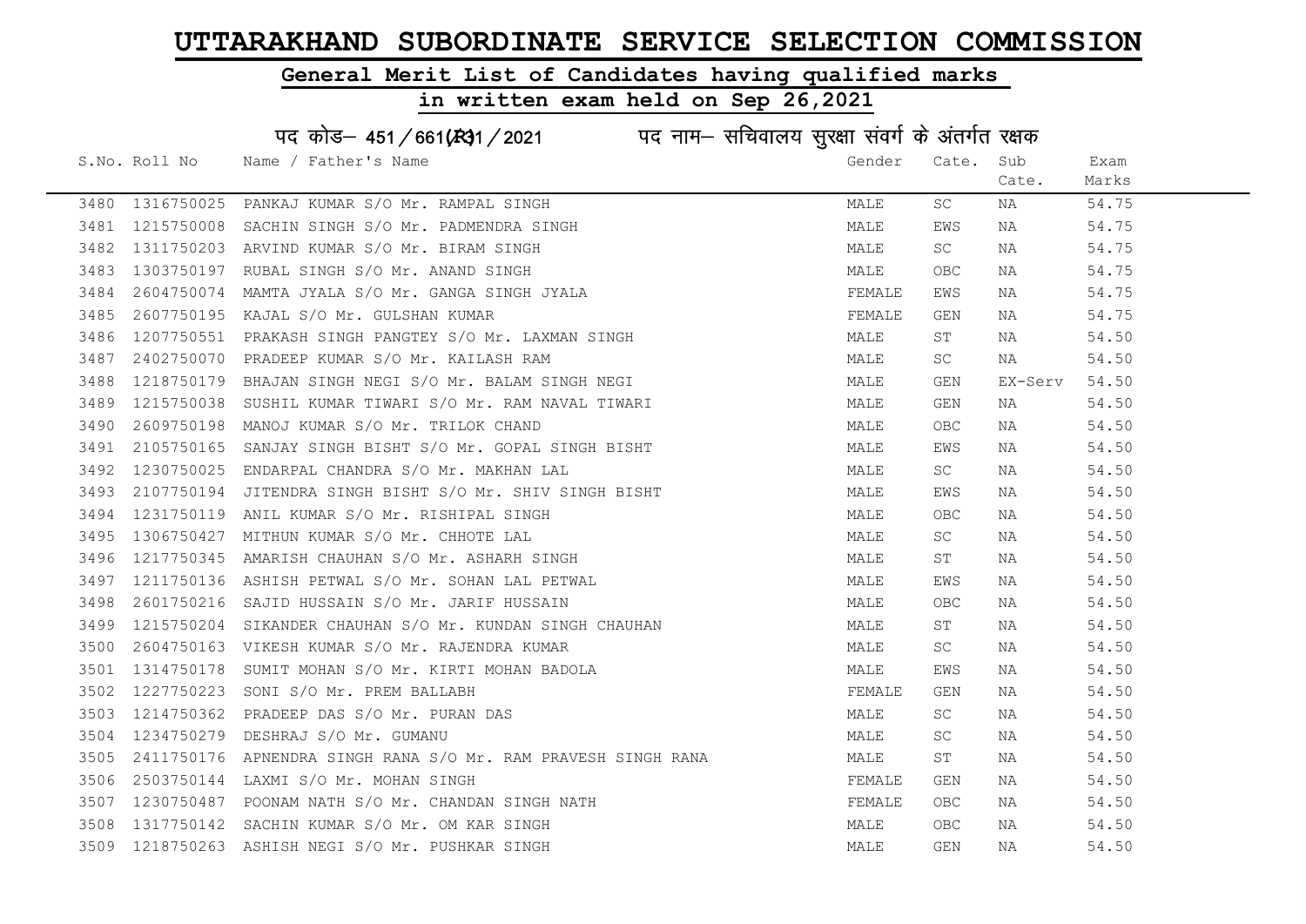# UTTARAKHAND SUBORDINATE SERVICE SELECTION COMMISSION

## General Merit List of Candidates having qualified marks

## in written exam held on Sep 26,2021

पद कोड– 451/661(R3)1/2021 पद नाम– सचिवालय सुरक्षा संवर्ग के अंतर्गत रक्षक

| S.No. | Roll No | Name / Father's Name | Gender | Cate. | Sub Cate. | Exam Marks |
|---|---|---|---|---|---|---|
| 3480 | 1316750025 | PANKAJ KUMAR S/O Mr. RAMPAL SINGH | MALE | SC | NA | 54.75 |
| 3481 | 1215750008 | SACHIN SINGH S/O Mr. PADMENDRA SINGH | MALE | EWS | NA | 54.75 |
| 3482 | 1311750203 | ARVIND KUMAR S/O Mr. BIRAM SINGH | MALE | SC | NA | 54.75 |
| 3483 | 1303750197 | RUBAL SINGH S/O Mr. ANAND SINGH | MALE | OBC | NA | 54.75 |
| 3484 | 2604750074 | MAMTA JYALA S/O Mr. GANGA SINGH JYALA | FEMALE | EWS | NA | 54.75 |
| 3485 | 2607750195 | KAJAL S/O Mr. GULSHAN KUMAR | FEMALE | GEN | NA | 54.75 |
| 3486 | 1207750551 | PRAKASH SINGH PANGTEY S/O Mr. LAXMAN SINGH | MALE | ST | NA | 54.50 |
| 3487 | 2402750070 | PRADEEP KUMAR S/O Mr. KAILASH RAM | MALE | SC | NA | 54.50 |
| 3488 | 1218750179 | BHAJAN SINGH NEGI S/O Mr. BALAM SINGH NEGI | MALE | GEN | EX-Serv | 54.50 |
| 3489 | 1215750038 | SUSHIL KUMAR TIWARI S/O Mr. RAM NAVAL TIWARI | MALE | GEN | NA | 54.50 |
| 3490 | 2609750198 | MANOJ KUMAR S/O Mr. TRILOK CHAND | MALE | OBC | NA | 54.50 |
| 3491 | 2105750165 | SANJAY SINGH BISHT S/O Mr. GOPAL SINGH BISHT | MALE | EWS | NA | 54.50 |
| 3492 | 1230750025 | ENDARPAL CHANDRA S/O Mr. MAKHAN LAL | MALE | SC | NA | 54.50 |
| 3493 | 2107750194 | JITENDRA SINGH BISHT S/O Mr. SHIV SINGH BISHT | MALE | EWS | NA | 54.50 |
| 3494 | 1231750119 | ANIL KUMAR S/O Mr. RISHIPAL SINGH | MALE | OBC | NA | 54.50 |
| 3495 | 1306750427 | MITHUN KUMAR S/O Mr. CHHOTE LAL | MALE | SC | NA | 54.50 |
| 3496 | 1217750345 | AMARISH CHAUHAN S/O Mr. ASHARH SINGH | MALE | ST | NA | 54.50 |
| 3497 | 1211750136 | ASHISH PETWAL S/O Mr. SOHAN LAL PETWAL | MALE | EWS | NA | 54.50 |
| 3498 | 2601750216 | SAJID HUSSAIN S/O Mr. JARIF HUSSAIN | MALE | OBC | NA | 54.50 |
| 3499 | 1215750204 | SIKANDER CHAUHAN S/O Mr. KUNDAN SINGH CHAUHAN | MALE | ST | NA | 54.50 |
| 3500 | 2604750163 | VIKESH KUMAR S/O Mr. RAJENDRA KUMAR | MALE | SC | NA | 54.50 |
| 3501 | 1314750178 | SUMIT MOHAN S/O Mr. KIRTI MOHAN BADOLA | MALE | EWS | NA | 54.50 |
| 3502 | 1227750223 | SONI S/O Mr. PREM BALLABH | FEMALE | GEN | NA | 54.50 |
| 3503 | 1214750362 | PRADEEP DAS S/O Mr. PURAN DAS | MALE | SC | NA | 54.50 |
| 3504 | 1234750279 | DESHRAJ S/O Mr. GUMANU | MALE | SC | NA | 54.50 |
| 3505 | 2411750176 | APNENDRA SINGH RANA S/O Mr. RAM PRAVESH SINGH RANA | MALE | ST | NA | 54.50 |
| 3506 | 2503750144 | LAXMI S/O Mr. MOHAN SINGH | FEMALE | GEN | NA | 54.50 |
| 3507 | 1230750487 | POONAM NATH S/O Mr. CHANDAN SINGH NATH | FEMALE | OBC | NA | 54.50 |
| 3508 | 1317750142 | SACHIN KUMAR S/O Mr. OM KAR SINGH | MALE | OBC | NA | 54.50 |
| 3509 | 1218750263 | ASHISH NEGI S/O Mr. PUSHKAR SINGH | MALE | GEN | NA | 54.50 |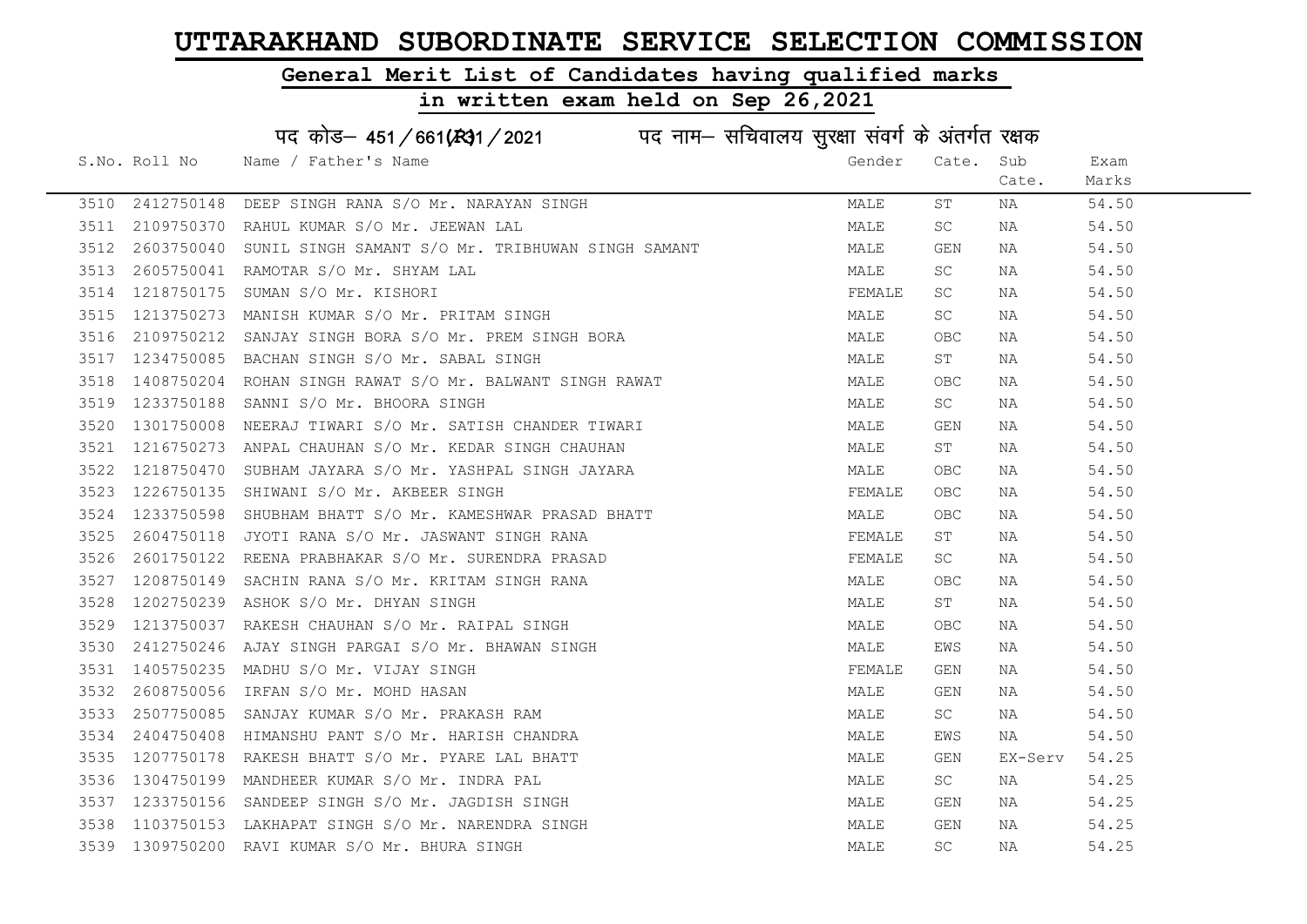# UTTARAKHAND SUBORDINATE SERVICE SELECTION COMMISSION

## General Merit List of Candidates having qualified marks

## in written exam held on Sep 26,2021

पद कोड– 451/661(R)1/2021     पद नाम– सचिवालय सुरक्षा संवर्ग के अंतर्गत रक्षक

| S.No. | Roll No | Name / Father's Name | Gender | Cate. | Sub Cate. | Exam Marks |
|---|---|---|---|---|---|---|
| 3510 | 2412750148 | DEEP SINGH RANA S/O Mr. NARAYAN SINGH | MALE | ST | NA | 54.50 |
| 3511 | 2109750370 | RAHUL KUMAR S/O Mr. JEEWAN LAL | MALE | SC | NA | 54.50 |
| 3512 | 2603750040 | SUNIL SINGH SAMANT S/O Mr. TRIBHUWAN SINGH SAMANT | MALE | GEN | NA | 54.50 |
| 3513 | 2605750041 | RAMOTAR S/O Mr. SHYAM LAL | MALE | SC | NA | 54.50 |
| 3514 | 1218750175 | SUMAN S/O Mr. KISHORI | FEMALE | SC | NA | 54.50 |
| 3515 | 1213750273 | MANISH KUMAR S/O Mr. PRITAM SINGH | MALE | SC | NA | 54.50 |
| 3516 | 2109750212 | SANJAY SINGH BORA S/O Mr. PREM SINGH BORA | MALE | OBC | NA | 54.50 |
| 3517 | 1234750085 | BACHAN SINGH S/O Mr. SABAL SINGH | MALE | ST | NA | 54.50 |
| 3518 | 1408750204 | ROHAN SINGH RAWAT S/O Mr. BALWANT SINGH RAWAT | MALE | OBC | NA | 54.50 |
| 3519 | 1233750188 | SANNI S/O Mr. BHOORA SINGH | MALE | SC | NA | 54.50 |
| 3520 | 1301750008 | NEERAJ TIWARI S/O Mr. SATISH CHANDER TIWARI | MALE | GEN | NA | 54.50 |
| 3521 | 1216750273 | ANPAL CHAUHAN S/O Mr. KEDAR SINGH CHAUHAN | MALE | ST | NA | 54.50 |
| 3522 | 1218750470 | SUBHAM JAYARA S/O Mr. YASHPAL SINGH JAYARA | MALE | OBC | NA | 54.50 |
| 3523 | 1226750135 | SHIWANI S/O Mr. AKBEER SINGH | FEMALE | OBC | NA | 54.50 |
| 3524 | 1233750598 | SHUBHAM BHATT S/O Mr. KAMESHWAR PRASAD BHATT | MALE | OBC | NA | 54.50 |
| 3525 | 2604750118 | JYOTI RANA S/O Mr. JASWANT SINGH RANA | FEMALE | ST | NA | 54.50 |
| 3526 | 2601750122 | REENA PRABHAKAR S/O Mr. SURENDRA PRASAD | FEMALE | SC | NA | 54.50 |
| 3527 | 1208750149 | SACHIN RANA S/O Mr. KRITAM SINGH RANA | MALE | OBC | NA | 54.50 |
| 3528 | 1202750239 | ASHOK S/O Mr. DHYAN SINGH | MALE | ST | NA | 54.50 |
| 3529 | 1213750037 | RAKESH CHAUHAN S/O Mr. RAIPAL SINGH | MALE | OBC | NA | 54.50 |
| 3530 | 2412750246 | AJAY SINGH PARGAI S/O Mr. BHAWAN SINGH | MALE | EWS | NA | 54.50 |
| 3531 | 1405750235 | MADHU S/O Mr. VIJAY SINGH | FEMALE | GEN | NA | 54.50 |
| 3532 | 2608750056 | IRFAN S/O Mr. MOHD HASAN | MALE | GEN | NA | 54.50 |
| 3533 | 2507750085 | SANJAY KUMAR S/O Mr. PRAKASH RAM | MALE | SC | NA | 54.50 |
| 3534 | 2404750408 | HIMANSHU PANT S/O Mr. HARISH CHANDRA | MALE | EWS | NA | 54.50 |
| 3535 | 1207750178 | RAKESH BHATT S/O Mr. PYARE LAL BHATT | MALE | GEN | EX-Serv | 54.25 |
| 3536 | 1304750199 | MANDHEER KUMAR S/O Mr. INDRA PAL | MALE | SC | NA | 54.25 |
| 3537 | 1233750156 | SANDEEP SINGH S/O Mr. JAGDISH SINGH | MALE | GEN | NA | 54.25 |
| 3538 | 1103750153 | LAKHAPAT SINGH S/O Mr. NARENDRA SINGH | MALE | GEN | NA | 54.25 |
| 3539 | 1309750200 | RAVI KUMAR S/O Mr. BHURA SINGH | MALE | SC | NA | 54.25 |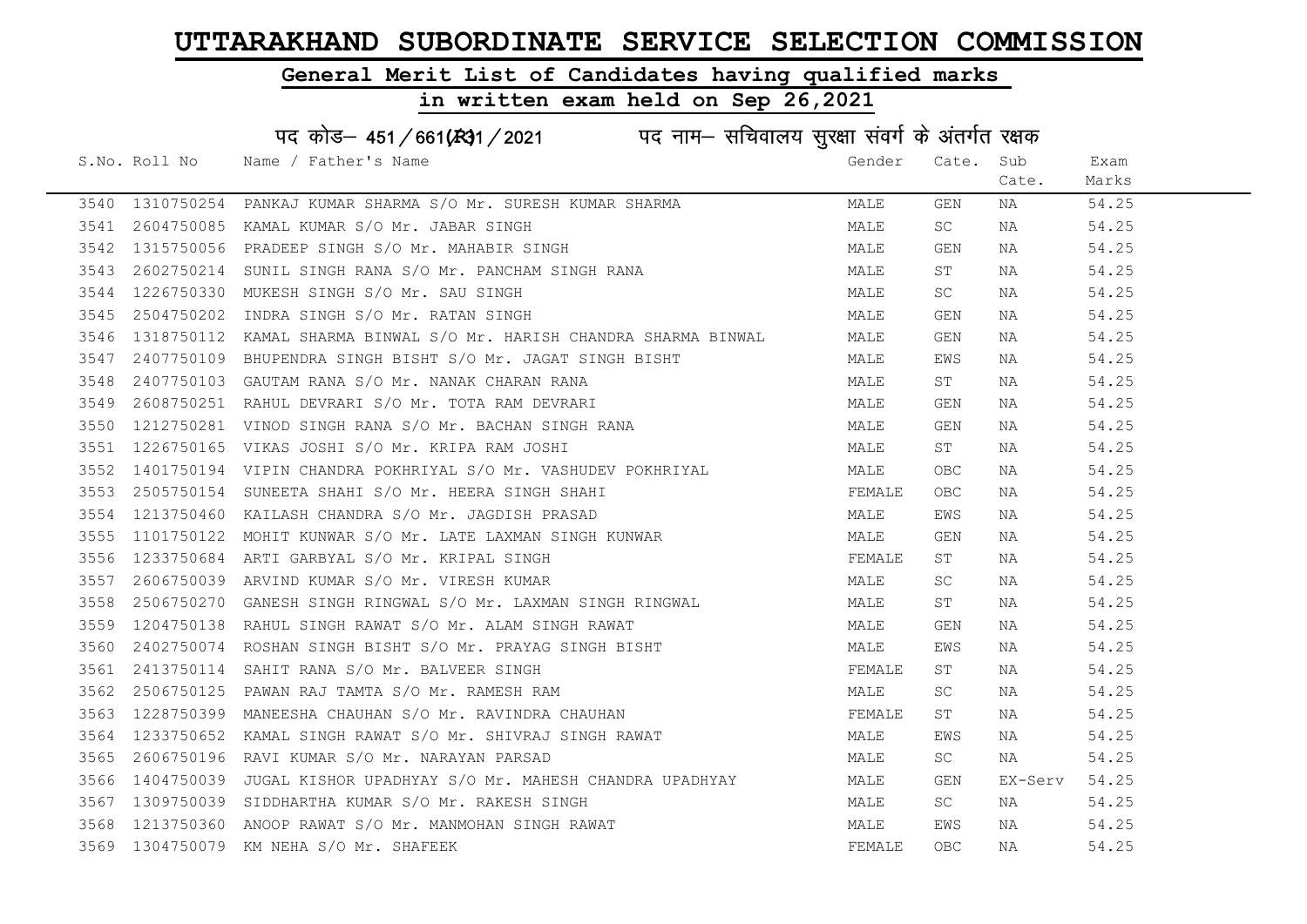# UTTARAKHAND SUBORDINATE SERVICE SELECTION COMMISSION

## General Merit List of Candidates having qualified marks

## in written exam held on Sep 26,2021

### पद कोड– 451/661(R)1/2021 पद नाम– सचिवालय सुरक्षा संवर्ग के अंतर्गत रक्षक

| S.No. | Roll No | Name / Father's Name | Gender | Cate. | Sub Cate. | Exam Marks |
|---|---|---|---|---|---|---|
| 3540 | 1310750254 | PANKAJ KUMAR SHARMA S/O Mr. SURESH KUMAR SHARMA | MALE | GEN | NA | 54.25 |
| 3541 | 2604750085 | KAMAL KUMAR S/O Mr. JABAR SINGH | MALE | SC | NA | 54.25 |
| 3542 | 1315750056 | PRADEEP SINGH S/O Mr. MAHABIR SINGH | MALE | GEN | NA | 54.25 |
| 3543 | 2602750214 | SUNIL SINGH RANA S/O Mr. PANCHAM SINGH RANA | MALE | ST | NA | 54.25 |
| 3544 | 1226750330 | MUKESH SINGH S/O Mr. SAU SINGH | MALE | SC | NA | 54.25 |
| 3545 | 2504750202 | INDRA SINGH S/O Mr. RATAN SINGH | MALE | GEN | NA | 54.25 |
| 3546 | 1318750112 | KAMAL SHARMA BINWAL S/O Mr. HARISH CHANDRA SHARMA BINWAL | MALE | GEN | NA | 54.25 |
| 3547 | 2407750109 | BHUPENDRA SINGH BISHT S/O Mr. JAGAT SINGH BISHT | MALE | EWS | NA | 54.25 |
| 3548 | 2407750103 | GAUTAM RANA S/O Mr. NANAK CHARAN RANA | MALE | ST | NA | 54.25 |
| 3549 | 2608750251 | RAHUL DEVRARI S/O Mr. TOTA RAM DEVRARI | MALE | GEN | NA | 54.25 |
| 3550 | 1212750281 | VINOD SINGH RANA S/O Mr. BACHAN SINGH RANA | MALE | GEN | NA | 54.25 |
| 3551 | 1226750165 | VIKAS JOSHI S/O Mr. KRIPA RAM JOSHI | MALE | ST | NA | 54.25 |
| 3552 | 1401750194 | VIPIN CHANDRA POKHRIYAL S/O Mr. VASHUDEV POKHRIYAL | MALE | OBC | NA | 54.25 |
| 3553 | 2505750154 | SUNEETA SHAHI S/O Mr. HEERA SINGH SHAHI | FEMALE | OBC | NA | 54.25 |
| 3554 | 1213750460 | KAILASH CHANDRA S/O Mr. JAGDISH PRASAD | MALE | EWS | NA | 54.25 |
| 3555 | 1101750122 | MOHIT KUNWAR S/O Mr. LATE LAXMAN SINGH KUNWAR | MALE | GEN | NA | 54.25 |
| 3556 | 1233750684 | ARTI GARBYAL S/O Mr. KRIPAL SINGH | FEMALE | ST | NA | 54.25 |
| 3557 | 2606750039 | ARVIND KUMAR S/O Mr. VIRESH KUMAR | MALE | SC | NA | 54.25 |
| 3558 | 2506750270 | GANESH SINGH RINGWAL S/O Mr. LAXMAN SINGH RINGWAL | MALE | ST | NA | 54.25 |
| 3559 | 1204750138 | RAHUL SINGH RAWAT S/O Mr. ALAM SINGH RAWAT | MALE | GEN | NA | 54.25 |
| 3560 | 2402750074 | ROSHAN SINGH BISHT S/O Mr. PRAYAG SINGH BISHT | MALE | EWS | NA | 54.25 |
| 3561 | 2413750114 | SAHIT RANA S/O Mr. BALVEER SINGH | FEMALE | ST | NA | 54.25 |
| 3562 | 2506750125 | PAWAN RAJ TAMTA S/O Mr. RAMESH RAM | MALE | SC | NA | 54.25 |
| 3563 | 1228750399 | MANEESHA CHAUHAN S/O Mr. RAVINDRA CHAUHAN | FEMALE | ST | NA | 54.25 |
| 3564 | 1233750652 | KAMAL SINGH RAWAT S/O Mr. SHIVRAJ SINGH RAWAT | MALE | EWS | NA | 54.25 |
| 3565 | 2606750196 | RAVI KUMAR S/O Mr. NARAYAN PARSAD | MALE | SC | NA | 54.25 |
| 3566 | 1404750039 | JUGAL KISHOR UPADHYAY S/O Mr. MAHESH CHANDRA UPADHYAY | MALE | GEN | EX-Serv | 54.25 |
| 3567 | 1309750039 | SIDDHARTHA KUMAR S/O Mr. RAKESH SINGH | MALE | SC | NA | 54.25 |
| 3568 | 1213750360 | ANOOP RAWAT S/O Mr. MANMOHAN SINGH RAWAT | MALE | EWS | NA | 54.25 |
| 3569 | 1304750079 | KM NEHA S/O Mr. SHAFEEK | FEMALE | OBC | NA | 54.25 |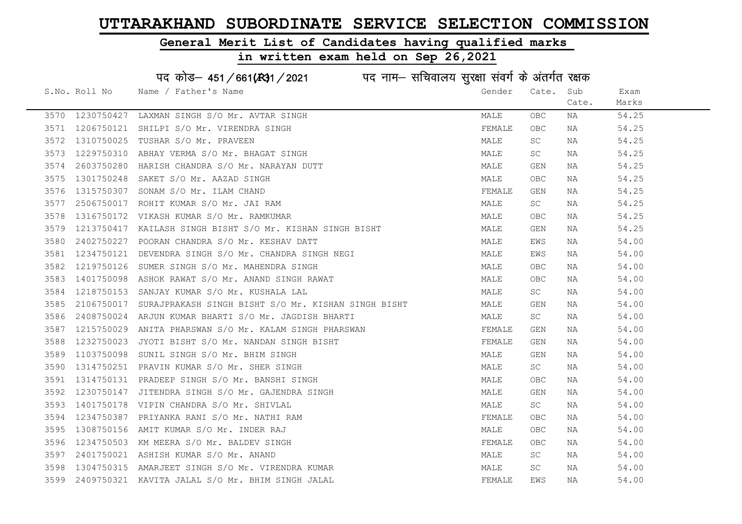# UTTARAKHAND SUBORDINATE SERVICE SELECTION COMMISSION

## General Merit List of Candidates having qualified marks

## in written exam held on Sep 26,2021

### पद कोड– 451/661(R)1/2021 पद नाम– सचिवालय सुरक्षा संवर्ग के अंतर्गत रक्षक

| S.No. | Roll No | Name / Father's Name | Gender | Cate. | Sub Cate. | Exam Marks |
|---|---|---|---|---|---|---|
| 3570 | 1230750427 | LAXMAN SINGH S/O Mr. AVTAR SINGH | MALE | OBC | NA | 54.25 |
| 3571 | 1206750121 | SHILPI S/O Mr. VIRENDRA SINGH | FEMALE | OBC | NA | 54.25 |
| 3572 | 1310750025 | TUSHAR S/O Mr. PRAVEEN | MALE | SC | NA | 54.25 |
| 3573 | 1229750310 | ABHAY VERMA S/O Mr. BHAGAT SINGH | MALE | SC | NA | 54.25 |
| 3574 | 2603750280 | HARISH CHANDRA S/O Mr. NARAYAN DUTT | MALE | GEN | NA | 54.25 |
| 3575 | 1301750248 | SAKET S/O Mr. AAZAD SINGH | MALE | OBC | NA | 54.25 |
| 3576 | 1315750307 | SONAM S/O Mr. ILAM CHAND | FEMALE | GEN | NA | 54.25 |
| 3577 | 2506750017 | ROHIT KUMAR S/O Mr. JAI RAM | MALE | SC | NA | 54.25 |
| 3578 | 1316750172 | VIKASH KUMAR S/O Mr. RAMKUMAR | MALE | OBC | NA | 54.25 |
| 3579 | 1213750417 | KAILASH SINGH BISHT S/O Mr. KISHAN SINGH BISHT | MALE | GEN | NA | 54.25 |
| 3580 | 2402750227 | POORAN CHANDRA S/O Mr. KESHAV DATT | MALE | EWS | NA | 54.00 |
| 3581 | 1234750121 | DEVENDRA SINGH S/O Mr. CHANDRA SINGH NEGI | MALE | EWS | NA | 54.00 |
| 3582 | 1219750126 | SUMER SINGH S/O Mr. MAHENDRA SINGH | MALE | OBC | NA | 54.00 |
| 3583 | 1401750098 | ASHOK RAWAT S/O Mr. ANAND SINGH RAWAT | MALE | OBC | NA | 54.00 |
| 3584 | 1218750153 | SANJAY KUMAR S/O Mr. KUSHALA LAL | MALE | SC | NA | 54.00 |
| 3585 | 2106750017 | SURAJPRAKASH SINGH BISHT S/O Mr. KISHAN SINGH BISHT | MALE | GEN | NA | 54.00 |
| 3586 | 2408750024 | ARJUN KUMAR BHARTI S/O Mr. JAGDISH BHARTI | MALE | SC | NA | 54.00 |
| 3587 | 1215750029 | ANITA PHARSWAN S/O Mr. KALAM SINGH PHARSWAN | FEMALE | GEN | NA | 54.00 |
| 3588 | 1232750023 | JYOTI BISHT S/O Mr. NANDAN SINGH BISHT | FEMALE | GEN | NA | 54.00 |
| 3589 | 1103750098 | SUNIL SINGH S/O Mr. BHIM SINGH | MALE | GEN | NA | 54.00 |
| 3590 | 1314750251 | PRAVIN KUMAR S/O Mr. SHER SINGH | MALE | SC | NA | 54.00 |
| 3591 | 1314750131 | PRADEEP SINGH S/O Mr. BANSHI SINGH | MALE | OBC | NA | 54.00 |
| 3592 | 1230750147 | JITENDRA SINGH S/O Mr. GAJENDRA SINGH | MALE | GEN | NA | 54.00 |
| 3593 | 1401750178 | VIPIN CHANDRA S/O Mr. SHIVLAL | MALE | SC | NA | 54.00 |
| 3594 | 1234750387 | PRIYANKA RANI S/O Mr. NATHI RAM | FEMALE | OBC | NA | 54.00 |
| 3595 | 1308750156 | AMIT KUMAR S/O Mr. INDER RAJ | MALE | OBC | NA | 54.00 |
| 3596 | 1234750503 | KM MEERA S/O Mr. BALDEV SINGH | FEMALE | OBC | NA | 54.00 |
| 3597 | 2401750021 | ASHISH KUMAR S/O Mr. ANAND | MALE | SC | NA | 54.00 |
| 3598 | 1304750315 | AMARJEET SINGH S/O Mr. VIRENDRA KUMAR | MALE | SC | NA | 54.00 |
| 3599 | 2409750321 | KAVITA JALAL S/O Mr. BHIM SINGH JALAL | FEMALE | EWS | NA | 54.00 |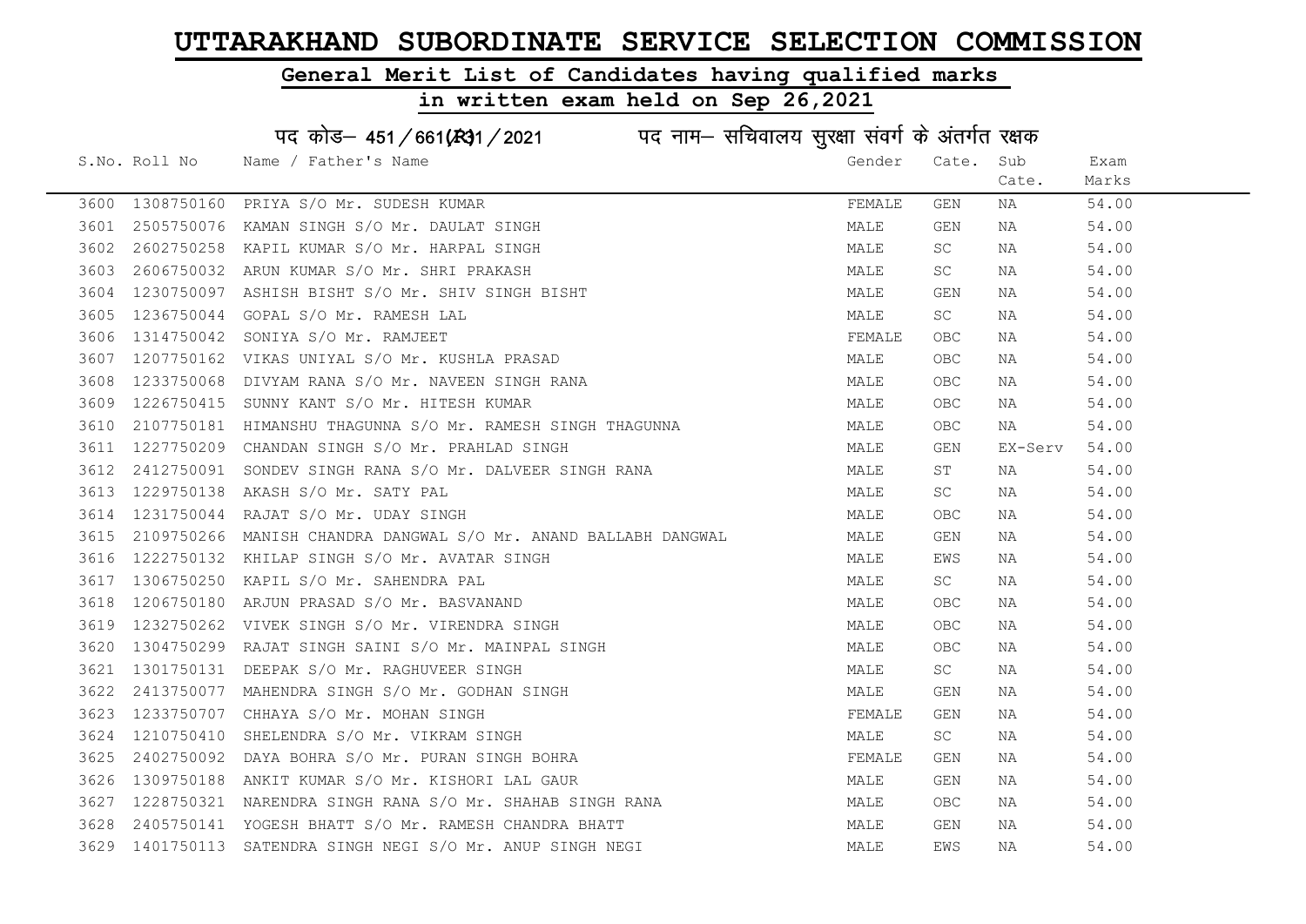# UTTARAKHAND SUBORDINATE SERVICE SELECTION COMMISSION

## General Merit List of Candidates having qualified marks

## in written exam held on Sep 26,2021

पद कोड– 451/661(R)1/2021 पद नाम– सचिवालय सुरक्षा संवर्ग के अंतर्गत रक्षक

| S.No. | Roll No | Name / Father's Name | Gender | Cate. | Sub Cate. | Exam Marks |
|---|---|---|---|---|---|---|
| 3600 | 1308750160 | PRIYA S/O Mr. SUDESH KUMAR | FEMALE | GEN | NA | 54.00 |
| 3601 | 2505750076 | KAMAN SINGH S/O Mr. DAULAT SINGH | MALE | GEN | NA | 54.00 |
| 3602 | 2602750258 | KAPIL KUMAR S/O Mr. HARPAL SINGH | MALE | SC | NA | 54.00 |
| 3603 | 2606750032 | ARUN KUMAR S/O Mr. SHRI PRAKASH | MALE | SC | NA | 54.00 |
| 3604 | 1230750097 | ASHISH BISHT S/O Mr. SHIV SINGH BISHT | MALE | GEN | NA | 54.00 |
| 3605 | 1236750044 | GOPAL S/O Mr. RAMESH LAL | MALE | SC | NA | 54.00 |
| 3606 | 1314750042 | SONIYA S/O Mr. RAMJEET | FEMALE | OBC | NA | 54.00 |
| 3607 | 1207750162 | VIKAS UNIYAL S/O Mr. KUSHLA PRASAD | MALE | OBC | NA | 54.00 |
| 3608 | 1233750068 | DIVYAM RANA S/O Mr. NAVEEN SINGH RANA | MALE | OBC | NA | 54.00 |
| 3609 | 1226750415 | SUNNY KANT S/O Mr. HITESH KUMAR | MALE | OBC | NA | 54.00 |
| 3610 | 2107750181 | HIMANSHU THAGUNNA S/O Mr. RAMESH SINGH THAGUNNA | MALE | OBC | NA | 54.00 |
| 3611 | 1227750209 | CHANDAN SINGH S/O Mr. PRAHLAD SINGH | MALE | GEN | EX-Serv | 54.00 |
| 3612 | 2412750091 | SONDEV SINGH RANA S/O Mr. DALVEER SINGH RANA | MALE | ST | NA | 54.00 |
| 3613 | 1229750138 | AKASH S/O Mr. SATY PAL | MALE | SC | NA | 54.00 |
| 3614 | 1231750044 | RAJAT S/O Mr. UDAY SINGH | MALE | OBC | NA | 54.00 |
| 3615 | 2109750266 | MANISH CHANDRA DANGWAL S/O Mr. ANAND BALLABH DANGWAL | MALE | GEN | NA | 54.00 |
| 3616 | 1222750132 | KHILAP SINGH S/O Mr. AVATAR SINGH | MALE | EWS | NA | 54.00 |
| 3617 | 1306750250 | KAPIL S/O Mr. SAHENDRA PAL | MALE | SC | NA | 54.00 |
| 3618 | 1206750180 | ARJUN PRASAD S/O Mr. BASVANAND | MALE | OBC | NA | 54.00 |
| 3619 | 1232750262 | VIVEK SINGH S/O Mr. VIRENDRA SINGH | MALE | OBC | NA | 54.00 |
| 3620 | 1304750299 | RAJAT SINGH SAINI S/O Mr. MAINPAL SINGH | MALE | OBC | NA | 54.00 |
| 3621 | 1301750131 | DEEPAK S/O Mr. RAGHUVEER SINGH | MALE | SC | NA | 54.00 |
| 3622 | 2413750077 | MAHENDRA SINGH S/O Mr. GODHAN SINGH | MALE | GEN | NA | 54.00 |
| 3623 | 1233750707 | CHHAYA S/O Mr. MOHAN SINGH | FEMALE | GEN | NA | 54.00 |
| 3624 | 1210750410 | SHELENDRA S/O Mr. VIKRAM SINGH | MALE | SC | NA | 54.00 |
| 3625 | 2402750092 | DAYA BOHRA S/O Mr. PURAN SINGH BOHRA | FEMALE | GEN | NA | 54.00 |
| 3626 | 1309750188 | ANKIT KUMAR S/O Mr. KISHORI LAL GAUR | MALE | GEN | NA | 54.00 |
| 3627 | 1228750321 | NARENDRA SINGH RANA S/O Mr. SHAHAB SINGH RANA | MALE | OBC | NA | 54.00 |
| 3628 | 2405750141 | YOGESH BHATT S/O Mr. RAMESH CHANDRA BHATT | MALE | GEN | NA | 54.00 |
| 3629 | 1401750113 | SATENDRA SINGH NEGI S/O Mr. ANUP SINGH NEGI | MALE | EWS | NA | 54.00 |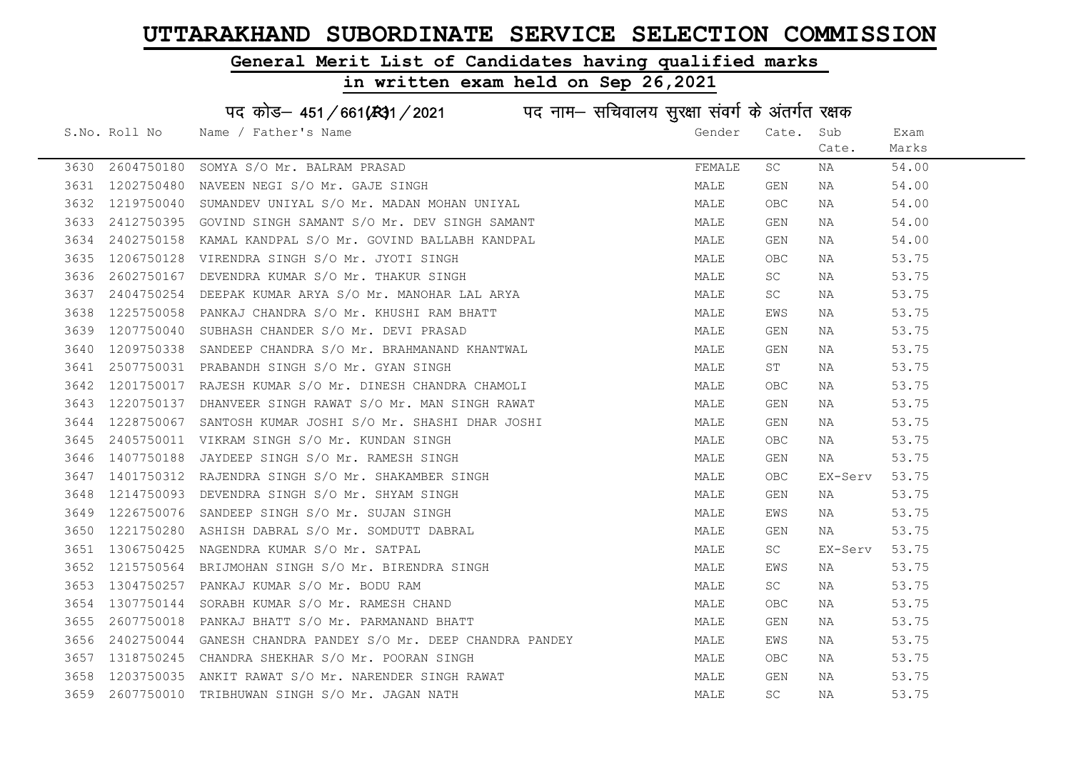# UTTARAKHAND SUBORDINATE SERVICE SELECTION COMMISSION

## General Merit List of Candidates having qualified marks

## in written exam held on Sep 26,2021

### पद कोड– 451/661(R)1/2021 पद नाम– सचिवालय सुरक्षा संवर्ग के अंतर्गत रक्षक

| S.No. | Roll No | Name / Father's Name | Gender | Cate. | Sub Cate. | Exam Marks |
|---|---|---|---|---|---|---|
| 3630 | 2604750180 | SOMYA S/O Mr. BALRAM PRASAD | FEMALE | SC | NA | 54.00 |
| 3631 | 1202750480 | NAVEEN NEGI S/O Mr. GAJE SINGH | MALE | GEN | NA | 54.00 |
| 3632 | 1219750040 | SUMANDEV UNIYAL S/O Mr. MADAN MOHAN UNIYAL | MALE | OBC | NA | 54.00 |
| 3633 | 2412750395 | GOVIND SINGH SAMANT S/O Mr. DEV SINGH SAMANT | MALE | GEN | NA | 54.00 |
| 3634 | 2402750158 | KAMAL KANDPAL S/O Mr. GOVIND BALLABH KANDPAL | MALE | GEN | NA | 54.00 |
| 3635 | 1206750128 | VIRENDRA SINGH S/O Mr. JYOTI SINGH | MALE | OBC | NA | 53.75 |
| 3636 | 2602750167 | DEVENDRA KUMAR S/O Mr. THAKUR SINGH | MALE | SC | NA | 53.75 |
| 3637 | 2404750254 | DEEPAK KUMAR ARYA S/O Mr. MANOHAR LAL ARYA | MALE | SC | NA | 53.75 |
| 3638 | 1225750058 | PANKAJ CHANDRA S/O Mr. KHUSHI RAM BHATT | MALE | EWS | NA | 53.75 |
| 3639 | 1207750040 | SUBHASH CHANDER S/O Mr. DEVI PRASAD | MALE | GEN | NA | 53.75 |
| 3640 | 1209750338 | SANDEEP CHANDRA S/O Mr. BRAHMANAND KHANTWAL | MALE | GEN | NA | 53.75 |
| 3641 | 2507750031 | PRABANDH SINGH S/O Mr. GYAN SINGH | MALE | ST | NA | 53.75 |
| 3642 | 1201750017 | RAJESH KUMAR S/O Mr. DINESH CHANDRA CHAMOLI | MALE | OBC | NA | 53.75 |
| 3643 | 1220750137 | DHANVEER SINGH RAWAT S/O Mr. MAN SINGH RAWAT | MALE | GEN | NA | 53.75 |
| 3644 | 1228750067 | SANTOSH KUMAR JOSHI S/O Mr. SHASHI DHAR JOSHI | MALE | GEN | NA | 53.75 |
| 3645 | 2405750011 | VIKRAM SINGH S/O Mr. KUNDAN SINGH | MALE | OBC | NA | 53.75 |
| 3646 | 1407750188 | JAYDEEP SINGH S/O Mr. RAMESH SINGH | MALE | GEN | NA | 53.75 |
| 3647 | 1401750312 | RAJENDRA SINGH S/O Mr. SHAKAMBER SINGH | MALE | OBC | EX-Serv | 53.75 |
| 3648 | 1214750093 | DEVENDRA SINGH S/O Mr. SHYAM SINGH | MALE | GEN | NA | 53.75 |
| 3649 | 1226750076 | SANDEEP SINGH S/O Mr. SUJAN SINGH | MALE | EWS | NA | 53.75 |
| 3650 | 1221750280 | ASHISH DABRAL S/O Mr. SOMDUTT DABRAL | MALE | GEN | NA | 53.75 |
| 3651 | 1306750425 | NAGENDRA KUMAR S/O Mr. SATPAL | MALE | SC | EX-Serv | 53.75 |
| 3652 | 1215750564 | BRIJMOHAN SINGH S/O Mr. BIRENDRA SINGH | MALE | EWS | NA | 53.75 |
| 3653 | 1304750257 | PANKAJ KUMAR S/O Mr. BODU RAM | MALE | SC | NA | 53.75 |
| 3654 | 1307750144 | SORABH KUMAR S/O Mr. RAMESH CHAND | MALE | OBC | NA | 53.75 |
| 3655 | 2607750018 | PANKAJ BHATT S/O Mr. PARMANAND BHATT | MALE | GEN | NA | 53.75 |
| 3656 | 2402750044 | GANESH CHANDRA PANDEY S/O Mr. DEEP CHANDRA PANDEY | MALE | EWS | NA | 53.75 |
| 3657 | 1318750245 | CHANDRA SHEKHAR S/O Mr. POORAN SINGH | MALE | OBC | NA | 53.75 |
| 3658 | 1203750035 | ANKIT RAWAT S/O Mr. NARENDER SINGH RAWAT | MALE | GEN | NA | 53.75 |
| 3659 | 2607750010 | TRIBHUWAN SINGH S/O Mr. JAGAN NATH | MALE | SC | NA | 53.75 |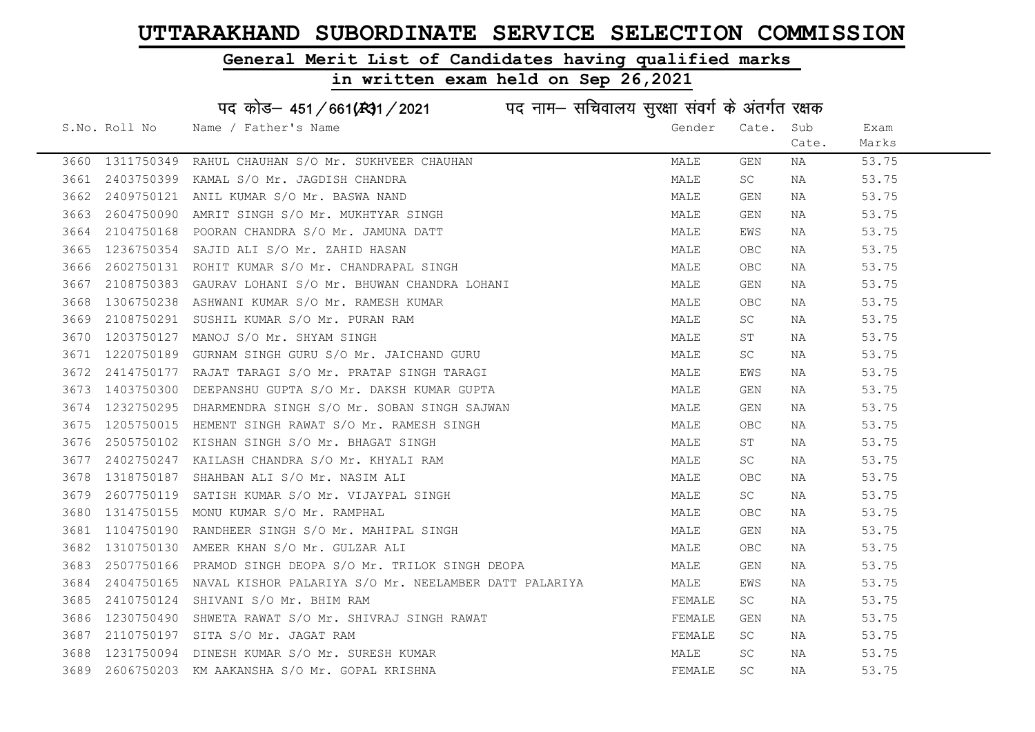# UTTARAKHAND SUBORDINATE SERVICE SELECTION COMMISSION

## General Merit List of Candidates having qualified marks

## in written exam held on Sep 26,2021

पद कोड– 451/661(R31/2021 पद नाम– सचिवालय सुरक्षा संवर्ग के अंतर्गत रक्षक

| S.No. | Roll No | Name / Father's Name | Gender | Cate. | Sub Cate. | Exam Marks |
|---|---|---|---|---|---|---|
| 3660 | 1311750349 | RAHUL CHAUHAN S/O Mr. SUKHVEER CHAUHAN | MALE | GEN | NA | 53.75 |
| 3661 | 2403750399 | KAMAL S/O Mr. JAGDISH CHANDRA | MALE | SC | NA | 53.75 |
| 3662 | 2409750121 | ANIL KUMAR S/O Mr. BASWA NAND | MALE | GEN | NA | 53.75 |
| 3663 | 2604750090 | AMRIT SINGH S/O Mr. MUKHTYAR SINGH | MALE | GEN | NA | 53.75 |
| 3664 | 2104750168 | POORAN CHANDRA S/O Mr. JAMUNA DATT | MALE | EWS | NA | 53.75 |
| 3665 | 1236750354 | SAJID ALI S/O Mr. ZAHID HASAN | MALE | OBC | NA | 53.75 |
| 3666 | 2602750131 | ROHIT KUMAR S/O Mr. CHANDRAPAL SINGH | MALE | OBC | NA | 53.75 |
| 3667 | 2108750383 | GAURAV LOHANI S/O Mr. BHUWAN CHANDRA LOHANI | MALE | GEN | NA | 53.75 |
| 3668 | 1306750238 | ASHWANI KUMAR S/O Mr. RAMESH KUMAR | MALE | OBC | NA | 53.75 |
| 3669 | 2108750291 | SUSHIL KUMAR S/O Mr. PURAN RAM | MALE | SC | NA | 53.75 |
| 3670 | 1203750127 | MANOJ S/O Mr. SHYAM SINGH | MALE | ST | NA | 53.75 |
| 3671 | 1220750189 | GURNAM SINGH GURU S/O Mr. JAICHAND GURU | MALE | SC | NA | 53.75 |
| 3672 | 2414750177 | RAJAT TARAGI S/O Mr. PRATAP SINGH TARAGI | MALE | EWS | NA | 53.75 |
| 3673 | 1403750300 | DEEPANSHU GUPTA S/O Mr. DAKSH KUMAR GUPTA | MALE | GEN | NA | 53.75 |
| 3674 | 1232750295 | DHARMENDRA SINGH S/O Mr. SOBAN SINGH SAJWAN | MALE | GEN | NA | 53.75 |
| 3675 | 1205750015 | HEMENT SINGH RAWAT S/O Mr. RAMESH SINGH | MALE | OBC | NA | 53.75 |
| 3676 | 2505750102 | KISHAN SINGH S/O Mr. BHAGAT SINGH | MALE | ST | NA | 53.75 |
| 3677 | 2402750247 | KAILASH CHANDRA S/O Mr. KHYALI RAM | MALE | SC | NA | 53.75 |
| 3678 | 1318750187 | SHAHBAN ALI S/O Mr. NASIM ALI | MALE | OBC | NA | 53.75 |
| 3679 | 2607750119 | SATISH KUMAR S/O Mr. VIJAYPAL SINGH | MALE | SC | NA | 53.75 |
| 3680 | 1314750155 | MONU KUMAR S/O Mr. RAMPHAL | MALE | OBC | NA | 53.75 |
| 3681 | 1104750190 | RANDHEER SINGH S/O Mr. MAHIPAL SINGH | MALE | GEN | NA | 53.75 |
| 3682 | 1310750130 | AMEER KHAN S/O Mr. GULZAR ALI | MALE | OBC | NA | 53.75 |
| 3683 | 2507750166 | PRAMOD SINGH DEOPA S/O Mr. TRILOK SINGH DEOPA | MALE | GEN | NA | 53.75 |
| 3684 | 2404750165 | NAVAL KISHOR PALARIYA S/O Mr. NEELAMBER DATT PALARIYA | MALE | EWS | NA | 53.75 |
| 3685 | 2410750124 | SHIVANI S/O Mr. BHIM RAM | FEMALE | SC | NA | 53.75 |
| 3686 | 1230750490 | SHWETA RAWAT S/O Mr. SHIVRAJ SINGH RAWAT | FEMALE | GEN | NA | 53.75 |
| 3687 | 2110750197 | SITA S/O Mr. JAGAT RAM | FEMALE | SC | NA | 53.75 |
| 3688 | 1231750094 | DINESH KUMAR S/O Mr. SURESH KUMAR | MALE | SC | NA | 53.75 |
| 3689 | 2606750203 | KM AAKANSHA S/O Mr. GOPAL KRISHNA | FEMALE | SC | NA | 53.75 |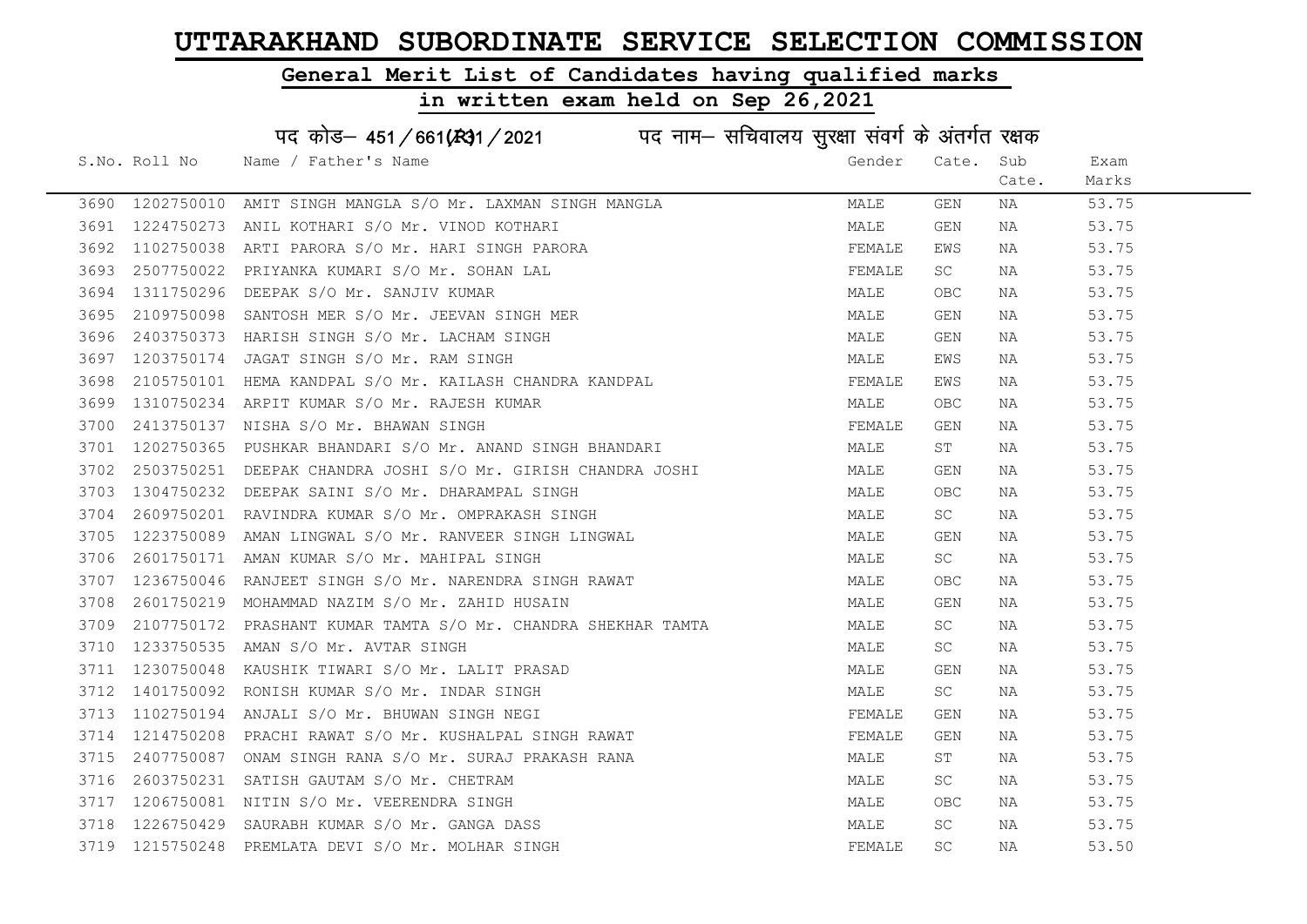# UTTARAKHAND SUBORDINATE SERVICE SELECTION COMMISSION

## General Merit List of Candidates having qualified marks

## in written exam held on Sep 26,2021

पद कोड– 451/661(R)1/2021 पद नाम– सचिवालय सुरक्षा संवर्ग के अंतर्गत रक्षक

| S.No. | Roll No | Name / Father's Name | Gender | Cate. | Sub Cate. | Exam Marks |
|---|---|---|---|---|---|---|
| 3690 | 1202750010 | AMIT SINGH MANGLA S/O Mr. LAXMAN SINGH MANGLA | MALE | GEN | NA | 53.75 |
| 3691 | 1224750273 | ANIL KOTHARI S/O Mr. VINOD KOTHARI | MALE | GEN | NA | 53.75 |
| 3692 | 1102750038 | ARTI PARORA S/O Mr. HARI SINGH PARORA | FEMALE | EWS | NA | 53.75 |
| 3693 | 2507750022 | PRIYANKA KUMARI S/O Mr. SOHAN LAL | FEMALE | SC | NA | 53.75 |
| 3694 | 1311750296 | DEEPAK S/O Mr. SANJIV KUMAR | MALE | OBC | NA | 53.75 |
| 3695 | 2109750098 | SANTOSH MER S/O Mr. JEEVAN SINGH MER | MALE | GEN | NA | 53.75 |
| 3696 | 2403750373 | HARISH SINGH S/O Mr. LACHAM SINGH | MALE | GEN | NA | 53.75 |
| 3697 | 1203750174 | JAGAT SINGH S/O Mr. RAM SINGH | MALE | EWS | NA | 53.75 |
| 3698 | 2105750101 | HEMA KANDPAL S/O Mr. KAILASH CHANDRA KANDPAL | FEMALE | EWS | NA | 53.75 |
| 3699 | 1310750234 | ARPIT KUMAR S/O Mr. RAJESH KUMAR | MALE | OBC | NA | 53.75 |
| 3700 | 2413750137 | NISHA S/O Mr. BHAWAN SINGH | FEMALE | GEN | NA | 53.75 |
| 3701 | 1202750365 | PUSHKAR BHANDARI S/O Mr. ANAND SINGH BHANDARI | MALE | ST | NA | 53.75 |
| 3702 | 2503750251 | DEEPAK CHANDRA JOSHI S/O Mr. GIRISH CHANDRA JOSHI | MALE | GEN | NA | 53.75 |
| 3703 | 1304750232 | DEEPAK SAINI S/O Mr. DHARAMPAL SINGH | MALE | OBC | NA | 53.75 |
| 3704 | 2609750201 | RAVINDRA KUMAR S/O Mr. OMPRAKASH SINGH | MALE | SC | NA | 53.75 |
| 3705 | 1223750089 | AMAN LINGWAL S/O Mr. RANVEER SINGH LINGWAL | MALE | GEN | NA | 53.75 |
| 3706 | 2601750171 | AMAN KUMAR S/O Mr. MAHIPAL SINGH | MALE | SC | NA | 53.75 |
| 3707 | 1236750046 | RANJEET SINGH S/O Mr. NARENDRA SINGH RAWAT | MALE | OBC | NA | 53.75 |
| 3708 | 2601750219 | MOHAMMAD NAZIM S/O Mr. ZAHID HUSAIN | MALE | GEN | NA | 53.75 |
| 3709 | 2107750172 | PRASHANT KUMAR TAMTA S/O Mr. CHANDRA SHEKHAR TAMTA | MALE | SC | NA | 53.75 |
| 3710 | 1233750535 | AMAN S/O Mr. AVTAR SINGH | MALE | SC | NA | 53.75 |
| 3711 | 1230750048 | KAUSHIK TIWARI S/O Mr. LALIT PRASAD | MALE | GEN | NA | 53.75 |
| 3712 | 1401750092 | RONISH KUMAR S/O Mr. INDAR SINGH | MALE | SC | NA | 53.75 |
| 3713 | 1102750194 | ANJALI S/O Mr. BHUWAN SINGH NEGI | FEMALE | GEN | NA | 53.75 |
| 3714 | 1214750208 | PRACHI RAWAT S/O Mr. KUSHALPAL SINGH RAWAT | FEMALE | GEN | NA | 53.75 |
| 3715 | 2407750087 | ONAM SINGH RANA S/O Mr. SURAJ PRAKASH RANA | MALE | ST | NA | 53.75 |
| 3716 | 2603750231 | SATISH GAUTAM S/O Mr. CHETRAM | MALE | SC | NA | 53.75 |
| 3717 | 1206750081 | NITIN S/O Mr. VEERENDRA SINGH | MALE | OBC | NA | 53.75 |
| 3718 | 1226750429 | SAURABH KUMAR S/O Mr. GANGA DASS | MALE | SC | NA | 53.75 |
| 3719 | 1215750248 | PREMLATA DEVI S/O Mr. MOLHAR SINGH | FEMALE | SC | NA | 53.50 |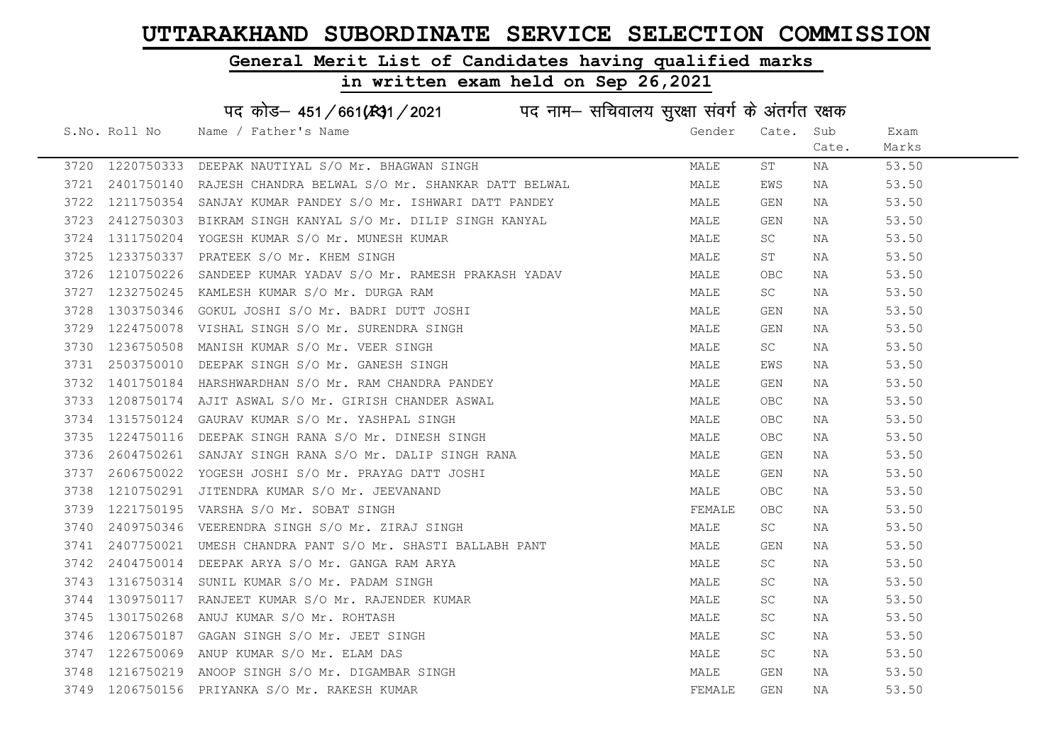# UTTARAKHAND SUBORDINATE SERVICE SELECTION COMMISSION

## General Merit List of Candidates having qualified marks

## in written exam held on Sep 26,2021

### पद कोड– 451/661(R)1/2021 पद नाम– सचिवालय सुरक्षा संवर्ग के अंतर्गत रक्षक

| S.No. | Roll No | Name / Father's Name | Gender | Cate. | Sub Cate. | Exam Marks |
|---|---|---|---|---|---|---|
| 3720 | 1220750333 | DEEPAK NAUTIYAL S/O Mr. BHAGWAN SINGH | MALE | ST | NA | 53.50 |
| 3721 | 2401750140 | RAJESH CHANDRA BELWAL S/O Mr. SHANKAR DATT BELWAL | MALE | EWS | NA | 53.50 |
| 3722 | 1211750354 | SANJAY KUMAR PANDEY S/O Mr. ISHWARI DATT PANDEY | MALE | GEN | NA | 53.50 |
| 3723 | 2412750303 | BIKRAM SINGH KANYAL S/O Mr. DILIP SINGH KANYAL | MALE | GEN | NA | 53.50 |
| 3724 | 1311750204 | YOGESH KUMAR S/O Mr. MUNESH KUMAR | MALE | SC | NA | 53.50 |
| 3725 | 1233750337 | PRATEEK S/O Mr. KHEM SINGH | MALE | ST | NA | 53.50 |
| 3726 | 1210750226 | SANDEEP KUMAR YADAV S/O Mr. RAMESH PRAKASH YADAV | MALE | OBC | NA | 53.50 |
| 3727 | 1232750245 | KAMLESH KUMAR S/O Mr. DURGA RAM | MALE | SC | NA | 53.50 |
| 3728 | 1303750346 | GOKUL JOSHI S/O Mr. BADRI DUTT JOSHI | MALE | GEN | NA | 53.50 |
| 3729 | 1224750078 | VISHAL SINGH S/O Mr. SURENDRA SINGH | MALE | GEN | NA | 53.50 |
| 3730 | 1236750508 | MANISH KUMAR S/O Mr. VEER SINGH | MALE | SC | NA | 53.50 |
| 3731 | 2503750010 | DEEPAK SINGH S/O Mr. GANESH SINGH | MALE | EWS | NA | 53.50 |
| 3732 | 1401750184 | HARSHWARDHAN S/O Mr. RAM CHANDRA PANDEY | MALE | GEN | NA | 53.50 |
| 3733 | 1208750174 | AJIT ASWAL S/O Mr. GIRISH CHANDER ASWAL | MALE | OBC | NA | 53.50 |
| 3734 | 1315750124 | GAURAV KUMAR S/O Mr. YASHPAL SINGH | MALE | OBC | NA | 53.50 |
| 3735 | 1224750116 | DEEPAK SINGH RANA S/O Mr. DINESH SINGH | MALE | OBC | NA | 53.50 |
| 3736 | 2604750261 | SANJAY SINGH RANA S/O Mr. DALIP SINGH RANA | MALE | GEN | NA | 53.50 |
| 3737 | 2606750022 | YOGESH JOSHI S/O Mr. PRAYAG DATT JOSHI | MALE | GEN | NA | 53.50 |
| 3738 | 1210750291 | JITENDRA KUMAR S/O Mr. JEEVANAND | MALE | OBC | NA | 53.50 |
| 3739 | 1221750195 | VARSHA S/O Mr. SOBAT SINGH | FEMALE | OBC | NA | 53.50 |
| 3740 | 2409750346 | VEERENDRA SINGH S/O Mr. ZIRAJ SINGH | MALE | SC | NA | 53.50 |
| 3741 | 2407750021 | UMESH CHANDRA PANT S/O Mr. SHASTI BALLABH PANT | MALE | GEN | NA | 53.50 |
| 3742 | 2404750014 | DEEPAK ARYA S/O Mr. GANGA RAM ARYA | MALE | SC | NA | 53.50 |
| 3743 | 1316750314 | SUNIL KUMAR S/O Mr. PADAM SINGH | MALE | SC | NA | 53.50 |
| 3744 | 1309750117 | RANJEET KUMAR S/O Mr. RAJENDER KUMAR | MALE | SC | NA | 53.50 |
| 3745 | 1301750268 | ANUJ KUMAR S/O Mr. ROHTASH | MALE | SC | NA | 53.50 |
| 3746 | 1206750187 | GAGAN SINGH S/O Mr. JEET SINGH | MALE | SC | NA | 53.50 |
| 3747 | 1226750069 | ANUP KUMAR S/O Mr. ELAM DAS | MALE | SC | NA | 53.50 |
| 3748 | 1216750219 | ANOOP SINGH S/O Mr. DIGAMBAR SINGH | MALE | GEN | NA | 53.50 |
| 3749 | 1206750156 | PRIYANKA S/O Mr. RAKESH KUMAR | FEMALE | GEN | NA | 53.50 |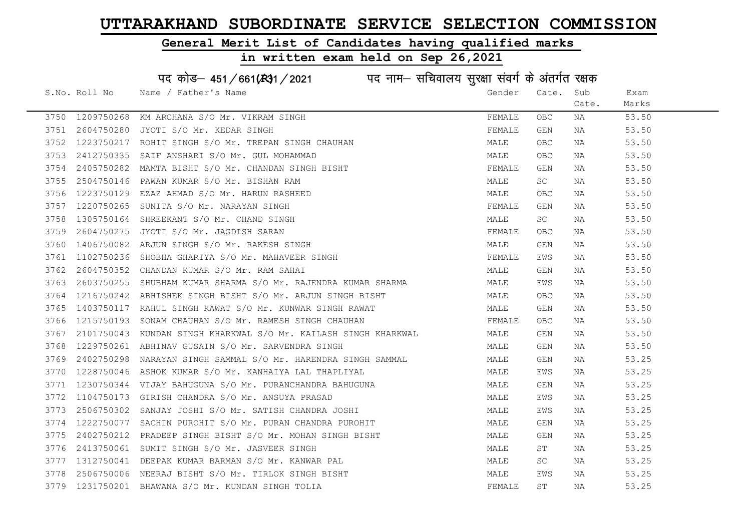# UTTARAKHAND SUBORDINATE SERVICE SELECTION COMMISSION

## General Merit List of Candidates having qualified marks

## in written exam held on Sep 26,2021

पद कोड– 451/661(R)31/2021 पद नाम– सचिवालय सुरक्षा संवर्ग के अंतर्गत रक्षक

| S.No. | Roll No | Name / Father's Name | Gender | Cate. | Sub Cate. | Exam Marks |
|---|---|---|---|---|---|---|
| 3750 | 1209750268 | KM ARCHANA S/O Mr. VIKRAM SINGH | FEMALE | OBC | NA | 53.50 |
| 3751 | 2604750280 | JYOTI S/O Mr. KEDAR SINGH | FEMALE | GEN | NA | 53.50 |
| 3752 | 1223750217 | ROHIT SINGH S/O Mr. TREPAN SINGH CHAUHAN | MALE | OBC | NA | 53.50 |
| 3753 | 2412750335 | SAIF ANSHARI S/O Mr. GUL MOHAMMAD | MALE | OBC | NA | 53.50 |
| 3754 | 2405750282 | MAMTA BISHT S/O Mr. CHANDAN SINGH BISHT | FEMALE | GEN | NA | 53.50 |
| 3755 | 2504750146 | PAWAN KUMAR S/O Mr. BISHAN RAM | MALE | SC | NA | 53.50 |
| 3756 | 1223750129 | EZAZ AHMAD S/O Mr. HARUN RASHEED | MALE | OBC | NA | 53.50 |
| 3757 | 1220750265 | SUNITA S/O Mr. NARAYAN SINGH | FEMALE | GEN | NA | 53.50 |
| 3758 | 1305750164 | SHREEKANT S/O Mr. CHAND SINGH | MALE | SC | NA | 53.50 |
| 3759 | 2604750275 | JYOTI S/O Mr. JAGDISH SARAN | FEMALE | OBC | NA | 53.50 |
| 3760 | 1406750082 | ARJUN SINGH S/O Mr. RAKESH SINGH | MALE | GEN | NA | 53.50 |
| 3761 | 1102750236 | SHOBHA GHARIYA S/O Mr. MAHAVEER SINGH | FEMALE | EWS | NA | 53.50 |
| 3762 | 2604750352 | CHANDAN KUMAR S/O Mr. RAM SAHAI | MALE | GEN | NA | 53.50 |
| 3763 | 2603750255 | SHUBHAM KUMAR SHARMA S/O Mr. RAJENDRA KUMAR SHARMA | MALE | EWS | NA | 53.50 |
| 3764 | 1216750242 | ABHISHEK SINGH BISHT S/O Mr. ARJUN SINGH BISHT | MALE | OBC | NA | 53.50 |
| 3765 | 1403750117 | RAHUL SINGH RAWAT S/O Mr. KUNWAR SINGH RAWAT | MALE | GEN | NA | 53.50 |
| 3766 | 1215750193 | SONAM CHAUHAN S/O Mr. RAMESH SINGH CHAUHAN | FEMALE | OBC | NA | 53.50 |
| 3767 | 2101750043 | KUNDAN SINGH KHARKWAL S/O Mr. KAILASH SINGH KHARKWAL | MALE | GEN | NA | 53.50 |
| 3768 | 1229750261 | ABHINAV GUSAIN S/O Mr. SARVENDRA SINGH | MALE | GEN | NA | 53.50 |
| 3769 | 2402750298 | NARAYAN SINGH SAMMAL S/O Mr. HARENDRA SINGH SAMMAL | MALE | GEN | NA | 53.25 |
| 3770 | 1228750046 | ASHOK KUMAR S/O Mr. KANHAIYA LAL THAPLIYAL | MALE | EWS | NA | 53.25 |
| 3771 | 1230750344 | VIJAY BAHUGUNA S/O Mr. PURANCHANDRA BAHUGUNA | MALE | GEN | NA | 53.25 |
| 3772 | 1104750173 | GIRISH CHANDRA S/O Mr. ANSUYA PRASAD | MALE | EWS | NA | 53.25 |
| 3773 | 2506750302 | SANJAY JOSHI S/O Mr. SATISH CHANDRA JOSHI | MALE | EWS | NA | 53.25 |
| 3774 | 1222750077 | SACHIN PUROHIT S/O Mr. PURAN CHANDRA PUROHIT | MALE | GEN | NA | 53.25 |
| 3775 | 2402750212 | PRADEEP SINGH BISHT S/O Mr. MOHAN SINGH BISHT | MALE | GEN | NA | 53.25 |
| 3776 | 2413750061 | SUMIT SINGH S/O Mr. JASVEER SINGH | MALE | ST | NA | 53.25 |
| 3777 | 1312750041 | DEEPAK KUMAR BARMAN S/O Mr. KANWAR PAL | MALE | SC | NA | 53.25 |
| 3778 | 2506750006 | NEERAJ BISHT S/O Mr. TIRLOK SINGH BISHT | MALE | EWS | NA | 53.25 |
| 3779 | 1231750201 | BHAWANA S/O Mr. KUNDAN SINGH TOLIA | FEMALE | ST | NA | 53.25 |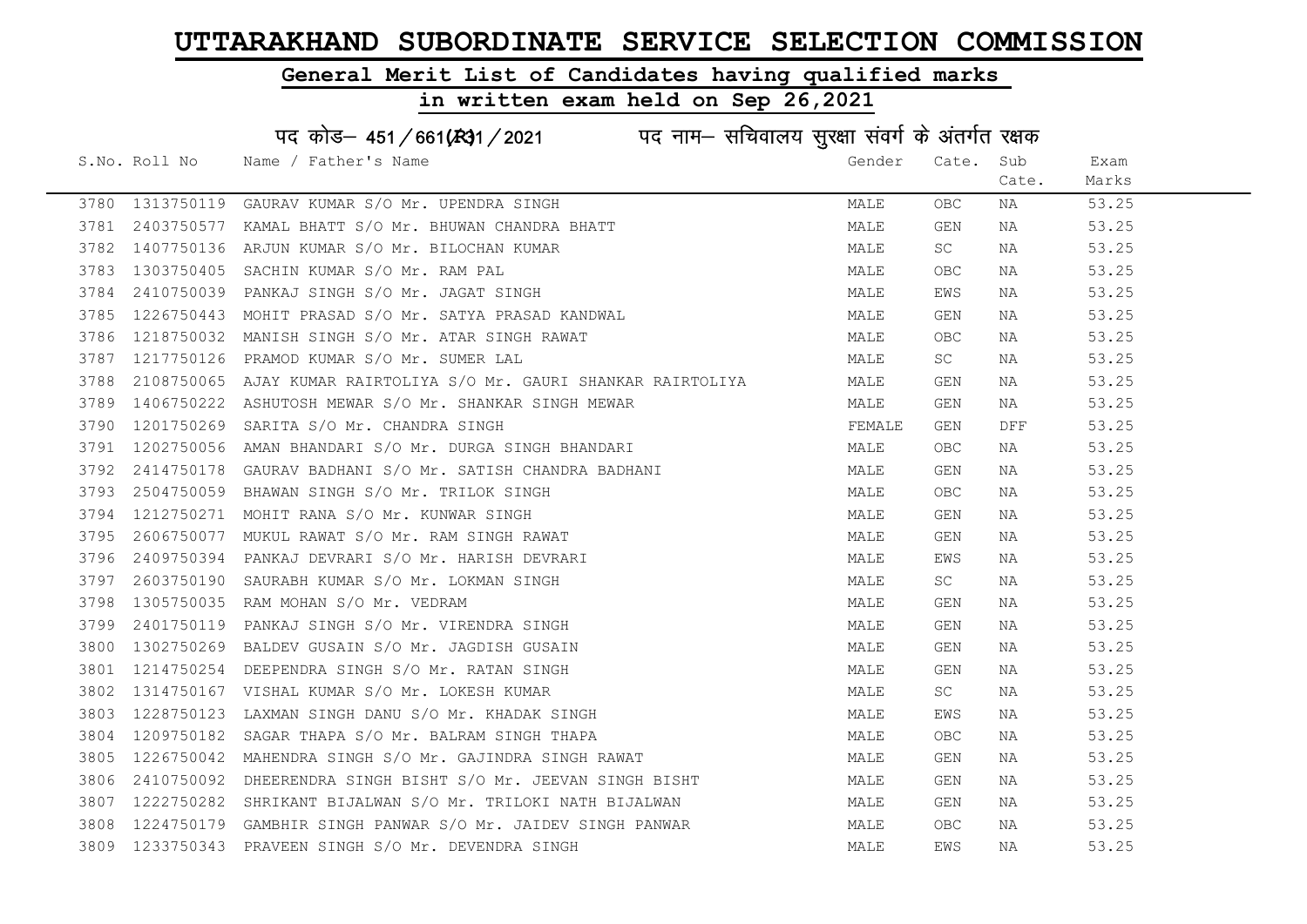# UTTARAKHAND SUBORDINATE SERVICE SELECTION COMMISSION

## General Merit List of Candidates having qualified marks

## in written exam held on Sep 26,2021

पद कोड– 451/661(R)1/2021 पद नाम– सचिवालय सुरक्षा संवर्ग के अंतर्गत रक्षक

| S.No. | Roll No | Name / Father's Name | Gender | Cate. | Sub Cate. | Exam Marks |
|---|---|---|---|---|---|---|
| 3780 | 1313750119 | GAURAV KUMAR S/O Mr. UPENDRA SINGH | MALE | OBC | NA | 53.25 |
| 3781 | 2403750577 | KAMAL BHATT S/O Mr. BHUWAN CHANDRA BHATT | MALE | GEN | NA | 53.25 |
| 3782 | 1407750136 | ARJUN KUMAR S/O Mr. BILOCHAN KUMAR | MALE | SC | NA | 53.25 |
| 3783 | 1303750405 | SACHIN KUMAR S/O Mr. RAM PAL | MALE | OBC | NA | 53.25 |
| 3784 | 2410750039 | PANKAJ SINGH S/O Mr. JAGAT SINGH | MALE | EWS | NA | 53.25 |
| 3785 | 1226750443 | MOHIT PRASAD S/O Mr. SATYA PRASAD KANDWAL | MALE | GEN | NA | 53.25 |
| 3786 | 1218750032 | MANISH SINGH S/O Mr. ATAR SINGH RAWAT | MALE | OBC | NA | 53.25 |
| 3787 | 1217750126 | PRAMOD KUMAR S/O Mr. SUMER LAL | MALE | SC | NA | 53.25 |
| 3788 | 2108750065 | AJAY KUMAR RAIRTOLIYA S/O Mr. GAURI SHANKAR RAIRTOLIYA | MALE | GEN | NA | 53.25 |
| 3789 | 1406750222 | ASHUTOSH MEWAR S/O Mr. SHANKAR SINGH MEWAR | MALE | GEN | NA | 53.25 |
| 3790 | 1201750269 | SARITA S/O Mr. CHANDRA SINGH | FEMALE | GEN | DFF | 53.25 |
| 3791 | 1202750056 | AMAN BHANDARI S/O Mr. DURGA SINGH BHANDARI | MALE | OBC | NA | 53.25 |
| 3792 | 2414750178 | GAURAV BADHANI S/O Mr. SATISH CHANDRA BADHANI | MALE | GEN | NA | 53.25 |
| 3793 | 2504750059 | BHAWAN SINGH S/O Mr. TRILOK SINGH | MALE | OBC | NA | 53.25 |
| 3794 | 1212750271 | MOHIT RANA S/O Mr. KUNWAR SINGH | MALE | GEN | NA | 53.25 |
| 3795 | 2606750077 | MUKUL RAWAT S/O Mr. RAM SINGH RAWAT | MALE | GEN | NA | 53.25 |
| 3796 | 2409750394 | PANKAJ DEVRARI S/O Mr. HARISH DEVRARI | MALE | EWS | NA | 53.25 |
| 3797 | 2603750190 | SAURABH KUMAR S/O Mr. LOKMAN SINGH | MALE | SC | NA | 53.25 |
| 3798 | 1305750035 | RAM MOHAN S/O Mr. VEDRAM | MALE | GEN | NA | 53.25 |
| 3799 | 2401750119 | PANKAJ SINGH S/O Mr. VIRENDRA SINGH | MALE | GEN | NA | 53.25 |
| 3800 | 1302750269 | BALDEV GUSAIN S/O Mr. JAGDISH GUSAIN | MALE | GEN | NA | 53.25 |
| 3801 | 1214750254 | DEEPENDRA SINGH S/O Mr. RATAN SINGH | MALE | GEN | NA | 53.25 |
| 3802 | 1314750167 | VISHAL KUMAR S/O Mr. LOKESH KUMAR | MALE | SC | NA | 53.25 |
| 3803 | 1228750123 | LAXMAN SINGH DANU S/O Mr. KHADAK SINGH | MALE | EWS | NA | 53.25 |
| 3804 | 1209750182 | SAGAR THAPA S/O Mr. BALRAM SINGH THAPA | MALE | OBC | NA | 53.25 |
| 3805 | 1226750042 | MAHENDRA SINGH S/O Mr. GAJINDRA SINGH RAWAT | MALE | GEN | NA | 53.25 |
| 3806 | 2410750092 | DHEERENDRA SINGH BISHT S/O Mr. JEEVAN SINGH BISHT | MALE | GEN | NA | 53.25 |
| 3807 | 1222750282 | SHRIKANT BIJALWAN S/O Mr. TRILOKI NATH BIJALWAN | MALE | GEN | NA | 53.25 |
| 3808 | 1224750179 | GAMBHIR SINGH PANWAR S/O Mr. JAIDEV SINGH PANWAR | MALE | OBC | NA | 53.25 |
| 3809 | 1233750343 | PRAVEEN SINGH S/O Mr. DEVENDRA SINGH | MALE | EWS | NA | 53.25 |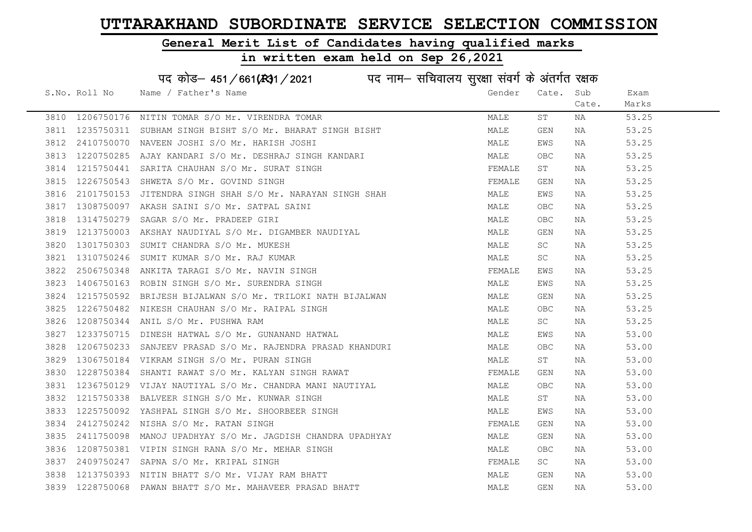# UTTARAKHAND SUBORDINATE SERVICE SELECTION COMMISSION

## General Merit List of Candidates having qualified marks

## in written exam held on Sep 26,2021

पद कोड– 451/661(R)31/2021 पद नाम– सचिवालय सुरक्षा संवर्ग के अंतर्गत रक्षक

| S.No. | Roll No | Name / Father's Name | Gender | Cate. | Sub Cate. | Exam Marks |
|---|---|---|---|---|---|---|
| 3810 | 1206750176 | NITIN TOMAR S/O Mr. VIRENDRA TOMAR | MALE | ST | NA | 53.25 |
| 3811 | 1235750311 | SUBHAM SINGH BISHT S/O Mr. BHARAT SINGH BISHT | MALE | GEN | NA | 53.25 |
| 3812 | 2410750070 | NAVEEN JOSHI S/O Mr. HARISH JOSHI | MALE | EWS | NA | 53.25 |
| 3813 | 1220750285 | AJAY KANDARI S/O Mr. DESHRAJ SINGH KANDARI | MALE | OBC | NA | 53.25 |
| 3814 | 1215750441 | SARITA CHAUHAN S/O Mr. SURAT SINGH | FEMALE | ST | NA | 53.25 |
| 3815 | 1226750543 | SHWETA S/O Mr. GOVIND SINGH | FEMALE | GEN | NA | 53.25 |
| 3816 | 2101750153 | JITENDRA SINGH SHAH S/O Mr. NARAYAN SINGH SHAH | MALE | EWS | NA | 53.25 |
| 3817 | 1308750097 | AKASH SAINI S/O Mr. SATPAL SAINI | MALE | OBC | NA | 53.25 |
| 3818 | 1314750279 | SAGAR S/O Mr. PRADEEP GIRI | MALE | OBC | NA | 53.25 |
| 3819 | 1213750003 | AKSHAY NAUDIYAL S/O Mr. DIGAMBER NAUDIYAL | MALE | GEN | NA | 53.25 |
| 3820 | 1301750303 | SUMIT CHANDRA S/O Mr. MUKESH | MALE | SC | NA | 53.25 |
| 3821 | 1310750246 | SUMIT KUMAR S/O Mr. RAJ KUMAR | MALE | SC | NA | 53.25 |
| 3822 | 2506750348 | ANKITA TARAGI S/O Mr. NAVIN SINGH | FEMALE | EWS | NA | 53.25 |
| 3823 | 1406750163 | ROBIN SINGH S/O Mr. SURENDRA SINGH | MALE | EWS | NA | 53.25 |
| 3824 | 1215750592 | BRIJESH BIJALWAN S/O Mr. TRILOKI NATH BIJALWAN | MALE | GEN | NA | 53.25 |
| 3825 | 1226750482 | NIKESH CHAUHAN S/O Mr. RAIPAL SINGH | MALE | OBC | NA | 53.25 |
| 3826 | 1208750344 | ANIL S/O Mr. PUSHWA RAM | MALE | SC | NA | 53.25 |
| 3827 | 1233750715 | DINESH HATWAL S/O Mr. GUNANAND HATWAL | MALE | EWS | NA | 53.00 |
| 3828 | 1206750233 | SANJEEV PRASAD S/O Mr. RAJENDRA PRASAD KHANDURI | MALE | OBC | NA | 53.00 |
| 3829 | 1306750184 | VIKRAM SINGH S/O Mr. PURAN SINGH | MALE | ST | NA | 53.00 |
| 3830 | 1228750384 | SHANTI RAWAT S/O Mr. KALYAN SINGH RAWAT | FEMALE | GEN | NA | 53.00 |
| 3831 | 1236750129 | VIJAY NAUTIYAL S/O Mr. CHANDRA MANI NAUTIYAL | MALE | OBC | NA | 53.00 |
| 3832 | 1215750338 | BALVEER SINGH S/O Mr. KUNWAR SINGH | MALE | ST | NA | 53.00 |
| 3833 | 1225750092 | YASHPAL SINGH S/O Mr. SHOORBEER SINGH | MALE | EWS | NA | 53.00 |
| 3834 | 2412750242 | NISHA S/O Mr. RATAN SINGH | FEMALE | GEN | NA | 53.00 |
| 3835 | 2411750098 | MANOJ UPADHYAY S/O Mr. JAGDISH CHANDRA UPADHYAY | MALE | GEN | NA | 53.00 |
| 3836 | 1208750381 | VIPIN SINGH RANA S/O Mr. MEHAR SINGH | MALE | OBC | NA | 53.00 |
| 3837 | 2409750247 | SAPNA S/O Mr. KRIPAL SINGH | FEMALE | SC | NA | 53.00 |
| 3838 | 1213750393 | NITIN BHATT S/O Mr. VIJAY RAM BHATT | MALE | GEN | NA | 53.00 |
| 3839 | 1228750068 | PAWAN BHATT S/O Mr. MAHAVEER PRASAD BHATT | MALE | GEN | NA | 53.00 |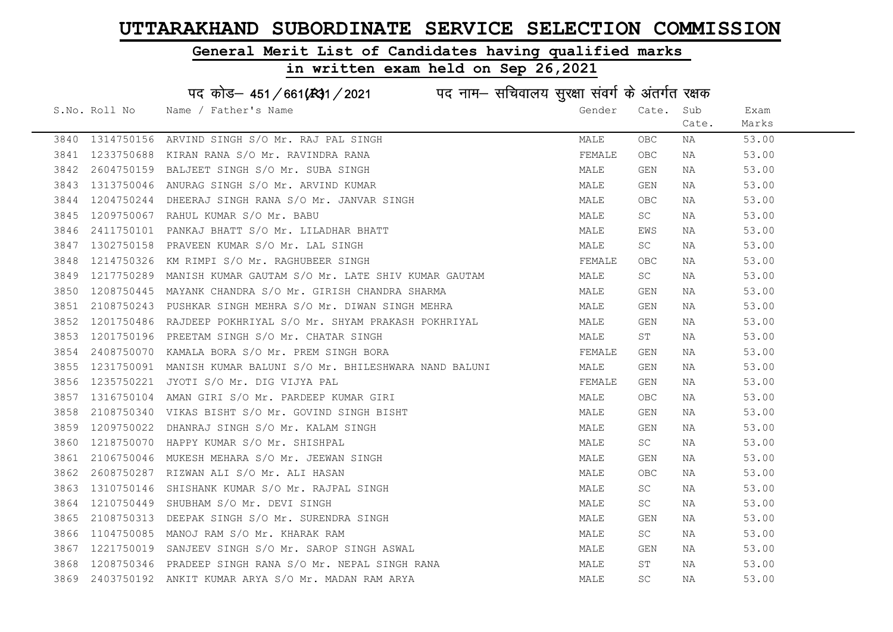# UTTARAKHAND SUBORDINATE SERVICE SELECTION COMMISSION

## General Merit List of Candidates having qualified marks

## in written exam held on Sep 26,2021

पद कोड– 451/661(R31/2021 पद नाम– सचिवालय सुरक्षा संवर्ग के अंतर्गत रक्षक

| S.No. | Roll No | Name / Father's Name | Gender | Cate. | Sub Cate. | Exam Marks |
|---|---|---|---|---|---|---|
| 3840 | 1314750156 | ARVIND SINGH S/O Mr. RAJ PAL SINGH | MALE | OBC | NA | 53.00 |
| 3841 | 1233750688 | KIRAN RANA S/O Mr. RAVINDRA RANA | FEMALE | OBC | NA | 53.00 |
| 3842 | 2604750159 | BALJEET SINGH S/O Mr. SUBA SINGH | MALE | GEN | NA | 53.00 |
| 3843 | 1313750046 | ANURAG SINGH S/O Mr. ARVIND KUMAR | MALE | GEN | NA | 53.00 |
| 3844 | 1204750244 | DHEERAJ SINGH RANA S/O Mr. JANVAR SINGH | MALE | OBC | NA | 53.00 |
| 3845 | 1209750067 | RAHUL KUMAR S/O Mr. BABU | MALE | SC | NA | 53.00 |
| 3846 | 2411750101 | PANKAJ BHATT S/O Mr. LILADHAR BHATT | MALE | EWS | NA | 53.00 |
| 3847 | 1302750158 | PRAVEEN KUMAR S/O Mr. LAL SINGH | MALE | SC | NA | 53.00 |
| 3848 | 1214750326 | KM RIMPI S/O Mr. RAGHUBEER SINGH | FEMALE | OBC | NA | 53.00 |
| 3849 | 1217750289 | MANISH KUMAR GAUTAM S/O Mr. LATE SHIV KUMAR GAUTAM | MALE | SC | NA | 53.00 |
| 3850 | 1208750445 | MAYANK CHANDRA S/O Mr. GIRISH CHANDRA SHARMA | MALE | GEN | NA | 53.00 |
| 3851 | 2108750243 | PUSHKAR SINGH MEHRA S/O Mr. DIWAN SINGH MEHRA | MALE | GEN | NA | 53.00 |
| 3852 | 1201750486 | RAJDEEP POKHRIYAL S/O Mr. SHYAM PRAKASH POKHRIYAL | MALE | GEN | NA | 53.00 |
| 3853 | 1201750196 | PREETAM SINGH S/O Mr. CHATAR SINGH | MALE | ST | NA | 53.00 |
| 3854 | 2408750070 | KAMALA BORA S/O Mr. PREM SINGH BORA | FEMALE | GEN | NA | 53.00 |
| 3855 | 1231750091 | MANISH KUMAR BALUNI S/O Mr. BHILESHWARA NAND BALUNI | MALE | GEN | NA | 53.00 |
| 3856 | 1235750221 | JYOTI S/O Mr. DIG VIJYA PAL | FEMALE | GEN | NA | 53.00 |
| 3857 | 1316750104 | AMAN GIRI S/O Mr. PARDEEP KUMAR GIRI | MALE | OBC | NA | 53.00 |
| 3858 | 2108750340 | VIKAS BISHT S/O Mr. GOVIND SINGH BISHT | MALE | GEN | NA | 53.00 |
| 3859 | 1209750022 | DHANRAJ SINGH S/O Mr. KALAM SINGH | MALE | GEN | NA | 53.00 |
| 3860 | 1218750070 | HAPPY KUMAR S/O Mr. SHISHPAL | MALE | SC | NA | 53.00 |
| 3861 | 2106750046 | MUKESH MEHARA S/O Mr. JEEWAN SINGH | MALE | GEN | NA | 53.00 |
| 3862 | 2608750287 | RIZWAN ALI S/O Mr. ALI HASAN | MALE | OBC | NA | 53.00 |
| 3863 | 1310750146 | SHISHANK KUMAR S/O Mr. RAJPAL SINGH | MALE | SC | NA | 53.00 |
| 3864 | 1210750449 | SHUBHAM S/O Mr. DEVI SINGH | MALE | SC | NA | 53.00 |
| 3865 | 2108750313 | DEEPAK SINGH S/O Mr. SURENDRA SINGH | MALE | GEN | NA | 53.00 |
| 3866 | 1104750085 | MANOJ RAM S/O Mr. KHARAK RAM | MALE | SC | NA | 53.00 |
| 3867 | 1221750019 | SANJEEV SINGH S/O Mr. SAROP SINGH ASWAL | MALE | GEN | NA | 53.00 |
| 3868 | 1208750346 | PRADEEP SINGH RANA S/O Mr. NEPAL SINGH RANA | MALE | ST | NA | 53.00 |
| 3869 | 2403750192 | ANKIT KUMAR ARYA S/O Mr. MADAN RAM ARYA | MALE | SC | NA | 53.00 |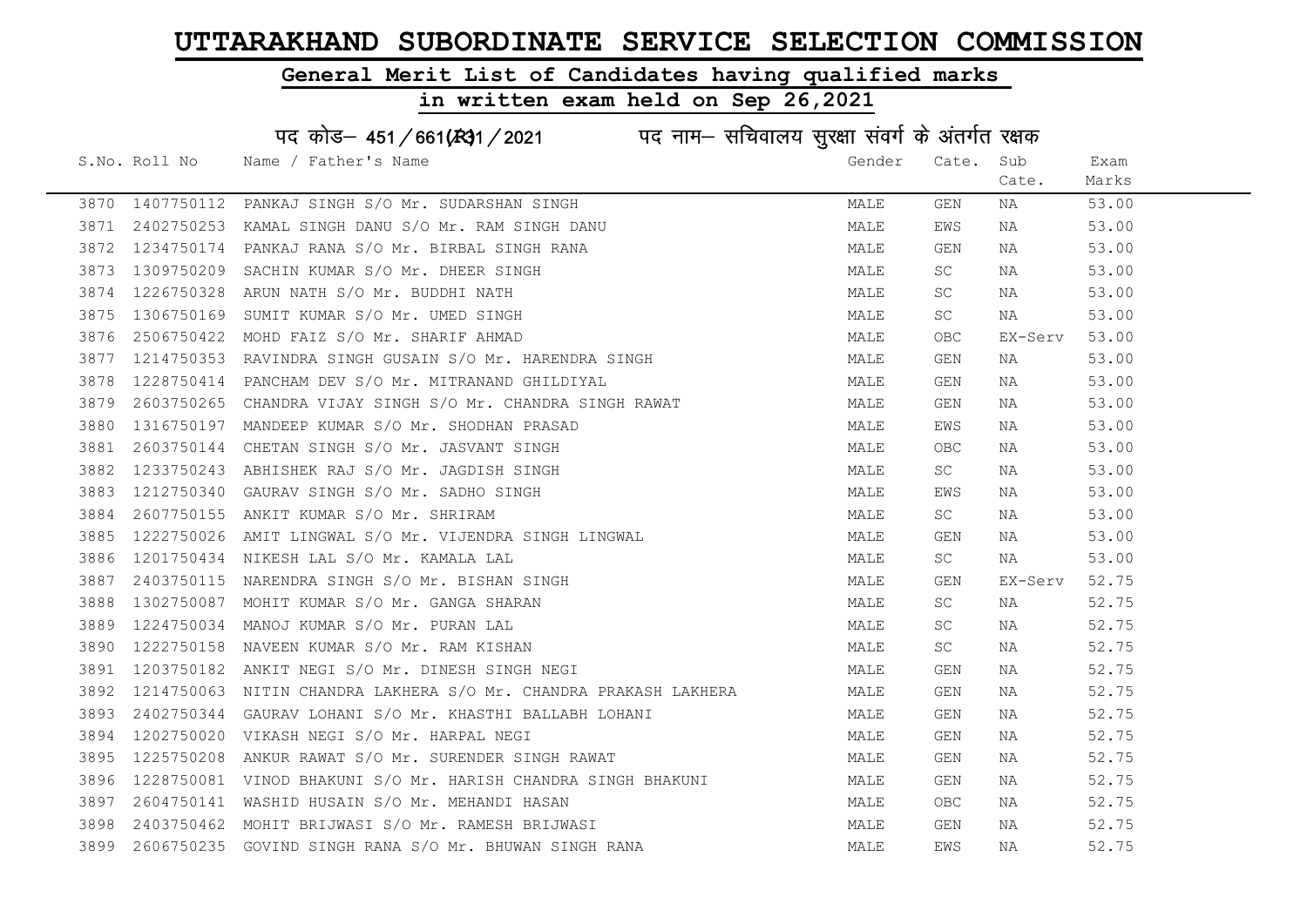# UTTARAKHAND SUBORDINATE SERVICE SELECTION COMMISSION

## General Merit List of Candidates having qualified marks

## in written exam held on Sep 26,2021

पद कोड– 451/661(R)1/2021 पद नाम– सचिवालय सुरक्षा संवर्ग के अंतर्गत रक्षक

| S.No. | Roll No | Name / Father's Name | Gender | Cate. | Sub Cate. | Exam Marks |
|---|---|---|---|---|---|---|
| 3870 | 1407750112 | PANKAJ SINGH S/O Mr. SUDARSHAN SINGH | MALE | GEN | NA | 53.00 |
| 3871 | 2402750253 | KAMAL SINGH DANU S/O Mr. RAM SINGH DANU | MALE | EWS | NA | 53.00 |
| 3872 | 1234750174 | PANKAJ RANA S/O Mr. BIRBAL SINGH RANA | MALE | GEN | NA | 53.00 |
| 3873 | 1309750209 | SACHIN KUMAR S/O Mr. DHEER SINGH | MALE | SC | NA | 53.00 |
| 3874 | 1226750328 | ARUN NATH S/O Mr. BUDDHI NATH | MALE | SC | NA | 53.00 |
| 3875 | 1306750169 | SUMIT KUMAR S/O Mr. UMED SINGH | MALE | SC | NA | 53.00 |
| 3876 | 2506750422 | MOHD FAIZ S/O Mr. SHARIF AHMAD | MALE | OBC | EX-Serv | 53.00 |
| 3877 | 1214750353 | RAVINDRA SINGH GUSAIN S/O Mr. HARENDRA SINGH | MALE | GEN | NA | 53.00 |
| 3878 | 1228750414 | PANCHAM DEV S/O Mr. MITRANAND GHILDIYAL | MALE | GEN | NA | 53.00 |
| 3879 | 2603750265 | CHANDRA VIJAY SINGH S/O Mr. CHANDRA SINGH RAWAT | MALE | GEN | NA | 53.00 |
| 3880 | 1316750197 | MANDEEP KUMAR S/O Mr. SHODHAN PRASAD | MALE | EWS | NA | 53.00 |
| 3881 | 2603750144 | CHETAN SINGH S/O Mr. JASVANT SINGH | MALE | OBC | NA | 53.00 |
| 3882 | 1233750243 | ABHISHEK RAJ S/O Mr. JAGDISH SINGH | MALE | SC | NA | 53.00 |
| 3883 | 1212750340 | GAURAV SINGH S/O Mr. SADHO SINGH | MALE | EWS | NA | 53.00 |
| 3884 | 2607750155 | ANKIT KUMAR S/O Mr. SHRIRAM | MALE | SC | NA | 53.00 |
| 3885 | 1222750026 | AMIT LINGWAL S/O Mr. VIJENDRA SINGH LINGWAL | MALE | GEN | NA | 53.00 |
| 3886 | 1201750434 | NIKESH LAL S/O Mr. KAMALA LAL | MALE | SC | NA | 53.00 |
| 3887 | 2403750115 | NARENDRA SINGH S/O Mr. BISHAN SINGH | MALE | GEN | EX-Serv | 52.75 |
| 3888 | 1302750087 | MOHIT KUMAR S/O Mr. GANGA SHARAN | MALE | SC | NA | 52.75 |
| 3889 | 1224750034 | MANOJ KUMAR S/O Mr. PURAN LAL | MALE | SC | NA | 52.75 |
| 3890 | 1222750158 | NAVEEN KUMAR S/O Mr. RAM KISHAN | MALE | SC | NA | 52.75 |
| 3891 | 1203750182 | ANKIT NEGI S/O Mr. DINESH SINGH NEGI | MALE | GEN | NA | 52.75 |
| 3892 | 1214750063 | NITIN CHANDRA LAKHERA S/O Mr. CHANDRA PRAKASH LAKHERA | MALE | GEN | NA | 52.75 |
| 3893 | 2402750344 | GAURAV LOHANI S/O Mr. KHASTHI BALLABH LOHANI | MALE | GEN | NA | 52.75 |
| 3894 | 1202750020 | VIKASH NEGI S/O Mr. HARPAL NEGI | MALE | GEN | NA | 52.75 |
| 3895 | 1225750208 | ANKUR RAWAT S/O Mr. SURENDER SINGH RAWAT | MALE | GEN | NA | 52.75 |
| 3896 | 1228750081 | VINOD BHAKUNI S/O Mr. HARISH CHANDRA SINGH BHAKUNI | MALE | GEN | NA | 52.75 |
| 3897 | 2604750141 | WASHID HUSAIN S/O Mr. MEHANDI HASAN | MALE | OBC | NA | 52.75 |
| 3898 | 2403750462 | MOHIT BRIJWASI S/O Mr. RAMESH BRIJWASI | MALE | GEN | NA | 52.75 |
| 3899 | 2606750235 | GOVIND SINGH RANA S/O Mr. BHUWAN SINGH RANA | MALE | EWS | NA | 52.75 |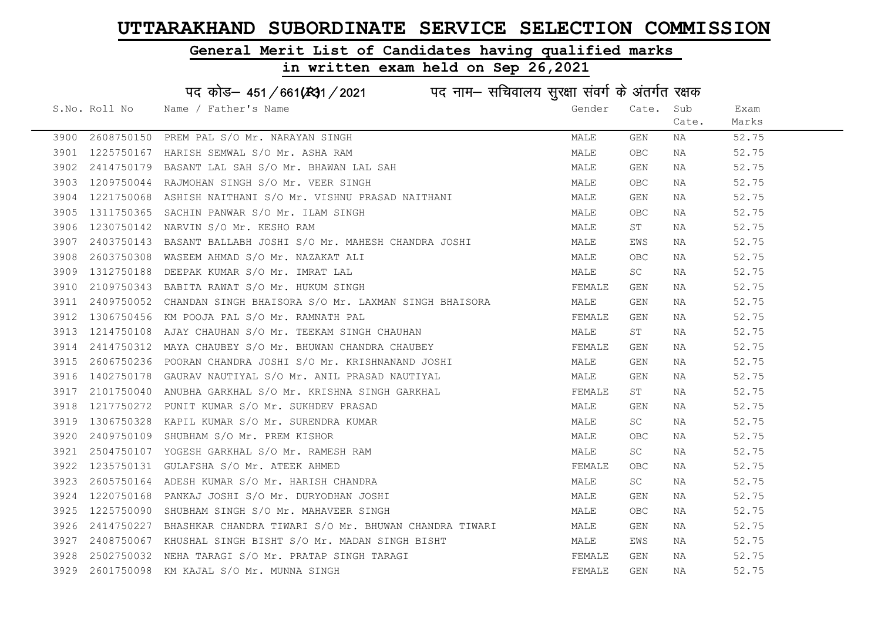# UTTARAKHAND SUBORDINATE SERVICE SELECTION COMMISSION

## General Merit List of Candidates having qualified marks

## in written exam held on Sep 26,2021

पद कोड– 451/661(R)1/2021 पद नाम– सचिवालय सुरक्षा संवर्ग के अंतर्गत रक्षक

| S.No. | Roll No | Name / Father's Name | Gender | Cate. | Sub Cate. | Exam Marks |
|---|---|---|---|---|---|---|
| 3900 | 2608750150 | PREM PAL S/O Mr. NARAYAN SINGH | MALE | GEN | NA | 52.75 |
| 3901 | 1225750167 | HARISH SEMWAL S/O Mr. ASHA RAM | MALE | OBC | NA | 52.75 |
| 3902 | 2414750179 | BASANT LAL SAH S/O Mr. BHAWAN LAL SAH | MALE | GEN | NA | 52.75 |
| 3903 | 1209750044 | RAJMOHAN SINGH S/O Mr. VEER SINGH | MALE | OBC | NA | 52.75 |
| 3904 | 1221750068 | ASHISH NAITHANI S/O Mr. VISHNU PRASAD NAITHANI | MALE | GEN | NA | 52.75 |
| 3905 | 1311750365 | SACHIN PANWAR S/O Mr. ILAM SINGH | MALE | OBC | NA | 52.75 |
| 3906 | 1230750142 | NARVIN S/O Mr. KESHO RAM | MALE | ST | NA | 52.75 |
| 3907 | 2403750143 | BASANT BALLABH JOSHI S/O Mr. MAHESH CHANDRA JOSHI | MALE | EWS | NA | 52.75 |
| 3908 | 2603750308 | WASEEM AHMAD S/O Mr. NAZAKAT ALI | MALE | OBC | NA | 52.75 |
| 3909 | 1312750188 | DEEPAK KUMAR S/O Mr. IMRAT LAL | MALE | SC | NA | 52.75 |
| 3910 | 2109750343 | BABITA RAWAT S/O Mr. HUKUM SINGH | FEMALE | GEN | NA | 52.75 |
| 3911 | 2409750052 | CHANDAN SINGH BHAISORA S/O Mr. LAXMAN SINGH BHAISORA | MALE | GEN | NA | 52.75 |
| 3912 | 1306750456 | KM POOJA PAL S/O Mr. RAMNATH PAL | FEMALE | GEN | NA | 52.75 |
| 3913 | 1214750108 | AJAY CHAUHAN S/O Mr. TEEKAM SINGH CHAUHAN | MALE | ST | NA | 52.75 |
| 3914 | 2414750312 | MAYA CHAUBEY S/O Mr. BHUWAN CHANDRA CHAUBEY | FEMALE | GEN | NA | 52.75 |
| 3915 | 2606750236 | POORAN CHANDRA JOSHI S/O Mr. KRISHNANAND JOSHI | MALE | GEN | NA | 52.75 |
| 3916 | 1402750178 | GAURAV NAUTIYAL S/O Mr. ANIL PRASAD NAUTIYAL | MALE | GEN | NA | 52.75 |
| 3917 | 2101750040 | ANUBHA GARKHAL S/O Mr. KRISHNA SINGH GARKHAL | FEMALE | ST | NA | 52.75 |
| 3918 | 1217750272 | PUNIT KUMAR S/O Mr. SUKHDEV PRASAD | MALE | GEN | NA | 52.75 |
| 3919 | 1306750328 | KAPIL KUMAR S/O Mr. SURENDRA KUMAR | MALE | SC | NA | 52.75 |
| 3920 | 2409750109 | SHUBHAM S/O Mr. PREM KISHOR | MALE | OBC | NA | 52.75 |
| 3921 | 2504750107 | YOGESH GARKHAL S/O Mr. RAMESH RAM | MALE | SC | NA | 52.75 |
| 3922 | 1235750131 | GULAFSHA S/O Mr. ATEEK AHMED | FEMALE | OBC | NA | 52.75 |
| 3923 | 2605750164 | ADESH KUMAR S/O Mr. HARISH CHANDRA | MALE | SC | NA | 52.75 |
| 3924 | 1220750168 | PANKAJ JOSHI S/O Mr. DURYODHAN JOSHI | MALE | GEN | NA | 52.75 |
| 3925 | 1225750090 | SHUBHAM SINGH S/O Mr. MAHAVEER SINGH | MALE | OBC | NA | 52.75 |
| 3926 | 2414750227 | BHASHKAR CHANDRA TIWARI S/O Mr. BHUWAN CHANDRA TIWARI | MALE | GEN | NA | 52.75 |
| 3927 | 2408750067 | KHUSHAL SINGH BISHT S/O Mr. MADAN SINGH BISHT | MALE | EWS | NA | 52.75 |
| 3928 | 2502750032 | NEHA TARAGI S/O Mr. PRATAP SINGH TARAGI | FEMALE | GEN | NA | 52.75 |
| 3929 | 2601750098 | KM KAJAL S/O Mr. MUNNA SINGH | FEMALE | GEN | NA | 52.75 |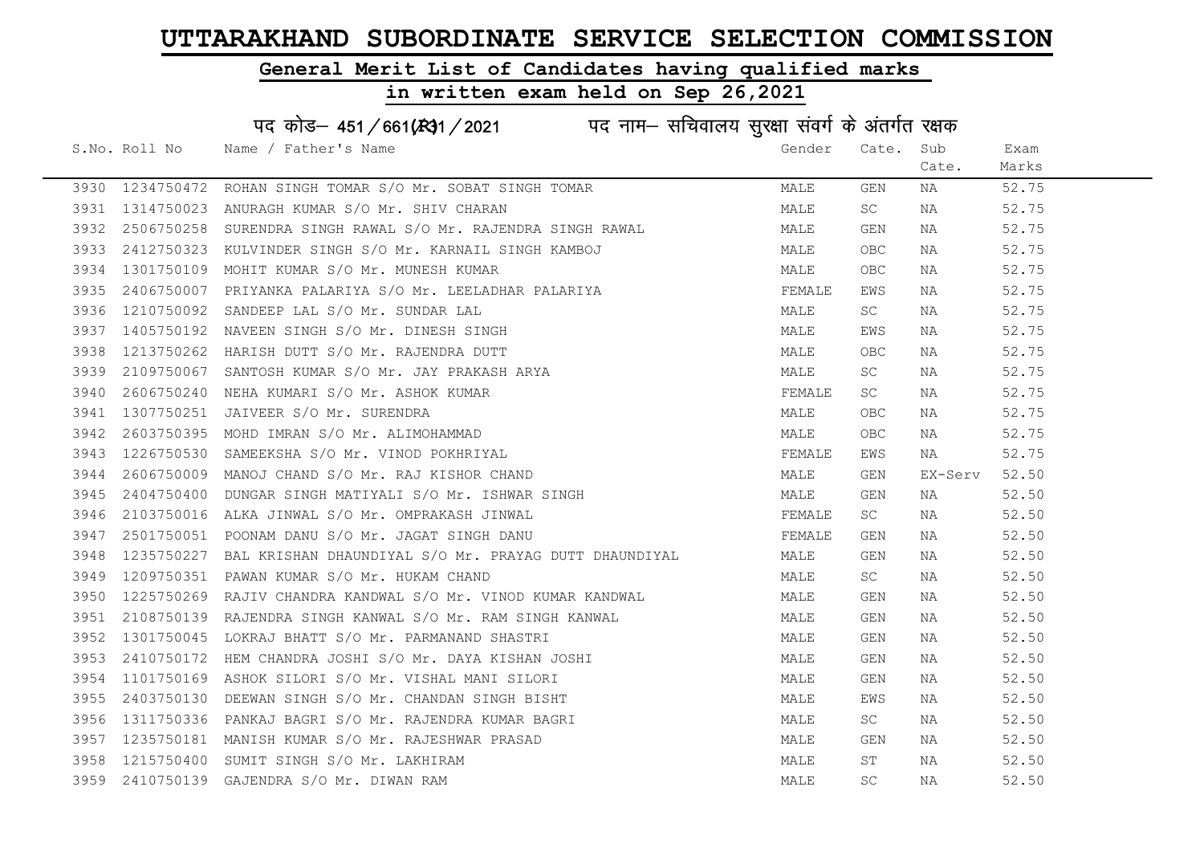# UTTARAKHAND SUBORDINATE SERVICE SELECTION COMMISSION

## General Merit List of Candidates having qualified marks

## in written exam held on Sep 26,2021

### पद कोड– 451/661(R)1/2021 पद नाम– सचिवालय सुरक्षा संवर्ग के अंतर्गत रक्षक

| S.No. | Roll No | Name / Father's Name | Gender | Cate. | Sub Cate. | Exam Marks |
|---|---|---|---|---|---|---|
| 3930 | 1234750472 | ROHAN SINGH TOMAR S/O Mr. SOBAT SINGH TOMAR | MALE | GEN | NA | 52.75 |
| 3931 | 1314750023 | ANURAGH KUMAR S/O Mr. SHIV CHARAN | MALE | SC | NA | 52.75 |
| 3932 | 2506750258 | SURENDRA SINGH RAWAL S/O Mr. RAJENDRA SINGH RAWAL | MALE | GEN | NA | 52.75 |
| 3933 | 2412750323 | KULVINDER SINGH S/O Mr. KARNAIL SINGH KAMBOJ | MALE | OBC | NA | 52.75 |
| 3934 | 1301750109 | MOHIT KUMAR S/O Mr. MUNESH KUMAR | MALE | OBC | NA | 52.75 |
| 3935 | 2406750007 | PRIYANKA PALARIYA S/O Mr. LEELADHAR PALARIYA | FEMALE | EWS | NA | 52.75 |
| 3936 | 1210750092 | SANDEEP LAL S/O Mr. SUNDAR LAL | MALE | SC | NA | 52.75 |
| 3937 | 1405750192 | NAVEEN SINGH S/O Mr. DINESH SINGH | MALE | EWS | NA | 52.75 |
| 3938 | 1213750262 | HARISH DUTT S/O Mr. RAJENDRA DUTT | MALE | OBC | NA | 52.75 |
| 3939 | 2109750067 | SANTOSH KUMAR S/O Mr. JAY PRAKASH ARYA | MALE | SC | NA | 52.75 |
| 3940 | 2606750240 | NEHA KUMARI S/O Mr. ASHOK KUMAR | FEMALE | SC | NA | 52.75 |
| 3941 | 1307750251 | JAIVEER S/O Mr. SURENDRA | MALE | OBC | NA | 52.75 |
| 3942 | 2603750395 | MOHD IMRAN S/O Mr. ALIMOHAMMAD | MALE | OBC | NA | 52.75 |
| 3943 | 1226750530 | SAMEEKSHA S/O Mr. VINOD POKHRIYAL | FEMALE | EWS | NA | 52.75 |
| 3944 | 2606750009 | MANOJ CHAND S/O Mr. RAJ KISHOR CHAND | MALE | GEN | EX-Serv | 52.50 |
| 3945 | 2404750400 | DUNGAR SINGH MATIYALI S/O Mr. ISHWAR SINGH | MALE | GEN | NA | 52.50 |
| 3946 | 2103750016 | ALKA JINWAL S/O Mr. OMPRAKASH JINWAL | FEMALE | SC | NA | 52.50 |
| 3947 | 2501750051 | POONAM DANU S/O Mr. JAGAT SINGH DANU | FEMALE | GEN | NA | 52.50 |
| 3948 | 1235750227 | BAL KRISHAN DHAUNDIYAL S/O Mr. PRAYAG DUTT DHAUNDIYAL | MALE | GEN | NA | 52.50 |
| 3949 | 1209750351 | PAWAN KUMAR S/O Mr. HUKAM CHAND | MALE | SC | NA | 52.50 |
| 3950 | 1225750269 | RAJIV CHANDRA KANDWAL S/O Mr. VINOD KUMAR KANDWAL | MALE | GEN | NA | 52.50 |
| 3951 | 2108750139 | RAJENDRA SINGH KANWAL S/O Mr. RAM SINGH KANWAL | MALE | GEN | NA | 52.50 |
| 3952 | 1301750045 | LOKRAJ BHATT S/O Mr. PARMANAND SHASTRI | MALE | GEN | NA | 52.50 |
| 3953 | 2410750172 | HEM CHANDRA JOSHI S/O Mr. DAYA KISHAN JOSHI | MALE | GEN | NA | 52.50 |
| 3954 | 1101750169 | ASHOK SILORI S/O Mr. VISHAL MANI SILORI | MALE | GEN | NA | 52.50 |
| 3955 | 2403750130 | DEEWAN SINGH S/O Mr. CHANDAN SINGH BISHT | MALE | EWS | NA | 52.50 |
| 3956 | 1311750336 | PANKAJ BAGRI S/O Mr. RAJENDRA KUMAR BAGRI | MALE | SC | NA | 52.50 |
| 3957 | 1235750181 | MANISH KUMAR S/O Mr. RAJESHWAR PRASAD | MALE | GEN | NA | 52.50 |
| 3958 | 1215750400 | SUMIT SINGH S/O Mr. LAKHIRAM | MALE | ST | NA | 52.50 |
| 3959 | 2410750139 | GAJENDRA S/O Mr. DIWAN RAM | MALE | SC | NA | 52.50 |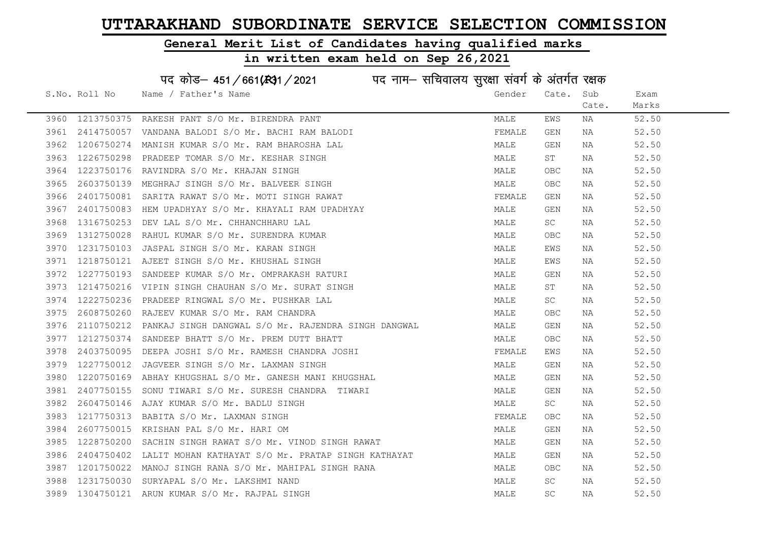# UTTARAKHAND SUBORDINATE SERVICE SELECTION COMMISSION

## General Merit List of Candidates having qualified marks

## in written exam held on Sep 26,2021

पद कोड– 451/661(R)1/2021 पद नाम– सचिवालय सुरक्षा संवर्ग के अंतर्गत रक्षक

| S.No. | Roll No | Name / Father's Name | Gender | Cate. | Sub Cate. | Exam Marks |
|---|---|---|---|---|---|---|
| 3960 | 1213750375 | RAKESH PANT S/O Mr. BIRENDRA PANT | MALE | EWS | NA | 52.50 |
| 3961 | 2414750057 | VANDANA BALODI S/O Mr. BACHI RAM BALODI | FEMALE | GEN | NA | 52.50 |
| 3962 | 1206750274 | MANISH KUMAR S/O Mr. RAM BHAROSHA LAL | MALE | GEN | NA | 52.50 |
| 3963 | 1226750298 | PRADEEP TOMAR S/O Mr. KESHAR SINGH | MALE | ST | NA | 52.50 |
| 3964 | 1223750176 | RAVINDRA S/O Mr. KHAJAN SINGH | MALE | OBC | NA | 52.50 |
| 3965 | 2603750139 | MEGHRAJ SINGH S/O Mr. BALVEER SINGH | MALE | OBC | NA | 52.50 |
| 3966 | 2401750081 | SARITA RAWAT S/O Mr. MOTI SINGH RAWAT | FEMALE | GEN | NA | 52.50 |
| 3967 | 2401750083 | HEM UPADHYAY S/O Mr. KHAYALI RAM UPADHYAY | MALE | GEN | NA | 52.50 |
| 3968 | 1316750253 | DEV LAL S/O Mr. CHHANCHHARU LAL | MALE | SC | NA | 52.50 |
| 3969 | 1312750028 | RAHUL KUMAR S/O Mr. SURENDRA KUMAR | MALE | OBC | NA | 52.50 |
| 3970 | 1231750103 | JASPAL SINGH S/O Mr. KARAN SINGH | MALE | EWS | NA | 52.50 |
| 3971 | 1218750121 | AJEET SINGH S/O Mr. KHUSHAL SINGH | MALE | EWS | NA | 52.50 |
| 3972 | 1227750193 | SANDEEP KUMAR S/O Mr. OMPRAKASH RATURI | MALE | GEN | NA | 52.50 |
| 3973 | 1214750216 | VIPIN SINGH CHAUHAN S/O Mr. SURAT SINGH | MALE | ST | NA | 52.50 |
| 3974 | 1222750236 | PRADEEP RINGWAL S/O Mr. PUSHKAR LAL | MALE | SC | NA | 52.50 |
| 3975 | 2608750260 | RAJEEV KUMAR S/O Mr. RAM CHANDRA | MALE | OBC | NA | 52.50 |
| 3976 | 2110750212 | PANKAJ SINGH DANGWAL S/O Mr. RAJENDRA SINGH DANGWAL | MALE | GEN | NA | 52.50 |
| 3977 | 1212750374 | SANDEEP BHATT S/O Mr. PREM DUTT BHATT | MALE | OBC | NA | 52.50 |
| 3978 | 2403750095 | DEEPA JOSHI S/O Mr. RAMESH CHANDRA JOSHI | FEMALE | EWS | NA | 52.50 |
| 3979 | 1227750012 | JAGVEER SINGH S/O Mr. LAXMAN SINGH | MALE | GEN | NA | 52.50 |
| 3980 | 1220750169 | ABHAY KHUGSHAL S/O Mr. GANESH MANI KHUGSHAL | MALE | GEN | NA | 52.50 |
| 3981 | 2407750155 | SONU TIWARI S/O Mr. SURESH CHANDRA TIWARI | MALE | GEN | NA | 52.50 |
| 3982 | 2604750146 | AJAY KUMAR S/O Mr. BADLU SINGH | MALE | SC | NA | 52.50 |
| 3983 | 1217750313 | BABITA S/O Mr. LAXMAN SINGH | FEMALE | OBC | NA | 52.50 |
| 3984 | 2607750015 | KRISHAN PAL S/O Mr. HARI OM | MALE | GEN | NA | 52.50 |
| 3985 | 1228750200 | SACHIN SINGH RAWAT S/O Mr. VINOD SINGH RAWAT | MALE | GEN | NA | 52.50 |
| 3986 | 2404750402 | LALIT MOHAN KATHAYAT S/O Mr. PRATAP SINGH KATHAYAT | MALE | GEN | NA | 52.50 |
| 3987 | 1201750022 | MANOJ SINGH RANA S/O Mr. MAHIPAL SINGH RANA | MALE | OBC | NA | 52.50 |
| 3988 | 1231750030 | SURYAPAL S/O Mr. LAKSHMI NAND | MALE | SC | NA | 52.50 |
| 3989 | 1304750121 | ARUN KUMAR S/O Mr. RAJPAL SINGH | MALE | SC | NA | 52.50 |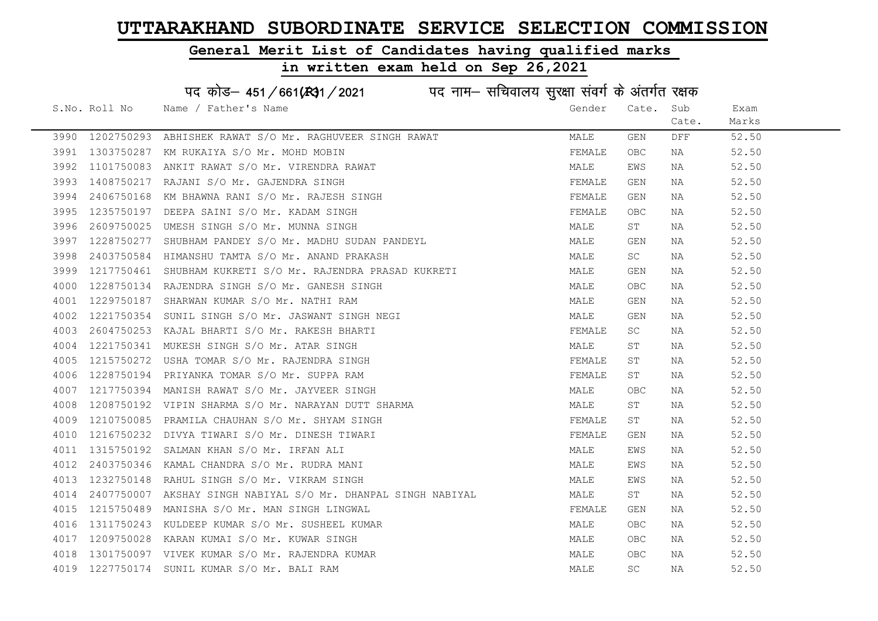# UTTARAKHAND SUBORDINATE SERVICE SELECTION COMMISSION

## General Merit List of Candidates having qualified marks

## in written exam held on Sep 26,2021

पद कोड– 451/661(R)1/2021 पद नाम– सचिवालय सुरक्षा संवर्ग के अंतर्गत रक्षक

| S.No. | Roll No | Name / Father's Name | Gender | Cate. | Sub Cate. | Exam Marks |
|---|---|---|---|---|---|---|
| 3990 | 1202750293 | ABHISHEK RAWAT S/O Mr. RAGHUVEER SINGH RAWAT | MALE | GEN | DFF | 52.50 |
| 3991 | 1303750287 | KM RUKAIYA S/O Mr. MOHD MOBIN | FEMALE | OBC | NA | 52.50 |
| 3992 | 1101750083 | ANKIT RAWAT S/O Mr. VIRENDRA RAWAT | MALE | EWS | NA | 52.50 |
| 3993 | 1408750217 | RAJANI S/O Mr. GAJENDRA SINGH | FEMALE | GEN | NA | 52.50 |
| 3994 | 2406750168 | KM BHAWNA RANI S/O Mr. RAJESH SINGH | FEMALE | GEN | NA | 52.50 |
| 3995 | 1235750197 | DEEPA SAINI S/O Mr. KADAM SINGH | FEMALE | OBC | NA | 52.50 |
| 3996 | 2609750025 | UMESH SINGH S/O Mr. MUNNA SINGH | MALE | ST | NA | 52.50 |
| 3997 | 1228750277 | SHUBHAM PANDEY S/O Mr. MADHU SUDAN PANDEYL | MALE | GEN | NA | 52.50 |
| 3998 | 2403750584 | HIMANSHU TAMTA S/O Mr. ANAND PRAKASH | MALE | SC | NA | 52.50 |
| 3999 | 1217750461 | SHUBHAM KUKRETI S/O Mr. RAJENDRA PRASAD KUKRETI | MALE | GEN | NA | 52.50 |
| 4000 | 1228750134 | RAJENDRA SINGH S/O Mr. GANESH SINGH | MALE | OBC | NA | 52.50 |
| 4001 | 1229750187 | SHARWAN KUMAR S/O Mr. NATHI RAM | MALE | GEN | NA | 52.50 |
| 4002 | 1221750354 | SUNIL SINGH S/O Mr. JASWANT SINGH NEGI | MALE | GEN | NA | 52.50 |
| 4003 | 2604750253 | KAJAL BHARTI S/O Mr. RAKESH BHARTI | FEMALE | SC | NA | 52.50 |
| 4004 | 1221750341 | MUKESH SINGH S/O Mr. ATAR SINGH | MALE | ST | NA | 52.50 |
| 4005 | 1215750272 | USHA TOMAR S/O Mr. RAJENDRA SINGH | FEMALE | ST | NA | 52.50 |
| 4006 | 1228750194 | PRIYANKA TOMAR S/O Mr. SUPPA RAM | FEMALE | ST | NA | 52.50 |
| 4007 | 1217750394 | MANISH RAWAT S/O Mr. JAYVEER SINGH | MALE | OBC | NA | 52.50 |
| 4008 | 1208750192 | VIPIN SHARMA S/O Mr. NARAYAN DUTT SHARMA | MALE | ST | NA | 52.50 |
| 4009 | 1210750085 | PRAMILA CHAUHAN S/O Mr. SHYAM SINGH | FEMALE | ST | NA | 52.50 |
| 4010 | 1216750232 | DIVYA TIWARI S/O Mr. DINESH TIWARI | FEMALE | GEN | NA | 52.50 |
| 4011 | 1315750192 | SALMAN KHAN S/O Mr. IRFAN ALI | MALE | EWS | NA | 52.50 |
| 4012 | 2403750346 | KAMAL CHANDRA S/O Mr. RUDRA MANI | MALE | EWS | NA | 52.50 |
| 4013 | 1232750148 | RAHUL SINGH S/O Mr. VIKRAM SINGH | MALE | EWS | NA | 52.50 |
| 4014 | 2407750007 | AKSHAY SINGH NABIYAL S/O Mr. DHANPAL SINGH NABIYAL | MALE | ST | NA | 52.50 |
| 4015 | 1215750489 | MANISHA S/O Mr. MAN SINGH LINGWAL | FEMALE | GEN | NA | 52.50 |
| 4016 | 1311750243 | KULDEEP KUMAR S/O Mr. SUSHEEL KUMAR | MALE | OBC | NA | 52.50 |
| 4017 | 1209750028 | KARAN KUMAI S/O Mr. KUWAR SINGH | MALE | OBC | NA | 52.50 |
| 4018 | 1301750097 | VIVEK KUMAR S/O Mr. RAJENDRA KUMAR | MALE | OBC | NA | 52.50 |
| 4019 | 1227750174 | SUNIL KUMAR S/O Mr. BALI RAM | MALE | SC | NA | 52.50 |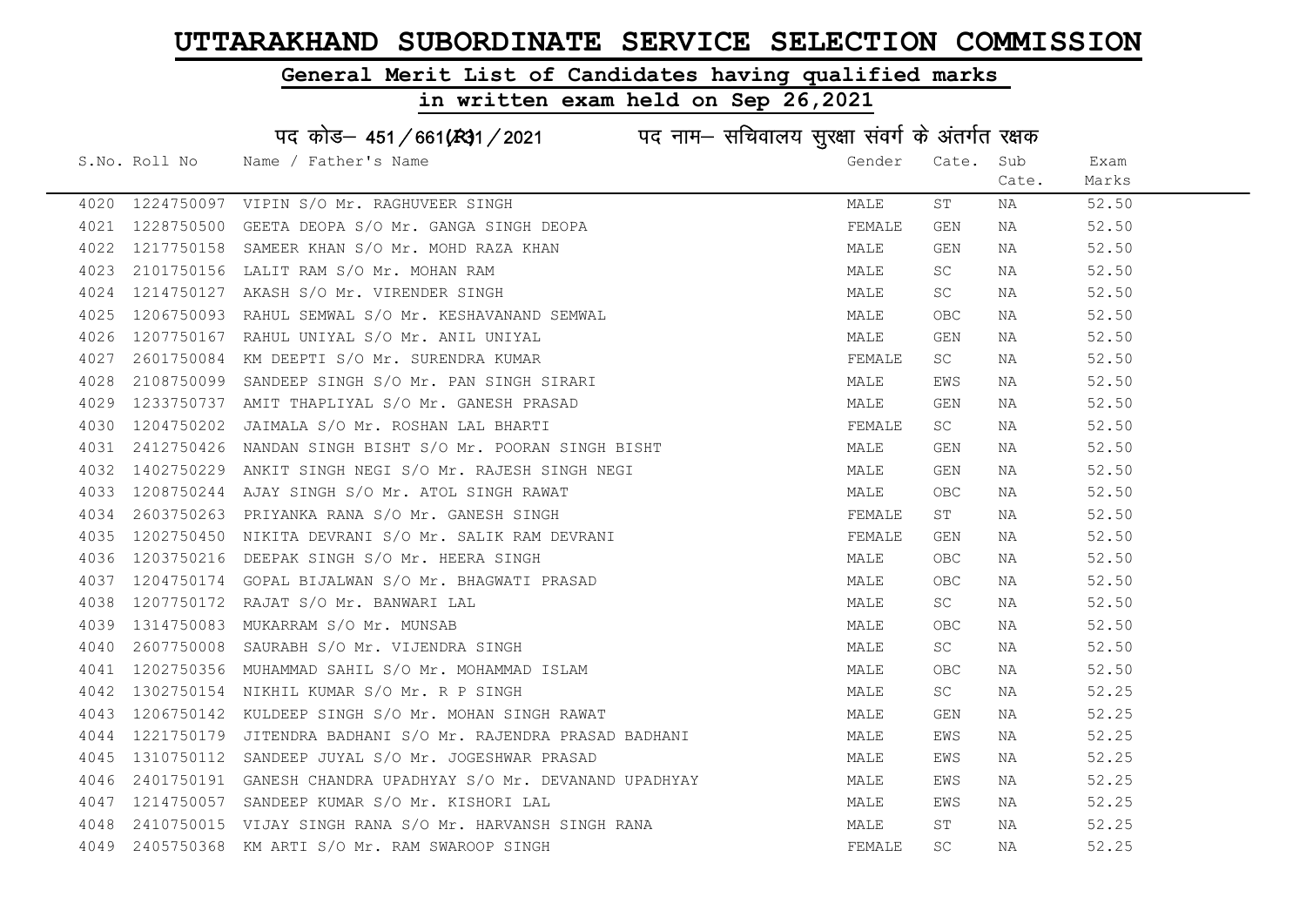# UTTARAKHAND SUBORDINATE SERVICE SELECTION COMMISSION

## General Merit List of Candidates having qualified marks

## in written exam held on Sep 26,2021

पद कोड– 451/661(R31/2021 पद नाम– सचिवालय सुरक्षा संवर्ग के अंतर्गत रक्षक

| S.No. | Roll No | Name / Father's Name | Gender | Cate. | Sub Cate. | Exam Marks |
|---|---|---|---|---|---|---|
| 4020 | 1224750097 | VIPIN S/O Mr. RAGHUVEER SINGH | MALE | ST | NA | 52.50 |
| 4021 | 1228750500 | GEETA DEOPA S/O Mr. GANGA SINGH DEOPA | FEMALE | GEN | NA | 52.50 |
| 4022 | 1217750158 | SAMEER KHAN S/O Mr. MOHD RAZA KHAN | MALE | GEN | NA | 52.50 |
| 4023 | 2101750156 | LALIT RAM S/O Mr. MOHAN RAM | MALE | SC | NA | 52.50 |
| 4024 | 1214750127 | AKASH S/O Mr. VIRENDER SINGH | MALE | SC | NA | 52.50 |
| 4025 | 1206750093 | RAHUL SEMWAL S/O Mr. KESHAVANAND SEMWAL | MALE | OBC | NA | 52.50 |
| 4026 | 1207750167 | RAHUL UNIYAL S/O Mr. ANIL UNIYAL | MALE | GEN | NA | 52.50 |
| 4027 | 2601750084 | KM DEEPTI S/O Mr. SURENDRA KUMAR | FEMALE | SC | NA | 52.50 |
| 4028 | 2108750099 | SANDEEP SINGH S/O Mr. PAN SINGH SIRARI | MALE | EWS | NA | 52.50 |
| 4029 | 1233750737 | AMIT THAPLIYAL S/O Mr. GANESH PRASAD | MALE | GEN | NA | 52.50 |
| 4030 | 1204750202 | JAIMALA S/O Mr. ROSHAN LAL BHARTI | FEMALE | SC | NA | 52.50 |
| 4031 | 2412750426 | NANDAN SINGH BISHT S/O Mr. POORAN SINGH BISHT | MALE | GEN | NA | 52.50 |
| 4032 | 1402750229 | ANKIT SINGH NEGI S/O Mr. RAJESH SINGH NEGI | MALE | GEN | NA | 52.50 |
| 4033 | 1208750244 | AJAY SINGH S/O Mr. ATOL SINGH RAWAT | MALE | OBC | NA | 52.50 |
| 4034 | 2603750263 | PRIYANKA RANA S/O Mr. GANESH SINGH | FEMALE | ST | NA | 52.50 |
| 4035 | 1202750450 | NIKITA DEVRANI S/O Mr. SALIK RAM DEVRANI | FEMALE | GEN | NA | 52.50 |
| 4036 | 1203750216 | DEEPAK SINGH S/O Mr. HEERA SINGH | MALE | OBC | NA | 52.50 |
| 4037 | 1204750174 | GOPAL BIJALWAN S/O Mr. BHAGWATI PRASAD | MALE | OBC | NA | 52.50 |
| 4038 | 1207750172 | RAJAT S/O Mr. BANWARI LAL | MALE | SC | NA | 52.50 |
| 4039 | 1314750083 | MUKARRAM S/O Mr. MUNSAB | MALE | OBC | NA | 52.50 |
| 4040 | 2607750008 | SAURABH S/O Mr. VIJENDRA SINGH | MALE | SC | NA | 52.50 |
| 4041 | 1202750356 | MUHAMMAD SAHIL S/O Mr. MOHAMMAD ISLAM | MALE | OBC | NA | 52.50 |
| 4042 | 1302750154 | NIKHIL KUMAR S/O Mr. R P SINGH | MALE | SC | NA | 52.25 |
| 4043 | 1206750142 | KULDEEP SINGH S/O Mr. MOHAN SINGH RAWAT | MALE | GEN | NA | 52.25 |
| 4044 | 1221750179 | JITENDRA BADHANI S/O Mr. RAJENDRA PRASAD BADHANI | MALE | EWS | NA | 52.25 |
| 4045 | 1310750112 | SANDEEP JUYAL S/O Mr. JOGESHWAR PRASAD | MALE | EWS | NA | 52.25 |
| 4046 | 2401750191 | GANESH CHANDRA UPADHYAY S/O Mr. DEVANAND UPADHYAY | MALE | EWS | NA | 52.25 |
| 4047 | 1214750057 | SANDEEP KUMAR S/O Mr. KISHORI LAL | MALE | EWS | NA | 52.25 |
| 4048 | 2410750015 | VIJAY SINGH RANA S/O Mr. HARVANSH SINGH RANA | MALE | ST | NA | 52.25 |
| 4049 | 2405750368 | KM ARTI S/O Mr. RAM SWAROOP SINGH | FEMALE | SC | NA | 52.25 |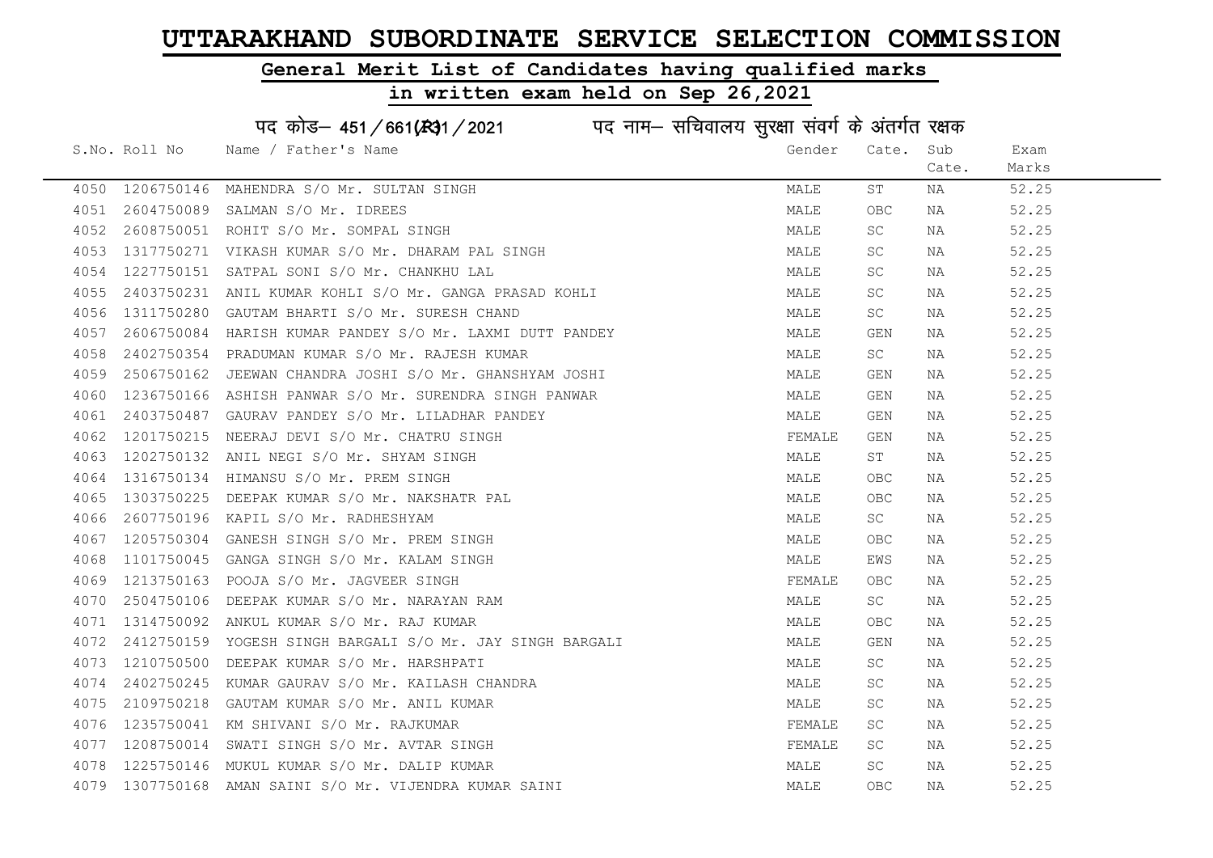# UTTARAKHAND SUBORDINATE SERVICE SELECTION COMMISSION

## General Merit List of Candidates having qualified marks

## in written exam held on Sep 26,2021

पद कोड– 451/661(R)1/2021 पद नाम– सचिवालय सुरक्षा संवर्ग के अंतर्गत रक्षक

| S.No. | Roll No | Name / Father's Name | Gender | Cate. | Sub Cate. | Exam Marks |
|---|---|---|---|---|---|---|
| 4050 | 1206750146 | MAHENDRA S/O Mr. SULTAN SINGH | MALE | ST | NA | 52.25 |
| 4051 | 2604750089 | SALMAN S/O Mr. IDREES | MALE | OBC | NA | 52.25 |
| 4052 | 2608750051 | ROHIT S/O Mr. SOMPAL SINGH | MALE | SC | NA | 52.25 |
| 4053 | 1317750271 | VIKASH KUMAR S/O Mr. DHARAM PAL SINGH | MALE | SC | NA | 52.25 |
| 4054 | 1227750151 | SATPAL SONI S/O Mr. CHANKHU LAL | MALE | SC | NA | 52.25 |
| 4055 | 2403750231 | ANIL KUMAR KOHLI S/O Mr. GANGA PRASAD KOHLI | MALE | SC | NA | 52.25 |
| 4056 | 1311750280 | GAUTAM BHARTI S/O Mr. SURESH CHAND | MALE | SC | NA | 52.25 |
| 4057 | 2606750084 | HARISH KUMAR PANDEY S/O Mr. LAXMI DUTT PANDEY | MALE | GEN | NA | 52.25 |
| 4058 | 2402750354 | PRADUMAN KUMAR S/O Mr. RAJESH KUMAR | MALE | SC | NA | 52.25 |
| 4059 | 2506750162 | JEEWAN CHANDRA JOSHI S/O Mr. GHANSHYAM JOSHI | MALE | GEN | NA | 52.25 |
| 4060 | 1236750166 | ASHISH PANWAR S/O Mr. SURENDRA SINGH PANWAR | MALE | GEN | NA | 52.25 |
| 4061 | 2403750487 | GAURAV PANDEY S/O Mr. LILADHAR PANDEY | MALE | GEN | NA | 52.25 |
| 4062 | 1201750215 | NEERAJ DEVI S/O Mr. CHATRU SINGH | FEMALE | GEN | NA | 52.25 |
| 4063 | 1202750132 | ANIL NEGI S/O Mr. SHYAM SINGH | MALE | ST | NA | 52.25 |
| 4064 | 1316750134 | HIMANSU S/O Mr. PREM SINGH | MALE | OBC | NA | 52.25 |
| 4065 | 1303750225 | DEEPAK KUMAR S/O Mr. NAKSHATR PAL | MALE | OBC | NA | 52.25 |
| 4066 | 2607750196 | KAPIL S/O Mr. RADHESHYAM | MALE | SC | NA | 52.25 |
| 4067 | 1205750304 | GANESH SINGH S/O Mr. PREM SINGH | MALE | OBC | NA | 52.25 |
| 4068 | 1101750045 | GANGA SINGH S/O Mr. KALAM SINGH | MALE | EWS | NA | 52.25 |
| 4069 | 1213750163 | POOJA S/O Mr. JAGVEER SINGH | FEMALE | OBC | NA | 52.25 |
| 4070 | 2504750106 | DEEPAK KUMAR S/O Mr. NARAYAN RAM | MALE | SC | NA | 52.25 |
| 4071 | 1314750092 | ANKUL KUMAR S/O Mr. RAJ KUMAR | MALE | OBC | NA | 52.25 |
| 4072 | 2412750159 | YOGESH SINGH BARGALI S/O Mr. JAY SINGH BARGALI | MALE | GEN | NA | 52.25 |
| 4073 | 1210750500 | DEEPAK KUMAR S/O Mr. HARSHPATI | MALE | SC | NA | 52.25 |
| 4074 | 2402750245 | KUMAR GAURAV S/O Mr. KAILASH CHANDRA | MALE | SC | NA | 52.25 |
| 4075 | 2109750218 | GAUTAM KUMAR S/O Mr. ANIL KUMAR | MALE | SC | NA | 52.25 |
| 4076 | 1235750041 | KM SHIVANI S/O Mr. RAJKUMAR | FEMALE | SC | NA | 52.25 |
| 4077 | 1208750014 | SWATI SINGH S/O Mr. AVTAR SINGH | FEMALE | SC | NA | 52.25 |
| 4078 | 1225750146 | MUKUL KUMAR S/O Mr. DALIP KUMAR | MALE | SC | NA | 52.25 |
| 4079 | 1307750168 | AMAN SAINI S/O Mr. VIJENDRA KUMAR SAINI | MALE | OBC | NA | 52.25 |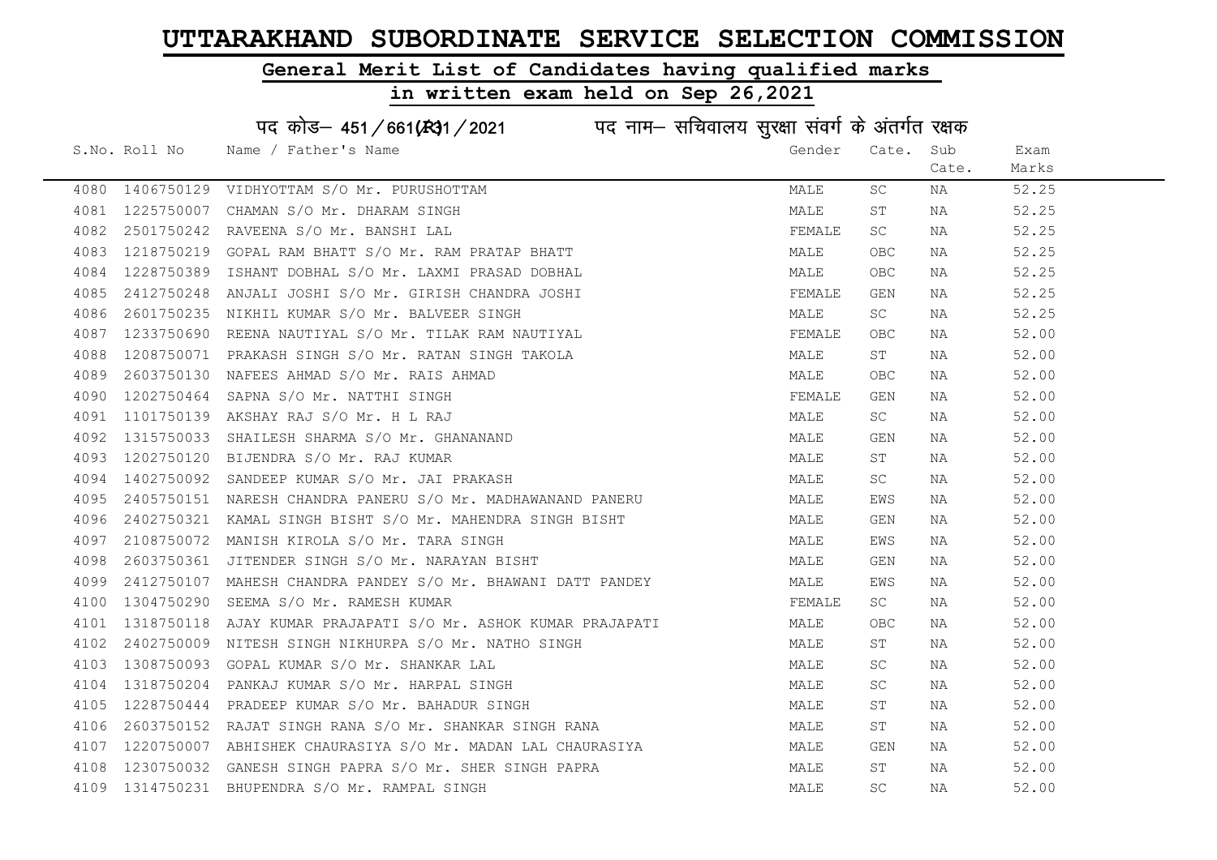# UTTARAKHAND SUBORDINATE SERVICE SELECTION COMMISSION

## General Merit List of Candidates having qualified marks

## in written exam held on Sep 26,2021

पद कोड– 451/661(R31/2021 पद नाम– सचिवालय सुरक्षा संवर्ग के अंतर्गत रक्षक

| S.No. | Roll No | Name / Father's Name | Gender | Cate. | Sub Cate. | Exam Marks |
|---|---|---|---|---|---|---|
| 4080 | 1406750129 | VIDHYOTTAM S/O Mr. PURUSHOTTAM | MALE | SC | NA | 52.25 |
| 4081 | 1225750007 | CHAMAN S/O Mr. DHARAM SINGH | MALE | ST | NA | 52.25 |
| 4082 | 2501750242 | RAVEENA S/O Mr. BANSHI LAL | FEMALE | SC | NA | 52.25 |
| 4083 | 1218750219 | GOPAL RAM BHATT S/O Mr. RAM PRATAP BHATT | MALE | OBC | NA | 52.25 |
| 4084 | 1228750389 | ISHANT DOBHAL S/O Mr. LAXMI PRASAD DOBHAL | MALE | OBC | NA | 52.25 |
| 4085 | 2412750248 | ANJALI JOSHI S/O Mr. GIRISH CHANDRA JOSHI | FEMALE | GEN | NA | 52.25 |
| 4086 | 2601750235 | NIKHIL KUMAR S/O Mr. BALVEER SINGH | MALE | SC | NA | 52.25 |
| 4087 | 1233750690 | REENA NAUTIYAL S/O Mr. TILAK RAM NAUTIYAL | FEMALE | OBC | NA | 52.00 |
| 4088 | 1208750071 | PRAKASH SINGH S/O Mr. RATAN SINGH TAKOLA | MALE | ST | NA | 52.00 |
| 4089 | 2603750130 | NAFEES AHMAD S/O Mr. RAIS AHMAD | MALE | OBC | NA | 52.00 |
| 4090 | 1202750464 | SAPNA S/O Mr. NATTHI SINGH | FEMALE | GEN | NA | 52.00 |
| 4091 | 1101750139 | AKSHAY RAJ S/O Mr. H L RAJ | MALE | SC | NA | 52.00 |
| 4092 | 1315750033 | SHAILESH SHARMA S/O Mr. GHANANAND | MALE | GEN | NA | 52.00 |
| 4093 | 1202750120 | BIJENDRA S/O Mr. RAJ KUMAR | MALE | ST | NA | 52.00 |
| 4094 | 1402750092 | SANDEEP KUMAR S/O Mr. JAI PRAKASH | MALE | SC | NA | 52.00 |
| 4095 | 2405750151 | NARESH CHANDRA PANERU S/O Mr. MADHAWANAND PANERU | MALE | EWS | NA | 52.00 |
| 4096 | 2402750321 | KAMAL SINGH BISHT S/O Mr. MAHENDRA SINGH BISHT | MALE | GEN | NA | 52.00 |
| 4097 | 2108750072 | MANISH KIROLA S/O Mr. TARA SINGH | MALE | EWS | NA | 52.00 |
| 4098 | 2603750361 | JITENDER SINGH S/O Mr. NARAYAN BISHT | MALE | GEN | NA | 52.00 |
| 4099 | 2412750107 | MAHESH CHANDRA PANDEY S/O Mr. BHAWANI DATT PANDEY | MALE | EWS | NA | 52.00 |
| 4100 | 1304750290 | SEEMA S/O Mr. RAMESH KUMAR | FEMALE | SC | NA | 52.00 |
| 4101 | 1318750118 | AJAY KUMAR PRAJAPATI S/O Mr. ASHOK KUMAR PRAJAPATI | MALE | OBC | NA | 52.00 |
| 4102 | 2402750009 | NITESH SINGH NIKHURPA S/O Mr. NATHO SINGH | MALE | ST | NA | 52.00 |
| 4103 | 1308750093 | GOPAL KUMAR S/O Mr. SHANKAR LAL | MALE | SC | NA | 52.00 |
| 4104 | 1318750204 | PANKAJ KUMAR S/O Mr. HARPAL SINGH | MALE | SC | NA | 52.00 |
| 4105 | 1228750444 | PRADEEP KUMAR S/O Mr. BAHADUR SINGH | MALE | ST | NA | 52.00 |
| 4106 | 2603750152 | RAJAT SINGH RANA S/O Mr. SHANKAR SINGH RANA | MALE | ST | NA | 52.00 |
| 4107 | 1220750007 | ABHISHEK CHAURASIYA S/O Mr. MADAN LAL CHAURASIYA | MALE | GEN | NA | 52.00 |
| 4108 | 1230750032 | GANESH SINGH PAPRA S/O Mr. SHER SINGH PAPRA | MALE | ST | NA | 52.00 |
| 4109 | 1314750231 | BHUPENDRA S/O Mr. RAMPAL SINGH | MALE | SC | NA | 52.00 |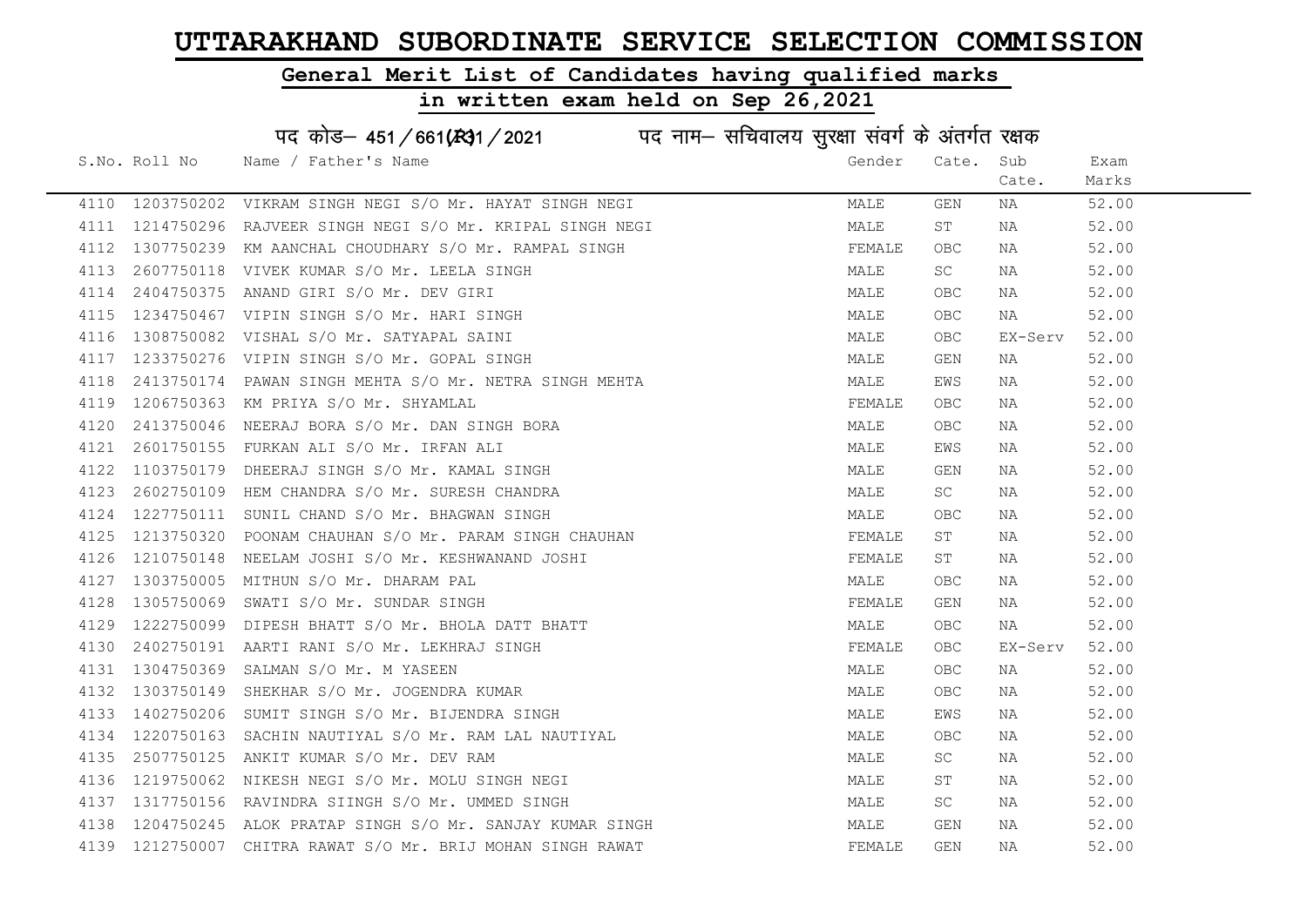# UTTARAKHAND SUBORDINATE SERVICE SELECTION COMMISSION

## General Merit List of Candidates having qualified marks

## in written exam held on Sep 26,2021

पद कोड– 451/661(R31/2021 पद नाम– सचिवालय सुरक्षा संवर्ग के अंतर्गत रक्षक

| S.No. | Roll No | Name / Father's Name | Gender | Cate. | Sub Cate. | Exam Marks |
|---|---|---|---|---|---|---|
| 4110 | 1203750202 | VIKRAM SINGH NEGI S/O Mr. HAYAT SINGH NEGI | MALE | GEN | NA | 52.00 |
| 4111 | 1214750296 | RAJVEER SINGH NEGI S/O Mr. KRIPAL SINGH NEGI | MALE | ST | NA | 52.00 |
| 4112 | 1307750239 | KM AANCHAL CHOUDHARY S/O Mr. RAMPAL SINGH | FEMALE | OBC | NA | 52.00 |
| 4113 | 2607750118 | VIVEK KUMAR S/O Mr. LEELA SINGH | MALE | SC | NA | 52.00 |
| 4114 | 2404750375 | ANAND GIRI S/O Mr. DEV GIRI | MALE | OBC | NA | 52.00 |
| 4115 | 1234750467 | VIPIN SINGH S/O Mr. HARI SINGH | MALE | OBC | NA | 52.00 |
| 4116 | 1308750082 | VISHAL S/O Mr. SATYAPAL SAINI | MALE | OBC | EX-Serv | 52.00 |
| 4117 | 1233750276 | VIPIN SINGH S/O Mr. GOPAL SINGH | MALE | GEN | NA | 52.00 |
| 4118 | 2413750174 | PAWAN SINGH MEHTA S/O Mr. NETRA SINGH MEHTA | MALE | EWS | NA | 52.00 |
| 4119 | 1206750363 | KM PRIYA S/O Mr. SHYAMLAL | FEMALE | OBC | NA | 52.00 |
| 4120 | 2413750046 | NEERAJ BORA S/O Mr. DAN SINGH BORA | MALE | OBC | NA | 52.00 |
| 4121 | 2601750155 | FURKAN ALI S/O Mr. IRFAN ALI | MALE | EWS | NA | 52.00 |
| 4122 | 1103750179 | DHEERAJ SINGH S/O Mr. KAMAL SINGH | MALE | GEN | NA | 52.00 |
| 4123 | 2602750109 | HEM CHANDRA S/O Mr. SURESH CHANDRA | MALE | SC | NA | 52.00 |
| 4124 | 1227750111 | SUNIL CHAND S/O Mr. BHAGWAN SINGH | MALE | OBC | NA | 52.00 |
| 4125 | 1213750320 | POONAM CHAUHAN S/O Mr. PARAM SINGH CHAUHAN | FEMALE | ST | NA | 52.00 |
| 4126 | 1210750148 | NEELAM JOSHI S/O Mr. KESHWANAND JOSHI | FEMALE | ST | NA | 52.00 |
| 4127 | 1303750005 | MITHUN S/O Mr. DHARAM PAL | MALE | OBC | NA | 52.00 |
| 4128 | 1305750069 | SWATI S/O Mr. SUNDAR SINGH | FEMALE | GEN | NA | 52.00 |
| 4129 | 1222750099 | DIPESH BHATT S/O Mr. BHOLA DATT BHATT | MALE | OBC | NA | 52.00 |
| 4130 | 2402750191 | AARTI RANI S/O Mr. LEKHRAJ SINGH | FEMALE | OBC | EX-Serv | 52.00 |
| 4131 | 1304750369 | SALMAN S/O Mr. M YASEEN | MALE | OBC | NA | 52.00 |
| 4132 | 1303750149 | SHEKHAR S/O Mr. JOGENDRA KUMAR | MALE | OBC | NA | 52.00 |
| 4133 | 1402750206 | SUMIT SINGH S/O Mr. BIJENDRA SINGH | MALE | EWS | NA | 52.00 |
| 4134 | 1220750163 | SACHIN NAUTIYAL S/O Mr. RAM LAL NAUTIYAL | MALE | OBC | NA | 52.00 |
| 4135 | 2507750125 | ANKIT KUMAR S/O Mr. DEV RAM | MALE | SC | NA | 52.00 |
| 4136 | 1219750062 | NIKESH NEGI S/O Mr. MOLU SINGH NEGI | MALE | ST | NA | 52.00 |
| 4137 | 1317750156 | RAVINDRA SIINGH S/O Mr. UMMED SINGH | MALE | SC | NA | 52.00 |
| 4138 | 1204750245 | ALOK PRATAP SINGH S/O Mr. SANJAY KUMAR SINGH | MALE | GEN | NA | 52.00 |
| 4139 | 1212750007 | CHITRA RAWAT S/O Mr. BRIJ MOHAN SINGH RAWAT | FEMALE | GEN | NA | 52.00 |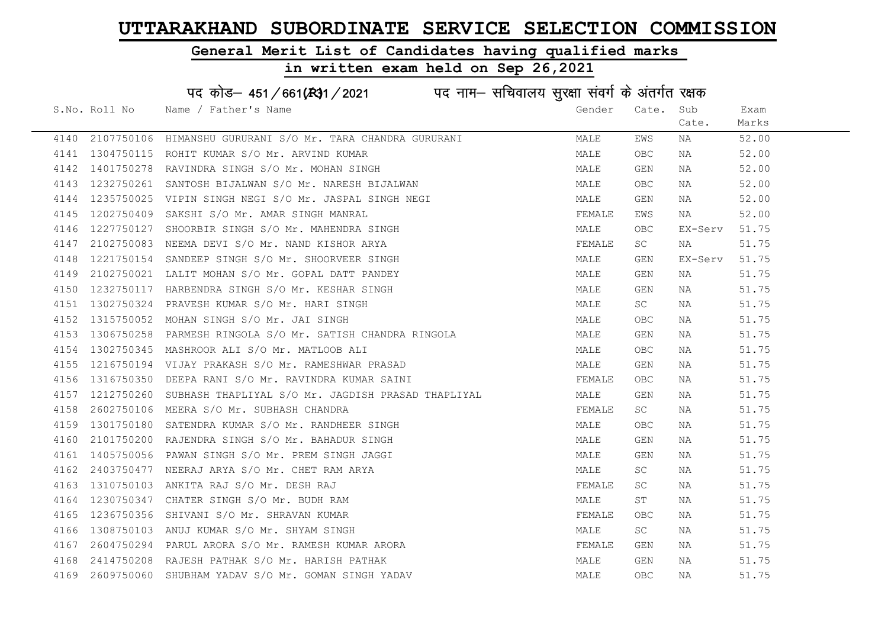# UTTARAKHAND SUBORDINATE SERVICE SELECTION COMMISSION

## General Merit List of Candidates having qualified marks

## in written exam held on Sep 26,2021

पद कोड– 451/661(R)1/2021    पद नाम– सचिवालय सुरक्षा संवर्ग के अंतर्गत रक्षक

| S.No. | Roll No | Name / Father's Name | Gender | Cate. | Sub Cate. | Exam Marks |
|---|---|---|---|---|---|---|
| 4140 | 2107750106 | HIMANSHU GURURANI S/O Mr. TARA CHANDRA GURURANI | MALE | EWS | NA | 52.00 |
| 4141 | 1304750115 | ROHIT KUMAR S/O Mr. ARVIND KUMAR | MALE | OBC | NA | 52.00 |
| 4142 | 1401750278 | RAVINDRA SINGH S/O Mr. MOHAN SINGH | MALE | GEN | NA | 52.00 |
| 4143 | 1232750261 | SANTOSH BIJALWAN S/O Mr. NARESH BIJALWAN | MALE | OBC | NA | 52.00 |
| 4144 | 1235750025 | VIPIN SINGH NEGI S/O Mr. JASPAL SINGH NEGI | MALE | GEN | NA | 52.00 |
| 4145 | 1202750409 | SAKSHI S/O Mr. AMAR SINGH MANRAL | FEMALE | EWS | NA | 52.00 |
| 4146 | 1227750127 | SHOORBIR SINGH S/O Mr. MAHENDRA SINGH | MALE | OBC | EX-Serv | 51.75 |
| 4147 | 2102750083 | NEEMA DEVI S/O Mr. NAND KISHOR ARYA | FEMALE | SC | NA | 51.75 |
| 4148 | 1221750154 | SANDEEP SINGH S/O Mr. SHOORVEER SINGH | MALE | GEN | EX-Serv | 51.75 |
| 4149 | 2102750021 | LALIT MOHAN S/O Mr. GOPAL DATT PANDEY | MALE | GEN | NA | 51.75 |
| 4150 | 1232750117 | HARBENDRA SINGH S/O Mr. KESHAR SINGH | MALE | GEN | NA | 51.75 |
| 4151 | 1302750324 | PRAVESH KUMAR S/O Mr. HARI SINGH | MALE | SC | NA | 51.75 |
| 4152 | 1315750052 | MOHAN SINGH S/O Mr. JAI SINGH | MALE | OBC | NA | 51.75 |
| 4153 | 1306750258 | PARMESH RINGOLA S/O Mr. SATISH CHANDRA RINGOLA | MALE | GEN | NA | 51.75 |
| 4154 | 1302750345 | MASHROOR ALI S/O Mr. MATLOOB ALI | MALE | OBC | NA | 51.75 |
| 4155 | 1216750194 | VIJAY PRAKASH S/O Mr. RAMESHWAR PRASAD | MALE | GEN | NA | 51.75 |
| 4156 | 1316750350 | DEEPA RANI S/O Mr. RAVINDRA KUMAR SAINI | FEMALE | OBC | NA | 51.75 |
| 4157 | 1212750260 | SUBHASH THAPLIYAL S/O Mr. JAGDISH PRASAD THAPLIYAL | MALE | GEN | NA | 51.75 |
| 4158 | 2602750106 | MEERA S/O Mr. SUBHASH CHANDRA | FEMALE | SC | NA | 51.75 |
| 4159 | 1301750180 | SATENDRA KUMAR S/O Mr. RANDHEER SINGH | MALE | OBC | NA | 51.75 |
| 4160 | 2101750200 | RAJENDRA SINGH S/O Mr. BAHADUR SINGH | MALE | GEN | NA | 51.75 |
| 4161 | 1405750056 | PAWAN SINGH S/O Mr. PREM SINGH JAGGI | MALE | GEN | NA | 51.75 |
| 4162 | 2403750477 | NEERAJ ARYA S/O Mr. CHET RAM ARYA | MALE | SC | NA | 51.75 |
| 4163 | 1310750103 | ANKITA RAJ S/O Mr. DESH RAJ | FEMALE | SC | NA | 51.75 |
| 4164 | 1230750347 | CHATER SINGH S/O Mr. BUDH RAM | MALE | ST | NA | 51.75 |
| 4165 | 1236750356 | SHIVANI S/O Mr. SHRAVAN KUMAR | FEMALE | OBC | NA | 51.75 |
| 4166 | 1308750103 | ANUJ KUMAR S/O Mr. SHYAM SINGH | MALE | SC | NA | 51.75 |
| 4167 | 2604750294 | PARUL ARORA S/O Mr. RAMESH KUMAR ARORA | FEMALE | GEN | NA | 51.75 |
| 4168 | 2414750208 | RAJESH PATHAK S/O Mr. HARISH PATHAK | MALE | GEN | NA | 51.75 |
| 4169 | 2609750060 | SHUBHAM YADAV S/O Mr. GOMAN SINGH YADAV | MALE | OBC | NA | 51.75 |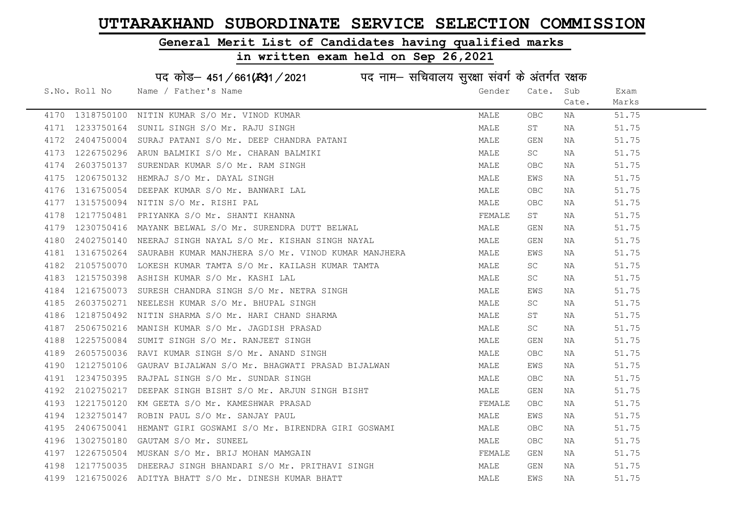# UTTARAKHAND SUBORDINATE SERVICE SELECTION COMMISSION

## General Merit List of Candidates having qualified marks

## in written exam held on Sep 26,2021

### पद कोड– 451/661(R31/2021 पद नाम– सचिवालय सुरक्षा संवर्ग के अंतर्गत रक्षक

| S.No. | Roll No | Name / Father's Name | Gender | Cate. | Sub Cate. | Exam Marks |
|---|---|---|---|---|---|---|
| 4170 | 1318750100 | NITIN KUMAR S/O Mr. VINOD KUMAR | MALE | OBC | NA | 51.75 |
| 4171 | 1233750164 | SUNIL SINGH S/O Mr. RAJU SINGH | MALE | ST | NA | 51.75 |
| 4172 | 2404750004 | SURAJ PATANI S/O Mr. DEEP CHANDRA PATANI | MALE | GEN | NA | 51.75 |
| 4173 | 1226750296 | ARUN BALMIKI S/O Mr. CHARAN BALMIKI | MALE | SC | NA | 51.75 |
| 4174 | 2603750137 | SURENDAR KUMAR S/O Mr. RAM SINGH | MALE | OBC | NA | 51.75 |
| 4175 | 1206750132 | HEMRAJ S/O Mr. DAYAL SINGH | MALE | EWS | NA | 51.75 |
| 4176 | 1316750054 | DEEPAK KUMAR S/O Mr. BANWARI LAL | MALE | OBC | NA | 51.75 |
| 4177 | 1315750094 | NITIN S/O Mr. RISHI PAL | MALE | OBC | NA | 51.75 |
| 4178 | 1217750481 | PRIYANKA S/O Mr. SHANTI KHANNA | FEMALE | ST | NA | 51.75 |
| 4179 | 1230750416 | MAYANK BELWAL S/O Mr. SURENDRA DUTT BELWAL | MALE | GEN | NA | 51.75 |
| 4180 | 2402750140 | NEERAJ SINGH NAYAL S/O Mr. KISHAN SINGH NAYAL | MALE | GEN | NA | 51.75 |
| 4181 | 1316750264 | SAURABH KUMAR MANJHERA S/O Mr. VINOD KUMAR MANJHERA | MALE | EWS | NA | 51.75 |
| 4182 | 2105750070 | LOKESH KUMAR TAMTA S/O Mr. KAILASH KUMAR TAMTA | MALE | SC | NA | 51.75 |
| 4183 | 1215750398 | ASHISH KUMAR S/O Mr. KASHI LAL | MALE | SC | NA | 51.75 |
| 4184 | 1216750073 | SURESH CHANDRA SINGH S/O Mr. NETRA SINGH | MALE | EWS | NA | 51.75 |
| 4185 | 2603750271 | NEELESH KUMAR S/O Mr. BHUPAL SINGH | MALE | SC | NA | 51.75 |
| 4186 | 1218750492 | NITIN SHARMA S/O Mr. HARI CHAND SHARMA | MALE | ST | NA | 51.75 |
| 4187 | 2506750216 | MANISH KUMAR S/O Mr. JAGDISH PRASAD | MALE | SC | NA | 51.75 |
| 4188 | 1225750084 | SUMIT SINGH S/O Mr. RANJEET SINGH | MALE | GEN | NA | 51.75 |
| 4189 | 2605750036 | RAVI KUMAR SINGH S/O Mr. ANAND SINGH | MALE | OBC | NA | 51.75 |
| 4190 | 1212750106 | GAURAV BIJALWAN S/O Mr. BHAGWATI PRASAD BIJALWAN | MALE | EWS | NA | 51.75 |
| 4191 | 1234750395 | RAJPAL SINGH S/O Mr. SUNDAR SINGH | MALE | OBC | NA | 51.75 |
| 4192 | 2102750217 | DEEPAK SINGH BISHT S/O Mr. ARJUN SINGH BISHT | MALE | GEN | NA | 51.75 |
| 4193 | 1221750120 | KM GEETA S/O Mr. KAMESHWAR PRASAD | FEMALE | OBC | NA | 51.75 |
| 4194 | 1232750147 | ROBIN PAUL S/O Mr. SANJAY PAUL | MALE | EWS | NA | 51.75 |
| 4195 | 2406750041 | HEMANT GIRI GOSWAMI S/O Mr. BIRENDRA GIRI GOSWAMI | MALE | OBC | NA | 51.75 |
| 4196 | 1302750180 | GAUTAM S/O Mr. SUNEEL | MALE | OBC | NA | 51.75 |
| 4197 | 1226750504 | MUSKAN S/O Mr. BRIJ MOHAN MAMGAIN | FEMALE | GEN | NA | 51.75 |
| 4198 | 1217750035 | DHEERAJ SINGH BHANDARI S/O Mr. PRITHAVI SINGH | MALE | GEN | NA | 51.75 |
| 4199 | 1216750026 | ADITYA BHATT S/O Mr. DINESH KUMAR BHATT | MALE | EWS | NA | 51.75 |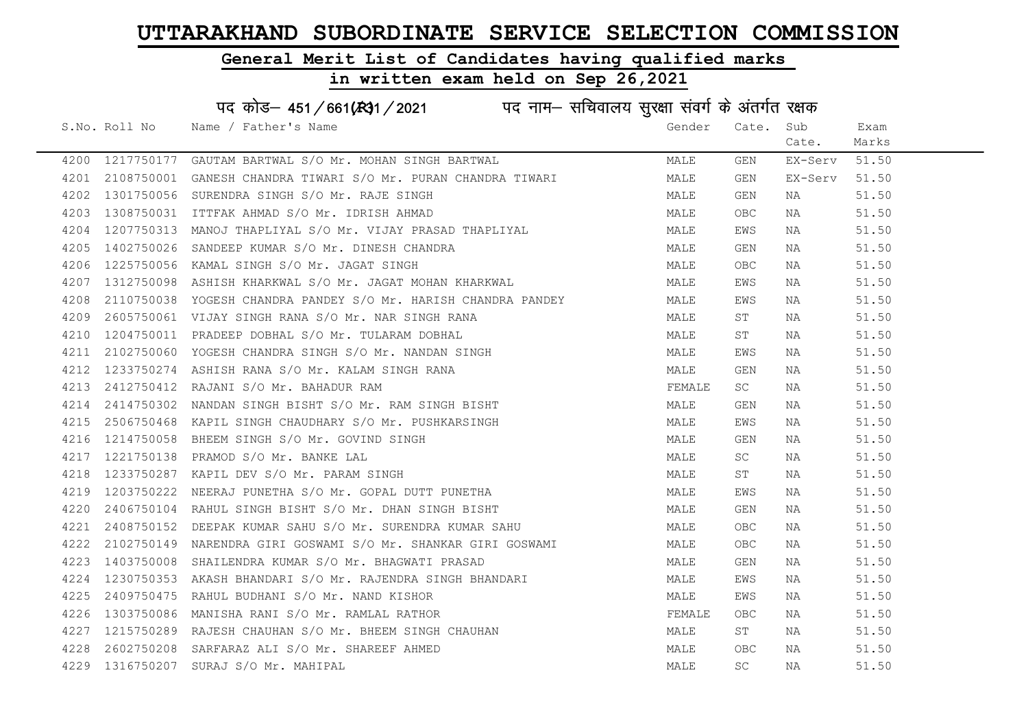# UTTARAKHAND SUBORDINATE SERVICE SELECTION COMMISSION

## General Merit List of Candidates having qualified marks

## in written exam held on Sep 26,2021

### पद कोड– 451/661(R)1/2021 पद नाम– सचिवालय सुरक्षा संवर्ग के अंतर्गत रक्षक

| S.No. | Roll No | Name / Father's Name | Gender | Cate. | Sub Cate. | Exam Marks |
|---|---|---|---|---|---|---|
| 4200 | 1217750177 | GAUTAM BARTWAL S/O Mr. MOHAN SINGH BARTWAL | MALE | GEN | EX-Serv | 51.50 |
| 4201 | 2108750001 | GANESH CHANDRA TIWARI S/O Mr. PURAN CHANDRA TIWARI | MALE | GEN | EX-Serv | 51.50 |
| 4202 | 1301750056 | SURENDRA SINGH S/O Mr. RAJE SINGH | MALE | GEN | NA | 51.50 |
| 4203 | 1308750031 | ITTFAK AHMAD S/O Mr. IDRISH AHMAD | MALE | OBC | NA | 51.50 |
| 4204 | 1207750313 | MANOJ THAPLIYAL S/O Mr. VIJAY PRASAD THAPLIYAL | MALE | EWS | NA | 51.50 |
| 4205 | 1402750026 | SANDEEP KUMAR S/O Mr. DINESH CHANDRA | MALE | GEN | NA | 51.50 |
| 4206 | 1225750056 | KAMAL SINGH S/O Mr. JAGAT SINGH | MALE | OBC | NA | 51.50 |
| 4207 | 1312750098 | ASHISH KHARKWAL S/O Mr. JAGAT MOHAN KHARKWAL | MALE | EWS | NA | 51.50 |
| 4208 | 2110750038 | YOGESH CHANDRA PANDEY S/O Mr. HARISH CHANDRA PANDEY | MALE | EWS | NA | 51.50 |
| 4209 | 2605750061 | VIJAY SINGH RANA S/O Mr. NAR SINGH RANA | MALE | ST | NA | 51.50 |
| 4210 | 1204750011 | PRADEEP DOBHAL S/O Mr. TULARAM DOBHAL | MALE | ST | NA | 51.50 |
| 4211 | 2102750060 | YOGESH CHANDRA SINGH S/O Mr. NANDAN SINGH | MALE | EWS | NA | 51.50 |
| 4212 | 1233750274 | ASHISH RANA S/O Mr. KALAM SINGH RANA | MALE | GEN | NA | 51.50 |
| 4213 | 2412750412 | RAJANI S/O Mr. BAHADUR RAM | FEMALE | SC | NA | 51.50 |
| 4214 | 2414750302 | NANDAN SINGH BISHT S/O Mr. RAM SINGH BISHT | MALE | GEN | NA | 51.50 |
| 4215 | 2506750468 | KAPIL SINGH CHAUDHARY S/O Mr. PUSHKARSINGH | MALE | EWS | NA | 51.50 |
| 4216 | 1214750058 | BHEEM SINGH S/O Mr. GOVIND SINGH | MALE | GEN | NA | 51.50 |
| 4217 | 1221750138 | PRAMOD S/O Mr. BANKE LAL | MALE | SC | NA | 51.50 |
| 4218 | 1233750287 | KAPIL DEV S/O Mr. PARAM SINGH | MALE | ST | NA | 51.50 |
| 4219 | 1203750222 | NEERAJ PUNETHA S/O Mr. GOPAL DUTT PUNETHA | MALE | EWS | NA | 51.50 |
| 4220 | 2406750104 | RAHUL SINGH BISHT S/O Mr. DHAN SINGH BISHT | MALE | GEN | NA | 51.50 |
| 4221 | 2408750152 | DEEPAK KUMAR SAHU S/O Mr. SURENDRA KUMAR SAHU | MALE | OBC | NA | 51.50 |
| 4222 | 2102750149 | NARENDRA GIRI GOSWAMI S/O Mr. SHANKAR GIRI GOSWAMI | MALE | OBC | NA | 51.50 |
| 4223 | 1403750008 | SHAILENDRA KUMAR S/O Mr. BHAGWATI PRASAD | MALE | GEN | NA | 51.50 |
| 4224 | 1230750353 | AKASH BHANDARI S/O Mr. RAJENDRA SINGH BHANDARI | MALE | EWS | NA | 51.50 |
| 4225 | 2409750475 | RAHUL BUDHANI S/O Mr. NAND KISHOR | MALE | EWS | NA | 51.50 |
| 4226 | 1303750086 | MANISHA RANI S/O Mr. RAMLAL RATHOR | FEMALE | OBC | NA | 51.50 |
| 4227 | 1215750289 | RAJESH CHAUHAN S/O Mr. BHEEM SINGH CHAUHAN | MALE | ST | NA | 51.50 |
| 4228 | 2602750208 | SARFARAZ ALI S/O Mr. SHAREEF AHMED | MALE | OBC | NA | 51.50 |
| 4229 | 1316750207 | SURAJ S/O Mr. MAHIPAL | MALE | SC | NA | 51.50 |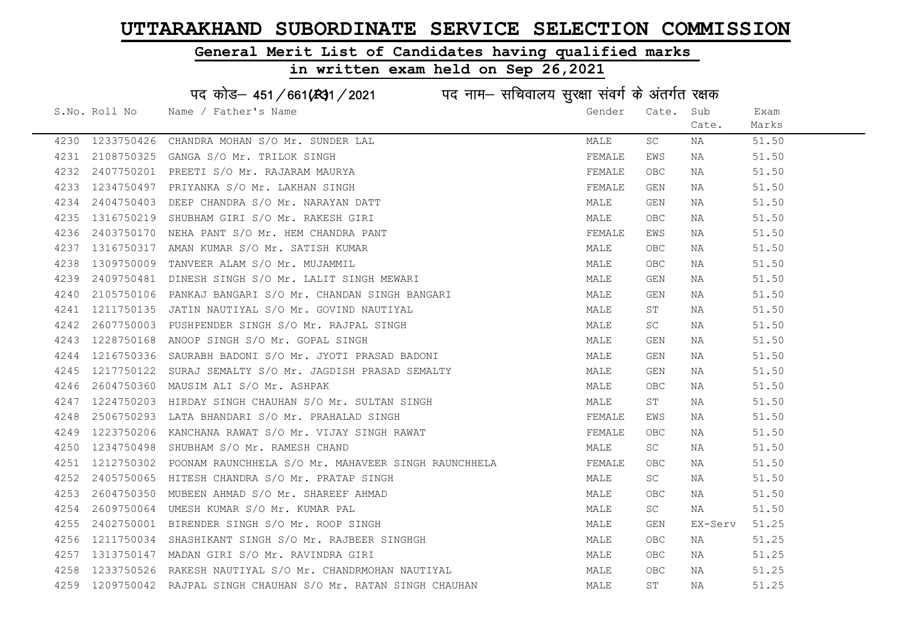# UTTARAKHAND SUBORDINATE SERVICE SELECTION COMMISSION

## General Merit List of Candidates having qualified marks

## in written exam held on Sep 26,2021

पद कोड– 451/661(R)1/2021 पद नाम– सचिवालय सुरक्षा संवर्ग के अंतर्गत रक्षक

| S.No. | Roll No | Name / Father's Name | Gender | Cate. | Sub Cate. | Exam Marks |
|---|---|---|---|---|---|---|
| 4230 | 1233750426 | CHANDRA MOHAN S/O Mr. SUNDER LAL | MALE | SC | NA | 51.50 |
| 4231 | 2108750325 | GANGA S/O Mr. TRILOK SINGH | FEMALE | EWS | NA | 51.50 |
| 4232 | 2407750201 | PREETI S/O Mr. RAJARAM MAURYA | FEMALE | OBC | NA | 51.50 |
| 4233 | 1234750497 | PRIYANKA S/O Mr. LAKHAN SINGH | FEMALE | GEN | NA | 51.50 |
| 4234 | 2404750403 | DEEP CHANDRA S/O Mr. NARAYAN DATT | MALE | GEN | NA | 51.50 |
| 4235 | 1316750219 | SHUBHAM GIRI S/O Mr. RAKESH GIRI | MALE | OBC | NA | 51.50 |
| 4236 | 2403750170 | NEHA PANT S/O Mr. HEM CHANDRA PANT | FEMALE | EWS | NA | 51.50 |
| 4237 | 1316750317 | AMAN KUMAR S/O Mr. SATISH KUMAR | MALE | OBC | NA | 51.50 |
| 4238 | 1309750009 | TANVEER ALAM S/O Mr. MUJAMMIL | MALE | OBC | NA | 51.50 |
| 4239 | 2409750481 | DINESH SINGH S/O Mr. LALIT SINGH MEWARI | MALE | GEN | NA | 51.50 |
| 4240 | 2105750106 | PANKAJ BANGARI S/O Mr. CHANDAN SINGH BANGARI | MALE | GEN | NA | 51.50 |
| 4241 | 1211750135 | JATIN NAUTIYAL S/O Mr. GOVIND NAUTIYAL | MALE | ST | NA | 51.50 |
| 4242 | 2607750003 | PUSHPENDER SINGH S/O Mr. RAJPAL SINGH | MALE | SC | NA | 51.50 |
| 4243 | 1228750168 | ANOOP SINGH S/O Mr. GOPAL SINGH | MALE | GEN | NA | 51.50 |
| 4244 | 1216750336 | SAURABH BADONI S/O Mr. JYOTI PRASAD BADONI | MALE | GEN | NA | 51.50 |
| 4245 | 1217750122 | SURAJ SEMALTY S/O Mr. JAGDISH PRASAD SEMALTY | MALE | GEN | NA | 51.50 |
| 4246 | 2604750360 | MAUSIM ALI S/O Mr. ASHPAK | MALE | OBC | NA | 51.50 |
| 4247 | 1224750203 | HIRDAY SINGH CHAUHAN S/O Mr. SULTAN SINGH | MALE | ST | NA | 51.50 |
| 4248 | 2506750293 | LATA BHANDARI S/O Mr. PRAHALAD SINGH | FEMALE | EWS | NA | 51.50 |
| 4249 | 1223750206 | KANCHANA RAWAT S/O Mr. VIJAY SINGH RAWAT | FEMALE | OBC | NA | 51.50 |
| 4250 | 1234750498 | SHUBHAM S/O Mr. RAMESH CHAND | MALE | SC | NA | 51.50 |
| 4251 | 1212750302 | POONAM RAUNCHHELA S/O Mr. MAHAVEER SINGH RAUNCHHELA | FEMALE | OBC | NA | 51.50 |
| 4252 | 2405750065 | HITESH CHANDRA S/O Mr. PRATAP SINGH | MALE | SC | NA | 51.50 |
| 4253 | 2604750350 | MUBEEN AHMAD S/O Mr. SHAREEF AHMAD | MALE | OBC | NA | 51.50 |
| 4254 | 2609750064 | UMESH KUMAR S/O Mr. KUMAR PAL | MALE | SC | NA | 51.50 |
| 4255 | 2402750001 | BIRENDER SINGH S/O Mr. ROOP SINGH | MALE | GEN | EX-Serv | 51.25 |
| 4256 | 1211750034 | SHASHIKANT SINGH S/O Mr. RAJBEER SINGHGH | MALE | OBC | NA | 51.25 |
| 4257 | 1313750147 | MADAN GIRI S/O Mr. RAVINDRA GIRI | MALE | OBC | NA | 51.25 |
| 4258 | 1233750526 | RAKESH NAUTIYAL S/O Mr. CHANDRMOHAN NAUTIYAL | MALE | OBC | NA | 51.25 |
| 4259 | 1209750042 | RAJPAL SINGH CHAUHAN S/O Mr. RATAN SINGH CHAUHAN | MALE | ST | NA | 51.25 |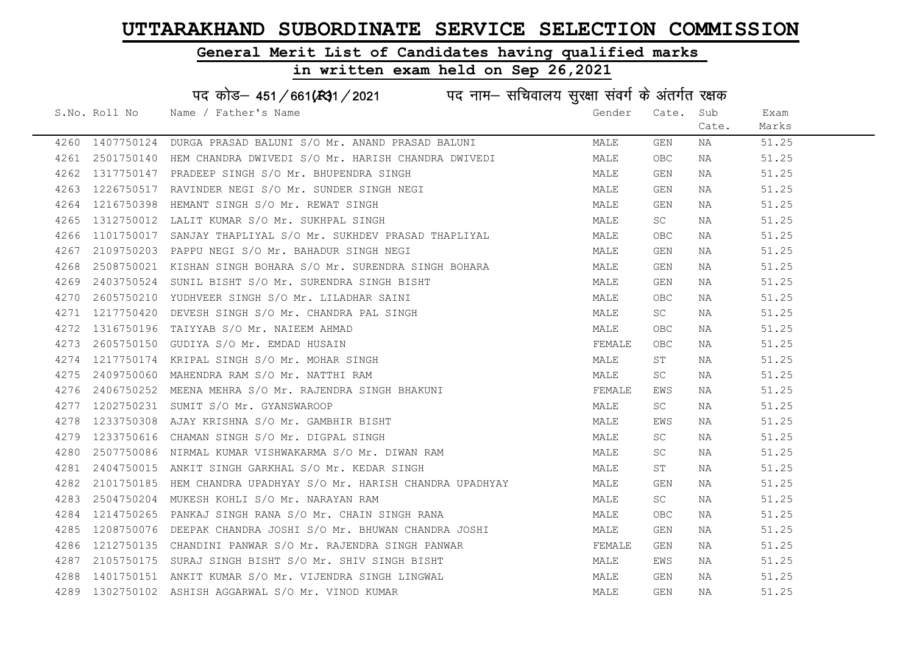# UTTARAKHAND SUBORDINATE SERVICE SELECTION COMMISSION

## General Merit List of Candidates having qualified marks

## in written exam held on Sep 26,2021

पद कोड– 451/661(R31/2021 पद नाम– सचिवालय सुरक्षा संवर्ग के अंतर्गत रक्षक

| S.No. | Roll No | Name / Father's Name | Gender | Cate. | Sub Cate. | Exam Marks |
|---|---|---|---|---|---|---|
| 4260 | 1407750124 | DURGA PRASAD BALUNI S/O Mr. ANAND PRASAD BALUNI | MALE | GEN | NA | 51.25 |
| 4261 | 2501750140 | HEM CHANDRA DWIVEDI S/O Mr. HARISH CHANDRA DWIVEDI | MALE | OBC | NA | 51.25 |
| 4262 | 1317750147 | PRADEEP SINGH S/O Mr. BHUPENDRA SINGH | MALE | GEN | NA | 51.25 |
| 4263 | 1226750517 | RAVINDER NEGI S/O Mr. SUNDER SINGH NEGI | MALE | GEN | NA | 51.25 |
| 4264 | 1216750398 | HEMANT SINGH S/O Mr. REWAT SINGH | MALE | GEN | NA | 51.25 |
| 4265 | 1312750012 | LALIT KUMAR S/O Mr. SUKHPAL SINGH | MALE | SC | NA | 51.25 |
| 4266 | 1101750017 | SANJAY THAPLIYAL S/O Mr. SUKHDEV PRASAD THAPLIYAL | MALE | OBC | NA | 51.25 |
| 4267 | 2109750203 | PAPPU NEGI S/O Mr. BAHADUR SINGH NEGI | MALE | GEN | NA | 51.25 |
| 4268 | 2508750021 | KISHAN SINGH BOHARA S/O Mr. SURENDRA SINGH BOHARA | MALE | GEN | NA | 51.25 |
| 4269 | 2403750524 | SUNIL BISHT S/O Mr. SURENDRA SINGH BISHT | MALE | GEN | NA | 51.25 |
| 4270 | 2605750210 | YUDHVEER SINGH S/O Mr. LILADHAR SAINI | MALE | OBC | NA | 51.25 |
| 4271 | 1217750420 | DEVESH SINGH S/O Mr. CHANDRA PAL SINGH | MALE | SC | NA | 51.25 |
| 4272 | 1316750196 | TAIYYAB S/O Mr. NAIEEM AHMAD | MALE | OBC | NA | 51.25 |
| 4273 | 2605750150 | GUDIYA S/O Mr. EMDAD HUSAIN | FEMALE | OBC | NA | 51.25 |
| 4274 | 1217750174 | KRIPAL SINGH S/O Mr. MOHAR SINGH | MALE | ST | NA | 51.25 |
| 4275 | 2409750060 | MAHENDRA RAM S/O Mr. NATTHI RAM | MALE | SC | NA | 51.25 |
| 4276 | 2406750252 | MEENA MEHRA S/O Mr. RAJENDRA SINGH BHAKUNI | FEMALE | EWS | NA | 51.25 |
| 4277 | 1202750231 | SUMIT S/O Mr. GYANSWAROOP | MALE | SC | NA | 51.25 |
| 4278 | 1233750308 | AJAY KRISHNA S/O Mr. GAMBHIR BISHT | MALE | EWS | NA | 51.25 |
| 4279 | 1233750616 | CHAMAN SINGH S/O Mr. DIGPAL SINGH | MALE | SC | NA | 51.25 |
| 4280 | 2507750086 | NIRMAL KUMAR VISHWAKARMA S/O Mr. DIWAN RAM | MALE | SC | NA | 51.25 |
| 4281 | 2404750015 | ANKIT SINGH GARKHAL S/O Mr. KEDAR SINGH | MALE | ST | NA | 51.25 |
| 4282 | 2101750185 | HEM CHANDRA UPADHYAY S/O Mr. HARISH CHANDRA UPADHYAY | MALE | GEN | NA | 51.25 |
| 4283 | 2504750204 | MUKESH KOHLI S/O Mr. NARAYAN RAM | MALE | SC | NA | 51.25 |
| 4284 | 1214750265 | PANKAJ SINGH RANA S/O Mr. CHAIN SINGH RANA | MALE | OBC | NA | 51.25 |
| 4285 | 1208750076 | DEEPAK CHANDRA JOSHI S/O Mr. BHUWAN CHANDRA JOSHI | MALE | GEN | NA | 51.25 |
| 4286 | 1212750135 | CHANDINI PANWAR S/O Mr. RAJENDRA SINGH PANWAR | FEMALE | GEN | NA | 51.25 |
| 4287 | 2105750175 | SURAJ SINGH BISHT S/O Mr. SHIV SINGH BISHT | MALE | EWS | NA | 51.25 |
| 4288 | 1401750151 | ANKIT KUMAR S/O Mr. VIJENDRA SINGH LINGWAL | MALE | GEN | NA | 51.25 |
| 4289 | 1302750102 | ASHISH AGGARWAL S/O Mr. VINOD KUMAR | MALE | GEN | NA | 51.25 |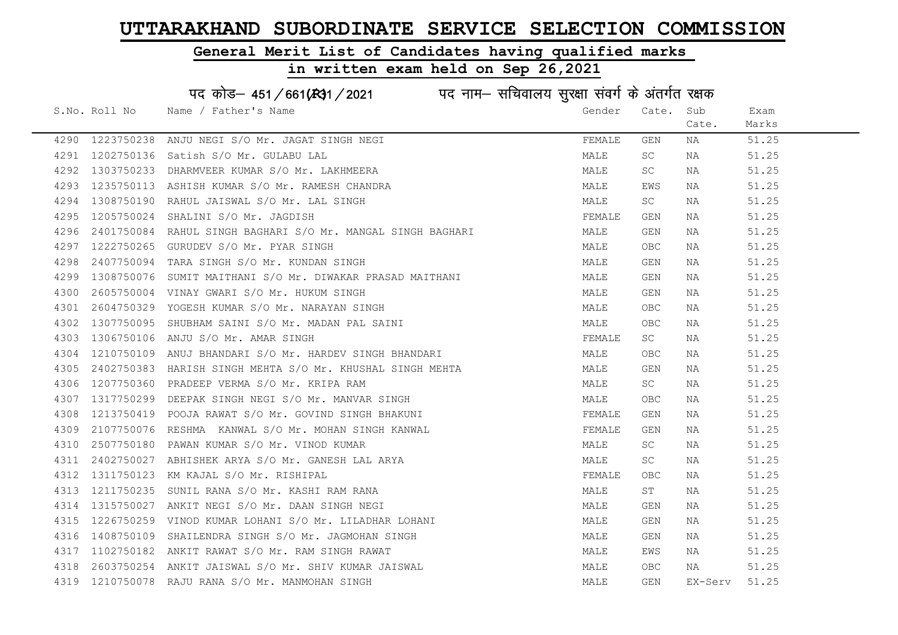# UTTARAKHAND SUBORDINATE SERVICE SELECTION COMMISSION

## General Merit List of Candidates having qualified marks

## in written exam held on Sep 26,2021

पद कोड– 451/661(R)1/2021 पद नाम– सचिवालय सुरक्षा संवर्ग के अंतर्गत रक्षक

| S.No. | Roll No | Name / Father's Name | Gender | Cate. | Sub Cate. | Exam Marks |
|---|---|---|---|---|---|---|
| 4290 | 1223750238 | ANJU NEGI S/O Mr. JAGAT SINGH NEGI | FEMALE | GEN | NA | 51.25 |
| 4291 | 1202750136 | Satish S/O Mr. GULABU LAL | MALE | SC | NA | 51.25 |
| 4292 | 1303750233 | DHARMVEER KUMAR S/O Mr. LAKHMEERA | MALE | SC | NA | 51.25 |
| 4293 | 1235750113 | ASHISH KUMAR S/O Mr. RAMESH CHANDRA | MALE | EWS | NA | 51.25 |
| 4294 | 1308750190 | RAHUL JAISWAL S/O Mr. LAL SINGH | MALE | SC | NA | 51.25 |
| 4295 | 1205750024 | SHALINI S/O Mr. JAGDISH | FEMALE | GEN | NA | 51.25 |
| 4296 | 2401750084 | RAHUL SINGH BAGHARI S/O Mr. MANGAL SINGH BAGHARI | MALE | GEN | NA | 51.25 |
| 4297 | 1222750265 | GURUDEV S/O Mr. PYAR SINGH | MALE | OBC | NA | 51.25 |
| 4298 | 2407750094 | TARA SINGH S/O Mr. KUNDAN SINGH | MALE | GEN | NA | 51.25 |
| 4299 | 1308750076 | SUMIT MAITHANI S/O Mr. DIWAKAR PRASAD MAITHANI | MALE | GEN | NA | 51.25 |
| 4300 | 2605750004 | VINAY GWARI S/O Mr. HUKUM SINGH | MALE | GEN | NA | 51.25 |
| 4301 | 2604750329 | YOGESH KUMAR S/O Mr. NARAYAN SINGH | MALE | OBC | NA | 51.25 |
| 4302 | 1307750095 | SHUBHAM SAINI S/O Mr. MADAN PAL SAINI | MALE | OBC | NA | 51.25 |
| 4303 | 1306750106 | ANJU S/O Mr. AMAR SINGH | FEMALE | SC | NA | 51.25 |
| 4304 | 1210750109 | ANUJ BHANDARI S/O Mr. HARDEV SINGH BHANDARI | MALE | OBC | NA | 51.25 |
| 4305 | 2402750383 | HARISH SINGH MEHTA S/O Mr. KHUSHAL SINGH MEHTA | MALE | GEN | NA | 51.25 |
| 4306 | 1207750360 | PRADEEP VERMA S/O Mr. KRIPA RAM | MALE | SC | NA | 51.25 |
| 4307 | 1317750299 | DEEPAK SINGH NEGI S/O Mr. MANVAR SINGH | MALE | OBC | NA | 51.25 |
| 4308 | 1213750419 | POOJA RAWAT S/O Mr. GOVIND SINGH BHAKUNI | FEMALE | GEN | NA | 51.25 |
| 4309 | 2107750076 | RESHMA KANWAL S/O Mr. MOHAN SINGH KANWAL | FEMALE | GEN | NA | 51.25 |
| 4310 | 2507750180 | PAWAN KUMAR S/O Mr. VINOD KUMAR | MALE | SC | NA | 51.25 |
| 4311 | 2402750027 | ABHISHEK ARYA S/O Mr. GANESH LAL ARYA | MALE | SC | NA | 51.25 |
| 4312 | 1311750123 | KM KAJAL S/O Mr. RISHIPAL | FEMALE | OBC | NA | 51.25 |
| 4313 | 1211750235 | SUNIL RANA S/O Mr. KASHI RAM RANA | MALE | ST | NA | 51.25 |
| 4314 | 1315750027 | ANKIT NEGI S/O Mr. DAAN SINGH NEGI | MALE | GEN | NA | 51.25 |
| 4315 | 1226750259 | VINOD KUMAR LOHANI S/O Mr. LILADHAR LOHANI | MALE | GEN | NA | 51.25 |
| 4316 | 1408750109 | SHAILENDRA SINGH S/O Mr. JAGMOHAN SINGH | MALE | GEN | NA | 51.25 |
| 4317 | 1102750182 | ANKIT RAWAT S/O Mr. RAM SINGH RAWAT | MALE | EWS | NA | 51.25 |
| 4318 | 2603750254 | ANKIT JAISWAL S/O Mr. SHIV KUMAR JAISWAL | MALE | OBC | NA | 51.25 |
| 4319 | 1210750078 | RAJU RANA S/O Mr. MANMOHAN SINGH | MALE | GEN | EX-Serv | 51.25 |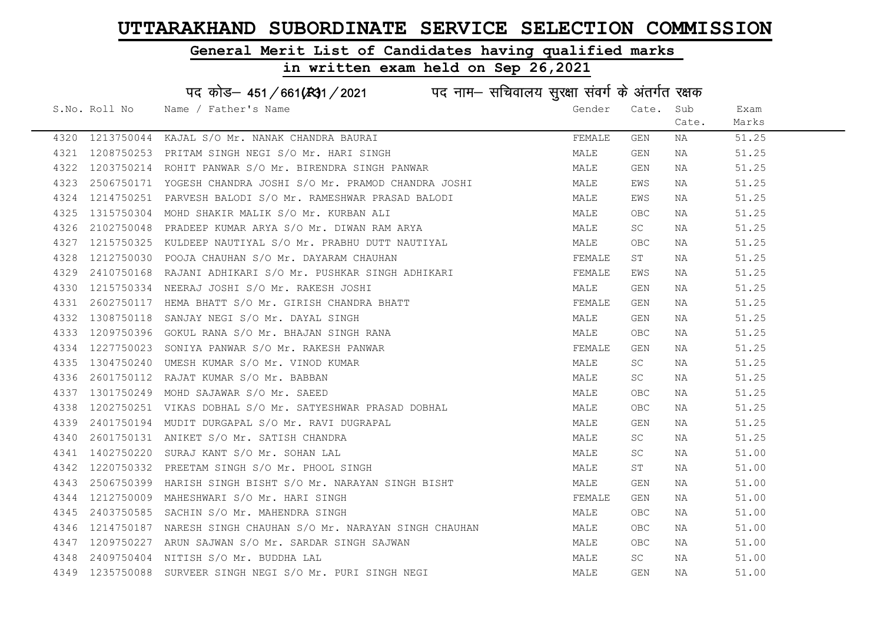# UTTARAKHAND SUBORDINATE SERVICE SELECTION COMMISSION

## General Merit List of Candidates having qualified marks

## in written exam held on Sep 26,2021

पद कोड– 451/661(R)1/2021 पद नाम– सचिवालय सुरक्षा संवर्ग के अंतर्गत रक्षक

| S.No. | Roll No | Name / Father's Name | Gender | Cate. | Sub Cate. | Exam Marks |
|---|---|---|---|---|---|---|
| 4320 | 1213750044 | KAJAL S/O Mr. NANAK CHANDRA BAURAI | FEMALE | GEN | NA | 51.25 |
| 4321 | 1208750253 | PRITAM SINGH NEGI S/O Mr. HARI SINGH | MALE | GEN | NA | 51.25 |
| 4322 | 1203750214 | ROHIT PANWAR S/O Mr. BIRENDRA SINGH PANWAR | MALE | GEN | NA | 51.25 |
| 4323 | 2506750171 | YOGESH CHANDRA JOSHI S/O Mr. PRAMOD CHANDRA JOSHI | MALE | EWS | NA | 51.25 |
| 4324 | 1214750251 | PARVESH BALODI S/O Mr. RAMESHWAR PRASAD BALODI | MALE | EWS | NA | 51.25 |
| 4325 | 1315750304 | MOHD SHAKIR MALIK S/O Mr. KURBAN ALI | MALE | OBC | NA | 51.25 |
| 4326 | 2102750048 | PRADEEP KUMAR ARYA S/O Mr. DIWAN RAM ARYA | MALE | SC | NA | 51.25 |
| 4327 | 1215750325 | KULDEEP NAUTIYAL S/O Mr. PRABHU DUTT NAUTIYAL | MALE | OBC | NA | 51.25 |
| 4328 | 1212750030 | POOJA CHAUHAN S/O Mr. DAYARAM CHAUHAN | FEMALE | ST | NA | 51.25 |
| 4329 | 2410750168 | RAJANI ADHIKARI S/O Mr. PUSHKAR SINGH ADHIKARI | FEMALE | EWS | NA | 51.25 |
| 4330 | 1215750334 | NEERAJ JOSHI S/O Mr. RAKESH JOSHI | MALE | GEN | NA | 51.25 |
| 4331 | 2602750117 | HEMA BHATT S/O Mr. GIRISH CHANDRA BHATT | FEMALE | GEN | NA | 51.25 |
| 4332 | 1308750118 | SANJAY NEGI S/O Mr. DAYAL SINGH | MALE | GEN | NA | 51.25 |
| 4333 | 1209750396 | GOKUL RANA S/O Mr. BHAJAN SINGH RANA | MALE | OBC | NA | 51.25 |
| 4334 | 1227750023 | SONIYA PANWAR S/O Mr. RAKESH PANWAR | FEMALE | GEN | NA | 51.25 |
| 4335 | 1304750240 | UMESH KUMAR S/O Mr. VINOD KUMAR | MALE | SC | NA | 51.25 |
| 4336 | 2601750112 | RAJAT KUMAR S/O Mr. BABBAN | MALE | SC | NA | 51.25 |
| 4337 | 1301750249 | MOHD SAJAWAR S/O Mr. SAEED | MALE | OBC | NA | 51.25 |
| 4338 | 1202750251 | VIKAS DOBHAL S/O Mr. SATYESHWAR PRASAD DOBHAL | MALE | OBC | NA | 51.25 |
| 4339 | 2401750194 | MUDIT DURGAPAL S/O Mr. RAVI DUGRAPAL | MALE | GEN | NA | 51.25 |
| 4340 | 2601750131 | ANIKET S/O Mr. SATISH CHANDRA | MALE | SC | NA | 51.25 |
| 4341 | 1402750220 | SURAJ KANT S/O Mr. SOHAN LAL | MALE | SC | NA | 51.00 |
| 4342 | 1220750332 | PREETAM SINGH S/O Mr. PHOOL SINGH | MALE | ST | NA | 51.00 |
| 4343 | 2506750399 | HARISH SINGH BISHT S/O Mr. NARAYAN SINGH BISHT | MALE | GEN | NA | 51.00 |
| 4344 | 1212750009 | MAHESHWARI S/O Mr. HARI SINGH | FEMALE | GEN | NA | 51.00 |
| 4345 | 2403750585 | SACHIN S/O Mr. MAHENDRA SINGH | MALE | OBC | NA | 51.00 |
| 4346 | 1214750187 | NARESH SINGH CHAUHAN S/O Mr. NARAYAN SINGH CHAUHAN | MALE | OBC | NA | 51.00 |
| 4347 | 1209750227 | ARUN SAJWAN S/O Mr. SARDAR SINGH SAJWAN | MALE | OBC | NA | 51.00 |
| 4348 | 2409750404 | NITISH S/O Mr. BUDDHA LAL | MALE | SC | NA | 51.00 |
| 4349 | 1235750088 | SURVEER SINGH NEGI S/O Mr. PURI SINGH NEGI | MALE | GEN | NA | 51.00 |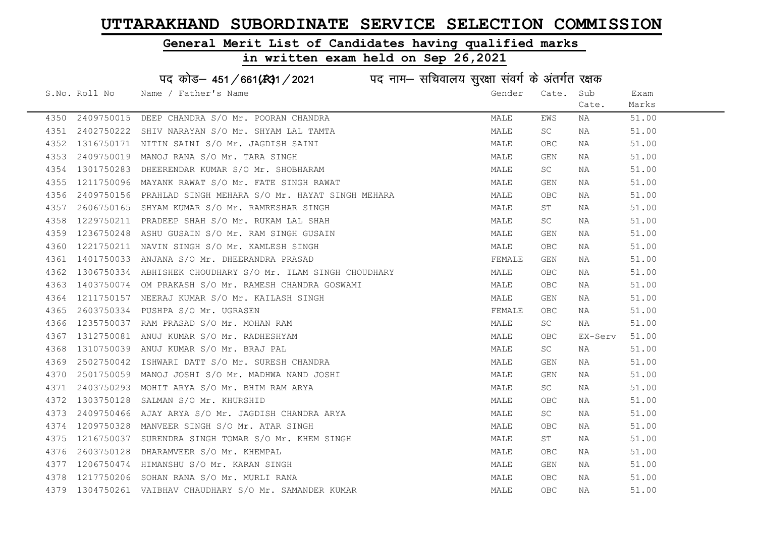# UTTARAKHAND SUBORDINATE SERVICE SELECTION COMMISSION

## General Merit List of Candidates having qualified marks

## in written exam held on Sep 26,2021

पद कोड– 451/661(R)31/2021 पद नाम– सचिवालय सुरक्षा संवर्ग के अंतर्गत रक्षक

| S.No. | Roll No | Name / Father's Name | Gender | Cate. | Sub Cate. | Exam Marks |
|---|---|---|---|---|---|---|
| 4350 | 2409750015 | DEEP CHANDRA S/O Mr. POORAN CHANDRA | MALE | EWS | NA | 51.00 |
| 4351 | 2402750222 | SHIV NARAYAN S/O Mr. SHYAM LAL TAMTA | MALE | SC | NA | 51.00 |
| 4352 | 1316750171 | NITIN SAINI S/O Mr. JAGDISH SAINI | MALE | OBC | NA | 51.00 |
| 4353 | 2409750019 | MANOJ RANA S/O Mr. TARA SINGH | MALE | GEN | NA | 51.00 |
| 4354 | 1301750283 | DHEERENDAR KUMAR S/O Mr. SHOBHARAM | MALE | SC | NA | 51.00 |
| 4355 | 1211750096 | MAYANK RAWAT S/O Mr. FATE SINGH RAWAT | MALE | GEN | NA | 51.00 |
| 4356 | 2409750156 | PRAHLAD SINGH MEHARA S/O Mr. HAYAT SINGH MEHARA | MALE | OBC | NA | 51.00 |
| 4357 | 2606750165 | SHYAM KUMAR S/O Mr. RAMRESHAR SINGH | MALE | ST | NA | 51.00 |
| 4358 | 1229750211 | PRADEEP SHAH S/O Mr. RUKAM LAL SHAH | MALE | SC | NA | 51.00 |
| 4359 | 1236750248 | ASHU GUSAIN S/O Mr. RAM SINGH GUSAIN | MALE | GEN | NA | 51.00 |
| 4360 | 1221750211 | NAVIN SINGH S/O Mr. KAMLESH SINGH | MALE | OBC | NA | 51.00 |
| 4361 | 1401750033 | ANJANA S/O Mr. DHEERANDRA PRASAD | FEMALE | GEN | NA | 51.00 |
| 4362 | 1306750334 | ABHISHEK CHOUDHARY S/O Mr. ILAM SINGH CHOUDHARY | MALE | OBC | NA | 51.00 |
| 4363 | 1403750074 | OM PRAKASH S/O Mr. RAMESH CHANDRA GOSWAMI | MALE | OBC | NA | 51.00 |
| 4364 | 1211750157 | NEERAJ KUMAR S/O Mr. KAILASH SINGH | MALE | GEN | NA | 51.00 |
| 4365 | 2603750334 | PUSHPA S/O Mr. UGRASEN | FEMALE | OBC | NA | 51.00 |
| 4366 | 1235750037 | RAM PRASAD S/O Mr. MOHAN RAM | MALE | SC | NA | 51.00 |
| 4367 | 1312750081 | ANUJ KUMAR S/O Mr. RADHESHYAM | MALE | OBC | EX-Serv | 51.00 |
| 4368 | 1310750039 | ANUJ KUMAR S/O Mr. BRAJ PAL | MALE | SC | NA | 51.00 |
| 4369 | 2502750042 | ISHWARI DATT S/O Mr. SURESH CHANDRA | MALE | GEN | NA | 51.00 |
| 4370 | 2501750059 | MANOJ JOSHI S/O Mr. MADHWA NAND JOSHI | MALE | GEN | NA | 51.00 |
| 4371 | 2403750293 | MOHIT ARYA S/O Mr. BHIM RAM ARYA | MALE | SC | NA | 51.00 |
| 4372 | 1303750128 | SALMAN S/O Mr. KHURSHID | MALE | OBC | NA | 51.00 |
| 4373 | 2409750466 | AJAY ARYA S/O Mr. JAGDISH CHANDRA ARYA | MALE | SC | NA | 51.00 |
| 4374 | 1209750328 | MANVEER SINGH S/O Mr. ATAR SINGH | MALE | OBC | NA | 51.00 |
| 4375 | 1216750037 | SURENDRA SINGH TOMAR S/O Mr. KHEM SINGH | MALE | ST | NA | 51.00 |
| 4376 | 2603750128 | DHARAMVEER S/O Mr. KHEMPAL | MALE | OBC | NA | 51.00 |
| 4377 | 1206750474 | HIMANSHU S/O Mr. KARAN SINGH | MALE | GEN | NA | 51.00 |
| 4378 | 1217750206 | SOHAN RANA S/O Mr. MURLI RANA | MALE | OBC | NA | 51.00 |
| 4379 | 1304750261 | VAIBHAV CHAUDHARY S/O Mr. SAMANDER KUMAR | MALE | OBC | NA | 51.00 |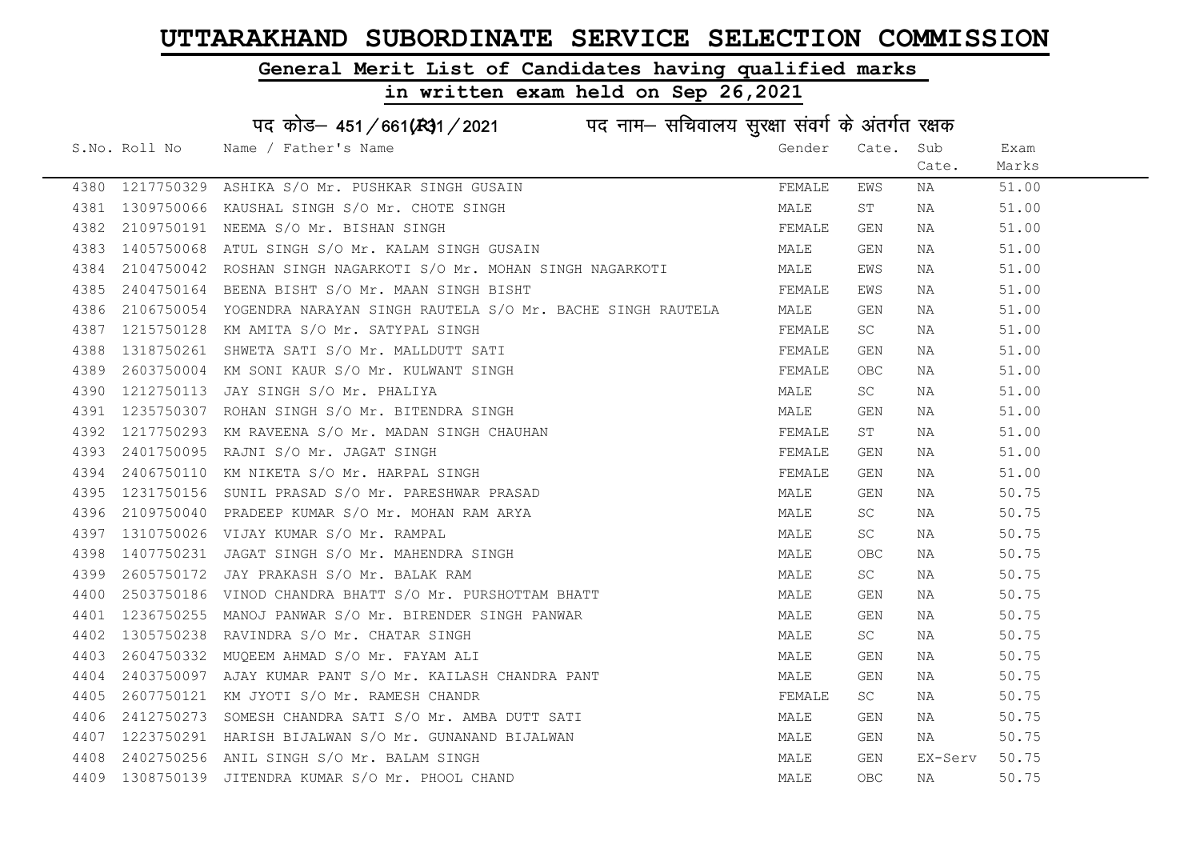# UTTARAKHAND SUBORDINATE SERVICE SELECTION COMMISSION

## General Merit List of Candidates having qualified marks

## in written exam held on Sep 26,2021

### पद कोड– 451/661(R31/2021 पद नाम– सचिवालय सुरक्षा संवर्ग के अंतर्गत रक्षक

| S.No. | Roll No | Name / Father's Name | Gender | Cate. | Sub Cate. | Exam Marks |
|---|---|---|---|---|---|---|
| 4380 | 1217750329 | ASHIKA S/O Mr. PUSHKAR SINGH GUSAIN | FEMALE | EWS | NA | 51.00 |
| 4381 | 1309750066 | KAUSHAL SINGH S/O Mr. CHOTE SINGH | MALE | ST | NA | 51.00 |
| 4382 | 2109750191 | NEEMA S/O Mr. BISHAN SINGH | FEMALE | GEN | NA | 51.00 |
| 4383 | 1405750068 | ATUL SINGH S/O Mr. KALAM SINGH GUSAIN | MALE | GEN | NA | 51.00 |
| 4384 | 2104750042 | ROSHAN SINGH NAGARKOTI S/O Mr. MOHAN SINGH NAGARKOTI | MALE | EWS | NA | 51.00 |
| 4385 | 2404750164 | BEENA BISHT S/O Mr. MAAN SINGH BISHT | FEMALE | EWS | NA | 51.00 |
| 4386 | 2106750054 | YOGENDRA NARAYAN SINGH RAUTELA S/O Mr. BACHE SINGH RAUTELA | MALE | GEN | NA | 51.00 |
| 4387 | 1215750128 | KM AMITA S/O Mr. SATYPAL SINGH | FEMALE | SC | NA | 51.00 |
| 4388 | 1318750261 | SHWETA SATI S/O Mr. MALLDUTT SATI | FEMALE | GEN | NA | 51.00 |
| 4389 | 2603750004 | KM SONI KAUR S/O Mr. KULWANT SINGH | FEMALE | OBC | NA | 51.00 |
| 4390 | 1212750113 | JAY SINGH S/O Mr. PHALIYA | MALE | SC | NA | 51.00 |
| 4391 | 1235750307 | ROHAN SINGH S/O Mr. BITENDRA SINGH | MALE | GEN | NA | 51.00 |
| 4392 | 1217750293 | KM RAVEENA S/O Mr. MADAN SINGH CHAUHAN | FEMALE | ST | NA | 51.00 |
| 4393 | 2401750095 | RAJNI S/O Mr. JAGAT SINGH | FEMALE | GEN | NA | 51.00 |
| 4394 | 2406750110 | KM NIKETA S/O Mr. HARPAL SINGH | FEMALE | GEN | NA | 51.00 |
| 4395 | 1231750156 | SUNIL PRASAD S/O Mr. PARESHWAR PRASAD | MALE | GEN | NA | 50.75 |
| 4396 | 2109750040 | PRADEEP KUMAR S/O Mr. MOHAN RAM ARYA | MALE | SC | NA | 50.75 |
| 4397 | 1310750026 | VIJAY KUMAR S/O Mr. RAMPAL | MALE | SC | NA | 50.75 |
| 4398 | 1407750231 | JAGAT SINGH S/O Mr. MAHENDRA SINGH | MALE | OBC | NA | 50.75 |
| 4399 | 2605750172 | JAY PRAKASH S/O Mr. BALAK RAM | MALE | SC | NA | 50.75 |
| 4400 | 2503750186 | VINOD CHANDRA BHATT S/O Mr. PURSHOTTAM BHATT | MALE | GEN | NA | 50.75 |
| 4401 | 1236750255 | MANOJ PANWAR S/O Mr. BIRENDER SINGH PANWAR | MALE | GEN | NA | 50.75 |
| 4402 | 1305750238 | RAVINDRA S/O Mr. CHATAR SINGH | MALE | SC | NA | 50.75 |
| 4403 | 2604750332 | MUQEEM AHMAD S/O Mr. FAYAM ALI | MALE | GEN | NA | 50.75 |
| 4404 | 2403750097 | AJAY KUMAR PANT S/O Mr. KAILASH CHANDRA PANT | MALE | GEN | NA | 50.75 |
| 4405 | 2607750121 | KM JYOTI S/O Mr. RAMESH CHANDR | FEMALE | SC | NA | 50.75 |
| 4406 | 2412750273 | SOMESH CHANDRA SATI S/O Mr. AMBA DUTT SATI | MALE | GEN | NA | 50.75 |
| 4407 | 1223750291 | HARISH BIJALWAN S/O Mr. GUNANAND BIJALWAN | MALE | GEN | NA | 50.75 |
| 4408 | 2402750256 | ANIL SINGH S/O Mr. BALAM SINGH | MALE | GEN | EX-Serv | 50.75 |
| 4409 | 1308750139 | JITENDRA KUMAR S/O Mr. PHOOL CHAND | MALE | OBC | NA | 50.75 |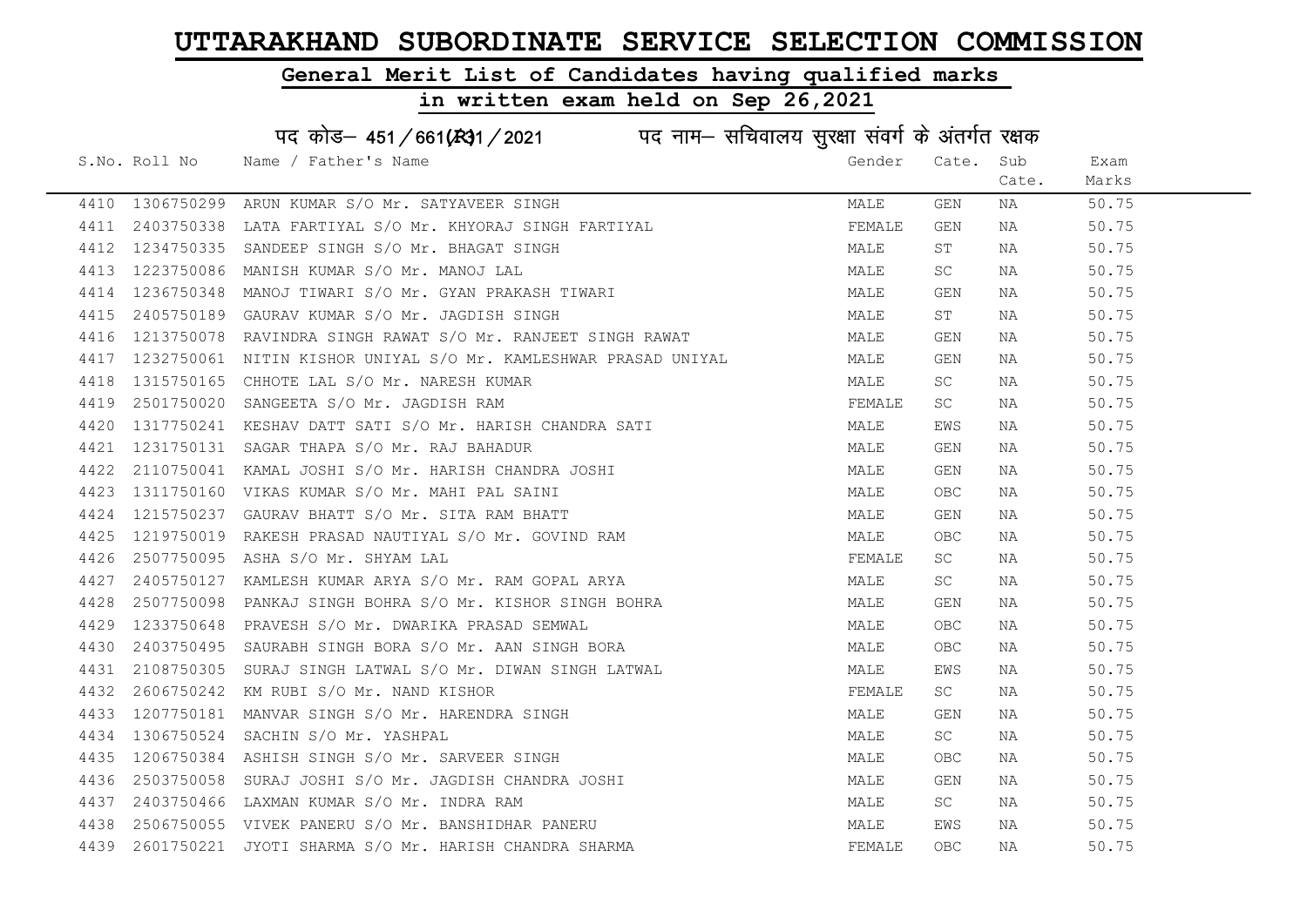# UTTARAKHAND SUBORDINATE SERVICE SELECTION COMMISSION

## General Merit List of Candidates having qualified marks

## in written exam held on Sep 26,2021

### पद कोड– 451/661(R)1/2021 पद नाम– सचिवालय सुरक्षा संवर्ग के अंतर्गत रक्षक

| S.No. | Roll No | Name / Father's Name | Gender | Cate. | Sub Cate. | Exam Marks |
|---|---|---|---|---|---|---|
| 4410 | 1306750299 | ARUN KUMAR S/O Mr. SATYAVEER SINGH | MALE | GEN | NA | 50.75 |
| 4411 | 2403750338 | LATA FARTIYAL S/O Mr. KHYORAJ SINGH FARTIYAL | FEMALE | GEN | NA | 50.75 |
| 4412 | 1234750335 | SANDEEP SINGH S/O Mr. BHAGAT SINGH | MALE | ST | NA | 50.75 |
| 4413 | 1223750086 | MANISH KUMAR S/O Mr. MANOJ LAL | MALE | SC | NA | 50.75 |
| 4414 | 1236750348 | MANOJ TIWARI S/O Mr. GYAN PRAKASH TIWARI | MALE | GEN | NA | 50.75 |
| 4415 | 2405750189 | GAURAV KUMAR S/O Mr. JAGDISH SINGH | MALE | ST | NA | 50.75 |
| 4416 | 1213750078 | RAVINDRA SINGH RAWAT S/O Mr. RANJEET SINGH RAWAT | MALE | GEN | NA | 50.75 |
| 4417 | 1232750061 | NITIN KISHOR UNIYAL S/O Mr. KAMLESHWAR PRASAD UNIYAL | MALE | GEN | NA | 50.75 |
| 4418 | 1315750165 | CHHOTE LAL S/O Mr. NARESH KUMAR | MALE | SC | NA | 50.75 |
| 4419 | 2501750020 | SANGEETA S/O Mr. JAGDISH RAM | FEMALE | SC | NA | 50.75 |
| 4420 | 1317750241 | KESHAV DATT SATI S/O Mr. HARISH CHANDRA SATI | MALE | EWS | NA | 50.75 |
| 4421 | 1231750131 | SAGAR THAPA S/O Mr. RAJ BAHADUR | MALE | GEN | NA | 50.75 |
| 4422 | 2110750041 | KAMAL JOSHI S/O Mr. HARISH CHANDRA JOSHI | MALE | GEN | NA | 50.75 |
| 4423 | 1311750160 | VIKAS KUMAR S/O Mr. MAHI PAL SAINI | MALE | OBC | NA | 50.75 |
| 4424 | 1215750237 | GAURAV BHATT S/O Mr. SITA RAM BHATT | MALE | GEN | NA | 50.75 |
| 4425 | 1219750019 | RAKESH PRASAD NAUTIYAL S/O Mr. GOVIND RAM | MALE | OBC | NA | 50.75 |
| 4426 | 2507750095 | ASHA S/O Mr. SHYAM LAL | FEMALE | SC | NA | 50.75 |
| 4427 | 2405750127 | KAMLESH KUMAR ARYA S/O Mr. RAM GOPAL ARYA | MALE | SC | NA | 50.75 |
| 4428 | 2507750098 | PANKAJ SINGH BOHRA S/O Mr. KISHOR SINGH BOHRA | MALE | GEN | NA | 50.75 |
| 4429 | 1233750648 | PRAVESH S/O Mr. DWARIKA PRASAD SEMWAL | MALE | OBC | NA | 50.75 |
| 4430 | 2403750495 | SAURABH SINGH BORA S/O Mr. AAN SINGH BORA | MALE | OBC | NA | 50.75 |
| 4431 | 2108750305 | SURAJ SINGH LATWAL S/O Mr. DIWAN SINGH LATWAL | MALE | EWS | NA | 50.75 |
| 4432 | 2606750242 | KM RUBI S/O Mr. NAND KISHOR | FEMALE | SC | NA | 50.75 |
| 4433 | 1207750181 | MANVAR SINGH S/O Mr. HARENDRA SINGH | MALE | GEN | NA | 50.75 |
| 4434 | 1306750524 | SACHIN S/O Mr. YASHPAL | MALE | SC | NA | 50.75 |
| 4435 | 1206750384 | ASHISH SINGH S/O Mr. SARVEER SINGH | MALE | OBC | NA | 50.75 |
| 4436 | 2503750058 | SURAJ JOSHI S/O Mr. JAGDISH CHANDRA JOSHI | MALE | GEN | NA | 50.75 |
| 4437 | 2403750466 | LAXMAN KUMAR S/O Mr. INDRA RAM | MALE | SC | NA | 50.75 |
| 4438 | 2506750055 | VIVEK PANERU S/O Mr. BANSHIDHAR PANERU | MALE | EWS | NA | 50.75 |
| 4439 | 2601750221 | JYOTI SHARMA S/O Mr. HARISH CHANDRA SHARMA | FEMALE | OBC | NA | 50.75 |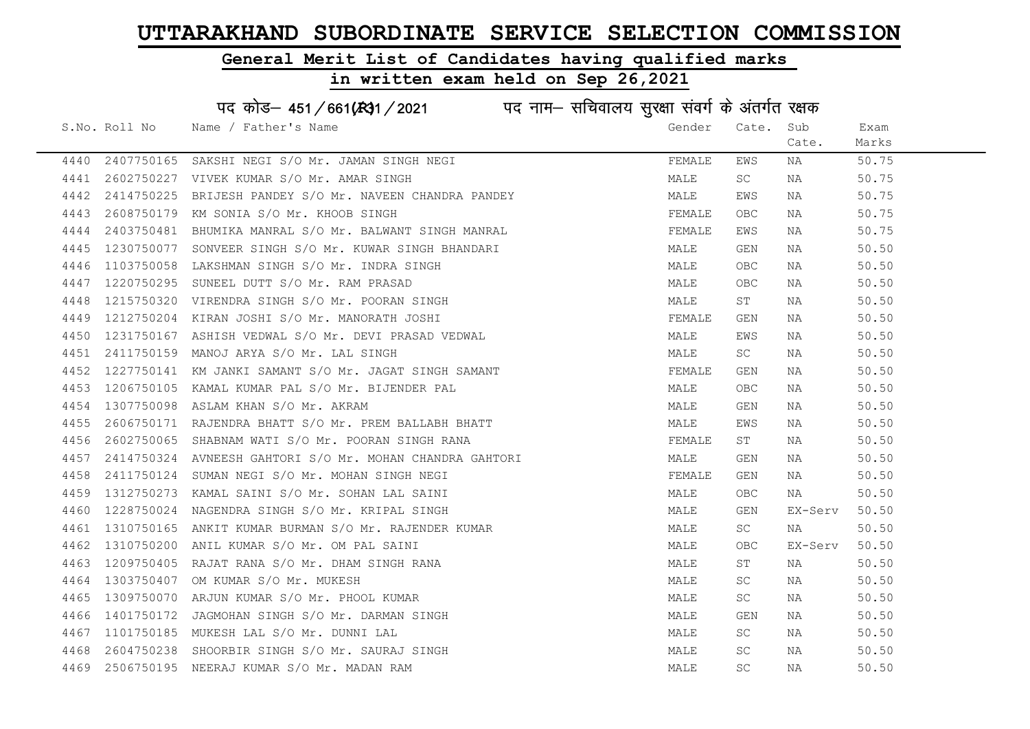# UTTARAKHAND SUBORDINATE SERVICE SELECTION COMMISSION

## General Merit List of Candidates having qualified marks

## in written exam held on Sep 26,2021

पद कोड– 451/661(R)1/2021 पद नाम– सचिवालय सुरक्षा संवर्ग के अंतर्गत रक्षक

| S.No. | Roll No | Name / Father's Name | Gender | Cate. | Sub Cate. | Exam Marks |
|---|---|---|---|---|---|---|
| 4440 | 2407750165 | SAKSHI NEGI S/O Mr. JAMAN SINGH NEGI | FEMALE | EWS | NA | 50.75 |
| 4441 | 2602750227 | VIVEK KUMAR S/O Mr. AMAR SINGH | MALE | SC | NA | 50.75 |
| 4442 | 2414750225 | BRIJESH PANDEY S/O Mr. NAVEEN CHANDRA PANDEY | MALE | EWS | NA | 50.75 |
| 4443 | 2608750179 | KM SONIA S/O Mr. KHOOB SINGH | FEMALE | OBC | NA | 50.75 |
| 4444 | 2403750481 | BHUMIKA MANRAL S/O Mr. BALWANT SINGH MANRAL | FEMALE | EWS | NA | 50.75 |
| 4445 | 1230750077 | SONVEER SINGH S/O Mr. KUWAR SINGH BHANDARI | MALE | GEN | NA | 50.50 |
| 4446 | 1103750058 | LAKSHMAN SINGH S/O Mr. INDRA SINGH | MALE | OBC | NA | 50.50 |
| 4447 | 1220750295 | SUNEEL DUTT S/O Mr. RAM PRASAD | MALE | OBC | NA | 50.50 |
| 4448 | 1215750320 | VIRENDRA SINGH S/O Mr. POORAN SINGH | MALE | ST | NA | 50.50 |
| 4449 | 1212750204 | KIRAN JOSHI S/O Mr. MANORATH JOSHI | FEMALE | GEN | NA | 50.50 |
| 4450 | 1231750167 | ASHISH VEDWAL S/O Mr. DEVI PRASAD VEDWAL | MALE | EWS | NA | 50.50 |
| 4451 | 2411750159 | MANOJ ARYA S/O Mr. LAL SINGH | MALE | SC | NA | 50.50 |
| 4452 | 1227750141 | KM JANKI SAMANT S/O Mr. JAGAT SINGH SAMANT | FEMALE | GEN | NA | 50.50 |
| 4453 | 1206750105 | KAMAL KUMAR PAL S/O Mr. BIJENDER PAL | MALE | OBC | NA | 50.50 |
| 4454 | 1307750098 | ASLAM KHAN S/O Mr. AKRAM | MALE | GEN | NA | 50.50 |
| 4455 | 2606750171 | RAJENDRA BHATT S/O Mr. PREM BALLABH BHATT | MALE | EWS | NA | 50.50 |
| 4456 | 2602750065 | SHABNAM WATI S/O Mr. POORAN SINGH RANA | FEMALE | ST | NA | 50.50 |
| 4457 | 2414750324 | AVNEESH GAHTORI S/O Mr. MOHAN CHANDRA GAHTORI | MALE | GEN | NA | 50.50 |
| 4458 | 2411750124 | SUMAN NEGI S/O Mr. MOHAN SINGH NEGI | FEMALE | GEN | NA | 50.50 |
| 4459 | 1312750273 | KAMAL SAINI S/O Mr. SOHAN LAL SAINI | MALE | OBC | NA | 50.50 |
| 4460 | 1228750024 | NAGENDRA SINGH S/O Mr. KRIPAL SINGH | MALE | GEN | EX-Serv | 50.50 |
| 4461 | 1310750165 | ANKIT KUMAR BURMAN S/O Mr. RAJENDER KUMAR | MALE | SC | NA | 50.50 |
| 4462 | 1310750200 | ANIL KUMAR S/O Mr. OM PAL SAINI | MALE | OBC | EX-Serv | 50.50 |
| 4463 | 1209750405 | RAJAT RANA S/O Mr. DHAM SINGH RANA | MALE | ST | NA | 50.50 |
| 4464 | 1303750407 | OM KUMAR S/O Mr. MUKESH | MALE | SC | NA | 50.50 |
| 4465 | 1309750070 | ARJUN KUMAR S/O Mr. PHOOL KUMAR | MALE | SC | NA | 50.50 |
| 4466 | 1401750172 | JAGMOHAN SINGH S/O Mr. DARMAN SINGH | MALE | GEN | NA | 50.50 |
| 4467 | 1101750185 | MUKESH LAL S/O Mr. DUNNI LAL | MALE | SC | NA | 50.50 |
| 4468 | 2604750238 | SHOORBIR SINGH S/O Mr. SAURAJ SINGH | MALE | SC | NA | 50.50 |
| 4469 | 2506750195 | NEERAJ KUMAR S/O Mr. MADAN RAM | MALE | SC | NA | 50.50 |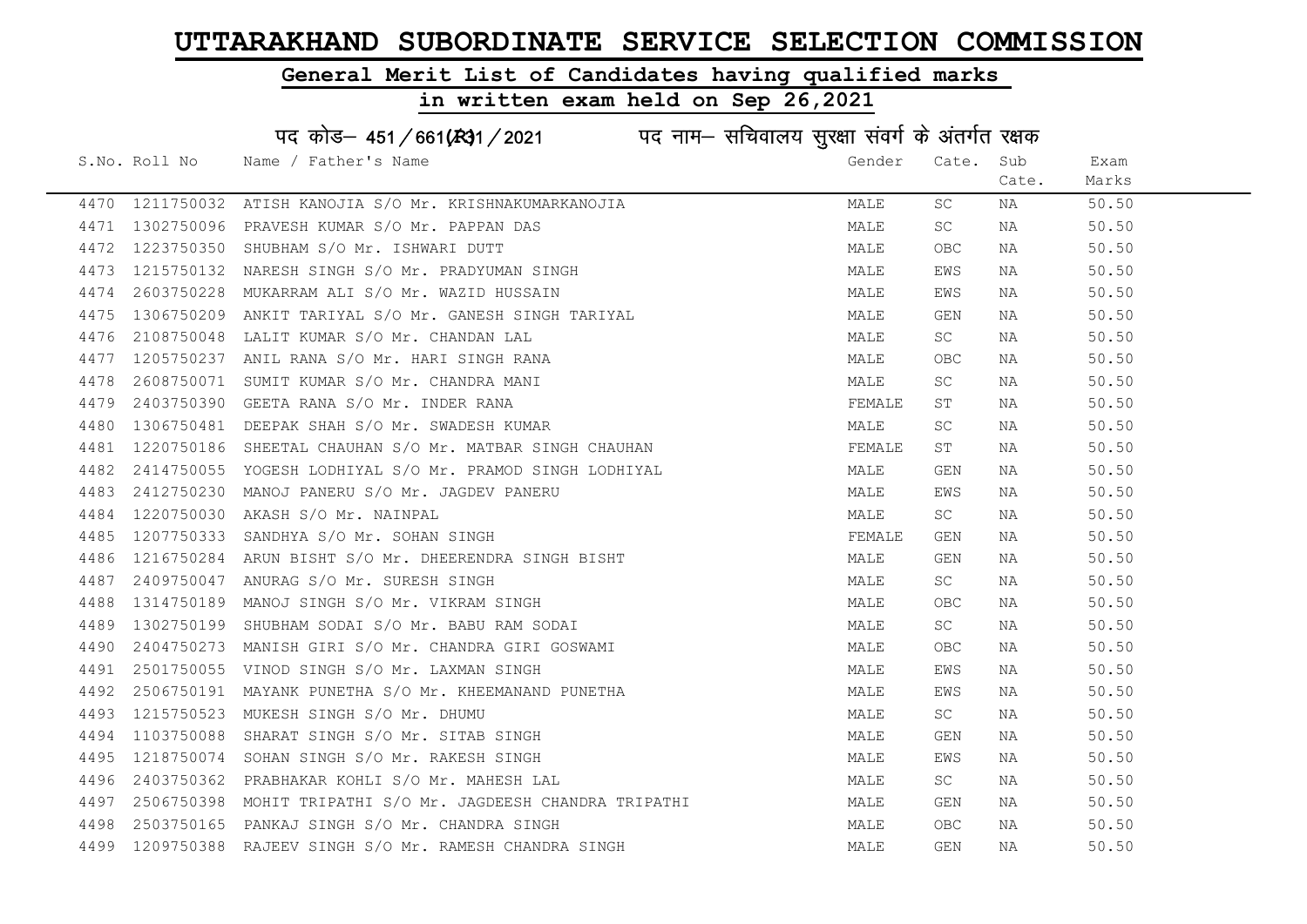# UTTARAKHAND SUBORDINATE SERVICE SELECTION COMMISSION

## General Merit List of Candidates having qualified marks

## in written exam held on Sep 26,2021

पद कोड– 451/661(R31/2021 पद नाम– सचिवालय सुरक्षा संवर्ग के अंतर्गत रक्षक

| S.No. | Roll No | Name / Father's Name | Gender | Cate. | Sub Cate. | Exam Marks |
|---|---|---|---|---|---|---|
| 4470 | 1211750032 | ATISH KANOJIA S/O Mr. KRISHNAKUMARKANOJIA | MALE | SC | NA | 50.50 |
| 4471 | 1302750096 | PRAVESH KUMAR S/O Mr. PAPPAN DAS | MALE | SC | NA | 50.50 |
| 4472 | 1223750350 | SHUBHAM S/O Mr. ISHWARI DUTT | MALE | OBC | NA | 50.50 |
| 4473 | 1215750132 | NARESH SINGH S/O Mr. PRADYUMAN SINGH | MALE | EWS | NA | 50.50 |
| 4474 | 2603750228 | MUKARRAM ALI S/O Mr. WAZID HUSSAIN | MALE | EWS | NA | 50.50 |
| 4475 | 1306750209 | ANKIT TARIYAL S/O Mr. GANESH SINGH TARIYAL | MALE | GEN | NA | 50.50 |
| 4476 | 2108750048 | LALIT KUMAR S/O Mr. CHANDAN LAL | MALE | SC | NA | 50.50 |
| 4477 | 1205750237 | ANIL RANA S/O Mr. HARI SINGH RANA | MALE | OBC | NA | 50.50 |
| 4478 | 2608750071 | SUMIT KUMAR S/O Mr. CHANDRA MANI | MALE | SC | NA | 50.50 |
| 4479 | 2403750390 | GEETA RANA S/O Mr. INDER RANA | FEMALE | ST | NA | 50.50 |
| 4480 | 1306750481 | DEEPAK SHAH S/O Mr. SWADESH KUMAR | MALE | SC | NA | 50.50 |
| 4481 | 1220750186 | SHEETAL CHAUHAN S/O Mr. MATBAR SINGH CHAUHAN | FEMALE | ST | NA | 50.50 |
| 4482 | 2414750055 | YOGESH LODHIYAL S/O Mr. PRAMOD SINGH LODHIYAL | MALE | GEN | NA | 50.50 |
| 4483 | 2412750230 | MANOJ PANERU S/O Mr. JAGDEV PANERU | MALE | EWS | NA | 50.50 |
| 4484 | 1220750030 | AKASH S/O Mr. NAINPAL | MALE | SC | NA | 50.50 |
| 4485 | 1207750333 | SANDHYA S/O Mr. SOHAN SINGH | FEMALE | GEN | NA | 50.50 |
| 4486 | 1216750284 | ARUN BISHT S/O Mr. DHEERENDRA SINGH BISHT | MALE | GEN | NA | 50.50 |
| 4487 | 2409750047 | ANURAG S/O Mr. SURESH SINGH | MALE | SC | NA | 50.50 |
| 4488 | 1314750189 | MANOJ SINGH S/O Mr. VIKRAM SINGH | MALE | OBC | NA | 50.50 |
| 4489 | 1302750199 | SHUBHAM SODAI S/O Mr. BABU RAM SODAI | MALE | SC | NA | 50.50 |
| 4490 | 2404750273 | MANISH GIRI S/O Mr. CHANDRA GIRI GOSWAMI | MALE | OBC | NA | 50.50 |
| 4491 | 2501750055 | VINOD SINGH S/O Mr. LAXMAN SINGH | MALE | EWS | NA | 50.50 |
| 4492 | 2506750191 | MAYANK PUNETHA S/O Mr. KHEEMANAND PUNETHA | MALE | EWS | NA | 50.50 |
| 4493 | 1215750523 | MUKESH SINGH S/O Mr. DHUMU | MALE | SC | NA | 50.50 |
| 4494 | 1103750088 | SHARAT SINGH S/O Mr. SITAB SINGH | MALE | GEN | NA | 50.50 |
| 4495 | 1218750074 | SOHAN SINGH S/O Mr. RAKESH SINGH | MALE | EWS | NA | 50.50 |
| 4496 | 2403750362 | PRABHAKAR KOHLI S/O Mr. MAHESH LAL | MALE | SC | NA | 50.50 |
| 4497 | 2506750398 | MOHIT TRIPATHI S/O Mr. JAGDEESH CHANDRA TRIPATHI | MALE | GEN | NA | 50.50 |
| 4498 | 2503750165 | PANKAJ SINGH S/O Mr. CHANDRA SINGH | MALE | OBC | NA | 50.50 |
| 4499 | 1209750388 | RAJEEV SINGH S/O Mr. RAMESH CHANDRA SINGH | MALE | GEN | NA | 50.50 |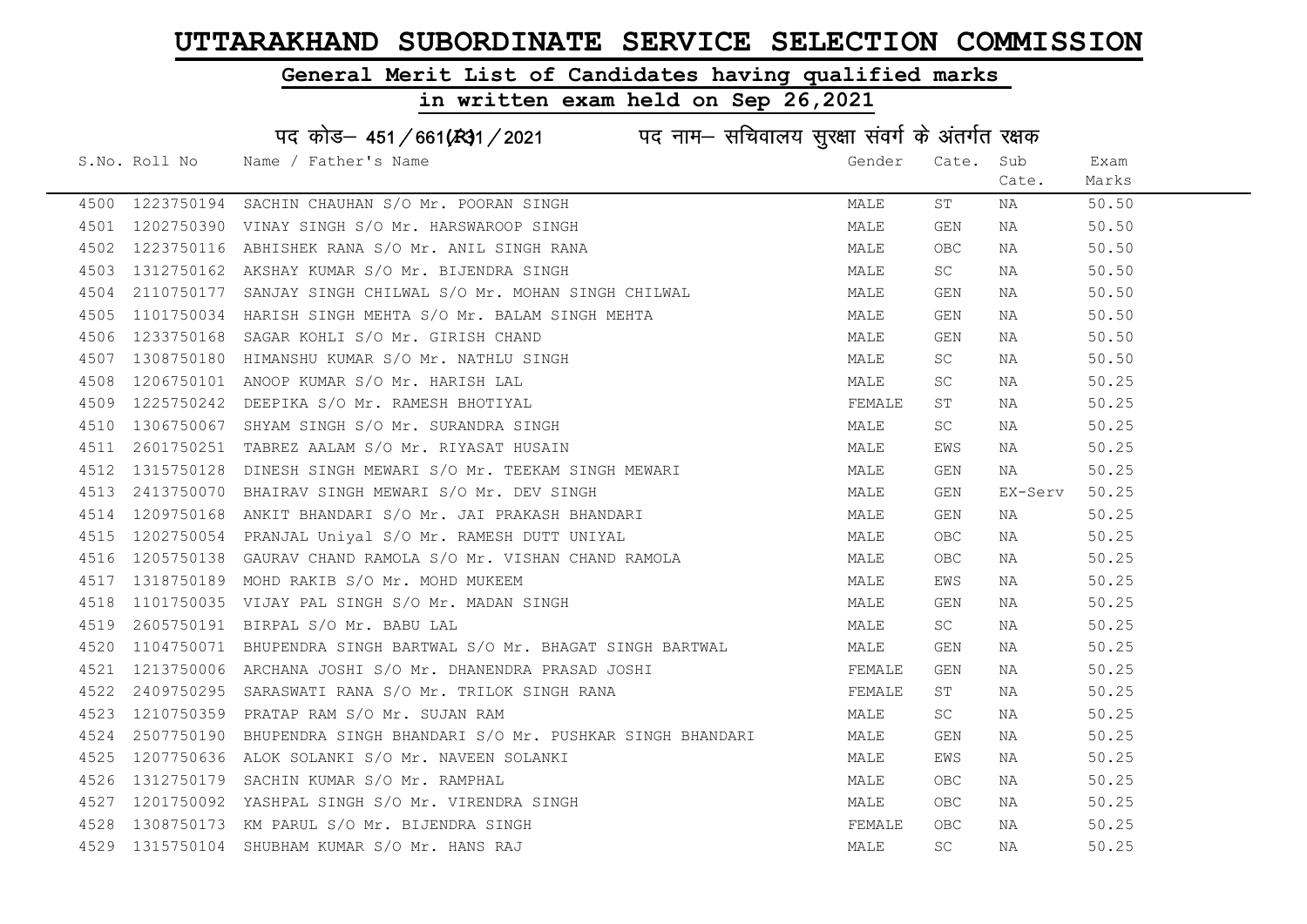# UTTARAKHAND SUBORDINATE SERVICE SELECTION COMMISSION

## General Merit List of Candidates having qualified marks

## in written exam held on Sep 26,2021

पद कोड– 451/661(R)1/2021 पद नाम– सचिवालय सुरक्षा संवर्ग के अंतर्गत रक्षक

| S.No. | Roll No | Name / Father's Name | Gender | Cate. | Sub Cate. | Exam Marks |
|---|---|---|---|---|---|---|
| 4500 | 1223750194 | SACHIN CHAUHAN S/O Mr. POORAN SINGH | MALE | ST | NA | 50.50 |
| 4501 | 1202750390 | VINAY SINGH S/O Mr. HARSWAROOP SINGH | MALE | GEN | NA | 50.50 |
| 4502 | 1223750116 | ABHISHEK RANA S/O Mr. ANIL SINGH RANA | MALE | OBC | NA | 50.50 |
| 4503 | 1312750162 | AKSHAY KUMAR S/O Mr. BIJENDRA SINGH | MALE | SC | NA | 50.50 |
| 4504 | 2110750177 | SANJAY SINGH CHILWAL S/O Mr. MOHAN SINGH CHILWAL | MALE | GEN | NA | 50.50 |
| 4505 | 1101750034 | HARISH SINGH MEHTA S/O Mr. BALAM SINGH MEHTA | MALE | GEN | NA | 50.50 |
| 4506 | 1233750168 | SAGAR KOHLI S/O Mr. GIRISH CHAND | MALE | GEN | NA | 50.50 |
| 4507 | 1308750180 | HIMANSHU KUMAR S/O Mr. NATHLU SINGH | MALE | SC | NA | 50.50 |
| 4508 | 1206750101 | ANOOP KUMAR S/O Mr. HARISH LAL | MALE | SC | NA | 50.25 |
| 4509 | 1225750242 | DEEPIKA S/O Mr. RAMESH BHOTIYAL | FEMALE | ST | NA | 50.25 |
| 4510 | 1306750067 | SHYAM SINGH S/O Mr. SURANDRA SINGH | MALE | SC | NA | 50.25 |
| 4511 | 2601750251 | TABREZ AALAM S/O Mr. RIYASAT HUSAIN | MALE | EWS | NA | 50.25 |
| 4512 | 1315750128 | DINESH SINGH MEWARI S/O Mr. TEEKAM SINGH MEWARI | MALE | GEN | NA | 50.25 |
| 4513 | 2413750070 | BHAIRAV SINGH MEWARI S/O Mr. DEV SINGH | MALE | GEN | EX-Serv | 50.25 |
| 4514 | 1209750168 | ANKIT BHANDARI S/O Mr. JAI PRAKASH BHANDARI | MALE | GEN | NA | 50.25 |
| 4515 | 1202750054 | PRANJAL Uniyal S/O Mr. RAMESH DUTT UNIYAL | MALE | OBC | NA | 50.25 |
| 4516 | 1205750138 | GAURAV CHAND RAMOLA S/O Mr. VISHAN CHAND RAMOLA | MALE | OBC | NA | 50.25 |
| 4517 | 1318750189 | MOHD RAKIB S/O Mr. MOHD MUKEEM | MALE | EWS | NA | 50.25 |
| 4518 | 1101750035 | VIJAY PAL SINGH S/O Mr. MADAN SINGH | MALE | GEN | NA | 50.25 |
| 4519 | 2605750191 | BIRPAL S/O Mr. BABU LAL | MALE | SC | NA | 50.25 |
| 4520 | 1104750071 | BHUPENDRA SINGH BARTWAL S/O Mr. BHAGAT SINGH BARTWAL | MALE | GEN | NA | 50.25 |
| 4521 | 1213750006 | ARCHANA JOSHI S/O Mr. DHANENDRA PRASAD JOSHI | FEMALE | GEN | NA | 50.25 |
| 4522 | 2409750295 | SARASWATI RANA S/O Mr. TRILOK SINGH RANA | FEMALE | ST | NA | 50.25 |
| 4523 | 1210750359 | PRATAP RAM S/O Mr. SUJAN RAM | MALE | SC | NA | 50.25 |
| 4524 | 2507750190 | BHUPENDRA SINGH BHANDARI S/O Mr. PUSHKAR SINGH BHANDARI | MALE | GEN | NA | 50.25 |
| 4525 | 1207750636 | ALOK SOLANKI S/O Mr. NAVEEN SOLANKI | MALE | EWS | NA | 50.25 |
| 4526 | 1312750179 | SACHIN KUMAR S/O Mr. RAMPHAL | MALE | OBC | NA | 50.25 |
| 4527 | 1201750092 | YASHPAL SINGH S/O Mr. VIRENDRA SINGH | MALE | OBC | NA | 50.25 |
| 4528 | 1308750173 | KM PARUL S/O Mr. BIJENDRA SINGH | FEMALE | OBC | NA | 50.25 |
| 4529 | 1315750104 | SHUBHAM KUMAR S/O Mr. HANS RAJ | MALE | SC | NA | 50.25 |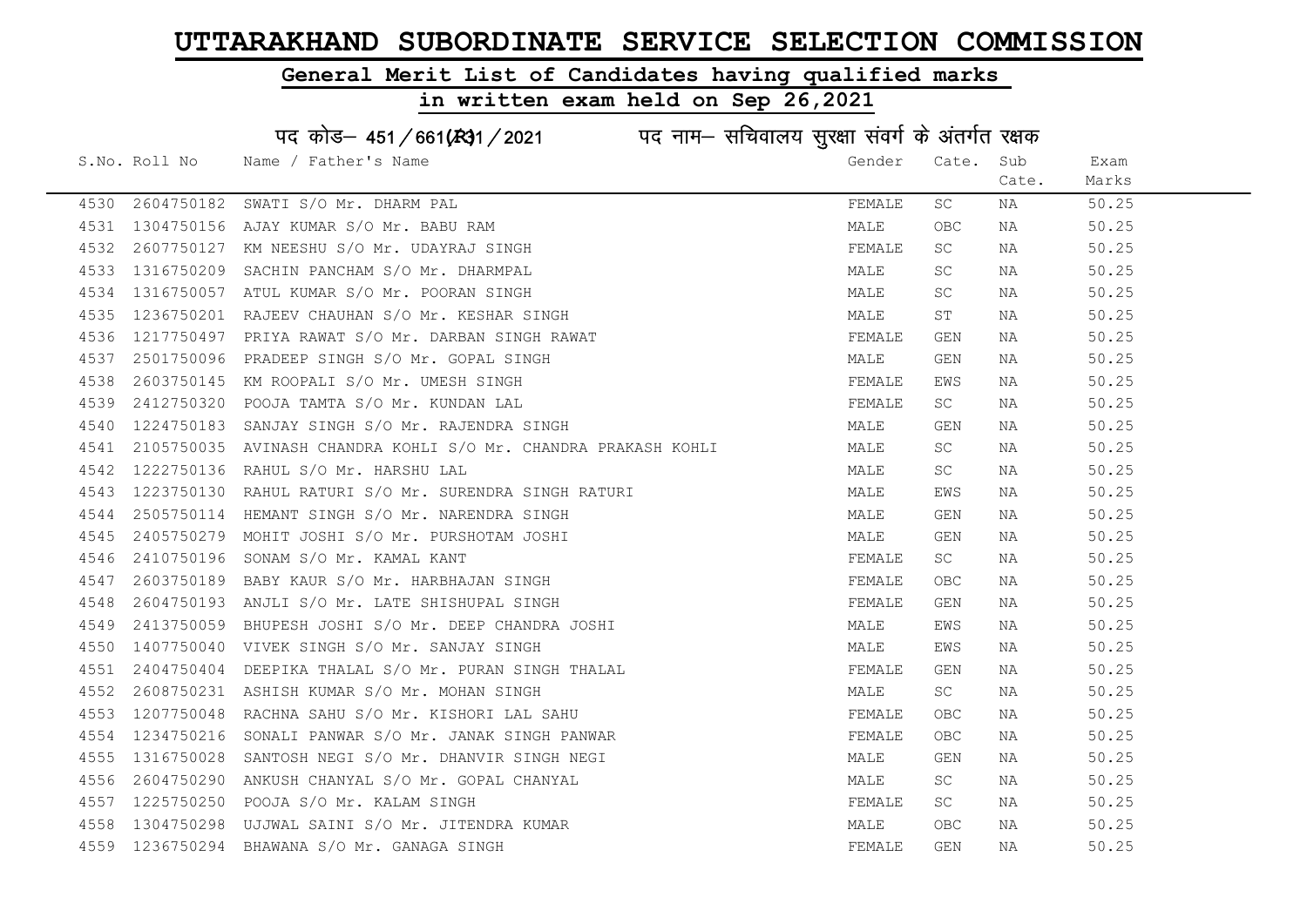# UTTARAKHAND SUBORDINATE SERVICE SELECTION COMMISSION

## General Merit List of Candidates having qualified marks

## in written exam held on Sep 26,2021

पद कोड– 451/661(R31/2021 पद नाम– सचिवालय सुरक्षा संवर्ग के अंतर्गत रक्षक

| S.No. | Roll No | Name / Father's Name | Gender | Cate. | Sub Cate. | Exam Marks |
|---|---|---|---|---|---|---|
| 4530 | 2604750182 | SWATI S/O Mr. DHARM PAL | FEMALE | SC | NA | 50.25 |
| 4531 | 1304750156 | AJAY KUMAR S/O Mr. BABU RAM | MALE | OBC | NA | 50.25 |
| 4532 | 2607750127 | KM NEESHU S/O Mr. UDAYRAJ SINGH | FEMALE | SC | NA | 50.25 |
| 4533 | 1316750209 | SACHIN PANCHAM S/O Mr. DHARMPAL | MALE | SC | NA | 50.25 |
| 4534 | 1316750057 | ATUL KUMAR S/O Mr. POORAN SINGH | MALE | SC | NA | 50.25 |
| 4535 | 1236750201 | RAJEEV CHAUHAN S/O Mr. KESHAR SINGH | MALE | ST | NA | 50.25 |
| 4536 | 1217750497 | PRIYA RAWAT S/O Mr. DARBAN SINGH RAWAT | FEMALE | GEN | NA | 50.25 |
| 4537 | 2501750096 | PRADEEP SINGH S/O Mr. GOPAL SINGH | MALE | GEN | NA | 50.25 |
| 4538 | 2603750145 | KM ROOPALI S/O Mr. UMESH SINGH | FEMALE | EWS | NA | 50.25 |
| 4539 | 2412750320 | POOJA TAMTA S/O Mr. KUNDAN LAL | FEMALE | SC | NA | 50.25 |
| 4540 | 1224750183 | SANJAY SINGH S/O Mr. RAJENDRA SINGH | MALE | GEN | NA | 50.25 |
| 4541 | 2105750035 | AVINASH CHANDRA KOHLI S/O Mr. CHANDRA PRAKASH KOHLI | MALE | SC | NA | 50.25 |
| 4542 | 1222750136 | RAHUL S/O Mr. HARSHU LAL | MALE | SC | NA | 50.25 |
| 4543 | 1223750130 | RAHUL RATURI S/O Mr. SURENDRA SINGH RATURI | MALE | EWS | NA | 50.25 |
| 4544 | 2505750114 | HEMANT SINGH S/O Mr. NARENDRA SINGH | MALE | GEN | NA | 50.25 |
| 4545 | 2405750279 | MOHIT JOSHI S/O Mr. PURSHOTAM JOSHI | MALE | GEN | NA | 50.25 |
| 4546 | 2410750196 | SONAM S/O Mr. KAMAL KANT | FEMALE | SC | NA | 50.25 |
| 4547 | 2603750189 | BABY KAUR S/O Mr. HARBHAJAN SINGH | FEMALE | OBC | NA | 50.25 |
| 4548 | 2604750193 | ANJLI S/O Mr. LATE SHISHUPAL SINGH | FEMALE | GEN | NA | 50.25 |
| 4549 | 2413750059 | BHUPESH JOSHI S/O Mr. DEEP CHANDRA JOSHI | MALE | EWS | NA | 50.25 |
| 4550 | 1407750040 | VIVEK SINGH S/O Mr. SANJAY SINGH | MALE | EWS | NA | 50.25 |
| 4551 | 2404750404 | DEEPIKA THALAL S/O Mr. PURAN SINGH THALAL | FEMALE | GEN | NA | 50.25 |
| 4552 | 2608750231 | ASHISH KUMAR S/O Mr. MOHAN SINGH | MALE | SC | NA | 50.25 |
| 4553 | 1207750048 | RACHNA SAHU S/O Mr. KISHORI LAL SAHU | FEMALE | OBC | NA | 50.25 |
| 4554 | 1234750216 | SONALI PANWAR S/O Mr. JANAK SINGH PANWAR | FEMALE | OBC | NA | 50.25 |
| 4555 | 1316750028 | SANTOSH NEGI S/O Mr. DHANVIR SINGH NEGI | MALE | GEN | NA | 50.25 |
| 4556 | 2604750290 | ANKUSH CHANYAL S/O Mr. GOPAL CHANYAL | MALE | SC | NA | 50.25 |
| 4557 | 1225750250 | POOJA S/O Mr. KALAM SINGH | FEMALE | SC | NA | 50.25 |
| 4558 | 1304750298 | UJJWAL SAINI S/O Mr. JITENDRA KUMAR | MALE | OBC | NA | 50.25 |
| 4559 | 1236750294 | BHAWANA S/O Mr. GANAGA SINGH | FEMALE | GEN | NA | 50.25 |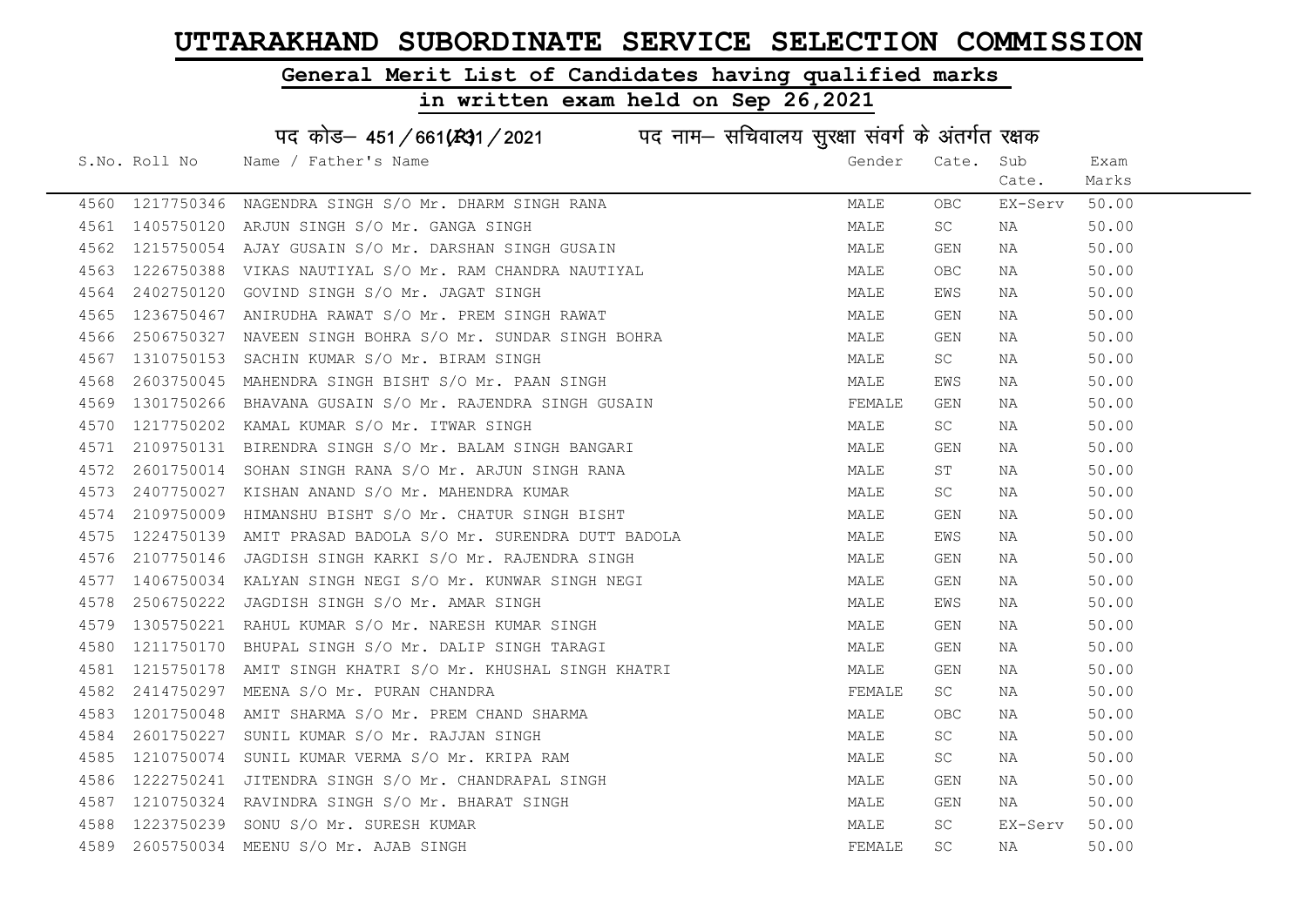# UTTARAKHAND SUBORDINATE SERVICE SELECTION COMMISSION

## General Merit List of Candidates having qualified marks

## in written exam held on Sep 26,2021

पद कोड– 451/661(R)1/2021 पद नाम– सचिवालय सुरक्षा संवर्ग के अंतर्गत रक्षक

| S.No. | Roll No | Name / Father's Name | Gender | Cate. | Sub Cate. | Exam Marks |
|---|---|---|---|---|---|---|
| 4560 | 1217750346 | NAGENDRA SINGH S/O Mr. DHARM SINGH RANA | MALE | OBC | EX-Serv | 50.00 |
| 4561 | 1405750120 | ARJUN SINGH S/O Mr. GANGA SINGH | MALE | SC | NA | 50.00 |
| 4562 | 1215750054 | AJAY GUSAIN S/O Mr. DARSHAN SINGH GUSAIN | MALE | GEN | NA | 50.00 |
| 4563 | 1226750388 | VIKAS NAUTIYAL S/O Mr. RAM CHANDRA NAUTIYAL | MALE | OBC | NA | 50.00 |
| 4564 | 2402750120 | GOVIND SINGH S/O Mr. JAGAT SINGH | MALE | EWS | NA | 50.00 |
| 4565 | 1236750467 | ANIRUDHA RAWAT S/O Mr. PREM SINGH RAWAT | MALE | GEN | NA | 50.00 |
| 4566 | 2506750327 | NAVEEN SINGH BOHRA S/O Mr. SUNDAR SINGH BOHRA | MALE | GEN | NA | 50.00 |
| 4567 | 1310750153 | SACHIN KUMAR S/O Mr. BIRAM SINGH | MALE | SC | NA | 50.00 |
| 4568 | 2603750045 | MAHENDRA SINGH BISHT S/O Mr. PAAN SINGH | MALE | EWS | NA | 50.00 |
| 4569 | 1301750266 | BHAVANA GUSAIN S/O Mr. RAJENDRA SINGH GUSAIN | FEMALE | GEN | NA | 50.00 |
| 4570 | 1217750202 | KAMAL KUMAR S/O Mr. ITWAR SINGH | MALE | SC | NA | 50.00 |
| 4571 | 2109750131 | BIRENDRA SINGH S/O Mr. BALAM SINGH BANGARI | MALE | GEN | NA | 50.00 |
| 4572 | 2601750014 | SOHAN SINGH RANA S/O Mr. ARJUN SINGH RANA | MALE | ST | NA | 50.00 |
| 4573 | 2407750027 | KISHAN ANAND S/O Mr. MAHENDRA KUMAR | MALE | SC | NA | 50.00 |
| 4574 | 2109750009 | HIMANSHU BISHT S/O Mr. CHATUR SINGH BISHT | MALE | GEN | NA | 50.00 |
| 4575 | 1224750139 | AMIT PRASAD BADOLA S/O Mr. SURENDRA DUTT BADOLA | MALE | EWS | NA | 50.00 |
| 4576 | 2107750146 | JAGDISH SINGH KARKI S/O Mr. RAJENDRA SINGH | MALE | GEN | NA | 50.00 |
| 4577 | 1406750034 | KALYAN SINGH NEGI S/O Mr. KUNWAR SINGH NEGI | MALE | GEN | NA | 50.00 |
| 4578 | 2506750222 | JAGDISH SINGH S/O Mr. AMAR SINGH | MALE | EWS | NA | 50.00 |
| 4579 | 1305750221 | RAHUL KUMAR S/O Mr. NARESH KUMAR SINGH | MALE | GEN | NA | 50.00 |
| 4580 | 1211750170 | BHUPAL SINGH S/O Mr. DALIP SINGH TARAGI | MALE | GEN | NA | 50.00 |
| 4581 | 1215750178 | AMIT SINGH KHATRI S/O Mr. KHUSHAL SINGH KHATRI | MALE | GEN | NA | 50.00 |
| 4582 | 2414750297 | MEENA S/O Mr. PURAN CHANDRA | FEMALE | SC | NA | 50.00 |
| 4583 | 1201750048 | AMIT SHARMA S/O Mr. PREM CHAND SHARMA | MALE | OBC | NA | 50.00 |
| 4584 | 2601750227 | SUNIL KUMAR S/O Mr. RAJJAN SINGH | MALE | SC | NA | 50.00 |
| 4585 | 1210750074 | SUNIL KUMAR VERMA S/O Mr. KRIPA RAM | MALE | SC | NA | 50.00 |
| 4586 | 1222750241 | JITENDRA SINGH S/O Mr. CHANDRAPAL SINGH | MALE | GEN | NA | 50.00 |
| 4587 | 1210750324 | RAVINDRA SINGH S/O Mr. BHARAT SINGH | MALE | GEN | NA | 50.00 |
| 4588 | 1223750239 | SONU S/O Mr. SURESH KUMAR | MALE | SC | EX-Serv | 50.00 |
| 4589 | 2605750034 | MEENU S/O Mr. AJAB SINGH | FEMALE | SC | NA | 50.00 |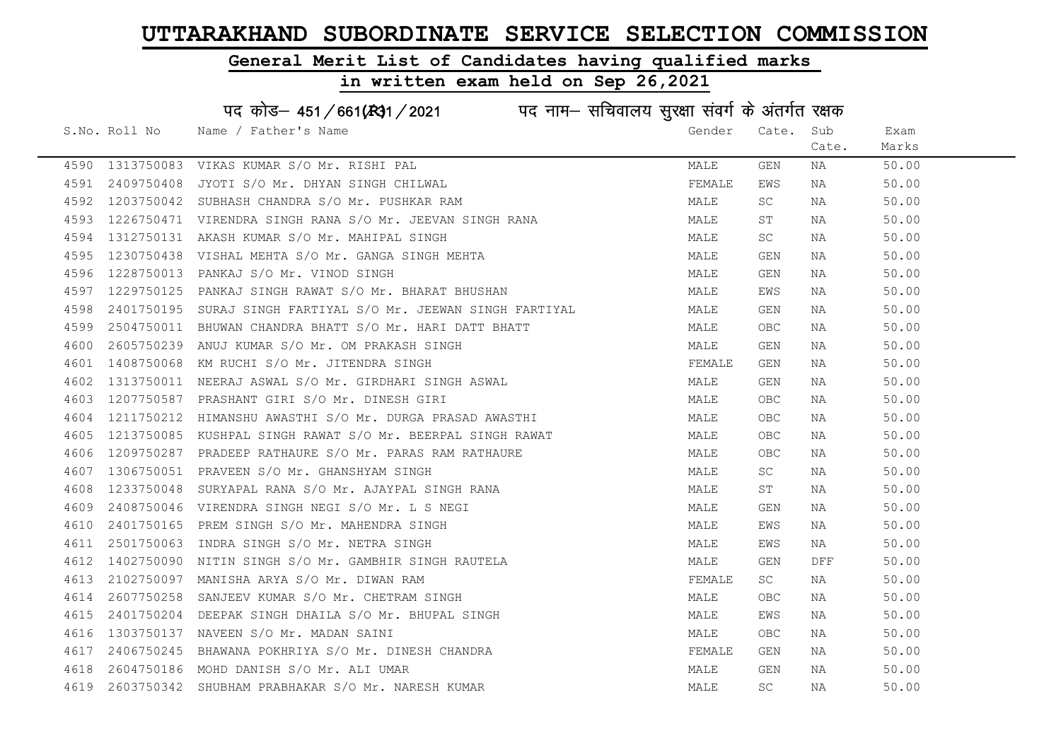# UTTARAKHAND SUBORDINATE SERVICE SELECTION COMMISSION

## General Merit List of Candidates having qualified marks

## in written exam held on Sep 26,2021

### पद कोड– 451/661(R)1/2021 पद नाम– सचिवालय सुरक्षा संवर्ग के अंतर्गत रक्षक

| S.No. | Roll No | Name / Father's Name | Gender | Cate. | Sub Cate. | Exam Marks |
|---|---|---|---|---|---|---|
| 4590 | 1313750083 | VIKAS KUMAR S/O Mr. RISHI PAL | MALE | GEN | NA | 50.00 |
| 4591 | 2409750408 | JYOTI S/O Mr. DHYAN SINGH CHILWAL | FEMALE | EWS | NA | 50.00 |
| 4592 | 1203750042 | SUBHASH CHANDRA S/O Mr. PUSHKAR RAM | MALE | SC | NA | 50.00 |
| 4593 | 1226750471 | VIRENDRA SINGH RANA S/O Mr. JEEVAN SINGH RANA | MALE | ST | NA | 50.00 |
| 4594 | 1312750131 | AKASH KUMAR S/O Mr. MAHIPAL SINGH | MALE | SC | NA | 50.00 |
| 4595 | 1230750438 | VISHAL MEHTA S/O Mr. GANGA SINGH MEHTA | MALE | GEN | NA | 50.00 |
| 4596 | 1228750013 | PANKAJ S/O Mr. VINOD SINGH | MALE | GEN | NA | 50.00 |
| 4597 | 1229750125 | PANKAJ SINGH RAWAT S/O Mr. BHARAT BHUSHAN | MALE | EWS | NA | 50.00 |
| 4598 | 2401750195 | SURAJ SINGH FARTIYAL S/O Mr. JEEWAN SINGH FARTIYAL | MALE | GEN | NA | 50.00 |
| 4599 | 2504750011 | BHUWAN CHANDRA BHATT S/O Mr. HARI DATT BHATT | MALE | OBC | NA | 50.00 |
| 4600 | 2605750239 | ANUJ KUMAR S/O Mr. OM PRAKASH SINGH | MALE | GEN | NA | 50.00 |
| 4601 | 1408750068 | KM RUCHI S/O Mr. JITENDRA SINGH | FEMALE | GEN | NA | 50.00 |
| 4602 | 1313750011 | NEERAJ ASWAL S/O Mr. GIRDHARI SINGH ASWAL | MALE | GEN | NA | 50.00 |
| 4603 | 1207750587 | PRASHANT GIRI S/O Mr. DINESH GIRI | MALE | OBC | NA | 50.00 |
| 4604 | 1211750212 | HIMANSHU AWASTHI S/O Mr. DURGA PRASAD AWASTHI | MALE | OBC | NA | 50.00 |
| 4605 | 1213750085 | KUSHPAL SINGH RAWAT S/O Mr. BEERPAL SINGH RAWAT | MALE | OBC | NA | 50.00 |
| 4606 | 1209750287 | PRADEEP RATHAURE S/O Mr. PARAS RAM RATHAURE | MALE | OBC | NA | 50.00 |
| 4607 | 1306750051 | PRAVEEN S/O Mr. GHANSHYAM SINGH | MALE | SC | NA | 50.00 |
| 4608 | 1233750048 | SURYAPAL RANA S/O Mr. AJAYPAL SINGH RANA | MALE | ST | NA | 50.00 |
| 4609 | 2408750046 | VIRENDRA SINGH NEGI S/O Mr. L S NEGI | MALE | GEN | NA | 50.00 |
| 4610 | 2401750165 | PREM SINGH S/O Mr. MAHENDRA SINGH | MALE | EWS | NA | 50.00 |
| 4611 | 2501750063 | INDRA SINGH S/O Mr. NETRA SINGH | MALE | EWS | NA | 50.00 |
| 4612 | 1402750090 | NITIN SINGH S/O Mr. GAMBHIR SINGH RAUTELA | MALE | GEN | DFF | 50.00 |
| 4613 | 2102750097 | MANISHA ARYA S/O Mr. DIWAN RAM | FEMALE | SC | NA | 50.00 |
| 4614 | 2607750258 | SANJEEV KUMAR S/O Mr. CHETRAM SINGH | MALE | OBC | NA | 50.00 |
| 4615 | 2401750204 | DEEPAK SINGH DHAILA S/O Mr. BHUPAL SINGH | MALE | EWS | NA | 50.00 |
| 4616 | 1303750137 | NAVEEN S/O Mr. MADAN SAINI | MALE | OBC | NA | 50.00 |
| 4617 | 2406750245 | BHAWANA POKHRIYA S/O Mr. DINESH CHANDRA | FEMALE | GEN | NA | 50.00 |
| 4618 | 2604750186 | MOHD DANISH S/O Mr. ALI UMAR | MALE | GEN | NA | 50.00 |
| 4619 | 2603750342 | SHUBHAM PRABHAKAR S/O Mr. NARESH KUMAR | MALE | SC | NA | 50.00 |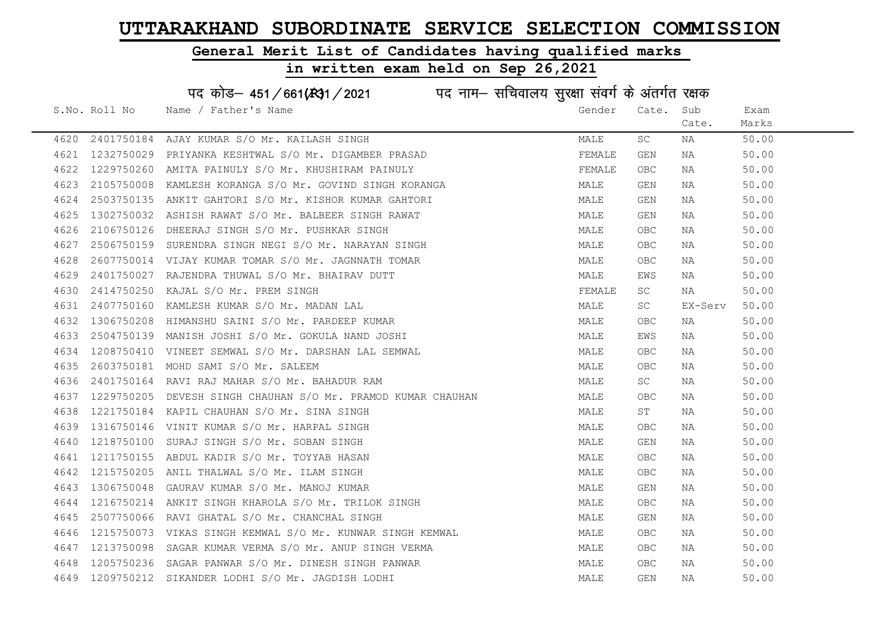# UTTARAKHAND SUBORDINATE SERVICE SELECTION COMMISSION

## General Merit List of Candidates having qualified marks

## in written exam held on Sep 26,2021

### पद कोड– 451/661(R)1/2021 पद नाम– सचिवालय सुरक्षा संवर्ग के अंतर्गत रक्षक

| S.No. | Roll No | Name / Father's Name | Gender | Cate. | Sub Cate. | Exam Marks |
|---|---|---|---|---|---|---|
| 4620 | 2401750184 | AJAY KUMAR S/O Mr. KAILASH SINGH | MALE | SC | NA | 50.00 |
| 4621 | 1232750029 | PRIYANKA KESHTWAL S/O Mr. DIGAMBER PRASAD | FEMALE | GEN | NA | 50.00 |
| 4622 | 1229750260 | AMITA PAINULY S/O Mr. KHUSHIRAM PAINULY | FEMALE | OBC | NA | 50.00 |
| 4623 | 2105750008 | KAMLESH KORANGA S/O Mr. GOVIND SINGH KORANGA | MALE | GEN | NA | 50.00 |
| 4624 | 2503750135 | ANKIT GAHTORI S/O Mr. KISHOR KUMAR GAHTORI | MALE | GEN | NA | 50.00 |
| 4625 | 1302750032 | ASHISH RAWAT S/O Mr. BALBEER SINGH RAWAT | MALE | GEN | NA | 50.00 |
| 4626 | 2106750126 | DHEERAJ SINGH S/O Mr. PUSHKAR SINGH | MALE | OBC | NA | 50.00 |
| 4627 | 2506750159 | SURENDRA SINGH NEGI S/O Mr. NARAYAN SINGH | MALE | OBC | NA | 50.00 |
| 4628 | 2607750014 | VIJAY KUMAR TOMAR S/O Mr. JAGNNATH TOMAR | MALE | OBC | NA | 50.00 |
| 4629 | 2401750027 | RAJENDRA THUWAL S/O Mr. BHAIRAV DUTT | MALE | EWS | NA | 50.00 |
| 4630 | 2414750250 | KAJAL S/O Mr. PREM SINGH | FEMALE | SC | NA | 50.00 |
| 4631 | 2407750160 | KAMLESH KUMAR S/O Mr. MADAN LAL | MALE | SC | EX-Serv | 50.00 |
| 4632 | 1306750208 | HIMANSHU SAINI S/O Mr. PARDEEP KUMAR | MALE | OBC | NA | 50.00 |
| 4633 | 2504750139 | MANISH JOSHI S/O Mr. GOKULA NAND JOSHI | MALE | EWS | NA | 50.00 |
| 4634 | 1208750410 | VINEET SEMWAL S/O Mr. DARSHAN LAL SEMWAL | MALE | OBC | NA | 50.00 |
| 4635 | 2603750181 | MOHD SAMI S/O Mr. SALEEM | MALE | OBC | NA | 50.00 |
| 4636 | 2401750164 | RAVI RAJ MAHAR S/O Mr. BAHADUR RAM | MALE | SC | NA | 50.00 |
| 4637 | 1229750205 | DEVESH SINGH CHAUHAN S/O Mr. PRAMOD KUMAR CHAUHAN | MALE | OBC | NA | 50.00 |
| 4638 | 1221750184 | KAPIL CHAUHAN S/O Mr. SINA SINGH | MALE | ST | NA | 50.00 |
| 4639 | 1316750146 | VINIT KUMAR S/O Mr. HARPAL SINGH | MALE | OBC | NA | 50.00 |
| 4640 | 1218750100 | SURAJ SINGH S/O Mr. SOBAN SINGH | MALE | GEN | NA | 50.00 |
| 4641 | 1211750155 | ABDUL KADIR S/O Mr. TOYYAB HASAN | MALE | OBC | NA | 50.00 |
| 4642 | 1215750205 | ANIL THALWAL S/O Mr. ILAM SINGH | MALE | OBC | NA | 50.00 |
| 4643 | 1306750048 | GAURAV KUMAR S/O Mr. MANOJ KUMAR | MALE | GEN | NA | 50.00 |
| 4644 | 1216750214 | ANKIT SINGH KHAROLA S/O Mr. TRILOK SINGH | MALE | OBC | NA | 50.00 |
| 4645 | 2507750066 | RAVI GHATAL S/O Mr. CHANCHAL SINGH | MALE | GEN | NA | 50.00 |
| 4646 | 1215750073 | VIKAS SINGH KEMWAL S/O Mr. KUNWAR SINGH KEMWAL | MALE | OBC | NA | 50.00 |
| 4647 | 1213750098 | SAGAR KUMAR VERMA S/O Mr. ANUP SINGH VERMA | MALE | OBC | NA | 50.00 |
| 4648 | 1205750236 | SAGAR PANWAR S/O Mr. DINESH SINGH PANWAR | MALE | OBC | NA | 50.00 |
| 4649 | 1209750212 | SIKANDER LODHI S/O Mr. JAGDISH LODHI | MALE | GEN | NA | 50.00 |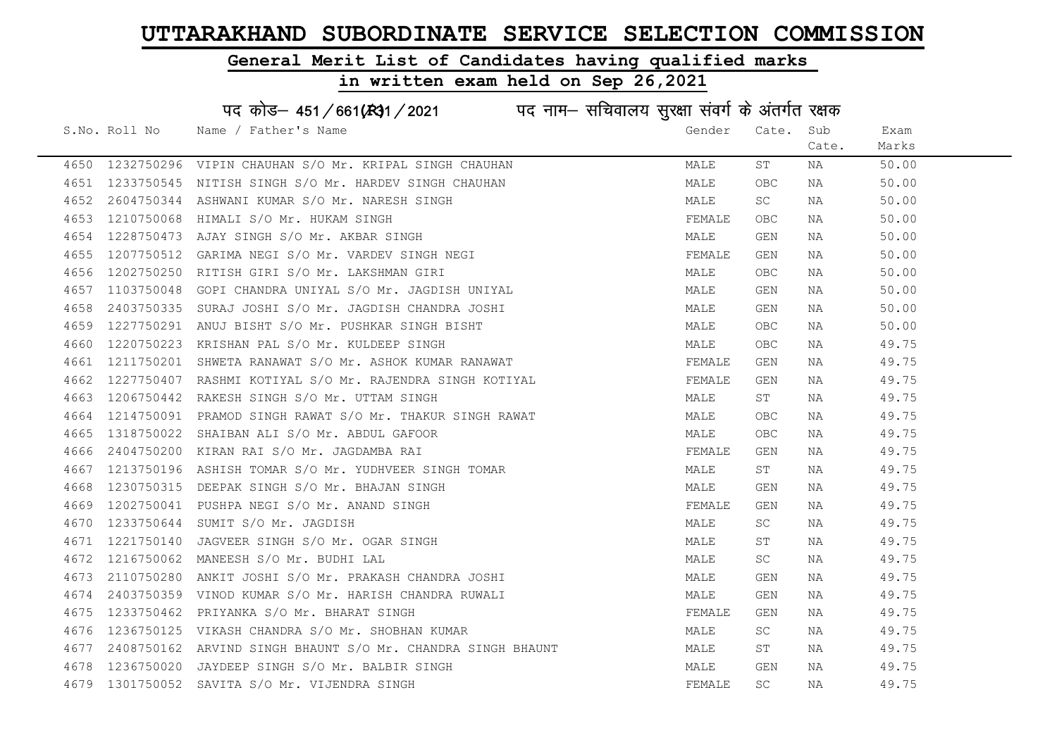# UTTARAKHAND SUBORDINATE SERVICE SELECTION COMMISSION

## General Merit List of Candidates having qualified marks

## in written exam held on Sep 26,2021

### पद कोड– 451/661(R)1/2021 पद नाम– सचिवालय सुरक्षा संवर्ग के अंतर्गत रक्षक

| S.No. | Roll No | Name / Father's Name | Gender | Cate. | Sub Cate. | Exam Marks |
|---|---|---|---|---|---|---|
| 4650 | 1232750296 | VIPIN CHAUHAN S/O Mr. KRIPAL SINGH CHAUHAN | MALE | ST | NA | 50.00 |
| 4651 | 1233750545 | NITISH SINGH S/O Mr. HARDEV SINGH CHAUHAN | MALE | OBC | NA | 50.00 |
| 4652 | 2604750344 | ASHWANI KUMAR S/O Mr. NARESH SINGH | MALE | SC | NA | 50.00 |
| 4653 | 1210750068 | HIMALI S/O Mr. HUKAM SINGH | FEMALE | OBC | NA | 50.00 |
| 4654 | 1228750473 | AJAY SINGH S/O Mr. AKBAR SINGH | MALE | GEN | NA | 50.00 |
| 4655 | 1207750512 | GARIMA NEGI S/O Mr. VARDEV SINGH NEGI | FEMALE | GEN | NA | 50.00 |
| 4656 | 1202750250 | RITISH GIRI S/O Mr. LAKSHMAN GIRI | MALE | OBC | NA | 50.00 |
| 4657 | 1103750048 | GOPI CHANDRA UNIYAL S/O Mr. JAGDISH UNIYAL | MALE | GEN | NA | 50.00 |
| 4658 | 2403750335 | SURAJ JOSHI S/O Mr. JAGDISH CHANDRA JOSHI | MALE | GEN | NA | 50.00 |
| 4659 | 1227750291 | ANUJ BISHT S/O Mr. PUSHKAR SINGH BISHT | MALE | OBC | NA | 50.00 |
| 4660 | 1220750223 | KRISHAN PAL S/O Mr. KULDEEP SINGH | MALE | OBC | NA | 49.75 |
| 4661 | 1211750201 | SHWETA RANAWAT S/O Mr. ASHOK KUMAR RANAWAT | FEMALE | GEN | NA | 49.75 |
| 4662 | 1227750407 | RASHMI KOTIYAL S/O Mr. RAJENDRA SINGH KOTIYAL | FEMALE | GEN | NA | 49.75 |
| 4663 | 1206750442 | RAKESH SINGH S/O Mr. UTTAM SINGH | MALE | ST | NA | 49.75 |
| 4664 | 1214750091 | PRAMOD SINGH RAWAT S/O Mr. THAKUR SINGH RAWAT | MALE | OBC | NA | 49.75 |
| 4665 | 1318750022 | SHAIBAN ALI S/O Mr. ABDUL GAFOOR | MALE | OBC | NA | 49.75 |
| 4666 | 2404750200 | KIRAN RAI S/O Mr. JAGDAMBA RAI | FEMALE | GEN | NA | 49.75 |
| 4667 | 1213750196 | ASHISH TOMAR S/O Mr. YUDHVEER SINGH TOMAR | MALE | ST | NA | 49.75 |
| 4668 | 1230750315 | DEEPAK SINGH S/O Mr. BHAJAN SINGH | MALE | GEN | NA | 49.75 |
| 4669 | 1202750041 | PUSHPA NEGI S/O Mr. ANAND SINGH | FEMALE | GEN | NA | 49.75 |
| 4670 | 1233750644 | SUMIT S/O Mr. JAGDISH | MALE | SC | NA | 49.75 |
| 4671 | 1221750140 | JAGVEER SINGH S/O Mr. OGAR SINGH | MALE | ST | NA | 49.75 |
| 4672 | 1216750062 | MANEESH S/O Mr. BUDHI LAL | MALE | SC | NA | 49.75 |
| 4673 | 2110750280 | ANKIT JOSHI S/O Mr. PRAKASH CHANDRA JOSHI | MALE | GEN | NA | 49.75 |
| 4674 | 2403750359 | VINOD KUMAR S/O Mr. HARISH CHANDRA RUWALI | MALE | GEN | NA | 49.75 |
| 4675 | 1233750462 | PRIYANKA S/O Mr. BHARAT SINGH | FEMALE | GEN | NA | 49.75 |
| 4676 | 1236750125 | VIKASH CHANDRA S/O Mr. SHOBHAN KUMAR | MALE | SC | NA | 49.75 |
| 4677 | 2408750162 | ARVIND SINGH BHAUNT S/O Mr. CHANDRA SINGH BHAUNT | MALE | ST | NA | 49.75 |
| 4678 | 1236750020 | JAYDEEP SINGH S/O Mr. BALBIR SINGH | MALE | GEN | NA | 49.75 |
| 4679 | 1301750052 | SAVITA S/O Mr. VIJENDRA SINGH | FEMALE | SC | NA | 49.75 |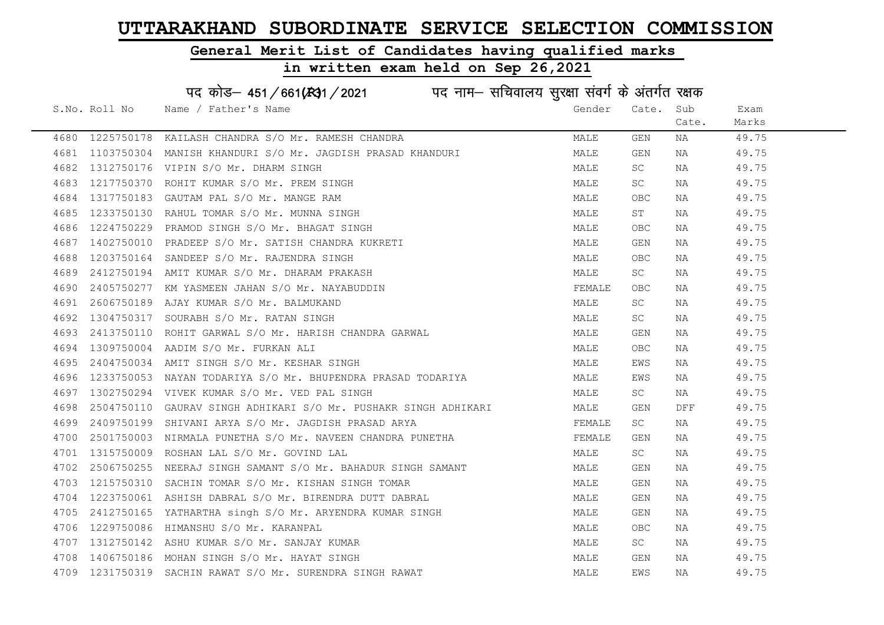# UTTARAKHAND SUBORDINATE SERVICE SELECTION COMMISSION

## General Merit List of Candidates having qualified marks

## in written exam held on Sep 26,2021

पद कोड– 451/661(R)31/2021 पद नाम– सचिवालय सुरक्षा संवर्ग के अंतर्गत रक्षक

| S.No. | Roll No | Name / Father's Name | Gender | Cate. | Sub Cate. | Exam Marks |
|---|---|---|---|---|---|---|
| 4680 | 1225750178 | KAILASH CHANDRA S/O Mr. RAMESH CHANDRA | MALE | GEN | NA | 49.75 |
| 4681 | 1103750304 | MANISH KHANDURI S/O Mr. JAGDISH PRASAD KHANDURI | MALE | GEN | NA | 49.75 |
| 4682 | 1312750176 | VIPIN S/O Mr. DHARM SINGH | MALE | SC | NA | 49.75 |
| 4683 | 1217750370 | ROHIT KUMAR S/O Mr. PREM SINGH | MALE | SC | NA | 49.75 |
| 4684 | 1317750183 | GAUTAM PAL S/O Mr. MANGE RAM | MALE | OBC | NA | 49.75 |
| 4685 | 1233750130 | RAHUL TOMAR S/O Mr. MUNNA SINGH | MALE | ST | NA | 49.75 |
| 4686 | 1224750229 | PRAMOD SINGH S/O Mr. BHAGAT SINGH | MALE | OBC | NA | 49.75 |
| 4687 | 1402750010 | PRADEEP S/O Mr. SATISH CHANDRA KUKRETI | MALE | GEN | NA | 49.75 |
| 4688 | 1203750164 | SANDEEP S/O Mr. RAJENDRA SINGH | MALE | OBC | NA | 49.75 |
| 4689 | 2412750194 | AMIT KUMAR S/O Mr. DHARAM PRAKASH | MALE | SC | NA | 49.75 |
| 4690 | 2405750277 | KM YASMEEN JAHAN S/O Mr. NAYABUDDIN | FEMALE | OBC | NA | 49.75 |
| 4691 | 2606750189 | AJAY KUMAR S/O Mr. BALMUKAND | MALE | SC | NA | 49.75 |
| 4692 | 1304750317 | SOURABH S/O Mr. RATAN SINGH | MALE | SC | NA | 49.75 |
| 4693 | 2413750110 | ROHIT GARWAL S/O Mr. HARISH CHANDRA GARWAL | MALE | GEN | NA | 49.75 |
| 4694 | 1309750004 | AADIM S/O Mr. FURKAN ALI | MALE | OBC | NA | 49.75 |
| 4695 | 2404750034 | AMIT SINGH S/O Mr. KESHAR SINGH | MALE | EWS | NA | 49.75 |
| 4696 | 1233750053 | NAYAN TODARIYA S/O Mr. BHUPENDRA PRASAD TODARIYA | MALE | EWS | NA | 49.75 |
| 4697 | 1302750294 | VIVEK KUMAR S/O Mr. VED PAL SINGH | MALE | SC | NA | 49.75 |
| 4698 | 2504750110 | GAURAV SINGH ADHIKARI S/O Mr. PUSHAKR SINGH ADHIKARI | MALE | GEN | DFF | 49.75 |
| 4699 | 2409750199 | SHIVANI ARYA S/O Mr. JAGDISH PRASAD ARYA | FEMALE | SC | NA | 49.75 |
| 4700 | 2501750003 | NIRMALA PUNETHA S/O Mr. NAVEEN CHANDRA PUNETHA | FEMALE | GEN | NA | 49.75 |
| 4701 | 1315750009 | ROSHAN LAL S/O Mr. GOVIND LAL | MALE | SC | NA | 49.75 |
| 4702 | 2506750255 | NEERAJ SINGH SAMANT S/O Mr. BAHADUR SINGH SAMANT | MALE | GEN | NA | 49.75 |
| 4703 | 1215750310 | SACHIN TOMAR S/O Mr. KISHAN SINGH TOMAR | MALE | GEN | NA | 49.75 |
| 4704 | 1223750061 | ASHISH DABRAL S/O Mr. BIRENDRA DUTT DABRAL | MALE | GEN | NA | 49.75 |
| 4705 | 2412750165 | YATHARTHA singh S/O Mr. ARYENDRA KUMAR SINGH | MALE | GEN | NA | 49.75 |
| 4706 | 1229750086 | HIMANSHU S/O Mr. KARANPAL | MALE | OBC | NA | 49.75 |
| 4707 | 1312750142 | ASHU KUMAR S/O Mr. SANJAY KUMAR | MALE | SC | NA | 49.75 |
| 4708 | 1406750186 | MOHAN SINGH S/O Mr. HAYAT SINGH | MALE | GEN | NA | 49.75 |
| 4709 | 1231750319 | SACHIN RAWAT S/O Mr. SURENDRA SINGH RAWAT | MALE | EWS | NA | 49.75 |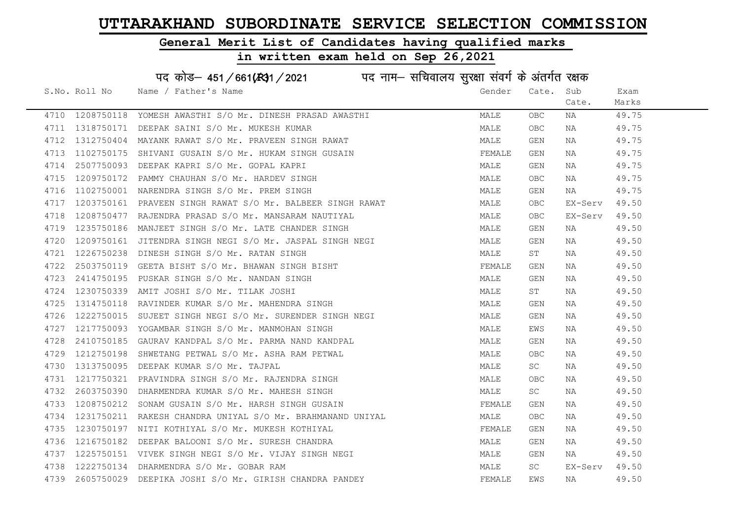# UTTARAKHAND SUBORDINATE SERVICE SELECTION COMMISSION

## General Merit List of Candidates having qualified marks

## in written exam held on Sep 26,2021

### पद कोड– 451/661(R)1/2021 पद नाम– सचिवालय सुरक्षा संवर्ग के अंतर्गत रक्षक

| S.No. | Roll No | Name / Father's Name | Gender | Cate. | Sub Cate. | Exam Marks |
|---|---|---|---|---|---|---|
| 4710 | 1208750118 | YOMESH AWASTHI S/O Mr. DINESH PRASAD AWASTHI | MALE | OBC | NA | 49.75 |
| 4711 | 1318750171 | DEEPAK SAINI S/O Mr. MUKESH KUMAR | MALE | OBC | NA | 49.75 |
| 4712 | 1312750404 | MAYANK RAWAT S/O Mr. PRAVEEN SINGH RAWAT | MALE | GEN | NA | 49.75 |
| 4713 | 1102750175 | SHIVANI GUSAIN S/O Mr. HUKAM SINGH GUSAIN | FEMALE | GEN | NA | 49.75 |
| 4714 | 2507750093 | DEEPAK KAPRI S/O Mr. GOPAL KAPRI | MALE | GEN | NA | 49.75 |
| 4715 | 1209750172 | PAMMY CHAUHAN S/O Mr. HARDEV SINGH | MALE | OBC | NA | 49.75 |
| 4716 | 1102750001 | NARENDRA SINGH S/O Mr. PREM SINGH | MALE | GEN | NA | 49.75 |
| 4717 | 1203750161 | PRAVEEN SINGH RAWAT S/O Mr. BALBEER SINGH RAWAT | MALE | OBC | EX-Serv | 49.50 |
| 4718 | 1208750477 | RAJENDRA PRASAD S/O Mr. MANSARAM NAUTIYAL | MALE | OBC | EX-Serv | 49.50 |
| 4719 | 1235750186 | MANJEET SINGH S/O Mr. LATE CHANDER SINGH | MALE | GEN | NA | 49.50 |
| 4720 | 1209750161 | JITENDRA SINGH NEGI S/O Mr. JASPAL SINGH NEGI | MALE | GEN | NA | 49.50 |
| 4721 | 1226750238 | DINESH SINGH S/O Mr. RATAN SINGH | MALE | ST | NA | 49.50 |
| 4722 | 2503750119 | GEETA BISHT S/O Mr. BHAWAN SINGH BISHT | FEMALE | GEN | NA | 49.50 |
| 4723 | 2414750195 | PUSKAR SINGH S/O Mr. NANDAN SINGH | MALE | GEN | NA | 49.50 |
| 4724 | 1230750339 | AMIT JOSHI S/O Mr. TILAK JOSHI | MALE | ST | NA | 49.50 |
| 4725 | 1314750118 | RAVINDER KUMAR S/O Mr. MAHENDRA SINGH | MALE | GEN | NA | 49.50 |
| 4726 | 1222750015 | SUJEET SINGH NEGI S/O Mr. SURENDER SINGH NEGI | MALE | GEN | NA | 49.50 |
| 4727 | 1217750093 | YOGAMBAR SINGH S/O Mr. MANMOHAN SINGH | MALE | EWS | NA | 49.50 |
| 4728 | 2410750185 | GAURAV KANDPAL S/O Mr. PARMA NAND KANDPAL | MALE | GEN | NA | 49.50 |
| 4729 | 1212750198 | SHWETANG PETWAL S/O Mr. ASHA RAM PETWAL | MALE | OBC | NA | 49.50 |
| 4730 | 1313750095 | DEEPAK KUMAR S/O Mr. TAJPAL | MALE | SC | NA | 49.50 |
| 4731 | 1217750321 | PRAVINDRA SINGH S/O Mr. RAJENDRA SINGH | MALE | OBC | NA | 49.50 |
| 4732 | 2603750390 | DHARMENDRA KUMAR S/O Mr. MAHESH SINGH | MALE | SC | NA | 49.50 |
| 4733 | 1208750212 | SONAM GUSAIN S/O Mr. HARSH SINGH GUSAIN | FEMALE | GEN | NA | 49.50 |
| 4734 | 1231750211 | RAKESH CHANDRA UNIYAL S/O Mr. BRAHMANAND UNIYAL | MALE | OBC | NA | 49.50 |
| 4735 | 1230750197 | NITI KOTHIYAL S/O Mr. MUKESH KOTHIYAL | FEMALE | GEN | NA | 49.50 |
| 4736 | 1216750182 | DEEPAK BALOONI S/O Mr. SURESH CHANDRA | MALE | GEN | NA | 49.50 |
| 4737 | 1225750151 | VIVEK SINGH NEGI S/O Mr. VIJAY SINGH NEGI | MALE | GEN | NA | 49.50 |
| 4738 | 1222750134 | DHARMENDRA S/O Mr. GOBAR RAM | MALE | SC | EX-Serv | 49.50 |
| 4739 | 2605750029 | DEEPIKA JOSHI S/O Mr. GIRISH CHANDRA PANDEY | FEMALE | EWS | NA | 49.50 |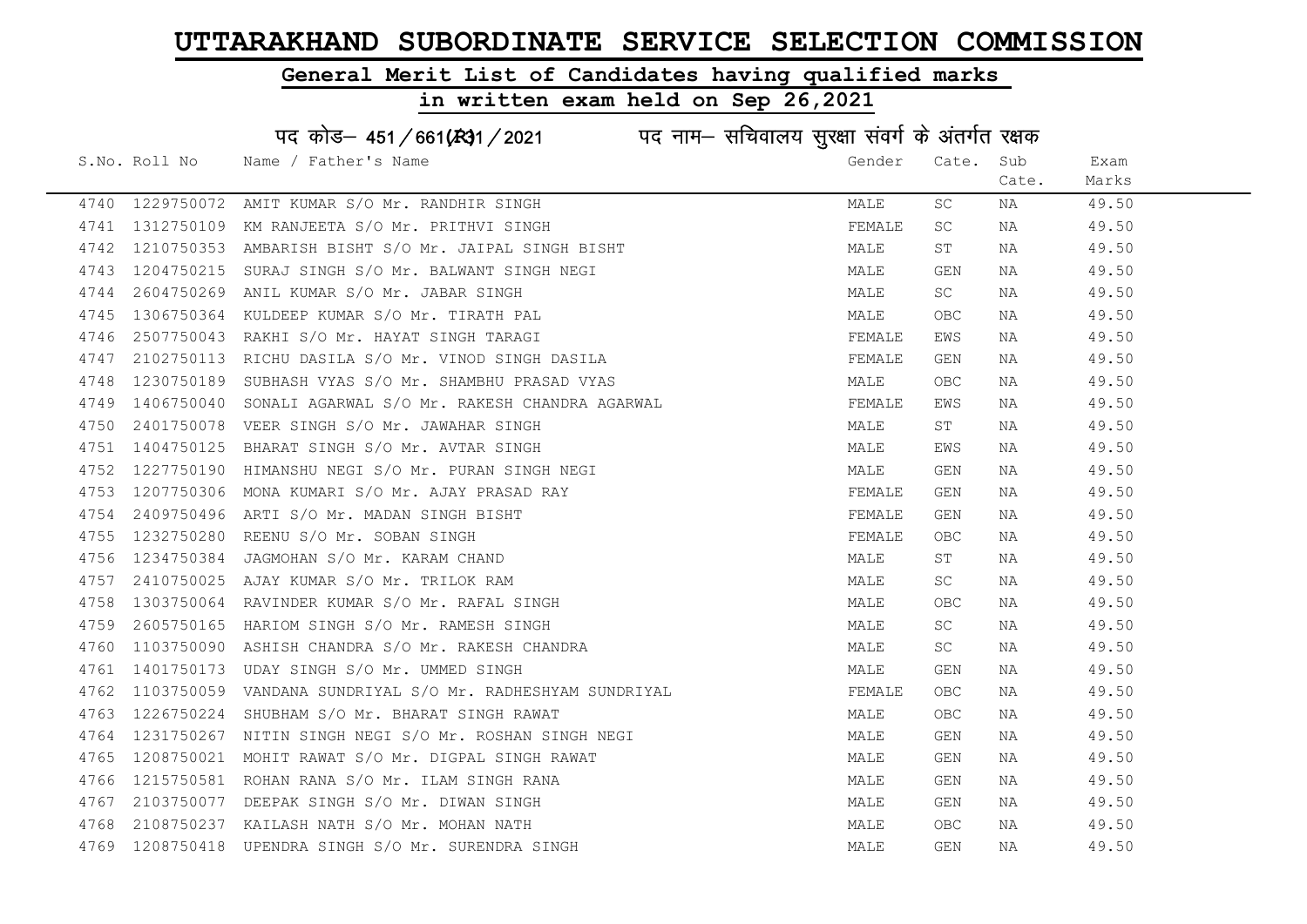# UTTARAKHAND SUBORDINATE SERVICE SELECTION COMMISSION

## General Merit List of Candidates having qualified marks

## in written exam held on Sep 26,2021

पद कोड– 451/661(R)1/2021 पद नाम– सचिवालय सुरक्षा संवर्ग के अंतर्गत रक्षक

| S.No. | Roll No | Name / Father's Name | Gender | Cate. | Sub Cate. | Exam Marks |
|---|---|---|---|---|---|---|
| 4740 | 1229750072 | AMIT KUMAR S/O Mr. RANDHIR SINGH | MALE | SC | NA | 49.50 |
| 4741 | 1312750109 | KM RANJEETA S/O Mr. PRITHVI SINGH | FEMALE | SC | NA | 49.50 |
| 4742 | 1210750353 | AMBARISH BISHT S/O Mr. JAIPAL SINGH BISHT | MALE | ST | NA | 49.50 |
| 4743 | 1204750215 | SURAJ SINGH S/O Mr. BALWANT SINGH NEGI | MALE | GEN | NA | 49.50 |
| 4744 | 2604750269 | ANIL KUMAR S/O Mr. JABAR SINGH | MALE | SC | NA | 49.50 |
| 4745 | 1306750364 | KULDEEP KUMAR S/O Mr. TIRATH PAL | MALE | OBC | NA | 49.50 |
| 4746 | 2507750043 | RAKHI S/O Mr. HAYAT SINGH TARAGI | FEMALE | EWS | NA | 49.50 |
| 4747 | 2102750113 | RICHU DASILA S/O Mr. VINOD SINGH DASILA | FEMALE | GEN | NA | 49.50 |
| 4748 | 1230750189 | SUBHASH VYAS S/O Mr. SHAMBHU PRASAD VYAS | MALE | OBC | NA | 49.50 |
| 4749 | 1406750040 | SONALI AGARWAL S/O Mr. RAKESH CHANDRA AGARWAL | FEMALE | EWS | NA | 49.50 |
| 4750 | 2401750078 | VEER SINGH S/O Mr. JAWAHAR SINGH | MALE | ST | NA | 49.50 |
| 4751 | 1404750125 | BHARAT SINGH S/O Mr. AVTAR SINGH | MALE | EWS | NA | 49.50 |
| 4752 | 1227750190 | HIMANSHU NEGI S/O Mr. PURAN SINGH NEGI | MALE | GEN | NA | 49.50 |
| 4753 | 1207750306 | MONA KUMARI S/O Mr. AJAY PRASAD RAY | FEMALE | GEN | NA | 49.50 |
| 4754 | 2409750496 | ARTI S/O Mr. MADAN SINGH BISHT | FEMALE | GEN | NA | 49.50 |
| 4755 | 1232750280 | REENU S/O Mr. SOBAN SINGH | FEMALE | OBC | NA | 49.50 |
| 4756 | 1234750384 | JAGMOHAN S/O Mr. KARAM CHAND | MALE | ST | NA | 49.50 |
| 4757 | 2410750025 | AJAY KUMAR S/O Mr. TRILOK RAM | MALE | SC | NA | 49.50 |
| 4758 | 1303750064 | RAVINDER KUMAR S/O Mr. RAFAL SINGH | MALE | OBC | NA | 49.50 |
| 4759 | 2605750165 | HARIOM SINGH S/O Mr. RAMESH SINGH | MALE | SC | NA | 49.50 |
| 4760 | 1103750090 | ASHISH CHANDRA S/O Mr. RAKESH CHANDRA | MALE | SC | NA | 49.50 |
| 4761 | 1401750173 | UDAY SINGH S/O Mr. UMMED SINGH | MALE | GEN | NA | 49.50 |
| 4762 | 1103750059 | VANDANA SUNDRIYAL S/O Mr. RADHESHYAM SUNDRIYAL | FEMALE | OBC | NA | 49.50 |
| 4763 | 1226750224 | SHUBHAM S/O Mr. BHARAT SINGH RAWAT | MALE | OBC | NA | 49.50 |
| 4764 | 1231750267 | NITIN SINGH NEGI S/O Mr. ROSHAN SINGH NEGI | MALE | GEN | NA | 49.50 |
| 4765 | 1208750021 | MOHIT RAWAT S/O Mr. DIGPAL SINGH RAWAT | MALE | GEN | NA | 49.50 |
| 4766 | 1215750581 | ROHAN RANA S/O Mr. ILAM SINGH RANA | MALE | GEN | NA | 49.50 |
| 4767 | 2103750077 | DEEPAK SINGH S/O Mr. DIWAN SINGH | MALE | GEN | NA | 49.50 |
| 4768 | 2108750237 | KAILASH NATH S/O Mr. MOHAN NATH | MALE | OBC | NA | 49.50 |
| 4769 | 1208750418 | UPENDRA SINGH S/O Mr. SURENDRA SINGH | MALE | GEN | NA | 49.50 |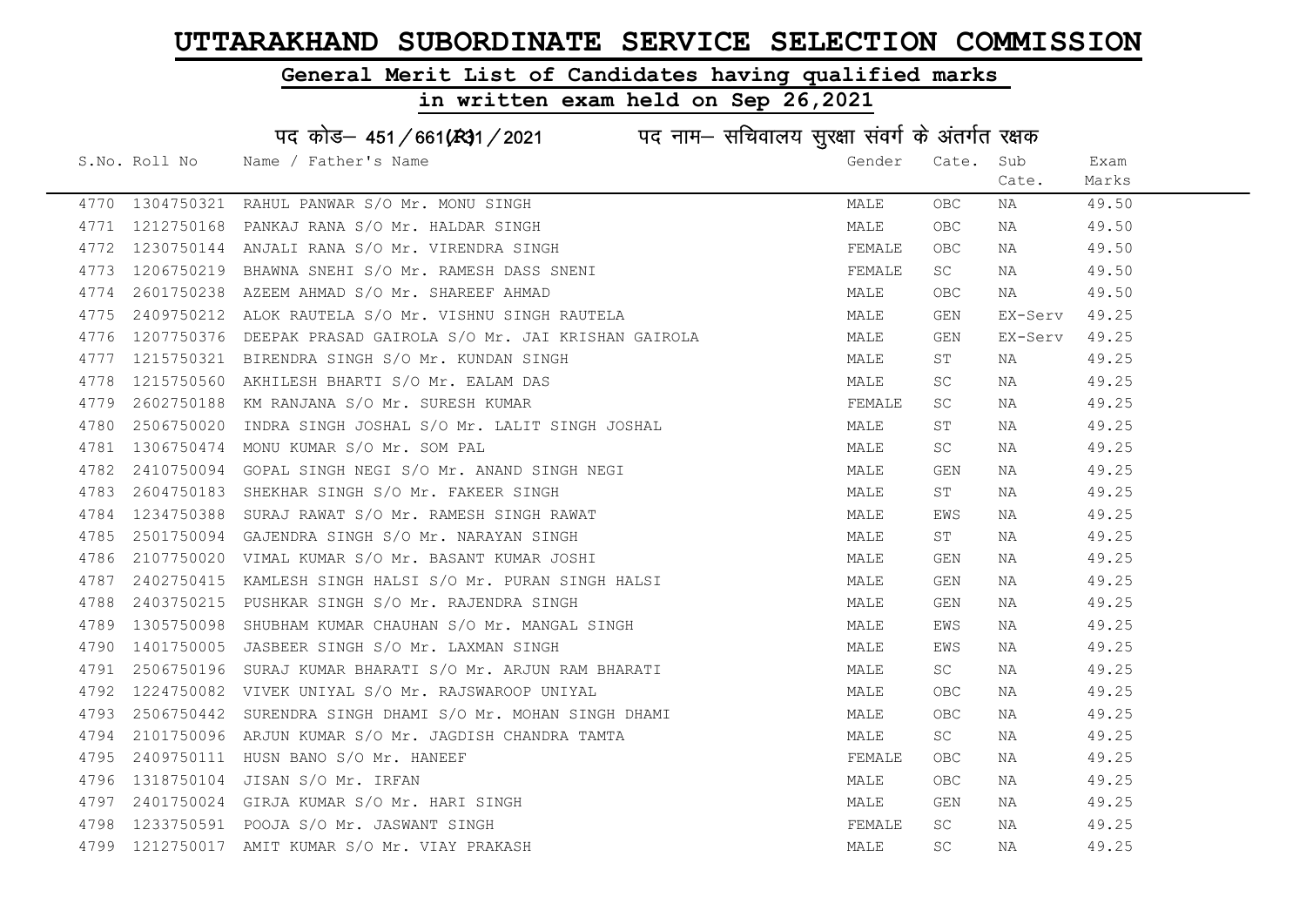# UTTARAKHAND SUBORDINATE SERVICE SELECTION COMMISSION

## General Merit List of Candidates having qualified marks

## in written exam held on Sep 26,2021

### पद कोड– 451/661(R31/2021 पद नाम– सचिवालय सुरक्षा संवर्ग के अंतर्गत रक्षक

| S.No. | Roll No | Name / Father's Name | Gender | Cate. | Sub Cate. | Exam Marks |
|---|---|---|---|---|---|---|
| 4770 | 1304750321 | RAHUL PANWAR S/O Mr. MONU SINGH | MALE | OBC | NA | 49.50 |
| 4771 | 1212750168 | PANKAJ RANA S/O Mr. HALDAR SINGH | MALE | OBC | NA | 49.50 |
| 4772 | 1230750144 | ANJALI RANA S/O Mr. VIRENDRA SINGH | FEMALE | OBC | NA | 49.50 |
| 4773 | 1206750219 | BHAWNA SNEHI S/O Mr. RAMESH DASS SNENI | FEMALE | SC | NA | 49.50 |
| 4774 | 2601750238 | AZEEM AHMAD S/O Mr. SHAREEF AHMAD | MALE | OBC | NA | 49.50 |
| 4775 | 2409750212 | ALOK RAUTELA S/O Mr. VISHNU SINGH RAUTELA | MALE | GEN | EX-Serv | 49.25 |
| 4776 | 1207750376 | DEEPAK PRASAD GAIROLA S/O Mr. JAI KRISHAN GAIROLA | MALE | GEN | EX-Serv | 49.25 |
| 4777 | 1215750321 | BIRENDRA SINGH S/O Mr. KUNDAN SINGH | MALE | ST | NA | 49.25 |
| 4778 | 1215750560 | AKHILESH BHARTI S/O Mr. EALAM DAS | MALE | SC | NA | 49.25 |
| 4779 | 2602750188 | KM RANJANA S/O Mr. SURESH KUMAR | FEMALE | SC | NA | 49.25 |
| 4780 | 2506750020 | INDRA SINGH JOSHAL S/O Mr. LALIT SINGH JOSHAL | MALE | ST | NA | 49.25 |
| 4781 | 1306750474 | MONU KUMAR S/O Mr. SOM PAL | MALE | SC | NA | 49.25 |
| 4782 | 2410750094 | GOPAL SINGH NEGI S/O Mr. ANAND SINGH NEGI | MALE | GEN | NA | 49.25 |
| 4783 | 2604750183 | SHEKHAR SINGH S/O Mr. FAKEER SINGH | MALE | ST | NA | 49.25 |
| 4784 | 1234750388 | SURAJ RAWAT S/O Mr. RAMESH SINGH RAWAT | MALE | EWS | NA | 49.25 |
| 4785 | 2501750094 | GAJENDRA SINGH S/O Mr. NARAYAN SINGH | MALE | ST | NA | 49.25 |
| 4786 | 2107750020 | VIMAL KUMAR S/O Mr. BASANT KUMAR JOSHI | MALE | GEN | NA | 49.25 |
| 4787 | 2402750415 | KAMLESH SINGH HALSI S/O Mr. PURAN SINGH HALSI | MALE | GEN | NA | 49.25 |
| 4788 | 2403750215 | PUSHKAR SINGH S/O Mr. RAJENDRA SINGH | MALE | GEN | NA | 49.25 |
| 4789 | 1305750098 | SHUBHAM KUMAR CHAUHAN S/O Mr. MANGAL SINGH | MALE | EWS | NA | 49.25 |
| 4790 | 1401750005 | JASBEER SINGH S/O Mr. LAXMAN SINGH | MALE | EWS | NA | 49.25 |
| 4791 | 2506750196 | SURAJ KUMAR BHARATI S/O Mr. ARJUN RAM BHARATI | MALE | SC | NA | 49.25 |
| 4792 | 1224750082 | VIVEK UNIYAL S/O Mr. RAJSWAROOP UNIYAL | MALE | OBC | NA | 49.25 |
| 4793 | 2506750442 | SURENDRA SINGH DHAMI S/O Mr. MOHAN SINGH DHAMI | MALE | OBC | NA | 49.25 |
| 4794 | 2101750096 | ARJUN KUMAR S/O Mr. JAGDISH CHANDRA TAMTA | MALE | SC | NA | 49.25 |
| 4795 | 2409750111 | HUSN BANO S/O Mr. HANEEF | FEMALE | OBC | NA | 49.25 |
| 4796 | 1318750104 | JISAN S/O Mr. IRFAN | MALE | OBC | NA | 49.25 |
| 4797 | 2401750024 | GIRJA KUMAR S/O Mr. HARI SINGH | MALE | GEN | NA | 49.25 |
| 4798 | 1233750591 | POOJA S/O Mr. JASWANT SINGH | FEMALE | SC | NA | 49.25 |
| 4799 | 1212750017 | AMIT KUMAR S/O Mr. VIAY PRAKASH | MALE | SC | NA | 49.25 |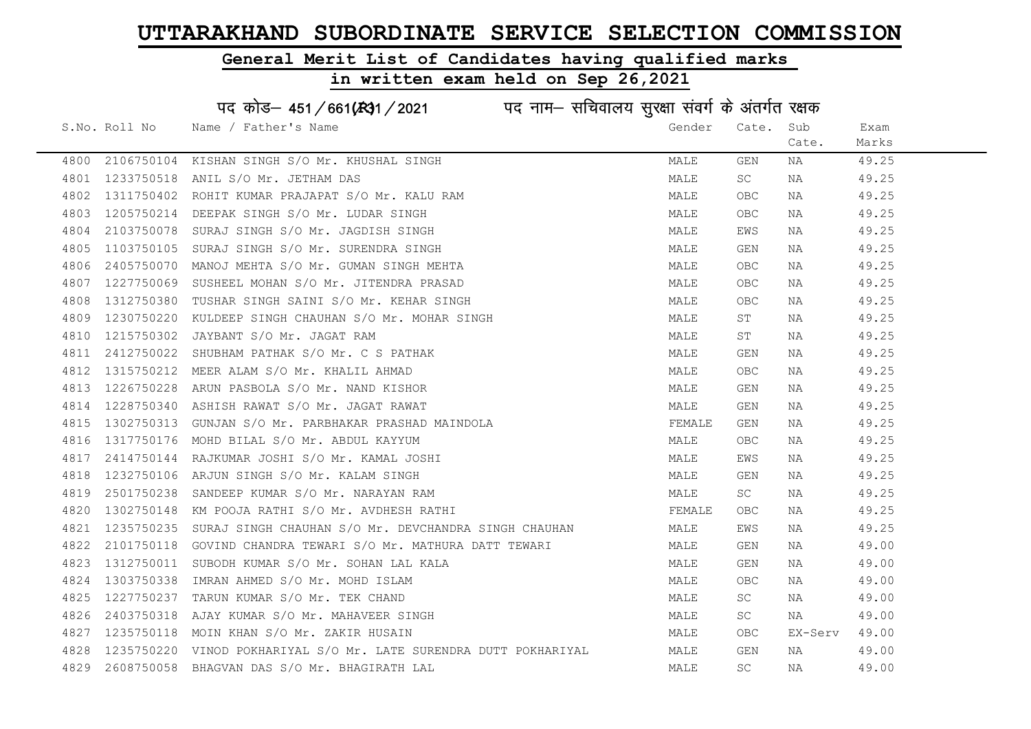# UTTARAKHAND SUBORDINATE SERVICE SELECTION COMMISSION

## General Merit List of Candidates having qualified marks

## in written exam held on Sep 26,2021

### पद कोड– 451 / 661(R31 / 2021 पद नाम– सचिवालय सुरक्षा संवर्ग के अंतर्गत रक्षक

| S.No. | Roll No | Name / Father's Name | Gender | Cate. | Sub Cate. | Exam Marks |
|---|---|---|---|---|---|---|
| 4800 | 2106750104 | KISHAN SINGH S/O Mr. KHUSHAL SINGH | MALE | GEN | NA | 49.25 |
| 4801 | 1233750518 | ANIL S/O Mr. JETHAM DAS | MALE | SC | NA | 49.25 |
| 4802 | 1311750402 | ROHIT KUMAR PRAJAPAT S/O Mr. KALU RAM | MALE | OBC | NA | 49.25 |
| 4803 | 1205750214 | DEEPAK SINGH S/O Mr. LUDAR SINGH | MALE | OBC | NA | 49.25 |
| 4804 | 2103750078 | SURAJ SINGH S/O Mr. JAGDISH SINGH | MALE | EWS | NA | 49.25 |
| 4805 | 1103750105 | SURAJ SINGH S/O Mr. SURENDRA SINGH | MALE | GEN | NA | 49.25 |
| 4806 | 2405750070 | MANOJ MEHTA S/O Mr. GUMAN SINGH MEHTA | MALE | OBC | NA | 49.25 |
| 4807 | 1227750069 | SUSHEEL MOHAN S/O Mr. JITENDRA PRASAD | MALE | OBC | NA | 49.25 |
| 4808 | 1312750380 | TUSHAR SINGH SAINI S/O Mr. KEHAR SINGH | MALE | OBC | NA | 49.25 |
| 4809 | 1230750220 | KULDEEP SINGH CHAUHAN S/O Mr. MOHAR SINGH | MALE | ST | NA | 49.25 |
| 4810 | 1215750302 | JAYBANT S/O Mr. JAGAT RAM | MALE | ST | NA | 49.25 |
| 4811 | 2412750022 | SHUBHAM PATHAK S/O Mr. C S PATHAK | MALE | GEN | NA | 49.25 |
| 4812 | 1315750212 | MEER ALAM S/O Mr. KHALIL AHMAD | MALE | OBC | NA | 49.25 |
| 4813 | 1226750228 | ARUN PASBOLA S/O Mr. NAND KISHOR | MALE | GEN | NA | 49.25 |
| 4814 | 1228750340 | ASHISH RAWAT S/O Mr. JAGAT RAWAT | MALE | GEN | NA | 49.25 |
| 4815 | 1302750313 | GUNJAN S/O Mr. PARBHAKAR PRASHAD MAINDOLA | FEMALE | GEN | NA | 49.25 |
| 4816 | 1317750176 | MOHD BILAL S/O Mr. ABDUL KAYYUM | MALE | OBC | NA | 49.25 |
| 4817 | 2414750144 | RAJKUMAR JOSHI S/O Mr. KAMAL JOSHI | MALE | EWS | NA | 49.25 |
| 4818 | 1232750106 | ARJUN SINGH S/O Mr. KALAM SINGH | MALE | GEN | NA | 49.25 |
| 4819 | 2501750238 | SANDEEP KUMAR S/O Mr. NARAYAN RAM | MALE | SC | NA | 49.25 |
| 4820 | 1302750148 | KM POOJA RATHI S/O Mr. AVDHESH RATHI | FEMALE | OBC | NA | 49.25 |
| 4821 | 1235750235 | SURAJ SINGH CHAUHAN S/O Mr. DEVCHANDRA SINGH CHAUHAN | MALE | EWS | NA | 49.25 |
| 4822 | 2101750118 | GOVIND CHANDRA TEWARI S/O Mr. MATHURA DATT TEWARI | MALE | GEN | NA | 49.00 |
| 4823 | 1312750011 | SUBODH KUMAR S/O Mr. SOHAN LAL KALA | MALE | GEN | NA | 49.00 |
| 4824 | 1303750338 | IMRAN AHMED S/O Mr. MOHD ISLAM | MALE | OBC | NA | 49.00 |
| 4825 | 1227750237 | TARUN KUMAR S/O Mr. TEK CHAND | MALE | SC | NA | 49.00 |
| 4826 | 2403750318 | AJAY KUMAR S/O Mr. MAHAVEER SINGH | MALE | SC | NA | 49.00 |
| 4827 | 1235750118 | MOIN KHAN S/O Mr. ZAKIR HUSAIN | MALE | OBC | EX-Serv | 49.00 |
| 4828 | 1235750220 | VINOD POKHARIYAL S/O Mr. LATE SURENDRA DUTT POKHARIYAL | MALE | GEN | NA | 49.00 |
| 4829 | 2608750058 | BHAGVAN DAS S/O Mr. BHAGIRATH LAL | MALE | SC | NA | 49.00 |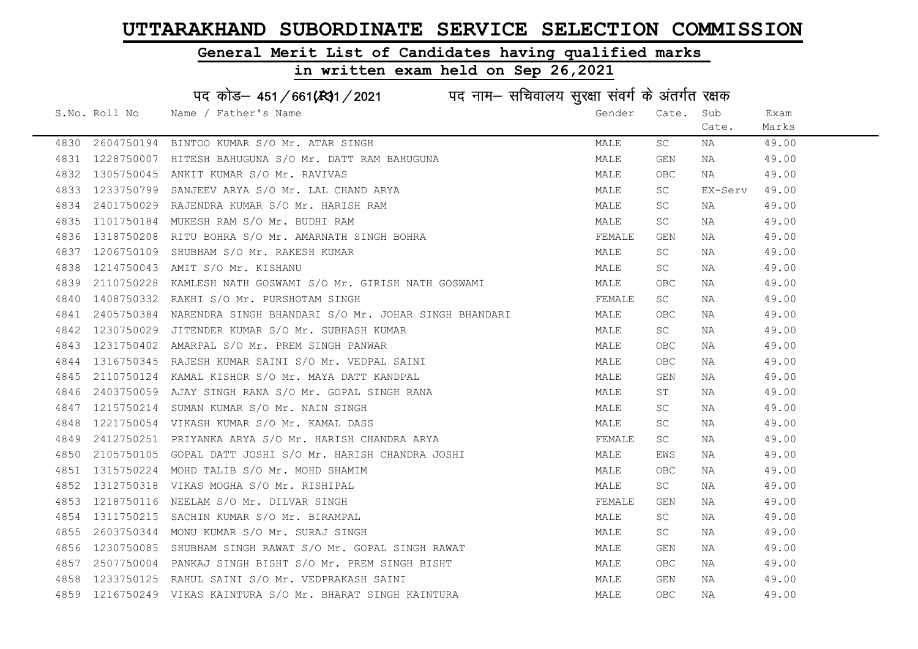# UTTARAKHAND SUBORDINATE SERVICE SELECTION COMMISSION

## General Merit List of Candidates having qualified marks

## in written exam held on Sep 26,2021

### पद कोड– 451/661(R)1/2021 पद नाम– सचिवालय सुरक्षा संवर्ग के अंतर्गत रक्षक

| S.No. | Roll No | Name / Father's Name | Gender | Cate. | Sub Cate. | Exam Marks |
|---|---|---|---|---|---|---|
| 4830 | 2604750194 | BINTOO KUMAR S/O Mr. ATAR SINGH | MALE | SC | NA | 49.00 |
| 4831 | 1228750007 | HITESH BAHUGUNA S/O Mr. DATT RAM BAHUGUNA | MALE | GEN | NA | 49.00 |
| 4832 | 1305750045 | ANKIT KUMAR S/O Mr. RAVIVAS | MALE | OBC | NA | 49.00 |
| 4833 | 1233750799 | SANJEEV ARYA S/O Mr. LAL CHAND ARYA | MALE | SC | EX-Serv | 49.00 |
| 4834 | 2401750029 | RAJENDRA KUMAR S/O Mr. HARISH RAM | MALE | SC | NA | 49.00 |
| 4835 | 1101750184 | MUKESH RAM S/O Mr. BUDHI RAM | MALE | SC | NA | 49.00 |
| 4836 | 1318750208 | RITU BOHRA S/O Mr. AMARNATH SINGH BOHRA | FEMALE | GEN | NA | 49.00 |
| 4837 | 1206750109 | SHUBHAM S/O Mr. RAKESH KUMAR | MALE | SC | NA | 49.00 |
| 4838 | 1214750043 | AMIT S/O Mr. KISHANU | MALE | SC | NA | 49.00 |
| 4839 | 2110750228 | KAMLESH NATH GOSWAMI S/O Mr. GIRISH NATH GOSWAMI | MALE | OBC | NA | 49.00 |
| 4840 | 1408750332 | RAKHI S/O Mr. PURSHOTAM SINGH | FEMALE | SC | NA | 49.00 |
| 4841 | 2405750384 | NARENDRA SINGH BHANDARI S/O Mr. JOHAR SINGH BHANDARI | MALE | OBC | NA | 49.00 |
| 4842 | 1230750029 | JITENDER KUMAR S/O Mr. SUBHASH KUMAR | MALE | SC | NA | 49.00 |
| 4843 | 1231750402 | AMARPAL S/O Mr. PREM SINGH PANWAR | MALE | OBC | NA | 49.00 |
| 4844 | 1316750345 | RAJESH KUMAR SAINI S/O Mr. VEDPAL SAINI | MALE | OBC | NA | 49.00 |
| 4845 | 2110750124 | KAMAL KISHOR S/O Mr. MAYA DATT KANDPAL | MALE | GEN | NA | 49.00 |
| 4846 | 2403750059 | AJAY SINGH RANA S/O Mr. GOPAL SINGH RANA | MALE | ST | NA | 49.00 |
| 4847 | 1215750214 | SUMAN KUMAR S/O Mr. NAIN SINGH | MALE | SC | NA | 49.00 |
| 4848 | 1221750054 | VIKASH KUMAR S/O Mr. KAMAL DASS | MALE | SC | NA | 49.00 |
| 4849 | 2412750251 | PRIYANKA ARYA S/O Mr. HARISH CHANDRA ARYA | FEMALE | SC | NA | 49.00 |
| 4850 | 2105750105 | GOPAL DATT JOSHI S/O Mr. HARISH CHANDRA JOSHI | MALE | EWS | NA | 49.00 |
| 4851 | 1315750224 | MOHD TALIB S/O Mr. MOHD SHAMIM | MALE | OBC | NA | 49.00 |
| 4852 | 1312750318 | VIKAS MOGHA S/O Mr. RISHIPAL | MALE | SC | NA | 49.00 |
| 4853 | 1218750116 | NEELAM S/O Mr. DILVAR SINGH | FEMALE | GEN | NA | 49.00 |
| 4854 | 1311750215 | SACHIN KUMAR S/O Mr. BIRAMPAL | MALE | SC | NA | 49.00 |
| 4855 | 2603750344 | MONU KUMAR S/O Mr. SURAJ SINGH | MALE | SC | NA | 49.00 |
| 4856 | 1230750085 | SHUBHAM SINGH RAWAT S/O Mr. GOPAL SINGH RAWAT | MALE | GEN | NA | 49.00 |
| 4857 | 2507750004 | PANKAJ SINGH BISHT S/O Mr. PREM SINGH BISHT | MALE | OBC | NA | 49.00 |
| 4858 | 1233750125 | RAHUL SAINI S/O Mr. VEDPRAKASH SAINI | MALE | GEN | NA | 49.00 |
| 4859 | 1216750249 | VIKAS KAINTURA S/O Mr. BHARAT SINGH KAINTURA | MALE | OBC | NA | 49.00 |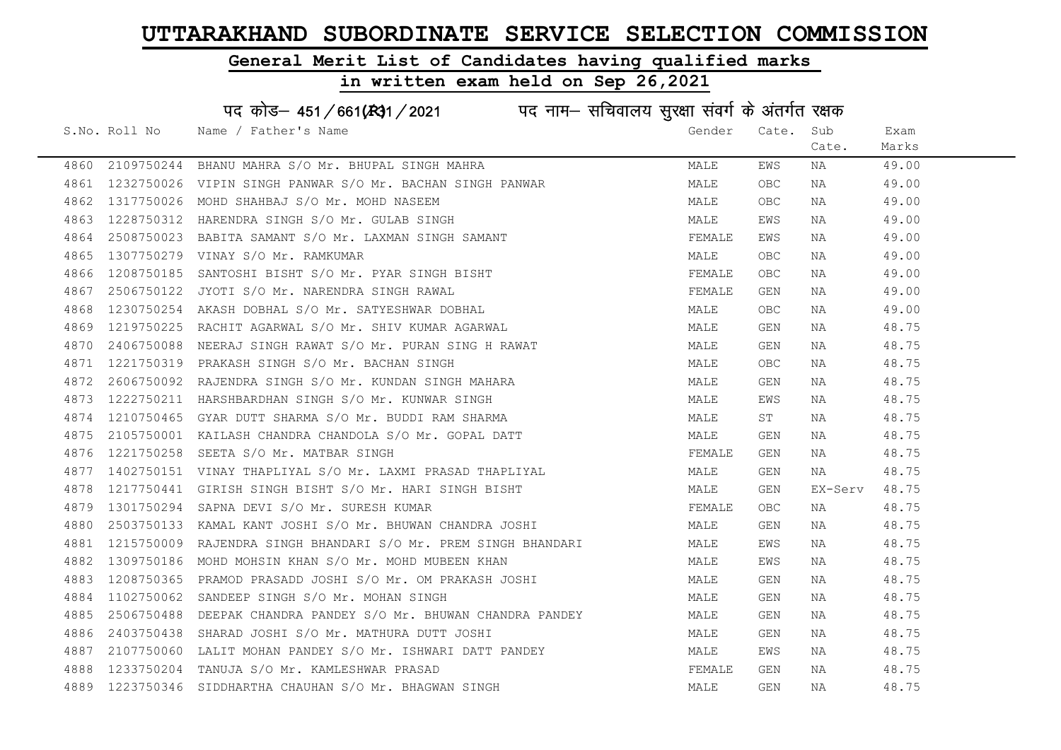# UTTARAKHAND SUBORDINATE SERVICE SELECTION COMMISSION

## General Merit List of Candidates having qualified marks

## in written exam held on Sep 26,2021

### पद कोड– 451/661(R)1/2021 पद नाम– सचिवालय सुरक्षा संवर्ग के अंतर्गत रक्षक

| S.No. | Roll No | Name / Father's Name | Gender | Cate. | Sub Cate. | Exam Marks |
|---|---|---|---|---|---|---|
| 4860 | 2109750244 | BHANU MAHRA S/O Mr. BHUPAL SINGH MAHRA | MALE | EWS | NA | 49.00 |
| 4861 | 1232750026 | VIPIN SINGH PANWAR S/O Mr. BACHAN SINGH PANWAR | MALE | OBC | NA | 49.00 |
| 4862 | 1317750026 | MOHD SHAHBAJ S/O Mr. MOHD NASEEM | MALE | OBC | NA | 49.00 |
| 4863 | 1228750312 | HARENDRA SINGH S/O Mr. GULAB SINGH | MALE | EWS | NA | 49.00 |
| 4864 | 2508750023 | BABITA SAMANT S/O Mr. LAXMAN SINGH SAMANT | FEMALE | EWS | NA | 49.00 |
| 4865 | 1307750279 | VINAY S/O Mr. RAMKUMAR | MALE | OBC | NA | 49.00 |
| 4866 | 1208750185 | SANTOSHI BISHT S/O Mr. PYAR SINGH BISHT | FEMALE | OBC | NA | 49.00 |
| 4867 | 2506750122 | JYOTI S/O Mr. NARENDRA SINGH RAWAL | FEMALE | GEN | NA | 49.00 |
| 4868 | 1230750254 | AKASH DOBHAL S/O Mr. SATYESHWAR DOBHAL | MALE | OBC | NA | 49.00 |
| 4869 | 1219750225 | RACHIT AGARWAL S/O Mr. SHIV KUMAR AGARWAL | MALE | GEN | NA | 48.75 |
| 4870 | 2406750088 | NEERAJ SINGH RAWAT S/O Mr. PURAN SING H RAWAT | MALE | GEN | NA | 48.75 |
| 4871 | 1221750319 | PRAKASH SINGH S/O Mr. BACHAN SINGH | MALE | OBC | NA | 48.75 |
| 4872 | 2606750092 | RAJENDRA SINGH S/O Mr. KUNDAN SINGH MAHARA | MALE | GEN | NA | 48.75 |
| 4873 | 1222750211 | HARSHBARDHAN SINGH S/O Mr. KUNWAR SINGH | MALE | EWS | NA | 48.75 |
| 4874 | 1210750465 | GYAR DUTT SHARMA S/O Mr. BUDDI RAM SHARMA | MALE | ST | NA | 48.75 |
| 4875 | 2105750001 | KAILASH CHANDRA CHANDOLA S/O Mr. GOPAL DATT | MALE | GEN | NA | 48.75 |
| 4876 | 1221750258 | SEETA S/O Mr. MATBAR SINGH | FEMALE | GEN | NA | 48.75 |
| 4877 | 1402750151 | VINAY THAPLIYAL S/O Mr. LAXMI PRASAD THAPLIYAL | MALE | GEN | NA | 48.75 |
| 4878 | 1217750441 | GIRISH SINGH BISHT S/O Mr. HARI SINGH BISHT | MALE | GEN | EX-Serv | 48.75 |
| 4879 | 1301750294 | SAPNA DEVI S/O Mr. SURESH KUMAR | FEMALE | OBC | NA | 48.75 |
| 4880 | 2503750133 | KAMAL KANT JOSHI S/O Mr. BHUWAN CHANDRA JOSHI | MALE | GEN | NA | 48.75 |
| 4881 | 1215750009 | RAJENDRA SINGH BHANDARI S/O Mr. PREM SINGH BHANDARI | MALE | EWS | NA | 48.75 |
| 4882 | 1309750186 | MOHD MOHSIN KHAN S/O Mr. MOHD MUBEEN KHAN | MALE | EWS | NA | 48.75 |
| 4883 | 1208750365 | PRAMOD PRASADD JOSHI S/O Mr. OM PRAKASH JOSHI | MALE | GEN | NA | 48.75 |
| 4884 | 1102750062 | SANDEEP SINGH S/O Mr. MOHAN SINGH | MALE | GEN | NA | 48.75 |
| 4885 | 2506750488 | DEEPAK CHANDRA PANDEY S/O Mr. BHUWAN CHANDRA PANDEY | MALE | GEN | NA | 48.75 |
| 4886 | 2403750438 | SHARAD JOSHI S/O Mr. MATHURA DUTT JOSHI | MALE | GEN | NA | 48.75 |
| 4887 | 2107750060 | LALIT MOHAN PANDEY S/O Mr. ISHWARI DATT PANDEY | MALE | EWS | NA | 48.75 |
| 4888 | 1233750204 | TANUJA S/O Mr. KAMLESHWAR PRASAD | FEMALE | GEN | NA | 48.75 |
| 4889 | 1223750346 | SIDDHARTHA CHAUHAN S/O Mr. BHAGWAN SINGH | MALE | GEN | NA | 48.75 |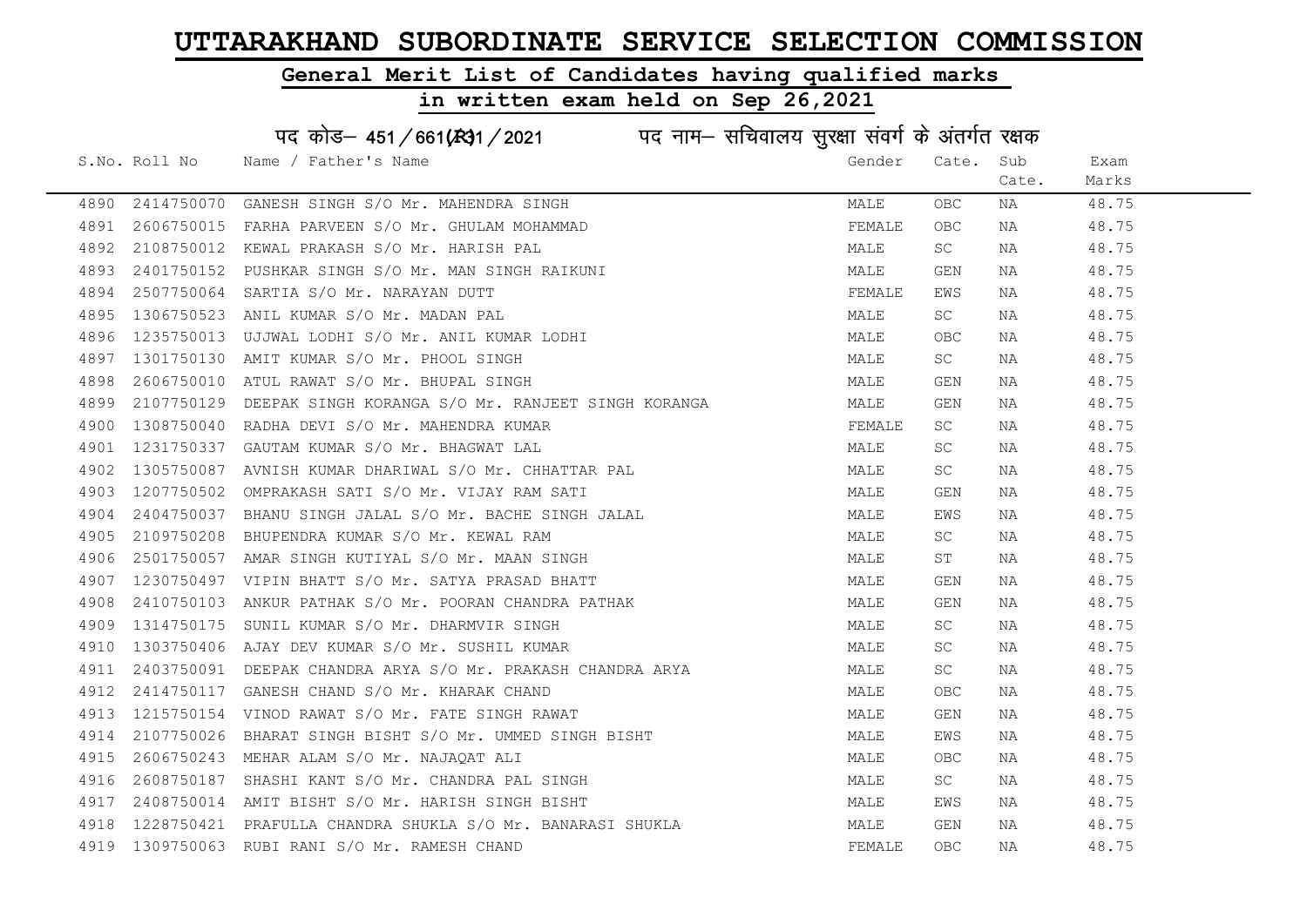# UTTARAKHAND SUBORDINATE SERVICE SELECTION COMMISSION

## General Merit List of Candidates having qualified marks

## in written exam held on Sep 26,2021

पद कोड– 451/661(R)1/2021 पद नाम– सचिवालय सुरक्षा संवर्ग के अंतर्गत रक्षक

| S.No. | Roll No | Name / Father's Name | Gender | Cate. | Sub Cate. | Exam Marks |
|---|---|---|---|---|---|---|
| 4890 | 2414750070 | GANESH SINGH S/O Mr. MAHENDRA SINGH | MALE | OBC | NA | 48.75 |
| 4891 | 2606750015 | FARHA PARVEEN S/O Mr. GHULAM MOHAMMAD | FEMALE | OBC | NA | 48.75 |
| 4892 | 2108750012 | KEWAL PRAKASH S/O Mr. HARISH PAL | MALE | SC | NA | 48.75 |
| 4893 | 2401750152 | PUSHKAR SINGH S/O Mr. MAN SINGH RAIKUNI | MALE | GEN | NA | 48.75 |
| 4894 | 2507750064 | SARTIA S/O Mr. NARAYAN DUTT | FEMALE | EWS | NA | 48.75 |
| 4895 | 1306750523 | ANIL KUMAR S/O Mr. MADAN PAL | MALE | SC | NA | 48.75 |
| 4896 | 1235750013 | UJJWAL LODHI S/O Mr. ANIL KUMAR LODHI | MALE | OBC | NA | 48.75 |
| 4897 | 1301750130 | AMIT KUMAR S/O Mr. PHOOL SINGH | MALE | SC | NA | 48.75 |
| 4898 | 2606750010 | ATUL RAWAT S/O Mr. BHUPAL SINGH | MALE | GEN | NA | 48.75 |
| 4899 | 2107750129 | DEEPAK SINGH KORANGA S/O Mr. RANJEET SINGH KORANGA | MALE | GEN | NA | 48.75 |
| 4900 | 1308750040 | RADHA DEVI S/O Mr. MAHENDRA KUMAR | FEMALE | SC | NA | 48.75 |
| 4901 | 1231750337 | GAUTAM KUMAR S/O Mr. BHAGWAT LAL | MALE | SC | NA | 48.75 |
| 4902 | 1305750087 | AVNISH KUMAR DHARIWAL S/O Mr. CHHATTAR PAL | MALE | SC | NA | 48.75 |
| 4903 | 1207750502 | OMPRAKASH SATI S/O Mr. VIJAY RAM SATI | MALE | GEN | NA | 48.75 |
| 4904 | 2404750037 | BHANU SINGH JALAL S/O Mr. BACHE SINGH JALAL | MALE | EWS | NA | 48.75 |
| 4905 | 2109750208 | BHUPENDRA KUMAR S/O Mr. KEWAL RAM | MALE | SC | NA | 48.75 |
| 4906 | 2501750057 | AMAR SINGH KUTIYAL S/O Mr. MAAN SINGH | MALE | ST | NA | 48.75 |
| 4907 | 1230750497 | VIPIN BHATT S/O Mr. SATYA PRASAD BHATT | MALE | GEN | NA | 48.75 |
| 4908 | 2410750103 | ANKUR PATHAK S/O Mr. POORAN CHANDRA PATHAK | MALE | GEN | NA | 48.75 |
| 4909 | 1314750175 | SUNIL KUMAR S/O Mr. DHARMVIR SINGH | MALE | SC | NA | 48.75 |
| 4910 | 1303750406 | AJAY DEV KUMAR S/O Mr. SUSHIL KUMAR | MALE | SC | NA | 48.75 |
| 4911 | 2403750091 | DEEPAK CHANDRA ARYA S/O Mr. PRAKASH CHANDRA ARYA | MALE | SC | NA | 48.75 |
| 4912 | 2414750117 | GANESH CHAND S/O Mr. KHARAK CHAND | MALE | OBC | NA | 48.75 |
| 4913 | 1215750154 | VINOD RAWAT S/O Mr. FATE SINGH RAWAT | MALE | GEN | NA | 48.75 |
| 4914 | 2107750026 | BHARAT SINGH BISHT S/O Mr. UMMED SINGH BISHT | MALE | EWS | NA | 48.75 |
| 4915 | 2606750243 | MEHAR ALAM S/O Mr. NAJAQAT ALI | MALE | OBC | NA | 48.75 |
| 4916 | 2608750187 | SHASHI KANT S/O Mr. CHANDRA PAL SINGH | MALE | SC | NA | 48.75 |
| 4917 | 2408750014 | AMIT BISHT S/O Mr. HARISH SINGH BISHT | MALE | EWS | NA | 48.75 |
| 4918 | 1228750421 | PRAFULLA CHANDRA SHUKLA S/O Mr. BANARASI SHUKLA | MALE | GEN | NA | 48.75 |
| 4919 | 1309750063 | RUBI RANI S/O Mr. RAMESH CHAND | FEMALE | OBC | NA | 48.75 |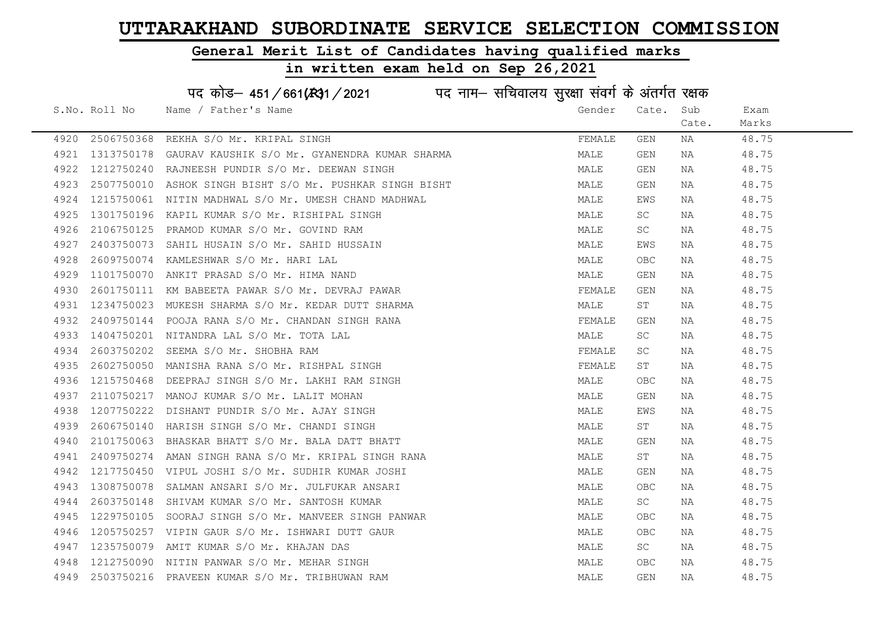# UTTARAKHAND SUBORDINATE SERVICE SELECTION COMMISSION

## General Merit List of Candidates having qualified marks

## in written exam held on Sep 26,2021

पद कोड– 451/661(R)1/2021 पद नाम– सचिवालय सुरक्षा संवर्ग के अंतर्गत रक्षक

| S.No. | Roll No | Name / Father's Name | Gender | Cate. | Sub Cate. | Exam Marks |
|---|---|---|---|---|---|---|
| 4920 | 2506750368 | REKHA S/O Mr. KRIPAL SINGH | FEMALE | GEN | NA | 48.75 |
| 4921 | 1313750178 | GAURAV KAUSHIK S/O Mr. GYANENDRA KUMAR SHARMA | MALE | GEN | NA | 48.75 |
| 4922 | 1212750240 | RAJNEESH PUNDIR S/O Mr. DEEWAN SINGH | MALE | GEN | NA | 48.75 |
| 4923 | 2507750010 | ASHOK SINGH BISHT S/O Mr. PUSHKAR SINGH BISHT | MALE | GEN | NA | 48.75 |
| 4924 | 1215750061 | NITIN MADHWAL S/O Mr. UMESH CHAND MADHWAL | MALE | EWS | NA | 48.75 |
| 4925 | 1301750196 | KAPIL KUMAR S/O Mr. RISHIPAL SINGH | MALE | SC | NA | 48.75 |
| 4926 | 2106750125 | PRAMOD KUMAR S/O Mr. GOVIND RAM | MALE | SC | NA | 48.75 |
| 4927 | 2403750073 | SAHIL HUSAIN S/O Mr. SAHID HUSSAIN | MALE | EWS | NA | 48.75 |
| 4928 | 2609750074 | KAMLESHWAR S/O Mr. HARI LAL | MALE | OBC | NA | 48.75 |
| 4929 | 1101750070 | ANKIT PRASAD S/O Mr. HIMA NAND | MALE | GEN | NA | 48.75 |
| 4930 | 2601750111 | KM BABEETA PAWAR S/O Mr. DEVRAJ PAWAR | FEMALE | GEN | NA | 48.75 |
| 4931 | 1234750023 | MUKESH SHARMA S/O Mr. KEDAR DUTT SHARMA | MALE | ST | NA | 48.75 |
| 4932 | 2409750144 | POOJA RANA S/O Mr. CHANDAN SINGH RANA | FEMALE | GEN | NA | 48.75 |
| 4933 | 1404750201 | NITANDRA LAL S/O Mr. TOTA LAL | MALE | SC | NA | 48.75 |
| 4934 | 2603750202 | SEEMA S/O Mr. SHOBHA RAM | FEMALE | SC | NA | 48.75 |
| 4935 | 2602750050 | MANISHA RANA S/O Mr. RISHPAL SINGH | FEMALE | ST | NA | 48.75 |
| 4936 | 1215750468 | DEEPRAJ SINGH S/O Mr. LAKHI RAM SINGH | MALE | OBC | NA | 48.75 |
| 4937 | 2110750217 | MANOJ KUMAR S/O Mr. LALIT MOHAN | MALE | GEN | NA | 48.75 |
| 4938 | 1207750222 | DISHANT PUNDIR S/O Mr. AJAY SINGH | MALE | EWS | NA | 48.75 |
| 4939 | 2606750140 | HARISH SINGH S/O Mr. CHANDI SINGH | MALE | ST | NA | 48.75 |
| 4940 | 2101750063 | BHASKAR BHATT S/O Mr. BALA DATT BHATT | MALE | GEN | NA | 48.75 |
| 4941 | 2409750274 | AMAN SINGH RANA S/O Mr. KRIPAL SINGH RANA | MALE | ST | NA | 48.75 |
| 4942 | 1217750450 | VIPUL JOSHI S/O Mr. SUDHIR KUMAR JOSHI | MALE | GEN | NA | 48.75 |
| 4943 | 1308750078 | SALMAN ANSARI S/O Mr. JULFUKAR ANSARI | MALE | OBC | NA | 48.75 |
| 4944 | 2603750148 | SHIVAM KUMAR S/O Mr. SANTOSH KUMAR | MALE | SC | NA | 48.75 |
| 4945 | 1229750105 | SOORAJ SINGH S/O Mr. MANVEER SINGH PANWAR | MALE | OBC | NA | 48.75 |
| 4946 | 1205750257 | VIPIN GAUR S/O Mr. ISHWARI DUTT GAUR | MALE | OBC | NA | 48.75 |
| 4947 | 1235750079 | AMIT KUMAR S/O Mr. KHAJAN DAS | MALE | SC | NA | 48.75 |
| 4948 | 1212750090 | NITIN PANWAR S/O Mr. MEHAR SINGH | MALE | OBC | NA | 48.75 |
| 4949 | 2503750216 | PRAVEEN KUMAR S/O Mr. TRIBHUWAN RAM | MALE | GEN | NA | 48.75 |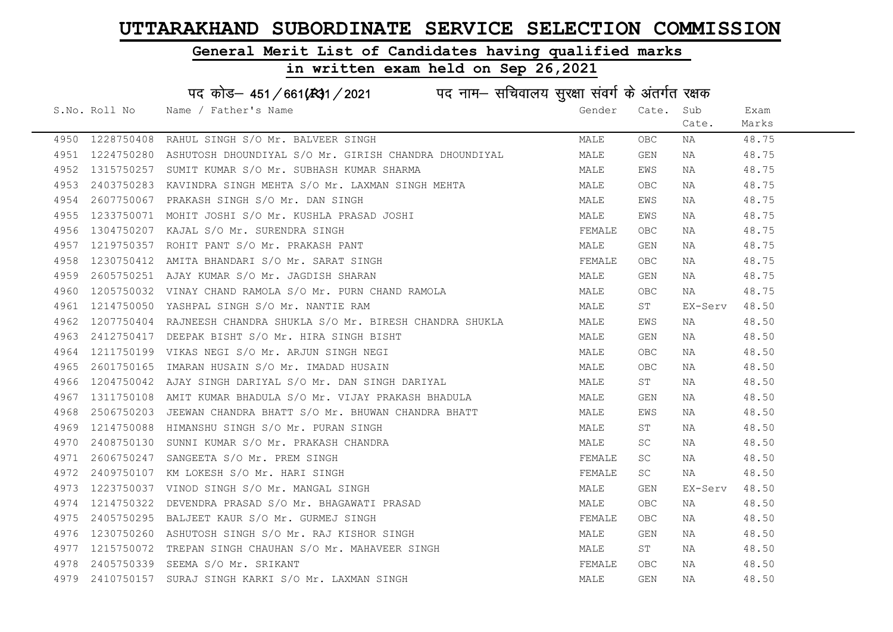# UTTARAKHAND SUBORDINATE SERVICE SELECTION COMMISSION

## General Merit List of Candidates having qualified marks

## in written exam held on Sep 26,2021

### पद कोड– 451/661(R)1/2021 पद नाम– सचिवालय सुरक्षा संवर्ग के अंतर्गत रक्षक

| S.No. | Roll No | Name / Father's Name | Gender | Cate. | Sub Cate. | Exam Marks |
|---|---|---|---|---|---|---|
| 4950 | 1228750408 | RAHUL SINGH S/O Mr. BALVEER SINGH | MALE | OBC | NA | 48.75 |
| 4951 | 1224750280 | ASHUTOSH DHOUNDIYAL S/O Mr. GIRISH CHANDRA DHOUNDIYAL | MALE | GEN | NA | 48.75 |
| 4952 | 1315750257 | SUMIT KUMAR S/O Mr. SUBHASH KUMAR SHARMA | MALE | EWS | NA | 48.75 |
| 4953 | 2403750283 | KAVINDRA SINGH MEHTA S/O Mr. LAXMAN SINGH MEHTA | MALE | OBC | NA | 48.75 |
| 4954 | 2607750067 | PRAKASH SINGH S/O Mr. DAN SINGH | MALE | EWS | NA | 48.75 |
| 4955 | 1233750071 | MOHIT JOSHI S/O Mr. KUSHLA PRASAD JOSHI | MALE | EWS | NA | 48.75 |
| 4956 | 1304750207 | KAJAL S/O Mr. SURENDRA SINGH | FEMALE | OBC | NA | 48.75 |
| 4957 | 1219750357 | ROHIT PANT S/O Mr. PRAKASH PANT | MALE | GEN | NA | 48.75 |
| 4958 | 1230750412 | AMITA BHANDARI S/O Mr. SARAT SINGH | FEMALE | OBC | NA | 48.75 |
| 4959 | 2605750251 | AJAY KUMAR S/O Mr. JAGDISH SHARAN | MALE | GEN | NA | 48.75 |
| 4960 | 1205750032 | VINAY CHAND RAMOLA S/O Mr. PURN CHAND RAMOLA | MALE | OBC | NA | 48.75 |
| 4961 | 1214750050 | YASHPAL SINGH S/O Mr. NANTIE RAM | MALE | ST | EX-Serv | 48.50 |
| 4962 | 1207750404 | RAJNEESH CHANDRA SHUKLA S/O Mr. BIRESH CHANDRA SHUKLA | MALE | EWS | NA | 48.50 |
| 4963 | 2412750417 | DEEPAK BISHT S/O Mr. HIRA SINGH BISHT | MALE | GEN | NA | 48.50 |
| 4964 | 1211750199 | VIKAS NEGI S/O Mr. ARJUN SINGH NEGI | MALE | OBC | NA | 48.50 |
| 4965 | 2601750165 | IMARAN HUSAIN S/O Mr. IMADAD HUSAIN | MALE | OBC | NA | 48.50 |
| 4966 | 1204750042 | AJAY SINGH DARIYAL S/O Mr. DAN SINGH DARIYAL | MALE | ST | NA | 48.50 |
| 4967 | 1311750108 | AMIT KUMAR BHADULA S/O Mr. VIJAY PRAKASH BHADULA | MALE | GEN | NA | 48.50 |
| 4968 | 2506750203 | JEEWAN CHANDRA BHATT S/O Mr. BHUWAN CHANDRA BHATT | MALE | EWS | NA | 48.50 |
| 4969 | 1214750088 | HIMANSHU SINGH S/O Mr. PURAN SINGH | MALE | ST | NA | 48.50 |
| 4970 | 2408750130 | SUNNI KUMAR S/O Mr. PRAKASH CHANDRA | MALE | SC | NA | 48.50 |
| 4971 | 2606750247 | SANGEETA S/O Mr. PREM SINGH | FEMALE | SC | NA | 48.50 |
| 4972 | 2409750107 | KM LOKESH S/O Mr. HARI SINGH | FEMALE | SC | NA | 48.50 |
| 4973 | 1223750037 | VINOD SINGH S/O Mr. MANGAL SINGH | MALE | GEN | EX-Serv | 48.50 |
| 4974 | 1214750322 | DEVENDRA PRASAD S/O Mr. BHAGAWATI PRASAD | MALE | OBC | NA | 48.50 |
| 4975 | 2405750295 | BALJEET KAUR S/O Mr. GURMEJ SINGH | FEMALE | OBC | NA | 48.50 |
| 4976 | 1230750260 | ASHUTOSH SINGH S/O Mr. RAJ KISHOR SINGH | MALE | GEN | NA | 48.50 |
| 4977 | 1215750072 | TREPAN SINGH CHAUHAN S/O Mr. MAHAVEER SINGH | MALE | ST | NA | 48.50 |
| 4978 | 2405750339 | SEEMA S/O Mr. SRIKANT | FEMALE | OBC | NA | 48.50 |
| 4979 | 2410750157 | SURAJ SINGH KARKI S/O Mr. LAXMAN SINGH | MALE | GEN | NA | 48.50 |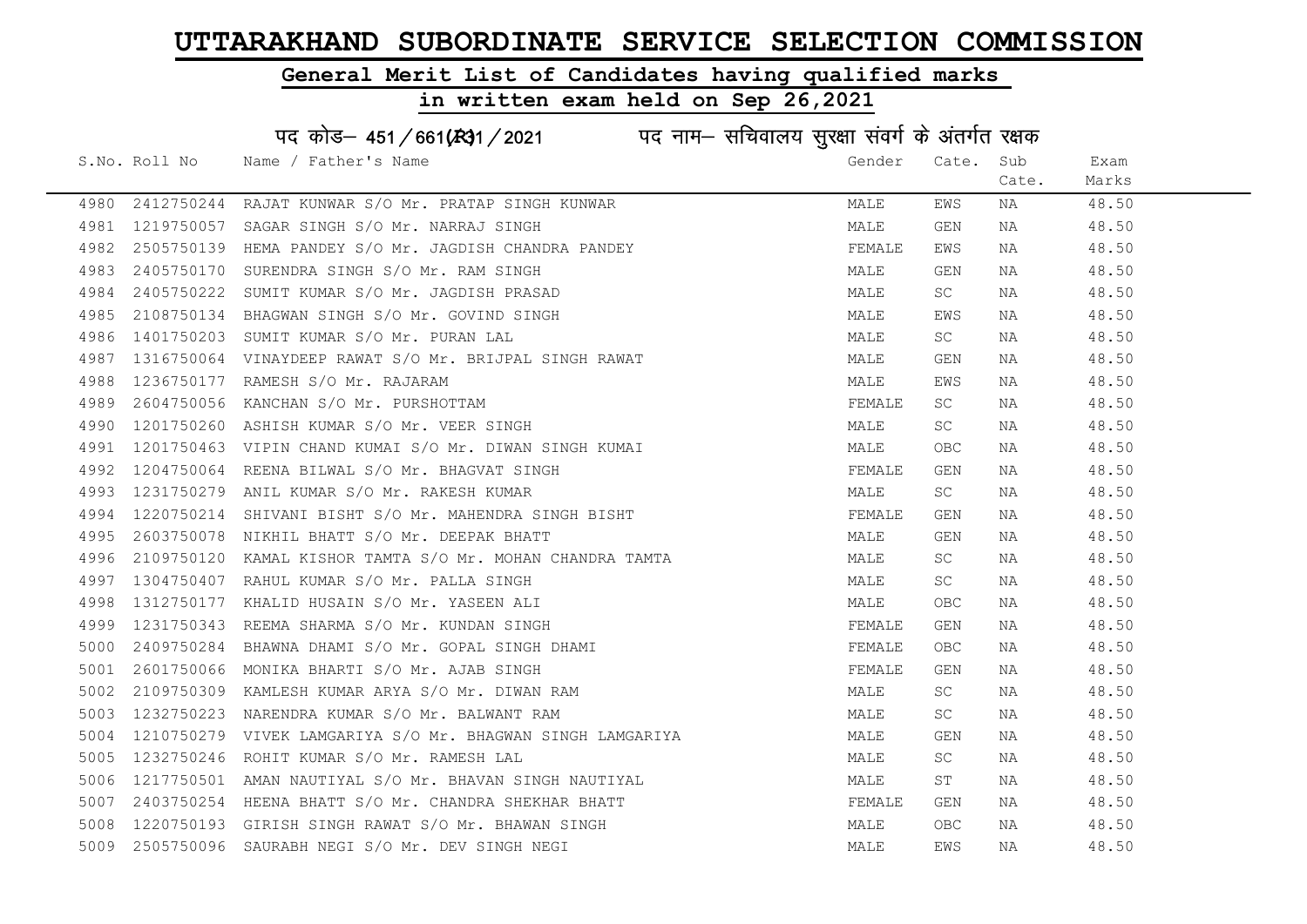# UTTARAKHAND SUBORDINATE SERVICE SELECTION COMMISSION

## General Merit List of Candidates having qualified marks

## in written exam held on Sep 26,2021

पद कोड– 451/661(R)1/2021 पद नाम– सचिवालय सुरक्षा संवर्ग के अंतर्गत रक्षक

| S.No. | Roll No | Name / Father's Name | Gender | Cate. | Sub Cate. | Exam Marks |
|---|---|---|---|---|---|---|
| 4980 | 2412750244 | RAJAT KUNWAR S/O Mr. PRATAP SINGH KUNWAR | MALE | EWS | NA | 48.50 |
| 4981 | 1219750057 | SAGAR SINGH S/O Mr. NARRAJ SINGH | MALE | GEN | NA | 48.50 |
| 4982 | 2505750139 | HEMA PANDEY S/O Mr. JAGDISH CHANDRA PANDEY | FEMALE | EWS | NA | 48.50 |
| 4983 | 2405750170 | SURENDRA SINGH S/O Mr. RAM SINGH | MALE | GEN | NA | 48.50 |
| 4984 | 2405750222 | SUMIT KUMAR S/O Mr. JAGDISH PRASAD | MALE | SC | NA | 48.50 |
| 4985 | 2108750134 | BHAGWAN SINGH S/O Mr. GOVIND SINGH | MALE | EWS | NA | 48.50 |
| 4986 | 1401750203 | SUMIT KUMAR S/O Mr. PURAN LAL | MALE | SC | NA | 48.50 |
| 4987 | 1316750064 | VINAYDEEP RAWAT S/O Mr. BRIJPAL SINGH RAWAT | MALE | GEN | NA | 48.50 |
| 4988 | 1236750177 | RAMESH S/O Mr. RAJARAM | MALE | EWS | NA | 48.50 |
| 4989 | 2604750056 | KANCHAN S/O Mr. PURSHOTTAM | FEMALE | SC | NA | 48.50 |
| 4990 | 1201750260 | ASHISH KUMAR S/O Mr. VEER SINGH | MALE | SC | NA | 48.50 |
| 4991 | 1201750463 | VIPIN CHAND KUMAI S/O Mr. DIWAN SINGH KUMAI | MALE | OBC | NA | 48.50 |
| 4992 | 1204750064 | REENA BILWAL S/O Mr. BHAGVAT SINGH | FEMALE | GEN | NA | 48.50 |
| 4993 | 1231750279 | ANIL KUMAR S/O Mr. RAKESH KUMAR | MALE | SC | NA | 48.50 |
| 4994 | 1220750214 | SHIVANI BISHT S/O Mr. MAHENDRA SINGH BISHT | FEMALE | GEN | NA | 48.50 |
| 4995 | 2603750078 | NIKHIL BHATT S/O Mr. DEEPAK BHATT | MALE | GEN | NA | 48.50 |
| 4996 | 2109750120 | KAMAL KISHOR TAMTA S/O Mr. MOHAN CHANDRA TAMTA | MALE | SC | NA | 48.50 |
| 4997 | 1304750407 | RAHUL KUMAR S/O Mr. PALLA SINGH | MALE | SC | NA | 48.50 |
| 4998 | 1312750177 | KHALID HUSAIN S/O Mr. YASEEN ALI | MALE | OBC | NA | 48.50 |
| 4999 | 1231750343 | REEMA SHARMA S/O Mr. KUNDAN SINGH | FEMALE | GEN | NA | 48.50 |
| 5000 | 2409750284 | BHAWNA DHAMI S/O Mr. GOPAL SINGH DHAMI | FEMALE | OBC | NA | 48.50 |
| 5001 | 2601750066 | MONIKA BHARTI S/O Mr. AJAB SINGH | FEMALE | GEN | NA | 48.50 |
| 5002 | 2109750309 | KAMLESH KUMAR ARYA S/O Mr. DIWAN RAM | MALE | SC | NA | 48.50 |
| 5003 | 1232750223 | NARENDRA KUMAR S/O Mr. BALWANT RAM | MALE | SC | NA | 48.50 |
| 5004 | 1210750279 | VIVEK LAMGARIYA S/O Mr. BHAGWAN SINGH LAMGARIYA | MALE | GEN | NA | 48.50 |
| 5005 | 1232750246 | ROHIT KUMAR S/O Mr. RAMESH LAL | MALE | SC | NA | 48.50 |
| 5006 | 1217750501 | AMAN NAUTIYAL S/O Mr. BHAVAN SINGH NAUTIYAL | MALE | ST | NA | 48.50 |
| 5007 | 2403750254 | HEENA BHATT S/O Mr. CHANDRA SHEKHAR BHATT | FEMALE | GEN | NA | 48.50 |
| 5008 | 1220750193 | GIRISH SINGH RAWAT S/O Mr. BHAWAN SINGH | MALE | OBC | NA | 48.50 |
| 5009 | 2505750096 | SAURABH NEGI S/O Mr. DEV SINGH NEGI | MALE | EWS | NA | 48.50 |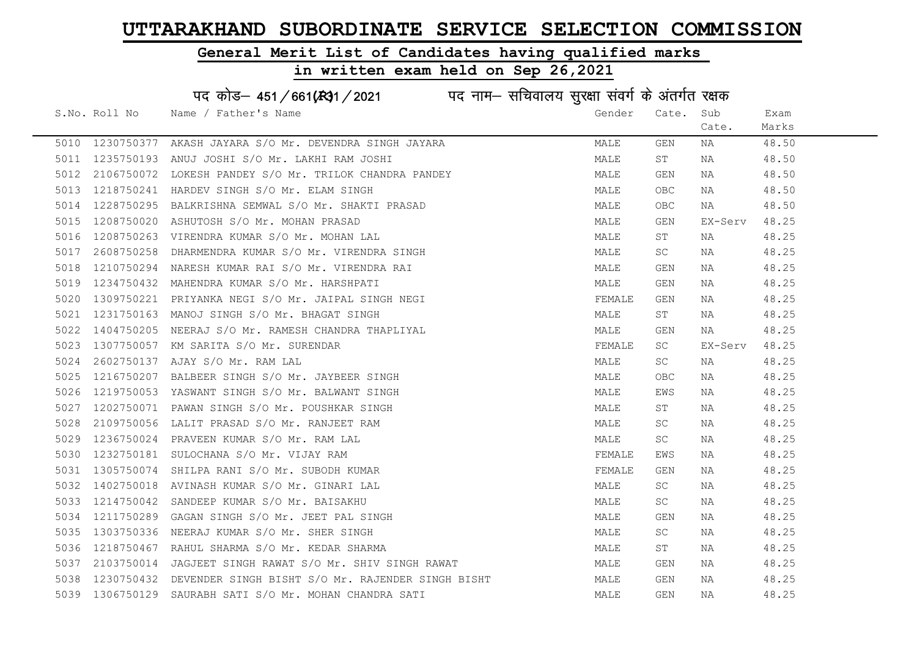# UTTARAKHAND SUBORDINATE SERVICE SELECTION COMMISSION

## General Merit List of Candidates having qualified marks

## in written exam held on Sep 26,2021

पद कोड– 451/661(R)1/2021 पद नाम– सचिवालय सुरक्षा संवर्ग के अंतर्गत रक्षक

| S.No. | Roll No | Name / Father's Name | Gender | Cate. | Sub Cate. | Exam Marks |
|---|---|---|---|---|---|---|
| 5010 | 1230750377 | AKASH JAYARA S/O Mr. DEVENDRA SINGH JAYARA | MALE | GEN | NA | 48.50 |
| 5011 | 1235750193 | ANUJ JOSHI S/O Mr. LAKHI RAM JOSHI | MALE | ST | NA | 48.50 |
| 5012 | 2106750072 | LOKESH PANDEY S/O Mr. TRILOK CHANDRA PANDEY | MALE | GEN | NA | 48.50 |
| 5013 | 1218750241 | HARDEV SINGH S/O Mr. ELAM SINGH | MALE | OBC | NA | 48.50 |
| 5014 | 1228750295 | BALKRISHNA SEMWAL S/O Mr. SHAKTI PRASAD | MALE | OBC | NA | 48.50 |
| 5015 | 1208750020 | ASHUTOSH S/O Mr. MOHAN PRASAD | MALE | GEN | EX-Serv | 48.25 |
| 5016 | 1208750263 | VIRENDRA KUMAR S/O Mr. MOHAN LAL | MALE | ST | NA | 48.25 |
| 5017 | 2608750258 | DHARMENDRA KUMAR S/O Mr. VIRENDRA SINGH | MALE | SC | NA | 48.25 |
| 5018 | 1210750294 | NARESH KUMAR RAI S/O Mr. VIRENDRA RAI | MALE | GEN | NA | 48.25 |
| 5019 | 1234750432 | MAHENDRA KUMAR S/O Mr. HARSHPATI | MALE | GEN | NA | 48.25 |
| 5020 | 1309750221 | PRIYANKA NEGI S/O Mr. JAIPAL SINGH NEGI | FEMALE | GEN | NA | 48.25 |
| 5021 | 1231750163 | MANOJ SINGH S/O Mr. BHAGAT SINGH | MALE | ST | NA | 48.25 |
| 5022 | 1404750205 | NEERAJ S/O Mr. RAMESH CHANDRA THAPLIYAL | MALE | GEN | NA | 48.25 |
| 5023 | 1307750057 | KM SARITA S/O Mr. SURENDAR | FEMALE | SC | EX-Serv | 48.25 |
| 5024 | 2602750137 | AJAY S/O Mr. RAM LAL | MALE | SC | NA | 48.25 |
| 5025 | 1216750207 | BALBEER SINGH S/O Mr. JAYBEER SINGH | MALE | OBC | NA | 48.25 |
| 5026 | 1219750053 | YASWANT SINGH S/O Mr. BALWANT SINGH | MALE | EWS | NA | 48.25 |
| 5027 | 1202750071 | PAWAN SINGH S/O Mr. POUSHKAR SINGH | MALE | ST | NA | 48.25 |
| 5028 | 2109750056 | LALIT PRASAD S/O Mr. RANJEET RAM | MALE | SC | NA | 48.25 |
| 5029 | 1236750024 | PRAVEEN KUMAR S/O Mr. RAM LAL | MALE | SC | NA | 48.25 |
| 5030 | 1232750181 | SULOCHANA S/O Mr. VIJAY RAM | FEMALE | EWS | NA | 48.25 |
| 5031 | 1305750074 | SHILPA RANI S/O Mr. SUBODH KUMAR | FEMALE | GEN | NA | 48.25 |
| 5032 | 1402750018 | AVINASH KUMAR S/O Mr. GINARI LAL | MALE | SC | NA | 48.25 |
| 5033 | 1214750042 | SANDEEP KUMAR S/O Mr. BAISAKHU | MALE | SC | NA | 48.25 |
| 5034 | 1211750289 | GAGAN SINGH S/O Mr. JEET PAL SINGH | MALE | GEN | NA | 48.25 |
| 5035 | 1303750336 | NEERAJ KUMAR S/O Mr. SHER SINGH | MALE | SC | NA | 48.25 |
| 5036 | 1218750467 | RAHUL SHARMA S/O Mr. KEDAR SHARMA | MALE | ST | NA | 48.25 |
| 5037 | 2103750014 | JAGJEET SINGH RAWAT S/O Mr. SHIV SINGH RAWAT | MALE | GEN | NA | 48.25 |
| 5038 | 1230750432 | DEVENDER SINGH BISHT S/O Mr. RAJENDER SINGH BISHT | MALE | GEN | NA | 48.25 |
| 5039 | 1306750129 | SAURABH SATI S/O Mr. MOHAN CHANDRA SATI | MALE | GEN | NA | 48.25 |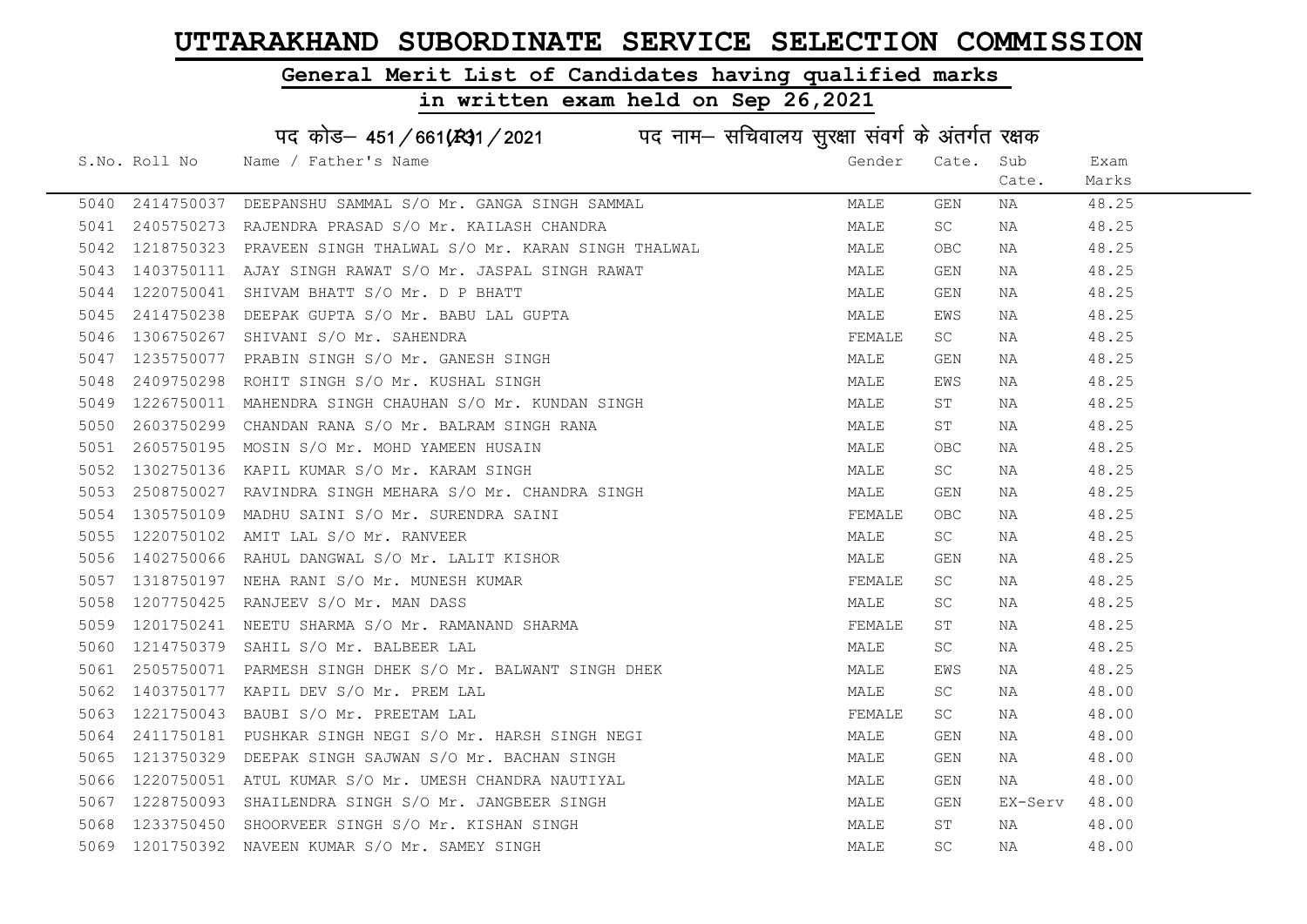# UTTARAKHAND SUBORDINATE SERVICE SELECTION COMMISSION

## General Merit List of Candidates having qualified marks

## in written exam held on Sep 26,2021

### पद कोड– 451/661(R)1/2021 पद नाम– सचिवालय सुरक्षा संवर्ग के अंतर्गत रक्षक

| S.No. | Roll No | Name / Father's Name | Gender | Cate. | Sub Cate. | Exam Marks |
|---|---|---|---|---|---|---|
| 5040 | 2414750037 | DEEPANSHU SAMMAL S/O Mr. GANGA SINGH SAMMAL | MALE | GEN | NA | 48.25 |
| 5041 | 2405750273 | RAJENDRA PRASAD S/O Mr. KAILASH CHANDRA | MALE | SC | NA | 48.25 |
| 5042 | 1218750323 | PRAVEEN SINGH THALWAL S/O Mr. KARAN SINGH THALWAL | MALE | OBC | NA | 48.25 |
| 5043 | 1403750111 | AJAY SINGH RAWAT S/O Mr. JASPAL SINGH RAWAT | MALE | GEN | NA | 48.25 |
| 5044 | 1220750041 | SHIVAM BHATT S/O Mr. D P BHATT | MALE | GEN | NA | 48.25 |
| 5045 | 2414750238 | DEEPAK GUPTA S/O Mr. BABU LAL GUPTA | MALE | EWS | NA | 48.25 |
| 5046 | 1306750267 | SHIVANI S/O Mr. SAHENDRA | FEMALE | SC | NA | 48.25 |
| 5047 | 1235750077 | PRABIN SINGH S/O Mr. GANESH SINGH | MALE | GEN | NA | 48.25 |
| 5048 | 2409750298 | ROHIT SINGH S/O Mr. KUSHAL SINGH | MALE | EWS | NA | 48.25 |
| 5049 | 1226750011 | MAHENDRA SINGH CHAUHAN S/O Mr. KUNDAN SINGH | MALE | ST | NA | 48.25 |
| 5050 | 2603750299 | CHANDAN RANA S/O Mr. BALRAM SINGH RANA | MALE | ST | NA | 48.25 |
| 5051 | 2605750195 | MOSIN S/O Mr. MOHD YAMEEN HUSAIN | MALE | OBC | NA | 48.25 |
| 5052 | 1302750136 | KAPIL KUMAR S/O Mr. KARAM SINGH | MALE | SC | NA | 48.25 |
| 5053 | 2508750027 | RAVINDRA SINGH MEHARA S/O Mr. CHANDRA SINGH | MALE | GEN | NA | 48.25 |
| 5054 | 1305750109 | MADHU SAINI S/O Mr. SURENDRA SAINI | FEMALE | OBC | NA | 48.25 |
| 5055 | 1220750102 | AMIT LAL S/O Mr. RANVEER | MALE | SC | NA | 48.25 |
| 5056 | 1402750066 | RAHUL DANGWAL S/O Mr. LALIT KISHOR | MALE | GEN | NA | 48.25 |
| 5057 | 1318750197 | NEHA RANI S/O Mr. MUNESH KUMAR | FEMALE | SC | NA | 48.25 |
| 5058 | 1207750425 | RANJEEV S/O Mr. MAN DASS | MALE | SC | NA | 48.25 |
| 5059 | 1201750241 | NEETU SHARMA S/O Mr. RAMANAND SHARMA | FEMALE | ST | NA | 48.25 |
| 5060 | 1214750379 | SAHIL S/O Mr. BALBEER LAL | MALE | SC | NA | 48.25 |
| 5061 | 2505750071 | PARMESH SINGH DHEK S/O Mr. BALWANT SINGH DHEK | MALE | EWS | NA | 48.25 |
| 5062 | 1403750177 | KAPIL DEV S/O Mr. PREM LAL | MALE | SC | NA | 48.00 |
| 5063 | 1221750043 | BAUBI S/O Mr. PREETAM LAL | FEMALE | SC | NA | 48.00 |
| 5064 | 2411750181 | PUSHKAR SINGH NEGI S/O Mr. HARSH SINGH NEGI | MALE | GEN | NA | 48.00 |
| 5065 | 1213750329 | DEEPAK SINGH SAJWAN S/O Mr. BACHAN SINGH | MALE | GEN | NA | 48.00 |
| 5066 | 1220750051 | ATUL KUMAR S/O Mr. UMESH CHANDRA NAUTIYAL | MALE | GEN | NA | 48.00 |
| 5067 | 1228750093 | SHAILENDRA SINGH S/O Mr. JANGBEER SINGH | MALE | GEN | EX-Serv | 48.00 |
| 5068 | 1233750450 | SHOORVEER SINGH S/O Mr. KISHAN SINGH | MALE | ST | NA | 48.00 |
| 5069 | 1201750392 | NAVEEN KUMAR S/O Mr. SAMEY SINGH | MALE | SC | NA | 48.00 |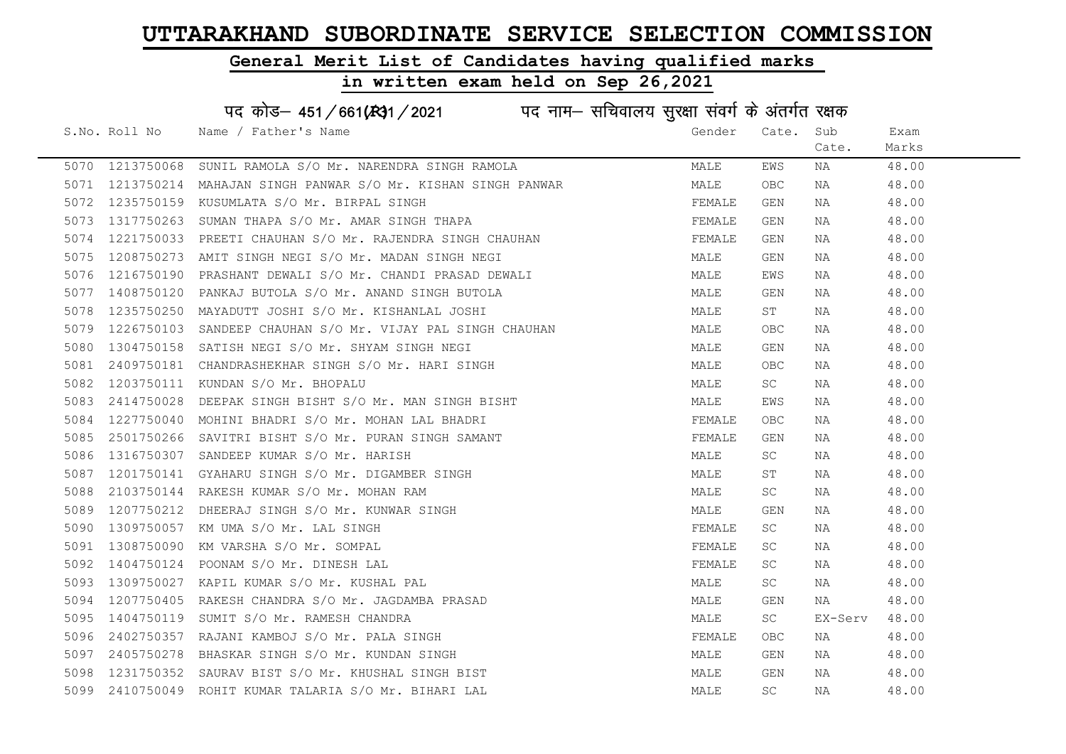# UTTARAKHAND SUBORDINATE SERVICE SELECTION COMMISSION

## General Merit List of Candidates having qualified marks

## in written exam held on Sep 26,2021

### पद कोड– 451/661(R)1/2021 पद नाम– सचिवालय सुरक्षा संवर्ग के अंतर्गत रक्षक

| S.No. | Roll No | Name / Father's Name | Gender | Cate. | Sub Cate. | Exam Marks |
|---|---|---|---|---|---|---|
| 5070 | 1213750068 | SUNIL RAMOLA S/O Mr. NARENDRA SINGH RAMOLA | MALE | EWS | NA | 48.00 |
| 5071 | 1213750214 | MAHAJAN SINGH PANWAR S/O Mr. KISHAN SINGH PANWAR | MALE | OBC | NA | 48.00 |
| 5072 | 1235750159 | KUSUMLATA S/O Mr. BIRPAL SINGH | FEMALE | GEN | NA | 48.00 |
| 5073 | 1317750263 | SUMAN THAPA S/O Mr. AMAR SINGH THAPA | FEMALE | GEN | NA | 48.00 |
| 5074 | 1221750033 | PREETI CHAUHAN S/O Mr. RAJENDRA SINGH CHAUHAN | FEMALE | GEN | NA | 48.00 |
| 5075 | 1208750273 | AMIT SINGH NEGI S/O Mr. MADAN SINGH NEGI | MALE | GEN | NA | 48.00 |
| 5076 | 1216750190 | PRASHANT DEWALI S/O Mr. CHANDI PRASAD DEWALI | MALE | EWS | NA | 48.00 |
| 5077 | 1408750120 | PANKAJ BUTOLA S/O Mr. ANAND SINGH BUTOLA | MALE | GEN | NA | 48.00 |
| 5078 | 1235750250 | MAYADUTT JOSHI S/O Mr. KISHANLAL JOSHI | MALE | ST | NA | 48.00 |
| 5079 | 1226750103 | SANDEEP CHAUHAN S/O Mr. VIJAY PAL SINGH CHAUHAN | MALE | OBC | NA | 48.00 |
| 5080 | 1304750158 | SATISH NEGI S/O Mr. SHYAM SINGH NEGI | MALE | GEN | NA | 48.00 |
| 5081 | 2409750181 | CHANDRASHEKHAR SINGH S/O Mr. HARI SINGH | MALE | OBC | NA | 48.00 |
| 5082 | 1203750111 | KUNDAN S/O Mr. BHOPALU | MALE | SC | NA | 48.00 |
| 5083 | 2414750028 | DEEPAK SINGH BISHT S/O Mr. MAN SINGH BISHT | MALE | EWS | NA | 48.00 |
| 5084 | 1227750040 | MOHINI BHADRI S/O Mr. MOHAN LAL BHADRI | FEMALE | OBC | NA | 48.00 |
| 5085 | 2501750266 | SAVITRI BISHT S/O Mr. PURAN SINGH SAMANT | FEMALE | GEN | NA | 48.00 |
| 5086 | 1316750307 | SANDEEP KUMAR S/O Mr. HARISH | MALE | SC | NA | 48.00 |
| 5087 | 1201750141 | GYAHARU SINGH S/O Mr. DIGAMBER SINGH | MALE | ST | NA | 48.00 |
| 5088 | 2103750144 | RAKESH KUMAR S/O Mr. MOHAN RAM | MALE | SC | NA | 48.00 |
| 5089 | 1207750212 | DHEERAJ SINGH S/O Mr. KUNWAR SINGH | MALE | GEN | NA | 48.00 |
| 5090 | 1309750057 | KM UMA S/O Mr. LAL SINGH | FEMALE | SC | NA | 48.00 |
| 5091 | 1308750090 | KM VARSHA S/O Mr. SOMPAL | FEMALE | SC | NA | 48.00 |
| 5092 | 1404750124 | POONAM S/O Mr. DINESH LAL | FEMALE | SC | NA | 48.00 |
| 5093 | 1309750027 | KAPIL KUMAR S/O Mr. KUSHAL PAL | MALE | SC | NA | 48.00 |
| 5094 | 1207750405 | RAKESH CHANDRA S/O Mr. JAGDAMBA PRASAD | MALE | GEN | NA | 48.00 |
| 5095 | 1404750119 | SUMIT S/O Mr. RAMESH CHANDRA | MALE | SC | EX-Serv | 48.00 |
| 5096 | 2402750357 | RAJANI KAMBOJ S/O Mr. PALA SINGH | FEMALE | OBC | NA | 48.00 |
| 5097 | 2405750278 | BHASKAR SINGH S/O Mr. KUNDAN SINGH | MALE | GEN | NA | 48.00 |
| 5098 | 1231750352 | SAURAV BIST S/O Mr. KHUSHAL SINGH BIST | MALE | GEN | NA | 48.00 |
| 5099 | 2410750049 | ROHIT KUMAR TALARIA S/O Mr. BIHARI LAL | MALE | SC | NA | 48.00 |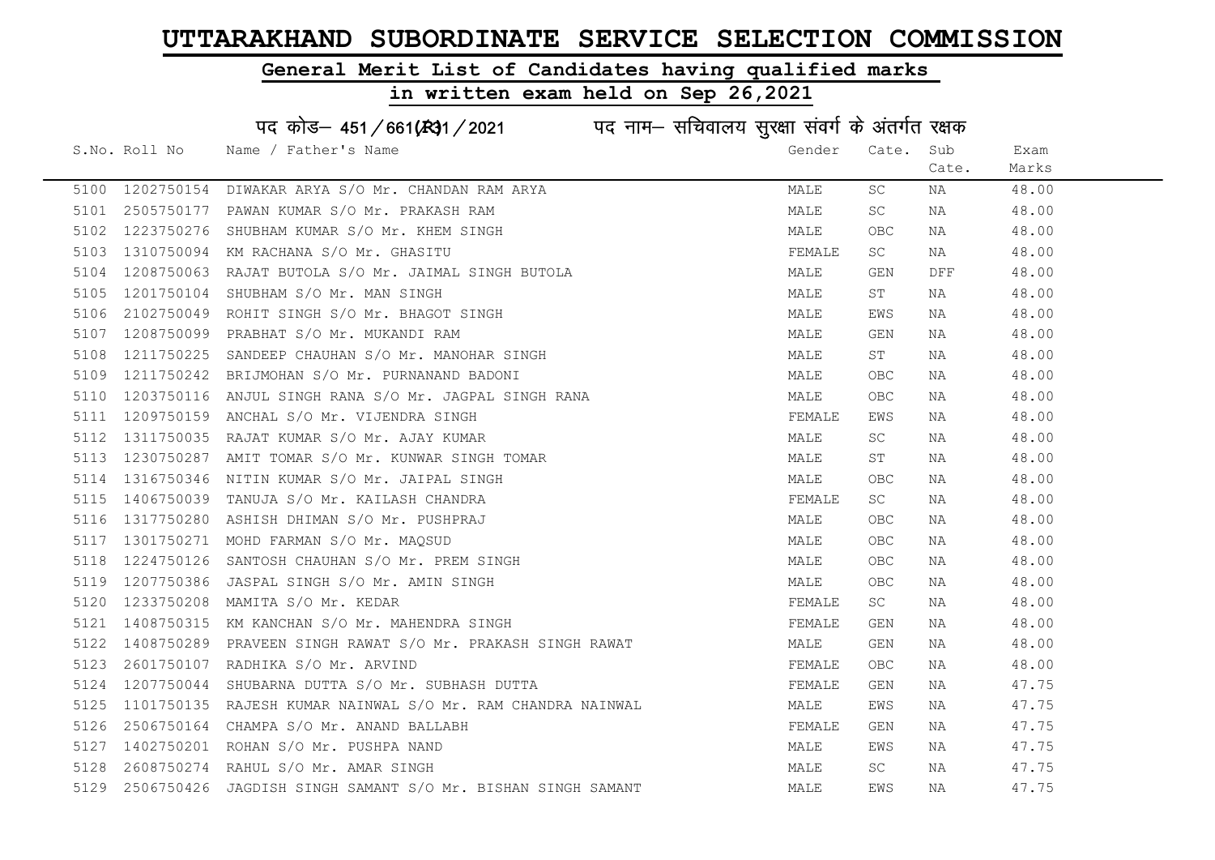# UTTARAKHAND SUBORDINATE SERVICE SELECTION COMMISSION

## General Merit List of Candidates having qualified marks

## in written exam held on Sep 26,2021

### पद कोड– 451/661(R)1/2021 पद नाम– सचिवालय सुरक्षा संवर्ग के अंतर्गत रक्षक

| S.No. | Roll No | Name / Father's Name | Gender | Cate. | Sub Cate. | Exam Marks |
|---|---|---|---|---|---|---|
| 5100 | 1202750154 | DIWAKAR ARYA S/O Mr. CHANDAN RAM ARYA | MALE | SC | NA | 48.00 |
| 5101 | 2505750177 | PAWAN KUMAR S/O Mr. PRAKASH RAM | MALE | SC | NA | 48.00 |
| 5102 | 1223750276 | SHUBHAM KUMAR S/O Mr. KHEM SINGH | MALE | OBC | NA | 48.00 |
| 5103 | 1310750094 | KM RACHANA S/O Mr. GHASITU | FEMALE | SC | NA | 48.00 |
| 5104 | 1208750063 | RAJAT BUTOLA S/O Mr. JAIMAL SINGH BUTOLA | MALE | GEN | DFF | 48.00 |
| 5105 | 1201750104 | SHUBHAM S/O Mr. MAN SINGH | MALE | ST | NA | 48.00 |
| 5106 | 2102750049 | ROHIT SINGH S/O Mr. BHAGOT SINGH | MALE | EWS | NA | 48.00 |
| 5107 | 1208750099 | PRABHAT S/O Mr. MUKANDI RAM | MALE | GEN | NA | 48.00 |
| 5108 | 1211750225 | SANDEEP CHAUHAN S/O Mr. MANOHAR SINGH | MALE | ST | NA | 48.00 |
| 5109 | 1211750242 | BRIJMOHAN S/O Mr. PURNANAND BADONI | MALE | OBC | NA | 48.00 |
| 5110 | 1203750116 | ANJUL SINGH RANA S/O Mr. JAGPAL SINGH RANA | MALE | OBC | NA | 48.00 |
| 5111 | 1209750159 | ANCHAL S/O Mr. VIJENDRA SINGH | FEMALE | EWS | NA | 48.00 |
| 5112 | 1311750035 | RAJAT KUMAR S/O Mr. AJAY KUMAR | MALE | SC | NA | 48.00 |
| 5113 | 1230750287 | AMIT TOMAR S/O Mr. KUNWAR SINGH TOMAR | MALE | ST | NA | 48.00 |
| 5114 | 1316750346 | NITIN KUMAR S/O Mr. JAIPAL SINGH | MALE | OBC | NA | 48.00 |
| 5115 | 1406750039 | TANUJA S/O Mr. KAILASH CHANDRA | FEMALE | SC | NA | 48.00 |
| 5116 | 1317750280 | ASHISH DHIMAN S/O Mr. PUSHPRAJ | MALE | OBC | NA | 48.00 |
| 5117 | 1301750271 | MOHD FARMAN S/O Mr. MAQSUD | MALE | OBC | NA | 48.00 |
| 5118 | 1224750126 | SANTOSH CHAUHAN S/O Mr. PREM SINGH | MALE | OBC | NA | 48.00 |
| 5119 | 1207750386 | JASPAL SINGH S/O Mr. AMIN SINGH | MALE | OBC | NA | 48.00 |
| 5120 | 1233750208 | MAMITA S/O Mr. KEDAR | FEMALE | SC | NA | 48.00 |
| 5121 | 1408750315 | KM KANCHAN S/O Mr. MAHENDRA SINGH | FEMALE | GEN | NA | 48.00 |
| 5122 | 1408750289 | PRAVEEN SINGH RAWAT S/O Mr. PRAKASH SINGH RAWAT | MALE | GEN | NA | 48.00 |
| 5123 | 2601750107 | RADHIKA S/O Mr. ARVIND | FEMALE | OBC | NA | 48.00 |
| 5124 | 1207750044 | SHUBARNA DUTTA S/O Mr. SUBHASH DUTTA | FEMALE | GEN | NA | 47.75 |
| 5125 | 1101750135 | RAJESH KUMAR NAINWAL S/O Mr. RAM CHANDRA NAINWAL | MALE | EWS | NA | 47.75 |
| 5126 | 2506750164 | CHAMPA S/O Mr. ANAND BALLABH | FEMALE | GEN | NA | 47.75 |
| 5127 | 1402750201 | ROHAN S/O Mr. PUSHPA NAND | MALE | EWS | NA | 47.75 |
| 5128 | 2608750274 | RAHUL S/O Mr. AMAR SINGH | MALE | SC | NA | 47.75 |
| 5129 | 2506750426 | JAGDISH SINGH SAMANT S/O Mr. BISHAN SINGH SAMANT | MALE | EWS | NA | 47.75 |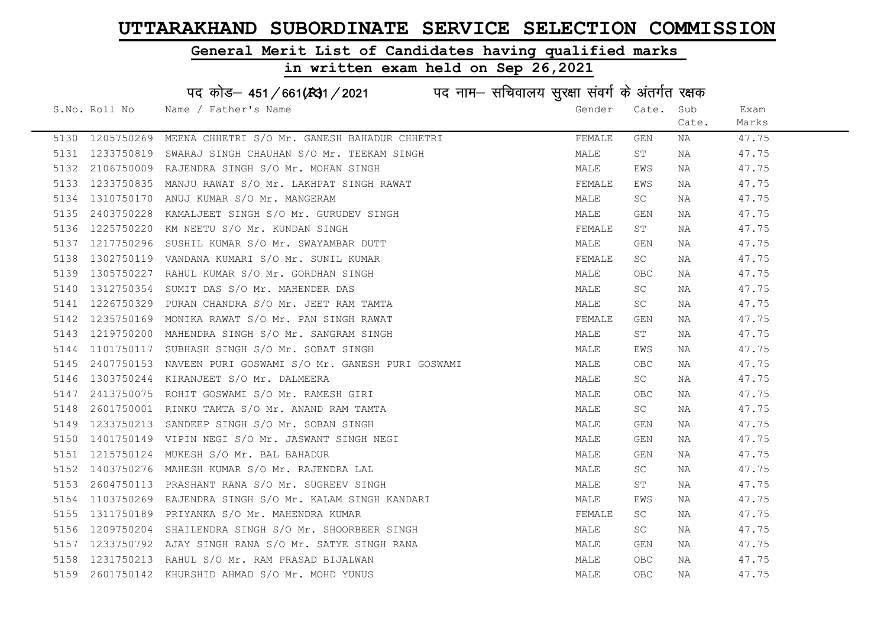# UTTARAKHAND SUBORDINATE SERVICE SELECTION COMMISSION

## General Merit List of Candidates having qualified marks

## in written exam held on Sep 26,2021

पद कोड– 451/661(R)31/2021 &nbsp;&nbsp;&nbsp;&nbsp; पद नाम– सचिवालय सुरक्षा संवर्ग के अंतर्गत रक्षक

| S.No. | Roll No | Name / Father's Name | Gender | Cate. | Sub Cate. | Exam Marks |
|---|---|---|---|---|---|---|
| 5130 | 1205750269 | MEENA CHHETRI S/O Mr. GANESH BAHADUR CHHETRI | FEMALE | GEN | NA | 47.75 |
| 5131 | 1233750819 | SWARAJ SINGH CHAUHAN S/O Mr. TEEKAM SINGH | MALE | ST | NA | 47.75 |
| 5132 | 2106750009 | RAJENDRA SINGH S/O Mr. MOHAN SINGH | MALE | EWS | NA | 47.75 |
| 5133 | 1233750835 | MANJU RAWAT S/O Mr. LAKHPAT SINGH RAWAT | FEMALE | EWS | NA | 47.75 |
| 5134 | 1310750170 | ANUJ KUMAR S/O Mr. MANGERAM | MALE | SC | NA | 47.75 |
| 5135 | 2403750228 | KAMALJEET SINGH S/O Mr. GURUDEV SINGH | MALE | GEN | NA | 47.75 |
| 5136 | 1225750220 | KM NEETU S/O Mr. KUNDAN SINGH | FEMALE | ST | NA | 47.75 |
| 5137 | 1217750296 | SUSHIL KUMAR S/O Mr. SWAYAMBAR DUTT | MALE | GEN | NA | 47.75 |
| 5138 | 1302750119 | VANDANA KUMARI S/O Mr. SUNIL KUMAR | FEMALE | SC | NA | 47.75 |
| 5139 | 1305750227 | RAHUL KUMAR S/O Mr. GORDHAN SINGH | MALE | OBC | NA | 47.75 |
| 5140 | 1312750354 | SUMIT DAS S/O Mr. MAHENDER DAS | MALE | SC | NA | 47.75 |
| 5141 | 1226750329 | PURAN CHANDRA S/O Mr. JEET RAM TAMTA | MALE | SC | NA | 47.75 |
| 5142 | 1235750169 | MONIKA RAWAT S/O Mr. PAN SINGH RAWAT | FEMALE | GEN | NA | 47.75 |
| 5143 | 1219750200 | MAHENDRA SINGH S/O Mr. SANGRAM SINGH | MALE | ST | NA | 47.75 |
| 5144 | 1101750117 | SUBHASH SINGH S/O Mr. SOBAT SINGH | MALE | EWS | NA | 47.75 |
| 5145 | 2407750153 | NAVEEN PURI GOSWAMI S/O Mr. GANESH PURI GOSWAMI | MALE | OBC | NA | 47.75 |
| 5146 | 1303750244 | KIRANJEET S/O Mr. DALMEERA | MALE | SC | NA | 47.75 |
| 5147 | 2413750075 | ROHIT GOSWAMI S/O Mr. RAMESH GIRI | MALE | OBC | NA | 47.75 |
| 5148 | 2601750001 | RINKU TAMTA S/O Mr. ANAND RAM TAMTA | MALE | SC | NA | 47.75 |
| 5149 | 1233750213 | SANDEEP SINGH S/O Mr. SOBAN SINGH | MALE | GEN | NA | 47.75 |
| 5150 | 1401750149 | VIPIN NEGI S/O Mr. JASWANT SINGH NEGI | MALE | GEN | NA | 47.75 |
| 5151 | 1215750124 | MUKESH S/O Mr. BAL BAHADUR | MALE | GEN | NA | 47.75 |
| 5152 | 1403750276 | MAHESH KUMAR S/O Mr. RAJENDRA LAL | MALE | SC | NA | 47.75 |
| 5153 | 2604750113 | PRASHANT RANA S/O Mr. SUGREEV SINGH | MALE | ST | NA | 47.75 |
| 5154 | 1103750269 | RAJENDRA SINGH S/O Mr. KALAM SINGH KANDARI | MALE | EWS | NA | 47.75 |
| 5155 | 1311750189 | PRIYANKA S/O Mr. MAHENDRA KUMAR | FEMALE | SC | NA | 47.75 |
| 5156 | 1209750204 | SHAILENDRA SINGH S/O Mr. SHOORBEER SINGH | MALE | SC | NA | 47.75 |
| 5157 | 1233750792 | AJAY SINGH RANA S/O Mr. SATYE SINGH RANA | MALE | GEN | NA | 47.75 |
| 5158 | 1231750213 | RAHUL S/O Mr. RAM PRASAD BIJALWAN | MALE | OBC | NA | 47.75 |
| 5159 | 2601750142 | KHURSHID AHMAD S/O Mr. MOHD YUNUS | MALE | OBC | NA | 47.75 |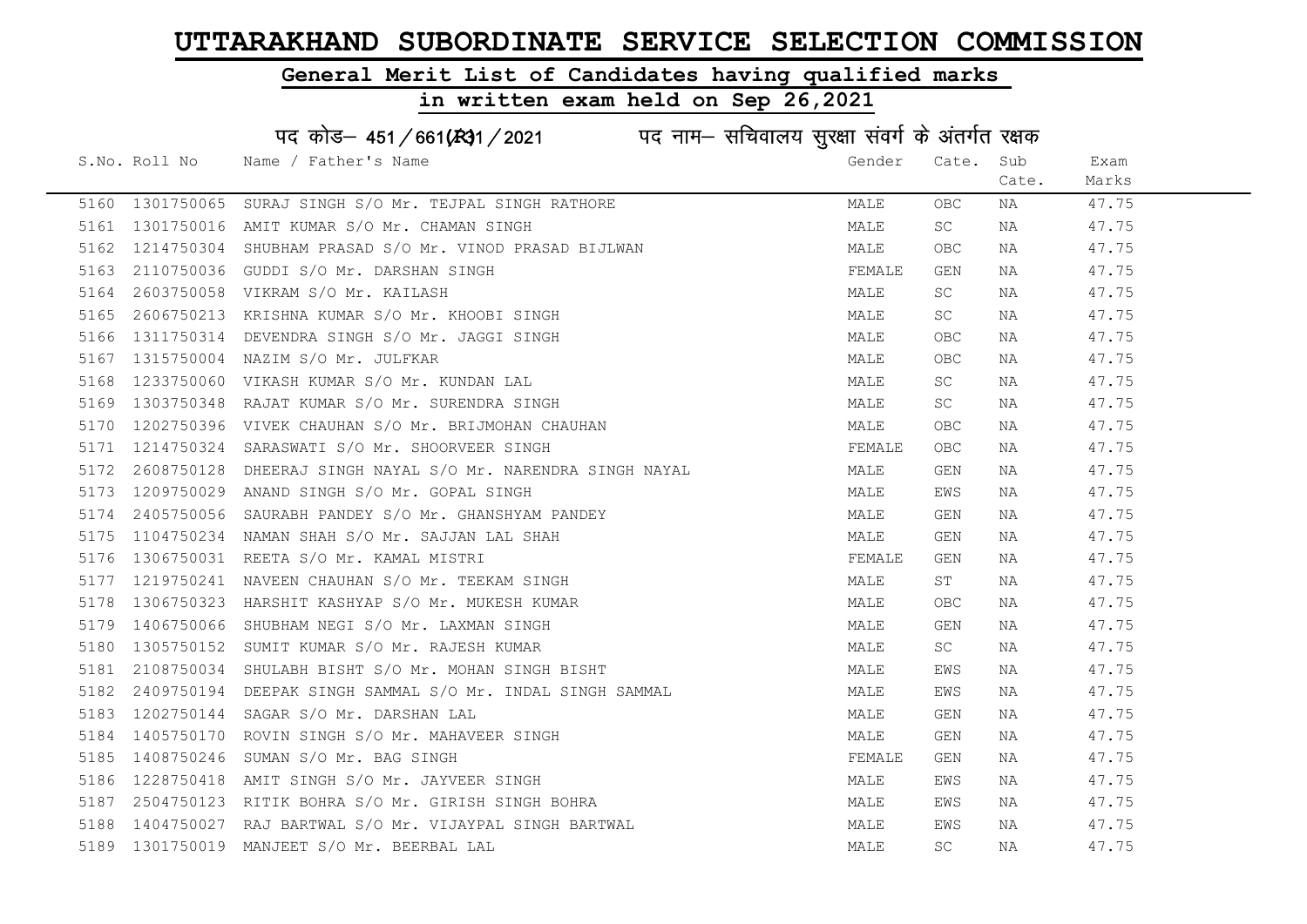# UTTARAKHAND SUBORDINATE SERVICE SELECTION COMMISSION

## General Merit List of Candidates having qualified marks

## in written exam held on Sep 26,2021

### पद कोड– 451/661(R)1/2021 पद नाम– सचिवालय सुरक्षा संवर्ग के अंतर्गत रक्षक

| S.No. | Roll No | Name / Father's Name | Gender | Cate. | Sub Cate. | Exam Marks |
|---|---|---|---|---|---|---|
| 5160 | 1301750065 | SURAJ SINGH S/O Mr. TEJPAL SINGH RATHORE | MALE | OBC | NA | 47.75 |
| 5161 | 1301750016 | AMIT KUMAR S/O Mr. CHAMAN SINGH | MALE | SC | NA | 47.75 |
| 5162 | 1214750304 | SHUBHAM PRASAD S/O Mr. VINOD PRASAD BIJLWAN | MALE | OBC | NA | 47.75 |
| 5163 | 2110750036 | GUDDI S/O Mr. DARSHAN SINGH | FEMALE | GEN | NA | 47.75 |
| 5164 | 2603750058 | VIKRAM S/O Mr. KAILASH | MALE | SC | NA | 47.75 |
| 5165 | 2606750213 | KRISHNA KUMAR S/O Mr. KHOOBI SINGH | MALE | SC | NA | 47.75 |
| 5166 | 1311750314 | DEVENDRA SINGH S/O Mr. JAGGI SINGH | MALE | OBC | NA | 47.75 |
| 5167 | 1315750004 | NAZIM S/O Mr. JULFKAR | MALE | OBC | NA | 47.75 |
| 5168 | 1233750060 | VIKASH KUMAR S/O Mr. KUNDAN LAL | MALE | SC | NA | 47.75 |
| 5169 | 1303750348 | RAJAT KUMAR S/O Mr. SURENDRA SINGH | MALE | SC | NA | 47.75 |
| 5170 | 1202750396 | VIVEK CHAUHAN S/O Mr. BRIJMOHAN CHAUHAN | MALE | OBC | NA | 47.75 |
| 5171 | 1214750324 | SARASWATI S/O Mr. SHOORVEER SINGH | FEMALE | OBC | NA | 47.75 |
| 5172 | 2608750128 | DHEERAJ SINGH NAYAL S/O Mr. NARENDRA SINGH NAYAL | MALE | GEN | NA | 47.75 |
| 5173 | 1209750029 | ANAND SINGH S/O Mr. GOPAL SINGH | MALE | EWS | NA | 47.75 |
| 5174 | 2405750056 | SAURABH PANDEY S/O Mr. GHANSHYAM PANDEY | MALE | GEN | NA | 47.75 |
| 5175 | 1104750234 | NAMAN SHAH S/O Mr. SAJJAN LAL SHAH | MALE | GEN | NA | 47.75 |
| 5176 | 1306750031 | REETA S/O Mr. KAMAL MISTRI | FEMALE | GEN | NA | 47.75 |
| 5177 | 1219750241 | NAVEEN CHAUHAN S/O Mr. TEEKAM SINGH | MALE | ST | NA | 47.75 |
| 5178 | 1306750323 | HARSHIT KASHYAP S/O Mr. MUKESH KUMAR | MALE | OBC | NA | 47.75 |
| 5179 | 1406750066 | SHUBHAM NEGI S/O Mr. LAXMAN SINGH | MALE | GEN | NA | 47.75 |
| 5180 | 1305750152 | SUMIT KUMAR S/O Mr. RAJESH KUMAR | MALE | SC | NA | 47.75 |
| 5181 | 2108750034 | SHULABH BISHT S/O Mr. MOHAN SINGH BISHT | MALE | EWS | NA | 47.75 |
| 5182 | 2409750194 | DEEPAK SINGH SAMMAL S/O Mr. INDAL SINGH SAMMAL | MALE | EWS | NA | 47.75 |
| 5183 | 1202750144 | SAGAR S/O Mr. DARSHAN LAL | MALE | GEN | NA | 47.75 |
| 5184 | 1405750170 | ROVIN SINGH S/O Mr. MAHAVEER SINGH | MALE | GEN | NA | 47.75 |
| 5185 | 1408750246 | SUMAN S/O Mr. BAG SINGH | FEMALE | GEN | NA | 47.75 |
| 5186 | 1228750418 | AMIT SINGH S/O Mr. JAYVEER SINGH | MALE | EWS | NA | 47.75 |
| 5187 | 2504750123 | RITIK BOHRA S/O Mr. GIRISH SINGH BOHRA | MALE | EWS | NA | 47.75 |
| 5188 | 1404750027 | RAJ BARTWAL S/O Mr. VIJAYPAL SINGH BARTWAL | MALE | EWS | NA | 47.75 |
| 5189 | 1301750019 | MANJEET S/O Mr. BEERBAL LAL | MALE | SC | NA | 47.75 |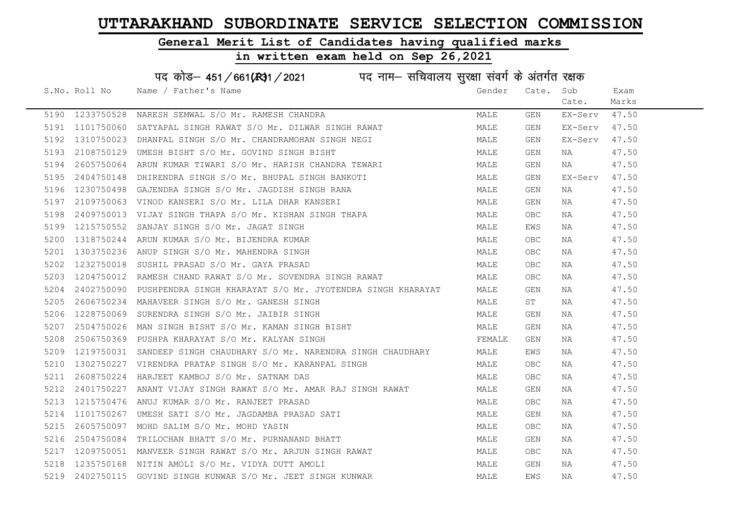# UTTARAKHAND SUBORDINATE SERVICE SELECTION COMMISSION

## General Merit List of Candidates having qualified marks

## in written exam held on Sep 26,2021

### पद कोड– 451/661(R)1/2021 पद नाम– सचिवालय सुरक्षा संवर्ग के अंतर्गत रक्षक

| S.No. | Roll No | Name / Father's Name | Gender | Cate. | Sub Cate. | Exam Marks |
|---|---|---|---|---|---|---|
| 5190 | 1233750528 | NARESH SEMWAL S/O Mr. RAMESH CHANDRA | MALE | GEN | EX-Serv | 47.50 |
| 5191 | 1101750060 | SATYAPAL SINGH RAWAT S/O Mr. DILWAR SINGH RAWAT | MALE | GEN | EX-Serv | 47.50 |
| 5192 | 1310750023 | DHANPAL SINGH S/O Mr. CHANDRAMOHAN SINGH NEGI | MALE | GEN | EX-Serv | 47.50 |
| 5193 | 2108750129 | UMESH BISHT S/O Mr. GOVIND SINGH BISHT | MALE | GEN | NA | 47.50 |
| 5194 | 2605750064 | ARUN KUMAR TIWARI S/O Mr. HARISH CHANDRA TEWARI | MALE | GEN | NA | 47.50 |
| 5195 | 2404750148 | DHIRENDRA SINGH S/O Mr. BHUPAL SINGH BANKOTI | MALE | GEN | EX-Serv | 47.50 |
| 5196 | 1230750498 | GAJENDRA SINGH S/O Mr. JAGDISH SINGH RANA | MALE | GEN | NA | 47.50 |
| 5197 | 2109750063 | VINOD KANSERI S/O Mr. LILA DHAR KANSERI | MALE | GEN | NA | 47.50 |
| 5198 | 2409750013 | VIJAY SINGH THAPA S/O Mr. KISHAN SINGH THAPA | MALE | OBC | NA | 47.50 |
| 5199 | 1215750552 | SANJAY SINGH S/O Mr. JAGAT SINGH | MALE | EWS | NA | 47.50 |
| 5200 | 1318750244 | ARUN KUMAR S/O Mr. BIJENDRA KUMAR | MALE | OBC | NA | 47.50 |
| 5201 | 1303750236 | ANUP SINGH S/O Mr. MAHENDRA SINGH | MALE | OBC | NA | 47.50 |
| 5202 | 1232750018 | SUSHIL PRASAD S/O Mr. GAYA PRASAD | MALE | OBC | NA | 47.50 |
| 5203 | 1204750012 | RAMESH CHAND RAWAT S/O Mr. SOVENDRA SINGH RAWAT | MALE | OBC | NA | 47.50 |
| 5204 | 2402750090 | PUSHPENDRA SINGH KHARAYAT S/O Mr. JYOTENDRA SINGH KHARAYAT | MALE | GEN | NA | 47.50 |
| 5205 | 2606750234 | MAHAVEER SINGH S/O Mr. GANESH SINGH | MALE | ST | NA | 47.50 |
| 5206 | 1228750069 | SURENDRA SINGH S/O Mr. JAIBIR SINGH | MALE | GEN | NA | 47.50 |
| 5207 | 2504750026 | MAN SINGH BISHT S/O Mr. KAMAN SINGH BISHT | MALE | GEN | NA | 47.50 |
| 5208 | 2506750369 | PUSHPA KHARAYAT S/O Mr. KALYAN SINGH | FEMALE | GEN | NA | 47.50 |
| 5209 | 1219750031 | SANDEEP SINGH CHAUDHARY S/O Mr. NARENDRA SINGH CHAUDHARY | MALE | EWS | NA | 47.50 |
| 5210 | 1302750227 | VIRENDRA PRATAP SINGH S/O Mr. KARANPAL SINGH | MALE | OBC | NA | 47.50 |
| 5211 | 2608750224 | HARJEET KAMBOJ S/O Mr. SATNAM DAS | MALE | OBC | NA | 47.50 |
| 5212 | 2401750227 | ANANT VIJAY SINGH RAWAT S/O Mr. AMAR RAJ SINGH RAWAT | MALE | GEN | NA | 47.50 |
| 5213 | 1215750476 | ANUJ KUMAR S/O Mr. RANJEET PRASAD | MALE | OBC | NA | 47.50 |
| 5214 | 1101750267 | UMESH SATI S/O Mr. JAGDAMBA PRASAD SATI | MALE | GEN | NA | 47.50 |
| 5215 | 2605750097 | MOHD SALIM S/O Mr. MOHD YASIN | MALE | OBC | NA | 47.50 |
| 5216 | 2504750084 | TRILOCHAN BHATT S/O Mr. PURNANAND BHATT | MALE | GEN | NA | 47.50 |
| 5217 | 1209750051 | MANVEER SINGH RAWAT S/O Mr. ARJUN SINGH RAWAT | MALE | OBC | NA | 47.50 |
| 5218 | 1235750168 | NITIN AMOLI S/O Mr. VIDYA DUTT AMOLI | MALE | GEN | NA | 47.50 |
| 5219 | 2402750115 | GOVIND SINGH KUNWAR S/O Mr. JEET SINGH KUNWAR | MALE | EWS | NA | 47.50 |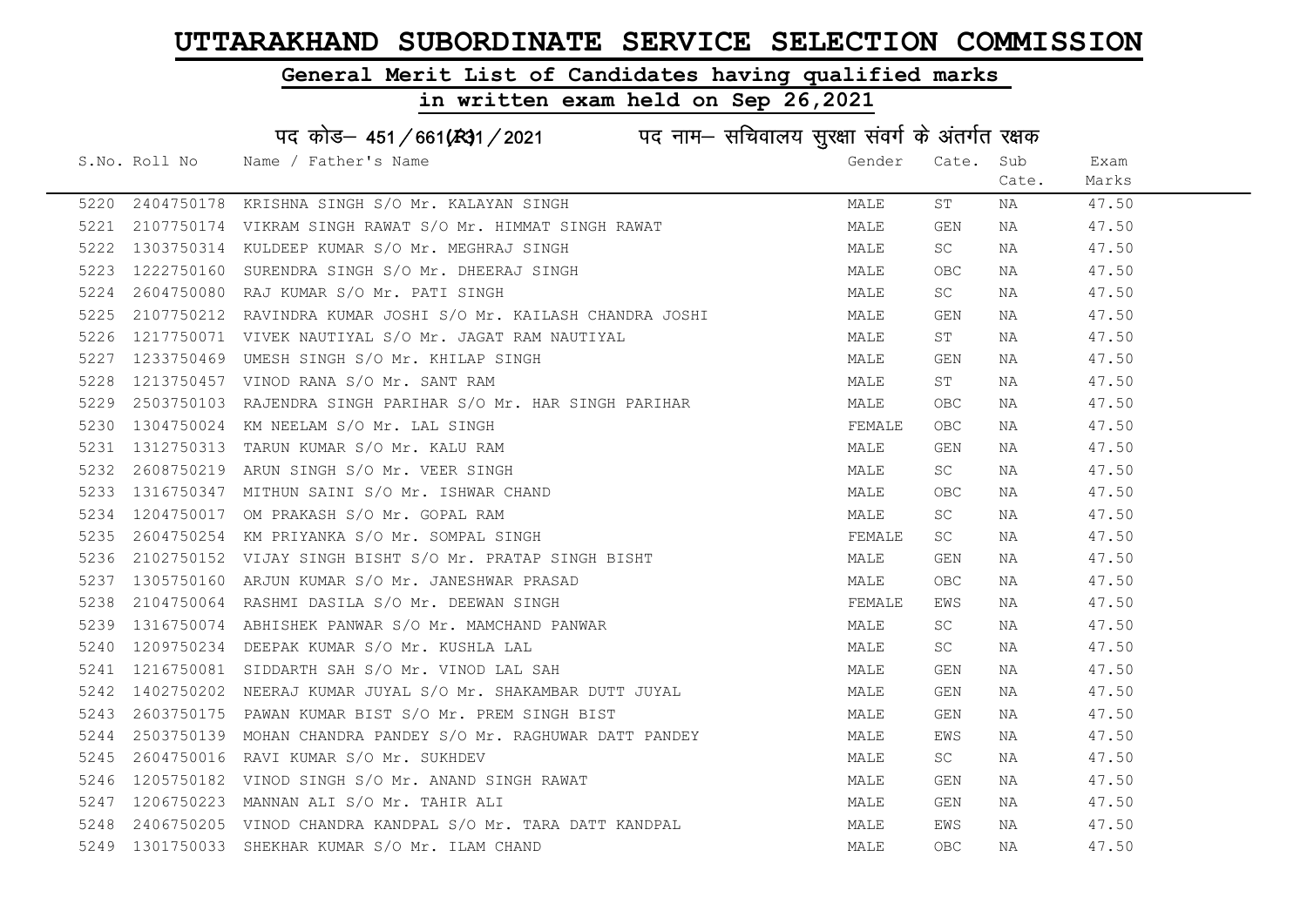# UTTARAKHAND SUBORDINATE SERVICE SELECTION COMMISSION

## General Merit List of Candidates having qualified marks

## in written exam held on Sep 26,2021

पद कोड– 451/661(R)1/2021 पद नाम– सचिवालय सुरक्षा संवर्ग के अंतर्गत रक्षक

| S.No. | Roll No | Name / Father's Name | Gender | Cate. | Sub Cate. | Exam Marks |
|---|---|---|---|---|---|---|
| 5220 | 2404750178 | KRISHNA SINGH S/O Mr. KALAYAN SINGH | MALE | ST | NA | 47.50 |
| 5221 | 2107750174 | VIKRAM SINGH RAWAT S/O Mr. HIMMAT SINGH RAWAT | MALE | GEN | NA | 47.50 |
| 5222 | 1303750314 | KULDEEP KUMAR S/O Mr. MEGHRAJ SINGH | MALE | SC | NA | 47.50 |
| 5223 | 1222750160 | SURENDRA SINGH S/O Mr. DHEERAJ SINGH | MALE | OBC | NA | 47.50 |
| 5224 | 2604750080 | RAJ KUMAR S/O Mr. PATI SINGH | MALE | SC | NA | 47.50 |
| 5225 | 2107750212 | RAVINDRA KUMAR JOSHI S/O Mr. KAILASH CHANDRA JOSHI | MALE | GEN | NA | 47.50 |
| 5226 | 1217750071 | VIVEK NAUTIYAL S/O Mr. JAGAT RAM NAUTIYAL | MALE | ST | NA | 47.50 |
| 5227 | 1233750469 | UMESH SINGH S/O Mr. KHILAP SINGH | MALE | GEN | NA | 47.50 |
| 5228 | 1213750457 | VINOD RANA S/O Mr. SANT RAM | MALE | ST | NA | 47.50 |
| 5229 | 2503750103 | RAJENDRA SINGH PARIHAR S/O Mr. HAR SINGH PARIHAR | MALE | OBC | NA | 47.50 |
| 5230 | 1304750024 | KM NEELAM S/O Mr. LAL SINGH | FEMALE | OBC | NA | 47.50 |
| 5231 | 1312750313 | TARUN KUMAR S/O Mr. KALU RAM | MALE | GEN | NA | 47.50 |
| 5232 | 2608750219 | ARUN SINGH S/O Mr. VEER SINGH | MALE | SC | NA | 47.50 |
| 5233 | 1316750347 | MITHUN SAINI S/O Mr. ISHWAR CHAND | MALE | OBC | NA | 47.50 |
| 5234 | 1204750017 | OM PRAKASH S/O Mr. GOPAL RAM | MALE | SC | NA | 47.50 |
| 5235 | 2604750254 | KM PRIYANKA S/O Mr. SOMPAL SINGH | FEMALE | SC | NA | 47.50 |
| 5236 | 2102750152 | VIJAY SINGH BISHT S/O Mr. PRATAP SINGH BISHT | MALE | GEN | NA | 47.50 |
| 5237 | 1305750160 | ARJUN KUMAR S/O Mr. JANESHWAR PRASAD | MALE | OBC | NA | 47.50 |
| 5238 | 2104750064 | RASHMI DASILA S/O Mr. DEEWAN SINGH | FEMALE | EWS | NA | 47.50 |
| 5239 | 1316750074 | ABHISHEK PANWAR S/O Mr. MAMCHAND PANWAR | MALE | SC | NA | 47.50 |
| 5240 | 1209750234 | DEEPAK KUMAR S/O Mr. KUSHLA LAL | MALE | SC | NA | 47.50 |
| 5241 | 1216750081 | SIDDARTH SAH S/O Mr. VINOD LAL SAH | MALE | GEN | NA | 47.50 |
| 5242 | 1402750202 | NEERAJ KUMAR JUYAL S/O Mr. SHAKAMBAR DUTT JUYAL | MALE | GEN | NA | 47.50 |
| 5243 | 2603750175 | PAWAN KUMAR BIST S/O Mr. PREM SINGH BIST | MALE | GEN | NA | 47.50 |
| 5244 | 2503750139 | MOHAN CHANDRA PANDEY S/O Mr. RAGHUWAR DATT PANDEY | MALE | EWS | NA | 47.50 |
| 5245 | 2604750016 | RAVI KUMAR S/O Mr. SUKHDEV | MALE | SC | NA | 47.50 |
| 5246 | 1205750182 | VINOD SINGH S/O Mr. ANAND SINGH RAWAT | MALE | GEN | NA | 47.50 |
| 5247 | 1206750223 | MANNAN ALI S/O Mr. TAHIR ALI | MALE | GEN | NA | 47.50 |
| 5248 | 2406750205 | VINOD CHANDRA KANDPAL S/O Mr. TARA DATT KANDPAL | MALE | EWS | NA | 47.50 |
| 5249 | 1301750033 | SHEKHAR KUMAR S/O Mr. ILAM CHAND | MALE | OBC | NA | 47.50 |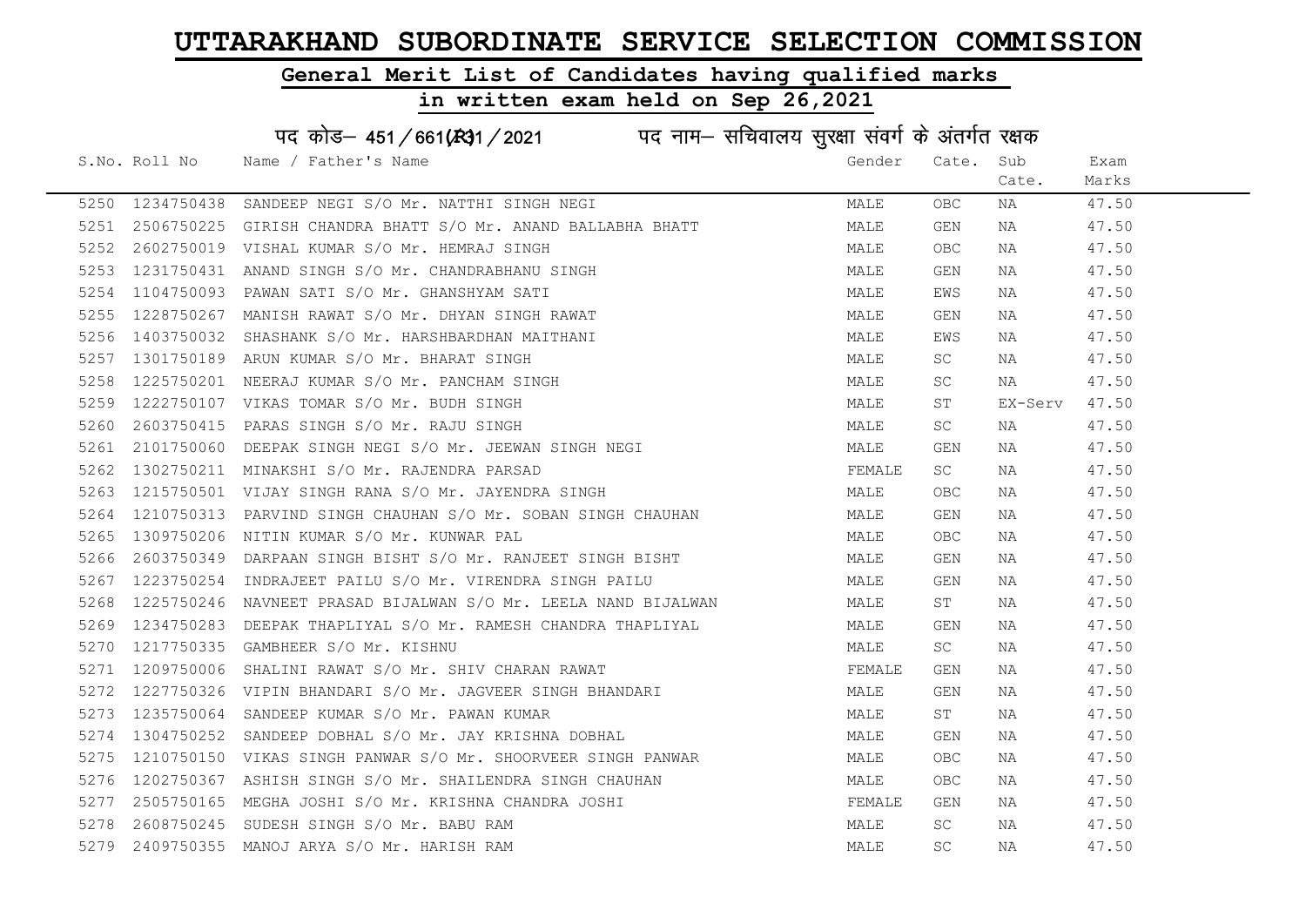# UTTARAKHAND SUBORDINATE SERVICE SELECTION COMMISSION

## General Merit List of Candidates having qualified marks

## in written exam held on Sep 26,2021

### पद कोड– 451/661(R)1/2021 पद नाम– सचिवालय सुरक्षा संवर्ग के अंतर्गत रक्षक

| S.No. | Roll No | Name / Father's Name | Gender | Cate. | Sub Cate. | Exam Marks |
|---|---|---|---|---|---|---|
| 5250 | 1234750438 | SANDEEP NEGI S/O Mr. NATTHI SINGH NEGI | MALE | OBC | NA | 47.50 |
| 5251 | 2506750225 | GIRISH CHANDRA BHATT S/O Mr. ANAND BALLABHA BHATT | MALE | GEN | NA | 47.50 |
| 5252 | 2602750019 | VISHAL KUMAR S/O Mr. HEMRAJ SINGH | MALE | OBC | NA | 47.50 |
| 5253 | 1231750431 | ANAND SINGH S/O Mr. CHANDRABHANU SINGH | MALE | GEN | NA | 47.50 |
| 5254 | 1104750093 | PAWAN SATI S/O Mr. GHANSHYAM SATI | MALE | EWS | NA | 47.50 |
| 5255 | 1228750267 | MANISH RAWAT S/O Mr. DHYAN SINGH RAWAT | MALE | GEN | NA | 47.50 |
| 5256 | 1403750032 | SHASHANK S/O Mr. HARSHBARDHAN MAITHANI | MALE | EWS | NA | 47.50 |
| 5257 | 1301750189 | ARUN KUMAR S/O Mr. BHARAT SINGH | MALE | SC | NA | 47.50 |
| 5258 | 1225750201 | NEERAJ KUMAR S/O Mr. PANCHAM SINGH | MALE | SC | NA | 47.50 |
| 5259 | 1222750107 | VIKAS TOMAR S/O Mr. BUDH SINGH | MALE | ST | EX-Serv | 47.50 |
| 5260 | 2603750415 | PARAS SINGH S/O Mr. RAJU SINGH | MALE | SC | NA | 47.50 |
| 5261 | 2101750060 | DEEPAK SINGH NEGI S/O Mr. JEEWAN SINGH NEGI | MALE | GEN | NA | 47.50 |
| 5262 | 1302750211 | MINAKSHI S/O Mr. RAJENDRA PARSAD | FEMALE | SC | NA | 47.50 |
| 5263 | 1215750501 | VIJAY SINGH RANA S/O Mr. JAYENDRA SINGH | MALE | OBC | NA | 47.50 |
| 5264 | 1210750313 | PARVIND SINGH CHAUHAN S/O Mr. SOBAN SINGH CHAUHAN | MALE | GEN | NA | 47.50 |
| 5265 | 1309750206 | NITIN KUMAR S/O Mr. KUNWAR PAL | MALE | OBC | NA | 47.50 |
| 5266 | 2603750349 | DARPAAN SINGH BISHT S/O Mr. RANJEET SINGH BISHT | MALE | GEN | NA | 47.50 |
| 5267 | 1223750254 | INDRAJEET PAILU S/O Mr. VIRENDRA SINGH PAILU | MALE | GEN | NA | 47.50 |
| 5268 | 1225750246 | NAVNEET PRASAD BIJALWAN S/O Mr. LEELA NAND BIJALWAN | MALE | ST | NA | 47.50 |
| 5269 | 1234750283 | DEEPAK THAPLIYAL S/O Mr. RAMESH CHANDRA THAPLIYAL | MALE | GEN | NA | 47.50 |
| 5270 | 1217750335 | GAMBHEER S/O Mr. KISHNU | MALE | SC | NA | 47.50 |
| 5271 | 1209750006 | SHALINI RAWAT S/O Mr. SHIV CHARAN RAWAT | FEMALE | GEN | NA | 47.50 |
| 5272 | 1227750326 | VIPIN BHANDARI S/O Mr. JAGVEER SINGH BHANDARI | MALE | GEN | NA | 47.50 |
| 5273 | 1235750064 | SANDEEP KUMAR S/O Mr. PAWAN KUMAR | MALE | ST | NA | 47.50 |
| 5274 | 1304750252 | SANDEEP DOBHAL S/O Mr. JAY KRISHNA DOBHAL | MALE | GEN | NA | 47.50 |
| 5275 | 1210750150 | VIKAS SINGH PANWAR S/O Mr. SHOORVEER SINGH PANWAR | MALE | OBC | NA | 47.50 |
| 5276 | 1202750367 | ASHISH SINGH S/O Mr. SHAILENDRA SINGH CHAUHAN | MALE | OBC | NA | 47.50 |
| 5277 | 2505750165 | MEGHA JOSHI S/O Mr. KRISHNA CHANDRA JOSHI | FEMALE | GEN | NA | 47.50 |
| 5278 | 2608750245 | SUDESH SINGH S/O Mr. BABU RAM | MALE | SC | NA | 47.50 |
| 5279 | 2409750355 | MANOJ ARYA S/O Mr. HARISH RAM | MALE | SC | NA | 47.50 |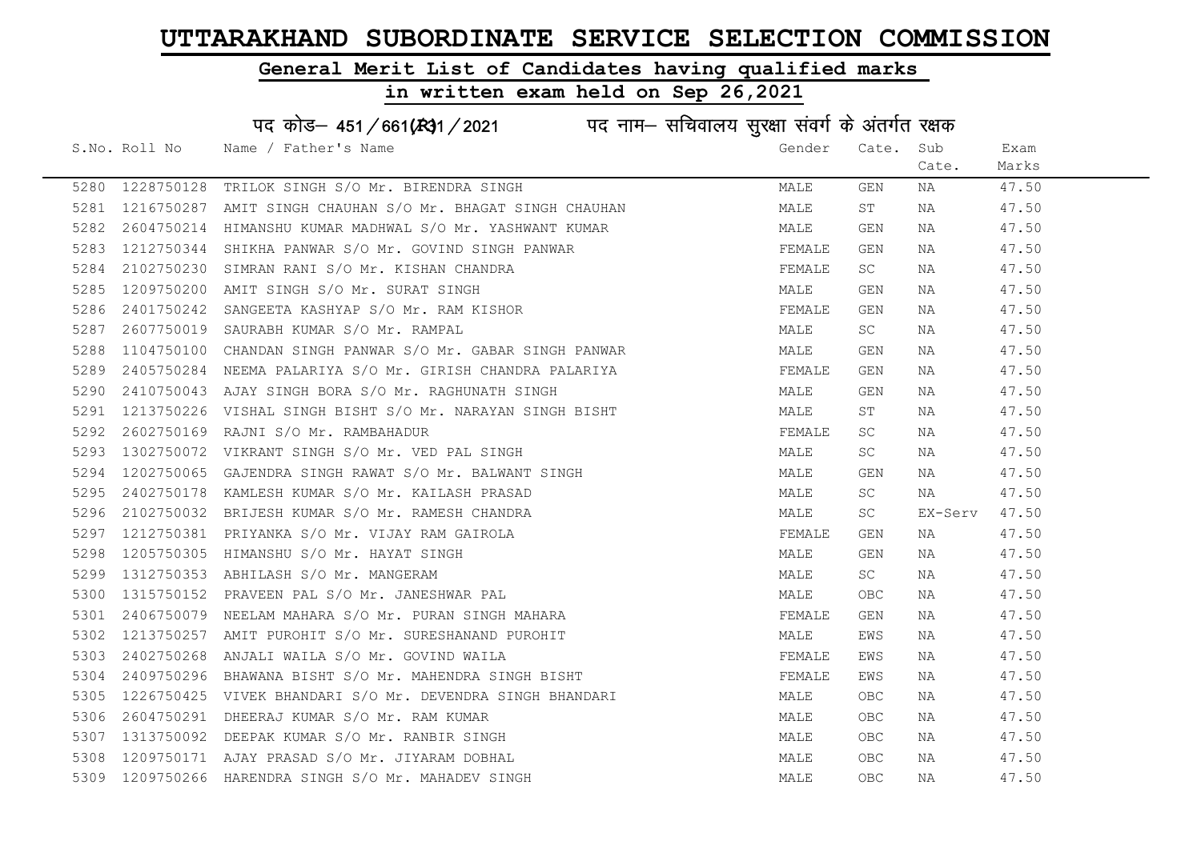# UTTARAKHAND SUBORDINATE SERVICE SELECTION COMMISSION

## General Merit List of Candidates having qualified marks

## in written exam held on Sep 26,2021

### पद कोड– 451/661(R31/2021 पद नाम– सचिवालय सुरक्षा संवर्ग के अंतर्गत रक्षक

| S.No. | Roll No | Name / Father's Name | Gender | Cate. | Sub Cate. | Exam Marks |
|---|---|---|---|---|---|---|
| 5280 | 1228750128 | TRILOK SINGH S/O Mr. BIRENDRA SINGH | MALE | GEN | NA | 47.50 |
| 5281 | 1216750287 | AMIT SINGH CHAUHAN S/O Mr. BHAGAT SINGH CHAUHAN | MALE | ST | NA | 47.50 |
| 5282 | 2604750214 | HIMANSHU KUMAR MADHWAL S/O Mr. YASHWANT KUMAR | MALE | GEN | NA | 47.50 |
| 5283 | 1212750344 | SHIKHA PANWAR S/O Mr. GOVIND SINGH PANWAR | FEMALE | GEN | NA | 47.50 |
| 5284 | 2102750230 | SIMRAN RANI S/O Mr. KISHAN CHANDRA | FEMALE | SC | NA | 47.50 |
| 5285 | 1209750200 | AMIT SINGH S/O Mr. SURAT SINGH | MALE | GEN | NA | 47.50 |
| 5286 | 2401750242 | SANGEETA KASHYAP S/O Mr. RAM KISHOR | FEMALE | GEN | NA | 47.50 |
| 5287 | 2607750019 | SAURABH KUMAR S/O Mr. RAMPAL | MALE | SC | NA | 47.50 |
| 5288 | 1104750100 | CHANDAN SINGH PANWAR S/O Mr. GABAR SINGH PANWAR | MALE | GEN | NA | 47.50 |
| 5289 | 2405750284 | NEEMA PALARIYA S/O Mr. GIRISH CHANDRA PALARIYA | FEMALE | GEN | NA | 47.50 |
| 5290 | 2410750043 | AJAY SINGH BORA S/O Mr. RAGHUNATH SINGH | MALE | GEN | NA | 47.50 |
| 5291 | 1213750226 | VISHAL SINGH BISHT S/O Mr. NARAYAN SINGH BISHT | MALE | ST | NA | 47.50 |
| 5292 | 2602750169 | RAJNI S/O Mr. RAMBAHADUR | FEMALE | SC | NA | 47.50 |
| 5293 | 1302750072 | VIKRANT SINGH S/O Mr. VED PAL SINGH | MALE | SC | NA | 47.50 |
| 5294 | 1202750065 | GAJENDRA SINGH RAWAT S/O Mr. BALWANT SINGH | MALE | GEN | NA | 47.50 |
| 5295 | 2402750178 | KAMLESH KUMAR S/O Mr. KAILASH PRASAD | MALE | SC | NA | 47.50 |
| 5296 | 2102750032 | BRIJESH KUMAR S/O Mr. RAMESH CHANDRA | MALE | SC | EX-Serv | 47.50 |
| 5297 | 1212750381 | PRIYANKA S/O Mr. VIJAY RAM GAIROLA | FEMALE | GEN | NA | 47.50 |
| 5298 | 1205750305 | HIMANSHU S/O Mr. HAYAT SINGH | MALE | GEN | NA | 47.50 |
| 5299 | 1312750353 | ABHILASH S/O Mr. MANGERAM | MALE | SC | NA | 47.50 |
| 5300 | 1315750152 | PRAVEEN PAL S/O Mr. JANESHWAR PAL | MALE | OBC | NA | 47.50 |
| 5301 | 2406750079 | NEELAM MAHARA S/O Mr. PURAN SINGH MAHARA | FEMALE | GEN | NA | 47.50 |
| 5302 | 1213750257 | AMIT PUROHIT S/O Mr. SURESHANAND PUROHIT | MALE | EWS | NA | 47.50 |
| 5303 | 2402750268 | ANJALI WAILA S/O Mr. GOVIND WAILA | FEMALE | EWS | NA | 47.50 |
| 5304 | 2409750296 | BHAWANA BISHT S/O Mr. MAHENDRA SINGH BISHT | FEMALE | EWS | NA | 47.50 |
| 5305 | 1226750425 | VIVEK BHANDARI S/O Mr. DEVENDRA SINGH BHANDARI | MALE | OBC | NA | 47.50 |
| 5306 | 2604750291 | DHEERAJ KUMAR S/O Mr. RAM KUMAR | MALE | OBC | NA | 47.50 |
| 5307 | 1313750092 | DEEPAK KUMAR S/O Mr. RANBIR SINGH | MALE | OBC | NA | 47.50 |
| 5308 | 1209750171 | AJAY PRASAD S/O Mr. JIYARAM DOBHAL | MALE | OBC | NA | 47.50 |
| 5309 | 1209750266 | HARENDRA SINGH S/O Mr. MAHADEV SINGH | MALE | OBC | NA | 47.50 |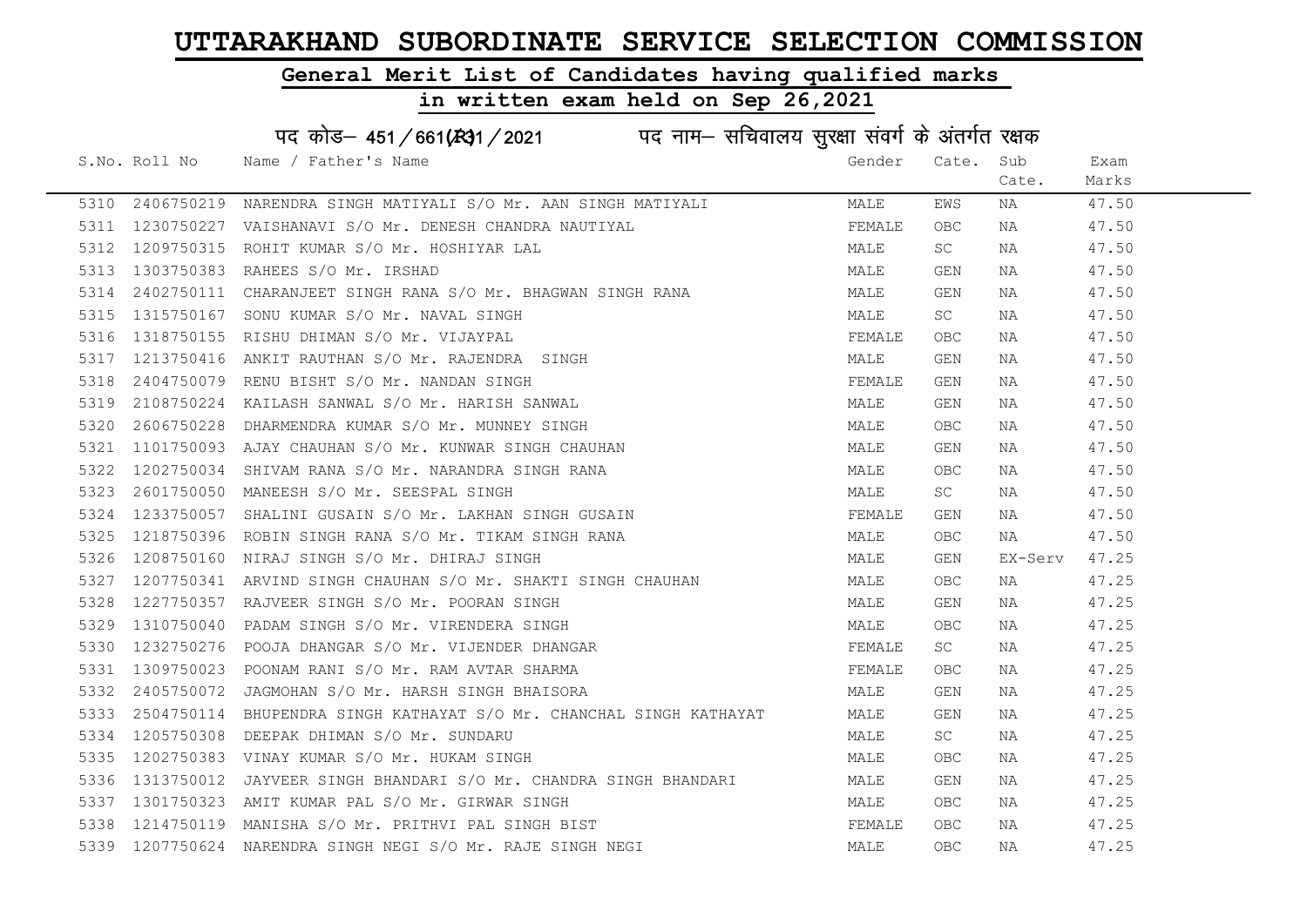# UTTARAKHAND SUBORDINATE SERVICE SELECTION COMMISSION

## General Merit List of Candidates having qualified marks

## in written exam held on Sep 26,2021

### पद कोड– 451/661(R)1/2021 पद नाम– सचिवालय सुरक्षा संवर्ग के अंतर्गत रक्षक

| S.No. | Roll No | Name / Father's Name | Gender | Cate. | Sub Cate. | Exam Marks |
|---|---|---|---|---|---|---|
| 5310 | 2406750219 | NARENDRA SINGH MATIYALI S/O Mr. AAN SINGH MATIYALI | MALE | EWS | NA | 47.50 |
| 5311 | 1230750227 | VAISHANAVI S/O Mr. DENESH CHANDRA NAUTIYAL | FEMALE | OBC | NA | 47.50 |
| 5312 | 1209750315 | ROHIT KUMAR S/O Mr. HOSHIYAR LAL | MALE | SC | NA | 47.50 |
| 5313 | 1303750383 | RAHEES S/O Mr. IRSHAD | MALE | GEN | NA | 47.50 |
| 5314 | 2402750111 | CHARANJEET SINGH RANA S/O Mr. BHAGWAN SINGH RANA | MALE | GEN | NA | 47.50 |
| 5315 | 1315750167 | SONU KUMAR S/O Mr. NAVAL SINGH | MALE | SC | NA | 47.50 |
| 5316 | 1318750155 | RISHU DHIMAN S/O Mr. VIJAYPAL | FEMALE | OBC | NA | 47.50 |
| 5317 | 1213750416 | ANKIT RAUTHAN S/O Mr. RAJENDRA SINGH | MALE | GEN | NA | 47.50 |
| 5318 | 2404750079 | RENU BISHT S/O Mr. NANDAN SINGH | FEMALE | GEN | NA | 47.50 |
| 5319 | 2108750224 | KAILASH SANWAL S/O Mr. HARISH SANWAL | MALE | GEN | NA | 47.50 |
| 5320 | 2606750228 | DHARMENDRA KUMAR S/O Mr. MUNNEY SINGH | MALE | OBC | NA | 47.50 |
| 5321 | 1101750093 | AJAY CHAUHAN S/O Mr. KUNWAR SINGH CHAUHAN | MALE | GEN | NA | 47.50 |
| 5322 | 1202750034 | SHIVAM RANA S/O Mr. NARANDRA SINGH RANA | MALE | OBC | NA | 47.50 |
| 5323 | 2601750050 | MANEESH S/O Mr. SEESPAL SINGH | MALE | SC | NA | 47.50 |
| 5324 | 1233750057 | SHALINI GUSAIN S/O Mr. LAKHAN SINGH GUSAIN | FEMALE | GEN | NA | 47.50 |
| 5325 | 1218750396 | ROBIN SINGH RANA S/O Mr. TIKAM SINGH RANA | MALE | OBC | NA | 47.50 |
| 5326 | 1208750160 | NIRAJ SINGH S/O Mr. DHIRAJ SINGH | MALE | GEN | EX-Serv | 47.25 |
| 5327 | 1207750341 | ARVIND SINGH CHAUHAN S/O Mr. SHAKTI SINGH CHAUHAN | MALE | OBC | NA | 47.25 |
| 5328 | 1227750357 | RAJVEER SINGH S/O Mr. POORAN SINGH | MALE | GEN | NA | 47.25 |
| 5329 | 1310750040 | PADAM SINGH S/O Mr. VIRENDERA SINGH | MALE | OBC | NA | 47.25 |
| 5330 | 1232750276 | POOJA DHANGAR S/O Mr. VIJENDER DHANGAR | FEMALE | SC | NA | 47.25 |
| 5331 | 1309750023 | POONAM RANI S/O Mr. RAM AVTAR SHARMA | FEMALE | OBC | NA | 47.25 |
| 5332 | 2405750072 | JAGMOHAN S/O Mr. HARSH SINGH BHAISORA | MALE | GEN | NA | 47.25 |
| 5333 | 2504750114 | BHUPENDRA SINGH KATHAYAT S/O Mr. CHANCHAL SINGH KATHAYAT | MALE | GEN | NA | 47.25 |
| 5334 | 1205750308 | DEEPAK DHIMAN S/O Mr. SUNDARU | MALE | SC | NA | 47.25 |
| 5335 | 1202750383 | VINAY KUMAR S/O Mr. HUKAM SINGH | MALE | OBC | NA | 47.25 |
| 5336 | 1313750012 | JAYVEER SINGH BHANDARI S/O Mr. CHANDRA SINGH BHANDARI | MALE | GEN | NA | 47.25 |
| 5337 | 1301750323 | AMIT KUMAR PAL S/O Mr. GIRWAR SINGH | MALE | OBC | NA | 47.25 |
| 5338 | 1214750119 | MANISHA S/O Mr. PRITHVI PAL SINGH BIST | FEMALE | OBC | NA | 47.25 |
| 5339 | 1207750624 | NARENDRA SINGH NEGI S/O Mr. RAJE SINGH NEGI | MALE | OBC | NA | 47.25 |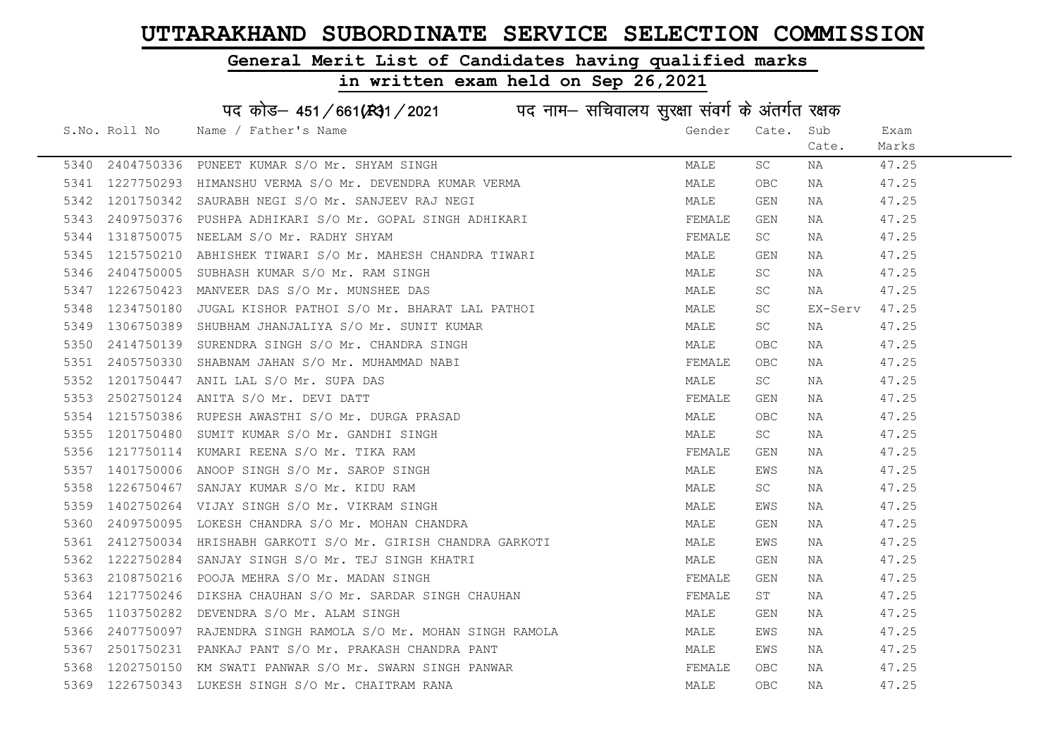# UTTARAKHAND SUBORDINATE SERVICE SELECTION COMMISSION

## General Merit List of Candidates having qualified marks

## in written exam held on Sep 26,2021

### पद कोड– 451/661(R3)1/2021 पद नाम– सचिवालय सुरक्षा संवर्ग के अंतर्गत रक्षक

| S.No. | Roll No | Name / Father's Name | Gender | Cate. | Sub Cate. | Exam Marks |
|---|---|---|---|---|---|---|
| 5340 | 2404750336 | PUNEET KUMAR S/O Mr. SHYAM SINGH | MALE | SC | NA | 47.25 |
| 5341 | 1227750293 | HIMANSHU VERMA S/O Mr. DEVENDRA KUMAR VERMA | MALE | OBC | NA | 47.25 |
| 5342 | 1201750342 | SAURABH NEGI S/O Mr. SANJEEV RAJ NEGI | MALE | GEN | NA | 47.25 |
| 5343 | 2409750376 | PUSHPA ADHIKARI S/O Mr. GOPAL SINGH ADHIKARI | FEMALE | GEN | NA | 47.25 |
| 5344 | 1318750075 | NEELAM S/O Mr. RADHY SHYAM | FEMALE | SC | NA | 47.25 |
| 5345 | 1215750210 | ABHISHEK TIWARI S/O Mr. MAHESH CHANDRA TIWARI | MALE | GEN | NA | 47.25 |
| 5346 | 2404750005 | SUBHASH KUMAR S/O Mr. RAM SINGH | MALE | SC | NA | 47.25 |
| 5347 | 1226750423 | MANVEER DAS S/O Mr. MUNSHEE DAS | MALE | SC | NA | 47.25 |
| 5348 | 1234750180 | JUGAL KISHOR PATHOI S/O Mr. BHARAT LAL PATHOI | MALE | SC | EX-Serv | 47.25 |
| 5349 | 1306750389 | SHUBHAM JHANJALIYA S/O Mr. SUNIT KUMAR | MALE | SC | NA | 47.25 |
| 5350 | 2414750139 | SURENDRA SINGH S/O Mr. CHANDRA SINGH | MALE | OBC | NA | 47.25 |
| 5351 | 2405750330 | SHABNAM JAHAN S/O Mr. MUHAMMAD NABI | FEMALE | OBC | NA | 47.25 |
| 5352 | 1201750447 | ANIL LAL S/O Mr. SUPA DAS | MALE | SC | NA | 47.25 |
| 5353 | 2502750124 | ANITA S/O Mr. DEVI DATT | FEMALE | GEN | NA | 47.25 |
| 5354 | 1215750386 | RUPESH AWASTHI S/O Mr. DURGA PRASAD | MALE | OBC | NA | 47.25 |
| 5355 | 1201750480 | SUMIT KUMAR S/O Mr. GANDHI SINGH | MALE | SC | NA | 47.25 |
| 5356 | 1217750114 | KUMARI REENA S/O Mr. TIKA RAM | FEMALE | GEN | NA | 47.25 |
| 5357 | 1401750006 | ANOOP SINGH S/O Mr. SAROP SINGH | MALE | EWS | NA | 47.25 |
| 5358 | 1226750467 | SANJAY KUMAR S/O Mr. KIDU RAM | MALE | SC | NA | 47.25 |
| 5359 | 1402750264 | VIJAY SINGH S/O Mr. VIKRAM SINGH | MALE | EWS | NA | 47.25 |
| 5360 | 2409750095 | LOKESH CHANDRA S/O Mr. MOHAN CHANDRA | MALE | GEN | NA | 47.25 |
| 5361 | 2412750034 | HRISHABH GARKOTI S/O Mr. GIRISH CHANDRA GARKOTI | MALE | EWS | NA | 47.25 |
| 5362 | 1222750284 | SANJAY SINGH S/O Mr. TEJ SINGH KHATRI | MALE | GEN | NA | 47.25 |
| 5363 | 2108750216 | POOJA MEHRA S/O Mr. MADAN SINGH | FEMALE | GEN | NA | 47.25 |
| 5364 | 1217750246 | DIKSHA CHAUHAN S/O Mr. SARDAR SINGH CHAUHAN | FEMALE | ST | NA | 47.25 |
| 5365 | 1103750282 | DEVENDRA S/O Mr. ALAM SINGH | MALE | GEN | NA | 47.25 |
| 5366 | 2407750097 | RAJENDRA SINGH RAMOLA S/O Mr. MOHAN SINGH RAMOLA | MALE | EWS | NA | 47.25 |
| 5367 | 2501750231 | PANKAJ PANT S/O Mr. PRAKASH CHANDRA PANT | MALE | EWS | NA | 47.25 |
| 5368 | 1202750150 | KM SWATI PANWAR S/O Mr. SWARN SINGH PANWAR | FEMALE | OBC | NA | 47.25 |
| 5369 | 1226750343 | LUKESH SINGH S/O Mr. CHAITRAM RANA | MALE | OBC | NA | 47.25 |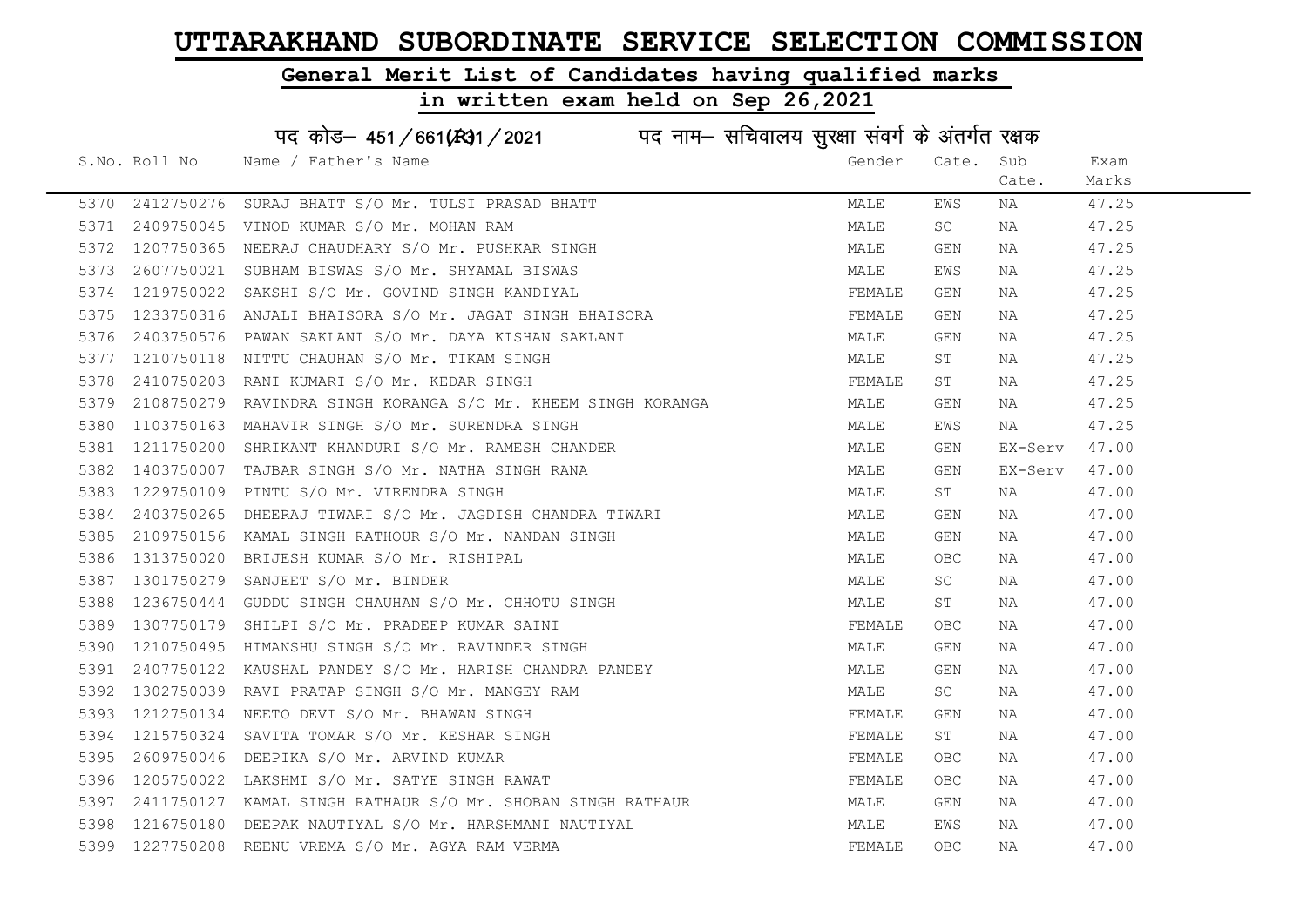# UTTARAKHAND SUBORDINATE SERVICE SELECTION COMMISSION

## General Merit List of Candidates having qualified marks

## in written exam held on Sep 26,2021

### पद कोड– 451/661(R)1/2021 पद नाम– सचिवालय सुरक्षा संवर्ग के अंतर्गत रक्षक

| S.No. | Roll No | Name / Father's Name | Gender | Cate. | Sub Cate. | Exam Marks |
|---|---|---|---|---|---|---|
| 5370 | 2412750276 | SURAJ BHATT S/O Mr. TULSI PRASAD BHATT | MALE | EWS | NA | 47.25 |
| 5371 | 2409750045 | VINOD KUMAR S/O Mr. MOHAN RAM | MALE | SC | NA | 47.25 |
| 5372 | 1207750365 | NEERAJ CHAUDHARY S/O Mr. PUSHKAR SINGH | MALE | GEN | NA | 47.25 |
| 5373 | 2607750021 | SUBHAM BISWAS S/O Mr. SHYAMAL BISWAS | MALE | EWS | NA | 47.25 |
| 5374 | 1219750022 | SAKSHI S/O Mr. GOVIND SINGH KANDIYAL | FEMALE | GEN | NA | 47.25 |
| 5375 | 1233750316 | ANJALI BHAISORA S/O Mr. JAGAT SINGH BHAISORA | FEMALE | GEN | NA | 47.25 |
| 5376 | 2403750576 | PAWAN SAKLANI S/O Mr. DAYA KISHAN SAKLANI | MALE | GEN | NA | 47.25 |
| 5377 | 1210750118 | NITTU CHAUHAN S/O Mr. TIKAM SINGH | MALE | ST | NA | 47.25 |
| 5378 | 2410750203 | RANI KUMARI S/O Mr. KEDAR SINGH | FEMALE | ST | NA | 47.25 |
| 5379 | 2108750279 | RAVINDRA SINGH KORANGA S/O Mr. KHEEM SINGH KORANGA | MALE | GEN | NA | 47.25 |
| 5380 | 1103750163 | MAHAVIR SINGH S/O Mr. SURENDRA SINGH | MALE | EWS | NA | 47.25 |
| 5381 | 1211750200 | SHRIKANT KHANDURI S/O Mr. RAMESH CHANDER | MALE | GEN | EX-Serv | 47.00 |
| 5382 | 1403750007 | TAJBAR SINGH S/O Mr. NATHA SINGH RANA | MALE | GEN | EX-Serv | 47.00 |
| 5383 | 1229750109 | PINTU S/O Mr. VIRENDRA SINGH | MALE | ST | NA | 47.00 |
| 5384 | 2403750265 | DHEERAJ TIWARI S/O Mr. JAGDISH CHANDRA TIWARI | MALE | GEN | NA | 47.00 |
| 5385 | 2109750156 | KAMAL SINGH RATHOUR S/O Mr. NANDAN SINGH | MALE | GEN | NA | 47.00 |
| 5386 | 1313750020 | BRIJESH KUMAR S/O Mr. RISHIPAL | MALE | OBC | NA | 47.00 |
| 5387 | 1301750279 | SANJEET S/O Mr. BINDER | MALE | SC | NA | 47.00 |
| 5388 | 1236750444 | GUDDU SINGH CHAUHAN S/O Mr. CHHOTU SINGH | MALE | ST | NA | 47.00 |
| 5389 | 1307750179 | SHILPI S/O Mr. PRADEEP KUMAR SAINI | FEMALE | OBC | NA | 47.00 |
| 5390 | 1210750495 | HIMANSHU SINGH S/O Mr. RAVINDER SINGH | MALE | GEN | NA | 47.00 |
| 5391 | 2407750122 | KAUSHAL PANDEY S/O Mr. HARISH CHANDRA PANDEY | MALE | GEN | NA | 47.00 |
| 5392 | 1302750039 | RAVI PRATAP SINGH S/O Mr. MANGEY RAM | MALE | SC | NA | 47.00 |
| 5393 | 1212750134 | NEETO DEVI S/O Mr. BHAWAN SINGH | FEMALE | GEN | NA | 47.00 |
| 5394 | 1215750324 | SAVITA TOMAR S/O Mr. KESHAR SINGH | FEMALE | ST | NA | 47.00 |
| 5395 | 2609750046 | DEEPIKA S/O Mr. ARVIND KUMAR | FEMALE | OBC | NA | 47.00 |
| 5396 | 1205750022 | LAKSHMI S/O Mr. SATYE SINGH RAWAT | FEMALE | OBC | NA | 47.00 |
| 5397 | 2411750127 | KAMAL SINGH RATHAUR S/O Mr. SHOBAN SINGH RATHAUR | MALE | GEN | NA | 47.00 |
| 5398 | 1216750180 | DEEPAK NAUTIYAL S/O Mr. HARSHMANI NAUTIYAL | MALE | EWS | NA | 47.00 |
| 5399 | 1227750208 | REENU VREMA S/O Mr. AGYA RAM VERMA | FEMALE | OBC | NA | 47.00 |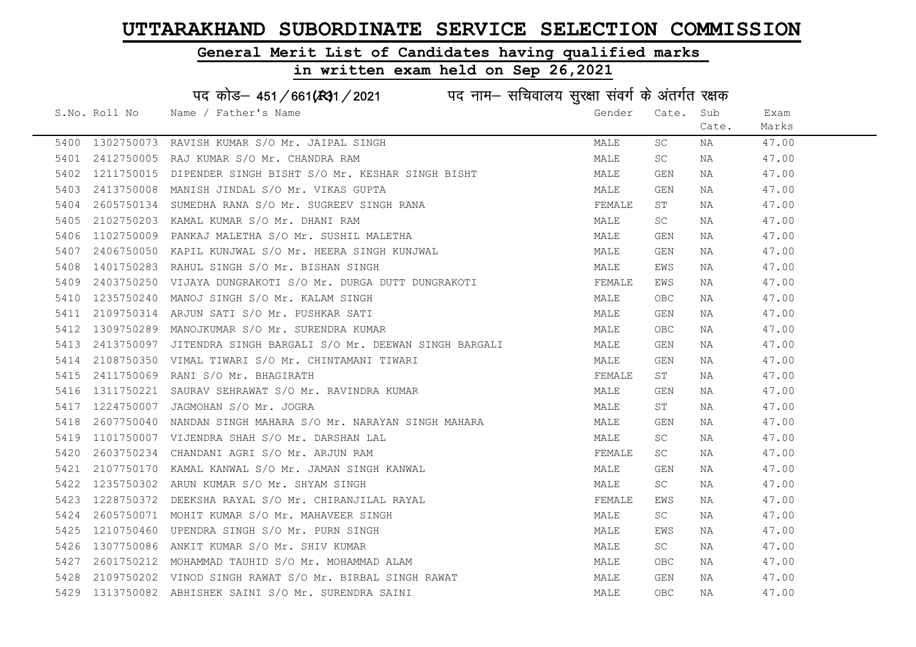# UTTARAKHAND SUBORDINATE SERVICE SELECTION COMMISSION

## General Merit List of Candidates having qualified marks

## in written exam held on Sep 26,2021

### पद कोड– 451 / 661(R)1 / 2021 पद नाम– सचिवालय सुरक्षा संवर्ग के अंतर्गत रक्षक

| S.No. | Roll No | Name / Father's Name | Gender | Cate. | Sub Cate. | Exam Marks |
|---|---|---|---|---|---|---|
| 5400 | 1302750073 | RAVISH KUMAR S/O Mr. JAIPAL SINGH | MALE | SC | NA | 47.00 |
| 5401 | 2412750005 | RAJ KUMAR S/O Mr. CHANDRA RAM | MALE | SC | NA | 47.00 |
| 5402 | 1211750015 | DIPENDER SINGH BISHT S/O Mr. KESHAR SINGH BISHT | MALE | GEN | NA | 47.00 |
| 5403 | 2413750008 | MANISH JINDAL S/O Mr. VIKAS GUPTA | MALE | GEN | NA | 47.00 |
| 5404 | 2605750134 | SUMEDHA RANA S/O Mr. SUGREEV SINGH RANA | FEMALE | ST | NA | 47.00 |
| 5405 | 2102750203 | KAMAL KUMAR S/O Mr. DHANI RAM | MALE | SC | NA | 47.00 |
| 5406 | 1102750009 | PANKAJ MALETHA S/O Mr. SUSHIL MALETHA | MALE | GEN | NA | 47.00 |
| 5407 | 2406750050 | KAPIL KUNJWAL S/O Mr. HEERA SINGH KUNJWAL | MALE | GEN | NA | 47.00 |
| 5408 | 1401750283 | RAHUL SINGH S/O Mr. BISHAN SINGH | MALE | EWS | NA | 47.00 |
| 5409 | 2403750250 | VIJAYA DUNGRAKOTI S/O Mr. DURGA DUTT DUNGRAKOTI | FEMALE | EWS | NA | 47.00 |
| 5410 | 1235750240 | MANOJ SINGH S/O Mr. KALAM SINGH | MALE | OBC | NA | 47.00 |
| 5411 | 2109750314 | ARJUN SATI S/O Mr. PUSHKAR SATI | MALE | GEN | NA | 47.00 |
| 5412 | 1309750289 | MANOJKUMAR S/O Mr. SURENDRA KUMAR | MALE | OBC | NA | 47.00 |
| 5413 | 2413750097 | JITENDRA SINGH BARGALI S/O Mr. DEEWAN SINGH BARGALI | MALE | GEN | NA | 47.00 |
| 5414 | 2108750350 | VIMAL TIWARI S/O Mr. CHINTAMANI TIWARI | MALE | GEN | NA | 47.00 |
| 5415 | 2411750069 | RANI S/O Mr. BHAGIRATH | FEMALE | ST | NA | 47.00 |
| 5416 | 1311750221 | SAURAV SEHRAWAT S/O Mr. RAVINDRA KUMAR | MALE | GEN | NA | 47.00 |
| 5417 | 1224750007 | JAGMOHAN S/O Mr. JOGRA | MALE | ST | NA | 47.00 |
| 5418 | 2607750040 | NANDAN SINGH MAHARA S/O Mr. NARAYAN SINGH MAHARA | MALE | GEN | NA | 47.00 |
| 5419 | 1101750007 | VIJENDRA SHAH S/O Mr. DARSHAN LAL | MALE | SC | NA | 47.00 |
| 5420 | 2603750234 | CHANDANI AGRI S/O Mr. ARJUN RAM | FEMALE | SC | NA | 47.00 |
| 5421 | 2107750170 | KAMAL KANWAL S/O Mr. JAMAN SINGH KANWAL | MALE | GEN | NA | 47.00 |
| 5422 | 1235750302 | ARUN KUMAR S/O Mr. SHYAM SINGH | MALE | SC | NA | 47.00 |
| 5423 | 1228750372 | DEEKSHA RAYAL S/O Mr. CHIRANJILAL RAYAL | FEMALE | EWS | NA | 47.00 |
| 5424 | 2605750071 | MOHIT KUMAR S/O Mr. MAHAVEER SINGH | MALE | SC | NA | 47.00 |
| 5425 | 1210750460 | UPENDRA SINGH S/O Mr. PURN SINGH | MALE | EWS | NA | 47.00 |
| 5426 | 1307750086 | ANKIT KUMAR S/O Mr. SHIV KUMAR | MALE | SC | NA | 47.00 |
| 5427 | 2601750212 | MOHAMMAD TAUHID S/O Mr. MOHAMMAD ALAM | MALE | OBC | NA | 47.00 |
| 5428 | 2109750202 | VINOD SINGH RAWAT S/O Mr. BIRBAL SINGH RAWAT | MALE | GEN | NA | 47.00 |
| 5429 | 1313750082 | ABHISHEK SAINI S/O Mr. SURENDRA SAINI | MALE | OBC | NA | 47.00 |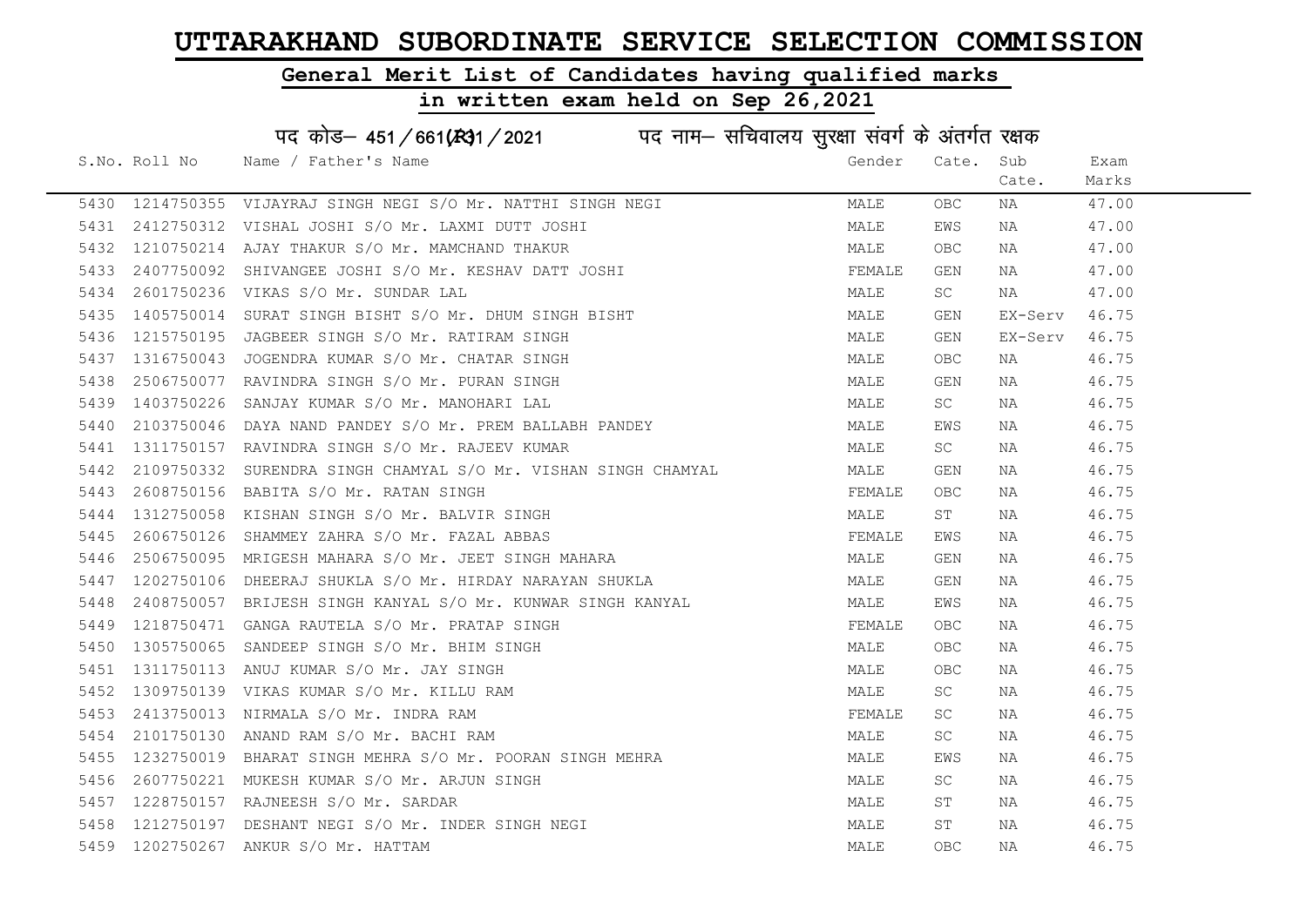# UTTARAKHAND SUBORDINATE SERVICE SELECTION COMMISSION

## General Merit List of Candidates having qualified marks

## in written exam held on Sep 26,2021

पद कोड– 451/661(R)1/2021 पद नाम– सचिवालय सुरक्षा संवर्ग के अंतर्गत रक्षक

| S.No. | Roll No | Name / Father's Name | Gender | Cate. | Sub Cate. | Exam Marks |
|---|---|---|---|---|---|---|
| 5430 | 1214750355 | VIJAYRAJ SINGH NEGI S/O Mr. NATTHI SINGH NEGI | MALE | OBC | NA | 47.00 |
| 5431 | 2412750312 | VISHAL JOSHI S/O Mr. LAXMI DUTT JOSHI | MALE | EWS | NA | 47.00 |
| 5432 | 1210750214 | AJAY THAKUR S/O Mr. MAMCHAND THAKUR | MALE | OBC | NA | 47.00 |
| 5433 | 2407750092 | SHIVANGEE JOSHI S/O Mr. KESHAV DATT JOSHI | FEMALE | GEN | NA | 47.00 |
| 5434 | 2601750236 | VIKAS S/O Mr. SUNDAR LAL | MALE | SC | NA | 47.00 |
| 5435 | 1405750014 | SURAT SINGH BISHT S/O Mr. DHUM SINGH BISHT | MALE | GEN | EX-Serv | 46.75 |
| 5436 | 1215750195 | JAGBEER SINGH S/O Mr. RATIRAM SINGH | MALE | GEN | EX-Serv | 46.75 |
| 5437 | 1316750043 | JOGENDRA KUMAR S/O Mr. CHATAR SINGH | MALE | OBC | NA | 46.75 |
| 5438 | 2506750077 | RAVINDRA SINGH S/O Mr. PURAN SINGH | MALE | GEN | NA | 46.75 |
| 5439 | 1403750226 | SANJAY KUMAR S/O Mr. MANOHARI LAL | MALE | SC | NA | 46.75 |
| 5440 | 2103750046 | DAYA NAND PANDEY S/O Mr. PREM BALLABH PANDEY | MALE | EWS | NA | 46.75 |
| 5441 | 1311750157 | RAVINDRA SINGH S/O Mr. RAJEEV KUMAR | MALE | SC | NA | 46.75 |
| 5442 | 2109750332 | SURENDRA SINGH CHAMYAL S/O Mr. VISHAN SINGH CHAMYAL | MALE | GEN | NA | 46.75 |
| 5443 | 2608750156 | BABITA S/O Mr. RATAN SINGH | FEMALE | OBC | NA | 46.75 |
| 5444 | 1312750058 | KISHAN SINGH S/O Mr. BALVIR SINGH | MALE | ST | NA | 46.75 |
| 5445 | 2606750126 | SHAMMEY ZAHRA S/O Mr. FAZAL ABBAS | FEMALE | EWS | NA | 46.75 |
| 5446 | 2506750095 | MRIGESH MAHARA S/O Mr. JEET SINGH MAHARA | MALE | GEN | NA | 46.75 |
| 5447 | 1202750106 | DHEERAJ SHUKLA S/O Mr. HIRDAY NARAYAN SHUKLA | MALE | GEN | NA | 46.75 |
| 5448 | 2408750057 | BRIJESH SINGH KANYAL S/O Mr. KUNWAR SINGH KANYAL | MALE | EWS | NA | 46.75 |
| 5449 | 1218750471 | GANGA RAUTELA S/O Mr. PRATAP SINGH | FEMALE | OBC | NA | 46.75 |
| 5450 | 1305750065 | SANDEEP SINGH S/O Mr. BHIM SINGH | MALE | OBC | NA | 46.75 |
| 5451 | 1311750113 | ANUJ KUMAR S/O Mr. JAY SINGH | MALE | OBC | NA | 46.75 |
| 5452 | 1309750139 | VIKAS KUMAR S/O Mr. KILLU RAM | MALE | SC | NA | 46.75 |
| 5453 | 2413750013 | NIRMALA S/O Mr. INDRA RAM | FEMALE | SC | NA | 46.75 |
| 5454 | 2101750130 | ANAND RAM S/O Mr. BACHI RAM | MALE | SC | NA | 46.75 |
| 5455 | 1232750019 | BHARAT SINGH MEHRA S/O Mr. POORAN SINGH MEHRA | MALE | EWS | NA | 46.75 |
| 5456 | 2607750221 | MUKESH KUMAR S/O Mr. ARJUN SINGH | MALE | SC | NA | 46.75 |
| 5457 | 1228750157 | RAJNEESH S/O Mr. SARDAR | MALE | ST | NA | 46.75 |
| 5458 | 1212750197 | DESHANT NEGI S/O Mr. INDER SINGH NEGI | MALE | ST | NA | 46.75 |
| 5459 | 1202750267 | ANKUR S/O Mr. HATTAM | MALE | OBC | NA | 46.75 |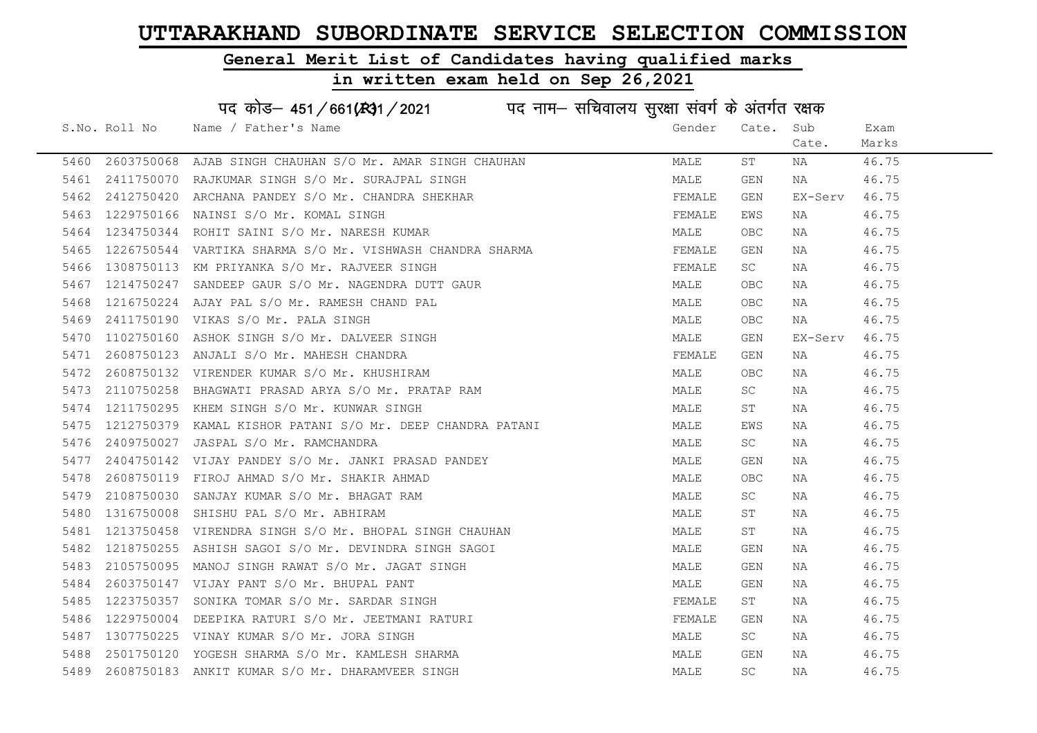# UTTARAKHAND SUBORDINATE SERVICE SELECTION COMMISSION

## General Merit List of Candidates having qualified marks

## in written exam held on Sep 26,2021

### पद कोड– 451/661(R)1/2021 पद नाम– सचिवालय सुरक्षा संवर्ग के अंतर्गत रक्षक

| S.No. | Roll No | Name / Father's Name | Gender | Cate. | Sub Cate. | Exam Marks |
|---|---|---|---|---|---|---|
| 5460 | 2603750068 | AJAB SINGH CHAUHAN S/O Mr. AMAR SINGH CHAUHAN | MALE | ST | NA | 46.75 |
| 5461 | 2411750070 | RAJKUMAR SINGH S/O Mr. SURAJPAL SINGH | MALE | GEN | NA | 46.75 |
| 5462 | 2412750420 | ARCHANA PANDEY S/O Mr. CHANDRA SHEKHAR | FEMALE | GEN | EX-Serv | 46.75 |
| 5463 | 1229750166 | NAINSI S/O Mr. KOMAL SINGH | FEMALE | EWS | NA | 46.75 |
| 5464 | 1234750344 | ROHIT SAINI S/O Mr. NARESH KUMAR | MALE | OBC | NA | 46.75 |
| 5465 | 1226750544 | VARTIKA SHARMA S/O Mr. VISHWASH CHANDRA SHARMA | FEMALE | GEN | NA | 46.75 |
| 5466 | 1308750113 | KM PRIYANKA S/O Mr. RAJVEER SINGH | FEMALE | SC | NA | 46.75 |
| 5467 | 1214750247 | SANDEEP GAUR S/O Mr. NAGENDRA DUTT GAUR | MALE | OBC | NA | 46.75 |
| 5468 | 1216750224 | AJAY PAL S/O Mr. RAMESH CHAND PAL | MALE | OBC | NA | 46.75 |
| 5469 | 2411750190 | VIKAS S/O Mr. PALA SINGH | MALE | OBC | NA | 46.75 |
| 5470 | 1102750160 | ASHOK SINGH S/O Mr. DALVEER SINGH | MALE | GEN | EX-Serv | 46.75 |
| 5471 | 2608750123 | ANJALI S/O Mr. MAHESH CHANDRA | FEMALE | GEN | NA | 46.75 |
| 5472 | 2608750132 | VIRENDER KUMAR S/O Mr. KHUSHIRAM | MALE | OBC | NA | 46.75 |
| 5473 | 2110750258 | BHAGWATI PRASAD ARYA S/O Mr. PRATAP RAM | MALE | SC | NA | 46.75 |
| 5474 | 1211750295 | KHEM SINGH S/O Mr. KUNWAR SINGH | MALE | ST | NA | 46.75 |
| 5475 | 1212750379 | KAMAL KISHOR PATANI S/O Mr. DEEP CHANDRA PATANI | MALE | EWS | NA | 46.75 |
| 5476 | 2409750027 | JASPAL S/O Mr. RAMCHANDRA | MALE | SC | NA | 46.75 |
| 5477 | 2404750142 | VIJAY PANDEY S/O Mr. JANKI PRASAD PANDEY | MALE | GEN | NA | 46.75 |
| 5478 | 2608750119 | FIROJ AHMAD S/O Mr. SHAKIR AHMAD | MALE | OBC | NA | 46.75 |
| 5479 | 2108750030 | SANJAY KUMAR S/O Mr. BHAGAT RAM | MALE | SC | NA | 46.75 |
| 5480 | 1316750008 | SHISHU PAL S/O Mr. ABHIRAM | MALE | ST | NA | 46.75 |
| 5481 | 1213750458 | VIRENDRA SINGH S/O Mr. BHOPAL SINGH CHAUHAN | MALE | ST | NA | 46.75 |
| 5482 | 1218750255 | ASHISH SAGOI S/O Mr. DEVINDRA SINGH SAGOI | MALE | GEN | NA | 46.75 |
| 5483 | 2105750095 | MANOJ SINGH RAWAT S/O Mr. JAGAT SINGH | MALE | GEN | NA | 46.75 |
| 5484 | 2603750147 | VIJAY PANT S/O Mr. BHUPAL PANT | MALE | GEN | NA | 46.75 |
| 5485 | 1223750357 | SONIKA TOMAR S/O Mr. SARDAR SINGH | FEMALE | ST | NA | 46.75 |
| 5486 | 1229750004 | DEEPIKA RATURI S/O Mr. JEETMANI RATURI | FEMALE | GEN | NA | 46.75 |
| 5487 | 1307750225 | VINAY KUMAR S/O Mr. JORA SINGH | MALE | SC | NA | 46.75 |
| 5488 | 2501750120 | YOGESH SHARMA S/O Mr. KAMLESH SHARMA | MALE | GEN | NA | 46.75 |
| 5489 | 2608750183 | ANKIT KUMAR S/O Mr. DHARAMVEER SINGH | MALE | SC | NA | 46.75 |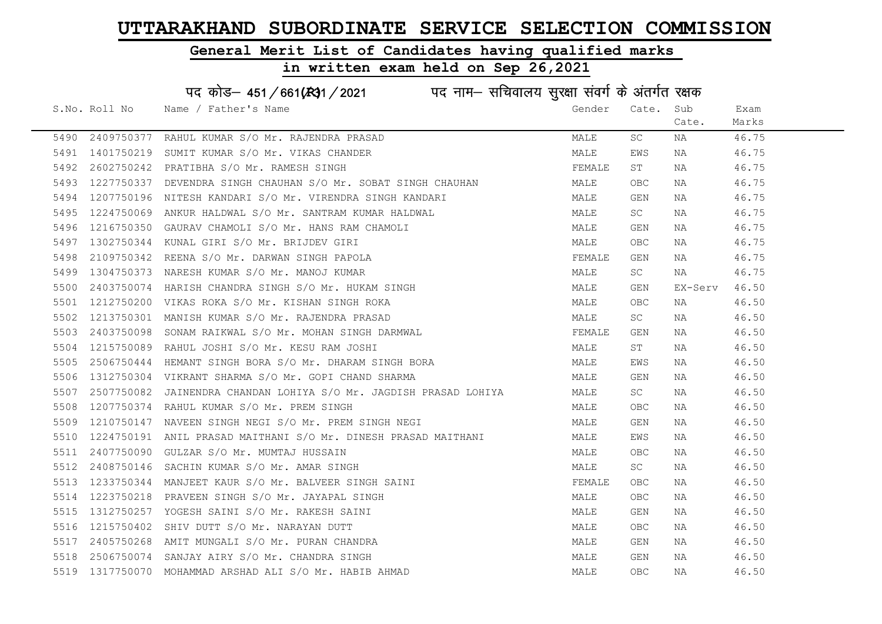# UTTARAKHAND SUBORDINATE SERVICE SELECTION COMMISSION

## General Merit List of Candidates having qualified marks

## in written exam held on Sep 26,2021

### पद कोड– 451/661(R)1/2021 पद नाम– सचिवालय सुरक्षा संवर्ग के अंतर्गत रक्षक

| S.No. | Roll No | Name / Father's Name | Gender | Cate. | Sub Cate. | Exam Marks |
|---|---|---|---|---|---|---|
| 5490 | 2409750377 | RAHUL KUMAR S/O Mr. RAJENDRA PRASAD | MALE | SC | NA | 46.75 |
| 5491 | 1401750219 | SUMIT KUMAR S/O Mr. VIKAS CHANDER | MALE | EWS | NA | 46.75 |
| 5492 | 2602750242 | PRATIBHA S/O Mr. RAMESH SINGH | FEMALE | ST | NA | 46.75 |
| 5493 | 1227750337 | DEVENDRA SINGH CHAUHAN S/O Mr. SOBAT SINGH CHAUHAN | MALE | OBC | NA | 46.75 |
| 5494 | 1207750196 | NITESH KANDARI S/O Mr. VIRENDRA SINGH KANDARI | MALE | GEN | NA | 46.75 |
| 5495 | 1224750069 | ANKUR HALDWAL S/O Mr. SANTRAM KUMAR HALDWAL | MALE | SC | NA | 46.75 |
| 5496 | 1216750350 | GAURAV CHAMOLI S/O Mr. HANS RAM CHAMOLI | MALE | GEN | NA | 46.75 |
| 5497 | 1302750344 | KUNAL GIRI S/O Mr. BRIJDEV GIRI | MALE | OBC | NA | 46.75 |
| 5498 | 2109750342 | REENA S/O Mr. DARWAN SINGH PAPOLA | FEMALE | GEN | NA | 46.75 |
| 5499 | 1304750373 | NARESH KUMAR S/O Mr. MANOJ KUMAR | MALE | SC | NA | 46.75 |
| 5500 | 2403750074 | HARISH CHANDRA SINGH S/O Mr. HUKAM SINGH | MALE | GEN | EX-Serv | 46.50 |
| 5501 | 1212750200 | VIKAS ROKA S/O Mr. KISHAN SINGH ROKA | MALE | OBC | NA | 46.50 |
| 5502 | 1213750301 | MANISH KUMAR S/O Mr. RAJENDRA PRASAD | MALE | SC | NA | 46.50 |
| 5503 | 2403750098 | SONAM RAIKWAL S/O Mr. MOHAN SINGH DARMWAL | FEMALE | GEN | NA | 46.50 |
| 5504 | 1215750089 | RAHUL JOSHI S/O Mr. KESU RAM JOSHI | MALE | ST | NA | 46.50 |
| 5505 | 2506750444 | HEMANT SINGH BORA S/O Mr. DHARAM SINGH BORA | MALE | EWS | NA | 46.50 |
| 5506 | 1312750304 | VIKRANT SHARMA S/O Mr. GOPI CHAND SHARMA | MALE | GEN | NA | 46.50 |
| 5507 | 2507750082 | JAINENDRA CHANDAN LOHIYA S/O Mr. JAGDISH PRASAD LOHIYA | MALE | SC | NA | 46.50 |
| 5508 | 1207750374 | RAHUL KUMAR S/O Mr. PREM SINGH | MALE | OBC | NA | 46.50 |
| 5509 | 1210750147 | NAVEEN SINGH NEGI S/O Mr. PREM SINGH NEGI | MALE | GEN | NA | 46.50 |
| 5510 | 1224750191 | ANIL PRASAD MAITHANI S/O Mr. DINESH PRASAD MAITHANI | MALE | EWS | NA | 46.50 |
| 5511 | 2407750090 | GULZAR S/O Mr. MUMTAJ HUSSAIN | MALE | OBC | NA | 46.50 |
| 5512 | 2408750146 | SACHIN KUMAR S/O Mr. AMAR SINGH | MALE | SC | NA | 46.50 |
| 5513 | 1233750344 | MANJEET KAUR S/O Mr. BALVEER SINGH SAINI | FEMALE | OBC | NA | 46.50 |
| 5514 | 1223750218 | PRAVEEN SINGH S/O Mr. JAYAPAL SINGH | MALE | OBC | NA | 46.50 |
| 5515 | 1312750257 | YOGESH SAINI S/O Mr. RAKESH SAINI | MALE | GEN | NA | 46.50 |
| 5516 | 1215750402 | SHIV DUTT S/O Mr. NARAYAN DUTT | MALE | OBC | NA | 46.50 |
| 5517 | 2405750268 | AMIT MUNGALI S/O Mr. PURAN CHANDRA | MALE | GEN | NA | 46.50 |
| 5518 | 2506750074 | SANJAY AIRY S/O Mr. CHANDRA SINGH | MALE | GEN | NA | 46.50 |
| 5519 | 1317750070 | MOHAMMAD ARSHAD ALI S/O Mr. HABIB AHMAD | MALE | OBC | NA | 46.50 |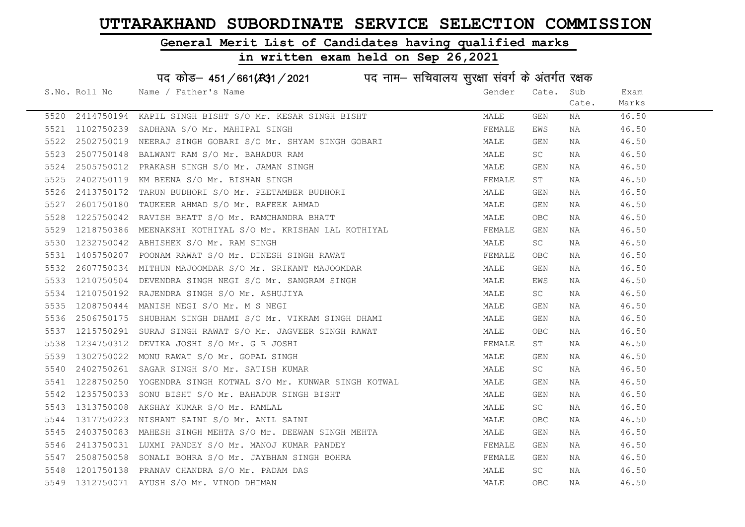# UTTARAKHAND SUBORDINATE SERVICE SELECTION COMMISSION

## General Merit List of Candidates having qualified marks

## in written exam held on Sep 26,2021

पद कोड– 451/661(R)1/2021 पद नाम– सचिवालय सुरक्षा संवर्ग के अंतर्गत रक्षक

| S.No. | Roll No | Name / Father's Name | Gender | Cate. | Sub Cate. | Exam Marks |
|---|---|---|---|---|---|---|
| 5520 | 2414750194 | KAPIL SINGH BISHT S/O Mr. KESAR SINGH BISHT | MALE | GEN | NA | 46.50 |
| 5521 | 1102750239 | SADHANA S/O Mr. MAHIPAL SINGH | FEMALE | EWS | NA | 46.50 |
| 5522 | 2502750019 | NEERAJ SINGH GOBARI S/O Mr. SHYAM SINGH GOBARI | MALE | GEN | NA | 46.50 |
| 5523 | 2507750148 | BALWANT RAM S/O Mr. BAHADUR RAM | MALE | SC | NA | 46.50 |
| 5524 | 2505750012 | PRAKASH SINGH S/O Mr. JAMAN SINGH | MALE | GEN | NA | 46.50 |
| 5525 | 2402750119 | KM BEENA S/O Mr. BISHAN SINGH | FEMALE | ST | NA | 46.50 |
| 5526 | 2413750172 | TARUN BUDHORI S/O Mr. PEETAMBER BUDHORI | MALE | GEN | NA | 46.50 |
| 5527 | 2601750180 | TAUKEER AHMAD S/O Mr. RAFEEK AHMAD | MALE | GEN | NA | 46.50 |
| 5528 | 1225750042 | RAVISH BHATT S/O Mr. RAMCHANDRA BHATT | MALE | OBC | NA | 46.50 |
| 5529 | 1218750386 | MEENAKSHI KOTHIYAL S/O Mr. KRISHAN LAL KOTHIYAL | FEMALE | GEN | NA | 46.50 |
| 5530 | 1232750042 | ABHISHEK S/O Mr. RAM SINGH | MALE | SC | NA | 46.50 |
| 5531 | 1405750207 | POONAM RAWAT S/O Mr. DINESH SINGH RAWAT | FEMALE | OBC | NA | 46.50 |
| 5532 | 2607750034 | MITHUN MAJOOMDAR S/O Mr. SRIKANT MAJOOMDAR | MALE | GEN | NA | 46.50 |
| 5533 | 1210750504 | DEVENDRA SINGH NEGI S/O Mr. SANGRAM SINGH | MALE | EWS | NA | 46.50 |
| 5534 | 1210750192 | RAJENDRA SINGH S/O Mr. ASHUJIYA | MALE | SC | NA | 46.50 |
| 5535 | 1208750444 | MANISH NEGI S/O Mr. M S NEGI | MALE | GEN | NA | 46.50 |
| 5536 | 2506750175 | SHUBHAM SINGH DHAMI S/O Mr. VIKRAM SINGH DHAMI | MALE | GEN | NA | 46.50 |
| 5537 | 1215750291 | SURAJ SINGH RAWAT S/O Mr. JAGVEER SINGH RAWAT | MALE | OBC | NA | 46.50 |
| 5538 | 1234750312 | DEVIKA JOSHI S/O Mr. G R JOSHI | FEMALE | ST | NA | 46.50 |
| 5539 | 1302750022 | MONU RAWAT S/O Mr. GOPAL SINGH | MALE | GEN | NA | 46.50 |
| 5540 | 2402750261 | SAGAR SINGH S/O Mr. SATISH KUMAR | MALE | SC | NA | 46.50 |
| 5541 | 1228750250 | YOGENDRA SINGH KOTWAL S/O Mr. KUNWAR SINGH KOTWAL | MALE | GEN | NA | 46.50 |
| 5542 | 1235750033 | SONU BISHT S/O Mr. BAHADUR SINGH BISHT | MALE | GEN | NA | 46.50 |
| 5543 | 1313750008 | AKSHAY KUMAR S/O Mr. RAMLAL | MALE | SC | NA | 46.50 |
| 5544 | 1317750223 | NISHANT SAINI S/O Mr. ANIL SAINI | MALE | OBC | NA | 46.50 |
| 5545 | 2403750083 | MAHESH SINGH MEHTA S/O Mr. DEEWAN SINGH MEHTA | MALE | GEN | NA | 46.50 |
| 5546 | 2413750031 | LUXMI PANDEY S/O Mr. MANOJ KUMAR PANDEY | FEMALE | GEN | NA | 46.50 |
| 5547 | 2508750058 | SONALI BOHRA S/O Mr. JAYBHAN SINGH BOHRA | FEMALE | GEN | NA | 46.50 |
| 5548 | 1201750138 | PRANAV CHANDRA S/O Mr. PADAM DAS | MALE | SC | NA | 46.50 |
| 5549 | 1312750071 | AYUSH S/O Mr. VINOD DHIMAN | MALE | OBC | NA | 46.50 |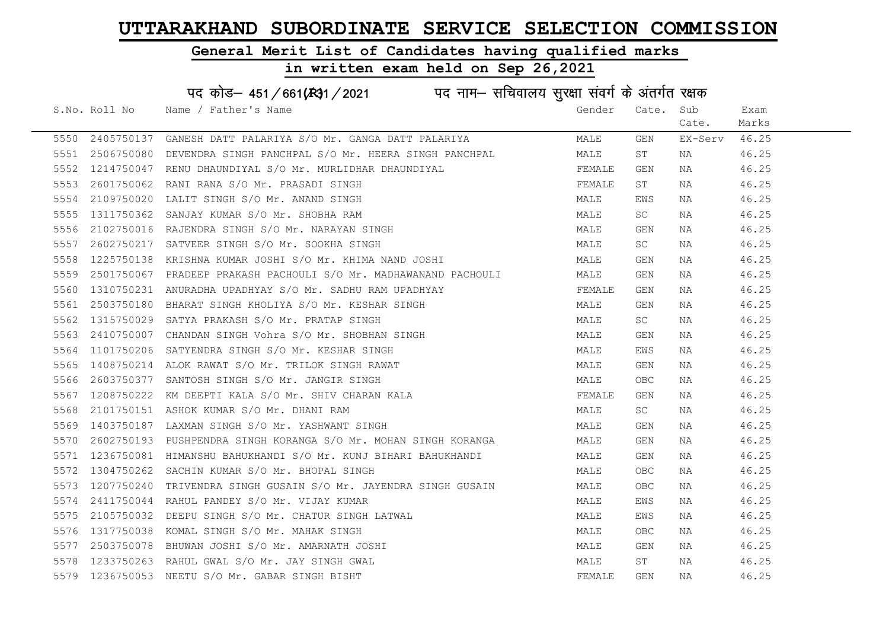# UTTARAKHAND SUBORDINATE SERVICE SELECTION COMMISSION

## General Merit List of Candidates having qualified marks

## in written exam held on Sep 26,2021

### पद कोड– 451/661(R)1/2021 पद नाम– सचिवालय सुरक्षा संवर्ग के अंतर्गत रक्षक

| S.No. | Roll No | Name / Father's Name | Gender | Cate. | Sub Cate. | Exam Marks |
|---|---|---|---|---|---|---|
| 5550 | 2405750137 | GANESH DATT PALARIYA S/O Mr. GANGA DATT PALARIYA | MALE | GEN | EX-Serv | 46.25 |
| 5551 | 2506750080 | DEVENDRA SINGH PANCHPAL S/O Mr. HEERA SINGH PANCHPAL | MALE | ST | NA | 46.25 |
| 5552 | 1214750047 | RENU DHAUNDIYAL S/O Mr. MURLIDHAR DHAUNDIYAL | FEMALE | GEN | NA | 46.25 |
| 5553 | 2601750062 | RANI RANA S/O Mr. PRASADI SINGH | FEMALE | ST | NA | 46.25 |
| 5554 | 2109750020 | LALIT SINGH S/O Mr. ANAND SINGH | MALE | EWS | NA | 46.25 |
| 5555 | 1311750362 | SANJAY KUMAR S/O Mr. SHOBHA RAM | MALE | SC | NA | 46.25 |
| 5556 | 2102750016 | RAJENDRA SINGH S/O Mr. NARAYAN SINGH | MALE | GEN | NA | 46.25 |
| 5557 | 2602750217 | SATVEER SINGH S/O Mr. SOOKHA SINGH | MALE | SC | NA | 46.25 |
| 5558 | 1225750138 | KRISHNA KUMAR JOSHI S/O Mr. KHIMA NAND JOSHI | MALE | GEN | NA | 46.25 |
| 5559 | 2501750067 | PRADEEP PRAKASH PACHOULI S/O Mr. MADHAWANAND PACHOULI | MALE | GEN | NA | 46.25 |
| 5560 | 1310750231 | ANURADHA UPADHYAY S/O Mr. SADHU RAM UPADHYAY | FEMALE | GEN | NA | 46.25 |
| 5561 | 2503750180 | BHARAT SINGH KHOLIYA S/O Mr. KESHAR SINGH | MALE | GEN | NA | 46.25 |
| 5562 | 1315750029 | SATYA PRAKASH S/O Mr. PRATAP SINGH | MALE | SC | NA | 46.25 |
| 5563 | 2410750007 | CHANDAN SINGH Vohra S/O Mr. SHOBHAN SINGH | MALE | GEN | NA | 46.25 |
| 5564 | 1101750206 | SATYENDRA SINGH S/O Mr. KESHAR SINGH | MALE | EWS | NA | 46.25 |
| 5565 | 1408750214 | ALOK RAWAT S/O Mr. TRILOK SINGH RAWAT | MALE | GEN | NA | 46.25 |
| 5566 | 2603750377 | SANTOSH SINGH S/O Mr. JANGIR SINGH | MALE | OBC | NA | 46.25 |
| 5567 | 1208750222 | KM DEEPTI KALA S/O Mr. SHIV CHARAN KALA | FEMALE | GEN | NA | 46.25 |
| 5568 | 2101750151 | ASHOK KUMAR S/O Mr. DHANI RAM | MALE | SC | NA | 46.25 |
| 5569 | 1403750187 | LAXMAN SINGH S/O Mr. YASHWANT SINGH | MALE | GEN | NA | 46.25 |
| 5570 | 2602750193 | PUSHPENDRA SINGH KORANGA S/O Mr. MOHAN SINGH KORANGA | MALE | GEN | NA | 46.25 |
| 5571 | 1236750081 | HIMANSHU BAHUKHANDI S/O Mr. KUNJ BIHARI BAHUKHANDI | MALE | GEN | NA | 46.25 |
| 5572 | 1304750262 | SACHIN KUMAR S/O Mr. BHOPAL SINGH | MALE | OBC | NA | 46.25 |
| 5573 | 1207750240 | TRIVENDRA SINGH GUSAIN S/O Mr. JAYENDRA SINGH GUSAIN | MALE | OBC | NA | 46.25 |
| 5574 | 2411750044 | RAHUL PANDEY S/O Mr. VIJAY KUMAR | MALE | EWS | NA | 46.25 |
| 5575 | 2105750032 | DEEPU SINGH S/O Mr. CHATUR SINGH LATWAL | MALE | EWS | NA | 46.25 |
| 5576 | 1317750038 | KOMAL SINGH S/O Mr. MAHAK SINGH | MALE | OBC | NA | 46.25 |
| 5577 | 2503750078 | BHUWAN JOSHI S/O Mr. AMARNATH JOSHI | MALE | GEN | NA | 46.25 |
| 5578 | 1233750263 | RAHUL GWAL S/O Mr. JAY SINGH GWAL | MALE | ST | NA | 46.25 |
| 5579 | 1236750053 | NEETU S/O Mr. GABAR SINGH BISHT | FEMALE | GEN | NA | 46.25 |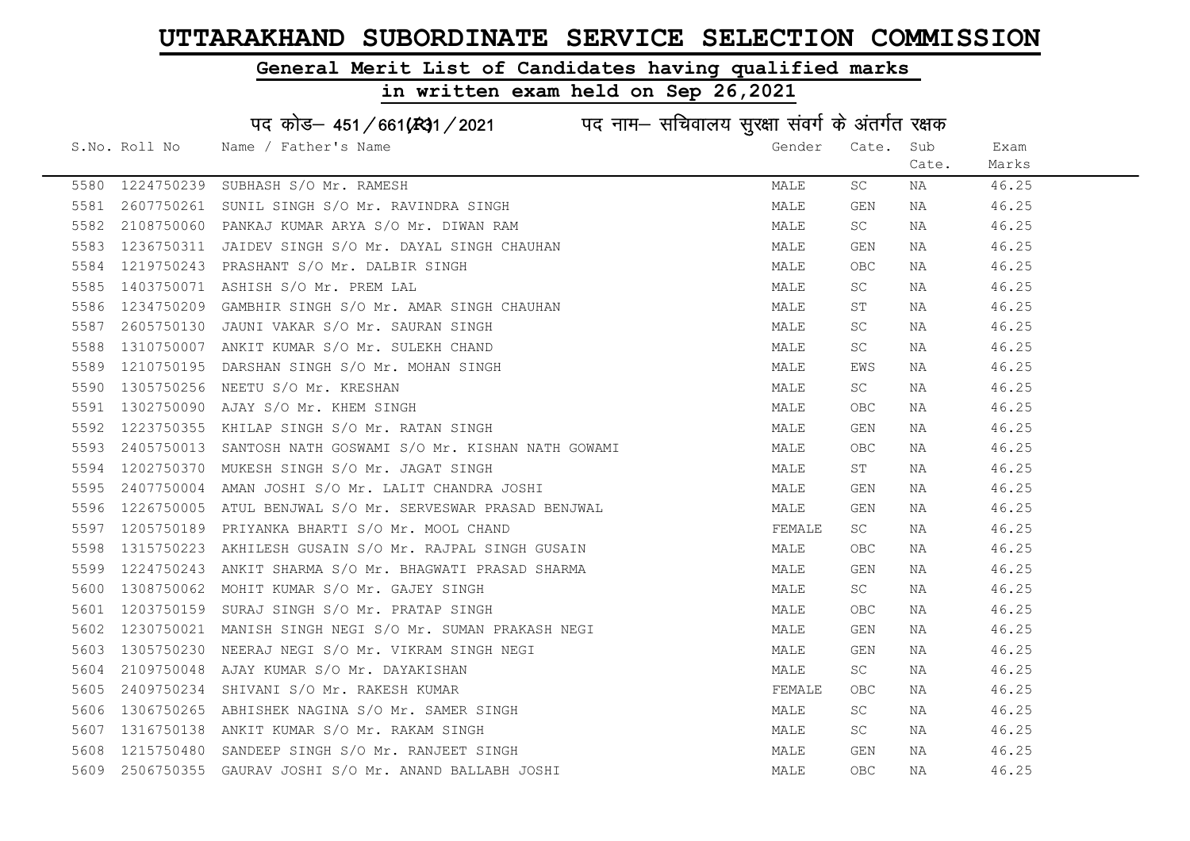# UTTARAKHAND SUBORDINATE SERVICE SELECTION COMMISSION

## General Merit List of Candidates having qualified marks

## in written exam held on Sep 26,2021

पद कोड– 451/661(R)1/2021 पद नाम– सचिवालय सुरक्षा संवर्ग के अंतर्गत रक्षक

| S.No. | Roll No | Name / Father's Name | Gender | Cate. | Sub Cate. | Exam Marks |
|---|---|---|---|---|---|---|
| 5580 | 1224750239 | SUBHASH S/O Mr. RAMESH | MALE | SC | NA | 46.25 |
| 5581 | 2607750261 | SUNIL SINGH S/O Mr. RAVINDRA SINGH | MALE | GEN | NA | 46.25 |
| 5582 | 2108750060 | PANKAJ KUMAR ARYA S/O Mr. DIWAN RAM | MALE | SC | NA | 46.25 |
| 5583 | 1236750311 | JAIDEV SINGH S/O Mr. DAYAL SINGH CHAUHAN | MALE | GEN | NA | 46.25 |
| 5584 | 1219750243 | PRASHANT S/O Mr. DALBIR SINGH | MALE | OBC | NA | 46.25 |
| 5585 | 1403750071 | ASHISH S/O Mr. PREM LAL | MALE | SC | NA | 46.25 |
| 5586 | 1234750209 | GAMBHIR SINGH S/O Mr. AMAR SINGH CHAUHAN | MALE | ST | NA | 46.25 |
| 5587 | 2605750130 | JAUNI VAKAR S/O Mr. SAURAN SINGH | MALE | SC | NA | 46.25 |
| 5588 | 1310750007 | ANKIT KUMAR S/O Mr. SULEKH CHAND | MALE | SC | NA | 46.25 |
| 5589 | 1210750195 | DARSHAN SINGH S/O Mr. MOHAN SINGH | MALE | EWS | NA | 46.25 |
| 5590 | 1305750256 | NEETU S/O Mr. KRESHAN | MALE | SC | NA | 46.25 |
| 5591 | 1302750090 | AJAY S/O Mr. KHEM SINGH | MALE | OBC | NA | 46.25 |
| 5592 | 1223750355 | KHILAP SINGH S/O Mr. RATAN SINGH | MALE | GEN | NA | 46.25 |
| 5593 | 2405750013 | SANTOSH NATH GOSWAMI S/O Mr. KISHAN NATH GOWAMI | MALE | OBC | NA | 46.25 |
| 5594 | 1202750370 | MUKESH SINGH S/O Mr. JAGAT SINGH | MALE | ST | NA | 46.25 |
| 5595 | 2407750004 | AMAN JOSHI S/O Mr. LALIT CHANDRA JOSHI | MALE | GEN | NA | 46.25 |
| 5596 | 1226750005 | ATUL BENJWAL S/O Mr. SERVESWAR PRASAD BENJWAL | MALE | GEN | NA | 46.25 |
| 5597 | 1205750189 | PRIYANKA BHARTI S/O Mr. MOOL CHAND | FEMALE | SC | NA | 46.25 |
| 5598 | 1315750223 | AKHILESH GUSAIN S/O Mr. RAJPAL SINGH GUSAIN | MALE | OBC | NA | 46.25 |
| 5599 | 1224750243 | ANKIT SHARMA S/O Mr. BHAGWATI PRASAD SHARMA | MALE | GEN | NA | 46.25 |
| 5600 | 1308750062 | MOHIT KUMAR S/O Mr. GAJEY SINGH | MALE | SC | NA | 46.25 |
| 5601 | 1203750159 | SURAJ SINGH S/O Mr. PRATAP SINGH | MALE | OBC | NA | 46.25 |
| 5602 | 1230750021 | MANISH SINGH NEGI S/O Mr. SUMAN PRAKASH NEGI | MALE | GEN | NA | 46.25 |
| 5603 | 1305750230 | NEERAJ NEGI S/O Mr. VIKRAM SINGH NEGI | MALE | GEN | NA | 46.25 |
| 5604 | 2109750048 | AJAY KUMAR S/O Mr. DAYAKISHAN | MALE | SC | NA | 46.25 |
| 5605 | 2409750234 | SHIVANI S/O Mr. RAKESH KUMAR | FEMALE | OBC | NA | 46.25 |
| 5606 | 1306750265 | ABHISHEK NAGINA S/O Mr. SAMER SINGH | MALE | SC | NA | 46.25 |
| 5607 | 1316750138 | ANKIT KUMAR S/O Mr. RAKAM SINGH | MALE | SC | NA | 46.25 |
| 5608 | 1215750480 | SANDEEP SINGH S/O Mr. RANJEET SINGH | MALE | GEN | NA | 46.25 |
| 5609 | 2506750355 | GAURAV JOSHI S/O Mr. ANAND BALLABH JOSHI | MALE | OBC | NA | 46.25 |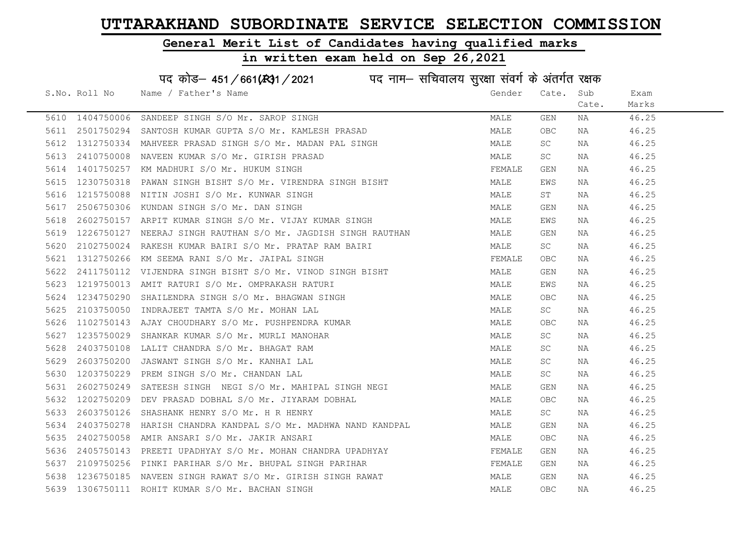# UTTARAKHAND SUBORDINATE SERVICE SELECTION COMMISSION

## General Merit List of Candidates having qualified marks

## in written exam held on Sep 26,2021

पद कोड– 451/661(R)1/2021 पद नाम– सचिवालय सुरक्षा संवर्ग के अंतर्गत रक्षक

| S.No. | Roll No | Name / Father's Name | Gender | Cate. | Sub Cate. | Exam Marks |
|---|---|---|---|---|---|---|
| 5610 | 1404750006 | SANDEEP SINGH S/O Mr. SAROP SINGH | MALE | GEN | NA | 46.25 |
| 5611 | 2501750294 | SANTOSH KUMAR GUPTA S/O Mr. KAMLESH PRASAD | MALE | OBC | NA | 46.25 |
| 5612 | 1312750334 | MAHVEER PRASAD SINGH S/O Mr. MADAN PAL SINGH | MALE | SC | NA | 46.25 |
| 5613 | 2410750008 | NAVEEN KUMAR S/O Mr. GIRISH PRASAD | MALE | SC | NA | 46.25 |
| 5614 | 1401750257 | KM MADHURI S/O Mr. HUKUM SINGH | FEMALE | GEN | NA | 46.25 |
| 5615 | 1230750318 | PAWAN SINGH BISHT S/O Mr. VIRENDRA SINGH BISHT | MALE | EWS | NA | 46.25 |
| 5616 | 1215750088 | NITIN JOSHI S/O Mr. KUNWAR SINGH | MALE | ST | NA | 46.25 |
| 5617 | 2506750306 | KUNDAN SINGH S/O Mr. DAN SINGH | MALE | GEN | NA | 46.25 |
| 5618 | 2602750157 | ARPIT KUMAR SINGH S/O Mr. VIJAY KUMAR SINGH | MALE | EWS | NA | 46.25 |
| 5619 | 1226750127 | NEERAJ SINGH RAUTHAN S/O Mr. JAGDISH SINGH RAUTHAN | MALE | GEN | NA | 46.25 |
| 5620 | 2102750024 | RAKESH KUMAR BAIRI S/O Mr. PRATAP RAM BAIRI | MALE | SC | NA | 46.25 |
| 5621 | 1312750266 | KM SEEMA RANI S/O Mr. JAIPAL SINGH | FEMALE | OBC | NA | 46.25 |
| 5622 | 2411750112 | VIJENDRA SINGH BISHT S/O Mr. VINOD SINGH BISHT | MALE | GEN | NA | 46.25 |
| 5623 | 1219750013 | AMIT RATURI S/O Mr. OMPRAKASH RATURI | MALE | EWS | NA | 46.25 |
| 5624 | 1234750290 | SHAILENDRA SINGH S/O Mr. BHAGWAN SINGH | MALE | OBC | NA | 46.25 |
| 5625 | 2103750050 | INDRAJEET TAMTA S/O Mr. MOHAN LAL | MALE | SC | NA | 46.25 |
| 5626 | 1102750143 | AJAY CHOUDHARY S/O Mr. PUSHPENDRA KUMAR | MALE | OBC | NA | 46.25 |
| 5627 | 1235750029 | SHANKAR KUMAR S/O Mr. MURLI MANOHAR | MALE | SC | NA | 46.25 |
| 5628 | 2403750108 | LALIT CHANDRA S/O Mr. BHAGAT RAM | MALE | SC | NA | 46.25 |
| 5629 | 2603750200 | JASWANT SINGH S/O Mr. KANHAI LAL | MALE | SC | NA | 46.25 |
| 5630 | 1203750229 | PREM SINGH S/O Mr. CHANDAN LAL | MALE | SC | NA | 46.25 |
| 5631 | 2602750249 | SATEESH SINGH NEGI S/O Mr. MAHIPAL SINGH NEGI | MALE | GEN | NA | 46.25 |
| 5632 | 1202750209 | DEV PRASAD DOBHAL S/O Mr. JIYARAM DOBHAL | MALE | OBC | NA | 46.25 |
| 5633 | 2603750126 | SHASHANK HENRY S/O Mr. H R HENRY | MALE | SC | NA | 46.25 |
| 5634 | 2403750278 | HARISH CHANDRA KANDPAL S/O Mr. MADHWA NAND KANDPAL | MALE | GEN | NA | 46.25 |
| 5635 | 2402750058 | AMIR ANSARI S/O Mr. JAKIR ANSARI | MALE | OBC | NA | 46.25 |
| 5636 | 2405750143 | PREETI UPADHYAY S/O Mr. MOHAN CHANDRA UPADHYAY | FEMALE | GEN | NA | 46.25 |
| 5637 | 2109750256 | PINKI PARIHAR S/O Mr. BHUPAL SINGH PARIHAR | FEMALE | GEN | NA | 46.25 |
| 5638 | 1236750185 | NAVEEN SINGH RAWAT S/O Mr. GIRISH SINGH RAWAT | MALE | GEN | NA | 46.25 |
| 5639 | 1306750111 | ROHIT KUMAR S/O Mr. BACHAN SINGH | MALE | OBC | NA | 46.25 |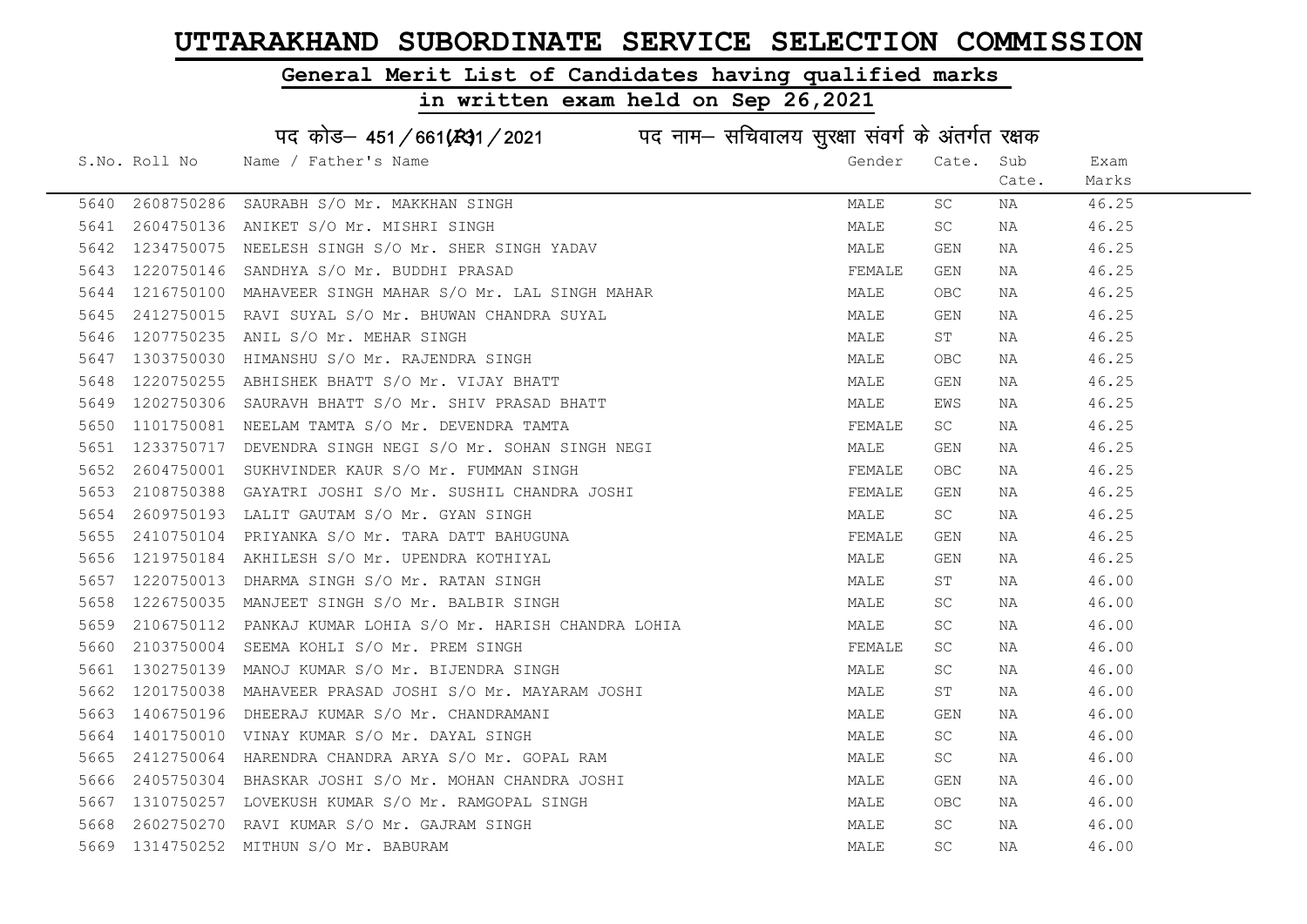# UTTARAKHAND SUBORDINATE SERVICE SELECTION COMMISSION

## General Merit List of Candidates having qualified marks

## in written exam held on Sep 26,2021

पद कोड– 451/661(R)1/2021 पद नाम– सचिवालय सुरक्षा संवर्ग के अंतर्गत रक्षक

| S.No. | Roll No | Name / Father's Name | Gender | Cate. | Sub Cate. | Exam Marks |
|---|---|---|---|---|---|---|
| 5640 | 2608750286 | SAURABH S/O Mr. MAKKHAN SINGH | MALE | SC | NA | 46.25 |
| 5641 | 2604750136 | ANIKET S/O Mr. MISHRI SINGH | MALE | SC | NA | 46.25 |
| 5642 | 1234750075 | NEELESH SINGH S/O Mr. SHER SINGH YADAV | MALE | GEN | NA | 46.25 |
| 5643 | 1220750146 | SANDHYA S/O Mr. BUDDHI PRASAD | FEMALE | GEN | NA | 46.25 |
| 5644 | 1216750100 | MAHAVEER SINGH MAHAR S/O Mr. LAL SINGH MAHAR | MALE | OBC | NA | 46.25 |
| 5645 | 2412750015 | RAVI SUYAL S/O Mr. BHUWAN CHANDRA SUYAL | MALE | GEN | NA | 46.25 |
| 5646 | 1207750235 | ANIL S/O Mr. MEHAR SINGH | MALE | ST | NA | 46.25 |
| 5647 | 1303750030 | HIMANSHU S/O Mr. RAJENDRA SINGH | MALE | OBC | NA | 46.25 |
| 5648 | 1220750255 | ABHISHEK BHATT S/O Mr. VIJAY BHATT | MALE | GEN | NA | 46.25 |
| 5649 | 1202750306 | SAURAVH BHATT S/O Mr. SHIV PRASAD BHATT | MALE | EWS | NA | 46.25 |
| 5650 | 1101750081 | NEELAM TAMTA S/O Mr. DEVENDRA TAMTA | FEMALE | SC | NA | 46.25 |
| 5651 | 1233750717 | DEVENDRA SINGH NEGI S/O Mr. SOHAN SINGH NEGI | MALE | GEN | NA | 46.25 |
| 5652 | 2604750001 | SUKHVINDER KAUR S/O Mr. FUMMAN SINGH | FEMALE | OBC | NA | 46.25 |
| 5653 | 2108750388 | GAYATRI JOSHI S/O Mr. SUSHIL CHANDRA JOSHI | FEMALE | GEN | NA | 46.25 |
| 5654 | 2609750193 | LALIT GAUTAM S/O Mr. GYAN SINGH | MALE | SC | NA | 46.25 |
| 5655 | 2410750104 | PRIYANKA S/O Mr. TARA DATT BAHUGUNA | FEMALE | GEN | NA | 46.25 |
| 5656 | 1219750184 | AKHILESH S/O Mr. UPENDRA KOTHIYAL | MALE | GEN | NA | 46.25 |
| 5657 | 1220750013 | DHARMA SINGH S/O Mr. RATAN SINGH | MALE | ST | NA | 46.00 |
| 5658 | 1226750035 | MANJEET SINGH S/O Mr. BALBIR SINGH | MALE | SC | NA | 46.00 |
| 5659 | 2106750112 | PANKAJ KUMAR LOHIA S/O Mr. HARISH CHANDRA LOHIA | MALE | SC | NA | 46.00 |
| 5660 | 2103750004 | SEEMA KOHLI S/O Mr. PREM SINGH | FEMALE | SC | NA | 46.00 |
| 5661 | 1302750139 | MANOJ KUMAR S/O Mr. BIJENDRA SINGH | MALE | SC | NA | 46.00 |
| 5662 | 1201750038 | MAHAVEER PRASAD JOSHI S/O Mr. MAYARAM JOSHI | MALE | ST | NA | 46.00 |
| 5663 | 1406750196 | DHEERAJ KUMAR S/O Mr. CHANDRAMANI | MALE | GEN | NA | 46.00 |
| 5664 | 1401750010 | VINAY KUMAR S/O Mr. DAYAL SINGH | MALE | SC | NA | 46.00 |
| 5665 | 2412750064 | HARENDRA CHANDRA ARYA S/O Mr. GOPAL RAM | MALE | SC | NA | 46.00 |
| 5666 | 2405750304 | BHASKAR JOSHI S/O Mr. MOHAN CHANDRA JOSHI | MALE | GEN | NA | 46.00 |
| 5667 | 1310750257 | LOVEKUSH KUMAR S/O Mr. RAMGOPAL SINGH | MALE | OBC | NA | 46.00 |
| 5668 | 2602750270 | RAVI KUMAR S/O Mr. GAJRAM SINGH | MALE | SC | NA | 46.00 |
| 5669 | 1314750252 | MITHUN S/O Mr. BABURAM | MALE | SC | NA | 46.00 |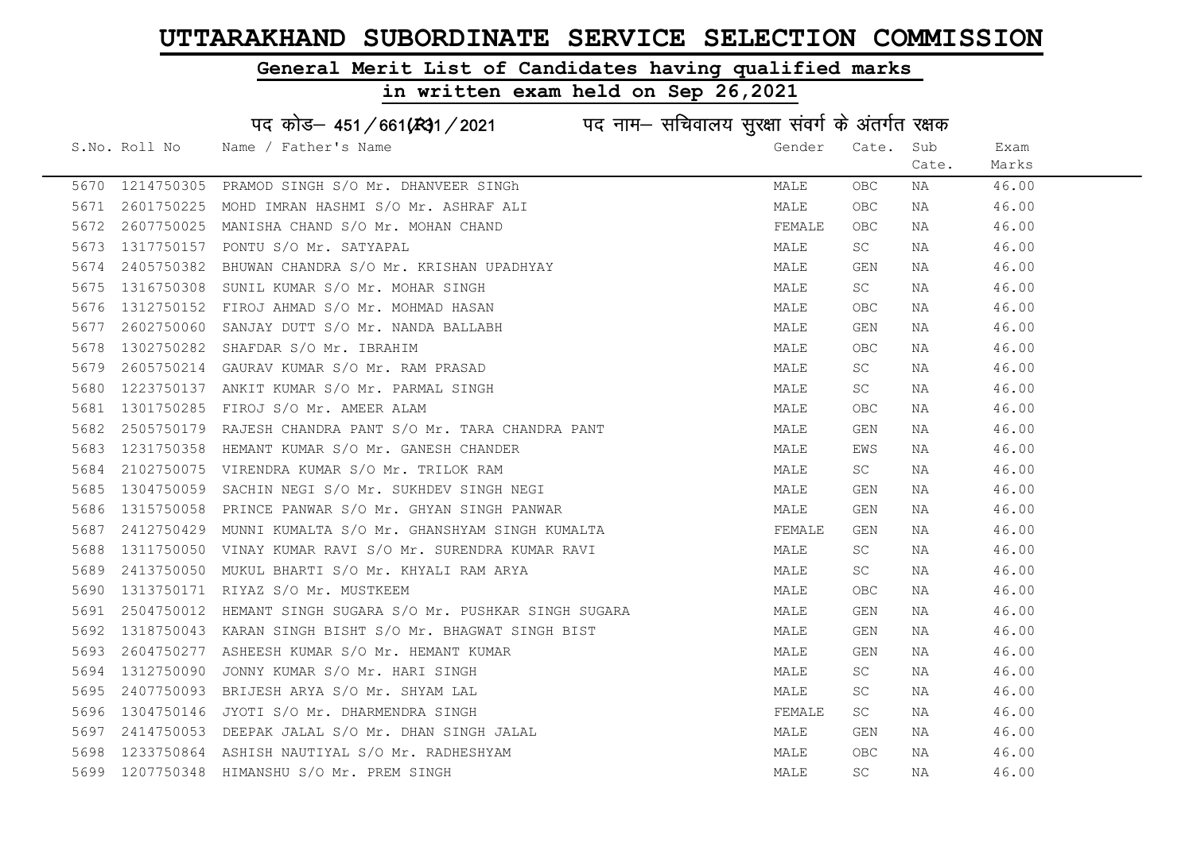# UTTARAKHAND SUBORDINATE SERVICE SELECTION COMMISSION

## General Merit List of Candidates having qualified marks

## in written exam held on Sep 26,2021

पद कोड– 451/661(R)31/2021 पद नाम– सचिवालय सुरक्षा संवर्ग के अंतर्गत रक्षक

| S.No. | Roll No | Name / Father's Name | Gender | Cate. | Sub Cate. | Exam Marks |
|---|---|---|---|---|---|---|
| 5670 | 1214750305 | PRAMOD SINGH S/O Mr. DHANVEER SINGh | MALE | OBC | NA | 46.00 |
| 5671 | 2601750225 | MOHD IMRAN HASHMI S/O Mr. ASHRAF ALI | MALE | OBC | NA | 46.00 |
| 5672 | 2607750025 | MANISHA CHAND S/O Mr. MOHAN CHAND | FEMALE | OBC | NA | 46.00 |
| 5673 | 1317750157 | PONTU S/O Mr. SATYAPAL | MALE | SC | NA | 46.00 |
| 5674 | 2405750382 | BHUWAN CHANDRA S/O Mr. KRISHAN UPADHYAY | MALE | GEN | NA | 46.00 |
| 5675 | 1316750308 | SUNIL KUMAR S/O Mr. MOHAR SINGH | MALE | SC | NA | 46.00 |
| 5676 | 1312750152 | FIROJ AHMAD S/O Mr. MOHMAD HASAN | MALE | OBC | NA | 46.00 |
| 5677 | 2602750060 | SANJAY DUTT S/O Mr. NANDA BALLABH | MALE | GEN | NA | 46.00 |
| 5678 | 1302750282 | SHAFDAR S/O Mr. IBRAHIM | MALE | OBC | NA | 46.00 |
| 5679 | 2605750214 | GAURAV KUMAR S/O Mr. RAM PRASAD | MALE | SC | NA | 46.00 |
| 5680 | 1223750137 | ANKIT KUMAR S/O Mr. PARMAL SINGH | MALE | SC | NA | 46.00 |
| 5681 | 1301750285 | FIROJ S/O Mr. AMEER ALAM | MALE | OBC | NA | 46.00 |
| 5682 | 2505750179 | RAJESH CHANDRA PANT S/O Mr. TARA CHANDRA PANT | MALE | GEN | NA | 46.00 |
| 5683 | 1231750358 | HEMANT KUMAR S/O Mr. GANESH CHANDER | MALE | EWS | NA | 46.00 |
| 5684 | 2102750075 | VIRENDRA KUMAR S/O Mr. TRILOK RAM | MALE | SC | NA | 46.00 |
| 5685 | 1304750059 | SACHIN NEGI S/O Mr. SUKHDEV SINGH NEGI | MALE | GEN | NA | 46.00 |
| 5686 | 1315750058 | PRINCE PANWAR S/O Mr. GHYAN SINGH PANWAR | MALE | GEN | NA | 46.00 |
| 5687 | 2412750429 | MUNNI KUMALTA S/O Mr. GHANSHYAM SINGH KUMALTA | FEMALE | GEN | NA | 46.00 |
| 5688 | 1311750050 | VINAY KUMAR RAVI S/O Mr. SURENDRA KUMAR RAVI | MALE | SC | NA | 46.00 |
| 5689 | 2413750050 | MUKUL BHARTI S/O Mr. KHYALI RAM ARYA | MALE | SC | NA | 46.00 |
| 5690 | 1313750171 | RIYAZ S/O Mr. MUSTKEEM | MALE | OBC | NA | 46.00 |
| 5691 | 2504750012 | HEMANT SINGH SUGARA S/O Mr. PUSHKAR SINGH SUGARA | MALE | GEN | NA | 46.00 |
| 5692 | 1318750043 | KARAN SINGH BISHT S/O Mr. BHAGWAT SINGH BIST | MALE | GEN | NA | 46.00 |
| 5693 | 2604750277 | ASHEESH KUMAR S/O Mr. HEMANT KUMAR | MALE | GEN | NA | 46.00 |
| 5694 | 1312750090 | JONNY KUMAR S/O Mr. HARI SINGH | MALE | SC | NA | 46.00 |
| 5695 | 2407750093 | BRIJESH ARYA S/O Mr. SHYAM LAL | MALE | SC | NA | 46.00 |
| 5696 | 1304750146 | JYOTI S/O Mr. DHARMENDRA SINGH | FEMALE | SC | NA | 46.00 |
| 5697 | 2414750053 | DEEPAK JALAL S/O Mr. DHAN SINGH JALAL | MALE | GEN | NA | 46.00 |
| 5698 | 1233750864 | ASHISH NAUTIYAL S/O Mr. RADHESHYAM | MALE | OBC | NA | 46.00 |
| 5699 | 1207750348 | HIMANSHU S/O Mr. PREM SINGH | MALE | SC | NA | 46.00 |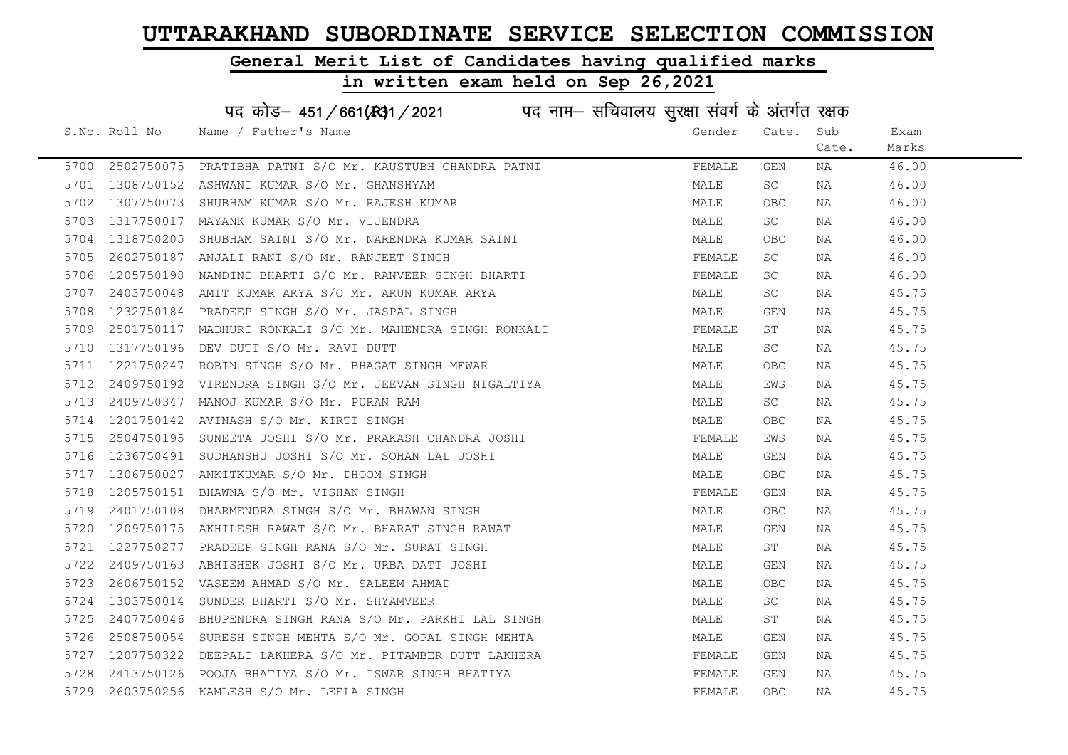# UTTARAKHAND SUBORDINATE SERVICE SELECTION COMMISSION

## General Merit List of Candidates having qualified marks

## in written exam held on Sep 26,2021

पद कोड– 451/661(R31/2021 पद नाम– सचिवालय सुरक्षा संवर्ग के अंतर्गत रक्षक

| S.No. | Roll No | Name / Father's Name | Gender | Cate. | Sub Cate. | Exam Marks |
|---|---|---|---|---|---|---|
| 5700 | 2502750075 | PRATIBHA PATNI S/O Mr. KAUSTUBH CHANDRA PATNI | FEMALE | GEN | NA | 46.00 |
| 5701 | 1308750152 | ASHWANI KUMAR S/O Mr. GHANSHYAM | MALE | SC | NA | 46.00 |
| 5702 | 1307750073 | SHUBHAM KUMAR S/O Mr. RAJESH KUMAR | MALE | OBC | NA | 46.00 |
| 5703 | 1317750017 | MAYANK KUMAR S/O Mr. VIJENDRA | MALE | SC | NA | 46.00 |
| 5704 | 1318750205 | SHUBHAM SAINI S/O Mr. NARENDRA KUMAR SAINI | MALE | OBC | NA | 46.00 |
| 5705 | 2602750187 | ANJALI RANI S/O Mr. RANJEET SINGH | FEMALE | SC | NA | 46.00 |
| 5706 | 1205750198 | NANDINI BHARTI S/O Mr. RANVEER SINGH BHARTI | FEMALE | SC | NA | 46.00 |
| 5707 | 2403750048 | AMIT KUMAR ARYA S/O Mr. ARUN KUMAR ARYA | MALE | SC | NA | 45.75 |
| 5708 | 1232750184 | PRADEEP SINGH S/O Mr. JASPAL SINGH | MALE | GEN | NA | 45.75 |
| 5709 | 2501750117 | MADHURI RONKALI S/O Mr. MAHENDRA SINGH RONKALI | FEMALE | ST | NA | 45.75 |
| 5710 | 1317750196 | DEV DUTT S/O Mr. RAVI DUTT | MALE | SC | NA | 45.75 |
| 5711 | 1221750247 | ROBIN SINGH S/O Mr. BHAGAT SINGH MEWAR | MALE | OBC | NA | 45.75 |
| 5712 | 2409750192 | VIRENDRA SINGH S/O Mr. JEEVAN SINGH NIGALTIYA | MALE | EWS | NA | 45.75 |
| 5713 | 2409750347 | MANOJ KUMAR S/O Mr. PURAN RAM | MALE | SC | NA | 45.75 |
| 5714 | 1201750142 | AVINASH S/O Mr. KIRTI SINGH | MALE | OBC | NA | 45.75 |
| 5715 | 2504750195 | SUNEETA JOSHI S/O Mr. PRAKASH CHANDRA JOSHI | FEMALE | EWS | NA | 45.75 |
| 5716 | 1236750491 | SUDHANSHU JOSHI S/O Mr. SOHAN LAL JOSHI | MALE | GEN | NA | 45.75 |
| 5717 | 1306750027 | ANKITKUMAR S/O Mr. DHOOM SINGH | MALE | OBC | NA | 45.75 |
| 5718 | 1205750151 | BHAWNA S/O Mr. VISHAN SINGH | FEMALE | GEN | NA | 45.75 |
| 5719 | 2401750108 | DHARMENDRA SINGH S/O Mr. BHAWAN SINGH | MALE | OBC | NA | 45.75 |
| 5720 | 1209750175 | AKHILESH RAWAT S/O Mr. BHARAT SINGH RAWAT | MALE | GEN | NA | 45.75 |
| 5721 | 1227750277 | PRADEEP SINGH RANA S/O Mr. SURAT SINGH | MALE | ST | NA | 45.75 |
| 5722 | 2409750163 | ABHISHEK JOSHI S/O Mr. URBA DATT JOSHI | MALE | GEN | NA | 45.75 |
| 5723 | 2606750152 | VASEEM AHMAD S/O Mr. SALEEM AHMAD | MALE | OBC | NA | 45.75 |
| 5724 | 1303750014 | SUNDER BHARTI S/O Mr. SHYAMVEER | MALE | SC | NA | 45.75 |
| 5725 | 2407750046 | BHUPENDRA SINGH RANA S/O Mr. PARKHI LAL SINGH | MALE | ST | NA | 45.75 |
| 5726 | 2508750054 | SURESH SINGH MEHTA S/O Mr. GOPAL SINGH MEHTA | MALE | GEN | NA | 45.75 |
| 5727 | 1207750322 | DEEPALI LAKHERA S/O Mr. PITAMBER DUTT LAKHERA | FEMALE | GEN | NA | 45.75 |
| 5728 | 2413750126 | POOJA BHATIYA S/O Mr. ISWAR SINGH BHATIYA | FEMALE | GEN | NA | 45.75 |
| 5729 | 2603750256 | KAMLESH S/O Mr. LEELA SINGH | FEMALE | OBC | NA | 45.75 |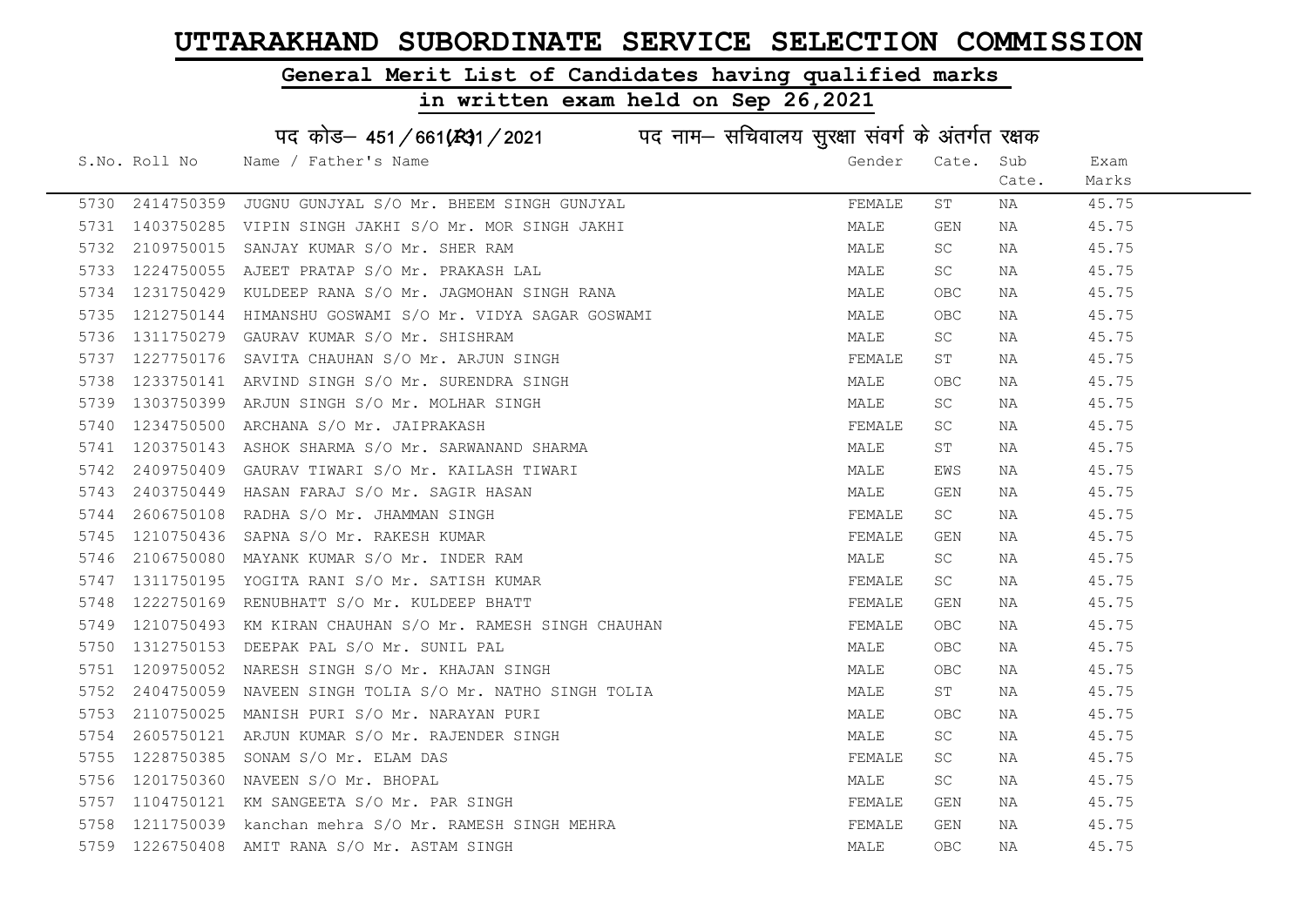# UTTARAKHAND SUBORDINATE SERVICE SELECTION COMMISSION

## General Merit List of Candidates having qualified marks

## in written exam held on Sep 26,2021

पद कोड– 451/661(R3)1/2021 पद नाम– सचिवालय सुरक्षा संवर्ग के अंतर्गत रक्षक

| S.No. | Roll No | Name / Father's Name | Gender | Cate. | Sub Cate. | Exam Marks |
|---|---|---|---|---|---|---|
| 5730 | 2414750359 | JUGNU GUNJYAL S/O Mr. BHEEM SINGH GUNJYAL | FEMALE | ST | NA | 45.75 |
| 5731 | 1403750285 | VIPIN SINGH JAKHI S/O Mr. MOR SINGH JAKHI | MALE | GEN | NA | 45.75 |
| 5732 | 2109750015 | SANJAY KUMAR S/O Mr. SHER RAM | MALE | SC | NA | 45.75 |
| 5733 | 1224750055 | AJEET PRATAP S/O Mr. PRAKASH LAL | MALE | SC | NA | 45.75 |
| 5734 | 1231750429 | KULDEEP RANA S/O Mr. JAGMOHAN SINGH RANA | MALE | OBC | NA | 45.75 |
| 5735 | 1212750144 | HIMANSHU GOSWAMI S/O Mr. VIDYA SAGAR GOSWAMI | MALE | OBC | NA | 45.75 |
| 5736 | 1311750279 | GAURAV KUMAR S/O Mr. SHISHRAM | MALE | SC | NA | 45.75 |
| 5737 | 1227750176 | SAVITA CHAUHAN S/O Mr. ARJUN SINGH | FEMALE | ST | NA | 45.75 |
| 5738 | 1233750141 | ARVIND SINGH S/O Mr. SURENDRA SINGH | MALE | OBC | NA | 45.75 |
| 5739 | 1303750399 | ARJUN SINGH S/O Mr. MOLHAR SINGH | MALE | SC | NA | 45.75 |
| 5740 | 1234750500 | ARCHANA S/O Mr. JAIPRAKASH | FEMALE | SC | NA | 45.75 |
| 5741 | 1203750143 | ASHOK SHARMA S/O Mr. SARWANAND SHARMA | MALE | ST | NA | 45.75 |
| 5742 | 2409750409 | GAURAV TIWARI S/O Mr. KAILASH TIWARI | MALE | EWS | NA | 45.75 |
| 5743 | 2403750449 | HASAN FARAJ S/O Mr. SAGIR HASAN | MALE | GEN | NA | 45.75 |
| 5744 | 2606750108 | RADHA S/O Mr. JHAMMAN SINGH | FEMALE | SC | NA | 45.75 |
| 5745 | 1210750436 | SAPNA S/O Mr. RAKESH KUMAR | FEMALE | GEN | NA | 45.75 |
| 5746 | 2106750080 | MAYANK KUMAR S/O Mr. INDER RAM | MALE | SC | NA | 45.75 |
| 5747 | 1311750195 | YOGITA RANI S/O Mr. SATISH KUMAR | FEMALE | SC | NA | 45.75 |
| 5748 | 1222750169 | RENUBHATT S/O Mr. KULDEEP BHATT | FEMALE | GEN | NA | 45.75 |
| 5749 | 1210750493 | KM KIRAN CHAUHAN S/O Mr. RAMESH SINGH CHAUHAN | FEMALE | OBC | NA | 45.75 |
| 5750 | 1312750153 | DEEPAK PAL S/O Mr. SUNIL PAL | MALE | OBC | NA | 45.75 |
| 5751 | 1209750052 | NARESH SINGH S/O Mr. KHAJAN SINGH | MALE | OBC | NA | 45.75 |
| 5752 | 2404750059 | NAVEEN SINGH TOLIA S/O Mr. NATHO SINGH TOLIA | MALE | ST | NA | 45.75 |
| 5753 | 2110750025 | MANISH PURI S/O Mr. NARAYAN PURI | MALE | OBC | NA | 45.75 |
| 5754 | 2605750121 | ARJUN KUMAR S/O Mr. RAJENDER SINGH | MALE | SC | NA | 45.75 |
| 5755 | 1228750385 | SONAM S/O Mr. ELAM DAS | FEMALE | SC | NA | 45.75 |
| 5756 | 1201750360 | NAVEEN S/O Mr. BHOPAL | MALE | SC | NA | 45.75 |
| 5757 | 1104750121 | KM SANGEETA S/O Mr. PAR SINGH | FEMALE | GEN | NA | 45.75 |
| 5758 | 1211750039 | kanchan mehra S/O Mr. RAMESH SINGH MEHRA | FEMALE | GEN | NA | 45.75 |
| 5759 | 1226750408 | AMIT RANA S/O Mr. ASTAM SINGH | MALE | OBC | NA | 45.75 |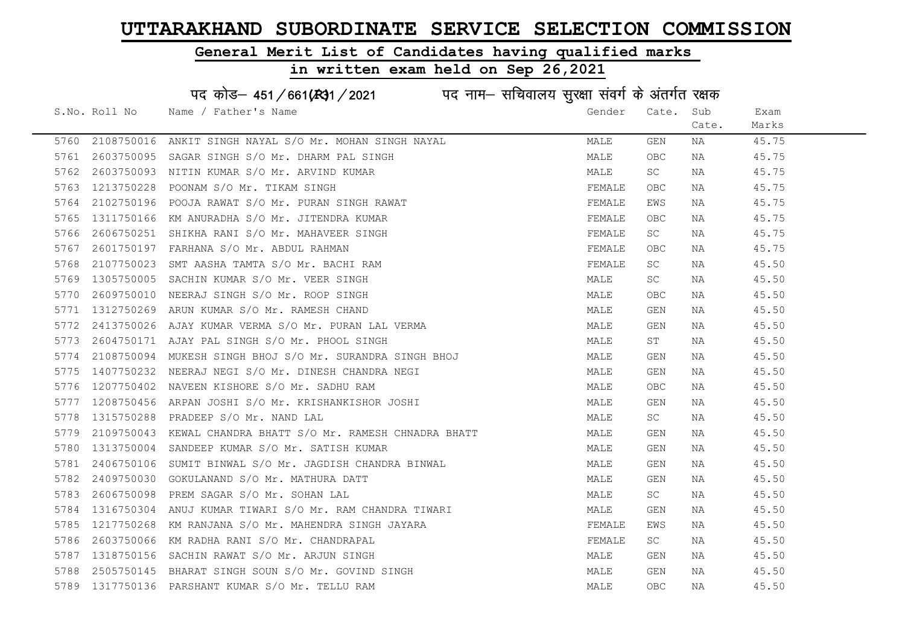# UTTARAKHAND SUBORDINATE SERVICE SELECTION COMMISSION

## General Merit List of Candidates having qualified marks

## in written exam held on Sep 26,2021

### पद कोड– 451/661(R)1/2021 पद नाम– सचिवालय सुरक्षा संवर्ग के अंतर्गत रक्षक

| S.No. | Roll No | Name / Father's Name | Gender | Cate. | Sub Cate. | Exam Marks |
|---|---|---|---|---|---|---|
| 5760 | 2108750016 | ANKIT SINGH NAYAL S/O Mr. MOHAN SINGH NAYAL | MALE | GEN | NA | 45.75 |
| 5761 | 2603750095 | SAGAR SINGH S/O Mr. DHARM PAL SINGH | MALE | OBC | NA | 45.75 |
| 5762 | 2603750093 | NITIN KUMAR S/O Mr. ARVIND KUMAR | MALE | SC | NA | 45.75 |
| 5763 | 1213750228 | POONAM S/O Mr. TIKAM SINGH | FEMALE | OBC | NA | 45.75 |
| 5764 | 2102750196 | POOJA RAWAT S/O Mr. PURAN SINGH RAWAT | FEMALE | EWS | NA | 45.75 |
| 5765 | 1311750166 | KM ANURADHA S/O Mr. JITENDRA KUMAR | FEMALE | OBC | NA | 45.75 |
| 5766 | 2606750251 | SHIKHA RANI S/O Mr. MAHAVEER SINGH | FEMALE | SC | NA | 45.75 |
| 5767 | 2601750197 | FARHANA S/O Mr. ABDUL RAHMAN | FEMALE | OBC | NA | 45.75 |
| 5768 | 2107750023 | SMT AASHA TAMTA S/O Mr. BACHI RAM | FEMALE | SC | NA | 45.50 |
| 5769 | 1305750005 | SACHIN KUMAR S/O Mr. VEER SINGH | MALE | SC | NA | 45.50 |
| 5770 | 2609750010 | NEERAJ SINGH S/O Mr. ROOP SINGH | MALE | OBC | NA | 45.50 |
| 5771 | 1312750269 | ARUN KUMAR S/O Mr. RAMESH CHAND | MALE | GEN | NA | 45.50 |
| 5772 | 2413750026 | AJAY KUMAR VERMA S/O Mr. PURAN LAL VERMA | MALE | GEN | NA | 45.50 |
| 5773 | 2604750171 | AJAY PAL SINGH S/O Mr. PHOOL SINGH | MALE | ST | NA | 45.50 |
| 5774 | 2108750094 | MUKESH SINGH BHOJ S/O Mr. SURANDRA SINGH BHOJ | MALE | GEN | NA | 45.50 |
| 5775 | 1407750232 | NEERAJ NEGI S/O Mr. DINESH CHANDRA NEGI | MALE | GEN | NA | 45.50 |
| 5776 | 1207750402 | NAVEEN KISHORE S/O Mr. SADHU RAM | MALE | OBC | NA | 45.50 |
| 5777 | 1208750456 | ARPAN JOSHI S/O Mr. KRISHANKISHOR JOSHI | MALE | GEN | NA | 45.50 |
| 5778 | 1315750288 | PRADEEP S/O Mr. NAND LAL | MALE | SC | NA | 45.50 |
| 5779 | 2109750043 | KEWAL CHANDRA BHATT S/O Mr. RAMESH CHNADRA BHATT | MALE | GEN | NA | 45.50 |
| 5780 | 1313750004 | SANDEEP KUMAR S/O Mr. SATISH KUMAR | MALE | GEN | NA | 45.50 |
| 5781 | 2406750106 | SUMIT BINWAL S/O Mr. JAGDISH CHANDRA BINWAL | MALE | GEN | NA | 45.50 |
| 5782 | 2409750030 | GOKULANAND S/O Mr. MATHURA DATT | MALE | GEN | NA | 45.50 |
| 5783 | 2606750098 | PREM SAGAR S/O Mr. SOHAN LAL | MALE | SC | NA | 45.50 |
| 5784 | 1316750304 | ANUJ KUMAR TIWARI S/O Mr. RAM CHANDRA TIWARI | MALE | GEN | NA | 45.50 |
| 5785 | 1217750268 | KM RANJANA S/O Mr. MAHENDRA SINGH JAYARA | FEMALE | EWS | NA | 45.50 |
| 5786 | 2603750066 | KM RADHA RANI S/O Mr. CHANDRAPAL | FEMALE | SC | NA | 45.50 |
| 5787 | 1318750156 | SACHIN RAWAT S/O Mr. ARJUN SINGH | MALE | GEN | NA | 45.50 |
| 5788 | 2505750145 | BHARAT SINGH SOUN S/O Mr. GOVIND SINGH | MALE | GEN | NA | 45.50 |
| 5789 | 1317750136 | PARSHANT KUMAR S/O Mr. TELLU RAM | MALE | OBC | NA | 45.50 |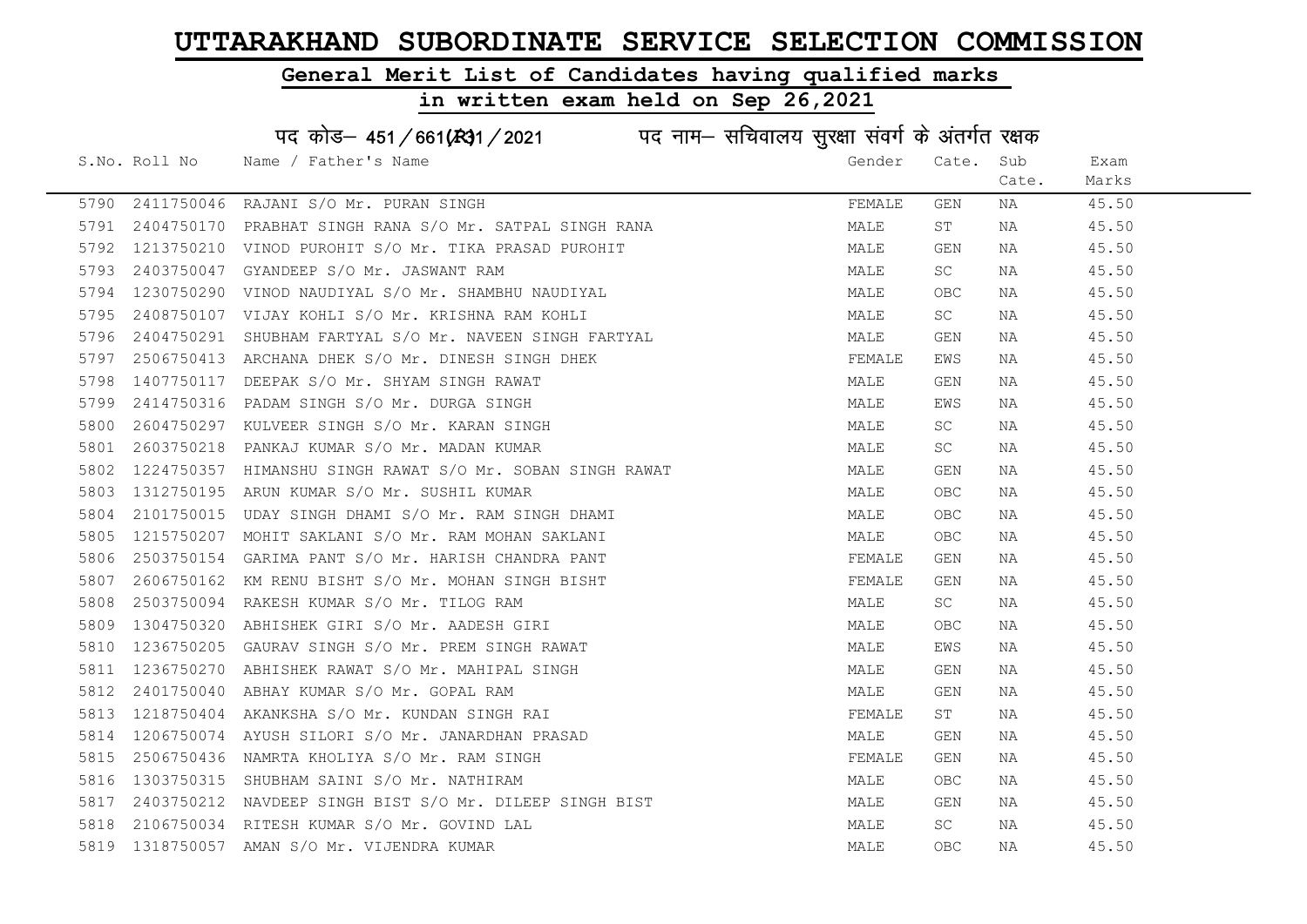# UTTARAKHAND SUBORDINATE SERVICE SELECTION COMMISSION

## General Merit List of Candidates having qualified marks

## in written exam held on Sep 26,2021

पद कोड– 451/661(R)1/2021 पद नाम– सचिवालय सुरक्षा संवर्ग के अंतर्गत रक्षक

| S.No. | Roll No | Name / Father's Name | Gender | Cate. | Sub Cate. | Exam Marks |
|---|---|---|---|---|---|---|
| 5790 | 2411750046 | RAJANI S/O Mr. PURAN SINGH | FEMALE | GEN | NA | 45.50 |
| 5791 | 2404750170 | PRABHAT SINGH RANA S/O Mr. SATPAL SINGH RANA | MALE | ST | NA | 45.50 |
| 5792 | 1213750210 | VINOD PUROHIT S/O Mr. TIKA PRASAD PUROHIT | MALE | GEN | NA | 45.50 |
| 5793 | 2403750047 | GYANDEEP S/O Mr. JASWANT RAM | MALE | SC | NA | 45.50 |
| 5794 | 1230750290 | VINOD NAUDIYAL S/O Mr. SHAMBHU NAUDIYAL | MALE | OBC | NA | 45.50 |
| 5795 | 2408750107 | VIJAY KOHLI S/O Mr. KRISHNA RAM KOHLI | MALE | SC | NA | 45.50 |
| 5796 | 2404750291 | SHUBHAM FARTYAL S/O Mr. NAVEEN SINGH FARTYAL | MALE | GEN | NA | 45.50 |
| 5797 | 2506750413 | ARCHANA DHEK S/O Mr. DINESH SINGH DHEK | FEMALE | EWS | NA | 45.50 |
| 5798 | 1407750117 | DEEPAK S/O Mr. SHYAM SINGH RAWAT | MALE | GEN | NA | 45.50 |
| 5799 | 2414750316 | PADAM SINGH S/O Mr. DURGA SINGH | MALE | EWS | NA | 45.50 |
| 5800 | 2604750297 | KULVEER SINGH S/O Mr. KARAN SINGH | MALE | SC | NA | 45.50 |
| 5801 | 2603750218 | PANKAJ KUMAR S/O Mr. MADAN KUMAR | MALE | SC | NA | 45.50 |
| 5802 | 1224750357 | HIMANSHU SINGH RAWAT S/O Mr. SOBAN SINGH RAWAT | MALE | GEN | NA | 45.50 |
| 5803 | 1312750195 | ARUN KUMAR S/O Mr. SUSHIL KUMAR | MALE | OBC | NA | 45.50 |
| 5804 | 2101750015 | UDAY SINGH DHAMI S/O Mr. RAM SINGH DHAMI | MALE | OBC | NA | 45.50 |
| 5805 | 1215750207 | MOHIT SAKLANI S/O Mr. RAM MOHAN SAKLANI | MALE | OBC | NA | 45.50 |
| 5806 | 2503750154 | GARIMA PANT S/O Mr. HARISH CHANDRA PANT | FEMALE | GEN | NA | 45.50 |
| 5807 | 2606750162 | KM RENU BISHT S/O Mr. MOHAN SINGH BISHT | FEMALE | GEN | NA | 45.50 |
| 5808 | 2503750094 | RAKESH KUMAR S/O Mr. TILOG RAM | MALE | SC | NA | 45.50 |
| 5809 | 1304750320 | ABHISHEK GIRI S/O Mr. AADESH GIRI | MALE | OBC | NA | 45.50 |
| 5810 | 1236750205 | GAURAV SINGH S/O Mr. PREM SINGH RAWAT | MALE | EWS | NA | 45.50 |
| 5811 | 1236750270 | ABHISHEK RAWAT S/O Mr. MAHIPAL SINGH | MALE | GEN | NA | 45.50 |
| 5812 | 2401750040 | ABHAY KUMAR S/O Mr. GOPAL RAM | MALE | GEN | NA | 45.50 |
| 5813 | 1218750404 | AKANKSHA S/O Mr. KUNDAN SINGH RAI | FEMALE | ST | NA | 45.50 |
| 5814 | 1206750074 | AYUSH SILORI S/O Mr. JANARDHAN PRASAD | MALE | GEN | NA | 45.50 |
| 5815 | 2506750436 | NAMRTA KHOLIYA S/O Mr. RAM SINGH | FEMALE | GEN | NA | 45.50 |
| 5816 | 1303750315 | SHUBHAM SAINI S/O Mr. NATHIRAM | MALE | OBC | NA | 45.50 |
| 5817 | 2403750212 | NAVDEEP SINGH BIST S/O Mr. DILEEP SINGH BIST | MALE | GEN | NA | 45.50 |
| 5818 | 2106750034 | RITESH KUMAR S/O Mr. GOVIND LAL | MALE | SC | NA | 45.50 |
| 5819 | 1318750057 | AMAN S/O Mr. VIJENDRA KUMAR | MALE | OBC | NA | 45.50 |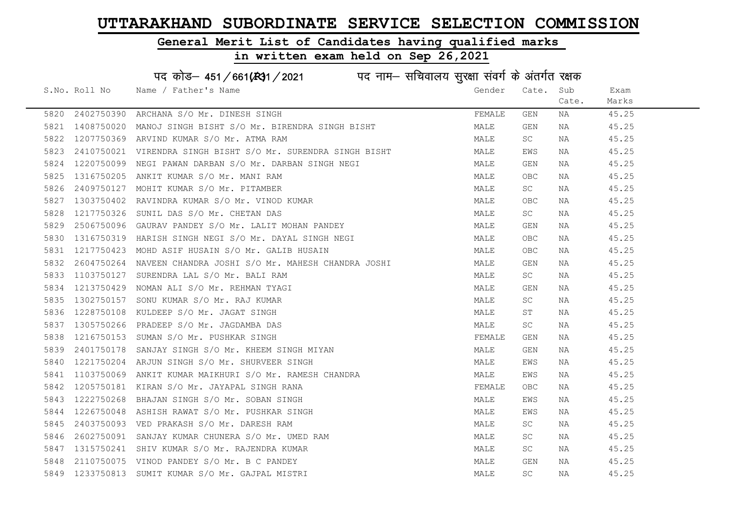# UTTARAKHAND SUBORDINATE SERVICE SELECTION COMMISSION

## General Merit List of Candidates having qualified marks

## in written exam held on Sep 26,2021

पद कोड– 451/661(R)1/2021 पद नाम– सचिवालय सुरक्षा संवर्ग के अंतर्गत रक्षक

| S.No. | Roll No | Name / Father's Name | Gender | Cate. | Sub Cate. | Exam Marks |
|---|---|---|---|---|---|---|
| 5820 | 2402750390 | ARCHANA S/O Mr. DINESH SINGH | FEMALE | GEN | NA | 45.25 |
| 5821 | 1408750020 | MANOJ SINGH BISHT S/O Mr. BIRENDRA SINGH BISHT | MALE | GEN | NA | 45.25 |
| 5822 | 1207750369 | ARVIND KUMAR S/O Mr. ATMA RAM | MALE | SC | NA | 45.25 |
| 5823 | 2410750021 | VIRENDRA SINGH BISHT S/O Mr. SURENDRA SINGH BISHT | MALE | EWS | NA | 45.25 |
| 5824 | 1220750099 | NEGI PAWAN DARBAN S/O Mr. DARBAN SINGH NEGI | MALE | GEN | NA | 45.25 |
| 5825 | 1316750205 | ANKIT KUMAR S/O Mr. MANI RAM | MALE | OBC | NA | 45.25 |
| 5826 | 2409750127 | MOHIT KUMAR S/O Mr. PITAMBER | MALE | SC | NA | 45.25 |
| 5827 | 1303750402 | RAVINDRA KUMAR S/O Mr. VINOD KUMAR | MALE | OBC | NA | 45.25 |
| 5828 | 1217750326 | SUNIL DAS S/O Mr. CHETAN DAS | MALE | SC | NA | 45.25 |
| 5829 | 2506750096 | GAURAV PANDEY S/O Mr. LALIT MOHAN PANDEY | MALE | GEN | NA | 45.25 |
| 5830 | 1316750319 | HARISH SINGH NEGI S/O Mr. DAYAL SINGH NEGI | MALE | OBC | NA | 45.25 |
| 5831 | 1217750423 | MOHD ASIF HUSAIN S/O Mr. GALIB HUSAIN | MALE | OBC | NA | 45.25 |
| 5832 | 2604750264 | NAVEEN CHANDRA JOSHI S/O Mr. MAHESH CHANDRA JOSHI | MALE | GEN | NA | 45.25 |
| 5833 | 1103750127 | SURENDRA LAL S/O Mr. BALI RAM | MALE | SC | NA | 45.25 |
| 5834 | 1213750429 | NOMAN ALI S/O Mr. REHMAN TYAGI | MALE | GEN | NA | 45.25 |
| 5835 | 1302750157 | SONU KUMAR S/O Mr. RAJ KUMAR | MALE | SC | NA | 45.25 |
| 5836 | 1228750108 | KULDEEP S/O Mr. JAGAT SINGH | MALE | ST | NA | 45.25 |
| 5837 | 1305750266 | PRADEEP S/O Mr. JAGDAMBA DAS | MALE | SC | NA | 45.25 |
| 5838 | 1216750153 | SUMAN S/O Mr. PUSHKAR SINGH | FEMALE | GEN | NA | 45.25 |
| 5839 | 2401750178 | SANJAY SINGH S/O Mr. KHEEM SINGH MIYAN | MALE | GEN | NA | 45.25 |
| 5840 | 1221750204 | ARJUN SINGH S/O Mr. SHURVEER SINGH | MALE | EWS | NA | 45.25 |
| 5841 | 1103750069 | ANKIT KUMAR MAIKHURI S/O Mr. RAMESH CHANDRA | MALE | EWS | NA | 45.25 |
| 5842 | 1205750181 | KIRAN S/O Mr. JAYAPAL SINGH RANA | FEMALE | OBC | NA | 45.25 |
| 5843 | 1222750268 | BHAJAN SINGH S/O Mr. SOBAN SINGH | MALE | EWS | NA | 45.25 |
| 5844 | 1226750048 | ASHISH RAWAT S/O Mr. PUSHKAR SINGH | MALE | EWS | NA | 45.25 |
| 5845 | 2403750093 | VED PRAKASH S/O Mr. DARESH RAM | MALE | SC | NA | 45.25 |
| 5846 | 2602750091 | SANJAY KUMAR CHUNERA S/O Mr. UMED RAM | MALE | SC | NA | 45.25 |
| 5847 | 1315750241 | SHIV KUMAR S/O Mr. RAJENDRA KUMAR | MALE | SC | NA | 45.25 |
| 5848 | 2110750075 | VINOD PANDEY S/O Mr. B C PANDEY | MALE | GEN | NA | 45.25 |
| 5849 | 1233750813 | SUMIT KUMAR S/O Mr. GAJPAL MISTRI | MALE | SC | NA | 45.25 |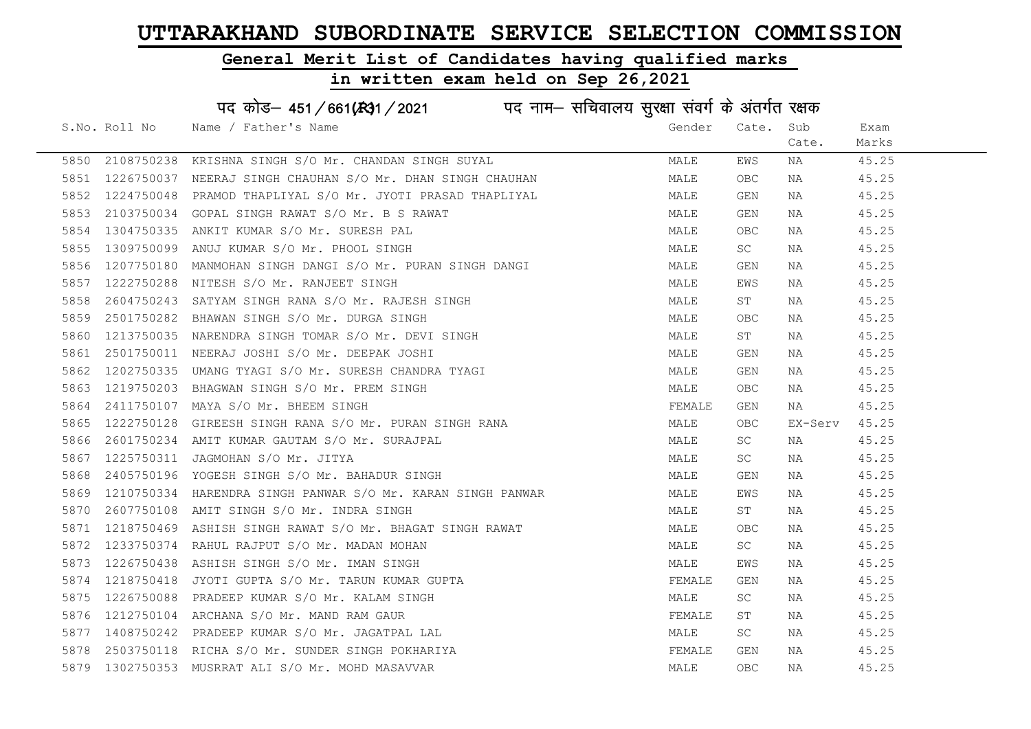# UTTARAKHAND SUBORDINATE SERVICE SELECTION COMMISSION

## General Merit List of Candidates having qualified marks

## in written exam held on Sep 26,2021

पद कोड– 451/661(R)1/2021 पद नाम– सचिवालय सुरक्षा संवर्ग के अंतर्गत रक्षक

| S.No. | Roll No | Name / Father's Name | Gender | Cate. | Sub Cate. | Exam Marks |
|---|---|---|---|---|---|---|
| 5850 | 2108750238 | KRISHNA SINGH S/O Mr. CHANDAN SINGH SUYAL | MALE | EWS | NA | 45.25 |
| 5851 | 1226750037 | NEERAJ SINGH CHAUHAN S/O Mr. DHAN SINGH CHAUHAN | MALE | OBC | NA | 45.25 |
| 5852 | 1224750048 | PRAMOD THAPLIYAL S/O Mr. JYOTI PRASAD THAPLIYAL | MALE | GEN | NA | 45.25 |
| 5853 | 2103750034 | GOPAL SINGH RAWAT S/O Mr. B S RAWAT | MALE | GEN | NA | 45.25 |
| 5854 | 1304750335 | ANKIT KUMAR S/O Mr. SURESH PAL | MALE | OBC | NA | 45.25 |
| 5855 | 1309750099 | ANUJ KUMAR S/O Mr. PHOOL SINGH | MALE | SC | NA | 45.25 |
| 5856 | 1207750180 | MANMOHAN SINGH DANGI S/O Mr. PURAN SINGH DANGI | MALE | GEN | NA | 45.25 |
| 5857 | 1222750288 | NITESH S/O Mr. RANJEET SINGH | MALE | EWS | NA | 45.25 |
| 5858 | 2604750243 | SATYAM SINGH RANA S/O Mr. RAJESH SINGH | MALE | ST | NA | 45.25 |
| 5859 | 2501750282 | BHAWAN SINGH S/O Mr. DURGA SINGH | MALE | OBC | NA | 45.25 |
| 5860 | 1213750035 | NARENDRA SINGH TOMAR S/O Mr. DEVI SINGH | MALE | ST | NA | 45.25 |
| 5861 | 2501750011 | NEERAJ JOSHI S/O Mr. DEEPAK JOSHI | MALE | GEN | NA | 45.25 |
| 5862 | 1202750335 | UMANG TYAGI S/O Mr. SURESH CHANDRA TYAGI | MALE | GEN | NA | 45.25 |
| 5863 | 1219750203 | BHAGWAN SINGH S/O Mr. PREM SINGH | MALE | OBC | NA | 45.25 |
| 5864 | 2411750107 | MAYA S/O Mr. BHEEM SINGH | FEMALE | GEN | NA | 45.25 |
| 5865 | 1222750128 | GIREESH SINGH RANA S/O Mr. PURAN SINGH RANA | MALE | OBC | EX-Serv | 45.25 |
| 5866 | 2601750234 | AMIT KUMAR GAUTAM S/O Mr. SURAJPAL | MALE | SC | NA | 45.25 |
| 5867 | 1225750311 | JAGMOHAN S/O Mr. JITYA | MALE | SC | NA | 45.25 |
| 5868 | 2405750196 | YOGESH SINGH S/O Mr. BAHADUR SINGH | MALE | GEN | NA | 45.25 |
| 5869 | 1210750334 | HARENDRA SINGH PANWAR S/O Mr. KARAN SINGH PANWAR | MALE | EWS | NA | 45.25 |
| 5870 | 2607750108 | AMIT SINGH S/O Mr. INDRA SINGH | MALE | ST | NA | 45.25 |
| 5871 | 1218750469 | ASHISH SINGH RAWAT S/O Mr. BHAGAT SINGH RAWAT | MALE | OBC | NA | 45.25 |
| 5872 | 1233750374 | RAHUL RAJPUT S/O Mr. MADAN MOHAN | MALE | SC | NA | 45.25 |
| 5873 | 1226750438 | ASHISH SINGH S/O Mr. IMAN SINGH | MALE | EWS | NA | 45.25 |
| 5874 | 1218750418 | JYOTI GUPTA S/O Mr. TARUN KUMAR GUPTA | FEMALE | GEN | NA | 45.25 |
| 5875 | 1226750088 | PRADEEP KUMAR S/O Mr. KALAM SINGH | MALE | SC | NA | 45.25 |
| 5876 | 1212750104 | ARCHANA S/O Mr. MAND RAM GAUR | FEMALE | ST | NA | 45.25 |
| 5877 | 1408750242 | PRADEEP KUMAR S/O Mr. JAGATPAL LAL | MALE | SC | NA | 45.25 |
| 5878 | 2503750118 | RICHA S/O Mr. SUNDER SINGH POKHARIYA | FEMALE | GEN | NA | 45.25 |
| 5879 | 1302750353 | MUSRRAT ALI S/O Mr. MOHD MASAVVAR | MALE | OBC | NA | 45.25 |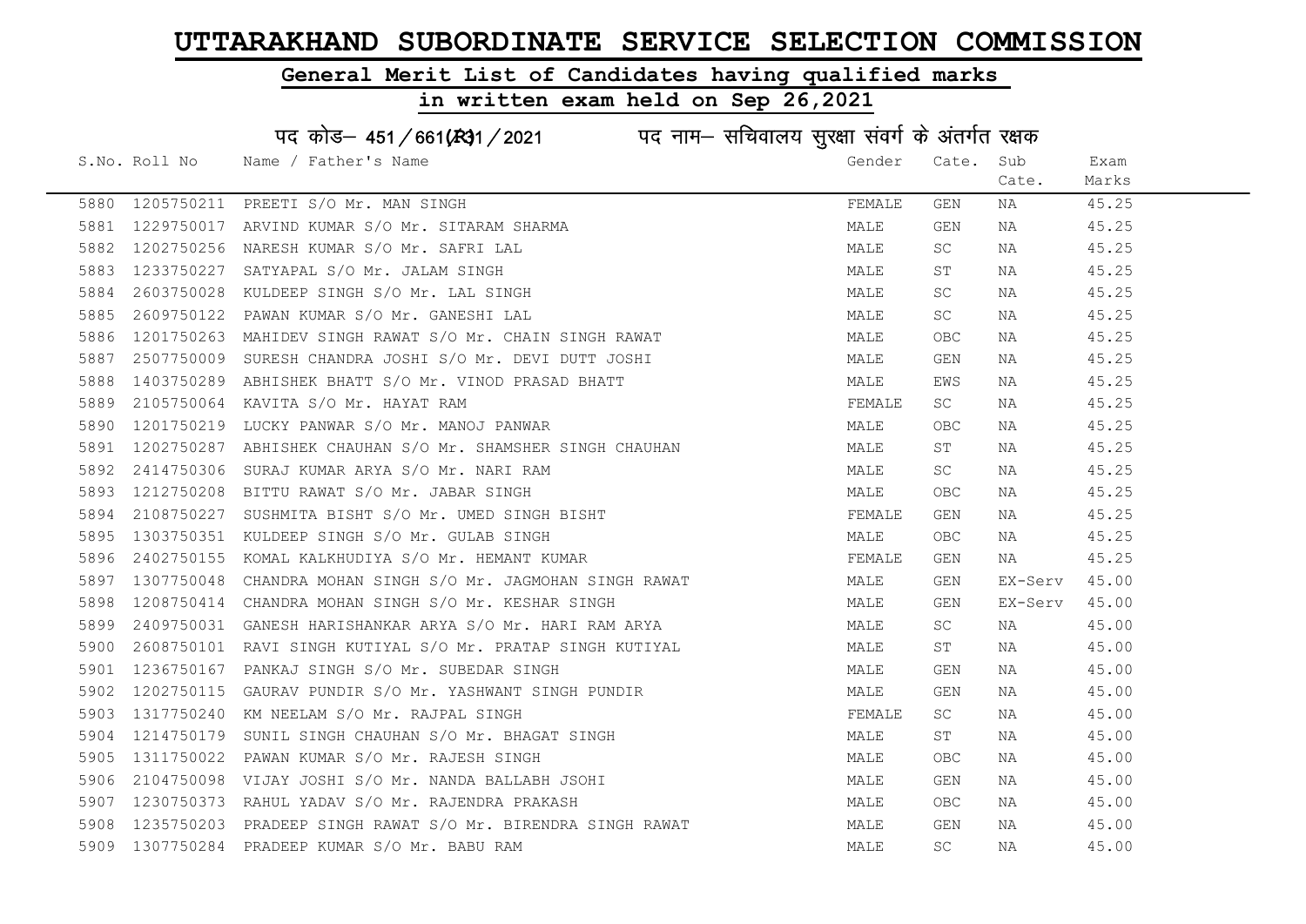# UTTARAKHAND SUBORDINATE SERVICE SELECTION COMMISSION

## General Merit List of Candidates having qualified marks

## in written exam held on Sep 26,2021

### पद कोड– 451/661(R)1/2021 पद नाम– सचिवालय सुरक्षा संवर्ग के अंतर्गत रक्षक

| S.No. | Roll No | Name / Father's Name | Gender | Cate. | Sub Cate. | Exam Marks |
|---|---|---|---|---|---|---|
| 5880 | 1205750211 | PREETI S/O Mr. MAN SINGH | FEMALE | GEN | NA | 45.25 |
| 5881 | 1229750017 | ARVIND KUMAR S/O Mr. SITARAM SHARMA | MALE | GEN | NA | 45.25 |
| 5882 | 1202750256 | NARESH KUMAR S/O Mr. SAFRI LAL | MALE | SC | NA | 45.25 |
| 5883 | 1233750227 | SATYAPAL S/O Mr. JALAM SINGH | MALE | ST | NA | 45.25 |
| 5884 | 2603750028 | KULDEEP SINGH S/O Mr. LAL SINGH | MALE | SC | NA | 45.25 |
| 5885 | 2609750122 | PAWAN KUMAR S/O Mr. GANESHI LAL | MALE | SC | NA | 45.25 |
| 5886 | 1201750263 | MAHIDEV SINGH RAWAT S/O Mr. CHAIN SINGH RAWAT | MALE | OBC | NA | 45.25 |
| 5887 | 2507750009 | SURESH CHANDRA JOSHI S/O Mr. DEVI DUTT JOSHI | MALE | GEN | NA | 45.25 |
| 5888 | 1403750289 | ABHISHEK BHATT S/O Mr. VINOD PRASAD BHATT | MALE | EWS | NA | 45.25 |
| 5889 | 2105750064 | KAVITA S/O Mr. HAYAT RAM | FEMALE | SC | NA | 45.25 |
| 5890 | 1201750219 | LUCKY PANWAR S/O Mr. MANOJ PANWAR | MALE | OBC | NA | 45.25 |
| 5891 | 1202750287 | ABHISHEK CHAUHAN S/O Mr. SHAMSHER SINGH CHAUHAN | MALE | ST | NA | 45.25 |
| 5892 | 2414750306 | SURAJ KUMAR ARYA S/O Mr. NARI RAM | MALE | SC | NA | 45.25 |
| 5893 | 1212750208 | BITTU RAWAT S/O Mr. JABAR SINGH | MALE | OBC | NA | 45.25 |
| 5894 | 2108750227 | SUSHMITA BISHT S/O Mr. UMED SINGH BISHT | FEMALE | GEN | NA | 45.25 |
| 5895 | 1303750351 | KULDEEP SINGH S/O Mr. GULAB SINGH | MALE | OBC | NA | 45.25 |
| 5896 | 2402750155 | KOMAL KALKHUDIYA S/O Mr. HEMANT KUMAR | FEMALE | GEN | NA | 45.25 |
| 5897 | 1307750048 | CHANDRA MOHAN SINGH S/O Mr. JAGMOHAN SINGH RAWAT | MALE | GEN | EX-Serv | 45.00 |
| 5898 | 1208750414 | CHANDRA MOHAN SINGH S/O Mr. KESHAR SINGH | MALE | GEN | EX-Serv | 45.00 |
| 5899 | 2409750031 | GANESH HARISHANKAR ARYA S/O Mr. HARI RAM ARYA | MALE | SC | NA | 45.00 |
| 5900 | 2608750101 | RAVI SINGH KUTIYAL S/O Mr. PRATAP SINGH KUTIYAL | MALE | ST | NA | 45.00 |
| 5901 | 1236750167 | PANKAJ SINGH S/O Mr. SUBEDAR SINGH | MALE | GEN | NA | 45.00 |
| 5902 | 1202750115 | GAURAV PUNDIR S/O Mr. YASHWANT SINGH PUNDIR | MALE | GEN | NA | 45.00 |
| 5903 | 1317750240 | KM NEELAM S/O Mr. RAJPAL SINGH | FEMALE | SC | NA | 45.00 |
| 5904 | 1214750179 | SUNIL SINGH CHAUHAN S/O Mr. BHAGAT SINGH | MALE | ST | NA | 45.00 |
| 5905 | 1311750022 | PAWAN KUMAR S/O Mr. RAJESH SINGH | MALE | OBC | NA | 45.00 |
| 5906 | 2104750098 | VIJAY JOSHI S/O Mr. NANDA BALLABH JSOHI | MALE | GEN | NA | 45.00 |
| 5907 | 1230750373 | RAHUL YADAV S/O Mr. RAJENDRA PRAKASH | MALE | OBC | NA | 45.00 |
| 5908 | 1235750203 | PRADEEP SINGH RAWAT S/O Mr. BIRENDRA SINGH RAWAT | MALE | GEN | NA | 45.00 |
| 5909 | 1307750284 | PRADEEP KUMAR S/O Mr. BABU RAM | MALE | SC | NA | 45.00 |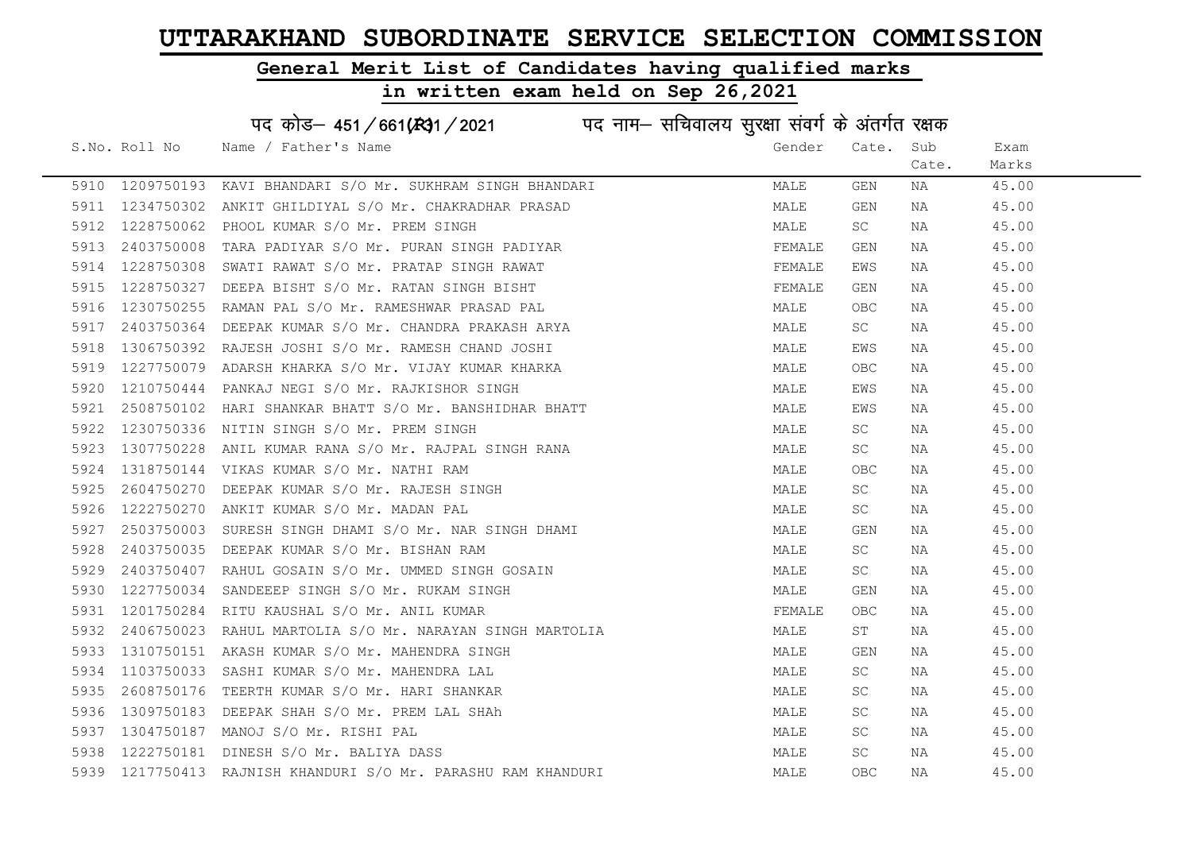# UTTARAKHAND SUBORDINATE SERVICE SELECTION COMMISSION

## General Merit List of Candidates having qualified marks

## in written exam held on Sep 26,2021

पद कोड– 451/661(R)1/2021 पद नाम– सचिवालय सुरक्षा संवर्ग के अंतर्गत रक्षक

| S.No. | Roll No | Name / Father's Name | Gender | Cate. | Sub Cate. | Exam Marks |
|---|---|---|---|---|---|---|
| 5910 | 1209750193 | KAVI BHANDARI S/O Mr. SUKHRAM SINGH BHANDARI | MALE | GEN | NA | 45.00 |
| 5911 | 1234750302 | ANKIT GHILDIYAL S/O Mr. CHAKRADHAR PRASAD | MALE | GEN | NA | 45.00 |
| 5912 | 1228750062 | PHOOL KUMAR S/O Mr. PREM SINGH | MALE | SC | NA | 45.00 |
| 5913 | 2403750008 | TARA PADIYAR S/O Mr. PURAN SINGH PADIYAR | FEMALE | GEN | NA | 45.00 |
| 5914 | 1228750308 | SWATI RAWAT S/O Mr. PRATAP SINGH RAWAT | FEMALE | EWS | NA | 45.00 |
| 5915 | 1228750327 | DEEPA BISHT S/O Mr. RATAN SINGH BISHT | FEMALE | GEN | NA | 45.00 |
| 5916 | 1230750255 | RAMAN PAL S/O Mr. RAMESHWAR PRASAD PAL | MALE | OBC | NA | 45.00 |
| 5917 | 2403750364 | DEEPAK KUMAR S/O Mr. CHANDRA PRAKASH ARYA | MALE | SC | NA | 45.00 |
| 5918 | 1306750392 | RAJESH JOSHI S/O Mr. RAMESH CHAND JOSHI | MALE | EWS | NA | 45.00 |
| 5919 | 1227750079 | ADARSH KHARKA S/O Mr. VIJAY KUMAR KHARKA | MALE | OBC | NA | 45.00 |
| 5920 | 1210750444 | PANKAJ NEGI S/O Mr. RAJKISHOR SINGH | MALE | EWS | NA | 45.00 |
| 5921 | 2508750102 | HARI SHANKAR BHATT S/O Mr. BANSHIDHAR BHATT | MALE | EWS | NA | 45.00 |
| 5922 | 1230750336 | NITIN SINGH S/O Mr. PREM SINGH | MALE | SC | NA | 45.00 |
| 5923 | 1307750228 | ANIL KUMAR RANA S/O Mr. RAJPAL SINGH RANA | MALE | SC | NA | 45.00 |
| 5924 | 1318750144 | VIKAS KUMAR S/O Mr. NATHI RAM | MALE | OBC | NA | 45.00 |
| 5925 | 2604750270 | DEEPAK KUMAR S/O Mr. RAJESH SINGH | MALE | SC | NA | 45.00 |
| 5926 | 1222750270 | ANKIT KUMAR S/O Mr. MADAN PAL | MALE | SC | NA | 45.00 |
| 5927 | 2503750003 | SURESH SINGH DHAMI S/O Mr. NAR SINGH DHAMI | MALE | GEN | NA | 45.00 |
| 5928 | 2403750035 | DEEPAK KUMAR S/O Mr. BISHAN RAM | MALE | SC | NA | 45.00 |
| 5929 | 2403750407 | RAHUL GOSAIN S/O Mr. UMMED SINGH GOSAIN | MALE | SC | NA | 45.00 |
| 5930 | 1227750034 | SANDEEEP SINGH S/O Mr. RUKAM SINGH | MALE | GEN | NA | 45.00 |
| 5931 | 1201750284 | RITU KAUSHAL S/O Mr. ANIL KUMAR | FEMALE | OBC | NA | 45.00 |
| 5932 | 2406750023 | RAHUL MARTOLIA S/O Mr. NARAYAN SINGH MARTOLIA | MALE | ST | NA | 45.00 |
| 5933 | 1310750151 | AKASH KUMAR S/O Mr. MAHENDRA SINGH | MALE | GEN | NA | 45.00 |
| 5934 | 1103750033 | SASHI KUMAR S/O Mr. MAHENDRA LAL | MALE | SC | NA | 45.00 |
| 5935 | 2608750176 | TEERTH KUMAR S/O Mr. HARI SHANKAR | MALE | SC | NA | 45.00 |
| 5936 | 1309750183 | DEEPAK SHAH S/O Mr. PREM LAL SHAh | MALE | SC | NA | 45.00 |
| 5937 | 1304750187 | MANOJ S/O Mr. RISHI PAL | MALE | SC | NA | 45.00 |
| 5938 | 1222750181 | DINESH S/O Mr. BALIYA DASS | MALE | SC | NA | 45.00 |
| 5939 | 1217750413 | RAJNISH KHANDURI S/O Mr. PARASHU RAM KHANDURI | MALE | OBC | NA | 45.00 |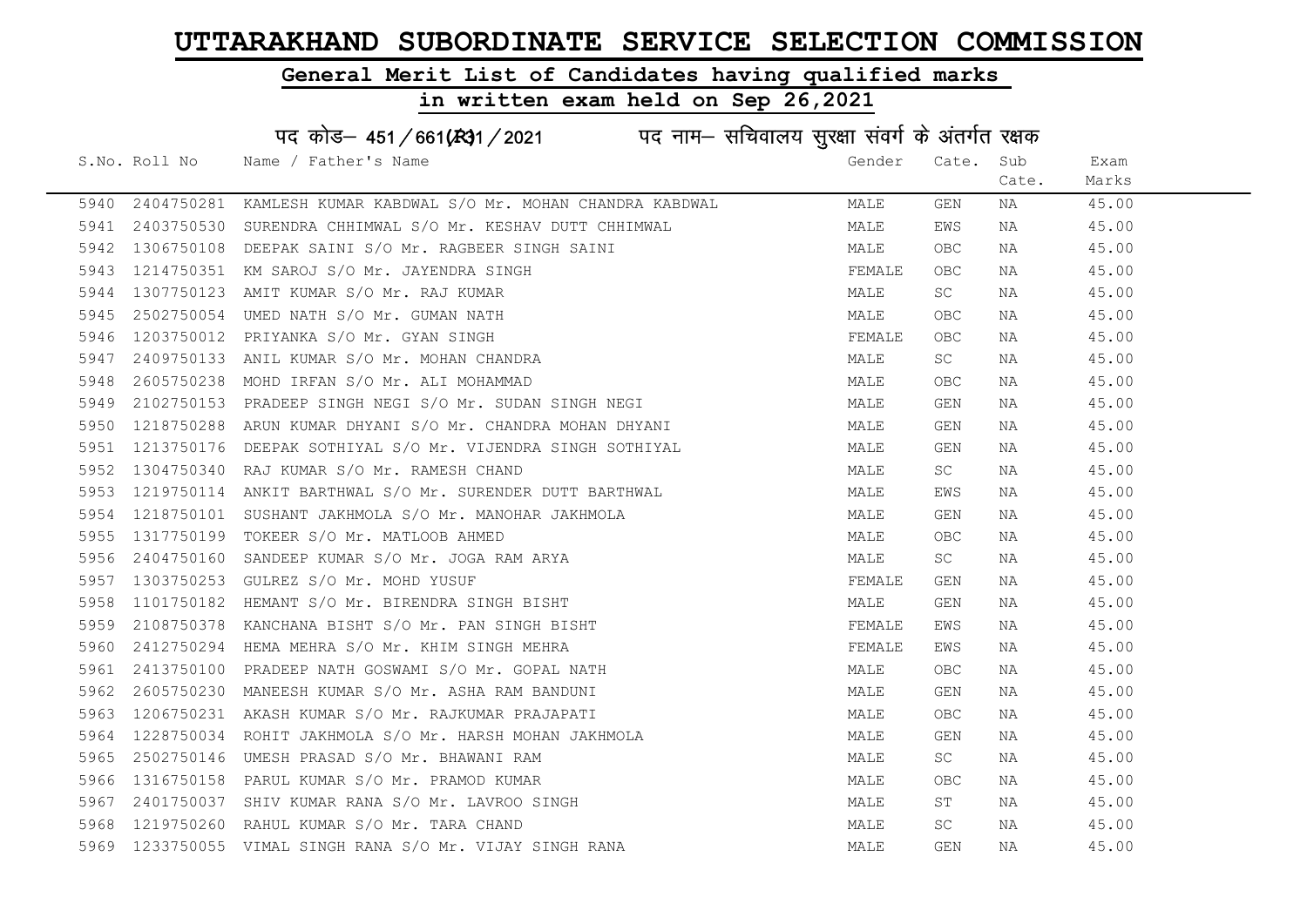# UTTARAKHAND SUBORDINATE SERVICE SELECTION COMMISSION

## General Merit List of Candidates having qualified marks

## in written exam held on Sep 26,2021

पद कोड– 451/661(R)1/2021 पद नाम– सचिवालय सुरक्षा संवर्ग के अंतर्गत रक्षक

| S.No. | Roll No | Name / Father's Name | Gender | Cate. | Sub Cate. | Exam Marks |
|---|---|---|---|---|---|---|
| 5940 | 2404750281 | KAMLESH KUMAR KABDWAL S/O Mr. MOHAN CHANDRA KABDWAL | MALE | GEN | NA | 45.00 |
| 5941 | 2403750530 | SURENDRA CHHIMWAL S/O Mr. KESHAV DUTT CHHIMWAL | MALE | EWS | NA | 45.00 |
| 5942 | 1306750108 | DEEPAK SAINI S/O Mr. RAGBEER SINGH SAINI | MALE | OBC | NA | 45.00 |
| 5943 | 1214750351 | KM SAROJ S/O Mr. JAYENDRA SINGH | FEMALE | OBC | NA | 45.00 |
| 5944 | 1307750123 | AMIT KUMAR S/O Mr. RAJ KUMAR | MALE | SC | NA | 45.00 |
| 5945 | 2502750054 | UMED NATH S/O Mr. GUMAN NATH | MALE | OBC | NA | 45.00 |
| 5946 | 1203750012 | PRIYANKA S/O Mr. GYAN SINGH | FEMALE | OBC | NA | 45.00 |
| 5947 | 2409750133 | ANIL KUMAR S/O Mr. MOHAN CHANDRA | MALE | SC | NA | 45.00 |
| 5948 | 2605750238 | MOHD IRFAN S/O Mr. ALI MOHAMMAD | MALE | OBC | NA | 45.00 |
| 5949 | 2102750153 | PRADEEP SINGH NEGI S/O Mr. SUDAN SINGH NEGI | MALE | GEN | NA | 45.00 |
| 5950 | 1218750288 | ARUN KUMAR DHYANI S/O Mr. CHANDRA MOHAN DHYANI | MALE | GEN | NA | 45.00 |
| 5951 | 1213750176 | DEEPAK SOTHIYAL S/O Mr. VIJENDRA SINGH SOTHIYAL | MALE | GEN | NA | 45.00 |
| 5952 | 1304750340 | RAJ KUMAR S/O Mr. RAMESH CHAND | MALE | SC | NA | 45.00 |
| 5953 | 1219750114 | ANKIT BARTHWAL S/O Mr. SURENDER DUTT BARTHWAL | MALE | EWS | NA | 45.00 |
| 5954 | 1218750101 | SUSHANT JAKHMOLA S/O Mr. MANOHAR JAKHMOLA | MALE | GEN | NA | 45.00 |
| 5955 | 1317750199 | TOKEER S/O Mr. MATLOOB AHMED | MALE | OBC | NA | 45.00 |
| 5956 | 2404750160 | SANDEEP KUMAR S/O Mr. JOGA RAM ARYA | MALE | SC | NA | 45.00 |
| 5957 | 1303750253 | GULREZ S/O Mr. MOHD YUSUF | FEMALE | GEN | NA | 45.00 |
| 5958 | 1101750182 | HEMANT S/O Mr. BIRENDRA SINGH BISHT | MALE | GEN | NA | 45.00 |
| 5959 | 2108750378 | KANCHANA BISHT S/O Mr. PAN SINGH BISHT | FEMALE | EWS | NA | 45.00 |
| 5960 | 2412750294 | HEMA MEHRA S/O Mr. KHIM SINGH MEHRA | FEMALE | EWS | NA | 45.00 |
| 5961 | 2413750100 | PRADEEP NATH GOSWAMI S/O Mr. GOPAL NATH | MALE | OBC | NA | 45.00 |
| 5962 | 2605750230 | MANEESH KUMAR S/O Mr. ASHA RAM BANDUNI | MALE | GEN | NA | 45.00 |
| 5963 | 1206750231 | AKASH KUMAR S/O Mr. RAJKUMAR PRAJAPATI | MALE | OBC | NA | 45.00 |
| 5964 | 1228750034 | ROHIT JAKHMOLA S/O Mr. HARSH MOHAN JAKHMOLA | MALE | GEN | NA | 45.00 |
| 5965 | 2502750146 | UMESH PRASAD S/O Mr. BHAWANI RAM | MALE | SC | NA | 45.00 |
| 5966 | 1316750158 | PARUL KUMAR S/O Mr. PRAMOD KUMAR | MALE | OBC | NA | 45.00 |
| 5967 | 2401750037 | SHIV KUMAR RANA S/O Mr. LAVROO SINGH | MALE | ST | NA | 45.00 |
| 5968 | 1219750260 | RAHUL KUMAR S/O Mr. TARA CHAND | MALE | SC | NA | 45.00 |
| 5969 | 1233750055 | VIMAL SINGH RANA S/O Mr. VIJAY SINGH RANA | MALE | GEN | NA | 45.00 |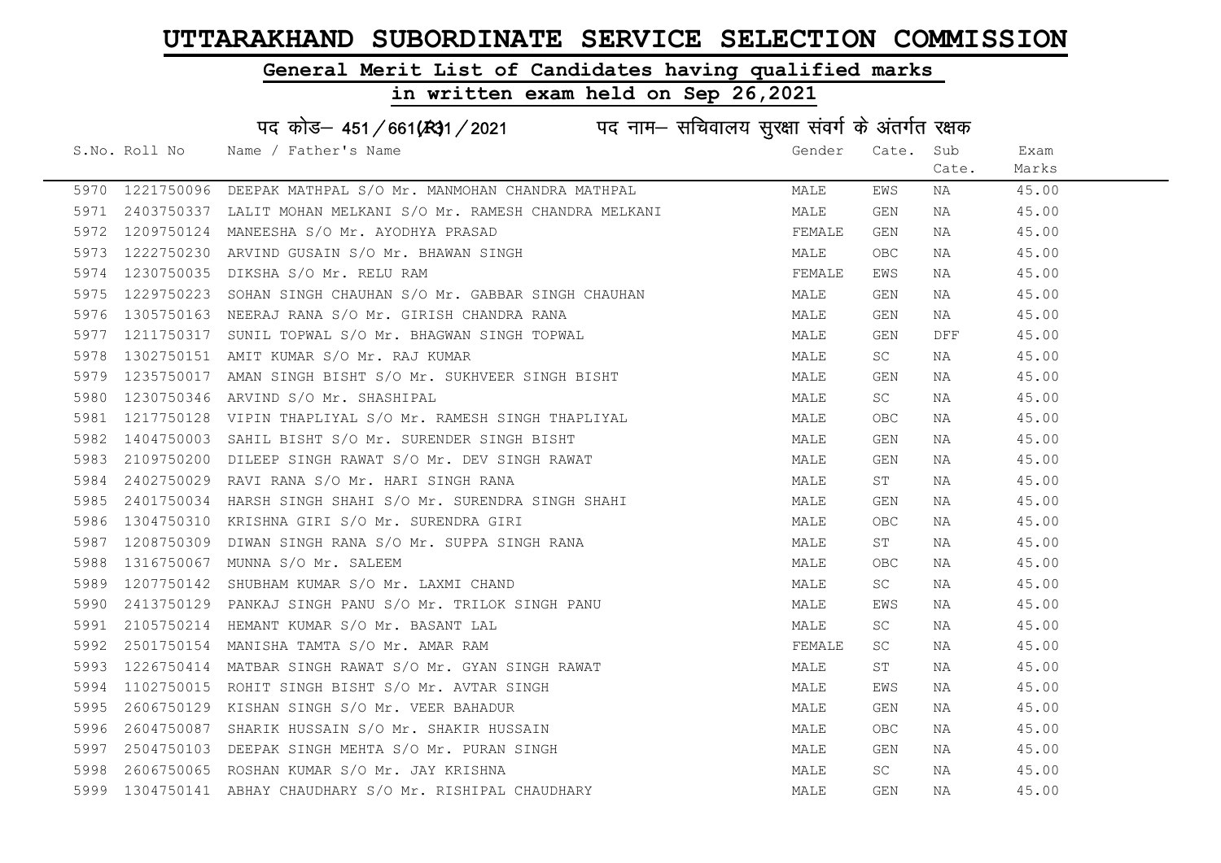# UTTARAKHAND SUBORDINATE SERVICE SELECTION COMMISSION

## General Merit List of Candidates having qualified marks

## in written exam held on Sep 26,2021

### पद कोड– 451/661(R)1/2021 पद नाम– सचिवालय सुरक्षा संवर्ग के अंतर्गत रक्षक

| S.No. | Roll No | Name / Father's Name | Gender | Cate. | Sub Cate. | Exam Marks |
|---|---|---|---|---|---|---|
| 5970 | 1221750096 | DEEPAK MATHPAL S/O Mr. MANMOHAN CHANDRA MATHPAL | MALE | EWS | NA | 45.00 |
| 5971 | 2403750337 | LALIT MOHAN MELKANI S/O Mr. RAMESH CHANDRA MELKANI | MALE | GEN | NA | 45.00 |
| 5972 | 1209750124 | MANEESHA S/O Mr. AYODHYA PRASAD | FEMALE | GEN | NA | 45.00 |
| 5973 | 1222750230 | ARVIND GUSAIN S/O Mr. BHAWAN SINGH | MALE | OBC | NA | 45.00 |
| 5974 | 1230750035 | DIKSHA S/O Mr. RELU RAM | FEMALE | EWS | NA | 45.00 |
| 5975 | 1229750223 | SOHAN SINGH CHAUHAN S/O Mr. GABBAR SINGH CHAUHAN | MALE | GEN | NA | 45.00 |
| 5976 | 1305750163 | NEERAJ RANA S/O Mr. GIRISH CHANDRA RANA | MALE | GEN | NA | 45.00 |
| 5977 | 1211750317 | SUNIL TOPWAL S/O Mr. BHAGWAN SINGH TOPWAL | MALE | GEN | DFF | 45.00 |
| 5978 | 1302750151 | AMIT KUMAR S/O Mr. RAJ KUMAR | MALE | SC | NA | 45.00 |
| 5979 | 1235750017 | AMAN SINGH BISHT S/O Mr. SUKHVEER SINGH BISHT | MALE | GEN | NA | 45.00 |
| 5980 | 1230750346 | ARVIND S/O Mr. SHASHIPAL | MALE | SC | NA | 45.00 |
| 5981 | 1217750128 | VIPIN THAPLIYAL S/O Mr. RAMESH SINGH THAPLIYAL | MALE | OBC | NA | 45.00 |
| 5982 | 1404750003 | SAHIL BISHT S/O Mr. SURENDER SINGH BISHT | MALE | GEN | NA | 45.00 |
| 5983 | 2109750200 | DILEEP SINGH RAWAT S/O Mr. DEV SINGH RAWAT | MALE | GEN | NA | 45.00 |
| 5984 | 2402750029 | RAVI RANA S/O Mr. HARI SINGH RANA | MALE | ST | NA | 45.00 |
| 5985 | 2401750034 | HARSH SINGH SHAHI S/O Mr. SURENDRA SINGH SHAHI | MALE | GEN | NA | 45.00 |
| 5986 | 1304750310 | KRISHNA GIRI S/O Mr. SURENDRA GIRI | MALE | OBC | NA | 45.00 |
| 5987 | 1208750309 | DIWAN SINGH RANA S/O Mr. SUPPA SINGH RANA | MALE | ST | NA | 45.00 |
| 5988 | 1316750067 | MUNNA S/O Mr. SALEEM | MALE | OBC | NA | 45.00 |
| 5989 | 1207750142 | SHUBHAM KUMAR S/O Mr. LAXMI CHAND | MALE | SC | NA | 45.00 |
| 5990 | 2413750129 | PANKAJ SINGH PANU S/O Mr. TRILOK SINGH PANU | MALE | EWS | NA | 45.00 |
| 5991 | 2105750214 | HEMANT KUMAR S/O Mr. BASANT LAL | MALE | SC | NA | 45.00 |
| 5992 | 2501750154 | MANISHA TAMTA S/O Mr. AMAR RAM | FEMALE | SC | NA | 45.00 |
| 5993 | 1226750414 | MATBAR SINGH RAWAT S/O Mr. GYAN SINGH RAWAT | MALE | ST | NA | 45.00 |
| 5994 | 1102750015 | ROHIT SINGH BISHT S/O Mr. AVTAR SINGH | MALE | EWS | NA | 45.00 |
| 5995 | 2606750129 | KISHAN SINGH S/O Mr. VEER BAHADUR | MALE | GEN | NA | 45.00 |
| 5996 | 2604750087 | SHARIK HUSSAIN S/O Mr. SHAKIR HUSSAIN | MALE | OBC | NA | 45.00 |
| 5997 | 2504750103 | DEEPAK SINGH MEHTA S/O Mr. PURAN SINGH | MALE | GEN | NA | 45.00 |
| 5998 | 2606750065 | ROSHAN KUMAR S/O Mr. JAY KRISHNA | MALE | SC | NA | 45.00 |
| 5999 | 1304750141 | ABHAY CHAUDHARY S/O Mr. RISHIPAL CHAUDHARY | MALE | GEN | NA | 45.00 |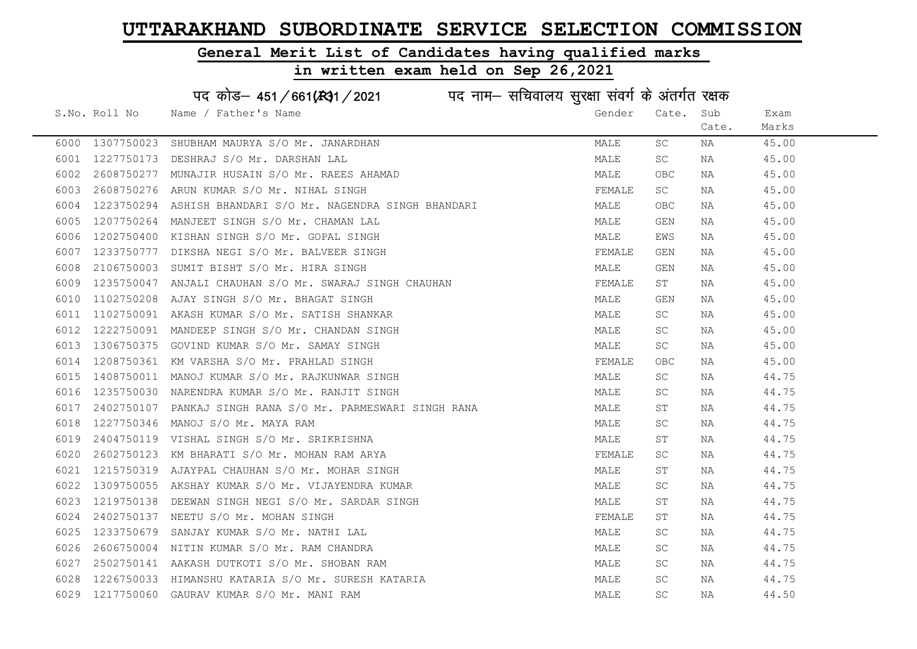# UTTARAKHAND SUBORDINATE SERVICE SELECTION COMMISSION

## General Merit List of Candidates having qualified marks

## in written exam held on Sep 26,2021

पद कोड– 451/661(R)1/2021 पद नाम– सचिवालय सुरक्षा संवर्ग के अंतर्गत रक्षक

| S.No. | Roll No | Name / Father's Name | Gender | Cate. | Sub Cate. | Exam Marks |
|---|---|---|---|---|---|---|
| 6000 | 1307750023 | SHUBHAM MAURYA S/O Mr. JANARDHAN | MALE | SC | NA | 45.00 |
| 6001 | 1227750173 | DESHRAJ S/O Mr. DARSHAN LAL | MALE | SC | NA | 45.00 |
| 6002 | 2608750277 | MUNAJIR HUSAIN S/O Mr. RAEES AHAMAD | MALE | OBC | NA | 45.00 |
| 6003 | 2608750276 | ARUN KUMAR S/O Mr. NIHAL SINGH | FEMALE | SC | NA | 45.00 |
| 6004 | 1223750294 | ASHISH BHANDARI S/O Mr. NAGENDRA SINGH BHANDARI | MALE | OBC | NA | 45.00 |
| 6005 | 1207750264 | MANJEET SINGH S/O Mr. CHAMAN LAL | MALE | GEN | NA | 45.00 |
| 6006 | 1202750400 | KISHAN SINGH S/O Mr. GOPAL SINGH | MALE | EWS | NA | 45.00 |
| 6007 | 1233750777 | DIKSHA NEGI S/O Mr. BALVEER SINGH | FEMALE | GEN | NA | 45.00 |
| 6008 | 2106750003 | SUMIT BISHT S/O Mr. HIRA SINGH | MALE | GEN | NA | 45.00 |
| 6009 | 1235750047 | ANJALI CHAUHAN S/O Mr. SWARAJ SINGH CHAUHAN | FEMALE | ST | NA | 45.00 |
| 6010 | 1102750208 | AJAY SINGH S/O Mr. BHAGAT SINGH | MALE | GEN | NA | 45.00 |
| 6011 | 1102750091 | AKASH KUMAR S/O Mr. SATISH SHANKAR | MALE | SC | NA | 45.00 |
| 6012 | 1222750091 | MANDEEP SINGH S/O Mr. CHANDAN SINGH | MALE | SC | NA | 45.00 |
| 6013 | 1306750375 | GOVIND KUMAR S/O Mr. SAMAY SINGH | MALE | SC | NA | 45.00 |
| 6014 | 1208750361 | KM VARSHA S/O Mr. PRAHLAD SINGH | FEMALE | OBC | NA | 45.00 |
| 6015 | 1408750011 | MANOJ KUMAR S/O Mr. RAJKUNWAR SINGH | MALE | SC | NA | 44.75 |
| 6016 | 1235750030 | NARENDRA KUMAR S/O Mr. RANJIT SINGH | MALE | SC | NA | 44.75 |
| 6017 | 2402750107 | PANKAJ SINGH RANA S/O Mr. PARMESWARI SINGH RANA | MALE | ST | NA | 44.75 |
| 6018 | 1227750346 | MANOJ S/O Mr. MAYA RAM | MALE | SC | NA | 44.75 |
| 6019 | 2404750119 | VISHAL SINGH S/O Mr. SRIKRISHNA | MALE | ST | NA | 44.75 |
| 6020 | 2602750123 | KM BHARATI S/O Mr. MOHAN RAM ARYA | FEMALE | SC | NA | 44.75 |
| 6021 | 1215750319 | AJAYPAL CHAUHAN S/O Mr. MOHAR SINGH | MALE | ST | NA | 44.75 |
| 6022 | 1309750055 | AKSHAY KUMAR S/O Mr. VIJAYENDRA KUMAR | MALE | SC | NA | 44.75 |
| 6023 | 1219750138 | DEEWAN SINGH NEGI S/O Mr. SARDAR SINGH | MALE | ST | NA | 44.75 |
| 6024 | 2402750137 | NEETU S/O Mr. MOHAN SINGH | FEMALE | ST | NA | 44.75 |
| 6025 | 1233750679 | SANJAY KUMAR S/O Mr. NATHI LAL | MALE | SC | NA | 44.75 |
| 6026 | 2606750004 | NITIN KUMAR S/O Mr. RAM CHANDRA | MALE | SC | NA | 44.75 |
| 6027 | 2502750141 | AAKASH DUTKOTI S/O Mr. SHOBAN RAM | MALE | SC | NA | 44.75 |
| 6028 | 1226750033 | HIMANSHU KATARIA S/O Mr. SURESH KATARIA | MALE | SC | NA | 44.75 |
| 6029 | 1217750060 | GAURAV KUMAR S/O Mr. MANI RAM | MALE | SC | NA | 44.50 |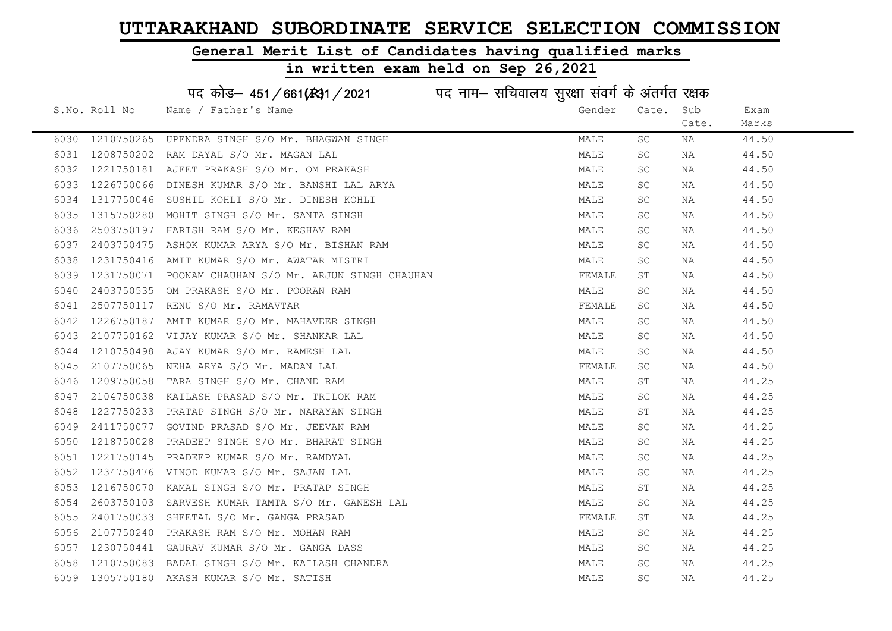# UTTARAKHAND SUBORDINATE SERVICE SELECTION COMMISSION

## General Merit List of Candidates having qualified marks

## in written exam held on Sep 26,2021

### पद कोड– 451/661(R)1/2021 पद नाम– सचिवालय सुरक्षा संवर्ग के अंतर्गत रक्षक

| S.No. | Roll No | Name / Father's Name | Gender | Cate. | Sub Cate. | Exam Marks |
|---|---|---|---|---|---|---|
| 6030 | 1210750265 | UPENDRA SINGH S/O Mr. BHAGWAN SINGH | MALE | SC | NA | 44.50 |
| 6031 | 1208750202 | RAM DAYAL S/O Mr. MAGAN LAL | MALE | SC | NA | 44.50 |
| 6032 | 1221750181 | AJEET PRAKASH S/O Mr. OM PRAKASH | MALE | SC | NA | 44.50 |
| 6033 | 1226750066 | DINESH KUMAR S/O Mr. BANSHI LAL ARYA | MALE | SC | NA | 44.50 |
| 6034 | 1317750046 | SUSHIL KOHLI S/O Mr. DINESH KOHLI | MALE | SC | NA | 44.50 |
| 6035 | 1315750280 | MOHIT SINGH S/O Mr. SANTA SINGH | MALE | SC | NA | 44.50 |
| 6036 | 2503750197 | HARISH RAM S/O Mr. KESHAV RAM | MALE | SC | NA | 44.50 |
| 6037 | 2403750475 | ASHOK KUMAR ARYA S/O Mr. BISHAN RAM | MALE | SC | NA | 44.50 |
| 6038 | 1231750416 | AMIT KUMAR S/O Mr. AWATAR MISTRI | MALE | SC | NA | 44.50 |
| 6039 | 1231750071 | POONAM CHAUHAN S/O Mr. ARJUN SINGH CHAUHAN | FEMALE | ST | NA | 44.50 |
| 6040 | 2403750535 | OM PRAKASH S/O Mr. POORAN RAM | MALE | SC | NA | 44.50 |
| 6041 | 2507750117 | RENU S/O Mr. RAMAVTAR | FEMALE | SC | NA | 44.50 |
| 6042 | 1226750187 | AMIT KUMAR S/O Mr. MAHAVEER SINGH | MALE | SC | NA | 44.50 |
| 6043 | 2107750162 | VIJAY KUMAR S/O Mr. SHANKAR LAL | MALE | SC | NA | 44.50 |
| 6044 | 1210750498 | AJAY KUMAR S/O Mr. RAMESH LAL | MALE | SC | NA | 44.50 |
| 6045 | 2107750065 | NEHA ARYA S/O Mr. MADAN LAL | FEMALE | SC | NA | 44.50 |
| 6046 | 1209750058 | TARA SINGH S/O Mr. CHAND RAM | MALE | ST | NA | 44.25 |
| 6047 | 2104750038 | KAILASH PRASAD S/O Mr. TRILOK RAM | MALE | SC | NA | 44.25 |
| 6048 | 1227750233 | PRATAP SINGH S/O Mr. NARAYAN SINGH | MALE | ST | NA | 44.25 |
| 6049 | 2411750077 | GOVIND PRASAD S/O Mr. JEEVAN RAM | MALE | SC | NA | 44.25 |
| 6050 | 1218750028 | PRADEEP SINGH S/O Mr. BHARAT SINGH | MALE | SC | NA | 44.25 |
| 6051 | 1221750145 | PRADEEP KUMAR S/O Mr. RAMDYAL | MALE | SC | NA | 44.25 |
| 6052 | 1234750476 | VINOD KUMAR S/O Mr. SAJAN LAL | MALE | SC | NA | 44.25 |
| 6053 | 1216750070 | KAMAL SINGH S/O Mr. PRATAP SINGH | MALE | ST | NA | 44.25 |
| 6054 | 2603750103 | SARVESH KUMAR TAMTA S/O Mr. GANESH LAL | MALE | SC | NA | 44.25 |
| 6055 | 2401750033 | SHEETAL S/O Mr. GANGA PRASAD | FEMALE | ST | NA | 44.25 |
| 6056 | 2107750240 | PRAKASH RAM S/O Mr. MOHAN RAM | MALE | SC | NA | 44.25 |
| 6057 | 1230750441 | GAURAV KUMAR S/O Mr. GANGA DASS | MALE | SC | NA | 44.25 |
| 6058 | 1210750083 | BADAL SINGH S/O Mr. KAILASH CHANDRA | MALE | SC | NA | 44.25 |
| 6059 | 1305750180 | AKASH KUMAR S/O Mr. SATISH | MALE | SC | NA | 44.25 |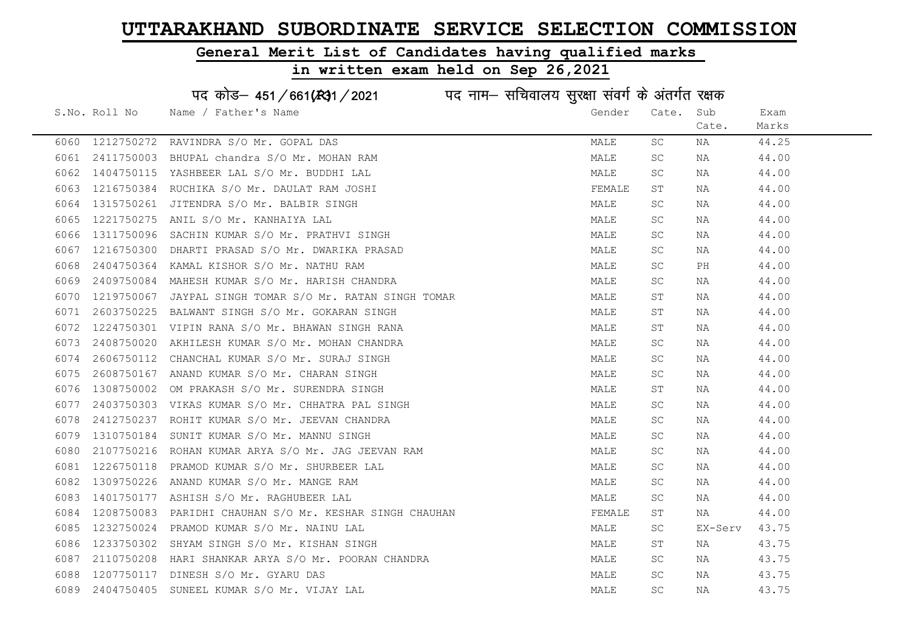# UTTARAKHAND SUBORDINATE SERVICE SELECTION COMMISSION

## General Merit List of Candidates having qualified marks

## in written exam held on Sep 26,2021

### पद कोड– 451/661(R)1/2021 पद नाम– सचिवालय सुरक्षा संवर्ग के अंतर्गत रक्षक

| S.No. | Roll No | Name / Father's Name | Gender | Cate. | Sub Cate. | Exam Marks |
|---|---|---|---|---|---|---|
| 6060 | 1212750272 | RAVINDRA S/O Mr. GOPAL DAS | MALE | SC | NA | 44.25 |
| 6061 | 2411750003 | BHUPAL chandra S/O Mr. MOHAN RAM | MALE | SC | NA | 44.00 |
| 6062 | 1404750115 | YASHBEER LAL S/O Mr. BUDDHI LAL | MALE | SC | NA | 44.00 |
| 6063 | 1216750384 | RUCHIKA S/O Mr. DAULAT RAM JOSHI | FEMALE | ST | NA | 44.00 |
| 6064 | 1315750261 | JITENDRA S/O Mr. BALBIR SINGH | MALE | SC | NA | 44.00 |
| 6065 | 1221750275 | ANIL S/O Mr. KANHAIYA LAL | MALE | SC | NA | 44.00 |
| 6066 | 1311750096 | SACHIN KUMAR S/O Mr. PRATHVI SINGH | MALE | SC | NA | 44.00 |
| 6067 | 1216750300 | DHARTI PRASAD S/O Mr. DWARIKA PRASAD | MALE | SC | NA | 44.00 |
| 6068 | 2404750364 | KAMAL KISHOR S/O Mr. NATHU RAM | MALE | SC | PH | 44.00 |
| 6069 | 2409750084 | MAHESH KUMAR S/O Mr. HARISH CHANDRA | MALE | SC | NA | 44.00 |
| 6070 | 1219750067 | JAYPAL SINGH TOMAR S/O Mr. RATAN SINGH TOMAR | MALE | ST | NA | 44.00 |
| 6071 | 2603750225 | BALWANT SINGH S/O Mr. GOKARAN SINGH | MALE | ST | NA | 44.00 |
| 6072 | 1224750301 | VIPIN RANA S/O Mr. BHAWAN SINGH RANA | MALE | ST | NA | 44.00 |
| 6073 | 2408750020 | AKHILESH KUMAR S/O Mr. MOHAN CHANDRA | MALE | SC | NA | 44.00 |
| 6074 | 2606750112 | CHANCHAL KUMAR S/O Mr. SURAJ SINGH | MALE | SC | NA | 44.00 |
| 6075 | 2608750167 | ANAND KUMAR S/O Mr. CHARAN SINGH | MALE | SC | NA | 44.00 |
| 6076 | 1308750002 | OM PRAKASH S/O Mr. SURENDRA SINGH | MALE | ST | NA | 44.00 |
| 6077 | 2403750303 | VIKAS KUMAR S/O Mr. CHHATRA PAL SINGH | MALE | SC | NA | 44.00 |
| 6078 | 2412750237 | ROHIT KUMAR S/O Mr. JEEVAN CHANDRA | MALE | SC | NA | 44.00 |
| 6079 | 1310750184 | SUNIT KUMAR S/O Mr. MANNU SINGH | MALE | SC | NA | 44.00 |
| 6080 | 2107750216 | ROHAN KUMAR ARYA S/O Mr. JAG JEEVAN RAM | MALE | SC | NA | 44.00 |
| 6081 | 1226750118 | PRAMOD KUMAR S/O Mr. SHURBEER LAL | MALE | SC | NA | 44.00 |
| 6082 | 1309750226 | ANAND KUMAR S/O Mr. MANGE RAM | MALE | SC | NA | 44.00 |
| 6083 | 1401750177 | ASHISH S/O Mr. RAGHUBEER LAL | MALE | SC | NA | 44.00 |
| 6084 | 1208750083 | PARIDHI CHAUHAN S/O Mr. KESHAR SINGH CHAUHAN | FEMALE | ST | NA | 44.00 |
| 6085 | 1232750024 | PRAMOD KUMAR S/O Mr. NAINU LAL | MALE | SC | EX-Serv | 43.75 |
| 6086 | 1233750302 | SHYAM SINGH S/O Mr. KISHAN SINGH | MALE | ST | NA | 43.75 |
| 6087 | 2110750208 | HARI SHANKAR ARYA S/O Mr. POORAN CHANDRA | MALE | SC | NA | 43.75 |
| 6088 | 1207750117 | DINESH S/O Mr. GYARU DAS | MALE | SC | NA | 43.75 |
| 6089 | 2404750405 | SUNEEL KUMAR S/O Mr. VIJAY LAL | MALE | SC | NA | 43.75 |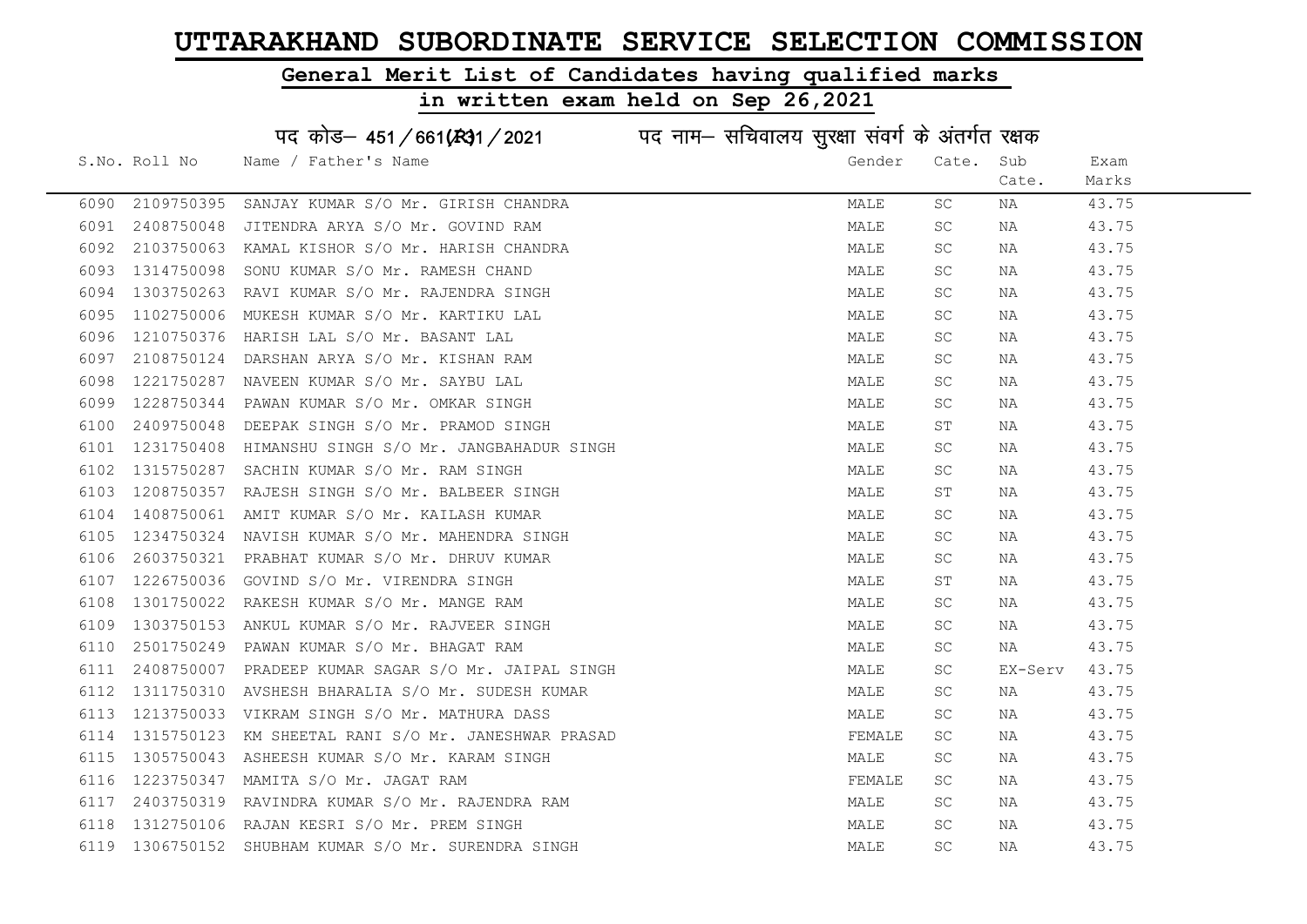# UTTARAKHAND SUBORDINATE SERVICE SELECTION COMMISSION

## General Merit List of Candidates having qualified marks

## in written exam held on Sep 26,2021

पद कोड– 451/661(R)31/2021 पद नाम– सचिवालय सुरक्षा संवर्ग के अंतर्गत रक्षक

| S.No. | Roll No | Name / Father's Name | Gender | Cate. | Sub Cate. | Exam Marks |
|---|---|---|---|---|---|---|
| 6090 | 2109750395 | SANJAY KUMAR S/O Mr. GIRISH CHANDRA | MALE | SC | NA | 43.75 |
| 6091 | 2408750048 | JITENDRA ARYA S/O Mr. GOVIND RAM | MALE | SC | NA | 43.75 |
| 6092 | 2103750063 | KAMAL KISHOR S/O Mr. HARISH CHANDRA | MALE | SC | NA | 43.75 |
| 6093 | 1314750098 | SONU KUMAR S/O Mr. RAMESH CHAND | MALE | SC | NA | 43.75 |
| 6094 | 1303750263 | RAVI KUMAR S/O Mr. RAJENDRA SINGH | MALE | SC | NA | 43.75 |
| 6095 | 1102750006 | MUKESH KUMAR S/O Mr. KARTIKU LAL | MALE | SC | NA | 43.75 |
| 6096 | 1210750376 | HARISH LAL S/O Mr. BASANT LAL | MALE | SC | NA | 43.75 |
| 6097 | 2108750124 | DARSHAN ARYA S/O Mr. KISHAN RAM | MALE | SC | NA | 43.75 |
| 6098 | 1221750287 | NAVEEN KUMAR S/O Mr. SAYBU LAL | MALE | SC | NA | 43.75 |
| 6099 | 1228750344 | PAWAN KUMAR S/O Mr. OMKAR SINGH | MALE | SC | NA | 43.75 |
| 6100 | 2409750048 | DEEPAK SINGH S/O Mr. PRAMOD SINGH | MALE | ST | NA | 43.75 |
| 6101 | 1231750408 | HIMANSHU SINGH S/O Mr. JANGBAHADUR SINGH | MALE | SC | NA | 43.75 |
| 6102 | 1315750287 | SACHIN KUMAR S/O Mr. RAM SINGH | MALE | SC | NA | 43.75 |
| 6103 | 1208750357 | RAJESH SINGH S/O Mr. BALBEER SINGH | MALE | ST | NA | 43.75 |
| 6104 | 1408750061 | AMIT KUMAR S/O Mr. KAILASH KUMAR | MALE | SC | NA | 43.75 |
| 6105 | 1234750324 | NAVISH KUMAR S/O Mr. MAHENDRA SINGH | MALE | SC | NA | 43.75 |
| 6106 | 2603750321 | PRABHAT KUMAR S/O Mr. DHRUV KUMAR | MALE | SC | NA | 43.75 |
| 6107 | 1226750036 | GOVIND S/O Mr. VIRENDRA SINGH | MALE | ST | NA | 43.75 |
| 6108 | 1301750022 | RAKESH KUMAR S/O Mr. MANGE RAM | MALE | SC | NA | 43.75 |
| 6109 | 1303750153 | ANKUL KUMAR S/O Mr. RAJVEER SINGH | MALE | SC | NA | 43.75 |
| 6110 | 2501750249 | PAWAN KUMAR S/O Mr. BHAGAT RAM | MALE | SC | NA | 43.75 |
| 6111 | 2408750007 | PRADEEP KUMAR SAGAR S/O Mr. JAIPAL SINGH | MALE | SC | EX-Serv | 43.75 |
| 6112 | 1311750310 | AVSHESH BHARALIA S/O Mr. SUDESH KUMAR | MALE | SC | NA | 43.75 |
| 6113 | 1213750033 | VIKRAM SINGH S/O Mr. MATHURA DASS | MALE | SC | NA | 43.75 |
| 6114 | 1315750123 | KM SHEETAL RANI S/O Mr. JANESHWAR PRASAD | FEMALE | SC | NA | 43.75 |
| 6115 | 1305750043 | ASHEESH KUMAR S/O Mr. KARAM SINGH | MALE | SC | NA | 43.75 |
| 6116 | 1223750347 | MAMITA S/O Mr. JAGAT RAM | FEMALE | SC | NA | 43.75 |
| 6117 | 2403750319 | RAVINDRA KUMAR S/O Mr. RAJENDRA RAM | MALE | SC | NA | 43.75 |
| 6118 | 1312750106 | RAJAN KESRI S/O Mr. PREM SINGH | MALE | SC | NA | 43.75 |
| 6119 | 1306750152 | SHUBHAM KUMAR S/O Mr. SURENDRA SINGH | MALE | SC | NA | 43.75 |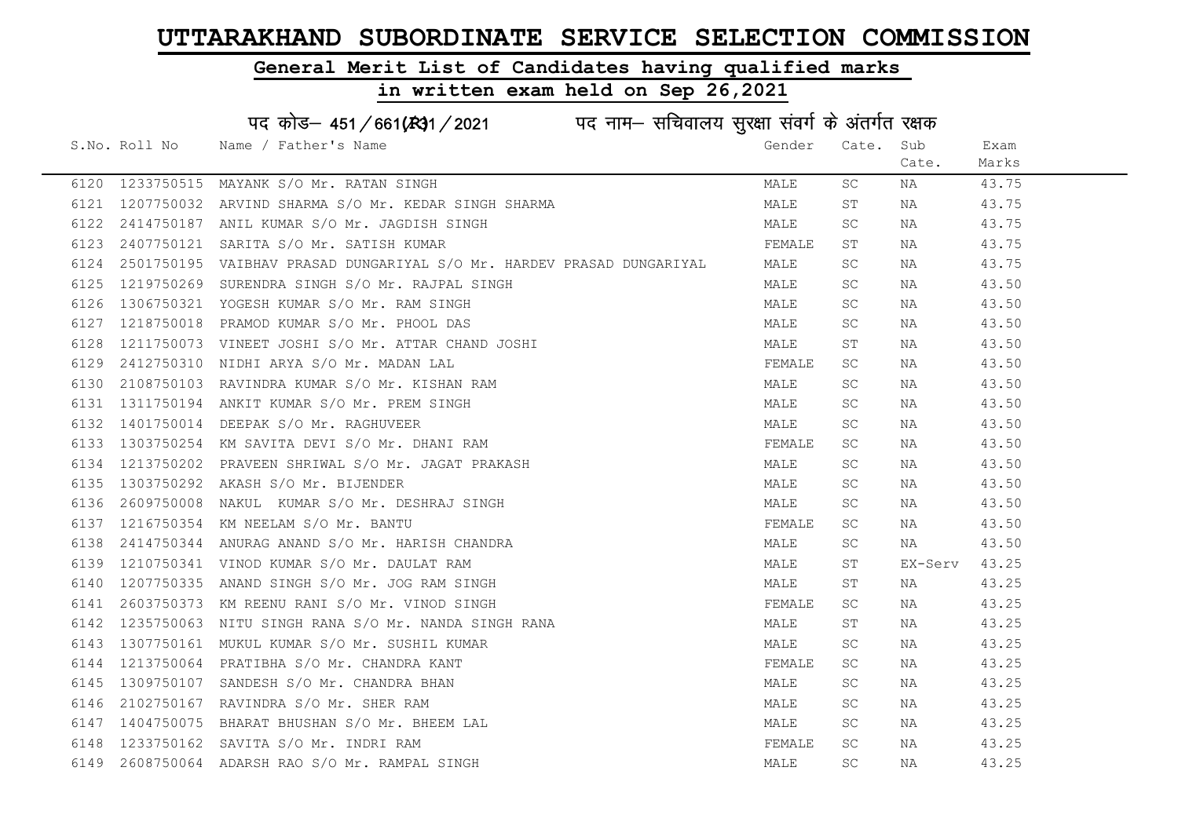# UTTARAKHAND SUBORDINATE SERVICE SELECTION COMMISSION

## General Merit List of Candidates having qualified marks

## in written exam held on Sep 26,2021

### पद कोड– 451/661(R)1/2021 पद नाम– सचिवालय सुरक्षा संवर्ग के अंतर्गत रक्षक

| S.No. | Roll No | Name / Father's Name | Gender | Cate. | Sub Cate. | Exam Marks |
|---|---|---|---|---|---|---|
| 6120 | 1233750515 | MAYANK S/O Mr. RATAN SINGH | MALE | SC | NA | 43.75 |
| 6121 | 1207750032 | ARVIND SHARMA S/O Mr. KEDAR SINGH SHARMA | MALE | ST | NA | 43.75 |
| 6122 | 2414750187 | ANIL KUMAR S/O Mr. JAGDISH SINGH | MALE | SC | NA | 43.75 |
| 6123 | 2407750121 | SARITA S/O Mr. SATISH KUMAR | FEMALE | ST | NA | 43.75 |
| 6124 | 2501750195 | VAIBHAV PRASAD DUNGARIYAL S/O Mr. HARDEV PRASAD DUNGARIYAL | MALE | SC | NA | 43.75 |
| 6125 | 1219750269 | SURENDRA SINGH S/O Mr. RAJPAL SINGH | MALE | SC | NA | 43.50 |
| 6126 | 1306750321 | YOGESH KUMAR S/O Mr. RAM SINGH | MALE | SC | NA | 43.50 |
| 6127 | 1218750018 | PRAMOD KUMAR S/O Mr. PHOOL DAS | MALE | SC | NA | 43.50 |
| 6128 | 1211750073 | VINEET JOSHI S/O Mr. ATTAR CHAND JOSHI | MALE | ST | NA | 43.50 |
| 6129 | 2412750310 | NIDHI ARYA S/O Mr. MADAN LAL | FEMALE | SC | NA | 43.50 |
| 6130 | 2108750103 | RAVINDRA KUMAR S/O Mr. KISHAN RAM | MALE | SC | NA | 43.50 |
| 6131 | 1311750194 | ANKIT KUMAR S/O Mr. PREM SINGH | MALE | SC | NA | 43.50 |
| 6132 | 1401750014 | DEEPAK S/O Mr. RAGHUVEER | MALE | SC | NA | 43.50 |
| 6133 | 1303750254 | KM SAVITA DEVI S/O Mr. DHANI RAM | FEMALE | SC | NA | 43.50 |
| 6134 | 1213750202 | PRAVEEN SHRIWAL S/O Mr. JAGAT PRAKASH | MALE | SC | NA | 43.50 |
| 6135 | 1303750292 | AKASH S/O Mr. BIJENDER | MALE | SC | NA | 43.50 |
| 6136 | 2609750008 | NAKUL KUMAR S/O Mr. DESHRAJ SINGH | MALE | SC | NA | 43.50 |
| 6137 | 1216750354 | KM NEELAM S/O Mr. BANTU | FEMALE | SC | NA | 43.50 |
| 6138 | 2414750344 | ANURAG ANAND S/O Mr. HARISH CHANDRA | MALE | SC | NA | 43.50 |
| 6139 | 1210750341 | VINOD KUMAR S/O Mr. DAULAT RAM | MALE | ST | EX-Serv | 43.25 |
| 6140 | 1207750335 | ANAND SINGH S/O Mr. JOG RAM SINGH | MALE | ST | NA | 43.25 |
| 6141 | 2603750373 | KM REENU RANI S/O Mr. VINOD SINGH | FEMALE | SC | NA | 43.25 |
| 6142 | 1235750063 | NITU SINGH RANA S/O Mr. NANDA SINGH RANA | MALE | ST | NA | 43.25 |
| 6143 | 1307750161 | MUKUL KUMAR S/O Mr. SUSHIL KUMAR | MALE | SC | NA | 43.25 |
| 6144 | 1213750064 | PRATIBHA S/O Mr. CHANDRA KANT | FEMALE | SC | NA | 43.25 |
| 6145 | 1309750107 | SANDESH S/O Mr. CHANDRA BHAN | MALE | SC | NA | 43.25 |
| 6146 | 2102750167 | RAVINDRA S/O Mr. SHER RAM | MALE | SC | NA | 43.25 |
| 6147 | 1404750075 | BHARAT BHUSHAN S/O Mr. BHEEM LAL | MALE | SC | NA | 43.25 |
| 6148 | 1233750162 | SAVITA S/O Mr. INDRI RAM | FEMALE | SC | NA | 43.25 |
| 6149 | 2608750064 | ADARSH RAO S/O Mr. RAMPAL SINGH | MALE | SC | NA | 43.25 |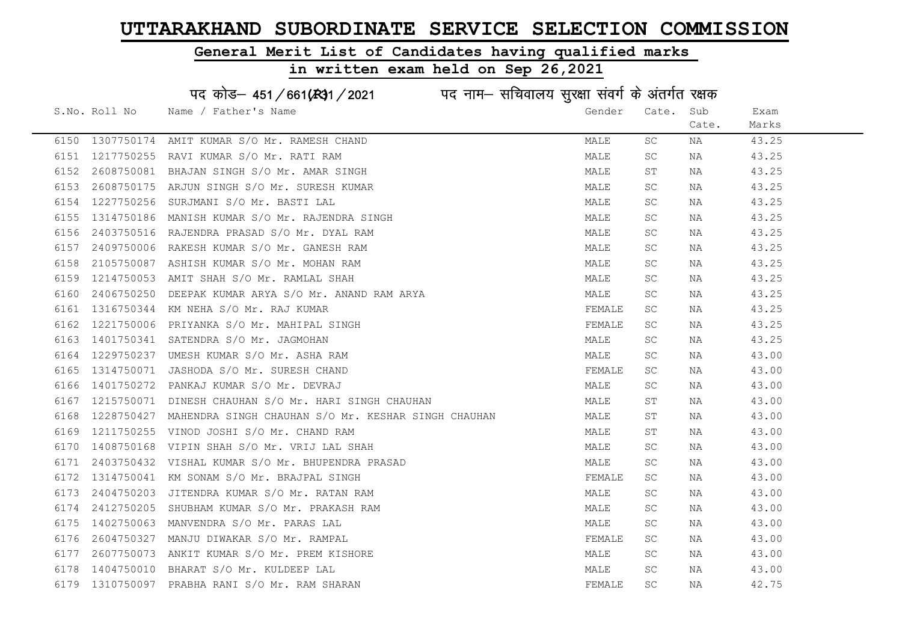# UTTARAKHAND SUBORDINATE SERVICE SELECTION COMMISSION

## General Merit List of Candidates having qualified marks

## in written exam held on Sep 26,2021

### पद कोड– 451/661(R31/2021    पद नाम– सचिवालय सुरक्षा संवर्ग के अंतर्गत रक्षक

| S.No. | Roll No | Name / Father's Name | Gender | Cate. | Sub Cate. | Exam Marks |
|---|---|---|---|---|---|---|
| 6150 | 1307750174 | AMIT KUMAR S/O Mr. RAMESH CHAND | MALE | SC | NA | 43.25 |
| 6151 | 1217750255 | RAVI KUMAR S/O Mr. RATI RAM | MALE | SC | NA | 43.25 |
| 6152 | 2608750081 | BHAJAN SINGH S/O Mr. AMAR SINGH | MALE | ST | NA | 43.25 |
| 6153 | 2608750175 | ARJUN SINGH S/O Mr. SURESH KUMAR | MALE | SC | NA | 43.25 |
| 6154 | 1227750256 | SURJMANI S/O Mr. BASTI LAL | MALE | SC | NA | 43.25 |
| 6155 | 1314750186 | MANISH KUMAR S/O Mr. RAJENDRA SINGH | MALE | SC | NA | 43.25 |
| 6156 | 2403750516 | RAJENDRA PRASAD S/O Mr. DYAL RAM | MALE | SC | NA | 43.25 |
| 6157 | 2409750006 | RAKESH KUMAR S/O Mr. GANESH RAM | MALE | SC | NA | 43.25 |
| 6158 | 2105750087 | ASHISH KUMAR S/O Mr. MOHAN RAM | MALE | SC | NA | 43.25 |
| 6159 | 1214750053 | AMIT SHAH S/O Mr. RAMLAL SHAH | MALE | SC | NA | 43.25 |
| 6160 | 2406750250 | DEEPAK KUMAR ARYA S/O Mr. ANAND RAM ARYA | MALE | SC | NA | 43.25 |
| 6161 | 1316750344 | KM NEHA S/O Mr. RAJ KUMAR | FEMALE | SC | NA | 43.25 |
| 6162 | 1221750006 | PRIYANKA S/O Mr. MAHIPAL SINGH | FEMALE | SC | NA | 43.25 |
| 6163 | 1401750341 | SATENDRA S/O Mr. JAGMOHAN | MALE | SC | NA | 43.25 |
| 6164 | 1229750237 | UMESH KUMAR S/O Mr. ASHA RAM | MALE | SC | NA | 43.00 |
| 6165 | 1314750071 | JASHODA S/O Mr. SURESH CHAND | FEMALE | SC | NA | 43.00 |
| 6166 | 1401750272 | PANKAJ KUMAR S/O Mr. DEVRAJ | MALE | SC | NA | 43.00 |
| 6167 | 1215750071 | DINESH CHAUHAN S/O Mr. HARI SINGH CHAUHAN | MALE | ST | NA | 43.00 |
| 6168 | 1228750427 | MAHENDRA SINGH CHAUHAN S/O Mr. KESHAR SINGH CHAUHAN | MALE | ST | NA | 43.00 |
| 6169 | 1211750255 | VINOD JOSHI S/O Mr. CHAND RAM | MALE | ST | NA | 43.00 |
| 6170 | 1408750168 | VIPIN SHAH S/O Mr. VRIJ LAL SHAH | MALE | SC | NA | 43.00 |
| 6171 | 2403750432 | VISHAL KUMAR S/O Mr. BHUPENDRA PRASAD | MALE | SC | NA | 43.00 |
| 6172 | 1314750041 | KM SONAM S/O Mr. BRAJPAL SINGH | FEMALE | SC | NA | 43.00 |
| 6173 | 2404750203 | JITENDRA KUMAR S/O Mr. RATAN RAM | MALE | SC | NA | 43.00 |
| 6174 | 2412750205 | SHUBHAM KUMAR S/O Mr. PRAKASH RAM | MALE | SC | NA | 43.00 |
| 6175 | 1402750063 | MANVENDRA S/O Mr. PARAS LAL | MALE | SC | NA | 43.00 |
| 6176 | 2604750327 | MANJU DIWAKAR S/O Mr. RAMPAL | FEMALE | SC | NA | 43.00 |
| 6177 | 2607750073 | ANKIT KUMAR S/O Mr. PREM KISHORE | MALE | SC | NA | 43.00 |
| 6178 | 1404750010 | BHARAT S/O Mr. KULDEEP LAL | MALE | SC | NA | 43.00 |
| 6179 | 1310750097 | PRABHA RANI S/O Mr. RAM SHARAN | FEMALE | SC | NA | 42.75 |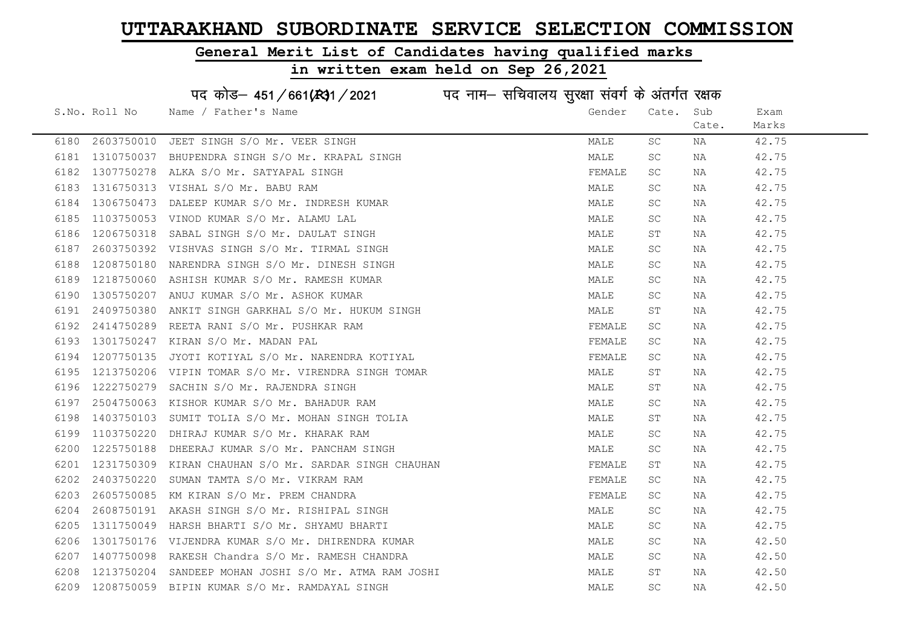# UTTARAKHAND SUBORDINATE SERVICE SELECTION COMMISSION

## General Merit List of Candidates having qualified marks

## in written exam held on Sep 26,2021

पद कोड– 451/661(R)1/2021 पद नाम– सचिवालय सुरक्षा संवर्ग के अंतर्गत रक्षक

| S.No. | Roll No | Name / Father's Name | Gender | Cate. | Sub Cate. | Exam Marks |
|---|---|---|---|---|---|---|
| 6180 | 2603750010 | JEET SINGH S/O Mr. VEER SINGH | MALE | SC | NA | 42.75 |
| 6181 | 1310750037 | BHUPENDRA SINGH S/O Mr. KRAPAL SINGH | MALE | SC | NA | 42.75 |
| 6182 | 1307750278 | ALKA S/O Mr. SATYAPAL SINGH | FEMALE | SC | NA | 42.75 |
| 6183 | 1316750313 | VISHAL S/O Mr. BABU RAM | MALE | SC | NA | 42.75 |
| 6184 | 1306750473 | DALEEP KUMAR S/O Mr. INDRESH KUMAR | MALE | SC | NA | 42.75 |
| 6185 | 1103750053 | VINOD KUMAR S/O Mr. ALAMU LAL | MALE | SC | NA | 42.75 |
| 6186 | 1206750318 | SABAL SINGH S/O Mr. DAULAT SINGH | MALE | ST | NA | 42.75 |
| 6187 | 2603750392 | VISHVAS SINGH S/O Mr. TIRMAL SINGH | MALE | SC | NA | 42.75 |
| 6188 | 1208750180 | NARENDRA SINGH S/O Mr. DINESH SINGH | MALE | SC | NA | 42.75 |
| 6189 | 1218750060 | ASHISH KUMAR S/O Mr. RAMESH KUMAR | MALE | SC | NA | 42.75 |
| 6190 | 1305750207 | ANUJ KUMAR S/O Mr. ASHOK KUMAR | MALE | SC | NA | 42.75 |
| 6191 | 2409750380 | ANKIT SINGH GARKHAL S/O Mr. HUKUM SINGH | MALE | ST | NA | 42.75 |
| 6192 | 2414750289 | REETA RANI S/O Mr. PUSHKAR RAM | FEMALE | SC | NA | 42.75 |
| 6193 | 1301750247 | KIRAN S/O Mr. MADAN PAL | FEMALE | SC | NA | 42.75 |
| 6194 | 1207750135 | JYOTI KOTIYAL S/O Mr. NARENDRA KOTIYAL | FEMALE | SC | NA | 42.75 |
| 6195 | 1213750206 | VIPIN TOMAR S/O Mr. VIRENDRA SINGH TOMAR | MALE | ST | NA | 42.75 |
| 6196 | 1222750279 | SACHIN S/O Mr. RAJENDRA SINGH | MALE | ST | NA | 42.75 |
| 6197 | 2504750063 | KISHOR KUMAR S/O Mr. BAHADUR RAM | MALE | SC | NA | 42.75 |
| 6198 | 1403750103 | SUMIT TOLIA S/O Mr. MOHAN SINGH TOLIA | MALE | ST | NA | 42.75 |
| 6199 | 1103750220 | DHIRAJ KUMAR S/O Mr. KHARAK RAM | MALE | SC | NA | 42.75 |
| 6200 | 1225750188 | DHEERAJ KUMAR S/O Mr. PANCHAM SINGH | MALE | SC | NA | 42.75 |
| 6201 | 1231750309 | KIRAN CHAUHAN S/O Mr. SARDAR SINGH CHAUHAN | FEMALE | ST | NA | 42.75 |
| 6202 | 2403750220 | SUMAN TAMTA S/O Mr. VIKRAM RAM | FEMALE | SC | NA | 42.75 |
| 6203 | 2605750085 | KM KIRAN S/O Mr. PREM CHANDRA | FEMALE | SC | NA | 42.75 |
| 6204 | 2608750191 | AKASH SINGH S/O Mr. RISHIPAL SINGH | MALE | SC | NA | 42.75 |
| 6205 | 1311750049 | HARSH BHARTI S/O Mr. SHYAMU BHARTI | MALE | SC | NA | 42.75 |
| 6206 | 1301750176 | VIJENDRA KUMAR S/O Mr. DHIRENDRA KUMAR | MALE | SC | NA | 42.50 |
| 6207 | 1407750098 | RAKESH Chandra S/O Mr. RAMESH CHANDRA | MALE | SC | NA | 42.50 |
| 6208 | 1213750204 | SANDEEP MOHAN JOSHI S/O Mr. ATMA RAM JOSHI | MALE | ST | NA | 42.50 |
| 6209 | 1208750059 | BIPIN KUMAR S/O Mr. RAMDAYAL SINGH | MALE | SC | NA | 42.50 |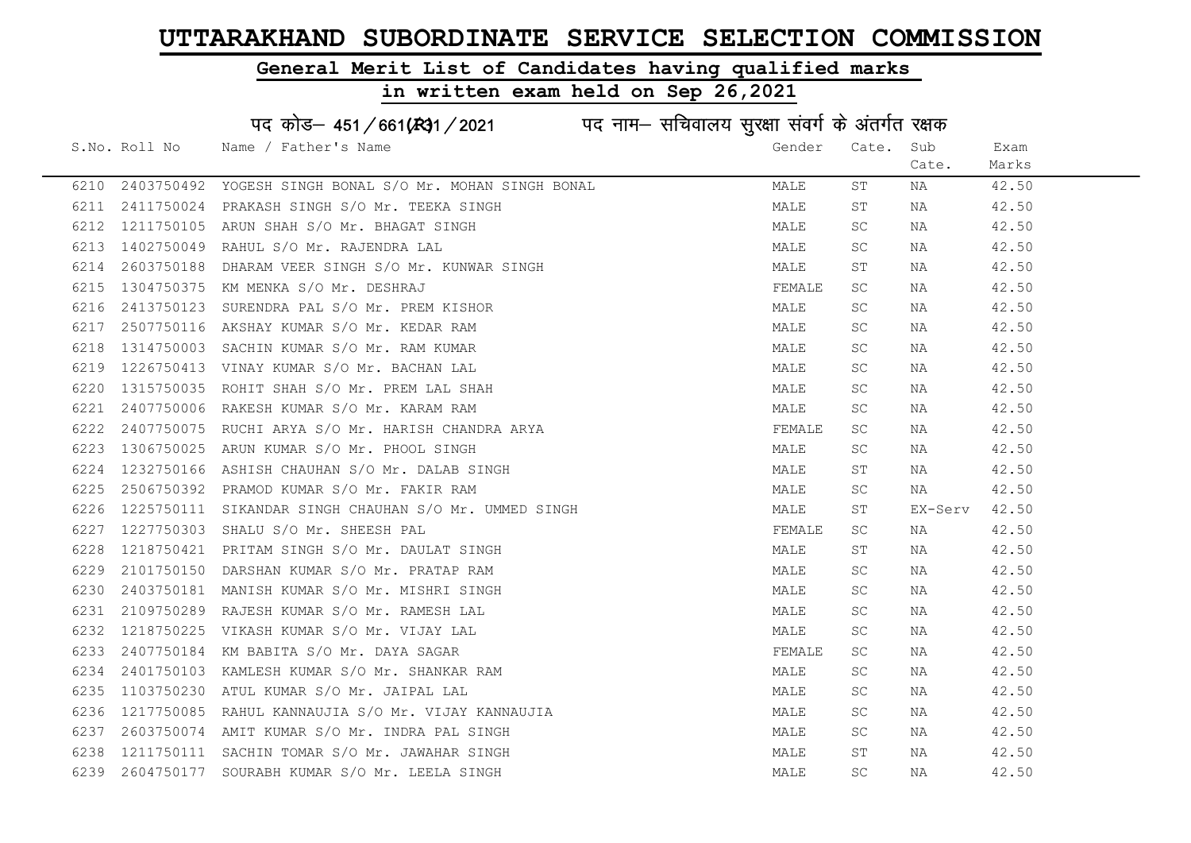# UTTARAKHAND SUBORDINATE SERVICE SELECTION COMMISSION

## General Merit List of Candidates having qualified marks

## in written exam held on Sep 26,2021

पद कोड– 451/661(R)1/2021 पद नाम– सचिवालय सुरक्षा संवर्ग के अंतर्गत रक्षक

| S.No. | Roll No | Name / Father's Name | Gender | Cate. | Sub Cate. | Exam Marks |
|---|---|---|---|---|---|---|
| 6210 | 2403750492 | YOGESH SINGH BONAL S/O Mr. MOHAN SINGH BONAL | MALE | ST | NA | 42.50 |
| 6211 | 2411750024 | PRAKASH SINGH S/O Mr. TEEKA SINGH | MALE | ST | NA | 42.50 |
| 6212 | 1211750105 | ARUN SHAH S/O Mr. BHAGAT SINGH | MALE | SC | NA | 42.50 |
| 6213 | 1402750049 | RAHUL S/O Mr. RAJENDRA LAL | MALE | SC | NA | 42.50 |
| 6214 | 2603750188 | DHARAM VEER SINGH S/O Mr. KUNWAR SINGH | MALE | ST | NA | 42.50 |
| 6215 | 1304750375 | KM MENKA S/O Mr. DESHRAJ | FEMALE | SC | NA | 42.50 |
| 6216 | 2413750123 | SURENDRA PAL S/O Mr. PREM KISHOR | MALE | SC | NA | 42.50 |
| 6217 | 2507750116 | AKSHAY KUMAR S/O Mr. KEDAR RAM | MALE | SC | NA | 42.50 |
| 6218 | 1314750003 | SACHIN KUMAR S/O Mr. RAM KUMAR | MALE | SC | NA | 42.50 |
| 6219 | 1226750413 | VINAY KUMAR S/O Mr. BACHAN LAL | MALE | SC | NA | 42.50 |
| 6220 | 1315750035 | ROHIT SHAH S/O Mr. PREM LAL SHAH | MALE | SC | NA | 42.50 |
| 6221 | 2407750006 | RAKESH KUMAR S/O Mr. KARAM RAM | MALE | SC | NA | 42.50 |
| 6222 | 2407750075 | RUCHI ARYA S/O Mr. HARISH CHANDRA ARYA | FEMALE | SC | NA | 42.50 |
| 6223 | 1306750025 | ARUN KUMAR S/O Mr. PHOOL SINGH | MALE | SC | NA | 42.50 |
| 6224 | 1232750166 | ASHISH CHAUHAN S/O Mr. DALAB SINGH | MALE | ST | NA | 42.50 |
| 6225 | 2506750392 | PRAMOD KUMAR S/O Mr. FAKIR RAM | MALE | SC | NA | 42.50 |
| 6226 | 1225750111 | SIKANDAR SINGH CHAUHAN S/O Mr. UMMED SINGH | MALE | ST | EX-Serv | 42.50 |
| 6227 | 1227750303 | SHALU S/O Mr. SHEESH PAL | FEMALE | SC | NA | 42.50 |
| 6228 | 1218750421 | PRITAM SINGH S/O Mr. DAULAT SINGH | MALE | ST | NA | 42.50 |
| 6229 | 2101750150 | DARSHAN KUMAR S/O Mr. PRATAP RAM | MALE | SC | NA | 42.50 |
| 6230 | 2403750181 | MANISH KUMAR S/O Mr. MISHRI SINGH | MALE | SC | NA | 42.50 |
| 6231 | 2109750289 | RAJESH KUMAR S/O Mr. RAMESH LAL | MALE | SC | NA | 42.50 |
| 6232 | 1218750225 | VIKASH KUMAR S/O Mr. VIJAY LAL | MALE | SC | NA | 42.50 |
| 6233 | 2407750184 | KM BABITA S/O Mr. DAYA SAGAR | FEMALE | SC | NA | 42.50 |
| 6234 | 2401750103 | KAMLESH KUMAR S/O Mr. SHANKAR RAM | MALE | SC | NA | 42.50 |
| 6235 | 1103750230 | ATUL KUMAR S/O Mr. JAIPAL LAL | MALE | SC | NA | 42.50 |
| 6236 | 1217750085 | RAHUL KANNAUJIA S/O Mr. VIJAY KANNAUJIA | MALE | SC | NA | 42.50 |
| 6237 | 2603750074 | AMIT KUMAR S/O Mr. INDRA PAL SINGH | MALE | SC | NA | 42.50 |
| 6238 | 1211750111 | SACHIN TOMAR S/O Mr. JAWAHAR SINGH | MALE | ST | NA | 42.50 |
| 6239 | 2604750177 | SOURABH KUMAR S/O Mr. LEELA SINGH | MALE | SC | NA | 42.50 |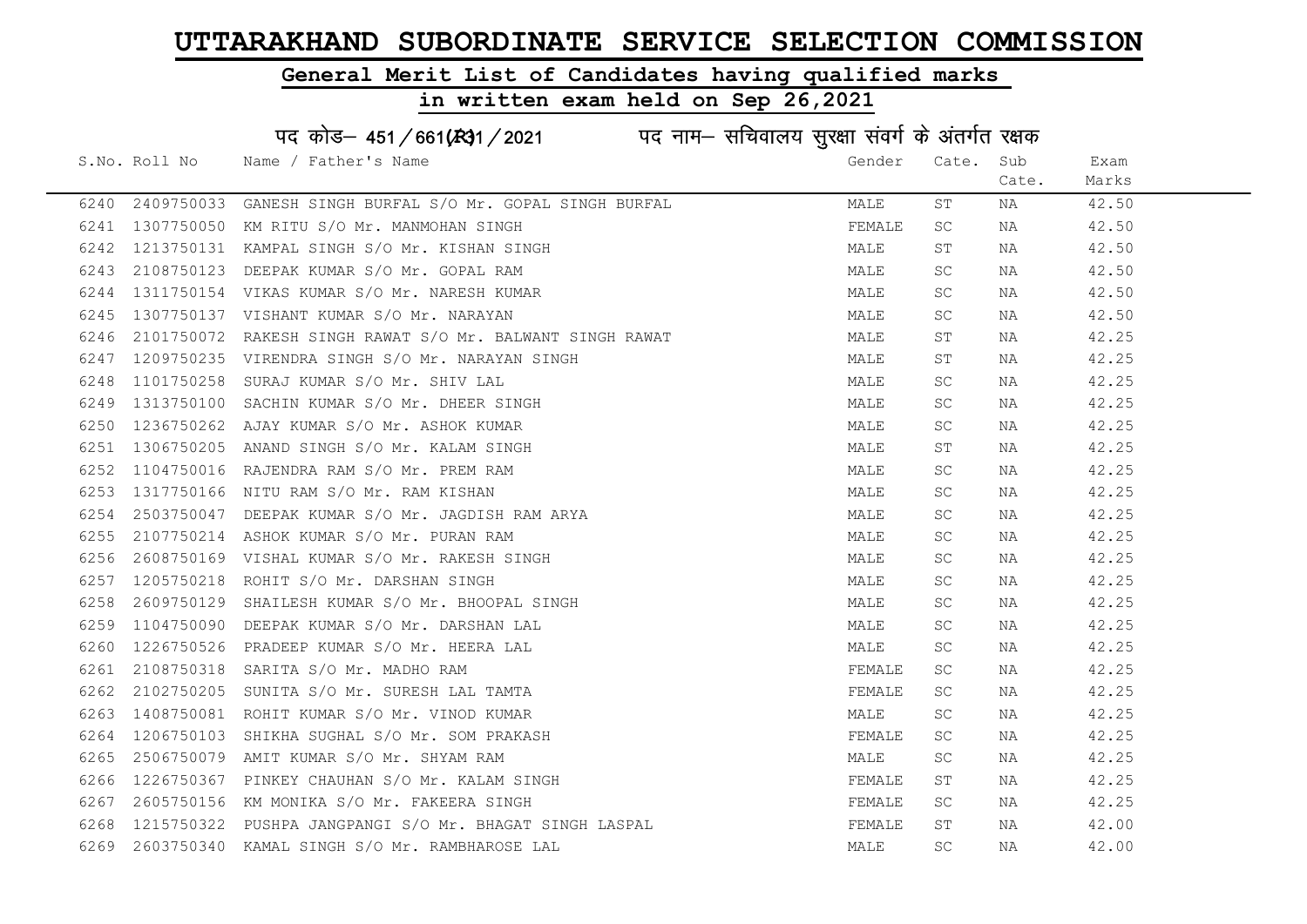# UTTARAKHAND SUBORDINATE SERVICE SELECTION COMMISSION

## General Merit List of Candidates having qualified marks

## in written exam held on Sep 26,2021

### पद कोड– 451/661(R31/2021 पद नाम– सचिवालय सुरक्षा संवर्ग के अंतर्गत रक्षक

| S.No. | Roll No | Name / Father's Name | Gender | Cate. | Sub Cate. | Exam Marks |
|---|---|---|---|---|---|---|
| 6240 | 2409750033 | GANESH SINGH BURFAL S/O Mr. GOPAL SINGH BURFAL | MALE | ST | NA | 42.50 |
| 6241 | 1307750050 | KM RITU S/O Mr. MANMOHAN SINGH | FEMALE | SC | NA | 42.50 |
| 6242 | 1213750131 | KAMPAL SINGH S/O Mr. KISHAN SINGH | MALE | ST | NA | 42.50 |
| 6243 | 2108750123 | DEEPAK KUMAR S/O Mr. GOPAL RAM | MALE | SC | NA | 42.50 |
| 6244 | 1311750154 | VIKAS KUMAR S/O Mr. NARESH KUMAR | MALE | SC | NA | 42.50 |
| 6245 | 1307750137 | VISHANT KUMAR S/O Mr. NARAYAN | MALE | SC | NA | 42.50 |
| 6246 | 2101750072 | RAKESH SINGH RAWAT S/O Mr. BALWANT SINGH RAWAT | MALE | ST | NA | 42.25 |
| 6247 | 1209750235 | VIRENDRA SINGH S/O Mr. NARAYAN SINGH | MALE | ST | NA | 42.25 |
| 6248 | 1101750258 | SURAJ KUMAR S/O Mr. SHIV LAL | MALE | SC | NA | 42.25 |
| 6249 | 1313750100 | SACHIN KUMAR S/O Mr. DHEER SINGH | MALE | SC | NA | 42.25 |
| 6250 | 1236750262 | AJAY KUMAR S/O Mr. ASHOK KUMAR | MALE | SC | NA | 42.25 |
| 6251 | 1306750205 | ANAND SINGH S/O Mr. KALAM SINGH | MALE | ST | NA | 42.25 |
| 6252 | 1104750016 | RAJENDRA RAM S/O Mr. PREM RAM | MALE | SC | NA | 42.25 |
| 6253 | 1317750166 | NITU RAM S/O Mr. RAM KISHAN | MALE | SC | NA | 42.25 |
| 6254 | 2503750047 | DEEPAK KUMAR S/O Mr. JAGDISH RAM ARYA | MALE | SC | NA | 42.25 |
| 6255 | 2107750214 | ASHOK KUMAR S/O Mr. PURAN RAM | MALE | SC | NA | 42.25 |
| 6256 | 2608750169 | VISHAL KUMAR S/O Mr. RAKESH SINGH | MALE | SC | NA | 42.25 |
| 6257 | 1205750218 | ROHIT S/O Mr. DARSHAN SINGH | MALE | SC | NA | 42.25 |
| 6258 | 2609750129 | SHAILESH KUMAR S/O Mr. BHOOPAL SINGH | MALE | SC | NA | 42.25 |
| 6259 | 1104750090 | DEEPAK KUMAR S/O Mr. DARSHAN LAL | MALE | SC | NA | 42.25 |
| 6260 | 1226750526 | PRADEEP KUMAR S/O Mr. HEERA LAL | MALE | SC | NA | 42.25 |
| 6261 | 2108750318 | SARITA S/O Mr. MADHO RAM | FEMALE | SC | NA | 42.25 |
| 6262 | 2102750205 | SUNITA S/O Mr. SURESH LAL TAMTA | FEMALE | SC | NA | 42.25 |
| 6263 | 1408750081 | ROHIT KUMAR S/O Mr. VINOD KUMAR | MALE | SC | NA | 42.25 |
| 6264 | 1206750103 | SHIKHA SUGHAL S/O Mr. SOM PRAKASH | FEMALE | SC | NA | 42.25 |
| 6265 | 2506750079 | AMIT KUMAR S/O Mr. SHYAM RAM | MALE | SC | NA | 42.25 |
| 6266 | 1226750367 | PINKEY CHAUHAN S/O Mr. KALAM SINGH | FEMALE | ST | NA | 42.25 |
| 6267 | 2605750156 | KM MONIKA S/O Mr. FAKEERA SINGH | FEMALE | SC | NA | 42.25 |
| 6268 | 1215750322 | PUSHPA JANGPANGI S/O Mr. BHAGAT SINGH LASPAL | FEMALE | ST | NA | 42.00 |
| 6269 | 2603750340 | KAMAL SINGH S/O Mr. RAMBHAROSE LAL | MALE | SC | NA | 42.00 |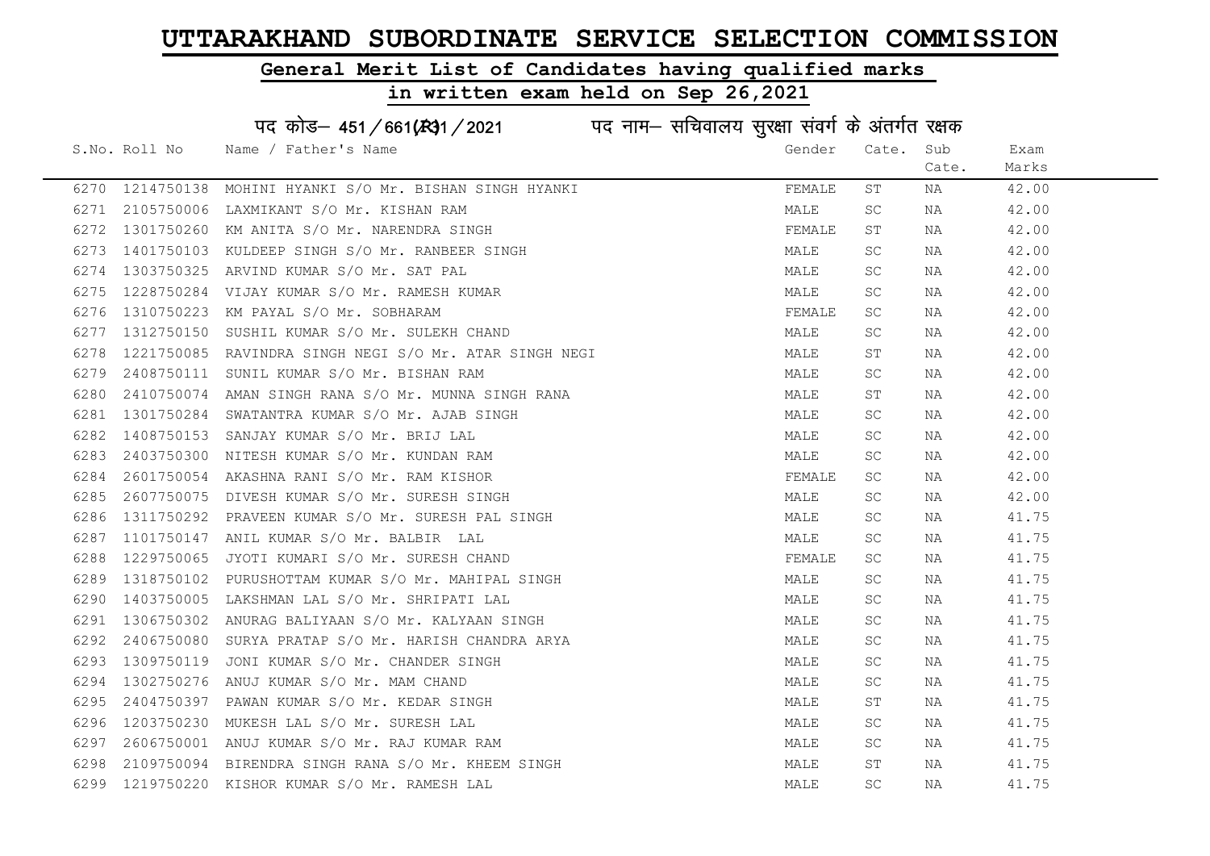# UTTARAKHAND SUBORDINATE SERVICE SELECTION COMMISSION

## General Merit List of Candidates having qualified marks

## in written exam held on Sep 26,2021

### पद कोड– 451/661(R)1/2021 पद नाम– सचिवालय सुरक्षा संवर्ग के अंतर्गत रक्षक

| S.No. | Roll No | Name / Father's Name | Gender | Cate. | Sub Cate. | Exam Marks |
|---|---|---|---|---|---|---|
| 6270 | 1214750138 | MOHINI HYANKI S/O Mr. BISHAN SINGH HYANKI | FEMALE | ST | NA | 42.00 |
| 6271 | 2105750006 | LAXMIKANT S/O Mr. KISHAN RAM | MALE | SC | NA | 42.00 |
| 6272 | 1301750260 | KM ANITA S/O Mr. NARENDRA SINGH | FEMALE | ST | NA | 42.00 |
| 6273 | 1401750103 | KULDEEP SINGH S/O Mr. RANBEER SINGH | MALE | SC | NA | 42.00 |
| 6274 | 1303750325 | ARVIND KUMAR S/O Mr. SAT PAL | MALE | SC | NA | 42.00 |
| 6275 | 1228750284 | VIJAY KUMAR S/O Mr. RAMESH KUMAR | MALE | SC | NA | 42.00 |
| 6276 | 1310750223 | KM PAYAL S/O Mr. SOBHARAM | FEMALE | SC | NA | 42.00 |
| 6277 | 1312750150 | SUSHIL KUMAR S/O Mr. SULEKH CHAND | MALE | SC | NA | 42.00 |
| 6278 | 1221750085 | RAVINDRA SINGH NEGI S/O Mr. ATAR SINGH NEGI | MALE | ST | NA | 42.00 |
| 6279 | 2408750111 | SUNIL KUMAR S/O Mr. BISHAN RAM | MALE | SC | NA | 42.00 |
| 6280 | 2410750074 | AMAN SINGH RANA S/O Mr. MUNNA SINGH RANA | MALE | ST | NA | 42.00 |
| 6281 | 1301750284 | SWATANTRA KUMAR S/O Mr. AJAB SINGH | MALE | SC | NA | 42.00 |
| 6282 | 1408750153 | SANJAY KUMAR S/O Mr. BRIJ LAL | MALE | SC | NA | 42.00 |
| 6283 | 2403750300 | NITESH KUMAR S/O Mr. KUNDAN RAM | MALE | SC | NA | 42.00 |
| 6284 | 2601750054 | AKASHNA RANI S/O Mr. RAM KISHOR | FEMALE | SC | NA | 42.00 |
| 6285 | 2607750075 | DIVESH KUMAR S/O Mr. SURESH SINGH | MALE | SC | NA | 42.00 |
| 6286 | 1311750292 | PRAVEEN KUMAR S/O Mr. SURESH PAL SINGH | MALE | SC | NA | 41.75 |
| 6287 | 1101750147 | ANIL KUMAR S/O Mr. BALBIR LAL | MALE | SC | NA | 41.75 |
| 6288 | 1229750065 | JYOTI KUMARI S/O Mr. SURESH CHAND | FEMALE | SC | NA | 41.75 |
| 6289 | 1318750102 | PURUSHOTTAM KUMAR S/O Mr. MAHIPAL SINGH | MALE | SC | NA | 41.75 |
| 6290 | 1403750005 | LAKSHMAN LAL S/O Mr. SHRIPATI LAL | MALE | SC | NA | 41.75 |
| 6291 | 1306750302 | ANURAG BALIYAAN S/O Mr. KALYAAN SINGH | MALE | SC | NA | 41.75 |
| 6292 | 2406750080 | SURYA PRATAP S/O Mr. HARISH CHANDRA ARYA | MALE | SC | NA | 41.75 |
| 6293 | 1309750119 | JONI KUMAR S/O Mr. CHANDER SINGH | MALE | SC | NA | 41.75 |
| 6294 | 1302750276 | ANUJ KUMAR S/O Mr. MAM CHAND | MALE | SC | NA | 41.75 |
| 6295 | 2404750397 | PAWAN KUMAR S/O Mr. KEDAR SINGH | MALE | ST | NA | 41.75 |
| 6296 | 1203750230 | MUKESH LAL S/O Mr. SURESH LAL | MALE | SC | NA | 41.75 |
| 6297 | 2606750001 | ANUJ KUMAR S/O Mr. RAJ KUMAR RAM | MALE | SC | NA | 41.75 |
| 6298 | 2109750094 | BIRENDRA SINGH RANA S/O Mr. KHEEM SINGH | MALE | ST | NA | 41.75 |
| 6299 | 1219750220 | KISHOR KUMAR S/O Mr. RAMESH LAL | MALE | SC | NA | 41.75 |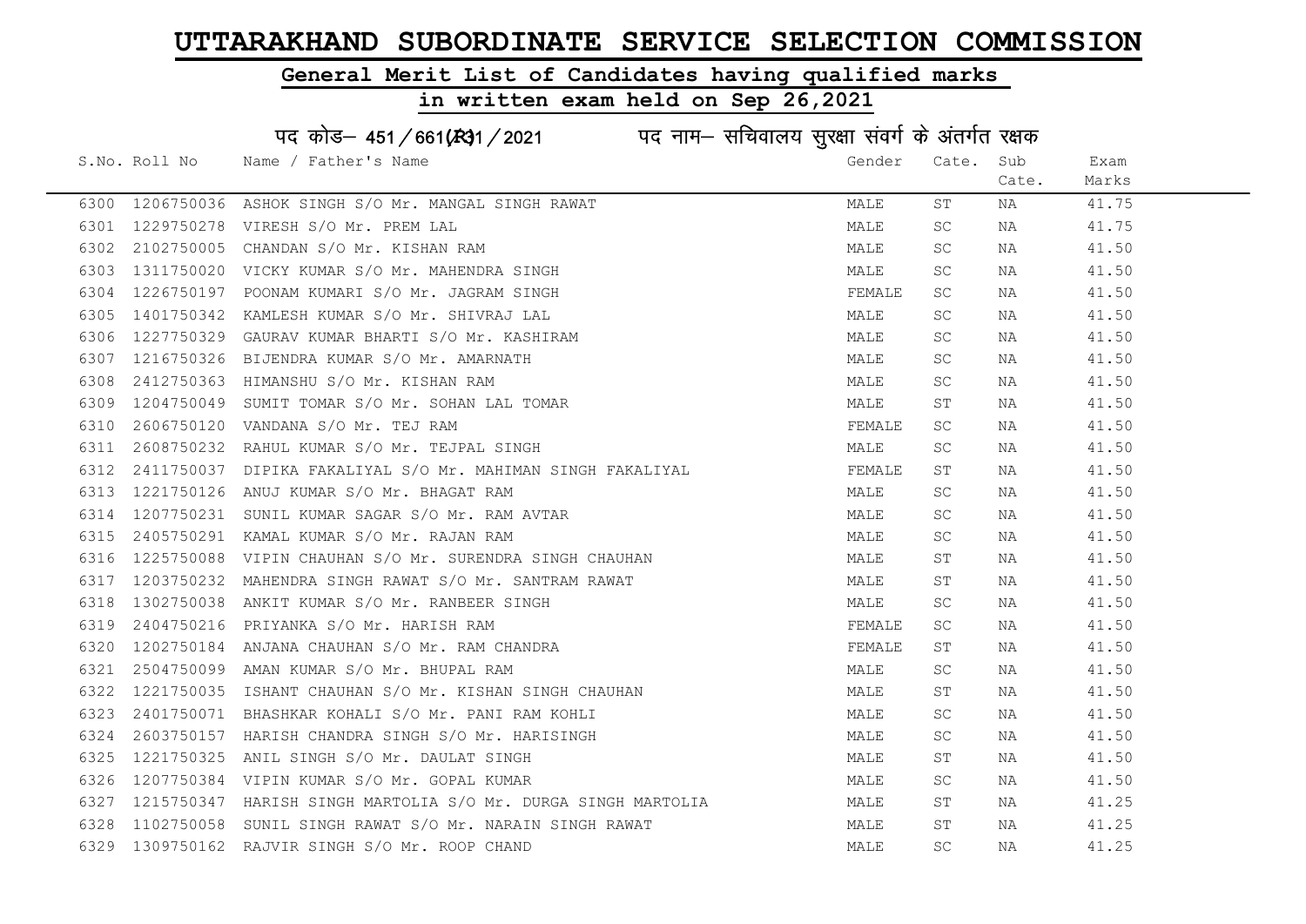# UTTARAKHAND SUBORDINATE SERVICE SELECTION COMMISSION

## General Merit List of Candidates having qualified marks

## in written exam held on Sep 26,2021

पद कोड– 451/661(R)1/2021 पद नाम– सचिवालय सुरक्षा संवर्ग के अंतर्गत रक्षक

| S.No. | Roll No | Name / Father's Name | Gender | Cate. | Sub Cate. | Exam Marks |
|---|---|---|---|---|---|---|
| 6300 | 1206750036 | ASHOK SINGH S/O Mr. MANGAL SINGH RAWAT | MALE | ST | NA | 41.75 |
| 6301 | 1229750278 | VIRESH S/O Mr. PREM LAL | MALE | SC | NA | 41.75 |
| 6302 | 2102750005 | CHANDAN S/O Mr. KISHAN RAM | MALE | SC | NA | 41.50 |
| 6303 | 1311750020 | VICKY KUMAR S/O Mr. MAHENDRA SINGH | MALE | SC | NA | 41.50 |
| 6304 | 1226750197 | POONAM KUMARI S/O Mr. JAGRAM SINGH | FEMALE | SC | NA | 41.50 |
| 6305 | 1401750342 | KAMLESH KUMAR S/O Mr. SHIVRAJ LAL | MALE | SC | NA | 41.50 |
| 6306 | 1227750329 | GAURAV KUMAR BHARTI S/O Mr. KASHIRAM | MALE | SC | NA | 41.50 |
| 6307 | 1216750326 | BIJENDRA KUMAR S/O Mr. AMARNATH | MALE | SC | NA | 41.50 |
| 6308 | 2412750363 | HIMANSHU S/O Mr. KISHAN RAM | MALE | SC | NA | 41.50 |
| 6309 | 1204750049 | SUMIT TOMAR S/O Mr. SOHAN LAL TOMAR | MALE | ST | NA | 41.50 |
| 6310 | 2606750120 | VANDANA S/O Mr. TEJ RAM | FEMALE | SC | NA | 41.50 |
| 6311 | 2608750232 | RAHUL KUMAR S/O Mr. TEJPAL SINGH | MALE | SC | NA | 41.50 |
| 6312 | 2411750037 | DIPIKA FAKALIYAL S/O Mr. MAHIMAN SINGH FAKALIYAL | FEMALE | ST | NA | 41.50 |
| 6313 | 1221750126 | ANUJ KUMAR S/O Mr. BHAGAT RAM | MALE | SC | NA | 41.50 |
| 6314 | 1207750231 | SUNIL KUMAR SAGAR S/O Mr. RAM AVTAR | MALE | SC | NA | 41.50 |
| 6315 | 2405750291 | KAMAL KUMAR S/O Mr. RAJAN RAM | MALE | SC | NA | 41.50 |
| 6316 | 1225750088 | VIPIN CHAUHAN S/O Mr. SURENDRA SINGH CHAUHAN | MALE | ST | NA | 41.50 |
| 6317 | 1203750232 | MAHENDRA SINGH RAWAT S/O Mr. SANTRAM RAWAT | MALE | ST | NA | 41.50 |
| 6318 | 1302750038 | ANKIT KUMAR S/O Mr. RANBEER SINGH | MALE | SC | NA | 41.50 |
| 6319 | 2404750216 | PRIYANKA S/O Mr. HARISH RAM | FEMALE | SC | NA | 41.50 |
| 6320 | 1202750184 | ANJANA CHAUHAN S/O Mr. RAM CHANDRA | FEMALE | ST | NA | 41.50 |
| 6321 | 2504750099 | AMAN KUMAR S/O Mr. BHUPAL RAM | MALE | SC | NA | 41.50 |
| 6322 | 1221750035 | ISHANT CHAUHAN S/O Mr. KISHAN SINGH CHAUHAN | MALE | ST | NA | 41.50 |
| 6323 | 2401750071 | BHASHKAR KOHALI S/O Mr. PANI RAM KOHLI | MALE | SC | NA | 41.50 |
| 6324 | 2603750157 | HARISH CHANDRA SINGH S/O Mr. HARISINGH | MALE | SC | NA | 41.50 |
| 6325 | 1221750325 | ANIL SINGH S/O Mr. DAULAT SINGH | MALE | ST | NA | 41.50 |
| 6326 | 1207750384 | VIPIN KUMAR S/O Mr. GOPAL KUMAR | MALE | SC | NA | 41.50 |
| 6327 | 1215750347 | HARISH SINGH MARTOLIA S/O Mr. DURGA SINGH MARTOLIA | MALE | ST | NA | 41.25 |
| 6328 | 1102750058 | SUNIL SINGH RAWAT S/O Mr. NARAIN SINGH RAWAT | MALE | ST | NA | 41.25 |
| 6329 | 1309750162 | RAJVIR SINGH S/O Mr. ROOP CHAND | MALE | SC | NA | 41.25 |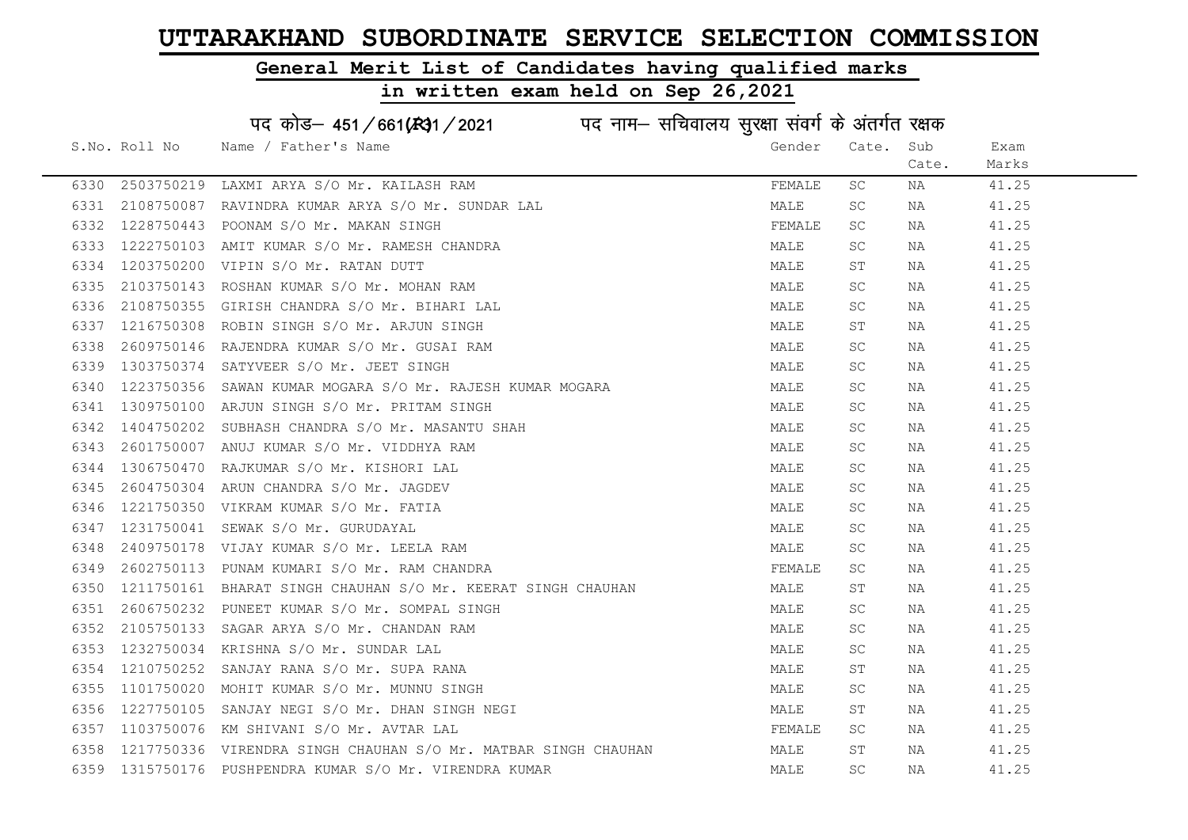# UTTARAKHAND SUBORDINATE SERVICE SELECTION COMMISSION

## General Merit List of Candidates having qualified marks

## in written exam held on Sep 26,2021

पद कोड– 451/661(R)1/2021 पद नाम– सचिवालय सुरक्षा संवर्ग के अंतर्गत रक्षक

| S.No. | Roll No | Name / Father's Name | Gender | Cate. | Sub Cate. | Exam Marks |
|---|---|---|---|---|---|---|
| 6330 | 2503750219 | LAXMI ARYA S/O Mr. KAILASH RAM | FEMALE | SC | NA | 41.25 |
| 6331 | 2108750087 | RAVINDRA KUMAR ARYA S/O Mr. SUNDAR LAL | MALE | SC | NA | 41.25 |
| 6332 | 1228750443 | POONAM S/O Mr. MAKAN SINGH | FEMALE | SC | NA | 41.25 |
| 6333 | 1222750103 | AMIT KUMAR S/O Mr. RAMESH CHANDRA | MALE | SC | NA | 41.25 |
| 6334 | 1203750200 | VIPIN S/O Mr. RATAN DUTT | MALE | ST | NA | 41.25 |
| 6335 | 2103750143 | ROSHAN KUMAR S/O Mr. MOHAN RAM | MALE | SC | NA | 41.25 |
| 6336 | 2108750355 | GIRISH CHANDRA S/O Mr. BIHARI LAL | MALE | SC | NA | 41.25 |
| 6337 | 1216750308 | ROBIN SINGH S/O Mr. ARJUN SINGH | MALE | ST | NA | 41.25 |
| 6338 | 2609750146 | RAJENDRA KUMAR S/O Mr. GUSAI RAM | MALE | SC | NA | 41.25 |
| 6339 | 1303750374 | SATYVEER S/O Mr. JEET SINGH | MALE | SC | NA | 41.25 |
| 6340 | 1223750356 | SAWAN KUMAR MOGARA S/O Mr. RAJESH KUMAR MOGARA | MALE | SC | NA | 41.25 |
| 6341 | 1309750100 | ARJUN SINGH S/O Mr. PRITAM SINGH | MALE | SC | NA | 41.25 |
| 6342 | 1404750202 | SUBHASH CHANDRA S/O Mr. MASANTU SHAH | MALE | SC | NA | 41.25 |
| 6343 | 2601750007 | ANUJ KUMAR S/O Mr. VIDDHYA RAM | MALE | SC | NA | 41.25 |
| 6344 | 1306750470 | RAJKUMAR S/O Mr. KISHORI LAL | MALE | SC | NA | 41.25 |
| 6345 | 2604750304 | ARUN CHANDRA S/O Mr. JAGDEV | MALE | SC | NA | 41.25 |
| 6346 | 1221750350 | VIKRAM KUMAR S/O Mr. FATIA | MALE | SC | NA | 41.25 |
| 6347 | 1231750041 | SEWAK S/O Mr. GURUDAYAL | MALE | SC | NA | 41.25 |
| 6348 | 2409750178 | VIJAY KUMAR S/O Mr. LEELA RAM | MALE | SC | NA | 41.25 |
| 6349 | 2602750113 | PUNAM KUMARI S/O Mr. RAM CHANDRA | FEMALE | SC | NA | 41.25 |
| 6350 | 1211750161 | BHARAT SINGH CHAUHAN S/O Mr. KEERAT SINGH CHAUHAN | MALE | ST | NA | 41.25 |
| 6351 | 2606750232 | PUNEET KUMAR S/O Mr. SOMPAL SINGH | MALE | SC | NA | 41.25 |
| 6352 | 2105750133 | SAGAR ARYA S/O Mr. CHANDAN RAM | MALE | SC | NA | 41.25 |
| 6353 | 1232750034 | KRISHNA S/O Mr. SUNDAR LAL | MALE | SC | NA | 41.25 |
| 6354 | 1210750252 | SANJAY RANA S/O Mr. SUPA RANA | MALE | ST | NA | 41.25 |
| 6355 | 1101750020 | MOHIT KUMAR S/O Mr. MUNNU SINGH | MALE | SC | NA | 41.25 |
| 6356 | 1227750105 | SANJAY NEGI S/O Mr. DHAN SINGH NEGI | MALE | ST | NA | 41.25 |
| 6357 | 1103750076 | KM SHIVANI S/O Mr. AVTAR LAL | FEMALE | SC | NA | 41.25 |
| 6358 | 1217750336 | VIRENDRA SINGH CHAUHAN S/O Mr. MATBAR SINGH CHAUHAN | MALE | ST | NA | 41.25 |
| 6359 | 1315750176 | PUSHPENDRA KUMAR S/O Mr. VIRENDRA KUMAR | MALE | SC | NA | 41.25 |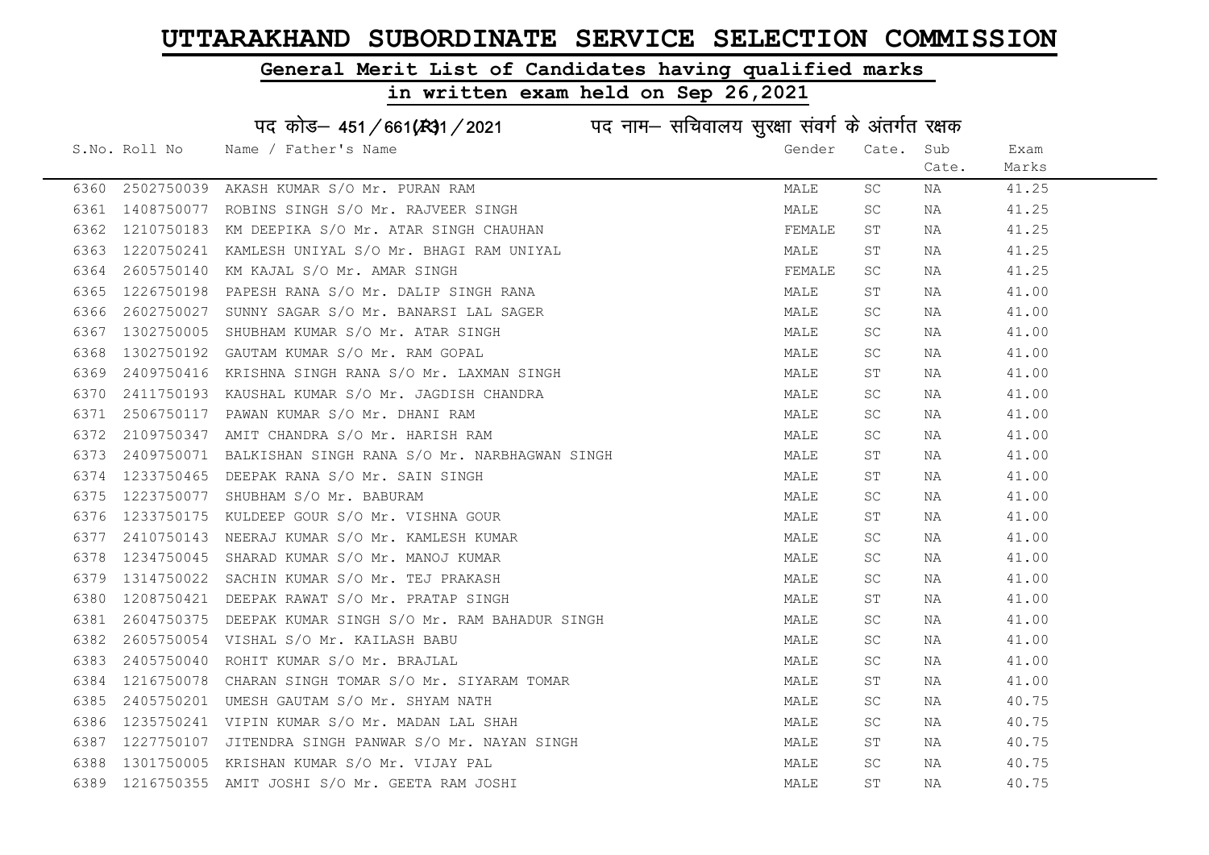# UTTARAKHAND SUBORDINATE SERVICE SELECTION COMMISSION

## General Merit List of Candidates having qualified marks

## in written exam held on Sep 26,2021

### पद कोड– 451/661(R)1/2021 पद नाम– सचिवालय सुरक्षा संवर्ग के अंतर्गत रक्षक

| S.No. | Roll No | Name / Father's Name | Gender | Cate. | Sub Cate. | Exam Marks |
|---|---|---|---|---|---|---|
| 6360 | 2502750039 | AKASH KUMAR S/O Mr. PURAN RAM | MALE | SC | NA | 41.25 |
| 6361 | 1408750077 | ROBINS SINGH S/O Mr. RAJVEER SINGH | MALE | SC | NA | 41.25 |
| 6362 | 1210750183 | KM DEEPIKA S/O Mr. ATAR SINGH CHAUHAN | FEMALE | ST | NA | 41.25 |
| 6363 | 1220750241 | KAMLESH UNIYAL S/O Mr. BHAGI RAM UNIYAL | MALE | ST | NA | 41.25 |
| 6364 | 2605750140 | KM KAJAL S/O Mr. AMAR SINGH | FEMALE | SC | NA | 41.25 |
| 6365 | 1226750198 | PAPESH RANA S/O Mr. DALIP SINGH RANA | MALE | ST | NA | 41.00 |
| 6366 | 2602750027 | SUNNY SAGAR S/O Mr. BANARSI LAL SAGER | MALE | SC | NA | 41.00 |
| 6367 | 1302750005 | SHUBHAM KUMAR S/O Mr. ATAR SINGH | MALE | SC | NA | 41.00 |
| 6368 | 1302750192 | GAUTAM KUMAR S/O Mr. RAM GOPAL | MALE | SC | NA | 41.00 |
| 6369 | 2409750416 | KRISHNA SINGH RANA S/O Mr. LAXMAN SINGH | MALE | ST | NA | 41.00 |
| 6370 | 2411750193 | KAUSHAL KUMAR S/O Mr. JAGDISH CHANDRA | MALE | SC | NA | 41.00 |
| 6371 | 2506750117 | PAWAN KUMAR S/O Mr. DHANI RAM | MALE | SC | NA | 41.00 |
| 6372 | 2109750347 | AMIT CHANDRA S/O Mr. HARISH RAM | MALE | SC | NA | 41.00 |
| 6373 | 2409750071 | BALKISHAN SINGH RANA S/O Mr. NARBHAGWAN SINGH | MALE | ST | NA | 41.00 |
| 6374 | 1233750465 | DEEPAK RANA S/O Mr. SAIN SINGH | MALE | ST | NA | 41.00 |
| 6375 | 1223750077 | SHUBHAM S/O Mr. BABURAM | MALE | SC | NA | 41.00 |
| 6376 | 1233750175 | KULDEEP GOUR S/O Mr. VISHNA GOUR | MALE | ST | NA | 41.00 |
| 6377 | 2410750143 | NEERAJ KUMAR S/O Mr. KAMLESH KUMAR | MALE | SC | NA | 41.00 |
| 6378 | 1234750045 | SHARAD KUMAR S/O Mr. MANOJ KUMAR | MALE | SC | NA | 41.00 |
| 6379 | 1314750022 | SACHIN KUMAR S/O Mr. TEJ PRAKASH | MALE | SC | NA | 41.00 |
| 6380 | 1208750421 | DEEPAK RAWAT S/O Mr. PRATAP SINGH | MALE | ST | NA | 41.00 |
| 6381 | 2604750375 | DEEPAK KUMAR SINGH S/O Mr. RAM BAHADUR SINGH | MALE | SC | NA | 41.00 |
| 6382 | 2605750054 | VISHAL S/O Mr. KAILASH BABU | MALE | SC | NA | 41.00 |
| 6383 | 2405750040 | ROHIT KUMAR S/O Mr. BRAJLAL | MALE | SC | NA | 41.00 |
| 6384 | 1216750078 | CHARAN SINGH TOMAR S/O Mr. SIYARAM TOMAR | MALE | ST | NA | 41.00 |
| 6385 | 2405750201 | UMESH GAUTAM S/O Mr. SHYAM NATH | MALE | SC | NA | 40.75 |
| 6386 | 1235750241 | VIPIN KUMAR S/O Mr. MADAN LAL SHAH | MALE | SC | NA | 40.75 |
| 6387 | 1227750107 | JITENDRA SINGH PANWAR S/O Mr. NAYAN SINGH | MALE | ST | NA | 40.75 |
| 6388 | 1301750005 | KRISHAN KUMAR S/O Mr. VIJAY PAL | MALE | SC | NA | 40.75 |
| 6389 | 1216750355 | AMIT JOSHI S/O Mr. GEETA RAM JOSHI | MALE | ST | NA | 40.75 |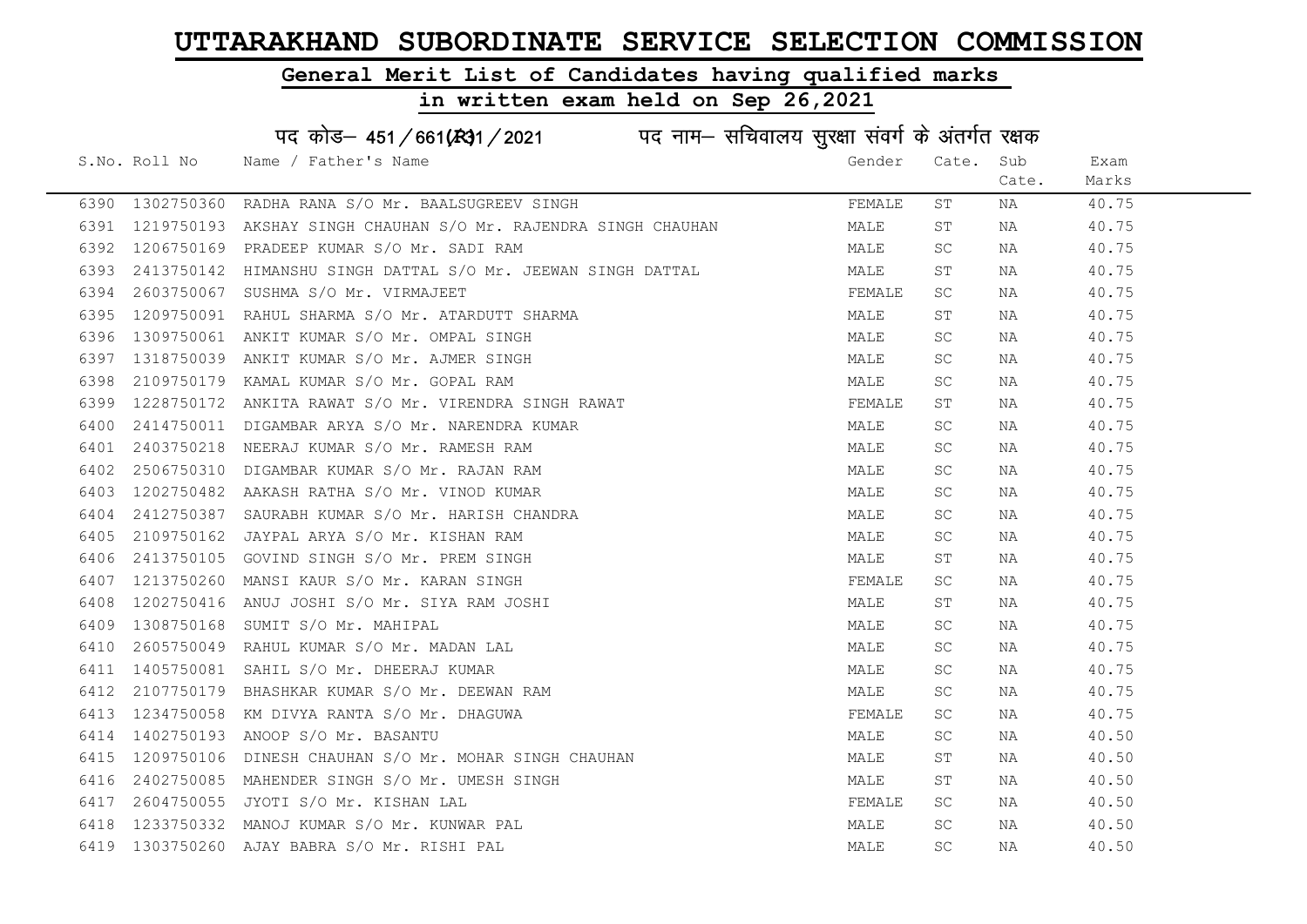# UTTARAKHAND SUBORDINATE SERVICE SELECTION COMMISSION

## General Merit List of Candidates having qualified marks

## in written exam held on Sep 26,2021

पद कोड– 451/661(R31/2021 पद नाम– सचिवालय सुरक्षा संवर्ग के अंतर्गत रक्षक

| S.No. | Roll No | Name / Father's Name | Gender | Cate. | Sub Cate. | Exam Marks |
|---|---|---|---|---|---|---|
| 6390 | 1302750360 | RADHA RANA S/O Mr. BAALSUGREEV SINGH | FEMALE | ST | NA | 40.75 |
| 6391 | 1219750193 | AKSHAY SINGH CHAUHAN S/O Mr. RAJENDRA SINGH CHAUHAN | MALE | ST | NA | 40.75 |
| 6392 | 1206750169 | PRADEEP KUMAR S/O Mr. SADI RAM | MALE | SC | NA | 40.75 |
| 6393 | 2413750142 | HIMANSHU SINGH DATTAL S/O Mr. JEEWAN SINGH DATTAL | MALE | ST | NA | 40.75 |
| 6394 | 2603750067 | SUSHMA S/O Mr. VIRMAJEET | FEMALE | SC | NA | 40.75 |
| 6395 | 1209750091 | RAHUL SHARMA S/O Mr. ATARDUTT SHARMA | MALE | ST | NA | 40.75 |
| 6396 | 1309750061 | ANKIT KUMAR S/O Mr. OMPAL SINGH | MALE | SC | NA | 40.75 |
| 6397 | 1318750039 | ANKIT KUMAR S/O Mr. AJMER SINGH | MALE | SC | NA | 40.75 |
| 6398 | 2109750179 | KAMAL KUMAR S/O Mr. GOPAL RAM | MALE | SC | NA | 40.75 |
| 6399 | 1228750172 | ANKITA RAWAT S/O Mr. VIRENDRA SINGH RAWAT | FEMALE | ST | NA | 40.75 |
| 6400 | 2414750011 | DIGAMBAR ARYA S/O Mr. NARENDRA KUMAR | MALE | SC | NA | 40.75 |
| 6401 | 2403750218 | NEERAJ KUMAR S/O Mr. RAMESH RAM | MALE | SC | NA | 40.75 |
| 6402 | 2506750310 | DIGAMBAR KUMAR S/O Mr. RAJAN RAM | MALE | SC | NA | 40.75 |
| 6403 | 1202750482 | AAKASH RATHA S/O Mr. VINOD KUMAR | MALE | SC | NA | 40.75 |
| 6404 | 2412750387 | SAURABH KUMAR S/O Mr. HARISH CHANDRA | MALE | SC | NA | 40.75 |
| 6405 | 2109750162 | JAYPAL ARYA S/O Mr. KISHAN RAM | MALE | SC | NA | 40.75 |
| 6406 | 2413750105 | GOVIND SINGH S/O Mr. PREM SINGH | MALE | ST | NA | 40.75 |
| 6407 | 1213750260 | MANSI KAUR S/O Mr. KARAN SINGH | FEMALE | SC | NA | 40.75 |
| 6408 | 1202750416 | ANUJ JOSHI S/O Mr. SIYA RAM JOSHI | MALE | ST | NA | 40.75 |
| 6409 | 1308750168 | SUMIT S/O Mr. MAHIPAL | MALE | SC | NA | 40.75 |
| 6410 | 2605750049 | RAHUL KUMAR S/O Mr. MADAN LAL | MALE | SC | NA | 40.75 |
| 6411 | 1405750081 | SAHIL S/O Mr. DHEERAJ KUMAR | MALE | SC | NA | 40.75 |
| 6412 | 2107750179 | BHASHKAR KUMAR S/O Mr. DEEWAN RAM | MALE | SC | NA | 40.75 |
| 6413 | 1234750058 | KM DIVYA RANTA S/O Mr. DHAGUWA | FEMALE | SC | NA | 40.75 |
| 6414 | 1402750193 | ANOOP S/O Mr. BASANTU | MALE | SC | NA | 40.50 |
| 6415 | 1209750106 | DINESH CHAUHAN S/O Mr. MOHAR SINGH CHAUHAN | MALE | ST | NA | 40.50 |
| 6416 | 2402750085 | MAHENDER SINGH S/O Mr. UMESH SINGH | MALE | ST | NA | 40.50 |
| 6417 | 2604750055 | JYOTI S/O Mr. KISHAN LAL | FEMALE | SC | NA | 40.50 |
| 6418 | 1233750332 | MANOJ KUMAR S/O Mr. KUNWAR PAL | MALE | SC | NA | 40.50 |
| 6419 | 1303750260 | AJAY BABRA S/O Mr. RISHI PAL | MALE | SC | NA | 40.50 |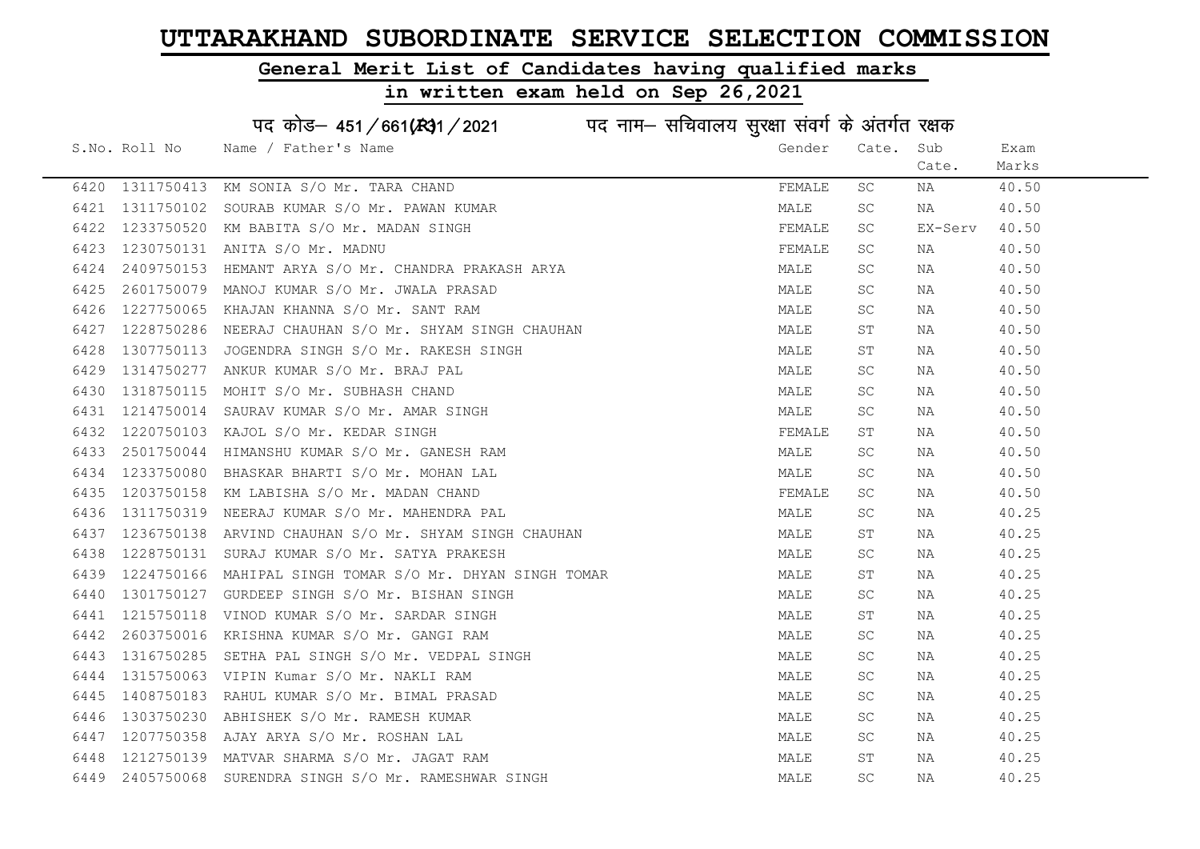# UTTARAKHAND SUBORDINATE SERVICE SELECTION COMMISSION

## General Merit List of Candidates having qualified marks

## in written exam held on Sep 26,2021

पद कोड– 451/661(R31/2021 पद नाम– सचिवालय सुरक्षा संवर्ग के अंतर्गत रक्षक

| S.No. | Roll No | Name / Father's Name | Gender | Cate. | Sub Cate. | Exam Marks |
|---|---|---|---|---|---|---|
| 6420 | 1311750413 | KM SONIA S/O Mr. TARA CHAND | FEMALE | SC | NA | 40.50 |
| 6421 | 1311750102 | SOURAB KUMAR S/O Mr. PAWAN KUMAR | MALE | SC | NA | 40.50 |
| 6422 | 1233750520 | KM BABITA S/O Mr. MADAN SINGH | FEMALE | SC | EX-Serv | 40.50 |
| 6423 | 1230750131 | ANITA S/O Mr. MADNU | FEMALE | SC | NA | 40.50 |
| 6424 | 2409750153 | HEMANT ARYA S/O Mr. CHANDRA PRAKASH ARYA | MALE | SC | NA | 40.50 |
| 6425 | 2601750079 | MANOJ KUMAR S/O Mr. JWALA PRASAD | MALE | SC | NA | 40.50 |
| 6426 | 1227750065 | KHAJAN KHANNA S/O Mr. SANT RAM | MALE | SC | NA | 40.50 |
| 6427 | 1228750286 | NEERAJ CHAUHAN S/O Mr. SHYAM SINGH CHAUHAN | MALE | ST | NA | 40.50 |
| 6428 | 1307750113 | JOGENDRA SINGH S/O Mr. RAKESH SINGH | MALE | ST | NA | 40.50 |
| 6429 | 1314750277 | ANKUR KUMAR S/O Mr. BRAJ PAL | MALE | SC | NA | 40.50 |
| 6430 | 1318750115 | MOHIT S/O Mr. SUBHASH CHAND | MALE | SC | NA | 40.50 |
| 6431 | 1214750014 | SAURAV KUMAR S/O Mr. AMAR SINGH | MALE | SC | NA | 40.50 |
| 6432 | 1220750103 | KAJOL S/O Mr. KEDAR SINGH | FEMALE | ST | NA | 40.50 |
| 6433 | 2501750044 | HIMANSHU KUMAR S/O Mr. GANESH RAM | MALE | SC | NA | 40.50 |
| 6434 | 1233750080 | BHASKAR BHARTI S/O Mr. MOHAN LAL | MALE | SC | NA | 40.50 |
| 6435 | 1203750158 | KM LABISHA S/O Mr. MADAN CHAND | FEMALE | SC | NA | 40.50 |
| 6436 | 1311750319 | NEERAJ KUMAR S/O Mr. MAHENDRA PAL | MALE | SC | NA | 40.25 |
| 6437 | 1236750138 | ARVIND CHAUHAN S/O Mr. SHYAM SINGH CHAUHAN | MALE | ST | NA | 40.25 |
| 6438 | 1228750131 | SURAJ KUMAR S/O Mr. SATYA PRAKESH | MALE | SC | NA | 40.25 |
| 6439 | 1224750166 | MAHIPAL SINGH TOMAR S/O Mr. DHYAN SINGH TOMAR | MALE | ST | NA | 40.25 |
| 6440 | 1301750127 | GURDEEP SINGH S/O Mr. BISHAN SINGH | MALE | SC | NA | 40.25 |
| 6441 | 1215750118 | VINOD KUMAR S/O Mr. SARDAR SINGH | MALE | ST | NA | 40.25 |
| 6442 | 2603750016 | KRISHNA KUMAR S/O Mr. GANGI RAM | MALE | SC | NA | 40.25 |
| 6443 | 1316750285 | SETHA PAL SINGH S/O Mr. VEDPAL SINGH | MALE | SC | NA | 40.25 |
| 6444 | 1315750063 | VIPIN Kumar S/O Mr. NAKLI RAM | MALE | SC | NA | 40.25 |
| 6445 | 1408750183 | RAHUL KUMAR S/O Mr. BIMAL PRASAD | MALE | SC | NA | 40.25 |
| 6446 | 1303750230 | ABHISHEK S/O Mr. RAMESH KUMAR | MALE | SC | NA | 40.25 |
| 6447 | 1207750358 | AJAY ARYA S/O Mr. ROSHAN LAL | MALE | SC | NA | 40.25 |
| 6448 | 1212750139 | MATVAR SHARMA S/O Mr. JAGAT RAM | MALE | ST | NA | 40.25 |
| 6449 | 2405750068 | SURENDRA SINGH S/O Mr. RAMESHWAR SINGH | MALE | SC | NA | 40.25 |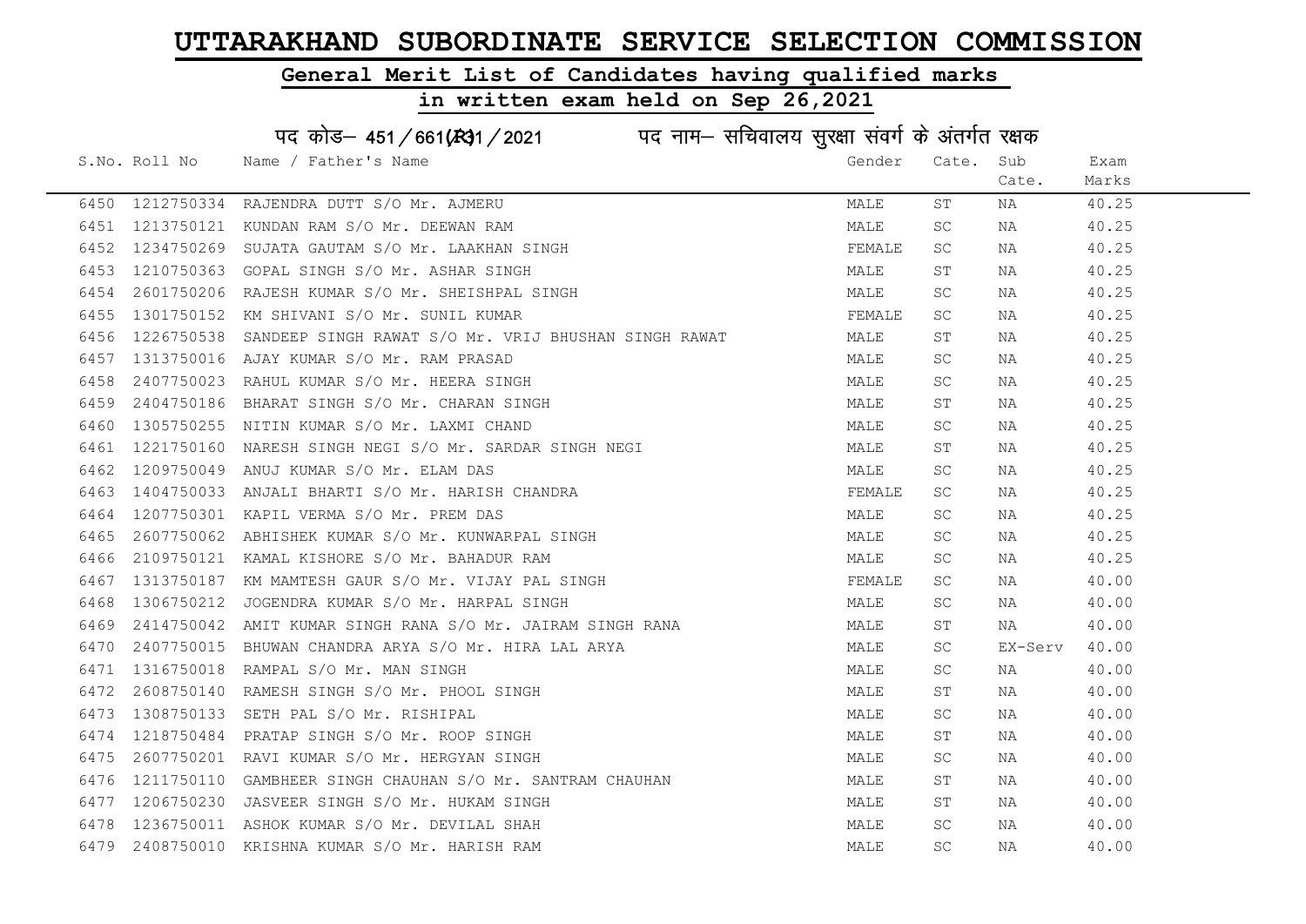# UTTARAKHAND SUBORDINATE SERVICE SELECTION COMMISSION

## General Merit List of Candidates having qualified marks

## in written exam held on Sep 26,2021

पद कोड– 451/661(R)1/2021 पद नाम– सचिवालय सुरक्षा संवर्ग के अंतर्गत रक्षक

| S.No. | Roll No | Name / Father's Name | Gender | Cate. | Sub Cate. | Exam Marks |
|---|---|---|---|---|---|---|
| 6450 | 1212750334 | RAJENDRA DUTT S/O Mr. AJMERU | MALE | ST | NA | 40.25 |
| 6451 | 1213750121 | KUNDAN RAM S/O Mr. DEEWAN RAM | MALE | SC | NA | 40.25 |
| 6452 | 1234750269 | SUJATA GAUTAM S/O Mr. LAAKHAN SINGH | FEMALE | SC | NA | 40.25 |
| 6453 | 1210750363 | GOPAL SINGH S/O Mr. ASHAR SINGH | MALE | ST | NA | 40.25 |
| 6454 | 2601750206 | RAJESH KUMAR S/O Mr. SHEISHPAL SINGH | MALE | SC | NA | 40.25 |
| 6455 | 1301750152 | KM SHIVANI S/O Mr. SUNIL KUMAR | FEMALE | SC | NA | 40.25 |
| 6456 | 1226750538 | SANDEEP SINGH RAWAT S/O Mr. VRIJ BHUSHAN SINGH RAWAT | MALE | ST | NA | 40.25 |
| 6457 | 1313750016 | AJAY KUMAR S/O Mr. RAM PRASAD | MALE | SC | NA | 40.25 |
| 6458 | 2407750023 | RAHUL KUMAR S/O Mr. HEERA SINGH | MALE | SC | NA | 40.25 |
| 6459 | 2404750186 | BHARAT SINGH S/O Mr. CHARAN SINGH | MALE | ST | NA | 40.25 |
| 6460 | 1305750255 | NITIN KUMAR S/O Mr. LAXMI CHAND | MALE | SC | NA | 40.25 |
| 6461 | 1221750160 | NARESH SINGH NEGI S/O Mr. SARDAR SINGH NEGI | MALE | ST | NA | 40.25 |
| 6462 | 1209750049 | ANUJ KUMAR S/O Mr. ELAM DAS | MALE | SC | NA | 40.25 |
| 6463 | 1404750033 | ANJALI BHARTI S/O Mr. HARISH CHANDRA | FEMALE | SC | NA | 40.25 |
| 6464 | 1207750301 | KAPIL VERMA S/O Mr. PREM DAS | MALE | SC | NA | 40.25 |
| 6465 | 2607750062 | ABHISHEK KUMAR S/O Mr. KUNWARPAL SINGH | MALE | SC | NA | 40.25 |
| 6466 | 2109750121 | KAMAL KISHORE S/O Mr. BAHADUR RAM | MALE | SC | NA | 40.25 |
| 6467 | 1313750187 | KM MAMTESH GAUR S/O Mr. VIJAY PAL SINGH | FEMALE | SC | NA | 40.00 |
| 6468 | 1306750212 | JOGENDRA KUMAR S/O Mr. HARPAL SINGH | MALE | SC | NA | 40.00 |
| 6469 | 2414750042 | AMIT KUMAR SINGH RANA S/O Mr. JAIRAM SINGH RANA | MALE | ST | NA | 40.00 |
| 6470 | 2407750015 | BHUWAN CHANDRA ARYA S/O Mr. HIRA LAL ARYA | MALE | SC | EX-Serv | 40.00 |
| 6471 | 1316750018 | RAMPAL S/O Mr. MAN SINGH | MALE | SC | NA | 40.00 |
| 6472 | 2608750140 | RAMESH SINGH S/O Mr. PHOOL SINGH | MALE | ST | NA | 40.00 |
| 6473 | 1308750133 | SETH PAL S/O Mr. RISHIPAL | MALE | SC | NA | 40.00 |
| 6474 | 1218750484 | PRATAP SINGH S/O Mr. ROOP SINGH | MALE | ST | NA | 40.00 |
| 6475 | 2607750201 | RAVI KUMAR S/O Mr. HERGYAN SINGH | MALE | SC | NA | 40.00 |
| 6476 | 1211750110 | GAMBHEER SINGH CHAUHAN S/O Mr. SANTRAM CHAUHAN | MALE | ST | NA | 40.00 |
| 6477 | 1206750230 | JASVEER SINGH S/O Mr. HUKAM SINGH | MALE | ST | NA | 40.00 |
| 6478 | 1236750011 | ASHOK KUMAR S/O Mr. DEVILAL SHAH | MALE | SC | NA | 40.00 |
| 6479 | 2408750010 | KRISHNA KUMAR S/O Mr. HARISH RAM | MALE | SC | NA | 40.00 |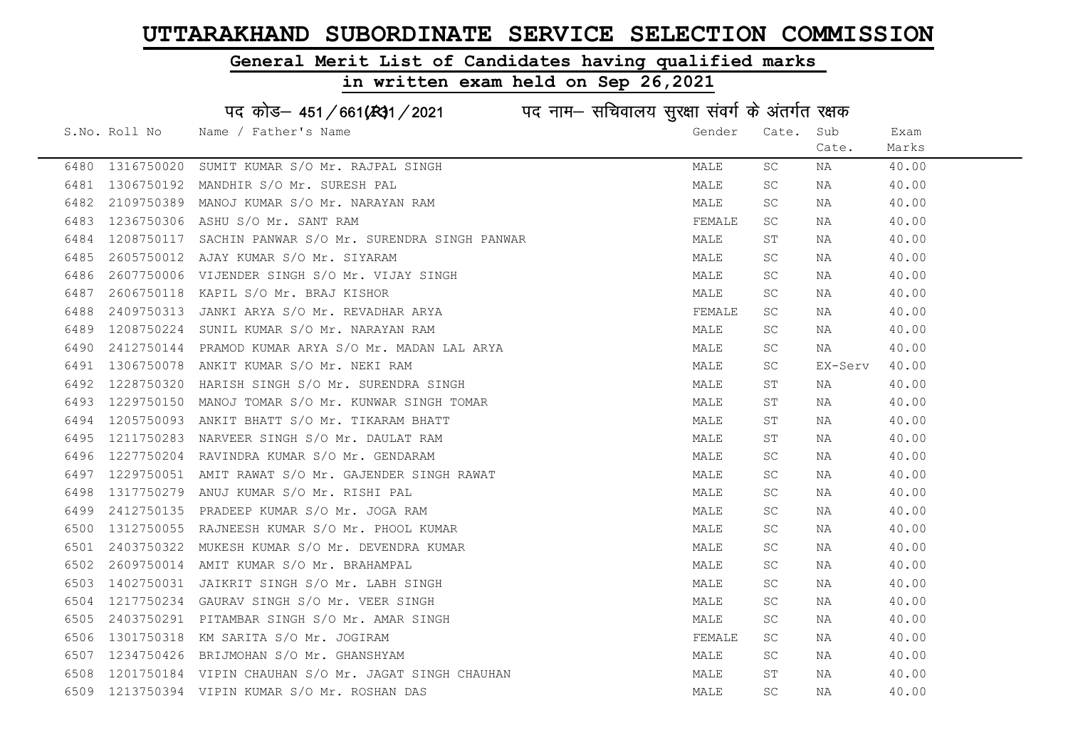# UTTARAKHAND SUBORDINATE SERVICE SELECTION COMMISSION

## General Merit List of Candidates having qualified marks

## in written exam held on Sep 26,2021

पद कोड– 451/661(R)1/2021 पद नाम– सचिवालय सुरक्षा संवर्ग के अंतर्गत रक्षक

| S.No. | Roll No | Name / Father's Name | Gender | Cate. | Sub Cate. | Exam Marks |
|---|---|---|---|---|---|---|
| 6480 | 1316750020 | SUMIT KUMAR S/O Mr. RAJPAL SINGH | MALE | SC | NA | 40.00 |
| 6481 | 1306750192 | MANDHIR S/O Mr. SURESH PAL | MALE | SC | NA | 40.00 |
| 6482 | 2109750389 | MANOJ KUMAR S/O Mr. NARAYAN RAM | MALE | SC | NA | 40.00 |
| 6483 | 1236750306 | ASHU S/O Mr. SANT RAM | FEMALE | SC | NA | 40.00 |
| 6484 | 1208750117 | SACHIN PANWAR S/O Mr. SURENDRA SINGH PANWAR | MALE | ST | NA | 40.00 |
| 6485 | 2605750012 | AJAY KUMAR S/O Mr. SIYARAM | MALE | SC | NA | 40.00 |
| 6486 | 2607750006 | VIJENDER SINGH S/O Mr. VIJAY SINGH | MALE | SC | NA | 40.00 |
| 6487 | 2606750118 | KAPIL S/O Mr. BRAJ KISHOR | MALE | SC | NA | 40.00 |
| 6488 | 2409750313 | JANKI ARYA S/O Mr. REVADHAR ARYA | FEMALE | SC | NA | 40.00 |
| 6489 | 1208750224 | SUNIL KUMAR S/O Mr. NARAYAN RAM | MALE | SC | NA | 40.00 |
| 6490 | 2412750144 | PRAMOD KUMAR ARYA S/O Mr. MADAN LAL ARYA | MALE | SC | NA | 40.00 |
| 6491 | 1306750078 | ANKIT KUMAR S/O Mr. NEKI RAM | MALE | SC | EX-Serv | 40.00 |
| 6492 | 1228750320 | HARISH SINGH S/O Mr. SURENDRA SINGH | MALE | ST | NA | 40.00 |
| 6493 | 1229750150 | MANOJ TOMAR S/O Mr. KUNWAR SINGH TOMAR | MALE | ST | NA | 40.00 |
| 6494 | 1205750093 | ANKIT BHATT S/O Mr. TIKARAM BHATT | MALE | ST | NA | 40.00 |
| 6495 | 1211750283 | NARVEER SINGH S/O Mr. DAULAT RAM | MALE | ST | NA | 40.00 |
| 6496 | 1227750204 | RAVINDRA KUMAR S/O Mr. GENDARAM | MALE | SC | NA | 40.00 |
| 6497 | 1229750051 | AMIT RAWAT S/O Mr. GAJENDER SINGH RAWAT | MALE | SC | NA | 40.00 |
| 6498 | 1317750279 | ANUJ KUMAR S/O Mr. RISHI PAL | MALE | SC | NA | 40.00 |
| 6499 | 2412750135 | PRADEEP KUMAR S/O Mr. JOGA RAM | MALE | SC | NA | 40.00 |
| 6500 | 1312750055 | RAJNEESH KUMAR S/O Mr. PHOOL KUMAR | MALE | SC | NA | 40.00 |
| 6501 | 2403750322 | MUKESH KUMAR S/O Mr. DEVENDRA KUMAR | MALE | SC | NA | 40.00 |
| 6502 | 2609750014 | AMIT KUMAR S/O Mr. BRAHAMPAL | MALE | SC | NA | 40.00 |
| 6503 | 1402750031 | JAIKRIT SINGH S/O Mr. LABH SINGH | MALE | SC | NA | 40.00 |
| 6504 | 1217750234 | GAURAV SINGH S/O Mr. VEER SINGH | MALE | SC | NA | 40.00 |
| 6505 | 2403750291 | PITAMBAR SINGH S/O Mr. AMAR SINGH | MALE | SC | NA | 40.00 |
| 6506 | 1301750318 | KM SARITA S/O Mr. JOGIRAM | FEMALE | SC | NA | 40.00 |
| 6507 | 1234750426 | BRIJMOHAN S/O Mr. GHANSHYAM | MALE | SC | NA | 40.00 |
| 6508 | 1201750184 | VIPIN CHAUHAN S/O Mr. JAGAT SINGH CHAUHAN | MALE | ST | NA | 40.00 |
| 6509 | 1213750394 | VIPIN KUMAR S/O Mr. ROSHAN DAS | MALE | SC | NA | 40.00 |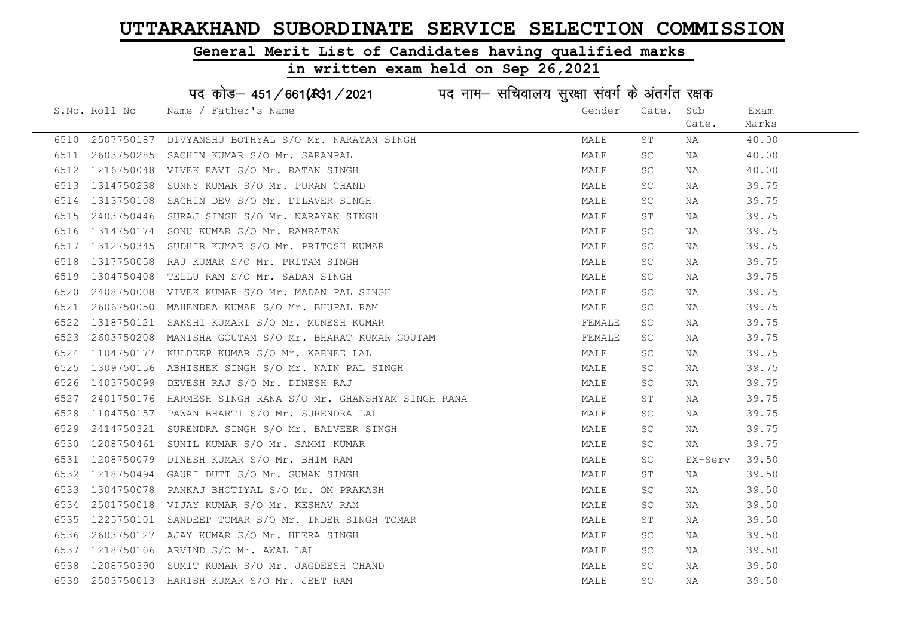# UTTARAKHAND SUBORDINATE SERVICE SELECTION COMMISSION

## General Merit List of Candidates having qualified marks

## in written exam held on Sep 26,2021

### पद कोड– 451/661(R)1/2021 पद नाम– सचिवालय सुरक्षा संवर्ग के अंतर्गत रक्षक

| S.No. | Roll No | Name / Father's Name | Gender | Cate. | Sub Cate. | Exam Marks |
|---|---|---|---|---|---|---|
| 6510 | 2507750187 | DIVYANSHU BOTHYAL S/O Mr. NARAYAN SINGH | MALE | ST | NA | 40.00 |
| 6511 | 2603750285 | SACHIN KUMAR S/O Mr. SARANPAL | MALE | SC | NA | 40.00 |
| 6512 | 1216750048 | VIVEK RAVI S/O Mr. RATAN SINGH | MALE | SC | NA | 40.00 |
| 6513 | 1314750238 | SUNNY KUMAR S/O Mr. PURAN CHAND | MALE | SC | NA | 39.75 |
| 6514 | 1313750108 | SACHIN DEV S/O Mr. DILAVER SINGH | MALE | SC | NA | 39.75 |
| 6515 | 2403750446 | SURAJ SINGH S/O Mr. NARAYAN SINGH | MALE | ST | NA | 39.75 |
| 6516 | 1314750174 | SONU KUMAR S/O Mr. RAMRATAN | MALE | SC | NA | 39.75 |
| 6517 | 1312750345 | SUDHIR KUMAR S/O Mr. PRITOSH KUMAR | MALE | SC | NA | 39.75 |
| 6518 | 1317750058 | RAJ KUMAR S/O Mr. PRITAM SINGH | MALE | SC | NA | 39.75 |
| 6519 | 1304750408 | TELLU RAM S/O Mr. SADAN SINGH | MALE | SC | NA | 39.75 |
| 6520 | 2408750008 | VIVEK KUMAR S/O Mr. MADAN PAL SINGH | MALE | SC | NA | 39.75 |
| 6521 | 2606750050 | MAHENDRA KUMAR S/O Mr. BHUPAL RAM | MALE | SC | NA | 39.75 |
| 6522 | 1318750121 | SAKSHI KUMARI S/O Mr. MUNESH KUMAR | FEMALE | SC | NA | 39.75 |
| 6523 | 2603750208 | MANISHA GOUTAM S/O Mr. BHARAT KUMAR GOUTAM | FEMALE | SC | NA | 39.75 |
| 6524 | 1104750177 | KULDEEP KUMAR S/O Mr. KARNEE LAL | MALE | SC | NA | 39.75 |
| 6525 | 1309750156 | ABHISHEK SINGH S/O Mr. NAIN PAL SINGH | MALE | SC | NA | 39.75 |
| 6526 | 1403750099 | DEVESH RAJ S/O Mr. DINESH RAJ | MALE | SC | NA | 39.75 |
| 6527 | 2401750176 | HARMESH SINGH RANA S/O Mr. GHANSHYAM SINGH RANA | MALE | ST | NA | 39.75 |
| 6528 | 1104750157 | PAWAN BHARTI S/O Mr. SURENDRA LAL | MALE | SC | NA | 39.75 |
| 6529 | 2414750321 | SURENDRA SINGH S/O Mr. BALVEER SINGH | MALE | SC | NA | 39.75 |
| 6530 | 1208750461 | SUNIL KUMAR S/O Mr. SAMMI KUMAR | MALE | SC | NA | 39.75 |
| 6531 | 1208750079 | DINESH KUMAR S/O Mr. BHIM RAM | MALE | SC | EX-Serv | 39.50 |
| 6532 | 1218750494 | GAURI DUTT S/O Mr. GUMAN SINGH | MALE | ST | NA | 39.50 |
| 6533 | 1304750078 | PANKAJ BHOTIYAL S/O Mr. OM PRAKASH | MALE | SC | NA | 39.50 |
| 6534 | 2501750018 | VIJAY KUMAR S/O Mr. KESHAV RAM | MALE | SC | NA | 39.50 |
| 6535 | 1225750101 | SANDEEP TOMAR S/O Mr. INDER SINGH TOMAR | MALE | ST | NA | 39.50 |
| 6536 | 2603750127 | AJAY KUMAR S/O Mr. HEERA SINGH | MALE | SC | NA | 39.50 |
| 6537 | 1218750106 | ARVIND S/O Mr. AWAL LAL | MALE | SC | NA | 39.50 |
| 6538 | 1208750390 | SUMIT KUMAR S/O Mr. JAGDEESH CHAND | MALE | SC | NA | 39.50 |
| 6539 | 2503750013 | HARISH KUMAR S/O Mr. JEET RAM | MALE | SC | NA | 39.50 |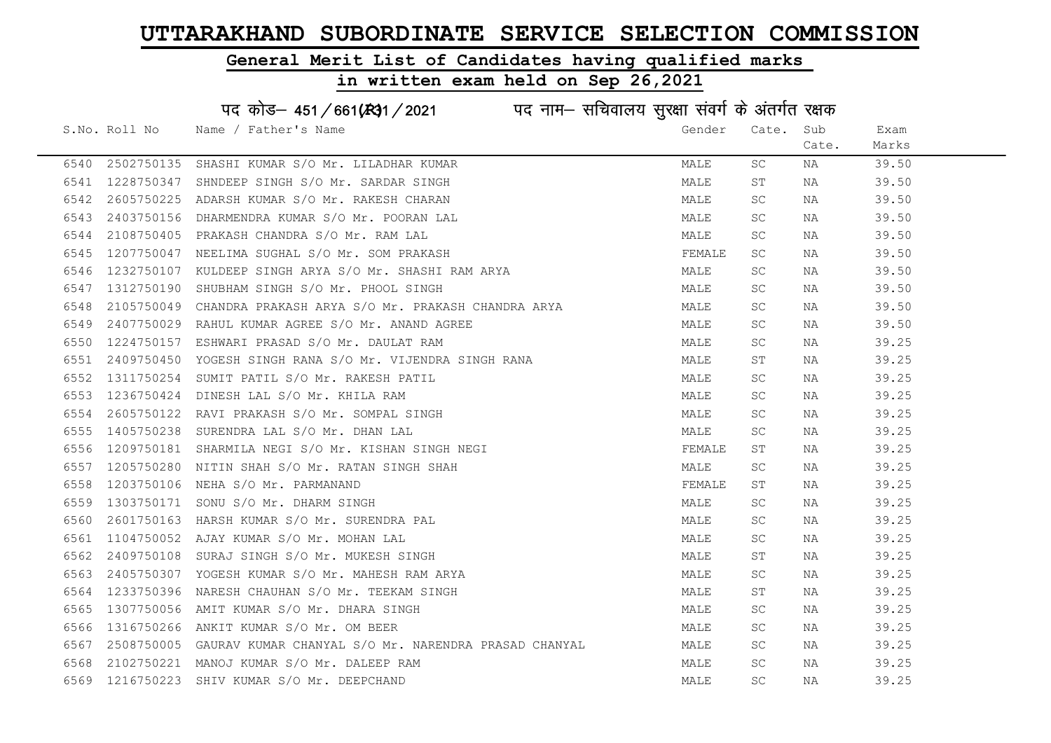# UTTARAKHAND SUBORDINATE SERVICE SELECTION COMMISSION

## General Merit List of Candidates having qualified marks

## in written exam held on Sep 26,2021

### पद कोड– 451/661(R)1/2021 पद नाम– सचिवालय सुरक्षा संवर्ग के अंतर्गत रक्षक

| S.No. | Roll No | Name / Father's Name | Gender | Cate. | Sub Cate. | Exam Marks |
|---|---|---|---|---|---|---|
| 6540 | 2502750135 | SHASHI KUMAR S/O Mr. LILADHAR KUMAR | MALE | SC | NA | 39.50 |
| 6541 | 1228750347 | SHNDEEP SINGH S/O Mr. SARDAR SINGH | MALE | ST | NA | 39.50 |
| 6542 | 2605750225 | ADARSH KUMAR S/O Mr. RAKESH CHARAN | MALE | SC | NA | 39.50 |
| 6543 | 2403750156 | DHARMENDRA KUMAR S/O Mr. POORAN LAL | MALE | SC | NA | 39.50 |
| 6544 | 2108750405 | PRAKASH CHANDRA S/O Mr. RAM LAL | MALE | SC | NA | 39.50 |
| 6545 | 1207750047 | NEELIMA SUGHAL S/O Mr. SOM PRAKASH | FEMALE | SC | NA | 39.50 |
| 6546 | 1232750107 | KULDEEP SINGH ARYA S/O Mr. SHASHI RAM ARYA | MALE | SC | NA | 39.50 |
| 6547 | 1312750190 | SHUBHAM SINGH S/O Mr. PHOOL SINGH | MALE | SC | NA | 39.50 |
| 6548 | 2105750049 | CHANDRA PRAKASH ARYA S/O Mr. PRAKASH CHANDRA ARYA | MALE | SC | NA | 39.50 |
| 6549 | 2407750029 | RAHUL KUMAR AGREE S/O Mr. ANAND AGREE | MALE | SC | NA | 39.50 |
| 6550 | 1224750157 | ESHWARI PRASAD S/O Mr. DAULAT RAM | MALE | SC | NA | 39.25 |
| 6551 | 2409750450 | YOGESH SINGH RANA S/O Mr. VIJENDRA SINGH RANA | MALE | ST | NA | 39.25 |
| 6552 | 1311750254 | SUMIT PATIL S/O Mr. RAKESH PATIL | MALE | SC | NA | 39.25 |
| 6553 | 1236750424 | DINESH LAL S/O Mr. KHILA RAM | MALE | SC | NA | 39.25 |
| 6554 | 2605750122 | RAVI PRAKASH S/O Mr. SOMPAL SINGH | MALE | SC | NA | 39.25 |
| 6555 | 1405750238 | SURENDRA LAL S/O Mr. DHAN LAL | MALE | SC | NA | 39.25 |
| 6556 | 1209750181 | SHARMILA NEGI S/O Mr. KISHAN SINGH NEGI | FEMALE | ST | NA | 39.25 |
| 6557 | 1205750280 | NITIN SHAH S/O Mr. RATAN SINGH SHAH | MALE | SC | NA | 39.25 |
| 6558 | 1203750106 | NEHA S/O Mr. PARMANAND | FEMALE | ST | NA | 39.25 |
| 6559 | 1303750171 | SONU S/O Mr. DHARM SINGH | MALE | SC | NA | 39.25 |
| 6560 | 2601750163 | HARSH KUMAR S/O Mr. SURENDRA PAL | MALE | SC | NA | 39.25 |
| 6561 | 1104750052 | AJAY KUMAR S/O Mr. MOHAN LAL | MALE | SC | NA | 39.25 |
| 6562 | 2409750108 | SURAJ SINGH S/O Mr. MUKESH SINGH | MALE | ST | NA | 39.25 |
| 6563 | 2405750307 | YOGESH KUMAR S/O Mr. MAHESH RAM ARYA | MALE | SC | NA | 39.25 |
| 6564 | 1233750396 | NARESH CHAUHAN S/O Mr. TEEKAM SINGH | MALE | ST | NA | 39.25 |
| 6565 | 1307750056 | AMIT KUMAR S/O Mr. DHARA SINGH | MALE | SC | NA | 39.25 |
| 6566 | 1316750266 | ANKIT KUMAR S/O Mr. OM BEER | MALE | SC | NA | 39.25 |
| 6567 | 2508750005 | GAURAV KUMAR CHANYAL S/O Mr. NARENDRA PRASAD CHANYAL | MALE | SC | NA | 39.25 |
| 6568 | 2102750221 | MANOJ KUMAR S/O Mr. DALEEP RAM | MALE | SC | NA | 39.25 |
| 6569 | 1216750223 | SHIV KUMAR S/O Mr. DEEPCHAND | MALE | SC | NA | 39.25 |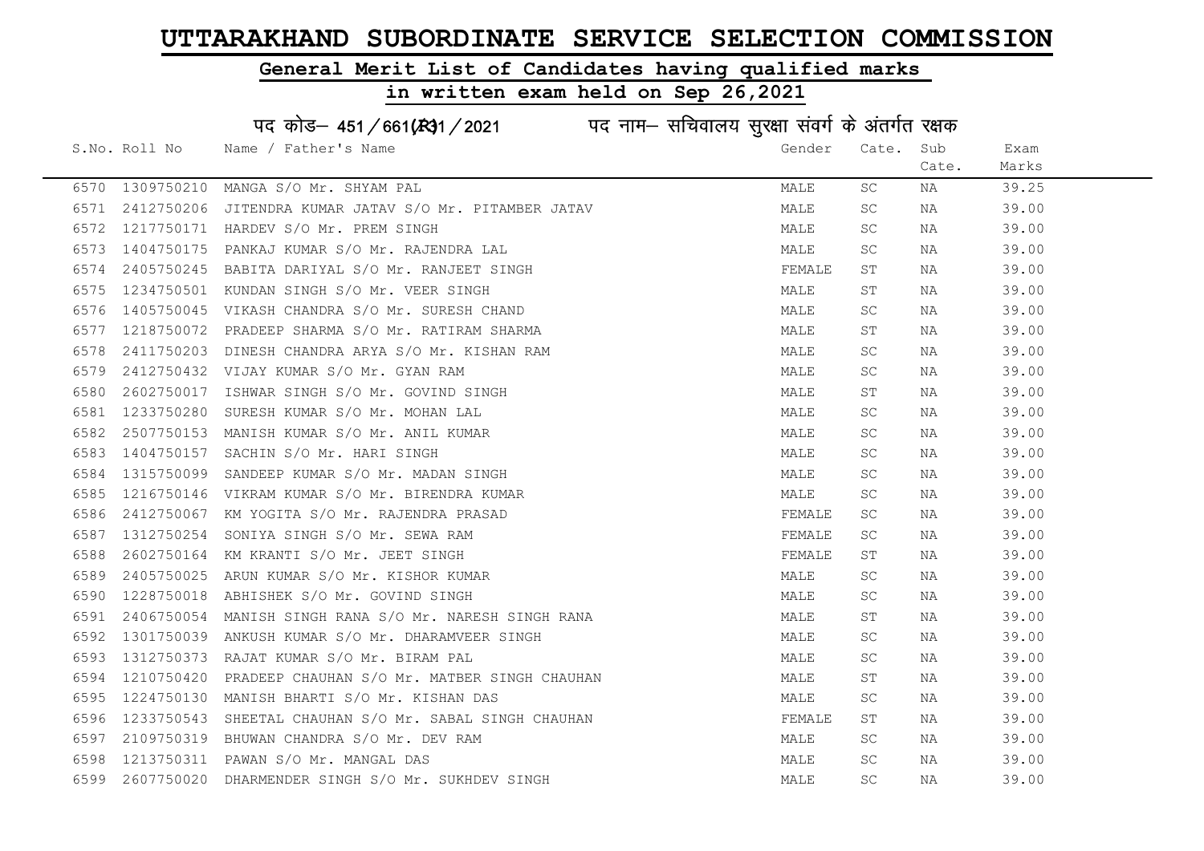# UTTARAKHAND SUBORDINATE SERVICE SELECTION COMMISSION

## General Merit List of Candidates having qualified marks

## in written exam held on Sep 26,2021

### पद कोड– 451/661(R)31/2021 पद नाम– सचिवालय सुरक्षा संवर्ग के अंतर्गत रक्षक

| S.No. | Roll No | Name / Father's Name | Gender | Cate. | Sub Cate. | Exam Marks |
|---|---|---|---|---|---|---|
| 6570 | 1309750210 | MANGA S/O Mr. SHYAM PAL | MALE | SC | NA | 39.25 |
| 6571 | 2412750206 | JITENDRA KUMAR JATAV S/O Mr. PITAMBER JATAV | MALE | SC | NA | 39.00 |
| 6572 | 1217750171 | HARDEV S/O Mr. PREM SINGH | MALE | SC | NA | 39.00 |
| 6573 | 1404750175 | PANKAJ KUMAR S/O Mr. RAJENDRA LAL | MALE | SC | NA | 39.00 |
| 6574 | 2405750245 | BABITA DARIYAL S/O Mr. RANJEET SINGH | FEMALE | ST | NA | 39.00 |
| 6575 | 1234750501 | KUNDAN SINGH S/O Mr. VEER SINGH | MALE | ST | NA | 39.00 |
| 6576 | 1405750045 | VIKASH CHANDRA S/O Mr. SURESH CHAND | MALE | SC | NA | 39.00 |
| 6577 | 1218750072 | PRADEEP SHARMA S/O Mr. RATIRAM SHARMA | MALE | ST | NA | 39.00 |
| 6578 | 2411750203 | DINESH CHANDRA ARYA S/O Mr. KISHAN RAM | MALE | SC | NA | 39.00 |
| 6579 | 2412750432 | VIJAY KUMAR S/O Mr. GYAN RAM | MALE | SC | NA | 39.00 |
| 6580 | 2602750017 | ISHWAR SINGH S/O Mr. GOVIND SINGH | MALE | ST | NA | 39.00 |
| 6581 | 1233750280 | SURESH KUMAR S/O Mr. MOHAN LAL | MALE | SC | NA | 39.00 |
| 6582 | 2507750153 | MANISH KUMAR S/O Mr. ANIL KUMAR | MALE | SC | NA | 39.00 |
| 6583 | 1404750157 | SACHIN S/O Mr. HARI SINGH | MALE | SC | NA | 39.00 |
| 6584 | 1315750099 | SANDEEP KUMAR S/O Mr. MADAN SINGH | MALE | SC | NA | 39.00 |
| 6585 | 1216750146 | VIKRAM KUMAR S/O Mr. BIRENDRA KUMAR | MALE | SC | NA | 39.00 |
| 6586 | 2412750067 | KM YOGITA S/O Mr. RAJENDRA PRASAD | FEMALE | SC | NA | 39.00 |
| 6587 | 1312750254 | SONIYA SINGH S/O Mr. SEWA RAM | FEMALE | SC | NA | 39.00 |
| 6588 | 2602750164 | KM KRANTI S/O Mr. JEET SINGH | FEMALE | ST | NA | 39.00 |
| 6589 | 2405750025 | ARUN KUMAR S/O Mr. KISHOR KUMAR | MALE | SC | NA | 39.00 |
| 6590 | 1228750018 | ABHISHEK S/O Mr. GOVIND SINGH | MALE | SC | NA | 39.00 |
| 6591 | 2406750054 | MANISH SINGH RANA S/O Mr. NARESH SINGH RANA | MALE | ST | NA | 39.00 |
| 6592 | 1301750039 | ANKUSH KUMAR S/O Mr. DHARAMVEER SINGH | MALE | SC | NA | 39.00 |
| 6593 | 1312750373 | RAJAT KUMAR S/O Mr. BIRAM PAL | MALE | SC | NA | 39.00 |
| 6594 | 1210750420 | PRADEEP CHAUHAN S/O Mr. MATBER SINGH CHAUHAN | MALE | ST | NA | 39.00 |
| 6595 | 1224750130 | MANISH BHARTI S/O Mr. KISHAN DAS | MALE | SC | NA | 39.00 |
| 6596 | 1233750543 | SHEETAL CHAUHAN S/O Mr. SABAL SINGH CHAUHAN | FEMALE | ST | NA | 39.00 |
| 6597 | 2109750319 | BHUWAN CHANDRA S/O Mr. DEV RAM | MALE | SC | NA | 39.00 |
| 6598 | 1213750311 | PAWAN S/O Mr. MANGAL DAS | MALE | SC | NA | 39.00 |
| 6599 | 2607750020 | DHARMENDER SINGH S/O Mr. SUKHDEV SINGH | MALE | SC | NA | 39.00 |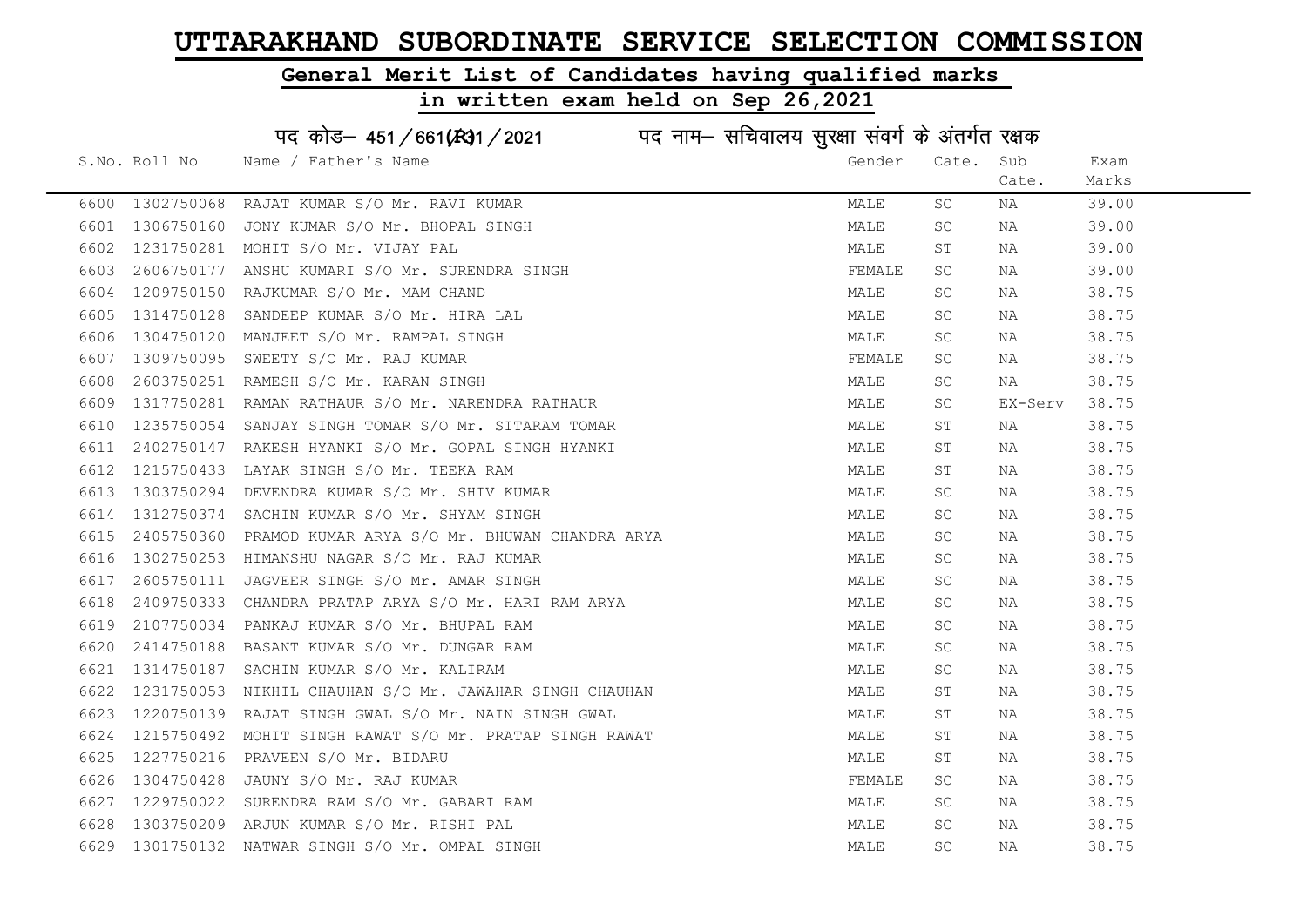# UTTARAKHAND SUBORDINATE SERVICE SELECTION COMMISSION

## General Merit List of Candidates having qualified marks

## in written exam held on Sep 26,2021

पद कोड– 451 / 661(R)1 / 2021 पद नाम– सचिवालय सुरक्षा संवर्ग के अंतर्गत रक्षक

| S.No. | Roll No | Name / Father's Name | Gender | Cate. | Sub Cate. | Exam Marks |
|---|---|---|---|---|---|---|
| 6600 | 1302750068 | RAJAT KUMAR S/O Mr. RAVI KUMAR | MALE | SC | NA | 39.00 |
| 6601 | 1306750160 | JONY KUMAR S/O Mr. BHOPAL SINGH | MALE | SC | NA | 39.00 |
| 6602 | 1231750281 | MOHIT S/O Mr. VIJAY PAL | MALE | ST | NA | 39.00 |
| 6603 | 2606750177 | ANSHU KUMARI S/O Mr. SURENDRA SINGH | FEMALE | SC | NA | 39.00 |
| 6604 | 1209750150 | RAJKUMAR S/O Mr. MAM CHAND | MALE | SC | NA | 38.75 |
| 6605 | 1314750128 | SANDEEP KUMAR S/O Mr. HIRA LAL | MALE | SC | NA | 38.75 |
| 6606 | 1304750120 | MANJEET S/O Mr. RAMPAL SINGH | MALE | SC | NA | 38.75 |
| 6607 | 1309750095 | SWEETY S/O Mr. RAJ KUMAR | FEMALE | SC | NA | 38.75 |
| 6608 | 2603750251 | RAMESH S/O Mr. KARAN SINGH | MALE | SC | NA | 38.75 |
| 6609 | 1317750281 | RAMAN RATHAUR S/O Mr. NARENDRA RATHAUR | MALE | SC | EX-Serv | 38.75 |
| 6610 | 1235750054 | SANJAY SINGH TOMAR S/O Mr. SITARAM TOMAR | MALE | ST | NA | 38.75 |
| 6611 | 2402750147 | RAKESH HYANKI S/O Mr. GOPAL SINGH HYANKI | MALE | ST | NA | 38.75 |
| 6612 | 1215750433 | LAYAK SINGH S/O Mr. TEEKA RAM | MALE | ST | NA | 38.75 |
| 6613 | 1303750294 | DEVENDRA KUMAR S/O Mr. SHIV KUMAR | MALE | SC | NA | 38.75 |
| 6614 | 1312750374 | SACHIN KUMAR S/O Mr. SHYAM SINGH | MALE | SC | NA | 38.75 |
| 6615 | 2405750360 | PRAMOD KUMAR ARYA S/O Mr. BHUWAN CHANDRA ARYA | MALE | SC | NA | 38.75 |
| 6616 | 1302750253 | HIMANSHU NAGAR S/O Mr. RAJ KUMAR | MALE | SC | NA | 38.75 |
| 6617 | 2605750111 | JAGVEER SINGH S/O Mr. AMAR SINGH | MALE | SC | NA | 38.75 |
| 6618 | 2409750333 | CHANDRA PRATAP ARYA S/O Mr. HARI RAM ARYA | MALE | SC | NA | 38.75 |
| 6619 | 2107750034 | PANKAJ KUMAR S/O Mr. BHUPAL RAM | MALE | SC | NA | 38.75 |
| 6620 | 2414750188 | BASANT KUMAR S/O Mr. DUNGAR RAM | MALE | SC | NA | 38.75 |
| 6621 | 1314750187 | SACHIN KUMAR S/O Mr. KALIRAM | MALE | SC | NA | 38.75 |
| 6622 | 1231750053 | NIKHIL CHAUHAN S/O Mr. JAWAHAR SINGH CHAUHAN | MALE | ST | NA | 38.75 |
| 6623 | 1220750139 | RAJAT SINGH GWAL S/O Mr. NAIN SINGH GWAL | MALE | ST | NA | 38.75 |
| 6624 | 1215750492 | MOHIT SINGH RAWAT S/O Mr. PRATAP SINGH RAWAT | MALE | ST | NA | 38.75 |
| 6625 | 1227750216 | PRAVEEN S/O Mr. BIDARU | MALE | ST | NA | 38.75 |
| 6626 | 1304750428 | JAUNY S/O Mr. RAJ KUMAR | FEMALE | SC | NA | 38.75 |
| 6627 | 1229750022 | SURENDRA RAM S/O Mr. GABARI RAM | MALE | SC | NA | 38.75 |
| 6628 | 1303750209 | ARJUN KUMAR S/O Mr. RISHI PAL | MALE | SC | NA | 38.75 |
| 6629 | 1301750132 | NATWAR SINGH S/O Mr. OMPAL SINGH | MALE | SC | NA | 38.75 |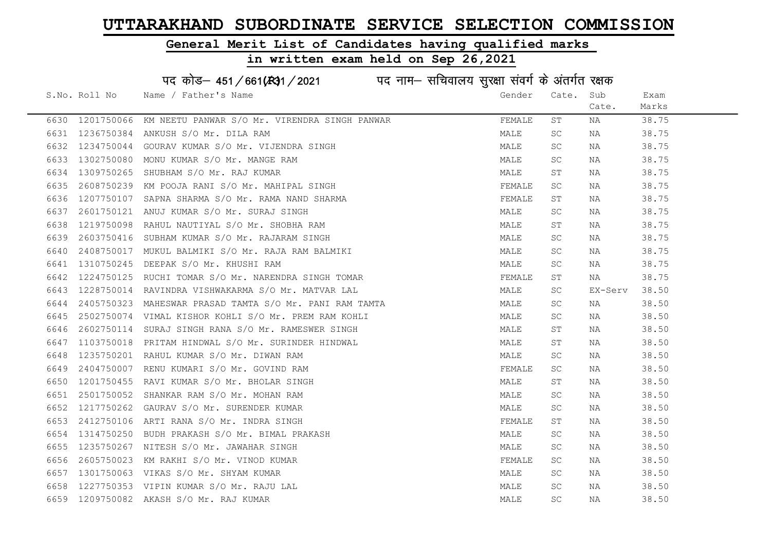# UTTARAKHAND SUBORDINATE SERVICE SELECTION COMMISSION

## General Merit List of Candidates having qualified marks

## in written exam held on Sep 26,2021

पद कोड– 451/661(R)1/2021 पद नाम– सचिवालय सुरक्षा संवर्ग के अंतर्गत रक्षक

| S.No. | Roll No | Name / Father's Name | Gender | Cate. | Sub Cate. | Exam Marks |
|---|---|---|---|---|---|---|
| 6630 | 1201750066 | KM NEETU PANWAR S/O Mr. VIRENDRA SINGH PANWAR | FEMALE | ST | NA | 38.75 |
| 6631 | 1236750384 | ANKUSH S/O Mr. DILA RAM | MALE | SC | NA | 38.75 |
| 6632 | 1234750044 | GOURAV KUMAR S/O Mr. VIJENDRA SINGH | MALE | SC | NA | 38.75 |
| 6633 | 1302750080 | MONU KUMAR S/O Mr. MANGE RAM | MALE | SC | NA | 38.75 |
| 6634 | 1309750265 | SHUBHAM S/O Mr. RAJ KUMAR | MALE | ST | NA | 38.75 |
| 6635 | 2608750239 | KM POOJA RANI S/O Mr. MAHIPAL SINGH | FEMALE | SC | NA | 38.75 |
| 6636 | 1207750107 | SAPNA SHARMA S/O Mr. RAMA NAND SHARMA | FEMALE | ST | NA | 38.75 |
| 6637 | 2601750121 | ANUJ KUMAR S/O Mr. SURAJ SINGH | MALE | SC | NA | 38.75 |
| 6638 | 1219750098 | RAHUL NAUTIYAL S/O Mr. SHOBHA RAM | MALE | ST | NA | 38.75 |
| 6639 | 2603750416 | SUBHAM KUMAR S/O Mr. RAJARAM SINGH | MALE | SC | NA | 38.75 |
| 6640 | 2408750017 | MUKUL BALMIKI S/O Mr. RAJA RAM BALMIKI | MALE | SC | NA | 38.75 |
| 6641 | 1310750245 | DEEPAK S/O Mr. KHUSHI RAM | MALE | SC | NA | 38.75 |
| 6642 | 1224750125 | RUCHI TOMAR S/O Mr. NARENDRA SINGH TOMAR | FEMALE | ST | NA | 38.75 |
| 6643 | 1228750014 | RAVINDRA VISHWAKARMA S/O Mr. MATVAR LAL | MALE | SC | EX-Serv | 38.50 |
| 6644 | 2405750323 | MAHESWAR PRASAD TAMTA S/O Mr. PANI RAM TAMTA | MALE | SC | NA | 38.50 |
| 6645 | 2502750074 | VIMAL KISHOR KOHLI S/O Mr. PREM RAM KOHLI | MALE | SC | NA | 38.50 |
| 6646 | 2602750114 | SURAJ SINGH RANA S/O Mr. RAMESWER SINGH | MALE | ST | NA | 38.50 |
| 6647 | 1103750018 | PRITAM HINDWAL S/O Mr. SURINDER HINDWAL | MALE | ST | NA | 38.50 |
| 6648 | 1235750201 | RAHUL KUMAR S/O Mr. DIWAN RAM | MALE | SC | NA | 38.50 |
| 6649 | 2404750007 | RENU KUMARI S/O Mr. GOVIND RAM | FEMALE | SC | NA | 38.50 |
| 6650 | 1201750455 | RAVI KUMAR S/O Mr. BHOLAR SINGH | MALE | ST | NA | 38.50 |
| 6651 | 2501750052 | SHANKAR RAM S/O Mr. MOHAN RAM | MALE | SC | NA | 38.50 |
| 6652 | 1217750262 | GAURAV S/O Mr. SURENDER KUMAR | MALE | SC | NA | 38.50 |
| 6653 | 2412750106 | ARTI RANA S/O Mr. INDRA SINGH | FEMALE | ST | NA | 38.50 |
| 6654 | 1314750250 | BUDH PRAKASH S/O Mr. BIMAL PRAKASH | MALE | SC | NA | 38.50 |
| 6655 | 1235750267 | NITESH S/O Mr. JAWAHAR SINGH | MALE | SC | NA | 38.50 |
| 6656 | 2605750023 | KM RAKHI S/O Mr. VINOD KUMAR | FEMALE | SC | NA | 38.50 |
| 6657 | 1301750063 | VIKAS S/O Mr. SHYAM KUMAR | MALE | SC | NA | 38.50 |
| 6658 | 1227750353 | VIPIN KUMAR S/O Mr. RAJU LAL | MALE | SC | NA | 38.50 |
| 6659 | 1209750082 | AKASH S/O Mr. RAJ KUMAR | MALE | SC | NA | 38.50 |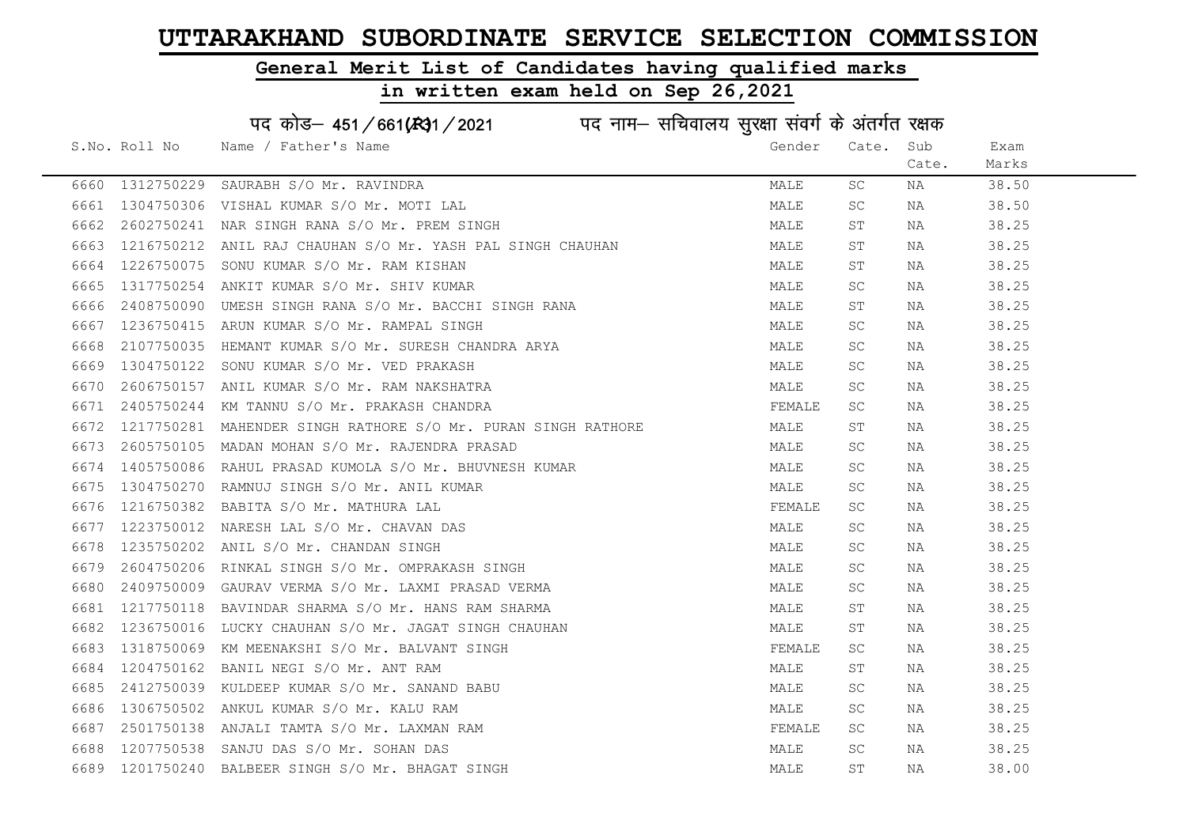# UTTARAKHAND SUBORDINATE SERVICE SELECTION COMMISSION

## General Merit List of Candidates having qualified marks

## in written exam held on Sep 26,2021

### पद कोड– 451/661(R31/2021 पद नाम– सचिवालय सुरक्षा संवर्ग के अंतर्गत रक्षक

| S.No. | Roll No | Name / Father's Name | Gender | Cate. | Sub Cate. | Exam Marks |
|---|---|---|---|---|---|---|
| 6660 | 1312750229 | SAURABH S/O Mr. RAVINDRA | MALE | SC | NA | 38.50 |
| 6661 | 1304750306 | VISHAL KUMAR S/O Mr. MOTI LAL | MALE | SC | NA | 38.50 |
| 6662 | 2602750241 | NAR SINGH RANA S/O Mr. PREM SINGH | MALE | ST | NA | 38.25 |
| 6663 | 1216750212 | ANIL RAJ CHAUHAN S/O Mr. YASH PAL SINGH CHAUHAN | MALE | ST | NA | 38.25 |
| 6664 | 1226750075 | SONU KUMAR S/O Mr. RAM KISHAN | MALE | ST | NA | 38.25 |
| 6665 | 1317750254 | ANKIT KUMAR S/O Mr. SHIV KUMAR | MALE | SC | NA | 38.25 |
| 6666 | 2408750090 | UMESH SINGH RANA S/O Mr. BACCHI SINGH RANA | MALE | ST | NA | 38.25 |
| 6667 | 1236750415 | ARUN KUMAR S/O Mr. RAMPAL SINGH | MALE | SC | NA | 38.25 |
| 6668 | 2107750035 | HEMANT KUMAR S/O Mr. SURESH CHANDRA ARYA | MALE | SC | NA | 38.25 |
| 6669 | 1304750122 | SONU KUMAR S/O Mr. VED PRAKASH | MALE | SC | NA | 38.25 |
| 6670 | 2606750157 | ANIL KUMAR S/O Mr. RAM NAKSHATRA | MALE | SC | NA | 38.25 |
| 6671 | 2405750244 | KM TANNU S/O Mr. PRAKASH CHANDRA | FEMALE | SC | NA | 38.25 |
| 6672 | 1217750281 | MAHENDER SINGH RATHORE S/O Mr. PURAN SINGH RATHORE | MALE | ST | NA | 38.25 |
| 6673 | 2605750105 | MADAN MOHAN S/O Mr. RAJENDRA PRASAD | MALE | SC | NA | 38.25 |
| 6674 | 1405750086 | RAHUL PRASAD KUMOLA S/O Mr. BHUVNESH KUMAR | MALE | SC | NA | 38.25 |
| 6675 | 1304750270 | RAMNUJ SINGH S/O Mr. ANIL KUMAR | MALE | SC | NA | 38.25 |
| 6676 | 1216750382 | BABITA S/O Mr. MATHURA LAL | FEMALE | SC | NA | 38.25 |
| 6677 | 1223750012 | NARESH LAL S/O Mr. CHAVAN DAS | MALE | SC | NA | 38.25 |
| 6678 | 1235750202 | ANIL S/O Mr. CHANDAN SINGH | MALE | SC | NA | 38.25 |
| 6679 | 2604750206 | RINKAL SINGH S/O Mr. OMPRAKASH SINGH | MALE | SC | NA | 38.25 |
| 6680 | 2409750009 | GAURAV VERMA S/O Mr. LAXMI PRASAD VERMA | MALE | SC | NA | 38.25 |
| 6681 | 1217750118 | BAVINDAR SHARMA S/O Mr. HANS RAM SHARMA | MALE | ST | NA | 38.25 |
| 6682 | 1236750016 | LUCKY CHAUHAN S/O Mr. JAGAT SINGH CHAUHAN | MALE | ST | NA | 38.25 |
| 6683 | 1318750069 | KM MEENAKSHI S/O Mr. BALVANT SINGH | FEMALE | SC | NA | 38.25 |
| 6684 | 1204750162 | BANIL NEGI S/O Mr. ANT RAM | MALE | ST | NA | 38.25 |
| 6685 | 2412750039 | KULDEEP KUMAR S/O Mr. SANAND BABU | MALE | SC | NA | 38.25 |
| 6686 | 1306750502 | ANKUL KUMAR S/O Mr. KALU RAM | MALE | SC | NA | 38.25 |
| 6687 | 2501750138 | ANJALI TAMTA S/O Mr. LAXMAN RAM | FEMALE | SC | NA | 38.25 |
| 6688 | 1207750538 | SANJU DAS S/O Mr. SOHAN DAS | MALE | SC | NA | 38.25 |
| 6689 | 1201750240 | BALBEER SINGH S/O Mr. BHAGAT SINGH | MALE | ST | NA | 38.00 |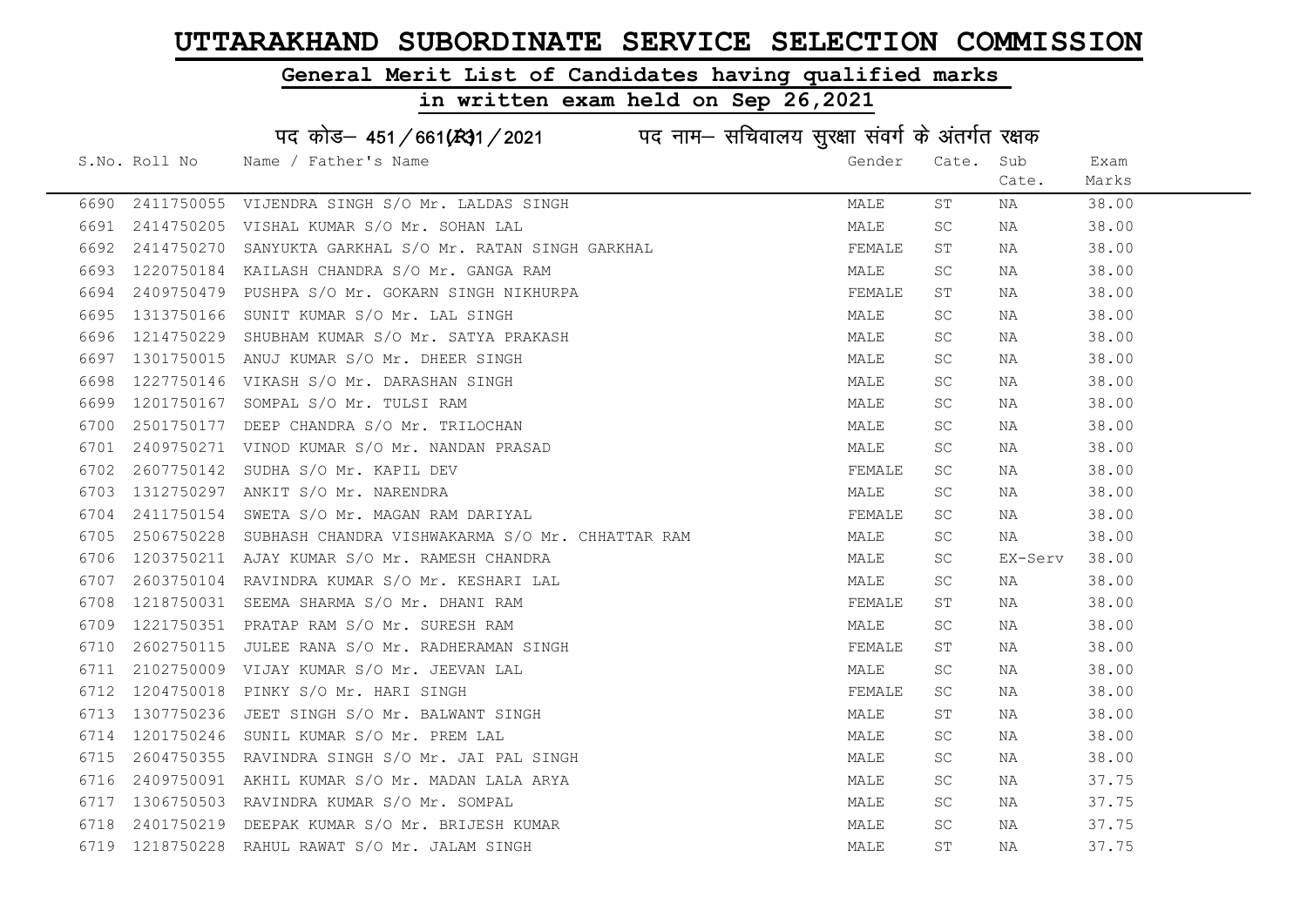# UTTARAKHAND SUBORDINATE SERVICE SELECTION COMMISSION

## General Merit List of Candidates having qualified marks

## in written exam held on Sep 26,2021

पद कोड– 451/661(R)1/2021 पद नाम– सचिवालय सुरक्षा संवर्ग के अंतर्गत रक्षक

| S.No. | Roll No | Name / Father's Name | Gender | Cate. | Sub Cate. | Exam Marks |
|---|---|---|---|---|---|---|
| 6690 | 2411750055 | VIJENDRA SINGH S/O Mr. LALDAS SINGH | MALE | ST | NA | 38.00 |
| 6691 | 2414750205 | VISHAL KUMAR S/O Mr. SOHAN LAL | MALE | SC | NA | 38.00 |
| 6692 | 2414750270 | SANYUKTA GARKHAL S/O Mr. RATAN SINGH GARKHAL | FEMALE | ST | NA | 38.00 |
| 6693 | 1220750184 | KAILASH CHANDRA S/O Mr. GANGA RAM | MALE | SC | NA | 38.00 |
| 6694 | 2409750479 | PUSHPA S/O Mr. GOKARN SINGH NIKHURPA | FEMALE | ST | NA | 38.00 |
| 6695 | 1313750166 | SUNIT KUMAR S/O Mr. LAL SINGH | MALE | SC | NA | 38.00 |
| 6696 | 1214750229 | SHUBHAM KUMAR S/O Mr. SATYA PRAKASH | MALE | SC | NA | 38.00 |
| 6697 | 1301750015 | ANUJ KUMAR S/O Mr. DHEER SINGH | MALE | SC | NA | 38.00 |
| 6698 | 1227750146 | VIKASH S/O Mr. DARASHAN SINGH | MALE | SC | NA | 38.00 |
| 6699 | 1201750167 | SOMPAL S/O Mr. TULSI RAM | MALE | SC | NA | 38.00 |
| 6700 | 2501750177 | DEEP CHANDRA S/O Mr. TRILOCHAN | MALE | SC | NA | 38.00 |
| 6701 | 2409750271 | VINOD KUMAR S/O Mr. NANDAN PRASAD | MALE | SC | NA | 38.00 |
| 6702 | 2607750142 | SUDHA S/O Mr. KAPIL DEV | FEMALE | SC | NA | 38.00 |
| 6703 | 1312750297 | ANKIT S/O Mr. NARENDRA | MALE | SC | NA | 38.00 |
| 6704 | 2411750154 | SWETA S/O Mr. MAGAN RAM DARIYAL | FEMALE | SC | NA | 38.00 |
| 6705 | 2506750228 | SUBHASH CHANDRA VISHWAKARMA S/O Mr. CHHATTAR RAM | MALE | SC | NA | 38.00 |
| 6706 | 1203750211 | AJAY KUMAR S/O Mr. RAMESH CHANDRA | MALE | SC | EX-Serv | 38.00 |
| 6707 | 2603750104 | RAVINDRA KUMAR S/O Mr. KESHARI LAL | MALE | SC | NA | 38.00 |
| 6708 | 1218750031 | SEEMA SHARMA S/O Mr. DHANI RAM | FEMALE | ST | NA | 38.00 |
| 6709 | 1221750351 | PRATAP RAM S/O Mr. SURESH RAM | MALE | SC | NA | 38.00 |
| 6710 | 2602750115 | JULEE RANA S/O Mr. RADHERAMAN SINGH | FEMALE | ST | NA | 38.00 |
| 6711 | 2102750009 | VIJAY KUMAR S/O Mr. JEEVAN LAL | MALE | SC | NA | 38.00 |
| 6712 | 1204750018 | PINKY S/O Mr. HARI SINGH | FEMALE | SC | NA | 38.00 |
| 6713 | 1307750236 | JEET SINGH S/O Mr. BALWANT SINGH | MALE | ST | NA | 38.00 |
| 6714 | 1201750246 | SUNIL KUMAR S/O Mr. PREM LAL | MALE | SC | NA | 38.00 |
| 6715 | 2604750355 | RAVINDRA SINGH S/O Mr. JAI PAL SINGH | MALE | SC | NA | 38.00 |
| 6716 | 2409750091 | AKHIL KUMAR S/O Mr. MADAN LALA ARYA | MALE | SC | NA | 37.75 |
| 6717 | 1306750503 | RAVINDRA KUMAR S/O Mr. SOMPAL | MALE | SC | NA | 37.75 |
| 6718 | 2401750219 | DEEPAK KUMAR S/O Mr. BRIJESH KUMAR | MALE | SC | NA | 37.75 |
| 6719 | 1218750228 | RAHUL RAWAT S/O Mr. JALAM SINGH | MALE | ST | NA | 37.75 |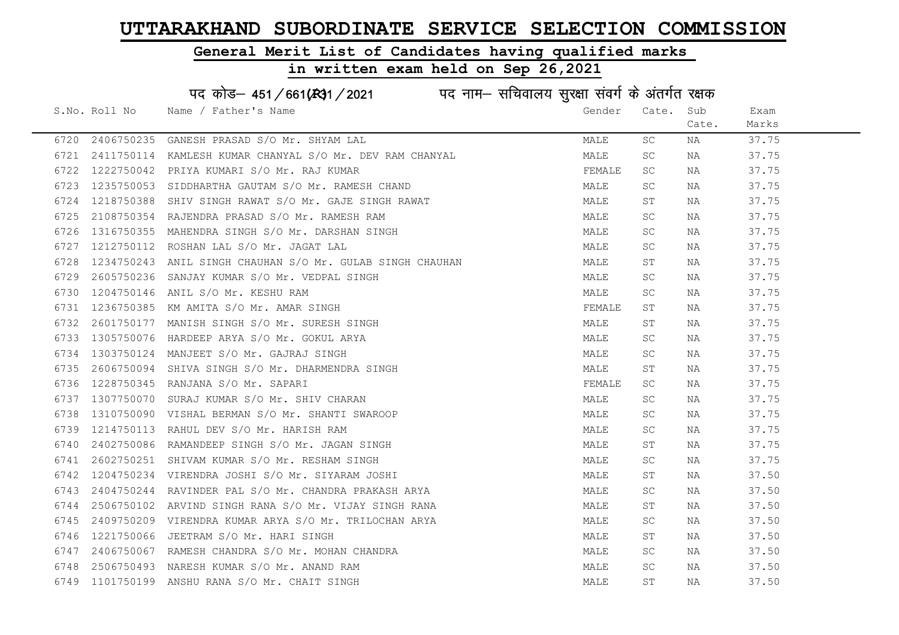# UTTARAKHAND SUBORDINATE SERVICE SELECTION COMMISSION

## General Merit List of Candidates having qualified marks

## in written exam held on Sep 26,2021

### पद कोड– 451/661(R)1/2021 पद नाम– सचिवालय सुरक्षा संवर्ग के अंतर्गत रक्षक

| S.No. | Roll No | Name / Father's Name | Gender | Cate. | Sub Cate. | Exam Marks |
|---|---|---|---|---|---|---|
| 6720 | 2406750235 | GANESH PRASAD S/O Mr. SHYAM LAL | MALE | SC | NA | 37.75 |
| 6721 | 2411750114 | KAMLESH KUMAR CHANYAL S/O Mr. DEV RAM CHANYAL | MALE | SC | NA | 37.75 |
| 6722 | 1222750042 | PRIYA KUMARI S/O Mr. RAJ KUMAR | FEMALE | SC | NA | 37.75 |
| 6723 | 1235750053 | SIDDHARTHA GAUTAM S/O Mr. RAMESH CHAND | MALE | SC | NA | 37.75 |
| 6724 | 1218750388 | SHIV SINGH RAWAT S/O Mr. GAJE SINGH RAWAT | MALE | ST | NA | 37.75 |
| 6725 | 2108750354 | RAJENDRA PRASAD S/O Mr. RAMESH RAM | MALE | SC | NA | 37.75 |
| 6726 | 1316750355 | MAHENDRA SINGH S/O Mr. DARSHAN SINGH | MALE | SC | NA | 37.75 |
| 6727 | 1212750112 | ROSHAN LAL S/O Mr. JAGAT LAL | MALE | SC | NA | 37.75 |
| 6728 | 1234750243 | ANIL SINGH CHAUHAN S/O Mr. GULAB SINGH CHAUHAN | MALE | ST | NA | 37.75 |
| 6729 | 2605750236 | SANJAY KUMAR S/O Mr. VEDPAL SINGH | MALE | SC | NA | 37.75 |
| 6730 | 1204750146 | ANIL S/O Mr. KESHU RAM | MALE | SC | NA | 37.75 |
| 6731 | 1236750385 | KM AMITA S/O Mr. AMAR SINGH | FEMALE | ST | NA | 37.75 |
| 6732 | 2601750177 | MANISH SINGH S/O Mr. SURESH SINGH | MALE | ST | NA | 37.75 |
| 6733 | 1305750076 | HARDEEP ARYA S/O Mr. GOKUL ARYA | MALE | SC | NA | 37.75 |
| 6734 | 1303750124 | MANJEET S/O Mr. GAJRAJ SINGH | MALE | SC | NA | 37.75 |
| 6735 | 2606750094 | SHIVA SINGH S/O Mr. DHARMENDRA SINGH | MALE | ST | NA | 37.75 |
| 6736 | 1228750345 | RANJANA S/O Mr. SAPARI | FEMALE | SC | NA | 37.75 |
| 6737 | 1307750070 | SURAJ KUMAR S/O Mr. SHIV CHARAN | MALE | SC | NA | 37.75 |
| 6738 | 1310750090 | VISHAL BERMAN S/O Mr. SHANTI SWAROOP | MALE | SC | NA | 37.75 |
| 6739 | 1214750113 | RAHUL DEV S/O Mr. HARISH RAM | MALE | SC | NA | 37.75 |
| 6740 | 2402750086 | RAMANDEEP SINGH S/O Mr. JAGAN SINGH | MALE | ST | NA | 37.75 |
| 6741 | 2602750251 | SHIVAM KUMAR S/O Mr. RESHAM SINGH | MALE | SC | NA | 37.75 |
| 6742 | 1204750234 | VIRENDRA JOSHI S/O Mr. SIYARAM JOSHI | MALE | ST | NA | 37.50 |
| 6743 | 2404750244 | RAVINDER PAL S/O Mr. CHANDRA PRAKASH ARYA | MALE | SC | NA | 37.50 |
| 6744 | 2506750102 | ARVIND SINGH RANA S/O Mr. VIJAY SINGH RANA | MALE | ST | NA | 37.50 |
| 6745 | 2409750209 | VIRENDRA KUMAR ARYA S/O Mr. TRILOCHAN ARYA | MALE | SC | NA | 37.50 |
| 6746 | 1221750066 | JEETRAM S/O Mr. HARI SINGH | MALE | ST | NA | 37.50 |
| 6747 | 2406750067 | RAMESH CHANDRA S/O Mr. MOHAN CHANDRA | MALE | SC | NA | 37.50 |
| 6748 | 2506750493 | NARESH KUMAR S/O Mr. ANAND RAM | MALE | SC | NA | 37.50 |
| 6749 | 1101750199 | ANSHU RANA S/O Mr. CHAIT SINGH | MALE | ST | NA | 37.50 |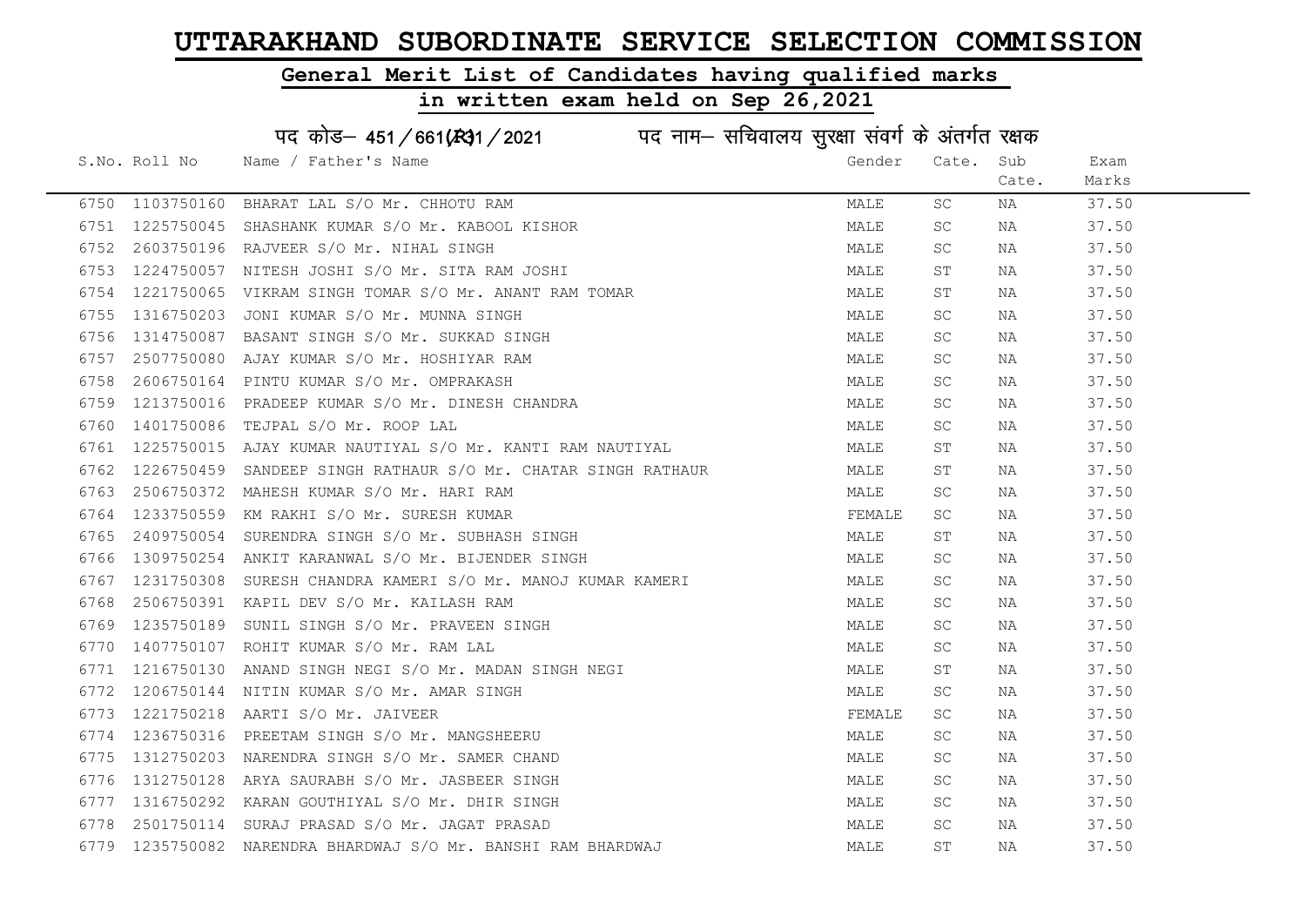# UTTARAKHAND SUBORDINATE SERVICE SELECTION COMMISSION

## General Merit List of Candidates having qualified marks

## in written exam held on Sep 26,2021

पद कोड– 451/661(R31/2021 पद नाम– सचिवालय सुरक्षा संवर्ग के अंतर्गत रक्षक

| S.No. | Roll No | Name / Father's Name | Gender | Cate. | Sub Cate. | Exam Marks |
|---|---|---|---|---|---|---|
| 6750 | 1103750160 | BHARAT LAL S/O Mr. CHHOTU RAM | MALE | SC | NA | 37.50 |
| 6751 | 1225750045 | SHASHANK KUMAR S/O Mr. KABOOL KISHOR | MALE | SC | NA | 37.50 |
| 6752 | 2603750196 | RAJVEER S/O Mr. NIHAL SINGH | MALE | SC | NA | 37.50 |
| 6753 | 1224750057 | NITESH JOSHI S/O Mr. SITA RAM JOSHI | MALE | ST | NA | 37.50 |
| 6754 | 1221750065 | VIKRAM SINGH TOMAR S/O Mr. ANANT RAM TOMAR | MALE | ST | NA | 37.50 |
| 6755 | 1316750203 | JONI KUMAR S/O Mr. MUNNA SINGH | MALE | SC | NA | 37.50 |
| 6756 | 1314750087 | BASANT SINGH S/O Mr. SUKKAD SINGH | MALE | SC | NA | 37.50 |
| 6757 | 2507750080 | AJAY KUMAR S/O Mr. HOSHIYAR RAM | MALE | SC | NA | 37.50 |
| 6758 | 2606750164 | PINTU KUMAR S/O Mr. OMPRAKASH | MALE | SC | NA | 37.50 |
| 6759 | 1213750016 | PRADEEP KUMAR S/O Mr. DINESH CHANDRA | MALE | SC | NA | 37.50 |
| 6760 | 1401750086 | TEJPAL S/O Mr. ROOP LAL | MALE | SC | NA | 37.50 |
| 6761 | 1225750015 | AJAY KUMAR NAUTIYAL S/O Mr. KANTI RAM NAUTIYAL | MALE | ST | NA | 37.50 |
| 6762 | 1226750459 | SANDEEP SINGH RATHAUR S/O Mr. CHATAR SINGH RATHAUR | MALE | ST | NA | 37.50 |
| 6763 | 2506750372 | MAHESH KUMAR S/O Mr. HARI RAM | MALE | SC | NA | 37.50 |
| 6764 | 1233750559 | KM RAKHI S/O Mr. SURESH KUMAR | FEMALE | SC | NA | 37.50 |
| 6765 | 2409750054 | SURENDRA SINGH S/O Mr. SUBHASH SINGH | MALE | ST | NA | 37.50 |
| 6766 | 1309750254 | ANKIT KARANWAL S/O Mr. BIJENDER SINGH | MALE | SC | NA | 37.50 |
| 6767 | 1231750308 | SURESH CHANDRA KAMERI S/O Mr. MANOJ KUMAR KAMERI | MALE | SC | NA | 37.50 |
| 6768 | 2506750391 | KAPIL DEV S/O Mr. KAILASH RAM | MALE | SC | NA | 37.50 |
| 6769 | 1235750189 | SUNIL SINGH S/O Mr. PRAVEEN SINGH | MALE | SC | NA | 37.50 |
| 6770 | 1407750107 | ROHIT KUMAR S/O Mr. RAM LAL | MALE | SC | NA | 37.50 |
| 6771 | 1216750130 | ANAND SINGH NEGI S/O Mr. MADAN SINGH NEGI | MALE | ST | NA | 37.50 |
| 6772 | 1206750144 | NITIN KUMAR S/O Mr. AMAR SINGH | MALE | SC | NA | 37.50 |
| 6773 | 1221750218 | AARTI S/O Mr. JAIVEER | FEMALE | SC | NA | 37.50 |
| 6774 | 1236750316 | PREETAM SINGH S/O Mr. MANGSHEERU | MALE | SC | NA | 37.50 |
| 6775 | 1312750203 | NARENDRA SINGH S/O Mr. SAMER CHAND | MALE | SC | NA | 37.50 |
| 6776 | 1312750128 | ARYA SAURABH S/O Mr. JASBEER SINGH | MALE | SC | NA | 37.50 |
| 6777 | 1316750292 | KARAN GOUTHIYAL S/O Mr. DHIR SINGH | MALE | SC | NA | 37.50 |
| 6778 | 2501750114 | SURAJ PRASAD S/O Mr. JAGAT PRASAD | MALE | SC | NA | 37.50 |
| 6779 | 1235750082 | NARENDRA BHARDWAJ S/O Mr. BANSHI RAM BHARDWAJ | MALE | ST | NA | 37.50 |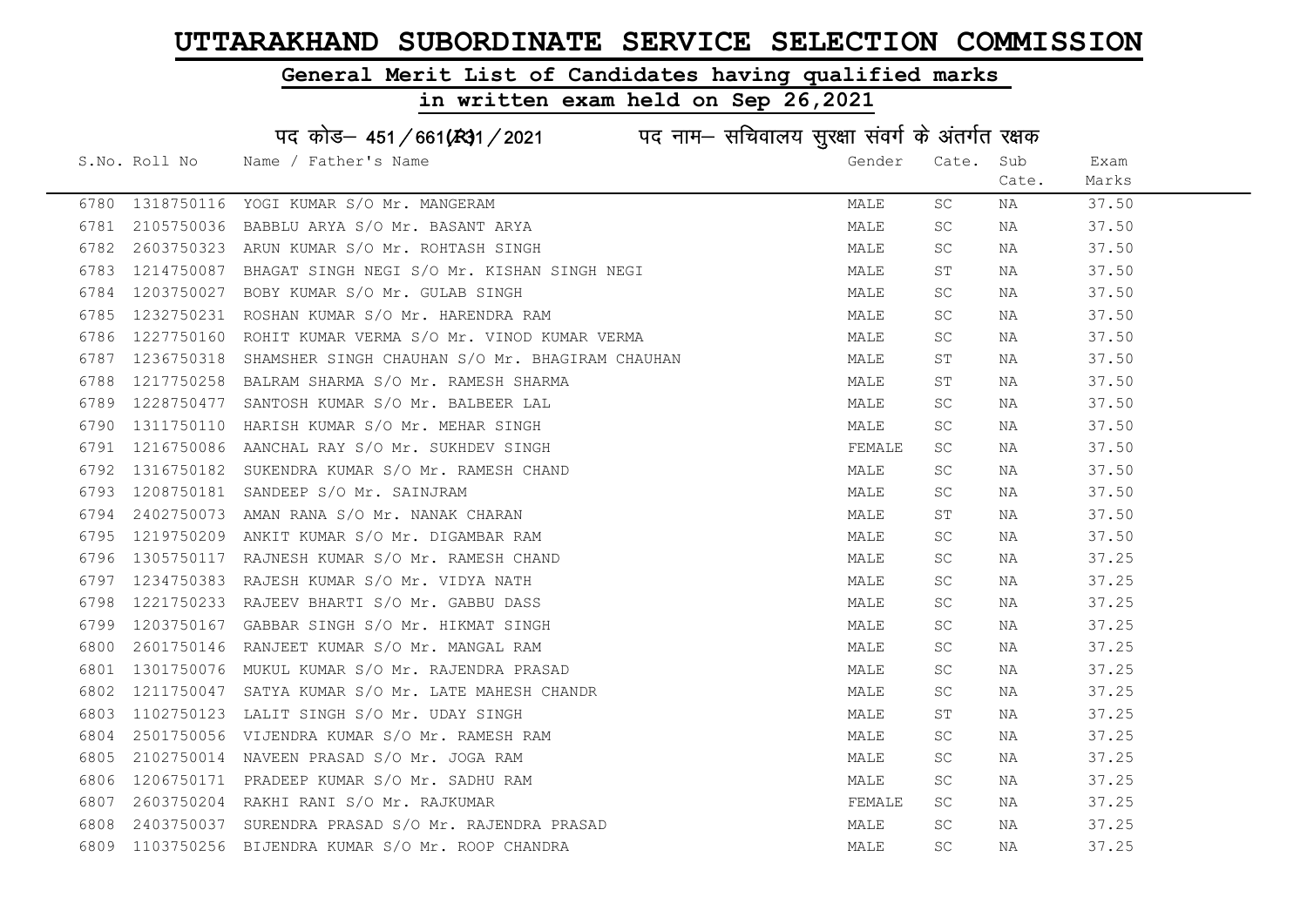# UTTARAKHAND SUBORDINATE SERVICE SELECTION COMMISSION

## General Merit List of Candidates having qualified marks

## in written exam held on Sep 26,2021

पद कोड– 451/661(R)1/2021 पद नाम– सचिवालय सुरक्षा संवर्ग के अंतर्गत रक्षक

| S.No. | Roll No | Name / Father's Name | Gender | Cate. | Sub Cate. | Exam Marks |
|---|---|---|---|---|---|---|
| 6780 | 1318750116 | YOGI KUMAR S/O Mr. MANGERAM | MALE | SC | NA | 37.50 |
| 6781 | 2105750036 | BABBLU ARYA S/O Mr. BASANT ARYA | MALE | SC | NA | 37.50 |
| 6782 | 2603750323 | ARUN KUMAR S/O Mr. ROHTASH SINGH | MALE | SC | NA | 37.50 |
| 6783 | 1214750087 | BHAGAT SINGH NEGI S/O Mr. KISHAN SINGH NEGI | MALE | ST | NA | 37.50 |
| 6784 | 1203750027 | BOBY KUMAR S/O Mr. GULAB SINGH | MALE | SC | NA | 37.50 |
| 6785 | 1232750231 | ROSHAN KUMAR S/O Mr. HARENDRA RAM | MALE | SC | NA | 37.50 |
| 6786 | 1227750160 | ROHIT KUMAR VERMA S/O Mr. VINOD KUMAR VERMA | MALE | SC | NA | 37.50 |
| 6787 | 1236750318 | SHAMSHER SINGH CHAUHAN S/O Mr. BHAGIRAM CHAUHAN | MALE | ST | NA | 37.50 |
| 6788 | 1217750258 | BALRAM SHARMA S/O Mr. RAMESH SHARMA | MALE | ST | NA | 37.50 |
| 6789 | 1228750477 | SANTOSH KUMAR S/O Mr. BALBEER LAL | MALE | SC | NA | 37.50 |
| 6790 | 1311750110 | HARISH KUMAR S/O Mr. MEHAR SINGH | MALE | SC | NA | 37.50 |
| 6791 | 1216750086 | AANCHAL RAY S/O Mr. SUKHDEV SINGH | FEMALE | SC | NA | 37.50 |
| 6792 | 1316750182 | SUKENDRA KUMAR S/O Mr. RAMESH CHAND | MALE | SC | NA | 37.50 |
| 6793 | 1208750181 | SANDEEP S/O Mr. SAINJRAM | MALE | SC | NA | 37.50 |
| 6794 | 2402750073 | AMAN RANA S/O Mr. NANAK CHARAN | MALE | ST | NA | 37.50 |
| 6795 | 1219750209 | ANKIT KUMAR S/O Mr. DIGAMBAR RAM | MALE | SC | NA | 37.50 |
| 6796 | 1305750117 | RAJNESH KUMAR S/O Mr. RAMESH CHAND | MALE | SC | NA | 37.25 |
| 6797 | 1234750383 | RAJESH KUMAR S/O Mr. VIDYA NATH | MALE | SC | NA | 37.25 |
| 6798 | 1221750233 | RAJEEV BHARTI S/O Mr. GABBU DASS | MALE | SC | NA | 37.25 |
| 6799 | 1203750167 | GABBAR SINGH S/O Mr. HIKMAT SINGH | MALE | SC | NA | 37.25 |
| 6800 | 2601750146 | RANJEET KUMAR S/O Mr. MANGAL RAM | MALE | SC | NA | 37.25 |
| 6801 | 1301750076 | MUKUL KUMAR S/O Mr. RAJENDRA PRASAD | MALE | SC | NA | 37.25 |
| 6802 | 1211750047 | SATYA KUMAR S/O Mr. LATE MAHESH CHANDR | MALE | SC | NA | 37.25 |
| 6803 | 1102750123 | LALIT SINGH S/O Mr. UDAY SINGH | MALE | ST | NA | 37.25 |
| 6804 | 2501750056 | VIJENDRA KUMAR S/O Mr. RAMESH RAM | MALE | SC | NA | 37.25 |
| 6805 | 2102750014 | NAVEEN PRASAD S/O Mr. JOGA RAM | MALE | SC | NA | 37.25 |
| 6806 | 1206750171 | PRADEEP KUMAR S/O Mr. SADHU RAM | MALE | SC | NA | 37.25 |
| 6807 | 2603750204 | RAKHI RANI S/O Mr. RAJKUMAR | FEMALE | SC | NA | 37.25 |
| 6808 | 2403750037 | SURENDRA PRASAD S/O Mr. RAJENDRA PRASAD | MALE | SC | NA | 37.25 |
| 6809 | 1103750256 | BIJENDRA KUMAR S/O Mr. ROOP CHANDRA | MALE | SC | NA | 37.25 |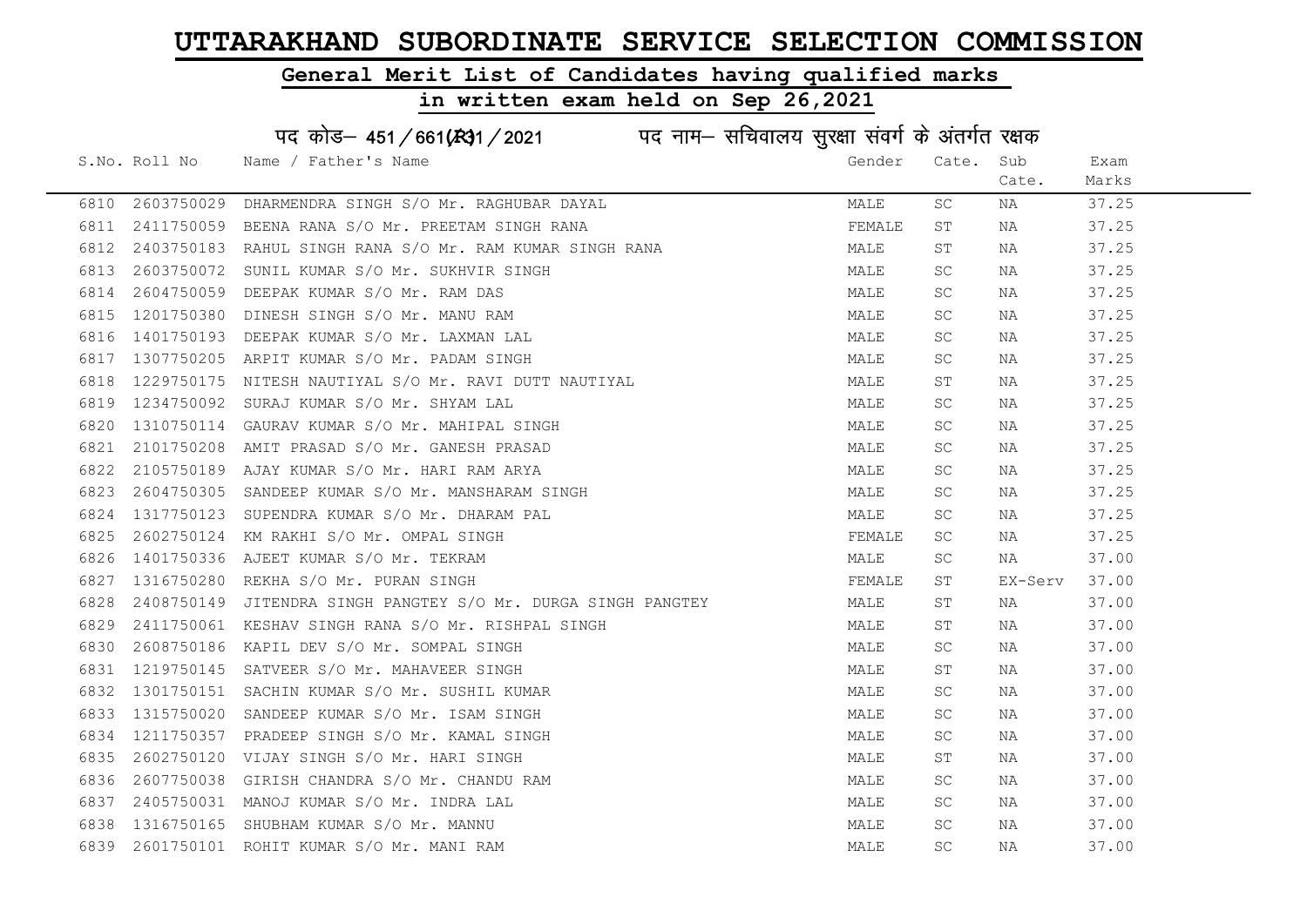# UTTARAKHAND SUBORDINATE SERVICE SELECTION COMMISSION

## General Merit List of Candidates having qualified marks

## in written exam held on Sep 26,2021

### पद कोड– 451/661(R)1/2021 पद नाम– सचिवालय सुरक्षा संवर्ग के अंतर्गत रक्षक

| S.No. | Roll No | Name / Father's Name | Gender | Cate. | Sub Cate. | Exam Marks |
|---|---|---|---|---|---|---|
| 6810 | 2603750029 | DHARMENDRA SINGH S/O Mr. RAGHUBAR DAYAL | MALE | SC | NA | 37.25 |
| 6811 | 2411750059 | BEENA RANA S/O Mr. PREETAM SINGH RANA | FEMALE | ST | NA | 37.25 |
| 6812 | 2403750183 | RAHUL SINGH RANA S/O Mr. RAM KUMAR SINGH RANA | MALE | ST | NA | 37.25 |
| 6813 | 2603750072 | SUNIL KUMAR S/O Mr. SUKHVIR SINGH | MALE | SC | NA | 37.25 |
| 6814 | 2604750059 | DEEPAK KUMAR S/O Mr. RAM DAS | MALE | SC | NA | 37.25 |
| 6815 | 1201750380 | DINESH SINGH S/O Mr. MANU RAM | MALE | SC | NA | 37.25 |
| 6816 | 1401750193 | DEEPAK KUMAR S/O Mr. LAXMAN LAL | MALE | SC | NA | 37.25 |
| 6817 | 1307750205 | ARPIT KUMAR S/O Mr. PADAM SINGH | MALE | SC | NA | 37.25 |
| 6818 | 1229750175 | NITESH NAUTIYAL S/O Mr. RAVI DUTT NAUTIYAL | MALE | ST | NA | 37.25 |
| 6819 | 1234750092 | SURAJ KUMAR S/O Mr. SHYAM LAL | MALE | SC | NA | 37.25 |
| 6820 | 1310750114 | GAURAV KUMAR S/O Mr. MAHIPAL SINGH | MALE | SC | NA | 37.25 |
| 6821 | 2101750208 | AMIT PRASAD S/O Mr. GANESH PRASAD | MALE | SC | NA | 37.25 |
| 6822 | 2105750189 | AJAY KUMAR S/O Mr. HARI RAM ARYA | MALE | SC | NA | 37.25 |
| 6823 | 2604750305 | SANDEEP KUMAR S/O Mr. MANSHARAM SINGH | MALE | SC | NA | 37.25 |
| 6824 | 1317750123 | SUPENDRA KUMAR S/O Mr. DHARAM PAL | MALE | SC | NA | 37.25 |
| 6825 | 2602750124 | KM RAKHI S/O Mr. OMPAL SINGH | FEMALE | SC | NA | 37.25 |
| 6826 | 1401750336 | AJEET KUMAR S/O Mr. TEKRAM | MALE | SC | NA | 37.00 |
| 6827 | 1316750280 | REKHA S/O Mr. PURAN SINGH | FEMALE | ST | EX-Serv | 37.00 |
| 6828 | 2408750149 | JITENDRA SINGH PANGTEY S/O Mr. DURGA SINGH PANGTEY | MALE | ST | NA | 37.00 |
| 6829 | 2411750061 | KESHAV SINGH RANA S/O Mr. RISHPAL SINGH | MALE | ST | NA | 37.00 |
| 6830 | 2608750186 | KAPIL DEV S/O Mr. SOMPAL SINGH | MALE | SC | NA | 37.00 |
| 6831 | 1219750145 | SATVEER S/O Mr. MAHAVEER SINGH | MALE | ST | NA | 37.00 |
| 6832 | 1301750151 | SACHIN KUMAR S/O Mr. SUSHIL KUMAR | MALE | SC | NA | 37.00 |
| 6833 | 1315750020 | SANDEEP KUMAR S/O Mr. ISAM SINGH | MALE | SC | NA | 37.00 |
| 6834 | 1211750357 | PRADEEP SINGH S/O Mr. KAMAL SINGH | MALE | SC | NA | 37.00 |
| 6835 | 2602750120 | VIJAY SINGH S/O Mr. HARI SINGH | MALE | ST | NA | 37.00 |
| 6836 | 2607750038 | GIRISH CHANDRA S/O Mr. CHANDU RAM | MALE | SC | NA | 37.00 |
| 6837 | 2405750031 | MANOJ KUMAR S/O Mr. INDRA LAL | MALE | SC | NA | 37.00 |
| 6838 | 1316750165 | SHUBHAM KUMAR S/O Mr. MANNU | MALE | SC | NA | 37.00 |
| 6839 | 2601750101 | ROHIT KUMAR S/O Mr. MANI RAM | MALE | SC | NA | 37.00 |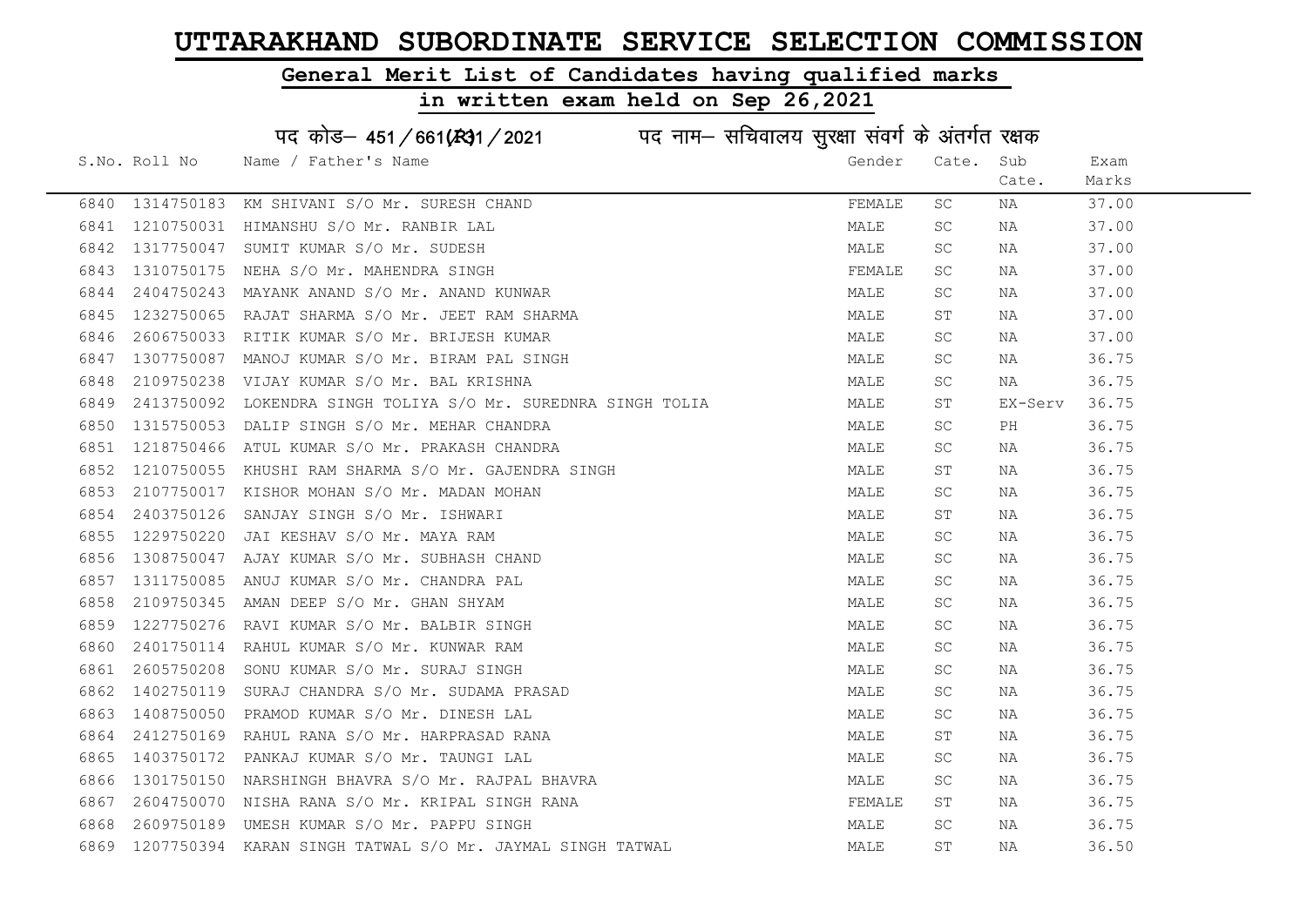# UTTARAKHAND SUBORDINATE SERVICE SELECTION COMMISSION

## General Merit List of Candidates having qualified marks

## in written exam held on Sep 26,2021

### पद कोड– 451/661(R)1/2021 पद नाम– सचिवालय सुरक्षा संवर्ग के अंतर्गत रक्षक

| S.No. | Roll No | Name / Father's Name | Gender | Cate. | Sub Cate. | Exam Marks |
|---|---|---|---|---|---|---|
| 6840 | 1314750183 | KM SHIVANI S/O Mr. SURESH CHAND | FEMALE | SC | NA | 37.00 |
| 6841 | 1210750031 | HIMANSHU S/O Mr. RANBIR LAL | MALE | SC | NA | 37.00 |
| 6842 | 1317750047 | SUMIT KUMAR S/O Mr. SUDESH | MALE | SC | NA | 37.00 |
| 6843 | 1310750175 | NEHA S/O Mr. MAHENDRA SINGH | FEMALE | SC | NA | 37.00 |
| 6844 | 2404750243 | MAYANK ANAND S/O Mr. ANAND KUNWAR | MALE | SC | NA | 37.00 |
| 6845 | 1232750065 | RAJAT SHARMA S/O Mr. JEET RAM SHARMA | MALE | ST | NA | 37.00 |
| 6846 | 2606750033 | RITIK KUMAR S/O Mr. BRIJESH KUMAR | MALE | SC | NA | 37.00 |
| 6847 | 1307750087 | MANOJ KUMAR S/O Mr. BIRAM PAL SINGH | MALE | SC | NA | 36.75 |
| 6848 | 2109750238 | VIJAY KUMAR S/O Mr. BAL KRISHNA | MALE | SC | NA | 36.75 |
| 6849 | 2413750092 | LOKENDRA SINGH TOLIYA S/O Mr. SUREDNRA SINGH TOLIA | MALE | ST | EX-Serv | 36.75 |
| 6850 | 1315750053 | DALIP SINGH S/O Mr. MEHAR CHANDRA | MALE | SC | PH | 36.75 |
| 6851 | 1218750466 | ATUL KUMAR S/O Mr. PRAKASH CHANDRA | MALE | SC | NA | 36.75 |
| 6852 | 1210750055 | KHUSHI RAM SHARMA S/O Mr. GAJENDRA SINGH | MALE | ST | NA | 36.75 |
| 6853 | 2107750017 | KISHOR MOHAN S/O Mr. MADAN MOHAN | MALE | SC | NA | 36.75 |
| 6854 | 2403750126 | SANJAY SINGH S/O Mr. ISHWARI | MALE | ST | NA | 36.75 |
| 6855 | 1229750220 | JAI KESHAV S/O Mr. MAYA RAM | MALE | SC | NA | 36.75 |
| 6856 | 1308750047 | AJAY KUMAR S/O Mr. SUBHASH CHAND | MALE | SC | NA | 36.75 |
| 6857 | 1311750085 | ANUJ KUMAR S/O Mr. CHANDRA PAL | MALE | SC | NA | 36.75 |
| 6858 | 2109750345 | AMAN DEEP S/O Mr. GHAN SHYAM | MALE | SC | NA | 36.75 |
| 6859 | 1227750276 | RAVI KUMAR S/O Mr. BALBIR SINGH | MALE | SC | NA | 36.75 |
| 6860 | 2401750114 | RAHUL KUMAR S/O Mr. KUNWAR RAM | MALE | SC | NA | 36.75 |
| 6861 | 2605750208 | SONU KUMAR S/O Mr. SURAJ SINGH | MALE | SC | NA | 36.75 |
| 6862 | 1402750119 | SURAJ CHANDRA S/O Mr. SUDAMA PRASAD | MALE | SC | NA | 36.75 |
| 6863 | 1408750050 | PRAMOD KUMAR S/O Mr. DINESH LAL | MALE | SC | NA | 36.75 |
| 6864 | 2412750169 | RAHUL RANA S/O Mr. HARPRASAD RANA | MALE | ST | NA | 36.75 |
| 6865 | 1403750172 | PANKAJ KUMAR S/O Mr. TAUNGI LAL | MALE | SC | NA | 36.75 |
| 6866 | 1301750150 | NARSHINGH BHAVRA S/O Mr. RAJPAL BHAVRA | MALE | SC | NA | 36.75 |
| 6867 | 2604750070 | NISHA RANA S/O Mr. KRIPAL SINGH RANA | FEMALE | ST | NA | 36.75 |
| 6868 | 2609750189 | UMESH KUMAR S/O Mr. PAPPU SINGH | MALE | SC | NA | 36.75 |
| 6869 | 1207750394 | KARAN SINGH TATWAL S/O Mr. JAYMAL SINGH TATWAL | MALE | ST | NA | 36.50 |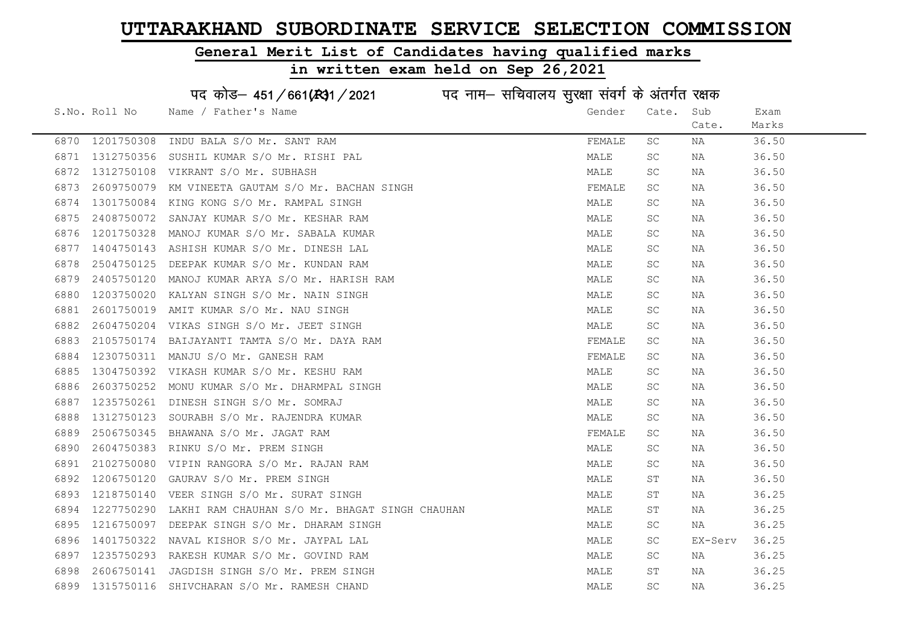# UTTARAKHAND SUBORDINATE SERVICE SELECTION COMMISSION

## General Merit List of Candidates having qualified marks

## in written exam held on Sep 26,2021

### पद कोड– 451/661(R)1/2021 पद नाम– सचिवालय सुरक्षा संवर्ग के अंतर्गत रक्षक

| S.No. | Roll No | Name / Father's Name | Gender | Cate. | Sub Cate. | Exam Marks |
|---|---|---|---|---|---|---|
| 6870 | 1201750308 | INDU BALA S/O Mr. SANT RAM | FEMALE | SC | NA | 36.50 |
| 6871 | 1312750356 | SUSHIL KUMAR S/O Mr. RISHI PAL | MALE | SC | NA | 36.50 |
| 6872 | 1312750108 | VIKRANT S/O Mr. SUBHASH | MALE | SC | NA | 36.50 |
| 6873 | 2609750079 | KM VINEETA GAUTAM S/O Mr. BACHAN SINGH | FEMALE | SC | NA | 36.50 |
| 6874 | 1301750084 | KING KONG S/O Mr. RAMPAL SINGH | MALE | SC | NA | 36.50 |
| 6875 | 2408750072 | SANJAY KUMAR S/O Mr. KESHAR RAM | MALE | SC | NA | 36.50 |
| 6876 | 1201750328 | MANOJ KUMAR S/O Mr. SABALA KUMAR | MALE | SC | NA | 36.50 |
| 6877 | 1404750143 | ASHISH KUMAR S/O Mr. DINESH LAL | MALE | SC | NA | 36.50 |
| 6878 | 2504750125 | DEEPAK KUMAR S/O Mr. KUNDAN RAM | MALE | SC | NA | 36.50 |
| 6879 | 2405750120 | MANOJ KUMAR ARYA S/O Mr. HARISH RAM | MALE | SC | NA | 36.50 |
| 6880 | 1203750020 | KALYAN SINGH S/O Mr. NAIN SINGH | MALE | SC | NA | 36.50 |
| 6881 | 2601750019 | AMIT KUMAR S/O Mr. NAU SINGH | MALE | SC | NA | 36.50 |
| 6882 | 2604750204 | VIKAS SINGH S/O Mr. JEET SINGH | MALE | SC | NA | 36.50 |
| 6883 | 2105750174 | BAIJAYANTI TAMTA S/O Mr. DAYA RAM | FEMALE | SC | NA | 36.50 |
| 6884 | 1230750311 | MANJU S/O Mr. GANESH RAM | FEMALE | SC | NA | 36.50 |
| 6885 | 1304750392 | VIKASH KUMAR S/O Mr. KESHU RAM | MALE | SC | NA | 36.50 |
| 6886 | 2603750252 | MONU KUMAR S/O Mr. DHARMPAL SINGH | MALE | SC | NA | 36.50 |
| 6887 | 1235750261 | DINESH SINGH S/O Mr. SOMRAJ | MALE | SC | NA | 36.50 |
| 6888 | 1312750123 | SOURABH S/O Mr. RAJENDRA KUMAR | MALE | SC | NA | 36.50 |
| 6889 | 2506750345 | BHAWANA S/O Mr. JAGAT RAM | FEMALE | SC | NA | 36.50 |
| 6890 | 2604750383 | RINKU S/O Mr. PREM SINGH | MALE | SC | NA | 36.50 |
| 6891 | 2102750080 | VIPIN RANGORA S/O Mr. RAJAN RAM | MALE | SC | NA | 36.50 |
| 6892 | 1206750120 | GAURAV S/O Mr. PREM SINGH | MALE | ST | NA | 36.50 |
| 6893 | 1218750140 | VEER SINGH S/O Mr. SURAT SINGH | MALE | ST | NA | 36.25 |
| 6894 | 1227750290 | LAKHI RAM CHAUHAN S/O Mr. BHAGAT SINGH CHAUHAN | MALE | ST | NA | 36.25 |
| 6895 | 1216750097 | DEEPAK SINGH S/O Mr. DHARAM SINGH | MALE | SC | NA | 36.25 |
| 6896 | 1401750322 | NAVAL KISHOR S/O Mr. JAYPAL LAL | MALE | SC | EX-Serv | 36.25 |
| 6897 | 1235750293 | RAKESH KUMAR S/O Mr. GOVIND RAM | MALE | SC | NA | 36.25 |
| 6898 | 2606750141 | JAGDISH SINGH S/O Mr. PREM SINGH | MALE | ST | NA | 36.25 |
| 6899 | 1315750116 | SHIVCHARAN S/O Mr. RAMESH CHAND | MALE | SC | NA | 36.25 |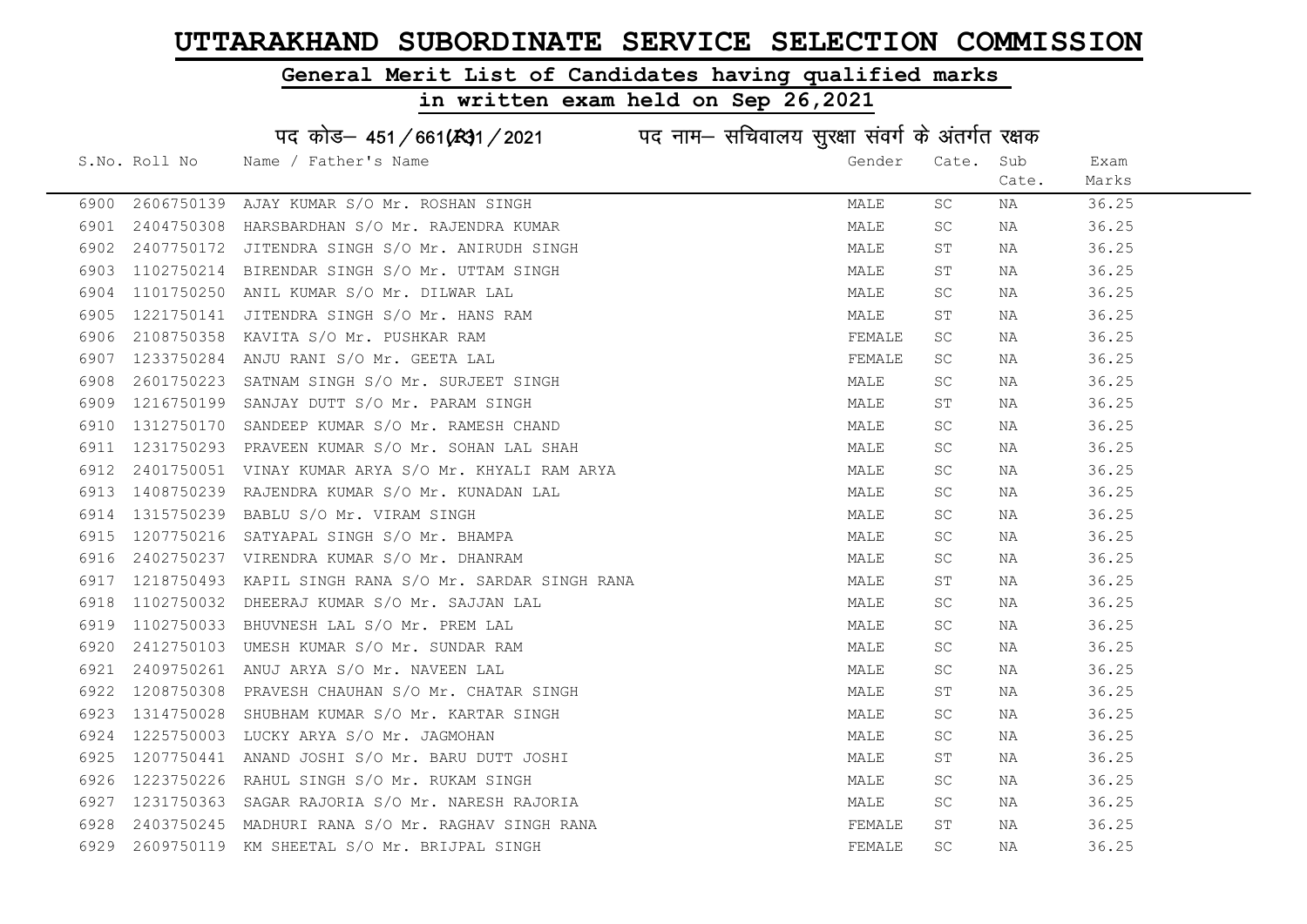# UTTARAKHAND SUBORDINATE SERVICE SELECTION COMMISSION

## General Merit List of Candidates having qualified marks

## in written exam held on Sep 26,2021

पद कोड– 451 / 661(R31 / 2021 पद नाम– सचिवालय सुरक्षा संवर्ग के अंतर्गत रक्षक

| S.No. | Roll No | Name / Father's Name | Gender | Cate. | Sub Cate. | Exam Marks |
|---|---|---|---|---|---|---|
| 6900 | 2606750139 | AJAY KUMAR S/O Mr. ROSHAN SINGH | MALE | SC | NA | 36.25 |
| 6901 | 2404750308 | HARSBARDHAN S/O Mr. RAJENDRA KUMAR | MALE | SC | NA | 36.25 |
| 6902 | 2407750172 | JITENDRA SINGH S/O Mr. ANIRUDH SINGH | MALE | ST | NA | 36.25 |
| 6903 | 1102750214 | BIRENDAR SINGH S/O Mr. UTTAM SINGH | MALE | ST | NA | 36.25 |
| 6904 | 1101750250 | ANIL KUMAR S/O Mr. DILWAR LAL | MALE | SC | NA | 36.25 |
| 6905 | 1221750141 | JITENDRA SINGH S/O Mr. HANS RAM | MALE | ST | NA | 36.25 |
| 6906 | 2108750358 | KAVITA S/O Mr. PUSHKAR RAM | FEMALE | SC | NA | 36.25 |
| 6907 | 1233750284 | ANJU RANI S/O Mr. GEETA LAL | FEMALE | SC | NA | 36.25 |
| 6908 | 2601750223 | SATNAM SINGH S/O Mr. SURJEET SINGH | MALE | SC | NA | 36.25 |
| 6909 | 1216750199 | SANJAY DUTT S/O Mr. PARAM SINGH | MALE | ST | NA | 36.25 |
| 6910 | 1312750170 | SANDEEP KUMAR S/O Mr. RAMESH CHAND | MALE | SC | NA | 36.25 |
| 6911 | 1231750293 | PRAVEEN KUMAR S/O Mr. SOHAN LAL SHAH | MALE | SC | NA | 36.25 |
| 6912 | 2401750051 | VINAY KUMAR ARYA S/O Mr. KHYALI RAM ARYA | MALE | SC | NA | 36.25 |
| 6913 | 1408750239 | RAJENDRA KUMAR S/O Mr. KUNADAN LAL | MALE | SC | NA | 36.25 |
| 6914 | 1315750239 | BABLU S/O Mr. VIRAM SINGH | MALE | SC | NA | 36.25 |
| 6915 | 1207750216 | SATYAPAL SINGH S/O Mr. BHAMPA | MALE | SC | NA | 36.25 |
| 6916 | 2402750237 | VIRENDRA KUMAR S/O Mr. DHANRAM | MALE | SC | NA | 36.25 |
| 6917 | 1218750493 | KAPIL SINGH RANA S/O Mr. SARDAR SINGH RANA | MALE | ST | NA | 36.25 |
| 6918 | 1102750032 | DHEERAJ KUMAR S/O Mr. SAJJAN LAL | MALE | SC | NA | 36.25 |
| 6919 | 1102750033 | BHUVNESH LAL S/O Mr. PREM LAL | MALE | SC | NA | 36.25 |
| 6920 | 2412750103 | UMESH KUMAR S/O Mr. SUNDAR RAM | MALE | SC | NA | 36.25 |
| 6921 | 2409750261 | ANUJ ARYA S/O Mr. NAVEEN LAL | MALE | SC | NA | 36.25 |
| 6922 | 1208750308 | PRAVESH CHAUHAN S/O Mr. CHATAR SINGH | MALE | ST | NA | 36.25 |
| 6923 | 1314750028 | SHUBHAM KUMAR S/O Mr. KARTAR SINGH | MALE | SC | NA | 36.25 |
| 6924 | 1225750003 | LUCKY ARYA S/O Mr. JAGMOHAN | MALE | SC | NA | 36.25 |
| 6925 | 1207750441 | ANAND JOSHI S/O Mr. BARU DUTT JOSHI | MALE | ST | NA | 36.25 |
| 6926 | 1223750226 | RAHUL SINGH S/O Mr. RUKAM SINGH | MALE | SC | NA | 36.25 |
| 6927 | 1231750363 | SAGAR RAJORIA S/O Mr. NARESH RAJORIA | MALE | SC | NA | 36.25 |
| 6928 | 2403750245 | MADHURI RANA S/O Mr. RAGHAV SINGH RANA | FEMALE | ST | NA | 36.25 |
| 6929 | 2609750119 | KM SHEETAL S/O Mr. BRIJPAL SINGH | FEMALE | SC | NA | 36.25 |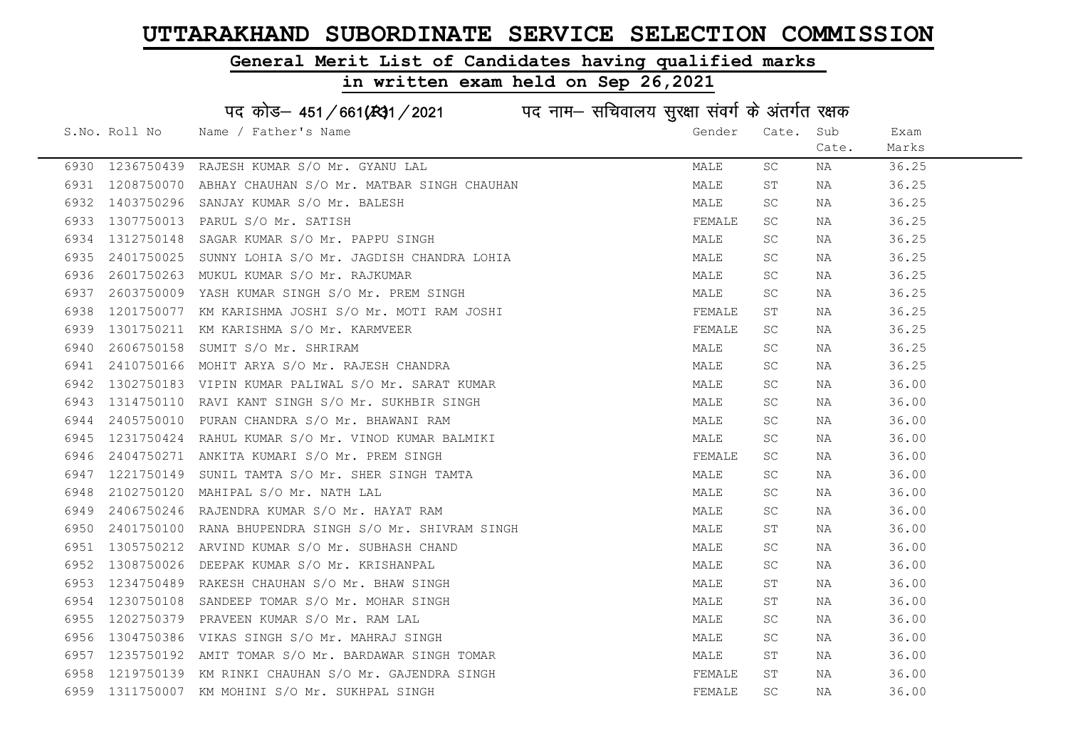# UTTARAKHAND SUBORDINATE SERVICE SELECTION COMMISSION

## General Merit List of Candidates having qualified marks

## in written exam held on Sep 26,2021

पद कोड– 451/661(R)31/2021 पद नाम– सचिवालय सुरक्षा संवर्ग के अंतर्गत रक्षक

| S.No. | Roll No | Name / Father's Name | Gender | Cate. | Sub Cate. | Exam Marks |
|---|---|---|---|---|---|---|
| 6930 | 1236750439 | RAJESH KUMAR S/O Mr. GYANU LAL | MALE | SC | NA | 36.25 |
| 6931 | 1208750070 | ABHAY CHAUHAN S/O Mr. MATBAR SINGH CHAUHAN | MALE | ST | NA | 36.25 |
| 6932 | 1403750296 | SANJAY KUMAR S/O Mr. BALESH | MALE | SC | NA | 36.25 |
| 6933 | 1307750013 | PARUL S/O Mr. SATISH | FEMALE | SC | NA | 36.25 |
| 6934 | 1312750148 | SAGAR KUMAR S/O Mr. PAPPU SINGH | MALE | SC | NA | 36.25 |
| 6935 | 2401750025 | SUNNY LOHIA S/O Mr. JAGDISH CHANDRA LOHIA | MALE | SC | NA | 36.25 |
| 6936 | 2601750263 | MUKUL KUMAR S/O Mr. RAJKUMAR | MALE | SC | NA | 36.25 |
| 6937 | 2603750009 | YASH KUMAR SINGH S/O Mr. PREM SINGH | MALE | SC | NA | 36.25 |
| 6938 | 1201750077 | KM KARISHMA JOSHI S/O Mr. MOTI RAM JOSHI | FEMALE | ST | NA | 36.25 |
| 6939 | 1301750211 | KM KARISHMA S/O Mr. KARMVEER | FEMALE | SC | NA | 36.25 |
| 6940 | 2606750158 | SUMIT S/O Mr. SHRIRAM | MALE | SC | NA | 36.25 |
| 6941 | 2410750166 | MOHIT ARYA S/O Mr. RAJESH CHANDRA | MALE | SC | NA | 36.25 |
| 6942 | 1302750183 | VIPIN KUMAR PALIWAL S/O Mr. SARAT KUMAR | MALE | SC | NA | 36.00 |
| 6943 | 1314750110 | RAVI KANT SINGH S/O Mr. SUKHBIR SINGH | MALE | SC | NA | 36.00 |
| 6944 | 2405750010 | PURAN CHANDRA S/O Mr. BHAWANI RAM | MALE | SC | NA | 36.00 |
| 6945 | 1231750424 | RAHUL KUMAR S/O Mr. VINOD KUMAR BALMIKI | MALE | SC | NA | 36.00 |
| 6946 | 2404750271 | ANKITA KUMARI S/O Mr. PREM SINGH | FEMALE | SC | NA | 36.00 |
| 6947 | 1221750149 | SUNIL TAMTA S/O Mr. SHER SINGH TAMTA | MALE | SC | NA | 36.00 |
| 6948 | 2102750120 | MAHIPAL S/O Mr. NATH LAL | MALE | SC | NA | 36.00 |
| 6949 | 2406750246 | RAJENDRA KUMAR S/O Mr. HAYAT RAM | MALE | SC | NA | 36.00 |
| 6950 | 2401750100 | RANA BHUPENDRA SINGH S/O Mr. SHIVRAM SINGH | MALE | ST | NA | 36.00 |
| 6951 | 1305750212 | ARVIND KUMAR S/O Mr. SUBHASH CHAND | MALE | SC | NA | 36.00 |
| 6952 | 1308750026 | DEEPAK KUMAR S/O Mr. KRISHANPAL | MALE | SC | NA | 36.00 |
| 6953 | 1234750489 | RAKESH CHAUHAN S/O Mr. BHAW SINGH | MALE | ST | NA | 36.00 |
| 6954 | 1230750108 | SANDEEP TOMAR S/O Mr. MOHAR SINGH | MALE | ST | NA | 36.00 |
| 6955 | 1202750379 | PRAVEEN KUMAR S/O Mr. RAM LAL | MALE | SC | NA | 36.00 |
| 6956 | 1304750386 | VIKAS SINGH S/O Mr. MAHRAJ SINGH | MALE | SC | NA | 36.00 |
| 6957 | 1235750192 | AMIT TOMAR S/O Mr. BARDAWAR SINGH TOMAR | MALE | ST | NA | 36.00 |
| 6958 | 1219750139 | KM RINKI CHAUHAN S/O Mr. GAJENDRA SINGH | FEMALE | ST | NA | 36.00 |
| 6959 | 1311750007 | KM MOHINI S/O Mr. SUKHPAL SINGH | FEMALE | SC | NA | 36.00 |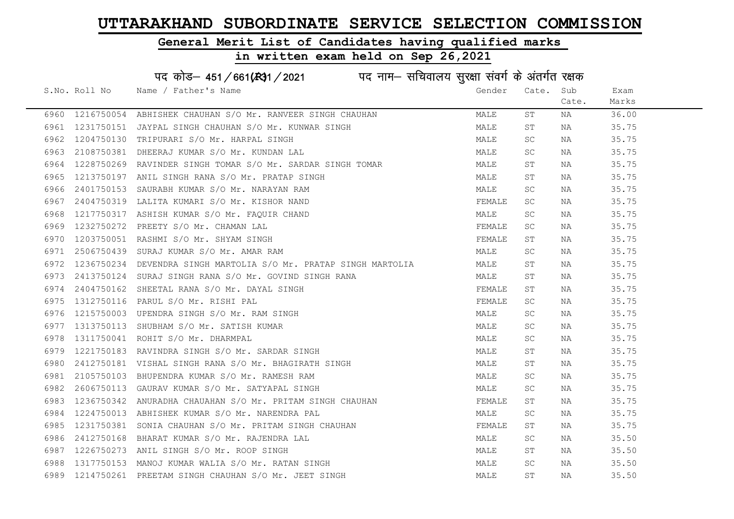# UTTARAKHAND SUBORDINATE SERVICE SELECTION COMMISSION

## General Merit List of Candidates having qualified marks

## in written exam held on Sep 26,2021

पद कोड– 451 / 661(R)1 / 2021 पद नाम– सचिवालय सुरक्षा संवर्ग के अंतर्गत रक्षक

| S.No. | Roll No | Name / Father's Name | Gender | Cate. | Sub Cate. | Exam Marks |
|---|---|---|---|---|---|---|
| 6960 | 1216750054 | ABHISHEK CHAUHAN S/O Mr. RANVEER SINGH CHAUHAN | MALE | ST | NA | 36.00 |
| 6961 | 1231750151 | JAYPAL SINGH CHAUHAN S/O Mr. KUNWAR SINGH | MALE | ST | NA | 35.75 |
| 6962 | 1204750130 | TRIPURARI S/O Mr. HARPAL SINGH | MALE | SC | NA | 35.75 |
| 6963 | 2108750381 | DHEERAJ KUMAR S/O Mr. KUNDAN LAL | MALE | SC | NA | 35.75 |
| 6964 | 1228750269 | RAVINDER SINGH TOMAR S/O Mr. SARDAR SINGH TOMAR | MALE | ST | NA | 35.75 |
| 6965 | 1213750197 | ANIL SINGH RANA S/O Mr. PRATAP SINGH | MALE | ST | NA | 35.75 |
| 6966 | 2401750153 | SAURABH KUMAR S/O Mr. NARAYAN RAM | MALE | SC | NA | 35.75 |
| 6967 | 2404750319 | LALITA KUMARI S/O Mr. KISHOR NAND | FEMALE | SC | NA | 35.75 |
| 6968 | 1217750317 | ASHISH KUMAR S/O Mr. FAQUIR CHAND | MALE | SC | NA | 35.75 |
| 6969 | 1232750272 | PREETY S/O Mr. CHAMAN LAL | FEMALE | SC | NA | 35.75 |
| 6970 | 1203750051 | RASHMI S/O Mr. SHYAM SINGH | FEMALE | ST | NA | 35.75 |
| 6971 | 2506750439 | SURAJ KUMAR S/O Mr. AMAR RAM | MALE | SC | NA | 35.75 |
| 6972 | 1236750234 | DEVENDRA SINGH MARTOLIA S/O Mr. PRATAP SINGH MARTOLIA | MALE | ST | NA | 35.75 |
| 6973 | 2413750124 | SURAJ SINGH RANA S/O Mr. GOVIND SINGH RANA | MALE | ST | NA | 35.75 |
| 6974 | 2404750162 | SHEETAL RANA S/O Mr. DAYAL SINGH | FEMALE | ST | NA | 35.75 |
| 6975 | 1312750116 | PARUL S/O Mr. RISHI PAL | FEMALE | SC | NA | 35.75 |
| 6976 | 1215750003 | UPENDRA SINGH S/O Mr. RAM SINGH | MALE | SC | NA | 35.75 |
| 6977 | 1313750113 | SHUBHAM S/O Mr. SATISH KUMAR | MALE | SC | NA | 35.75 |
| 6978 | 1311750041 | ROHIT S/O Mr. DHARMPAL | MALE | SC | NA | 35.75 |
| 6979 | 1221750183 | RAVINDRA SINGH S/O Mr. SARDAR SINGH | MALE | ST | NA | 35.75 |
| 6980 | 2412750181 | VISHAL SINGH RANA S/O Mr. BHAGIRATH SINGH | MALE | ST | NA | 35.75 |
| 6981 | 2105750103 | BHUPENDRA KUMAR S/O Mr. RAMESH RAM | MALE | SC | NA | 35.75 |
| 6982 | 2606750113 | GAURAV KUMAR S/O Mr. SATYAPAL SINGH | MALE | SC | NA | 35.75 |
| 6983 | 1236750342 | ANURADHA CHAUAHAN S/O Mr. PRITAM SINGH CHAUHAN | FEMALE | ST | NA | 35.75 |
| 6984 | 1224750013 | ABHISHEK KUMAR S/O Mr. NARENDRA PAL | MALE | SC | NA | 35.75 |
| 6985 | 1231750381 | SONIA CHAUHAN S/O Mr. PRITAM SINGH CHAUHAN | FEMALE | ST | NA | 35.75 |
| 6986 | 2412750168 | BHARAT KUMAR S/O Mr. RAJENDRA LAL | MALE | SC | NA | 35.50 |
| 6987 | 1226750273 | ANIL SINGH S/O Mr. ROOP SINGH | MALE | ST | NA | 35.50 |
| 6988 | 1317750153 | MANOJ KUMAR WALIA S/O Mr. RATAN SINGH | MALE | SC | NA | 35.50 |
| 6989 | 1214750261 | PREETAM SINGH CHAUHAN S/O Mr. JEET SINGH | MALE | ST | NA | 35.50 |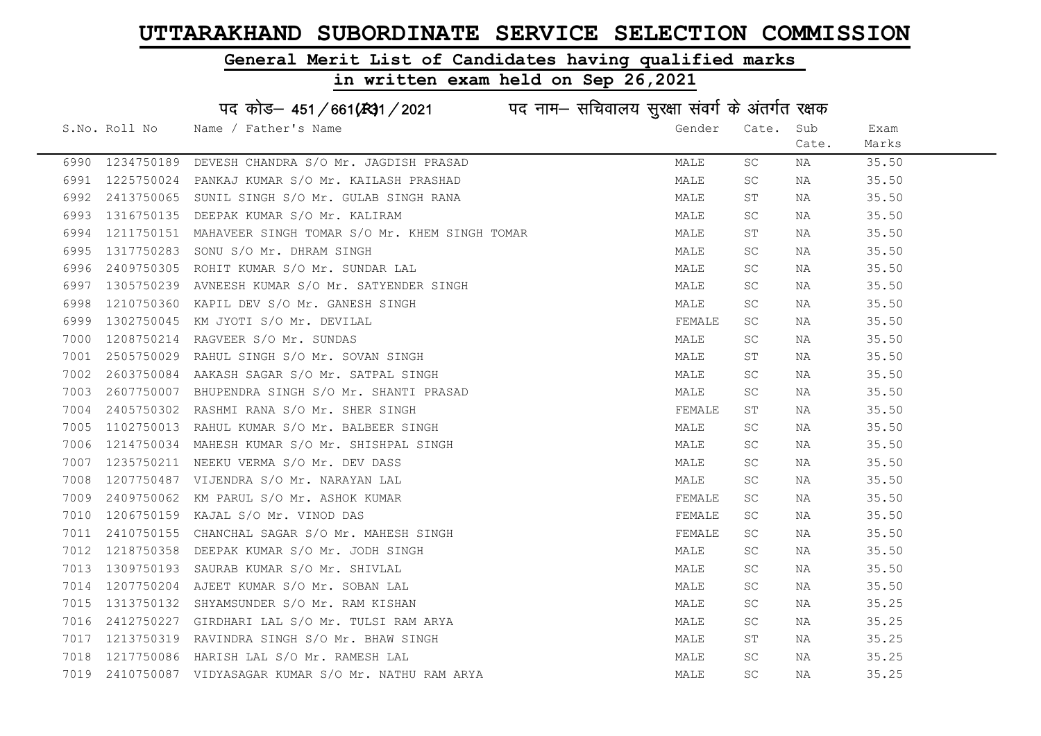# UTTARAKHAND SUBORDINATE SERVICE SELECTION COMMISSION

## General Merit List of Candidates having qualified marks

## in written exam held on Sep 26,2021

### पद कोड– 451/661(R)1/2021 पद नाम– सचिवालय सुरक्षा संवर्ग के अंतर्गत रक्षक

| S.No. | Roll No | Name / Father's Name | Gender | Cate. | Sub Cate. | Exam Marks |
|---|---|---|---|---|---|---|
| 6990 | 1234750189 | DEVESH CHANDRA S/O Mr. JAGDISH PRASAD | MALE | SC | NA | 35.50 |
| 6991 | 1225750024 | PANKAJ KUMAR S/O Mr. KAILASH PRASHAD | MALE | SC | NA | 35.50 |
| 6992 | 2413750065 | SUNIL SINGH S/O Mr. GULAB SINGH RANA | MALE | ST | NA | 35.50 |
| 6993 | 1316750135 | DEEPAK KUMAR S/O Mr. KALIRAM | MALE | SC | NA | 35.50 |
| 6994 | 1211750151 | MAHAVEER SINGH TOMAR S/O Mr. KHEM SINGH TOMAR | MALE | ST | NA | 35.50 |
| 6995 | 1317750283 | SONU S/O Mr. DHRAM SINGH | MALE | SC | NA | 35.50 |
| 6996 | 2409750305 | ROHIT KUMAR S/O Mr. SUNDAR LAL | MALE | SC | NA | 35.50 |
| 6997 | 1305750239 | AVNEESH KUMAR S/O Mr. SATYENDER SINGH | MALE | SC | NA | 35.50 |
| 6998 | 1210750360 | KAPIL DEV S/O Mr. GANESH SINGH | MALE | SC | NA | 35.50 |
| 6999 | 1302750045 | KM JYOTI S/O Mr. DEVILAL | FEMALE | SC | NA | 35.50 |
| 7000 | 1208750214 | RAGVEER S/O Mr. SUNDAS | MALE | SC | NA | 35.50 |
| 7001 | 2505750029 | RAHUL SINGH S/O Mr. SOVAN SINGH | MALE | ST | NA | 35.50 |
| 7002 | 2603750084 | AAKASH SAGAR S/O Mr. SATPAL SINGH | MALE | SC | NA | 35.50 |
| 7003 | 2607750007 | BHUPENDRA SINGH S/O Mr. SHANTI PRASAD | MALE | SC | NA | 35.50 |
| 7004 | 2405750302 | RASHMI RANA S/O Mr. SHER SINGH | FEMALE | ST | NA | 35.50 |
| 7005 | 1102750013 | RAHUL KUMAR S/O Mr. BALBEER SINGH | MALE | SC | NA | 35.50 |
| 7006 | 1214750034 | MAHESH KUMAR S/O Mr. SHISHPAL SINGH | MALE | SC | NA | 35.50 |
| 7007 | 1235750211 | NEEKU VERMA S/O Mr. DEV DASS | MALE | SC | NA | 35.50 |
| 7008 | 1207750487 | VIJENDRA S/O Mr. NARAYAN LAL | MALE | SC | NA | 35.50 |
| 7009 | 2409750062 | KM PARUL S/O Mr. ASHOK KUMAR | FEMALE | SC | NA | 35.50 |
| 7010 | 1206750159 | KAJAL S/O Mr. VINOD DAS | FEMALE | SC | NA | 35.50 |
| 7011 | 2410750155 | CHANCHAL SAGAR S/O Mr. MAHESH SINGH | FEMALE | SC | NA | 35.50 |
| 7012 | 1218750358 | DEEPAK KUMAR S/O Mr. JODH SINGH | MALE | SC | NA | 35.50 |
| 7013 | 1309750193 | SAURAB KUMAR S/O Mr. SHIVLAL | MALE | SC | NA | 35.50 |
| 7014 | 1207750204 | AJEET KUMAR S/O Mr. SOBAN LAL | MALE | SC | NA | 35.50 |
| 7015 | 1313750132 | SHYAMSUNDER S/O Mr. RAM KISHAN | MALE | SC | NA | 35.25 |
| 7016 | 2412750227 | GIRDHARI LAL S/O Mr. TULSI RAM ARYA | MALE | SC | NA | 35.25 |
| 7017 | 1213750319 | RAVINDRA SINGH S/O Mr. BHAW SINGH | MALE | ST | NA | 35.25 |
| 7018 | 1217750086 | HARISH LAL S/O Mr. RAMESH LAL | MALE | SC | NA | 35.25 |
| 7019 | 2410750087 | VIDYASAGAR KUMAR S/O Mr. NATHU RAM ARYA | MALE | SC | NA | 35.25 |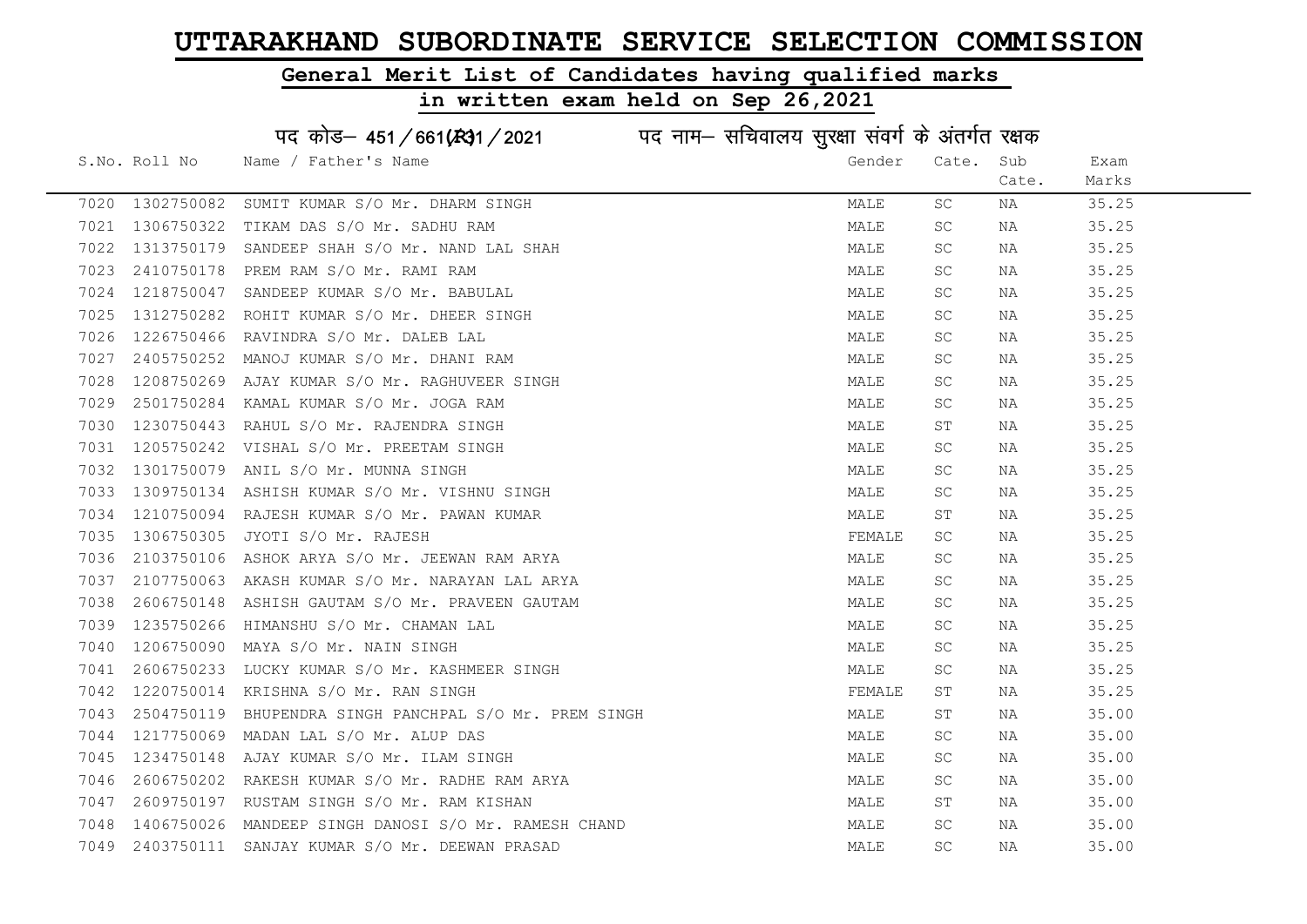# UTTARAKHAND SUBORDINATE SERVICE SELECTION COMMISSION

## General Merit List of Candidates having qualified marks

## in written exam held on Sep 26,2021

पद कोड– 451 / 661(R31 / 2021 पद नाम– सचिवालय सुरक्षा संवर्ग के अंतर्गत रक्षक

| S.No. | Roll No | Name / Father's Name | Gender | Cate. | Sub Cate. | Exam Marks |
|---|---|---|---|---|---|---|
| 7020 | 1302750082 | SUMIT KUMAR S/O Mr. DHARM SINGH | MALE | SC | NA | 35.25 |
| 7021 | 1306750322 | TIKAM DAS S/O Mr. SADHU RAM | MALE | SC | NA | 35.25 |
| 7022 | 1313750179 | SANDEEP SHAH S/O Mr. NAND LAL SHAH | MALE | SC | NA | 35.25 |
| 7023 | 2410750178 | PREM RAM S/O Mr. RAMI RAM | MALE | SC | NA | 35.25 |
| 7024 | 1218750047 | SANDEEP KUMAR S/O Mr. BABULAL | MALE | SC | NA | 35.25 |
| 7025 | 1312750282 | ROHIT KUMAR S/O Mr. DHEER SINGH | MALE | SC | NA | 35.25 |
| 7026 | 1226750466 | RAVINDRA S/O Mr. DALEB LAL | MALE | SC | NA | 35.25 |
| 7027 | 2405750252 | MANOJ KUMAR S/O Mr. DHANI RAM | MALE | SC | NA | 35.25 |
| 7028 | 1208750269 | AJAY KUMAR S/O Mr. RAGHUVEER SINGH | MALE | SC | NA | 35.25 |
| 7029 | 2501750284 | KAMAL KUMAR S/O Mr. JOGA RAM | MALE | SC | NA | 35.25 |
| 7030 | 1230750443 | RAHUL S/O Mr. RAJENDRA SINGH | MALE | ST | NA | 35.25 |
| 7031 | 1205750242 | VISHAL S/O Mr. PREETAM SINGH | MALE | SC | NA | 35.25 |
| 7032 | 1301750079 | ANIL S/O Mr. MUNNA SINGH | MALE | SC | NA | 35.25 |
| 7033 | 1309750134 | ASHISH KUMAR S/O Mr. VISHNU SINGH | MALE | SC | NA | 35.25 |
| 7034 | 1210750094 | RAJESH KUMAR S/O Mr. PAWAN KUMAR | MALE | ST | NA | 35.25 |
| 7035 | 1306750305 | JYOTI S/O Mr. RAJESH | FEMALE | SC | NA | 35.25 |
| 7036 | 2103750106 | ASHOK ARYA S/O Mr. JEEWAN RAM ARYA | MALE | SC | NA | 35.25 |
| 7037 | 2107750063 | AKASH KUMAR S/O Mr. NARAYAN LAL ARYA | MALE | SC | NA | 35.25 |
| 7038 | 2606750148 | ASHISH GAUTAM S/O Mr. PRAVEEN GAUTAM | MALE | SC | NA | 35.25 |
| 7039 | 1235750266 | HIMANSHU S/O Mr. CHAMAN LAL | MALE | SC | NA | 35.25 |
| 7040 | 1206750090 | MAYA S/O Mr. NAIN SINGH | MALE | SC | NA | 35.25 |
| 7041 | 2606750233 | LUCKY KUMAR S/O Mr. KASHMEER SINGH | MALE | SC | NA | 35.25 |
| 7042 | 1220750014 | KRISHNA S/O Mr. RAN SINGH | FEMALE | ST | NA | 35.25 |
| 7043 | 2504750119 | BHUPENDRA SINGH PANCHPAL S/O Mr. PREM SINGH | MALE | ST | NA | 35.00 |
| 7044 | 1217750069 | MADAN LAL S/O Mr. ALUP DAS | MALE | SC | NA | 35.00 |
| 7045 | 1234750148 | AJAY KUMAR S/O Mr. ILAM SINGH | MALE | SC | NA | 35.00 |
| 7046 | 2606750202 | RAKESH KUMAR S/O Mr. RADHE RAM ARYA | MALE | SC | NA | 35.00 |
| 7047 | 2609750197 | RUSTAM SINGH S/O Mr. RAM KISHAN | MALE | ST | NA | 35.00 |
| 7048 | 1406750026 | MANDEEP SINGH DANOSI S/O Mr. RAMESH CHAND | MALE | SC | NA | 35.00 |
| 7049 | 2403750111 | SANJAY KUMAR S/O Mr. DEEWAN PRASAD | MALE | SC | NA | 35.00 |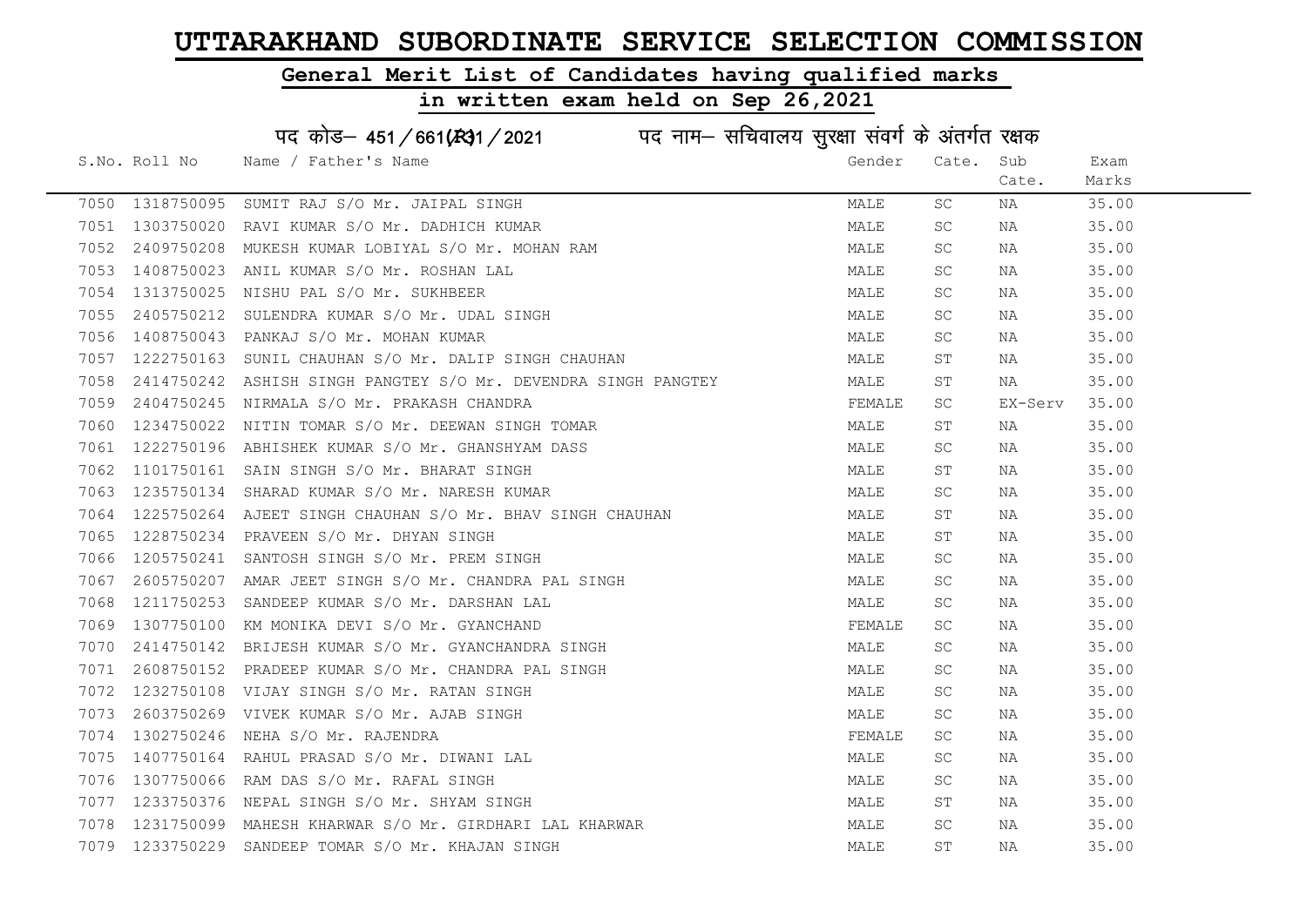# UTTARAKHAND SUBORDINATE SERVICE SELECTION COMMISSION

## General Merit List of Candidates having qualified marks

## in written exam held on Sep 26,2021

### पद कोड– 451/661(R)1/2021 पद नाम– सचिवालय सुरक्षा संवर्ग के अंतर्गत रक्षक

| S.No. | Roll No | Name / Father's Name | Gender | Cate. | Sub Cate. | Exam Marks |
|---|---|---|---|---|---|---|
| 7050 | 1318750095 | SUMIT RAJ S/O Mr. JAIPAL SINGH | MALE | SC | NA | 35.00 |
| 7051 | 1303750020 | RAVI KUMAR S/O Mr. DADHICH KUMAR | MALE | SC | NA | 35.00 |
| 7052 | 2409750208 | MUKESH KUMAR LOBIYAL S/O Mr. MOHAN RAM | MALE | SC | NA | 35.00 |
| 7053 | 1408750023 | ANIL KUMAR S/O Mr. ROSHAN LAL | MALE | SC | NA | 35.00 |
| 7054 | 1313750025 | NISHU PAL S/O Mr. SUKHBEER | MALE | SC | NA | 35.00 |
| 7055 | 2405750212 | SULENDRA KUMAR S/O Mr. UDAL SINGH | MALE | SC | NA | 35.00 |
| 7056 | 1408750043 | PANKAJ S/O Mr. MOHAN KUMAR | MALE | SC | NA | 35.00 |
| 7057 | 1222750163 | SUNIL CHAUHAN S/O Mr. DALIP SINGH CHAUHAN | MALE | ST | NA | 35.00 |
| 7058 | 2414750242 | ASHISH SINGH PANGTEY S/O Mr. DEVENDRA SINGH PANGTEY | MALE | ST | NA | 35.00 |
| 7059 | 2404750245 | NIRMALA S/O Mr. PRAKASH CHANDRA | FEMALE | SC | EX-Serv | 35.00 |
| 7060 | 1234750022 | NITIN TOMAR S/O Mr. DEEWAN SINGH TOMAR | MALE | ST | NA | 35.00 |
| 7061 | 1222750196 | ABHISHEK KUMAR S/O Mr. GHANSHYAM DASS | MALE | SC | NA | 35.00 |
| 7062 | 1101750161 | SAIN SINGH S/O Mr. BHARAT SINGH | MALE | ST | NA | 35.00 |
| 7063 | 1235750134 | SHARAD KUMAR S/O Mr. NARESH KUMAR | MALE | SC | NA | 35.00 |
| 7064 | 1225750264 | AJEET SINGH CHAUHAN S/O Mr. BHAV SINGH CHAUHAN | MALE | ST | NA | 35.00 |
| 7065 | 1228750234 | PRAVEEN S/O Mr. DHYAN SINGH | MALE | ST | NA | 35.00 |
| 7066 | 1205750241 | SANTOSH SINGH S/O Mr. PREM SINGH | MALE | SC | NA | 35.00 |
| 7067 | 2605750207 | AMAR JEET SINGH S/O Mr. CHANDRA PAL SINGH | MALE | SC | NA | 35.00 |
| 7068 | 1211750253 | SANDEEP KUMAR S/O Mr. DARSHAN LAL | MALE | SC | NA | 35.00 |
| 7069 | 1307750100 | KM MONIKA DEVI S/O Mr. GYANCHAND | FEMALE | SC | NA | 35.00 |
| 7070 | 2414750142 | BRIJESH KUMAR S/O Mr. GYANCHANDRA SINGH | MALE | SC | NA | 35.00 |
| 7071 | 2608750152 | PRADEEP KUMAR S/O Mr. CHANDRA PAL SINGH | MALE | SC | NA | 35.00 |
| 7072 | 1232750108 | VIJAY SINGH S/O Mr. RATAN SINGH | MALE | SC | NA | 35.00 |
| 7073 | 2603750269 | VIVEK KUMAR S/O Mr. AJAB SINGH | MALE | SC | NA | 35.00 |
| 7074 | 1302750246 | NEHA S/O Mr. RAJENDRA | FEMALE | SC | NA | 35.00 |
| 7075 | 1407750164 | RAHUL PRASAD S/O Mr. DIWANI LAL | MALE | SC | NA | 35.00 |
| 7076 | 1307750066 | RAM DAS S/O Mr. RAFAL SINGH | MALE | SC | NA | 35.00 |
| 7077 | 1233750376 | NEPAL SINGH S/O Mr. SHYAM SINGH | MALE | ST | NA | 35.00 |
| 7078 | 1231750099 | MAHESH KHARWAR S/O Mr. GIRDHARI LAL KHARWAR | MALE | SC | NA | 35.00 |
| 7079 | 1233750229 | SANDEEP TOMAR S/O Mr. KHAJAN SINGH | MALE | ST | NA | 35.00 |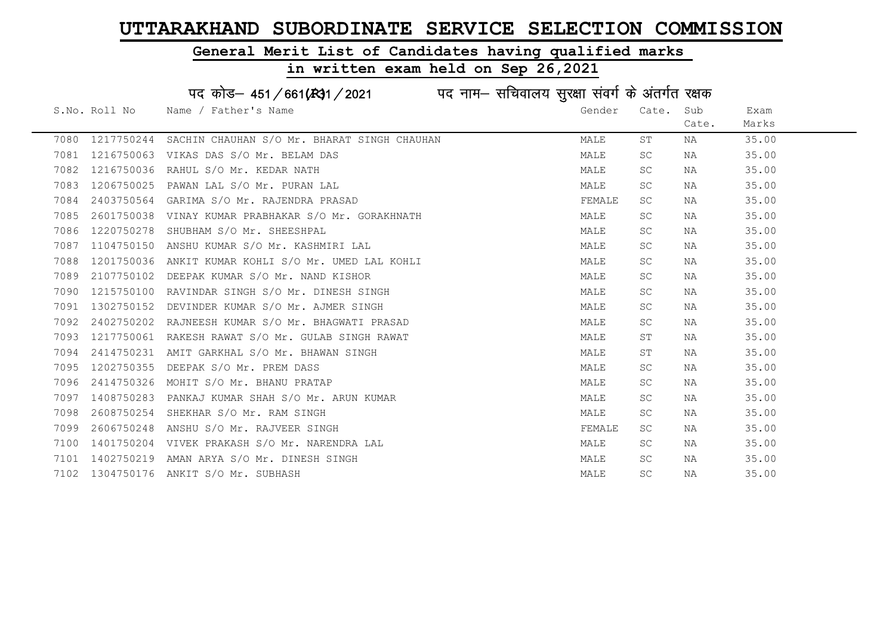# UTTARAKHAND SUBORDINATE SERVICE SELECTION COMMISSION

## General Merit List of Candidates having qualified marks

## in written exam held on Sep 26,2021

पद कोड– 451/661(R)31/2021 पद नाम– सचिवालय सुरक्षा संवर्ग के अंतर्गत रक्षक

| S.No. | Roll No | Name / Father's Name | Gender | Cate. | Sub Cate. | Exam Marks |
|---|---|---|---|---|---|---|
| 7080 | 1217750244 | SACHIN CHAUHAN S/O Mr. BHARAT SINGH CHAUHAN | MALE | ST | NA | 35.00 |
| 7081 | 1216750063 | VIKAS DAS S/O Mr. BELAM DAS | MALE | SC | NA | 35.00 |
| 7082 | 1216750036 | RAHUL S/O Mr. KEDAR NATH | MALE | SC | NA | 35.00 |
| 7083 | 1206750025 | PAWAN LAL S/O Mr. PURAN LAL | MALE | SC | NA | 35.00 |
| 7084 | 2403750564 | GARIMA S/O Mr. RAJENDRA PRASAD | FEMALE | SC | NA | 35.00 |
| 7085 | 2601750038 | VINAY KUMAR PRABHAKAR S/O Mr. GORAKHNATH | MALE | SC | NA | 35.00 |
| 7086 | 1220750278 | SHUBHAM S/O Mr. SHEESHPAL | MALE | SC | NA | 35.00 |
| 7087 | 1104750150 | ANSHU KUMAR S/O Mr. KASHMIRI LAL | MALE | SC | NA | 35.00 |
| 7088 | 1201750036 | ANKIT KUMAR KOHLI S/O Mr. UMED LAL KOHLI | MALE | SC | NA | 35.00 |
| 7089 | 2107750102 | DEEPAK KUMAR S/O Mr. NAND KISHOR | MALE | SC | NA | 35.00 |
| 7090 | 1215750100 | RAVINDAR SINGH S/O Mr. DINESH SINGH | MALE | SC | NA | 35.00 |
| 7091 | 1302750152 | DEVINDER KUMAR S/O Mr. AJMER SINGH | MALE | SC | NA | 35.00 |
| 7092 | 2402750202 | RAJNEESH KUMAR S/O Mr. BHAGWATI PRASAD | MALE | SC | NA | 35.00 |
| 7093 | 1217750061 | RAKESH RAWAT S/O Mr. GULAB SINGH RAWAT | MALE | ST | NA | 35.00 |
| 7094 | 2414750231 | AMIT GARKHAL S/O Mr. BHAWAN SINGH | MALE | ST | NA | 35.00 |
| 7095 | 1202750355 | DEEPAK S/O Mr. PREM DASS | MALE | SC | NA | 35.00 |
| 7096 | 2414750326 | MOHIT S/O Mr. BHANU PRATAP | MALE | SC | NA | 35.00 |
| 7097 | 1408750283 | PANKAJ KUMAR SHAH S/O Mr. ARUN KUMAR | MALE | SC | NA | 35.00 |
| 7098 | 2608750254 | SHEKHAR S/O Mr. RAM SINGH | MALE | SC | NA | 35.00 |
| 7099 | 2606750248 | ANSHU S/O Mr. RAJVEER SINGH | FEMALE | SC | NA | 35.00 |
| 7100 | 1401750204 | VIVEK PRAKASH S/O Mr. NARENDRA LAL | MALE | SC | NA | 35.00 |
| 7101 | 1402750219 | AMAN ARYA S/O Mr. DINESH SINGH | MALE | SC | NA | 35.00 |
| 7102 | 1304750176 | ANKIT S/O Mr. SUBHASH | MALE | SC | NA | 35.00 |